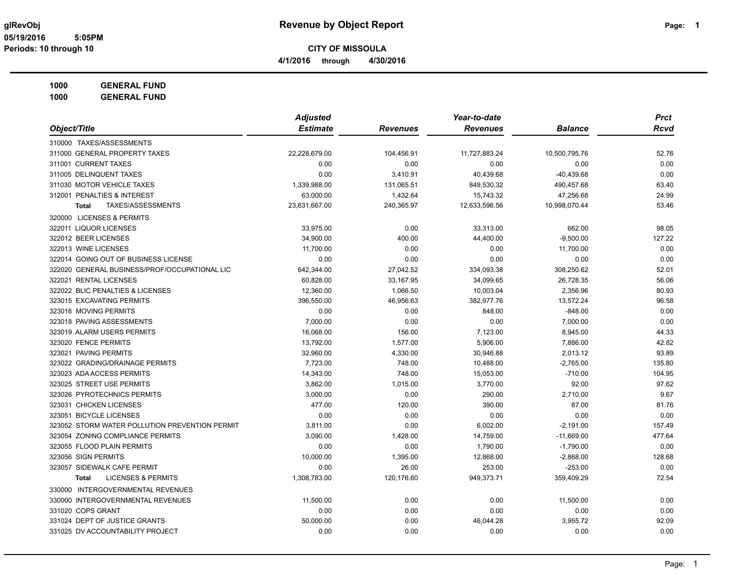# Revenue by Object Report

glRevObj
05/19/2016 5:05PM
Periods: 10 through 10

**CITY OF MISSOULA**

**4/1/2016 through 4/30/2016**

**1000 GENERAL FUND**
**1000 GENERAL FUND**

| Object/Title | Adjusted Estimate | Revenues | Year-to-date Revenues | Balance | Prct Rcvd |
|---|---|---|---|---|---|
| 310000 TAXES/ASSESSMENTS | | | | | |
| 311000 GENERAL PROPERTY TAXES | 22,228,679.00 | 104,456.91 | 11,727,883.24 | 10,500,795.76 | 52.76 |
| 311001 CURRENT TAXES | 0.00 | 0.00 | 0.00 | 0.00 | 0.00 |
| 311005 DELINQUENT TAXES | 0.00 | 3,410.91 | 40,439.68 | -40,439.68 | 0.00 |
| 311030 MOTOR VEHICLE TAXES | 1,339,988.00 | 131,065.51 | 849,530.32 | 490,457.68 | 63.40 |
| 312001 PENALTIES & INTEREST | 63,000.00 | 1,432.64 | 15,743.32 | 47,256.68 | 24.99 |
| **Total** TAXES/ASSESSMENTS | 23,631,667.00 | 240,365.97 | 12,633,596.56 | 10,998,070.44 | 53.46 |
| 320000 LICENSES & PERMITS | | | | | |
| 322011 LIQUOR LICENSES | 33,975.00 | 0.00 | 33,313.00 | 662.00 | 98.05 |
| 322012 BEER LICENSES | 34,900.00 | 400.00 | 44,400.00 | -9,500.00 | 127.22 |
| 322013 WINE LICENSES | 11,700.00 | 0.00 | 0.00 | 11,700.00 | 0.00 |
| 322014 GOING OUT OF BUSINESS LICENSE | 0.00 | 0.00 | 0.00 | 0.00 | 0.00 |
| 322020 GENERAL BUSINESS/PROF/OCCUPATIONAL LIC | 642,344.00 | 27,042.52 | 334,093.38 | 308,250.62 | 52.01 |
| 322021 RENTAL LICENSES | 60,828.00 | 33,167.95 | 34,099.65 | 26,728.35 | 56.06 |
| 322022 BLIC PENALTIES & LICENSES | 12,360.00 | 1,066.50 | 10,003.04 | 2,356.96 | 80.93 |
| 323015 EXCAVATING PERMITS | 396,550.00 | 46,956.63 | 382,977.76 | 13,572.24 | 96.58 |
| 323016 MOVING PERMITS | 0.00 | 0.00 | 848.00 | -848.00 | 0.00 |
| 323018 PAVING ASSESSMENTS | 7,000.00 | 0.00 | 0.00 | 7,000.00 | 0.00 |
| 323019 ALARM USERS PERMITS | 16,068.00 | 156.00 | 7,123.00 | 8,945.00 | 44.33 |
| 323020 FENCE PERMITS | 13,792.00 | 1,577.00 | 5,906.00 | 7,886.00 | 42.82 |
| 323021 PAVING PERMITS | 32,960.00 | 4,330.00 | 30,946.88 | 2,013.12 | 93.89 |
| 323022 GRADING/DRAINAGE PERMITS | 7,723.00 | 748.00 | 10,488.00 | -2,765.00 | 135.80 |
| 323023 ADA ACCESS PERMITS | 14,343.00 | 748.00 | 15,053.00 | -710.00 | 104.95 |
| 323025 STREET USE PERMITS | 3,862.00 | 1,015.00 | 3,770.00 | 92.00 | 97.62 |
| 323026 PYROTECHNICS PERMITS | 3,000.00 | 0.00 | 290.00 | 2,710.00 | 9.67 |
| 323031 CHICKEN LICENSES | 477.00 | 120.00 | 390.00 | 87.00 | 81.76 |
| 323051 BICYCLE LICENSES | 0.00 | 0.00 | 0.00 | 0.00 | 0.00 |
| 323052 STORM WATER POLLUTION PREVENTION PERMIT | 3,811.00 | 0.00 | 6,002.00 | -2,191.00 | 157.49 |
| 323054 ZONING COMPLIANCE PERMITS | 3,090.00 | 1,428.00 | 14,759.00 | -11,669.00 | 477.64 |
| 323055 FLOOD PLAIN PERMITS | 0.00 | 0.00 | 1,790.00 | -1,790.00 | 0.00 |
| 323056 SIGN PERMITS | 10,000.00 | 1,395.00 | 12,868.00 | -2,868.00 | 128.68 |
| 323057 SIDEWALK CAFE PERMIT | 0.00 | 26.00 | 253.00 | -253.00 | 0.00 |
| **Total** LICENSES & PERMITS | 1,308,783.00 | 120,176.60 | 949,373.71 | 359,409.29 | 72.54 |
| 330000 INTERGOVERNMENTAL REVENUES | | | | | |
| 330000 INTERGOVERNMENTAL REVENUES | 11,500.00 | 0.00 | 0.00 | 11,500.00 | 0.00 |
| 331020 COPS GRANT | 0.00 | 0.00 | 0.00 | 0.00 | 0.00 |
| 331024 DEPT OF JUSTICE GRANTS | 50,000.00 | 0.00 | 46,044.28 | 3,955.72 | 92.09 |
| 331025 DV ACCOUNTABILITY PROJECT | 0.00 | 0.00 | 0.00 | 0.00 | 0.00 |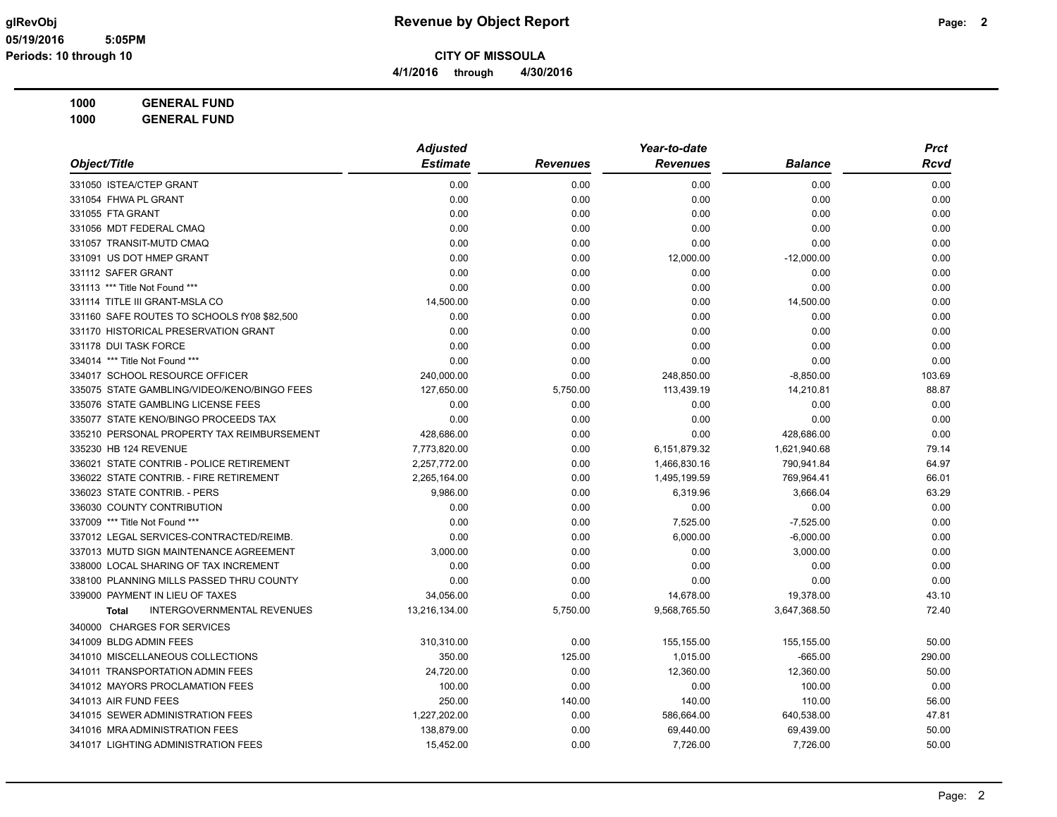# Revenue by Object Report

glRevObj
05/19/2016 5:05PM
Periods: 10 through 10

**CITY OF MISSOULA**

**4/1/2016 through 4/30/2016**

**1000 GENERAL FUND**

**1000 GENERAL FUND**

| Object/Title | Adjusted Estimate | Revenues | Year-to-date Revenues | Balance | Prct Rcvd |
|---|---|---|---|---|---|
| 331050 ISTEA/CTEP GRANT | 0.00 | 0.00 | 0.00 | 0.00 | 0.00 |
| 331054 FHWA PL GRANT | 0.00 | 0.00 | 0.00 | 0.00 | 0.00 |
| 331055 FTA GRANT | 0.00 | 0.00 | 0.00 | 0.00 | 0.00 |
| 331056 MDT FEDERAL CMAQ | 0.00 | 0.00 | 0.00 | 0.00 | 0.00 |
| 331057 TRANSIT-MUTD CMAQ | 0.00 | 0.00 | 0.00 | 0.00 | 0.00 |
| 331091 US DOT HMEP GRANT | 0.00 | 0.00 | 12,000.00 | -12,000.00 | 0.00 |
| 331112 SAFER GRANT | 0.00 | 0.00 | 0.00 | 0.00 | 0.00 |
| 331113 *** Title Not Found *** | 0.00 | 0.00 | 0.00 | 0.00 | 0.00 |
| 331114 TITLE III GRANT-MSLA CO | 14,500.00 | 0.00 | 0.00 | 14,500.00 | 0.00 |
| 331160 SAFE ROUTES TO SCHOOLS fY08 $82,500 | 0.00 | 0.00 | 0.00 | 0.00 | 0.00 |
| 331170 HISTORICAL PRESERVATION GRANT | 0.00 | 0.00 | 0.00 | 0.00 | 0.00 |
| 331178 DUI TASK FORCE | 0.00 | 0.00 | 0.00 | 0.00 | 0.00 |
| 334014 *** Title Not Found *** | 0.00 | 0.00 | 0.00 | 0.00 | 0.00 |
| 334017 SCHOOL RESOURCE OFFICER | 240,000.00 | 0.00 | 248,850.00 | -8,850.00 | 103.69 |
| 335075 STATE GAMBLING/VIDEO/KENO/BINGO FEES | 127,650.00 | 5,750.00 | 113,439.19 | 14,210.81 | 88.87 |
| 335076 STATE GAMBLING LICENSE FEES | 0.00 | 0.00 | 0.00 | 0.00 | 0.00 |
| 335077 STATE KENO/BINGO PROCEEDS TAX | 0.00 | 0.00 | 0.00 | 0.00 | 0.00 |
| 335210 PERSONAL PROPERTY TAX REIMBURSEMENT | 428,686.00 | 0.00 | 0.00 | 428,686.00 | 0.00 |
| 335230 HB 124 REVENUE | 7,773,820.00 | 0.00 | 6,151,879.32 | 1,621,940.68 | 79.14 |
| 336021 STATE CONTRIB - POLICE RETIREMENT | 2,257,772.00 | 0.00 | 1,466,830.16 | 790,941.84 | 64.97 |
| 336022 STATE CONTRIB. - FIRE RETIREMENT | 2,265,164.00 | 0.00 | 1,495,199.59 | 769,964.41 | 66.01 |
| 336023 STATE CONTRIB. - PERS | 9,986.00 | 0.00 | 6,319.96 | 3,666.04 | 63.29 |
| 336030 COUNTY CONTRIBUTION | 0.00 | 0.00 | 0.00 | 0.00 | 0.00 |
| 337009 *** Title Not Found *** | 0.00 | 0.00 | 7,525.00 | -7,525.00 | 0.00 |
| 337012 LEGAL SERVICES-CONTRACTED/REIMB. | 0.00 | 0.00 | 6,000.00 | -6,000.00 | 0.00 |
| 337013 MUTD SIGN MAINTENANCE AGREEMENT | 3,000.00 | 0.00 | 0.00 | 3,000.00 | 0.00 |
| 338000 LOCAL SHARING OF TAX INCREMENT | 0.00 | 0.00 | 0.00 | 0.00 | 0.00 |
| 338100 PLANNING MILLS PASSED THRU COUNTY | 0.00 | 0.00 | 0.00 | 0.00 | 0.00 |
| 339000 PAYMENT IN LIEU OF TAXES | 34,056.00 | 0.00 | 14,678.00 | 19,378.00 | 43.10 |
| **Total** INTERGOVERNMENTAL REVENUES | 13,216,134.00 | 5,750.00 | 9,568,765.50 | 3,647,368.50 | 72.40 |
| 340000 CHARGES FOR SERVICES | | | | | |
| 341009 BLDG ADMIN FEES | 310,310.00 | 0.00 | 155,155.00 | 155,155.00 | 50.00 |
| 341010 MISCELLANEOUS COLLECTIONS | 350.00 | 125.00 | 1,015.00 | -665.00 | 290.00 |
| 341011 TRANSPORTATION ADMIN FEES | 24,720.00 | 0.00 | 12,360.00 | 12,360.00 | 50.00 |
| 341012 MAYORS PROCLAMATION FEES | 100.00 | 0.00 | 0.00 | 100.00 | 0.00 |
| 341013 AIR FUND FEES | 250.00 | 140.00 | 140.00 | 110.00 | 56.00 |
| 341015 SEWER ADMINISTRATION FEES | 1,227,202.00 | 0.00 | 586,664.00 | 640,538.00 | 47.81 |
| 341016 MRA ADMINISTRATION FEES | 138,879.00 | 0.00 | 69,440.00 | 69,439.00 | 50.00 |
| 341017 LIGHTING ADMINISTRATION FEES | 15,452.00 | 0.00 | 7,726.00 | 7,726.00 | 50.00 |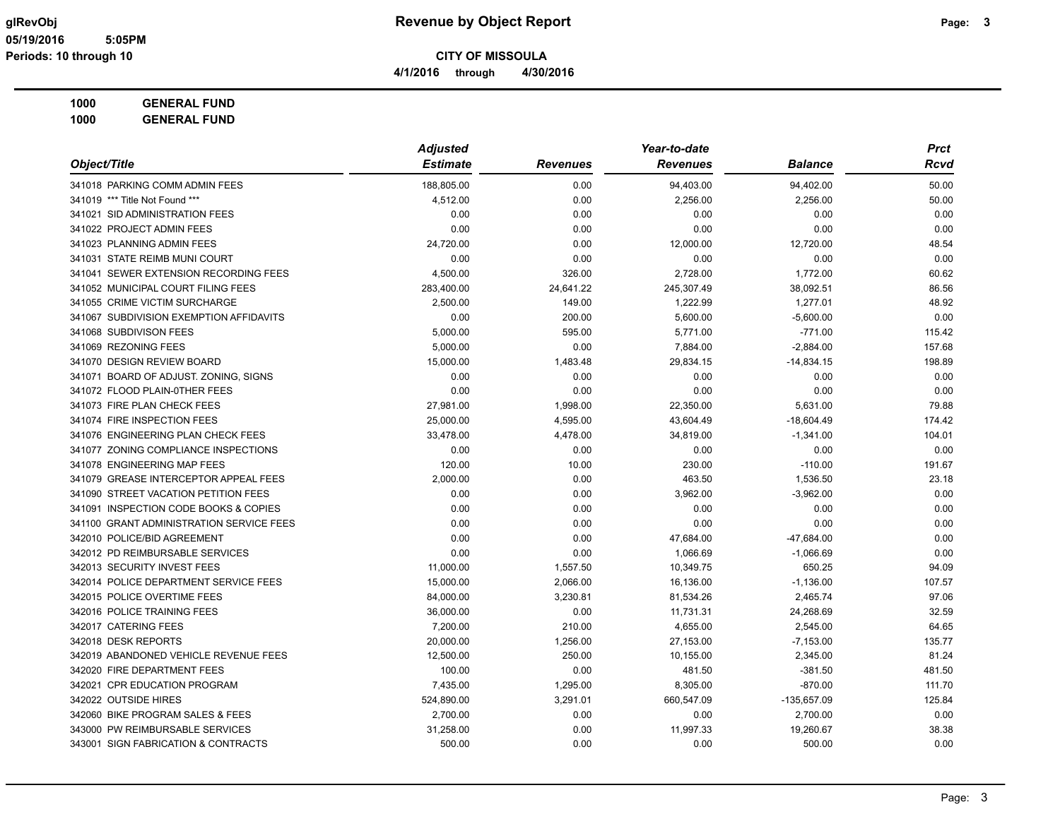**Revenue by Object Report**

glRevObj
05/19/2016 5:05PM
Periods: 10 through 10

**CITY OF MISSOULA**

4/1/2016 through 4/30/2016

**1000 GENERAL FUND**
**1000 GENERAL FUND**

| Object/Title | Adjusted Estimate | Revenues | Year-to-date Revenues | Balance | Prct Rcvd |
|---|---|---|---|---|---|
| 341018 PARKING COMM ADMIN FEES | 188,805.00 | 0.00 | 94,403.00 | 94,402.00 | 50.00 |
| 341019 *** Title Not Found *** | 4,512.00 | 0.00 | 2,256.00 | 2,256.00 | 50.00 |
| 341021 SID ADMINISTRATION FEES | 0.00 | 0.00 | 0.00 | 0.00 | 0.00 |
| 341022 PROJECT ADMIN FEES | 0.00 | 0.00 | 0.00 | 0.00 | 0.00 |
| 341023 PLANNING ADMIN FEES | 24,720.00 | 0.00 | 12,000.00 | 12,720.00 | 48.54 |
| 341031 STATE REIMB MUNI COURT | 0.00 | 0.00 | 0.00 | 0.00 | 0.00 |
| 341041 SEWER EXTENSION RECORDING FEES | 4,500.00 | 326.00 | 2,728.00 | 1,772.00 | 60.62 |
| 341052 MUNICIPAL COURT FILING FEES | 283,400.00 | 24,641.22 | 245,307.49 | 38,092.51 | 86.56 |
| 341055 CRIME VICTIM SURCHARGE | 2,500.00 | 149.00 | 1,222.99 | 1,277.01 | 48.92 |
| 341067 SUBDIVISION EXEMPTION AFFIDAVITS | 0.00 | 200.00 | 5,600.00 | -5,600.00 | 0.00 |
| 341068 SUBDIVISON FEES | 5,000.00 | 595.00 | 5,771.00 | -771.00 | 115.42 |
| 341069 REZONING FEES | 5,000.00 | 0.00 | 7,884.00 | -2,884.00 | 157.68 |
| 341070 DESIGN REVIEW BOARD | 15,000.00 | 1,483.48 | 29,834.15 | -14,834.15 | 198.89 |
| 341071 BOARD OF ADJUST. ZONING, SIGNS | 0.00 | 0.00 | 0.00 | 0.00 | 0.00 |
| 341072 FLOOD PLAIN-0THER FEES | 0.00 | 0.00 | 0.00 | 0.00 | 0.00 |
| 341073 FIRE PLAN CHECK FEES | 27,981.00 | 1,998.00 | 22,350.00 | 5,631.00 | 79.88 |
| 341074 FIRE INSPECTION FEES | 25,000.00 | 4,595.00 | 43,604.49 | -18,604.49 | 174.42 |
| 341076 ENGINEERING PLAN CHECK FEES | 33,478.00 | 4,478.00 | 34,819.00 | -1,341.00 | 104.01 |
| 341077 ZONING COMPLIANCE INSPECTIONS | 0.00 | 0.00 | 0.00 | 0.00 | 0.00 |
| 341078 ENGINEERING MAP FEES | 120.00 | 10.00 | 230.00 | -110.00 | 191.67 |
| 341079 GREASE INTERCEPTOR APPEAL FEES | 2,000.00 | 0.00 | 463.50 | 1,536.50 | 23.18 |
| 341090 STREET VACATION PETITION FEES | 0.00 | 0.00 | 3,962.00 | -3,962.00 | 0.00 |
| 341091 INSPECTION CODE BOOKS & COPIES | 0.00 | 0.00 | 0.00 | 0.00 | 0.00 |
| 341100 GRANT ADMINISTRATION SERVICE FEES | 0.00 | 0.00 | 0.00 | 0.00 | 0.00 |
| 342010 POLICE/BID AGREEMENT | 0.00 | 0.00 | 47,684.00 | -47,684.00 | 0.00 |
| 342012 PD REIMBURSABLE SERVICES | 0.00 | 0.00 | 1,066.69 | -1,066.69 | 0.00 |
| 342013 SECURITY INVEST FEES | 11,000.00 | 1,557.50 | 10,349.75 | 650.25 | 94.09 |
| 342014 POLICE DEPARTMENT SERVICE FEES | 15,000.00 | 2,066.00 | 16,136.00 | -1,136.00 | 107.57 |
| 342015 POLICE OVERTIME FEES | 84,000.00 | 3,230.81 | 81,534.26 | 2,465.74 | 97.06 |
| 342016 POLICE TRAINING FEES | 36,000.00 | 0.00 | 11,731.31 | 24,268.69 | 32.59 |
| 342017 CATERING FEES | 7,200.00 | 210.00 | 4,655.00 | 2,545.00 | 64.65 |
| 342018 DESK REPORTS | 20,000.00 | 1,256.00 | 27,153.00 | -7,153.00 | 135.77 |
| 342019 ABANDONED VEHICLE REVENUE FEES | 12,500.00 | 250.00 | 10,155.00 | 2,345.00 | 81.24 |
| 342020 FIRE DEPARTMENT FEES | 100.00 | 0.00 | 481.50 | -381.50 | 481.50 |
| 342021 CPR EDUCATION PROGRAM | 7,435.00 | 1,295.00 | 8,305.00 | -870.00 | 111.70 |
| 342022 OUTSIDE HIRES | 524,890.00 | 3,291.01 | 660,547.09 | -135,657.09 | 125.84 |
| 342060 BIKE PROGRAM SALES & FEES | 2,700.00 | 0.00 | 0.00 | 2,700.00 | 0.00 |
| 343000 PW REIMBURSABLE SERVICES | 31,258.00 | 0.00 | 11,997.33 | 19,260.67 | 38.38 |
| 343001 SIGN FABRICATION & CONTRACTS | 500.00 | 0.00 | 0.00 | 500.00 | 0.00 |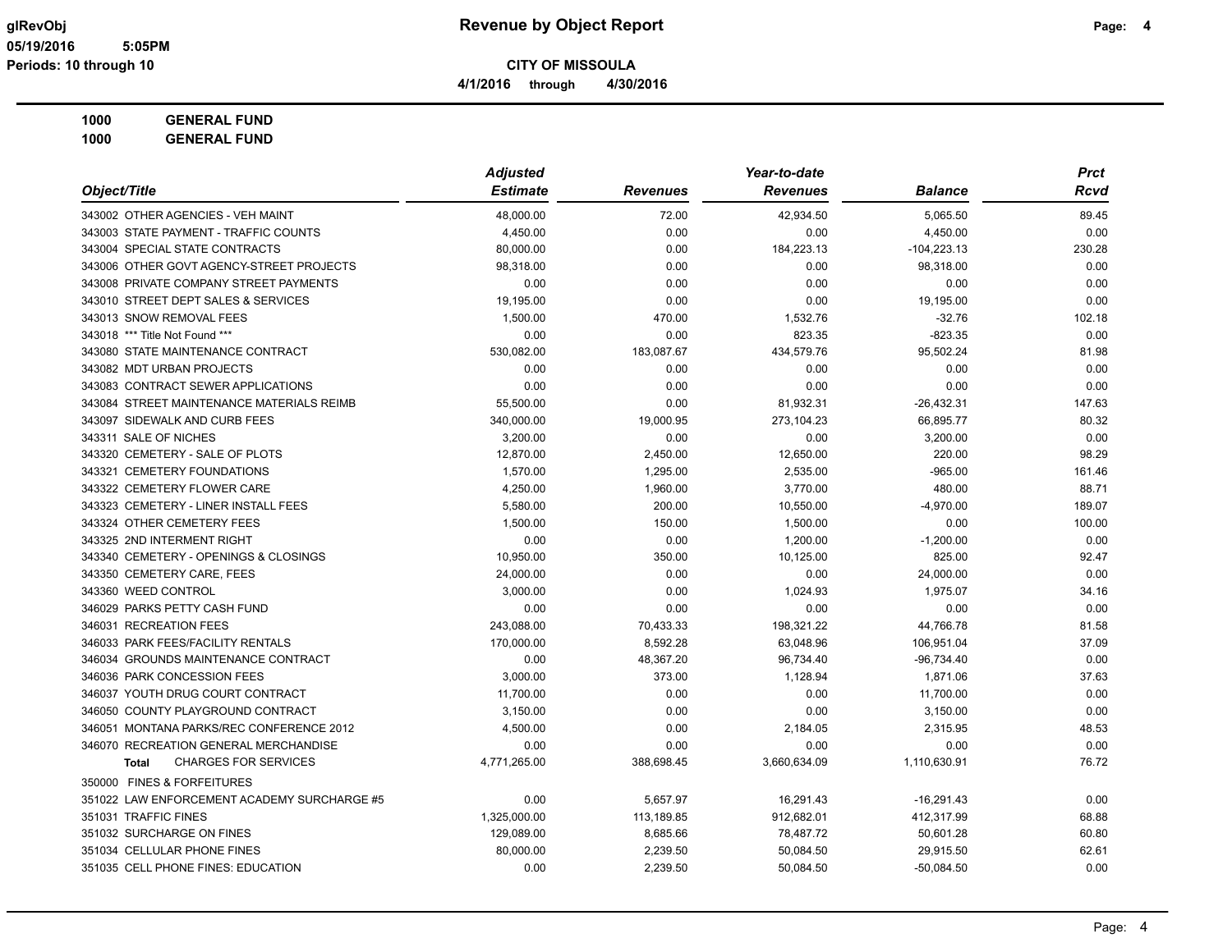# Revenue by Object Report

glRevObj
05/19/2016 5:05PM
Periods: 10 through 10

**CITY OF MISSOULA**

**4/1/2016 through 4/30/2016**

**1000 GENERAL FUND**

**1000 GENERAL FUND**

| Object/Title | Adjusted Estimate | Revenues | Year-to-date Revenues | Balance | Prct Rcvd |
|---|---|---|---|---|---|
| 343002 OTHER AGENCIES - VEH MAINT | 48,000.00 | 72.00 | 42,934.50 | 5,065.50 | 89.45 |
| 343003 STATE PAYMENT - TRAFFIC COUNTS | 4,450.00 | 0.00 | 0.00 | 4,450.00 | 0.00 |
| 343004 SPECIAL STATE CONTRACTS | 80,000.00 | 0.00 | 184,223.13 | -104,223.13 | 230.28 |
| 343006 OTHER GOVT AGENCY-STREET PROJECTS | 98,318.00 | 0.00 | 0.00 | 98,318.00 | 0.00 |
| 343008 PRIVATE COMPANY STREET PAYMENTS | 0.00 | 0.00 | 0.00 | 0.00 | 0.00 |
| 343010 STREET DEPT SALES & SERVICES | 19,195.00 | 0.00 | 0.00 | 19,195.00 | 0.00 |
| 343013 SNOW REMOVAL FEES | 1,500.00 | 470.00 | 1,532.76 | -32.76 | 102.18 |
| 343018 *** Title Not Found *** | 0.00 | 0.00 | 823.35 | -823.35 | 0.00 |
| 343080 STATE MAINTENANCE CONTRACT | 530,082.00 | 183,087.67 | 434,579.76 | 95,502.24 | 81.98 |
| 343082 MDT URBAN PROJECTS | 0.00 | 0.00 | 0.00 | 0.00 | 0.00 |
| 343083 CONTRACT SEWER APPLICATIONS | 0.00 | 0.00 | 0.00 | 0.00 | 0.00 |
| 343084 STREET MAINTENANCE MATERIALS REIMB | 55,500.00 | 0.00 | 81,932.31 | -26,432.31 | 147.63 |
| 343097 SIDEWALK AND CURB FEES | 340,000.00 | 19,000.95 | 273,104.23 | 66,895.77 | 80.32 |
| 343311 SALE OF NICHES | 3,200.00 | 0.00 | 0.00 | 3,200.00 | 0.00 |
| 343320 CEMETERY - SALE OF PLOTS | 12,870.00 | 2,450.00 | 12,650.00 | 220.00 | 98.29 |
| 343321 CEMETERY FOUNDATIONS | 1,570.00 | 1,295.00 | 2,535.00 | -965.00 | 161.46 |
| 343322 CEMETERY FLOWER CARE | 4,250.00 | 1,960.00 | 3,770.00 | 480.00 | 88.71 |
| 343323 CEMETERY - LINER INSTALL FEES | 5,580.00 | 200.00 | 10,550.00 | -4,970.00 | 189.07 |
| 343324 OTHER CEMETERY FEES | 1,500.00 | 150.00 | 1,500.00 | 0.00 | 100.00 |
| 343325 2ND INTERMENT RIGHT | 0.00 | 0.00 | 1,200.00 | -1,200.00 | 0.00 |
| 343340 CEMETERY - OPENINGS & CLOSINGS | 10,950.00 | 350.00 | 10,125.00 | 825.00 | 92.47 |
| 343350 CEMETERY CARE, FEES | 24,000.00 | 0.00 | 0.00 | 24,000.00 | 0.00 |
| 343360 WEED CONTROL | 3,000.00 | 0.00 | 1,024.93 | 1,975.07 | 34.16 |
| 346029 PARKS PETTY CASH FUND | 0.00 | 0.00 | 0.00 | 0.00 | 0.00 |
| 346031 RECREATION FEES | 243,088.00 | 70,433.33 | 198,321.22 | 44,766.78 | 81.58 |
| 346033 PARK FEES/FACILITY RENTALS | 170,000.00 | 8,592.28 | 63,048.96 | 106,951.04 | 37.09 |
| 346034 GROUNDS MAINTENANCE CONTRACT | 0.00 | 48,367.20 | 96,734.40 | -96,734.40 | 0.00 |
| 346036 PARK CONCESSION FEES | 3,000.00 | 373.00 | 1,128.94 | 1,871.06 | 37.63 |
| 346037 YOUTH DRUG COURT CONTRACT | 11,700.00 | 0.00 | 0.00 | 11,700.00 | 0.00 |
| 346050 COUNTY PLAYGROUND CONTRACT | 3,150.00 | 0.00 | 0.00 | 3,150.00 | 0.00 |
| 346051 MONTANA PARKS/REC CONFERENCE 2012 | 4,500.00 | 0.00 | 2,184.05 | 2,315.95 | 48.53 |
| 346070 RECREATION GENERAL MERCHANDISE | 0.00 | 0.00 | 0.00 | 0.00 | 0.00 |
| **Total** CHARGES FOR SERVICES | 4,771,265.00 | 388,698.45 | 3,660,634.09 | 1,110,630.91 | 76.72 |
| 350000 FINES & FORFEITURES | | | | | |
| 351022 LAW ENFORCEMENT ACADEMY SURCHARGE #5 | 0.00 | 5,657.97 | 16,291.43 | -16,291.43 | 0.00 |
| 351031 TRAFFIC FINES | 1,325,000.00 | 113,189.85 | 912,682.01 | 412,317.99 | 68.88 |
| 351032 SURCHARGE ON FINES | 129,089.00 | 8,685.66 | 78,487.72 | 50,601.28 | 60.80 |
| 351034 CELLULAR PHONE FINES | 80,000.00 | 2,239.50 | 50,084.50 | 29,915.50 | 62.61 |
| 351035 CELL PHONE FINES: EDUCATION | 0.00 | 2,239.50 | 50,084.50 | -50,084.50 | 0.00 |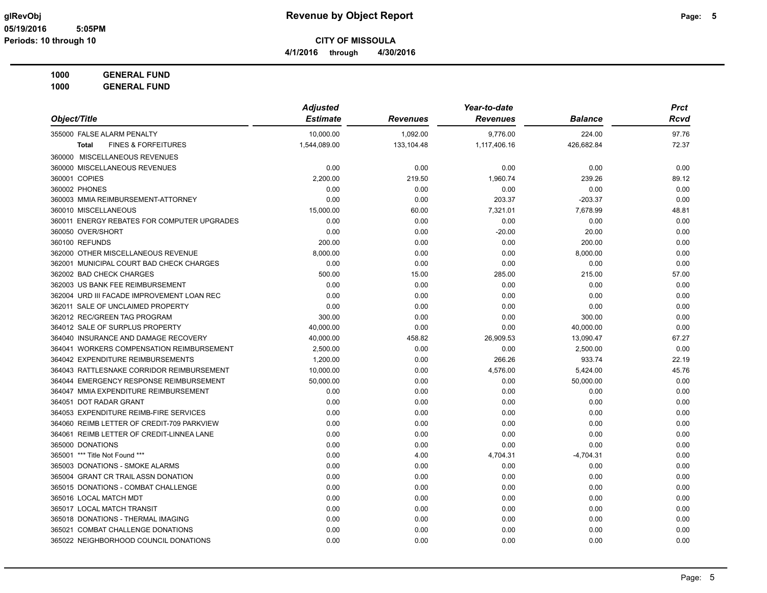**Revenue by Object Report**

**CITY OF MISSOULA**

**4/1/2016 through 4/30/2016**

glRevObj
05/19/2016 5:05PM
Periods: 10 through 10

**1000 GENERAL FUND**
**1000 GENERAL FUND**

| Object/Title | Adjusted Estimate | Revenues | Year-to-date Revenues | Balance | Prct Rcvd |
|---|---|---|---|---|---|
| 355000 FALSE ALARM PENALTY | 10,000.00 | 1,092.00 | 9,776.00 | 224.00 | 97.76 |
| **Total** FINES & FORFEITURES | 1,544,089.00 | 133,104.48 | 1,117,406.16 | 426,682.84 | 72.37 |
| 360000 MISCELLANEOUS REVENUES | | | | | |
| 360000 MISCELLANEOUS REVENUES | 0.00 | 0.00 | 0.00 | 0.00 | 0.00 |
| 360001 COPIES | 2,200.00 | 219.50 | 1,960.74 | 239.26 | 89.12 |
| 360002 PHONES | 0.00 | 0.00 | 0.00 | 0.00 | 0.00 |
| 360003 MMIA REIMBURSEMENT-ATTORNEY | 0.00 | 0.00 | 203.37 | -203.37 | 0.00 |
| 360010 MISCELLANEOUS | 15,000.00 | 60.00 | 7,321.01 | 7,678.99 | 48.81 |
| 360011 ENERGY REBATES FOR COMPUTER UPGRADES | 0.00 | 0.00 | 0.00 | 0.00 | 0.00 |
| 360050 OVER/SHORT | 0.00 | 0.00 | -20.00 | 20.00 | 0.00 |
| 360100 REFUNDS | 200.00 | 0.00 | 0.00 | 200.00 | 0.00 |
| 362000 OTHER MISCELLANEOUS REVENUE | 8,000.00 | 0.00 | 0.00 | 8,000.00 | 0.00 |
| 362001 MUNICIPAL COURT BAD CHECK CHARGES | 0.00 | 0.00 | 0.00 | 0.00 | 0.00 |
| 362002 BAD CHECK CHARGES | 500.00 | 15.00 | 285.00 | 215.00 | 57.00 |
| 362003 US BANK FEE REIMBURSEMENT | 0.00 | 0.00 | 0.00 | 0.00 | 0.00 |
| 362004 URD III FACADE IMPROVEMENT LOAN REC | 0.00 | 0.00 | 0.00 | 0.00 | 0.00 |
| 362011 SALE OF UNCLAIMED PROPERTY | 0.00 | 0.00 | 0.00 | 0.00 | 0.00 |
| 362012 REC/GREEN TAG PROGRAM | 300.00 | 0.00 | 0.00 | 300.00 | 0.00 |
| 364012 SALE OF SURPLUS PROPERTY | 40,000.00 | 0.00 | 0.00 | 40,000.00 | 0.00 |
| 364040 INSURANCE AND DAMAGE RECOVERY | 40,000.00 | 458.82 | 26,909.53 | 13,090.47 | 67.27 |
| 364041 WORKERS COMPENSATION REIMBURSEMENT | 2,500.00 | 0.00 | 0.00 | 2,500.00 | 0.00 |
| 364042 EXPENDITURE REIMBURSEMENTS | 1,200.00 | 0.00 | 266.26 | 933.74 | 22.19 |
| 364043 RATTLESNAKE CORRIDOR REIMBURSEMENT | 10,000.00 | 0.00 | 4,576.00 | 5,424.00 | 45.76 |
| 364044 EMERGENCY RESPONSE REIMBURSEMENT | 50,000.00 | 0.00 | 0.00 | 50,000.00 | 0.00 |
| 364047 MMIA EXPENDITURE REIMBURSEMENT | 0.00 | 0.00 | 0.00 | 0.00 | 0.00 |
| 364051 DOT RADAR GRANT | 0.00 | 0.00 | 0.00 | 0.00 | 0.00 |
| 364053 EXPENDITURE REIMB-FIRE SERVICES | 0.00 | 0.00 | 0.00 | 0.00 | 0.00 |
| 364060 REIMB LETTER OF CREDIT-709 PARKVIEW | 0.00 | 0.00 | 0.00 | 0.00 | 0.00 |
| 364061 REIMB LETTER OF CREDIT-LINNEA LANE | 0.00 | 0.00 | 0.00 | 0.00 | 0.00 |
| 365000 DONATIONS | 0.00 | 0.00 | 0.00 | 0.00 | 0.00 |
| 365001 *** Title Not Found *** | 0.00 | 4.00 | 4,704.31 | -4,704.31 | 0.00 |
| 365003 DONATIONS - SMOKE ALARMS | 0.00 | 0.00 | 0.00 | 0.00 | 0.00 |
| 365004 GRANT CR TRAIL ASSN DONATION | 0.00 | 0.00 | 0.00 | 0.00 | 0.00 |
| 365015 DONATIONS - COMBAT CHALLENGE | 0.00 | 0.00 | 0.00 | 0.00 | 0.00 |
| 365016 LOCAL MATCH MDT | 0.00 | 0.00 | 0.00 | 0.00 | 0.00 |
| 365017 LOCAL MATCH TRANSIT | 0.00 | 0.00 | 0.00 | 0.00 | 0.00 |
| 365018 DONATIONS - THERMAL IMAGING | 0.00 | 0.00 | 0.00 | 0.00 | 0.00 |
| 365021 COMBAT CHALLENGE DONATIONS | 0.00 | 0.00 | 0.00 | 0.00 | 0.00 |
| 365022 NEIGHBORHOOD COUNCIL DONATIONS | 0.00 | 0.00 | 0.00 | 0.00 | 0.00 |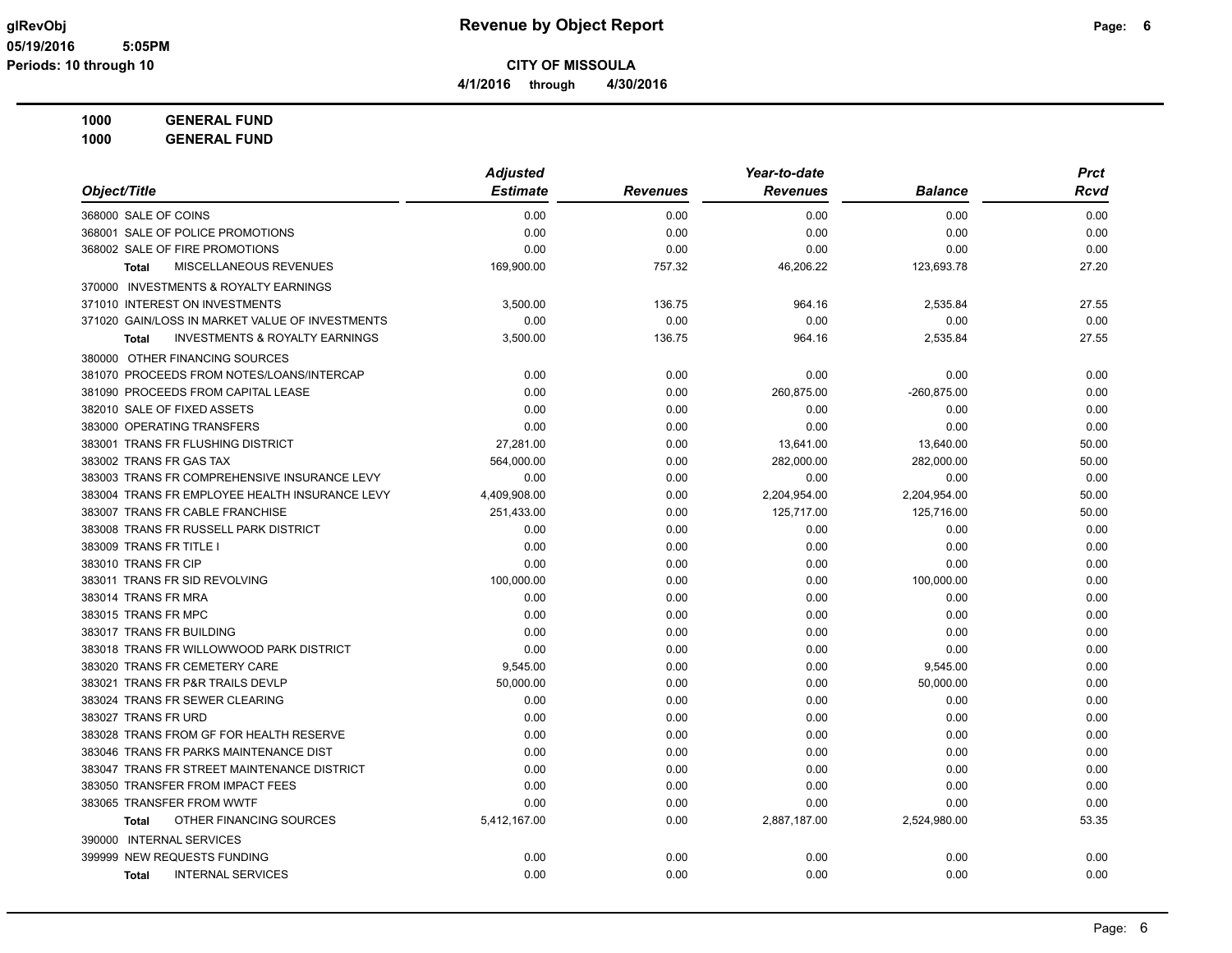**CITY OF MISSOULA**

**4/1/2016 through 4/30/2016**

**1000 GENERAL FUND**

**1000 GENERAL FUND**

| Object/Title | Adjusted Estimate | Revenues | Year-to-date Revenues | Balance | Prct Rcvd |
|---|---|---|---|---|---|
| 368000 SALE OF COINS | 0.00 | 0.00 | 0.00 | 0.00 | 0.00 |
| 368001 SALE OF POLICE PROMOTIONS | 0.00 | 0.00 | 0.00 | 0.00 | 0.00 |
| 368002 SALE OF FIRE PROMOTIONS | 0.00 | 0.00 | 0.00 | 0.00 | 0.00 |
| **Total** MISCELLANEOUS REVENUES | 169,900.00 | 757.32 | 46,206.22 | 123,693.78 | 27.20 |
| 370000 INVESTMENTS & ROYALTY EARNINGS | | | | | |
| 371010 INTEREST ON INVESTMENTS | 3,500.00 | 136.75 | 964.16 | 2,535.84 | 27.55 |
| 371020 GAIN/LOSS IN MARKET VALUE OF INVESTMENTS | 0.00 | 0.00 | 0.00 | 0.00 | 0.00 |
| **Total** INVESTMENTS & ROYALTY EARNINGS | 3,500.00 | 136.75 | 964.16 | 2,535.84 | 27.55 |
| 380000 OTHER FINANCING SOURCES | | | | | |
| 381070 PROCEEDS FROM NOTES/LOANS/INTERCAP | 0.00 | 0.00 | 0.00 | 0.00 | 0.00 |
| 381090 PROCEEDS FROM CAPITAL LEASE | 0.00 | 0.00 | 260,875.00 | -260,875.00 | 0.00 |
| 382010 SALE OF FIXED ASSETS | 0.00 | 0.00 | 0.00 | 0.00 | 0.00 |
| 383000 OPERATING TRANSFERS | 0.00 | 0.00 | 0.00 | 0.00 | 0.00 |
| 383001 TRANS FR FLUSHING DISTRICT | 27,281.00 | 0.00 | 13,641.00 | 13,640.00 | 50.00 |
| 383002 TRANS FR GAS TAX | 564,000.00 | 0.00 | 282,000.00 | 282,000.00 | 50.00 |
| 383003 TRANS FR COMPREHENSIVE INSURANCE LEVY | 0.00 | 0.00 | 0.00 | 0.00 | 0.00 |
| 383004 TRANS FR EMPLOYEE HEALTH INSURANCE LEVY | 4,409,908.00 | 0.00 | 2,204,954.00 | 2,204,954.00 | 50.00 |
| 383007 TRANS FR CABLE FRANCHISE | 251,433.00 | 0.00 | 125,717.00 | 125,716.00 | 50.00 |
| 383008 TRANS FR RUSSELL PARK DISTRICT | 0.00 | 0.00 | 0.00 | 0.00 | 0.00 |
| 383009 TRANS FR TITLE I | 0.00 | 0.00 | 0.00 | 0.00 | 0.00 |
| 383010 TRANS FR CIP | 0.00 | 0.00 | 0.00 | 0.00 | 0.00 |
| 383011 TRANS FR SID REVOLVING | 100,000.00 | 0.00 | 0.00 | 100,000.00 | 0.00 |
| 383014 TRANS FR MRA | 0.00 | 0.00 | 0.00 | 0.00 | 0.00 |
| 383015 TRANS FR MPC | 0.00 | 0.00 | 0.00 | 0.00 | 0.00 |
| 383017 TRANS FR BUILDING | 0.00 | 0.00 | 0.00 | 0.00 | 0.00 |
| 383018 TRANS FR WILLOWWOOD PARK DISTRICT | 0.00 | 0.00 | 0.00 | 0.00 | 0.00 |
| 383020 TRANS FR CEMETERY CARE | 9,545.00 | 0.00 | 0.00 | 9,545.00 | 0.00 |
| 383021 TRANS FR P&R TRAILS DEVLP | 50,000.00 | 0.00 | 0.00 | 50,000.00 | 0.00 |
| 383024 TRANS FR SEWER CLEARING | 0.00 | 0.00 | 0.00 | 0.00 | 0.00 |
| 383027 TRANS FR URD | 0.00 | 0.00 | 0.00 | 0.00 | 0.00 |
| 383028 TRANS FROM GF FOR HEALTH RESERVE | 0.00 | 0.00 | 0.00 | 0.00 | 0.00 |
| 383046 TRANS FR PARKS MAINTENANCE DIST | 0.00 | 0.00 | 0.00 | 0.00 | 0.00 |
| 383047 TRANS FR STREET MAINTENANCE DISTRICT | 0.00 | 0.00 | 0.00 | 0.00 | 0.00 |
| 383050 TRANSFER FROM IMPACT FEES | 0.00 | 0.00 | 0.00 | 0.00 | 0.00 |
| 383065 TRANSFER FROM WWTF | 0.00 | 0.00 | 0.00 | 0.00 | 0.00 |
| **Total** OTHER FINANCING SOURCES | 5,412,167.00 | 0.00 | 2,887,187.00 | 2,524,980.00 | 53.35 |
| 390000 INTERNAL SERVICES | | | | | |
| 399999 NEW REQUESTS FUNDING | 0.00 | 0.00 | 0.00 | 0.00 | 0.00 |
| **Total** INTERNAL SERVICES | 0.00 | 0.00 | 0.00 | 0.00 | 0.00 |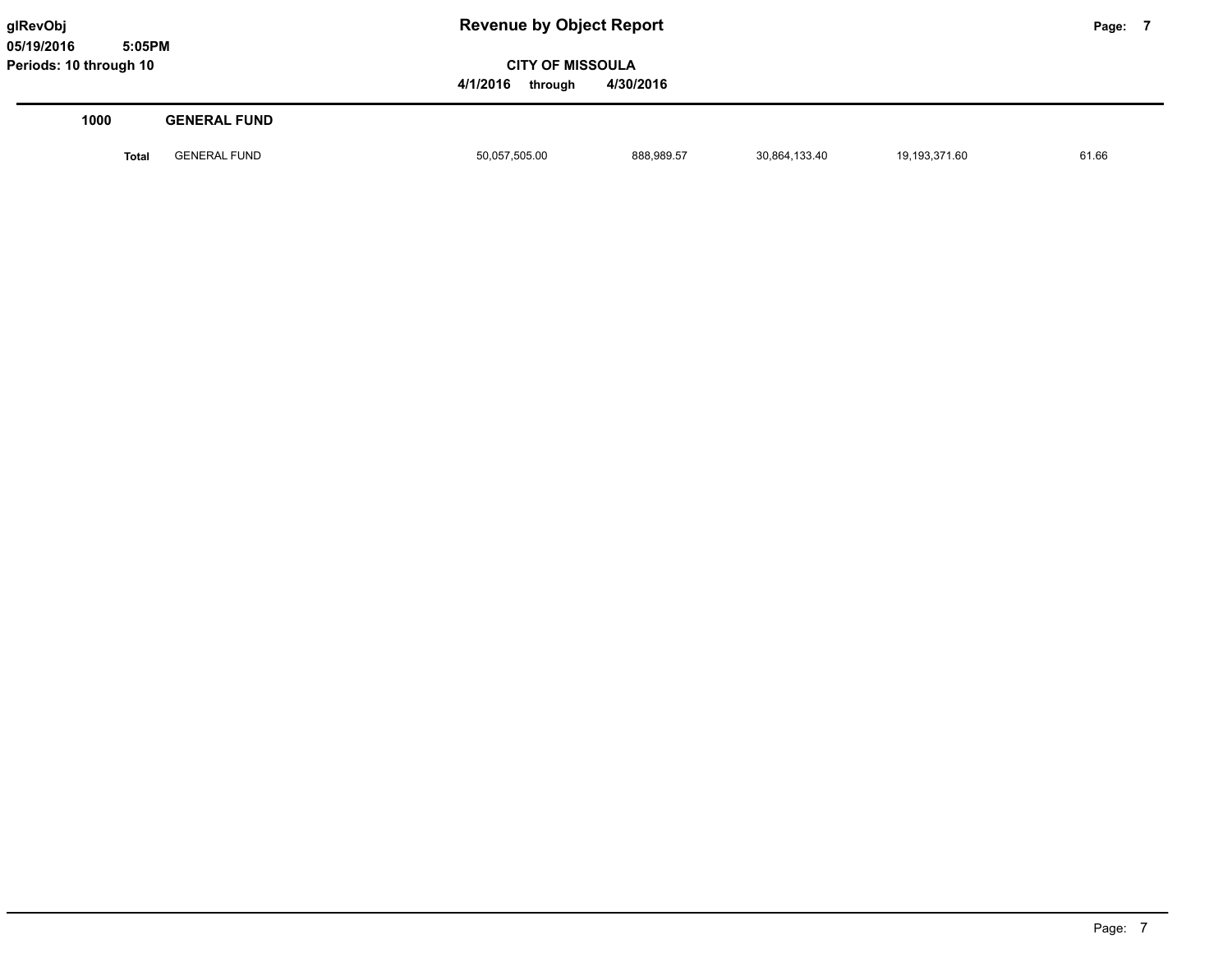| 1000 | GENERAL FUND | | | | | |
|---|---|---|---|---|---|---|
| **Total** | GENERAL FUND | 50,057,505.00 | 888,989.57 | 30,864,133.40 | 19,193,371.60 | 61.66 |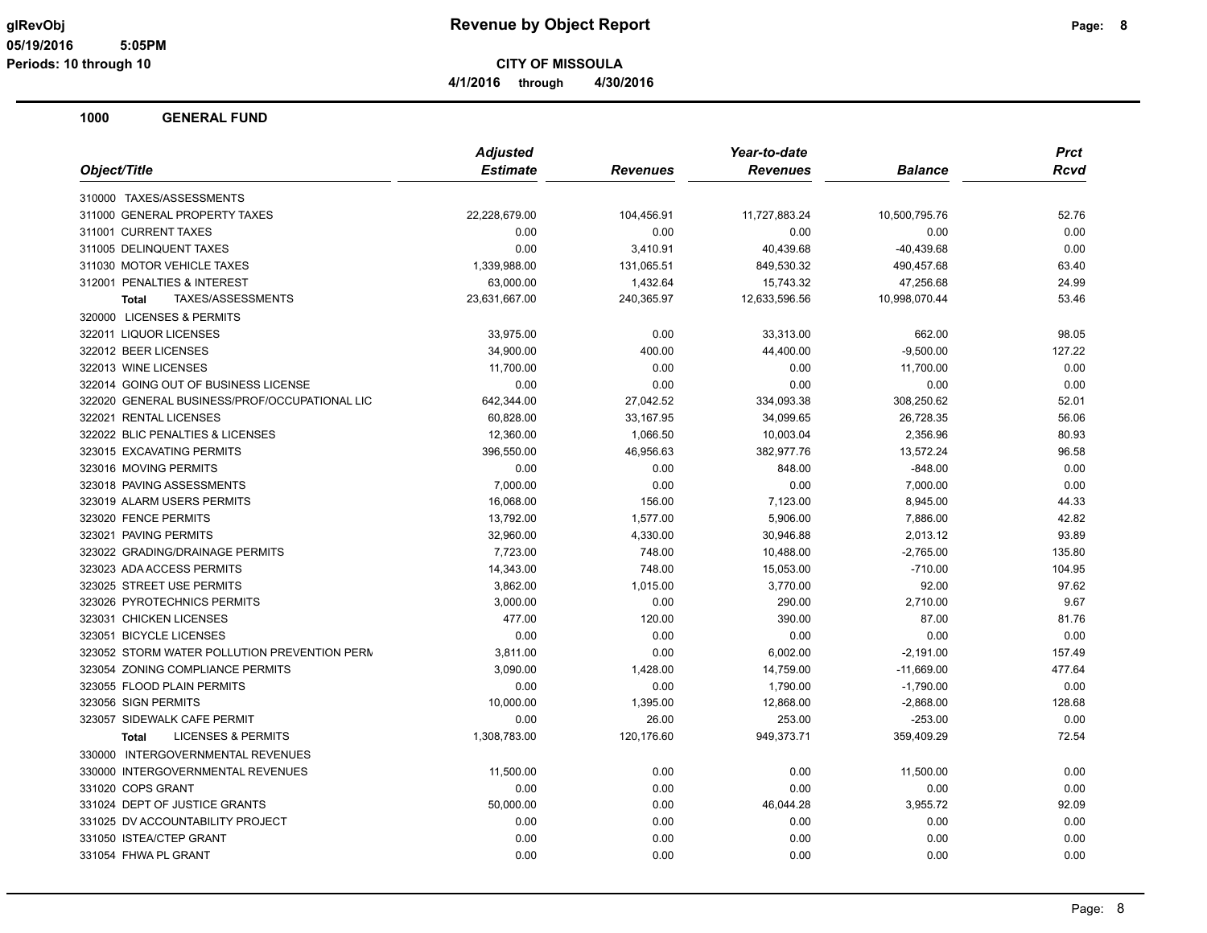**glRevObj**
**05/19/2016 5:05PM**
**Periods: 10 through 10**

# Revenue by Object Report

**CITY OF MISSOULA**

**4/1/2016 through 4/30/2016**

## 1000 GENERAL FUND

| Object/Title | Adjusted Estimate | Revenues | Year-to-date Revenues | Balance | Prct Rcvd |
|---|---|---|---|---|---|
| 310000 TAXES/ASSESSMENTS | | | | | |
| 311000 GENERAL PROPERTY TAXES | 22,228,679.00 | 104,456.91 | 11,727,883.24 | 10,500,795.76 | 52.76 |
| 311001 CURRENT TAXES | 0.00 | 0.00 | 0.00 | 0.00 | 0.00 |
| 311005 DELINQUENT TAXES | 0.00 | 3,410.91 | 40,439.68 | -40,439.68 | 0.00 |
| 311030 MOTOR VEHICLE TAXES | 1,339,988.00 | 131,065.51 | 849,530.32 | 490,457.68 | 63.40 |
| 312001 PENALTIES & INTEREST | 63,000.00 | 1,432.64 | 15,743.32 | 47,256.68 | 24.99 |
| **Total** TAXES/ASSESSMENTS | 23,631,667.00 | 240,365.97 | 12,633,596.56 | 10,998,070.44 | 53.46 |
| 320000 LICENSES & PERMITS | | | | | |
| 322011 LIQUOR LICENSES | 33,975.00 | 0.00 | 33,313.00 | 662.00 | 98.05 |
| 322012 BEER LICENSES | 34,900.00 | 400.00 | 44,400.00 | -9,500.00 | 127.22 |
| 322013 WINE LICENSES | 11,700.00 | 0.00 | 0.00 | 11,700.00 | 0.00 |
| 322014 GOING OUT OF BUSINESS LICENSE | 0.00 | 0.00 | 0.00 | 0.00 | 0.00 |
| 322020 GENERAL BUSINESS/PROF/OCCUPATIONAL LIC | 642,344.00 | 27,042.52 | 334,093.38 | 308,250.62 | 52.01 |
| 322021 RENTAL LICENSES | 60,828.00 | 33,167.95 | 34,099.65 | 26,728.35 | 56.06 |
| 322022 BLIC PENALTIES & LICENSES | 12,360.00 | 1,066.50 | 10,003.04 | 2,356.96 | 80.93 |
| 323015 EXCAVATING PERMITS | 396,550.00 | 46,956.63 | 382,977.76 | 13,572.24 | 96.58 |
| 323016 MOVING PERMITS | 0.00 | 0.00 | 848.00 | -848.00 | 0.00 |
| 323018 PAVING ASSESSMENTS | 7,000.00 | 0.00 | 0.00 | 7,000.00 | 0.00 |
| 323019 ALARM USERS PERMITS | 16,068.00 | 156.00 | 7,123.00 | 8,945.00 | 44.33 |
| 323020 FENCE PERMITS | 13,792.00 | 1,577.00 | 5,906.00 | 7,886.00 | 42.82 |
| 323021 PAVING PERMITS | 32,960.00 | 4,330.00 | 30,946.88 | 2,013.12 | 93.89 |
| 323022 GRADING/DRAINAGE PERMITS | 7,723.00 | 748.00 | 10,488.00 | -2,765.00 | 135.80 |
| 323023 ADA ACCESS PERMITS | 14,343.00 | 748.00 | 15,053.00 | -710.00 | 104.95 |
| 323025 STREET USE PERMITS | 3,862.00 | 1,015.00 | 3,770.00 | 92.00 | 97.62 |
| 323026 PYROTECHNICS PERMITS | 3,000.00 | 0.00 | 290.00 | 2,710.00 | 9.67 |
| 323031 CHICKEN LICENSES | 477.00 | 120.00 | 390.00 | 87.00 | 81.76 |
| 323051 BICYCLE LICENSES | 0.00 | 0.00 | 0.00 | 0.00 | 0.00 |
| 323052 STORM WATER POLLUTION PREVENTION PERM | 3,811.00 | 0.00 | 6,002.00 | -2,191.00 | 157.49 |
| 323054 ZONING COMPLIANCE PERMITS | 3,090.00 | 1,428.00 | 14,759.00 | -11,669.00 | 477.64 |
| 323055 FLOOD PLAIN PERMITS | 0.00 | 0.00 | 1,790.00 | -1,790.00 | 0.00 |
| 323056 SIGN PERMITS | 10,000.00 | 1,395.00 | 12,868.00 | -2,868.00 | 128.68 |
| 323057 SIDEWALK CAFE PERMIT | 0.00 | 26.00 | 253.00 | -253.00 | 0.00 |
| **Total** LICENSES & PERMITS | 1,308,783.00 | 120,176.60 | 949,373.71 | 359,409.29 | 72.54 |
| 330000 INTERGOVERNMENTAL REVENUES | | | | | |
| 330000 INTERGOVERNMENTAL REVENUES | 11,500.00 | 0.00 | 0.00 | 11,500.00 | 0.00 |
| 331020 COPS GRANT | 0.00 | 0.00 | 0.00 | 0.00 | 0.00 |
| 331024 DEPT OF JUSTICE GRANTS | 50,000.00 | 0.00 | 46,044.28 | 3,955.72 | 92.09 |
| 331025 DV ACCOUNTABILITY PROJECT | 0.00 | 0.00 | 0.00 | 0.00 | 0.00 |
| 331050 ISTEA/CTEP GRANT | 0.00 | 0.00 | 0.00 | 0.00 | 0.00 |
| 331054 FHWA PL GRANT | 0.00 | 0.00 | 0.00 | 0.00 | 0.00 |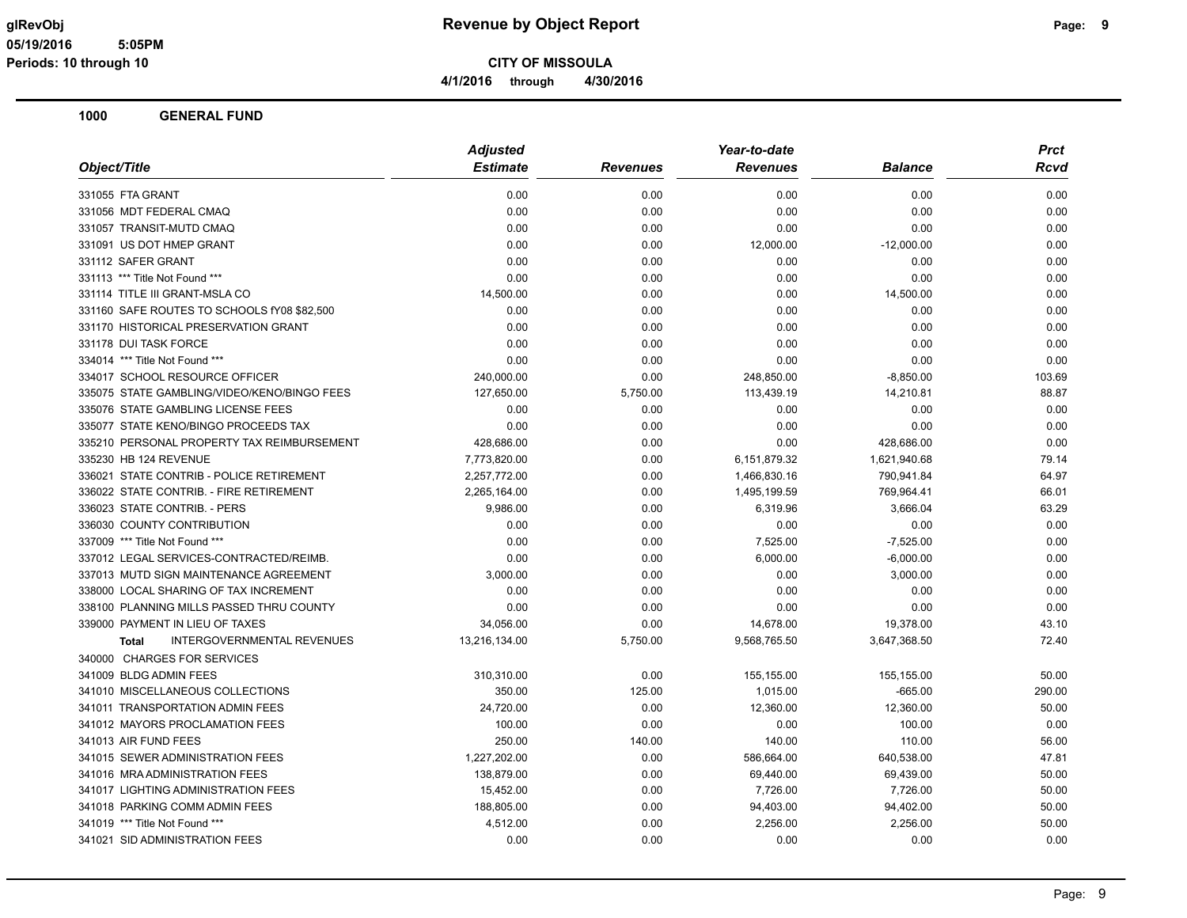**CITY OF MISSOULA**

**4/1/2016 through 4/30/2016**

**Revenue by Object Report**

glRevObj
05/19/2016 5:05PM
Periods: 10 through 10

## 1000 GENERAL FUND

| Object/Title | Adjusted Estimate | Revenues | Year-to-date Revenues | Balance | Prct Rcvd |
|---|---|---|---|---|---|
| 331055 FTA GRANT | 0.00 | 0.00 | 0.00 | 0.00 | 0.00 |
| 331056 MDT FEDERAL CMAQ | 0.00 | 0.00 | 0.00 | 0.00 | 0.00 |
| 331057 TRANSIT-MUTD CMAQ | 0.00 | 0.00 | 0.00 | 0.00 | 0.00 |
| 331091 US DOT HMEP GRANT | 0.00 | 0.00 | 12,000.00 | -12,000.00 | 0.00 |
| 331112 SAFER GRANT | 0.00 | 0.00 | 0.00 | 0.00 | 0.00 |
| 331113 *** Title Not Found *** | 0.00 | 0.00 | 0.00 | 0.00 | 0.00 |
| 331114 TITLE III GRANT-MSLA CO | 14,500.00 | 0.00 | 0.00 | 14,500.00 | 0.00 |
| 331160 SAFE ROUTES TO SCHOOLS fY08 $82,500 | 0.00 | 0.00 | 0.00 | 0.00 | 0.00 |
| 331170 HISTORICAL PRESERVATION GRANT | 0.00 | 0.00 | 0.00 | 0.00 | 0.00 |
| 331178 DUI TASK FORCE | 0.00 | 0.00 | 0.00 | 0.00 | 0.00 |
| 334014 *** Title Not Found *** | 0.00 | 0.00 | 0.00 | 0.00 | 0.00 |
| 334017 SCHOOL RESOURCE OFFICER | 240,000.00 | 0.00 | 248,850.00 | -8,850.00 | 103.69 |
| 335075 STATE GAMBLING/VIDEO/KENO/BINGO FEES | 127,650.00 | 5,750.00 | 113,439.19 | 14,210.81 | 88.87 |
| 335076 STATE GAMBLING LICENSE FEES | 0.00 | 0.00 | 0.00 | 0.00 | 0.00 |
| 335077 STATE KENO/BINGO PROCEEDS TAX | 0.00 | 0.00 | 0.00 | 0.00 | 0.00 |
| 335210 PERSONAL PROPERTY TAX REIMBURSEMENT | 428,686.00 | 0.00 | 0.00 | 428,686.00 | 0.00 |
| 335230 HB 124 REVENUE | 7,773,820.00 | 0.00 | 6,151,879.32 | 1,621,940.68 | 79.14 |
| 336021 STATE CONTRIB - POLICE RETIREMENT | 2,257,772.00 | 0.00 | 1,466,830.16 | 790,941.84 | 64.97 |
| 336022 STATE CONTRIB. - FIRE RETIREMENT | 2,265,164.00 | 0.00 | 1,495,199.59 | 769,964.41 | 66.01 |
| 336023 STATE CONTRIB. - PERS | 9,986.00 | 0.00 | 6,319.96 | 3,666.04 | 63.29 |
| 336030 COUNTY CONTRIBUTION | 0.00 | 0.00 | 0.00 | 0.00 | 0.00 |
| 337009 *** Title Not Found *** | 0.00 | 0.00 | 7,525.00 | -7,525.00 | 0.00 |
| 337012 LEGAL SERVICES-CONTRACTED/REIMB. | 0.00 | 0.00 | 6,000.00 | -6,000.00 | 0.00 |
| 337013 MUTD SIGN MAINTENANCE AGREEMENT | 3,000.00 | 0.00 | 0.00 | 3,000.00 | 0.00 |
| 338000 LOCAL SHARING OF TAX INCREMENT | 0.00 | 0.00 | 0.00 | 0.00 | 0.00 |
| 338100 PLANNING MILLS PASSED THRU COUNTY | 0.00 | 0.00 | 0.00 | 0.00 | 0.00 |
| 339000 PAYMENT IN LIEU OF TAXES | 34,056.00 | 0.00 | 14,678.00 | 19,378.00 | 43.10 |
| **Total** INTERGOVERNMENTAL REVENUES | 13,216,134.00 | 5,750.00 | 9,568,765.50 | 3,647,368.50 | 72.40 |
| 340000 CHARGES FOR SERVICES | | | | | |
| 341009 BLDG ADMIN FEES | 310,310.00 | 0.00 | 155,155.00 | 155,155.00 | 50.00 |
| 341010 MISCELLANEOUS COLLECTIONS | 350.00 | 125.00 | 1,015.00 | -665.00 | 290.00 |
| 341011 TRANSPORTATION ADMIN FEES | 24,720.00 | 0.00 | 12,360.00 | 12,360.00 | 50.00 |
| 341012 MAYORS PROCLAMATION FEES | 100.00 | 0.00 | 0.00 | 100.00 | 0.00 |
| 341013 AIR FUND FEES | 250.00 | 140.00 | 140.00 | 110.00 | 56.00 |
| 341015 SEWER ADMINISTRATION FEES | 1,227,202.00 | 0.00 | 586,664.00 | 640,538.00 | 47.81 |
| 341016 MRA ADMINISTRATION FEES | 138,879.00 | 0.00 | 69,440.00 | 69,439.00 | 50.00 |
| 341017 LIGHTING ADMINISTRATION FEES | 15,452.00 | 0.00 | 7,726.00 | 7,726.00 | 50.00 |
| 341018 PARKING COMM ADMIN FEES | 188,805.00 | 0.00 | 94,403.00 | 94,402.00 | 50.00 |
| 341019 *** Title Not Found *** | 4,512.00 | 0.00 | 2,256.00 | 2,256.00 | 50.00 |
| 341021 SID ADMINISTRATION FEES | 0.00 | 0.00 | 0.00 | 0.00 | 0.00 |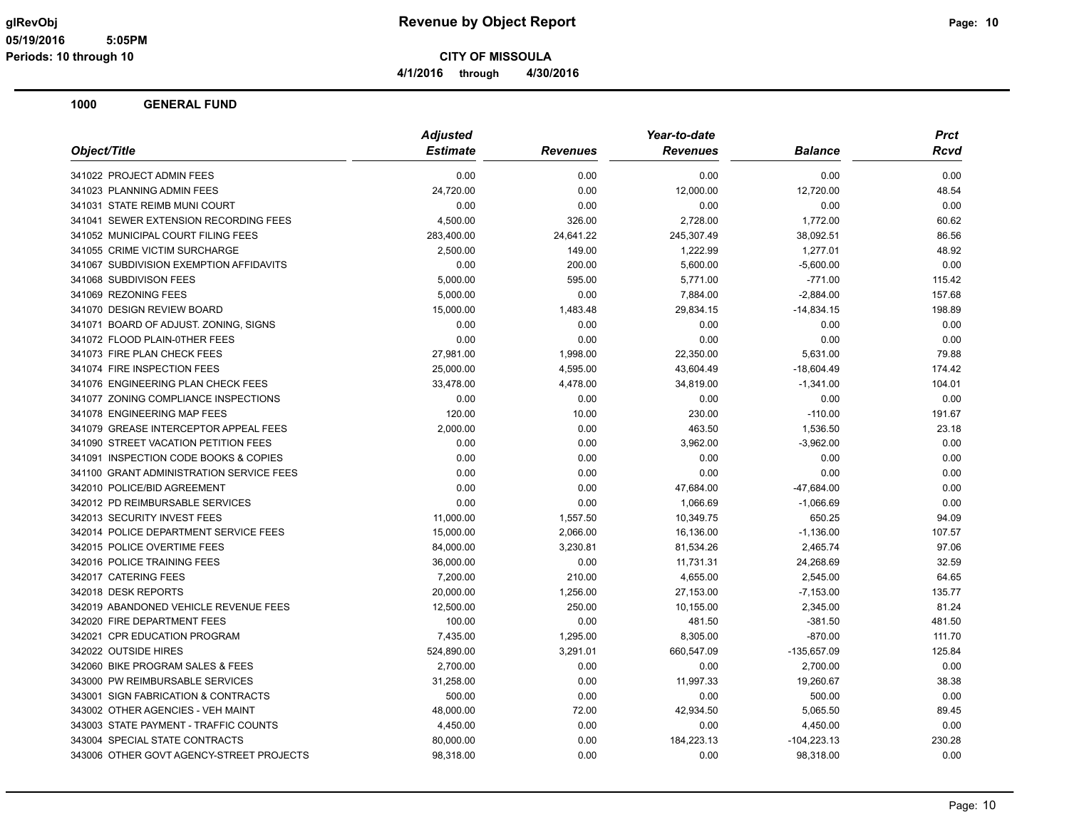# Revenue by Object Report

**CITY OF MISSOULA**

4/1/2016 through 4/30/2016

glRevObj
05/19/2016 5:05PM
Periods: 10 through 10

## 1000 GENERAL FUND

| Object/Title | Adjusted Estimate | Revenues | Year-to-date Revenues | Balance | Prct Rcvd |
|---|---|---|---|---|---|
| 341022 PROJECT ADMIN FEES | 0.00 | 0.00 | 0.00 | 0.00 | 0.00 |
| 341023 PLANNING ADMIN FEES | 24,720.00 | 0.00 | 12,000.00 | 12,720.00 | 48.54 |
| 341031 STATE REIMB MUNI COURT | 0.00 | 0.00 | 0.00 | 0.00 | 0.00 |
| 341041 SEWER EXTENSION RECORDING FEES | 4,500.00 | 326.00 | 2,728.00 | 1,772.00 | 60.62 |
| 341052 MUNICIPAL COURT FILING FEES | 283,400.00 | 24,641.22 | 245,307.49 | 38,092.51 | 86.56 |
| 341055 CRIME VICTIM SURCHARGE | 2,500.00 | 149.00 | 1,222.99 | 1,277.01 | 48.92 |
| 341067 SUBDIVISION EXEMPTION AFFIDAVITS | 0.00 | 200.00 | 5,600.00 | -5,600.00 | 0.00 |
| 341068 SUBDIVISON FEES | 5,000.00 | 595.00 | 5,771.00 | -771.00 | 115.42 |
| 341069 REZONING FEES | 5,000.00 | 0.00 | 7,884.00 | -2,884.00 | 157.68 |
| 341070 DESIGN REVIEW BOARD | 15,000.00 | 1,483.48 | 29,834.15 | -14,834.15 | 198.89 |
| 341071 BOARD OF ADJUST. ZONING, SIGNS | 0.00 | 0.00 | 0.00 | 0.00 | 0.00 |
| 341072 FLOOD PLAIN-0THER FEES | 0.00 | 0.00 | 0.00 | 0.00 | 0.00 |
| 341073 FIRE PLAN CHECK FEES | 27,981.00 | 1,998.00 | 22,350.00 | 5,631.00 | 79.88 |
| 341074 FIRE INSPECTION FEES | 25,000.00 | 4,595.00 | 43,604.49 | -18,604.49 | 174.42 |
| 341076 ENGINEERING PLAN CHECK FEES | 33,478.00 | 4,478.00 | 34,819.00 | -1,341.00 | 104.01 |
| 341077 ZONING COMPLIANCE INSPECTIONS | 0.00 | 0.00 | 0.00 | 0.00 | 0.00 |
| 341078 ENGINEERING MAP FEES | 120.00 | 10.00 | 230.00 | -110.00 | 191.67 |
| 341079 GREASE INTERCEPTOR APPEAL FEES | 2,000.00 | 0.00 | 463.50 | 1,536.50 | 23.18 |
| 341090 STREET VACATION PETITION FEES | 0.00 | 0.00 | 3,962.00 | -3,962.00 | 0.00 |
| 341091 INSPECTION CODE BOOKS & COPIES | 0.00 | 0.00 | 0.00 | 0.00 | 0.00 |
| 341100 GRANT ADMINISTRATION SERVICE FEES | 0.00 | 0.00 | 0.00 | 0.00 | 0.00 |
| 342010 POLICE/BID AGREEMENT | 0.00 | 0.00 | 47,684.00 | -47,684.00 | 0.00 |
| 342012 PD REIMBURSABLE SERVICES | 0.00 | 0.00 | 1,066.69 | -1,066.69 | 0.00 |
| 342013 SECURITY INVEST FEES | 11,000.00 | 1,557.50 | 10,349.75 | 650.25 | 94.09 |
| 342014 POLICE DEPARTMENT SERVICE FEES | 15,000.00 | 2,066.00 | 16,136.00 | -1,136.00 | 107.57 |
| 342015 POLICE OVERTIME FEES | 84,000.00 | 3,230.81 | 81,534.26 | 2,465.74 | 97.06 |
| 342016 POLICE TRAINING FEES | 36,000.00 | 0.00 | 11,731.31 | 24,268.69 | 32.59 |
| 342017 CATERING FEES | 7,200.00 | 210.00 | 4,655.00 | 2,545.00 | 64.65 |
| 342018 DESK REPORTS | 20,000.00 | 1,256.00 | 27,153.00 | -7,153.00 | 135.77 |
| 342019 ABANDONED VEHICLE REVENUE FEES | 12,500.00 | 250.00 | 10,155.00 | 2,345.00 | 81.24 |
| 342020 FIRE DEPARTMENT FEES | 100.00 | 0.00 | 481.50 | -381.50 | 481.50 |
| 342021 CPR EDUCATION PROGRAM | 7,435.00 | 1,295.00 | 8,305.00 | -870.00 | 111.70 |
| 342022 OUTSIDE HIRES | 524,890.00 | 3,291.01 | 660,547.09 | -135,657.09 | 125.84 |
| 342060 BIKE PROGRAM SALES & FEES | 2,700.00 | 0.00 | 0.00 | 2,700.00 | 0.00 |
| 343000 PW REIMBURSABLE SERVICES | 31,258.00 | 0.00 | 11,997.33 | 19,260.67 | 38.38 |
| 343001 SIGN FABRICATION & CONTRACTS | 500.00 | 0.00 | 0.00 | 500.00 | 0.00 |
| 343002 OTHER AGENCIES - VEH MAINT | 48,000.00 | 72.00 | 42,934.50 | 5,065.50 | 89.45 |
| 343003 STATE PAYMENT - TRAFFIC COUNTS | 4,450.00 | 0.00 | 0.00 | 4,450.00 | 0.00 |
| 343004 SPECIAL STATE CONTRACTS | 80,000.00 | 0.00 | 184,223.13 | -104,223.13 | 230.28 |
| 343006 OTHER GOVT AGENCY-STREET PROJECTS | 98,318.00 | 0.00 | 0.00 | 98,318.00 | 0.00 |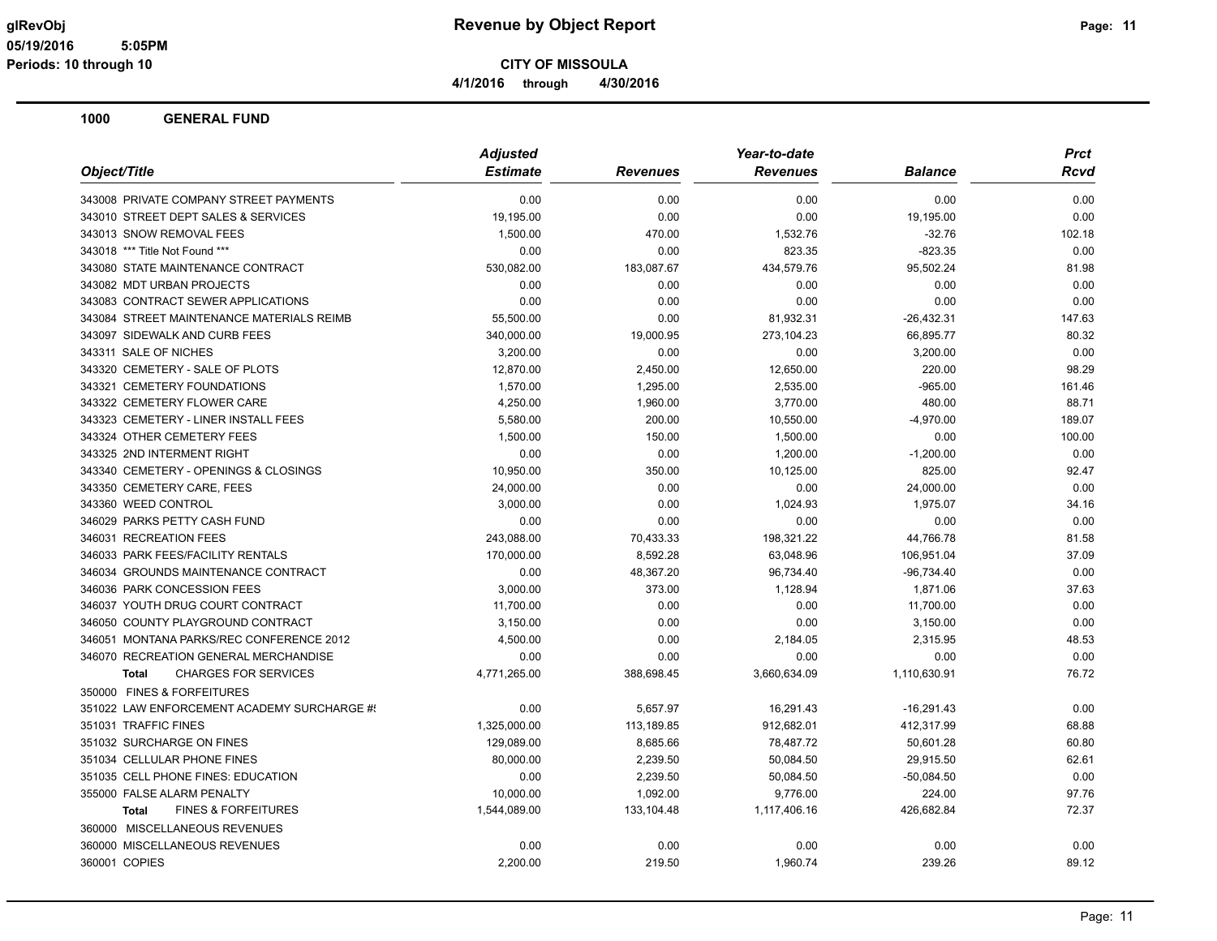# Revenue by Object Report

**CITY OF MISSOULA**

**4/1/2016 through 4/30/2016**

glRevObj
05/19/2016 5:05PM
Periods: 10 through 10

## 1000 GENERAL FUND

| Object/Title | Adjusted Estimate | Revenues | Year-to-date Revenues | Balance | Prct Rcvd |
|---|---|---|---|---|---|
| 343008 PRIVATE COMPANY STREET PAYMENTS | 0.00 | 0.00 | 0.00 | 0.00 | 0.00 |
| 343010 STREET DEPT SALES & SERVICES | 19,195.00 | 0.00 | 0.00 | 19,195.00 | 0.00 |
| 343013 SNOW REMOVAL FEES | 1,500.00 | 470.00 | 1,532.76 | -32.76 | 102.18 |
| 343018 *** Title Not Found *** | 0.00 | 0.00 | 823.35 | -823.35 | 0.00 |
| 343080 STATE MAINTENANCE CONTRACT | 530,082.00 | 183,087.67 | 434,579.76 | 95,502.24 | 81.98 |
| 343082 MDT URBAN PROJECTS | 0.00 | 0.00 | 0.00 | 0.00 | 0.00 |
| 343083 CONTRACT SEWER APPLICATIONS | 0.00 | 0.00 | 0.00 | 0.00 | 0.00 |
| 343084 STREET MAINTENANCE MATERIALS REIMB | 55,500.00 | 0.00 | 81,932.31 | -26,432.31 | 147.63 |
| 343097 SIDEWALK AND CURB FEES | 340,000.00 | 19,000.95 | 273,104.23 | 66,895.77 | 80.32 |
| 343311 SALE OF NICHES | 3,200.00 | 0.00 | 0.00 | 3,200.00 | 0.00 |
| 343320 CEMETERY - SALE OF PLOTS | 12,870.00 | 2,450.00 | 12,650.00 | 220.00 | 98.29 |
| 343321 CEMETERY FOUNDATIONS | 1,570.00 | 1,295.00 | 2,535.00 | -965.00 | 161.46 |
| 343322 CEMETERY FLOWER CARE | 4,250.00 | 1,960.00 | 3,770.00 | 480.00 | 88.71 |
| 343323 CEMETERY - LINER INSTALL FEES | 5,580.00 | 200.00 | 10,550.00 | -4,970.00 | 189.07 |
| 343324 OTHER CEMETERY FEES | 1,500.00 | 150.00 | 1,500.00 | 0.00 | 100.00 |
| 343325 2ND INTERMENT RIGHT | 0.00 | 0.00 | 1,200.00 | -1,200.00 | 0.00 |
| 343340 CEMETERY - OPENINGS & CLOSINGS | 10,950.00 | 350.00 | 10,125.00 | 825.00 | 92.47 |
| 343350 CEMETERY CARE, FEES | 24,000.00 | 0.00 | 0.00 | 24,000.00 | 0.00 |
| 343360 WEED CONTROL | 3,000.00 | 0.00 | 1,024.93 | 1,975.07 | 34.16 |
| 346029 PARKS PETTY CASH FUND | 0.00 | 0.00 | 0.00 | 0.00 | 0.00 |
| 346031 RECREATION FEES | 243,088.00 | 70,433.33 | 198,321.22 | 44,766.78 | 81.58 |
| 346033 PARK FEES/FACILITY RENTALS | 170,000.00 | 8,592.28 | 63,048.96 | 106,951.04 | 37.09 |
| 346034 GROUNDS MAINTENANCE CONTRACT | 0.00 | 48,367.20 | 96,734.40 | -96,734.40 | 0.00 |
| 346036 PARK CONCESSION FEES | 3,000.00 | 373.00 | 1,128.94 | 1,871.06 | 37.63 |
| 346037 YOUTH DRUG COURT CONTRACT | 11,700.00 | 0.00 | 0.00 | 11,700.00 | 0.00 |
| 346050 COUNTY PLAYGROUND CONTRACT | 3,150.00 | 0.00 | 0.00 | 3,150.00 | 0.00 |
| 346051 MONTANA PARKS/REC CONFERENCE 2012 | 4,500.00 | 0.00 | 2,184.05 | 2,315.95 | 48.53 |
| 346070 RECREATION GENERAL MERCHANDISE | 0.00 | 0.00 | 0.00 | 0.00 | 0.00 |
| **Total** CHARGES FOR SERVICES | 4,771,265.00 | 388,698.45 | 3,660,634.09 | 1,110,630.91 | 76.72 |
| 350000 FINES & FORFEITURES | | | | | |
| 351022 LAW ENFORCEMENT ACADEMY SURCHARGE #! | 0.00 | 5,657.97 | 16,291.43 | -16,291.43 | 0.00 |
| 351031 TRAFFIC FINES | 1,325,000.00 | 113,189.85 | 912,682.01 | 412,317.99 | 68.88 |
| 351032 SURCHARGE ON FINES | 129,089.00 | 8,685.66 | 78,487.72 | 50,601.28 | 60.80 |
| 351034 CELLULAR PHONE FINES | 80,000.00 | 2,239.50 | 50,084.50 | 29,915.50 | 62.61 |
| 351035 CELL PHONE FINES: EDUCATION | 0.00 | 2,239.50 | 50,084.50 | -50,084.50 | 0.00 |
| 355000 FALSE ALARM PENALTY | 10,000.00 | 1,092.00 | 9,776.00 | 224.00 | 97.76 |
| **Total** FINES & FORFEITURES | 1,544,089.00 | 133,104.48 | 1,117,406.16 | 426,682.84 | 72.37 |
| 360000 MISCELLANEOUS REVENUES | | | | | |
| 360000 MISCELLANEOUS REVENUES | 0.00 | 0.00 | 0.00 | 0.00 | 0.00 |
| 360001 COPIES | 2,200.00 | 219.50 | 1,960.74 | 239.26 | 89.12 |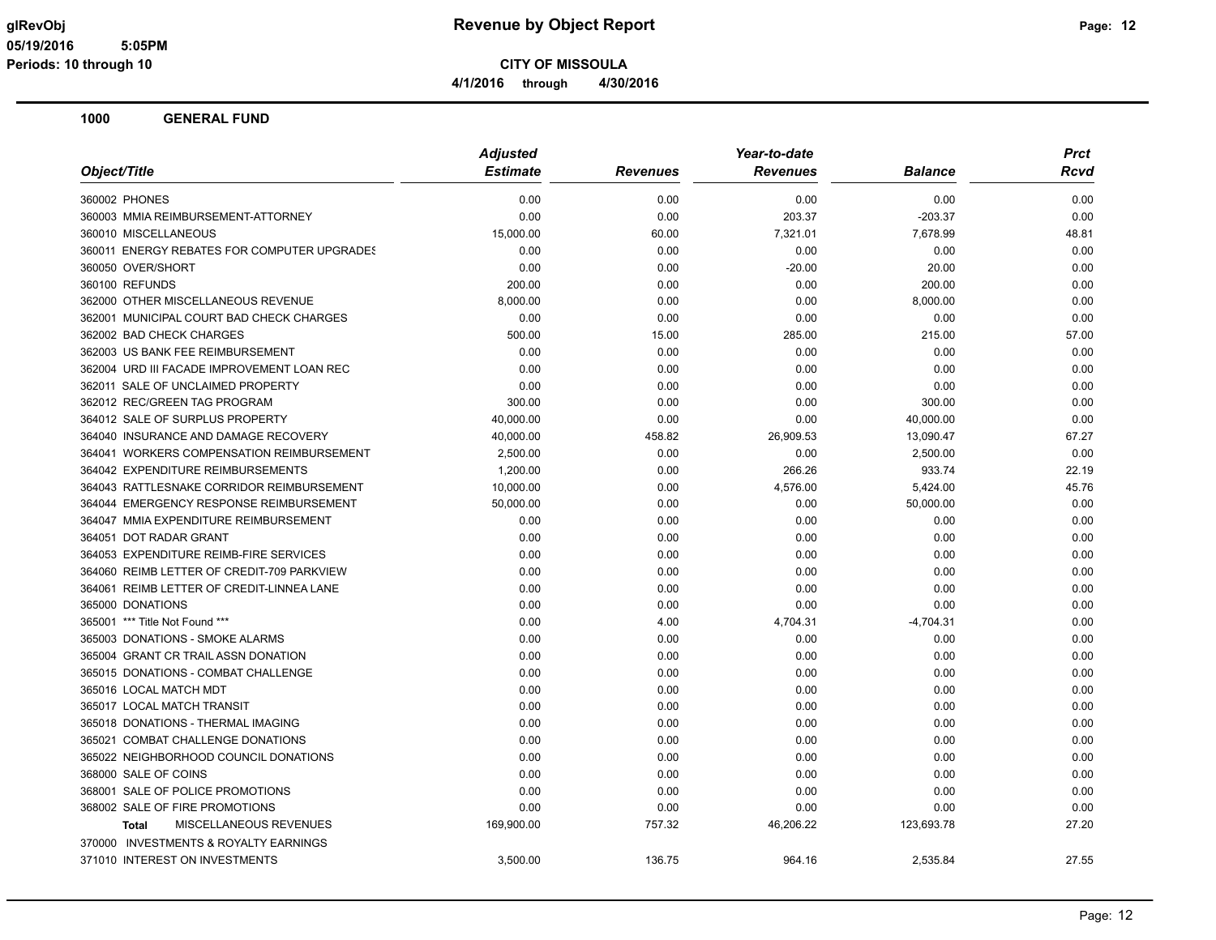# Revenue by Object Report

**CITY OF MISSOULA**

**4/1/2016 through 4/30/2016**

glRevObj
05/19/2016 5:05PM
Periods: 10 through 10

## 1000 GENERAL FUND

| Object/Title | Adjusted Estimate | Revenues | Year-to-date Revenues | Balance | Prct Rcvd |
|---|---|---|---|---|---|
| 360002 PHONES | 0.00 | 0.00 | 0.00 | 0.00 | 0.00 |
| 360003 MMIA REIMBURSEMENT-ATTORNEY | 0.00 | 0.00 | 203.37 | -203.37 | 0.00 |
| 360010 MISCELLANEOUS | 15,000.00 | 60.00 | 7,321.01 | 7,678.99 | 48.81 |
| 360011 ENERGY REBATES FOR COMPUTER UPGRADES | 0.00 | 0.00 | 0.00 | 0.00 | 0.00 |
| 360050 OVER/SHORT | 0.00 | 0.00 | -20.00 | 20.00 | 0.00 |
| 360100 REFUNDS | 200.00 | 0.00 | 0.00 | 200.00 | 0.00 |
| 362000 OTHER MISCELLANEOUS REVENUE | 8,000.00 | 0.00 | 0.00 | 8,000.00 | 0.00 |
| 362001 MUNICIPAL COURT BAD CHECK CHARGES | 0.00 | 0.00 | 0.00 | 0.00 | 0.00 |
| 362002 BAD CHECK CHARGES | 500.00 | 15.00 | 285.00 | 215.00 | 57.00 |
| 362003 US BANK FEE REIMBURSEMENT | 0.00 | 0.00 | 0.00 | 0.00 | 0.00 |
| 362004 URD III FACADE IMPROVEMENT LOAN REC | 0.00 | 0.00 | 0.00 | 0.00 | 0.00 |
| 362011 SALE OF UNCLAIMED PROPERTY | 0.00 | 0.00 | 0.00 | 0.00 | 0.00 |
| 362012 REC/GREEN TAG PROGRAM | 300.00 | 0.00 | 0.00 | 300.00 | 0.00 |
| 364012 SALE OF SURPLUS PROPERTY | 40,000.00 | 0.00 | 0.00 | 40,000.00 | 0.00 |
| 364040 INSURANCE AND DAMAGE RECOVERY | 40,000.00 | 458.82 | 26,909.53 | 13,090.47 | 67.27 |
| 364041 WORKERS COMPENSATION REIMBURSEMENT | 2,500.00 | 0.00 | 0.00 | 2,500.00 | 0.00 |
| 364042 EXPENDITURE REIMBURSEMENTS | 1,200.00 | 0.00 | 266.26 | 933.74 | 22.19 |
| 364043 RATTLESNAKE CORRIDOR REIMBURSEMENT | 10,000.00 | 0.00 | 4,576.00 | 5,424.00 | 45.76 |
| 364044 EMERGENCY RESPONSE REIMBURSEMENT | 50,000.00 | 0.00 | 0.00 | 50,000.00 | 0.00 |
| 364047 MMIA EXPENDITURE REIMBURSEMENT | 0.00 | 0.00 | 0.00 | 0.00 | 0.00 |
| 364051 DOT RADAR GRANT | 0.00 | 0.00 | 0.00 | 0.00 | 0.00 |
| 364053 EXPENDITURE REIMB-FIRE SERVICES | 0.00 | 0.00 | 0.00 | 0.00 | 0.00 |
| 364060 REIMB LETTER OF CREDIT-709 PARKVIEW | 0.00 | 0.00 | 0.00 | 0.00 | 0.00 |
| 364061 REIMB LETTER OF CREDIT-LINNEA LANE | 0.00 | 0.00 | 0.00 | 0.00 | 0.00 |
| 365000 DONATIONS | 0.00 | 0.00 | 0.00 | 0.00 | 0.00 |
| 365001 *** Title Not Found *** | 0.00 | 4.00 | 4,704.31 | -4,704.31 | 0.00 |
| 365003 DONATIONS - SMOKE ALARMS | 0.00 | 0.00 | 0.00 | 0.00 | 0.00 |
| 365004 GRANT CR TRAIL ASSN DONATION | 0.00 | 0.00 | 0.00 | 0.00 | 0.00 |
| 365015 DONATIONS - COMBAT CHALLENGE | 0.00 | 0.00 | 0.00 | 0.00 | 0.00 |
| 365016 LOCAL MATCH MDT | 0.00 | 0.00 | 0.00 | 0.00 | 0.00 |
| 365017 LOCAL MATCH TRANSIT | 0.00 | 0.00 | 0.00 | 0.00 | 0.00 |
| 365018 DONATIONS - THERMAL IMAGING | 0.00 | 0.00 | 0.00 | 0.00 | 0.00 |
| 365021 COMBAT CHALLENGE DONATIONS | 0.00 | 0.00 | 0.00 | 0.00 | 0.00 |
| 365022 NEIGHBORHOOD COUNCIL DONATIONS | 0.00 | 0.00 | 0.00 | 0.00 | 0.00 |
| 368000 SALE OF COINS | 0.00 | 0.00 | 0.00 | 0.00 | 0.00 |
| 368001 SALE OF POLICE PROMOTIONS | 0.00 | 0.00 | 0.00 | 0.00 | 0.00 |
| 368002 SALE OF FIRE PROMOTIONS | 0.00 | 0.00 | 0.00 | 0.00 | 0.00 |
| **Total** MISCELLANEOUS REVENUES | 169,900.00 | 757.32 | 46,206.22 | 123,693.78 | 27.20 |
| 370000 INVESTMENTS & ROYALTY EARNINGS | | | | | |
| 371010 INTEREST ON INVESTMENTS | 3,500.00 | 136.75 | 964.16 | 2,535.84 | 27.55 |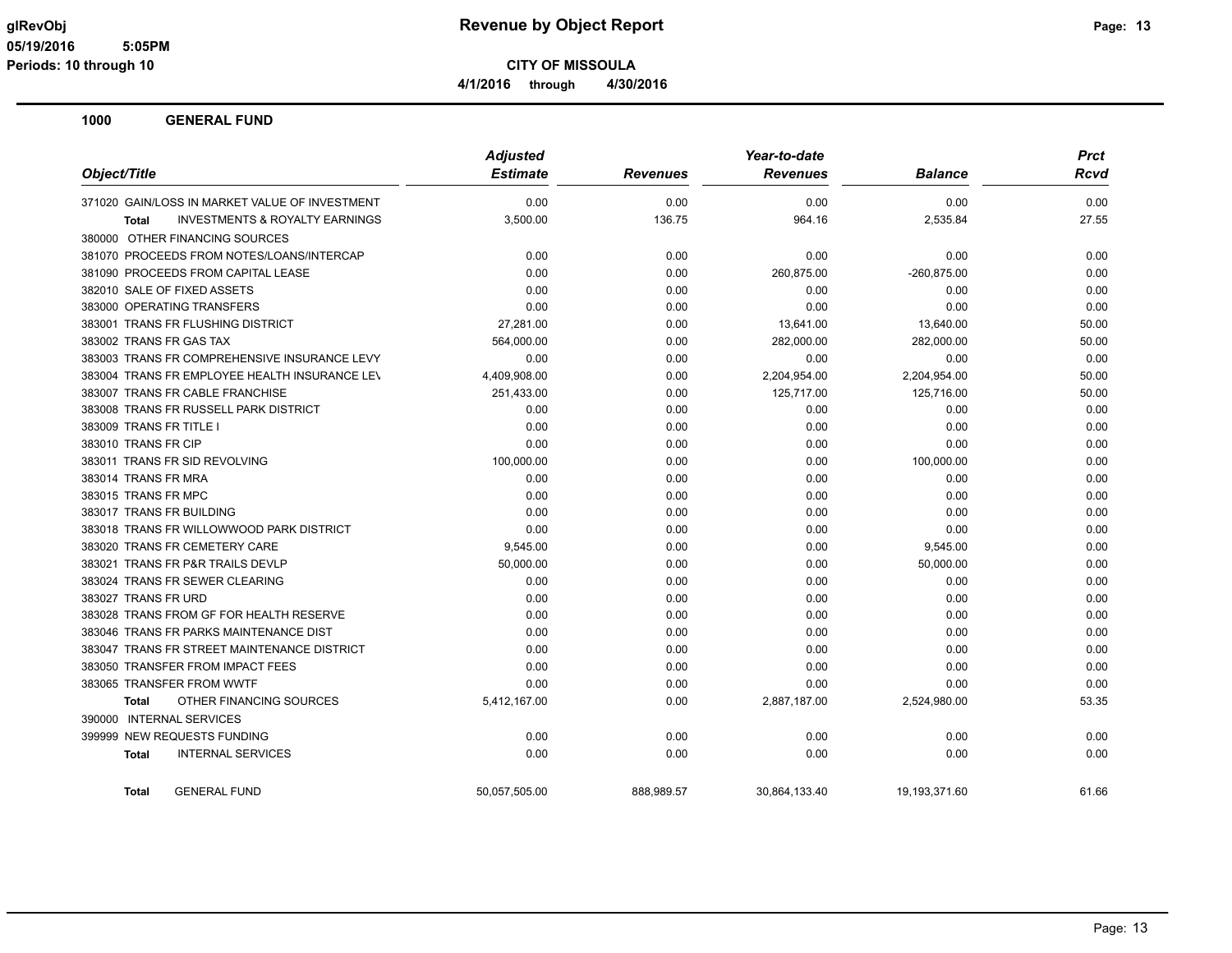**Revenue by Object Report**

**CITY OF MISSOULA**

**4/1/2016 through 4/30/2016**

glRevObj
05/19/2016 5:05PM
Periods: 10 through 10

## 1000 GENERAL FUND

| Object/Title | Adjusted Estimate | Revenues | Year-to-date Revenues | Balance | Prct Rcvd |
|---|---|---|---|---|---|
| 371020 GAIN/LOSS IN MARKET VALUE OF INVESTMENT | 0.00 | 0.00 | 0.00 | 0.00 | 0.00 |
| **Total** INVESTMENTS & ROYALTY EARNINGS | 3,500.00 | 136.75 | 964.16 | 2,535.84 | 27.55 |
| 380000 OTHER FINANCING SOURCES | | | | | |
| 381070 PROCEEDS FROM NOTES/LOANS/INTERCAP | 0.00 | 0.00 | 0.00 | 0.00 | 0.00 |
| 381090 PROCEEDS FROM CAPITAL LEASE | 0.00 | 0.00 | 260,875.00 | -260,875.00 | 0.00 |
| 382010 SALE OF FIXED ASSETS | 0.00 | 0.00 | 0.00 | 0.00 | 0.00 |
| 383000 OPERATING TRANSFERS | 0.00 | 0.00 | 0.00 | 0.00 | 0.00 |
| 383001 TRANS FR FLUSHING DISTRICT | 27,281.00 | 0.00 | 13,641.00 | 13,640.00 | 50.00 |
| 383002 TRANS FR GAS TAX | 564,000.00 | 0.00 | 282,000.00 | 282,000.00 | 50.00 |
| 383003 TRANS FR COMPREHENSIVE INSURANCE LEVY | 0.00 | 0.00 | 0.00 | 0.00 | 0.00 |
| 383004 TRANS FR EMPLOYEE HEALTH INSURANCE LEV | 4,409,908.00 | 0.00 | 2,204,954.00 | 2,204,954.00 | 50.00 |
| 383007 TRANS FR CABLE FRANCHISE | 251,433.00 | 0.00 | 125,717.00 | 125,716.00 | 50.00 |
| 383008 TRANS FR RUSSELL PARK DISTRICT | 0.00 | 0.00 | 0.00 | 0.00 | 0.00 |
| 383009 TRANS FR TITLE I | 0.00 | 0.00 | 0.00 | 0.00 | 0.00 |
| 383010 TRANS FR CIP | 0.00 | 0.00 | 0.00 | 0.00 | 0.00 |
| 383011 TRANS FR SID REVOLVING | 100,000.00 | 0.00 | 0.00 | 100,000.00 | 0.00 |
| 383014 TRANS FR MRA | 0.00 | 0.00 | 0.00 | 0.00 | 0.00 |
| 383015 TRANS FR MPC | 0.00 | 0.00 | 0.00 | 0.00 | 0.00 |
| 383017 TRANS FR BUILDING | 0.00 | 0.00 | 0.00 | 0.00 | 0.00 |
| 383018 TRANS FR WILLOWWOOD PARK DISTRICT | 0.00 | 0.00 | 0.00 | 0.00 | 0.00 |
| 383020 TRANS FR CEMETERY CARE | 9,545.00 | 0.00 | 0.00 | 9,545.00 | 0.00 |
| 383021 TRANS FR P&R TRAILS DEVLP | 50,000.00 | 0.00 | 0.00 | 50,000.00 | 0.00 |
| 383024 TRANS FR SEWER CLEARING | 0.00 | 0.00 | 0.00 | 0.00 | 0.00 |
| 383027 TRANS FR URD | 0.00 | 0.00 | 0.00 | 0.00 | 0.00 |
| 383028 TRANS FROM GF FOR HEALTH RESERVE | 0.00 | 0.00 | 0.00 | 0.00 | 0.00 |
| 383046 TRANS FR PARKS MAINTENANCE DIST | 0.00 | 0.00 | 0.00 | 0.00 | 0.00 |
| 383047 TRANS FR STREET MAINTENANCE DISTRICT | 0.00 | 0.00 | 0.00 | 0.00 | 0.00 |
| 383050 TRANSFER FROM IMPACT FEES | 0.00 | 0.00 | 0.00 | 0.00 | 0.00 |
| 383065 TRANSFER FROM WWTF | 0.00 | 0.00 | 0.00 | 0.00 | 0.00 |
| **Total** OTHER FINANCING SOURCES | 5,412,167.00 | 0.00 | 2,887,187.00 | 2,524,980.00 | 53.35 |
| 390000 INTERNAL SERVICES | | | | | |
| 399999 NEW REQUESTS FUNDING | 0.00 | 0.00 | 0.00 | 0.00 | 0.00 |
| **Total** INTERNAL SERVICES | 0.00 | 0.00 | 0.00 | 0.00 | 0.00 |
| **Total** GENERAL FUND | 50,057,505.00 | 888,989.57 | 30,864,133.40 | 19,193,371.60 | 61.66 |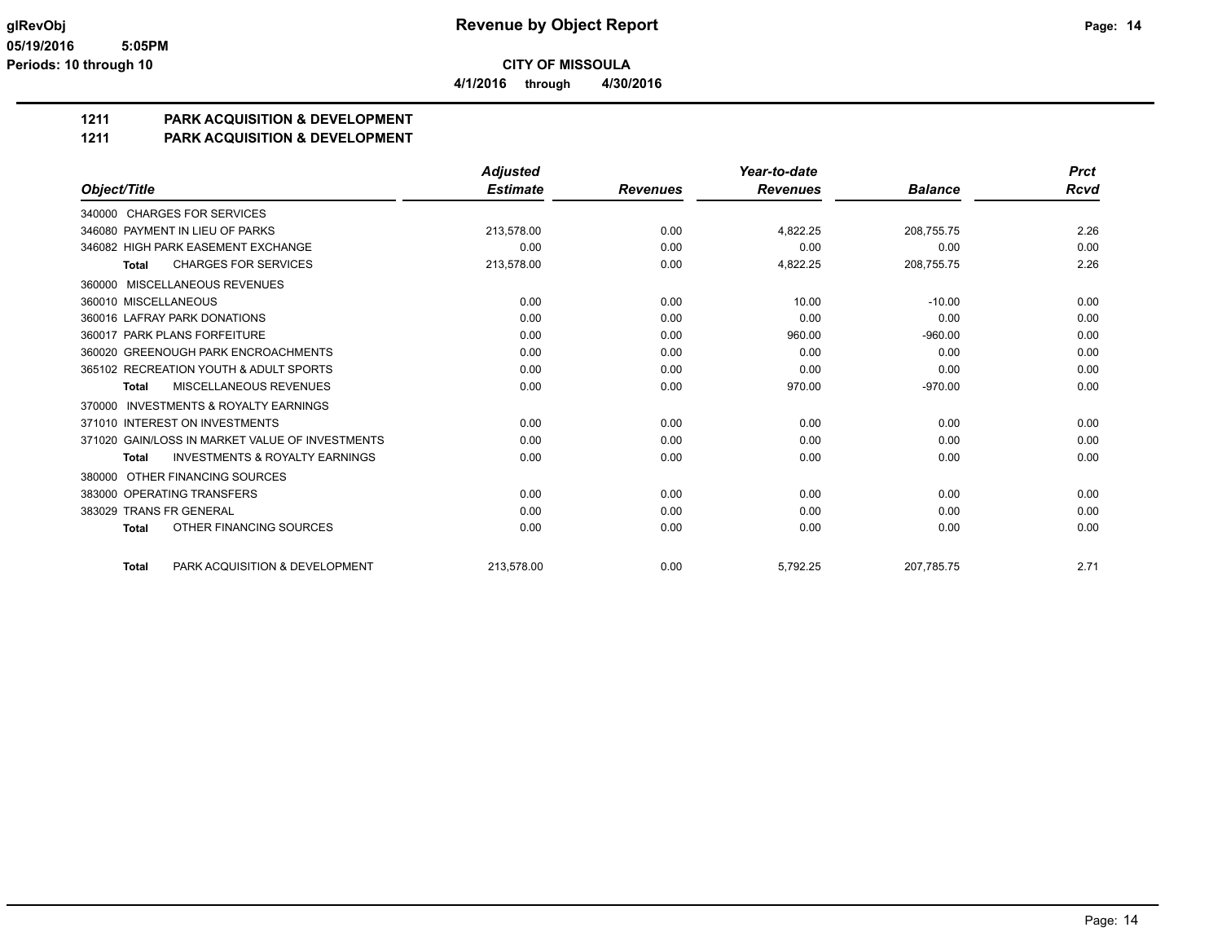# Revenue by Object Report

glRevObj
05/19/2016 5:05PM
Periods: 10 through 10

**CITY OF MISSOULA**

4/1/2016 through 4/30/2016

## 1211 PARK ACQUISITION & DEVELOPMENT
## 1211 PARK ACQUISITION & DEVELOPMENT

| Object/Title | Adjusted Estimate | Revenues | Year-to-date Revenues | Balance | Prct Rcvd |
|---|---|---|---|---|---|
| 340000 CHARGES FOR SERVICES | | | | | |
| 346080 PAYMENT IN LIEU OF PARKS | 213,578.00 | 0.00 | 4,822.25 | 208,755.75 | 2.26 |
| 346082 HIGH PARK EASEMENT EXCHANGE | 0.00 | 0.00 | 0.00 | 0.00 | 0.00 |
| Total CHARGES FOR SERVICES | 213,578.00 | 0.00 | 4,822.25 | 208,755.75 | 2.26 |
| 360000 MISCELLANEOUS REVENUES | | | | | |
| 360010 MISCELLANEOUS | 0.00 | 0.00 | 10.00 | -10.00 | 0.00 |
| 360016 LAFRAY PARK DONATIONS | 0.00 | 0.00 | 0.00 | 0.00 | 0.00 |
| 360017 PARK PLANS FORFEITURE | 0.00 | 0.00 | 960.00 | -960.00 | 0.00 |
| 360020 GREENOUGH PARK ENCROACHMENTS | 0.00 | 0.00 | 0.00 | 0.00 | 0.00 |
| 365102 RECREATION YOUTH & ADULT SPORTS | 0.00 | 0.00 | 0.00 | 0.00 | 0.00 |
| Total MISCELLANEOUS REVENUES | 0.00 | 0.00 | 970.00 | -970.00 | 0.00 |
| 370000 INVESTMENTS & ROYALTY EARNINGS | | | | | |
| 371010 INTEREST ON INVESTMENTS | 0.00 | 0.00 | 0.00 | 0.00 | 0.00 |
| 371020 GAIN/LOSS IN MARKET VALUE OF INVESTMENTS | 0.00 | 0.00 | 0.00 | 0.00 | 0.00 |
| Total INVESTMENTS & ROYALTY EARNINGS | 0.00 | 0.00 | 0.00 | 0.00 | 0.00 |
| 380000 OTHER FINANCING SOURCES | | | | | |
| 383000 OPERATING TRANSFERS | 0.00 | 0.00 | 0.00 | 0.00 | 0.00 |
| 383029 TRANS FR GENERAL | 0.00 | 0.00 | 0.00 | 0.00 | 0.00 |
| Total OTHER FINANCING SOURCES | 0.00 | 0.00 | 0.00 | 0.00 | 0.00 |
| Total PARK ACQUISITION & DEVELOPMENT | 213,578.00 | 0.00 | 5,792.25 | 207,785.75 | 2.71 |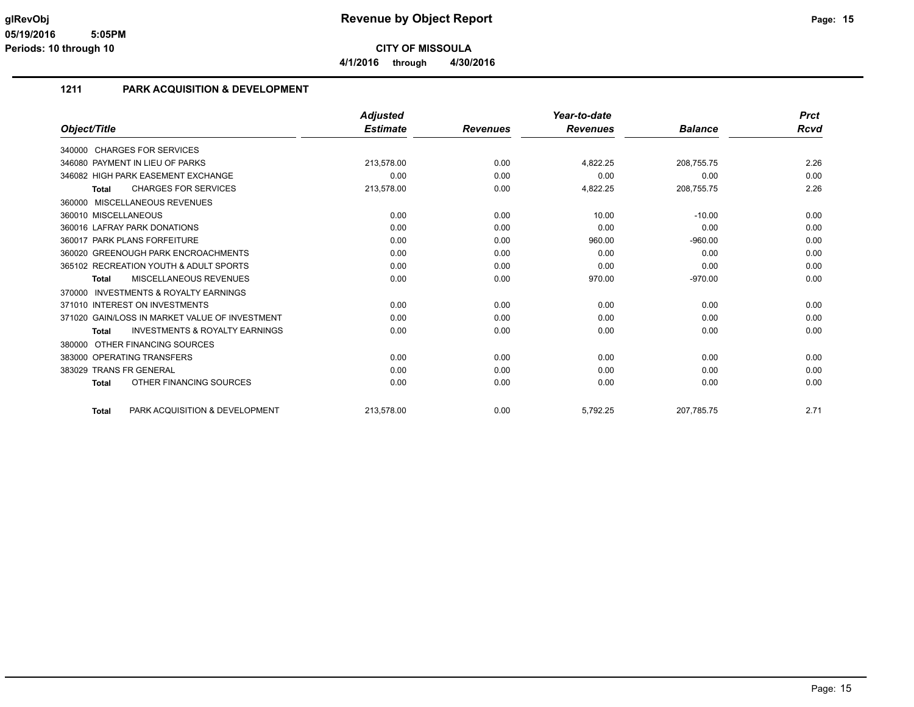# Revenue by Object Report

**CITY OF MISSOULA**

**4/1/2016 through 4/30/2016**

glRevObj
05/19/2016 5:05PM
Periods: 10 through 10

## 1211 PARK ACQUISITION & DEVELOPMENT

| Object/Title | Adjusted Estimate | Revenues | Year-to-date Revenues | Balance | Prct Rcvd |
|---|---|---|---|---|---|
| 340000 CHARGES FOR SERVICES | | | | | |
| 346080 PAYMENT IN LIEU OF PARKS | 213,578.00 | 0.00 | 4,822.25 | 208,755.75 | 2.26 |
| 346082 HIGH PARK EASEMENT EXCHANGE | 0.00 | 0.00 | 0.00 | 0.00 | 0.00 |
| **Total** CHARGES FOR SERVICES | 213,578.00 | 0.00 | 4,822.25 | 208,755.75 | 2.26 |
| 360000 MISCELLANEOUS REVENUES | | | | | |
| 360010 MISCELLANEOUS | 0.00 | 0.00 | 10.00 | -10.00 | 0.00 |
| 360016 LAFRAY PARK DONATIONS | 0.00 | 0.00 | 0.00 | 0.00 | 0.00 |
| 360017 PARK PLANS FORFEITURE | 0.00 | 0.00 | 960.00 | -960.00 | 0.00 |
| 360020 GREENOUGH PARK ENCROACHMENTS | 0.00 | 0.00 | 0.00 | 0.00 | 0.00 |
| 365102 RECREATION YOUTH & ADULT SPORTS | 0.00 | 0.00 | 0.00 | 0.00 | 0.00 |
| **Total** MISCELLANEOUS REVENUES | 0.00 | 0.00 | 970.00 | -970.00 | 0.00 |
| 370000 INVESTMENTS & ROYALTY EARNINGS | | | | | |
| 371010 INTEREST ON INVESTMENTS | 0.00 | 0.00 | 0.00 | 0.00 | 0.00 |
| 371020 GAIN/LOSS IN MARKET VALUE OF INVESTMENT | 0.00 | 0.00 | 0.00 | 0.00 | 0.00 |
| **Total** INVESTMENTS & ROYALTY EARNINGS | 0.00 | 0.00 | 0.00 | 0.00 | 0.00 |
| 380000 OTHER FINANCING SOURCES | | | | | |
| 383000 OPERATING TRANSFERS | 0.00 | 0.00 | 0.00 | 0.00 | 0.00 |
| 383029 TRANS FR GENERAL | 0.00 | 0.00 | 0.00 | 0.00 | 0.00 |
| **Total** OTHER FINANCING SOURCES | 0.00 | 0.00 | 0.00 | 0.00 | 0.00 |
| **Total** PARK ACQUISITION & DEVELOPMENT | 213,578.00 | 0.00 | 5,792.25 | 207,785.75 | 2.71 |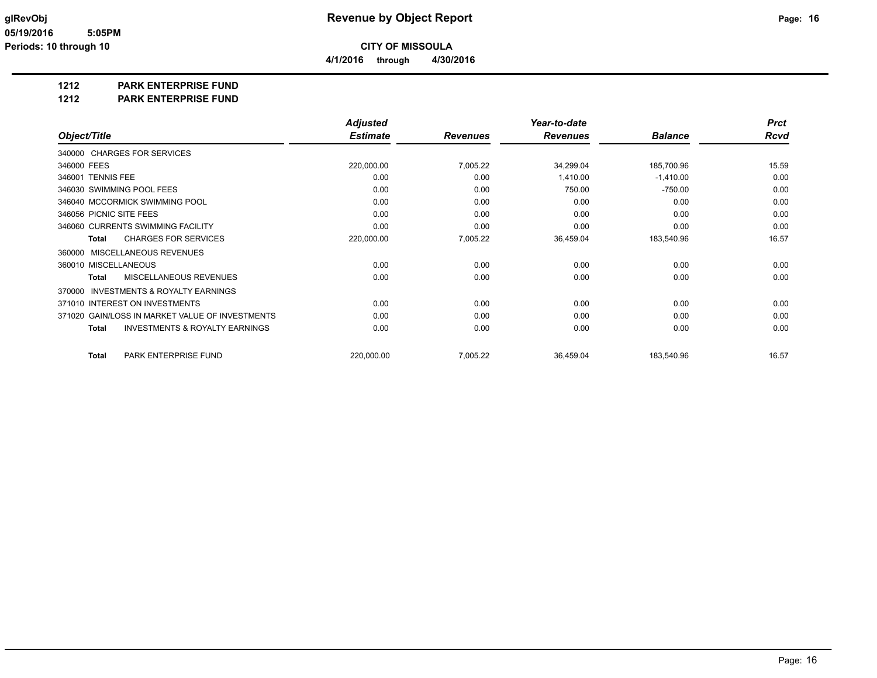# Revenue by Object Report

glRevObj
05/19/2016 5:05PM
Periods: 10 through 10

**CITY OF MISSOULA**

**4/1/2016 through 4/30/2016**

**1212 PARK ENTERPRISE FUND**

**1212 PARK ENTERPRISE FUND**

| Object/Title | Adjusted Estimate | Revenues | Year-to-date Revenues | Balance | Prct Rcvd |
|---|---|---|---|---|---|
| 340000 CHARGES FOR SERVICES | | | | | |
| 346000 FEES | 220,000.00 | 7,005.22 | 34,299.04 | 185,700.96 | 15.59 |
| 346001 TENNIS FEE | 0.00 | 0.00 | 1,410.00 | -1,410.00 | 0.00 |
| 346030 SWIMMING POOL FEES | 0.00 | 0.00 | 750.00 | -750.00 | 0.00 |
| 346040 MCCORMICK SWIMMING POOL | 0.00 | 0.00 | 0.00 | 0.00 | 0.00 |
| 346056 PICNIC SITE FEES | 0.00 | 0.00 | 0.00 | 0.00 | 0.00 |
| 346060 CURRENTS SWIMMING FACILITY | 0.00 | 0.00 | 0.00 | 0.00 | 0.00 |
| **Total** CHARGES FOR SERVICES | 220,000.00 | 7,005.22 | 36,459.04 | 183,540.96 | 16.57 |
| 360000 MISCELLANEOUS REVENUES | | | | | |
| 360010 MISCELLANEOUS | 0.00 | 0.00 | 0.00 | 0.00 | 0.00 |
| **Total** MISCELLANEOUS REVENUES | 0.00 | 0.00 | 0.00 | 0.00 | 0.00 |
| 370000 INVESTMENTS & ROYALTY EARNINGS | | | | | |
| 371010 INTEREST ON INVESTMENTS | 0.00 | 0.00 | 0.00 | 0.00 | 0.00 |
| 371020 GAIN/LOSS IN MARKET VALUE OF INVESTMENTS | 0.00 | 0.00 | 0.00 | 0.00 | 0.00 |
| **Total** INVESTMENTS & ROYALTY EARNINGS | 0.00 | 0.00 | 0.00 | 0.00 | 0.00 |
| **Total** PARK ENTERPRISE FUND | 220,000.00 | 7,005.22 | 36,459.04 | 183,540.96 | 16.57 |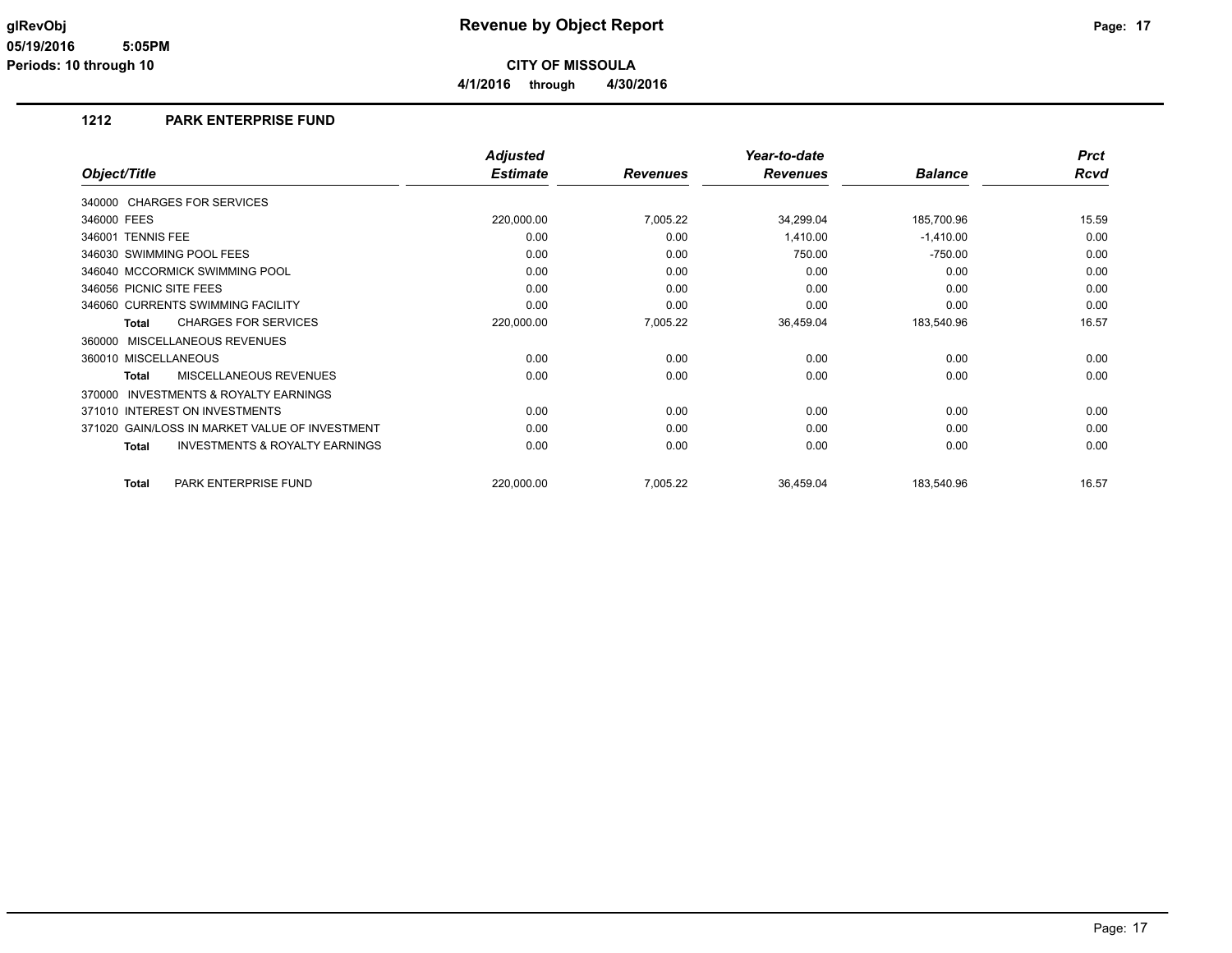**Revenue by Object Report**

**CITY OF MISSOULA**

**4/1/2016 through 4/30/2016**

Periods: 10 through 10

## 1212 PARK ENTERPRISE FUND

| Object/Title | Adjusted Estimate | Revenues | Year-to-date Revenues | Balance | Prct Rcvd |
|---|---|---|---|---|---|
| 340000 CHARGES FOR SERVICES | | | | | |
| 346000 FEES | 220,000.00 | 7,005.22 | 34,299.04 | 185,700.96 | 15.59 |
| 346001 TENNIS FEE | 0.00 | 0.00 | 1,410.00 | -1,410.00 | 0.00 |
| 346030 SWIMMING POOL FEES | 0.00 | 0.00 | 750.00 | -750.00 | 0.00 |
| 346040 MCCORMICK SWIMMING POOL | 0.00 | 0.00 | 0.00 | 0.00 | 0.00 |
| 346056 PICNIC SITE FEES | 0.00 | 0.00 | 0.00 | 0.00 | 0.00 |
| 346060 CURRENTS SWIMMING FACILITY | 0.00 | 0.00 | 0.00 | 0.00 | 0.00 |
| **Total** CHARGES FOR SERVICES | 220,000.00 | 7,005.22 | 36,459.04 | 183,540.96 | 16.57 |
| 360000 MISCELLANEOUS REVENUES | | | | | |
| 360010 MISCELLANEOUS | 0.00 | 0.00 | 0.00 | 0.00 | 0.00 |
| **Total** MISCELLANEOUS REVENUES | 0.00 | 0.00 | 0.00 | 0.00 | 0.00 |
| 370000 INVESTMENTS & ROYALTY EARNINGS | | | | | |
| 371010 INTEREST ON INVESTMENTS | 0.00 | 0.00 | 0.00 | 0.00 | 0.00 |
| 371020 GAIN/LOSS IN MARKET VALUE OF INVESTMENT | 0.00 | 0.00 | 0.00 | 0.00 | 0.00 |
| **Total** INVESTMENTS & ROYALTY EARNINGS | 0.00 | 0.00 | 0.00 | 0.00 | 0.00 |
| **Total** PARK ENTERPRISE FUND | 220,000.00 | 7,005.22 | 36,459.04 | 183,540.96 | 16.57 |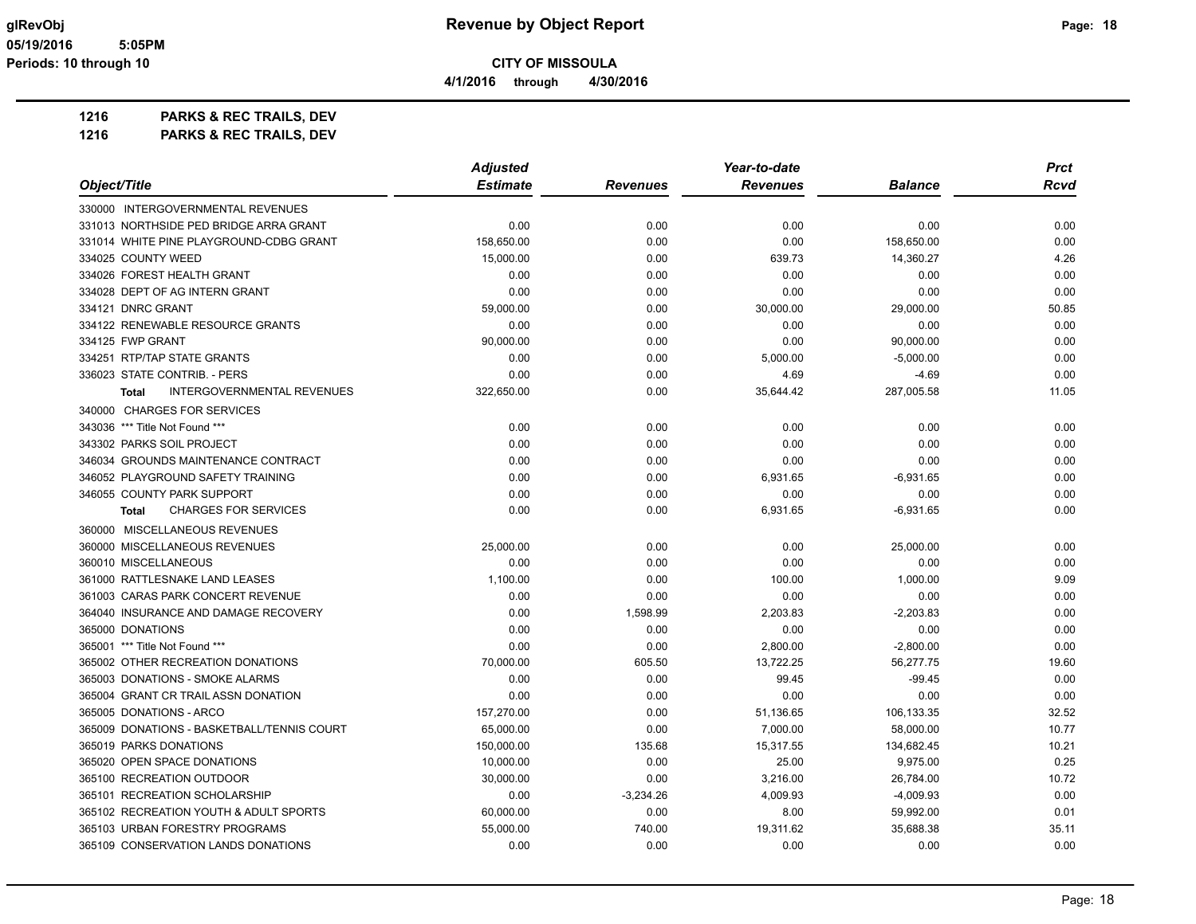# Revenue by Object Report

**CITY OF MISSOULA**

4/1/2016 through 4/30/2016

glRevObj
05/19/2016 5:05PM
Periods: 10 through 10

**1216 PARKS & REC TRAILS, DEV**
**1216 PARKS & REC TRAILS, DEV**

| Object/Title | Adjusted Estimate | Revenues | Year-to-date Revenues | Balance | Prct Rcvd |
|---|---|---|---|---|---|
| 330000 INTERGOVERNMENTAL REVENUES | | | | | |
| 331013 NORTHSIDE PED BRIDGE ARRA GRANT | 0.00 | 0.00 | 0.00 | 0.00 | 0.00 |
| 331014 WHITE PINE PLAYGROUND-CDBG GRANT | 158,650.00 | 0.00 | 0.00 | 158,650.00 | 0.00 |
| 334025 COUNTY WEED | 15,000.00 | 0.00 | 639.73 | 14,360.27 | 4.26 |
| 334026 FOREST HEALTH GRANT | 0.00 | 0.00 | 0.00 | 0.00 | 0.00 |
| 334028 DEPT OF AG INTERN GRANT | 0.00 | 0.00 | 0.00 | 0.00 | 0.00 |
| 334121 DNRC GRANT | 59,000.00 | 0.00 | 30,000.00 | 29,000.00 | 50.85 |
| 334122 RENEWABLE RESOURCE GRANTS | 0.00 | 0.00 | 0.00 | 0.00 | 0.00 |
| 334125 FWP GRANT | 90,000.00 | 0.00 | 0.00 | 90,000.00 | 0.00 |
| 334251 RTP/TAP STATE GRANTS | 0.00 | 0.00 | 5,000.00 | -5,000.00 | 0.00 |
| 336023 STATE CONTRIB. - PERS | 0.00 | 0.00 | 4.69 | -4.69 | 0.00 |
| **Total** INTERGOVERNMENTAL REVENUES | 322,650.00 | 0.00 | 35,644.42 | 287,005.58 | 11.05 |
| 340000 CHARGES FOR SERVICES | | | | | |
| 343036 *** Title Not Found *** | 0.00 | 0.00 | 0.00 | 0.00 | 0.00 |
| 343302 PARKS SOIL PROJECT | 0.00 | 0.00 | 0.00 | 0.00 | 0.00 |
| 346034 GROUNDS MAINTENANCE CONTRACT | 0.00 | 0.00 | 0.00 | 0.00 | 0.00 |
| 346052 PLAYGROUND SAFETY TRAINING | 0.00 | 0.00 | 6,931.65 | -6,931.65 | 0.00 |
| 346055 COUNTY PARK SUPPORT | 0.00 | 0.00 | 0.00 | 0.00 | 0.00 |
| **Total** CHARGES FOR SERVICES | 0.00 | 0.00 | 6,931.65 | -6,931.65 | 0.00 |
| 360000 MISCELLANEOUS REVENUES | | | | | |
| 360000 MISCELLANEOUS REVENUES | 25,000.00 | 0.00 | 0.00 | 25,000.00 | 0.00 |
| 360010 MISCELLANEOUS | 0.00 | 0.00 | 0.00 | 0.00 | 0.00 |
| 361000 RATTLESNAKE LAND LEASES | 1,100.00 | 0.00 | 100.00 | 1,000.00 | 9.09 |
| 361003 CARAS PARK CONCERT REVENUE | 0.00 | 0.00 | 0.00 | 0.00 | 0.00 |
| 364040 INSURANCE AND DAMAGE RECOVERY | 0.00 | 1,598.99 | 2,203.83 | -2,203.83 | 0.00 |
| 365000 DONATIONS | 0.00 | 0.00 | 0.00 | 0.00 | 0.00 |
| 365001 *** Title Not Found *** | 0.00 | 0.00 | 2,800.00 | -2,800.00 | 0.00 |
| 365002 OTHER RECREATION DONATIONS | 70,000.00 | 605.50 | 13,722.25 | 56,277.75 | 19.60 |
| 365003 DONATIONS - SMOKE ALARMS | 0.00 | 0.00 | 99.45 | -99.45 | 0.00 |
| 365004 GRANT CR TRAIL ASSN DONATION | 0.00 | 0.00 | 0.00 | 0.00 | 0.00 |
| 365005 DONATIONS - ARCO | 157,270.00 | 0.00 | 51,136.65 | 106,133.35 | 32.52 |
| 365009 DONATIONS - BASKETBALL/TENNIS COURT | 65,000.00 | 0.00 | 7,000.00 | 58,000.00 | 10.77 |
| 365019 PARKS DONATIONS | 150,000.00 | 135.68 | 15,317.55 | 134,682.45 | 10.21 |
| 365020 OPEN SPACE DONATIONS | 10,000.00 | 0.00 | 25.00 | 9,975.00 | 0.25 |
| 365100 RECREATION OUTDOOR | 30,000.00 | 0.00 | 3,216.00 | 26,784.00 | 10.72 |
| 365101 RECREATION SCHOLARSHIP | 0.00 | -3,234.26 | 4,009.93 | -4,009.93 | 0.00 |
| 365102 RECREATION YOUTH & ADULT SPORTS | 60,000.00 | 0.00 | 8.00 | 59,992.00 | 0.01 |
| 365103 URBAN FORESTRY PROGRAMS | 55,000.00 | 740.00 | 19,311.62 | 35,688.38 | 35.11 |
| 365109 CONSERVATION LANDS DONATIONS | 0.00 | 0.00 | 0.00 | 0.00 | 0.00 |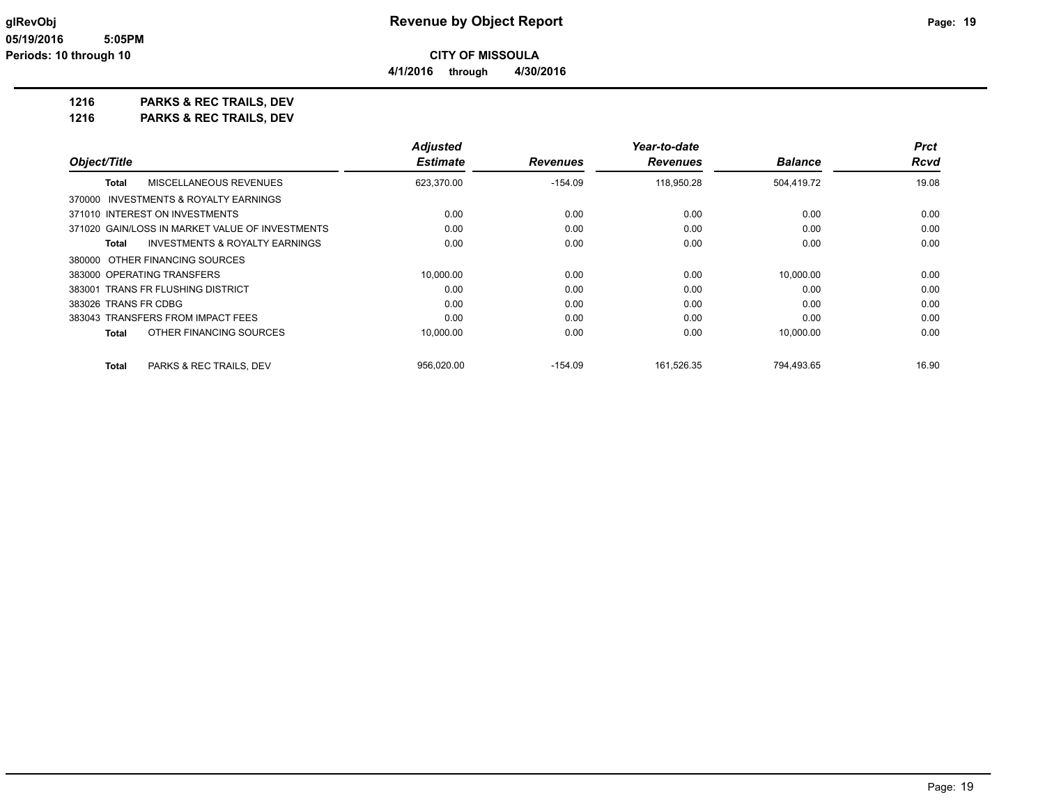**glRevObj**
**05/19/2016 5:05PM**
**Periods: 10 through 10**

# Revenue by Object Report

**CITY OF MISSOULA**

**4/1/2016 through 4/30/2016**

## 1216 PARKS & REC TRAILS, DEV
## 1216 PARKS & REC TRAILS, DEV

| Object/Title | Adjusted Estimate | Revenues | Year-to-date Revenues | Balance | Prct Rcvd |
|---|---|---|---|---|---|
| **Total** MISCELLANEOUS REVENUES | 623,370.00 | -154.09 | 118,950.28 | 504,419.72 | 19.08 |
| 370000 INVESTMENTS & ROYALTY EARNINGS | | | | | |
| 371010 INTEREST ON INVESTMENTS | 0.00 | 0.00 | 0.00 | 0.00 | 0.00 |
| 371020 GAIN/LOSS IN MARKET VALUE OF INVESTMENTS | 0.00 | 0.00 | 0.00 | 0.00 | 0.00 |
| **Total** INVESTMENTS & ROYALTY EARNINGS | 0.00 | 0.00 | 0.00 | 0.00 | 0.00 |
| 380000 OTHER FINANCING SOURCES | | | | | |
| 383000 OPERATING TRANSFERS | 10,000.00 | 0.00 | 0.00 | 10,000.00 | 0.00 |
| 383001 TRANS FR FLUSHING DISTRICT | 0.00 | 0.00 | 0.00 | 0.00 | 0.00 |
| 383026 TRANS FR CDBG | 0.00 | 0.00 | 0.00 | 0.00 | 0.00 |
| 383043 TRANSFERS FROM IMPACT FEES | 0.00 | 0.00 | 0.00 | 0.00 | 0.00 |
| **Total** OTHER FINANCING SOURCES | 10,000.00 | 0.00 | 0.00 | 10,000.00 | 0.00 |
| **Total** PARKS & REC TRAILS, DEV | 956,020.00 | -154.09 | 161,526.35 | 794,493.65 | 16.90 |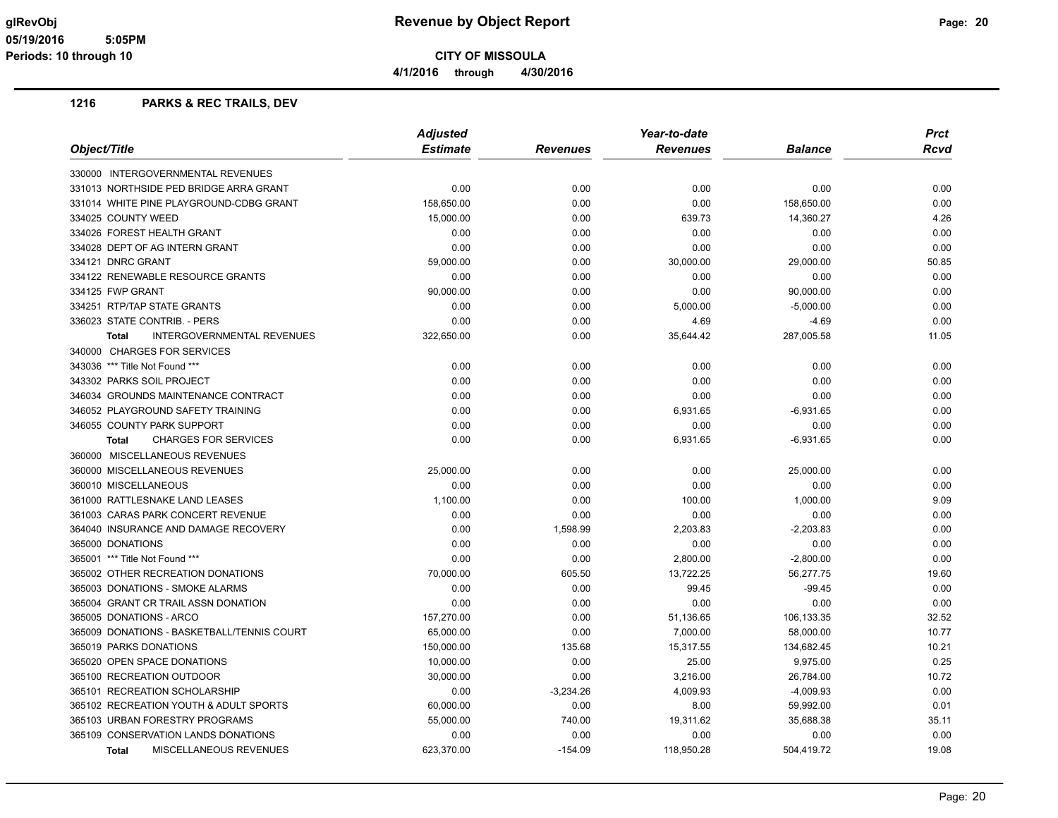# Revenue by Object Report

glRevObj
05/19/2016 5:05PM
Periods: 10 through 10

**CITY OF MISSOULA**

4/1/2016 through 4/30/2016

## 1216 PARKS & REC TRAILS, DEV

| Object/Title | Adjusted Estimate | Revenues | Year-to-date Revenues | Balance | Prct Rcvd |
|---|---|---|---|---|---|
| 330000 INTERGOVERNMENTAL REVENUES | | | | | |
| 331013 NORTHSIDE PED BRIDGE ARRA GRANT | 0.00 | 0.00 | 0.00 | 0.00 | 0.00 |
| 331014 WHITE PINE PLAYGROUND-CDBG GRANT | 158,650.00 | 0.00 | 0.00 | 158,650.00 | 0.00 |
| 334025 COUNTY WEED | 15,000.00 | 0.00 | 639.73 | 14,360.27 | 4.26 |
| 334026 FOREST HEALTH GRANT | 0.00 | 0.00 | 0.00 | 0.00 | 0.00 |
| 334028 DEPT OF AG INTERN GRANT | 0.00 | 0.00 | 0.00 | 0.00 | 0.00 |
| 334121 DNRC GRANT | 59,000.00 | 0.00 | 30,000.00 | 29,000.00 | 50.85 |
| 334122 RENEWABLE RESOURCE GRANTS | 0.00 | 0.00 | 0.00 | 0.00 | 0.00 |
| 334125 FWP GRANT | 90,000.00 | 0.00 | 0.00 | 90,000.00 | 0.00 |
| 334251 RTP/TAP STATE GRANTS | 0.00 | 0.00 | 5,000.00 | -5,000.00 | 0.00 |
| 336023 STATE CONTRIB. - PERS | 0.00 | 0.00 | 4.69 | -4.69 | 0.00 |
| **Total** INTERGOVERNMENTAL REVENUES | 322,650.00 | 0.00 | 35,644.42 | 287,005.58 | 11.05 |
| 340000 CHARGES FOR SERVICES | | | | | |
| 343036 *** Title Not Found *** | 0.00 | 0.00 | 0.00 | 0.00 | 0.00 |
| 343302 PARKS SOIL PROJECT | 0.00 | 0.00 | 0.00 | 0.00 | 0.00 |
| 346034 GROUNDS MAINTENANCE CONTRACT | 0.00 | 0.00 | 0.00 | 0.00 | 0.00 |
| 346052 PLAYGROUND SAFETY TRAINING | 0.00 | 0.00 | 6,931.65 | -6,931.65 | 0.00 |
| 346055 COUNTY PARK SUPPORT | 0.00 | 0.00 | 0.00 | 0.00 | 0.00 |
| **Total** CHARGES FOR SERVICES | 0.00 | 0.00 | 6,931.65 | -6,931.65 | 0.00 |
| 360000 MISCELLANEOUS REVENUES | | | | | |
| 360000 MISCELLANEOUS REVENUES | 25,000.00 | 0.00 | 0.00 | 25,000.00 | 0.00 |
| 360010 MISCELLANEOUS | 0.00 | 0.00 | 0.00 | 0.00 | 0.00 |
| 361000 RATTLESNAKE LAND LEASES | 1,100.00 | 0.00 | 100.00 | 1,000.00 | 9.09 |
| 361003 CARAS PARK CONCERT REVENUE | 0.00 | 0.00 | 0.00 | 0.00 | 0.00 |
| 364040 INSURANCE AND DAMAGE RECOVERY | 0.00 | 1,598.99 | 2,203.83 | -2,203.83 | 0.00 |
| 365000 DONATIONS | 0.00 | 0.00 | 0.00 | 0.00 | 0.00 |
| 365001 *** Title Not Found *** | 0.00 | 0.00 | 2,800.00 | -2,800.00 | 0.00 |
| 365002 OTHER RECREATION DONATIONS | 70,000.00 | 605.50 | 13,722.25 | 56,277.75 | 19.60 |
| 365003 DONATIONS - SMOKE ALARMS | 0.00 | 0.00 | 99.45 | -99.45 | 0.00 |
| 365004 GRANT CR TRAIL ASSN DONATION | 0.00 | 0.00 | 0.00 | 0.00 | 0.00 |
| 365005 DONATIONS - ARCO | 157,270.00 | 0.00 | 51,136.65 | 106,133.35 | 32.52 |
| 365009 DONATIONS - BASKETBALL/TENNIS COURT | 65,000.00 | 0.00 | 7,000.00 | 58,000.00 | 10.77 |
| 365019 PARKS DONATIONS | 150,000.00 | 135.68 | 15,317.55 | 134,682.45 | 10.21 |
| 365020 OPEN SPACE DONATIONS | 10,000.00 | 0.00 | 25.00 | 9,975.00 | 0.25 |
| 365100 RECREATION OUTDOOR | 30,000.00 | 0.00 | 3,216.00 | 26,784.00 | 10.72 |
| 365101 RECREATION SCHOLARSHIP | 0.00 | -3,234.26 | 4,009.93 | -4,009.93 | 0.00 |
| 365102 RECREATION YOUTH & ADULT SPORTS | 60,000.00 | 0.00 | 8.00 | 59,992.00 | 0.01 |
| 365103 URBAN FORESTRY PROGRAMS | 55,000.00 | 740.00 | 19,311.62 | 35,688.38 | 35.11 |
| 365109 CONSERVATION LANDS DONATIONS | 0.00 | 0.00 | 0.00 | 0.00 | 0.00 |
| **Total** MISCELLANEOUS REVENUES | 623,370.00 | -154.09 | 118,950.28 | 504,419.72 | 19.08 |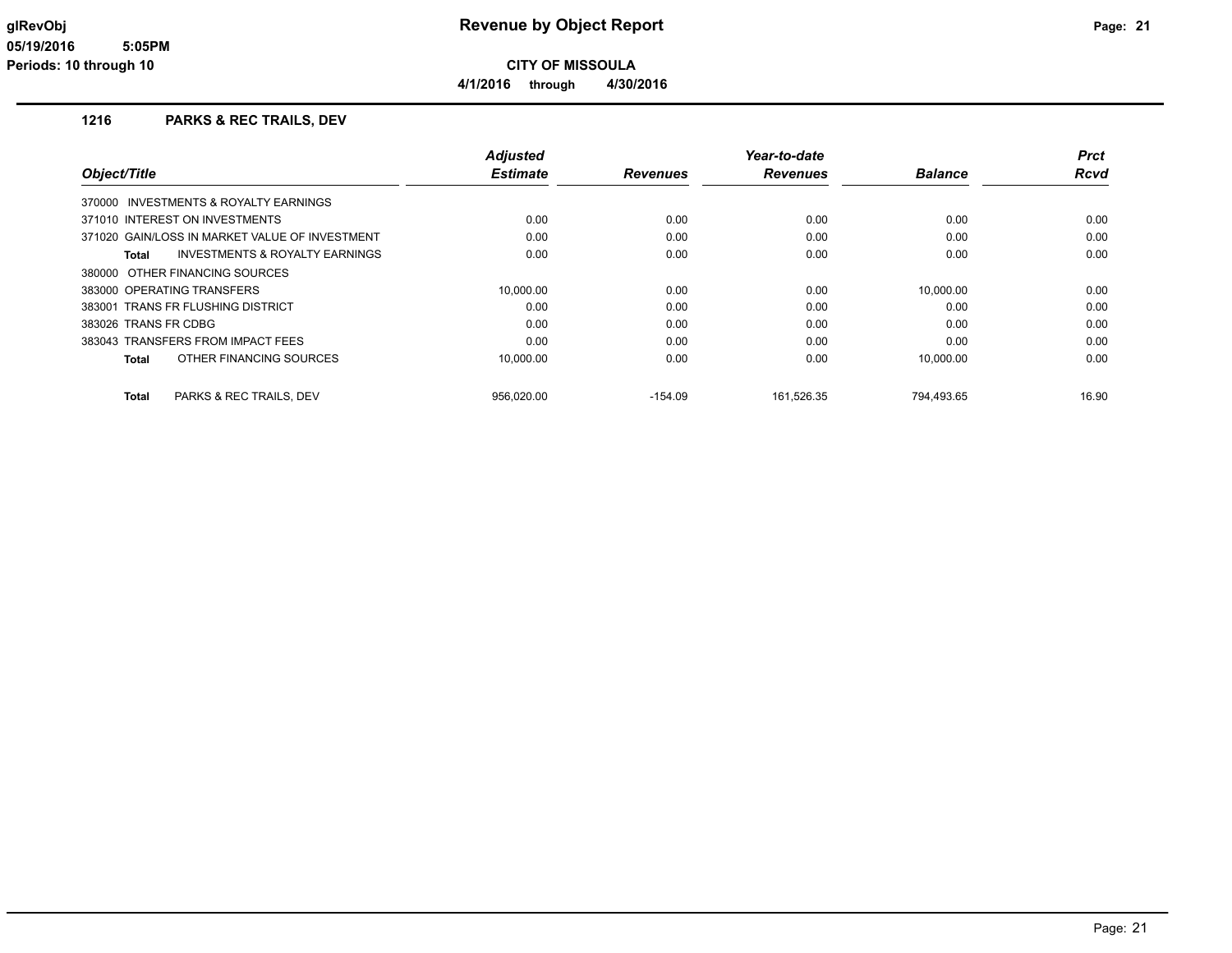**CITY OF MISSOULA**

**4/1/2016 through 4/30/2016**

## 1216 PARKS & REC TRAILS, DEV

| Object/Title | Adjusted Estimate | Revenues | Year-to-date Revenues | Balance | Prct Rcvd |
|---|---|---|---|---|---|
| 370000 INVESTMENTS & ROYALTY EARNINGS | | | | | |
| 371010 INTEREST ON INVESTMENTS | 0.00 | 0.00 | 0.00 | 0.00 | 0.00 |
| 371020 GAIN/LOSS IN MARKET VALUE OF INVESTMENT | 0.00 | 0.00 | 0.00 | 0.00 | 0.00 |
| **Total** INVESTMENTS & ROYALTY EARNINGS | 0.00 | 0.00 | 0.00 | 0.00 | 0.00 |
| 380000 OTHER FINANCING SOURCES | | | | | |
| 383000 OPERATING TRANSFERS | 10,000.00 | 0.00 | 0.00 | 10,000.00 | 0.00 |
| 383001 TRANS FR FLUSHING DISTRICT | 0.00 | 0.00 | 0.00 | 0.00 | 0.00 |
| 383026 TRANS FR CDBG | 0.00 | 0.00 | 0.00 | 0.00 | 0.00 |
| 383043 TRANSFERS FROM IMPACT FEES | 0.00 | 0.00 | 0.00 | 0.00 | 0.00 |
| **Total** OTHER FINANCING SOURCES | 10,000.00 | 0.00 | 0.00 | 10,000.00 | 0.00 |
| **Total** PARKS & REC TRAILS, DEV | 956,020.00 | -154.09 | 161,526.35 | 794,493.65 | 16.90 |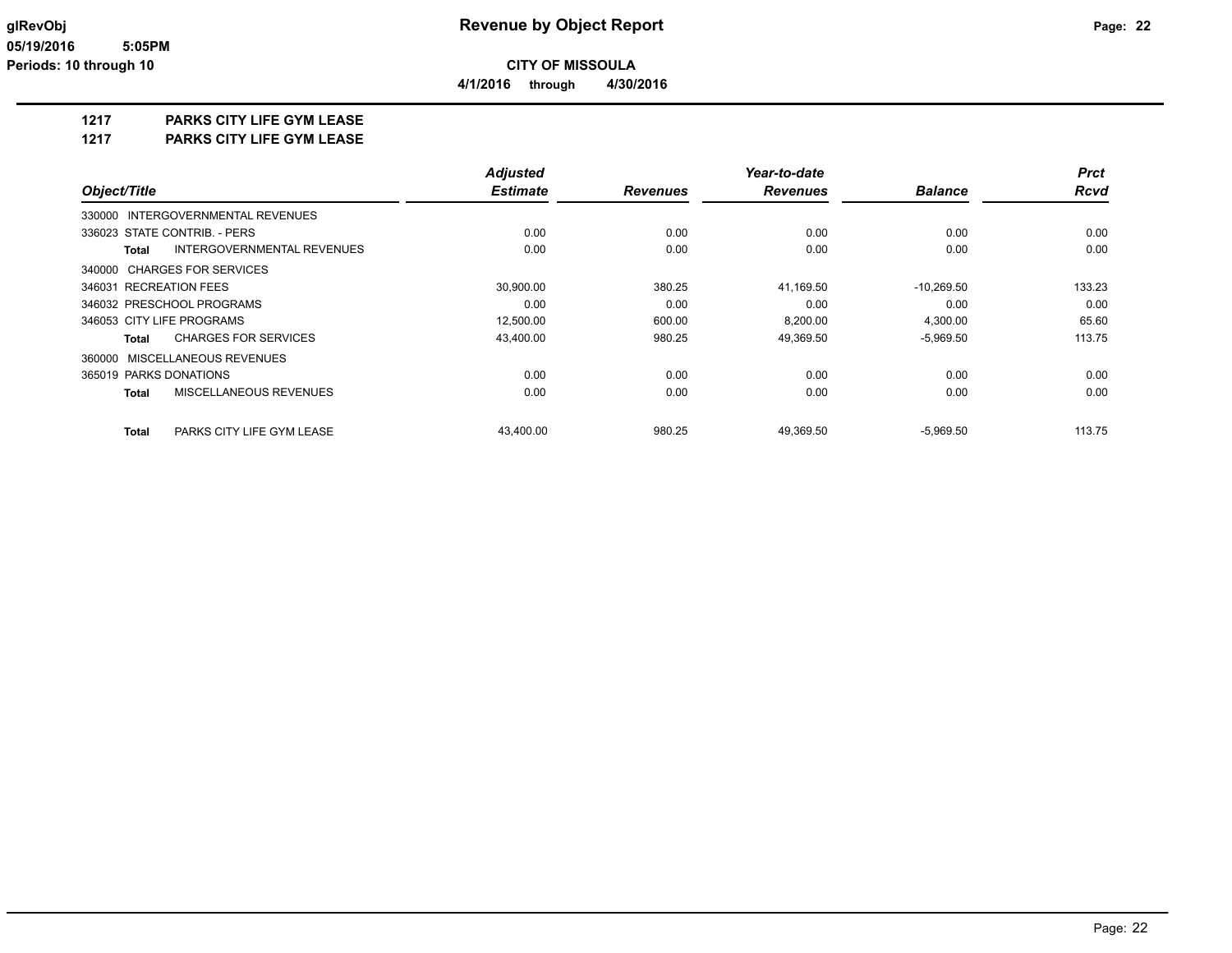# Revenue by Object Report

glRevObj
05/19/2016 5:05PM
Periods: 10 through 10

**CITY OF MISSOULA**

**4/1/2016 through 4/30/2016**

## 1217 PARKS CITY LIFE GYM LEASE
## 1217 PARKS CITY LIFE GYM LEASE

| Object/Title | Adjusted Estimate | Revenues | Year-to-date Revenues | Balance | Prct Rcvd |
|---|---|---|---|---|---|
| 330000 INTERGOVERNMENTAL REVENUES | | | | | |
| 336023 STATE CONTRIB. - PERS | 0.00 | 0.00 | 0.00 | 0.00 | 0.00 |
| **Total** INTERGOVERNMENTAL REVENUES | 0.00 | 0.00 | 0.00 | 0.00 | 0.00 |
| 340000 CHARGES FOR SERVICES | | | | | |
| 346031 RECREATION FEES | 30,900.00 | 380.25 | 41,169.50 | -10,269.50 | 133.23 |
| 346032 PRESCHOOL PROGRAMS | 0.00 | 0.00 | 0.00 | 0.00 | 0.00 |
| 346053 CITY LIFE PROGRAMS | 12,500.00 | 600.00 | 8,200.00 | 4,300.00 | 65.60 |
| **Total** CHARGES FOR SERVICES | 43,400.00 | 980.25 | 49,369.50 | -5,969.50 | 113.75 |
| 360000 MISCELLANEOUS REVENUES | | | | | |
| 365019 PARKS DONATIONS | 0.00 | 0.00 | 0.00 | 0.00 | 0.00 |
| **Total** MISCELLANEOUS REVENUES | 0.00 | 0.00 | 0.00 | 0.00 | 0.00 |
| **Total** PARKS CITY LIFE GYM LEASE | 43,400.00 | 980.25 | 49,369.50 | -5,969.50 | 113.75 |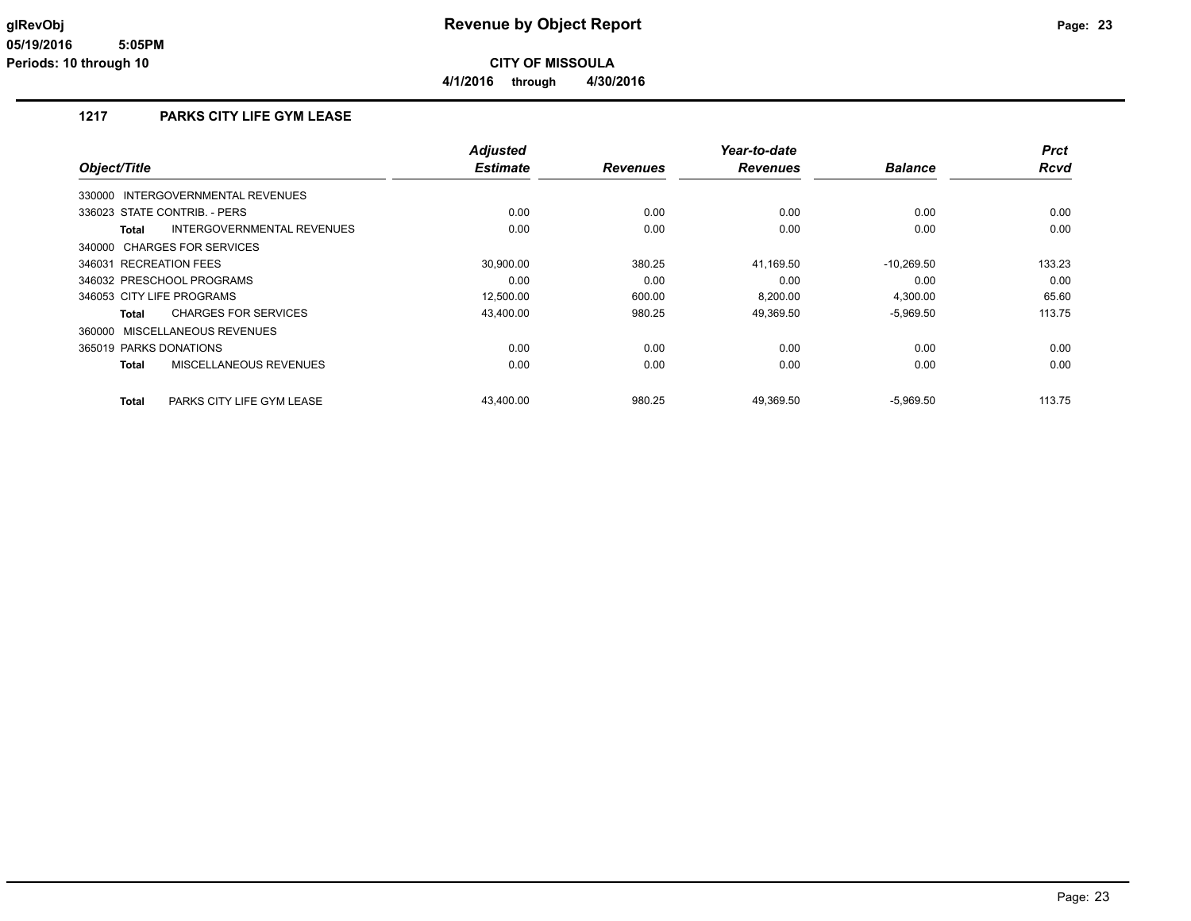# Revenue by Object Report

glRevObj
05/19/2016 5:05PM
Periods: 10 through 10

**CITY OF MISSOULA**

**4/1/2016 through 4/30/2016**

## 1217 PARKS CITY LIFE GYM LEASE

| Object/Title | Adjusted Estimate | Revenues | Year-to-date Revenues | Balance | Prct Rcvd |
|---|---|---|---|---|---|
| 330000 INTERGOVERNMENTAL REVENUES | | | | | |
| 336023 STATE CONTRIB. - PERS | 0.00 | 0.00 | 0.00 | 0.00 | 0.00 |
| **Total** INTERGOVERNMENTAL REVENUES | 0.00 | 0.00 | 0.00 | 0.00 | 0.00 |
| 340000 CHARGES FOR SERVICES | | | | | |
| 346031 RECREATION FEES | 30,900.00 | 380.25 | 41,169.50 | -10,269.50 | 133.23 |
| 346032 PRESCHOOL PROGRAMS | 0.00 | 0.00 | 0.00 | 0.00 | 0.00 |
| 346053 CITY LIFE PROGRAMS | 12,500.00 | 600.00 | 8,200.00 | 4,300.00 | 65.60 |
| **Total** CHARGES FOR SERVICES | 43,400.00 | 980.25 | 49,369.50 | -5,969.50 | 113.75 |
| 360000 MISCELLANEOUS REVENUES | | | | | |
| 365019 PARKS DONATIONS | 0.00 | 0.00 | 0.00 | 0.00 | 0.00 |
| **Total** MISCELLANEOUS REVENUES | 0.00 | 0.00 | 0.00 | 0.00 | 0.00 |
| **Total** PARKS CITY LIFE GYM LEASE | 43,400.00 | 980.25 | 49,369.50 | -5,969.50 | 113.75 |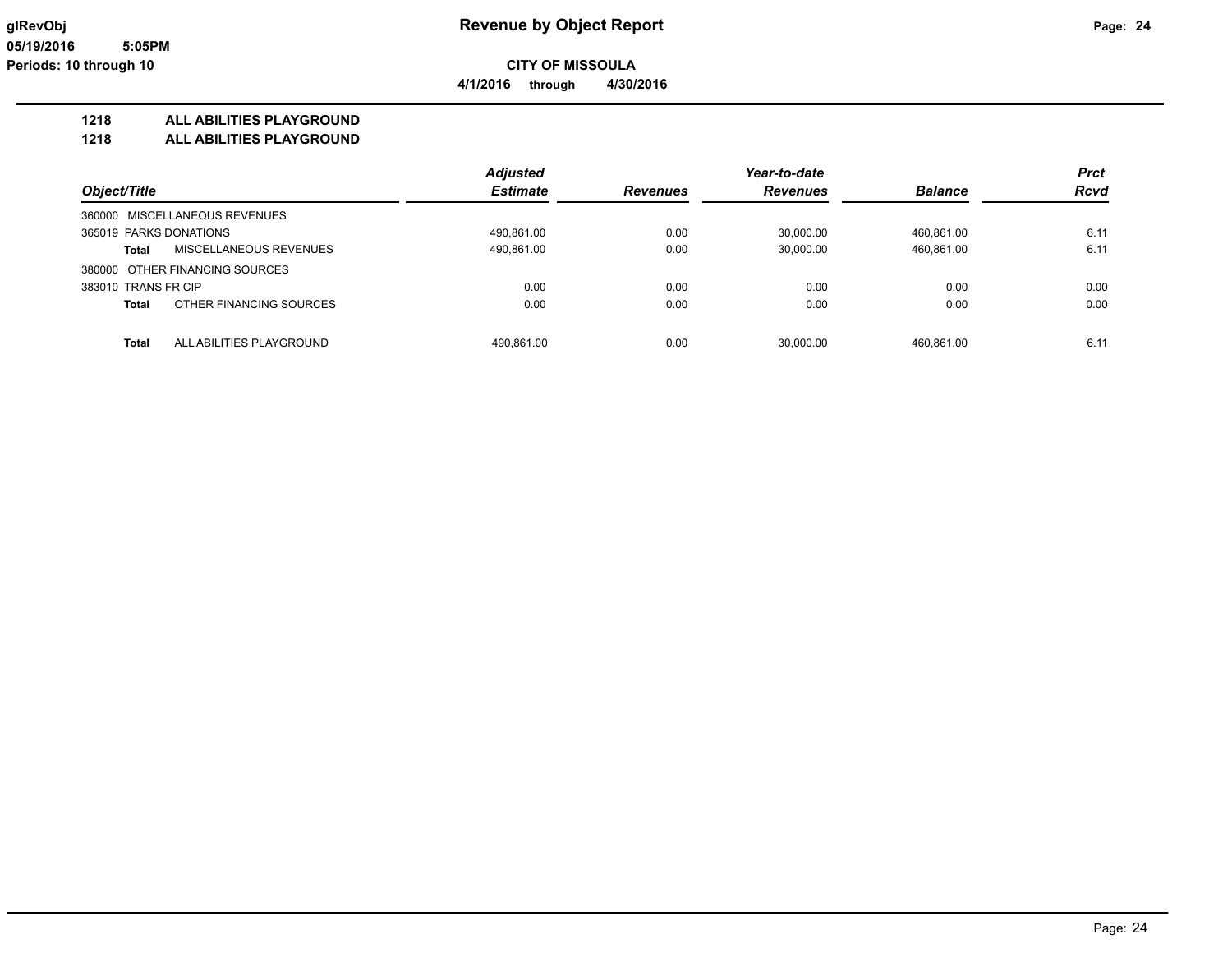# Revenue by Object Report

glRevObj
05/19/2016 5:05PM
Periods: 10 through 10

**CITY OF MISSOULA**

**4/1/2016 through 4/30/2016**

## 1218 ALL ABILITIES PLAYGROUND
## 1218 ALL ABILITIES PLAYGROUND

| Object/Title | | Adjusted Estimate | Revenues | Year-to-date Revenues | Balance | Prct Rcvd |
|---|---|---|---|---|---|---|
| 360000 MISCELLANEOUS REVENUES | | | | | | |
| 365019 PARKS DONATIONS | | 490,861.00 | 0.00 | 30,000.00 | 460,861.00 | 6.11 |
| **Total** | MISCELLANEOUS REVENUES | 490,861.00 | 0.00 | 30,000.00 | 460,861.00 | 6.11 |
| 380000 OTHER FINANCING SOURCES | | | | | | |
| 383010 TRANS FR CIP | | 0.00 | 0.00 | 0.00 | 0.00 | 0.00 |
| **Total** | OTHER FINANCING SOURCES | 0.00 | 0.00 | 0.00 | 0.00 | 0.00 |
| **Total** | ALL ABILITIES PLAYGROUND | 490,861.00 | 0.00 | 30,000.00 | 460,861.00 | 6.11 |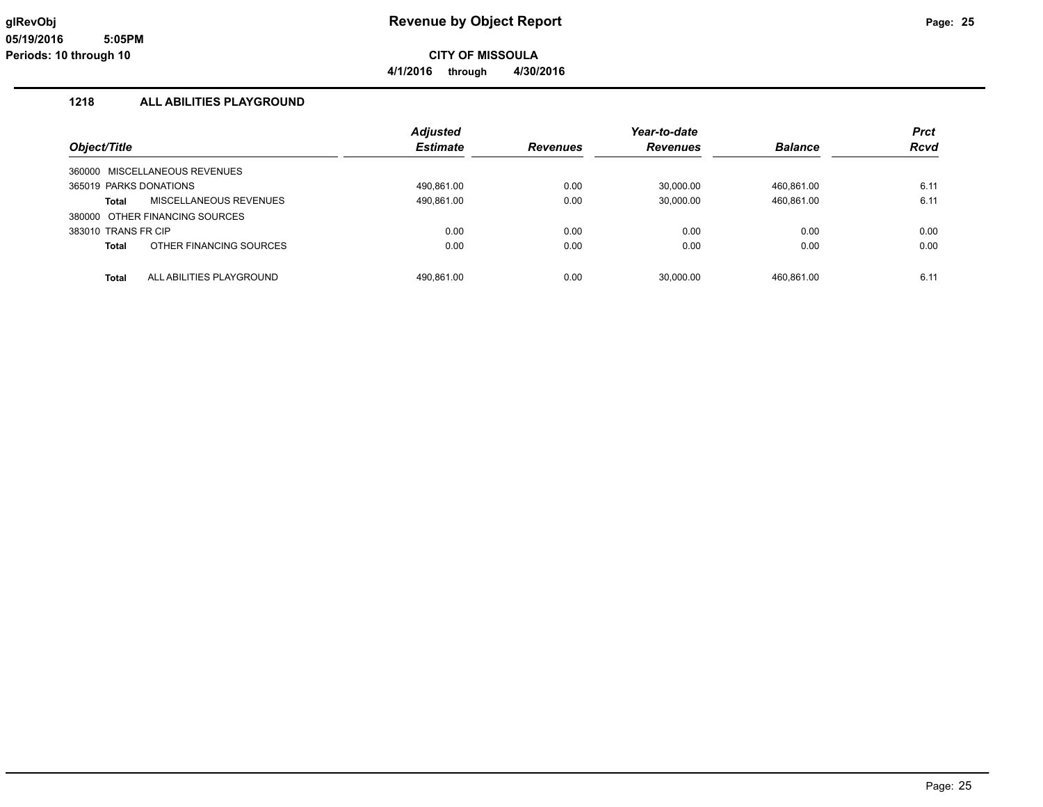# Revenue by Object Report

glRevObj
05/19/2016 5:05PM
Periods: 10 through 10

**CITY OF MISSOULA**

**4/1/2016 through 4/30/2016**

## 1218 ALL ABILITIES PLAYGROUND

| Object/Title | Adjusted Estimate | Revenues | Year-to-date Revenues | Balance | Prct Rcvd |
|---|---|---|---|---|---|
| 360000 MISCELLANEOUS REVENUES | | | | | |
| 365019 PARKS DONATIONS | 490,861.00 | 0.00 | 30,000.00 | 460,861.00 | 6.11 |
| **Total** MISCELLANEOUS REVENUES | 490,861.00 | 0.00 | 30,000.00 | 460,861.00 | 6.11 |
| 380000 OTHER FINANCING SOURCES | | | | | |
| 383010 TRANS FR CIP | 0.00 | 0.00 | 0.00 | 0.00 | 0.00 |
| **Total** OTHER FINANCING SOURCES | 0.00 | 0.00 | 0.00 | 0.00 | 0.00 |
| **Total** ALL ABILITIES PLAYGROUND | 490,861.00 | 0.00 | 30,000.00 | 460,861.00 | 6.11 |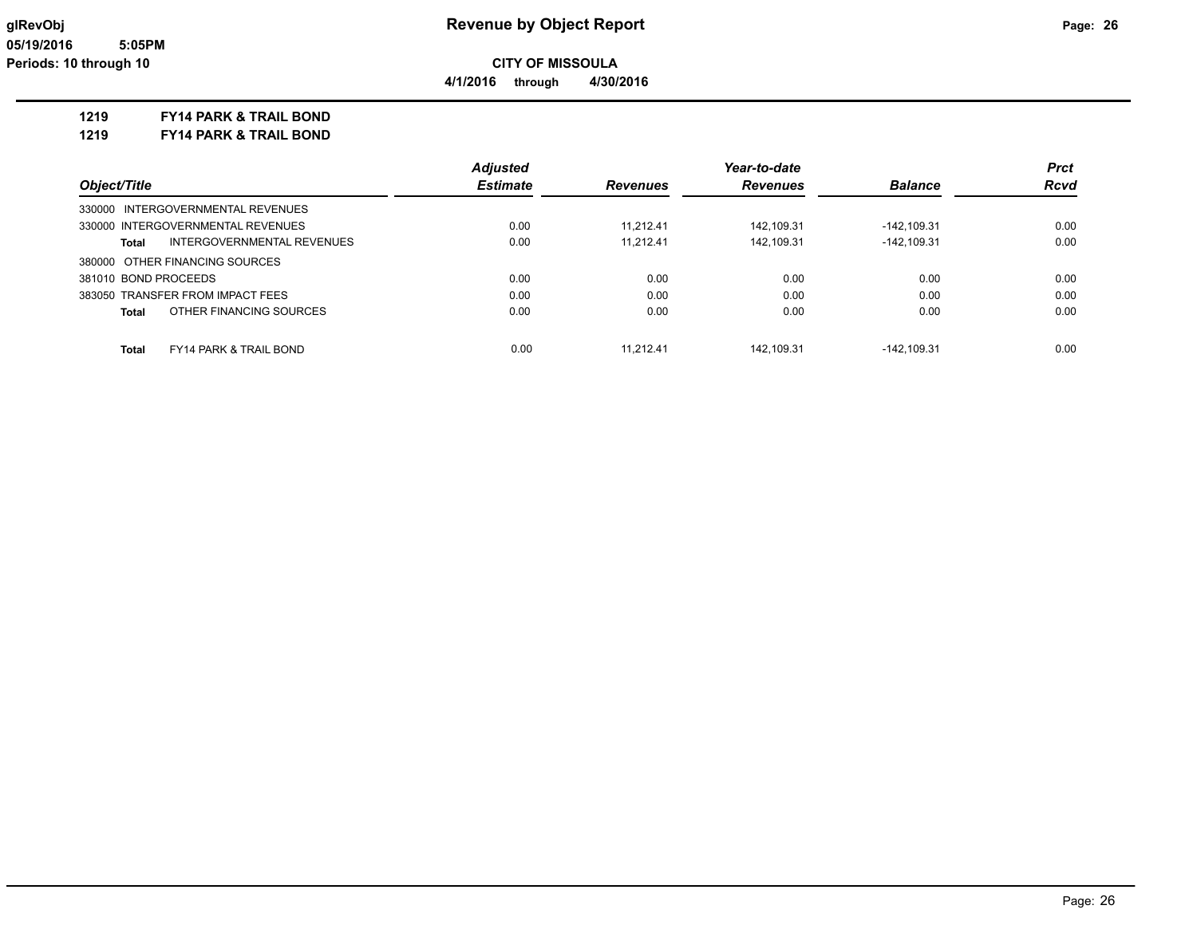# Revenue by Object Report

glRevObj
05/19/2016 5:05PM
Periods: 10 through 10

**CITY OF MISSOULA**

**4/1/2016 through 4/30/2016**

**1219 FY14 PARK & TRAIL BOND**

**1219 FY14 PARK & TRAIL BOND**

| Object/Title | Adjusted Estimate | Revenues | Year-to-date Revenues | Balance | Prct Rcvd |
|---|---|---|---|---|---|
| 330000 INTERGOVERNMENTAL REVENUES | | | | | |
| 330000 INTERGOVERNMENTAL REVENUES | 0.00 | 11,212.41 | 142,109.31 | -142,109.31 | 0.00 |
| **Total** INTERGOVERNMENTAL REVENUES | 0.00 | 11,212.41 | 142,109.31 | -142,109.31 | 0.00 |
| 380000 OTHER FINANCING SOURCES | | | | | |
| 381010 BOND PROCEEDS | 0.00 | 0.00 | 0.00 | 0.00 | 0.00 |
| 383050 TRANSFER FROM IMPACT FEES | 0.00 | 0.00 | 0.00 | 0.00 | 0.00 |
| **Total** OTHER FINANCING SOURCES | 0.00 | 0.00 | 0.00 | 0.00 | 0.00 |
| **Total** FY14 PARK & TRAIL BOND | 0.00 | 11,212.41 | 142,109.31 | -142,109.31 | 0.00 |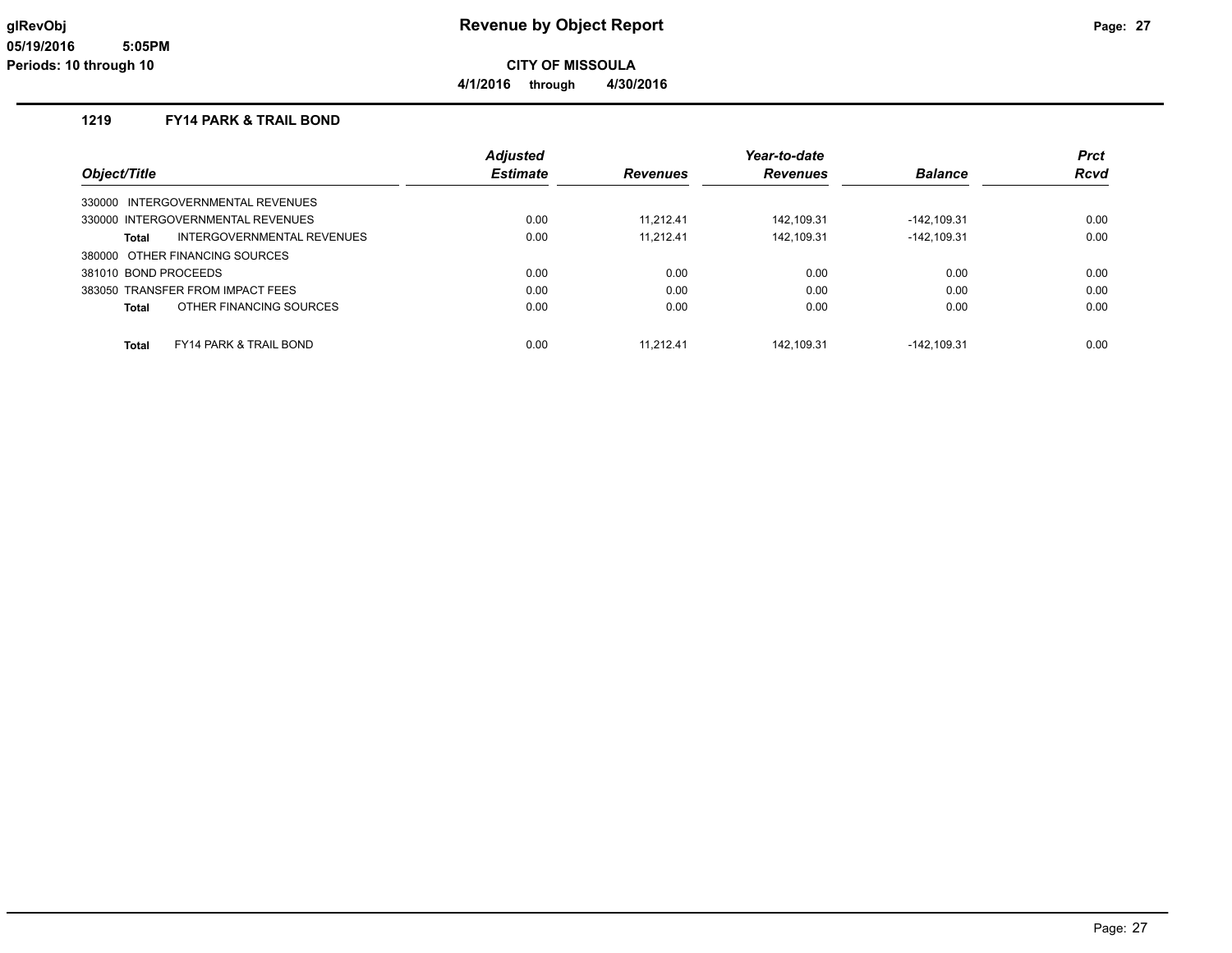# Revenue by Object Report

glRevObj
05/19/2016 5:05PM
Periods: 10 through 10

**CITY OF MISSOULA**

**4/1/2016 through 4/30/2016**

## 1219 FY14 PARK & TRAIL BOND

| Object/Title | Adjusted Estimate | Revenues | Year-to-date Revenues | Balance | Prct Rcvd |
|---|---|---|---|---|---|
| 330000 INTERGOVERNMENTAL REVENUES | | | | | |
| 330000 INTERGOVERNMENTAL REVENUES | 0.00 | 11,212.41 | 142,109.31 | -142,109.31 | 0.00 |
| **Total** INTERGOVERNMENTAL REVENUES | 0.00 | 11,212.41 | 142,109.31 | -142,109.31 | 0.00 |
| 380000 OTHER FINANCING SOURCES | | | | | |
| 381010 BOND PROCEEDS | 0.00 | 0.00 | 0.00 | 0.00 | 0.00 |
| 383050 TRANSFER FROM IMPACT FEES | 0.00 | 0.00 | 0.00 | 0.00 | 0.00 |
| **Total** OTHER FINANCING SOURCES | 0.00 | 0.00 | 0.00 | 0.00 | 0.00 |
| **Total** FY14 PARK & TRAIL BOND | 0.00 | 11,212.41 | 142,109.31 | -142,109.31 | 0.00 |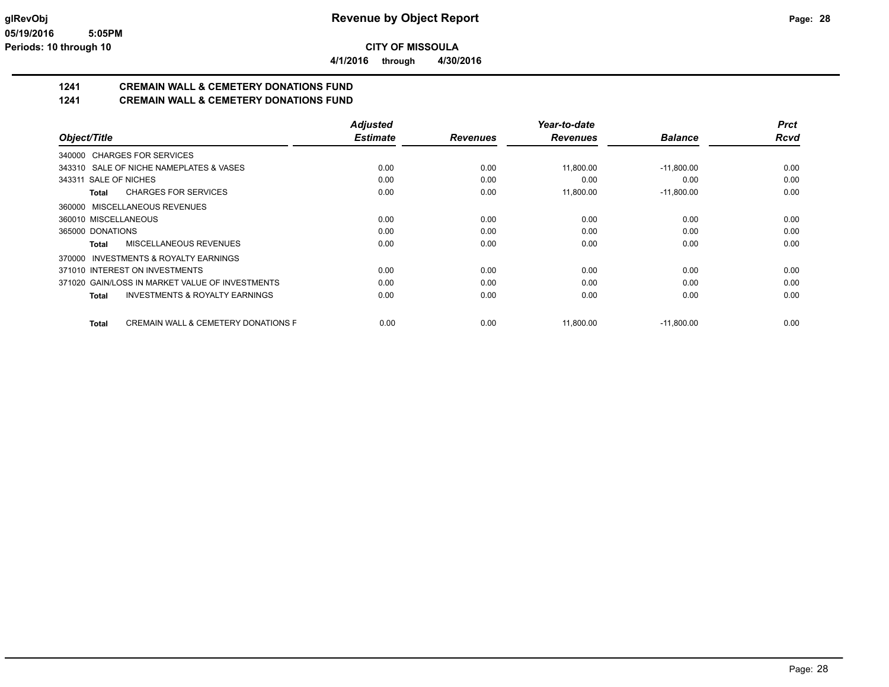**glRevObj** | **Revenue by Object Report**

**05/19/2016 5:05PM**

**Periods: 10 through 10**

**CITY OF MISSOULA**

**4/1/2016 through 4/30/2016**

## 1241 CREMAIN WALL & CEMETERY DONATIONS FUND

## 1241 CREMAIN WALL & CEMETERY DONATIONS FUND

| Object/Title | Adjusted Estimate | Revenues | Year-to-date Revenues | Balance | Prct Rcvd |
|---|---|---|---|---|---|
| 340000 CHARGES FOR SERVICES | | | | | |
| 343310 SALE OF NICHE NAMEPLATES & VASES | 0.00 | 0.00 | 11,800.00 | -11,800.00 | 0.00 |
| 343311 SALE OF NICHES | 0.00 | 0.00 | 0.00 | 0.00 | 0.00 |
| **Total** CHARGES FOR SERVICES | 0.00 | 0.00 | 11,800.00 | -11,800.00 | 0.00 |
| 360000 MISCELLANEOUS REVENUES | | | | | |
| 360010 MISCELLANEOUS | 0.00 | 0.00 | 0.00 | 0.00 | 0.00 |
| 365000 DONATIONS | 0.00 | 0.00 | 0.00 | 0.00 | 0.00 |
| **Total** MISCELLANEOUS REVENUES | 0.00 | 0.00 | 0.00 | 0.00 | 0.00 |
| 370000 INVESTMENTS & ROYALTY EARNINGS | | | | | |
| 371010 INTEREST ON INVESTMENTS | 0.00 | 0.00 | 0.00 | 0.00 | 0.00 |
| 371020 GAIN/LOSS IN MARKET VALUE OF INVESTMENTS | 0.00 | 0.00 | 0.00 | 0.00 | 0.00 |
| **Total** INVESTMENTS & ROYALTY EARNINGS | 0.00 | 0.00 | 0.00 | 0.00 | 0.00 |
| **Total** CREMAIN WALL & CEMETERY DONATIONS F | 0.00 | 0.00 | 11,800.00 | -11,800.00 | 0.00 |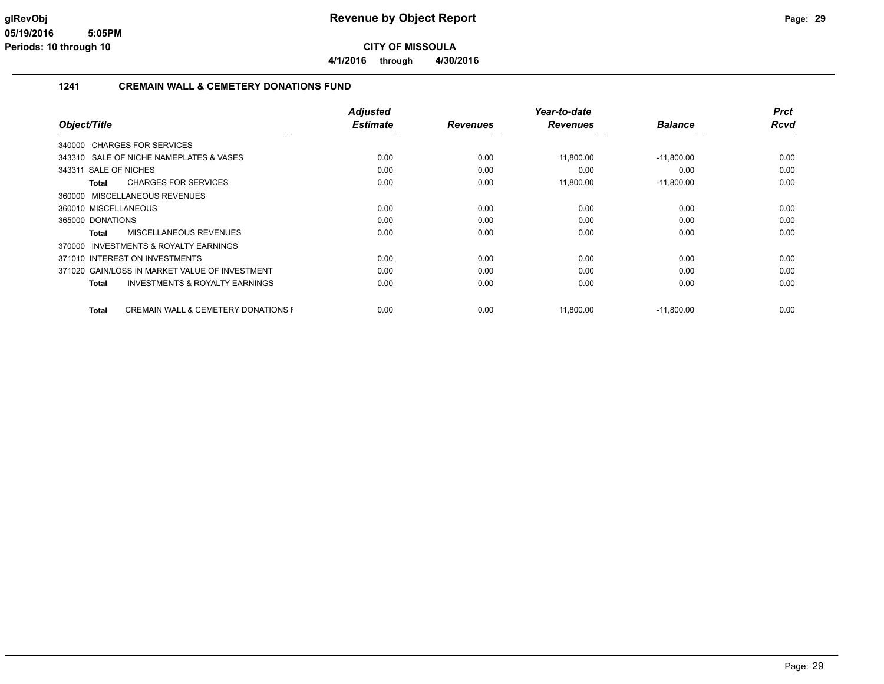glRevObj
05/19/2016 5:05PM
Periods: 10 through 10

# Revenue by Object Report

**CITY OF MISSOULA**

**4/1/2016 through 4/30/2016**

## 1241 CREMAIN WALL & CEMETERY DONATIONS FUND

| Object/Title | Adjusted Estimate | Revenues | Year-to-date Revenues | Balance | Prct Rcvd |
|---|---|---|---|---|---|
| 340000 CHARGES FOR SERVICES | | | | | |
| 343310 SALE OF NICHE NAMEPLATES & VASES | 0.00 | 0.00 | 11,800.00 | -11,800.00 | 0.00 |
| 343311 SALE OF NICHES | 0.00 | 0.00 | 0.00 | 0.00 | 0.00 |
| **Total** CHARGES FOR SERVICES | 0.00 | 0.00 | 11,800.00 | -11,800.00 | 0.00 |
| 360000 MISCELLANEOUS REVENUES | | | | | |
| 360010 MISCELLANEOUS | 0.00 | 0.00 | 0.00 | 0.00 | 0.00 |
| 365000 DONATIONS | 0.00 | 0.00 | 0.00 | 0.00 | 0.00 |
| **Total** MISCELLANEOUS REVENUES | 0.00 | 0.00 | 0.00 | 0.00 | 0.00 |
| 370000 INVESTMENTS & ROYALTY EARNINGS | | | | | |
| 371010 INTEREST ON INVESTMENTS | 0.00 | 0.00 | 0.00 | 0.00 | 0.00 |
| 371020 GAIN/LOSS IN MARKET VALUE OF INVESTMENT | 0.00 | 0.00 | 0.00 | 0.00 | 0.00 |
| **Total** INVESTMENTS & ROYALTY EARNINGS | 0.00 | 0.00 | 0.00 | 0.00 | 0.00 |
| **Total** CREMAIN WALL & CEMETERY DONATIONS F | 0.00 | 0.00 | 11,800.00 | -11,800.00 | 0.00 |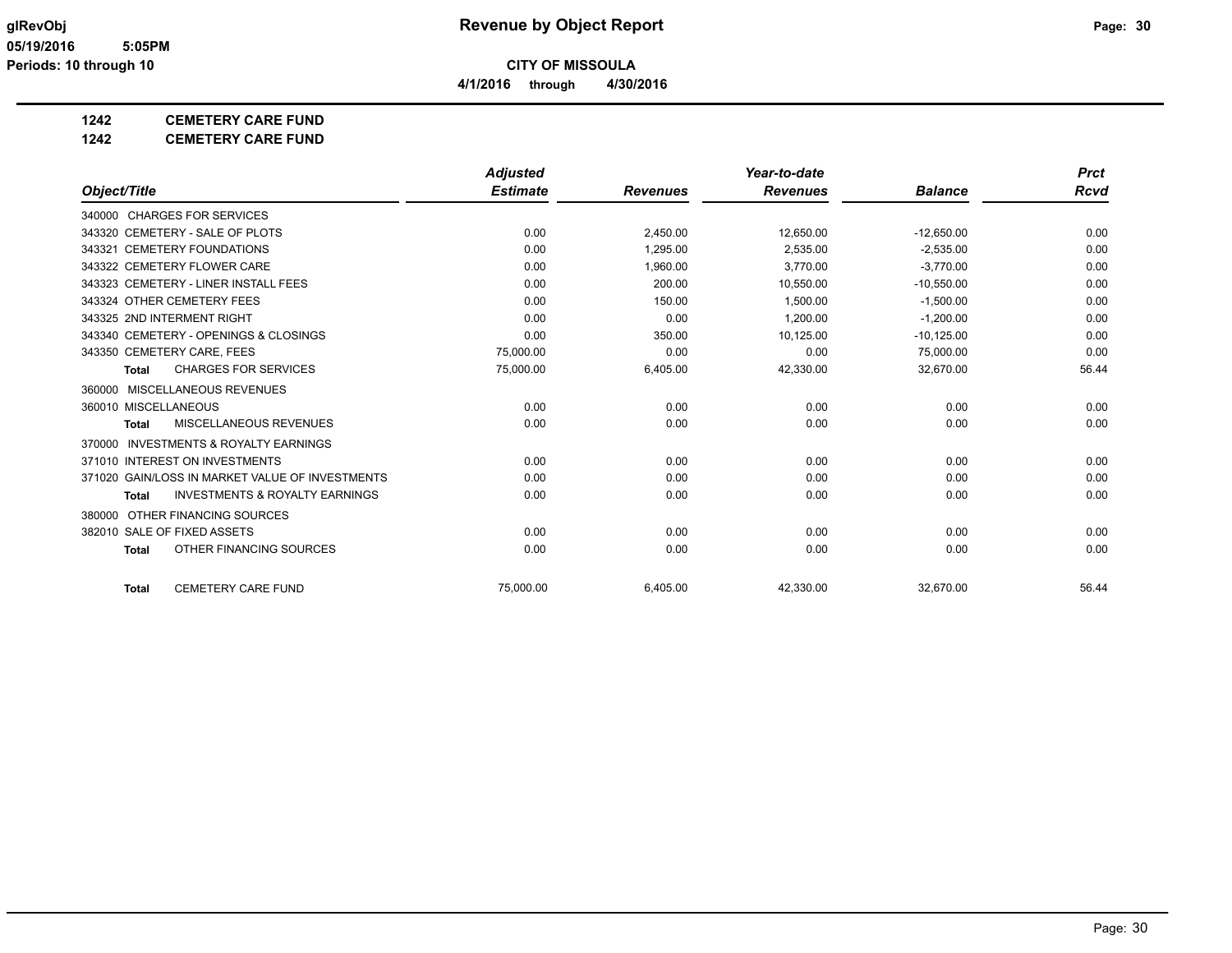# Revenue by Object Report

**CITY OF MISSOULA**

**4/1/2016 through 4/30/2016**

glRevObj
05/19/2016 5:05PM
Periods: 10 through 10

**1242 CEMETERY CARE FUND**

**1242 CEMETERY CARE FUND**

| Object/Title | Adjusted Estimate | Revenues | Year-to-date Revenues | Balance | Prct Rcvd |
|---|---|---|---|---|---|
| 340000 CHARGES FOR SERVICES | | | | | |
| 343320 CEMETERY - SALE OF PLOTS | 0.00 | 2,450.00 | 12,650.00 | -12,650.00 | 0.00 |
| 343321 CEMETERY FOUNDATIONS | 0.00 | 1,295.00 | 2,535.00 | -2,535.00 | 0.00 |
| 343322 CEMETERY FLOWER CARE | 0.00 | 1,960.00 | 3,770.00 | -3,770.00 | 0.00 |
| 343323 CEMETERY - LINER INSTALL FEES | 0.00 | 200.00 | 10,550.00 | -10,550.00 | 0.00 |
| 343324 OTHER CEMETERY FEES | 0.00 | 150.00 | 1,500.00 | -1,500.00 | 0.00 |
| 343325 2ND INTERMENT RIGHT | 0.00 | 0.00 | 1,200.00 | -1,200.00 | 0.00 |
| 343340 CEMETERY - OPENINGS & CLOSINGS | 0.00 | 350.00 | 10,125.00 | -10,125.00 | 0.00 |
| 343350 CEMETERY CARE, FEES | 75,000.00 | 0.00 | 0.00 | 75,000.00 | 0.00 |
| **Total** CHARGES FOR SERVICES | 75,000.00 | 6,405.00 | 42,330.00 | 32,670.00 | 56.44 |
| 360000 MISCELLANEOUS REVENUES | | | | | |
| 360010 MISCELLANEOUS | 0.00 | 0.00 | 0.00 | 0.00 | 0.00 |
| **Total** MISCELLANEOUS REVENUES | 0.00 | 0.00 | 0.00 | 0.00 | 0.00 |
| 370000 INVESTMENTS & ROYALTY EARNINGS | | | | | |
| 371010 INTEREST ON INVESTMENTS | 0.00 | 0.00 | 0.00 | 0.00 | 0.00 |
| 371020 GAIN/LOSS IN MARKET VALUE OF INVESTMENTS | 0.00 | 0.00 | 0.00 | 0.00 | 0.00 |
| **Total** INVESTMENTS & ROYALTY EARNINGS | 0.00 | 0.00 | 0.00 | 0.00 | 0.00 |
| 380000 OTHER FINANCING SOURCES | | | | | |
| 382010 SALE OF FIXED ASSETS | 0.00 | 0.00 | 0.00 | 0.00 | 0.00 |
| **Total** OTHER FINANCING SOURCES | 0.00 | 0.00 | 0.00 | 0.00 | 0.00 |
| **Total** CEMETERY CARE FUND | 75,000.00 | 6,405.00 | 42,330.00 | 32,670.00 | 56.44 |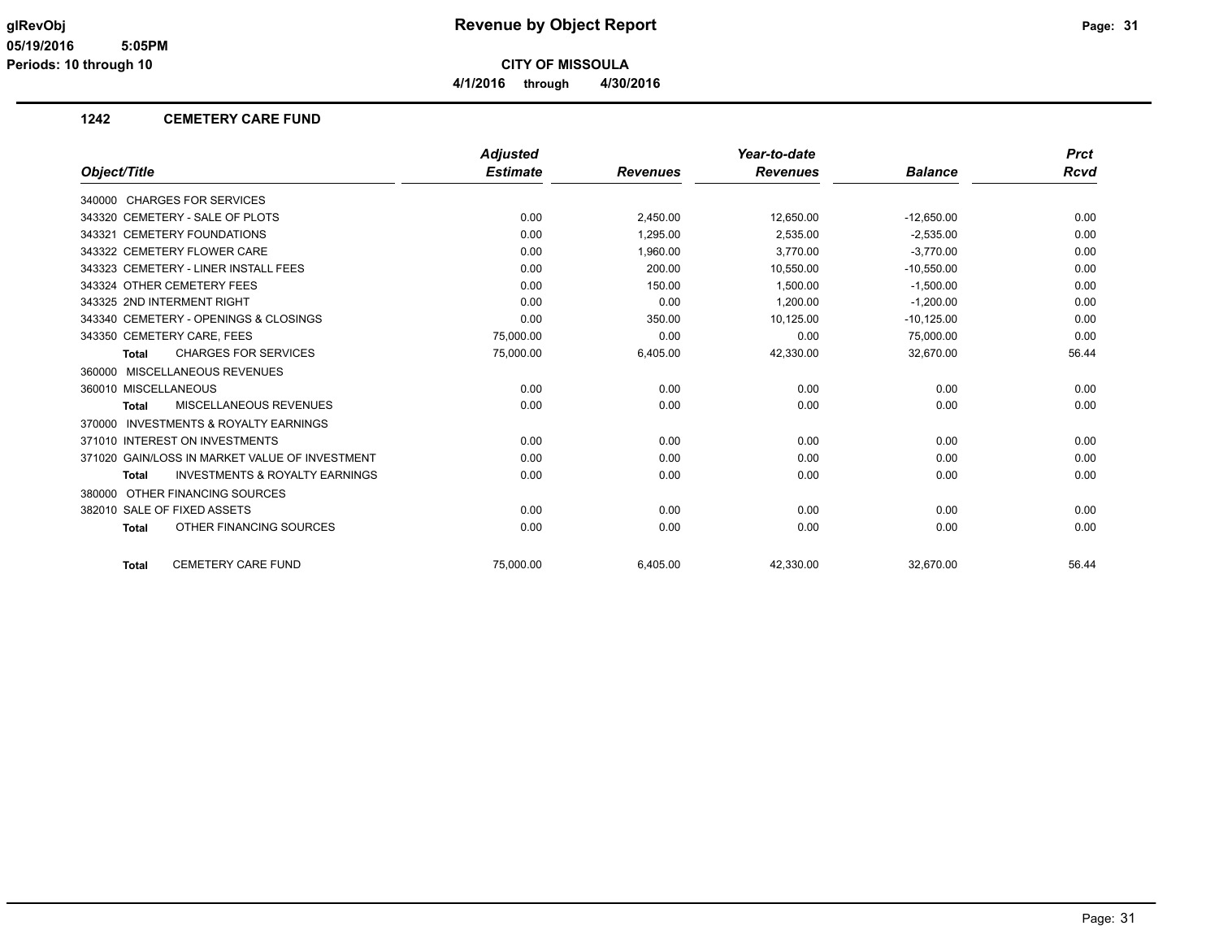**glRevObj** 05/19/2016 5:05PM
**Periods: 10 through 10**

## Revenue by Object Report

**CITY OF MISSOULA**

**4/1/2016 through 4/30/2016**

### 1242 CEMETERY CARE FUND

| Object/Title | Adjusted Estimate | Revenues | Year-to-date Revenues | Balance | Prct Rcvd |
|---|---|---|---|---|---|
| 340000 CHARGES FOR SERVICES | | | | | |
| 343320 CEMETERY - SALE OF PLOTS | 0.00 | 2,450.00 | 12,650.00 | -12,650.00 | 0.00 |
| 343321 CEMETERY FOUNDATIONS | 0.00 | 1,295.00 | 2,535.00 | -2,535.00 | 0.00 |
| 343322 CEMETERY FLOWER CARE | 0.00 | 1,960.00 | 3,770.00 | -3,770.00 | 0.00 |
| 343323 CEMETERY - LINER INSTALL FEES | 0.00 | 200.00 | 10,550.00 | -10,550.00 | 0.00 |
| 343324 OTHER CEMETERY FEES | 0.00 | 150.00 | 1,500.00 | -1,500.00 | 0.00 |
| 343325 2ND INTERMENT RIGHT | 0.00 | 0.00 | 1,200.00 | -1,200.00 | 0.00 |
| 343340 CEMETERY - OPENINGS & CLOSINGS | 0.00 | 350.00 | 10,125.00 | -10,125.00 | 0.00 |
| 343350 CEMETERY CARE, FEES | 75,000.00 | 0.00 | 0.00 | 75,000.00 | 0.00 |
| **Total** CHARGES FOR SERVICES | 75,000.00 | 6,405.00 | 42,330.00 | 32,670.00 | 56.44 |
| 360000 MISCELLANEOUS REVENUES | | | | | |
| 360010 MISCELLANEOUS | 0.00 | 0.00 | 0.00 | 0.00 | 0.00 |
| **Total** MISCELLANEOUS REVENUES | 0.00 | 0.00 | 0.00 | 0.00 | 0.00 |
| 370000 INVESTMENTS & ROYALTY EARNINGS | | | | | |
| 371010 INTEREST ON INVESTMENTS | 0.00 | 0.00 | 0.00 | 0.00 | 0.00 |
| 371020 GAIN/LOSS IN MARKET VALUE OF INVESTMENT | 0.00 | 0.00 | 0.00 | 0.00 | 0.00 |
| **Total** INVESTMENTS & ROYALTY EARNINGS | 0.00 | 0.00 | 0.00 | 0.00 | 0.00 |
| 380000 OTHER FINANCING SOURCES | | | | | |
| 382010 SALE OF FIXED ASSETS | 0.00 | 0.00 | 0.00 | 0.00 | 0.00 |
| **Total** OTHER FINANCING SOURCES | 0.00 | 0.00 | 0.00 | 0.00 | 0.00 |
| **Total** CEMETERY CARE FUND | 75,000.00 | 6,405.00 | 42,330.00 | 32,670.00 | 56.44 |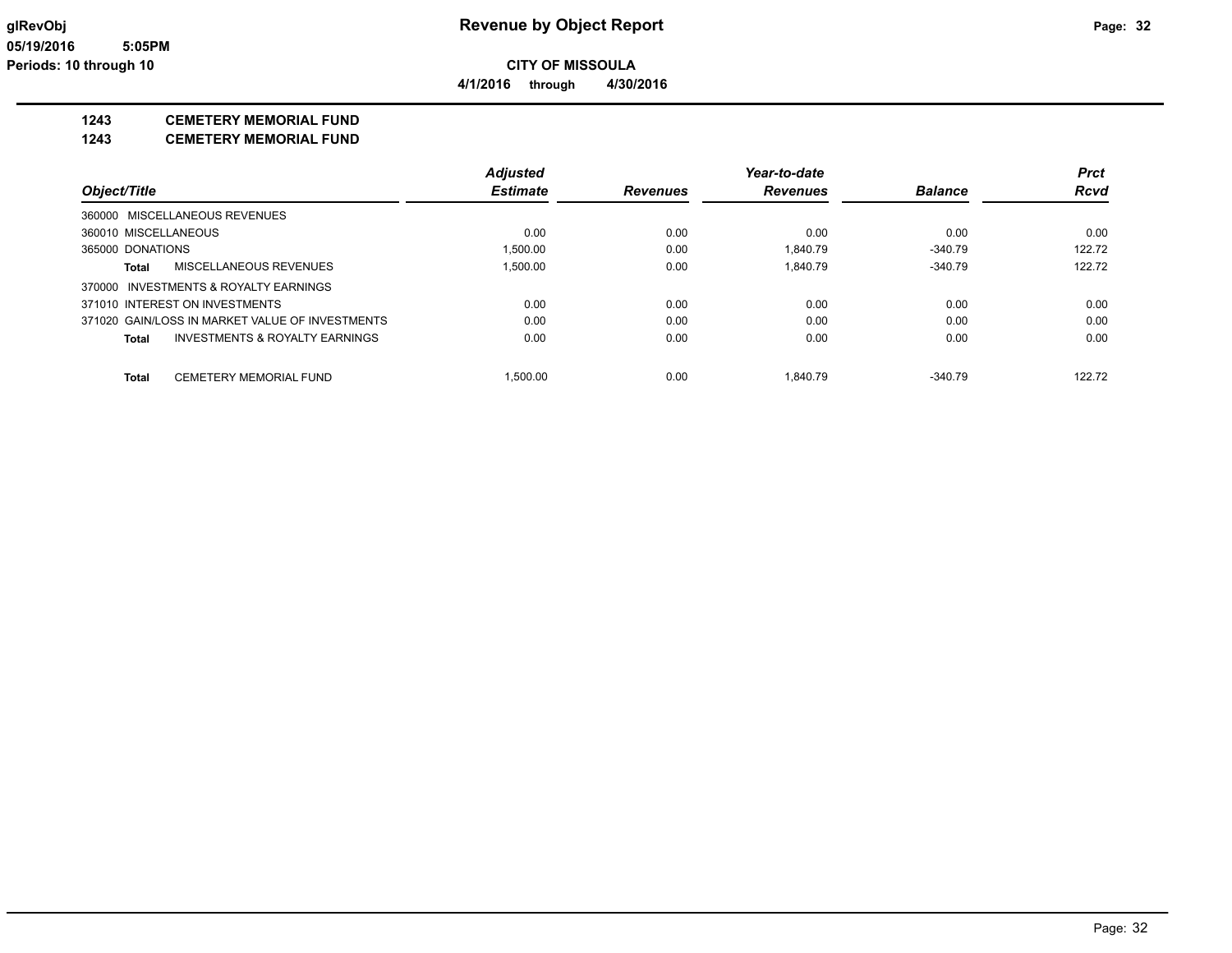**glRevObj**
**05/19/2016 5:05PM**
**Periods: 10 through 10**

# Revenue by Object Report

**CITY OF MISSOULA**
**4/1/2016 through 4/30/2016**

## 1243 CEMETERY MEMORIAL FUND
## 1243 CEMETERY MEMORIAL FUND

| Object/Title | Adjusted Estimate | Revenues | Year-to-date Revenues | Balance | Prct Rcvd |
|---|---|---|---|---|---|
| 360000 MISCELLANEOUS REVENUES | | | | | |
| 360010 MISCELLANEOUS | 0.00 | 0.00 | 0.00 | 0.00 | 0.00 |
| 365000 DONATIONS | 1,500.00 | 0.00 | 1,840.79 | -340.79 | 122.72 |
| **Total** MISCELLANEOUS REVENUES | 1,500.00 | 0.00 | 1,840.79 | -340.79 | 122.72 |
| 370000 INVESTMENTS & ROYALTY EARNINGS | | | | | |
| 371010 INTEREST ON INVESTMENTS | 0.00 | 0.00 | 0.00 | 0.00 | 0.00 |
| 371020 GAIN/LOSS IN MARKET VALUE OF INVESTMENTS | 0.00 | 0.00 | 0.00 | 0.00 | 0.00 |
| **Total** INVESTMENTS & ROYALTY EARNINGS | 0.00 | 0.00 | 0.00 | 0.00 | 0.00 |
| **Total** CEMETERY MEMORIAL FUND | 1,500.00 | 0.00 | 1,840.79 | -340.79 | 122.72 |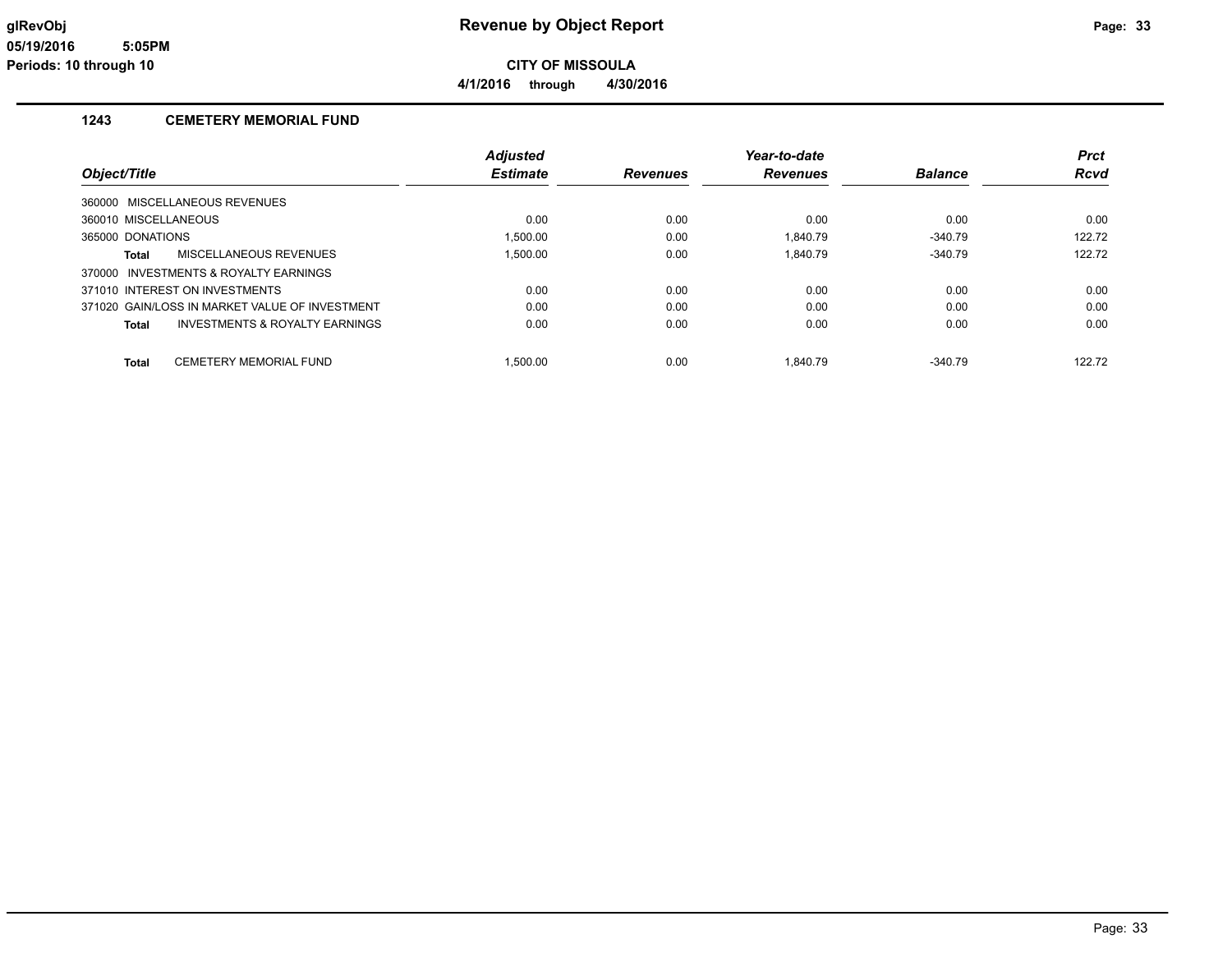# Revenue by Object Report

**CITY OF MISSOULA**

**4/1/2016 through 4/30/2016**

glRevObj
05/19/2016 5:05PM
Periods: 10 through 10

## 1243 CEMETERY MEMORIAL FUND

| Object/Title | Adjusted Estimate | Revenues | Year-to-date Revenues | Balance | Prct Rcvd |
|---|---|---|---|---|---|
| 360000 MISCELLANEOUS REVENUES | | | | | |
| 360010 MISCELLANEOUS | 0.00 | 0.00 | 0.00 | 0.00 | 0.00 |
| 365000 DONATIONS | 1,500.00 | 0.00 | 1,840.79 | -340.79 | 122.72 |
| **Total** MISCELLANEOUS REVENUES | 1,500.00 | 0.00 | 1,840.79 | -340.79 | 122.72 |
| 370000 INVESTMENTS & ROYALTY EARNINGS | | | | | |
| 371010 INTEREST ON INVESTMENTS | 0.00 | 0.00 | 0.00 | 0.00 | 0.00 |
| 371020 GAIN/LOSS IN MARKET VALUE OF INVESTMENT | 0.00 | 0.00 | 0.00 | 0.00 | 0.00 |
| **Total** INVESTMENTS & ROYALTY EARNINGS | 0.00 | 0.00 | 0.00 | 0.00 | 0.00 |
| **Total** CEMETERY MEMORIAL FUND | 1,500.00 | 0.00 | 1,840.79 | -340.79 | 122.72 |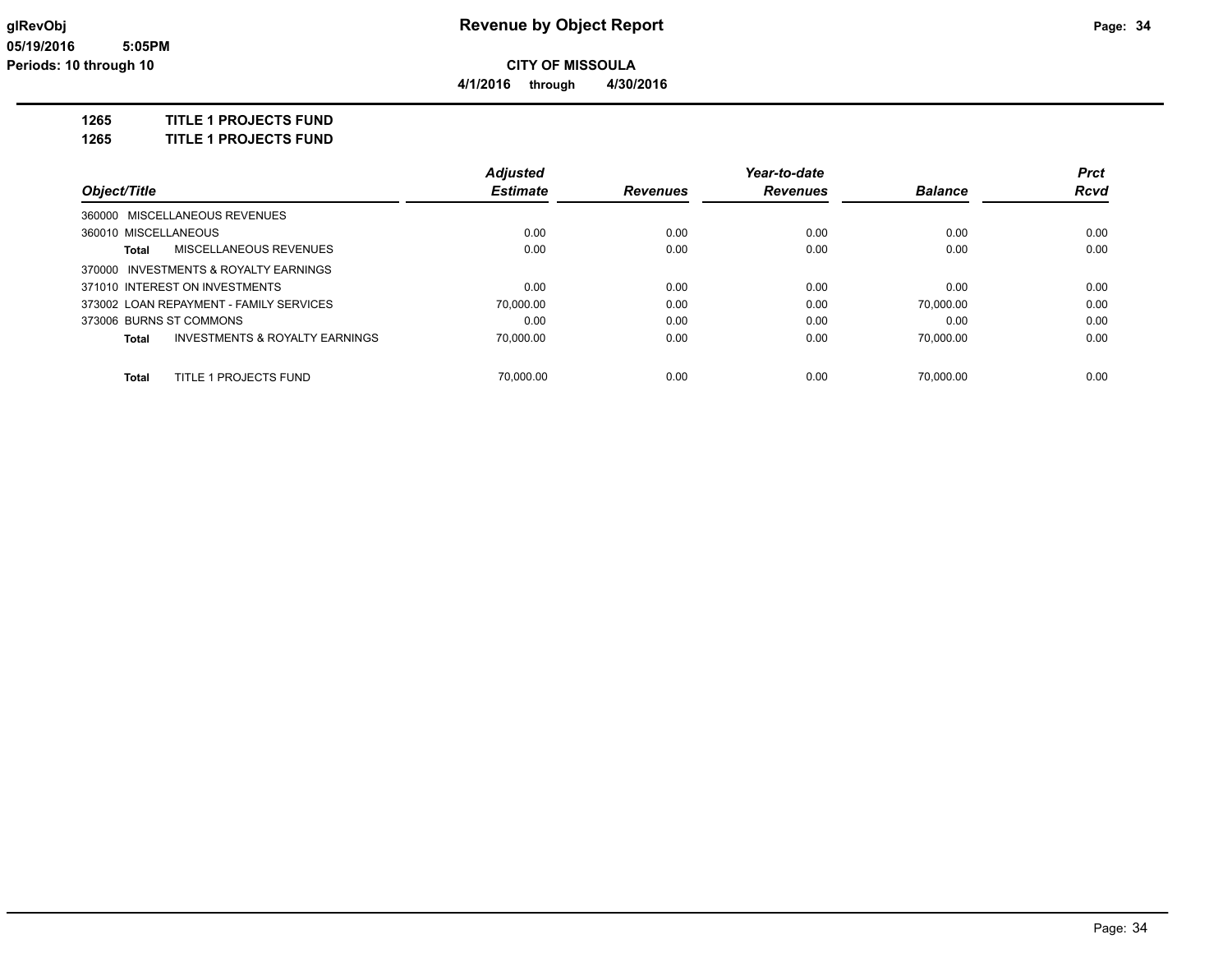# Revenue by Object Report

**CITY OF MISSOULA**

**4/1/2016 through 4/30/2016**

glRevObj
05/19/2016 5:05PM
Periods: 10 through 10

**1265 TITLE 1 PROJECTS FUND**
**1265 TITLE 1 PROJECTS FUND**

| Object/Title | Adjusted Estimate | Revenues | Year-to-date Revenues | Balance | Prct Rcvd |
|---|---|---|---|---|---|
| 360000 MISCELLANEOUS REVENUES | | | | | |
| 360010 MISCELLANEOUS | 0.00 | 0.00 | 0.00 | 0.00 | 0.00 |
| **Total** MISCELLANEOUS REVENUES | 0.00 | 0.00 | 0.00 | 0.00 | 0.00 |
| 370000 INVESTMENTS & ROYALTY EARNINGS | | | | | |
| 371010 INTEREST ON INVESTMENTS | 0.00 | 0.00 | 0.00 | 0.00 | 0.00 |
| 373002 LOAN REPAYMENT - FAMILY SERVICES | 70,000.00 | 0.00 | 0.00 | 70,000.00 | 0.00 |
| 373006 BURNS ST COMMONS | 0.00 | 0.00 | 0.00 | 0.00 | 0.00 |
| **Total** INVESTMENTS & ROYALTY EARNINGS | 70,000.00 | 0.00 | 0.00 | 70,000.00 | 0.00 |
| **Total** TITLE 1 PROJECTS FUND | 70,000.00 | 0.00 | 0.00 | 70,000.00 | 0.00 |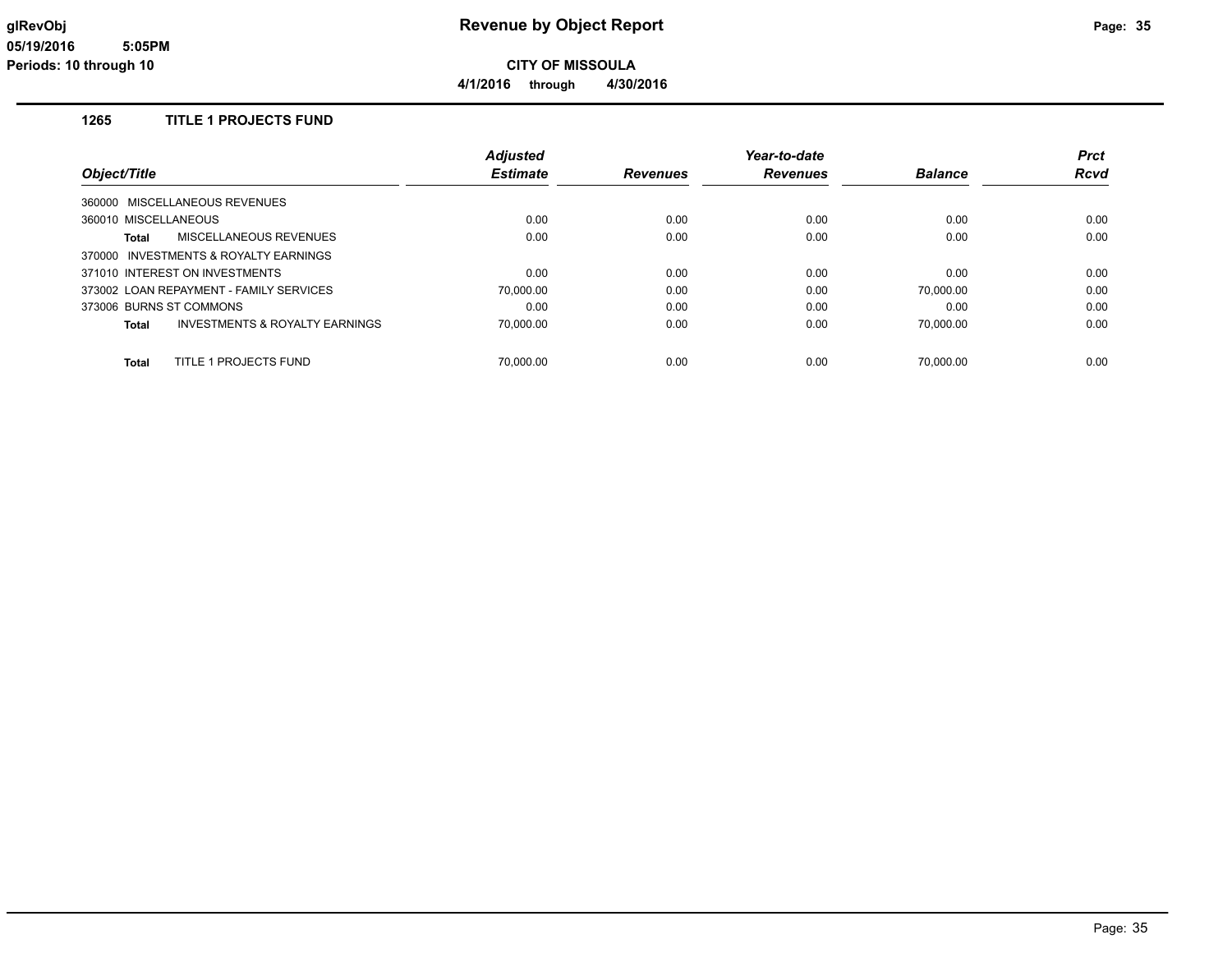**glRevObj**
**05/19/2016 5:05PM**
**Periods: 10 through 10**

# Revenue by Object Report

**CITY OF MISSOULA**

**4/1/2016 through 4/30/2016**

## 1265 TITLE 1 PROJECTS FUND

| Object/Title | Adjusted Estimate | Revenues | Year-to-date Revenues | Balance | Prct Rcvd |
|---|---|---|---|---|---|
| 360000 MISCELLANEOUS REVENUES | | | | | |
| 360010 MISCELLANEOUS | 0.00 | 0.00 | 0.00 | 0.00 | 0.00 |
| **Total** MISCELLANEOUS REVENUES | 0.00 | 0.00 | 0.00 | 0.00 | 0.00 |
| 370000 INVESTMENTS & ROYALTY EARNINGS | | | | | |
| 371010 INTEREST ON INVESTMENTS | 0.00 | 0.00 | 0.00 | 0.00 | 0.00 |
| 373002 LOAN REPAYMENT - FAMILY SERVICES | 70,000.00 | 0.00 | 0.00 | 70,000.00 | 0.00 |
| 373006 BURNS ST COMMONS | 0.00 | 0.00 | 0.00 | 0.00 | 0.00 |
| **Total** INVESTMENTS & ROYALTY EARNINGS | 70,000.00 | 0.00 | 0.00 | 70,000.00 | 0.00 |
| **Total** TITLE 1 PROJECTS FUND | 70,000.00 | 0.00 | 0.00 | 70,000.00 | 0.00 |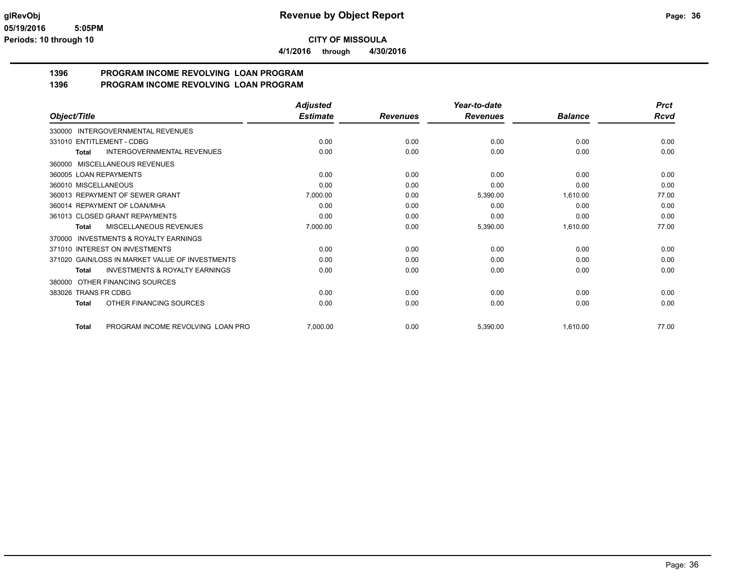**glRevObj**
**05/19/2016 5:05PM**
**Periods: 10 through 10**

# Revenue by Object Report

**CITY OF MISSOULA**

**4/1/2016 through 4/30/2016**

## 1396 PROGRAM INCOME REVOLVING LOAN PROGRAM
## 1396 PROGRAM INCOME REVOLVING LOAN PROGRAM

| Object/Title | Adjusted Estimate | Revenues | Year-to-date Revenues | Balance | Prct Rcvd |
|---|---|---|---|---|---|
| 330000 INTERGOVERNMENTAL REVENUES | | | | | |
| 331010 ENTITLEMENT - CDBG | 0.00 | 0.00 | 0.00 | 0.00 | 0.00 |
| **Total** INTERGOVERNMENTAL REVENUES | 0.00 | 0.00 | 0.00 | 0.00 | 0.00 |
| 360000 MISCELLANEOUS REVENUES | | | | | |
| 360005 LOAN REPAYMENTS | 0.00 | 0.00 | 0.00 | 0.00 | 0.00 |
| 360010 MISCELLANEOUS | 0.00 | 0.00 | 0.00 | 0.00 | 0.00 |
| 360013 REPAYMENT OF SEWER GRANT | 7,000.00 | 0.00 | 5,390.00 | 1,610.00 | 77.00 |
| 360014 REPAYMENT OF LOAN/MHA | 0.00 | 0.00 | 0.00 | 0.00 | 0.00 |
| 361013 CLOSED GRANT REPAYMENTS | 0.00 | 0.00 | 0.00 | 0.00 | 0.00 |
| **Total** MISCELLANEOUS REVENUES | 7,000.00 | 0.00 | 5,390.00 | 1,610.00 | 77.00 |
| 370000 INVESTMENTS & ROYALTY EARNINGS | | | | | |
| 371010 INTEREST ON INVESTMENTS | 0.00 | 0.00 | 0.00 | 0.00 | 0.00 |
| 371020 GAIN/LOSS IN MARKET VALUE OF INVESTMENTS | 0.00 | 0.00 | 0.00 | 0.00 | 0.00 |
| **Total** INVESTMENTS & ROYALTY EARNINGS | 0.00 | 0.00 | 0.00 | 0.00 | 0.00 |
| 380000 OTHER FINANCING SOURCES | | | | | |
| 383026 TRANS FR CDBG | 0.00 | 0.00 | 0.00 | 0.00 | 0.00 |
| **Total** OTHER FINANCING SOURCES | 0.00 | 0.00 | 0.00 | 0.00 | 0.00 |
| **Total** PROGRAM INCOME REVOLVING LOAN PRO | 7,000.00 | 0.00 | 5,390.00 | 1,610.00 | 77.00 |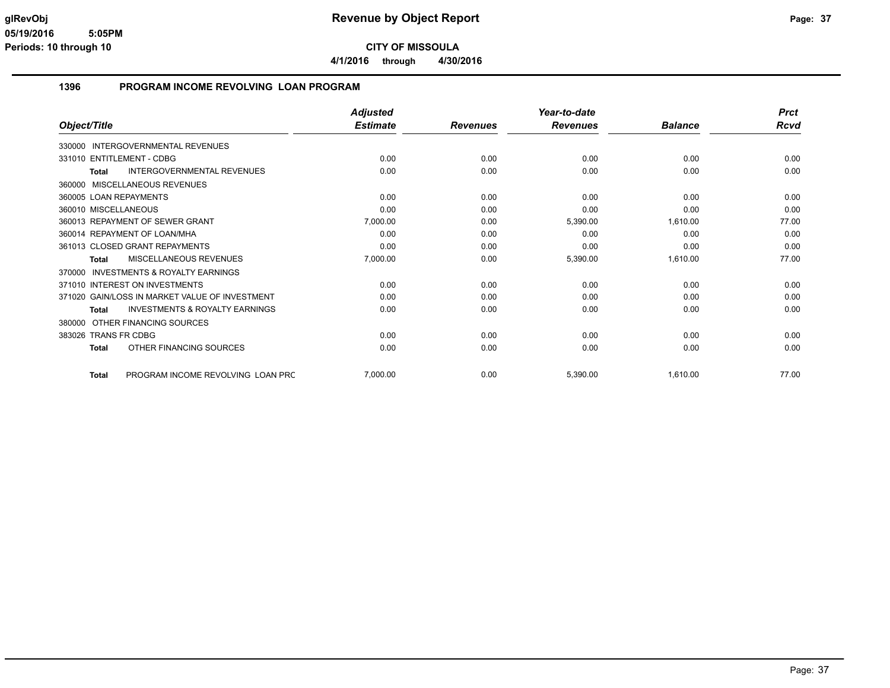**glRevObj**
**05/19/2016 5:05PM**
**Periods: 10 through 10**

# Revenue by Object Report

**CITY OF MISSOULA**

**4/1/2016 through 4/30/2016**

## 1396 PROGRAM INCOME REVOLVING LOAN PROGRAM

| Object/Title | Adjusted Estimate | Revenues | Year-to-date Revenues | Balance | Prct Rcvd |
|---|---|---|---|---|---|
| 330000 INTERGOVERNMENTAL REVENUES | | | | | |
| 331010 ENTITLEMENT - CDBG | 0.00 | 0.00 | 0.00 | 0.00 | 0.00 |
| **Total** INTERGOVERNMENTAL REVENUES | 0.00 | 0.00 | 0.00 | 0.00 | 0.00 |
| 360000 MISCELLANEOUS REVENUES | | | | | |
| 360005 LOAN REPAYMENTS | 0.00 | 0.00 | 0.00 | 0.00 | 0.00 |
| 360010 MISCELLANEOUS | 0.00 | 0.00 | 0.00 | 0.00 | 0.00 |
| 360013 REPAYMENT OF SEWER GRANT | 7,000.00 | 0.00 | 5,390.00 | 1,610.00 | 77.00 |
| 360014 REPAYMENT OF LOAN/MHA | 0.00 | 0.00 | 0.00 | 0.00 | 0.00 |
| 361013 CLOSED GRANT REPAYMENTS | 0.00 | 0.00 | 0.00 | 0.00 | 0.00 |
| **Total** MISCELLANEOUS REVENUES | 7,000.00 | 0.00 | 5,390.00 | 1,610.00 | 77.00 |
| 370000 INVESTMENTS & ROYALTY EARNINGS | | | | | |
| 371010 INTEREST ON INVESTMENTS | 0.00 | 0.00 | 0.00 | 0.00 | 0.00 |
| 371020 GAIN/LOSS IN MARKET VALUE OF INVESTMENT | 0.00 | 0.00 | 0.00 | 0.00 | 0.00 |
| **Total** INVESTMENTS & ROYALTY EARNINGS | 0.00 | 0.00 | 0.00 | 0.00 | 0.00 |
| 380000 OTHER FINANCING SOURCES | | | | | |
| 383026 TRANS FR CDBG | 0.00 | 0.00 | 0.00 | 0.00 | 0.00 |
| **Total** OTHER FINANCING SOURCES | 0.00 | 0.00 | 0.00 | 0.00 | 0.00 |
| **Total** PROGRAM INCOME REVOLVING LOAN PRC | 7,000.00 | 0.00 | 5,390.00 | 1,610.00 | 77.00 |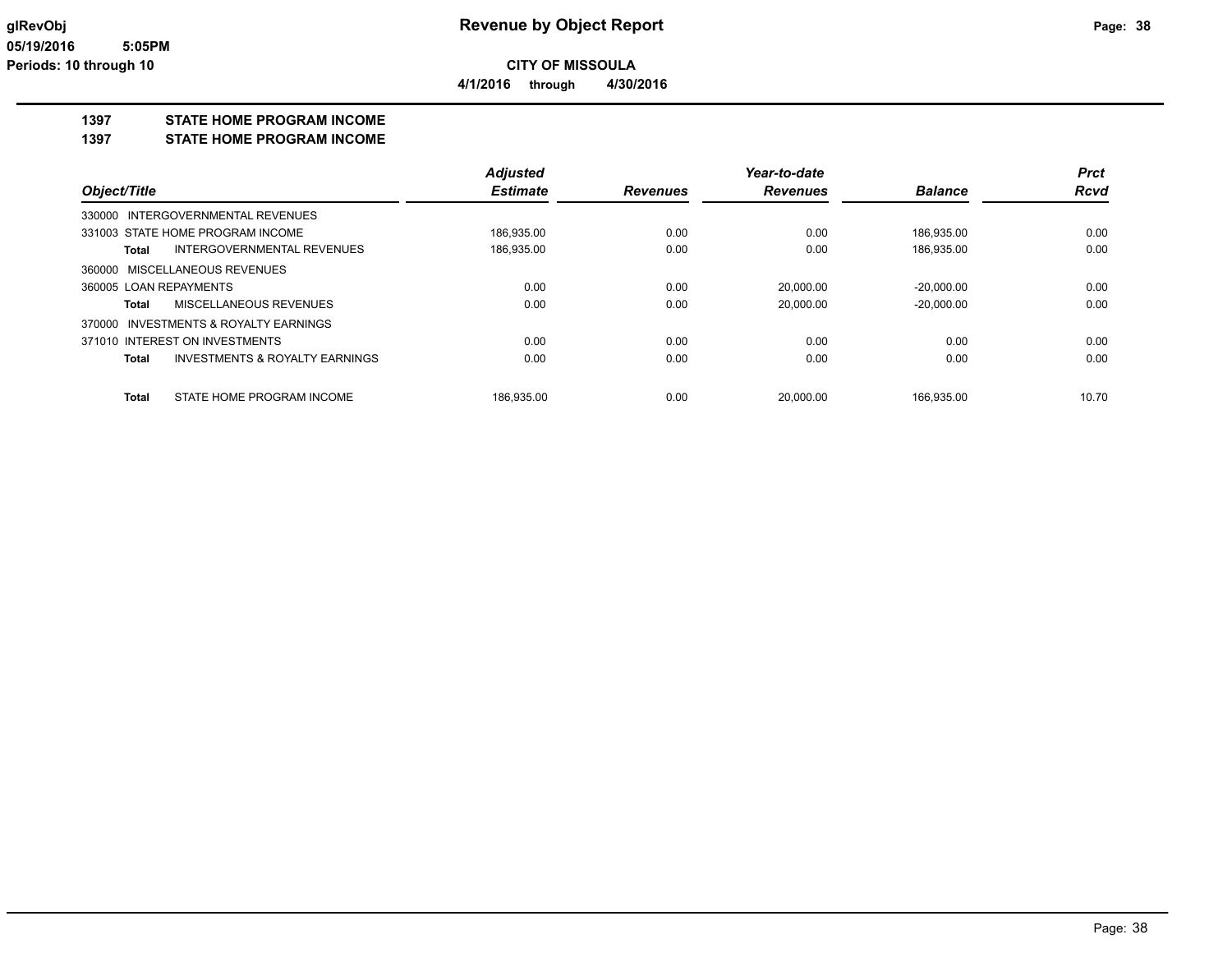**Revenue by Object Report**

**CITY OF MISSOULA**

**4/1/2016 through 4/30/2016**

glRevObj
05/19/2016 5:05PM
Periods: 10 through 10

## 1397 STATE HOME PROGRAM INCOME
## 1397 STATE HOME PROGRAM INCOME

| Object/Title | Adjusted Estimate | Revenues | Year-to-date Revenues | Balance | Prct Rcvd |
|---|---|---|---|---|---|
| 330000 INTERGOVERNMENTAL REVENUES | | | | | |
| 331003 STATE HOME PROGRAM INCOME | 186,935.00 | 0.00 | 0.00 | 186,935.00 | 0.00 |
| **Total** INTERGOVERNMENTAL REVENUES | 186,935.00 | 0.00 | 0.00 | 186,935.00 | 0.00 |
| 360000 MISCELLANEOUS REVENUES | | | | | |
| 360005 LOAN REPAYMENTS | 0.00 | 0.00 | 20,000.00 | -20,000.00 | 0.00 |
| **Total** MISCELLANEOUS REVENUES | 0.00 | 0.00 | 20,000.00 | -20,000.00 | 0.00 |
| 370000 INVESTMENTS & ROYALTY EARNINGS | | | | | |
| 371010 INTEREST ON INVESTMENTS | 0.00 | 0.00 | 0.00 | 0.00 | 0.00 |
| **Total** INVESTMENTS & ROYALTY EARNINGS | 0.00 | 0.00 | 0.00 | 0.00 | 0.00 |
| **Total** STATE HOME PROGRAM INCOME | 186,935.00 | 0.00 | 20,000.00 | 166,935.00 | 10.70 |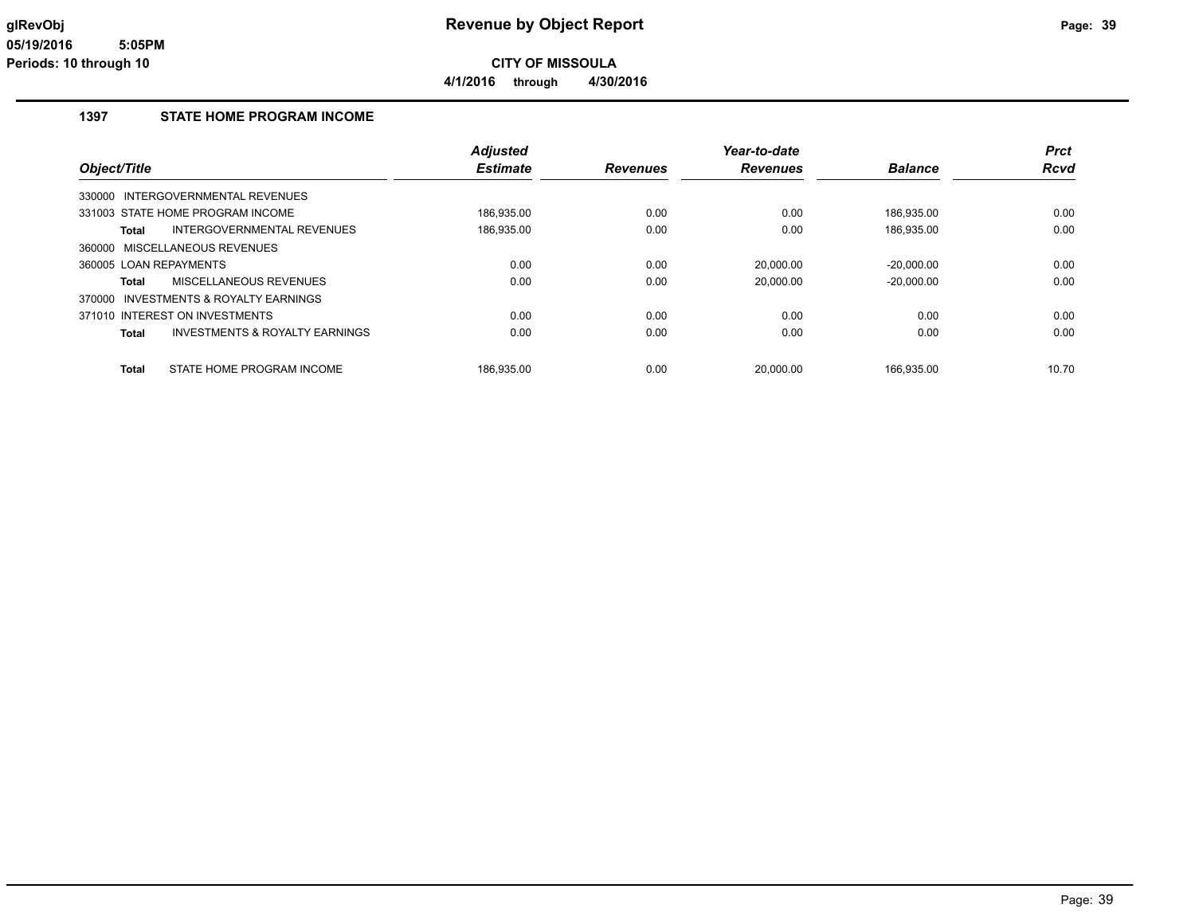# Revenue by Object Report

glRevObj
05/19/2016 5:05PM
Periods: 10 through 10

**CITY OF MISSOULA**

**4/1/2016 through 4/30/2016**

## 1397 STATE HOME PROGRAM INCOME

| Object/Title | Adjusted Estimate | Revenues | Year-to-date Revenues | Balance | Prct Rcvd |
|---|---|---|---|---|---|
| 330000 INTERGOVERNMENTAL REVENUES | | | | | |
| 331003 STATE HOME PROGRAM INCOME | 186,935.00 | 0.00 | 0.00 | 186,935.00 | 0.00 |
| **Total** INTERGOVERNMENTAL REVENUES | 186,935.00 | 0.00 | 0.00 | 186,935.00 | 0.00 |
| 360000 MISCELLANEOUS REVENUES | | | | | |
| 360005 LOAN REPAYMENTS | 0.00 | 0.00 | 20,000.00 | -20,000.00 | 0.00 |
| **Total** MISCELLANEOUS REVENUES | 0.00 | 0.00 | 20,000.00 | -20,000.00 | 0.00 |
| 370000 INVESTMENTS & ROYALTY EARNINGS | | | | | |
| 371010 INTEREST ON INVESTMENTS | 0.00 | 0.00 | 0.00 | 0.00 | 0.00 |
| **Total** INVESTMENTS & ROYALTY EARNINGS | 0.00 | 0.00 | 0.00 | 0.00 | 0.00 |
| **Total** STATE HOME PROGRAM INCOME | 186,935.00 | 0.00 | 20,000.00 | 166,935.00 | 10.70 |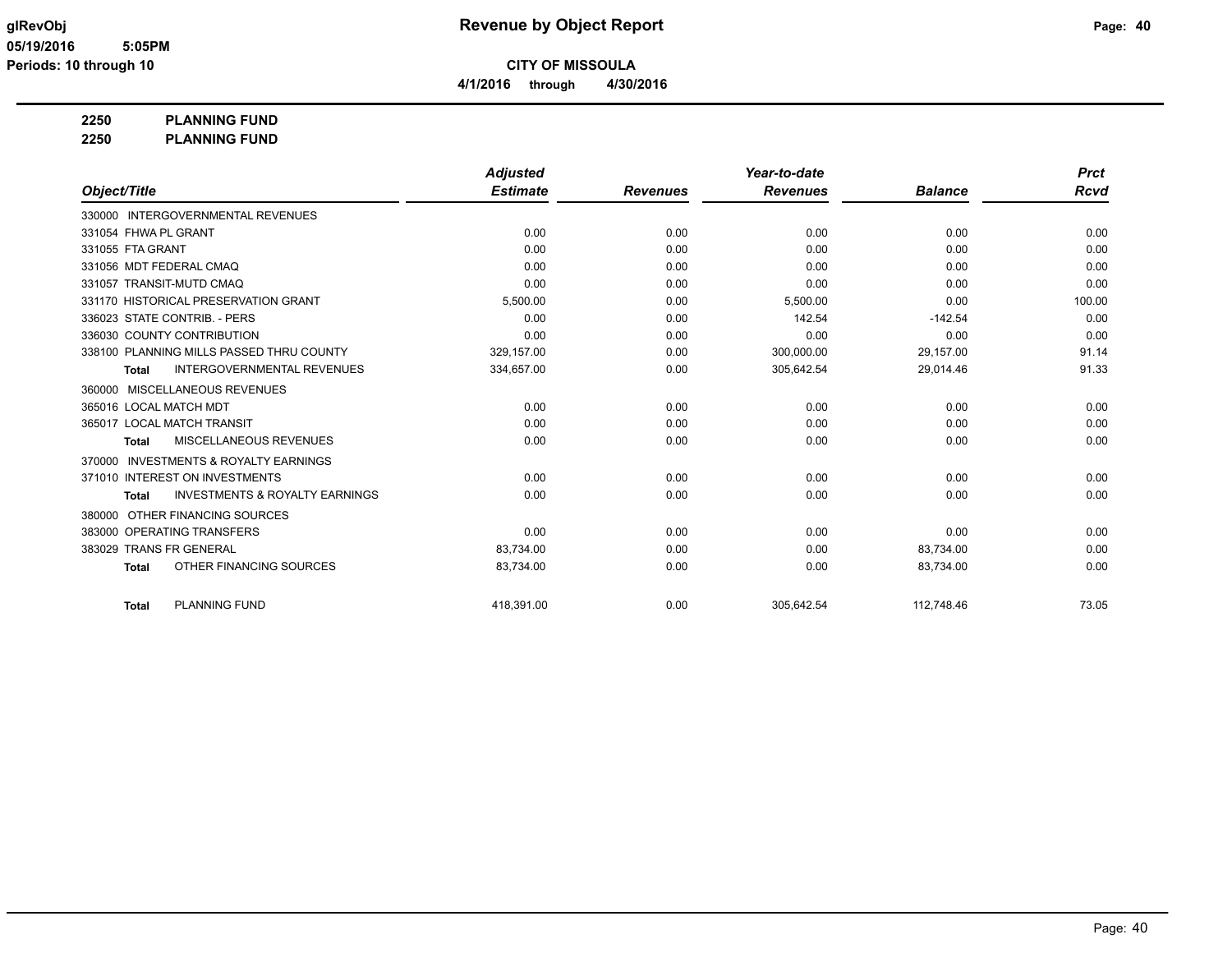**glRevObj** — **Revenue by Object Report**

**05/19/2016 5:05PM**

**Periods: 10 through 10**

**CITY OF MISSOULA**

**4/1/2016 through 4/30/2016**

**2250 PLANNING FUND**

**2250 PLANNING FUND**

| Object/Title | Adjusted Estimate | Revenues | Year-to-date Revenues | Balance | Prct Rcvd |
|---|---|---|---|---|---|
| 330000 INTERGOVERNMENTAL REVENUES | | | | | |
| 331054 FHWA PL GRANT | 0.00 | 0.00 | 0.00 | 0.00 | 0.00 |
| 331055 FTA GRANT | 0.00 | 0.00 | 0.00 | 0.00 | 0.00 |
| 331056 MDT FEDERAL CMAQ | 0.00 | 0.00 | 0.00 | 0.00 | 0.00 |
| 331057 TRANSIT-MUTD CMAQ | 0.00 | 0.00 | 0.00 | 0.00 | 0.00 |
| 331170 HISTORICAL PRESERVATION GRANT | 5,500.00 | 0.00 | 5,500.00 | 0.00 | 100.00 |
| 336023 STATE CONTRIB. - PERS | 0.00 | 0.00 | 142.54 | -142.54 | 0.00 |
| 336030 COUNTY CONTRIBUTION | 0.00 | 0.00 | 0.00 | 0.00 | 0.00 |
| 338100 PLANNING MILLS PASSED THRU COUNTY | 329,157.00 | 0.00 | 300,000.00 | 29,157.00 | 91.14 |
| **Total** INTERGOVERNMENTAL REVENUES | 334,657.00 | 0.00 | 305,642.54 | 29,014.46 | 91.33 |
| 360000 MISCELLANEOUS REVENUES | | | | | |
| 365016 LOCAL MATCH MDT | 0.00 | 0.00 | 0.00 | 0.00 | 0.00 |
| 365017 LOCAL MATCH TRANSIT | 0.00 | 0.00 | 0.00 | 0.00 | 0.00 |
| **Total** MISCELLANEOUS REVENUES | 0.00 | 0.00 | 0.00 | 0.00 | 0.00 |
| 370000 INVESTMENTS & ROYALTY EARNINGS | | | | | |
| 371010 INTEREST ON INVESTMENTS | 0.00 | 0.00 | 0.00 | 0.00 | 0.00 |
| **Total** INVESTMENTS & ROYALTY EARNINGS | 0.00 | 0.00 | 0.00 | 0.00 | 0.00 |
| 380000 OTHER FINANCING SOURCES | | | | | |
| 383000 OPERATING TRANSFERS | 0.00 | 0.00 | 0.00 | 0.00 | 0.00 |
| 383029 TRANS FR GENERAL | 83,734.00 | 0.00 | 0.00 | 83,734.00 | 0.00 |
| **Total** OTHER FINANCING SOURCES | 83,734.00 | 0.00 | 0.00 | 83,734.00 | 0.00 |
| **Total** PLANNING FUND | 418,391.00 | 0.00 | 305,642.54 | 112,748.46 | 73.05 |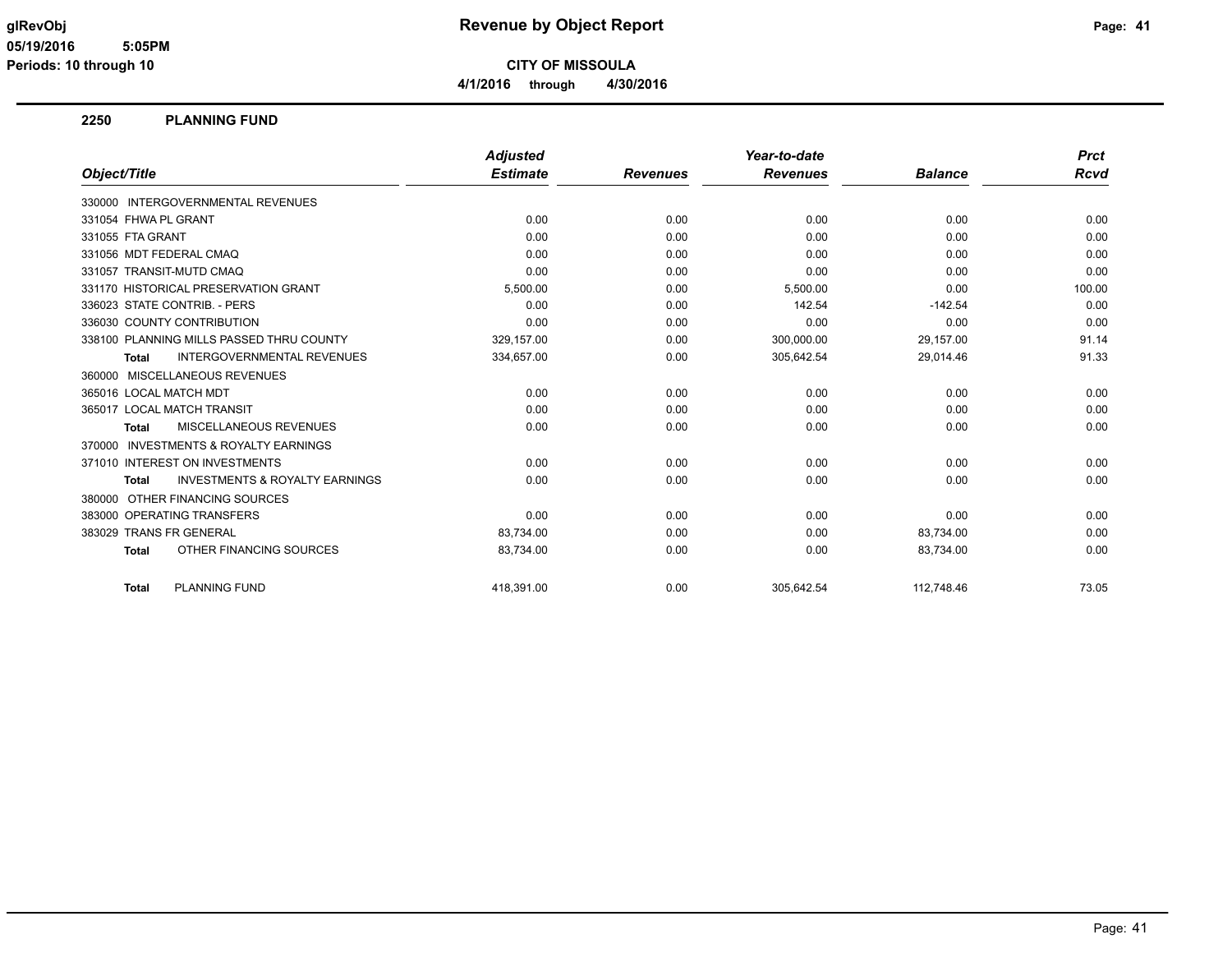**glRevObj** **Revenue by Object Report**

**05/19/2016 5:05PM**

**Periods: 10 through 10**

**CITY OF MISSOULA**

**4/1/2016 through 4/30/2016**

## 2250 PLANNING FUND

| Object/Title | Adjusted Estimate | Revenues | Year-to-date Revenues | Balance | Prct Rcvd |
|---|---|---|---|---|---|
| 330000 INTERGOVERNMENTAL REVENUES | | | | | |
| 331054 FHWA PL GRANT | 0.00 | 0.00 | 0.00 | 0.00 | 0.00 |
| 331055 FTA GRANT | 0.00 | 0.00 | 0.00 | 0.00 | 0.00 |
| 331056 MDT FEDERAL CMAQ | 0.00 | 0.00 | 0.00 | 0.00 | 0.00 |
| 331057 TRANSIT-MUTD CMAQ | 0.00 | 0.00 | 0.00 | 0.00 | 0.00 |
| 331170 HISTORICAL PRESERVATION GRANT | 5,500.00 | 0.00 | 5,500.00 | 0.00 | 100.00 |
| 336023 STATE CONTRIB. - PERS | 0.00 | 0.00 | 142.54 | -142.54 | 0.00 |
| 336030 COUNTY CONTRIBUTION | 0.00 | 0.00 | 0.00 | 0.00 | 0.00 |
| 338100 PLANNING MILLS PASSED THRU COUNTY | 329,157.00 | 0.00 | 300,000.00 | 29,157.00 | 91.14 |
| **Total** INTERGOVERNMENTAL REVENUES | 334,657.00 | 0.00 | 305,642.54 | 29,014.46 | 91.33 |
| 360000 MISCELLANEOUS REVENUES | | | | | |
| 365016 LOCAL MATCH MDT | 0.00 | 0.00 | 0.00 | 0.00 | 0.00 |
| 365017 LOCAL MATCH TRANSIT | 0.00 | 0.00 | 0.00 | 0.00 | 0.00 |
| **Total** MISCELLANEOUS REVENUES | 0.00 | 0.00 | 0.00 | 0.00 | 0.00 |
| 370000 INVESTMENTS & ROYALTY EARNINGS | | | | | |
| 371010 INTEREST ON INVESTMENTS | 0.00 | 0.00 | 0.00 | 0.00 | 0.00 |
| **Total** INVESTMENTS & ROYALTY EARNINGS | 0.00 | 0.00 | 0.00 | 0.00 | 0.00 |
| 380000 OTHER FINANCING SOURCES | | | | | |
| 383000 OPERATING TRANSFERS | 0.00 | 0.00 | 0.00 | 0.00 | 0.00 |
| 383029 TRANS FR GENERAL | 83,734.00 | 0.00 | 0.00 | 83,734.00 | 0.00 |
| **Total** OTHER FINANCING SOURCES | 83,734.00 | 0.00 | 0.00 | 83,734.00 | 0.00 |
| **Total** PLANNING FUND | 418,391.00 | 0.00 | 305,642.54 | 112,748.46 | 73.05 |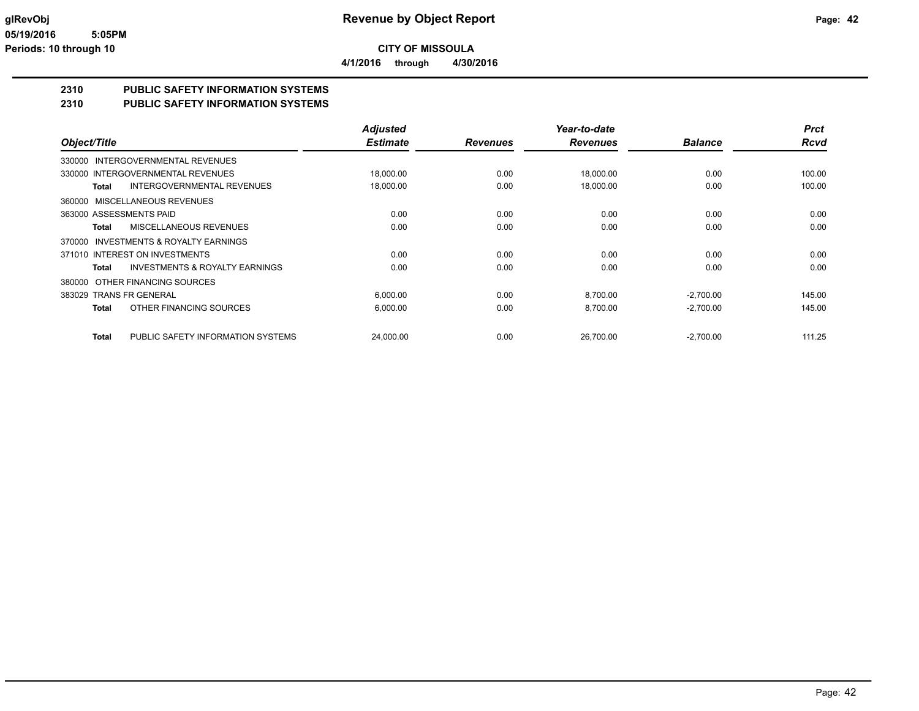**CITY OF MISSOULA**

**4/1/2016 through 4/30/2016**

## 2310 PUBLIC SAFETY INFORMATION SYSTEMS

## 2310 PUBLIC SAFETY INFORMATION SYSTEMS

| Object/Title | | Adjusted Estimate | Revenues | Year-to-date Revenues | Balance | Prct Rcvd |
|---|---|---|---|---|---|---|
| 330000 INTERGOVERNMENTAL REVENUES | | | | | | |
| 330000 INTERGOVERNMENTAL REVENUES | | 18,000.00 | 0.00 | 18,000.00 | 0.00 | 100.00 |
| **Total** | INTERGOVERNMENTAL REVENUES | 18,000.00 | 0.00 | 18,000.00 | 0.00 | 100.00 |
| 360000 MISCELLANEOUS REVENUES | | | | | | |
| 363000 ASSESSMENTS PAID | | 0.00 | 0.00 | 0.00 | 0.00 | 0.00 |
| **Total** | MISCELLANEOUS REVENUES | 0.00 | 0.00 | 0.00 | 0.00 | 0.00 |
| 370000 INVESTMENTS & ROYALTY EARNINGS | | | | | | |
| 371010 INTEREST ON INVESTMENTS | | 0.00 | 0.00 | 0.00 | 0.00 | 0.00 |
| **Total** | INVESTMENTS & ROYALTY EARNINGS | 0.00 | 0.00 | 0.00 | 0.00 | 0.00 |
| 380000 OTHER FINANCING SOURCES | | | | | | |
| 383029 TRANS FR GENERAL | | 6,000.00 | 0.00 | 8,700.00 | -2,700.00 | 145.00 |
| **Total** | OTHER FINANCING SOURCES | 6,000.00 | 0.00 | 8,700.00 | -2,700.00 | 145.00 |
| **Total** | PUBLIC SAFETY INFORMATION SYSTEMS | 24,000.00 | 0.00 | 26,700.00 | -2,700.00 | 111.25 |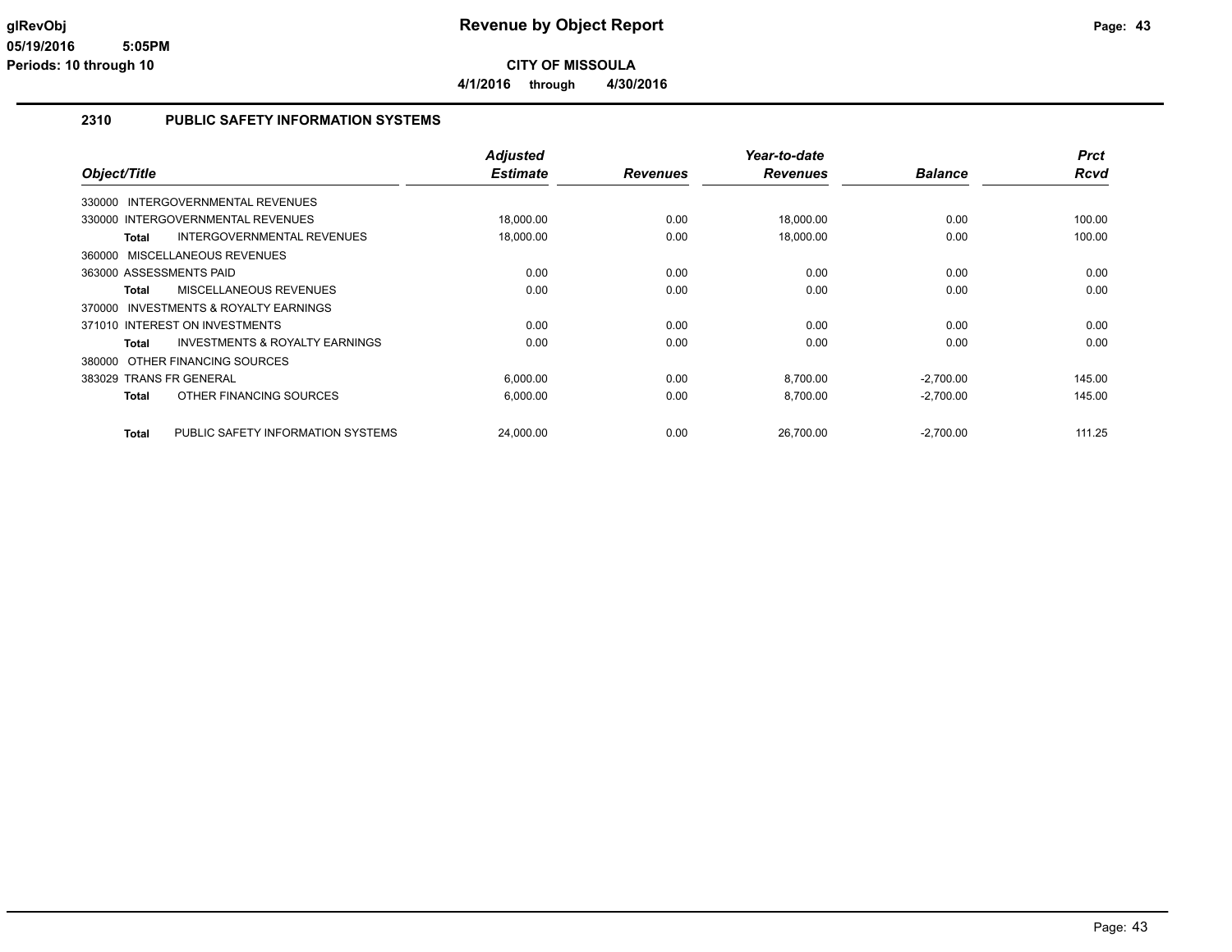**glRevObj** **Revenue by Object Report**
**05/19/2016 5:05PM**
**Periods: 10 through 10**

**CITY OF MISSOULA**
**4/1/2016 through 4/30/2016**

## 2310 PUBLIC SAFETY INFORMATION SYSTEMS

| Object/Title | Adjusted Estimate | Revenues | Year-to-date Revenues | Balance | Prct Rcvd |
|---|---|---|---|---|---|
| 330000 INTERGOVERNMENTAL REVENUES | | | | | |
| 330000 INTERGOVERNMENTAL REVENUES | 18,000.00 | 0.00 | 18,000.00 | 0.00 | 100.00 |
| **Total** INTERGOVERNMENTAL REVENUES | 18,000.00 | 0.00 | 18,000.00 | 0.00 | 100.00 |
| 360000 MISCELLANEOUS REVENUES | | | | | |
| 363000 ASSESSMENTS PAID | 0.00 | 0.00 | 0.00 | 0.00 | 0.00 |
| **Total** MISCELLANEOUS REVENUES | 0.00 | 0.00 | 0.00 | 0.00 | 0.00 |
| 370000 INVESTMENTS & ROYALTY EARNINGS | | | | | |
| 371010 INTEREST ON INVESTMENTS | 0.00 | 0.00 | 0.00 | 0.00 | 0.00 |
| **Total** INVESTMENTS & ROYALTY EARNINGS | 0.00 | 0.00 | 0.00 | 0.00 | 0.00 |
| 380000 OTHER FINANCING SOURCES | | | | | |
| 383029 TRANS FR GENERAL | 6,000.00 | 0.00 | 8,700.00 | -2,700.00 | 145.00 |
| **Total** OTHER FINANCING SOURCES | 6,000.00 | 0.00 | 8,700.00 | -2,700.00 | 145.00 |
| **Total** PUBLIC SAFETY INFORMATION SYSTEMS | 24,000.00 | 0.00 | 26,700.00 | -2,700.00 | 111.25 |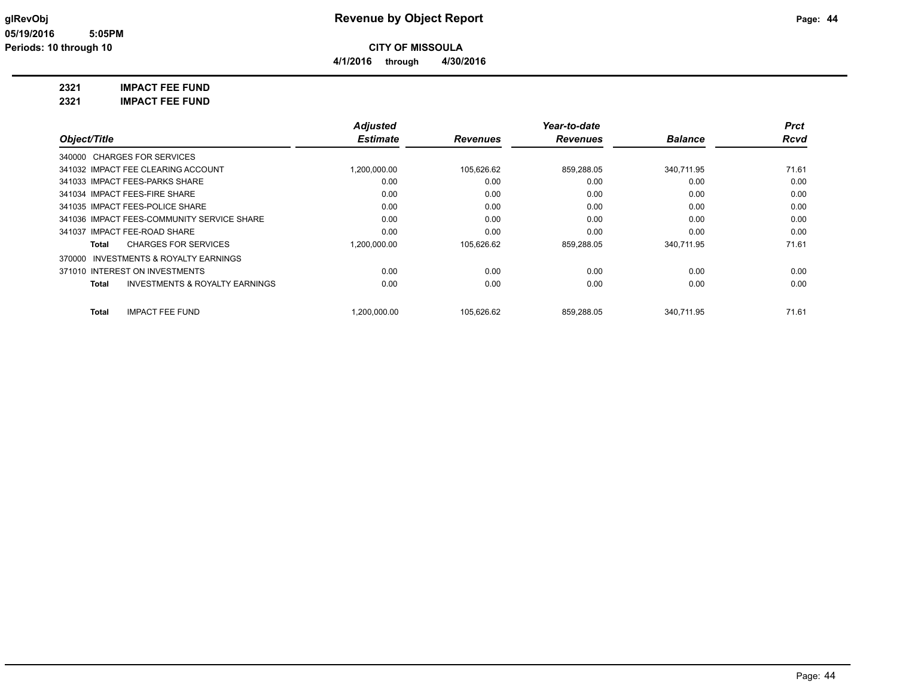**glRevObj** **Revenue by Object Report**
**05/19/2016 5:05PM**
**Periods: 10 through 10**

**CITY OF MISSOULA**
**4/1/2016 through 4/30/2016**

**2321 IMPACT FEE FUND**
**2321 IMPACT FEE FUND**

| Object/Title | *Adjusted Estimate* | *Revenues* | *Year-to-date Revenues* | *Balance* | *Prct Rcvd* |
|---|---|---|---|---|---|
| 340000 CHARGES FOR SERVICES | | | | | |
| 341032 IMPACT FEE CLEARING ACCOUNT | 1,200,000.00 | 105,626.62 | 859,288.05 | 340,711.95 | 71.61 |
| 341033 IMPACT FEES-PARKS SHARE | 0.00 | 0.00 | 0.00 | 0.00 | 0.00 |
| 341034 IMPACT FEES-FIRE SHARE | 0.00 | 0.00 | 0.00 | 0.00 | 0.00 |
| 341035 IMPACT FEES-POLICE SHARE | 0.00 | 0.00 | 0.00 | 0.00 | 0.00 |
| 341036 IMPACT FEES-COMMUNITY SERVICE SHARE | 0.00 | 0.00 | 0.00 | 0.00 | 0.00 |
| 341037 IMPACT FEE-ROAD SHARE | 0.00 | 0.00 | 0.00 | 0.00 | 0.00 |
| **Total** CHARGES FOR SERVICES | 1,200,000.00 | 105,626.62 | 859,288.05 | 340,711.95 | 71.61 |
| 370000 INVESTMENTS & ROYALTY EARNINGS | | | | | |
| 371010 INTEREST ON INVESTMENTS | 0.00 | 0.00 | 0.00 | 0.00 | 0.00 |
| **Total** INVESTMENTS & ROYALTY EARNINGS | 0.00 | 0.00 | 0.00 | 0.00 | 0.00 |
| **Total** IMPACT FEE FUND | 1,200,000.00 | 105,626.62 | 859,288.05 | 340,711.95 | 71.61 |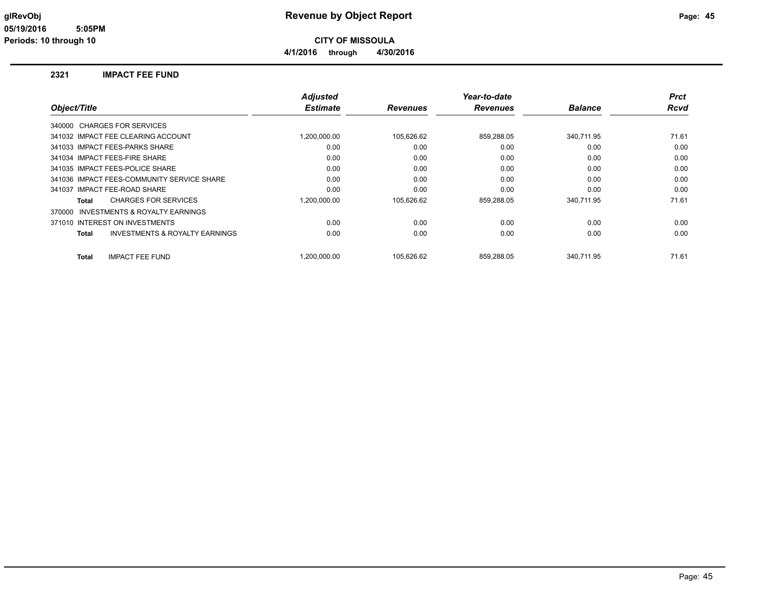# Revenue by Object Report

glRevObj
05/19/2016 5:05PM
Periods: 10 through 10

**CITY OF MISSOULA**

**4/1/2016 through 4/30/2016**

## 2321 IMPACT FEE FUND

| Object/Title | Adjusted Estimate | Revenues | Year-to-date Revenues | Balance | Prct Rcvd |
|---|---|---|---|---|---|
| 340000 CHARGES FOR SERVICES | | | | | |
| 341032 IMPACT FEE CLEARING ACCOUNT | 1,200,000.00 | 105,626.62 | 859,288.05 | 340,711.95 | 71.61 |
| 341033 IMPACT FEES-PARKS SHARE | 0.00 | 0.00 | 0.00 | 0.00 | 0.00 |
| 341034 IMPACT FEES-FIRE SHARE | 0.00 | 0.00 | 0.00 | 0.00 | 0.00 |
| 341035 IMPACT FEES-POLICE SHARE | 0.00 | 0.00 | 0.00 | 0.00 | 0.00 |
| 341036 IMPACT FEES-COMMUNITY SERVICE SHARE | 0.00 | 0.00 | 0.00 | 0.00 | 0.00 |
| 341037 IMPACT FEE-ROAD SHARE | 0.00 | 0.00 | 0.00 | 0.00 | 0.00 |
| **Total** CHARGES FOR SERVICES | 1,200,000.00 | 105,626.62 | 859,288.05 | 340,711.95 | 71.61 |
| 370000 INVESTMENTS & ROYALTY EARNINGS | | | | | |
| 371010 INTEREST ON INVESTMENTS | 0.00 | 0.00 | 0.00 | 0.00 | 0.00 |
| **Total** INVESTMENTS & ROYALTY EARNINGS | 0.00 | 0.00 | 0.00 | 0.00 | 0.00 |
| **Total** IMPACT FEE FUND | 1,200,000.00 | 105,626.62 | 859,288.05 | 340,711.95 | 71.61 |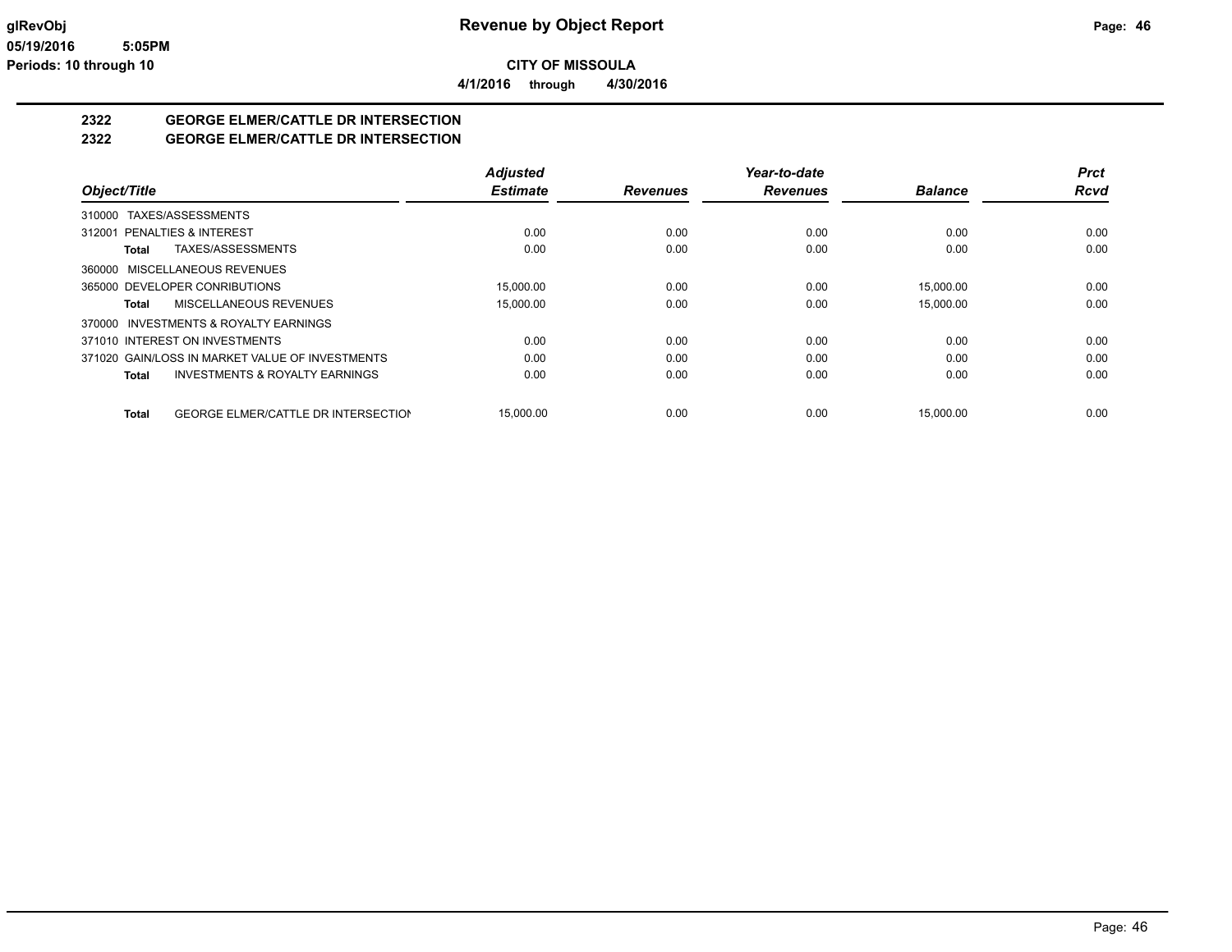**CITY OF MISSOULA**

**4/1/2016 through 4/30/2016**

## 2322 GEORGE ELMER/CATTLE DR INTERSECTION
## 2322 GEORGE ELMER/CATTLE DR INTERSECTION

| Object/Title | Adjusted Estimate | Revenues | Year-to-date Revenues | Balance | Prct Rcvd |
|---|---|---|---|---|---|
| 310000 TAXES/ASSESSMENTS | | | | | |
| 312001 PENALTIES & INTEREST | 0.00 | 0.00 | 0.00 | 0.00 | 0.00 |
| **Total** TAXES/ASSESSMENTS | 0.00 | 0.00 | 0.00 | 0.00 | 0.00 |
| 360000 MISCELLANEOUS REVENUES | | | | | |
| 365000 DEVELOPER CONRIBUTIONS | 15,000.00 | 0.00 | 0.00 | 15,000.00 | 0.00 |
| **Total** MISCELLANEOUS REVENUES | 15,000.00 | 0.00 | 0.00 | 15,000.00 | 0.00 |
| 370000 INVESTMENTS & ROYALTY EARNINGS | | | | | |
| 371010 INTEREST ON INVESTMENTS | 0.00 | 0.00 | 0.00 | 0.00 | 0.00 |
| 371020 GAIN/LOSS IN MARKET VALUE OF INVESTMENTS | 0.00 | 0.00 | 0.00 | 0.00 | 0.00 |
| **Total** INVESTMENTS & ROYALTY EARNINGS | 0.00 | 0.00 | 0.00 | 0.00 | 0.00 |
| **Total** GEORGE ELMER/CATTLE DR INTERSECTION | 15,000.00 | 0.00 | 0.00 | 15,000.00 | 0.00 |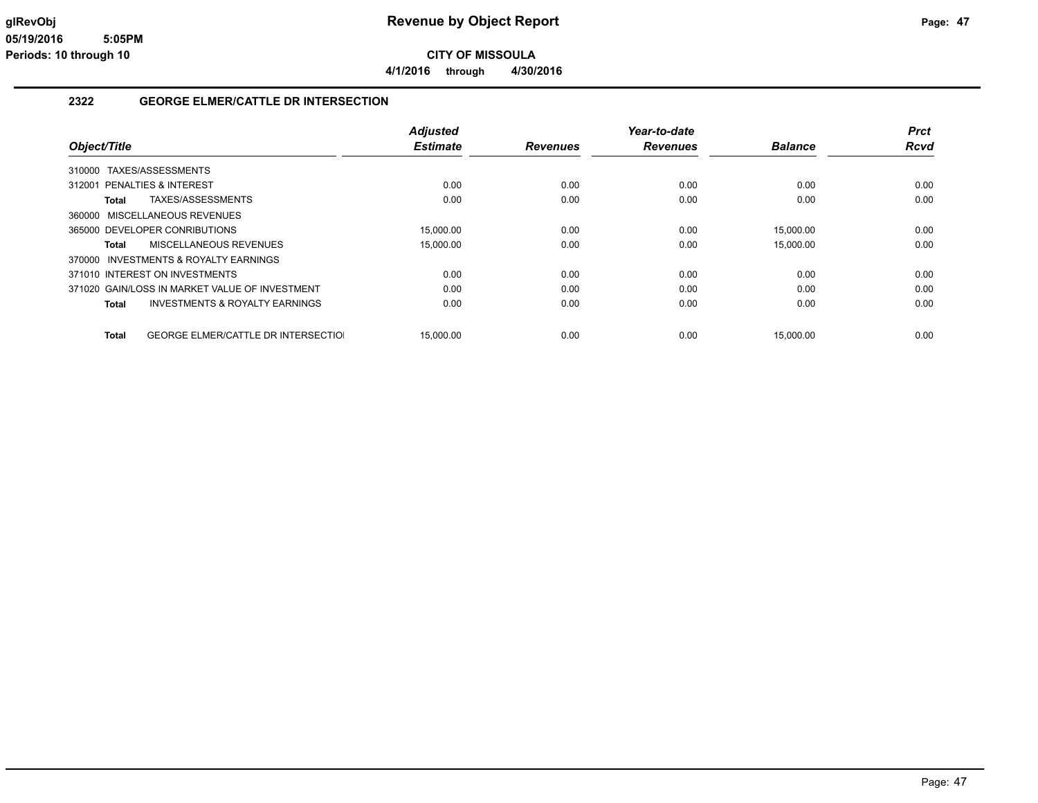glRevObj
05/19/2016 5:05PM
Periods: 10 through 10

# Revenue by Object Report

**CITY OF MISSOULA**

**4/1/2016 through 4/30/2016**

## 2322 GEORGE ELMER/CATTLE DR INTERSECTION

| Object/Title | Adjusted Estimate | Revenues | Year-to-date Revenues | Balance | Prct Rcvd |
|---|---|---|---|---|---|
| 310000 TAXES/ASSESSMENTS | | | | | |
| 312001 PENALTIES & INTEREST | 0.00 | 0.00 | 0.00 | 0.00 | 0.00 |
| **Total** TAXES/ASSESSMENTS | 0.00 | 0.00 | 0.00 | 0.00 | 0.00 |
| 360000 MISCELLANEOUS REVENUES | | | | | |
| 365000 DEVELOPER CONRIBUTIONS | 15,000.00 | 0.00 | 0.00 | 15,000.00 | 0.00 |
| **Total** MISCELLANEOUS REVENUES | 15,000.00 | 0.00 | 0.00 | 15,000.00 | 0.00 |
| 370000 INVESTMENTS & ROYALTY EARNINGS | | | | | |
| 371010 INTEREST ON INVESTMENTS | 0.00 | 0.00 | 0.00 | 0.00 | 0.00 |
| 371020 GAIN/LOSS IN MARKET VALUE OF INVESTMENT | 0.00 | 0.00 | 0.00 | 0.00 | 0.00 |
| **Total** INVESTMENTS & ROYALTY EARNINGS | 0.00 | 0.00 | 0.00 | 0.00 | 0.00 |
| **Total** GEORGE ELMER/CATTLE DR INTERSECTIOI | 15,000.00 | 0.00 | 0.00 | 15,000.00 | 0.00 |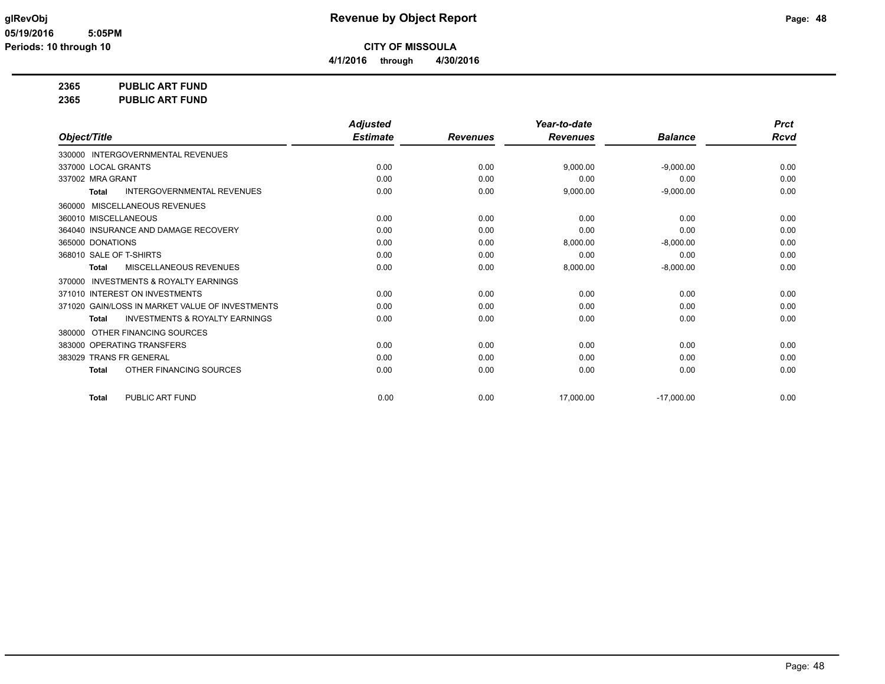# Revenue by Object Report

glRevObj
05/19/2016 5:05PM
Periods: 10 through 10

**CITY OF MISSOULA**

**4/1/2016 through 4/30/2016**

**2365 PUBLIC ART FUND**

**2365 PUBLIC ART FUND**

| Object/Title | Adjusted Estimate | Revenues | Year-to-date Revenues | Balance | Prct Rcvd |
|---|---|---|---|---|---|
| 330000 INTERGOVERNMENTAL REVENUES | | | | | |
| 337000 LOCAL GRANTS | 0.00 | 0.00 | 9,000.00 | -9,000.00 | 0.00 |
| 337002 MRA GRANT | 0.00 | 0.00 | 0.00 | 0.00 | 0.00 |
| **Total** INTERGOVERNMENTAL REVENUES | 0.00 | 0.00 | 9,000.00 | -9,000.00 | 0.00 |
| 360000 MISCELLANEOUS REVENUES | | | | | |
| 360010 MISCELLANEOUS | 0.00 | 0.00 | 0.00 | 0.00 | 0.00 |
| 364040 INSURANCE AND DAMAGE RECOVERY | 0.00 | 0.00 | 0.00 | 0.00 | 0.00 |
| 365000 DONATIONS | 0.00 | 0.00 | 8,000.00 | -8,000.00 | 0.00 |
| 368010 SALE OF T-SHIRTS | 0.00 | 0.00 | 0.00 | 0.00 | 0.00 |
| **Total** MISCELLANEOUS REVENUES | 0.00 | 0.00 | 8,000.00 | -8,000.00 | 0.00 |
| 370000 INVESTMENTS & ROYALTY EARNINGS | | | | | |
| 371010 INTEREST ON INVESTMENTS | 0.00 | 0.00 | 0.00 | 0.00 | 0.00 |
| 371020 GAIN/LOSS IN MARKET VALUE OF INVESTMENTS | 0.00 | 0.00 | 0.00 | 0.00 | 0.00 |
| **Total** INVESTMENTS & ROYALTY EARNINGS | 0.00 | 0.00 | 0.00 | 0.00 | 0.00 |
| 380000 OTHER FINANCING SOURCES | | | | | |
| 383000 OPERATING TRANSFERS | 0.00 | 0.00 | 0.00 | 0.00 | 0.00 |
| 383029 TRANS FR GENERAL | 0.00 | 0.00 | 0.00 | 0.00 | 0.00 |
| **Total** OTHER FINANCING SOURCES | 0.00 | 0.00 | 0.00 | 0.00 | 0.00 |
| **Total** PUBLIC ART FUND | 0.00 | 0.00 | 17,000.00 | -17,000.00 | 0.00 |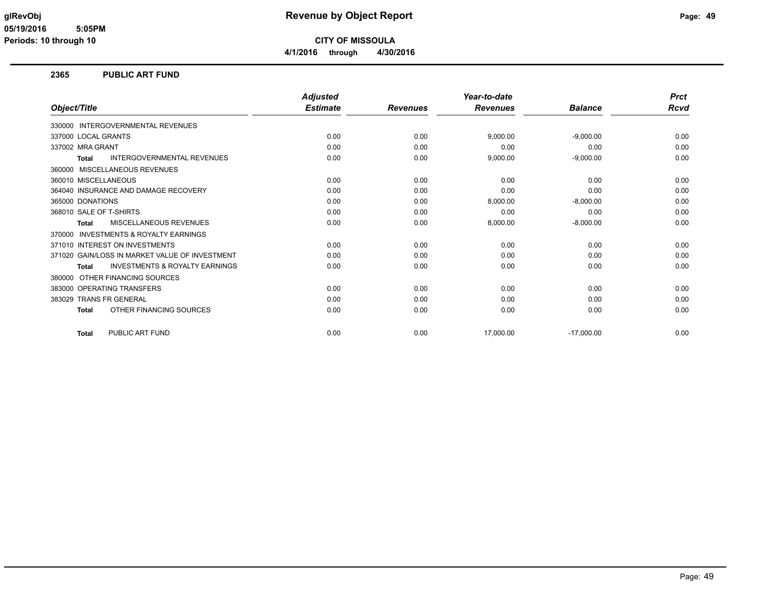**CITY OF MISSOULA**

**4/1/2016 through 4/30/2016**

## 2365 PUBLIC ART FUND

| Object/Title | Adjusted Estimate | Revenues | Year-to-date Revenues | Balance | Prct Rcvd |
|---|---|---|---|---|---|
| 330000 INTERGOVERNMENTAL REVENUES | | | | | |
| 337000 LOCAL GRANTS | 0.00 | 0.00 | 9,000.00 | -9,000.00 | 0.00 |
| 337002 MRA GRANT | 0.00 | 0.00 | 0.00 | 0.00 | 0.00 |
| **Total** INTERGOVERNMENTAL REVENUES | 0.00 | 0.00 | 9,000.00 | -9,000.00 | 0.00 |
| 360000 MISCELLANEOUS REVENUES | | | | | |
| 360010 MISCELLANEOUS | 0.00 | 0.00 | 0.00 | 0.00 | 0.00 |
| 364040 INSURANCE AND DAMAGE RECOVERY | 0.00 | 0.00 | 0.00 | 0.00 | 0.00 |
| 365000 DONATIONS | 0.00 | 0.00 | 8,000.00 | -8,000.00 | 0.00 |
| 368010 SALE OF T-SHIRTS | 0.00 | 0.00 | 0.00 | 0.00 | 0.00 |
| **Total** MISCELLANEOUS REVENUES | 0.00 | 0.00 | 8,000.00 | -8,000.00 | 0.00 |
| 370000 INVESTMENTS & ROYALTY EARNINGS | | | | | |
| 371010 INTEREST ON INVESTMENTS | 0.00 | 0.00 | 0.00 | 0.00 | 0.00 |
| 371020 GAIN/LOSS IN MARKET VALUE OF INVESTMENT | 0.00 | 0.00 | 0.00 | 0.00 | 0.00 |
| **Total** INVESTMENTS & ROYALTY EARNINGS | 0.00 | 0.00 | 0.00 | 0.00 | 0.00 |
| 380000 OTHER FINANCING SOURCES | | | | | |
| 383000 OPERATING TRANSFERS | 0.00 | 0.00 | 0.00 | 0.00 | 0.00 |
| 383029 TRANS FR GENERAL | 0.00 | 0.00 | 0.00 | 0.00 | 0.00 |
| **Total** OTHER FINANCING SOURCES | 0.00 | 0.00 | 0.00 | 0.00 | 0.00 |
| **Total** PUBLIC ART FUND | 0.00 | 0.00 | 17,000.00 | -17,000.00 | 0.00 |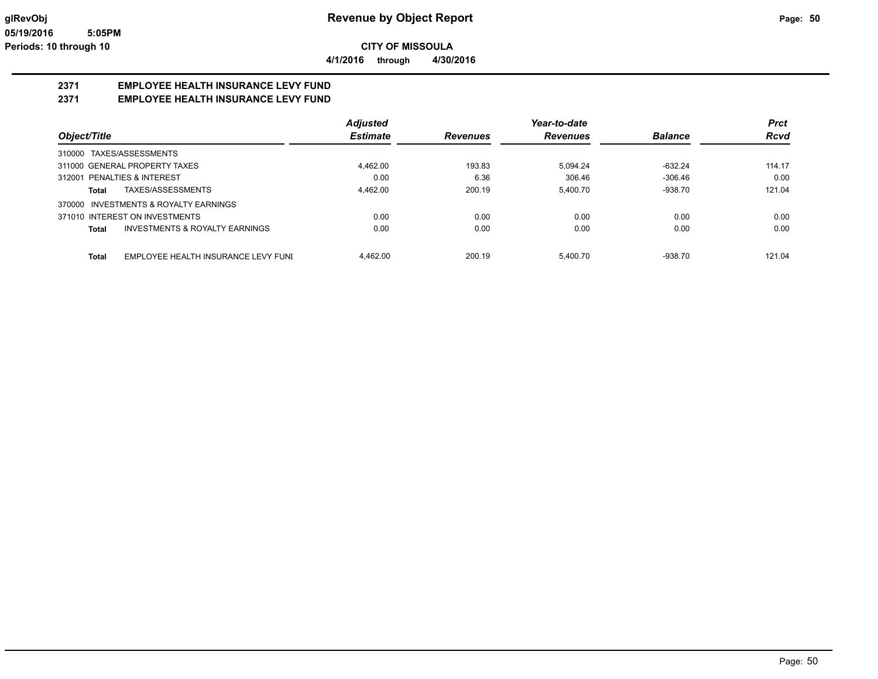**glRevObj**
**05/19/2016 5:05PM**
**Periods: 10 through 10**

# Revenue by Object Report

**CITY OF MISSOULA**

**4/1/2016 through 4/30/2016**

## 2371 EMPLOYEE HEALTH INSURANCE LEVY FUND
## 2371 EMPLOYEE HEALTH INSURANCE LEVY FUND

| Object/Title | Adjusted Estimate | Revenues | Year-to-date Revenues | Balance | Prct Rcvd |
|---|---|---|---|---|---|
| 310000 TAXES/ASSESSMENTS | | | | | |
| 311000 GENERAL PROPERTY TAXES | 4,462.00 | 193.83 | 5,094.24 | -632.24 | 114.17 |
| 312001 PENALTIES & INTEREST | 0.00 | 6.36 | 306.46 | -306.46 | 0.00 |
| **Total** TAXES/ASSESSMENTS | 4,462.00 | 200.19 | 5,400.70 | -938.70 | 121.04 |
| 370000 INVESTMENTS & ROYALTY EARNINGS | | | | | |
| 371010 INTEREST ON INVESTMENTS | 0.00 | 0.00 | 0.00 | 0.00 | 0.00 |
| **Total** INVESTMENTS & ROYALTY EARNINGS | 0.00 | 0.00 | 0.00 | 0.00 | 0.00 |
| **Total** EMPLOYEE HEALTH INSURANCE LEVY FUNI | 4,462.00 | 200.19 | 5,400.70 | -938.70 | 121.04 |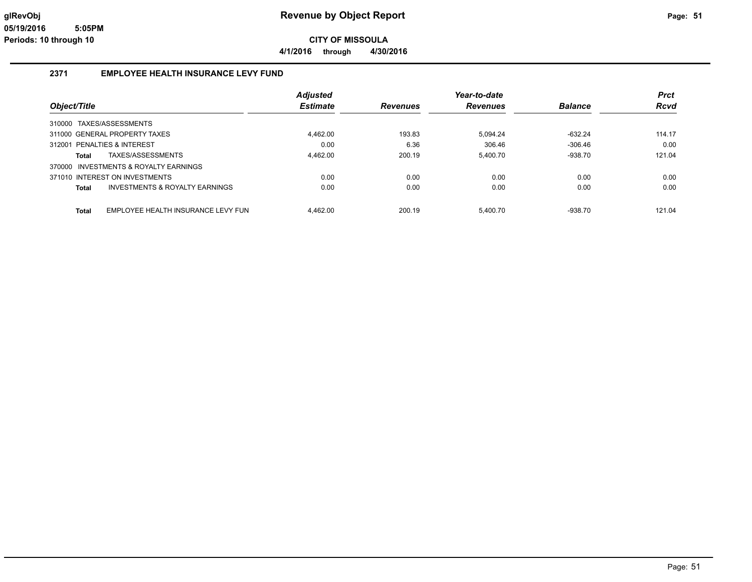# Revenue by Object Report

glRevObj
05/19/2016 5:05PM
Periods: 10 through 10

**CITY OF MISSOULA**

**4/1/2016 through 4/30/2016**

## 2371 EMPLOYEE HEALTH INSURANCE LEVY FUND

| Object/Title | Adjusted Estimate | Revenues | Year-to-date Revenues | Balance | Prct Rcvd |
|---|---|---|---|---|---|
| 310000 TAXES/ASSESSMENTS | | | | | |
| 311000 GENERAL PROPERTY TAXES | 4,462.00 | 193.83 | 5,094.24 | -632.24 | 114.17 |
| 312001 PENALTIES & INTEREST | 0.00 | 6.36 | 306.46 | -306.46 | 0.00 |
| **Total** TAXES/ASSESSMENTS | 4,462.00 | 200.19 | 5,400.70 | -938.70 | 121.04 |
| 370000 INVESTMENTS & ROYALTY EARNINGS | | | | | |
| 371010 INTEREST ON INVESTMENTS | 0.00 | 0.00 | 0.00 | 0.00 | 0.00 |
| **Total** INVESTMENTS & ROYALTY EARNINGS | 0.00 | 0.00 | 0.00 | 0.00 | 0.00 |
| **Total** EMPLOYEE HEALTH INSURANCE LEVY FUN | 4,462.00 | 200.19 | 5,400.70 | -938.70 | 121.04 |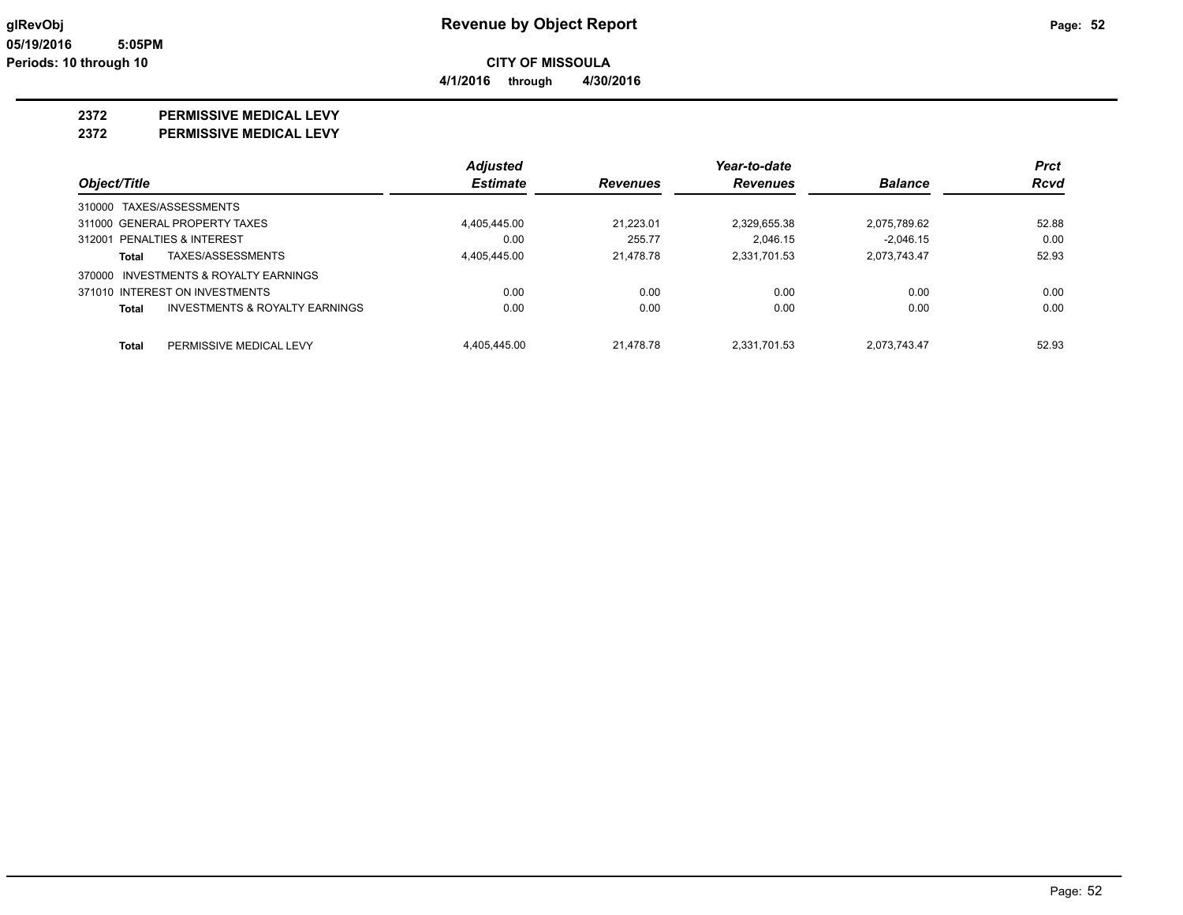# Revenue by Object Report

glRevObj
05/19/2016 5:05PM
Periods: 10 through 10

**CITY OF MISSOULA**

**4/1/2016 through 4/30/2016**

## 2372 PERMISSIVE MEDICAL LEVY
## 2372 PERMISSIVE MEDICAL LEVY

| Object/Title | Adjusted Estimate | Revenues | Year-to-date Revenues | Balance | Prct Rcvd |
|---|---|---|---|---|---|
| 310000 TAXES/ASSESSMENTS | | | | | |
| 311000 GENERAL PROPERTY TAXES | 4,405,445.00 | 21,223.01 | 2,329,655.38 | 2,075,789.62 | 52.88 |
| 312001 PENALTIES & INTEREST | 0.00 | 255.77 | 2,046.15 | -2,046.15 | 0.00 |
| **Total** TAXES/ASSESSMENTS | 4,405,445.00 | 21,478.78 | 2,331,701.53 | 2,073,743.47 | 52.93 |
| 370000 INVESTMENTS & ROYALTY EARNINGS | | | | | |
| 371010 INTEREST ON INVESTMENTS | 0.00 | 0.00 | 0.00 | 0.00 | 0.00 |
| **Total** INVESTMENTS & ROYALTY EARNINGS | 0.00 | 0.00 | 0.00 | 0.00 | 0.00 |
| **Total** PERMISSIVE MEDICAL LEVY | 4,405,445.00 | 21,478.78 | 2,331,701.53 | 2,073,743.47 | 52.93 |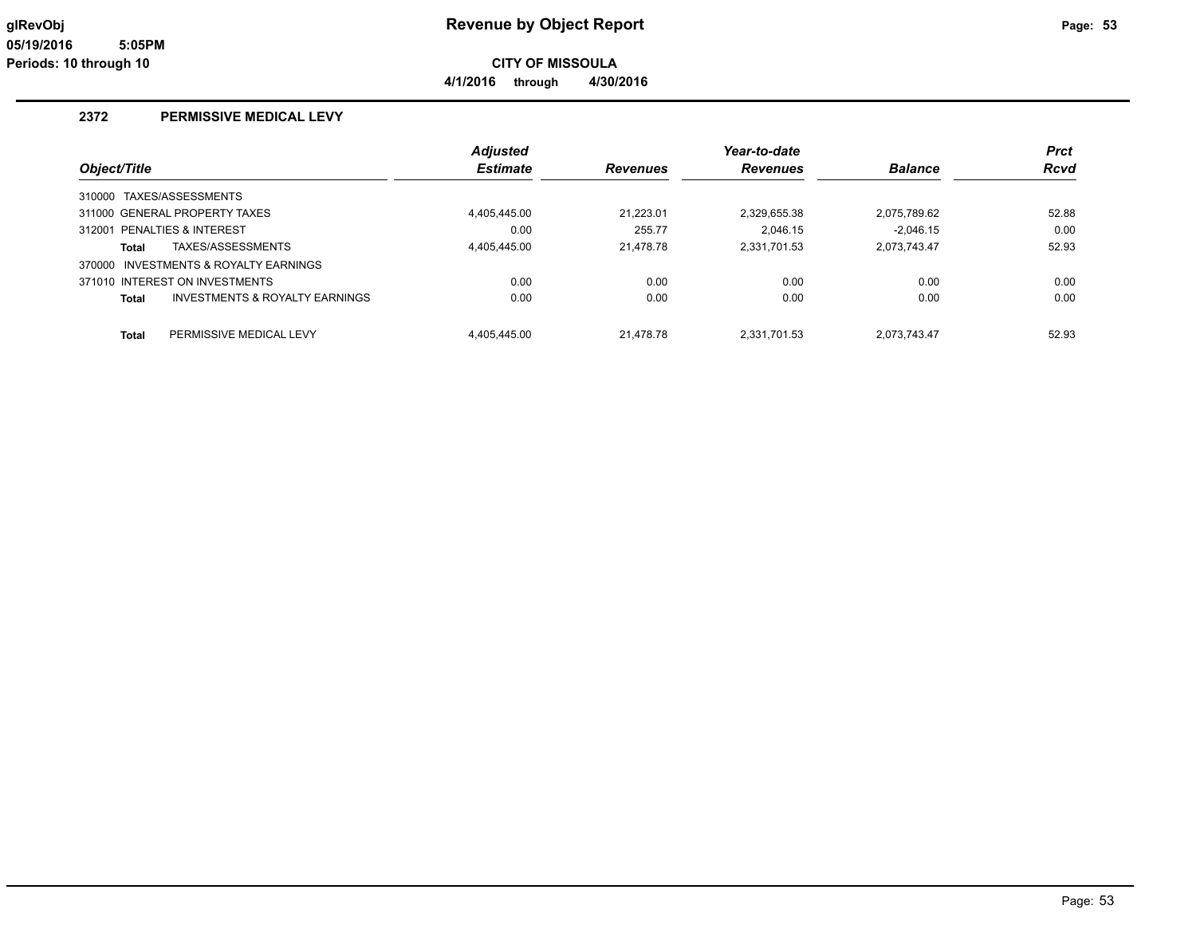# Revenue by Object Report

glRevObj
05/19/2016 5:05PM
Periods: 10 through 10

**CITY OF MISSOULA**

**4/1/2016 through 4/30/2016**

## 2372 PERMISSIVE MEDICAL LEVY

| Object/Title | | Adjusted Estimate | Revenues | Year-to-date Revenues | Balance | Prct Rcvd |
|---|---|---|---|---|---|---|
| 310000 TAXES/ASSESSMENTS | | | | | | |
| 311000 GENERAL PROPERTY TAXES | | 4,405,445.00 | 21,223.01 | 2,329,655.38 | 2,075,789.62 | 52.88 |
| 312001 PENALTIES & INTEREST | | 0.00 | 255.77 | 2,046.15 | -2,046.15 | 0.00 |
| **Total** | TAXES/ASSESSMENTS | 4,405,445.00 | 21,478.78 | 2,331,701.53 | 2,073,743.47 | 52.93 |
| 370000 INVESTMENTS & ROYALTY EARNINGS | | | | | | |
| 371010 INTEREST ON INVESTMENTS | | 0.00 | 0.00 | 0.00 | 0.00 | 0.00 |
| **Total** | INVESTMENTS & ROYALTY EARNINGS | 0.00 | 0.00 | 0.00 | 0.00 | 0.00 |
| **Total** | PERMISSIVE MEDICAL LEVY | 4,405,445.00 | 21,478.78 | 2,331,701.53 | 2,073,743.47 | 52.93 |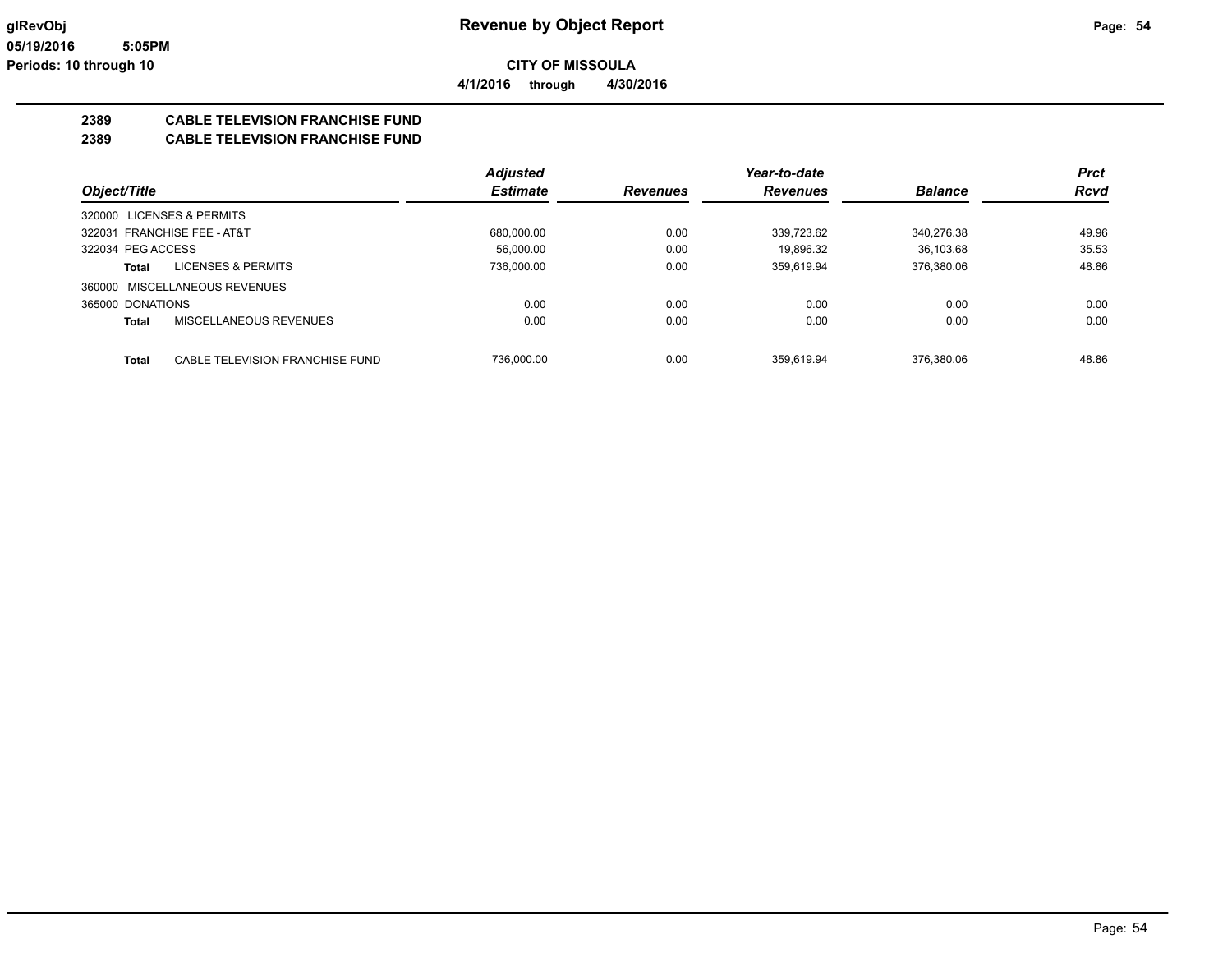**glRevObj** | **Revenue by Object Report**

**05/19/2016 5:05PM**

**Periods: 10 through 10**

**CITY OF MISSOULA**

**4/1/2016 through 4/30/2016**

## 2389 CABLE TELEVISION FRANCHISE FUND
## 2389 CABLE TELEVISION FRANCHISE FUND

| Object/Title | | Adjusted Estimate | Revenues | Year-to-date Revenues | Balance | Prct Rcvd |
|---|---|---|---|---|---|---|
| 320000 LICENSES & PERMITS | | | | | | |
| 322031 FRANCHISE FEE - AT&T | | 680,000.00 | 0.00 | 339,723.62 | 340,276.38 | 49.96 |
| 322034 PEG ACCESS | | 56,000.00 | 0.00 | 19,896.32 | 36,103.68 | 35.53 |
| **Total** | LICENSES & PERMITS | 736,000.00 | 0.00 | 359,619.94 | 376,380.06 | 48.86 |
| 360000 MISCELLANEOUS REVENUES | | | | | | |
| 365000 DONATIONS | | 0.00 | 0.00 | 0.00 | 0.00 | 0.00 |
| **Total** | MISCELLANEOUS REVENUES | 0.00 | 0.00 | 0.00 | 0.00 | 0.00 |
| **Total** | CABLE TELEVISION FRANCHISE FUND | 736,000.00 | 0.00 | 359,619.94 | 376,380.06 | 48.86 |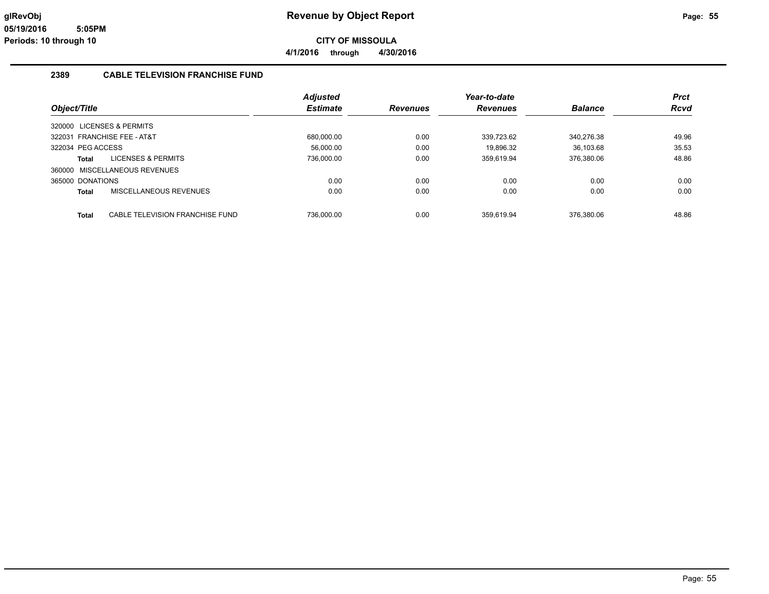# Revenue by Object Report

glRevObj
05/19/2016 5:05PM
Periods: 10 through 10

**CITY OF MISSOULA**

**4/1/2016 through 4/30/2016**

## 2389 CABLE TELEVISION FRANCHISE FUND

| Object/Title | Adjusted Estimate | Revenues | Year-to-date Revenues | Balance | Prct Rcvd |
|---|---|---|---|---|---|
| 320000 LICENSES & PERMITS | | | | | |
| 322031 FRANCHISE FEE - AT&T | 680,000.00 | 0.00 | 339,723.62 | 340,276.38 | 49.96 |
| 322034 PEG ACCESS | 56,000.00 | 0.00 | 19,896.32 | 36,103.68 | 35.53 |
| **Total** LICENSES & PERMITS | 736,000.00 | 0.00 | 359,619.94 | 376,380.06 | 48.86 |
| 360000 MISCELLANEOUS REVENUES | | | | | |
| 365000 DONATIONS | 0.00 | 0.00 | 0.00 | 0.00 | 0.00 |
| **Total** MISCELLANEOUS REVENUES | 0.00 | 0.00 | 0.00 | 0.00 | 0.00 |
| **Total** CABLE TELEVISION FRANCHISE FUND | 736,000.00 | 0.00 | 359,619.94 | 376,380.06 | 48.86 |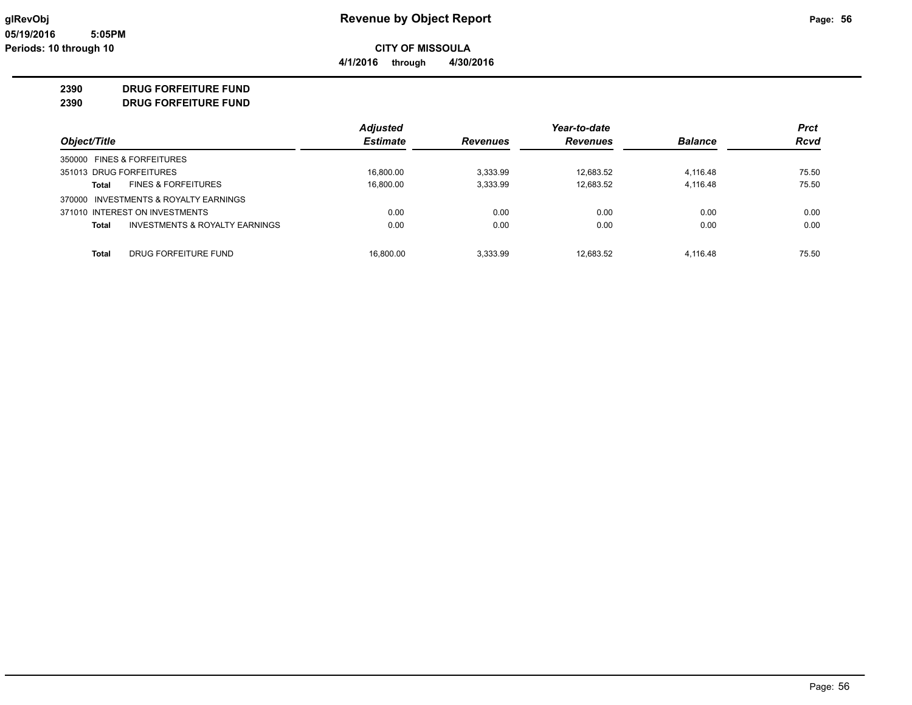**Revenue by Object Report**

**CITY OF MISSOULA**

**4/1/2016 through 4/30/2016**

glRevObj
05/19/2016 5:05PM
Periods: 10 through 10

**2390 DRUG FORFEITURE FUND**
**2390 DRUG FORFEITURE FUND**

| Object/Title | Adjusted Estimate | Revenues | Year-to-date Revenues | Balance | Prct Rcvd |
|---|---|---|---|---|---|
| 350000 FINES & FORFEITURES | | | | | |
| 351013 DRUG FORFEITURES | 16,800.00 | 3,333.99 | 12,683.52 | 4,116.48 | 75.50 |
| **Total** FINES & FORFEITURES | 16,800.00 | 3,333.99 | 12,683.52 | 4,116.48 | 75.50 |
| 370000 INVESTMENTS & ROYALTY EARNINGS | | | | | |
| 371010 INTEREST ON INVESTMENTS | 0.00 | 0.00 | 0.00 | 0.00 | 0.00 |
| **Total** INVESTMENTS & ROYALTY EARNINGS | 0.00 | 0.00 | 0.00 | 0.00 | 0.00 |
| **Total** DRUG FORFEITURE FUND | 16,800.00 | 3,333.99 | 12,683.52 | 4,116.48 | 75.50 |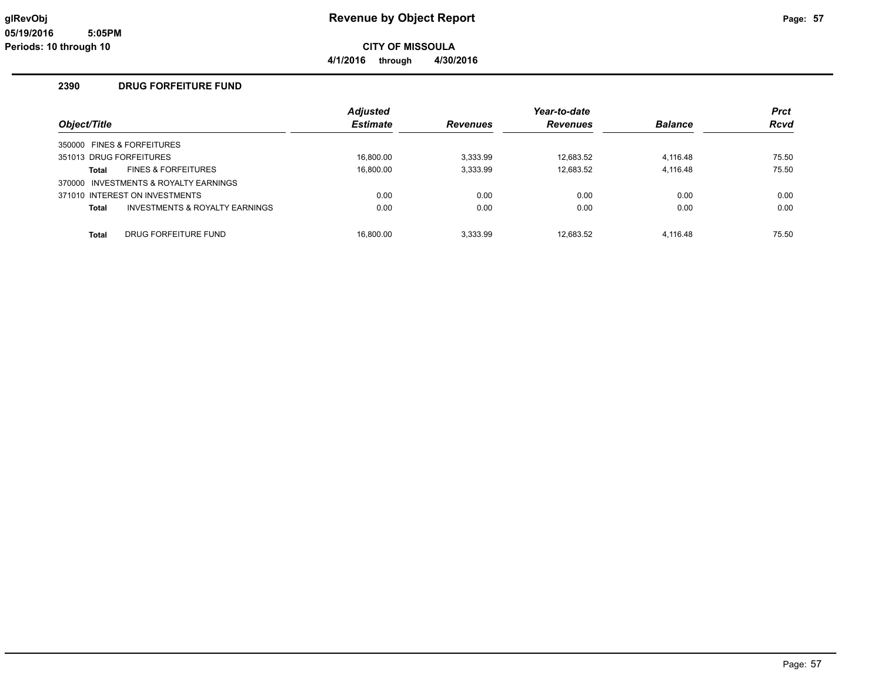**glRevObj**
**05/19/2016 5:05PM**
**Periods: 10 through 10**

# Revenue by Object Report

**CITY OF MISSOULA**

**4/1/2016 through 4/30/2016**

## 2390 DRUG FORFEITURE FUND

| Object/Title | | Adjusted Estimate | Revenues | Year-to-date Revenues | Balance | Prct Rcvd |
|---|---|---|---|---|---|---|
| 350000 FINES & FORFEITURES | | | | | | |
| 351013 DRUG FORFEITURES | | 16,800.00 | 3,333.99 | 12,683.52 | 4,116.48 | 75.50 |
| Total | FINES & FORFEITURES | 16,800.00 | 3,333.99 | 12,683.52 | 4,116.48 | 75.50 |
| 370000 INVESTMENTS & ROYALTY EARNINGS | | | | | | |
| 371010 INTEREST ON INVESTMENTS | | 0.00 | 0.00 | 0.00 | 0.00 | 0.00 |
| Total | INVESTMENTS & ROYALTY EARNINGS | 0.00 | 0.00 | 0.00 | 0.00 | 0.00 |
| Total | DRUG FORFEITURE FUND | 16,800.00 | 3,333.99 | 12,683.52 | 4,116.48 | 75.50 |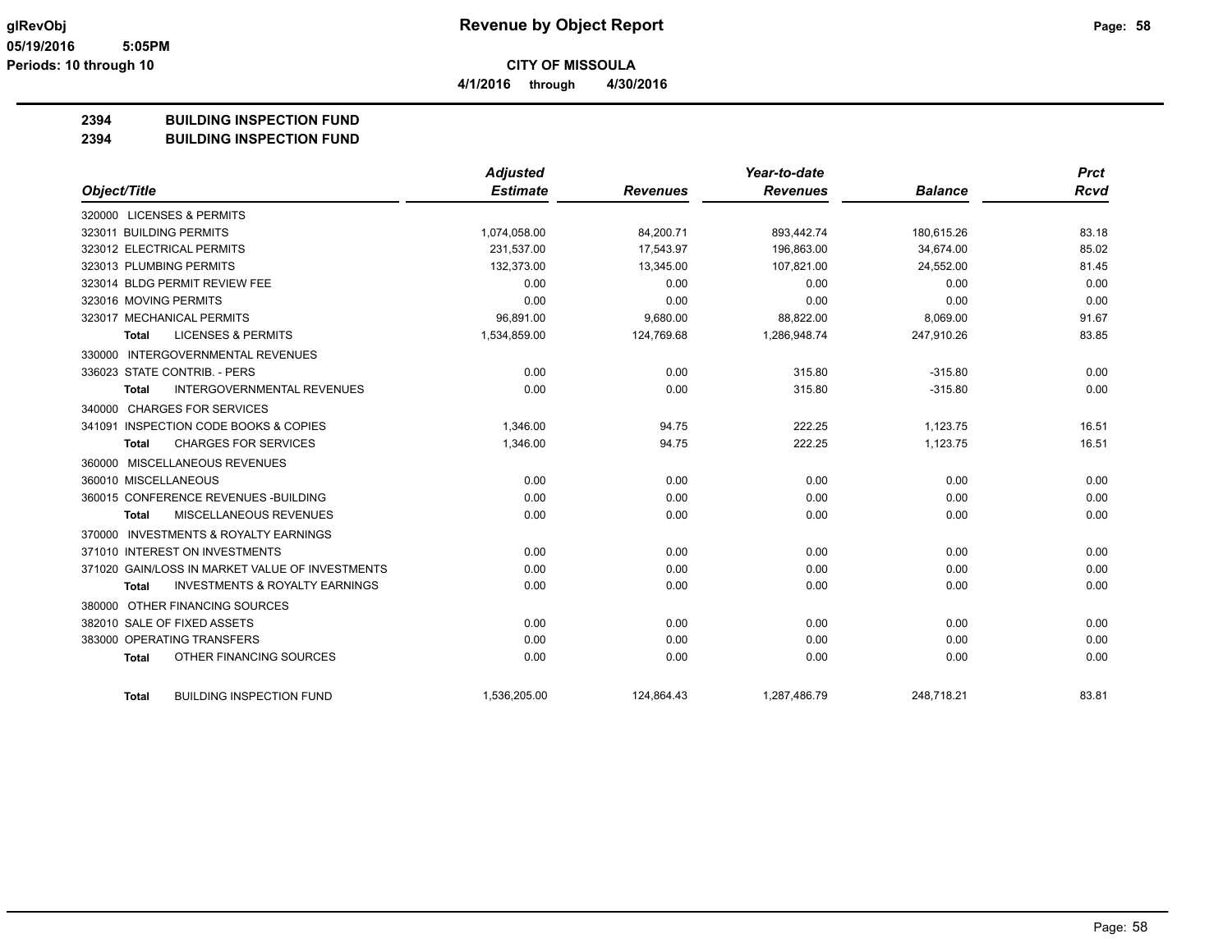# Revenue by Object Report

**CITY OF MISSOULA**

**4/1/2016 through 4/30/2016**

glRevObj
05/19/2016 5:05PM
Periods: 10 through 10

## 2394 BUILDING INSPECTION FUND
## 2394 BUILDING INSPECTION FUND

| Object/Title | Adjusted Estimate | Revenues | Year-to-date Revenues | Balance | Prct Rcvd |
|---|---|---|---|---|---|
| 320000 LICENSES & PERMITS | | | | | |
| 323011 BUILDING PERMITS | 1,074,058.00 | 84,200.71 | 893,442.74 | 180,615.26 | 83.18 |
| 323012 ELECTRICAL PERMITS | 231,537.00 | 17,543.97 | 196,863.00 | 34,674.00 | 85.02 |
| 323013 PLUMBING PERMITS | 132,373.00 | 13,345.00 | 107,821.00 | 24,552.00 | 81.45 |
| 323014 BLDG PERMIT REVIEW FEE | 0.00 | 0.00 | 0.00 | 0.00 | 0.00 |
| 323016 MOVING PERMITS | 0.00 | 0.00 | 0.00 | 0.00 | 0.00 |
| 323017 MECHANICAL PERMITS | 96,891.00 | 9,680.00 | 88,822.00 | 8,069.00 | 91.67 |
| **Total** LICENSES & PERMITS | 1,534,859.00 | 124,769.68 | 1,286,948.74 | 247,910.26 | 83.85 |
| 330000 INTERGOVERNMENTAL REVENUES | | | | | |
| 336023 STATE CONTRIB. - PERS | 0.00 | 0.00 | 315.80 | -315.80 | 0.00 |
| **Total** INTERGOVERNMENTAL REVENUES | 0.00 | 0.00 | 315.80 | -315.80 | 0.00 |
| 340000 CHARGES FOR SERVICES | | | | | |
| 341091 INSPECTION CODE BOOKS & COPIES | 1,346.00 | 94.75 | 222.25 | 1,123.75 | 16.51 |
| **Total** CHARGES FOR SERVICES | 1,346.00 | 94.75 | 222.25 | 1,123.75 | 16.51 |
| 360000 MISCELLANEOUS REVENUES | | | | | |
| 360010 MISCELLANEOUS | 0.00 | 0.00 | 0.00 | 0.00 | 0.00 |
| 360015 CONFERENCE REVENUES -BUILDING | 0.00 | 0.00 | 0.00 | 0.00 | 0.00 |
| **Total** MISCELLANEOUS REVENUES | 0.00 | 0.00 | 0.00 | 0.00 | 0.00 |
| 370000 INVESTMENTS & ROYALTY EARNINGS | | | | | |
| 371010 INTEREST ON INVESTMENTS | 0.00 | 0.00 | 0.00 | 0.00 | 0.00 |
| 371020 GAIN/LOSS IN MARKET VALUE OF INVESTMENTS | 0.00 | 0.00 | 0.00 | 0.00 | 0.00 |
| **Total** INVESTMENTS & ROYALTY EARNINGS | 0.00 | 0.00 | 0.00 | 0.00 | 0.00 |
| 380000 OTHER FINANCING SOURCES | | | | | |
| 382010 SALE OF FIXED ASSETS | 0.00 | 0.00 | 0.00 | 0.00 | 0.00 |
| 383000 OPERATING TRANSFERS | 0.00 | 0.00 | 0.00 | 0.00 | 0.00 |
| **Total** OTHER FINANCING SOURCES | 0.00 | 0.00 | 0.00 | 0.00 | 0.00 |
| **Total** BUILDING INSPECTION FUND | 1,536,205.00 | 124,864.43 | 1,287,486.79 | 248,718.21 | 83.81 |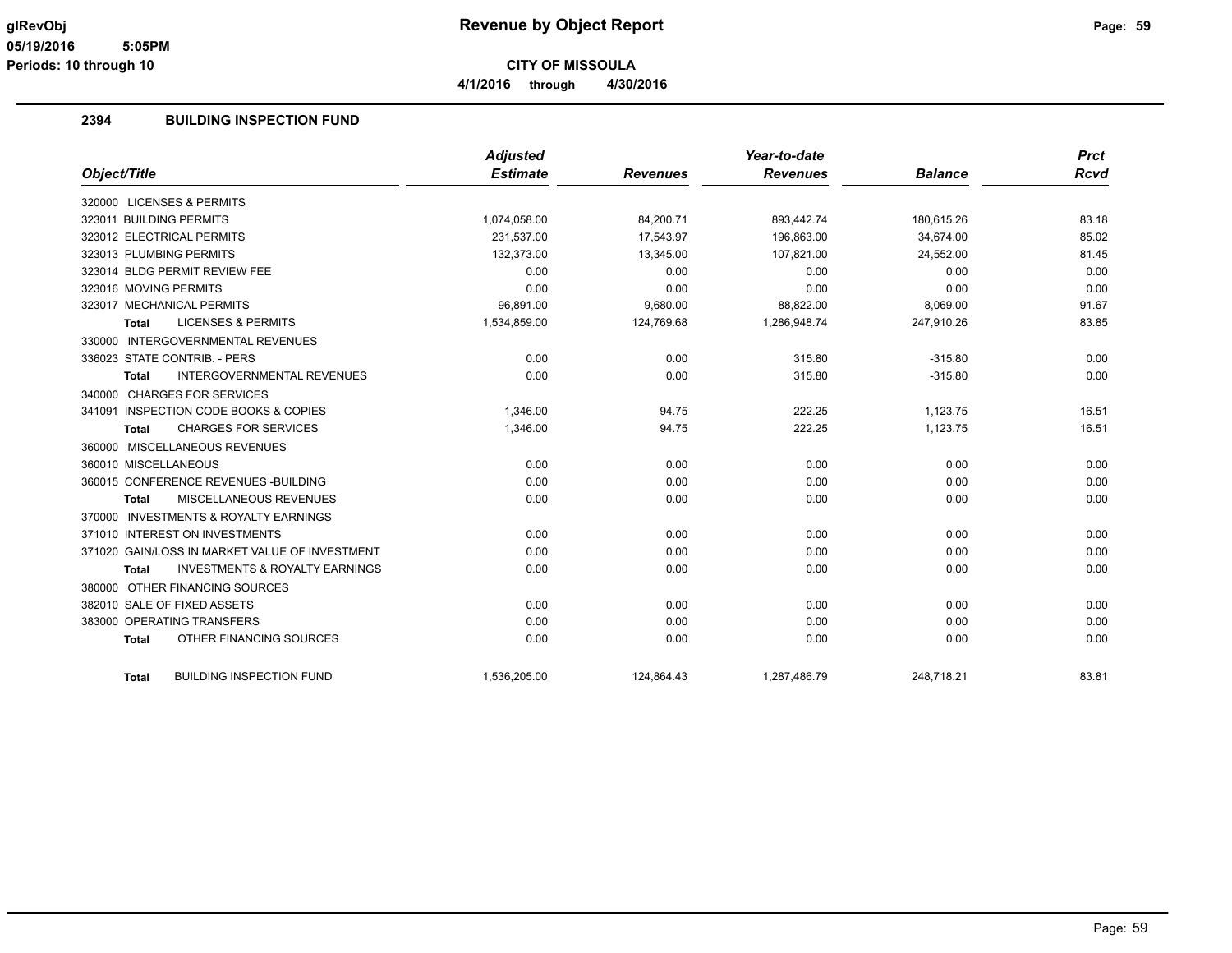**glRevObj**
**05/19/2016 5:05PM**
**Periods: 10 through 10**

# Revenue by Object Report

**CITY OF MISSOULA**

**4/1/2016 through 4/30/2016**

## 2394 BUILDING INSPECTION FUND

| Object/Title | Adjusted Estimate | Revenues | Year-to-date Revenues | Balance | Prct Rcvd |
|---|---|---|---|---|---|
| 320000 LICENSES & PERMITS | | | | | |
| 323011 BUILDING PERMITS | 1,074,058.00 | 84,200.71 | 893,442.74 | 180,615.26 | 83.18 |
| 323012 ELECTRICAL PERMITS | 231,537.00 | 17,543.97 | 196,863.00 | 34,674.00 | 85.02 |
| 323013 PLUMBING PERMITS | 132,373.00 | 13,345.00 | 107,821.00 | 24,552.00 | 81.45 |
| 323014 BLDG PERMIT REVIEW FEE | 0.00 | 0.00 | 0.00 | 0.00 | 0.00 |
| 323016 MOVING PERMITS | 0.00 | 0.00 | 0.00 | 0.00 | 0.00 |
| 323017 MECHANICAL PERMITS | 96,891.00 | 9,680.00 | 88,822.00 | 8,069.00 | 91.67 |
| **Total** LICENSES & PERMITS | 1,534,859.00 | 124,769.68 | 1,286,948.74 | 247,910.26 | 83.85 |
| 330000 INTERGOVERNMENTAL REVENUES | | | | | |
| 336023 STATE CONTRIB. - PERS | 0.00 | 0.00 | 315.80 | -315.80 | 0.00 |
| **Total** INTERGOVERNMENTAL REVENUES | 0.00 | 0.00 | 315.80 | -315.80 | 0.00 |
| 340000 CHARGES FOR SERVICES | | | | | |
| 341091 INSPECTION CODE BOOKS & COPIES | 1,346.00 | 94.75 | 222.25 | 1,123.75 | 16.51 |
| **Total** CHARGES FOR SERVICES | 1,346.00 | 94.75 | 222.25 | 1,123.75 | 16.51 |
| 360000 MISCELLANEOUS REVENUES | | | | | |
| 360010 MISCELLANEOUS | 0.00 | 0.00 | 0.00 | 0.00 | 0.00 |
| 360015 CONFERENCE REVENUES -BUILDING | 0.00 | 0.00 | 0.00 | 0.00 | 0.00 |
| **Total** MISCELLANEOUS REVENUES | 0.00 | 0.00 | 0.00 | 0.00 | 0.00 |
| 370000 INVESTMENTS & ROYALTY EARNINGS | | | | | |
| 371010 INTEREST ON INVESTMENTS | 0.00 | 0.00 | 0.00 | 0.00 | 0.00 |
| 371020 GAIN/LOSS IN MARKET VALUE OF INVESTMENT | 0.00 | 0.00 | 0.00 | 0.00 | 0.00 |
| **Total** INVESTMENTS & ROYALTY EARNINGS | 0.00 | 0.00 | 0.00 | 0.00 | 0.00 |
| 380000 OTHER FINANCING SOURCES | | | | | |
| 382010 SALE OF FIXED ASSETS | 0.00 | 0.00 | 0.00 | 0.00 | 0.00 |
| 383000 OPERATING TRANSFERS | 0.00 | 0.00 | 0.00 | 0.00 | 0.00 |
| **Total** OTHER FINANCING SOURCES | 0.00 | 0.00 | 0.00 | 0.00 | 0.00 |
| **Total** BUILDING INSPECTION FUND | 1,536,205.00 | 124,864.43 | 1,287,486.79 | 248,718.21 | 83.81 |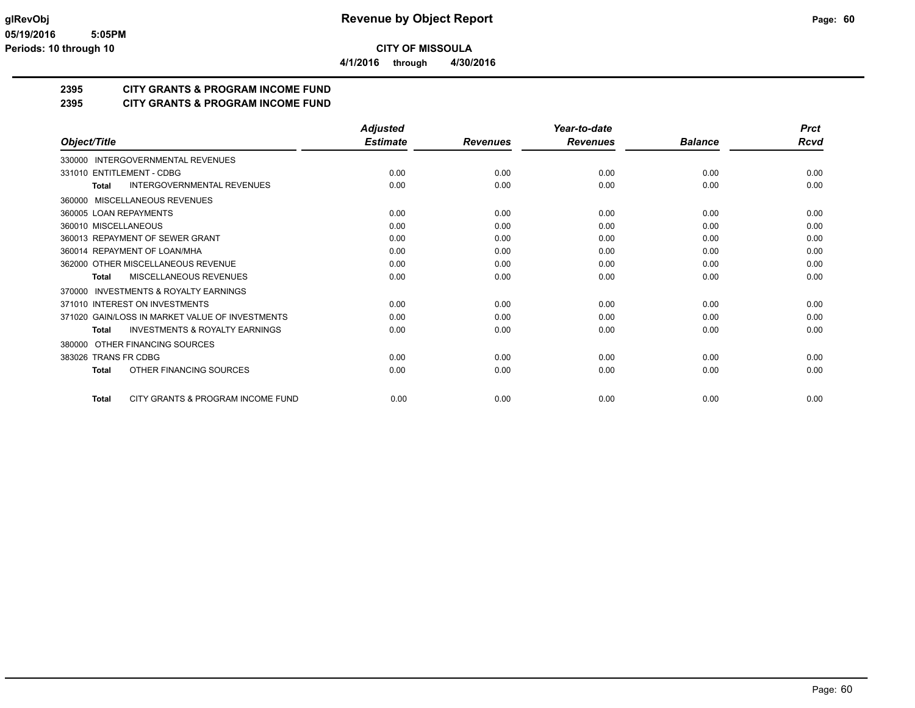glRevObj
05/19/2016 5:05PM
Periods: 10 through 10

# Revenue by Object Report

**CITY OF MISSOULA**

**4/1/2016 through 4/30/2016**

## 2395 CITY GRANTS & PROGRAM INCOME FUND
## 2395 CITY GRANTS & PROGRAM INCOME FUND

| Object/Title | Adjusted Estimate | Revenues | Year-to-date Revenues | Balance | Prct Rcvd |
|---|---|---|---|---|---|
| 330000 INTERGOVERNMENTAL REVENUES | | | | | |
| 331010 ENTITLEMENT - CDBG | 0.00 | 0.00 | 0.00 | 0.00 | 0.00 |
| **Total** INTERGOVERNMENTAL REVENUES | 0.00 | 0.00 | 0.00 | 0.00 | 0.00 |
| 360000 MISCELLANEOUS REVENUES | | | | | |
| 360005 LOAN REPAYMENTS | 0.00 | 0.00 | 0.00 | 0.00 | 0.00 |
| 360010 MISCELLANEOUS | 0.00 | 0.00 | 0.00 | 0.00 | 0.00 |
| 360013 REPAYMENT OF SEWER GRANT | 0.00 | 0.00 | 0.00 | 0.00 | 0.00 |
| 360014 REPAYMENT OF LOAN/MHA | 0.00 | 0.00 | 0.00 | 0.00 | 0.00 |
| 362000 OTHER MISCELLANEOUS REVENUE | 0.00 | 0.00 | 0.00 | 0.00 | 0.00 |
| **Total** MISCELLANEOUS REVENUES | 0.00 | 0.00 | 0.00 | 0.00 | 0.00 |
| 370000 INVESTMENTS & ROYALTY EARNINGS | | | | | |
| 371010 INTEREST ON INVESTMENTS | 0.00 | 0.00 | 0.00 | 0.00 | 0.00 |
| 371020 GAIN/LOSS IN MARKET VALUE OF INVESTMENTS | 0.00 | 0.00 | 0.00 | 0.00 | 0.00 |
| **Total** INVESTMENTS & ROYALTY EARNINGS | 0.00 | 0.00 | 0.00 | 0.00 | 0.00 |
| 380000 OTHER FINANCING SOURCES | | | | | |
| 383026 TRANS FR CDBG | 0.00 | 0.00 | 0.00 | 0.00 | 0.00 |
| **Total** OTHER FINANCING SOURCES | 0.00 | 0.00 | 0.00 | 0.00 | 0.00 |
| **Total** CITY GRANTS & PROGRAM INCOME FUND | 0.00 | 0.00 | 0.00 | 0.00 | 0.00 |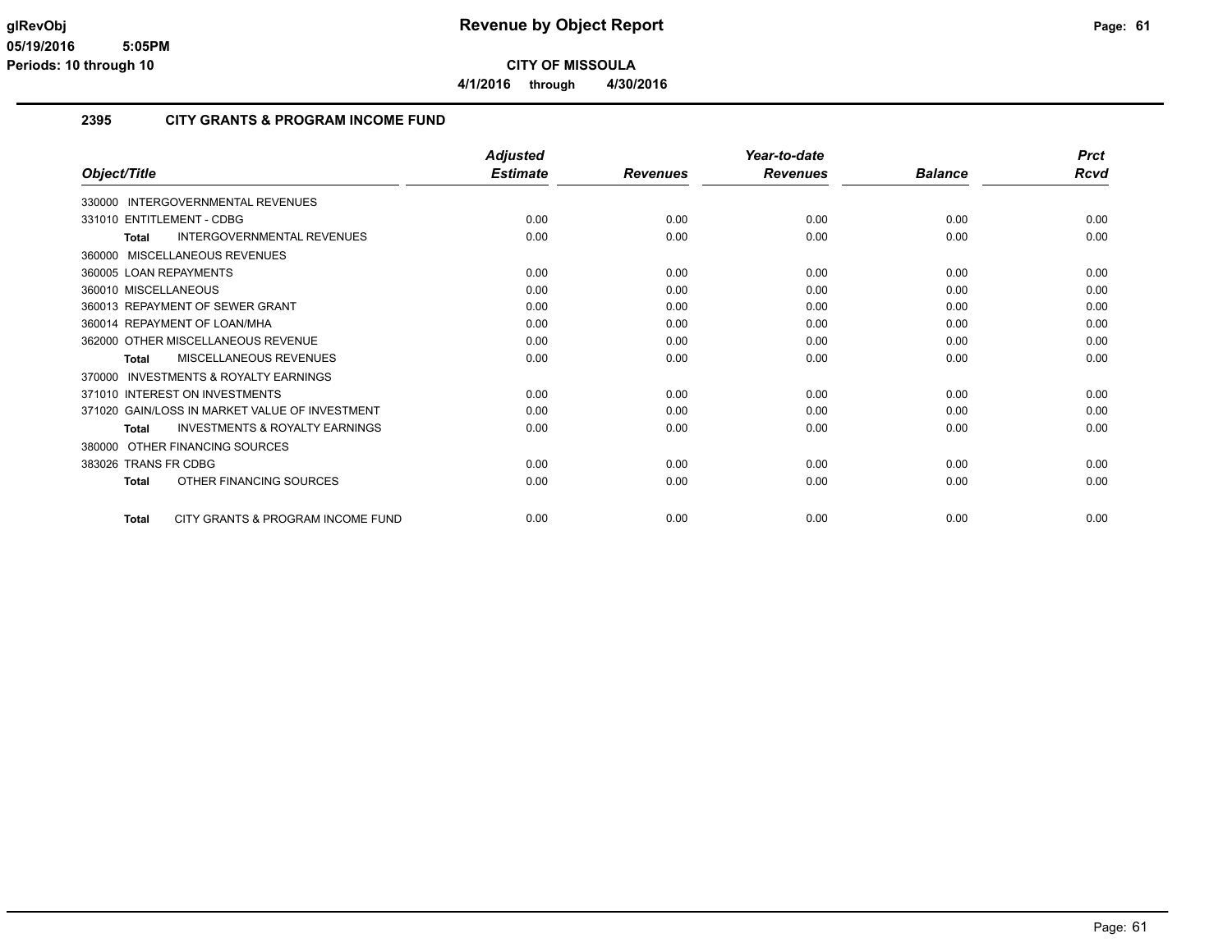**glRevObj**
**05/19/2016 5:05PM**
**Periods: 10 through 10**

# Revenue by Object Report

**CITY OF MISSOULA**

**4/1/2016 through 4/30/2016**

## 2395 CITY GRANTS & PROGRAM INCOME FUND

| Object/Title | Adjusted Estimate | Revenues | Year-to-date Revenues | Balance | Prct Rcvd |
|---|---|---|---|---|---|
| 330000 INTERGOVERNMENTAL REVENUES | | | | | |
| 331010 ENTITLEMENT - CDBG | 0.00 | 0.00 | 0.00 | 0.00 | 0.00 |
| **Total** INTERGOVERNMENTAL REVENUES | 0.00 | 0.00 | 0.00 | 0.00 | 0.00 |
| 360000 MISCELLANEOUS REVENUES | | | | | |
| 360005 LOAN REPAYMENTS | 0.00 | 0.00 | 0.00 | 0.00 | 0.00 |
| 360010 MISCELLANEOUS | 0.00 | 0.00 | 0.00 | 0.00 | 0.00 |
| 360013 REPAYMENT OF SEWER GRANT | 0.00 | 0.00 | 0.00 | 0.00 | 0.00 |
| 360014 REPAYMENT OF LOAN/MHA | 0.00 | 0.00 | 0.00 | 0.00 | 0.00 |
| 362000 OTHER MISCELLANEOUS REVENUE | 0.00 | 0.00 | 0.00 | 0.00 | 0.00 |
| **Total** MISCELLANEOUS REVENUES | 0.00 | 0.00 | 0.00 | 0.00 | 0.00 |
| 370000 INVESTMENTS & ROYALTY EARNINGS | | | | | |
| 371010 INTEREST ON INVESTMENTS | 0.00 | 0.00 | 0.00 | 0.00 | 0.00 |
| 371020 GAIN/LOSS IN MARKET VALUE OF INVESTMENT | 0.00 | 0.00 | 0.00 | 0.00 | 0.00 |
| **Total** INVESTMENTS & ROYALTY EARNINGS | 0.00 | 0.00 | 0.00 | 0.00 | 0.00 |
| 380000 OTHER FINANCING SOURCES | | | | | |
| 383026 TRANS FR CDBG | 0.00 | 0.00 | 0.00 | 0.00 | 0.00 |
| **Total** OTHER FINANCING SOURCES | 0.00 | 0.00 | 0.00 | 0.00 | 0.00 |
| **Total** CITY GRANTS & PROGRAM INCOME FUND | 0.00 | 0.00 | 0.00 | 0.00 | 0.00 |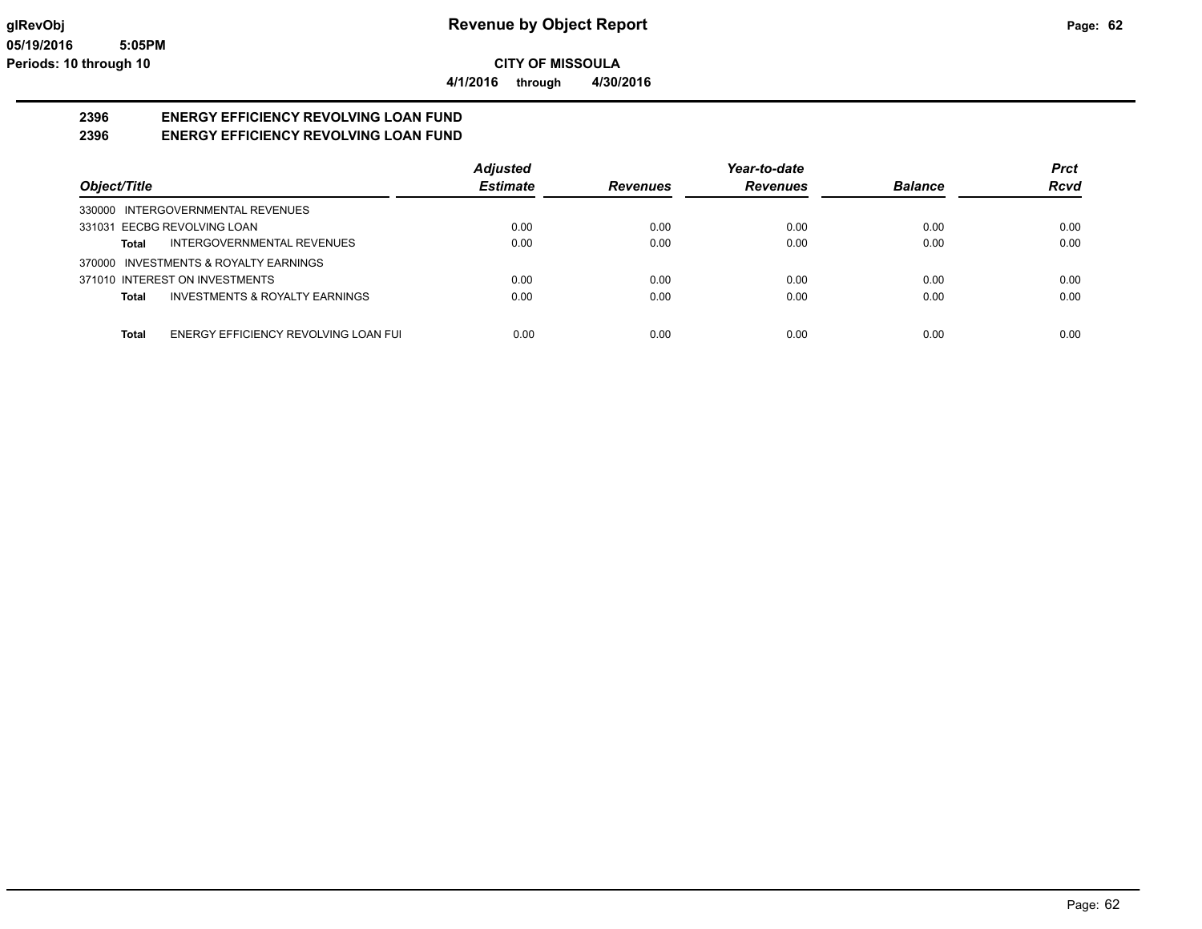# Revenue by Object Report

**CITY OF MISSOULA**

**4/1/2016 through 4/30/2016**

glRevObj
05/19/2016 5:05PM
Periods: 10 through 10

## 2396 ENERGY EFFICIENCY REVOLVING LOAN FUND
## 2396 ENERGY EFFICIENCY REVOLVING LOAN FUND

| Object/Title | Adjusted Estimate | Revenues | Year-to-date Revenues | Balance | Prct Rcvd |
|---|---|---|---|---|---|
| 330000 INTERGOVERNMENTAL REVENUES | | | | | |
| 331031 EECBG REVOLVING LOAN | 0.00 | 0.00 | 0.00 | 0.00 | 0.00 |
| **Total** INTERGOVERNMENTAL REVENUES | 0.00 | 0.00 | 0.00 | 0.00 | 0.00 |
| 370000 INVESTMENTS & ROYALTY EARNINGS | | | | | |
| 371010 INTEREST ON INVESTMENTS | 0.00 | 0.00 | 0.00 | 0.00 | 0.00 |
| **Total** INVESTMENTS & ROYALTY EARNINGS | 0.00 | 0.00 | 0.00 | 0.00 | 0.00 |
| **Total** ENERGY EFFICIENCY REVOLVING LOAN FUI | 0.00 | 0.00 | 0.00 | 0.00 | 0.00 |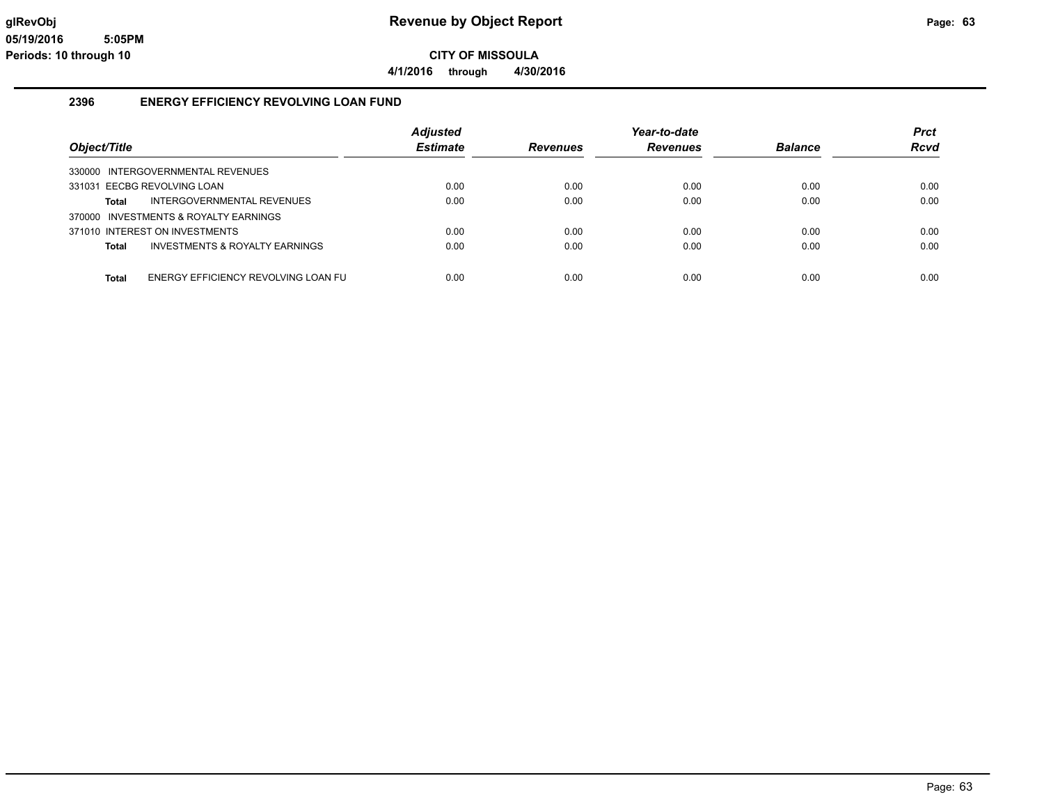# Revenue by Object Report

glRevObj
05/19/2016 5:05PM
Periods: 10 through 10

**CITY OF MISSOULA**

**4/1/2016 through 4/30/2016**

## 2396 ENERGY EFFICIENCY REVOLVING LOAN FUND

| Object/Title | Adjusted Estimate | Revenues | Year-to-date Revenues | Balance | Prct Rcvd |
|---|---|---|---|---|---|
| 330000 INTERGOVERNMENTAL REVENUES | | | | | |
| 331031 EECBG REVOLVING LOAN | 0.00 | 0.00 | 0.00 | 0.00 | 0.00 |
| **Total** INTERGOVERNMENTAL REVENUES | 0.00 | 0.00 | 0.00 | 0.00 | 0.00 |
| 370000 INVESTMENTS & ROYALTY EARNINGS | | | | | |
| 371010 INTEREST ON INVESTMENTS | 0.00 | 0.00 | 0.00 | 0.00 | 0.00 |
| **Total** INVESTMENTS & ROYALTY EARNINGS | 0.00 | 0.00 | 0.00 | 0.00 | 0.00 |
| **Total** ENERGY EFFICIENCY REVOLVING LOAN FU | 0.00 | 0.00 | 0.00 | 0.00 | 0.00 |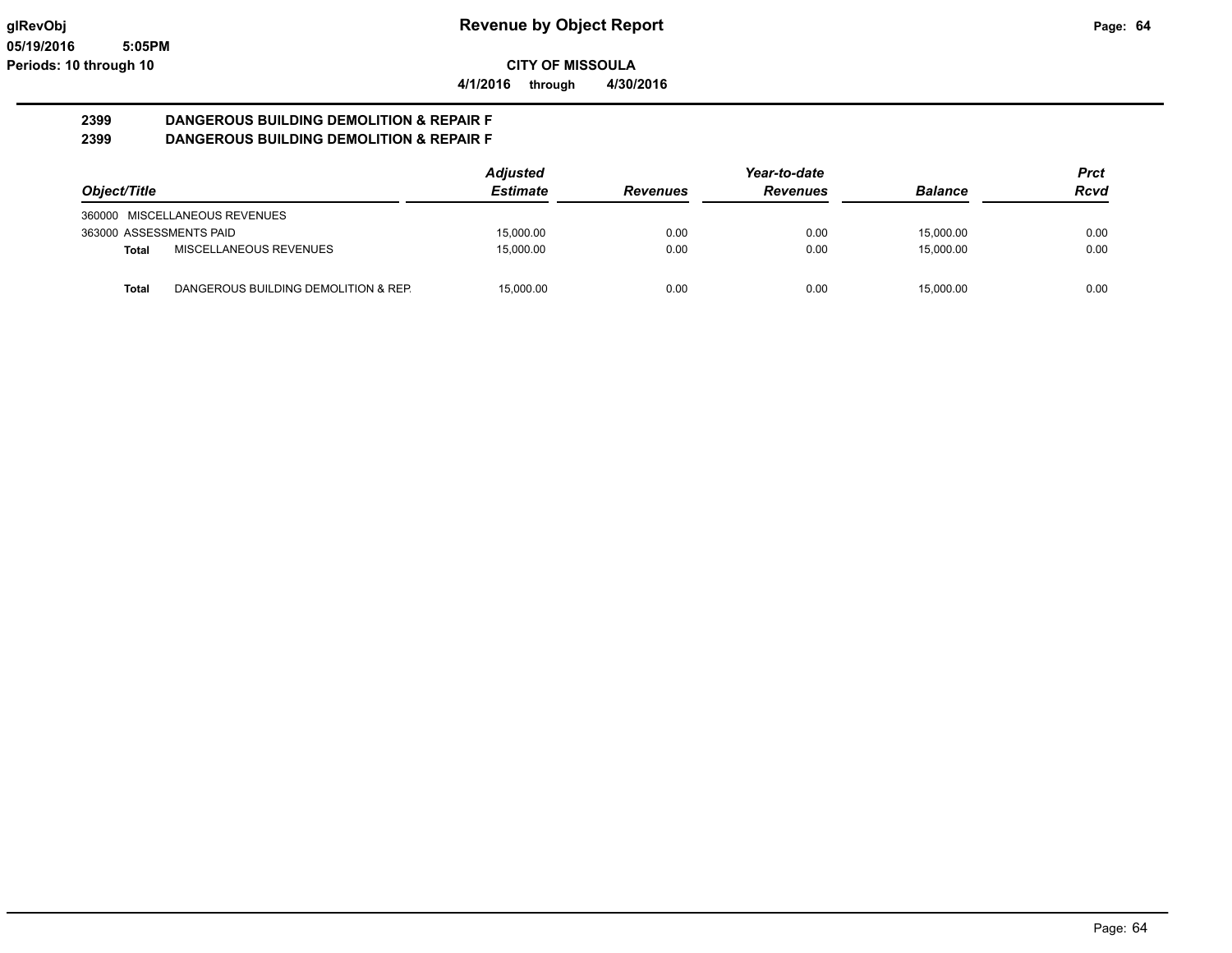**glRevObj** **Revenue by Object Report**

**05/19/2016 5:05PM**

**Periods: 10 through 10**

**CITY OF MISSOULA**

**4/1/2016 through 4/30/2016**

**2399 DANGEROUS BUILDING DEMOLITION & REPAIR F**

**2399 DANGEROUS BUILDING DEMOLITION & REPAIR F**

| Object/Title | | Adjusted Estimate | Revenues | Year-to-date Revenues | Balance | Prct Rcvd |
|---|---|---|---|---|---|---|
| 360000 MISCELLANEOUS REVENUES | | | | | | |
| 363000 ASSESSMENTS PAID | | 15,000.00 | 0.00 | 0.00 | 15,000.00 | 0.00 |
| **Total** | MISCELLANEOUS REVENUES | 15,000.00 | 0.00 | 0.00 | 15,000.00 | 0.00 |
| **Total** | DANGEROUS BUILDING DEMOLITION & REP. | 15,000.00 | 0.00 | 0.00 | 15,000.00 | 0.00 |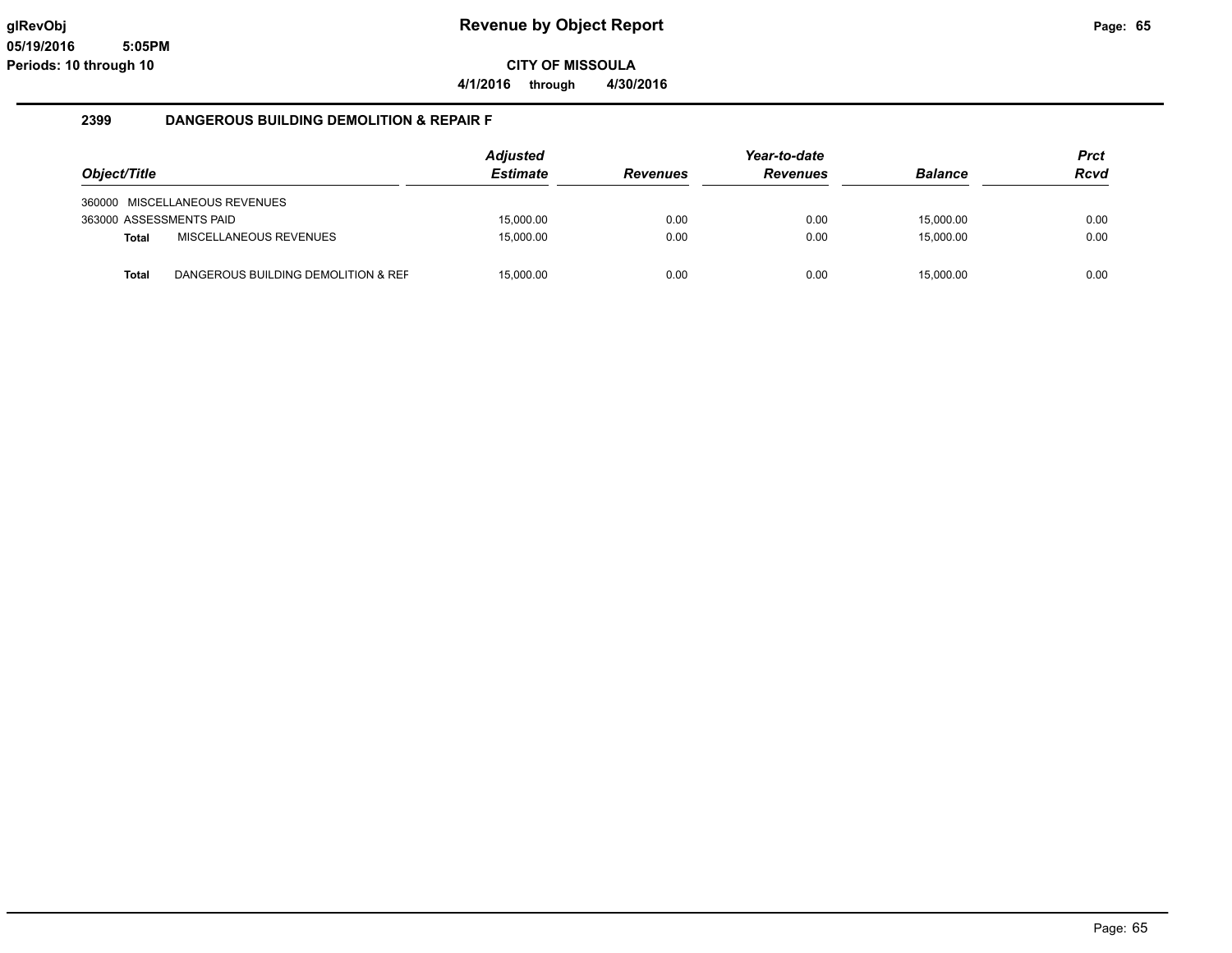**glRevObj** | **05/19/2016 5:05PM** | **Periods: 10 through 10**

# Revenue by Object Report

**CITY OF MISSOULA**

**4/1/2016 through 4/30/2016**

## 2399 DANGEROUS BUILDING DEMOLITION & REPAIR F

| Object/Title | | Adjusted Estimate | Revenues | Year-to-date Revenues | Balance | Prct Rcvd |
|---|---|---|---|---|---|---|
| 360000 MISCELLANEOUS REVENUES | | | | | | |
| 363000 ASSESSMENTS PAID | | 15,000.00 | 0.00 | 0.00 | 15,000.00 | 0.00 |
| **Total** | MISCELLANEOUS REVENUES | 15,000.00 | 0.00 | 0.00 | 15,000.00 | 0.00 |
| **Total** | DANGEROUS BUILDING DEMOLITION & REF | 15,000.00 | 0.00 | 0.00 | 15,000.00 | 0.00 |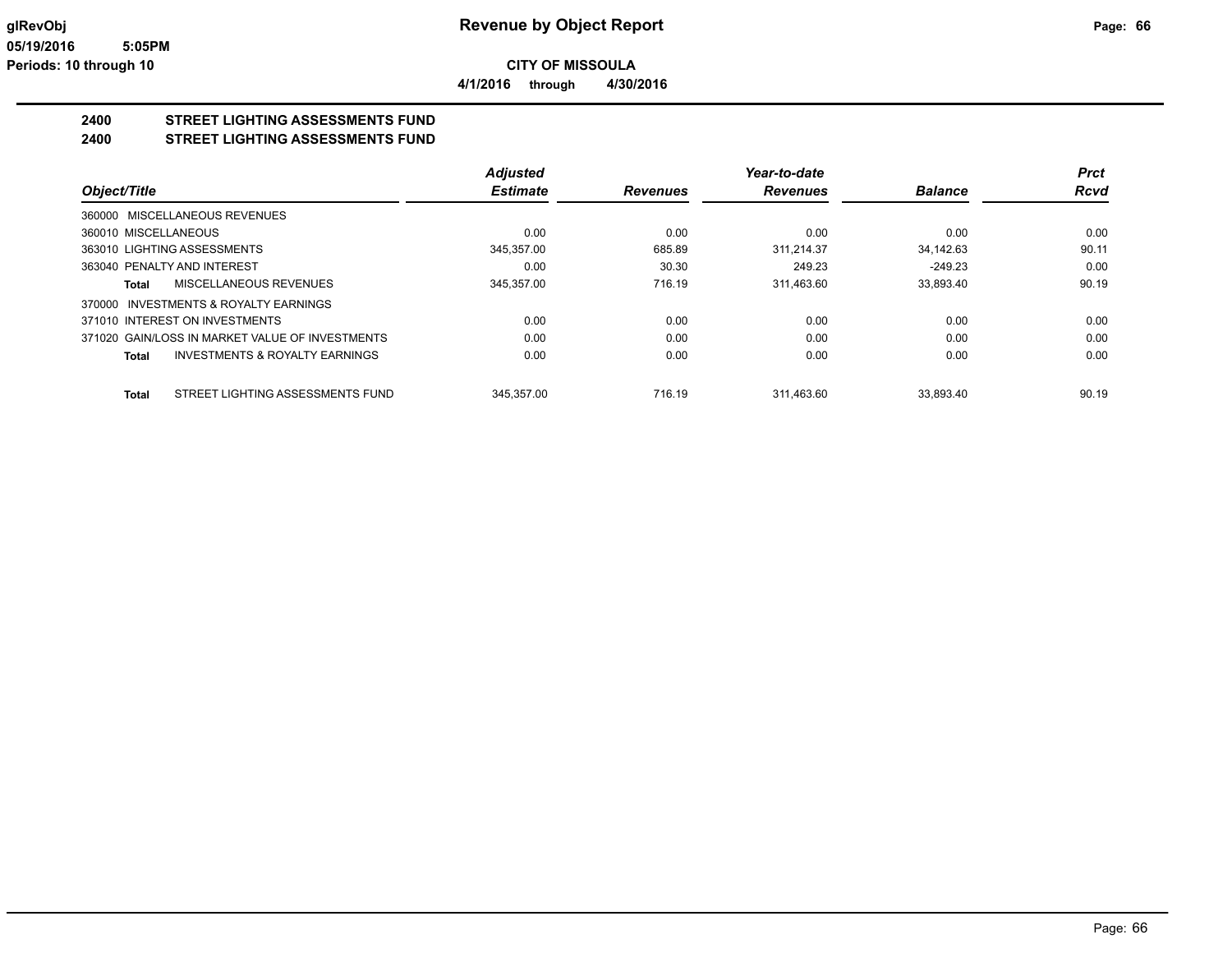glRevObj
05/19/2016 5:05PM
Periods: 10 through 10

# Revenue by Object Report

**CITY OF MISSOULA**

**4/1/2016 through 4/30/2016**

## 2400 STREET LIGHTING ASSESSMENTS FUND
## 2400 STREET LIGHTING ASSESSMENTS FUND

| Object/Title | Adjusted Estimate | Revenues | Year-to-date Revenues | Balance | Prct Rcvd |
|---|---|---|---|---|---|
| 360000 MISCELLANEOUS REVENUES | | | | | |
| 360010 MISCELLANEOUS | 0.00 | 0.00 | 0.00 | 0.00 | 0.00 |
| 363010 LIGHTING ASSESSMENTS | 345,357.00 | 685.89 | 311,214.37 | 34,142.63 | 90.11 |
| 363040 PENALTY AND INTEREST | 0.00 | 30.30 | 249.23 | -249.23 | 0.00 |
| **Total** MISCELLANEOUS REVENUES | 345,357.00 | 716.19 | 311,463.60 | 33,893.40 | 90.19 |
| 370000 INVESTMENTS & ROYALTY EARNINGS | | | | | |
| 371010 INTEREST ON INVESTMENTS | 0.00 | 0.00 | 0.00 | 0.00 | 0.00 |
| 371020 GAIN/LOSS IN MARKET VALUE OF INVESTMENTS | 0.00 | 0.00 | 0.00 | 0.00 | 0.00 |
| **Total** INVESTMENTS & ROYALTY EARNINGS | 0.00 | 0.00 | 0.00 | 0.00 | 0.00 |
| **Total** STREET LIGHTING ASSESSMENTS FUND | 345,357.00 | 716.19 | 311,463.60 | 33,893.40 | 90.19 |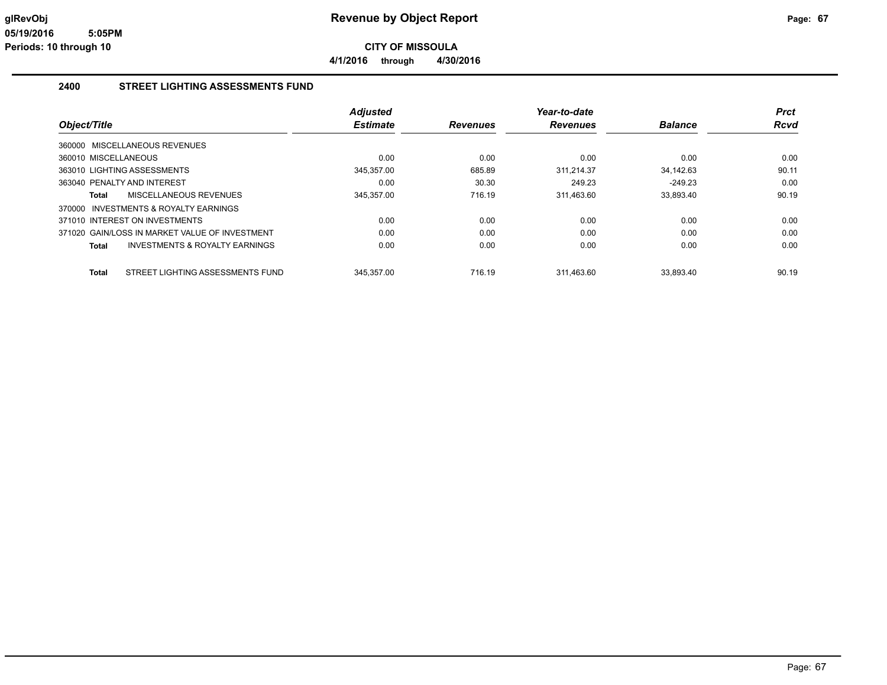# Revenue by Object Report

glRevObj
05/19/2016 5:05PM
Periods: 10 through 10

**CITY OF MISSOULA**

**4/1/2016 through 4/30/2016**

## 2400 STREET LIGHTING ASSESSMENTS FUND

| Object/Title | Adjusted Estimate | Revenues | Year-to-date Revenues | Balance | Prct Rcvd |
|---|---|---|---|---|---|
| 360000 MISCELLANEOUS REVENUES | | | | | |
| 360010 MISCELLANEOUS | 0.00 | 0.00 | 0.00 | 0.00 | 0.00 |
| 363010 LIGHTING ASSESSMENTS | 345,357.00 | 685.89 | 311,214.37 | 34,142.63 | 90.11 |
| 363040 PENALTY AND INTEREST | 0.00 | 30.30 | 249.23 | -249.23 | 0.00 |
| **Total** MISCELLANEOUS REVENUES | 345,357.00 | 716.19 | 311,463.60 | 33,893.40 | 90.19 |
| 370000 INVESTMENTS & ROYALTY EARNINGS | | | | | |
| 371010 INTEREST ON INVESTMENTS | 0.00 | 0.00 | 0.00 | 0.00 | 0.00 |
| 371020 GAIN/LOSS IN MARKET VALUE OF INVESTMENT | 0.00 | 0.00 | 0.00 | 0.00 | 0.00 |
| **Total** INVESTMENTS & ROYALTY EARNINGS | 0.00 | 0.00 | 0.00 | 0.00 | 0.00 |
| **Total** STREET LIGHTING ASSESSMENTS FUND | 345,357.00 | 716.19 | 311,463.60 | 33,893.40 | 90.19 |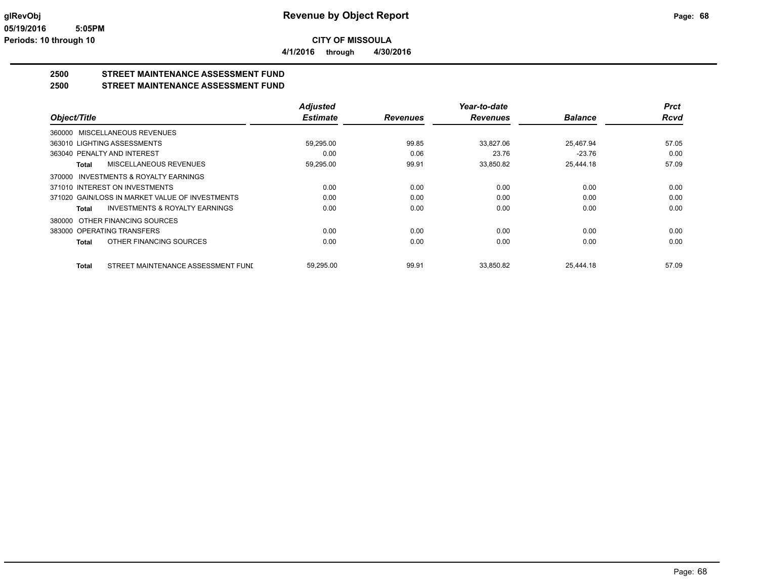# Revenue by Object Report

glRevObj
05/19/2016 5:05PM
Periods: 10 through 10

**CITY OF MISSOULA**

**4/1/2016 through 4/30/2016**

## 2500 STREET MAINTENANCE ASSESSMENT FUND
## 2500 STREET MAINTENANCE ASSESSMENT FUND

| Object/Title | Adjusted Estimate | Revenues | Year-to-date Revenues | Balance | Prct Rcvd |
|---|---|---|---|---|---|
| 360000 MISCELLANEOUS REVENUES | | | | | |
| 363010 LIGHTING ASSESSMENTS | 59,295.00 | 99.85 | 33,827.06 | 25,467.94 | 57.05 |
| 363040 PENALTY AND INTEREST | 0.00 | 0.06 | 23.76 | -23.76 | 0.00 |
| **Total** MISCELLANEOUS REVENUES | 59,295.00 | 99.91 | 33,850.82 | 25,444.18 | 57.09 |
| 370000 INVESTMENTS & ROYALTY EARNINGS | | | | | |
| 371010 INTEREST ON INVESTMENTS | 0.00 | 0.00 | 0.00 | 0.00 | 0.00 |
| 371020 GAIN/LOSS IN MARKET VALUE OF INVESTMENTS | 0.00 | 0.00 | 0.00 | 0.00 | 0.00 |
| **Total** INVESTMENTS & ROYALTY EARNINGS | 0.00 | 0.00 | 0.00 | 0.00 | 0.00 |
| 380000 OTHER FINANCING SOURCES | | | | | |
| 383000 OPERATING TRANSFERS | 0.00 | 0.00 | 0.00 | 0.00 | 0.00 |
| **Total** OTHER FINANCING SOURCES | 0.00 | 0.00 | 0.00 | 0.00 | 0.00 |
| **Total** STREET MAINTENANCE ASSESSMENT FUNI | 59,295.00 | 99.91 | 33,850.82 | 25,444.18 | 57.09 |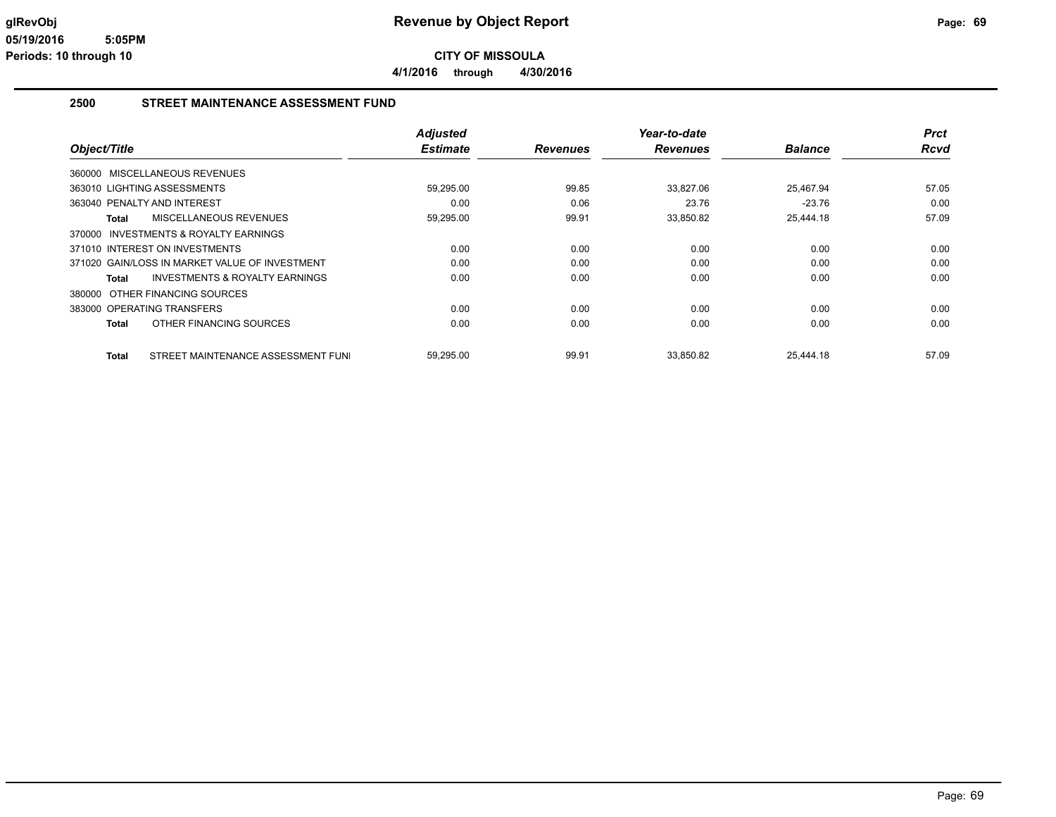# Revenue by Object Report

glRevObj
05/19/2016 5:05PM
Periods: 10 through 10

**CITY OF MISSOULA**

**4/1/2016 through 4/30/2016**

## 2500 STREET MAINTENANCE ASSESSMENT FUND

| Object/Title | Adjusted Estimate | Revenues | Year-to-date Revenues | Balance | Prct Rcvd |
|---|---|---|---|---|---|
| 360000 MISCELLANEOUS REVENUES | | | | | |
| 363010 LIGHTING ASSESSMENTS | 59,295.00 | 99.85 | 33,827.06 | 25,467.94 | 57.05 |
| 363040 PENALTY AND INTEREST | 0.00 | 0.06 | 23.76 | -23.76 | 0.00 |
| **Total** MISCELLANEOUS REVENUES | 59,295.00 | 99.91 | 33,850.82 | 25,444.18 | 57.09 |
| 370000 INVESTMENTS & ROYALTY EARNINGS | | | | | |
| 371010 INTEREST ON INVESTMENTS | 0.00 | 0.00 | 0.00 | 0.00 | 0.00 |
| 371020 GAIN/LOSS IN MARKET VALUE OF INVESTMENT | 0.00 | 0.00 | 0.00 | 0.00 | 0.00 |
| **Total** INVESTMENTS & ROYALTY EARNINGS | 0.00 | 0.00 | 0.00 | 0.00 | 0.00 |
| 380000 OTHER FINANCING SOURCES | | | | | |
| 383000 OPERATING TRANSFERS | 0.00 | 0.00 | 0.00 | 0.00 | 0.00 |
| **Total** OTHER FINANCING SOURCES | 0.00 | 0.00 | 0.00 | 0.00 | 0.00 |
| **Total** STREET MAINTENANCE ASSESSMENT FUNI | 59,295.00 | 99.91 | 33,850.82 | 25,444.18 | 57.09 |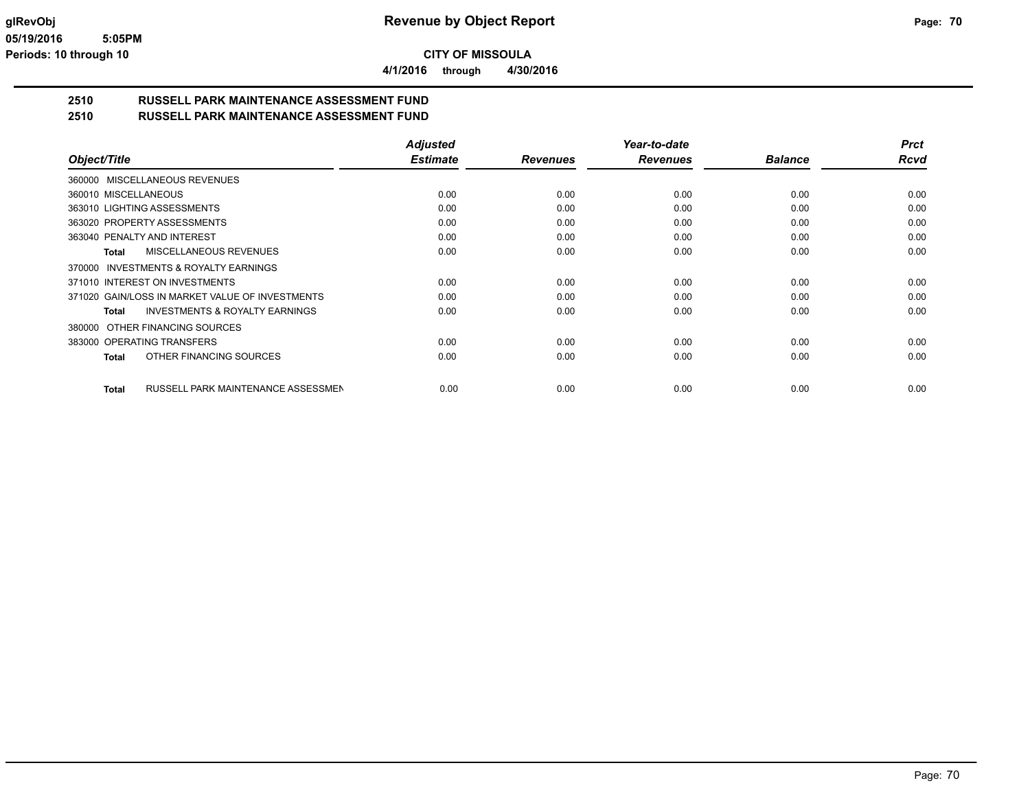# Revenue by Object Report

**CITY OF MISSOULA**

**4/1/2016 through 4/30/2016**

## 2510 RUSSELL PARK MAINTENANCE ASSESSMENT FUND
## 2510 RUSSELL PARK MAINTENANCE ASSESSMENT FUND

| Object/Title | Adjusted Estimate | Revenues | Year-to-date Revenues | Balance | Prct Rcvd |
|---|---|---|---|---|---|
| 360000 MISCELLANEOUS REVENUES | | | | | |
| 360010 MISCELLANEOUS | 0.00 | 0.00 | 0.00 | 0.00 | 0.00 |
| 363010 LIGHTING ASSESSMENTS | 0.00 | 0.00 | 0.00 | 0.00 | 0.00 |
| 363020 PROPERTY ASSESSMENTS | 0.00 | 0.00 | 0.00 | 0.00 | 0.00 |
| 363040 PENALTY AND INTEREST | 0.00 | 0.00 | 0.00 | 0.00 | 0.00 |
| **Total** MISCELLANEOUS REVENUES | 0.00 | 0.00 | 0.00 | 0.00 | 0.00 |
| 370000 INVESTMENTS & ROYALTY EARNINGS | | | | | |
| 371010 INTEREST ON INVESTMENTS | 0.00 | 0.00 | 0.00 | 0.00 | 0.00 |
| 371020 GAIN/LOSS IN MARKET VALUE OF INVESTMENTS | 0.00 | 0.00 | 0.00 | 0.00 | 0.00 |
| **Total** INVESTMENTS & ROYALTY EARNINGS | 0.00 | 0.00 | 0.00 | 0.00 | 0.00 |
| 380000 OTHER FINANCING SOURCES | | | | | |
| 383000 OPERATING TRANSFERS | 0.00 | 0.00 | 0.00 | 0.00 | 0.00 |
| **Total** OTHER FINANCING SOURCES | 0.00 | 0.00 | 0.00 | 0.00 | 0.00 |
| **Total** RUSSELL PARK MAINTENANCE ASSESSMEN | 0.00 | 0.00 | 0.00 | 0.00 | 0.00 |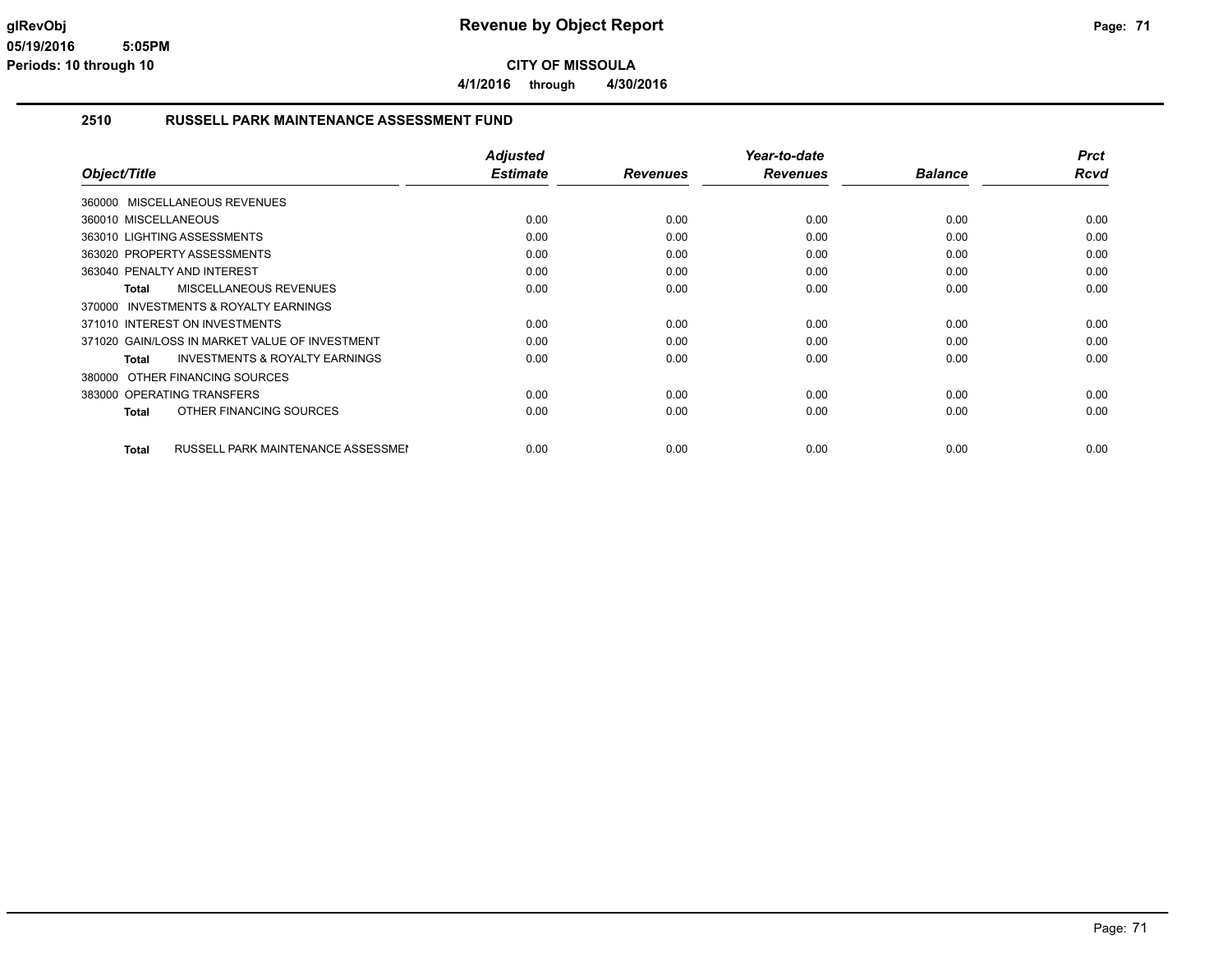# Revenue by Object Report

**CITY OF MISSOULA**

**4/1/2016 through 4/30/2016**

glRevObj
05/19/2016 5:05PM
Periods: 10 through 10

## 2510 RUSSELL PARK MAINTENANCE ASSESSMENT FUND

| Object/Title | Adjusted Estimate | Revenues | Year-to-date Revenues | Balance | Prct Rcvd |
|---|---|---|---|---|---|
| 360000 MISCELLANEOUS REVENUES | | | | | |
| 360010 MISCELLANEOUS | 0.00 | 0.00 | 0.00 | 0.00 | 0.00 |
| 363010 LIGHTING ASSESSMENTS | 0.00 | 0.00 | 0.00 | 0.00 | 0.00 |
| 363020 PROPERTY ASSESSMENTS | 0.00 | 0.00 | 0.00 | 0.00 | 0.00 |
| 363040 PENALTY AND INTEREST | 0.00 | 0.00 | 0.00 | 0.00 | 0.00 |
| **Total** MISCELLANEOUS REVENUES | 0.00 | 0.00 | 0.00 | 0.00 | 0.00 |
| 370000 INVESTMENTS & ROYALTY EARNINGS | | | | | |
| 371010 INTEREST ON INVESTMENTS | 0.00 | 0.00 | 0.00 | 0.00 | 0.00 |
| 371020 GAIN/LOSS IN MARKET VALUE OF INVESTMENT | 0.00 | 0.00 | 0.00 | 0.00 | 0.00 |
| **Total** INVESTMENTS & ROYALTY EARNINGS | 0.00 | 0.00 | 0.00 | 0.00 | 0.00 |
| 380000 OTHER FINANCING SOURCES | | | | | |
| 383000 OPERATING TRANSFERS | 0.00 | 0.00 | 0.00 | 0.00 | 0.00 |
| **Total** OTHER FINANCING SOURCES | 0.00 | 0.00 | 0.00 | 0.00 | 0.00 |
| **Total** RUSSELL PARK MAINTENANCE ASSESSMEI | 0.00 | 0.00 | 0.00 | 0.00 | 0.00 |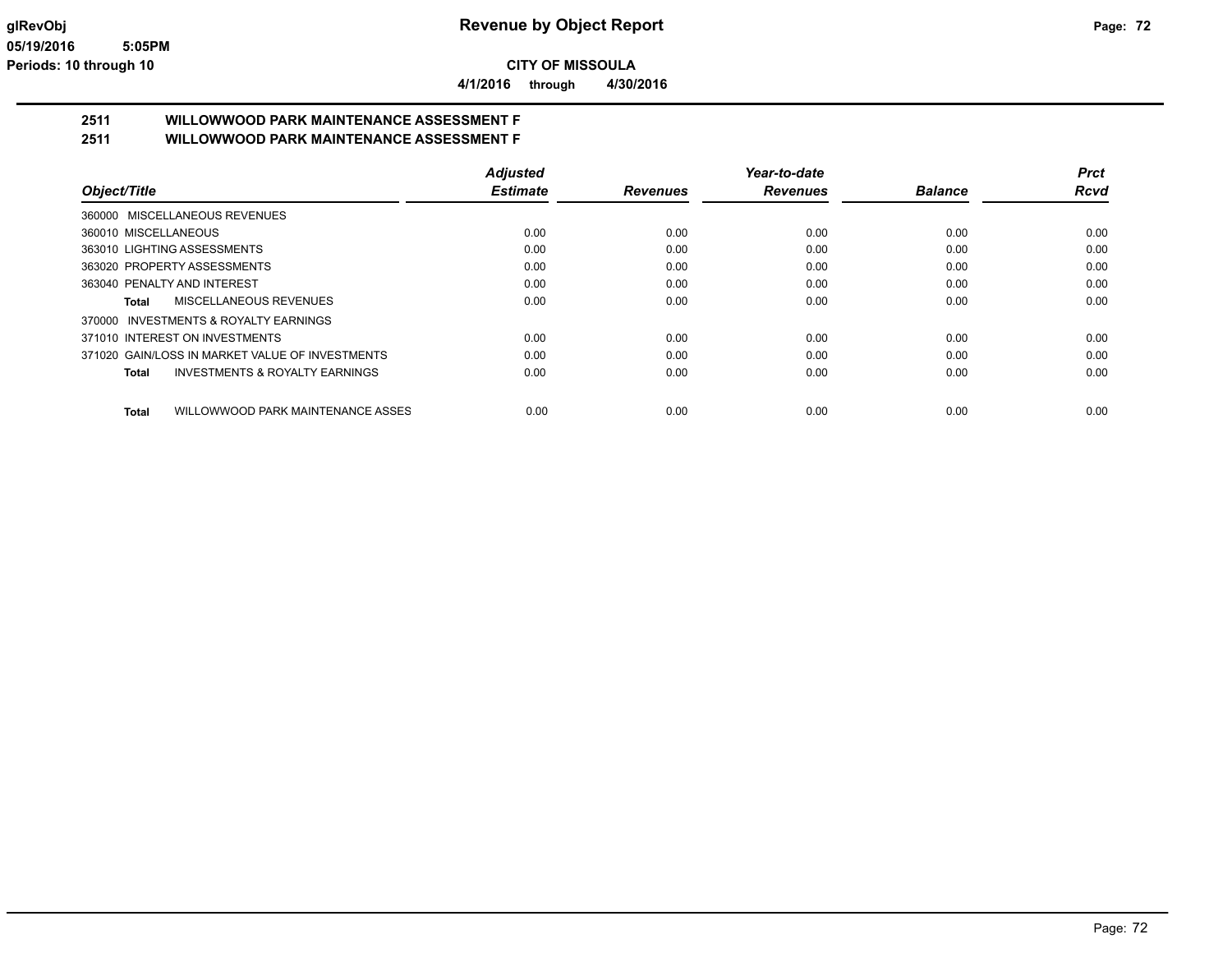# Revenue by Object Report

**CITY OF MISSOULA**

**4/1/2016 through 4/30/2016**

Periods: 10 through 10

## 2511 WILLOWWOOD PARK MAINTENANCE ASSESSMENT F
## 2511 WILLOWWOOD PARK MAINTENANCE ASSESSMENT F

| Object/Title | Adjusted Estimate | Revenues | Year-to-date Revenues | Balance | Prct Rcvd |
|---|---|---|---|---|---|
| 360000 MISCELLANEOUS REVENUES | | | | | |
| 360010 MISCELLANEOUS | 0.00 | 0.00 | 0.00 | 0.00 | 0.00 |
| 363010 LIGHTING ASSESSMENTS | 0.00 | 0.00 | 0.00 | 0.00 | 0.00 |
| 363020 PROPERTY ASSESSMENTS | 0.00 | 0.00 | 0.00 | 0.00 | 0.00 |
| 363040 PENALTY AND INTEREST | 0.00 | 0.00 | 0.00 | 0.00 | 0.00 |
| **Total** MISCELLANEOUS REVENUES | 0.00 | 0.00 | 0.00 | 0.00 | 0.00 |
| 370000 INVESTMENTS & ROYALTY EARNINGS | | | | | |
| 371010 INTEREST ON INVESTMENTS | 0.00 | 0.00 | 0.00 | 0.00 | 0.00 |
| 371020 GAIN/LOSS IN MARKET VALUE OF INVESTMENTS | 0.00 | 0.00 | 0.00 | 0.00 | 0.00 |
| **Total** INVESTMENTS & ROYALTY EARNINGS | 0.00 | 0.00 | 0.00 | 0.00 | 0.00 |
| **Total** WILLOWWOOD PARK MAINTENANCE ASSES | 0.00 | 0.00 | 0.00 | 0.00 | 0.00 |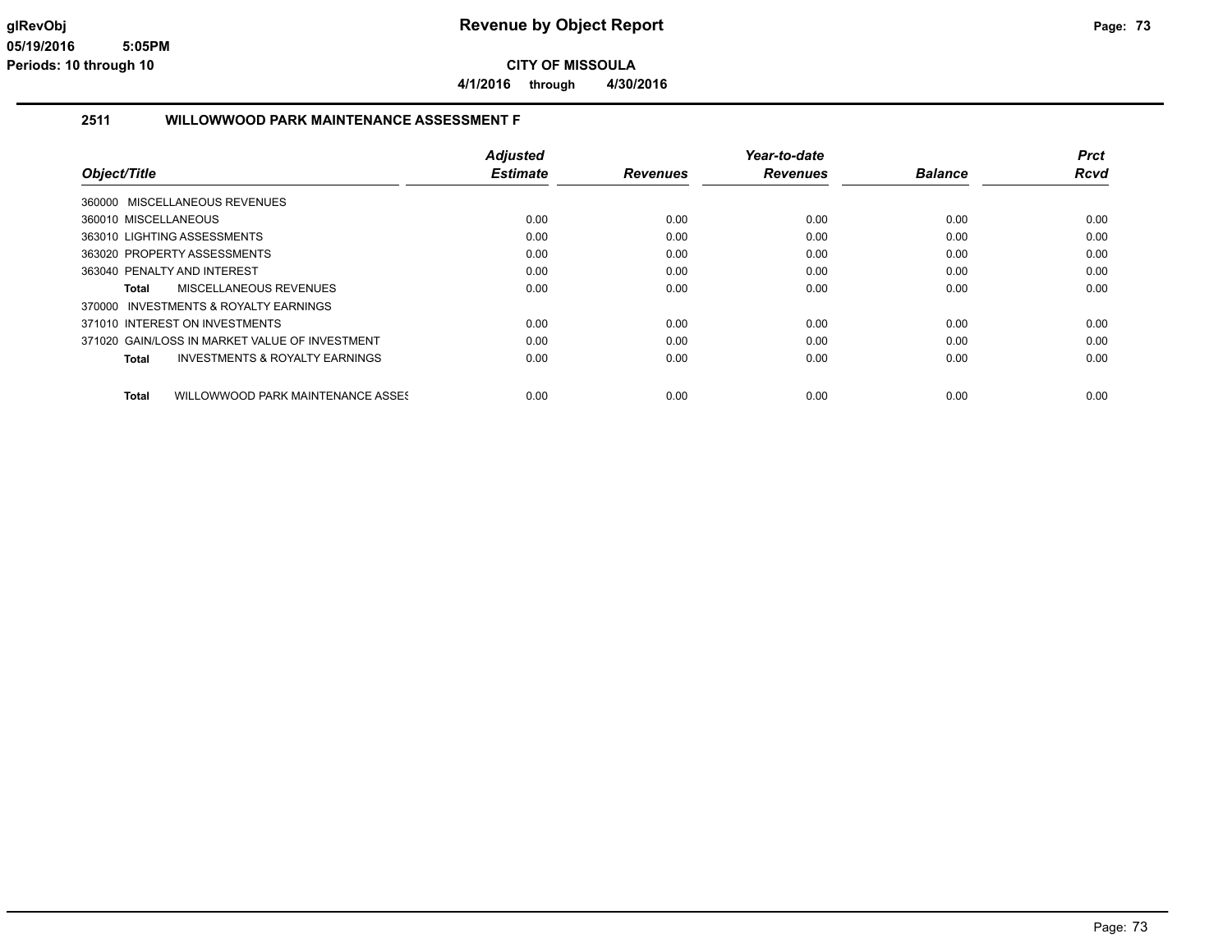**glRevObj**
**05/19/2016 5:05PM**
**Periods: 10 through 10**

# Revenue by Object Report

**CITY OF MISSOULA**

**4/1/2016 through 4/30/2016**

## 2511 WILLOWWOOD PARK MAINTENANCE ASSESSMENT F

| Object/Title | Adjusted Estimate | Revenues | Year-to-date Revenues | Balance | Prct Rcvd |
|---|---|---|---|---|---|
| 360000 MISCELLANEOUS REVENUES | | | | | |
| 360010 MISCELLANEOUS | 0.00 | 0.00 | 0.00 | 0.00 | 0.00 |
| 363010 LIGHTING ASSESSMENTS | 0.00 | 0.00 | 0.00 | 0.00 | 0.00 |
| 363020 PROPERTY ASSESSMENTS | 0.00 | 0.00 | 0.00 | 0.00 | 0.00 |
| 363040 PENALTY AND INTEREST | 0.00 | 0.00 | 0.00 | 0.00 | 0.00 |
| **Total** MISCELLANEOUS REVENUES | 0.00 | 0.00 | 0.00 | 0.00 | 0.00 |
| 370000 INVESTMENTS & ROYALTY EARNINGS | | | | | |
| 371010 INTEREST ON INVESTMENTS | 0.00 | 0.00 | 0.00 | 0.00 | 0.00 |
| 371020 GAIN/LOSS IN MARKET VALUE OF INVESTMENT | 0.00 | 0.00 | 0.00 | 0.00 | 0.00 |
| **Total** INVESTMENTS & ROYALTY EARNINGS | 0.00 | 0.00 | 0.00 | 0.00 | 0.00 |
| **Total** WILLOWWOOD PARK MAINTENANCE ASSES | 0.00 | 0.00 | 0.00 | 0.00 | 0.00 |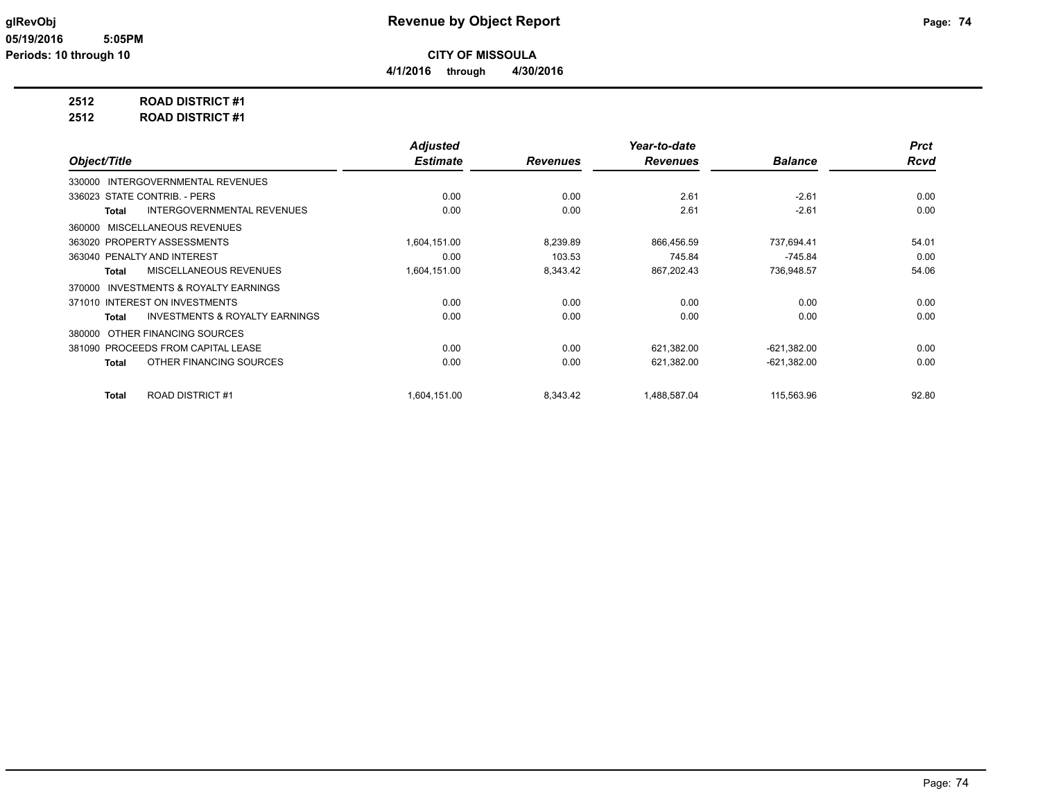**Revenue by Object Report**

**CITY OF MISSOULA**

**4/1/2016 through 4/30/2016**

glRevObj
05/19/2016 5:05PM
Periods: 10 through 10

**2512 ROAD DISTRICT #1**

**2512 ROAD DISTRICT #1**

| Object/Title | Adjusted Estimate | Revenues | Year-to-date Revenues | Balance | Prct Rcvd |
|---|---|---|---|---|---|
| 330000 INTERGOVERNMENTAL REVENUES | | | | | |
| 336023 STATE CONTRIB. - PERS | 0.00 | 0.00 | 2.61 | -2.61 | 0.00 |
| **Total** INTERGOVERNMENTAL REVENUES | 0.00 | 0.00 | 2.61 | -2.61 | 0.00 |
| 360000 MISCELLANEOUS REVENUES | | | | | |
| 363020 PROPERTY ASSESSMENTS | 1,604,151.00 | 8,239.89 | 866,456.59 | 737,694.41 | 54.01 |
| 363040 PENALTY AND INTEREST | 0.00 | 103.53 | 745.84 | -745.84 | 0.00 |
| **Total** MISCELLANEOUS REVENUES | 1,604,151.00 | 8,343.42 | 867,202.43 | 736,948.57 | 54.06 |
| 370000 INVESTMENTS & ROYALTY EARNINGS | | | | | |
| 371010 INTEREST ON INVESTMENTS | 0.00 | 0.00 | 0.00 | 0.00 | 0.00 |
| **Total** INVESTMENTS & ROYALTY EARNINGS | 0.00 | 0.00 | 0.00 | 0.00 | 0.00 |
| 380000 OTHER FINANCING SOURCES | | | | | |
| 381090 PROCEEDS FROM CAPITAL LEASE | 0.00 | 0.00 | 621,382.00 | -621,382.00 | 0.00 |
| **Total** OTHER FINANCING SOURCES | 0.00 | 0.00 | 621,382.00 | -621,382.00 | 0.00 |
| **Total** ROAD DISTRICT #1 | 1,604,151.00 | 8,343.42 | 1,488,587.04 | 115,563.96 | 92.80 |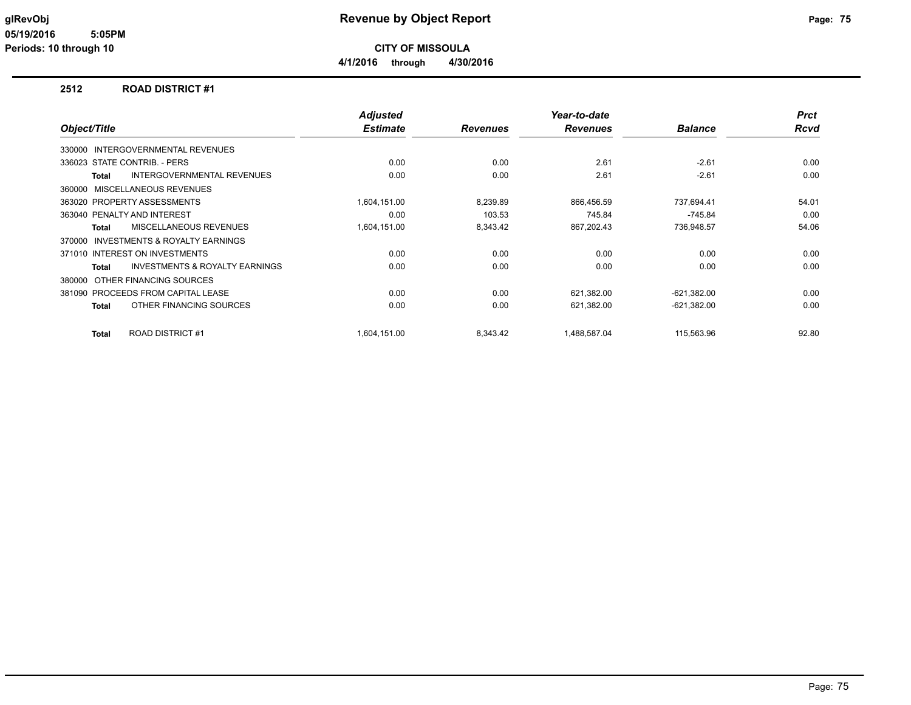# Revenue by Object Report

**CITY OF MISSOULA**

**4/1/2016 through 4/30/2016**

glRevObj
05/19/2016 5:05PM
Periods: 10 through 10

## 2512 ROAD DISTRICT #1

| Object/Title | Adjusted Estimate | Revenues | Year-to-date Revenues | Balance | Prct Rcvd |
|---|---|---|---|---|---|
| 330000 INTERGOVERNMENTAL REVENUES | | | | | |
| 336023 STATE CONTRIB. - PERS | 0.00 | 0.00 | 2.61 | -2.61 | 0.00 |
| **Total** INTERGOVERNMENTAL REVENUES | 0.00 | 0.00 | 2.61 | -2.61 | 0.00 |
| 360000 MISCELLANEOUS REVENUES | | | | | |
| 363020 PROPERTY ASSESSMENTS | 1,604,151.00 | 8,239.89 | 866,456.59 | 737,694.41 | 54.01 |
| 363040 PENALTY AND INTEREST | 0.00 | 103.53 | 745.84 | -745.84 | 0.00 |
| **Total** MISCELLANEOUS REVENUES | 1,604,151.00 | 8,343.42 | 867,202.43 | 736,948.57 | 54.06 |
| 370000 INVESTMENTS & ROYALTY EARNINGS | | | | | |
| 371010 INTEREST ON INVESTMENTS | 0.00 | 0.00 | 0.00 | 0.00 | 0.00 |
| **Total** INVESTMENTS & ROYALTY EARNINGS | 0.00 | 0.00 | 0.00 | 0.00 | 0.00 |
| 380000 OTHER FINANCING SOURCES | | | | | |
| 381090 PROCEEDS FROM CAPITAL LEASE | 0.00 | 0.00 | 621,382.00 | -621,382.00 | 0.00 |
| **Total** OTHER FINANCING SOURCES | 0.00 | 0.00 | 621,382.00 | -621,382.00 | 0.00 |
| **Total** ROAD DISTRICT #1 | 1,604,151.00 | 8,343.42 | 1,488,587.04 | 115,563.96 | 92.80 |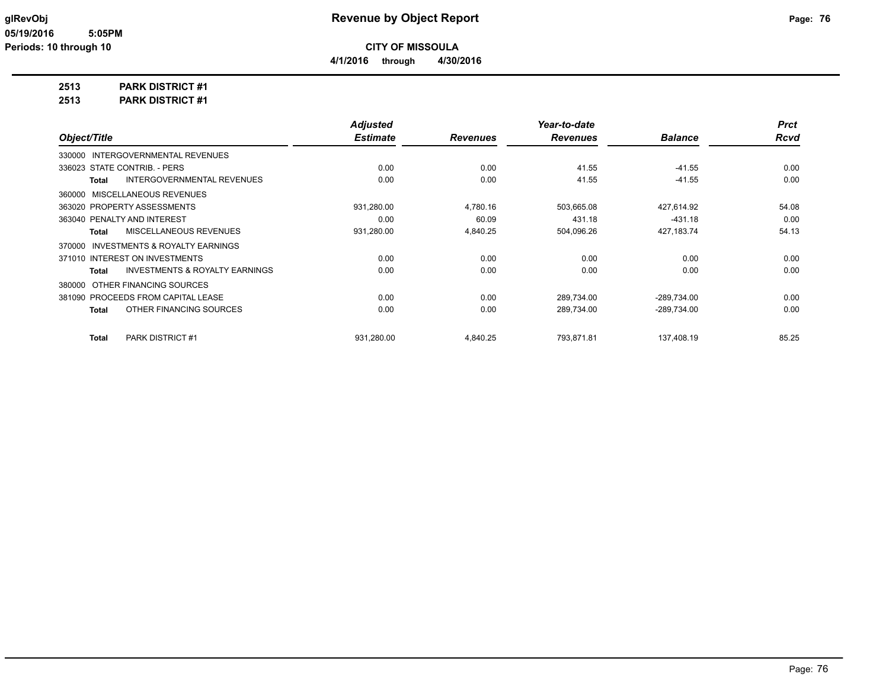**Revenue by Object Report**

**CITY OF MISSOULA**

**4/1/2016 through 4/30/2016**

glRevObj
05/19/2016 5:05PM
Periods: 10 through 10

**2513 PARK DISTRICT #1**

**2513 PARK DISTRICT #1**

| Object/Title | Adjusted Estimate | Revenues | Year-to-date Revenues | Balance | Prct Rcvd |
|---|---|---|---|---|---|
| 330000 INTERGOVERNMENTAL REVENUES | | | | | |
| 336023 STATE CONTRIB. - PERS | 0.00 | 0.00 | 41.55 | -41.55 | 0.00 |
| **Total** INTERGOVERNMENTAL REVENUES | 0.00 | 0.00 | 41.55 | -41.55 | 0.00 |
| 360000 MISCELLANEOUS REVENUES | | | | | |
| 363020 PROPERTY ASSESSMENTS | 931,280.00 | 4,780.16 | 503,665.08 | 427,614.92 | 54.08 |
| 363040 PENALTY AND INTEREST | 0.00 | 60.09 | 431.18 | -431.18 | 0.00 |
| **Total** MISCELLANEOUS REVENUES | 931,280.00 | 4,840.25 | 504,096.26 | 427,183.74 | 54.13 |
| 370000 INVESTMENTS & ROYALTY EARNINGS | | | | | |
| 371010 INTEREST ON INVESTMENTS | 0.00 | 0.00 | 0.00 | 0.00 | 0.00 |
| **Total** INVESTMENTS & ROYALTY EARNINGS | 0.00 | 0.00 | 0.00 | 0.00 | 0.00 |
| 380000 OTHER FINANCING SOURCES | | | | | |
| 381090 PROCEEDS FROM CAPITAL LEASE | 0.00 | 0.00 | 289,734.00 | -289,734.00 | 0.00 |
| **Total** OTHER FINANCING SOURCES | 0.00 | 0.00 | 289,734.00 | -289,734.00 | 0.00 |
| **Total** PARK DISTRICT #1 | 931,280.00 | 4,840.25 | 793,871.81 | 137,408.19 | 85.25 |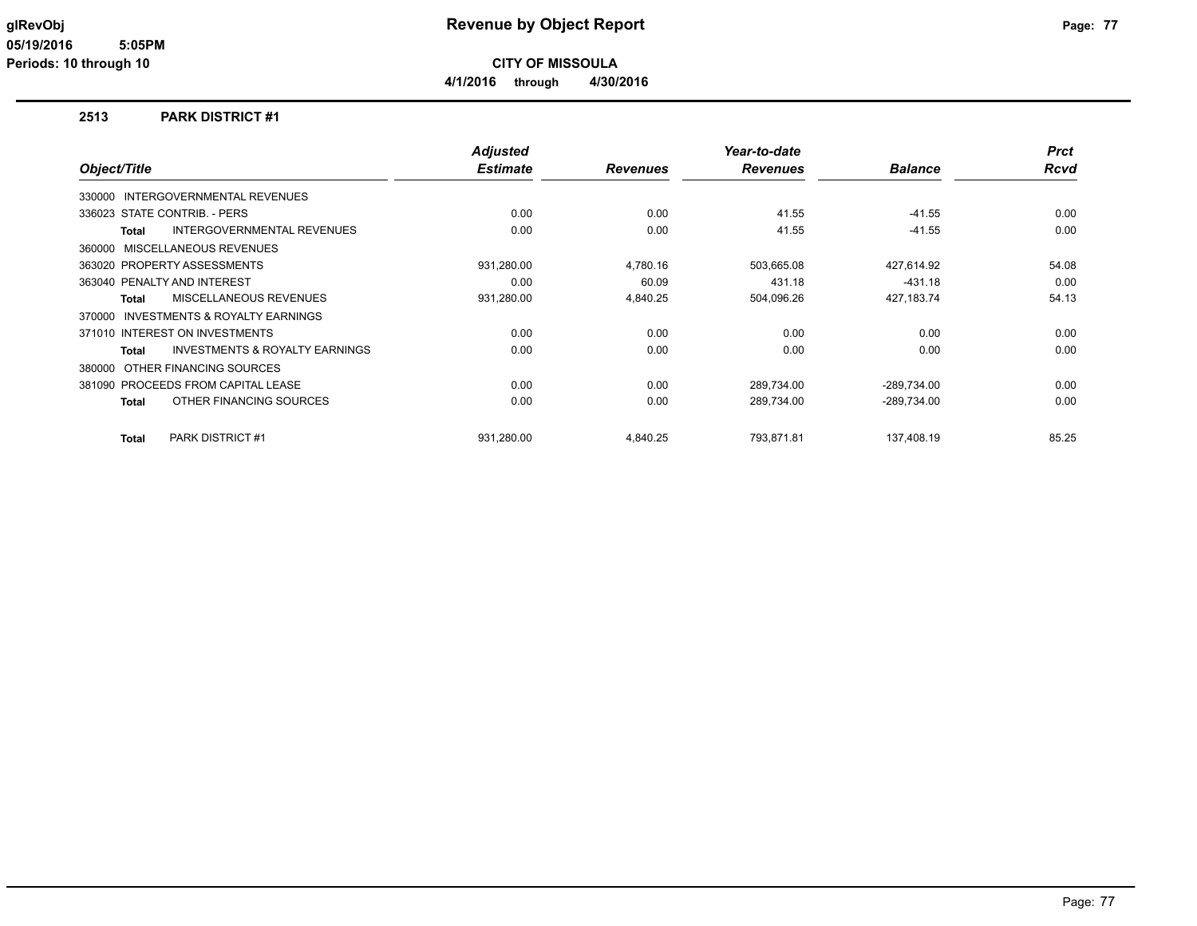**glRevObj**
**05/19/2016 5:05PM**
**Periods: 10 through 10**

# Revenue by Object Report

**CITY OF MISSOULA**

**4/1/2016 through 4/30/2016**

## 2513 PARK DISTRICT #1

| Object/Title | Adjusted Estimate | Revenues | Year-to-date Revenues | Balance | Prct Rcvd |
|---|---|---|---|---|---|
| 330000 INTERGOVERNMENTAL REVENUES | | | | | |
| 336023 STATE CONTRIB. - PERS | 0.00 | 0.00 | 41.55 | -41.55 | 0.00 |
| **Total** INTERGOVERNMENTAL REVENUES | 0.00 | 0.00 | 41.55 | -41.55 | 0.00 |
| 360000 MISCELLANEOUS REVENUES | | | | | |
| 363020 PROPERTY ASSESSMENTS | 931,280.00 | 4,780.16 | 503,665.08 | 427,614.92 | 54.08 |
| 363040 PENALTY AND INTEREST | 0.00 | 60.09 | 431.18 | -431.18 | 0.00 |
| **Total** MISCELLANEOUS REVENUES | 931,280.00 | 4,840.25 | 504,096.26 | 427,183.74 | 54.13 |
| 370000 INVESTMENTS & ROYALTY EARNINGS | | | | | |
| 371010 INTEREST ON INVESTMENTS | 0.00 | 0.00 | 0.00 | 0.00 | 0.00 |
| **Total** INVESTMENTS & ROYALTY EARNINGS | 0.00 | 0.00 | 0.00 | 0.00 | 0.00 |
| 380000 OTHER FINANCING SOURCES | | | | | |
| 381090 PROCEEDS FROM CAPITAL LEASE | 0.00 | 0.00 | 289,734.00 | -289,734.00 | 0.00 |
| **Total** OTHER FINANCING SOURCES | 0.00 | 0.00 | 289,734.00 | -289,734.00 | 0.00 |
| **Total** PARK DISTRICT #1 | 931,280.00 | 4,840.25 | 793,871.81 | 137,408.19 | 85.25 |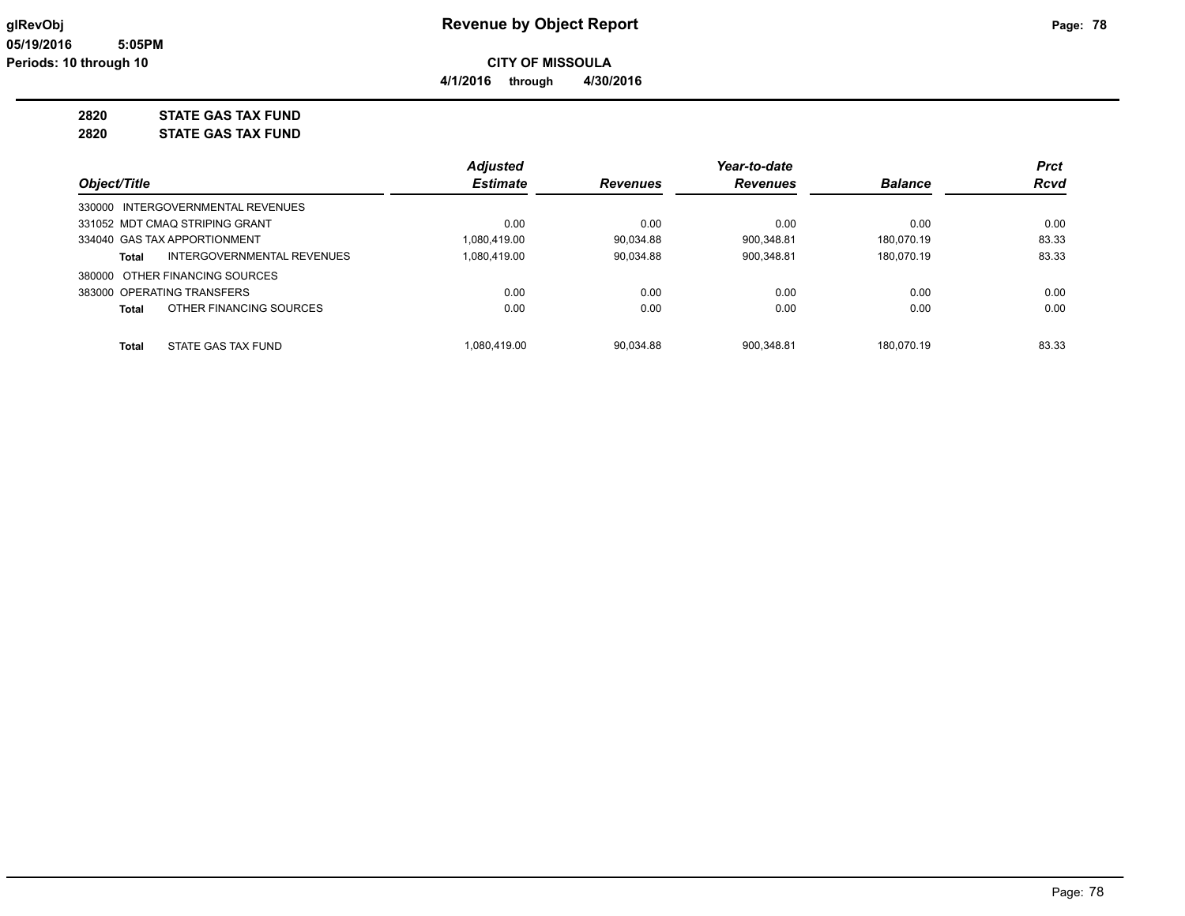glRevObj
05/19/2016 5:05PM
Periods: 10 through 10

# Revenue by Object Report

**CITY OF MISSOULA**

**4/1/2016 through 4/30/2016**

**2820 STATE GAS TAX FUND**
**2820 STATE GAS TAX FUND**

| Object/Title | Adjusted Estimate | Revenues | Year-to-date Revenues | Balance | Prct Rcvd |
|---|---|---|---|---|---|
| 330000 INTERGOVERNMENTAL REVENUES | | | | | |
| 331052 MDT CMAQ STRIPING GRANT | 0.00 | 0.00 | 0.00 | 0.00 | 0.00 |
| 334040 GAS TAX APPORTIONMENT | 1,080,419.00 | 90,034.88 | 900,348.81 | 180,070.19 | 83.33 |
| **Total** INTERGOVERNMENTAL REVENUES | 1,080,419.00 | 90,034.88 | 900,348.81 | 180,070.19 | 83.33 |
| 380000 OTHER FINANCING SOURCES | | | | | |
| 383000 OPERATING TRANSFERS | 0.00 | 0.00 | 0.00 | 0.00 | 0.00 |
| **Total** OTHER FINANCING SOURCES | 0.00 | 0.00 | 0.00 | 0.00 | 0.00 |
| **Total** STATE GAS TAX FUND | 1,080,419.00 | 90,034.88 | 900,348.81 | 180,070.19 | 83.33 |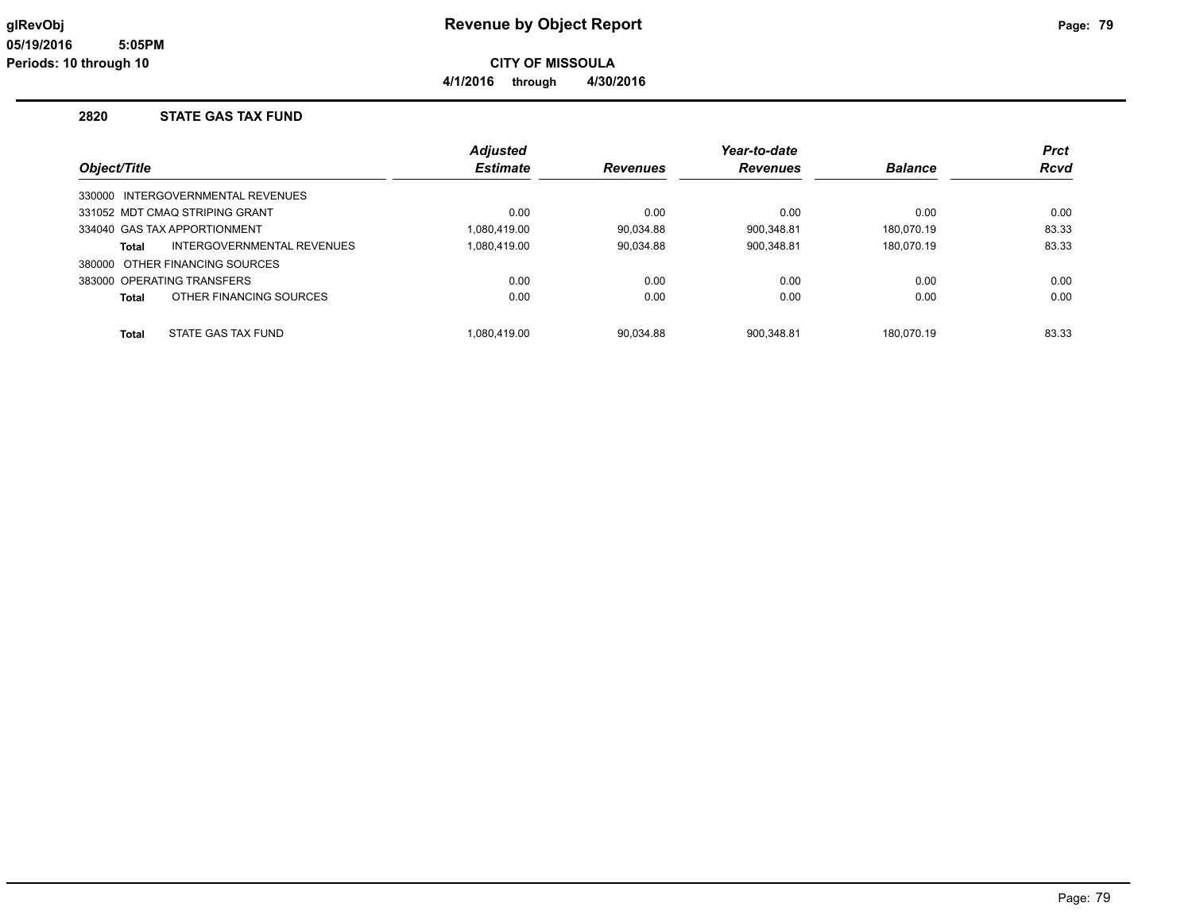# Revenue by Object Report

**CITY OF MISSOULA**

**4/1/2016 through 4/30/2016**

## 2820 STATE GAS TAX FUND

| Object/Title | Adjusted Estimate | Revenues | Year-to-date Revenues | Balance | Prct Rcvd |
|---|---|---|---|---|---|
| 330000 INTERGOVERNMENTAL REVENUES | | | | | |
| 331052 MDT CMAQ STRIPING GRANT | 0.00 | 0.00 | 0.00 | 0.00 | 0.00 |
| 334040 GAS TAX APPORTIONMENT | 1,080,419.00 | 90,034.88 | 900,348.81 | 180,070.19 | 83.33 |
| **Total** INTERGOVERNMENTAL REVENUES | 1,080,419.00 | 90,034.88 | 900,348.81 | 180,070.19 | 83.33 |
| 380000 OTHER FINANCING SOURCES | | | | | |
| 383000 OPERATING TRANSFERS | 0.00 | 0.00 | 0.00 | 0.00 | 0.00 |
| **Total** OTHER FINANCING SOURCES | 0.00 | 0.00 | 0.00 | 0.00 | 0.00 |
| **Total** STATE GAS TAX FUND | 1,080,419.00 | 90,034.88 | 900,348.81 | 180,070.19 | 83.33 |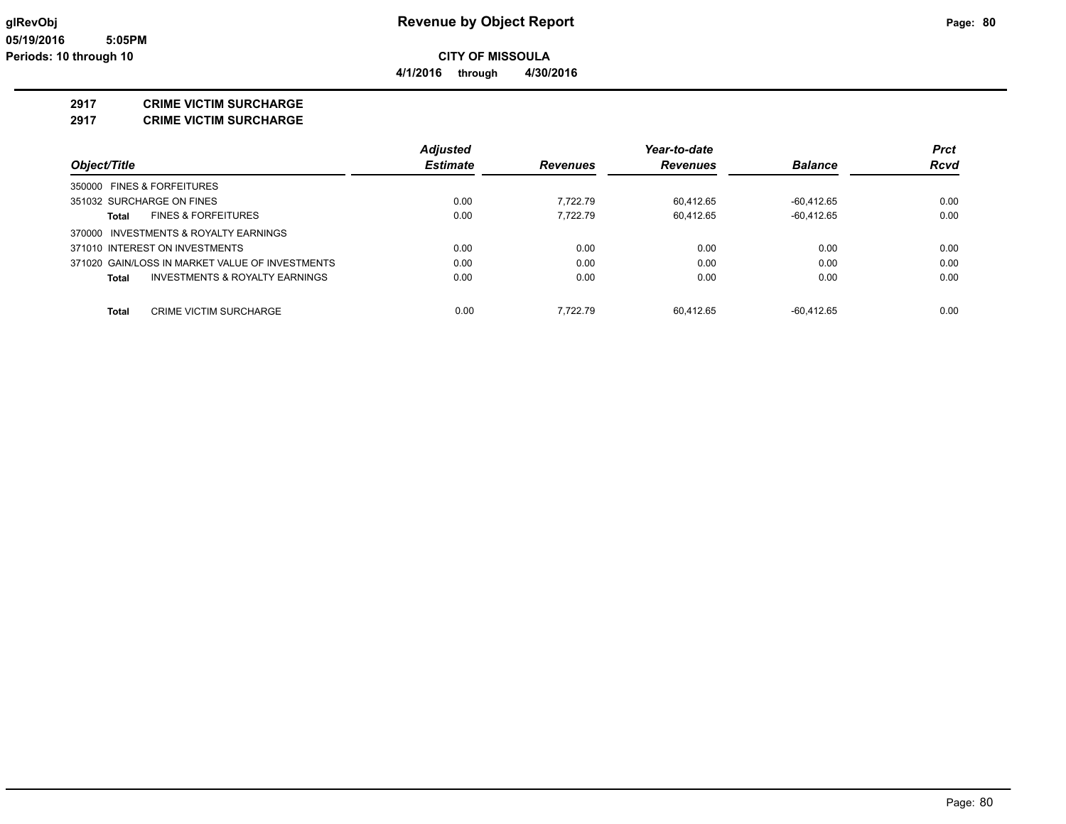# Revenue by Object Report

glRevObj
05/19/2016 5:05PM
Periods: 10 through 10

**CITY OF MISSOULA**

**4/1/2016 through 4/30/2016**

## 2917 CRIME VICTIM SURCHARGE
## 2917 CRIME VICTIM SURCHARGE

| Object/Title | Adjusted Estimate | Revenues | Year-to-date Revenues | Balance | Prct Rcvd |
|---|---|---|---|---|---|
| 350000 FINES & FORFEITURES | | | | | |
| 351032 SURCHARGE ON FINES | 0.00 | 7,722.79 | 60,412.65 | -60,412.65 | 0.00 |
| **Total** FINES & FORFEITURES | 0.00 | 7,722.79 | 60,412.65 | -60,412.65 | 0.00 |
| 370000 INVESTMENTS & ROYALTY EARNINGS | | | | | |
| 371010 INTEREST ON INVESTMENTS | 0.00 | 0.00 | 0.00 | 0.00 | 0.00 |
| 371020 GAIN/LOSS IN MARKET VALUE OF INVESTMENTS | 0.00 | 0.00 | 0.00 | 0.00 | 0.00 |
| **Total** INVESTMENTS & ROYALTY EARNINGS | 0.00 | 0.00 | 0.00 | 0.00 | 0.00 |
| **Total** CRIME VICTIM SURCHARGE | 0.00 | 7,722.79 | 60,412.65 | -60,412.65 | 0.00 |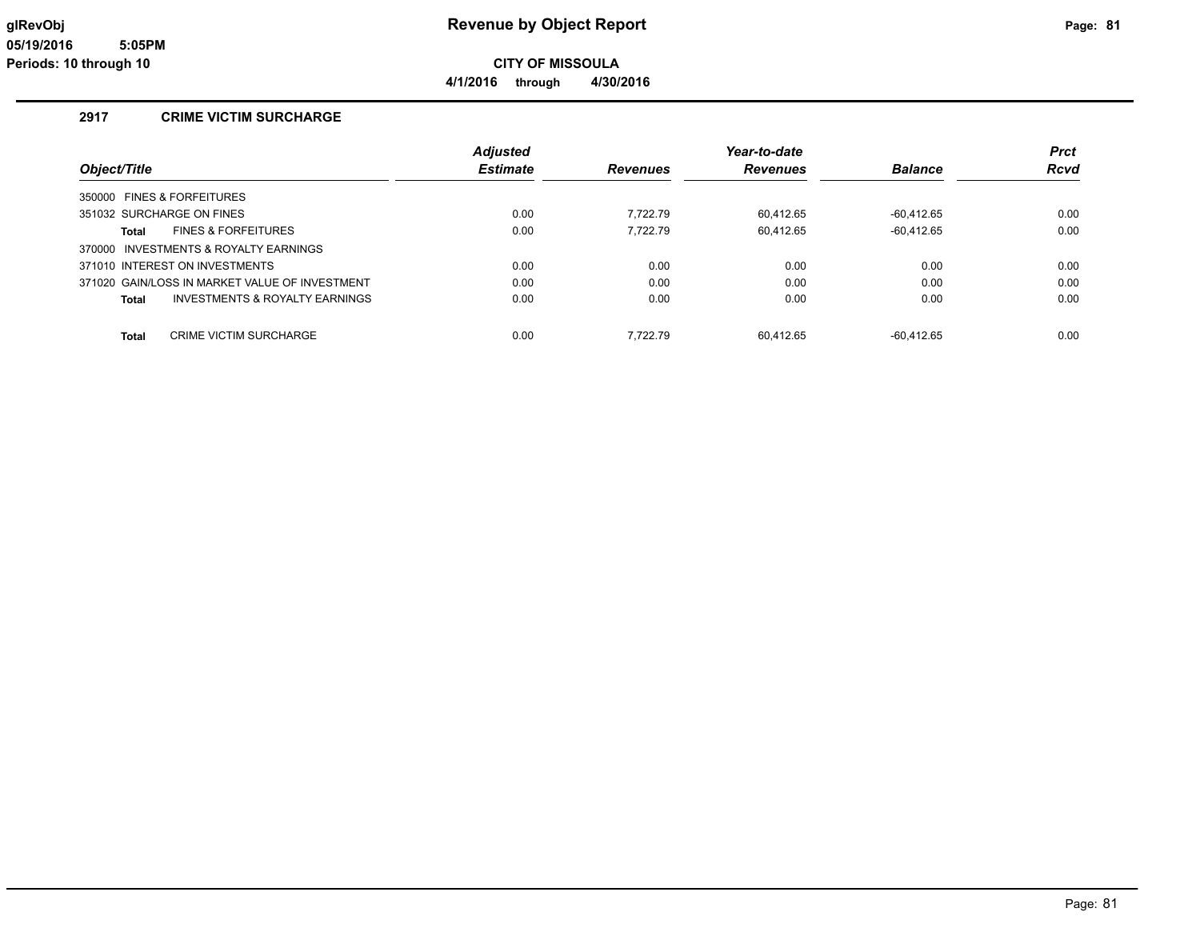# Revenue by Object Report

**CITY OF MISSOULA**

**4/1/2016 through 4/30/2016**

glRevObj
05/19/2016 5:05PM
Periods: 10 through 10

## 2917 CRIME VICTIM SURCHARGE

| Object/Title | Adjusted Estimate | Revenues | Year-to-date Revenues | Balance | Prct Rcvd |
|---|---|---|---|---|---|
| 350000 FINES & FORFEITURES | | | | | |
| 351032 SURCHARGE ON FINES | 0.00 | 7,722.79 | 60,412.65 | -60,412.65 | 0.00 |
| **Total** FINES & FORFEITURES | 0.00 | 7,722.79 | 60,412.65 | -60,412.65 | 0.00 |
| 370000 INVESTMENTS & ROYALTY EARNINGS | | | | | |
| 371010 INTEREST ON INVESTMENTS | 0.00 | 0.00 | 0.00 | 0.00 | 0.00 |
| 371020 GAIN/LOSS IN MARKET VALUE OF INVESTMENT | 0.00 | 0.00 | 0.00 | 0.00 | 0.00 |
| **Total** INVESTMENTS & ROYALTY EARNINGS | 0.00 | 0.00 | 0.00 | 0.00 | 0.00 |
| **Total** CRIME VICTIM SURCHARGE | 0.00 | 7,722.79 | 60,412.65 | -60,412.65 | 0.00 |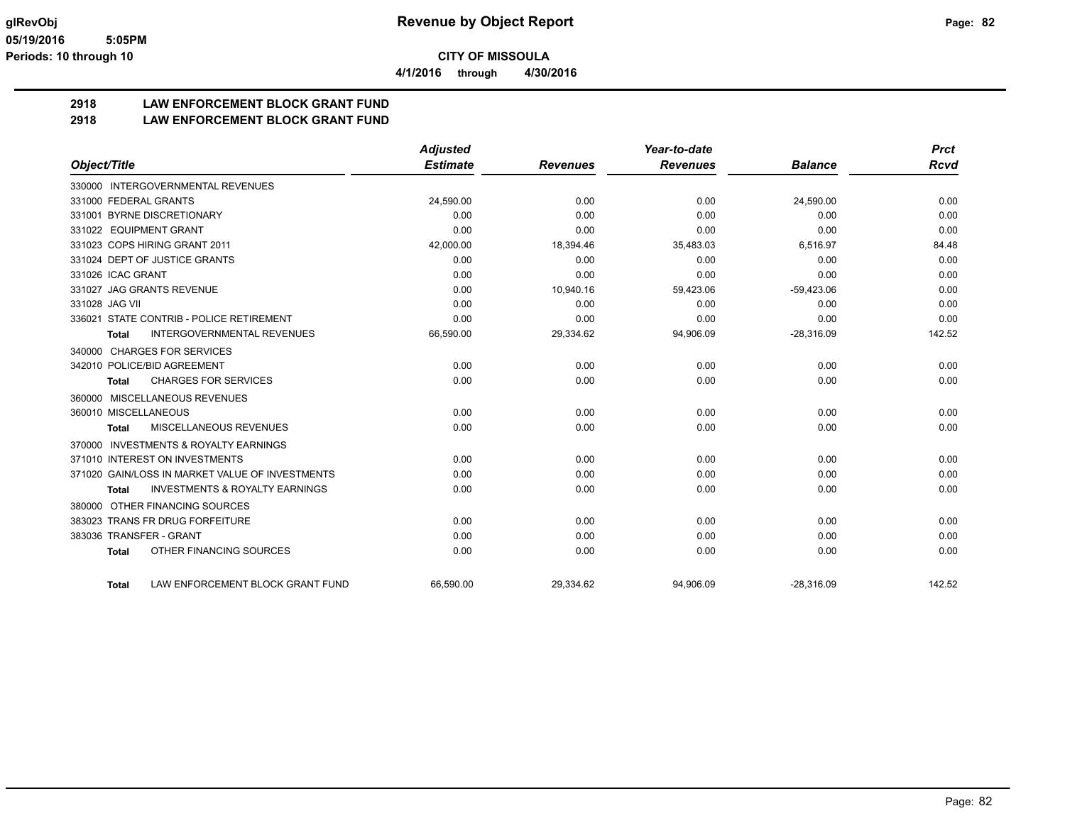**CITY OF MISSOULA**

**4/1/2016 through 4/30/2016**

# 2918 LAW ENFORCEMENT BLOCK GRANT FUND

## 2918 LAW ENFORCEMENT BLOCK GRANT FUND

| Object/Title | Adjusted Estimate | Revenues | Year-to-date Revenues | Balance | Prct Rcvd |
|---|---|---|---|---|---|
| 330000 INTERGOVERNMENTAL REVENUES | | | | | |
| 331000 FEDERAL GRANTS | 24,590.00 | 0.00 | 0.00 | 24,590.00 | 0.00 |
| 331001 BYRNE DISCRETIONARY | 0.00 | 0.00 | 0.00 | 0.00 | 0.00 |
| 331022 EQUIPMENT GRANT | 0.00 | 0.00 | 0.00 | 0.00 | 0.00 |
| 331023 COPS HIRING GRANT 2011 | 42,000.00 | 18,394.46 | 35,483.03 | 6,516.97 | 84.48 |
| 331024 DEPT OF JUSTICE GRANTS | 0.00 | 0.00 | 0.00 | 0.00 | 0.00 |
| 331026 ICAC GRANT | 0.00 | 0.00 | 0.00 | 0.00 | 0.00 |
| 331027 JAG GRANTS REVENUE | 0.00 | 10,940.16 | 59,423.06 | -59,423.06 | 0.00 |
| 331028 JAG VII | 0.00 | 0.00 | 0.00 | 0.00 | 0.00 |
| 336021 STATE CONTRIB - POLICE RETIREMENT | 0.00 | 0.00 | 0.00 | 0.00 | 0.00 |
| **Total** INTERGOVERNMENTAL REVENUES | 66,590.00 | 29,334.62 | 94,906.09 | -28,316.09 | 142.52 |
| 340000 CHARGES FOR SERVICES | | | | | |
| 342010 POLICE/BID AGREEMENT | 0.00 | 0.00 | 0.00 | 0.00 | 0.00 |
| **Total** CHARGES FOR SERVICES | 0.00 | 0.00 | 0.00 | 0.00 | 0.00 |
| 360000 MISCELLANEOUS REVENUES | | | | | |
| 360010 MISCELLANEOUS | 0.00 | 0.00 | 0.00 | 0.00 | 0.00 |
| **Total** MISCELLANEOUS REVENUES | 0.00 | 0.00 | 0.00 | 0.00 | 0.00 |
| 370000 INVESTMENTS & ROYALTY EARNINGS | | | | | |
| 371010 INTEREST ON INVESTMENTS | 0.00 | 0.00 | 0.00 | 0.00 | 0.00 |
| 371020 GAIN/LOSS IN MARKET VALUE OF INVESTMENTS | 0.00 | 0.00 | 0.00 | 0.00 | 0.00 |
| **Total** INVESTMENTS & ROYALTY EARNINGS | 0.00 | 0.00 | 0.00 | 0.00 | 0.00 |
| 380000 OTHER FINANCING SOURCES | | | | | |
| 383023 TRANS FR DRUG FORFEITURE | 0.00 | 0.00 | 0.00 | 0.00 | 0.00 |
| 383036 TRANSFER - GRANT | 0.00 | 0.00 | 0.00 | 0.00 | 0.00 |
| **Total** OTHER FINANCING SOURCES | 0.00 | 0.00 | 0.00 | 0.00 | 0.00 |
| **Total** LAW ENFORCEMENT BLOCK GRANT FUND | 66,590.00 | 29,334.62 | 94,906.09 | -28,316.09 | 142.52 |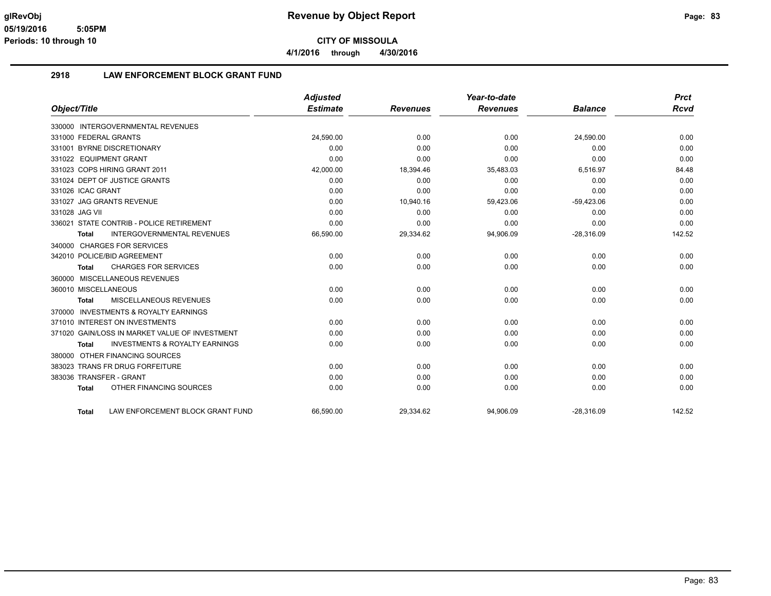**CITY OF MISSOULA**

**4/1/2016 through 4/30/2016**

## 2918 LAW ENFORCEMENT BLOCK GRANT FUND

| Object/Title | Adjusted Estimate | Revenues | Year-to-date Revenues | Balance | Prct Rcvd |
|---|---|---|---|---|---|
| 330000 INTERGOVERNMENTAL REVENUES | | | | | |
| 331000 FEDERAL GRANTS | 24,590.00 | 0.00 | 0.00 | 24,590.00 | 0.00 |
| 331001 BYRNE DISCRETIONARY | 0.00 | 0.00 | 0.00 | 0.00 | 0.00 |
| 331022 EQUIPMENT GRANT | 0.00 | 0.00 | 0.00 | 0.00 | 0.00 |
| 331023 COPS HIRING GRANT 2011 | 42,000.00 | 18,394.46 | 35,483.03 | 6,516.97 | 84.48 |
| 331024 DEPT OF JUSTICE GRANTS | 0.00 | 0.00 | 0.00 | 0.00 | 0.00 |
| 331026 ICAC GRANT | 0.00 | 0.00 | 0.00 | 0.00 | 0.00 |
| 331027 JAG GRANTS REVENUE | 0.00 | 10,940.16 | 59,423.06 | -59,423.06 | 0.00 |
| 331028 JAG VII | 0.00 | 0.00 | 0.00 | 0.00 | 0.00 |
| 336021 STATE CONTRIB - POLICE RETIREMENT | 0.00 | 0.00 | 0.00 | 0.00 | 0.00 |
| **Total** INTERGOVERNMENTAL REVENUES | 66,590.00 | 29,334.62 | 94,906.09 | -28,316.09 | 142.52 |
| 340000 CHARGES FOR SERVICES | | | | | |
| 342010 POLICE/BID AGREEMENT | 0.00 | 0.00 | 0.00 | 0.00 | 0.00 |
| **Total** CHARGES FOR SERVICES | 0.00 | 0.00 | 0.00 | 0.00 | 0.00 |
| 360000 MISCELLANEOUS REVENUES | | | | | |
| 360010 MISCELLANEOUS | 0.00 | 0.00 | 0.00 | 0.00 | 0.00 |
| **Total** MISCELLANEOUS REVENUES | 0.00 | 0.00 | 0.00 | 0.00 | 0.00 |
| 370000 INVESTMENTS & ROYALTY EARNINGS | | | | | |
| 371010 INTEREST ON INVESTMENTS | 0.00 | 0.00 | 0.00 | 0.00 | 0.00 |
| 371020 GAIN/LOSS IN MARKET VALUE OF INVESTMENT | 0.00 | 0.00 | 0.00 | 0.00 | 0.00 |
| **Total** INVESTMENTS & ROYALTY EARNINGS | 0.00 | 0.00 | 0.00 | 0.00 | 0.00 |
| 380000 OTHER FINANCING SOURCES | | | | | |
| 383023 TRANS FR DRUG FORFEITURE | 0.00 | 0.00 | 0.00 | 0.00 | 0.00 |
| 383036 TRANSFER - GRANT | 0.00 | 0.00 | 0.00 | 0.00 | 0.00 |
| **Total** OTHER FINANCING SOURCES | 0.00 | 0.00 | 0.00 | 0.00 | 0.00 |
| **Total** LAW ENFORCEMENT BLOCK GRANT FUND | 66,590.00 | 29,334.62 | 94,906.09 | -28,316.09 | 142.52 |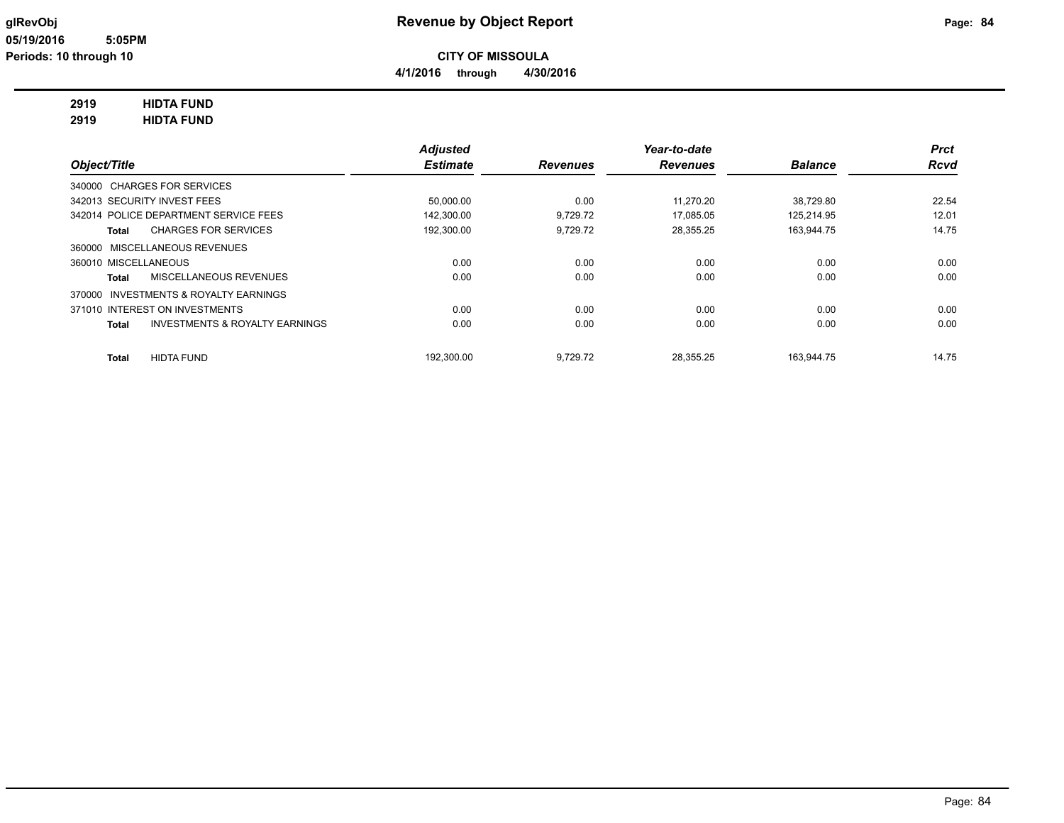# Revenue by Object Report

**CITY OF MISSOULA**

**4/1/2016 through 4/30/2016**

glRevObj
05/19/2016 5:05PM
Periods: 10 through 10

**2919 HIDTA FUND**
**2919 HIDTA FUND**

| Object/Title | | Adjusted Estimate | Revenues | Year-to-date Revenues | Balance | Prct Rcvd |
|---|---|---|---|---|---|---|
| 340000 CHARGES FOR SERVICES | | | | | | |
| 342013 SECURITY INVEST FEES | | 50,000.00 | 0.00 | 11,270.20 | 38,729.80 | 22.54 |
| 342014 POLICE DEPARTMENT SERVICE FEES | | 142,300.00 | 9,729.72 | 17,085.05 | 125,214.95 | 12.01 |
| Total | CHARGES FOR SERVICES | 192,300.00 | 9,729.72 | 28,355.25 | 163,944.75 | 14.75 |
| 360000 MISCELLANEOUS REVENUES | | | | | | |
| 360010 MISCELLANEOUS | | 0.00 | 0.00 | 0.00 | 0.00 | 0.00 |
| Total | MISCELLANEOUS REVENUES | 0.00 | 0.00 | 0.00 | 0.00 | 0.00 |
| 370000 INVESTMENTS & ROYALTY EARNINGS | | | | | | |
| 371010 INTEREST ON INVESTMENTS | | 0.00 | 0.00 | 0.00 | 0.00 | 0.00 |
| Total | INVESTMENTS & ROYALTY EARNINGS | 0.00 | 0.00 | 0.00 | 0.00 | 0.00 |
| Total | HIDTA FUND | 192,300.00 | 9,729.72 | 28,355.25 | 163,944.75 | 14.75 |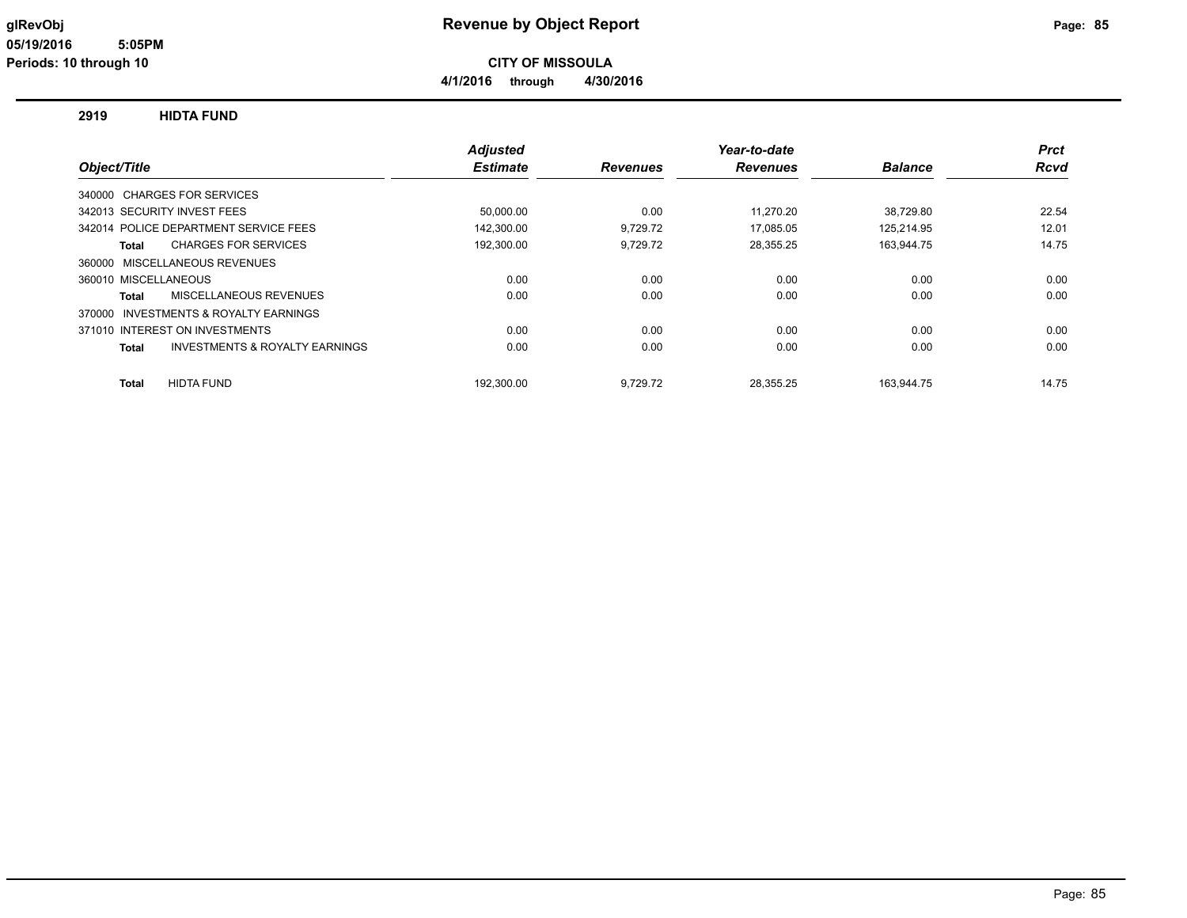**glRevObj**
**05/19/2016 5:05PM**
**Periods: 10 through 10**

# Revenue by Object Report

**CITY OF MISSOULA**

**4/1/2016 through 4/30/2016**

## 2919 HIDTA FUND

| Object/Title | Adjusted Estimate | Revenues | Year-to-date Revenues | Balance | Prct Rcvd |
|---|---|---|---|---|---|
| 340000 CHARGES FOR SERVICES | | | | | |
| 342013 SECURITY INVEST FEES | 50,000.00 | 0.00 | 11,270.20 | 38,729.80 | 22.54 |
| 342014 POLICE DEPARTMENT SERVICE FEES | 142,300.00 | 9,729.72 | 17,085.05 | 125,214.95 | 12.01 |
| **Total** CHARGES FOR SERVICES | 192,300.00 | 9,729.72 | 28,355.25 | 163,944.75 | 14.75 |
| 360000 MISCELLANEOUS REVENUES | | | | | |
| 360010 MISCELLANEOUS | 0.00 | 0.00 | 0.00 | 0.00 | 0.00 |
| **Total** MISCELLANEOUS REVENUES | 0.00 | 0.00 | 0.00 | 0.00 | 0.00 |
| 370000 INVESTMENTS & ROYALTY EARNINGS | | | | | |
| 371010 INTEREST ON INVESTMENTS | 0.00 | 0.00 | 0.00 | 0.00 | 0.00 |
| **Total** INVESTMENTS & ROYALTY EARNINGS | 0.00 | 0.00 | 0.00 | 0.00 | 0.00 |
| **Total** HIDTA FUND | 192,300.00 | 9,729.72 | 28,355.25 | 163,944.75 | 14.75 |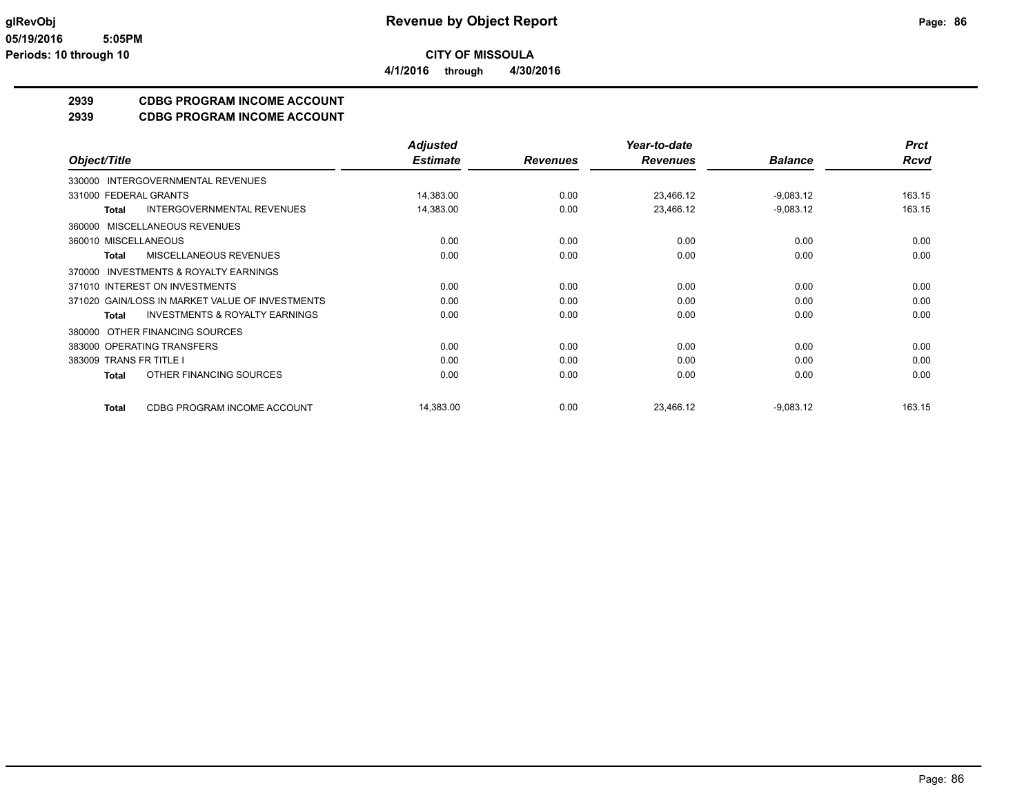# Revenue by Object Report

**CITY OF MISSOULA**

**4/1/2016 through 4/30/2016**

glRevObj
05/19/2016 5:05PM
Periods: 10 through 10

## 2939 CDBG PROGRAM INCOME ACCOUNT
## 2939 CDBG PROGRAM INCOME ACCOUNT

| Object/Title | Adjusted Estimate | Revenues | Year-to-date Revenues | Balance | Prct Rcvd |
|---|---|---|---|---|---|
| 330000 INTERGOVERNMENTAL REVENUES | | | | | |
| 331000 FEDERAL GRANTS | 14,383.00 | 0.00 | 23,466.12 | -9,083.12 | 163.15 |
| **Total** INTERGOVERNMENTAL REVENUES | 14,383.00 | 0.00 | 23,466.12 | -9,083.12 | 163.15 |
| 360000 MISCELLANEOUS REVENUES | | | | | |
| 360010 MISCELLANEOUS | 0.00 | 0.00 | 0.00 | 0.00 | 0.00 |
| **Total** MISCELLANEOUS REVENUES | 0.00 | 0.00 | 0.00 | 0.00 | 0.00 |
| 370000 INVESTMENTS & ROYALTY EARNINGS | | | | | |
| 371010 INTEREST ON INVESTMENTS | 0.00 | 0.00 | 0.00 | 0.00 | 0.00 |
| 371020 GAIN/LOSS IN MARKET VALUE OF INVESTMENTS | 0.00 | 0.00 | 0.00 | 0.00 | 0.00 |
| **Total** INVESTMENTS & ROYALTY EARNINGS | 0.00 | 0.00 | 0.00 | 0.00 | 0.00 |
| 380000 OTHER FINANCING SOURCES | | | | | |
| 383000 OPERATING TRANSFERS | 0.00 | 0.00 | 0.00 | 0.00 | 0.00 |
| 383009 TRANS FR TITLE I | 0.00 | 0.00 | 0.00 | 0.00 | 0.00 |
| **Total** OTHER FINANCING SOURCES | 0.00 | 0.00 | 0.00 | 0.00 | 0.00 |
| **Total** CDBG PROGRAM INCOME ACCOUNT | 14,383.00 | 0.00 | 23,466.12 | -9,083.12 | 163.15 |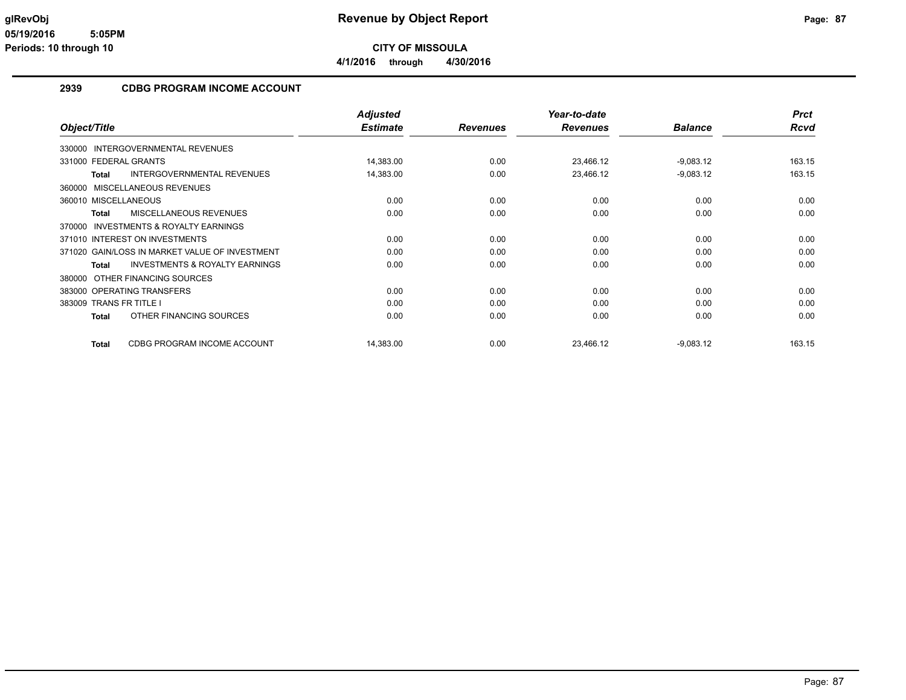# Revenue by Object Report

**CITY OF MISSOULA**

**4/1/2016 through 4/30/2016**

glRevObj
05/19/2016 5:05PM
Periods: 10 through 10

## 2939 CDBG PROGRAM INCOME ACCOUNT

| Object/Title | Adjusted Estimate | Revenues | Year-to-date Revenues | Balance | Prct Rcvd |
|---|---|---|---|---|---|
| 330000 INTERGOVERNMENTAL REVENUES | | | | | |
| 331000 FEDERAL GRANTS | 14,383.00 | 0.00 | 23,466.12 | -9,083.12 | 163.15 |
| **Total** INTERGOVERNMENTAL REVENUES | 14,383.00 | 0.00 | 23,466.12 | -9,083.12 | 163.15 |
| 360000 MISCELLANEOUS REVENUES | | | | | |
| 360010 MISCELLANEOUS | 0.00 | 0.00 | 0.00 | 0.00 | 0.00 |
| **Total** MISCELLANEOUS REVENUES | 0.00 | 0.00 | 0.00 | 0.00 | 0.00 |
| 370000 INVESTMENTS & ROYALTY EARNINGS | | | | | |
| 371010 INTEREST ON INVESTMENTS | 0.00 | 0.00 | 0.00 | 0.00 | 0.00 |
| 371020 GAIN/LOSS IN MARKET VALUE OF INVESTMENT | 0.00 | 0.00 | 0.00 | 0.00 | 0.00 |
| **Total** INVESTMENTS & ROYALTY EARNINGS | 0.00 | 0.00 | 0.00 | 0.00 | 0.00 |
| 380000 OTHER FINANCING SOURCES | | | | | |
| 383000 OPERATING TRANSFERS | 0.00 | 0.00 | 0.00 | 0.00 | 0.00 |
| 383009 TRANS FR TITLE I | 0.00 | 0.00 | 0.00 | 0.00 | 0.00 |
| **Total** OTHER FINANCING SOURCES | 0.00 | 0.00 | 0.00 | 0.00 | 0.00 |
| **Total** CDBG PROGRAM INCOME ACCOUNT | 14,383.00 | 0.00 | 23,466.12 | -9,083.12 | 163.15 |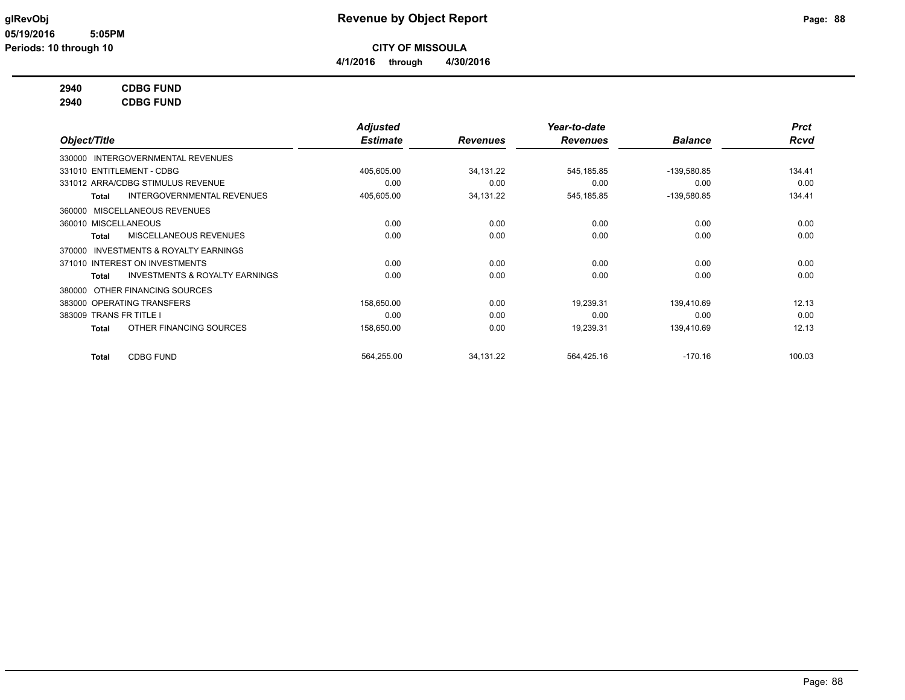# Revenue by Object Report

**CITY OF MISSOULA**

**4/1/2016 through 4/30/2016**

glRevObj
05/19/2016 5:05PM
Periods: 10 through 10

**2940 CDBG FUND**
**2940 CDBG FUND**

| Object/Title | Adjusted Estimate | Revenues | Year-to-date Revenues | Balance | Prct Rcvd |
|---|---|---|---|---|---|
| 330000 INTERGOVERNMENTAL REVENUES | | | | | |
| 331010 ENTITLEMENT - CDBG | 405,605.00 | 34,131.22 | 545,185.85 | -139,580.85 | 134.41 |
| 331012 ARRA/CDBG STIMULUS REVENUE | 0.00 | 0.00 | 0.00 | 0.00 | 0.00 |
| **Total** INTERGOVERNMENTAL REVENUES | 405,605.00 | 34,131.22 | 545,185.85 | -139,580.85 | 134.41 |
| 360000 MISCELLANEOUS REVENUES | | | | | |
| 360010 MISCELLANEOUS | 0.00 | 0.00 | 0.00 | 0.00 | 0.00 |
| **Total** MISCELLANEOUS REVENUES | 0.00 | 0.00 | 0.00 | 0.00 | 0.00 |
| 370000 INVESTMENTS & ROYALTY EARNINGS | | | | | |
| 371010 INTEREST ON INVESTMENTS | 0.00 | 0.00 | 0.00 | 0.00 | 0.00 |
| **Total** INVESTMENTS & ROYALTY EARNINGS | 0.00 | 0.00 | 0.00 | 0.00 | 0.00 |
| 380000 OTHER FINANCING SOURCES | | | | | |
| 383000 OPERATING TRANSFERS | 158,650.00 | 0.00 | 19,239.31 | 139,410.69 | 12.13 |
| 383009 TRANS FR TITLE I | 0.00 | 0.00 | 0.00 | 0.00 | 0.00 |
| **Total** OTHER FINANCING SOURCES | 158,650.00 | 0.00 | 19,239.31 | 139,410.69 | 12.13 |
| **Total** CDBG FUND | 564,255.00 | 34,131.22 | 564,425.16 | -170.16 | 100.03 |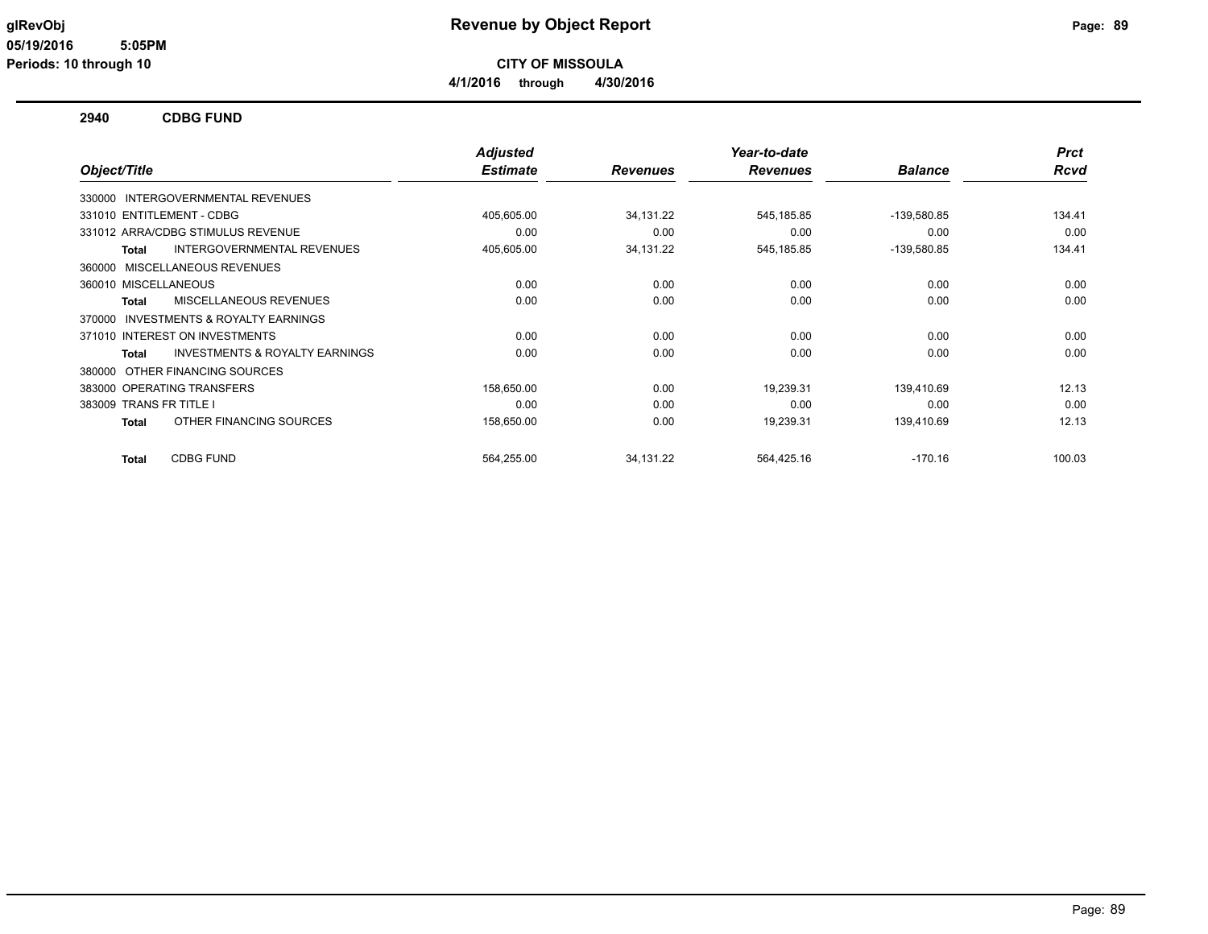# Revenue by Object Report

glRevObj
05/19/2016 5:05PM
Periods: 10 through 10

**CITY OF MISSOULA**

**4/1/2016 through 4/30/2016**

## 2940 CDBG FUND

| Object/Title | Adjusted Estimate | Revenues | Year-to-date Revenues | Balance | Prct Rcvd |
|---|---|---|---|---|---|
| 330000 INTERGOVERNMENTAL REVENUES | | | | | |
| 331010 ENTITLEMENT - CDBG | 405,605.00 | 34,131.22 | 545,185.85 | -139,580.85 | 134.41 |
| 331012 ARRA/CDBG STIMULUS REVENUE | 0.00 | 0.00 | 0.00 | 0.00 | 0.00 |
| **Total** INTERGOVERNMENTAL REVENUES | 405,605.00 | 34,131.22 | 545,185.85 | -139,580.85 | 134.41 |
| 360000 MISCELLANEOUS REVENUES | | | | | |
| 360010 MISCELLANEOUS | 0.00 | 0.00 | 0.00 | 0.00 | 0.00 |
| **Total** MISCELLANEOUS REVENUES | 0.00 | 0.00 | 0.00 | 0.00 | 0.00 |
| 370000 INVESTMENTS & ROYALTY EARNINGS | | | | | |
| 371010 INTEREST ON INVESTMENTS | 0.00 | 0.00 | 0.00 | 0.00 | 0.00 |
| **Total** INVESTMENTS & ROYALTY EARNINGS | 0.00 | 0.00 | 0.00 | 0.00 | 0.00 |
| 380000 OTHER FINANCING SOURCES | | | | | |
| 383000 OPERATING TRANSFERS | 158,650.00 | 0.00 | 19,239.31 | 139,410.69 | 12.13 |
| 383009 TRANS FR TITLE I | 0.00 | 0.00 | 0.00 | 0.00 | 0.00 |
| **Total** OTHER FINANCING SOURCES | 158,650.00 | 0.00 | 19,239.31 | 139,410.69 | 12.13 |
| **Total** CDBG FUND | 564,255.00 | 34,131.22 | 564,425.16 | -170.16 | 100.03 |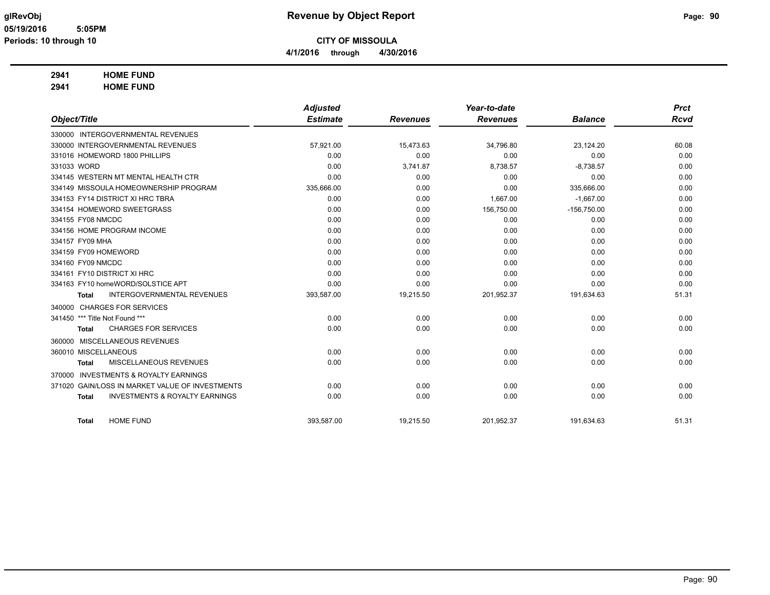**glRevObj** | **Revenue by Object Report**
**05/19/2016 5:05PM**
**Periods: 10 through 10**

**CITY OF MISSOULA**

**4/1/2016 through 4/30/2016**

**2941 HOME FUND**
**2941 HOME FUND**

| Object/Title | Adjusted Estimate | Revenues | Year-to-date Revenues | Balance | Prct Rcvd |
|---|---|---|---|---|---|
| 330000 INTERGOVERNMENTAL REVENUES | | | | | |
| 330000 INTERGOVERNMENTAL REVENUES | 57,921.00 | 15,473.63 | 34,796.80 | 23,124.20 | 60.08 |
| 331016 HOMEWORD 1800 PHILLIPS | 0.00 | 0.00 | 0.00 | 0.00 | 0.00 |
| 331033 WORD | 0.00 | 3,741.87 | 8,738.57 | -8,738.57 | 0.00 |
| 334145 WESTERN MT MENTAL HEALTH CTR | 0.00 | 0.00 | 0.00 | 0.00 | 0.00 |
| 334149 MISSOULA HOMEOWNERSHIP PROGRAM | 335,666.00 | 0.00 | 0.00 | 335,666.00 | 0.00 |
| 334153 FY14 DISTRICT XI HRC TBRA | 0.00 | 0.00 | 1,667.00 | -1,667.00 | 0.00 |
| 334154 HOMEWORD SWEETGRASS | 0.00 | 0.00 | 156,750.00 | -156,750.00 | 0.00 |
| 334155 FY08 NMCDC | 0.00 | 0.00 | 0.00 | 0.00 | 0.00 |
| 334156 HOME PROGRAM INCOME | 0.00 | 0.00 | 0.00 | 0.00 | 0.00 |
| 334157 FY09 MHA | 0.00 | 0.00 | 0.00 | 0.00 | 0.00 |
| 334159 FY09 HOMEWORD | 0.00 | 0.00 | 0.00 | 0.00 | 0.00 |
| 334160 FY09 NMCDC | 0.00 | 0.00 | 0.00 | 0.00 | 0.00 |
| 334161 FY10 DISTRICT XI HRC | 0.00 | 0.00 | 0.00 | 0.00 | 0.00 |
| 334163 FY10 homeWORD/SOLSTICE APT | 0.00 | 0.00 | 0.00 | 0.00 | 0.00 |
| **Total** INTERGOVERNMENTAL REVENUES | 393,587.00 | 19,215.50 | 201,952.37 | 191,634.63 | 51.31 |
| 340000 CHARGES FOR SERVICES | | | | | |
| 341450 *** Title Not Found *** | 0.00 | 0.00 | 0.00 | 0.00 | 0.00 |
| **Total** CHARGES FOR SERVICES | 0.00 | 0.00 | 0.00 | 0.00 | 0.00 |
| 360000 MISCELLANEOUS REVENUES | | | | | |
| 360010 MISCELLANEOUS | 0.00 | 0.00 | 0.00 | 0.00 | 0.00 |
| **Total** MISCELLANEOUS REVENUES | 0.00 | 0.00 | 0.00 | 0.00 | 0.00 |
| 370000 INVESTMENTS & ROYALTY EARNINGS | | | | | |
| 371020 GAIN/LOSS IN MARKET VALUE OF INVESTMENTS | 0.00 | 0.00 | 0.00 | 0.00 | 0.00 |
| **Total** INVESTMENTS & ROYALTY EARNINGS | 0.00 | 0.00 | 0.00 | 0.00 | 0.00 |
| **Total** HOME FUND | 393,587.00 | 19,215.50 | 201,952.37 | 191,634.63 | 51.31 |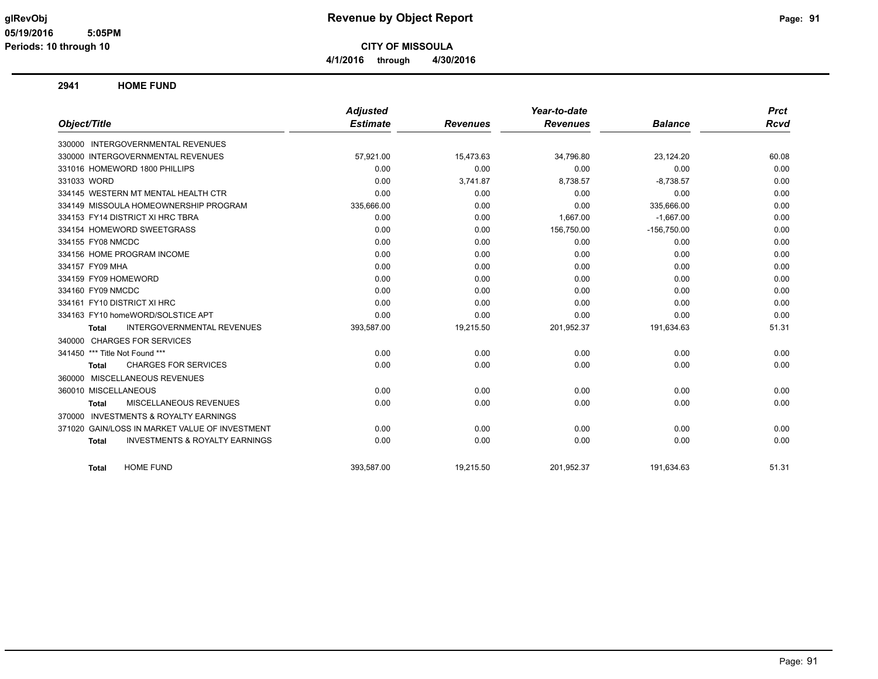# Revenue by Object Report

glRevObj
05/19/2016 5:05PM
Periods: 10 through 10

**CITY OF MISSOULA**

**4/1/2016 through 4/30/2016**

## 2941 HOME FUND

| Object/Title | Adjusted Estimate | Revenues | Year-to-date Revenues | Balance | Prct Rcvd |
|---|---|---|---|---|---|
| 330000 INTERGOVERNMENTAL REVENUES | | | | | |
| 330000 INTERGOVERNMENTAL REVENUES | 57,921.00 | 15,473.63 | 34,796.80 | 23,124.20 | 60.08 |
| 331016 HOMEWORD 1800 PHILLIPS | 0.00 | 0.00 | 0.00 | 0.00 | 0.00 |
| 331033 WORD | 0.00 | 3,741.87 | 8,738.57 | -8,738.57 | 0.00 |
| 334145 WESTERN MT MENTAL HEALTH CTR | 0.00 | 0.00 | 0.00 | 0.00 | 0.00 |
| 334149 MISSOULA HOMEOWNERSHIP PROGRAM | 335,666.00 | 0.00 | 0.00 | 335,666.00 | 0.00 |
| 334153 FY14 DISTRICT XI HRC TBRA | 0.00 | 0.00 | 1,667.00 | -1,667.00 | 0.00 |
| 334154 HOMEWORD SWEETGRASS | 0.00 | 0.00 | 156,750.00 | -156,750.00 | 0.00 |
| 334155 FY08 NMCDC | 0.00 | 0.00 | 0.00 | 0.00 | 0.00 |
| 334156 HOME PROGRAM INCOME | 0.00 | 0.00 | 0.00 | 0.00 | 0.00 |
| 334157 FY09 MHA | 0.00 | 0.00 | 0.00 | 0.00 | 0.00 |
| 334159 FY09 HOMEWORD | 0.00 | 0.00 | 0.00 | 0.00 | 0.00 |
| 334160 FY09 NMCDC | 0.00 | 0.00 | 0.00 | 0.00 | 0.00 |
| 334161 FY10 DISTRICT XI HRC | 0.00 | 0.00 | 0.00 | 0.00 | 0.00 |
| 334163 FY10 homeWORD/SOLSTICE APT | 0.00 | 0.00 | 0.00 | 0.00 | 0.00 |
| **Total** INTERGOVERNMENTAL REVENUES | 393,587.00 | 19,215.50 | 201,952.37 | 191,634.63 | 51.31 |
| 340000 CHARGES FOR SERVICES | | | | | |
| 341450 *** Title Not Found *** | 0.00 | 0.00 | 0.00 | 0.00 | 0.00 |
| **Total** CHARGES FOR SERVICES | 0.00 | 0.00 | 0.00 | 0.00 | 0.00 |
| 360000 MISCELLANEOUS REVENUES | | | | | |
| 360010 MISCELLANEOUS | 0.00 | 0.00 | 0.00 | 0.00 | 0.00 |
| **Total** MISCELLANEOUS REVENUES | 0.00 | 0.00 | 0.00 | 0.00 | 0.00 |
| 370000 INVESTMENTS & ROYALTY EARNINGS | | | | | |
| 371020 GAIN/LOSS IN MARKET VALUE OF INVESTMENT | 0.00 | 0.00 | 0.00 | 0.00 | 0.00 |
| **Total** INVESTMENTS & ROYALTY EARNINGS | 0.00 | 0.00 | 0.00 | 0.00 | 0.00 |
| **Total** HOME FUND | 393,587.00 | 19,215.50 | 201,952.37 | 191,634.63 | 51.31 |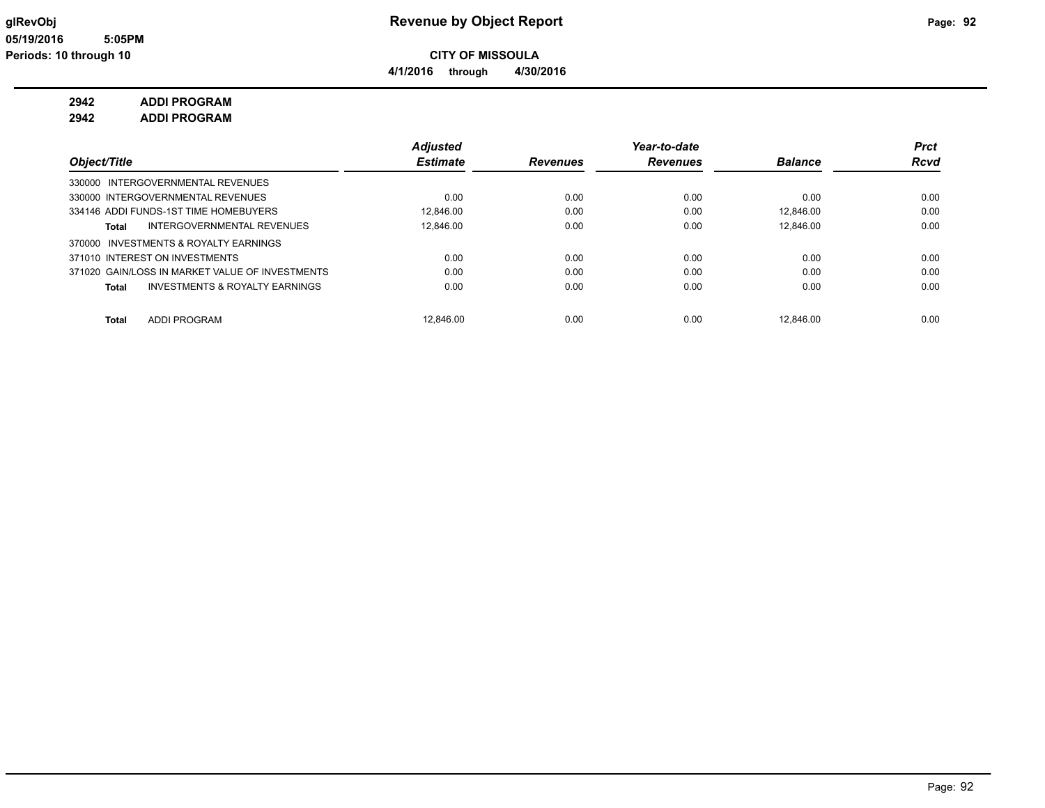# Revenue by Object Report

**CITY OF MISSOULA**

**4/1/2016 through 4/30/2016**

glRevObj
05/19/2016 5:05PM
Periods: 10 through 10

**2942 ADDI PROGRAM**
**2942 ADDI PROGRAM**

| Object/Title | Adjusted Estimate | Revenues | Year-to-date Revenues | Balance | Prct Rcvd |
|---|---|---|---|---|---|
| 330000 INTERGOVERNMENTAL REVENUES | | | | | |
| 330000 INTERGOVERNMENTAL REVENUES | 0.00 | 0.00 | 0.00 | 0.00 | 0.00 |
| 334146 ADDI FUNDS-1ST TIME HOMEBUYERS | 12,846.00 | 0.00 | 0.00 | 12,846.00 | 0.00 |
| **Total** INTERGOVERNMENTAL REVENUES | 12,846.00 | 0.00 | 0.00 | 12,846.00 | 0.00 |
| 370000 INVESTMENTS & ROYALTY EARNINGS | | | | | |
| 371010 INTEREST ON INVESTMENTS | 0.00 | 0.00 | 0.00 | 0.00 | 0.00 |
| 371020 GAIN/LOSS IN MARKET VALUE OF INVESTMENTS | 0.00 | 0.00 | 0.00 | 0.00 | 0.00 |
| **Total** INVESTMENTS & ROYALTY EARNINGS | 0.00 | 0.00 | 0.00 | 0.00 | 0.00 |
| **Total** ADDI PROGRAM | 12,846.00 | 0.00 | 0.00 | 12,846.00 | 0.00 |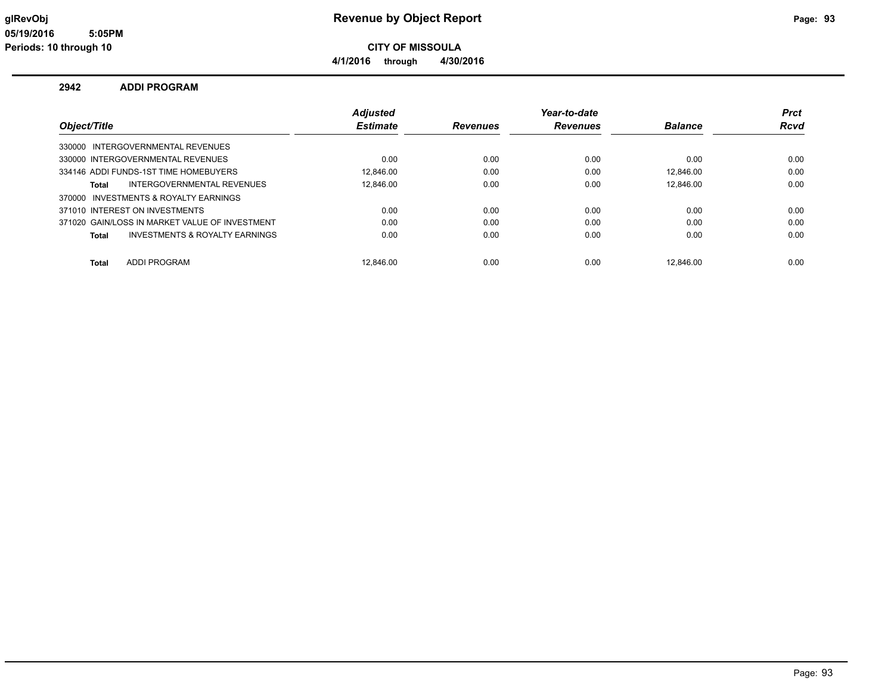**glRevObj**
**05/19/2016 5:05PM**
**Periods: 10 through 10**

# Revenue by Object Report

**CITY OF MISSOULA**

**4/1/2016 through 4/30/2016**

## 2942 ADDI PROGRAM

| Object/Title | Adjusted Estimate | Revenues | Year-to-date Revenues | Balance | Prct Rcvd |
|---|---|---|---|---|---|
| 330000 INTERGOVERNMENTAL REVENUES | | | | | |
| 330000 INTERGOVERNMENTAL REVENUES | 0.00 | 0.00 | 0.00 | 0.00 | 0.00 |
| 334146 ADDI FUNDS-1ST TIME HOMEBUYERS | 12,846.00 | 0.00 | 0.00 | 12,846.00 | 0.00 |
| **Total** INTERGOVERNMENTAL REVENUES | 12,846.00 | 0.00 | 0.00 | 12,846.00 | 0.00 |
| 370000 INVESTMENTS & ROYALTY EARNINGS | | | | | |
| 371010 INTEREST ON INVESTMENTS | 0.00 | 0.00 | 0.00 | 0.00 | 0.00 |
| 371020 GAIN/LOSS IN MARKET VALUE OF INVESTMENT | 0.00 | 0.00 | 0.00 | 0.00 | 0.00 |
| **Total** INVESTMENTS & ROYALTY EARNINGS | 0.00 | 0.00 | 0.00 | 0.00 | 0.00 |
| **Total** ADDI PROGRAM | 12,846.00 | 0.00 | 0.00 | 12,846.00 | 0.00 |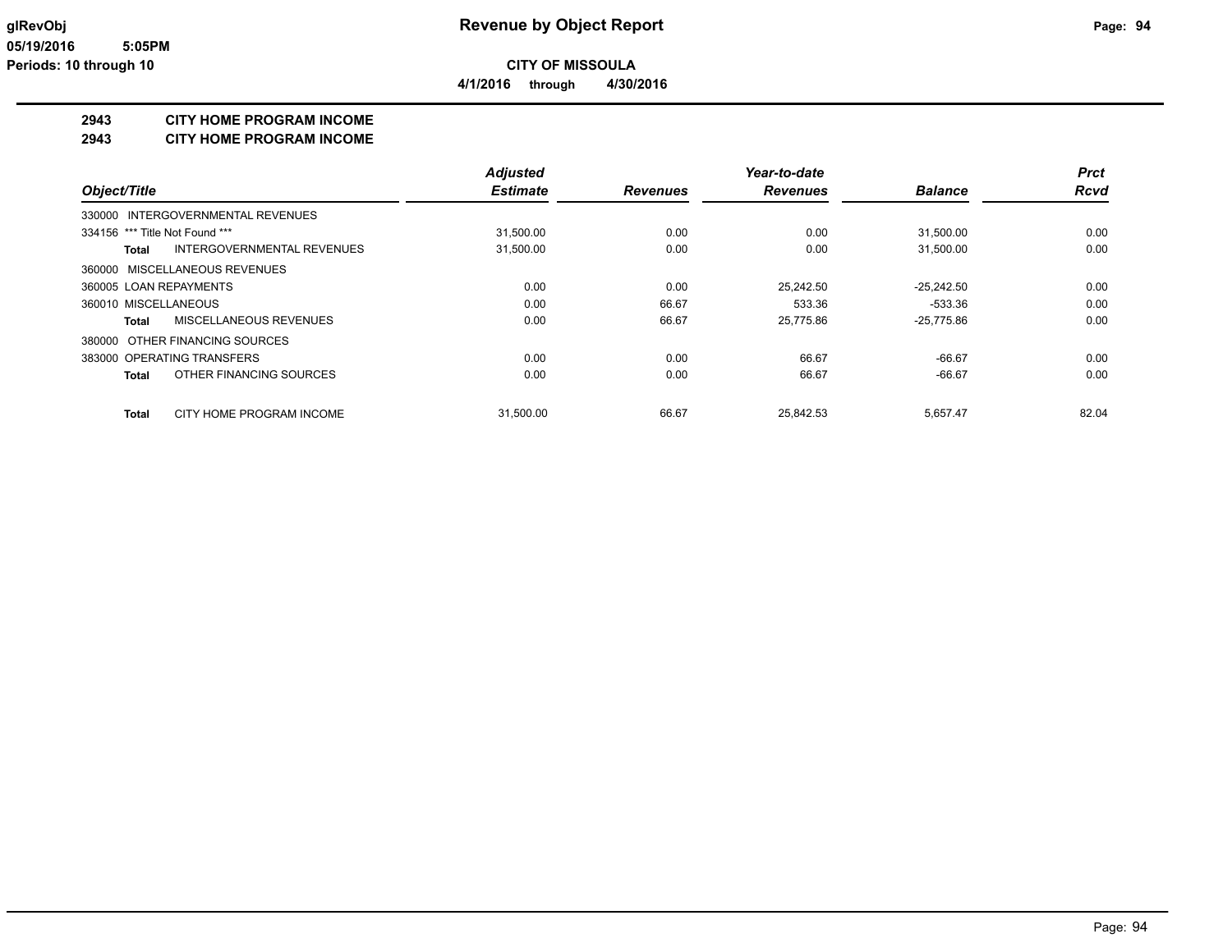# Revenue by Object Report

glRevObj
05/19/2016 5:05PM
Periods: 10 through 10

**CITY OF MISSOULA**

**4/1/2016 through 4/30/2016**

## 2943 CITY HOME PROGRAM INCOME

## 2943 CITY HOME PROGRAM INCOME

| Object/Title | Adjusted Estimate | Revenues | Year-to-date Revenues | Balance | Prct Rcvd |
|---|---|---|---|---|---|
| 330000 INTERGOVERNMENTAL REVENUES | | | | | |
| 334156 *** Title Not Found *** | 31,500.00 | 0.00 | 0.00 | 31,500.00 | 0.00 |
| **Total** INTERGOVERNMENTAL REVENUES | 31,500.00 | 0.00 | 0.00 | 31,500.00 | 0.00 |
| 360000 MISCELLANEOUS REVENUES | | | | | |
| 360005 LOAN REPAYMENTS | 0.00 | 0.00 | 25,242.50 | -25,242.50 | 0.00 |
| 360010 MISCELLANEOUS | 0.00 | 66.67 | 533.36 | -533.36 | 0.00 |
| **Total** MISCELLANEOUS REVENUES | 0.00 | 66.67 | 25,775.86 | -25,775.86 | 0.00 |
| 380000 OTHER FINANCING SOURCES | | | | | |
| 383000 OPERATING TRANSFERS | 0.00 | 0.00 | 66.67 | -66.67 | 0.00 |
| **Total** OTHER FINANCING SOURCES | 0.00 | 0.00 | 66.67 | -66.67 | 0.00 |
| **Total** CITY HOME PROGRAM INCOME | 31,500.00 | 66.67 | 25,842.53 | 5,657.47 | 82.04 |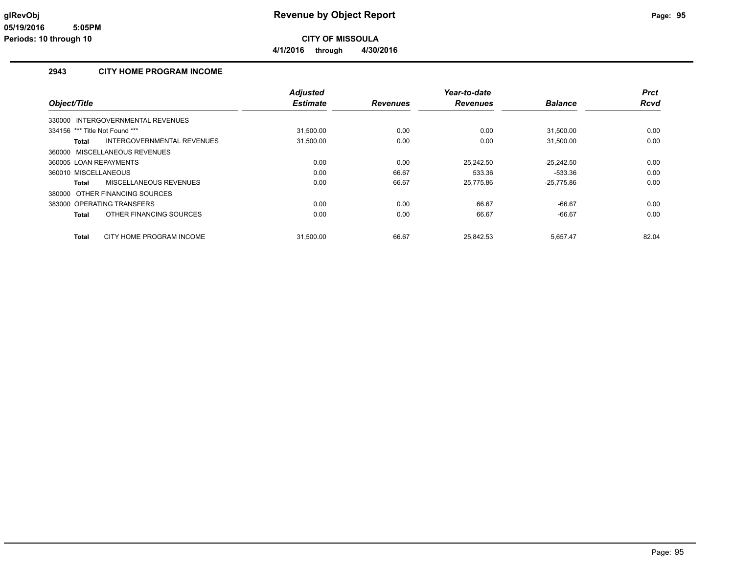# Revenue by Object Report

glRevObj
05/19/2016 5:05PM
Periods: 10 through 10

**CITY OF MISSOULA**

**4/1/2016 through 4/30/2016**

## 2943 CITY HOME PROGRAM INCOME

| Object/Title | Adjusted Estimate | Revenues | Year-to-date Revenues | Balance | Prct Rcvd |
|---|---|---|---|---|---|
| 330000 INTERGOVERNMENTAL REVENUES | | | | | |
| 334156 *** Title Not Found *** | 31,500.00 | 0.00 | 0.00 | 31,500.00 | 0.00 |
| **Total** INTERGOVERNMENTAL REVENUES | 31,500.00 | 0.00 | 0.00 | 31,500.00 | 0.00 |
| 360000 MISCELLANEOUS REVENUES | | | | | |
| 360005 LOAN REPAYMENTS | 0.00 | 0.00 | 25,242.50 | -25,242.50 | 0.00 |
| 360010 MISCELLANEOUS | 0.00 | 66.67 | 533.36 | -533.36 | 0.00 |
| **Total** MISCELLANEOUS REVENUES | 0.00 | 66.67 | 25,775.86 | -25,775.86 | 0.00 |
| 380000 OTHER FINANCING SOURCES | | | | | |
| 383000 OPERATING TRANSFERS | 0.00 | 0.00 | 66.67 | -66.67 | 0.00 |
| **Total** OTHER FINANCING SOURCES | 0.00 | 0.00 | 66.67 | -66.67 | 0.00 |
| **Total** CITY HOME PROGRAM INCOME | 31,500.00 | 66.67 | 25,842.53 | 5,657.47 | 82.04 |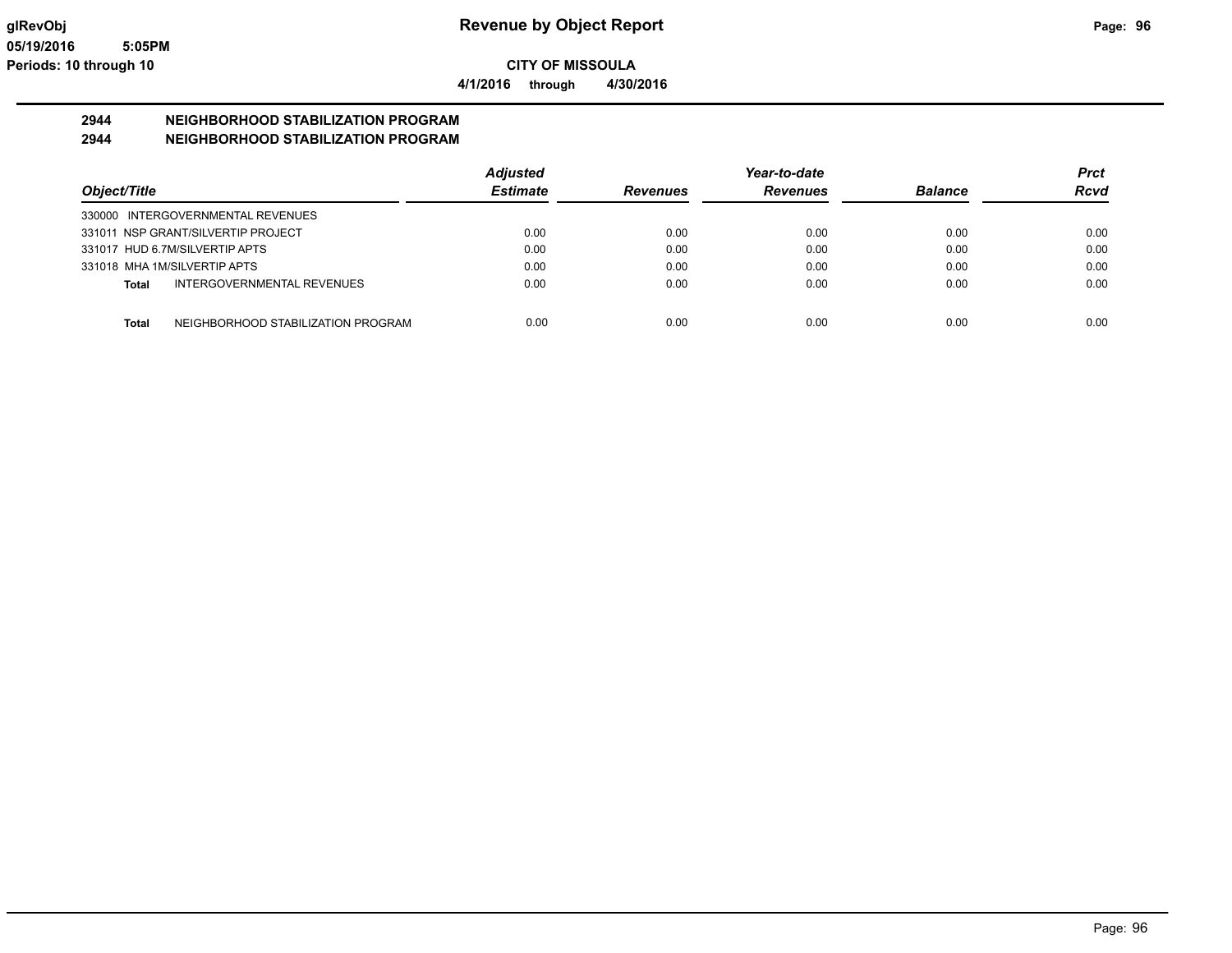**glRevObj** 
**05/19/2016 5:05PM** 
**Periods: 10 through 10**

# Revenue by Object Report

**CITY OF MISSOULA**

**4/1/2016 through 4/30/2016**

## 2944 NEIGHBORHOOD STABILIZATION PROGRAM
## 2944 NEIGHBORHOOD STABILIZATION PROGRAM

| Object/Title | Adjusted Estimate | Revenues | Year-to-date Revenues | Balance | Prct Rcvd |
|---|---|---|---|---|---|
| 330000 INTERGOVERNMENTAL REVENUES | | | | | |
| 331011 NSP GRANT/SILVERTIP PROJECT | 0.00 | 0.00 | 0.00 | 0.00 | 0.00 |
| 331017 HUD 6.7M/SILVERTIP APTS | 0.00 | 0.00 | 0.00 | 0.00 | 0.00 |
| 331018 MHA 1M/SILVERTIP APTS | 0.00 | 0.00 | 0.00 | 0.00 | 0.00 |
| **Total** INTERGOVERNMENTAL REVENUES | 0.00 | 0.00 | 0.00 | 0.00 | 0.00 |
| **Total** NEIGHBORHOOD STABILIZATION PROGRAM | 0.00 | 0.00 | 0.00 | 0.00 | 0.00 |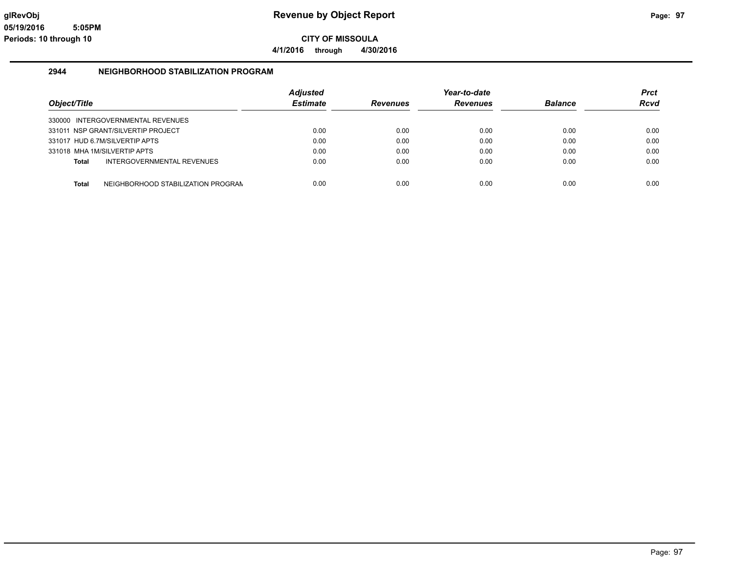**glRevObj**
**05/19/2016 5:05PM**
**Periods: 10 through 10**

# Revenue by Object Report

**CITY OF MISSOULA**

**4/1/2016 through 4/30/2016**

## 2944 NEIGHBORHOOD STABILIZATION PROGRAM

| *Object/Title* | *Adjusted Estimate* | *Revenues* | *Year-to-date Revenues* | *Balance* | *Prct Rcvd* |
|---|---|---|---|---|---|
| 330000 INTERGOVERNMENTAL REVENUES | | | | | |
| 331011 NSP GRANT/SILVERTIP PROJECT | 0.00 | 0.00 | 0.00 | 0.00 | 0.00 |
| 331017 HUD 6.7M/SILVERTIP APTS | 0.00 | 0.00 | 0.00 | 0.00 | 0.00 |
| 331018 MHA 1M/SILVERTIP APTS | 0.00 | 0.00 | 0.00 | 0.00 | 0.00 |
| **Total** INTERGOVERNMENTAL REVENUES | 0.00 | 0.00 | 0.00 | 0.00 | 0.00 |
| **Total** NEIGHBORHOOD STABILIZATION PROGRAM | 0.00 | 0.00 | 0.00 | 0.00 | 0.00 |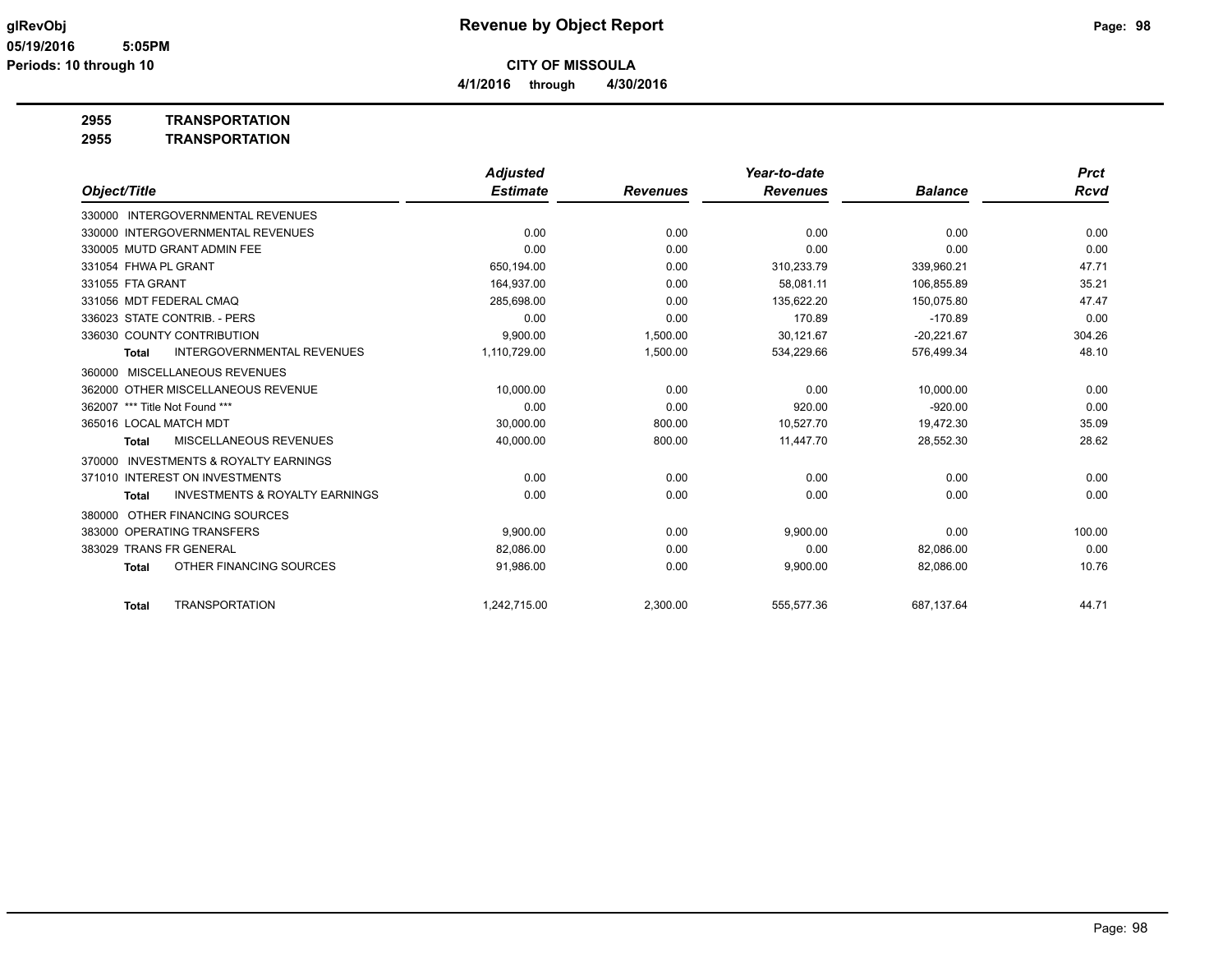**glRevObj** | **Revenue by Object Report**
**05/19/2016 5:05PM**
**Periods: 10 through 10**

**CITY OF MISSOULA**
**4/1/2016 through 4/30/2016**

**2955 TRANSPORTATION**
**2955 TRANSPORTATION**

| Object/Title | Adjusted Estimate | Revenues | Year-to-date Revenues | Balance | Prct Rcvd |
|---|---|---|---|---|---|
| 330000 INTERGOVERNMENTAL REVENUES | | | | | |
| 330000 INTERGOVERNMENTAL REVENUES | 0.00 | 0.00 | 0.00 | 0.00 | 0.00 |
| 330005 MUTD GRANT ADMIN FEE | 0.00 | 0.00 | 0.00 | 0.00 | 0.00 |
| 331054 FHWA PL GRANT | 650,194.00 | 0.00 | 310,233.79 | 339,960.21 | 47.71 |
| 331055 FTA GRANT | 164,937.00 | 0.00 | 58,081.11 | 106,855.89 | 35.21 |
| 331056 MDT FEDERAL CMAQ | 285,698.00 | 0.00 | 135,622.20 | 150,075.80 | 47.47 |
| 336023 STATE CONTRIB. - PERS | 0.00 | 0.00 | 170.89 | -170.89 | 0.00 |
| 336030 COUNTY CONTRIBUTION | 9,900.00 | 1,500.00 | 30,121.67 | -20,221.67 | 304.26 |
| **Total** INTERGOVERNMENTAL REVENUES | 1,110,729.00 | 1,500.00 | 534,229.66 | 576,499.34 | 48.10 |
| 360000 MISCELLANEOUS REVENUES | | | | | |
| 362000 OTHER MISCELLANEOUS REVENUE | 10,000.00 | 0.00 | 0.00 | 10,000.00 | 0.00 |
| 362007 *** Title Not Found *** | 0.00 | 0.00 | 920.00 | -920.00 | 0.00 |
| 365016 LOCAL MATCH MDT | 30,000.00 | 800.00 | 10,527.70 | 19,472.30 | 35.09 |
| **Total** MISCELLANEOUS REVENUES | 40,000.00 | 800.00 | 11,447.70 | 28,552.30 | 28.62 |
| 370000 INVESTMENTS & ROYALTY EARNINGS | | | | | |
| 371010 INTEREST ON INVESTMENTS | 0.00 | 0.00 | 0.00 | 0.00 | 0.00 |
| **Total** INVESTMENTS & ROYALTY EARNINGS | 0.00 | 0.00 | 0.00 | 0.00 | 0.00 |
| 380000 OTHER FINANCING SOURCES | | | | | |
| 383000 OPERATING TRANSFERS | 9,900.00 | 0.00 | 9,900.00 | 0.00 | 100.00 |
| 383029 TRANS FR GENERAL | 82,086.00 | 0.00 | 0.00 | 82,086.00 | 0.00 |
| **Total** OTHER FINANCING SOURCES | 91,986.00 | 0.00 | 9,900.00 | 82,086.00 | 10.76 |
| **Total** TRANSPORTATION | 1,242,715.00 | 2,300.00 | 555,577.36 | 687,137.64 | 44.71 |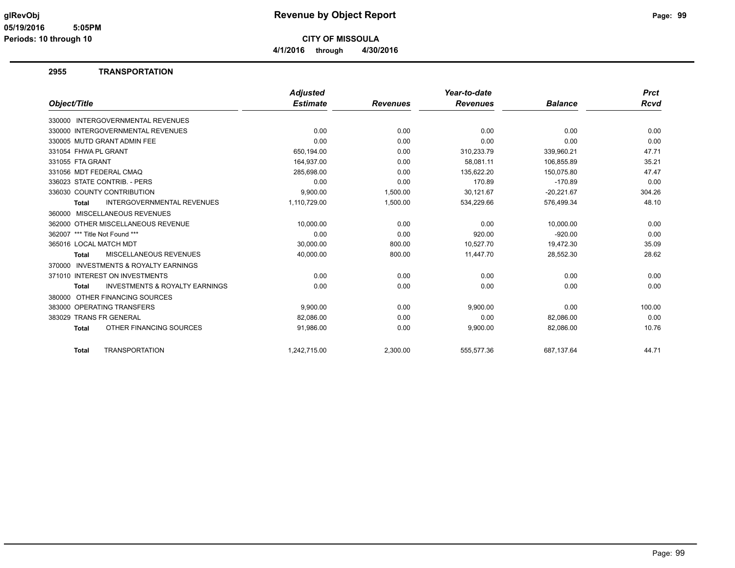# Revenue by Object Report

**CITY OF MISSOULA**

**4/1/2016 through 4/30/2016**

glRevObj
05/19/2016 5:05PM
Periods: 10 through 10

## 2955 TRANSPORTATION

| Object/Title | Adjusted Estimate | Revenues | Year-to-date Revenues | Balance | Prct Rcvd |
|---|---|---|---|---|---|
| 330000 INTERGOVERNMENTAL REVENUES | | | | | |
| 330000 INTERGOVERNMENTAL REVENUES | 0.00 | 0.00 | 0.00 | 0.00 | 0.00 |
| 330005 MUTD GRANT ADMIN FEE | 0.00 | 0.00 | 0.00 | 0.00 | 0.00 |
| 331054 FHWA PL GRANT | 650,194.00 | 0.00 | 310,233.79 | 339,960.21 | 47.71 |
| 331055 FTA GRANT | 164,937.00 | 0.00 | 58,081.11 | 106,855.89 | 35.21 |
| 331056 MDT FEDERAL CMAQ | 285,698.00 | 0.00 | 135,622.20 | 150,075.80 | 47.47 |
| 336023 STATE CONTRIB. - PERS | 0.00 | 0.00 | 170.89 | -170.89 | 0.00 |
| 336030 COUNTY CONTRIBUTION | 9,900.00 | 1,500.00 | 30,121.67 | -20,221.67 | 304.26 |
| **Total** INTERGOVERNMENTAL REVENUES | 1,110,729.00 | 1,500.00 | 534,229.66 | 576,499.34 | 48.10 |
| 360000 MISCELLANEOUS REVENUES | | | | | |
| 362000 OTHER MISCELLANEOUS REVENUE | 10,000.00 | 0.00 | 0.00 | 10,000.00 | 0.00 |
| 362007 *** Title Not Found *** | 0.00 | 0.00 | 920.00 | -920.00 | 0.00 |
| 365016 LOCAL MATCH MDT | 30,000.00 | 800.00 | 10,527.70 | 19,472.30 | 35.09 |
| **Total** MISCELLANEOUS REVENUES | 40,000.00 | 800.00 | 11,447.70 | 28,552.30 | 28.62 |
| 370000 INVESTMENTS & ROYALTY EARNINGS | | | | | |
| 371010 INTEREST ON INVESTMENTS | 0.00 | 0.00 | 0.00 | 0.00 | 0.00 |
| **Total** INVESTMENTS & ROYALTY EARNINGS | 0.00 | 0.00 | 0.00 | 0.00 | 0.00 |
| 380000 OTHER FINANCING SOURCES | | | | | |
| 383000 OPERATING TRANSFERS | 9,900.00 | 0.00 | 9,900.00 | 0.00 | 100.00 |
| 383029 TRANS FR GENERAL | 82,086.00 | 0.00 | 0.00 | 82,086.00 | 0.00 |
| **Total** OTHER FINANCING SOURCES | 91,986.00 | 0.00 | 9,900.00 | 82,086.00 | 10.76 |
| **Total** TRANSPORTATION | 1,242,715.00 | 2,300.00 | 555,577.36 | 687,137.64 | 44.71 |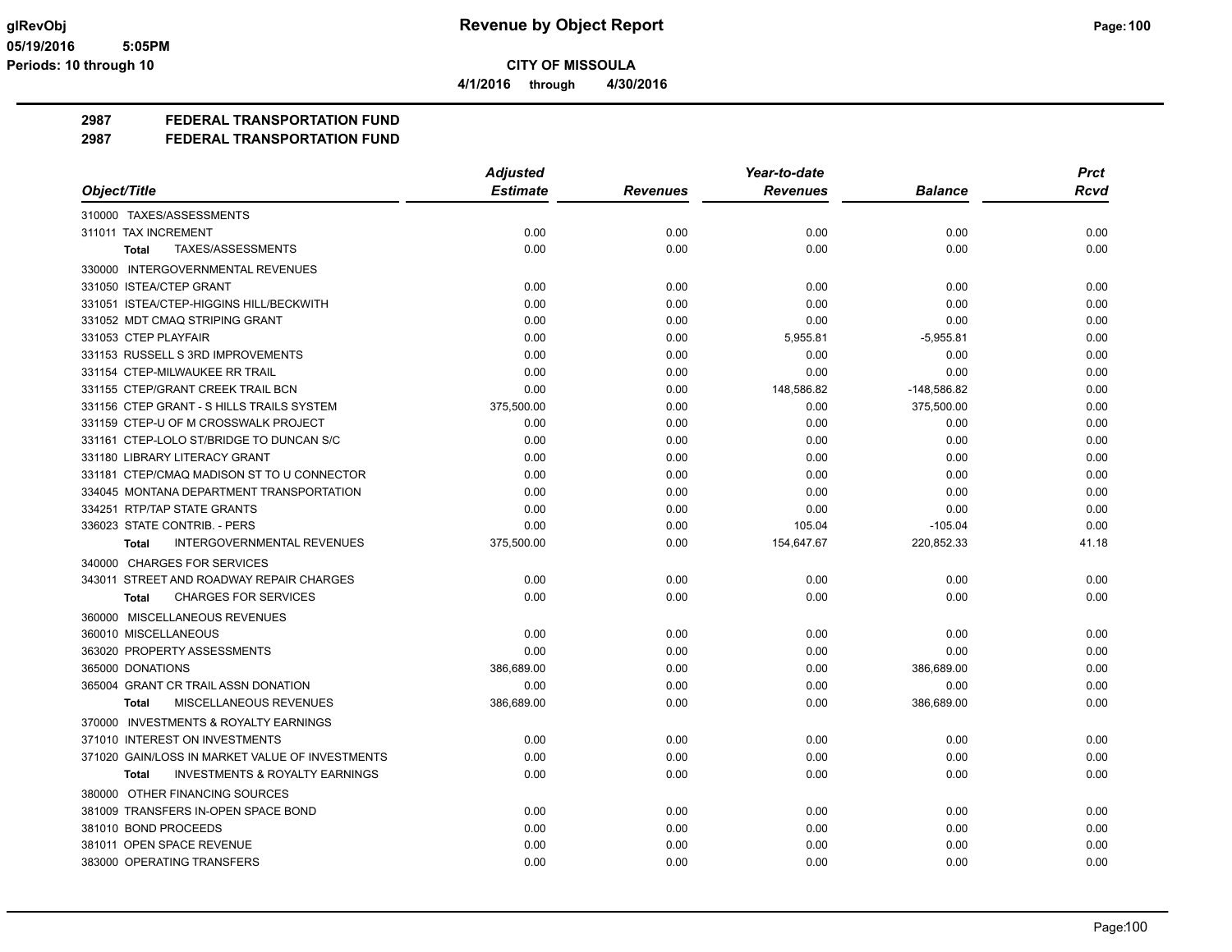**CITY OF MISSOULA**

**4/1/2016 through 4/30/2016**

## 2987 FEDERAL TRANSPORTATION FUND

## 2987 FEDERAL TRANSPORTATION FUND

| Object/Title | Adjusted Estimate | Revenues | Year-to-date Revenues | Balance | Prct Rcvd |
|---|---|---|---|---|---|
| 310000 TAXES/ASSESSMENTS | | | | | |
| 311011 TAX INCREMENT | 0.00 | 0.00 | 0.00 | 0.00 | 0.00 |
| **Total** TAXES/ASSESSMENTS | 0.00 | 0.00 | 0.00 | 0.00 | 0.00 |
| 330000 INTERGOVERNMENTAL REVENUES | | | | | |
| 331050 ISTEA/CTEP GRANT | 0.00 | 0.00 | 0.00 | 0.00 | 0.00 |
| 331051 ISTEA/CTEP-HIGGINS HILL/BECKWITH | 0.00 | 0.00 | 0.00 | 0.00 | 0.00 |
| 331052 MDT CMAQ STRIPING GRANT | 0.00 | 0.00 | 0.00 | 0.00 | 0.00 |
| 331053 CTEP PLAYFAIR | 0.00 | 0.00 | 5,955.81 | -5,955.81 | 0.00 |
| 331153 RUSSELL S 3RD IMPROVEMENTS | 0.00 | 0.00 | 0.00 | 0.00 | 0.00 |
| 331154 CTEP-MILWAUKEE RR TRAIL | 0.00 | 0.00 | 0.00 | 0.00 | 0.00 |
| 331155 CTEP/GRANT CREEK TRAIL BCN | 0.00 | 0.00 | 148,586.82 | -148,586.82 | 0.00 |
| 331156 CTEP GRANT - S HILLS TRAILS SYSTEM | 375,500.00 | 0.00 | 0.00 | 375,500.00 | 0.00 |
| 331159 CTEP-U OF M CROSSWALK PROJECT | 0.00 | 0.00 | 0.00 | 0.00 | 0.00 |
| 331161 CTEP-LOLO ST/BRIDGE TO DUNCAN S/C | 0.00 | 0.00 | 0.00 | 0.00 | 0.00 |
| 331180 LIBRARY LITERACY GRANT | 0.00 | 0.00 | 0.00 | 0.00 | 0.00 |
| 331181 CTEP/CMAQ MADISON ST TO U CONNECTOR | 0.00 | 0.00 | 0.00 | 0.00 | 0.00 |
| 334045 MONTANA DEPARTMENT TRANSPORTATION | 0.00 | 0.00 | 0.00 | 0.00 | 0.00 |
| 334251 RTP/TAP STATE GRANTS | 0.00 | 0.00 | 0.00 | 0.00 | 0.00 |
| 336023 STATE CONTRIB. - PERS | 0.00 | 0.00 | 105.04 | -105.04 | 0.00 |
| **Total** INTERGOVERNMENTAL REVENUES | 375,500.00 | 0.00 | 154,647.67 | 220,852.33 | 41.18 |
| 340000 CHARGES FOR SERVICES | | | | | |
| 343011 STREET AND ROADWAY REPAIR CHARGES | 0.00 | 0.00 | 0.00 | 0.00 | 0.00 |
| **Total** CHARGES FOR SERVICES | 0.00 | 0.00 | 0.00 | 0.00 | 0.00 |
| 360000 MISCELLANEOUS REVENUES | | | | | |
| 360010 MISCELLANEOUS | 0.00 | 0.00 | 0.00 | 0.00 | 0.00 |
| 363020 PROPERTY ASSESSMENTS | 0.00 | 0.00 | 0.00 | 0.00 | 0.00 |
| 365000 DONATIONS | 386,689.00 | 0.00 | 0.00 | 386,689.00 | 0.00 |
| 365004 GRANT CR TRAIL ASSN DONATION | 0.00 | 0.00 | 0.00 | 0.00 | 0.00 |
| **Total** MISCELLANEOUS REVENUES | 386,689.00 | 0.00 | 0.00 | 386,689.00 | 0.00 |
| 370000 INVESTMENTS & ROYALTY EARNINGS | | | | | |
| 371010 INTEREST ON INVESTMENTS | 0.00 | 0.00 | 0.00 | 0.00 | 0.00 |
| 371020 GAIN/LOSS IN MARKET VALUE OF INVESTMENTS | 0.00 | 0.00 | 0.00 | 0.00 | 0.00 |
| **Total** INVESTMENTS & ROYALTY EARNINGS | 0.00 | 0.00 | 0.00 | 0.00 | 0.00 |
| 380000 OTHER FINANCING SOURCES | | | | | |
| 381009 TRANSFERS IN-OPEN SPACE BOND | 0.00 | 0.00 | 0.00 | 0.00 | 0.00 |
| 381010 BOND PROCEEDS | 0.00 | 0.00 | 0.00 | 0.00 | 0.00 |
| 381011 OPEN SPACE REVENUE | 0.00 | 0.00 | 0.00 | 0.00 | 0.00 |
| 383000 OPERATING TRANSFERS | 0.00 | 0.00 | 0.00 | 0.00 | 0.00 |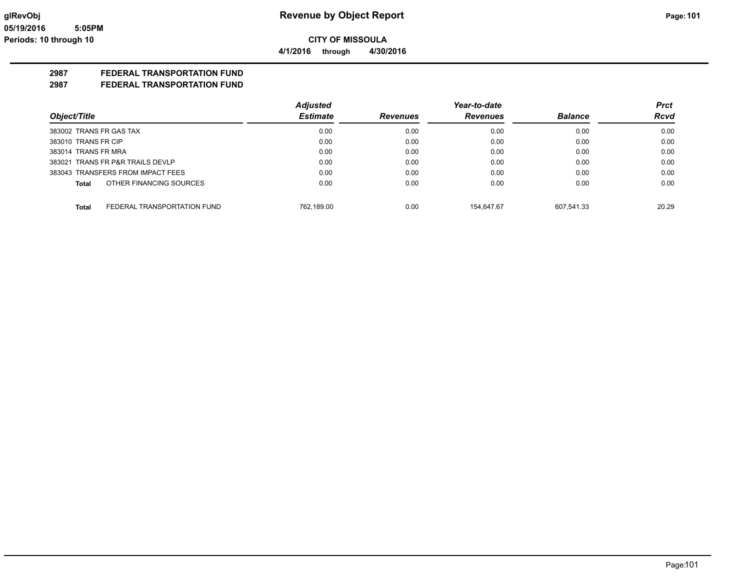**Revenue by Object Report**

**CITY OF MISSOULA**

**4/1/2016 through 4/30/2016**

glRevObj
05/19/2016 5:05PM
Periods: 10 through 10

## 2987 FEDERAL TRANSPORTATION FUND
## 2987 FEDERAL TRANSPORTATION FUND

| Object/Title | Adjusted Estimate | Revenues | Year-to-date Revenues | Balance | Prct Rcvd |
|---|---|---|---|---|---|
| 383002 TRANS FR GAS TAX | 0.00 | 0.00 | 0.00 | 0.00 | 0.00 |
| 383010 TRANS FR CIP | 0.00 | 0.00 | 0.00 | 0.00 | 0.00 |
| 383014 TRANS FR MRA | 0.00 | 0.00 | 0.00 | 0.00 | 0.00 |
| 383021 TRANS FR P&R TRAILS DEVLP | 0.00 | 0.00 | 0.00 | 0.00 | 0.00 |
| 383043 TRANSFERS FROM IMPACT FEES | 0.00 | 0.00 | 0.00 | 0.00 | 0.00 |
| **Total** OTHER FINANCING SOURCES | 0.00 | 0.00 | 0.00 | 0.00 | 0.00 |
| **Total** FEDERAL TRANSPORTATION FUND | 762,189.00 | 0.00 | 154,647.67 | 607,541.33 | 20.29 |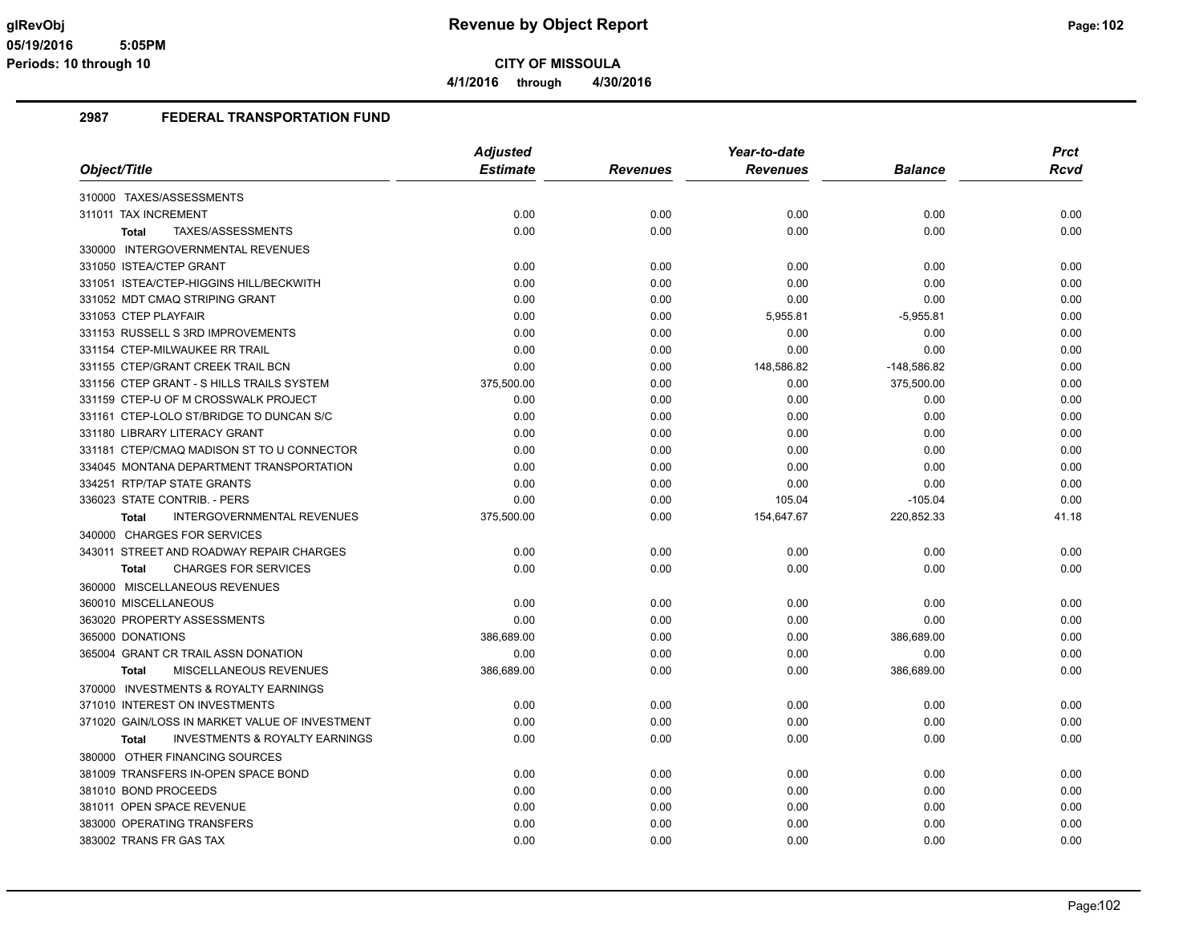# Revenue by Object Report

**CITY OF MISSOULA**

**4/1/2016 through 4/30/2016**

glRevObj
05/19/2016 5:05PM
Periods: 10 through 10

## 2987 FEDERAL TRANSPORTATION FUND

| Object/Title | Adjusted Estimate | Revenues | Year-to-date Revenues | Balance | Prct Rcvd |
|---|---|---|---|---|---|
| 310000 TAXES/ASSESSMENTS | | | | | |
| 311011 TAX INCREMENT | 0.00 | 0.00 | 0.00 | 0.00 | 0.00 |
| **Total** TAXES/ASSESSMENTS | 0.00 | 0.00 | 0.00 | 0.00 | 0.00 |
| 330000 INTERGOVERNMENTAL REVENUES | | | | | |
| 331050 ISTEA/CTEP GRANT | 0.00 | 0.00 | 0.00 | 0.00 | 0.00 |
| 331051 ISTEA/CTEP-HIGGINS HILL/BECKWITH | 0.00 | 0.00 | 0.00 | 0.00 | 0.00 |
| 331052 MDT CMAQ STRIPING GRANT | 0.00 | 0.00 | 0.00 | 0.00 | 0.00 |
| 331053 CTEP PLAYFAIR | 0.00 | 0.00 | 5,955.81 | -5,955.81 | 0.00 |
| 331153 RUSSELL S 3RD IMPROVEMENTS | 0.00 | 0.00 | 0.00 | 0.00 | 0.00 |
| 331154 CTEP-MILWAUKEE RR TRAIL | 0.00 | 0.00 | 0.00 | 0.00 | 0.00 |
| 331155 CTEP/GRANT CREEK TRAIL BCN | 0.00 | 0.00 | 148,586.82 | -148,586.82 | 0.00 |
| 331156 CTEP GRANT - S HILLS TRAILS SYSTEM | 375,500.00 | 0.00 | 0.00 | 375,500.00 | 0.00 |
| 331159 CTEP-U OF M CROSSWALK PROJECT | 0.00 | 0.00 | 0.00 | 0.00 | 0.00 |
| 331161 CTEP-LOLO ST/BRIDGE TO DUNCAN S/C | 0.00 | 0.00 | 0.00 | 0.00 | 0.00 |
| 331180 LIBRARY LITERACY GRANT | 0.00 | 0.00 | 0.00 | 0.00 | 0.00 |
| 331181 CTEP/CMAQ MADISON ST TO U CONNECTOR | 0.00 | 0.00 | 0.00 | 0.00 | 0.00 |
| 334045 MONTANA DEPARTMENT TRANSPORTATION | 0.00 | 0.00 | 0.00 | 0.00 | 0.00 |
| 334251 RTP/TAP STATE GRANTS | 0.00 | 0.00 | 0.00 | 0.00 | 0.00 |
| 336023 STATE CONTRIB. - PERS | 0.00 | 0.00 | 105.04 | -105.04 | 0.00 |
| **Total** INTERGOVERNMENTAL REVENUES | 375,500.00 | 0.00 | 154,647.67 | 220,852.33 | 41.18 |
| 340000 CHARGES FOR SERVICES | | | | | |
| 343011 STREET AND ROADWAY REPAIR CHARGES | 0.00 | 0.00 | 0.00 | 0.00 | 0.00 |
| **Total** CHARGES FOR SERVICES | 0.00 | 0.00 | 0.00 | 0.00 | 0.00 |
| 360000 MISCELLANEOUS REVENUES | | | | | |
| 360010 MISCELLANEOUS | 0.00 | 0.00 | 0.00 | 0.00 | 0.00 |
| 363020 PROPERTY ASSESSMENTS | 0.00 | 0.00 | 0.00 | 0.00 | 0.00 |
| 365000 DONATIONS | 386,689.00 | 0.00 | 0.00 | 386,689.00 | 0.00 |
| 365004 GRANT CR TRAIL ASSN DONATION | 0.00 | 0.00 | 0.00 | 0.00 | 0.00 |
| **Total** MISCELLANEOUS REVENUES | 386,689.00 | 0.00 | 0.00 | 386,689.00 | 0.00 |
| 370000 INVESTMENTS & ROYALTY EARNINGS | | | | | |
| 371010 INTEREST ON INVESTMENTS | 0.00 | 0.00 | 0.00 | 0.00 | 0.00 |
| 371020 GAIN/LOSS IN MARKET VALUE OF INVESTMENT | 0.00 | 0.00 | 0.00 | 0.00 | 0.00 |
| **Total** INVESTMENTS & ROYALTY EARNINGS | 0.00 | 0.00 | 0.00 | 0.00 | 0.00 |
| 380000 OTHER FINANCING SOURCES | | | | | |
| 381009 TRANSFERS IN-OPEN SPACE BOND | 0.00 | 0.00 | 0.00 | 0.00 | 0.00 |
| 381010 BOND PROCEEDS | 0.00 | 0.00 | 0.00 | 0.00 | 0.00 |
| 381011 OPEN SPACE REVENUE | 0.00 | 0.00 | 0.00 | 0.00 | 0.00 |
| 383000 OPERATING TRANSFERS | 0.00 | 0.00 | 0.00 | 0.00 | 0.00 |
| 383002 TRANS FR GAS TAX | 0.00 | 0.00 | 0.00 | 0.00 | 0.00 |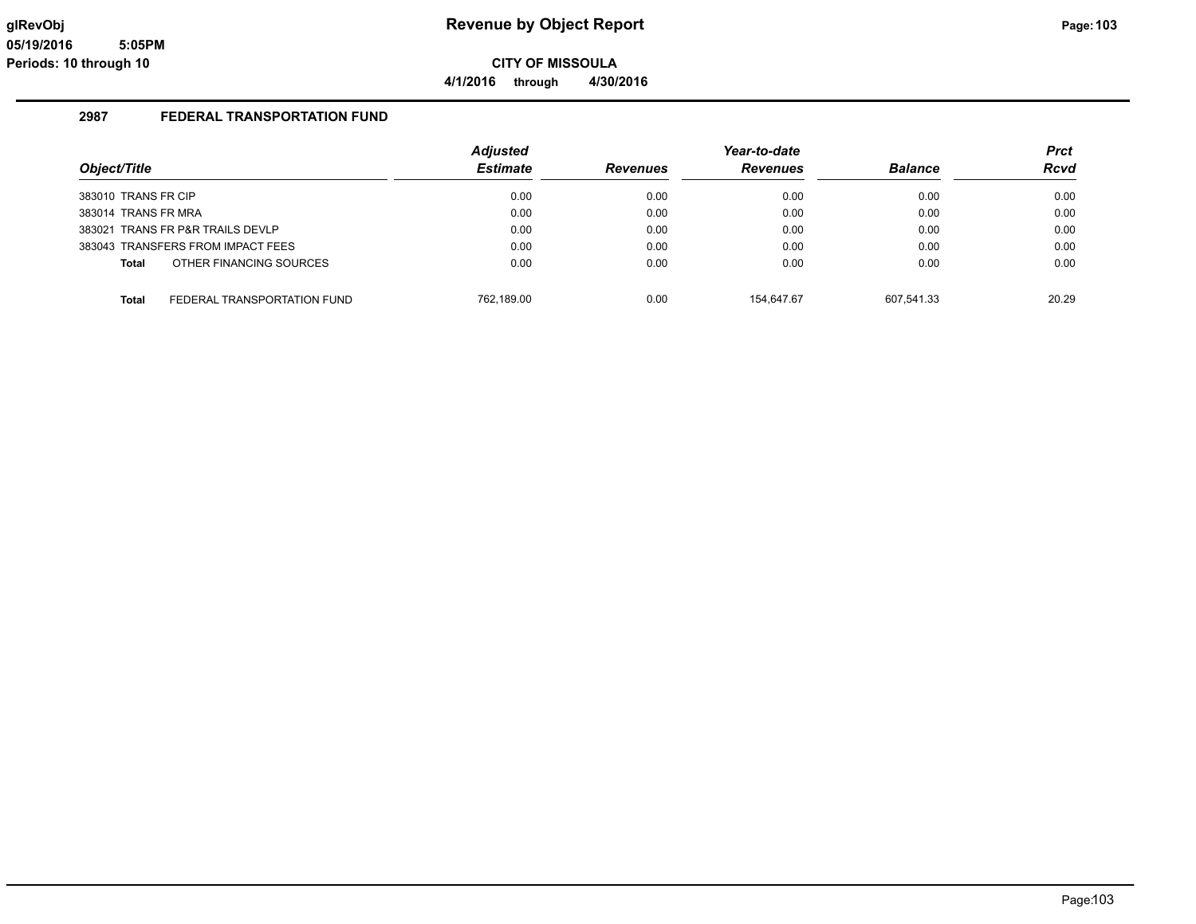# Revenue by Object Report

**CITY OF MISSOULA**

**4/1/2016 through 4/30/2016**

## 2987 FEDERAL TRANSPORTATION FUND

| Object/Title | Adjusted Estimate | Revenues | Year-to-date Revenues | Balance | Prct Rcvd |
|---|---|---|---|---|---|
| 383010 TRANS FR CIP | 0.00 | 0.00 | 0.00 | 0.00 | 0.00 |
| 383014 TRANS FR MRA | 0.00 | 0.00 | 0.00 | 0.00 | 0.00 |
| 383021 TRANS FR P&R TRAILS DEVLP | 0.00 | 0.00 | 0.00 | 0.00 | 0.00 |
| 383043 TRANSFERS FROM IMPACT FEES | 0.00 | 0.00 | 0.00 | 0.00 | 0.00 |
| **Total** OTHER FINANCING SOURCES | 0.00 | 0.00 | 0.00 | 0.00 | 0.00 |
| **Total** FEDERAL TRANSPORTATION FUND | 762,189.00 | 0.00 | 154,647.67 | 607,541.33 | 20.29 |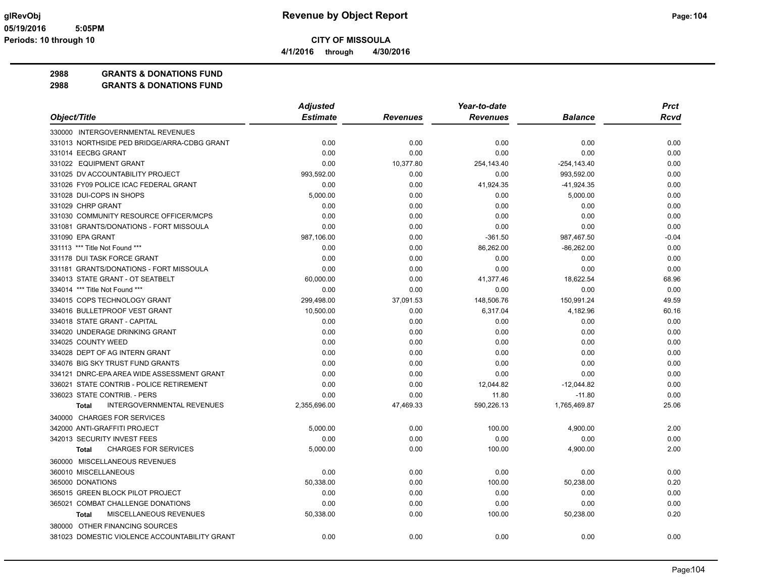# Revenue by Object Report

**CITY OF MISSOULA**

**4/1/2016 through 4/30/2016**

glRevObj
05/19/2016 5:05PM
Periods: 10 through 10

## 2988 GRANTS & DONATIONS FUND
## 2988 GRANTS & DONATIONS FUND

| Object/Title | Adjusted Estimate | Revenues | Year-to-date Revenues | Balance | Prct Rcvd |
|---|---|---|---|---|---|
| 330000 INTERGOVERNMENTAL REVENUES | | | | | |
| 331013 NORTHSIDE PED BRIDGE/ARRA-CDBG GRANT | 0.00 | 0.00 | 0.00 | 0.00 | 0.00 |
| 331014 EECBG GRANT | 0.00 | 0.00 | 0.00 | 0.00 | 0.00 |
| 331022 EQUIPMENT GRANT | 0.00 | 10,377.80 | 254,143.40 | -254,143.40 | 0.00 |
| 331025 DV ACCOUNTABILITY PROJECT | 993,592.00 | 0.00 | 0.00 | 993,592.00 | 0.00 |
| 331026 FY09 POLICE ICAC FEDERAL GRANT | 0.00 | 0.00 | 41,924.35 | -41,924.35 | 0.00 |
| 331028 DUI-COPS IN SHOPS | 5,000.00 | 0.00 | 0.00 | 5,000.00 | 0.00 |
| 331029 CHRP GRANT | 0.00 | 0.00 | 0.00 | 0.00 | 0.00 |
| 331030 COMMUNITY RESOURCE OFFICER/MCPS | 0.00 | 0.00 | 0.00 | 0.00 | 0.00 |
| 331081 GRANTS/DONATIONS - FORT MISSOULA | 0.00 | 0.00 | 0.00 | 0.00 | 0.00 |
| 331090 EPA GRANT | 987,106.00 | 0.00 | -361.50 | 987,467.50 | -0.04 |
| 331113 *** Title Not Found *** | 0.00 | 0.00 | 86,262.00 | -86,262.00 | 0.00 |
| 331178 DUI TASK FORCE GRANT | 0.00 | 0.00 | 0.00 | 0.00 | 0.00 |
| 331181 GRANTS/DONATIONS - FORT MISSOULA | 0.00 | 0.00 | 0.00 | 0.00 | 0.00 |
| 334013 STATE GRANT - OT SEATBELT | 60,000.00 | 0.00 | 41,377.46 | 18,622.54 | 68.96 |
| 334014 *** Title Not Found *** | 0.00 | 0.00 | 0.00 | 0.00 | 0.00 |
| 334015 COPS TECHNOLOGY GRANT | 299,498.00 | 37,091.53 | 148,506.76 | 150,991.24 | 49.59 |
| 334016 BULLETPROOF VEST GRANT | 10,500.00 | 0.00 | 6,317.04 | 4,182.96 | 60.16 |
| 334018 STATE GRANT - CAPITAL | 0.00 | 0.00 | 0.00 | 0.00 | 0.00 |
| 334020 UNDERAGE DRINKING GRANT | 0.00 | 0.00 | 0.00 | 0.00 | 0.00 |
| 334025 COUNTY WEED | 0.00 | 0.00 | 0.00 | 0.00 | 0.00 |
| 334028 DEPT OF AG INTERN GRANT | 0.00 | 0.00 | 0.00 | 0.00 | 0.00 |
| 334076 BIG SKY TRUST FUND GRANTS | 0.00 | 0.00 | 0.00 | 0.00 | 0.00 |
| 334121 DNRC-EPA AREA WIDE ASSESSMENT GRANT | 0.00 | 0.00 | 0.00 | 0.00 | 0.00 |
| 336021 STATE CONTRIB - POLICE RETIREMENT | 0.00 | 0.00 | 12,044.82 | -12,044.82 | 0.00 |
| 336023 STATE CONTRIB. - PERS | 0.00 | 0.00 | 11.80 | -11.80 | 0.00 |
| **Total** INTERGOVERNMENTAL REVENUES | 2,355,696.00 | 47,469.33 | 590,226.13 | 1,765,469.87 | 25.06 |
| 340000 CHARGES FOR SERVICES | | | | | |
| 342000 ANTI-GRAFFITI PROJECT | 5,000.00 | 0.00 | 100.00 | 4,900.00 | 2.00 |
| 342013 SECURITY INVEST FEES | 0.00 | 0.00 | 0.00 | 0.00 | 0.00 |
| **Total** CHARGES FOR SERVICES | 5,000.00 | 0.00 | 100.00 | 4,900.00 | 2.00 |
| 360000 MISCELLANEOUS REVENUES | | | | | |
| 360010 MISCELLANEOUS | 0.00 | 0.00 | 0.00 | 0.00 | 0.00 |
| 365000 DONATIONS | 50,338.00 | 0.00 | 100.00 | 50,238.00 | 0.20 |
| 365015 GREEN BLOCK PILOT PROJECT | 0.00 | 0.00 | 0.00 | 0.00 | 0.00 |
| 365021 COMBAT CHALLENGE DONATIONS | 0.00 | 0.00 | 0.00 | 0.00 | 0.00 |
| **Total** MISCELLANEOUS REVENUES | 50,338.00 | 0.00 | 100.00 | 50,238.00 | 0.20 |
| 380000 OTHER FINANCING SOURCES | | | | | |
| 381023 DOMESTIC VIOLENCE ACCOUNTABILITY GRANT | 0.00 | 0.00 | 0.00 | 0.00 | 0.00 |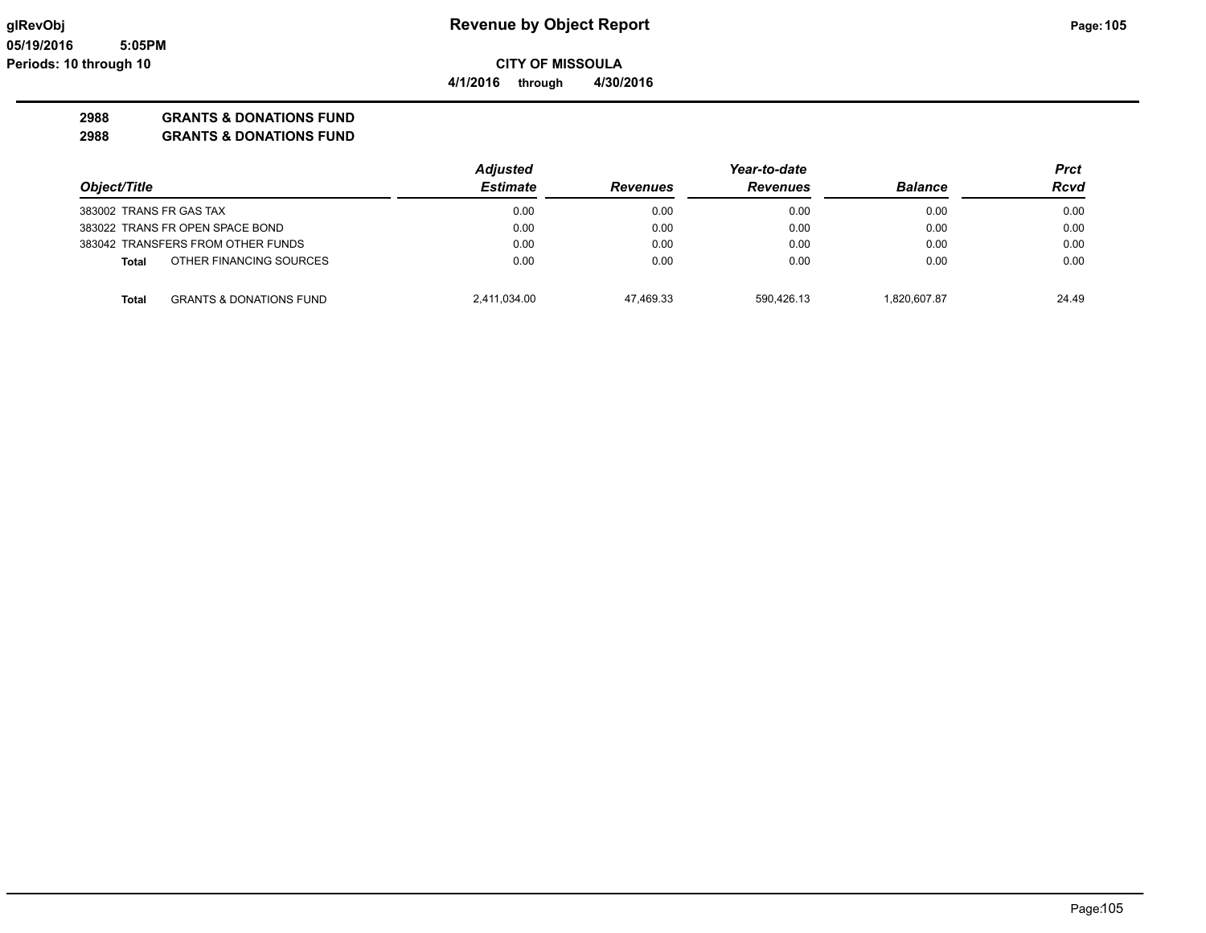**CITY OF MISSOULA**

**4/1/2016 through 4/30/2016**

**2988 GRANTS & DONATIONS FUND**

**2988 GRANTS & DONATIONS FUND**

| Object/Title | | Adjusted Estimate | Revenues | Year-to-date Revenues | Balance | Prct Rcvd |
|---|---|---|---|---|---|---|
| 383002 TRANS FR GAS TAX | | 0.00 | 0.00 | 0.00 | 0.00 | 0.00 |
| 383022 TRANS FR OPEN SPACE BOND | | 0.00 | 0.00 | 0.00 | 0.00 | 0.00 |
| 383042 TRANSFERS FROM OTHER FUNDS | | 0.00 | 0.00 | 0.00 | 0.00 | 0.00 |
| **Total** | OTHER FINANCING SOURCES | 0.00 | 0.00 | 0.00 | 0.00 | 0.00 |
| **Total** | GRANTS & DONATIONS FUND | 2,411,034.00 | 47,469.33 | 590,426.13 | 1,820,607.87 | 24.49 |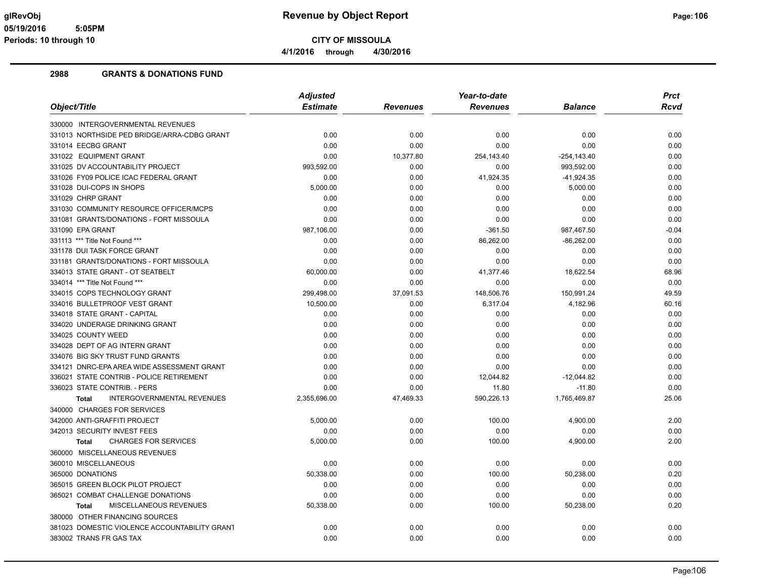# Revenue by Object Report

glRevObj
05/19/2016 5:05PM
Periods: 10 through 10

**CITY OF MISSOULA**

**4/1/2016 through 4/30/2016**

## 2988 GRANTS & DONATIONS FUND

| Object/Title | Adjusted Estimate | Revenues | Year-to-date Revenues | Balance | Prct Rcvd |
|---|---|---|---|---|---|
| 330000 INTERGOVERNMENTAL REVENUES | | | | | |
| 331013 NORTHSIDE PED BRIDGE/ARRA-CDBG GRANT | 0.00 | 0.00 | 0.00 | 0.00 | 0.00 |
| 331014 EECBG GRANT | 0.00 | 0.00 | 0.00 | 0.00 | 0.00 |
| 331022 EQUIPMENT GRANT | 0.00 | 10,377.80 | 254,143.40 | -254,143.40 | 0.00 |
| 331025 DV ACCOUNTABILITY PROJECT | 993,592.00 | 0.00 | 0.00 | 993,592.00 | 0.00 |
| 331026 FY09 POLICE ICAC FEDERAL GRANT | 0.00 | 0.00 | 41,924.35 | -41,924.35 | 0.00 |
| 331028 DUI-COPS IN SHOPS | 5,000.00 | 0.00 | 0.00 | 5,000.00 | 0.00 |
| 331029 CHRP GRANT | 0.00 | 0.00 | 0.00 | 0.00 | 0.00 |
| 331030 COMMUNITY RESOURCE OFFICER/MCPS | 0.00 | 0.00 | 0.00 | 0.00 | 0.00 |
| 331081 GRANTS/DONATIONS - FORT MISSOULA | 0.00 | 0.00 | 0.00 | 0.00 | 0.00 |
| 331090 EPA GRANT | 987,106.00 | 0.00 | -361.50 | 987,467.50 | -0.04 |
| 331113 *** Title Not Found *** | 0.00 | 0.00 | 86,262.00 | -86,262.00 | 0.00 |
| 331178 DUI TASK FORCE GRANT | 0.00 | 0.00 | 0.00 | 0.00 | 0.00 |
| 331181 GRANTS/DONATIONS - FORT MISSOULA | 0.00 | 0.00 | 0.00 | 0.00 | 0.00 |
| 334013 STATE GRANT - OT SEATBELT | 60,000.00 | 0.00 | 41,377.46 | 18,622.54 | 68.96 |
| 334014 *** Title Not Found *** | 0.00 | 0.00 | 0.00 | 0.00 | 0.00 |
| 334015 COPS TECHNOLOGY GRANT | 299,498.00 | 37,091.53 | 148,506.76 | 150,991.24 | 49.59 |
| 334016 BULLETPROOF VEST GRANT | 10,500.00 | 0.00 | 6,317.04 | 4,182.96 | 60.16 |
| 334018 STATE GRANT - CAPITAL | 0.00 | 0.00 | 0.00 | 0.00 | 0.00 |
| 334020 UNDERAGE DRINKING GRANT | 0.00 | 0.00 | 0.00 | 0.00 | 0.00 |
| 334025 COUNTY WEED | 0.00 | 0.00 | 0.00 | 0.00 | 0.00 |
| 334028 DEPT OF AG INTERN GRANT | 0.00 | 0.00 | 0.00 | 0.00 | 0.00 |
| 334076 BIG SKY TRUST FUND GRANTS | 0.00 | 0.00 | 0.00 | 0.00 | 0.00 |
| 334121 DNRC-EPA AREA WIDE ASSESSMENT GRANT | 0.00 | 0.00 | 0.00 | 0.00 | 0.00 |
| 336021 STATE CONTRIB - POLICE RETIREMENT | 0.00 | 0.00 | 12,044.82 | -12,044.82 | 0.00 |
| 336023 STATE CONTRIB. - PERS | 0.00 | 0.00 | 11.80 | -11.80 | 0.00 |
| **Total** INTERGOVERNMENTAL REVENUES | 2,355,696.00 | 47,469.33 | 590,226.13 | 1,765,469.87 | 25.06 |
| 340000 CHARGES FOR SERVICES | | | | | |
| 342000 ANTI-GRAFFITI PROJECT | 5,000.00 | 0.00 | 100.00 | 4,900.00 | 2.00 |
| 342013 SECURITY INVEST FEES | 0.00 | 0.00 | 0.00 | 0.00 | 0.00 |
| **Total** CHARGES FOR SERVICES | 5,000.00 | 0.00 | 100.00 | 4,900.00 | 2.00 |
| 360000 MISCELLANEOUS REVENUES | | | | | |
| 360010 MISCELLANEOUS | 0.00 | 0.00 | 0.00 | 0.00 | 0.00 |
| 365000 DONATIONS | 50,338.00 | 0.00 | 100.00 | 50,238.00 | 0.20 |
| 365015 GREEN BLOCK PILOT PROJECT | 0.00 | 0.00 | 0.00 | 0.00 | 0.00 |
| 365021 COMBAT CHALLENGE DONATIONS | 0.00 | 0.00 | 0.00 | 0.00 | 0.00 |
| **Total** MISCELLANEOUS REVENUES | 50,338.00 | 0.00 | 100.00 | 50,238.00 | 0.20 |
| 380000 OTHER FINANCING SOURCES | | | | | |
| 381023 DOMESTIC VIOLENCE ACCOUNTABILITY GRANT | 0.00 | 0.00 | 0.00 | 0.00 | 0.00 |
| 383002 TRANS FR GAS TAX | 0.00 | 0.00 | 0.00 | 0.00 | 0.00 |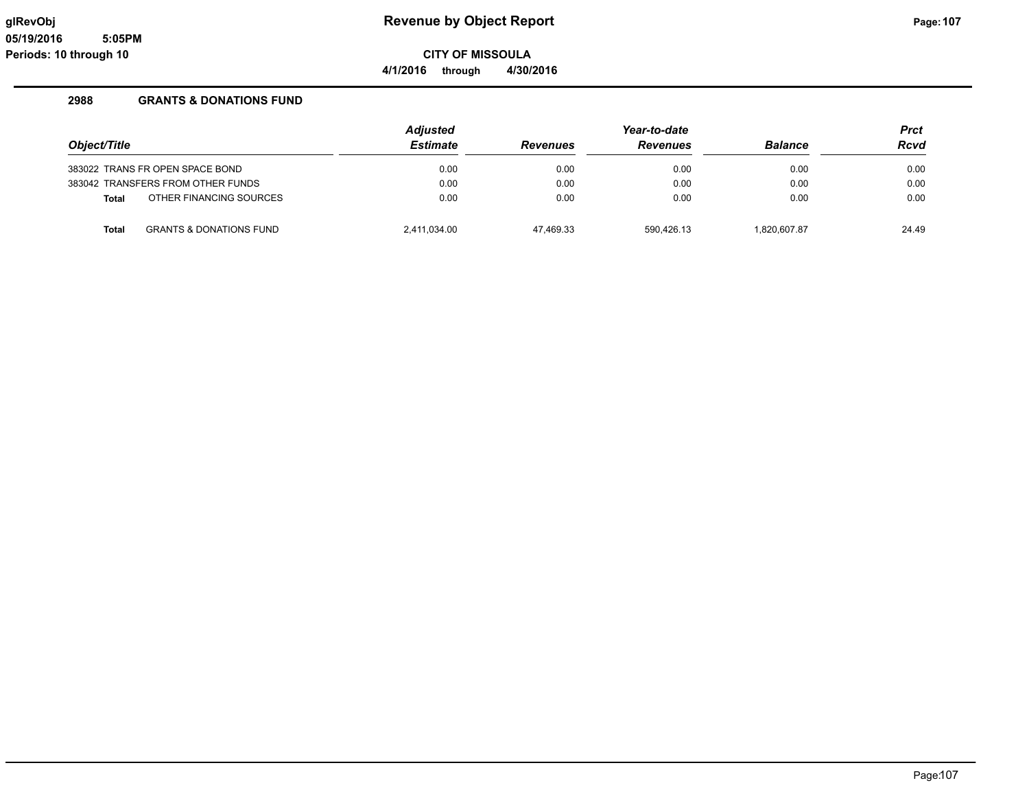# Revenue by Object Report

glRevObj
05/19/2016 5:05PM
Periods: 10 through 10

**CITY OF MISSOULA**

**4/1/2016 through 4/30/2016**

## 2988 GRANTS & DONATIONS FUND

| Object/Title | | Adjusted Estimate | Revenues | Year-to-date Revenues | Balance | Prct Rcvd |
|---|---|---|---|---|---|---|
| 383022 | TRANS FR OPEN SPACE BOND | 0.00 | 0.00 | 0.00 | 0.00 | 0.00 |
| 383042 | TRANSFERS FROM OTHER FUNDS | 0.00 | 0.00 | 0.00 | 0.00 | 0.00 |
| **Total** | OTHER FINANCING SOURCES | 0.00 | 0.00 | 0.00 | 0.00 | 0.00 |
| **Total** | GRANTS & DONATIONS FUND | 2,411,034.00 | 47,469.33 | 590,426.13 | 1,820,607.87 | 24.49 |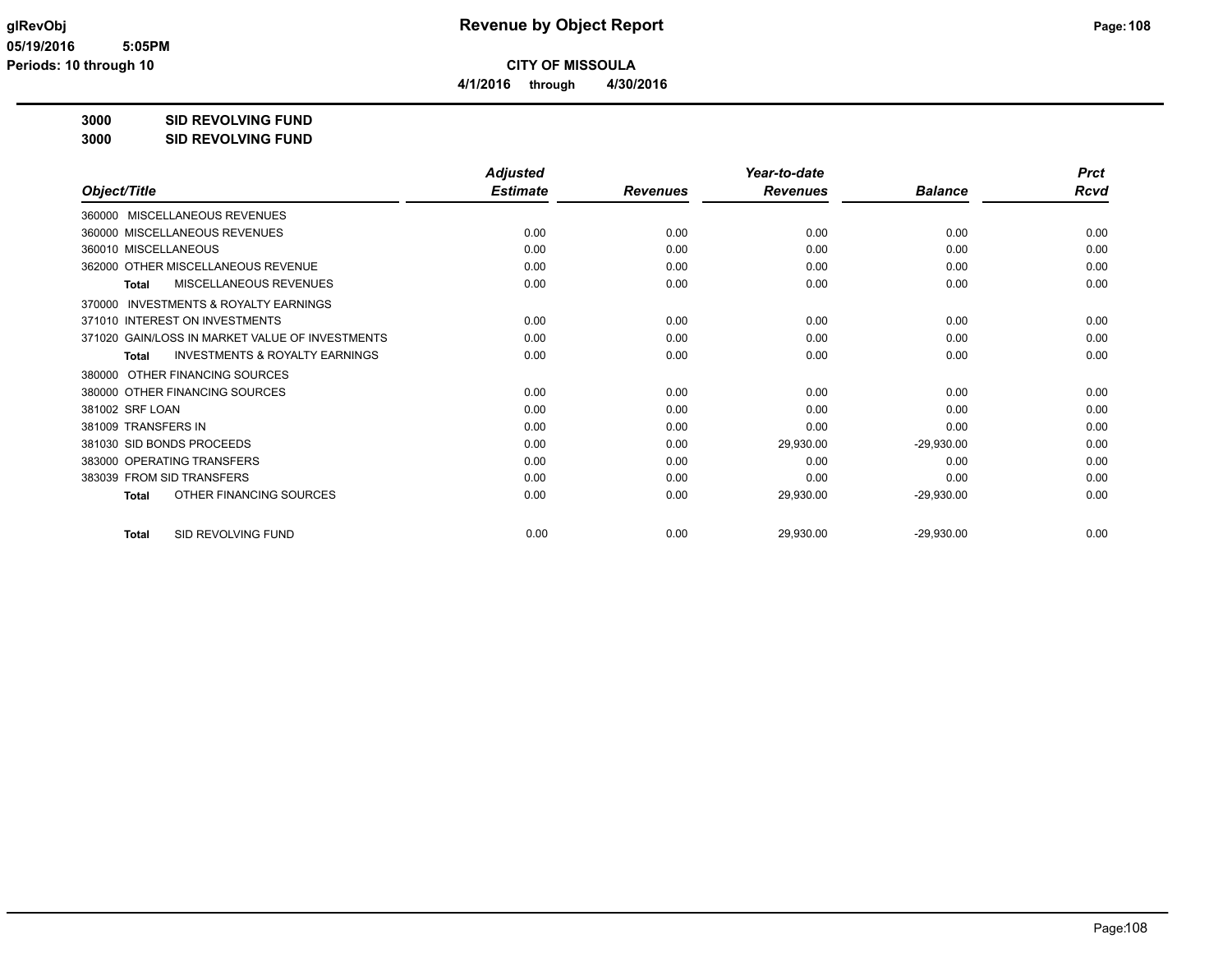glRevObj
05/19/2016 5:05PM
Periods: 10 through 10

# Revenue by Object Report

**CITY OF MISSOULA**

**4/1/2016 through 4/30/2016**

**3000 SID REVOLVING FUND**
**3000 SID REVOLVING FUND**

| Object/Title | Adjusted Estimate | Revenues | Year-to-date Revenues | Balance | Prct Rcvd |
|---|---|---|---|---|---|
| 360000 MISCELLANEOUS REVENUES | | | | | |
| 360000 MISCELLANEOUS REVENUES | 0.00 | 0.00 | 0.00 | 0.00 | 0.00 |
| 360010 MISCELLANEOUS | 0.00 | 0.00 | 0.00 | 0.00 | 0.00 |
| 362000 OTHER MISCELLANEOUS REVENUE | 0.00 | 0.00 | 0.00 | 0.00 | 0.00 |
| Total MISCELLANEOUS REVENUES | 0.00 | 0.00 | 0.00 | 0.00 | 0.00 |
| 370000 INVESTMENTS & ROYALTY EARNINGS | | | | | |
| 371010 INTEREST ON INVESTMENTS | 0.00 | 0.00 | 0.00 | 0.00 | 0.00 |
| 371020 GAIN/LOSS IN MARKET VALUE OF INVESTMENTS | 0.00 | 0.00 | 0.00 | 0.00 | 0.00 |
| Total INVESTMENTS & ROYALTY EARNINGS | 0.00 | 0.00 | 0.00 | 0.00 | 0.00 |
| 380000 OTHER FINANCING SOURCES | | | | | |
| 380000 OTHER FINANCING SOURCES | 0.00 | 0.00 | 0.00 | 0.00 | 0.00 |
| 381002 SRF LOAN | 0.00 | 0.00 | 0.00 | 0.00 | 0.00 |
| 381009 TRANSFERS IN | 0.00 | 0.00 | 0.00 | 0.00 | 0.00 |
| 381030 SID BONDS PROCEEDS | 0.00 | 0.00 | 29,930.00 | -29,930.00 | 0.00 |
| 383000 OPERATING TRANSFERS | 0.00 | 0.00 | 0.00 | 0.00 | 0.00 |
| 383039 FROM SID TRANSFERS | 0.00 | 0.00 | 0.00 | 0.00 | 0.00 |
| Total OTHER FINANCING SOURCES | 0.00 | 0.00 | 29,930.00 | -29,930.00 | 0.00 |
| Total SID REVOLVING FUND | 0.00 | 0.00 | 29,930.00 | -29,930.00 | 0.00 |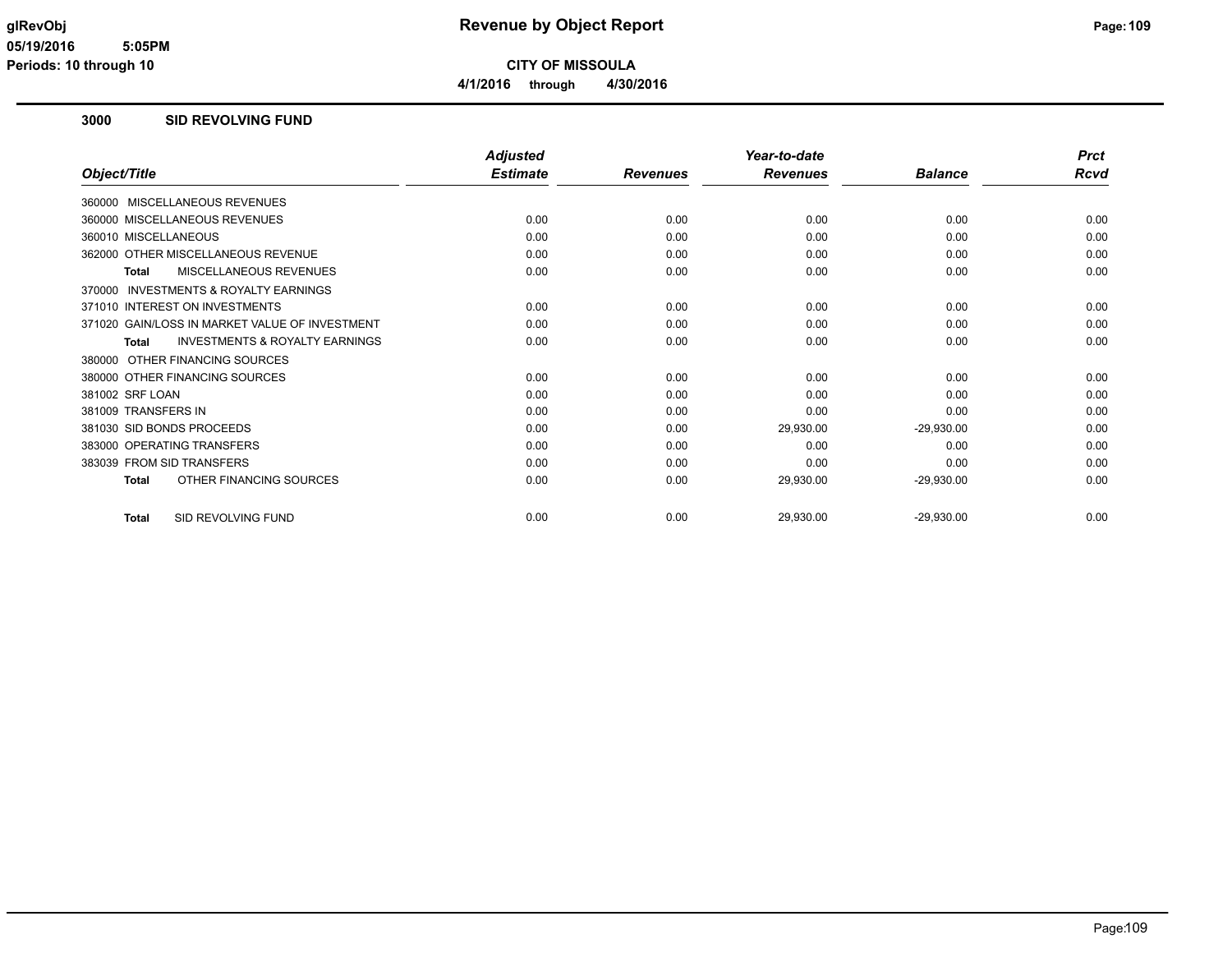# Revenue by Object Report

**CITY OF MISSOULA**

**4/1/2016 through 4/30/2016**

glRevObj
05/19/2016 5:05PM
Periods: 10 through 10

## 3000 SID REVOLVING FUND

| Object/Title | Adjusted Estimate | Revenues | Year-to-date Revenues | Balance | Prct Rcvd |
|---|---|---|---|---|---|
| 360000 MISCELLANEOUS REVENUES | | | | | |
| 360000 MISCELLANEOUS REVENUES | 0.00 | 0.00 | 0.00 | 0.00 | 0.00 |
| 360010 MISCELLANEOUS | 0.00 | 0.00 | 0.00 | 0.00 | 0.00 |
| 362000 OTHER MISCELLANEOUS REVENUE | 0.00 | 0.00 | 0.00 | 0.00 | 0.00 |
| **Total** MISCELLANEOUS REVENUES | 0.00 | 0.00 | 0.00 | 0.00 | 0.00 |
| 370000 INVESTMENTS & ROYALTY EARNINGS | | | | | |
| 371010 INTEREST ON INVESTMENTS | 0.00 | 0.00 | 0.00 | 0.00 | 0.00 |
| 371020 GAIN/LOSS IN MARKET VALUE OF INVESTMENT | 0.00 | 0.00 | 0.00 | 0.00 | 0.00 |
| **Total** INVESTMENTS & ROYALTY EARNINGS | 0.00 | 0.00 | 0.00 | 0.00 | 0.00 |
| 380000 OTHER FINANCING SOURCES | | | | | |
| 380000 OTHER FINANCING SOURCES | 0.00 | 0.00 | 0.00 | 0.00 | 0.00 |
| 381002 SRF LOAN | 0.00 | 0.00 | 0.00 | 0.00 | 0.00 |
| 381009 TRANSFERS IN | 0.00 | 0.00 | 0.00 | 0.00 | 0.00 |
| 381030 SID BONDS PROCEEDS | 0.00 | 0.00 | 29,930.00 | -29,930.00 | 0.00 |
| 383000 OPERATING TRANSFERS | 0.00 | 0.00 | 0.00 | 0.00 | 0.00 |
| 383039 FROM SID TRANSFERS | 0.00 | 0.00 | 0.00 | 0.00 | 0.00 |
| **Total** OTHER FINANCING SOURCES | 0.00 | 0.00 | 29,930.00 | -29,930.00 | 0.00 |
| **Total** SID REVOLVING FUND | 0.00 | 0.00 | 29,930.00 | -29,930.00 | 0.00 |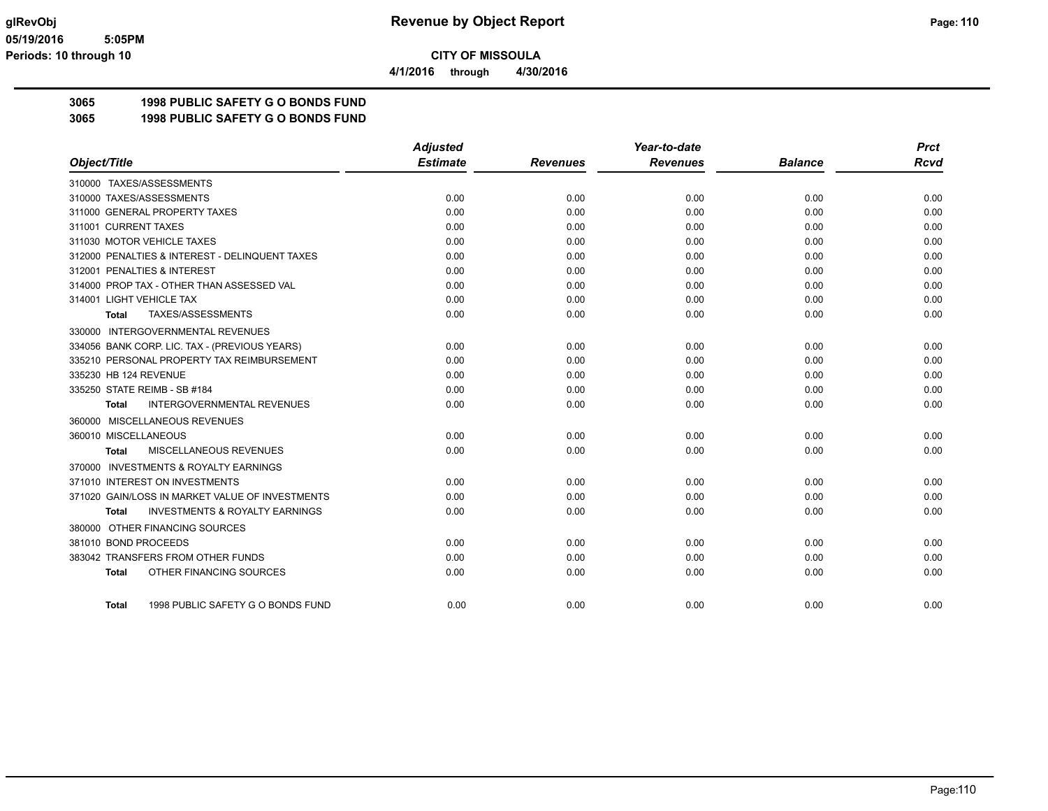**CITY OF MISSOULA**

**4/1/2016 through 4/30/2016**

**3065 1998 PUBLIC SAFETY G O BONDS FUND**

**3065 1998 PUBLIC SAFETY G O BONDS FUND**

| Object/Title | Adjusted Estimate | Revenues | Year-to-date Revenues | Balance | Prct Rcvd |
|---|---|---|---|---|---|
| 310000 TAXES/ASSESSMENTS | | | | | |
| 310000 TAXES/ASSESSMENTS | 0.00 | 0.00 | 0.00 | 0.00 | 0.00 |
| 311000 GENERAL PROPERTY TAXES | 0.00 | 0.00 | 0.00 | 0.00 | 0.00 |
| 311001 CURRENT TAXES | 0.00 | 0.00 | 0.00 | 0.00 | 0.00 |
| 311030 MOTOR VEHICLE TAXES | 0.00 | 0.00 | 0.00 | 0.00 | 0.00 |
| 312000 PENALTIES & INTEREST - DELINQUENT TAXES | 0.00 | 0.00 | 0.00 | 0.00 | 0.00 |
| 312001 PENALTIES & INTEREST | 0.00 | 0.00 | 0.00 | 0.00 | 0.00 |
| 314000 PROP TAX - OTHER THAN ASSESSED VAL | 0.00 | 0.00 | 0.00 | 0.00 | 0.00 |
| 314001 LIGHT VEHICLE TAX | 0.00 | 0.00 | 0.00 | 0.00 | 0.00 |
| **Total** TAXES/ASSESSMENTS | 0.00 | 0.00 | 0.00 | 0.00 | 0.00 |
| 330000 INTERGOVERNMENTAL REVENUES | | | | | |
| 334056 BANK CORP. LIC. TAX - (PREVIOUS YEARS) | 0.00 | 0.00 | 0.00 | 0.00 | 0.00 |
| 335210 PERSONAL PROPERTY TAX REIMBURSEMENT | 0.00 | 0.00 | 0.00 | 0.00 | 0.00 |
| 335230 HB 124 REVENUE | 0.00 | 0.00 | 0.00 | 0.00 | 0.00 |
| 335250 STATE REIMB - SB #184 | 0.00 | 0.00 | 0.00 | 0.00 | 0.00 |
| **Total** INTERGOVERNMENTAL REVENUES | 0.00 | 0.00 | 0.00 | 0.00 | 0.00 |
| 360000 MISCELLANEOUS REVENUES | | | | | |
| 360010 MISCELLANEOUS | 0.00 | 0.00 | 0.00 | 0.00 | 0.00 |
| **Total** MISCELLANEOUS REVENUES | 0.00 | 0.00 | 0.00 | 0.00 | 0.00 |
| 370000 INVESTMENTS & ROYALTY EARNINGS | | | | | |
| 371010 INTEREST ON INVESTMENTS | 0.00 | 0.00 | 0.00 | 0.00 | 0.00 |
| 371020 GAIN/LOSS IN MARKET VALUE OF INVESTMENTS | 0.00 | 0.00 | 0.00 | 0.00 | 0.00 |
| **Total** INVESTMENTS & ROYALTY EARNINGS | 0.00 | 0.00 | 0.00 | 0.00 | 0.00 |
| 380000 OTHER FINANCING SOURCES | | | | | |
| 381010 BOND PROCEEDS | 0.00 | 0.00 | 0.00 | 0.00 | 0.00 |
| 383042 TRANSFERS FROM OTHER FUNDS | 0.00 | 0.00 | 0.00 | 0.00 | 0.00 |
| **Total** OTHER FINANCING SOURCES | 0.00 | 0.00 | 0.00 | 0.00 | 0.00 |
| **Total** 1998 PUBLIC SAFETY G O BONDS FUND | 0.00 | 0.00 | 0.00 | 0.00 | 0.00 |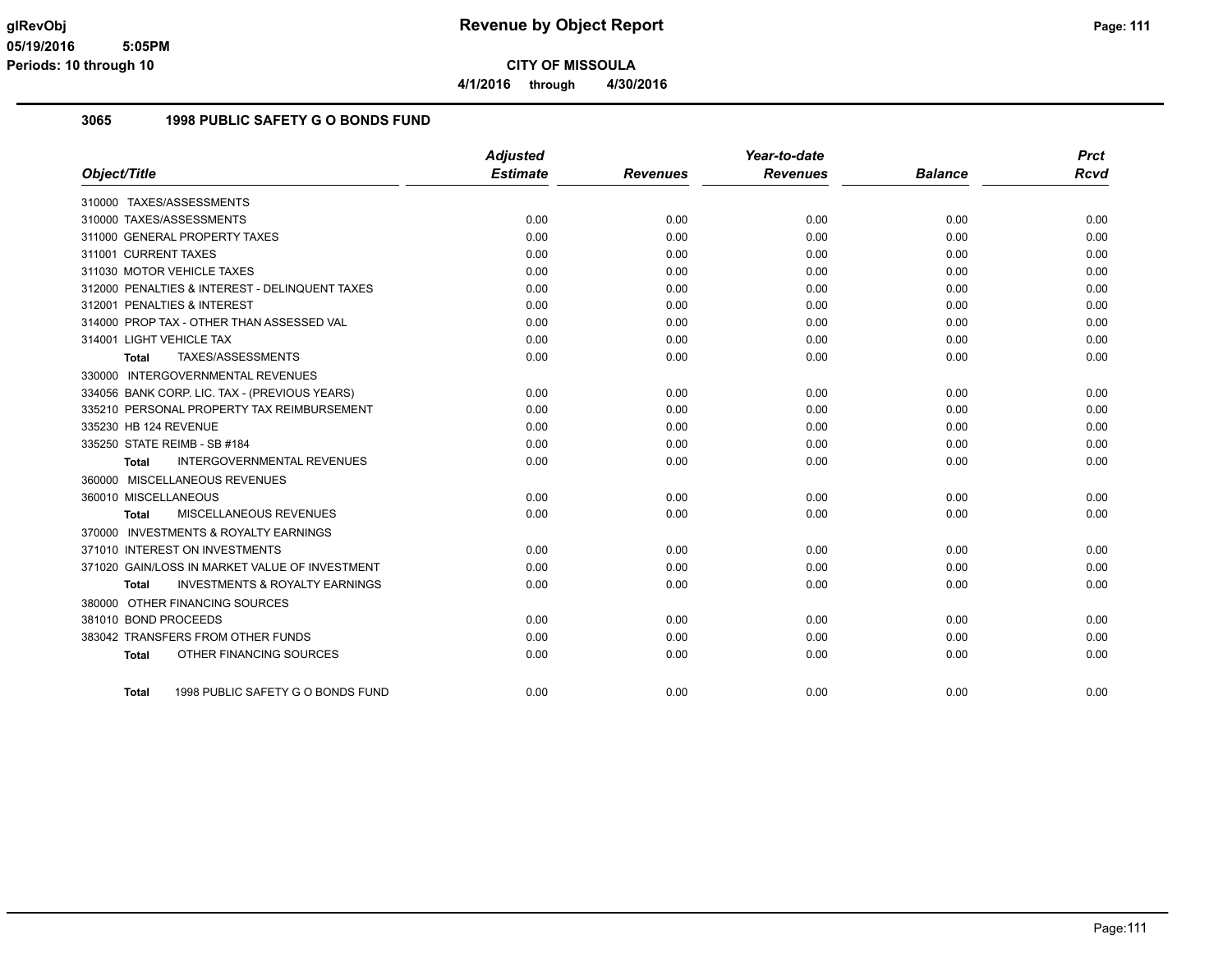# Revenue by Object Report

**CITY OF MISSOULA**

**4/1/2016 through 4/30/2016**

glRevObj
05/19/2016 5:05PM
Periods: 10 through 10

## 3065 1998 PUBLIC SAFETY G O BONDS FUND

| Object/Title | Adjusted Estimate | Revenues | Year-to-date Revenues | Balance | Prct Rcvd |
|---|---|---|---|---|---|
| 310000 TAXES/ASSESSMENTS | | | | | |
| 310000 TAXES/ASSESSMENTS | 0.00 | 0.00 | 0.00 | 0.00 | 0.00 |
| 311000 GENERAL PROPERTY TAXES | 0.00 | 0.00 | 0.00 | 0.00 | 0.00 |
| 311001 CURRENT TAXES | 0.00 | 0.00 | 0.00 | 0.00 | 0.00 |
| 311030 MOTOR VEHICLE TAXES | 0.00 | 0.00 | 0.00 | 0.00 | 0.00 |
| 312000 PENALTIES & INTEREST - DELINQUENT TAXES | 0.00 | 0.00 | 0.00 | 0.00 | 0.00 |
| 312001 PENALTIES & INTEREST | 0.00 | 0.00 | 0.00 | 0.00 | 0.00 |
| 314000 PROP TAX - OTHER THAN ASSESSED VAL | 0.00 | 0.00 | 0.00 | 0.00 | 0.00 |
| 314001 LIGHT VEHICLE TAX | 0.00 | 0.00 | 0.00 | 0.00 | 0.00 |
| **Total** TAXES/ASSESSMENTS | 0.00 | 0.00 | 0.00 | 0.00 | 0.00 |
| 330000 INTERGOVERNMENTAL REVENUES | | | | | |
| 334056 BANK CORP. LIC. TAX - (PREVIOUS YEARS) | 0.00 | 0.00 | 0.00 | 0.00 | 0.00 |
| 335210 PERSONAL PROPERTY TAX REIMBURSEMENT | 0.00 | 0.00 | 0.00 | 0.00 | 0.00 |
| 335230 HB 124 REVENUE | 0.00 | 0.00 | 0.00 | 0.00 | 0.00 |
| 335250 STATE REIMB - SB #184 | 0.00 | 0.00 | 0.00 | 0.00 | 0.00 |
| **Total** INTERGOVERNMENTAL REVENUES | 0.00 | 0.00 | 0.00 | 0.00 | 0.00 |
| 360000 MISCELLANEOUS REVENUES | | | | | |
| 360010 MISCELLANEOUS | 0.00 | 0.00 | 0.00 | 0.00 | 0.00 |
| **Total** MISCELLANEOUS REVENUES | 0.00 | 0.00 | 0.00 | 0.00 | 0.00 |
| 370000 INVESTMENTS & ROYALTY EARNINGS | | | | | |
| 371010 INTEREST ON INVESTMENTS | 0.00 | 0.00 | 0.00 | 0.00 | 0.00 |
| 371020 GAIN/LOSS IN MARKET VALUE OF INVESTMENT | 0.00 | 0.00 | 0.00 | 0.00 | 0.00 |
| **Total** INVESTMENTS & ROYALTY EARNINGS | 0.00 | 0.00 | 0.00 | 0.00 | 0.00 |
| 380000 OTHER FINANCING SOURCES | | | | | |
| 381010 BOND PROCEEDS | 0.00 | 0.00 | 0.00 | 0.00 | 0.00 |
| 383042 TRANSFERS FROM OTHER FUNDS | 0.00 | 0.00 | 0.00 | 0.00 | 0.00 |
| **Total** OTHER FINANCING SOURCES | 0.00 | 0.00 | 0.00 | 0.00 | 0.00 |
| **Total** 1998 PUBLIC SAFETY G O BONDS FUND | 0.00 | 0.00 | 0.00 | 0.00 | 0.00 |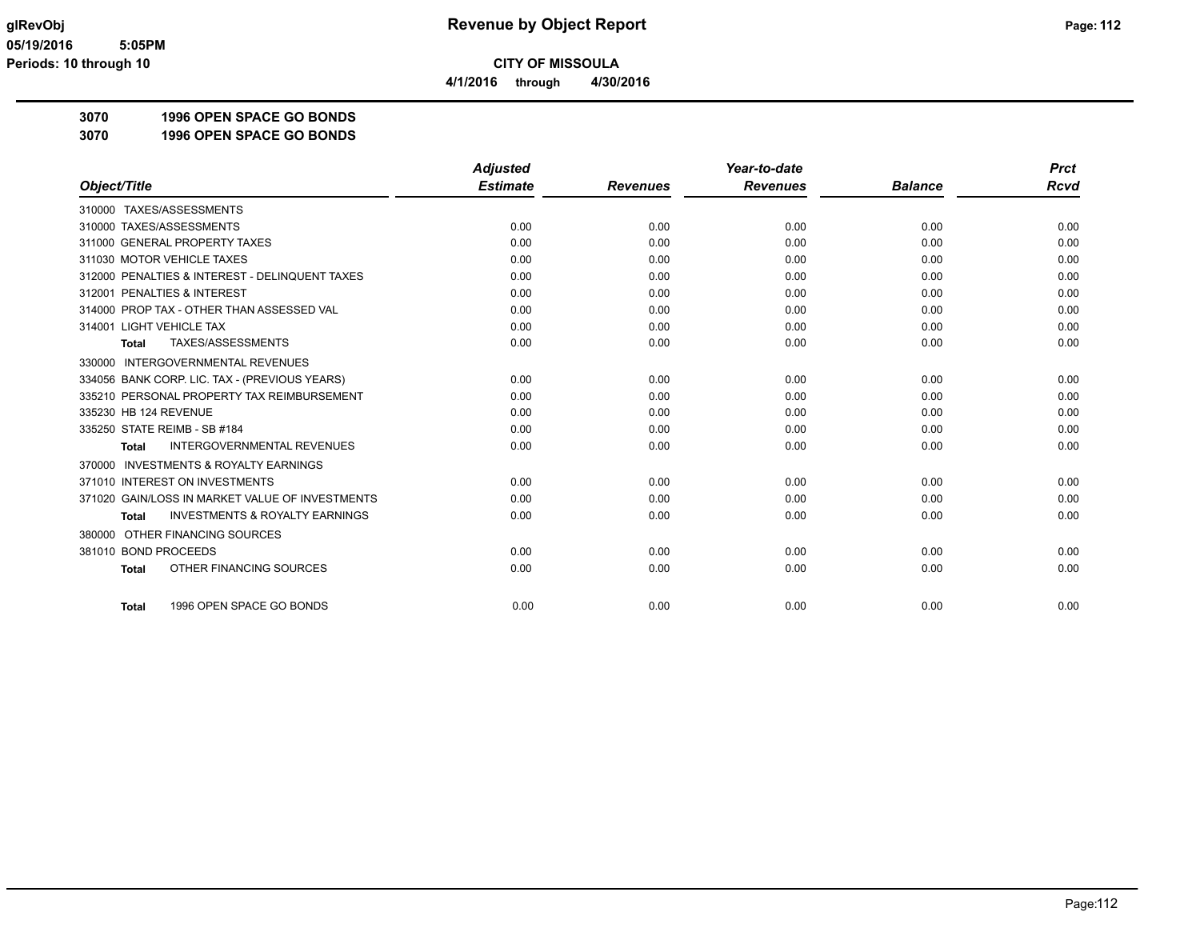**CITY OF MISSOULA**

**4/1/2016 through 4/30/2016**

**Revenue by Object Report**

glRevObj
05/19/2016 5:05PM
Periods: 10 through 10

## 3070 1996 OPEN SPACE GO BONDS
## 3070 1996 OPEN SPACE GO BONDS

| Object/Title | Adjusted Estimate | Revenues | Year-to-date Revenues | Balance | Prct Rcvd |
|---|---|---|---|---|---|
| 310000 TAXES/ASSESSMENTS | | | | | |
| 310000 TAXES/ASSESSMENTS | 0.00 | 0.00 | 0.00 | 0.00 | 0.00 |
| 311000 GENERAL PROPERTY TAXES | 0.00 | 0.00 | 0.00 | 0.00 | 0.00 |
| 311030 MOTOR VEHICLE TAXES | 0.00 | 0.00 | 0.00 | 0.00 | 0.00 |
| 312000 PENALTIES & INTEREST - DELINQUENT TAXES | 0.00 | 0.00 | 0.00 | 0.00 | 0.00 |
| 312001 PENALTIES & INTEREST | 0.00 | 0.00 | 0.00 | 0.00 | 0.00 |
| 314000 PROP TAX - OTHER THAN ASSESSED VAL | 0.00 | 0.00 | 0.00 | 0.00 | 0.00 |
| 314001 LIGHT VEHICLE TAX | 0.00 | 0.00 | 0.00 | 0.00 | 0.00 |
| **Total** TAXES/ASSESSMENTS | 0.00 | 0.00 | 0.00 | 0.00 | 0.00 |
| 330000 INTERGOVERNMENTAL REVENUES | | | | | |
| 334056 BANK CORP. LIC. TAX - (PREVIOUS YEARS) | 0.00 | 0.00 | 0.00 | 0.00 | 0.00 |
| 335210 PERSONAL PROPERTY TAX REIMBURSEMENT | 0.00 | 0.00 | 0.00 | 0.00 | 0.00 |
| 335230 HB 124 REVENUE | 0.00 | 0.00 | 0.00 | 0.00 | 0.00 |
| 335250 STATE REIMB - SB #184 | 0.00 | 0.00 | 0.00 | 0.00 | 0.00 |
| **Total** INTERGOVERNMENTAL REVENUES | 0.00 | 0.00 | 0.00 | 0.00 | 0.00 |
| 370000 INVESTMENTS & ROYALTY EARNINGS | | | | | |
| 371010 INTEREST ON INVESTMENTS | 0.00 | 0.00 | 0.00 | 0.00 | 0.00 |
| 371020 GAIN/LOSS IN MARKET VALUE OF INVESTMENTS | 0.00 | 0.00 | 0.00 | 0.00 | 0.00 |
| **Total** INVESTMENTS & ROYALTY EARNINGS | 0.00 | 0.00 | 0.00 | 0.00 | 0.00 |
| 380000 OTHER FINANCING SOURCES | | | | | |
| 381010 BOND PROCEEDS | 0.00 | 0.00 | 0.00 | 0.00 | 0.00 |
| **Total** OTHER FINANCING SOURCES | 0.00 | 0.00 | 0.00 | 0.00 | 0.00 |
| **Total** 1996 OPEN SPACE GO BONDS | 0.00 | 0.00 | 0.00 | 0.00 | 0.00 |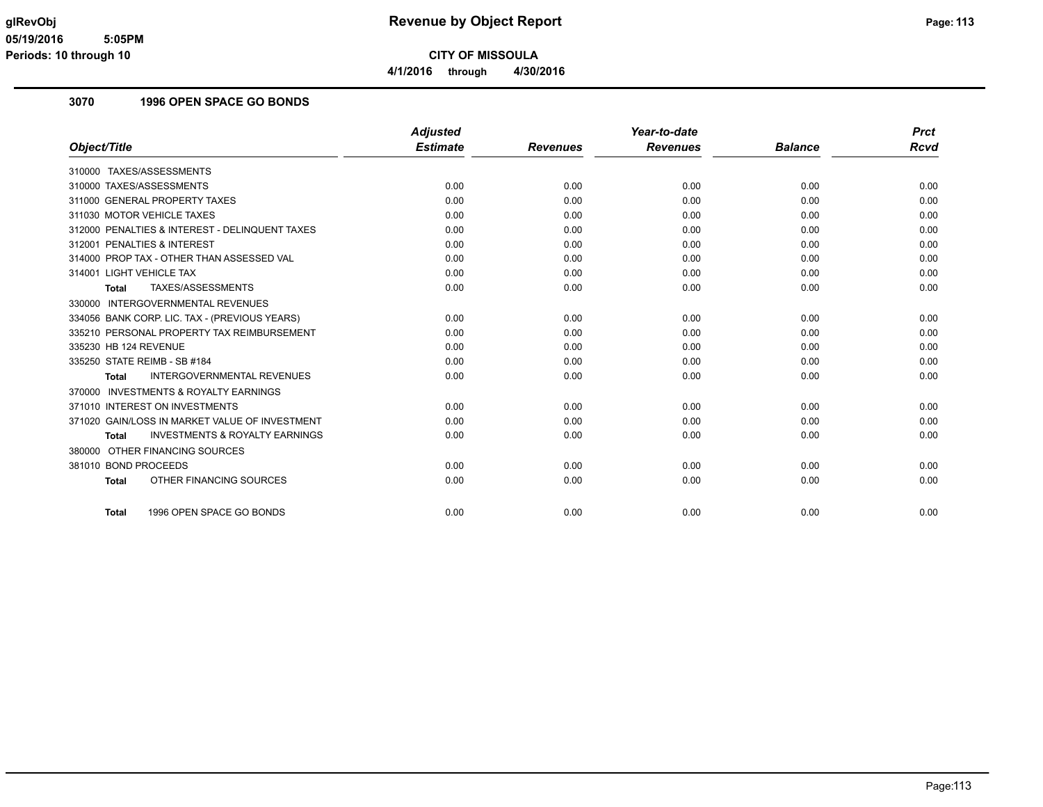glRevObj
05/19/2016 5:05PM
Periods: 10 through 10

# Revenue by Object Report

**CITY OF MISSOULA**

**4/1/2016 through 4/30/2016**

## 3070 1996 OPEN SPACE GO BONDS

| Object/Title | Adjusted Estimate | Revenues | Year-to-date Revenues | Balance | Prct Rcvd |
|---|---|---|---|---|---|
| 310000 TAXES/ASSESSMENTS | | | | | |
| 310000 TAXES/ASSESSMENTS | 0.00 | 0.00 | 0.00 | 0.00 | 0.00 |
| 311000 GENERAL PROPERTY TAXES | 0.00 | 0.00 | 0.00 | 0.00 | 0.00 |
| 311030 MOTOR VEHICLE TAXES | 0.00 | 0.00 | 0.00 | 0.00 | 0.00 |
| 312000 PENALTIES & INTEREST - DELINQUENT TAXES | 0.00 | 0.00 | 0.00 | 0.00 | 0.00 |
| 312001 PENALTIES & INTEREST | 0.00 | 0.00 | 0.00 | 0.00 | 0.00 |
| 314000 PROP TAX - OTHER THAN ASSESSED VAL | 0.00 | 0.00 | 0.00 | 0.00 | 0.00 |
| 314001 LIGHT VEHICLE TAX | 0.00 | 0.00 | 0.00 | 0.00 | 0.00 |
| **Total** TAXES/ASSESSMENTS | 0.00 | 0.00 | 0.00 | 0.00 | 0.00 |
| 330000 INTERGOVERNMENTAL REVENUES | | | | | |
| 334056 BANK CORP. LIC. TAX - (PREVIOUS YEARS) | 0.00 | 0.00 | 0.00 | 0.00 | 0.00 |
| 335210 PERSONAL PROPERTY TAX REIMBURSEMENT | 0.00 | 0.00 | 0.00 | 0.00 | 0.00 |
| 335230 HB 124 REVENUE | 0.00 | 0.00 | 0.00 | 0.00 | 0.00 |
| 335250 STATE REIMB - SB #184 | 0.00 | 0.00 | 0.00 | 0.00 | 0.00 |
| **Total** INTERGOVERNMENTAL REVENUES | 0.00 | 0.00 | 0.00 | 0.00 | 0.00 |
| 370000 INVESTMENTS & ROYALTY EARNINGS | | | | | |
| 371010 INTEREST ON INVESTMENTS | 0.00 | 0.00 | 0.00 | 0.00 | 0.00 |
| 371020 GAIN/LOSS IN MARKET VALUE OF INVESTMENT | 0.00 | 0.00 | 0.00 | 0.00 | 0.00 |
| **Total** INVESTMENTS & ROYALTY EARNINGS | 0.00 | 0.00 | 0.00 | 0.00 | 0.00 |
| 380000 OTHER FINANCING SOURCES | | | | | |
| 381010 BOND PROCEEDS | 0.00 | 0.00 | 0.00 | 0.00 | 0.00 |
| **Total** OTHER FINANCING SOURCES | 0.00 | 0.00 | 0.00 | 0.00 | 0.00 |
| **Total** 1996 OPEN SPACE GO BONDS | 0.00 | 0.00 | 0.00 | 0.00 | 0.00 |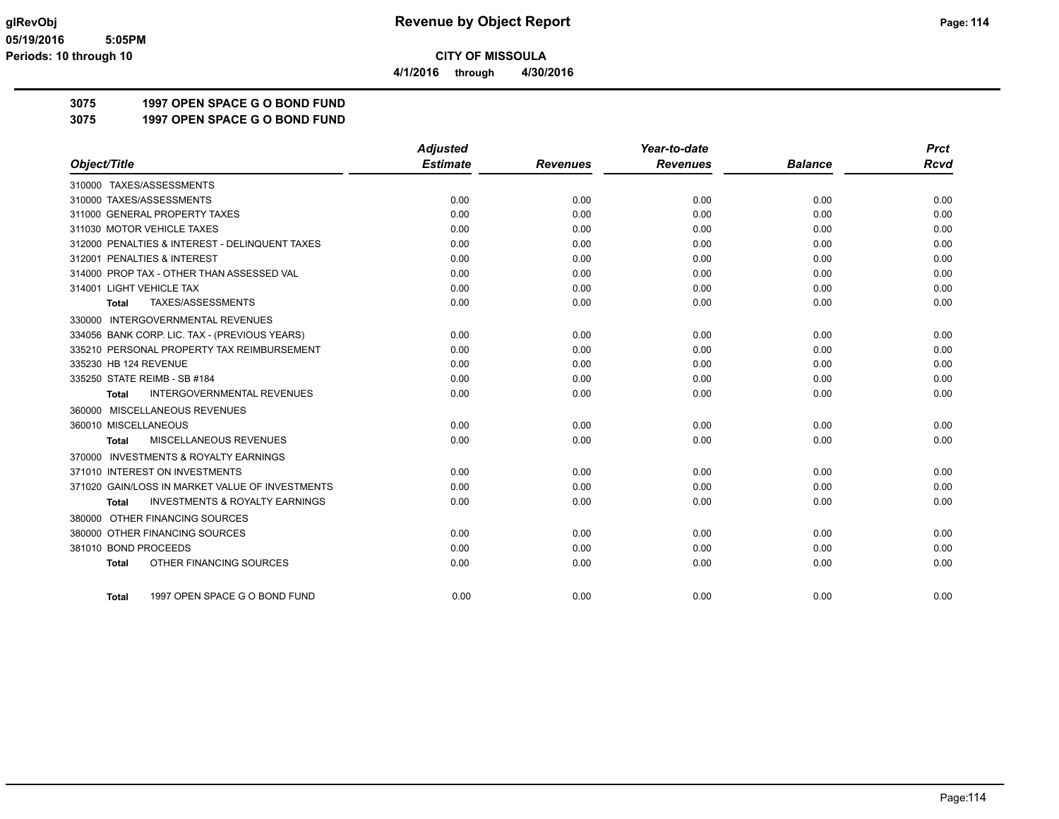# Revenue by Object Report

**CITY OF MISSOULA**

**4/1/2016 through 4/30/2016**

**3075 1997 OPEN SPACE G O BOND FUND**
**3075 1997 OPEN SPACE G O BOND FUND**

| Object/Title | Adjusted Estimate | Revenues | Year-to-date Revenues | Balance | Prct Rcvd |
|---|---|---|---|---|---|
| 310000 TAXES/ASSESSMENTS | | | | | |
| 310000 TAXES/ASSESSMENTS | 0.00 | 0.00 | 0.00 | 0.00 | 0.00 |
| 311000 GENERAL PROPERTY TAXES | 0.00 | 0.00 | 0.00 | 0.00 | 0.00 |
| 311030 MOTOR VEHICLE TAXES | 0.00 | 0.00 | 0.00 | 0.00 | 0.00 |
| 312000 PENALTIES & INTEREST - DELINQUENT TAXES | 0.00 | 0.00 | 0.00 | 0.00 | 0.00 |
| 312001 PENALTIES & INTEREST | 0.00 | 0.00 | 0.00 | 0.00 | 0.00 |
| 314000 PROP TAX - OTHER THAN ASSESSED VAL | 0.00 | 0.00 | 0.00 | 0.00 | 0.00 |
| 314001 LIGHT VEHICLE TAX | 0.00 | 0.00 | 0.00 | 0.00 | 0.00 |
| **Total** TAXES/ASSESSMENTS | 0.00 | 0.00 | 0.00 | 0.00 | 0.00 |
| 330000 INTERGOVERNMENTAL REVENUES | | | | | |
| 334056 BANK CORP. LIC. TAX - (PREVIOUS YEARS) | 0.00 | 0.00 | 0.00 | 0.00 | 0.00 |
| 335210 PERSONAL PROPERTY TAX REIMBURSEMENT | 0.00 | 0.00 | 0.00 | 0.00 | 0.00 |
| 335230 HB 124 REVENUE | 0.00 | 0.00 | 0.00 | 0.00 | 0.00 |
| 335250 STATE REIMB - SB #184 | 0.00 | 0.00 | 0.00 | 0.00 | 0.00 |
| **Total** INTERGOVERNMENTAL REVENUES | 0.00 | 0.00 | 0.00 | 0.00 | 0.00 |
| 360000 MISCELLANEOUS REVENUES | | | | | |
| 360010 MISCELLANEOUS | 0.00 | 0.00 | 0.00 | 0.00 | 0.00 |
| **Total** MISCELLANEOUS REVENUES | 0.00 | 0.00 | 0.00 | 0.00 | 0.00 |
| 370000 INVESTMENTS & ROYALTY EARNINGS | | | | | |
| 371010 INTEREST ON INVESTMENTS | 0.00 | 0.00 | 0.00 | 0.00 | 0.00 |
| 371020 GAIN/LOSS IN MARKET VALUE OF INVESTMENTS | 0.00 | 0.00 | 0.00 | 0.00 | 0.00 |
| **Total** INVESTMENTS & ROYALTY EARNINGS | 0.00 | 0.00 | 0.00 | 0.00 | 0.00 |
| 380000 OTHER FINANCING SOURCES | | | | | |
| 380000 OTHER FINANCING SOURCES | 0.00 | 0.00 | 0.00 | 0.00 | 0.00 |
| 381010 BOND PROCEEDS | 0.00 | 0.00 | 0.00 | 0.00 | 0.00 |
| **Total** OTHER FINANCING SOURCES | 0.00 | 0.00 | 0.00 | 0.00 | 0.00 |
| **Total** 1997 OPEN SPACE G O BOND FUND | 0.00 | 0.00 | 0.00 | 0.00 | 0.00 |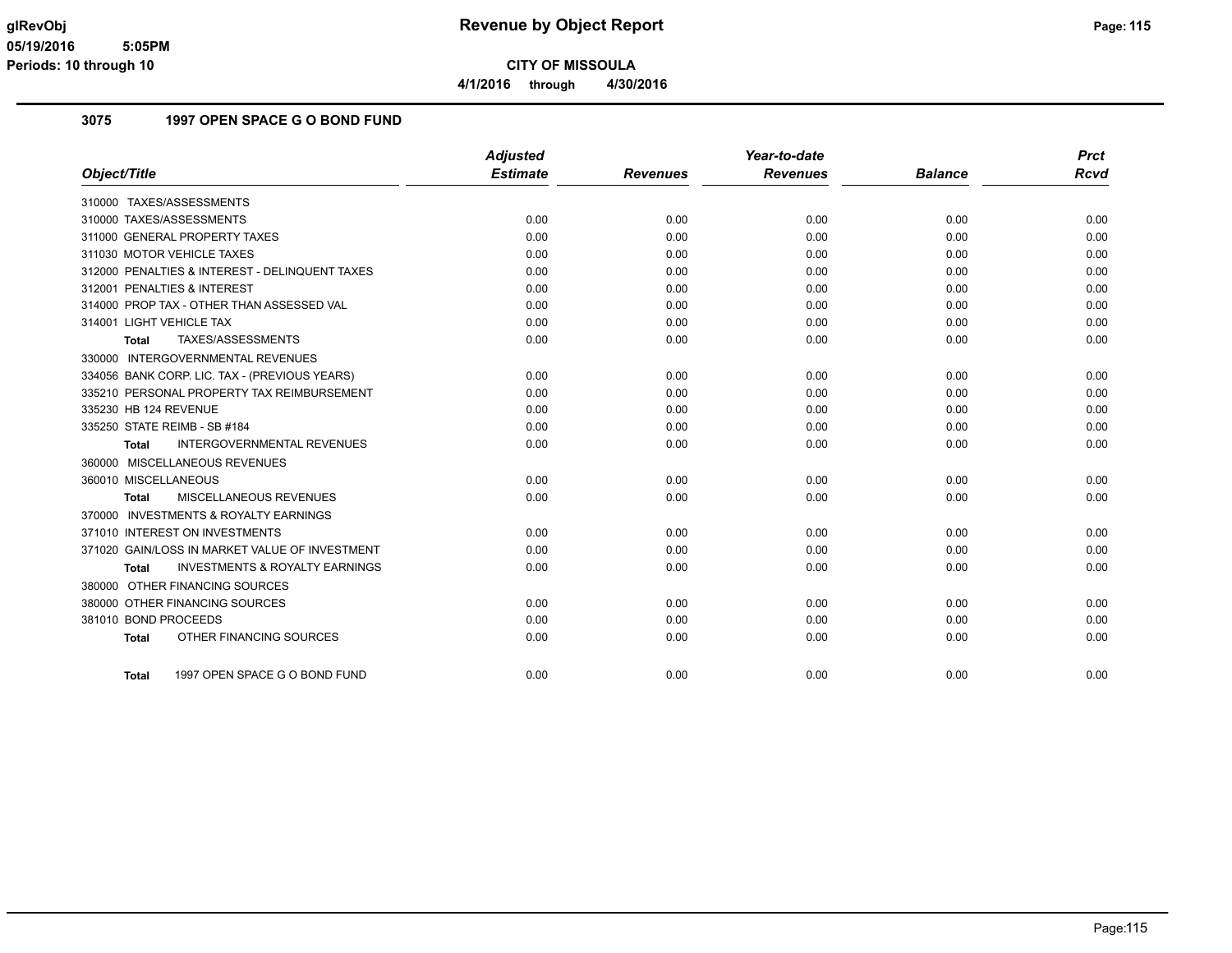**glRevObj** **Revenue by Object Report**

05/19/2016 5:05PM

Periods: 10 through 10

**CITY OF MISSOULA**

**4/1/2016 through 4/30/2016**

## 3075 1997 OPEN SPACE G O BOND FUND

| Object/Title | Adjusted Estimate | Revenues | Year-to-date Revenues | Balance | Prct Rcvd |
|---|---|---|---|---|---|
| 310000 TAXES/ASSESSMENTS | | | | | |
| 310000 TAXES/ASSESSMENTS | 0.00 | 0.00 | 0.00 | 0.00 | 0.00 |
| 311000 GENERAL PROPERTY TAXES | 0.00 | 0.00 | 0.00 | 0.00 | 0.00 |
| 311030 MOTOR VEHICLE TAXES | 0.00 | 0.00 | 0.00 | 0.00 | 0.00 |
| 312000 PENALTIES & INTEREST - DELINQUENT TAXES | 0.00 | 0.00 | 0.00 | 0.00 | 0.00 |
| 312001 PENALTIES & INTEREST | 0.00 | 0.00 | 0.00 | 0.00 | 0.00 |
| 314000 PROP TAX - OTHER THAN ASSESSED VAL | 0.00 | 0.00 | 0.00 | 0.00 | 0.00 |
| 314001 LIGHT VEHICLE TAX | 0.00 | 0.00 | 0.00 | 0.00 | 0.00 |
| **Total** TAXES/ASSESSMENTS | 0.00 | 0.00 | 0.00 | 0.00 | 0.00 |
| 330000 INTERGOVERNMENTAL REVENUES | | | | | |
| 334056 BANK CORP. LIC. TAX - (PREVIOUS YEARS) | 0.00 | 0.00 | 0.00 | 0.00 | 0.00 |
| 335210 PERSONAL PROPERTY TAX REIMBURSEMENT | 0.00 | 0.00 | 0.00 | 0.00 | 0.00 |
| 335230 HB 124 REVENUE | 0.00 | 0.00 | 0.00 | 0.00 | 0.00 |
| 335250 STATE REIMB - SB #184 | 0.00 | 0.00 | 0.00 | 0.00 | 0.00 |
| **Total** INTERGOVERNMENTAL REVENUES | 0.00 | 0.00 | 0.00 | 0.00 | 0.00 |
| 360000 MISCELLANEOUS REVENUES | | | | | |
| 360010 MISCELLANEOUS | 0.00 | 0.00 | 0.00 | 0.00 | 0.00 |
| **Total** MISCELLANEOUS REVENUES | 0.00 | 0.00 | 0.00 | 0.00 | 0.00 |
| 370000 INVESTMENTS & ROYALTY EARNINGS | | | | | |
| 371010 INTEREST ON INVESTMENTS | 0.00 | 0.00 | 0.00 | 0.00 | 0.00 |
| 371020 GAIN/LOSS IN MARKET VALUE OF INVESTMENT | 0.00 | 0.00 | 0.00 | 0.00 | 0.00 |
| **Total** INVESTMENTS & ROYALTY EARNINGS | 0.00 | 0.00 | 0.00 | 0.00 | 0.00 |
| 380000 OTHER FINANCING SOURCES | | | | | |
| 380000 OTHER FINANCING SOURCES | 0.00 | 0.00 | 0.00 | 0.00 | 0.00 |
| 381010 BOND PROCEEDS | 0.00 | 0.00 | 0.00 | 0.00 | 0.00 |
| **Total** OTHER FINANCING SOURCES | 0.00 | 0.00 | 0.00 | 0.00 | 0.00 |
| **Total** 1997 OPEN SPACE G O BOND FUND | 0.00 | 0.00 | 0.00 | 0.00 | 0.00 |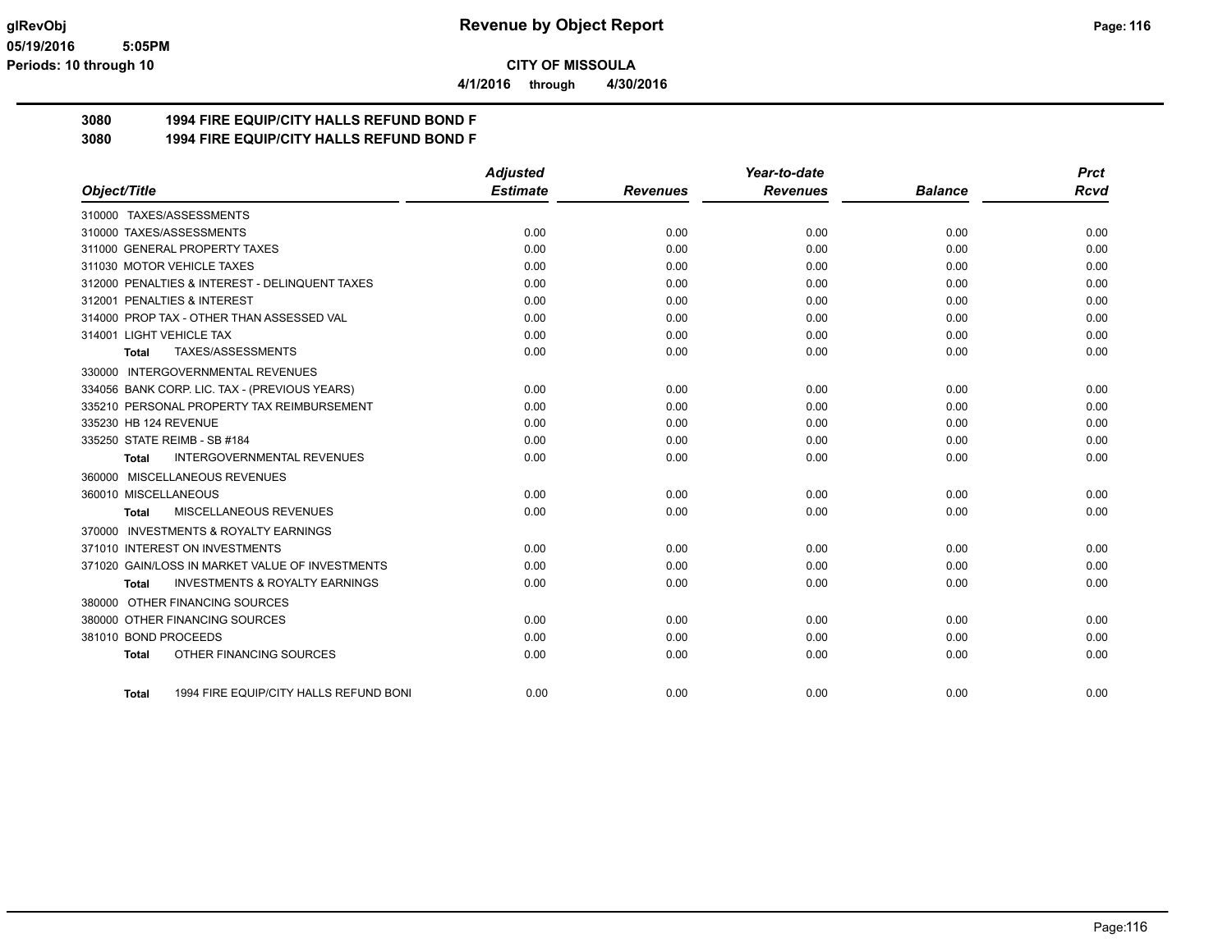**CITY OF MISSOULA**

**4/1/2016 through 4/30/2016**

## 3080 1994 FIRE EQUIP/CITY HALLS REFUND BOND F

## 3080 1994 FIRE EQUIP/CITY HALLS REFUND BOND F

| Object/Title | Adjusted Estimate | Revenues | Year-to-date Revenues | Balance | Prct Rcvd |
|---|---|---|---|---|---|
| 310000 TAXES/ASSESSMENTS | | | | | |
| 310000 TAXES/ASSESSMENTS | 0.00 | 0.00 | 0.00 | 0.00 | 0.00 |
| 311000 GENERAL PROPERTY TAXES | 0.00 | 0.00 | 0.00 | 0.00 | 0.00 |
| 311030 MOTOR VEHICLE TAXES | 0.00 | 0.00 | 0.00 | 0.00 | 0.00 |
| 312000 PENALTIES & INTEREST - DELINQUENT TAXES | 0.00 | 0.00 | 0.00 | 0.00 | 0.00 |
| 312001 PENALTIES & INTEREST | 0.00 | 0.00 | 0.00 | 0.00 | 0.00 |
| 314000 PROP TAX - OTHER THAN ASSESSED VAL | 0.00 | 0.00 | 0.00 | 0.00 | 0.00 |
| 314001 LIGHT VEHICLE TAX | 0.00 | 0.00 | 0.00 | 0.00 | 0.00 |
| **Total** TAXES/ASSESSMENTS | 0.00 | 0.00 | 0.00 | 0.00 | 0.00 |
| 330000 INTERGOVERNMENTAL REVENUES | | | | | |
| 334056 BANK CORP. LIC. TAX - (PREVIOUS YEARS) | 0.00 | 0.00 | 0.00 | 0.00 | 0.00 |
| 335210 PERSONAL PROPERTY TAX REIMBURSEMENT | 0.00 | 0.00 | 0.00 | 0.00 | 0.00 |
| 335230 HB 124 REVENUE | 0.00 | 0.00 | 0.00 | 0.00 | 0.00 |
| 335250 STATE REIMB - SB #184 | 0.00 | 0.00 | 0.00 | 0.00 | 0.00 |
| **Total** INTERGOVERNMENTAL REVENUES | 0.00 | 0.00 | 0.00 | 0.00 | 0.00 |
| 360000 MISCELLANEOUS REVENUES | | | | | |
| 360010 MISCELLANEOUS | 0.00 | 0.00 | 0.00 | 0.00 | 0.00 |
| **Total** MISCELLANEOUS REVENUES | 0.00 | 0.00 | 0.00 | 0.00 | 0.00 |
| 370000 INVESTMENTS & ROYALTY EARNINGS | | | | | |
| 371010 INTEREST ON INVESTMENTS | 0.00 | 0.00 | 0.00 | 0.00 | 0.00 |
| 371020 GAIN/LOSS IN MARKET VALUE OF INVESTMENTS | 0.00 | 0.00 | 0.00 | 0.00 | 0.00 |
| **Total** INVESTMENTS & ROYALTY EARNINGS | 0.00 | 0.00 | 0.00 | 0.00 | 0.00 |
| 380000 OTHER FINANCING SOURCES | | | | | |
| 380000 OTHER FINANCING SOURCES | 0.00 | 0.00 | 0.00 | 0.00 | 0.00 |
| 381010 BOND PROCEEDS | 0.00 | 0.00 | 0.00 | 0.00 | 0.00 |
| **Total** OTHER FINANCING SOURCES | 0.00 | 0.00 | 0.00 | 0.00 | 0.00 |
| **Total** 1994 FIRE EQUIP/CITY HALLS REFUND BONI | 0.00 | 0.00 | 0.00 | 0.00 | 0.00 |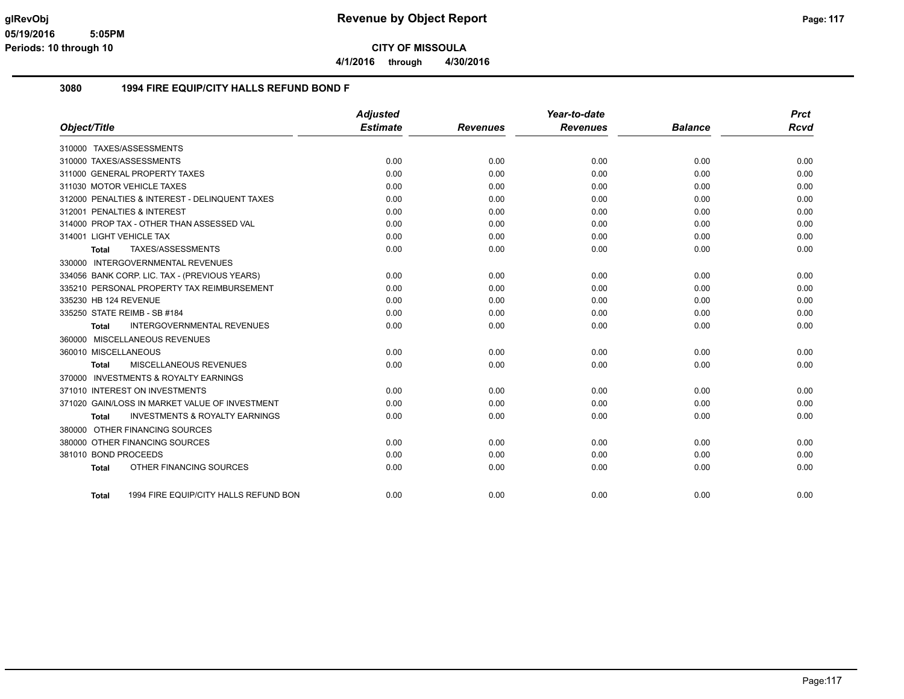**CITY OF MISSOULA**

**4/1/2016 through 4/30/2016**

## 3080 1994 FIRE EQUIP/CITY HALLS REFUND BOND F

| Object/Title | Adjusted Estimate | Revenues | Year-to-date Revenues | Balance | Prct Rcvd |
|---|---|---|---|---|---|
| 310000 TAXES/ASSESSMENTS | | | | | |
| 310000 TAXES/ASSESSMENTS | 0.00 | 0.00 | 0.00 | 0.00 | 0.00 |
| 311000 GENERAL PROPERTY TAXES | 0.00 | 0.00 | 0.00 | 0.00 | 0.00 |
| 311030 MOTOR VEHICLE TAXES | 0.00 | 0.00 | 0.00 | 0.00 | 0.00 |
| 312000 PENALTIES & INTEREST - DELINQUENT TAXES | 0.00 | 0.00 | 0.00 | 0.00 | 0.00 |
| 312001 PENALTIES & INTEREST | 0.00 | 0.00 | 0.00 | 0.00 | 0.00 |
| 314000 PROP TAX - OTHER THAN ASSESSED VAL | 0.00 | 0.00 | 0.00 | 0.00 | 0.00 |
| 314001 LIGHT VEHICLE TAX | 0.00 | 0.00 | 0.00 | 0.00 | 0.00 |
| **Total** TAXES/ASSESSMENTS | 0.00 | 0.00 | 0.00 | 0.00 | 0.00 |
| 330000 INTERGOVERNMENTAL REVENUES | | | | | |
| 334056 BANK CORP. LIC. TAX - (PREVIOUS YEARS) | 0.00 | 0.00 | 0.00 | 0.00 | 0.00 |
| 335210 PERSONAL PROPERTY TAX REIMBURSEMENT | 0.00 | 0.00 | 0.00 | 0.00 | 0.00 |
| 335230 HB 124 REVENUE | 0.00 | 0.00 | 0.00 | 0.00 | 0.00 |
| 335250 STATE REIMB - SB #184 | 0.00 | 0.00 | 0.00 | 0.00 | 0.00 |
| **Total** INTERGOVERNMENTAL REVENUES | 0.00 | 0.00 | 0.00 | 0.00 | 0.00 |
| 360000 MISCELLANEOUS REVENUES | | | | | |
| 360010 MISCELLANEOUS | 0.00 | 0.00 | 0.00 | 0.00 | 0.00 |
| **Total** MISCELLANEOUS REVENUES | 0.00 | 0.00 | 0.00 | 0.00 | 0.00 |
| 370000 INVESTMENTS & ROYALTY EARNINGS | | | | | |
| 371010 INTEREST ON INVESTMENTS | 0.00 | 0.00 | 0.00 | 0.00 | 0.00 |
| 371020 GAIN/LOSS IN MARKET VALUE OF INVESTMENT | 0.00 | 0.00 | 0.00 | 0.00 | 0.00 |
| **Total** INVESTMENTS & ROYALTY EARNINGS | 0.00 | 0.00 | 0.00 | 0.00 | 0.00 |
| 380000 OTHER FINANCING SOURCES | | | | | |
| 380000 OTHER FINANCING SOURCES | 0.00 | 0.00 | 0.00 | 0.00 | 0.00 |
| 381010 BOND PROCEEDS | 0.00 | 0.00 | 0.00 | 0.00 | 0.00 |
| **Total** OTHER FINANCING SOURCES | 0.00 | 0.00 | 0.00 | 0.00 | 0.00 |
| **Total** 1994 FIRE EQUIP/CITY HALLS REFUND BON | 0.00 | 0.00 | 0.00 | 0.00 | 0.00 |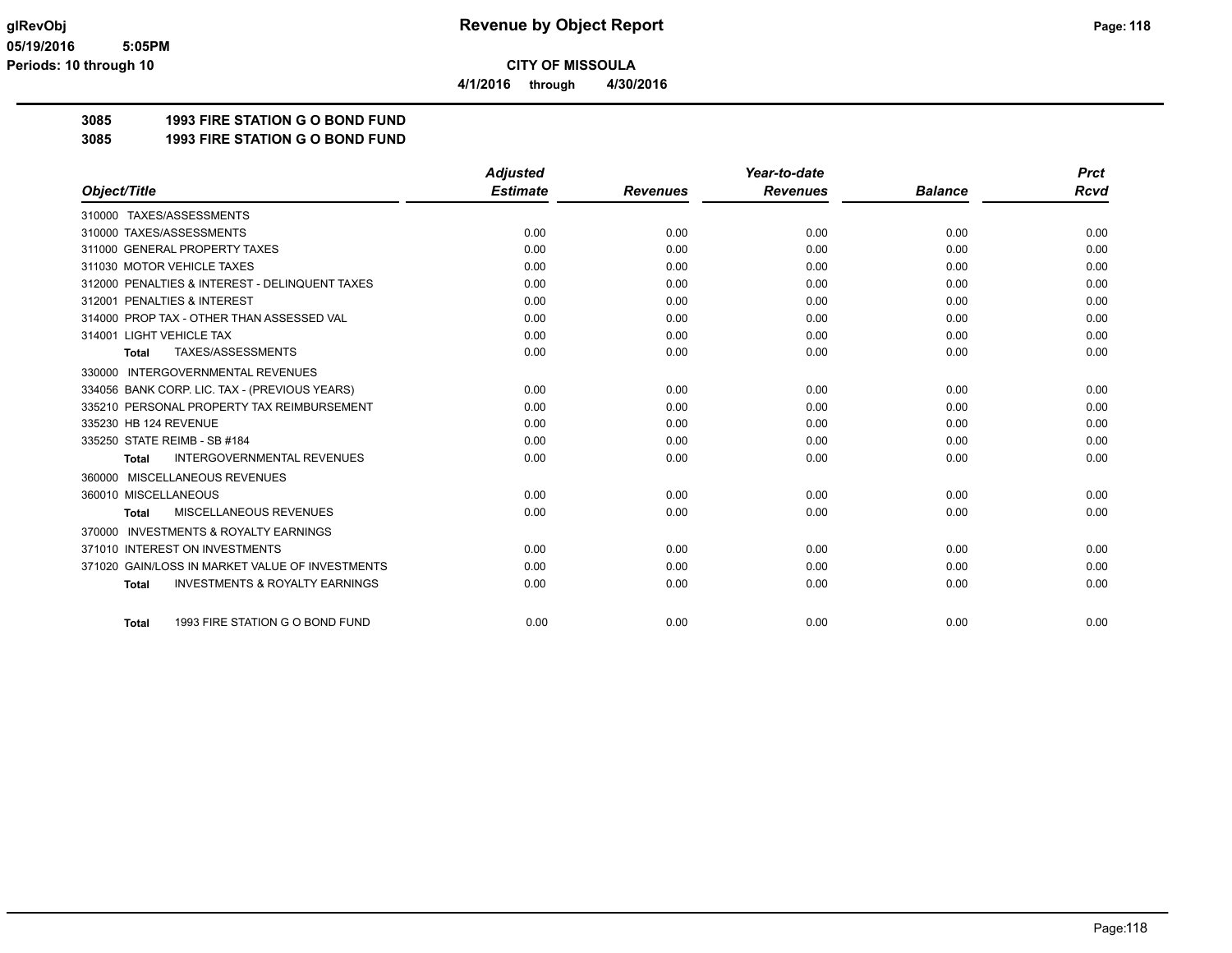# Revenue by Object Report

**CITY OF MISSOULA**

**4/1/2016 through 4/30/2016**

glRevObj
05/19/2016 5:05PM
Periods: 10 through 10

## 3085 1993 FIRE STATION G O BOND FUND
## 3085 1993 FIRE STATION G O BOND FUND

| Object/Title | Adjusted Estimate | Revenues | Year-to-date Revenues | Balance | Prct Rcvd |
|---|---|---|---|---|---|
| 310000 TAXES/ASSESSMENTS | | | | | |
| 310000 TAXES/ASSESSMENTS | 0.00 | 0.00 | 0.00 | 0.00 | 0.00 |
| 311000 GENERAL PROPERTY TAXES | 0.00 | 0.00 | 0.00 | 0.00 | 0.00 |
| 311030 MOTOR VEHICLE TAXES | 0.00 | 0.00 | 0.00 | 0.00 | 0.00 |
| 312000 PENALTIES & INTEREST - DELINQUENT TAXES | 0.00 | 0.00 | 0.00 | 0.00 | 0.00 |
| 312001 PENALTIES & INTEREST | 0.00 | 0.00 | 0.00 | 0.00 | 0.00 |
| 314000 PROP TAX - OTHER THAN ASSESSED VAL | 0.00 | 0.00 | 0.00 | 0.00 | 0.00 |
| 314001 LIGHT VEHICLE TAX | 0.00 | 0.00 | 0.00 | 0.00 | 0.00 |
| **Total** TAXES/ASSESSMENTS | 0.00 | 0.00 | 0.00 | 0.00 | 0.00 |
| 330000 INTERGOVERNMENTAL REVENUES | | | | | |
| 334056 BANK CORP. LIC. TAX - (PREVIOUS YEARS) | 0.00 | 0.00 | 0.00 | 0.00 | 0.00 |
| 335210 PERSONAL PROPERTY TAX REIMBURSEMENT | 0.00 | 0.00 | 0.00 | 0.00 | 0.00 |
| 335230 HB 124 REVENUE | 0.00 | 0.00 | 0.00 | 0.00 | 0.00 |
| 335250 STATE REIMB - SB #184 | 0.00 | 0.00 | 0.00 | 0.00 | 0.00 |
| **Total** INTERGOVERNMENTAL REVENUES | 0.00 | 0.00 | 0.00 | 0.00 | 0.00 |
| 360000 MISCELLANEOUS REVENUES | | | | | |
| 360010 MISCELLANEOUS | 0.00 | 0.00 | 0.00 | 0.00 | 0.00 |
| **Total** MISCELLANEOUS REVENUES | 0.00 | 0.00 | 0.00 | 0.00 | 0.00 |
| 370000 INVESTMENTS & ROYALTY EARNINGS | | | | | |
| 371010 INTEREST ON INVESTMENTS | 0.00 | 0.00 | 0.00 | 0.00 | 0.00 |
| 371020 GAIN/LOSS IN MARKET VALUE OF INVESTMENTS | 0.00 | 0.00 | 0.00 | 0.00 | 0.00 |
| **Total** INVESTMENTS & ROYALTY EARNINGS | 0.00 | 0.00 | 0.00 | 0.00 | 0.00 |
| **Total** 1993 FIRE STATION G O BOND FUND | 0.00 | 0.00 | 0.00 | 0.00 | 0.00 |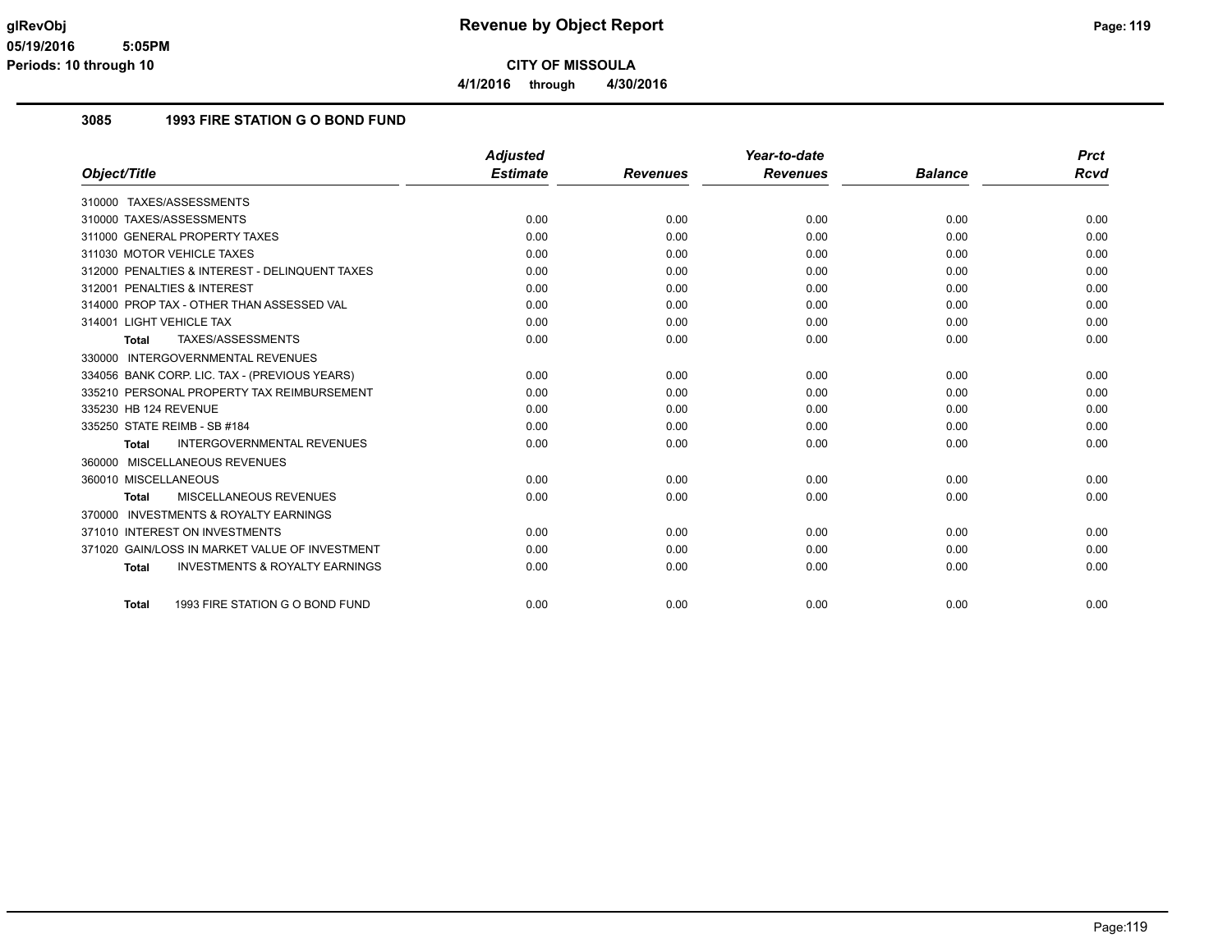# Revenue by Object Report

glRevObj
05/19/2016 5:05PM
Periods: 10 through 10

**CITY OF MISSOULA**

**4/1/2016 through 4/30/2016**

## 3085 1993 FIRE STATION G O BOND FUND

| Object/Title | Adjusted Estimate | Revenues | Year-to-date Revenues | Balance | Prct Rcvd |
|---|---|---|---|---|---|
| 310000 TAXES/ASSESSMENTS | | | | | |
| 310000 TAXES/ASSESSMENTS | 0.00 | 0.00 | 0.00 | 0.00 | 0.00 |
| 311000 GENERAL PROPERTY TAXES | 0.00 | 0.00 | 0.00 | 0.00 | 0.00 |
| 311030 MOTOR VEHICLE TAXES | 0.00 | 0.00 | 0.00 | 0.00 | 0.00 |
| 312000 PENALTIES & INTEREST - DELINQUENT TAXES | 0.00 | 0.00 | 0.00 | 0.00 | 0.00 |
| 312001 PENALTIES & INTEREST | 0.00 | 0.00 | 0.00 | 0.00 | 0.00 |
| 314000 PROP TAX - OTHER THAN ASSESSED VAL | 0.00 | 0.00 | 0.00 | 0.00 | 0.00 |
| 314001 LIGHT VEHICLE TAX | 0.00 | 0.00 | 0.00 | 0.00 | 0.00 |
| **Total** TAXES/ASSESSMENTS | 0.00 | 0.00 | 0.00 | 0.00 | 0.00 |
| 330000 INTERGOVERNMENTAL REVENUES | | | | | |
| 334056 BANK CORP. LIC. TAX - (PREVIOUS YEARS) | 0.00 | 0.00 | 0.00 | 0.00 | 0.00 |
| 335210 PERSONAL PROPERTY TAX REIMBURSEMENT | 0.00 | 0.00 | 0.00 | 0.00 | 0.00 |
| 335230 HB 124 REVENUE | 0.00 | 0.00 | 0.00 | 0.00 | 0.00 |
| 335250 STATE REIMB - SB #184 | 0.00 | 0.00 | 0.00 | 0.00 | 0.00 |
| **Total** INTERGOVERNMENTAL REVENUES | 0.00 | 0.00 | 0.00 | 0.00 | 0.00 |
| 360000 MISCELLANEOUS REVENUES | | | | | |
| 360010 MISCELLANEOUS | 0.00 | 0.00 | 0.00 | 0.00 | 0.00 |
| **Total** MISCELLANEOUS REVENUES | 0.00 | 0.00 | 0.00 | 0.00 | 0.00 |
| 370000 INVESTMENTS & ROYALTY EARNINGS | | | | | |
| 371010 INTEREST ON INVESTMENTS | 0.00 | 0.00 | 0.00 | 0.00 | 0.00 |
| 371020 GAIN/LOSS IN MARKET VALUE OF INVESTMENT | 0.00 | 0.00 | 0.00 | 0.00 | 0.00 |
| **Total** INVESTMENTS & ROYALTY EARNINGS | 0.00 | 0.00 | 0.00 | 0.00 | 0.00 |
| **Total** 1993 FIRE STATION G O BOND FUND | 0.00 | 0.00 | 0.00 | 0.00 | 0.00 |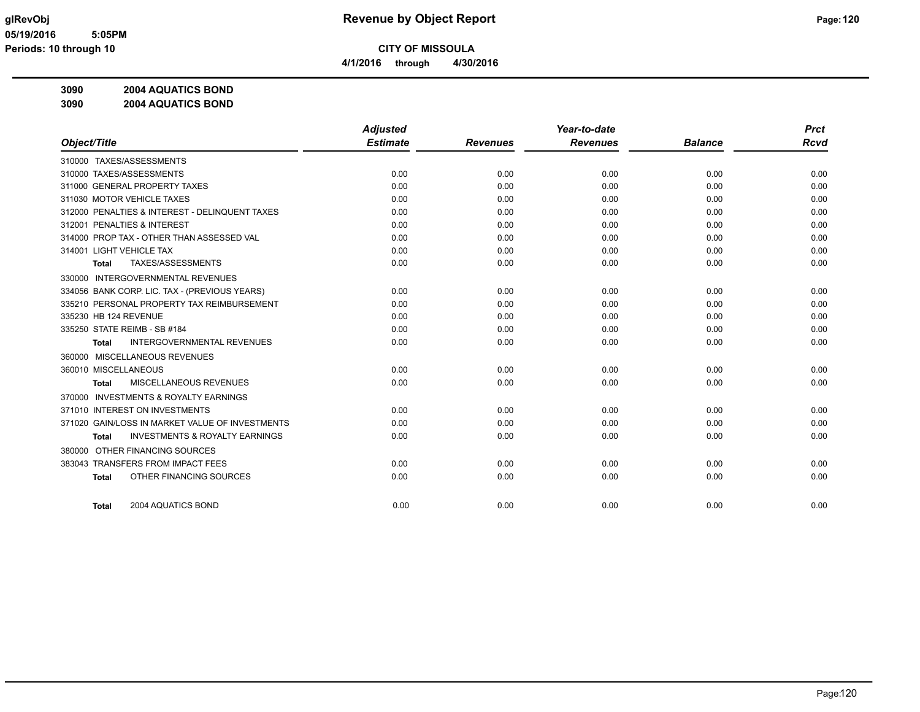**CITY OF MISSOULA**

**4/1/2016 through 4/30/2016**

**3090 2004 AQUATICS BOND**

**3090 2004 AQUATICS BOND**

| Object/Title | Adjusted Estimate | Revenues | Year-to-date Revenues | Balance | Prct Rcvd |
|---|---|---|---|---|---|
| 310000 TAXES/ASSESSMENTS | | | | | |
| 310000 TAXES/ASSESSMENTS | 0.00 | 0.00 | 0.00 | 0.00 | 0.00 |
| 311000 GENERAL PROPERTY TAXES | 0.00 | 0.00 | 0.00 | 0.00 | 0.00 |
| 311030 MOTOR VEHICLE TAXES | 0.00 | 0.00 | 0.00 | 0.00 | 0.00 |
| 312000 PENALTIES & INTEREST - DELINQUENT TAXES | 0.00 | 0.00 | 0.00 | 0.00 | 0.00 |
| 312001 PENALTIES & INTEREST | 0.00 | 0.00 | 0.00 | 0.00 | 0.00 |
| 314000 PROP TAX - OTHER THAN ASSESSED VAL | 0.00 | 0.00 | 0.00 | 0.00 | 0.00 |
| 314001 LIGHT VEHICLE TAX | 0.00 | 0.00 | 0.00 | 0.00 | 0.00 |
| **Total** TAXES/ASSESSMENTS | 0.00 | 0.00 | 0.00 | 0.00 | 0.00 |
| 330000 INTERGOVERNMENTAL REVENUES | | | | | |
| 334056 BANK CORP. LIC. TAX - (PREVIOUS YEARS) | 0.00 | 0.00 | 0.00 | 0.00 | 0.00 |
| 335210 PERSONAL PROPERTY TAX REIMBURSEMENT | 0.00 | 0.00 | 0.00 | 0.00 | 0.00 |
| 335230 HB 124 REVENUE | 0.00 | 0.00 | 0.00 | 0.00 | 0.00 |
| 335250 STATE REIMB - SB #184 | 0.00 | 0.00 | 0.00 | 0.00 | 0.00 |
| **Total** INTERGOVERNMENTAL REVENUES | 0.00 | 0.00 | 0.00 | 0.00 | 0.00 |
| 360000 MISCELLANEOUS REVENUES | | | | | |
| 360010 MISCELLANEOUS | 0.00 | 0.00 | 0.00 | 0.00 | 0.00 |
| **Total** MISCELLANEOUS REVENUES | 0.00 | 0.00 | 0.00 | 0.00 | 0.00 |
| 370000 INVESTMENTS & ROYALTY EARNINGS | | | | | |
| 371010 INTEREST ON INVESTMENTS | 0.00 | 0.00 | 0.00 | 0.00 | 0.00 |
| 371020 GAIN/LOSS IN MARKET VALUE OF INVESTMENTS | 0.00 | 0.00 | 0.00 | 0.00 | 0.00 |
| **Total** INVESTMENTS & ROYALTY EARNINGS | 0.00 | 0.00 | 0.00 | 0.00 | 0.00 |
| 380000 OTHER FINANCING SOURCES | | | | | |
| 383043 TRANSFERS FROM IMPACT FEES | 0.00 | 0.00 | 0.00 | 0.00 | 0.00 |
| **Total** OTHER FINANCING SOURCES | 0.00 | 0.00 | 0.00 | 0.00 | 0.00 |
| **Total** 2004 AQUATICS BOND | 0.00 | 0.00 | 0.00 | 0.00 | 0.00 |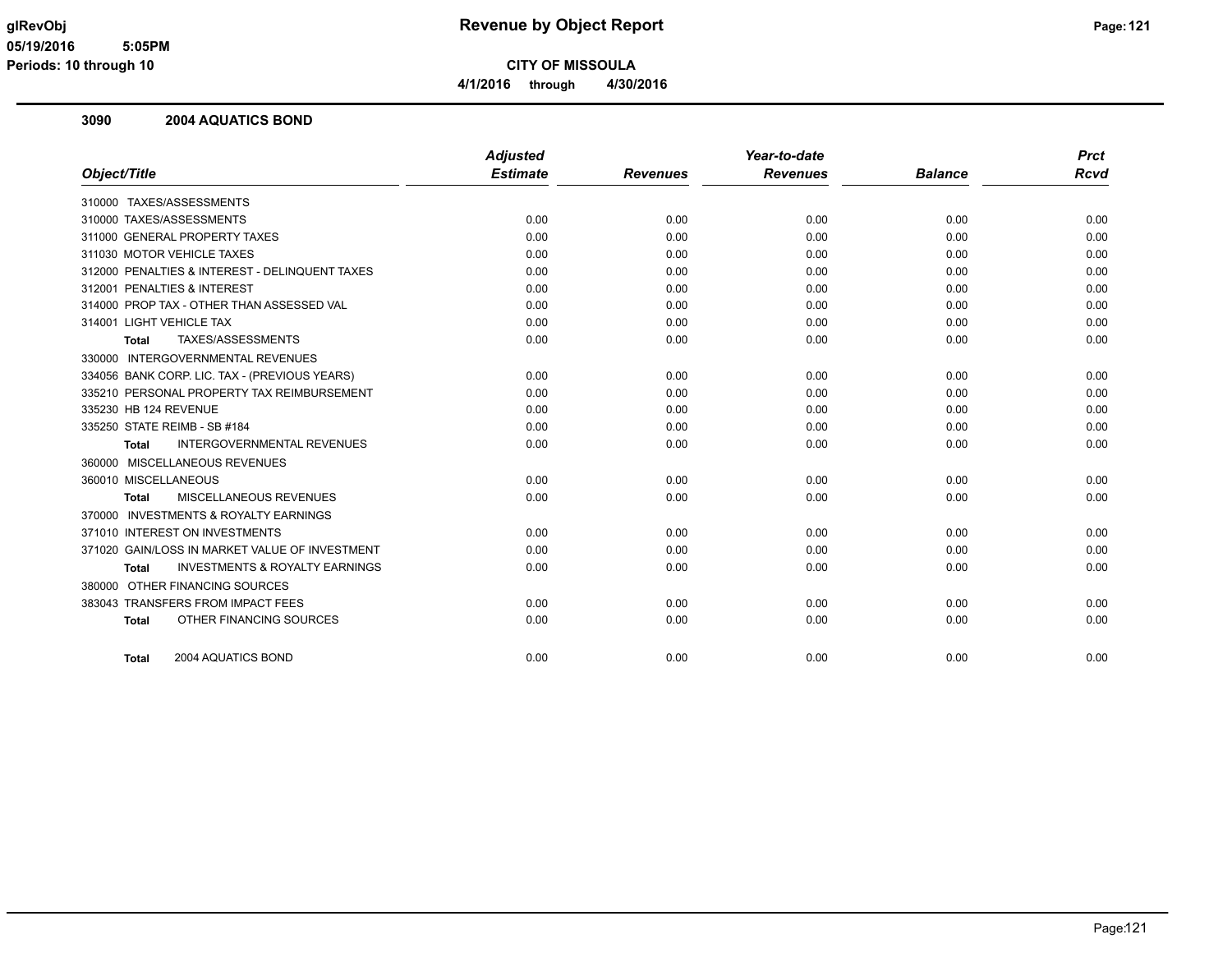# Revenue by Object Report

glRevObj
05/19/2016 5:05PM
Periods: 10 through 10

**CITY OF MISSOULA**

**4/1/2016 through 4/30/2016**

## 3090 2004 AQUATICS BOND

| Object/Title | Adjusted Estimate | Revenues | Year-to-date Revenues | Balance | Prct Rcvd |
|---|---|---|---|---|---|
| 310000 TAXES/ASSESSMENTS | | | | | |
| 310000 TAXES/ASSESSMENTS | 0.00 | 0.00 | 0.00 | 0.00 | 0.00 |
| 311000 GENERAL PROPERTY TAXES | 0.00 | 0.00 | 0.00 | 0.00 | 0.00 |
| 311030 MOTOR VEHICLE TAXES | 0.00 | 0.00 | 0.00 | 0.00 | 0.00 |
| 312000 PENALTIES & INTEREST - DELINQUENT TAXES | 0.00 | 0.00 | 0.00 | 0.00 | 0.00 |
| 312001 PENALTIES & INTEREST | 0.00 | 0.00 | 0.00 | 0.00 | 0.00 |
| 314000 PROP TAX - OTHER THAN ASSESSED VAL | 0.00 | 0.00 | 0.00 | 0.00 | 0.00 |
| 314001 LIGHT VEHICLE TAX | 0.00 | 0.00 | 0.00 | 0.00 | 0.00 |
| **Total** TAXES/ASSESSMENTS | 0.00 | 0.00 | 0.00 | 0.00 | 0.00 |
| 330000 INTERGOVERNMENTAL REVENUES | | | | | |
| 334056 BANK CORP. LIC. TAX - (PREVIOUS YEARS) | 0.00 | 0.00 | 0.00 | 0.00 | 0.00 |
| 335210 PERSONAL PROPERTY TAX REIMBURSEMENT | 0.00 | 0.00 | 0.00 | 0.00 | 0.00 |
| 335230 HB 124 REVENUE | 0.00 | 0.00 | 0.00 | 0.00 | 0.00 |
| 335250 STATE REIMB - SB #184 | 0.00 | 0.00 | 0.00 | 0.00 | 0.00 |
| **Total** INTERGOVERNMENTAL REVENUES | 0.00 | 0.00 | 0.00 | 0.00 | 0.00 |
| 360000 MISCELLANEOUS REVENUES | | | | | |
| 360010 MISCELLANEOUS | 0.00 | 0.00 | 0.00 | 0.00 | 0.00 |
| **Total** MISCELLANEOUS REVENUES | 0.00 | 0.00 | 0.00 | 0.00 | 0.00 |
| 370000 INVESTMENTS & ROYALTY EARNINGS | | | | | |
| 371010 INTEREST ON INVESTMENTS | 0.00 | 0.00 | 0.00 | 0.00 | 0.00 |
| 371020 GAIN/LOSS IN MARKET VALUE OF INVESTMENT | 0.00 | 0.00 | 0.00 | 0.00 | 0.00 |
| **Total** INVESTMENTS & ROYALTY EARNINGS | 0.00 | 0.00 | 0.00 | 0.00 | 0.00 |
| 380000 OTHER FINANCING SOURCES | | | | | |
| 383043 TRANSFERS FROM IMPACT FEES | 0.00 | 0.00 | 0.00 | 0.00 | 0.00 |
| **Total** OTHER FINANCING SOURCES | 0.00 | 0.00 | 0.00 | 0.00 | 0.00 |
| **Total** 2004 AQUATICS BOND | 0.00 | 0.00 | 0.00 | 0.00 | 0.00 |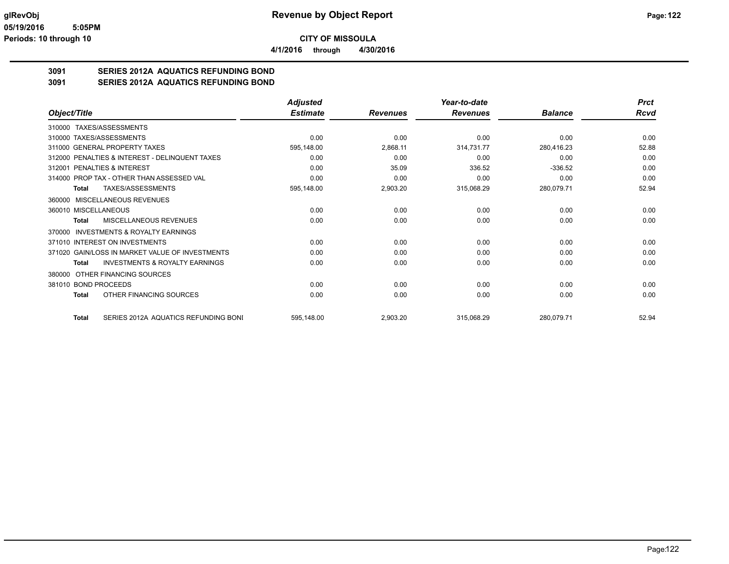**glRevObj** | **Revenue by Object Report**

**05/19/2016 5:05PM**

**Periods: 10 through 10**

**CITY OF MISSOULA**

**4/1/2016 through 4/30/2016**

## 3091 SERIES 2012A AQUATICS REFUNDING BOND
## 3091 SERIES 2012A AQUATICS REFUNDING BOND

| *Object/Title* | *Adjusted Estimate* | *Revenues* | *Year-to-date Revenues* | *Balance* | *Prct Rcvd* |
|---|---|---|---|---|---|
| 310000 TAXES/ASSESSMENTS | | | | | |
| 310000 TAXES/ASSESSMENTS | 0.00 | 0.00 | 0.00 | 0.00 | 0.00 |
| 311000 GENERAL PROPERTY TAXES | 595,148.00 | 2,868.11 | 314,731.77 | 280,416.23 | 52.88 |
| 312000 PENALTIES & INTEREST - DELINQUENT TAXES | 0.00 | 0.00 | 0.00 | 0.00 | 0.00 |
| 312001 PENALTIES & INTEREST | 0.00 | 35.09 | 336.52 | -336.52 | 0.00 |
| 314000 PROP TAX - OTHER THAN ASSESSED VAL | 0.00 | 0.00 | 0.00 | 0.00 | 0.00 |
| **Total** TAXES/ASSESSMENTS | 595,148.00 | 2,903.20 | 315,068.29 | 280,079.71 | 52.94 |
| 360000 MISCELLANEOUS REVENUES | | | | | |
| 360010 MISCELLANEOUS | 0.00 | 0.00 | 0.00 | 0.00 | 0.00 |
| **Total** MISCELLANEOUS REVENUES | 0.00 | 0.00 | 0.00 | 0.00 | 0.00 |
| 370000 INVESTMENTS & ROYALTY EARNINGS | | | | | |
| 371010 INTEREST ON INVESTMENTS | 0.00 | 0.00 | 0.00 | 0.00 | 0.00 |
| 371020 GAIN/LOSS IN MARKET VALUE OF INVESTMENTS | 0.00 | 0.00 | 0.00 | 0.00 | 0.00 |
| **Total** INVESTMENTS & ROYALTY EARNINGS | 0.00 | 0.00 | 0.00 | 0.00 | 0.00 |
| 380000 OTHER FINANCING SOURCES | | | | | |
| 381010 BOND PROCEEDS | 0.00 | 0.00 | 0.00 | 0.00 | 0.00 |
| **Total** OTHER FINANCING SOURCES | 0.00 | 0.00 | 0.00 | 0.00 | 0.00 |
| **Total** SERIES 2012A AQUATICS REFUNDING BONI | 595,148.00 | 2,903.20 | 315,068.29 | 280,079.71 | 52.94 |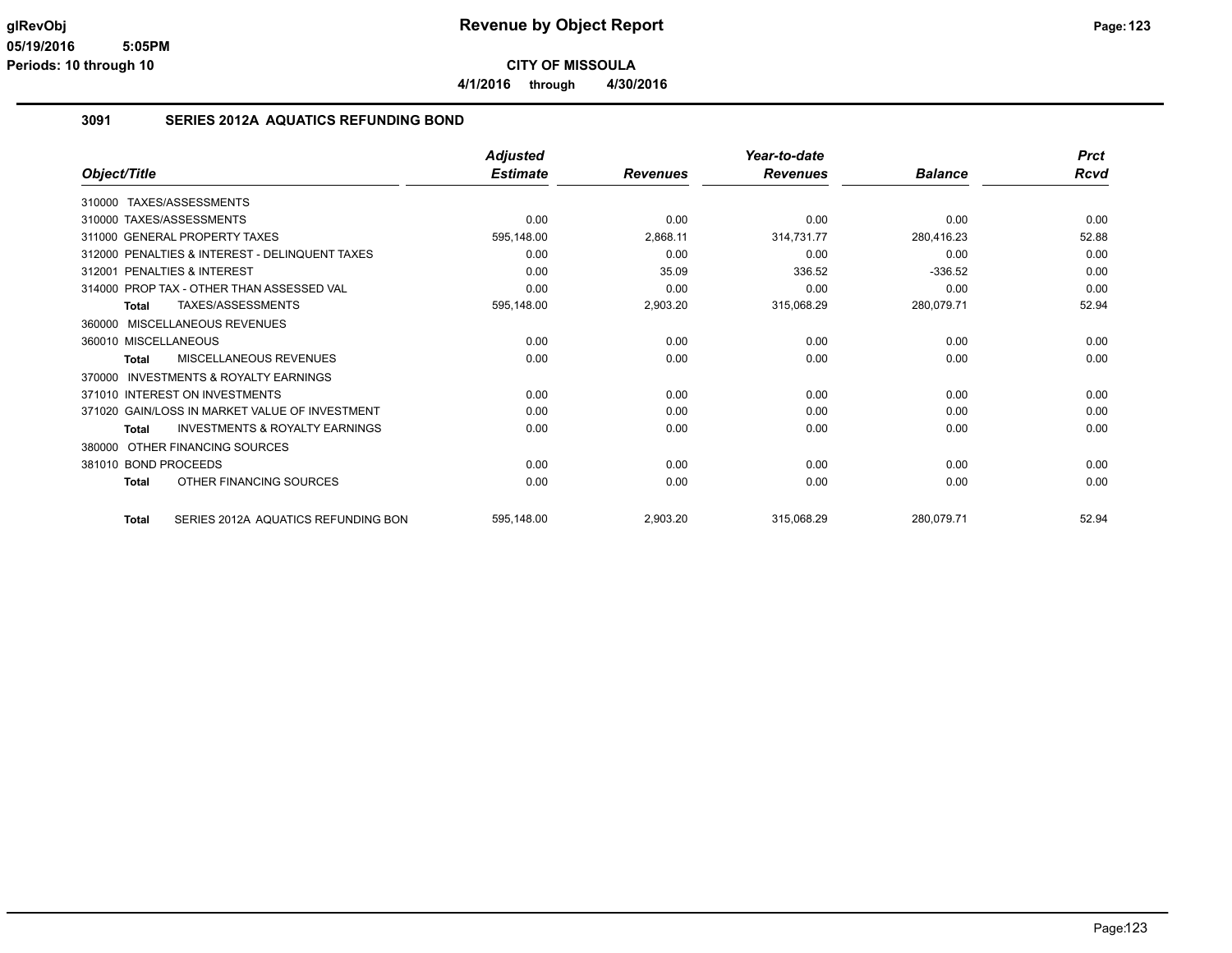**glRevObj**
**05/19/2016 5:05PM**
**Periods: 10 through 10**

# Revenue by Object Report

**CITY OF MISSOULA**

**4/1/2016 through 4/30/2016**

## 3091 SERIES 2012A AQUATICS REFUNDING BOND

| Object/Title | Adjusted Estimate | Revenues | Year-to-date Revenues | Balance | Prct Rcvd |
|---|---|---|---|---|---|
| 310000 TAXES/ASSESSMENTS | | | | | |
| 310000 TAXES/ASSESSMENTS | 0.00 | 0.00 | 0.00 | 0.00 | 0.00 |
| 311000 GENERAL PROPERTY TAXES | 595,148.00 | 2,868.11 | 314,731.77 | 280,416.23 | 52.88 |
| 312000 PENALTIES & INTEREST - DELINQUENT TAXES | 0.00 | 0.00 | 0.00 | 0.00 | 0.00 |
| 312001 PENALTIES & INTEREST | 0.00 | 35.09 | 336.52 | -336.52 | 0.00 |
| 314000 PROP TAX - OTHER THAN ASSESSED VAL | 0.00 | 0.00 | 0.00 | 0.00 | 0.00 |
| **Total** TAXES/ASSESSMENTS | 595,148.00 | 2,903.20 | 315,068.29 | 280,079.71 | 52.94 |
| 360000 MISCELLANEOUS REVENUES | | | | | |
| 360010 MISCELLANEOUS | 0.00 | 0.00 | 0.00 | 0.00 | 0.00 |
| **Total** MISCELLANEOUS REVENUES | 0.00 | 0.00 | 0.00 | 0.00 | 0.00 |
| 370000 INVESTMENTS & ROYALTY EARNINGS | | | | | |
| 371010 INTEREST ON INVESTMENTS | 0.00 | 0.00 | 0.00 | 0.00 | 0.00 |
| 371020 GAIN/LOSS IN MARKET VALUE OF INVESTMENT | 0.00 | 0.00 | 0.00 | 0.00 | 0.00 |
| **Total** INVESTMENTS & ROYALTY EARNINGS | 0.00 | 0.00 | 0.00 | 0.00 | 0.00 |
| 380000 OTHER FINANCING SOURCES | | | | | |
| 381010 BOND PROCEEDS | 0.00 | 0.00 | 0.00 | 0.00 | 0.00 |
| **Total** OTHER FINANCING SOURCES | 0.00 | 0.00 | 0.00 | 0.00 | 0.00 |
| **Total** SERIES 2012A AQUATICS REFUNDING BON | 595,148.00 | 2,903.20 | 315,068.29 | 280,079.71 | 52.94 |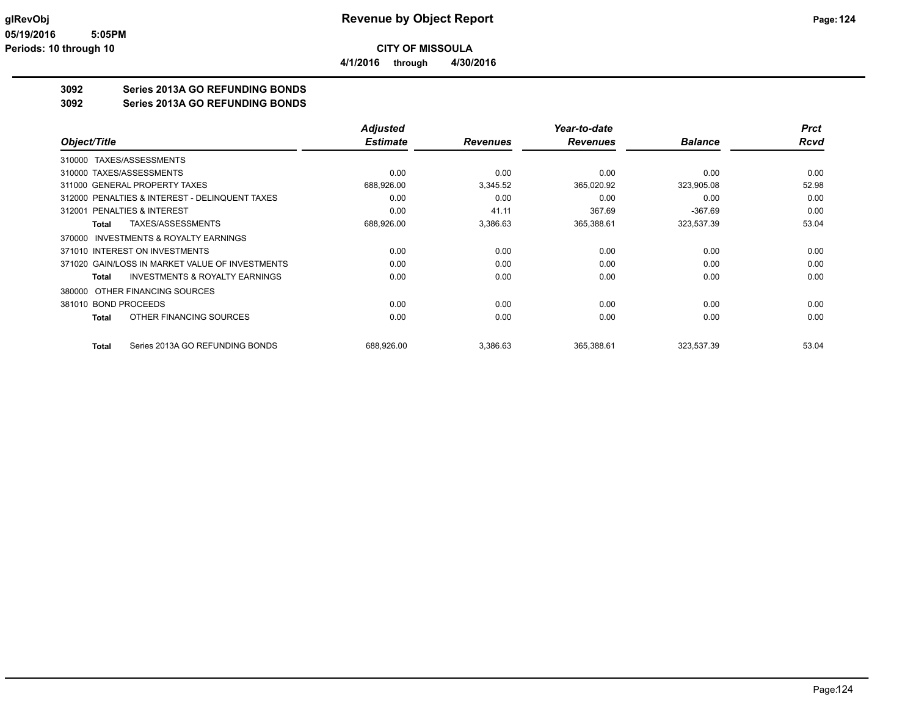**glRevObj** 
**05/19/2016 5:05PM** 
**Periods: 10 through 10**

# Revenue by Object Report

**CITY OF MISSOULA**

**4/1/2016 through 4/30/2016**

## 3092 Series 2013A GO REFUNDING BONDS
## 3092 Series 2013A GO REFUNDING BONDS

| Object/Title | Adjusted Estimate | Revenues | Year-to-date Revenues | Balance | Prct Rcvd |
|---|---|---|---|---|---|
| 310000 TAXES/ASSESSMENTS | | | | | |
| 310000 TAXES/ASSESSMENTS | 0.00 | 0.00 | 0.00 | 0.00 | 0.00 |
| 311000 GENERAL PROPERTY TAXES | 688,926.00 | 3,345.52 | 365,020.92 | 323,905.08 | 52.98 |
| 312000 PENALTIES & INTEREST - DELINQUENT TAXES | 0.00 | 0.00 | 0.00 | 0.00 | 0.00 |
| 312001 PENALTIES & INTEREST | 0.00 | 41.11 | 367.69 | -367.69 | 0.00 |
| **Total** TAXES/ASSESSMENTS | 688,926.00 | 3,386.63 | 365,388.61 | 323,537.39 | 53.04 |
| 370000 INVESTMENTS & ROYALTY EARNINGS | | | | | |
| 371010 INTEREST ON INVESTMENTS | 0.00 | 0.00 | 0.00 | 0.00 | 0.00 |
| 371020 GAIN/LOSS IN MARKET VALUE OF INVESTMENTS | 0.00 | 0.00 | 0.00 | 0.00 | 0.00 |
| **Total** INVESTMENTS & ROYALTY EARNINGS | 0.00 | 0.00 | 0.00 | 0.00 | 0.00 |
| 380000 OTHER FINANCING SOURCES | | | | | |
| 381010 BOND PROCEEDS | 0.00 | 0.00 | 0.00 | 0.00 | 0.00 |
| **Total** OTHER FINANCING SOURCES | 0.00 | 0.00 | 0.00 | 0.00 | 0.00 |
| **Total** Series 2013A GO REFUNDING BONDS | 688,926.00 | 3,386.63 | 365,388.61 | 323,537.39 | 53.04 |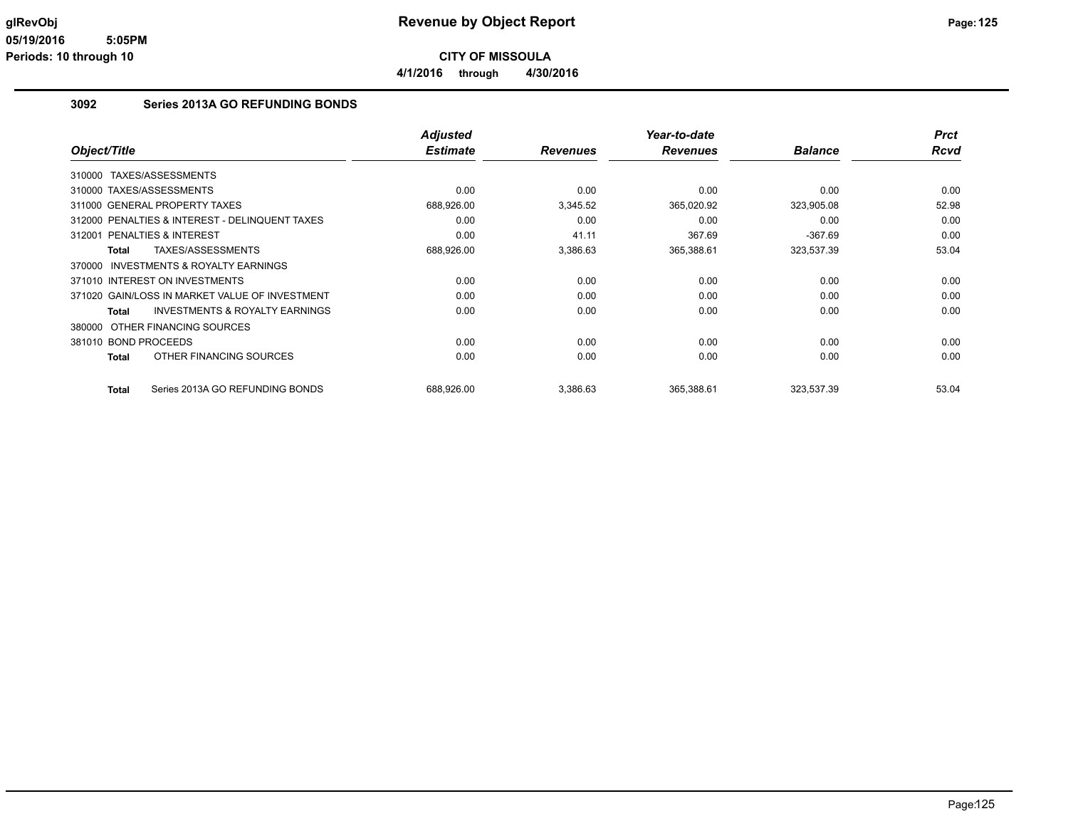**CITY OF MISSOULA**

**4/1/2016 through 4/30/2016**

## 3092 Series 2013A GO REFUNDING BONDS

| Object/Title | Adjusted Estimate | Revenues | Year-to-date Revenues | Balance | Prct Rcvd |
|---|---|---|---|---|---|
| 310000 TAXES/ASSESSMENTS | | | | | |
| 310000 TAXES/ASSESSMENTS | 0.00 | 0.00 | 0.00 | 0.00 | 0.00 |
| 311000 GENERAL PROPERTY TAXES | 688,926.00 | 3,345.52 | 365,020.92 | 323,905.08 | 52.98 |
| 312000 PENALTIES & INTEREST - DELINQUENT TAXES | 0.00 | 0.00 | 0.00 | 0.00 | 0.00 |
| 312001 PENALTIES & INTEREST | 0.00 | 41.11 | 367.69 | -367.69 | 0.00 |
| **Total** TAXES/ASSESSMENTS | 688,926.00 | 3,386.63 | 365,388.61 | 323,537.39 | 53.04 |
| 370000 INVESTMENTS & ROYALTY EARNINGS | | | | | |
| 371010 INTEREST ON INVESTMENTS | 0.00 | 0.00 | 0.00 | 0.00 | 0.00 |
| 371020 GAIN/LOSS IN MARKET VALUE OF INVESTMENT | 0.00 | 0.00 | 0.00 | 0.00 | 0.00 |
| **Total** INVESTMENTS & ROYALTY EARNINGS | 0.00 | 0.00 | 0.00 | 0.00 | 0.00 |
| 380000 OTHER FINANCING SOURCES | | | | | |
| 381010 BOND PROCEEDS | 0.00 | 0.00 | 0.00 | 0.00 | 0.00 |
| **Total** OTHER FINANCING SOURCES | 0.00 | 0.00 | 0.00 | 0.00 | 0.00 |
| **Total** Series 2013A GO REFUNDING BONDS | 688,926.00 | 3,386.63 | 365,388.61 | 323,537.39 | 53.04 |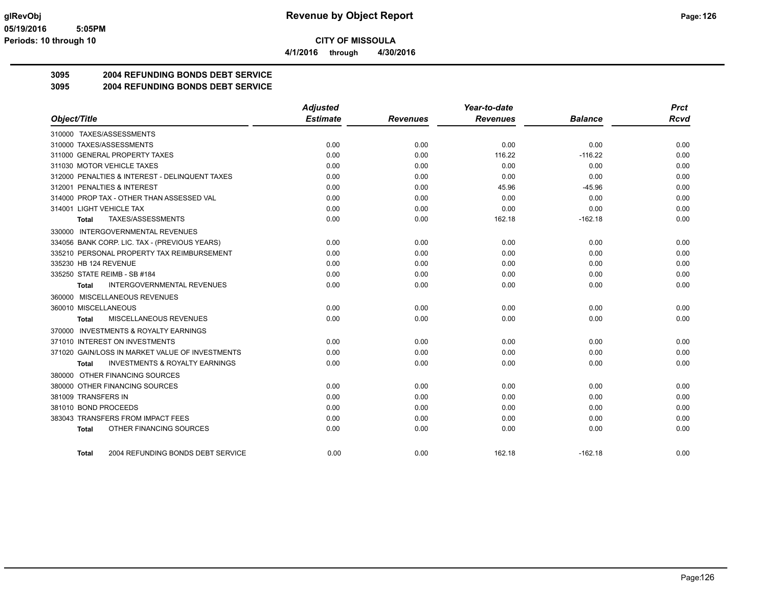**CITY OF MISSOULA**

**4/1/2016 through 4/30/2016**

## 3095 2004 REFUNDING BONDS DEBT SERVICE

## 3095 2004 REFUNDING BONDS DEBT SERVICE

| Object/Title | Adjusted Estimate | Revenues | Year-to-date Revenues | Balance | Prct Rcvd |
|---|---|---|---|---|---|
| 310000 TAXES/ASSESSMENTS | | | | | |
| 310000 TAXES/ASSESSMENTS | 0.00 | 0.00 | 0.00 | 0.00 | 0.00 |
| 311000 GENERAL PROPERTY TAXES | 0.00 | 0.00 | 116.22 | -116.22 | 0.00 |
| 311030 MOTOR VEHICLE TAXES | 0.00 | 0.00 | 0.00 | 0.00 | 0.00 |
| 312000 PENALTIES & INTEREST - DELINQUENT TAXES | 0.00 | 0.00 | 0.00 | 0.00 | 0.00 |
| 312001 PENALTIES & INTEREST | 0.00 | 0.00 | 45.96 | -45.96 | 0.00 |
| 314000 PROP TAX - OTHER THAN ASSESSED VAL | 0.00 | 0.00 | 0.00 | 0.00 | 0.00 |
| 314001 LIGHT VEHICLE TAX | 0.00 | 0.00 | 0.00 | 0.00 | 0.00 |
| **Total** TAXES/ASSESSMENTS | 0.00 | 0.00 | 162.18 | -162.18 | 0.00 |
| 330000 INTERGOVERNMENTAL REVENUES | | | | | |
| 334056 BANK CORP. LIC. TAX - (PREVIOUS YEARS) | 0.00 | 0.00 | 0.00 | 0.00 | 0.00 |
| 335210 PERSONAL PROPERTY TAX REIMBURSEMENT | 0.00 | 0.00 | 0.00 | 0.00 | 0.00 |
| 335230 HB 124 REVENUE | 0.00 | 0.00 | 0.00 | 0.00 | 0.00 |
| 335250 STATE REIMB - SB #184 | 0.00 | 0.00 | 0.00 | 0.00 | 0.00 |
| **Total** INTERGOVERNMENTAL REVENUES | 0.00 | 0.00 | 0.00 | 0.00 | 0.00 |
| 360000 MISCELLANEOUS REVENUES | | | | | |
| 360010 MISCELLANEOUS | 0.00 | 0.00 | 0.00 | 0.00 | 0.00 |
| **Total** MISCELLANEOUS REVENUES | 0.00 | 0.00 | 0.00 | 0.00 | 0.00 |
| 370000 INVESTMENTS & ROYALTY EARNINGS | | | | | |
| 371010 INTEREST ON INVESTMENTS | 0.00 | 0.00 | 0.00 | 0.00 | 0.00 |
| 371020 GAIN/LOSS IN MARKET VALUE OF INVESTMENTS | 0.00 | 0.00 | 0.00 | 0.00 | 0.00 |
| **Total** INVESTMENTS & ROYALTY EARNINGS | 0.00 | 0.00 | 0.00 | 0.00 | 0.00 |
| 380000 OTHER FINANCING SOURCES | | | | | |
| 380000 OTHER FINANCING SOURCES | 0.00 | 0.00 | 0.00 | 0.00 | 0.00 |
| 381009 TRANSFERS IN | 0.00 | 0.00 | 0.00 | 0.00 | 0.00 |
| 381010 BOND PROCEEDS | 0.00 | 0.00 | 0.00 | 0.00 | 0.00 |
| 383043 TRANSFERS FROM IMPACT FEES | 0.00 | 0.00 | 0.00 | 0.00 | 0.00 |
| **Total** OTHER FINANCING SOURCES | 0.00 | 0.00 | 0.00 | 0.00 | 0.00 |
| **Total** 2004 REFUNDING BONDS DEBT SERVICE | 0.00 | 0.00 | 162.18 | -162.18 | 0.00 |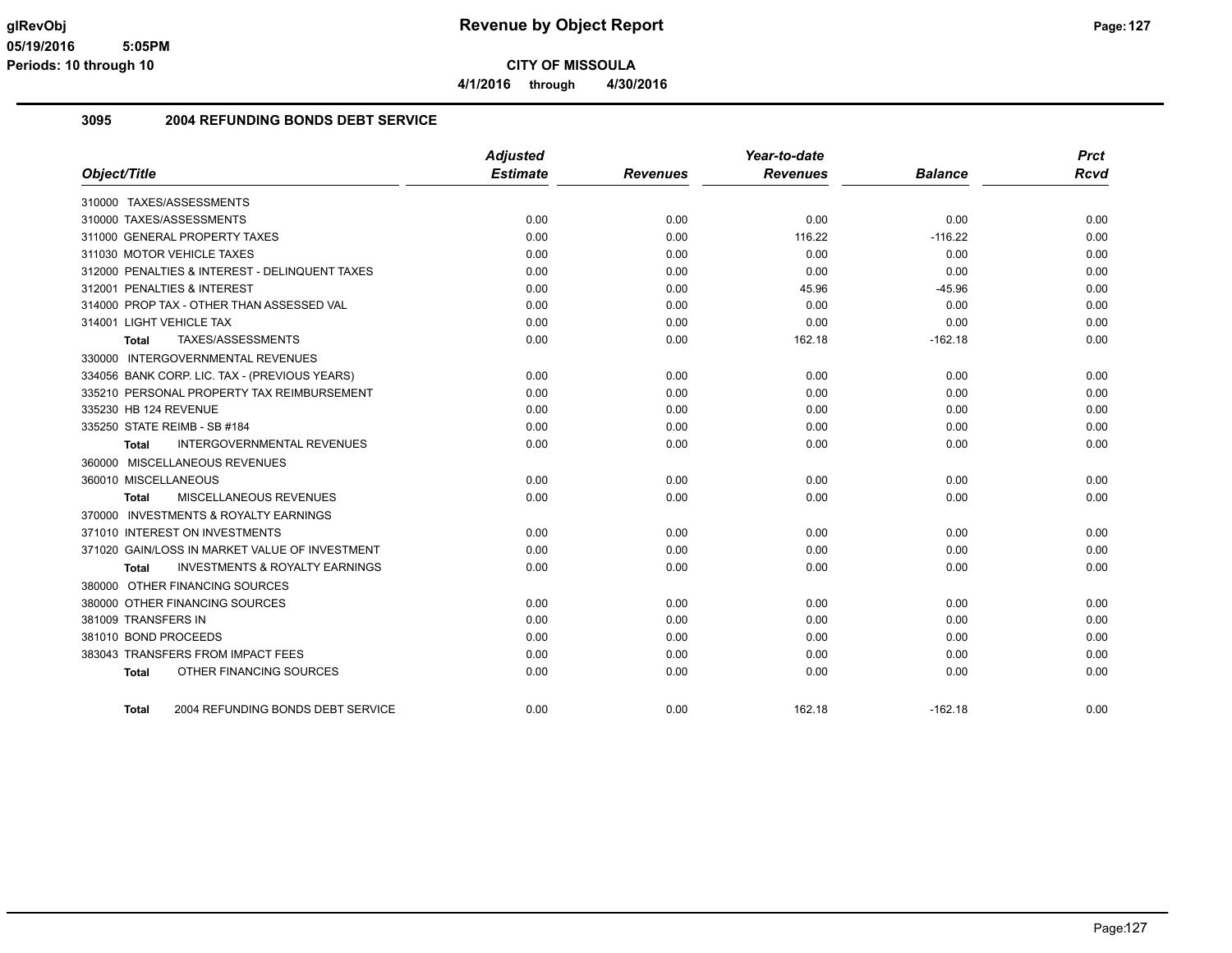**glRevObj** | **Revenue by Object Report**
**05/19/2016 5:05PM**
**Periods: 10 through 10**

**CITY OF MISSOULA**
**4/1/2016 through 4/30/2016**

## 3095 2004 REFUNDING BONDS DEBT SERVICE

| Object/Title | Adjusted Estimate | Revenues | Year-to-date Revenues | Balance | Prct Rcvd |
|---|---|---|---|---|---|
| 310000 TAXES/ASSESSMENTS | | | | | |
| 310000 TAXES/ASSESSMENTS | 0.00 | 0.00 | 0.00 | 0.00 | 0.00 |
| 311000 GENERAL PROPERTY TAXES | 0.00 | 0.00 | 116.22 | -116.22 | 0.00 |
| 311030 MOTOR VEHICLE TAXES | 0.00 | 0.00 | 0.00 | 0.00 | 0.00 |
| 312000 PENALTIES & INTEREST - DELINQUENT TAXES | 0.00 | 0.00 | 0.00 | 0.00 | 0.00 |
| 312001 PENALTIES & INTEREST | 0.00 | 0.00 | 45.96 | -45.96 | 0.00 |
| 314000 PROP TAX - OTHER THAN ASSESSED VAL | 0.00 | 0.00 | 0.00 | 0.00 | 0.00 |
| 314001 LIGHT VEHICLE TAX | 0.00 | 0.00 | 0.00 | 0.00 | 0.00 |
| **Total** TAXES/ASSESSMENTS | 0.00 | 0.00 | 162.18 | -162.18 | 0.00 |
| 330000 INTERGOVERNMENTAL REVENUES | | | | | |
| 334056 BANK CORP. LIC. TAX - (PREVIOUS YEARS) | 0.00 | 0.00 | 0.00 | 0.00 | 0.00 |
| 335210 PERSONAL PROPERTY TAX REIMBURSEMENT | 0.00 | 0.00 | 0.00 | 0.00 | 0.00 |
| 335230 HB 124 REVENUE | 0.00 | 0.00 | 0.00 | 0.00 | 0.00 |
| 335250 STATE REIMB - SB #184 | 0.00 | 0.00 | 0.00 | 0.00 | 0.00 |
| **Total** INTERGOVERNMENTAL REVENUES | 0.00 | 0.00 | 0.00 | 0.00 | 0.00 |
| 360000 MISCELLANEOUS REVENUES | | | | | |
| 360010 MISCELLANEOUS | 0.00 | 0.00 | 0.00 | 0.00 | 0.00 |
| **Total** MISCELLANEOUS REVENUES | 0.00 | 0.00 | 0.00 | 0.00 | 0.00 |
| 370000 INVESTMENTS & ROYALTY EARNINGS | | | | | |
| 371010 INTEREST ON INVESTMENTS | 0.00 | 0.00 | 0.00 | 0.00 | 0.00 |
| 371020 GAIN/LOSS IN MARKET VALUE OF INVESTMENT | 0.00 | 0.00 | 0.00 | 0.00 | 0.00 |
| **Total** INVESTMENTS & ROYALTY EARNINGS | 0.00 | 0.00 | 0.00 | 0.00 | 0.00 |
| 380000 OTHER FINANCING SOURCES | | | | | |
| 380000 OTHER FINANCING SOURCES | 0.00 | 0.00 | 0.00 | 0.00 | 0.00 |
| 381009 TRANSFERS IN | 0.00 | 0.00 | 0.00 | 0.00 | 0.00 |
| 381010 BOND PROCEEDS | 0.00 | 0.00 | 0.00 | 0.00 | 0.00 |
| 383043 TRANSFERS FROM IMPACT FEES | 0.00 | 0.00 | 0.00 | 0.00 | 0.00 |
| **Total** OTHER FINANCING SOURCES | 0.00 | 0.00 | 0.00 | 0.00 | 0.00 |
| **Total** 2004 REFUNDING BONDS DEBT SERVICE | 0.00 | 0.00 | 162.18 | -162.18 | 0.00 |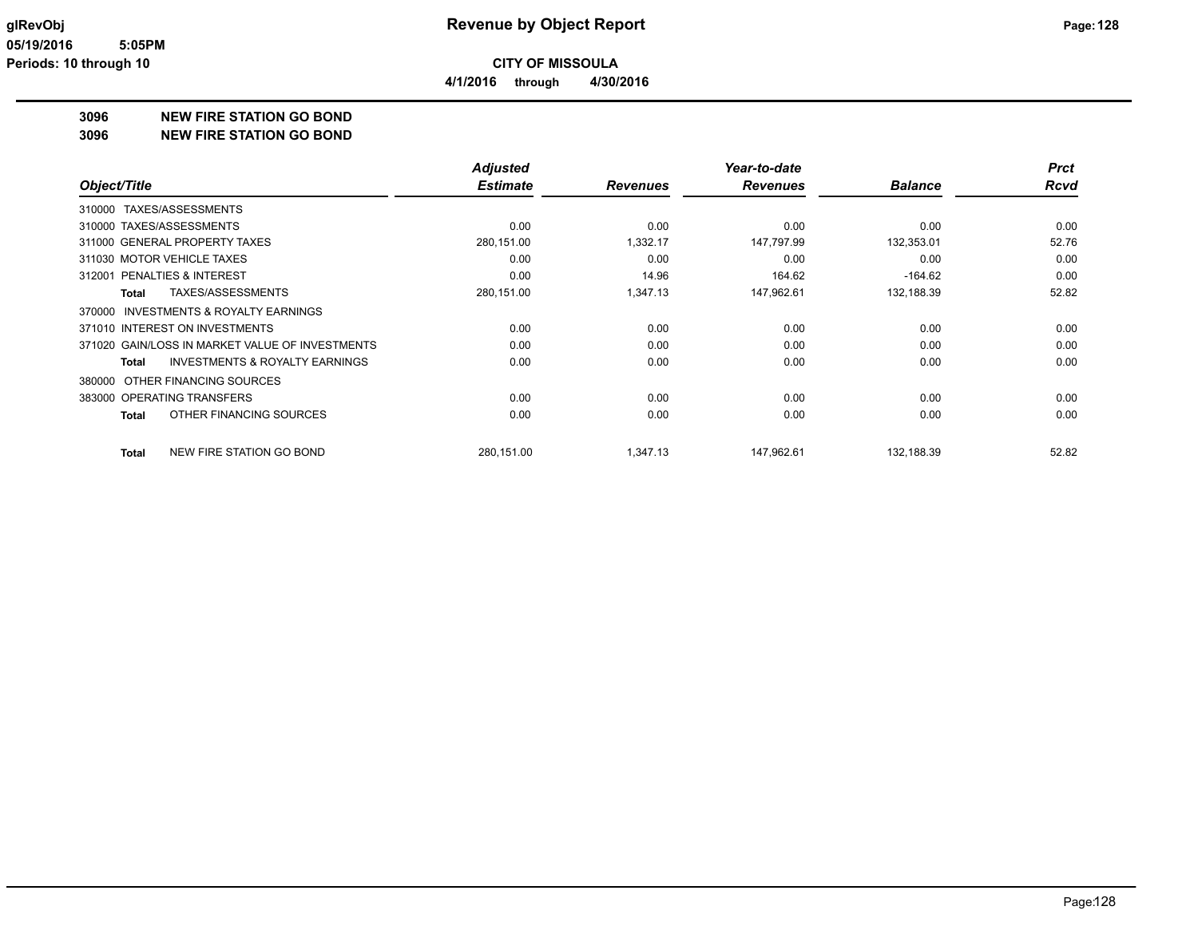# Revenue by Object Report

glRevObj
05/19/2016 5:05PM
Periods: 10 through 10

**CITY OF MISSOULA**

**4/1/2016 through 4/30/2016**

## 3096 NEW FIRE STATION GO BOND
## 3096 NEW FIRE STATION GO BOND

| Object/Title | Adjusted Estimate | Revenues | Year-to-date Revenues | Balance | Prct Rcvd |
|---|---|---|---|---|---|
| 310000 TAXES/ASSESSMENTS | | | | | |
| 310000 TAXES/ASSESSMENTS | 0.00 | 0.00 | 0.00 | 0.00 | 0.00 |
| 311000 GENERAL PROPERTY TAXES | 280,151.00 | 1,332.17 | 147,797.99 | 132,353.01 | 52.76 |
| 311030 MOTOR VEHICLE TAXES | 0.00 | 0.00 | 0.00 | 0.00 | 0.00 |
| 312001 PENALTIES & INTEREST | 0.00 | 14.96 | 164.62 | -164.62 | 0.00 |
| **Total** TAXES/ASSESSMENTS | 280,151.00 | 1,347.13 | 147,962.61 | 132,188.39 | 52.82 |
| 370000 INVESTMENTS & ROYALTY EARNINGS | | | | | |
| 371010 INTEREST ON INVESTMENTS | 0.00 | 0.00 | 0.00 | 0.00 | 0.00 |
| 371020 GAIN/LOSS IN MARKET VALUE OF INVESTMENTS | 0.00 | 0.00 | 0.00 | 0.00 | 0.00 |
| **Total** INVESTMENTS & ROYALTY EARNINGS | 0.00 | 0.00 | 0.00 | 0.00 | 0.00 |
| 380000 OTHER FINANCING SOURCES | | | | | |
| 383000 OPERATING TRANSFERS | 0.00 | 0.00 | 0.00 | 0.00 | 0.00 |
| **Total** OTHER FINANCING SOURCES | 0.00 | 0.00 | 0.00 | 0.00 | 0.00 |
| **Total** NEW FIRE STATION GO BOND | 280,151.00 | 1,347.13 | 147,962.61 | 132,188.39 | 52.82 |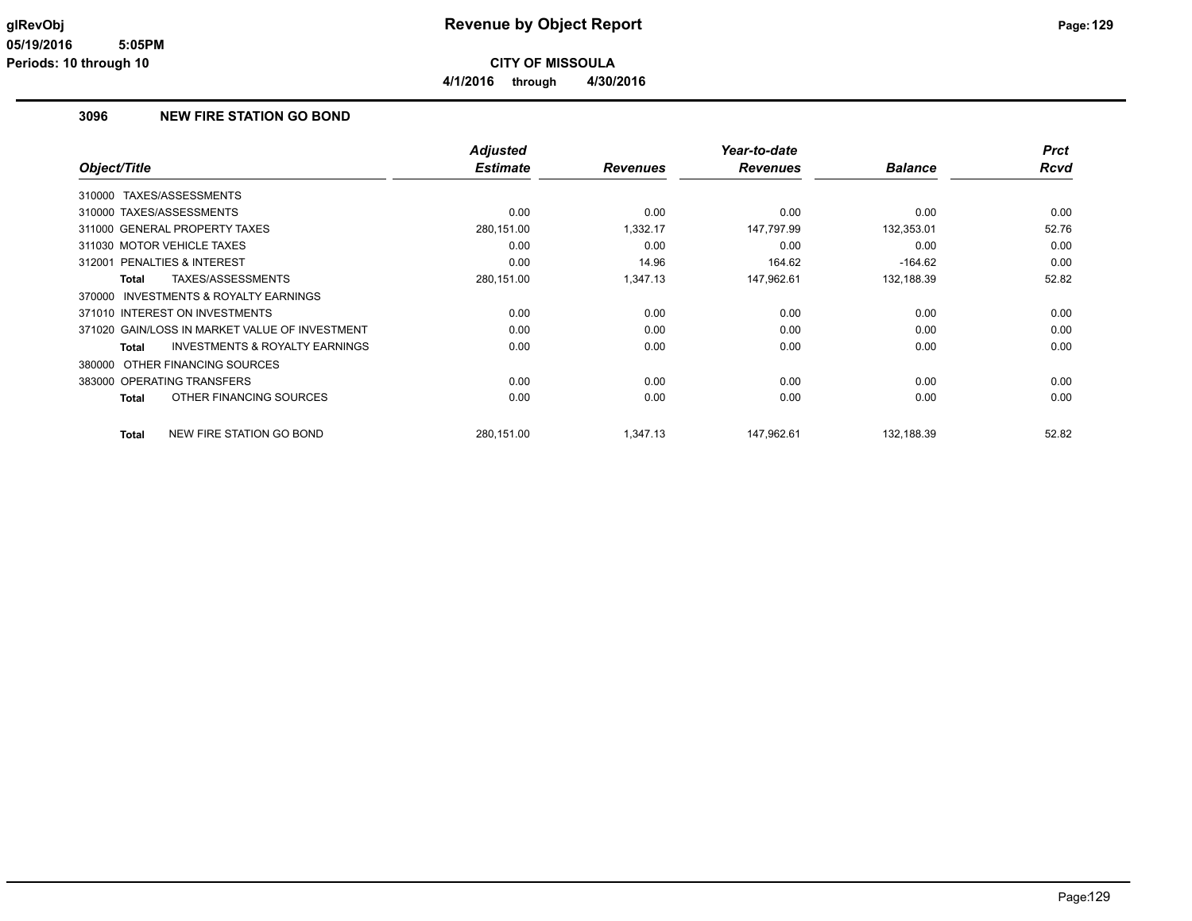**glRevObj**
**05/19/2016 5:05PM**
**Periods: 10 through 10**

# Revenue by Object Report

**CITY OF MISSOULA**

**4/1/2016 through 4/30/2016**

## 3096 NEW FIRE STATION GO BOND

| Object/Title | Adjusted Estimate | Revenues | Year-to-date Revenues | Balance | Prct Rcvd |
|---|---|---|---|---|---|
| 310000 TAXES/ASSESSMENTS | | | | | |
| 310000 TAXES/ASSESSMENTS | 0.00 | 0.00 | 0.00 | 0.00 | 0.00 |
| 311000 GENERAL PROPERTY TAXES | 280,151.00 | 1,332.17 | 147,797.99 | 132,353.01 | 52.76 |
| 311030 MOTOR VEHICLE TAXES | 0.00 | 0.00 | 0.00 | 0.00 | 0.00 |
| 312001 PENALTIES & INTEREST | 0.00 | 14.96 | 164.62 | -164.62 | 0.00 |
| **Total** TAXES/ASSESSMENTS | 280,151.00 | 1,347.13 | 147,962.61 | 132,188.39 | 52.82 |
| 370000 INVESTMENTS & ROYALTY EARNINGS | | | | | |
| 371010 INTEREST ON INVESTMENTS | 0.00 | 0.00 | 0.00 | 0.00 | 0.00 |
| 371020 GAIN/LOSS IN MARKET VALUE OF INVESTMENT | 0.00 | 0.00 | 0.00 | 0.00 | 0.00 |
| **Total** INVESTMENTS & ROYALTY EARNINGS | 0.00 | 0.00 | 0.00 | 0.00 | 0.00 |
| 380000 OTHER FINANCING SOURCES | | | | | |
| 383000 OPERATING TRANSFERS | 0.00 | 0.00 | 0.00 | 0.00 | 0.00 |
| **Total** OTHER FINANCING SOURCES | 0.00 | 0.00 | 0.00 | 0.00 | 0.00 |
| **Total** NEW FIRE STATION GO BOND | 280,151.00 | 1,347.13 | 147,962.61 | 132,188.39 | 52.82 |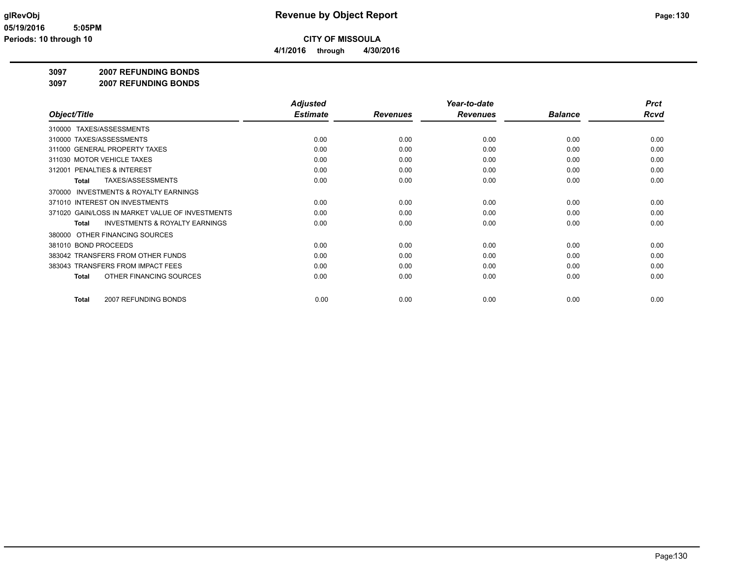**glRevObj**
**05/19/2016 5:05PM**
**Periods: 10 through 10**

# Revenue by Object Report

**CITY OF MISSOULA**

**4/1/2016 through 4/30/2016**

**3097 2007 REFUNDING BONDS**
**3097 2007 REFUNDING BONDS**

| Object/Title | Adjusted Estimate | Revenues | Year-to-date Revenues | Balance | Prct Rcvd |
|---|---|---|---|---|---|
| 310000 TAXES/ASSESSMENTS | | | | | |
| 310000 TAXES/ASSESSMENTS | 0.00 | 0.00 | 0.00 | 0.00 | 0.00 |
| 311000 GENERAL PROPERTY TAXES | 0.00 | 0.00 | 0.00 | 0.00 | 0.00 |
| 311030 MOTOR VEHICLE TAXES | 0.00 | 0.00 | 0.00 | 0.00 | 0.00 |
| 312001 PENALTIES & INTEREST | 0.00 | 0.00 | 0.00 | 0.00 | 0.00 |
| **Total** TAXES/ASSESSMENTS | 0.00 | 0.00 | 0.00 | 0.00 | 0.00 |
| 370000 INVESTMENTS & ROYALTY EARNINGS | | | | | |
| 371010 INTEREST ON INVESTMENTS | 0.00 | 0.00 | 0.00 | 0.00 | 0.00 |
| 371020 GAIN/LOSS IN MARKET VALUE OF INVESTMENTS | 0.00 | 0.00 | 0.00 | 0.00 | 0.00 |
| **Total** INVESTMENTS & ROYALTY EARNINGS | 0.00 | 0.00 | 0.00 | 0.00 | 0.00 |
| 380000 OTHER FINANCING SOURCES | | | | | |
| 381010 BOND PROCEEDS | 0.00 | 0.00 | 0.00 | 0.00 | 0.00 |
| 383042 TRANSFERS FROM OTHER FUNDS | 0.00 | 0.00 | 0.00 | 0.00 | 0.00 |
| 383043 TRANSFERS FROM IMPACT FEES | 0.00 | 0.00 | 0.00 | 0.00 | 0.00 |
| **Total** OTHER FINANCING SOURCES | 0.00 | 0.00 | 0.00 | 0.00 | 0.00 |
| **Total** 2007 REFUNDING BONDS | 0.00 | 0.00 | 0.00 | 0.00 | 0.00 |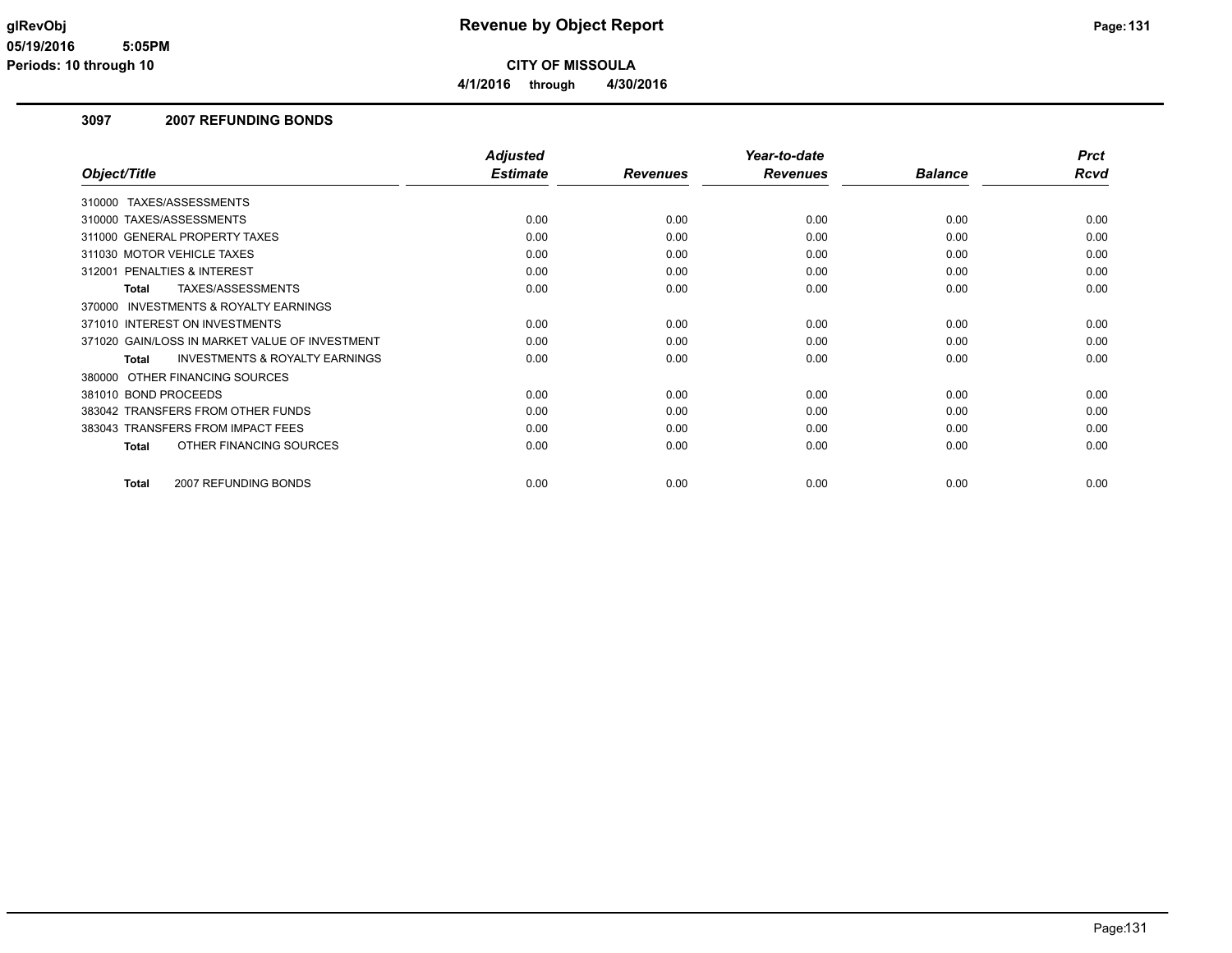# Revenue by Object Report

**CITY OF MISSOULA**

**4/1/2016 through 4/30/2016**

glRevObj
05/19/2016 5:05PM
Periods: 10 through 10

## 3097 2007 REFUNDING BONDS

| Object/Title | Adjusted Estimate | Revenues | Year-to-date Revenues | Balance | Prct Rcvd |
|---|---|---|---|---|---|
| 310000 TAXES/ASSESSMENTS | | | | | |
| 310000 TAXES/ASSESSMENTS | 0.00 | 0.00 | 0.00 | 0.00 | 0.00 |
| 311000 GENERAL PROPERTY TAXES | 0.00 | 0.00 | 0.00 | 0.00 | 0.00 |
| 311030 MOTOR VEHICLE TAXES | 0.00 | 0.00 | 0.00 | 0.00 | 0.00 |
| 312001 PENALTIES & INTEREST | 0.00 | 0.00 | 0.00 | 0.00 | 0.00 |
| **Total** TAXES/ASSESSMENTS | 0.00 | 0.00 | 0.00 | 0.00 | 0.00 |
| 370000 INVESTMENTS & ROYALTY EARNINGS | | | | | |
| 371010 INTEREST ON INVESTMENTS | 0.00 | 0.00 | 0.00 | 0.00 | 0.00 |
| 371020 GAIN/LOSS IN MARKET VALUE OF INVESTMENT | 0.00 | 0.00 | 0.00 | 0.00 | 0.00 |
| **Total** INVESTMENTS & ROYALTY EARNINGS | 0.00 | 0.00 | 0.00 | 0.00 | 0.00 |
| 380000 OTHER FINANCING SOURCES | | | | | |
| 381010 BOND PROCEEDS | 0.00 | 0.00 | 0.00 | 0.00 | 0.00 |
| 383042 TRANSFERS FROM OTHER FUNDS | 0.00 | 0.00 | 0.00 | 0.00 | 0.00 |
| 383043 TRANSFERS FROM IMPACT FEES | 0.00 | 0.00 | 0.00 | 0.00 | 0.00 |
| **Total** OTHER FINANCING SOURCES | 0.00 | 0.00 | 0.00 | 0.00 | 0.00 |
| **Total** 2007 REFUNDING BONDS | 0.00 | 0.00 | 0.00 | 0.00 | 0.00 |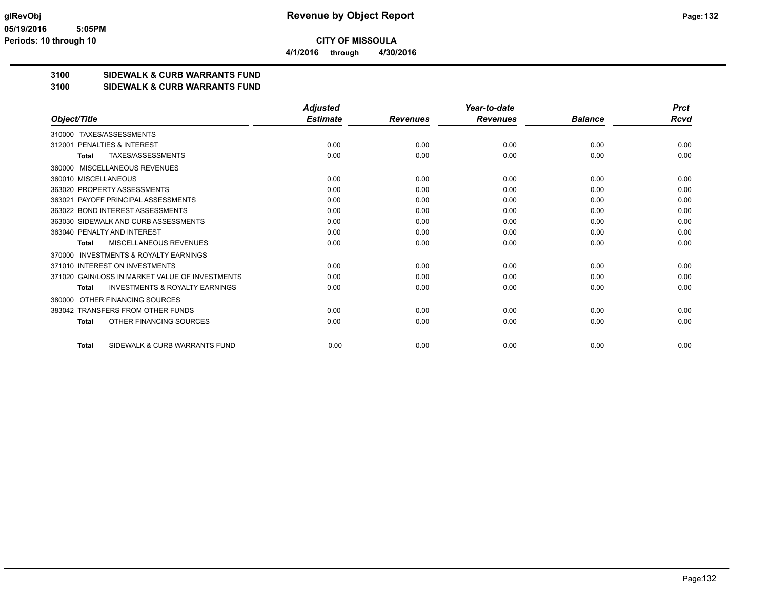# Revenue by Object Report

**CITY OF MISSOULA**

**4/1/2016 through 4/30/2016**

glRevObj
05/19/2016 5:05PM
Periods: 10 through 10

## 3100 SIDEWALK & CURB WARRANTS FUND
## 3100 SIDEWALK & CURB WARRANTS FUND

| Object/Title | Adjusted Estimate | Revenues | Year-to-date Revenues | Balance | Prct Rcvd |
|---|---|---|---|---|---|
| 310000 TAXES/ASSESSMENTS | | | | | |
| 312001 PENALTIES & INTEREST | 0.00 | 0.00 | 0.00 | 0.00 | 0.00 |
| **Total** TAXES/ASSESSMENTS | 0.00 | 0.00 | 0.00 | 0.00 | 0.00 |
| 360000 MISCELLANEOUS REVENUES | | | | | |
| 360010 MISCELLANEOUS | 0.00 | 0.00 | 0.00 | 0.00 | 0.00 |
| 363020 PROPERTY ASSESSMENTS | 0.00 | 0.00 | 0.00 | 0.00 | 0.00 |
| 363021 PAYOFF PRINCIPAL ASSESSMENTS | 0.00 | 0.00 | 0.00 | 0.00 | 0.00 |
| 363022 BOND INTEREST ASSESSMENTS | 0.00 | 0.00 | 0.00 | 0.00 | 0.00 |
| 363030 SIDEWALK AND CURB ASSESSMENTS | 0.00 | 0.00 | 0.00 | 0.00 | 0.00 |
| 363040 PENALTY AND INTEREST | 0.00 | 0.00 | 0.00 | 0.00 | 0.00 |
| **Total** MISCELLANEOUS REVENUES | 0.00 | 0.00 | 0.00 | 0.00 | 0.00 |
| 370000 INVESTMENTS & ROYALTY EARNINGS | | | | | |
| 371010 INTEREST ON INVESTMENTS | 0.00 | 0.00 | 0.00 | 0.00 | 0.00 |
| 371020 GAIN/LOSS IN MARKET VALUE OF INVESTMENTS | 0.00 | 0.00 | 0.00 | 0.00 | 0.00 |
| **Total** INVESTMENTS & ROYALTY EARNINGS | 0.00 | 0.00 | 0.00 | 0.00 | 0.00 |
| 380000 OTHER FINANCING SOURCES | | | | | |
| 383042 TRANSFERS FROM OTHER FUNDS | 0.00 | 0.00 | 0.00 | 0.00 | 0.00 |
| **Total** OTHER FINANCING SOURCES | 0.00 | 0.00 | 0.00 | 0.00 | 0.00 |
| **Total** SIDEWALK & CURB WARRANTS FUND | 0.00 | 0.00 | 0.00 | 0.00 | 0.00 |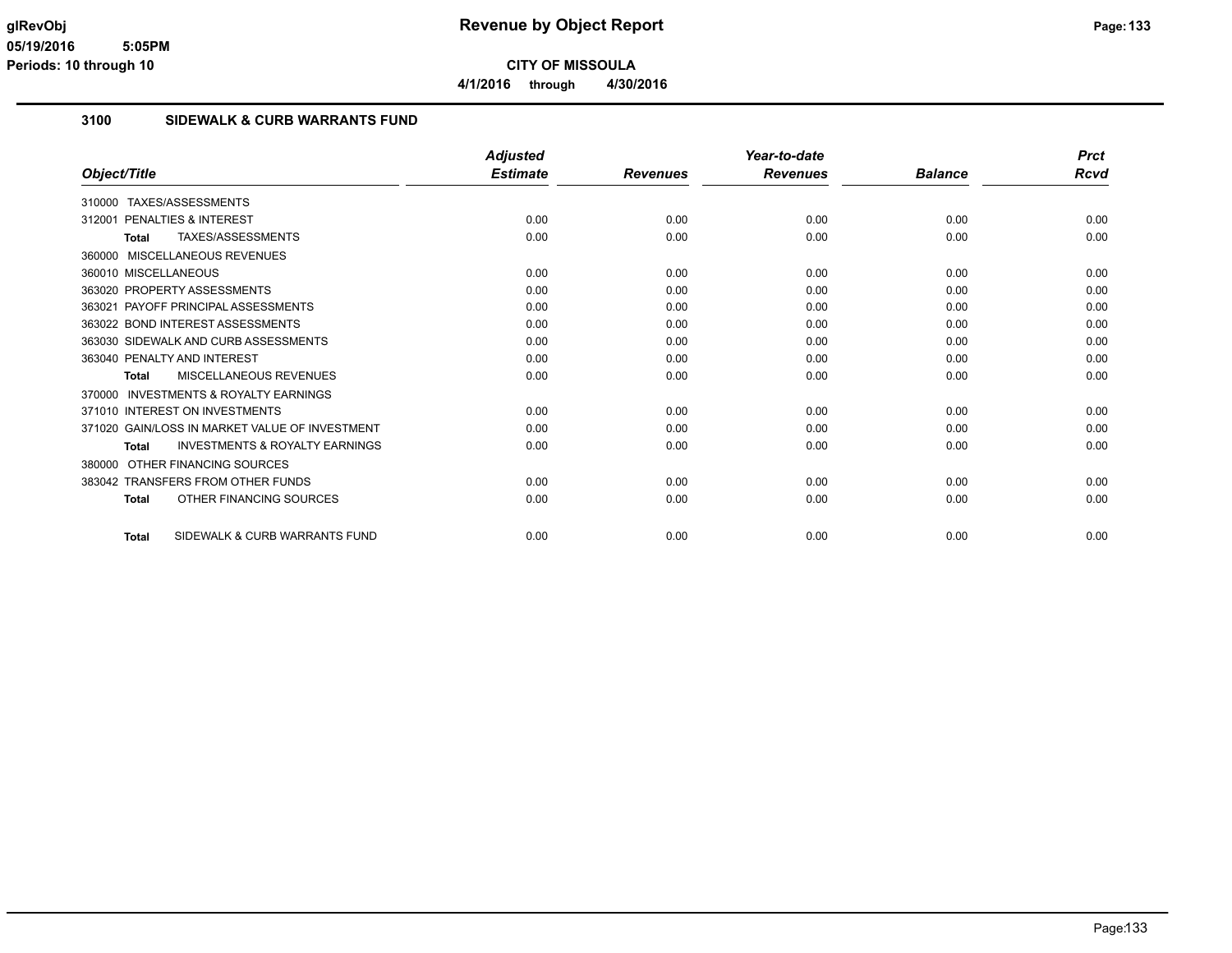# Revenue by Object Report

**CITY OF MISSOULA**

**4/1/2016 through 4/30/2016**

glRevObj
05/19/2016 5:05PM
Periods: 10 through 10

## 3100 SIDEWALK & CURB WARRANTS FUND

| Object/Title | Adjusted Estimate | Revenues | Year-to-date Revenues | Balance | Prct Rcvd |
|---|---|---|---|---|---|
| 310000 TAXES/ASSESSMENTS | | | | | |
| 312001 PENALTIES & INTEREST | 0.00 | 0.00 | 0.00 | 0.00 | 0.00 |
| **Total** TAXES/ASSESSMENTS | 0.00 | 0.00 | 0.00 | 0.00 | 0.00 |
| 360000 MISCELLANEOUS REVENUES | | | | | |
| 360010 MISCELLANEOUS | 0.00 | 0.00 | 0.00 | 0.00 | 0.00 |
| 363020 PROPERTY ASSESSMENTS | 0.00 | 0.00 | 0.00 | 0.00 | 0.00 |
| 363021 PAYOFF PRINCIPAL ASSESSMENTS | 0.00 | 0.00 | 0.00 | 0.00 | 0.00 |
| 363022 BOND INTEREST ASSESSMENTS | 0.00 | 0.00 | 0.00 | 0.00 | 0.00 |
| 363030 SIDEWALK AND CURB ASSESSMENTS | 0.00 | 0.00 | 0.00 | 0.00 | 0.00 |
| 363040 PENALTY AND INTEREST | 0.00 | 0.00 | 0.00 | 0.00 | 0.00 |
| **Total** MISCELLANEOUS REVENUES | 0.00 | 0.00 | 0.00 | 0.00 | 0.00 |
| 370000 INVESTMENTS & ROYALTY EARNINGS | | | | | |
| 371010 INTEREST ON INVESTMENTS | 0.00 | 0.00 | 0.00 | 0.00 | 0.00 |
| 371020 GAIN/LOSS IN MARKET VALUE OF INVESTMENT | 0.00 | 0.00 | 0.00 | 0.00 | 0.00 |
| **Total** INVESTMENTS & ROYALTY EARNINGS | 0.00 | 0.00 | 0.00 | 0.00 | 0.00 |
| 380000 OTHER FINANCING SOURCES | | | | | |
| 383042 TRANSFERS FROM OTHER FUNDS | 0.00 | 0.00 | 0.00 | 0.00 | 0.00 |
| **Total** OTHER FINANCING SOURCES | 0.00 | 0.00 | 0.00 | 0.00 | 0.00 |
| **Total** SIDEWALK & CURB WARRANTS FUND | 0.00 | 0.00 | 0.00 | 0.00 | 0.00 |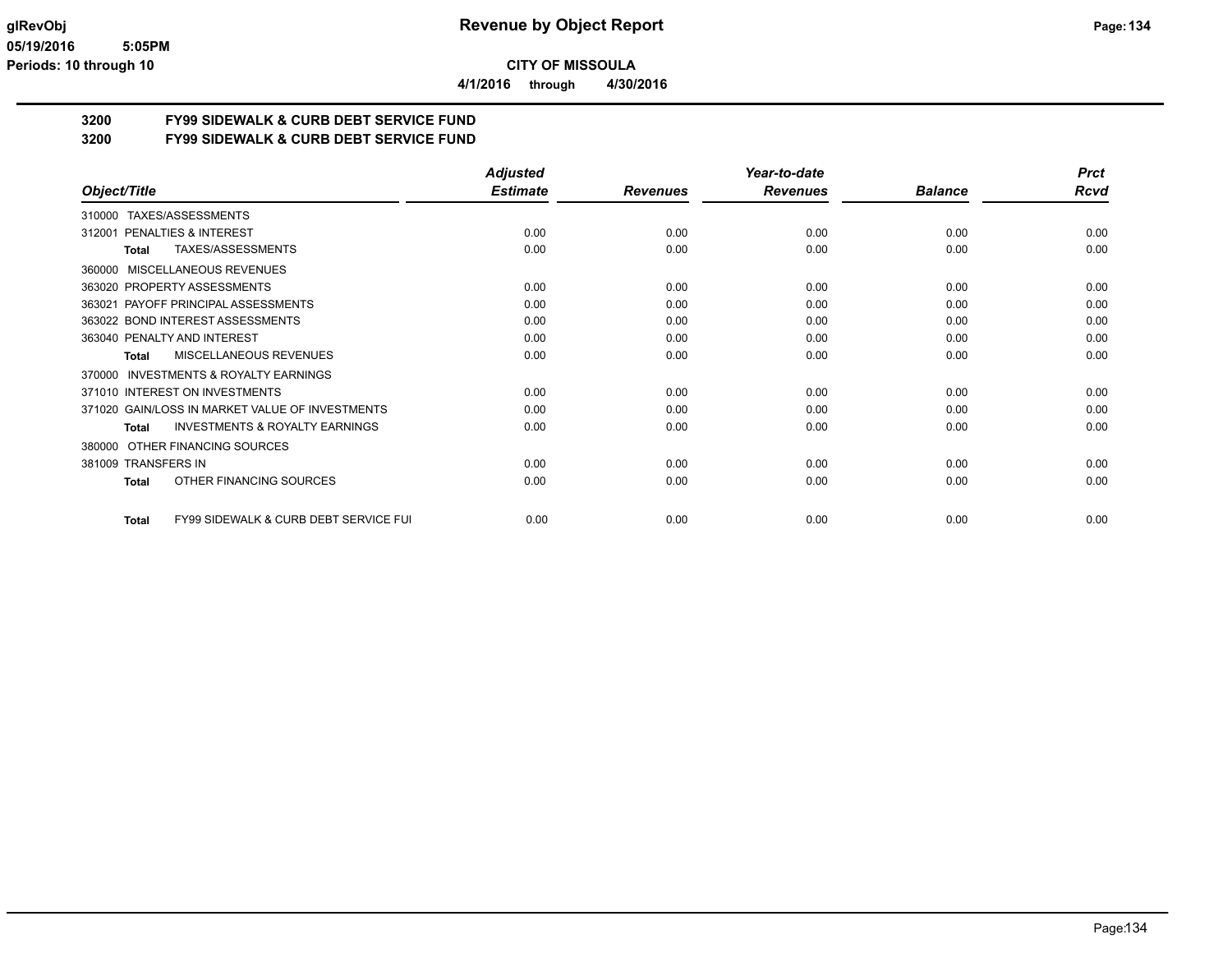# CITY OF MISSOULA

**4/1/2016 through 4/30/2016**

## 3200 FY99 SIDEWALK & CURB DEBT SERVICE FUND
## 3200 FY99 SIDEWALK & CURB DEBT SERVICE FUND

| Object/Title | Adjusted Estimate | Revenues | Year-to-date Revenues | Balance | Prct Rcvd |
|---|---|---|---|---|---|
| 310000 TAXES/ASSESSMENTS | | | | | |
| 312001 PENALTIES & INTEREST | 0.00 | 0.00 | 0.00 | 0.00 | 0.00 |
| **Total** TAXES/ASSESSMENTS | 0.00 | 0.00 | 0.00 | 0.00 | 0.00 |
| 360000 MISCELLANEOUS REVENUES | | | | | |
| 363020 PROPERTY ASSESSMENTS | 0.00 | 0.00 | 0.00 | 0.00 | 0.00 |
| 363021 PAYOFF PRINCIPAL ASSESSMENTS | 0.00 | 0.00 | 0.00 | 0.00 | 0.00 |
| 363022 BOND INTEREST ASSESSMENTS | 0.00 | 0.00 | 0.00 | 0.00 | 0.00 |
| 363040 PENALTY AND INTEREST | 0.00 | 0.00 | 0.00 | 0.00 | 0.00 |
| **Total** MISCELLANEOUS REVENUES | 0.00 | 0.00 | 0.00 | 0.00 | 0.00 |
| 370000 INVESTMENTS & ROYALTY EARNINGS | | | | | |
| 371010 INTEREST ON INVESTMENTS | 0.00 | 0.00 | 0.00 | 0.00 | 0.00 |
| 371020 GAIN/LOSS IN MARKET VALUE OF INVESTMENTS | 0.00 | 0.00 | 0.00 | 0.00 | 0.00 |
| **Total** INVESTMENTS & ROYALTY EARNINGS | 0.00 | 0.00 | 0.00 | 0.00 | 0.00 |
| 380000 OTHER FINANCING SOURCES | | | | | |
| 381009 TRANSFERS IN | 0.00 | 0.00 | 0.00 | 0.00 | 0.00 |
| **Total** OTHER FINANCING SOURCES | 0.00 | 0.00 | 0.00 | 0.00 | 0.00 |
| **Total** FY99 SIDEWALK & CURB DEBT SERVICE FUI | 0.00 | 0.00 | 0.00 | 0.00 | 0.00 |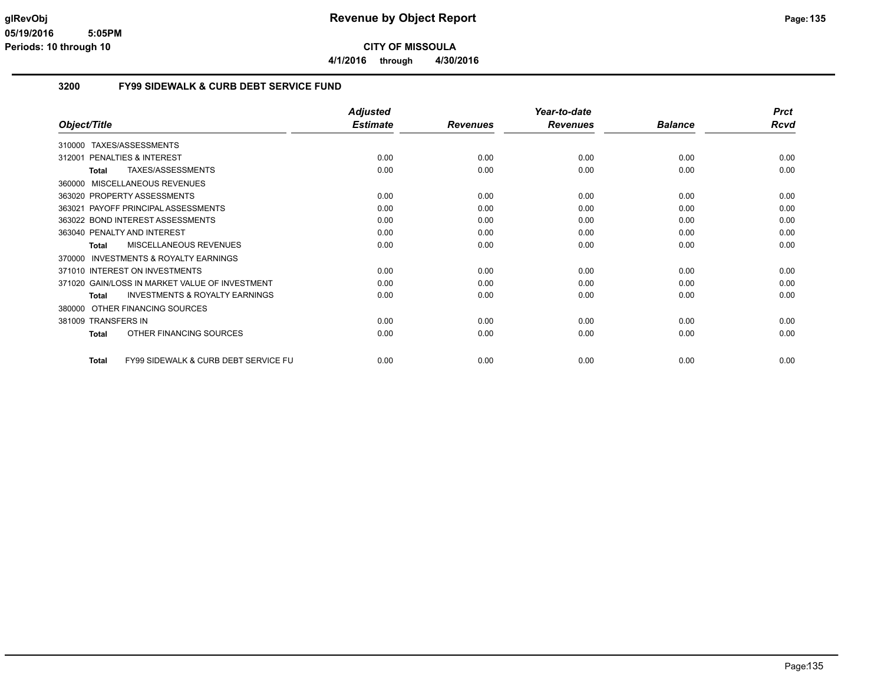glRevObj
05/19/2016 5:05PM
Periods: 10 through 10

# Revenue by Object Report

**CITY OF MISSOULA**

**4/1/2016 through 4/30/2016**

## 3200 FY99 SIDEWALK & CURB DEBT SERVICE FUND

| Object/Title | Adjusted Estimate | Revenues | Year-to-date Revenues | Balance | Prct Rcvd |
|---|---|---|---|---|---|
| 310000 TAXES/ASSESSMENTS | | | | | |
| 312001 PENALTIES & INTEREST | 0.00 | 0.00 | 0.00 | 0.00 | 0.00 |
| **Total** TAXES/ASSESSMENTS | 0.00 | 0.00 | 0.00 | 0.00 | 0.00 |
| 360000 MISCELLANEOUS REVENUES | | | | | |
| 363020 PROPERTY ASSESSMENTS | 0.00 | 0.00 | 0.00 | 0.00 | 0.00 |
| 363021 PAYOFF PRINCIPAL ASSESSMENTS | 0.00 | 0.00 | 0.00 | 0.00 | 0.00 |
| 363022 BOND INTEREST ASSESSMENTS | 0.00 | 0.00 | 0.00 | 0.00 | 0.00 |
| 363040 PENALTY AND INTEREST | 0.00 | 0.00 | 0.00 | 0.00 | 0.00 |
| **Total** MISCELLANEOUS REVENUES | 0.00 | 0.00 | 0.00 | 0.00 | 0.00 |
| 370000 INVESTMENTS & ROYALTY EARNINGS | | | | | |
| 371010 INTEREST ON INVESTMENTS | 0.00 | 0.00 | 0.00 | 0.00 | 0.00 |
| 371020 GAIN/LOSS IN MARKET VALUE OF INVESTMENT | 0.00 | 0.00 | 0.00 | 0.00 | 0.00 |
| **Total** INVESTMENTS & ROYALTY EARNINGS | 0.00 | 0.00 | 0.00 | 0.00 | 0.00 |
| 380000 OTHER FINANCING SOURCES | | | | | |
| 381009 TRANSFERS IN | 0.00 | 0.00 | 0.00 | 0.00 | 0.00 |
| **Total** OTHER FINANCING SOURCES | 0.00 | 0.00 | 0.00 | 0.00 | 0.00 |
| **Total** FY99 SIDEWALK & CURB DEBT SERVICE FU | 0.00 | 0.00 | 0.00 | 0.00 | 0.00 |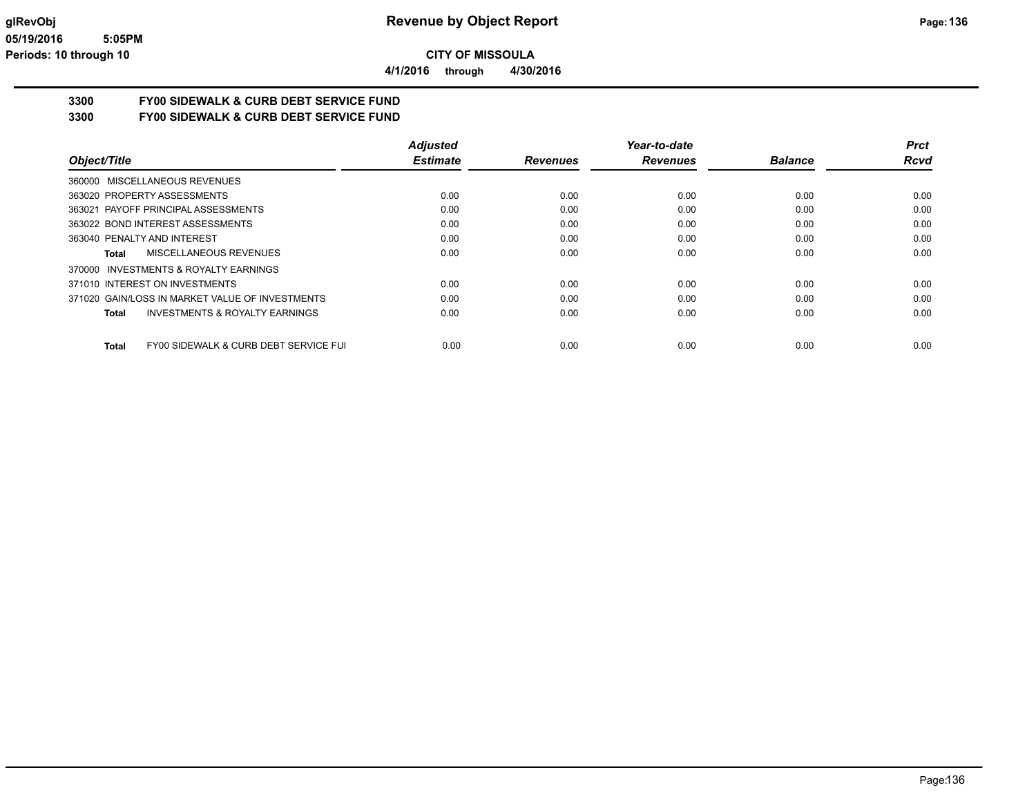# Revenue by Object Report

**CITY OF MISSOULA**

**4/1/2016 through 4/30/2016**

glRevObj
05/19/2016 5:05PM
Periods: 10 through 10

## 3300 FY00 SIDEWALK & CURB DEBT SERVICE FUND
## 3300 FY00 SIDEWALK & CURB DEBT SERVICE FUND

| Object/Title | Adjusted Estimate | Revenues | Year-to-date Revenues | Balance | Prct Rcvd |
|---|---|---|---|---|---|
| 360000 MISCELLANEOUS REVENUES | | | | | |
| 363020 PROPERTY ASSESSMENTS | 0.00 | 0.00 | 0.00 | 0.00 | 0.00 |
| 363021 PAYOFF PRINCIPAL ASSESSMENTS | 0.00 | 0.00 | 0.00 | 0.00 | 0.00 |
| 363022 BOND INTEREST ASSESSMENTS | 0.00 | 0.00 | 0.00 | 0.00 | 0.00 |
| 363040 PENALTY AND INTEREST | 0.00 | 0.00 | 0.00 | 0.00 | 0.00 |
| **Total** MISCELLANEOUS REVENUES | 0.00 | 0.00 | 0.00 | 0.00 | 0.00 |
| 370000 INVESTMENTS & ROYALTY EARNINGS | | | | | |
| 371010 INTEREST ON INVESTMENTS | 0.00 | 0.00 | 0.00 | 0.00 | 0.00 |
| 371020 GAIN/LOSS IN MARKET VALUE OF INVESTMENTS | 0.00 | 0.00 | 0.00 | 0.00 | 0.00 |
| **Total** INVESTMENTS & ROYALTY EARNINGS | 0.00 | 0.00 | 0.00 | 0.00 | 0.00 |
| **Total** FY00 SIDEWALK & CURB DEBT SERVICE FUI | 0.00 | 0.00 | 0.00 | 0.00 | 0.00 |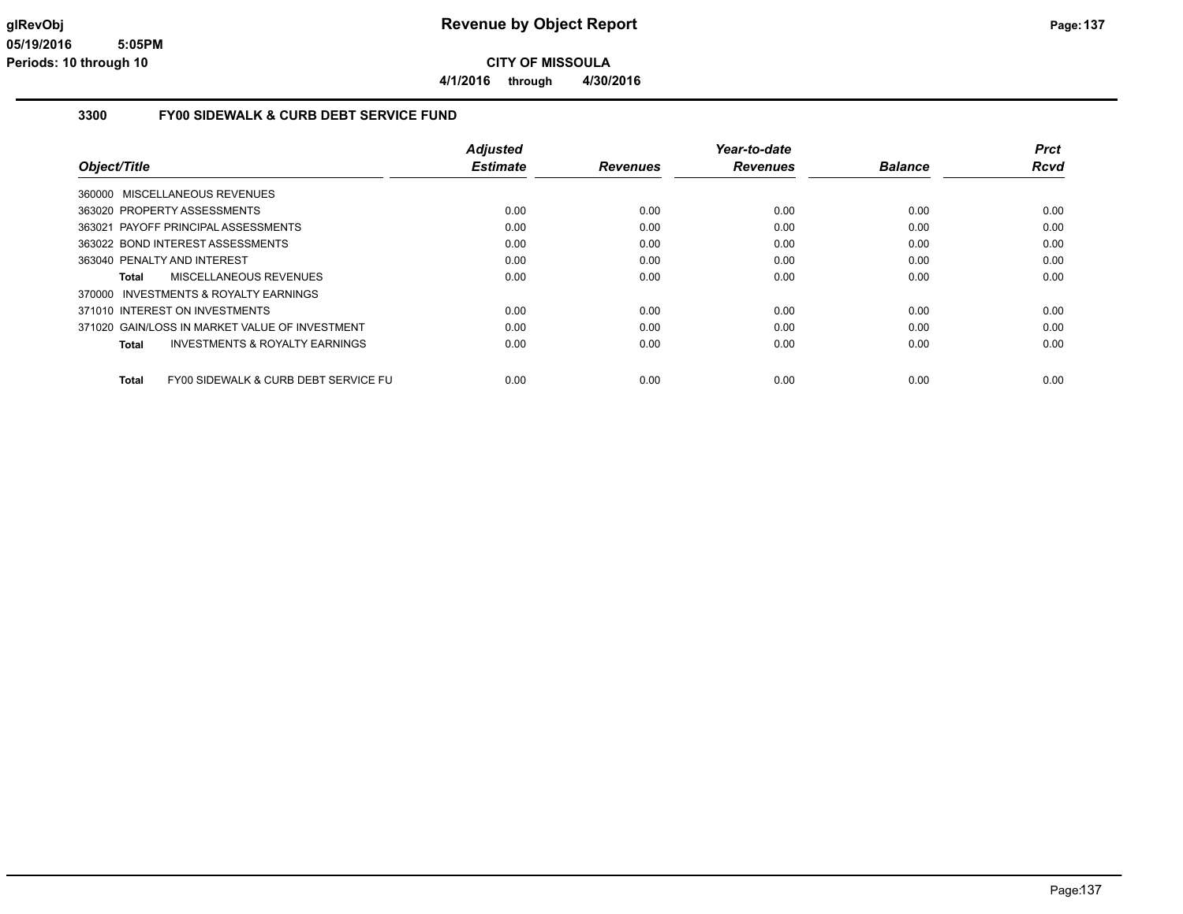**CITY OF MISSOULA**

**4/1/2016 through 4/30/2016**

## 3300 FY00 SIDEWALK & CURB DEBT SERVICE FUND

| Object/Title | Adjusted Estimate | Revenues | Year-to-date Revenues | Balance | Prct Rcvd |
|---|---|---|---|---|---|
| 360000 MISCELLANEOUS REVENUES | | | | | |
| 363020 PROPERTY ASSESSMENTS | 0.00 | 0.00 | 0.00 | 0.00 | 0.00 |
| 363021 PAYOFF PRINCIPAL ASSESSMENTS | 0.00 | 0.00 | 0.00 | 0.00 | 0.00 |
| 363022 BOND INTEREST ASSESSMENTS | 0.00 | 0.00 | 0.00 | 0.00 | 0.00 |
| 363040 PENALTY AND INTEREST | 0.00 | 0.00 | 0.00 | 0.00 | 0.00 |
| **Total** MISCELLANEOUS REVENUES | 0.00 | 0.00 | 0.00 | 0.00 | 0.00 |
| 370000 INVESTMENTS & ROYALTY EARNINGS | | | | | |
| 371010 INTEREST ON INVESTMENTS | 0.00 | 0.00 | 0.00 | 0.00 | 0.00 |
| 371020 GAIN/LOSS IN MARKET VALUE OF INVESTMENT | 0.00 | 0.00 | 0.00 | 0.00 | 0.00 |
| **Total** INVESTMENTS & ROYALTY EARNINGS | 0.00 | 0.00 | 0.00 | 0.00 | 0.00 |
| **Total** FY00 SIDEWALK & CURB DEBT SERVICE FU | 0.00 | 0.00 | 0.00 | 0.00 | 0.00 |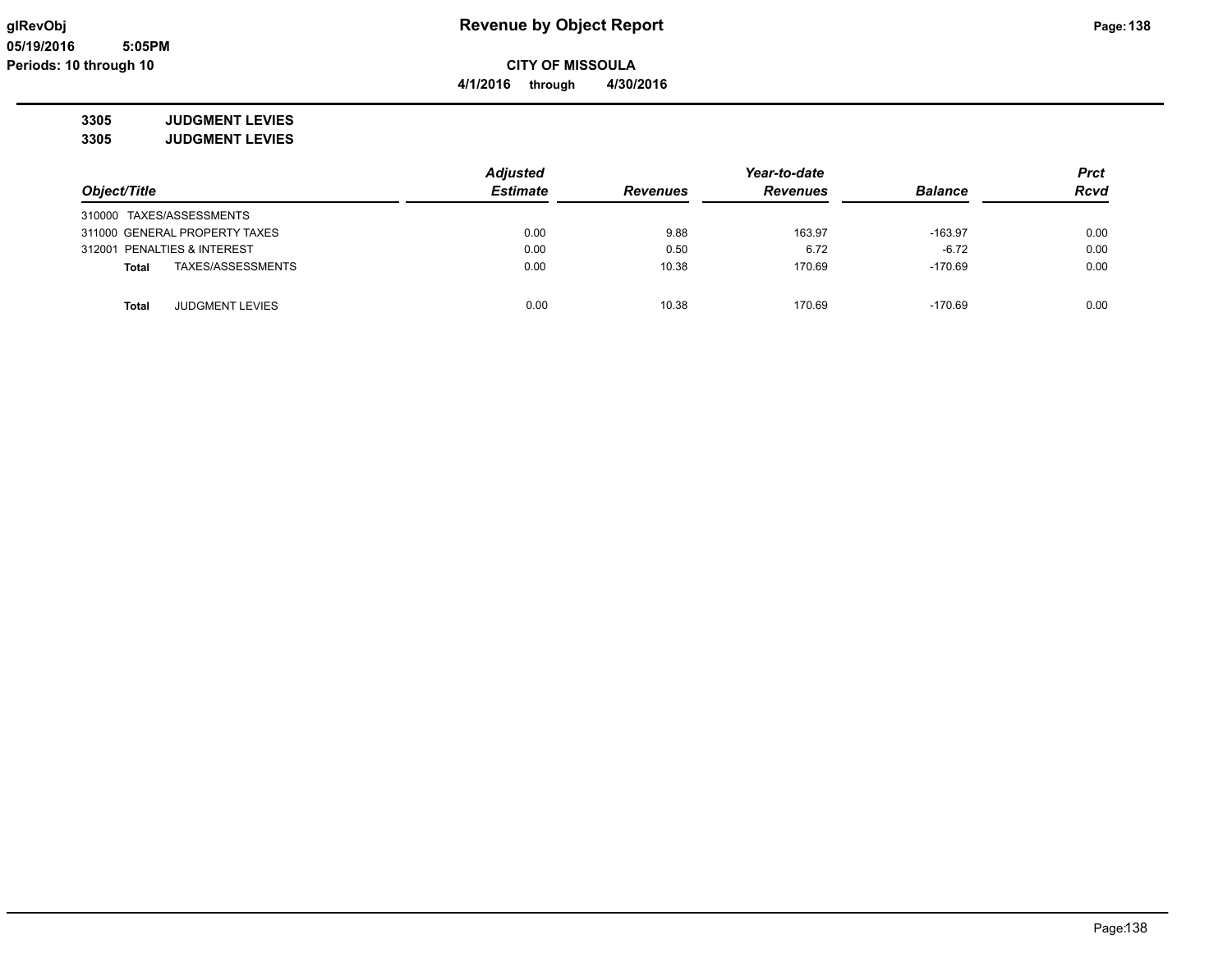# Revenue by Object Report

**CITY OF MISSOULA**

**4/1/2016 through 4/30/2016**

glRevObj
05/19/2016 5:05PM
Periods: 10 through 10

**3305 JUDGMENT LEVIES**
**3305 JUDGMENT LEVIES**

| Object/Title | Adjusted Estimate | Revenues | Year-to-date Revenues | Balance | Prct Rcvd |
|---|---|---|---|---|---|
| 310000 TAXES/ASSESSMENTS | | | | | |
| 311000 GENERAL PROPERTY TAXES | 0.00 | 9.88 | 163.97 | -163.97 | 0.00 |
| 312001 PENALTIES & INTEREST | 0.00 | 0.50 | 6.72 | -6.72 | 0.00 |
| **Total** TAXES/ASSESSMENTS | 0.00 | 10.38 | 170.69 | -170.69 | 0.00 |
| **Total** JUDGMENT LEVIES | 0.00 | 10.38 | 170.69 | -170.69 | 0.00 |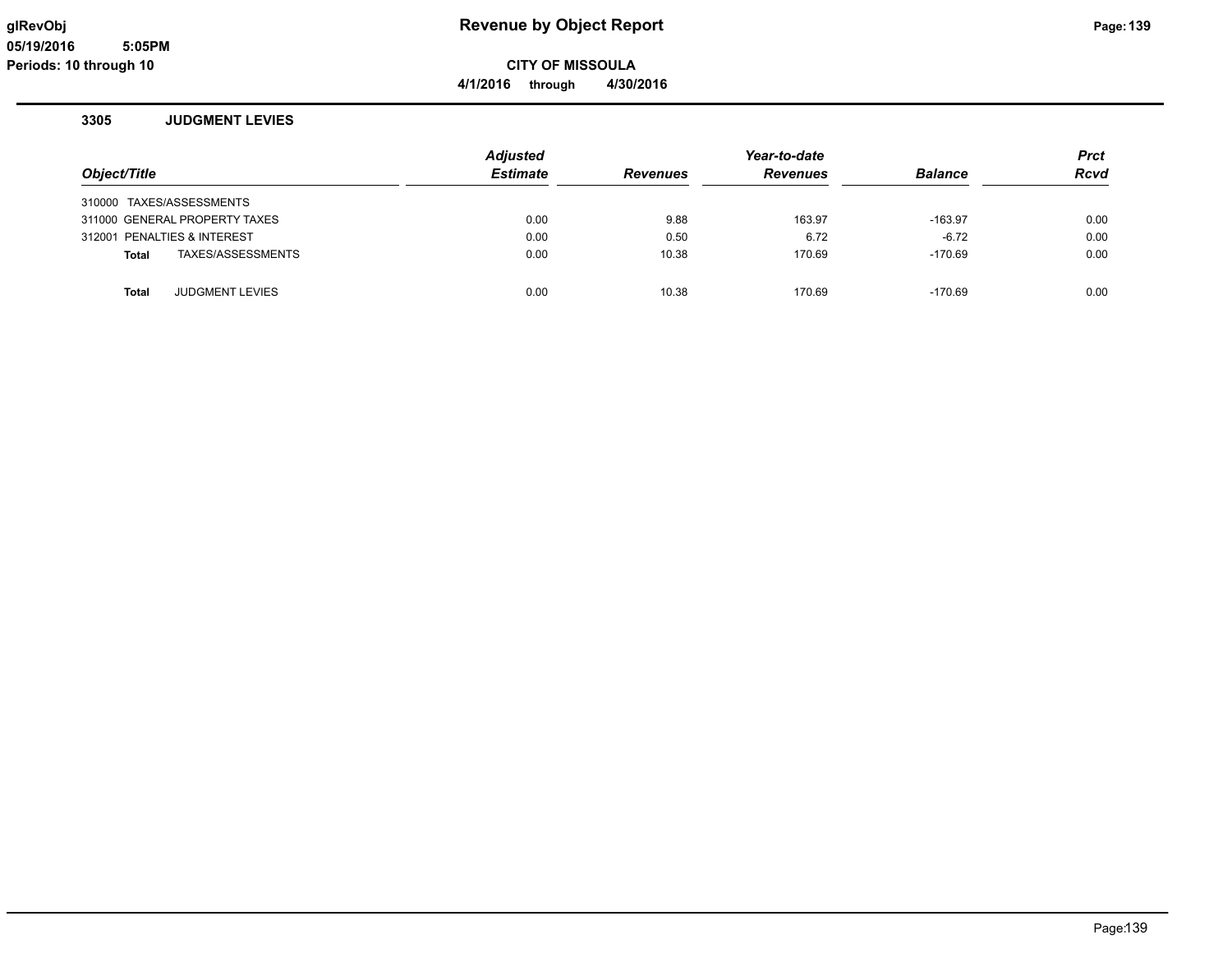**Revenue by Object Report**

**CITY OF MISSOULA**

**4/1/2016 through 4/30/2016**

glRevObj
05/19/2016 5:05PM
Periods: 10 through 10

### 3305 JUDGMENT LEVIES

| Object/Title | Adjusted Estimate | Revenues | Year-to-date Revenues | Balance | Prct Rcvd |
|---|---|---|---|---|---|
| 310000 TAXES/ASSESSMENTS | | | | | |
| 311000 GENERAL PROPERTY TAXES | 0.00 | 9.88 | 163.97 | -163.97 | 0.00 |
| 312001 PENALTIES & INTEREST | 0.00 | 0.50 | 6.72 | -6.72 | 0.00 |
| **Total** TAXES/ASSESSMENTS | 0.00 | 10.38 | 170.69 | -170.69 | 0.00 |
| | | | | | |
| **Total** JUDGMENT LEVIES | 0.00 | 10.38 | 170.69 | -170.69 | 0.00 |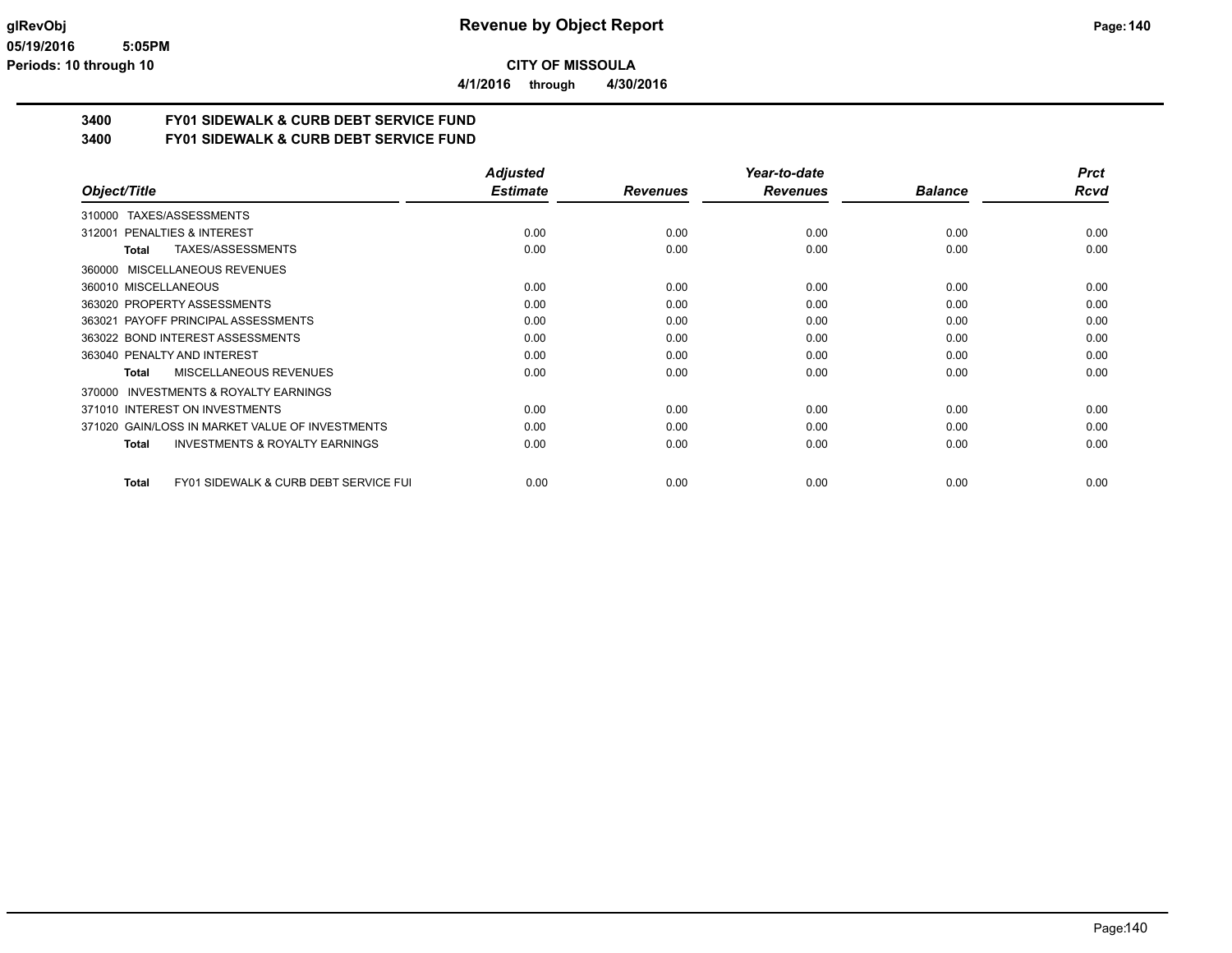# Revenue by Object Report

**CITY OF MISSOULA**

**4/1/2016 through 4/30/2016**

**3400 FY01 SIDEWALK & CURB DEBT SERVICE FUND**
**3400 FY01 SIDEWALK & CURB DEBT SERVICE FUND**

| Object/Title | Adjusted Estimate | Revenues | Year-to-date Revenues | Balance | Prct Rcvd |
|---|---|---|---|---|---|
| 310000 TAXES/ASSESSMENTS | | | | | |
| 312001 PENALTIES & INTEREST | 0.00 | 0.00 | 0.00 | 0.00 | 0.00 |
| **Total** TAXES/ASSESSMENTS | 0.00 | 0.00 | 0.00 | 0.00 | 0.00 |
| 360000 MISCELLANEOUS REVENUES | | | | | |
| 360010 MISCELLANEOUS | 0.00 | 0.00 | 0.00 | 0.00 | 0.00 |
| 363020 PROPERTY ASSESSMENTS | 0.00 | 0.00 | 0.00 | 0.00 | 0.00 |
| 363021 PAYOFF PRINCIPAL ASSESSMENTS | 0.00 | 0.00 | 0.00 | 0.00 | 0.00 |
| 363022 BOND INTEREST ASSESSMENTS | 0.00 | 0.00 | 0.00 | 0.00 | 0.00 |
| 363040 PENALTY AND INTEREST | 0.00 | 0.00 | 0.00 | 0.00 | 0.00 |
| **Total** MISCELLANEOUS REVENUES | 0.00 | 0.00 | 0.00 | 0.00 | 0.00 |
| 370000 INVESTMENTS & ROYALTY EARNINGS | | | | | |
| 371010 INTEREST ON INVESTMENTS | 0.00 | 0.00 | 0.00 | 0.00 | 0.00 |
| 371020 GAIN/LOSS IN MARKET VALUE OF INVESTMENTS | 0.00 | 0.00 | 0.00 | 0.00 | 0.00 |
| **Total** INVESTMENTS & ROYALTY EARNINGS | 0.00 | 0.00 | 0.00 | 0.00 | 0.00 |
| **Total** FY01 SIDEWALK & CURB DEBT SERVICE FUI | 0.00 | 0.00 | 0.00 | 0.00 | 0.00 |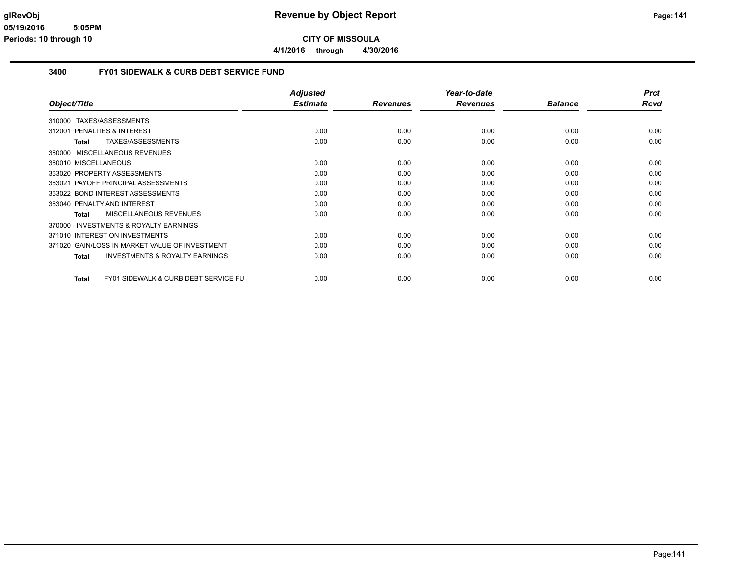# Revenue by Object Report

**CITY OF MISSOULA**

**4/1/2016 through 4/30/2016**

glRevObj
05/19/2016 5:05PM
Periods: 10 through 10

## 3400 FY01 SIDEWALK & CURB DEBT SERVICE FUND

| Object/Title | Adjusted Estimate | Revenues | Year-to-date Revenues | Balance | Prct Rcvd |
|---|---|---|---|---|---|
| 310000 TAXES/ASSESSMENTS | | | | | |
| 312001 PENALTIES & INTEREST | 0.00 | 0.00 | 0.00 | 0.00 | 0.00 |
| **Total** TAXES/ASSESSMENTS | 0.00 | 0.00 | 0.00 | 0.00 | 0.00 |
| 360000 MISCELLANEOUS REVENUES | | | | | |
| 360010 MISCELLANEOUS | 0.00 | 0.00 | 0.00 | 0.00 | 0.00 |
| 363020 PROPERTY ASSESSMENTS | 0.00 | 0.00 | 0.00 | 0.00 | 0.00 |
| 363021 PAYOFF PRINCIPAL ASSESSMENTS | 0.00 | 0.00 | 0.00 | 0.00 | 0.00 |
| 363022 BOND INTEREST ASSESSMENTS | 0.00 | 0.00 | 0.00 | 0.00 | 0.00 |
| 363040 PENALTY AND INTEREST | 0.00 | 0.00 | 0.00 | 0.00 | 0.00 |
| **Total** MISCELLANEOUS REVENUES | 0.00 | 0.00 | 0.00 | 0.00 | 0.00 |
| 370000 INVESTMENTS & ROYALTY EARNINGS | | | | | |
| 371010 INTEREST ON INVESTMENTS | 0.00 | 0.00 | 0.00 | 0.00 | 0.00 |
| 371020 GAIN/LOSS IN MARKET VALUE OF INVESTMENT | 0.00 | 0.00 | 0.00 | 0.00 | 0.00 |
| **Total** INVESTMENTS & ROYALTY EARNINGS | 0.00 | 0.00 | 0.00 | 0.00 | 0.00 |
| **Total** FY01 SIDEWALK & CURB DEBT SERVICE FU | 0.00 | 0.00 | 0.00 | 0.00 | 0.00 |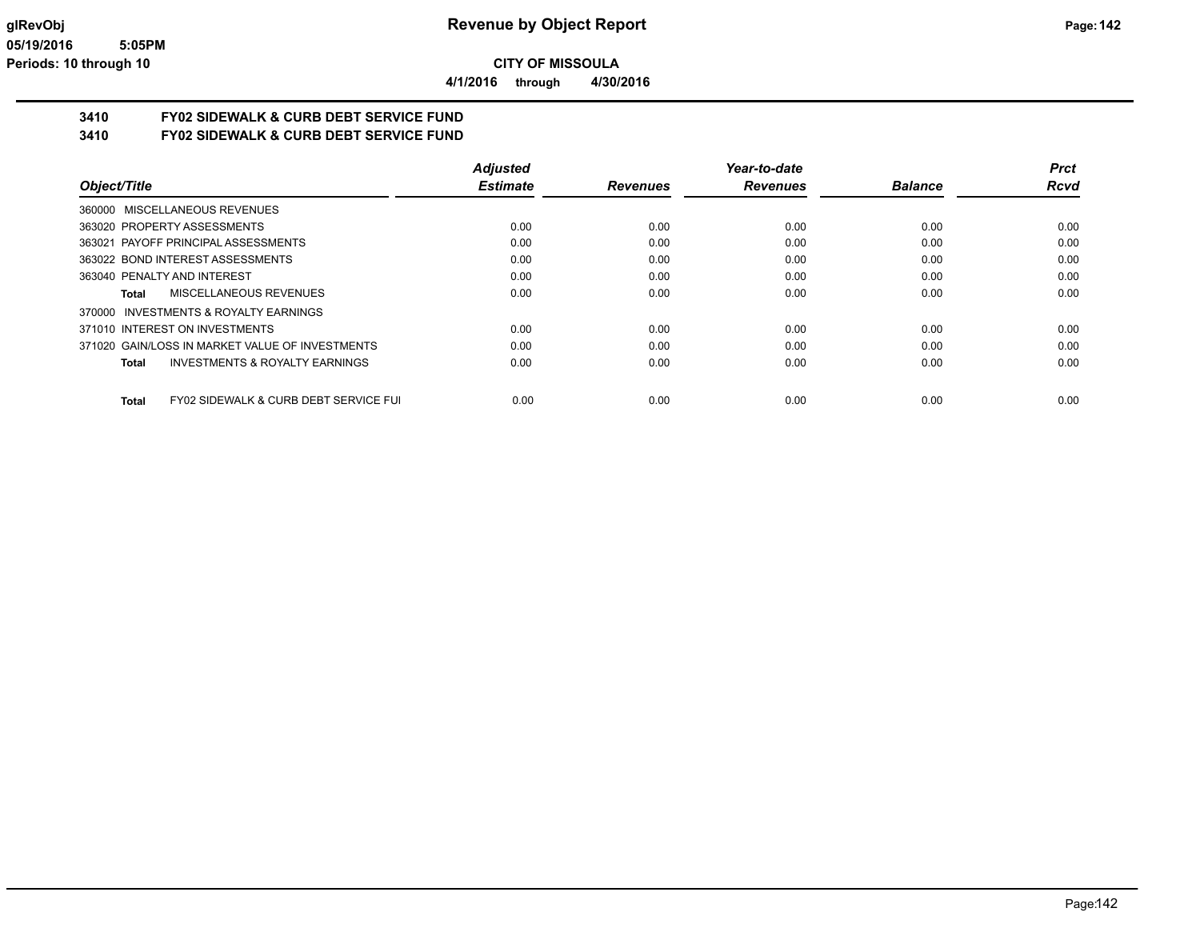# Revenue by Object Report

glRevObj
05/19/2016 5:05PM
Periods: 10 through 10

**CITY OF MISSOULA**

**4/1/2016 through 4/30/2016**

## 3410 FY02 SIDEWALK & CURB DEBT SERVICE FUND
## 3410 FY02 SIDEWALK & CURB DEBT SERVICE FUND

| Object/Title | Adjusted Estimate | Revenues | Year-to-date Revenues | Balance | Prct Rcvd |
|---|---|---|---|---|---|
| 360000 MISCELLANEOUS REVENUES | | | | | |
| 363020 PROPERTY ASSESSMENTS | 0.00 | 0.00 | 0.00 | 0.00 | 0.00 |
| 363021 PAYOFF PRINCIPAL ASSESSMENTS | 0.00 | 0.00 | 0.00 | 0.00 | 0.00 |
| 363022 BOND INTEREST ASSESSMENTS | 0.00 | 0.00 | 0.00 | 0.00 | 0.00 |
| 363040 PENALTY AND INTEREST | 0.00 | 0.00 | 0.00 | 0.00 | 0.00 |
| **Total** MISCELLANEOUS REVENUES | 0.00 | 0.00 | 0.00 | 0.00 | 0.00 |
| 370000 INVESTMENTS & ROYALTY EARNINGS | | | | | |
| 371010 INTEREST ON INVESTMENTS | 0.00 | 0.00 | 0.00 | 0.00 | 0.00 |
| 371020 GAIN/LOSS IN MARKET VALUE OF INVESTMENTS | 0.00 | 0.00 | 0.00 | 0.00 | 0.00 |
| **Total** INVESTMENTS & ROYALTY EARNINGS | 0.00 | 0.00 | 0.00 | 0.00 | 0.00 |
| **Total** FY02 SIDEWALK & CURB DEBT SERVICE FUI | 0.00 | 0.00 | 0.00 | 0.00 | 0.00 |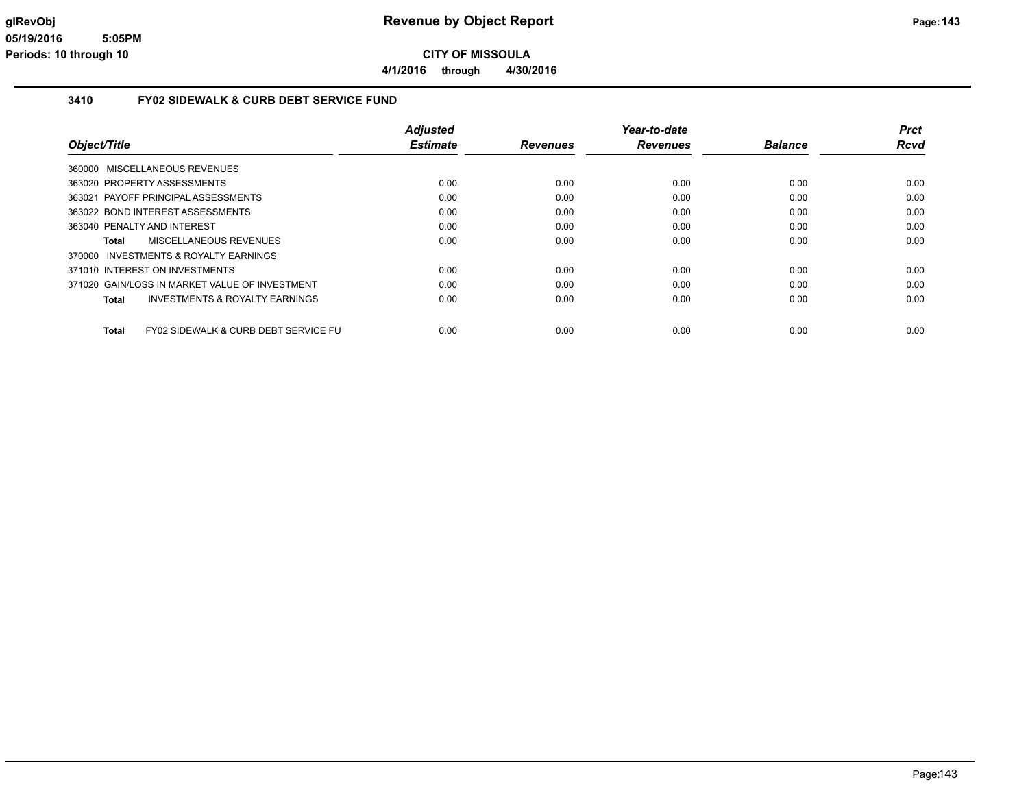# Revenue by Object Report

**CITY OF MISSOULA**

**4/1/2016 through 4/30/2016**

glRevObj
05/19/2016 5:05PM
Periods: 10 through 10

## 3410 FY02 SIDEWALK & CURB DEBT SERVICE FUND

| Object/Title | Adjusted Estimate | Revenues | Year-to-date Revenues | Balance | Prct Rcvd |
|---|---|---|---|---|---|
| 360000 MISCELLANEOUS REVENUES | | | | | |
| 363020 PROPERTY ASSESSMENTS | 0.00 | 0.00 | 0.00 | 0.00 | 0.00 |
| 363021 PAYOFF PRINCIPAL ASSESSMENTS | 0.00 | 0.00 | 0.00 | 0.00 | 0.00 |
| 363022 BOND INTEREST ASSESSMENTS | 0.00 | 0.00 | 0.00 | 0.00 | 0.00 |
| 363040 PENALTY AND INTEREST | 0.00 | 0.00 | 0.00 | 0.00 | 0.00 |
| **Total** MISCELLANEOUS REVENUES | 0.00 | 0.00 | 0.00 | 0.00 | 0.00 |
| 370000 INVESTMENTS & ROYALTY EARNINGS | | | | | |
| 371010 INTEREST ON INVESTMENTS | 0.00 | 0.00 | 0.00 | 0.00 | 0.00 |
| 371020 GAIN/LOSS IN MARKET VALUE OF INVESTMENT | 0.00 | 0.00 | 0.00 | 0.00 | 0.00 |
| **Total** INVESTMENTS & ROYALTY EARNINGS | 0.00 | 0.00 | 0.00 | 0.00 | 0.00 |
| **Total** FY02 SIDEWALK & CURB DEBT SERVICE FU | 0.00 | 0.00 | 0.00 | 0.00 | 0.00 |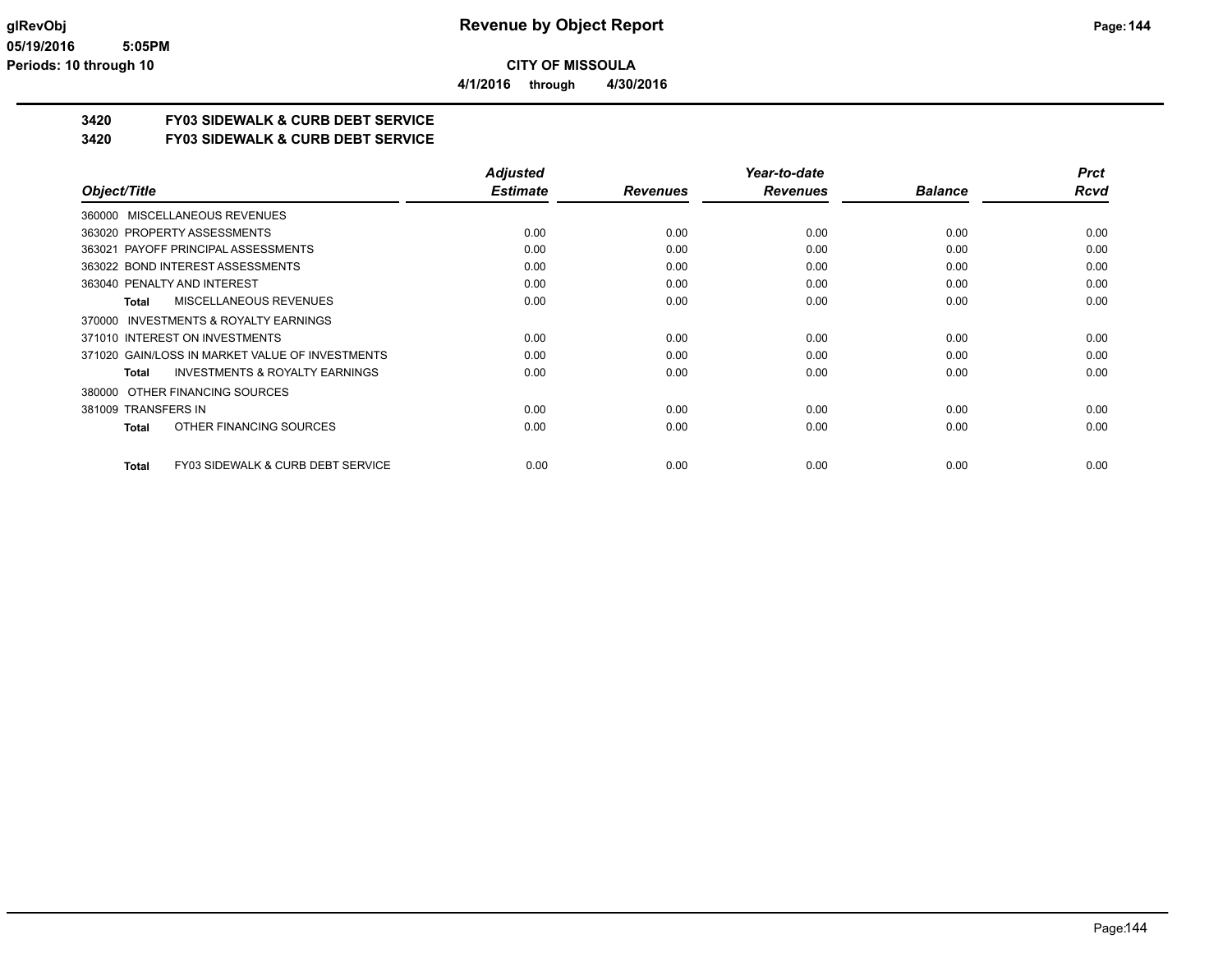**CITY OF MISSOULA**

**4/1/2016 through 4/30/2016**

## 3420 FY03 SIDEWALK & CURB DEBT SERVICE

## 3420 FY03 SIDEWALK & CURB DEBT SERVICE

| Object/Title | Adjusted Estimate | Revenues | Year-to-date Revenues | Balance | Prct Rcvd |
|---|---|---|---|---|---|
| 360000 MISCELLANEOUS REVENUES | | | | | |
| 363020 PROPERTY ASSESSMENTS | 0.00 | 0.00 | 0.00 | 0.00 | 0.00 |
| 363021 PAYOFF PRINCIPAL ASSESSMENTS | 0.00 | 0.00 | 0.00 | 0.00 | 0.00 |
| 363022 BOND INTEREST ASSESSMENTS | 0.00 | 0.00 | 0.00 | 0.00 | 0.00 |
| 363040 PENALTY AND INTEREST | 0.00 | 0.00 | 0.00 | 0.00 | 0.00 |
| **Total** MISCELLANEOUS REVENUES | 0.00 | 0.00 | 0.00 | 0.00 | 0.00 |
| 370000 INVESTMENTS & ROYALTY EARNINGS | | | | | |
| 371010 INTEREST ON INVESTMENTS | 0.00 | 0.00 | 0.00 | 0.00 | 0.00 |
| 371020 GAIN/LOSS IN MARKET VALUE OF INVESTMENTS | 0.00 | 0.00 | 0.00 | 0.00 | 0.00 |
| **Total** INVESTMENTS & ROYALTY EARNINGS | 0.00 | 0.00 | 0.00 | 0.00 | 0.00 |
| 380000 OTHER FINANCING SOURCES | | | | | |
| 381009 TRANSFERS IN | 0.00 | 0.00 | 0.00 | 0.00 | 0.00 |
| **Total** OTHER FINANCING SOURCES | 0.00 | 0.00 | 0.00 | 0.00 | 0.00 |
| **Total** FY03 SIDEWALK & CURB DEBT SERVICE | 0.00 | 0.00 | 0.00 | 0.00 | 0.00 |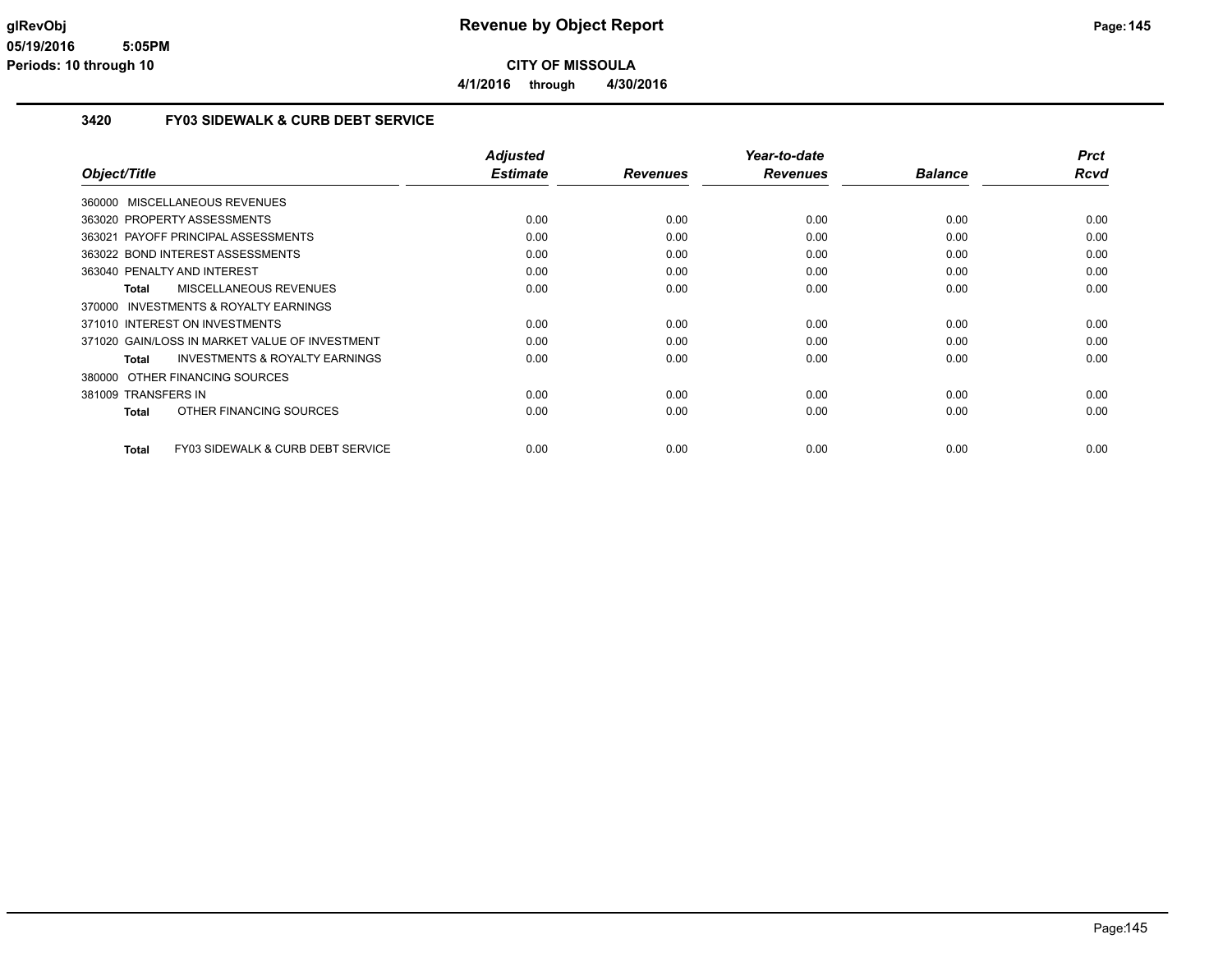**CITY OF MISSOULA**

**4/1/2016 through 4/30/2016**

### 3420 FY03 SIDEWALK & CURB DEBT SERVICE

| Object/Title | Adjusted Estimate | Revenues | Year-to-date Revenues | Balance | Prct Rcvd |
|---|---|---|---|---|---|
| 360000 MISCELLANEOUS REVENUES | | | | | |
| 363020 PROPERTY ASSESSMENTS | 0.00 | 0.00 | 0.00 | 0.00 | 0.00 |
| 363021 PAYOFF PRINCIPAL ASSESSMENTS | 0.00 | 0.00 | 0.00 | 0.00 | 0.00 |
| 363022 BOND INTEREST ASSESSMENTS | 0.00 | 0.00 | 0.00 | 0.00 | 0.00 |
| 363040 PENALTY AND INTEREST | 0.00 | 0.00 | 0.00 | 0.00 | 0.00 |
| **Total** MISCELLANEOUS REVENUES | 0.00 | 0.00 | 0.00 | 0.00 | 0.00 |
| 370000 INVESTMENTS & ROYALTY EARNINGS | | | | | |
| 371010 INTEREST ON INVESTMENTS | 0.00 | 0.00 | 0.00 | 0.00 | 0.00 |
| 371020 GAIN/LOSS IN MARKET VALUE OF INVESTMENT | 0.00 | 0.00 | 0.00 | 0.00 | 0.00 |
| **Total** INVESTMENTS & ROYALTY EARNINGS | 0.00 | 0.00 | 0.00 | 0.00 | 0.00 |
| 380000 OTHER FINANCING SOURCES | | | | | |
| 381009 TRANSFERS IN | 0.00 | 0.00 | 0.00 | 0.00 | 0.00 |
| **Total** OTHER FINANCING SOURCES | 0.00 | 0.00 | 0.00 | 0.00 | 0.00 |
| **Total** FY03 SIDEWALK & CURB DEBT SERVICE | 0.00 | 0.00 | 0.00 | 0.00 | 0.00 |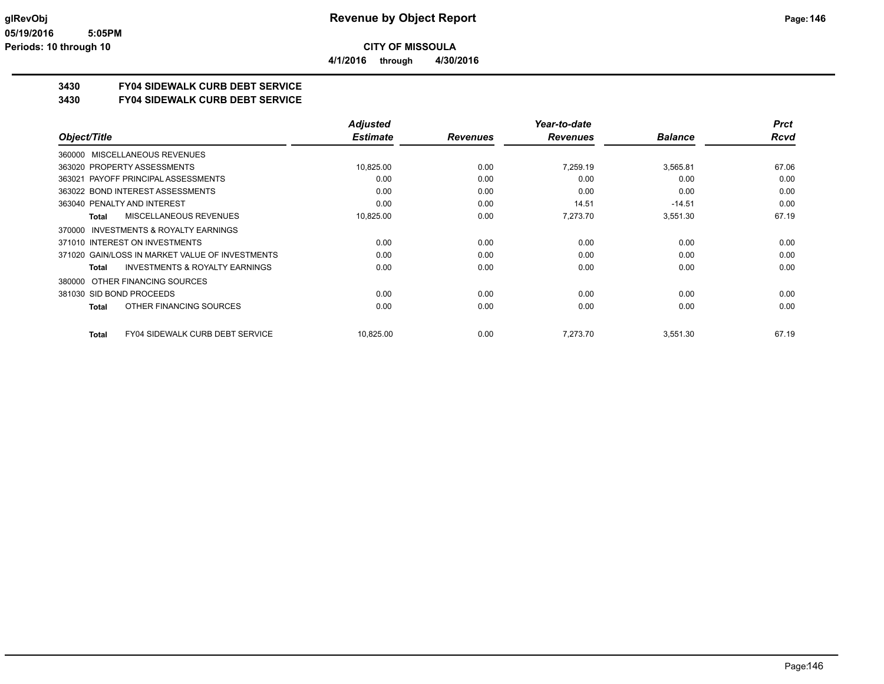**CITY OF MISSOULA**

**4/1/2016 through 4/30/2016**

## 3430 FY04 SIDEWALK CURB DEBT SERVICE
## 3430 FY04 SIDEWALK CURB DEBT SERVICE

| Object/Title | Adjusted Estimate | Revenues | Year-to-date Revenues | Balance | Prct Rcvd |
|---|---|---|---|---|---|
| 360000 MISCELLANEOUS REVENUES | | | | | |
| 363020 PROPERTY ASSESSMENTS | 10,825.00 | 0.00 | 7,259.19 | 3,565.81 | 67.06 |
| 363021 PAYOFF PRINCIPAL ASSESSMENTS | 0.00 | 0.00 | 0.00 | 0.00 | 0.00 |
| 363022 BOND INTEREST ASSESSMENTS | 0.00 | 0.00 | 0.00 | 0.00 | 0.00 |
| 363040 PENALTY AND INTEREST | 0.00 | 0.00 | 14.51 | -14.51 | 0.00 |
| **Total** MISCELLANEOUS REVENUES | 10,825.00 | 0.00 | 7,273.70 | 3,551.30 | 67.19 |
| 370000 INVESTMENTS & ROYALTY EARNINGS | | | | | |
| 371010 INTEREST ON INVESTMENTS | 0.00 | 0.00 | 0.00 | 0.00 | 0.00 |
| 371020 GAIN/LOSS IN MARKET VALUE OF INVESTMENTS | 0.00 | 0.00 | 0.00 | 0.00 | 0.00 |
| **Total** INVESTMENTS & ROYALTY EARNINGS | 0.00 | 0.00 | 0.00 | 0.00 | 0.00 |
| 380000 OTHER FINANCING SOURCES | | | | | |
| 381030 SID BOND PROCEEDS | 0.00 | 0.00 | 0.00 | 0.00 | 0.00 |
| **Total** OTHER FINANCING SOURCES | 0.00 | 0.00 | 0.00 | 0.00 | 0.00 |
| **Total** FY04 SIDEWALK CURB DEBT SERVICE | 10,825.00 | 0.00 | 7,273.70 | 3,551.30 | 67.19 |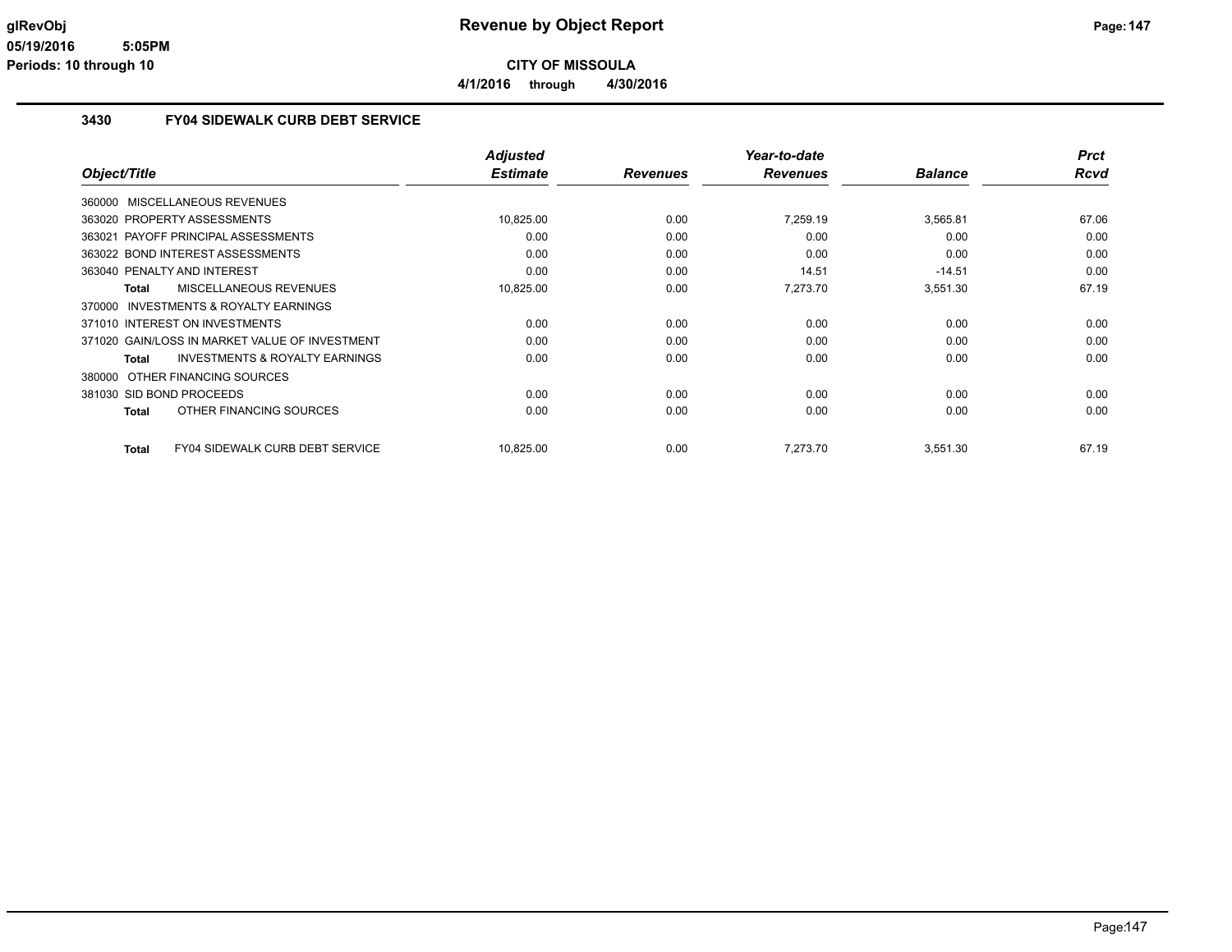**glRevObj**
**05/19/2016 5:05PM**
**Periods: 10 through 10**

# Revenue by Object Report

**CITY OF MISSOULA**

**4/1/2016 through 4/30/2016**

## 3430 FY04 SIDEWALK CURB DEBT SERVICE

| Object/Title | Adjusted Estimate | Revenues | Year-to-date Revenues | Balance | Prct Rcvd |
|---|---|---|---|---|---|
| 360000 MISCELLANEOUS REVENUES | | | | | |
| 363020 PROPERTY ASSESSMENTS | 10,825.00 | 0.00 | 7,259.19 | 3,565.81 | 67.06 |
| 363021 PAYOFF PRINCIPAL ASSESSMENTS | 0.00 | 0.00 | 0.00 | 0.00 | 0.00 |
| 363022 BOND INTEREST ASSESSMENTS | 0.00 | 0.00 | 0.00 | 0.00 | 0.00 |
| 363040 PENALTY AND INTEREST | 0.00 | 0.00 | 14.51 | -14.51 | 0.00 |
| **Total** MISCELLANEOUS REVENUES | 10,825.00 | 0.00 | 7,273.70 | 3,551.30 | 67.19 |
| 370000 INVESTMENTS & ROYALTY EARNINGS | | | | | |
| 371010 INTEREST ON INVESTMENTS | 0.00 | 0.00 | 0.00 | 0.00 | 0.00 |
| 371020 GAIN/LOSS IN MARKET VALUE OF INVESTMENT | 0.00 | 0.00 | 0.00 | 0.00 | 0.00 |
| **Total** INVESTMENTS & ROYALTY EARNINGS | 0.00 | 0.00 | 0.00 | 0.00 | 0.00 |
| 380000 OTHER FINANCING SOURCES | | | | | |
| 381030 SID BOND PROCEEDS | 0.00 | 0.00 | 0.00 | 0.00 | 0.00 |
| **Total** OTHER FINANCING SOURCES | 0.00 | 0.00 | 0.00 | 0.00 | 0.00 |
| **Total** FY04 SIDEWALK CURB DEBT SERVICE | 10,825.00 | 0.00 | 7,273.70 | 3,551.30 | 67.19 |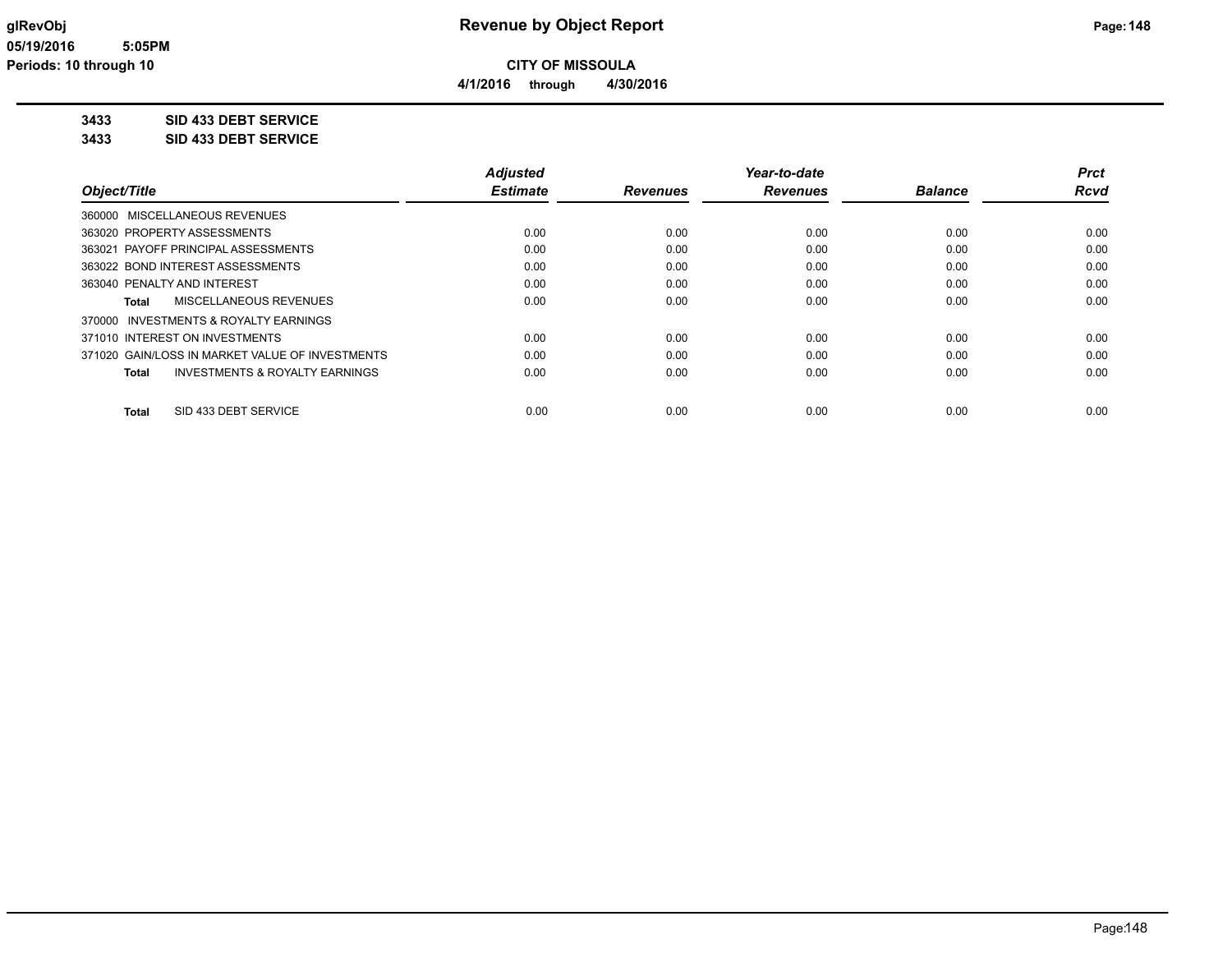# Revenue by Object Report

**CITY OF MISSOULA**

**4/1/2016 through 4/30/2016**

glRevObj
05/19/2016 5:05PM
Periods: 10 through 10

## 3433 SID 433 DEBT SERVICE
## 3433 SID 433 DEBT SERVICE

| Object/Title | Adjusted Estimate | Revenues | Year-to-date Revenues | Balance | Prct Rcvd |
|---|---|---|---|---|---|
| 360000 MISCELLANEOUS REVENUES | | | | | |
| 363020 PROPERTY ASSESSMENTS | 0.00 | 0.00 | 0.00 | 0.00 | 0.00 |
| 363021 PAYOFF PRINCIPAL ASSESSMENTS | 0.00 | 0.00 | 0.00 | 0.00 | 0.00 |
| 363022 BOND INTEREST ASSESSMENTS | 0.00 | 0.00 | 0.00 | 0.00 | 0.00 |
| 363040 PENALTY AND INTEREST | 0.00 | 0.00 | 0.00 | 0.00 | 0.00 |
| **Total** MISCELLANEOUS REVENUES | 0.00 | 0.00 | 0.00 | 0.00 | 0.00 |
| 370000 INVESTMENTS & ROYALTY EARNINGS | | | | | |
| 371010 INTEREST ON INVESTMENTS | 0.00 | 0.00 | 0.00 | 0.00 | 0.00 |
| 371020 GAIN/LOSS IN MARKET VALUE OF INVESTMENTS | 0.00 | 0.00 | 0.00 | 0.00 | 0.00 |
| **Total** INVESTMENTS & ROYALTY EARNINGS | 0.00 | 0.00 | 0.00 | 0.00 | 0.00 |
| **Total** SID 433 DEBT SERVICE | 0.00 | 0.00 | 0.00 | 0.00 | 0.00 |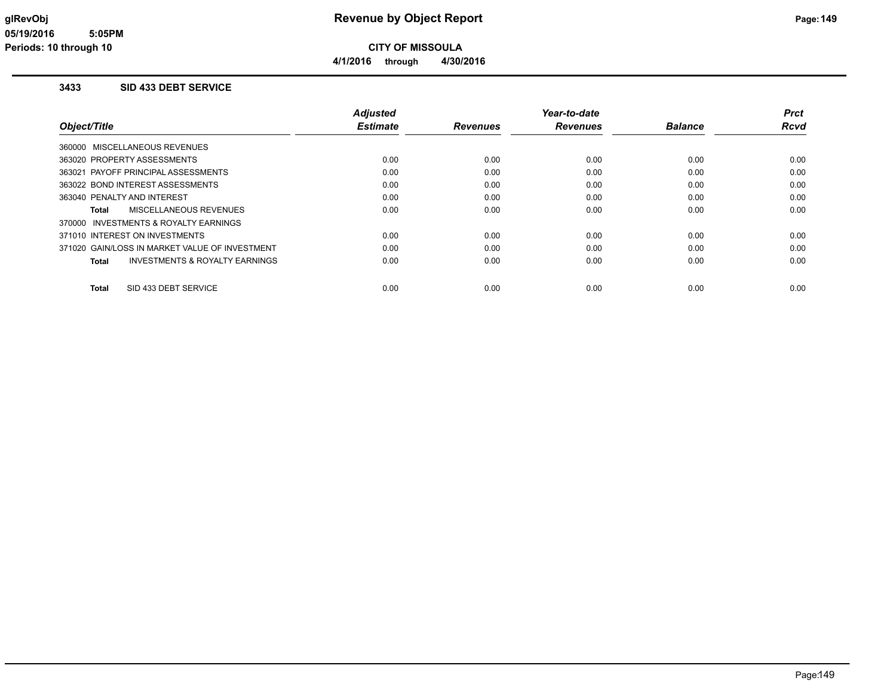# Revenue by Object Report

**CITY OF MISSOULA**

**4/1/2016 through 4/30/2016**

glRevObj
05/19/2016 5:05PM
Periods: 10 through 10

### 3433 SID 433 DEBT SERVICE

| Object/Title | Adjusted Estimate | Revenues | Year-to-date Revenues | Balance | Prct Rcvd |
|---|---|---|---|---|---|
| 360000 MISCELLANEOUS REVENUES | | | | | |
| 363020 PROPERTY ASSESSMENTS | 0.00 | 0.00 | 0.00 | 0.00 | 0.00 |
| 363021 PAYOFF PRINCIPAL ASSESSMENTS | 0.00 | 0.00 | 0.00 | 0.00 | 0.00 |
| 363022 BOND INTEREST ASSESSMENTS | 0.00 | 0.00 | 0.00 | 0.00 | 0.00 |
| 363040 PENALTY AND INTEREST | 0.00 | 0.00 | 0.00 | 0.00 | 0.00 |
| **Total** MISCELLANEOUS REVENUES | 0.00 | 0.00 | 0.00 | 0.00 | 0.00 |
| 370000 INVESTMENTS & ROYALTY EARNINGS | | | | | |
| 371010 INTEREST ON INVESTMENTS | 0.00 | 0.00 | 0.00 | 0.00 | 0.00 |
| 371020 GAIN/LOSS IN MARKET VALUE OF INVESTMENT | 0.00 | 0.00 | 0.00 | 0.00 | 0.00 |
| **Total** INVESTMENTS & ROYALTY EARNINGS | 0.00 | 0.00 | 0.00 | 0.00 | 0.00 |
| **Total** SID 433 DEBT SERVICE | 0.00 | 0.00 | 0.00 | 0.00 | 0.00 |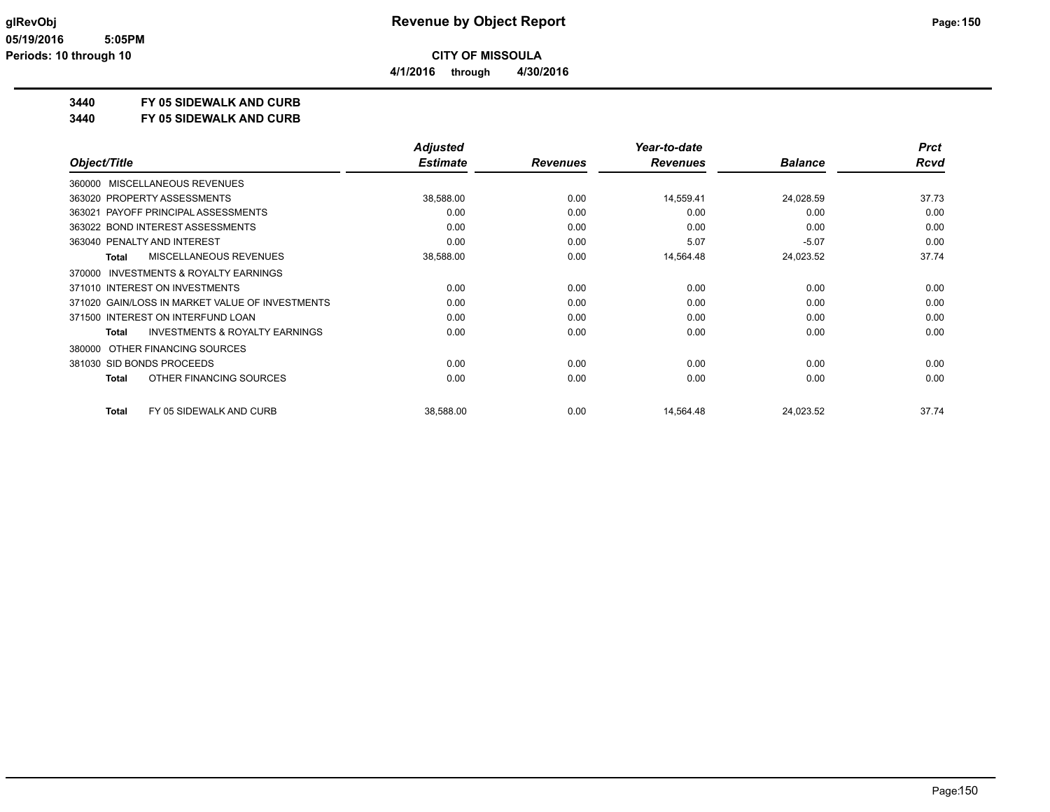**CITY OF MISSOULA**

**4/1/2016 through 4/30/2016**

## 3440 FY 05 SIDEWALK AND CURB

## 3440 FY 05 SIDEWALK AND CURB

| Object/Title | Adjusted Estimate | Revenues | Year-to-date Revenues | Balance | Prct Rcvd |
|---|---|---|---|---|---|
| 360000 MISCELLANEOUS REVENUES | | | | | |
| 363020 PROPERTY ASSESSMENTS | 38,588.00 | 0.00 | 14,559.41 | 24,028.59 | 37.73 |
| 363021 PAYOFF PRINCIPAL ASSESSMENTS | 0.00 | 0.00 | 0.00 | 0.00 | 0.00 |
| 363022 BOND INTEREST ASSESSMENTS | 0.00 | 0.00 | 0.00 | 0.00 | 0.00 |
| 363040 PENALTY AND INTEREST | 0.00 | 0.00 | 5.07 | -5.07 | 0.00 |
| **Total** MISCELLANEOUS REVENUES | 38,588.00 | 0.00 | 14,564.48 | 24,023.52 | 37.74 |
| 370000 INVESTMENTS & ROYALTY EARNINGS | | | | | |
| 371010 INTEREST ON INVESTMENTS | 0.00 | 0.00 | 0.00 | 0.00 | 0.00 |
| 371020 GAIN/LOSS IN MARKET VALUE OF INVESTMENTS | 0.00 | 0.00 | 0.00 | 0.00 | 0.00 |
| 371500 INTEREST ON INTERFUND LOAN | 0.00 | 0.00 | 0.00 | 0.00 | 0.00 |
| **Total** INVESTMENTS & ROYALTY EARNINGS | 0.00 | 0.00 | 0.00 | 0.00 | 0.00 |
| 380000 OTHER FINANCING SOURCES | | | | | |
| 381030 SID BONDS PROCEEDS | 0.00 | 0.00 | 0.00 | 0.00 | 0.00 |
| **Total** OTHER FINANCING SOURCES | 0.00 | 0.00 | 0.00 | 0.00 | 0.00 |
| **Total** FY 05 SIDEWALK AND CURB | 38,588.00 | 0.00 | 14,564.48 | 24,023.52 | 37.74 |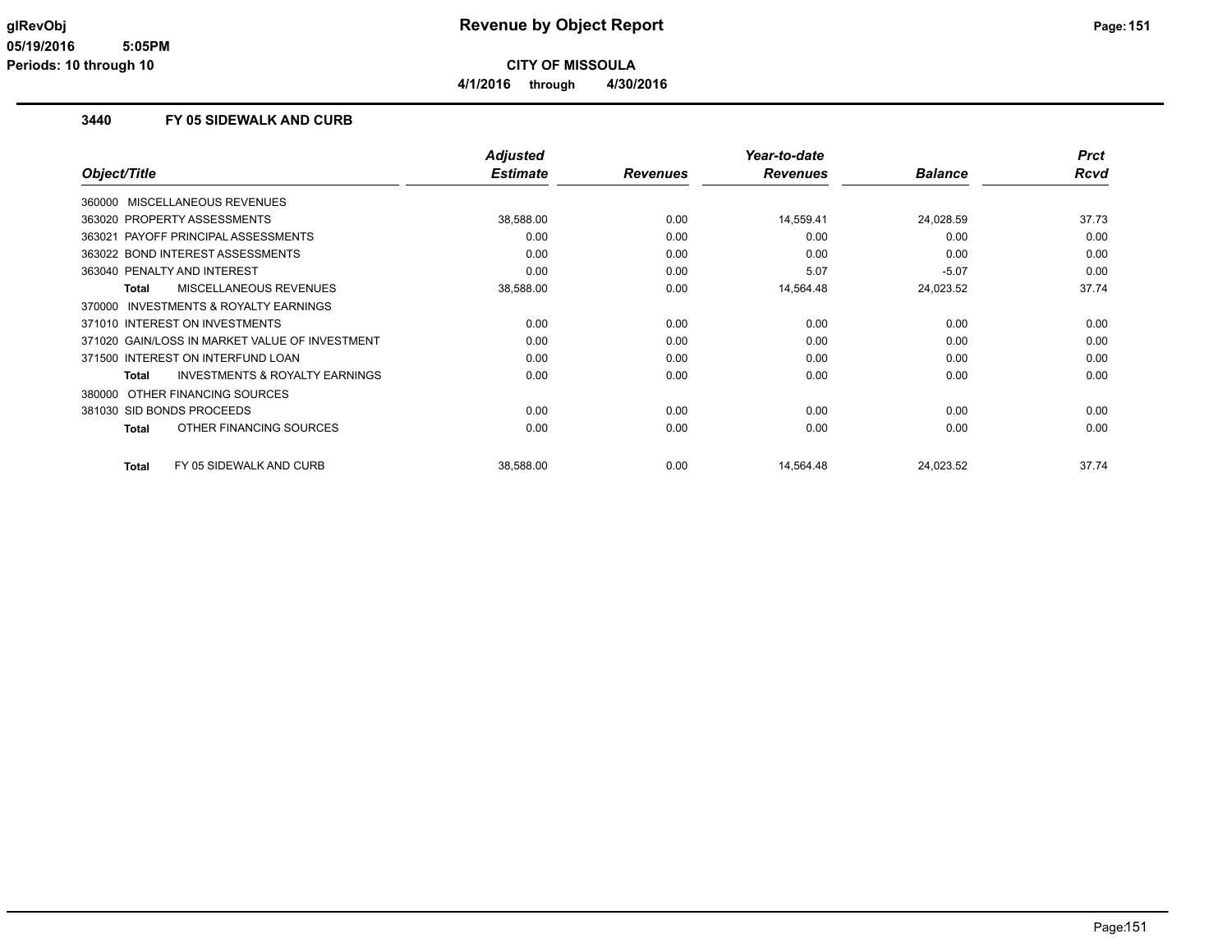**Revenue by Object Report**

**CITY OF MISSOULA**

**4/1/2016 through 4/30/2016**

### 3440 FY 05 SIDEWALK AND CURB

| Object/Title | Adjusted Estimate | Revenues | Year-to-date Revenues | Balance | Prct Rcvd |
|---|---|---|---|---|---|
| 360000 MISCELLANEOUS REVENUES | | | | | |
| 363020 PROPERTY ASSESSMENTS | 38,588.00 | 0.00 | 14,559.41 | 24,028.59 | 37.73 |
| 363021 PAYOFF PRINCIPAL ASSESSMENTS | 0.00 | 0.00 | 0.00 | 0.00 | 0.00 |
| 363022 BOND INTEREST ASSESSMENTS | 0.00 | 0.00 | 0.00 | 0.00 | 0.00 |
| 363040 PENALTY AND INTEREST | 0.00 | 0.00 | 5.07 | -5.07 | 0.00 |
| **Total** MISCELLANEOUS REVENUES | 38,588.00 | 0.00 | 14,564.48 | 24,023.52 | 37.74 |
| 370000 INVESTMENTS & ROYALTY EARNINGS | | | | | |
| 371010 INTEREST ON INVESTMENTS | 0.00 | 0.00 | 0.00 | 0.00 | 0.00 |
| 371020 GAIN/LOSS IN MARKET VALUE OF INVESTMENT | 0.00 | 0.00 | 0.00 | 0.00 | 0.00 |
| 371500 INTEREST ON INTERFUND LOAN | 0.00 | 0.00 | 0.00 | 0.00 | 0.00 |
| **Total** INVESTMENTS & ROYALTY EARNINGS | 0.00 | 0.00 | 0.00 | 0.00 | 0.00 |
| 380000 OTHER FINANCING SOURCES | | | | | |
| 381030 SID BONDS PROCEEDS | 0.00 | 0.00 | 0.00 | 0.00 | 0.00 |
| **Total** OTHER FINANCING SOURCES | 0.00 | 0.00 | 0.00 | 0.00 | 0.00 |
| **Total** FY 05 SIDEWALK AND CURB | 38,588.00 | 0.00 | 14,564.48 | 24,023.52 | 37.74 |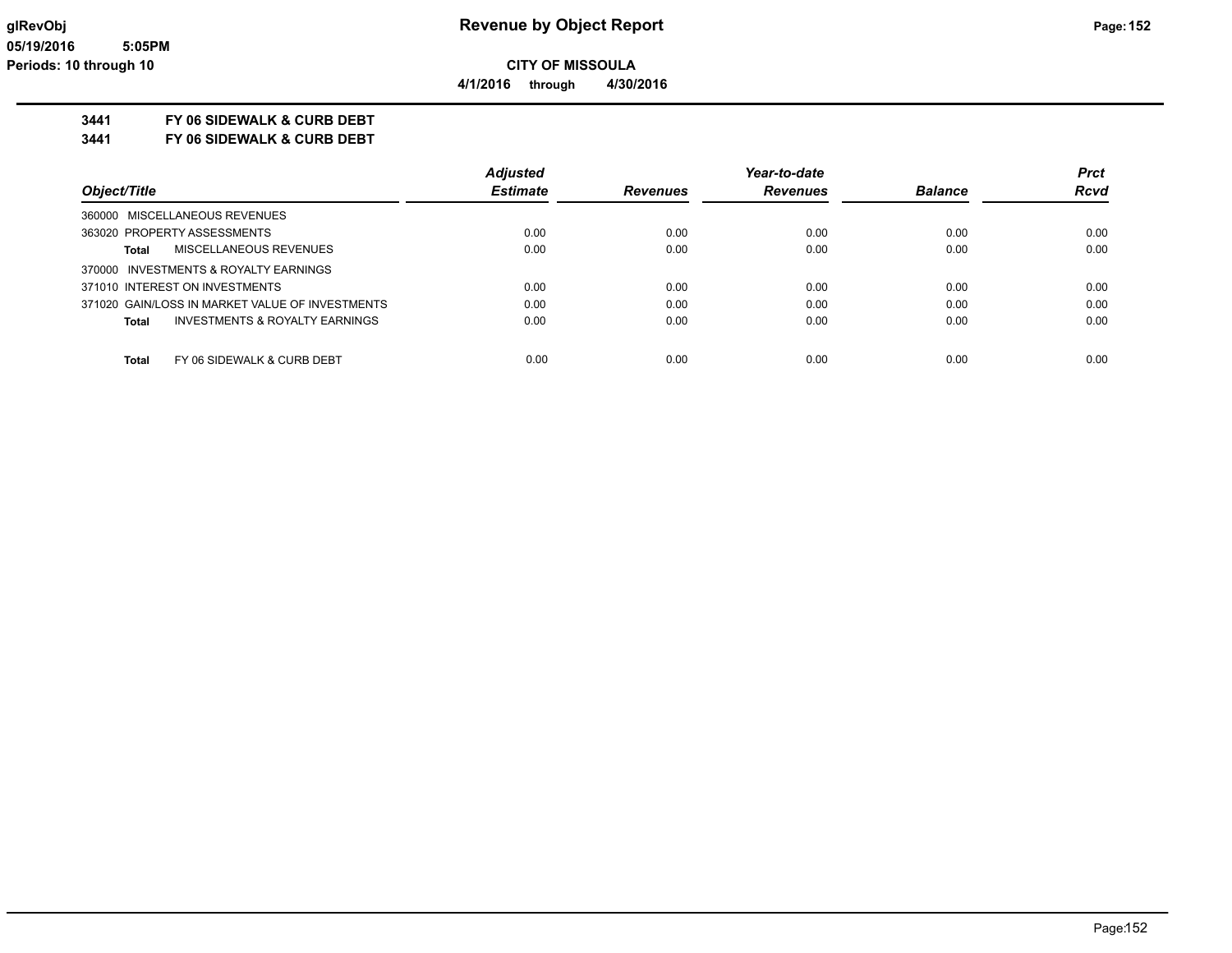# Revenue by Object Report

**CITY OF MISSOULA**

**4/1/2016 through 4/30/2016**

glRevObj
05/19/2016 5:05PM
Periods: 10 through 10

## 3441 FY 06 SIDEWALK & CURB DEBT
## 3441 FY 06 SIDEWALK & CURB DEBT

| Object/Title | Adjusted Estimate | Revenues | Year-to-date Revenues | Balance | Prct Rcvd |
|---|---|---|---|---|---|
| 360000 MISCELLANEOUS REVENUES | | | | | |
| 363020 PROPERTY ASSESSMENTS | 0.00 | 0.00 | 0.00 | 0.00 | 0.00 |
| **Total** MISCELLANEOUS REVENUES | 0.00 | 0.00 | 0.00 | 0.00 | 0.00 |
| 370000 INVESTMENTS & ROYALTY EARNINGS | | | | | |
| 371010 INTEREST ON INVESTMENTS | 0.00 | 0.00 | 0.00 | 0.00 | 0.00 |
| 371020 GAIN/LOSS IN MARKET VALUE OF INVESTMENTS | 0.00 | 0.00 | 0.00 | 0.00 | 0.00 |
| **Total** INVESTMENTS & ROYALTY EARNINGS | 0.00 | 0.00 | 0.00 | 0.00 | 0.00 |
| **Total** FY 06 SIDEWALK & CURB DEBT | 0.00 | 0.00 | 0.00 | 0.00 | 0.00 |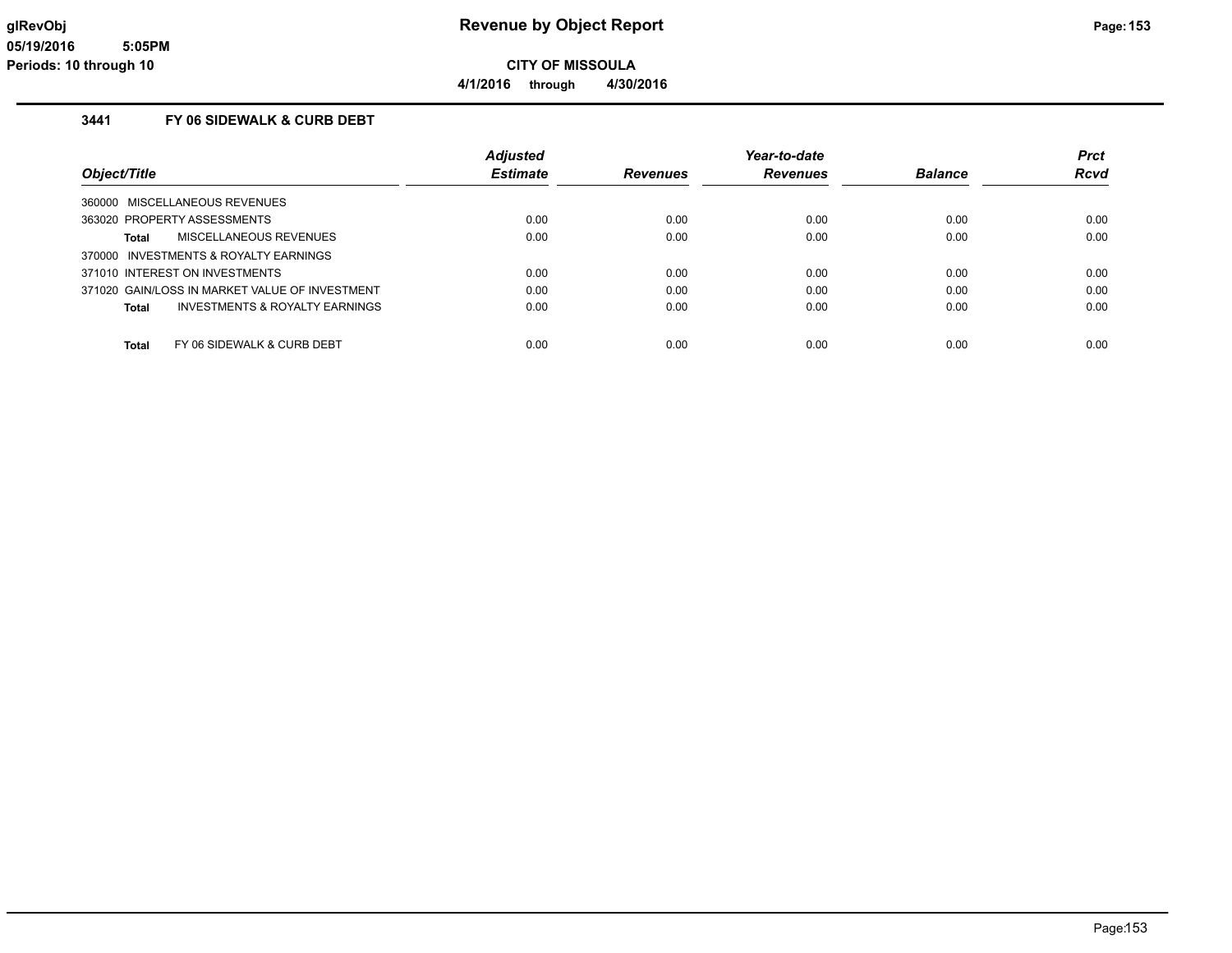# Revenue by Object Report

glRevObj
05/19/2016 5:05PM
Periods: 10 through 10

**CITY OF MISSOULA**

**4/1/2016 through 4/30/2016**

## 3441 FY 06 SIDEWALK & CURB DEBT

| Object/Title | Adjusted Estimate | Revenues | Year-to-date Revenues | Balance | Prct Rcvd |
|---|---|---|---|---|---|
| 360000 MISCELLANEOUS REVENUES | | | | | |
| 363020 PROPERTY ASSESSMENTS | 0.00 | 0.00 | 0.00 | 0.00 | 0.00 |
| **Total** MISCELLANEOUS REVENUES | 0.00 | 0.00 | 0.00 | 0.00 | 0.00 |
| 370000 INVESTMENTS & ROYALTY EARNINGS | | | | | |
| 371010 INTEREST ON INVESTMENTS | 0.00 | 0.00 | 0.00 | 0.00 | 0.00 |
| 371020 GAIN/LOSS IN MARKET VALUE OF INVESTMENT | 0.00 | 0.00 | 0.00 | 0.00 | 0.00 |
| **Total** INVESTMENTS & ROYALTY EARNINGS | 0.00 | 0.00 | 0.00 | 0.00 | 0.00 |
| **Total** FY 06 SIDEWALK & CURB DEBT | 0.00 | 0.00 | 0.00 | 0.00 | 0.00 |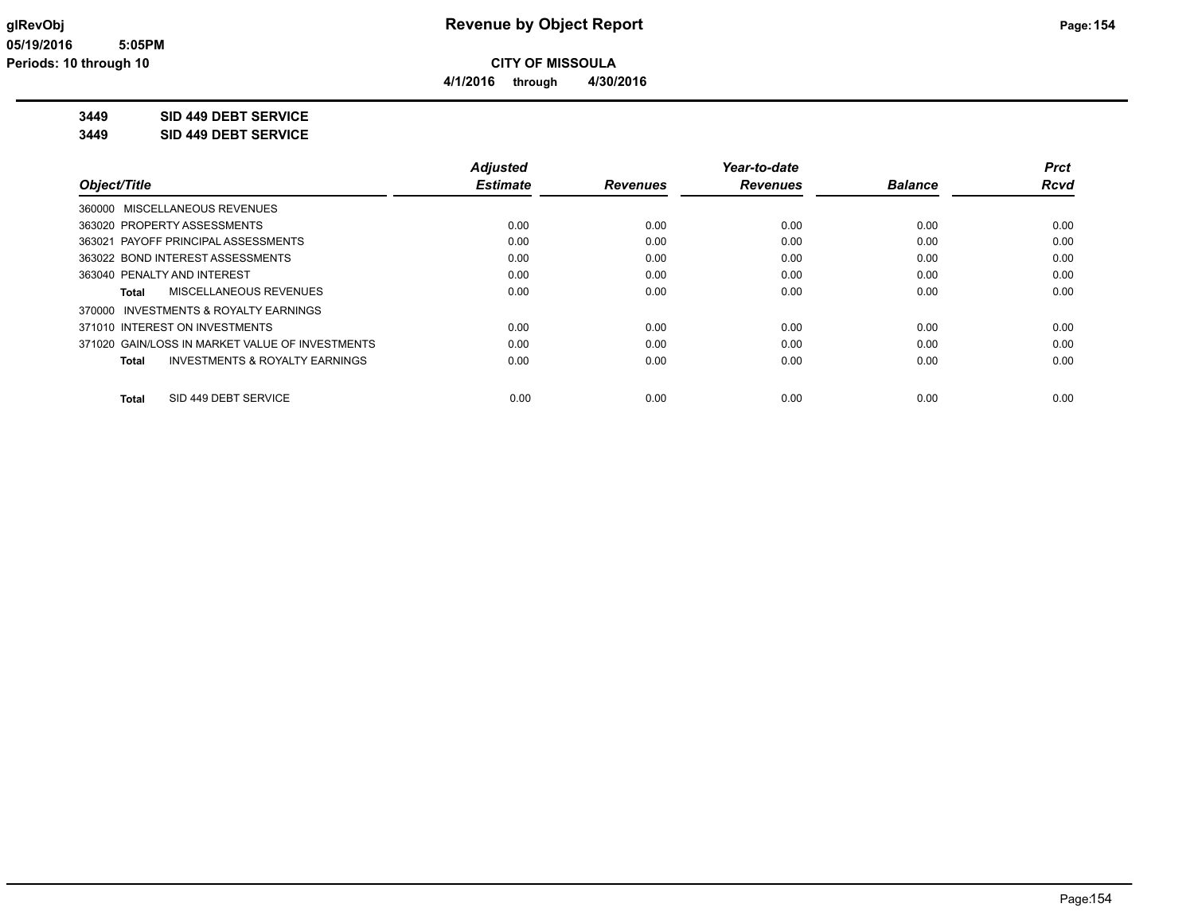**CITY OF MISSOULA**

**4/1/2016 through 4/30/2016**

**3449 SID 449 DEBT SERVICE**

**3449 SID 449 DEBT SERVICE**

| Object/Title | Adjusted Estimate | Revenues | Year-to-date Revenues | Balance | Prct Rcvd |
|---|---|---|---|---|---|
| 360000 MISCELLANEOUS REVENUES | | | | | |
| 363020 PROPERTY ASSESSMENTS | 0.00 | 0.00 | 0.00 | 0.00 | 0.00 |
| 363021 PAYOFF PRINCIPAL ASSESSMENTS | 0.00 | 0.00 | 0.00 | 0.00 | 0.00 |
| 363022 BOND INTEREST ASSESSMENTS | 0.00 | 0.00 | 0.00 | 0.00 | 0.00 |
| 363040 PENALTY AND INTEREST | 0.00 | 0.00 | 0.00 | 0.00 | 0.00 |
| **Total** MISCELLANEOUS REVENUES | 0.00 | 0.00 | 0.00 | 0.00 | 0.00 |
| 370000 INVESTMENTS & ROYALTY EARNINGS | | | | | |
| 371010 INTEREST ON INVESTMENTS | 0.00 | 0.00 | 0.00 | 0.00 | 0.00 |
| 371020 GAIN/LOSS IN MARKET VALUE OF INVESTMENTS | 0.00 | 0.00 | 0.00 | 0.00 | 0.00 |
| **Total** INVESTMENTS & ROYALTY EARNINGS | 0.00 | 0.00 | 0.00 | 0.00 | 0.00 |
| **Total** SID 449 DEBT SERVICE | 0.00 | 0.00 | 0.00 | 0.00 | 0.00 |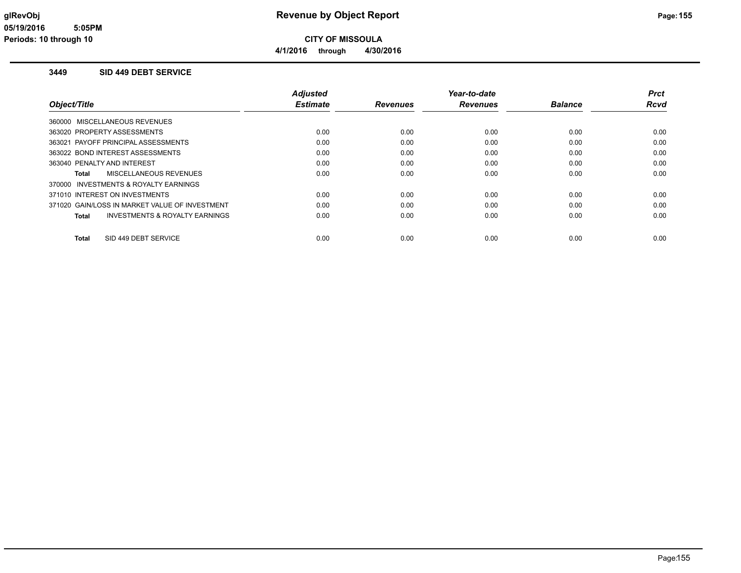# Revenue by Object Report

**CITY OF MISSOULA**

**4/1/2016 through 4/30/2016**

glRevObj
05/19/2016 5:05PM
Periods: 10 through 10

## 3449 SID 449 DEBT SERVICE

| Object/Title | Adjusted Estimate | Revenues | Year-to-date Revenues | Balance | Prct Rcvd |
|---|---|---|---|---|---|
| 360000 MISCELLANEOUS REVENUES | | | | | |
| 363020 PROPERTY ASSESSMENTS | 0.00 | 0.00 | 0.00 | 0.00 | 0.00 |
| 363021 PAYOFF PRINCIPAL ASSESSMENTS | 0.00 | 0.00 | 0.00 | 0.00 | 0.00 |
| 363022 BOND INTEREST ASSESSMENTS | 0.00 | 0.00 | 0.00 | 0.00 | 0.00 |
| 363040 PENALTY AND INTEREST | 0.00 | 0.00 | 0.00 | 0.00 | 0.00 |
| **Total** MISCELLANEOUS REVENUES | 0.00 | 0.00 | 0.00 | 0.00 | 0.00 |
| 370000 INVESTMENTS & ROYALTY EARNINGS | | | | | |
| 371010 INTEREST ON INVESTMENTS | 0.00 | 0.00 | 0.00 | 0.00 | 0.00 |
| 371020 GAIN/LOSS IN MARKET VALUE OF INVESTMENT | 0.00 | 0.00 | 0.00 | 0.00 | 0.00 |
| **Total** INVESTMENTS & ROYALTY EARNINGS | 0.00 | 0.00 | 0.00 | 0.00 | 0.00 |
| **Total** SID 449 DEBT SERVICE | 0.00 | 0.00 | 0.00 | 0.00 | 0.00 |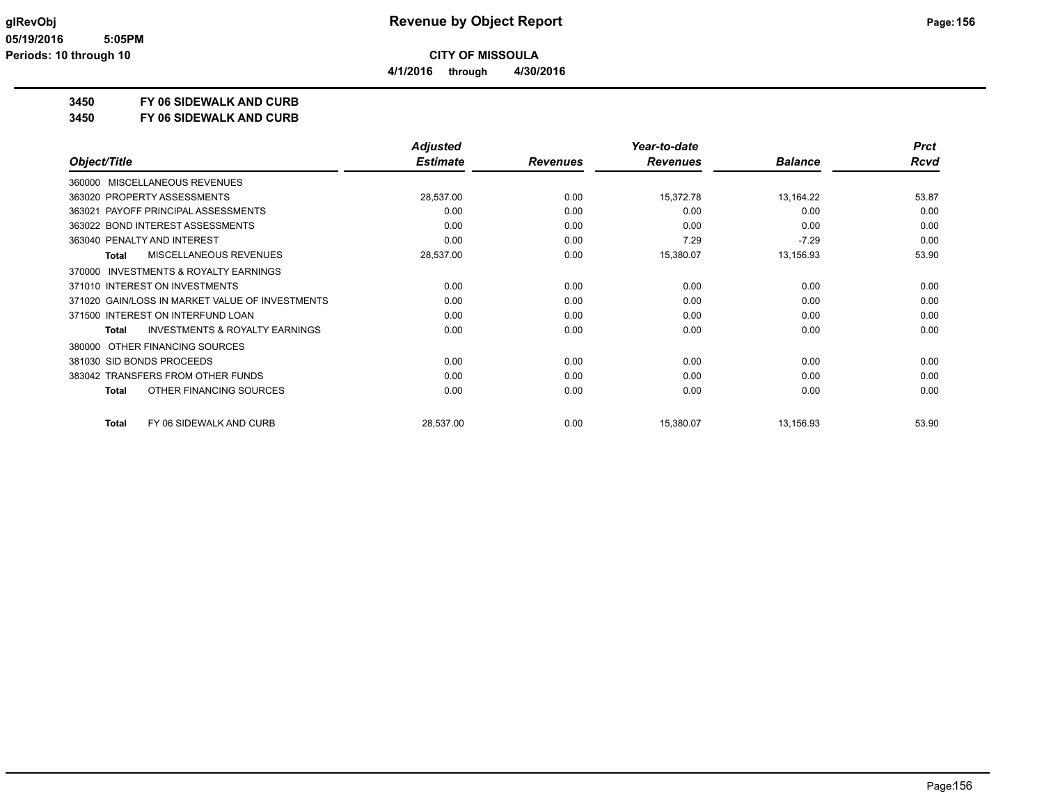# Revenue by Object Report

**CITY OF MISSOULA**

**4/1/2016 through 4/30/2016**

glRevObj
05/19/2016 5:05PM
Periods: 10 through 10

## 3450 FY 06 SIDEWALK AND CURB
## 3450 FY 06 SIDEWALK AND CURB

| Object/Title | Adjusted Estimate | Revenues | Year-to-date Revenues | Balance | Prct Rcvd |
|---|---|---|---|---|---|
| 360000 MISCELLANEOUS REVENUES | | | | | |
| 363020 PROPERTY ASSESSMENTS | 28,537.00 | 0.00 | 15,372.78 | 13,164.22 | 53.87 |
| 363021 PAYOFF PRINCIPAL ASSESSMENTS | 0.00 | 0.00 | 0.00 | 0.00 | 0.00 |
| 363022 BOND INTEREST ASSESSMENTS | 0.00 | 0.00 | 0.00 | 0.00 | 0.00 |
| 363040 PENALTY AND INTEREST | 0.00 | 0.00 | 7.29 | -7.29 | 0.00 |
| **Total** MISCELLANEOUS REVENUES | 28,537.00 | 0.00 | 15,380.07 | 13,156.93 | 53.90 |
| 370000 INVESTMENTS & ROYALTY EARNINGS | | | | | |
| 371010 INTEREST ON INVESTMENTS | 0.00 | 0.00 | 0.00 | 0.00 | 0.00 |
| 371020 GAIN/LOSS IN MARKET VALUE OF INVESTMENTS | 0.00 | 0.00 | 0.00 | 0.00 | 0.00 |
| 371500 INTEREST ON INTERFUND LOAN | 0.00 | 0.00 | 0.00 | 0.00 | 0.00 |
| **Total** INVESTMENTS & ROYALTY EARNINGS | 0.00 | 0.00 | 0.00 | 0.00 | 0.00 |
| 380000 OTHER FINANCING SOURCES | | | | | |
| 381030 SID BONDS PROCEEDS | 0.00 | 0.00 | 0.00 | 0.00 | 0.00 |
| 383042 TRANSFERS FROM OTHER FUNDS | 0.00 | 0.00 | 0.00 | 0.00 | 0.00 |
| **Total** OTHER FINANCING SOURCES | 0.00 | 0.00 | 0.00 | 0.00 | 0.00 |
| **Total** FY 06 SIDEWALK AND CURB | 28,537.00 | 0.00 | 15,380.07 | 13,156.93 | 53.90 |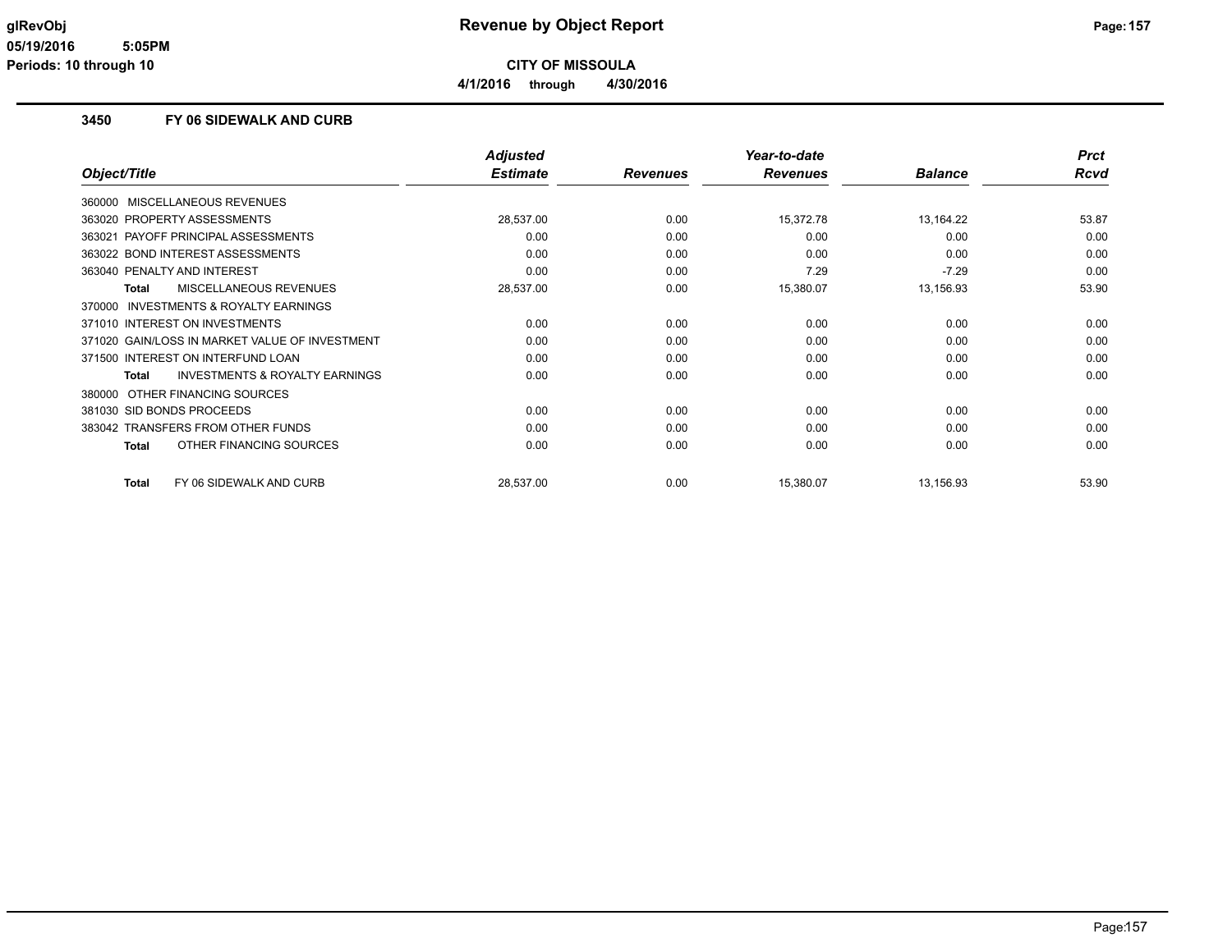**glRevObj** 05/19/2016 5:05PM Periods: 10 through 10

# Revenue by Object Report

**CITY OF MISSOULA**

**4/1/2016 through 4/30/2016**

### 3450 FY 06 SIDEWALK AND CURB

| Object/Title | Adjusted Estimate | Revenues | Year-to-date Revenues | Balance | Prct Rcvd |
|---|---|---|---|---|---|
| 360000 MISCELLANEOUS REVENUES | | | | | |
| 363020 PROPERTY ASSESSMENTS | 28,537.00 | 0.00 | 15,372.78 | 13,164.22 | 53.87 |
| 363021 PAYOFF PRINCIPAL ASSESSMENTS | 0.00 | 0.00 | 0.00 | 0.00 | 0.00 |
| 363022 BOND INTEREST ASSESSMENTS | 0.00 | 0.00 | 0.00 | 0.00 | 0.00 |
| 363040 PENALTY AND INTEREST | 0.00 | 0.00 | 7.29 | -7.29 | 0.00 |
| **Total** MISCELLANEOUS REVENUES | 28,537.00 | 0.00 | 15,380.07 | 13,156.93 | 53.90 |
| 370000 INVESTMENTS & ROYALTY EARNINGS | | | | | |
| 371010 INTEREST ON INVESTMENTS | 0.00 | 0.00 | 0.00 | 0.00 | 0.00 |
| 371020 GAIN/LOSS IN MARKET VALUE OF INVESTMENT | 0.00 | 0.00 | 0.00 | 0.00 | 0.00 |
| 371500 INTEREST ON INTERFUND LOAN | 0.00 | 0.00 | 0.00 | 0.00 | 0.00 |
| **Total** INVESTMENTS & ROYALTY EARNINGS | 0.00 | 0.00 | 0.00 | 0.00 | 0.00 |
| 380000 OTHER FINANCING SOURCES | | | | | |
| 381030 SID BONDS PROCEEDS | 0.00 | 0.00 | 0.00 | 0.00 | 0.00 |
| 383042 TRANSFERS FROM OTHER FUNDS | 0.00 | 0.00 | 0.00 | 0.00 | 0.00 |
| **Total** OTHER FINANCING SOURCES | 0.00 | 0.00 | 0.00 | 0.00 | 0.00 |
| **Total** FY 06 SIDEWALK AND CURB | 28,537.00 | 0.00 | 15,380.07 | 13,156.93 | 53.90 |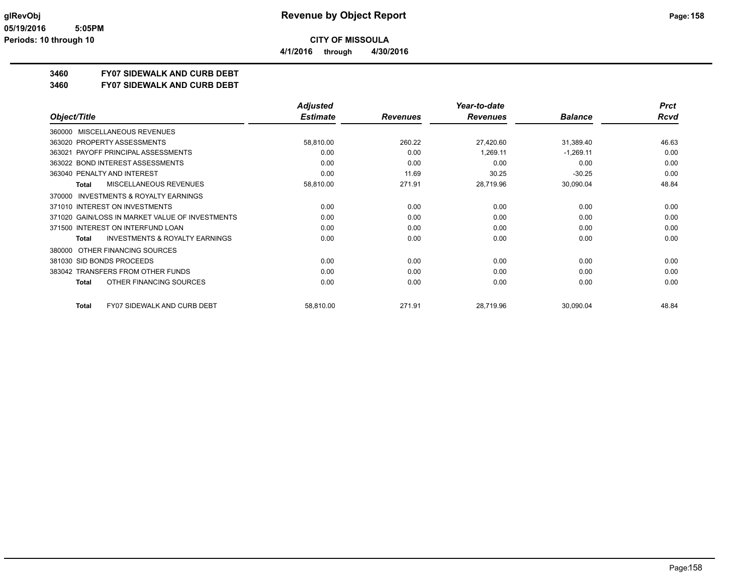**CITY OF MISSOULA**

**4/1/2016 through 4/30/2016**

## 3460 FY07 SIDEWALK AND CURB DEBT

## 3460 FY07 SIDEWALK AND CURB DEBT

| Object/Title | Adjusted Estimate | Revenues | Year-to-date Revenues | Balance | Prct Rcvd |
|---|---|---|---|---|---|
| 360000 MISCELLANEOUS REVENUES | | | | | |
| 363020 PROPERTY ASSESSMENTS | 58,810.00 | 260.22 | 27,420.60 | 31,389.40 | 46.63 |
| 363021 PAYOFF PRINCIPAL ASSESSMENTS | 0.00 | 0.00 | 1,269.11 | -1,269.11 | 0.00 |
| 363022 BOND INTEREST ASSESSMENTS | 0.00 | 0.00 | 0.00 | 0.00 | 0.00 |
| 363040 PENALTY AND INTEREST | 0.00 | 11.69 | 30.25 | -30.25 | 0.00 |
| **Total** MISCELLANEOUS REVENUES | 58,810.00 | 271.91 | 28,719.96 | 30,090.04 | 48.84 |
| 370000 INVESTMENTS & ROYALTY EARNINGS | | | | | |
| 371010 INTEREST ON INVESTMENTS | 0.00 | 0.00 | 0.00 | 0.00 | 0.00 |
| 371020 GAIN/LOSS IN MARKET VALUE OF INVESTMENTS | 0.00 | 0.00 | 0.00 | 0.00 | 0.00 |
| 371500 INTEREST ON INTERFUND LOAN | 0.00 | 0.00 | 0.00 | 0.00 | 0.00 |
| **Total** INVESTMENTS & ROYALTY EARNINGS | 0.00 | 0.00 | 0.00 | 0.00 | 0.00 |
| 380000 OTHER FINANCING SOURCES | | | | | |
| 381030 SID BONDS PROCEEDS | 0.00 | 0.00 | 0.00 | 0.00 | 0.00 |
| 383042 TRANSFERS FROM OTHER FUNDS | 0.00 | 0.00 | 0.00 | 0.00 | 0.00 |
| **Total** OTHER FINANCING SOURCES | 0.00 | 0.00 | 0.00 | 0.00 | 0.00 |
| **Total** FY07 SIDEWALK AND CURB DEBT | 58,810.00 | 271.91 | 28,719.96 | 30,090.04 | 48.84 |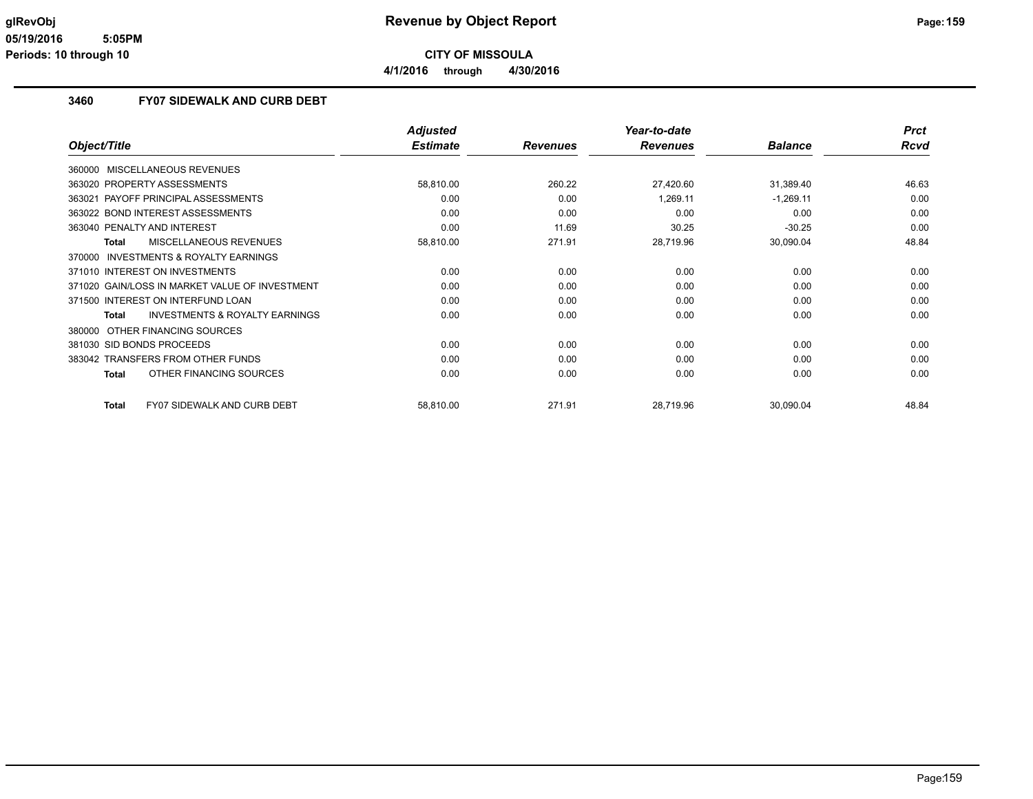# Revenue by Object Report

**CITY OF MISSOULA**

**4/1/2016 through 4/30/2016**

glRevObj
05/19/2016 5:05PM
Periods: 10 through 10

## 3460 FY07 SIDEWALK AND CURB DEBT

| Object/Title | Adjusted Estimate | Revenues | Year-to-date Revenues | Balance | Prct Rcvd |
|---|---|---|---|---|---|
| 360000 MISCELLANEOUS REVENUES | | | | | |
| 363020 PROPERTY ASSESSMENTS | 58,810.00 | 260.22 | 27,420.60 | 31,389.40 | 46.63 |
| 363021 PAYOFF PRINCIPAL ASSESSMENTS | 0.00 | 0.00 | 1,269.11 | -1,269.11 | 0.00 |
| 363022 BOND INTEREST ASSESSMENTS | 0.00 | 0.00 | 0.00 | 0.00 | 0.00 |
| 363040 PENALTY AND INTEREST | 0.00 | 11.69 | 30.25 | -30.25 | 0.00 |
| **Total** MISCELLANEOUS REVENUES | 58,810.00 | 271.91 | 28,719.96 | 30,090.04 | 48.84 |
| 370000 INVESTMENTS & ROYALTY EARNINGS | | | | | |
| 371010 INTEREST ON INVESTMENTS | 0.00 | 0.00 | 0.00 | 0.00 | 0.00 |
| 371020 GAIN/LOSS IN MARKET VALUE OF INVESTMENT | 0.00 | 0.00 | 0.00 | 0.00 | 0.00 |
| 371500 INTEREST ON INTERFUND LOAN | 0.00 | 0.00 | 0.00 | 0.00 | 0.00 |
| **Total** INVESTMENTS & ROYALTY EARNINGS | 0.00 | 0.00 | 0.00 | 0.00 | 0.00 |
| 380000 OTHER FINANCING SOURCES | | | | | |
| 381030 SID BONDS PROCEEDS | 0.00 | 0.00 | 0.00 | 0.00 | 0.00 |
| 383042 TRANSFERS FROM OTHER FUNDS | 0.00 | 0.00 | 0.00 | 0.00 | 0.00 |
| **Total** OTHER FINANCING SOURCES | 0.00 | 0.00 | 0.00 | 0.00 | 0.00 |
| **Total** FY07 SIDEWALK AND CURB DEBT | 58,810.00 | 271.91 | 28,719.96 | 30,090.04 | 48.84 |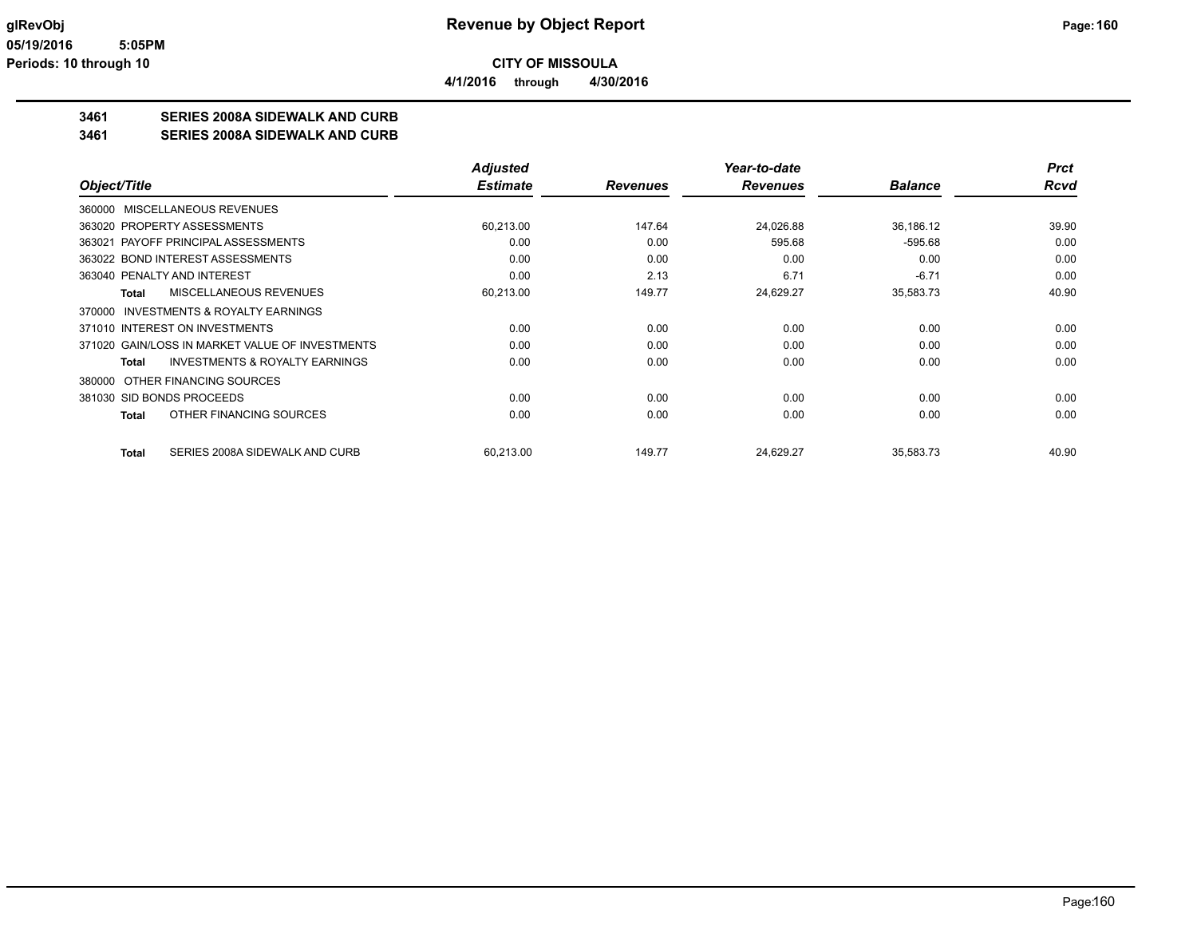# CITY OF MISSOULA

**4/1/2016 through 4/30/2016**

## 3461 SERIES 2008A SIDEWALK AND CURB
## 3461 SERIES 2008A SIDEWALK AND CURB

| Object/Title | Adjusted Estimate | Revenues | Year-to-date Revenues | Balance | Prct Rcvd |
|---|---|---|---|---|---|
| 360000 MISCELLANEOUS REVENUES | | | | | |
| 363020 PROPERTY ASSESSMENTS | 60,213.00 | 147.64 | 24,026.88 | 36,186.12 | 39.90 |
| 363021 PAYOFF PRINCIPAL ASSESSMENTS | 0.00 | 0.00 | 595.68 | -595.68 | 0.00 |
| 363022 BOND INTEREST ASSESSMENTS | 0.00 | 0.00 | 0.00 | 0.00 | 0.00 |
| 363040 PENALTY AND INTEREST | 0.00 | 2.13 | 6.71 | -6.71 | 0.00 |
| **Total** MISCELLANEOUS REVENUES | 60,213.00 | 149.77 | 24,629.27 | 35,583.73 | 40.90 |
| 370000 INVESTMENTS & ROYALTY EARNINGS | | | | | |
| 371010 INTEREST ON INVESTMENTS | 0.00 | 0.00 | 0.00 | 0.00 | 0.00 |
| 371020 GAIN/LOSS IN MARKET VALUE OF INVESTMENTS | 0.00 | 0.00 | 0.00 | 0.00 | 0.00 |
| **Total** INVESTMENTS & ROYALTY EARNINGS | 0.00 | 0.00 | 0.00 | 0.00 | 0.00 |
| 380000 OTHER FINANCING SOURCES | | | | | |
| 381030 SID BONDS PROCEEDS | 0.00 | 0.00 | 0.00 | 0.00 | 0.00 |
| **Total** OTHER FINANCING SOURCES | 0.00 | 0.00 | 0.00 | 0.00 | 0.00 |
| **Total** SERIES 2008A SIDEWALK AND CURB | 60,213.00 | 149.77 | 24,629.27 | 35,583.73 | 40.90 |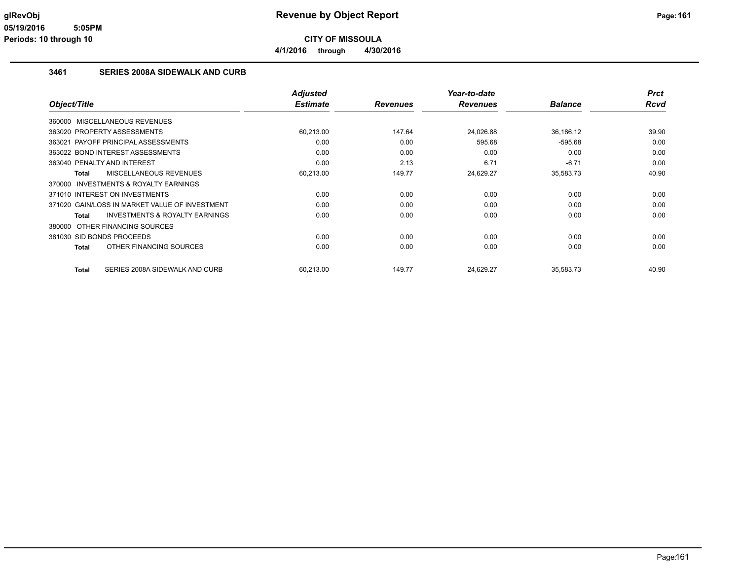# Revenue by Object Report

glRevObj
05/19/2016 5:05PM
Periods: 10 through 10

**CITY OF MISSOULA**

**4/1/2016 through 4/30/2016**

## 3461 SERIES 2008A SIDEWALK AND CURB

| Object/Title | Adjusted Estimate | Revenues | Year-to-date Revenues | Balance | Prct Rcvd |
|---|---|---|---|---|---|
| 360000 MISCELLANEOUS REVENUES | | | | | |
| 363020 PROPERTY ASSESSMENTS | 60,213.00 | 147.64 | 24,026.88 | 36,186.12 | 39.90 |
| 363021 PAYOFF PRINCIPAL ASSESSMENTS | 0.00 | 0.00 | 595.68 | -595.68 | 0.00 |
| 363022 BOND INTEREST ASSESSMENTS | 0.00 | 0.00 | 0.00 | 0.00 | 0.00 |
| 363040 PENALTY AND INTEREST | 0.00 | 2.13 | 6.71 | -6.71 | 0.00 |
| **Total** MISCELLANEOUS REVENUES | 60,213.00 | 149.77 | 24,629.27 | 35,583.73 | 40.90 |
| 370000 INVESTMENTS & ROYALTY EARNINGS | | | | | |
| 371010 INTEREST ON INVESTMENTS | 0.00 | 0.00 | 0.00 | 0.00 | 0.00 |
| 371020 GAIN/LOSS IN MARKET VALUE OF INVESTMENT | 0.00 | 0.00 | 0.00 | 0.00 | 0.00 |
| **Total** INVESTMENTS & ROYALTY EARNINGS | 0.00 | 0.00 | 0.00 | 0.00 | 0.00 |
| 380000 OTHER FINANCING SOURCES | | | | | |
| 381030 SID BONDS PROCEEDS | 0.00 | 0.00 | 0.00 | 0.00 | 0.00 |
| **Total** OTHER FINANCING SOURCES | 0.00 | 0.00 | 0.00 | 0.00 | 0.00 |
| **Total** SERIES 2008A SIDEWALK AND CURB | 60,213.00 | 149.77 | 24,629.27 | 35,583.73 | 40.90 |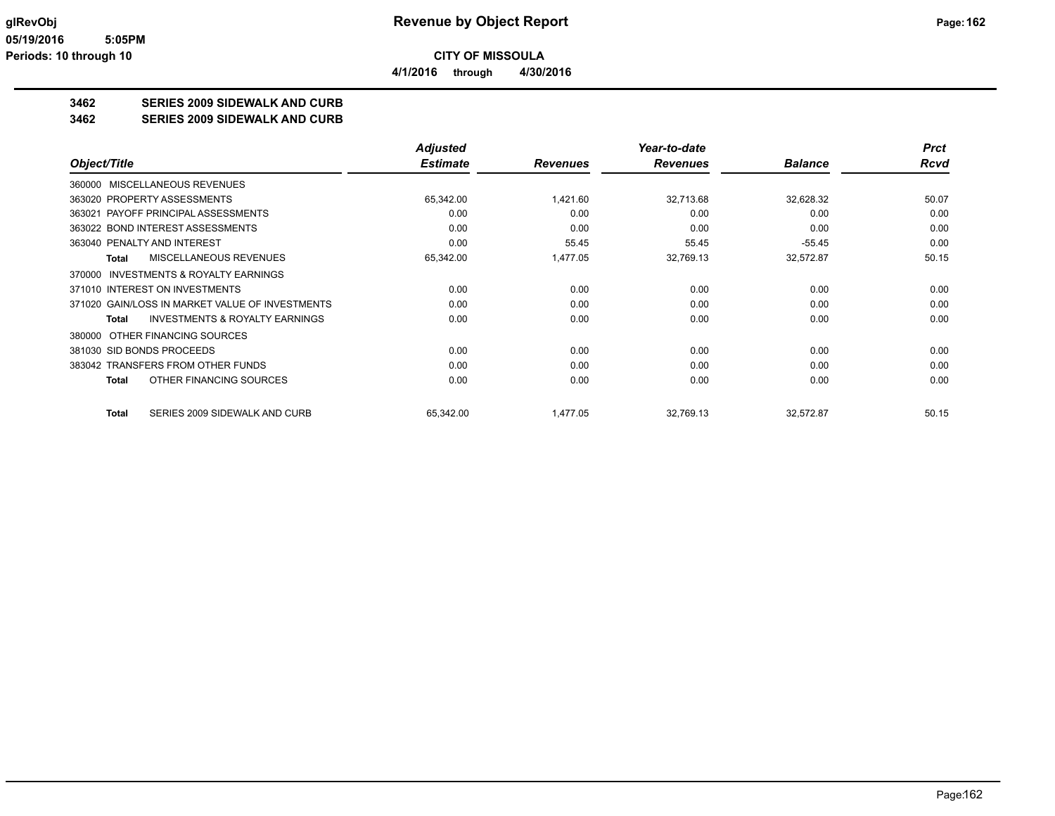**CITY OF MISSOULA**

**4/1/2016 through 4/30/2016**

## 3462 SERIES 2009 SIDEWALK AND CURB

## 3462 SERIES 2009 SIDEWALK AND CURB

| Object/Title | Adjusted Estimate | Revenues | Year-to-date Revenues | Balance | Prct Rcvd |
|---|---|---|---|---|---|
| 360000 MISCELLANEOUS REVENUES | | | | | |
| 363020 PROPERTY ASSESSMENTS | 65,342.00 | 1,421.60 | 32,713.68 | 32,628.32 | 50.07 |
| 363021 PAYOFF PRINCIPAL ASSESSMENTS | 0.00 | 0.00 | 0.00 | 0.00 | 0.00 |
| 363022 BOND INTEREST ASSESSMENTS | 0.00 | 0.00 | 0.00 | 0.00 | 0.00 |
| 363040 PENALTY AND INTEREST | 0.00 | 55.45 | 55.45 | -55.45 | 0.00 |
| **Total** MISCELLANEOUS REVENUES | 65,342.00 | 1,477.05 | 32,769.13 | 32,572.87 | 50.15 |
| 370000 INVESTMENTS & ROYALTY EARNINGS | | | | | |
| 371010 INTEREST ON INVESTMENTS | 0.00 | 0.00 | 0.00 | 0.00 | 0.00 |
| 371020 GAIN/LOSS IN MARKET VALUE OF INVESTMENTS | 0.00 | 0.00 | 0.00 | 0.00 | 0.00 |
| **Total** INVESTMENTS & ROYALTY EARNINGS | 0.00 | 0.00 | 0.00 | 0.00 | 0.00 |
| 380000 OTHER FINANCING SOURCES | | | | | |
| 381030 SID BONDS PROCEEDS | 0.00 | 0.00 | 0.00 | 0.00 | 0.00 |
| 383042 TRANSFERS FROM OTHER FUNDS | 0.00 | 0.00 | 0.00 | 0.00 | 0.00 |
| **Total** OTHER FINANCING SOURCES | 0.00 | 0.00 | 0.00 | 0.00 | 0.00 |
| **Total** SERIES 2009 SIDEWALK AND CURB | 65,342.00 | 1,477.05 | 32,769.13 | 32,572.87 | 50.15 |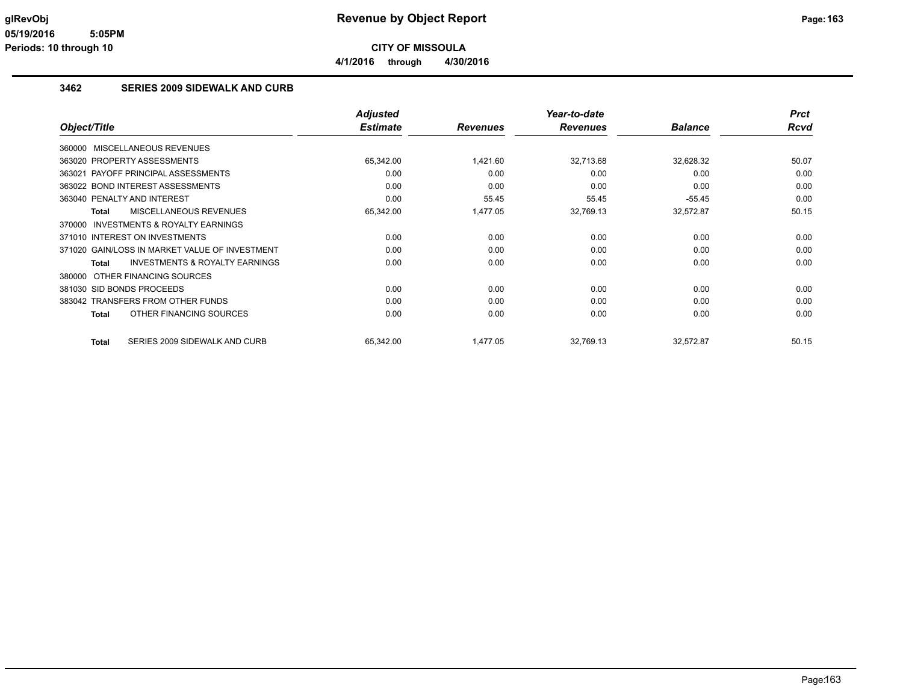# Revenue by Object Report

**CITY OF MISSOULA**

**4/1/2016 through 4/30/2016**

glRevObj
05/19/2016 5:05PM
Periods: 10 through 10

## 3462 SERIES 2009 SIDEWALK AND CURB

| Object/Title | Adjusted Estimate | Revenues | Year-to-date Revenues | Balance | Prct Rcvd |
|---|---|---|---|---|---|
| 360000 MISCELLANEOUS REVENUES | | | | | |
| 363020 PROPERTY ASSESSMENTS | 65,342.00 | 1,421.60 | 32,713.68 | 32,628.32 | 50.07 |
| 363021 PAYOFF PRINCIPAL ASSESSMENTS | 0.00 | 0.00 | 0.00 | 0.00 | 0.00 |
| 363022 BOND INTEREST ASSESSMENTS | 0.00 | 0.00 | 0.00 | 0.00 | 0.00 |
| 363040 PENALTY AND INTEREST | 0.00 | 55.45 | 55.45 | -55.45 | 0.00 |
| **Total** MISCELLANEOUS REVENUES | 65,342.00 | 1,477.05 | 32,769.13 | 32,572.87 | 50.15 |
| 370000 INVESTMENTS & ROYALTY EARNINGS | | | | | |
| 371010 INTEREST ON INVESTMENTS | 0.00 | 0.00 | 0.00 | 0.00 | 0.00 |
| 371020 GAIN/LOSS IN MARKET VALUE OF INVESTMENT | 0.00 | 0.00 | 0.00 | 0.00 | 0.00 |
| **Total** INVESTMENTS & ROYALTY EARNINGS | 0.00 | 0.00 | 0.00 | 0.00 | 0.00 |
| 380000 OTHER FINANCING SOURCES | | | | | |
| 381030 SID BONDS PROCEEDS | 0.00 | 0.00 | 0.00 | 0.00 | 0.00 |
| 383042 TRANSFERS FROM OTHER FUNDS | 0.00 | 0.00 | 0.00 | 0.00 | 0.00 |
| **Total** OTHER FINANCING SOURCES | 0.00 | 0.00 | 0.00 | 0.00 | 0.00 |
| **Total** SERIES 2009 SIDEWALK AND CURB | 65,342.00 | 1,477.05 | 32,769.13 | 32,572.87 | 50.15 |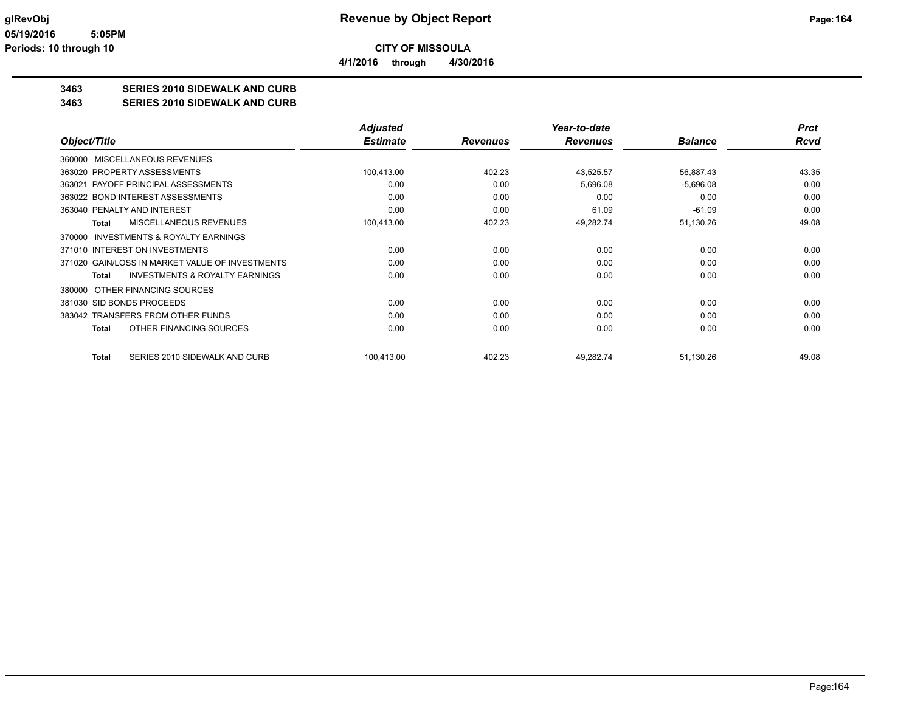**glRevObj** **Revenue by Object Report**

**05/19/2016 5:05PM**

**Periods: 10 through 10**

**CITY OF MISSOULA**

**4/1/2016 through 4/30/2016**

## 3463 SERIES 2010 SIDEWALK AND CURB

## 3463 SERIES 2010 SIDEWALK AND CURB

| Object/Title | Adjusted Estimate | Revenues | Year-to-date Revenues | Balance | Prct Rcvd |
|---|---|---|---|---|---|
| 360000 MISCELLANEOUS REVENUES | | | | | |
| 363020 PROPERTY ASSESSMENTS | 100,413.00 | 402.23 | 43,525.57 | 56,887.43 | 43.35 |
| 363021 PAYOFF PRINCIPAL ASSESSMENTS | 0.00 | 0.00 | 5,696.08 | -5,696.08 | 0.00 |
| 363022 BOND INTEREST ASSESSMENTS | 0.00 | 0.00 | 0.00 | 0.00 | 0.00 |
| 363040 PENALTY AND INTEREST | 0.00 | 0.00 | 61.09 | -61.09 | 0.00 |
| **Total** MISCELLANEOUS REVENUES | 100,413.00 | 402.23 | 49,282.74 | 51,130.26 | 49.08 |
| 370000 INVESTMENTS & ROYALTY EARNINGS | | | | | |
| 371010 INTEREST ON INVESTMENTS | 0.00 | 0.00 | 0.00 | 0.00 | 0.00 |
| 371020 GAIN/LOSS IN MARKET VALUE OF INVESTMENTS | 0.00 | 0.00 | 0.00 | 0.00 | 0.00 |
| **Total** INVESTMENTS & ROYALTY EARNINGS | 0.00 | 0.00 | 0.00 | 0.00 | 0.00 |
| 380000 OTHER FINANCING SOURCES | | | | | |
| 381030 SID BONDS PROCEEDS | 0.00 | 0.00 | 0.00 | 0.00 | 0.00 |
| 383042 TRANSFERS FROM OTHER FUNDS | 0.00 | 0.00 | 0.00 | 0.00 | 0.00 |
| **Total** OTHER FINANCING SOURCES | 0.00 | 0.00 | 0.00 | 0.00 | 0.00 |
| **Total** SERIES 2010 SIDEWALK AND CURB | 100,413.00 | 402.23 | 49,282.74 | 51,130.26 | 49.08 |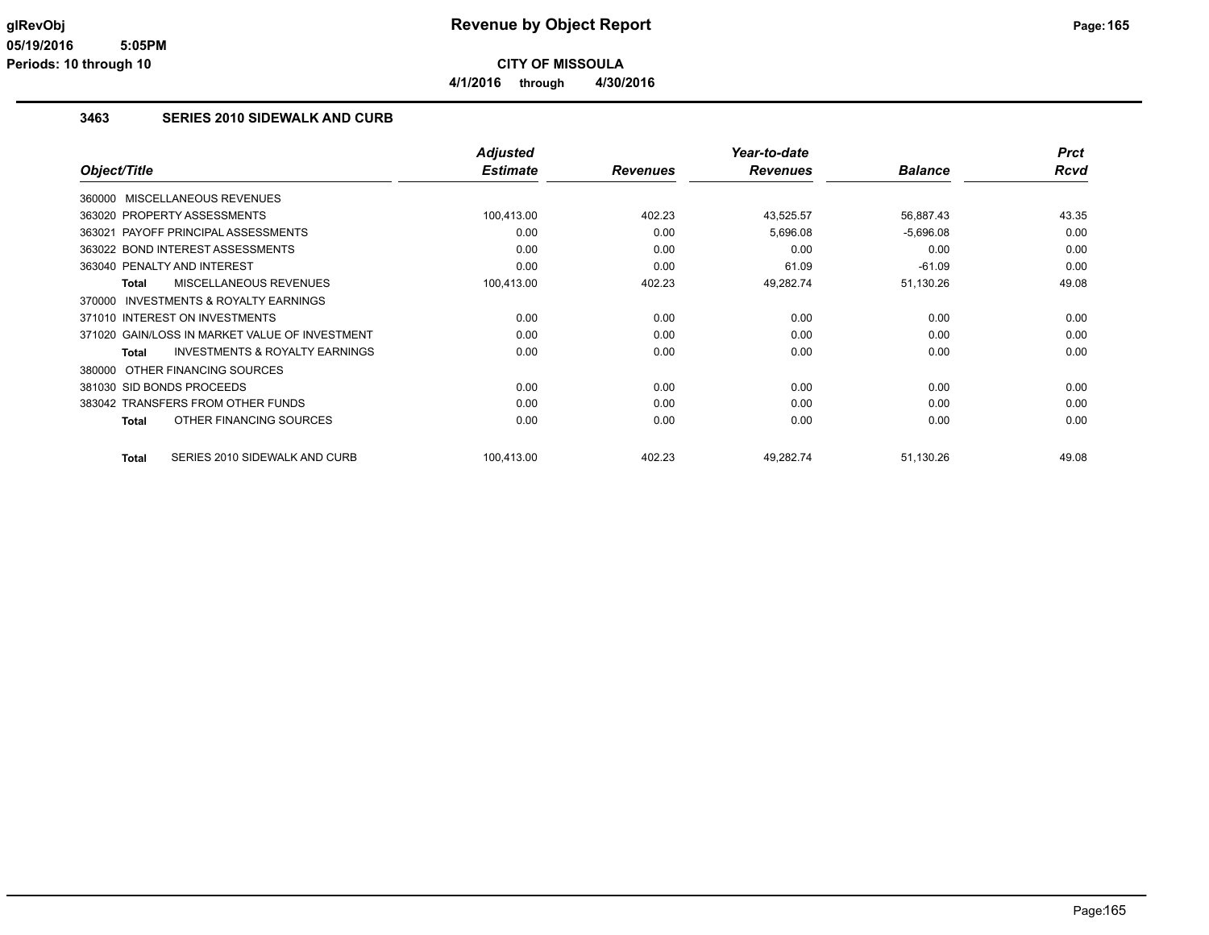# Revenue by Object Report

**CITY OF MISSOULA**

**4/1/2016 through 4/30/2016**

glRevObj
05/19/2016 5:05PM
Periods: 10 through 10

### 3463 SERIES 2010 SIDEWALK AND CURB

| Object/Title | Adjusted Estimate | Revenues | Year-to-date Revenues | Balance | Prct Rcvd |
|---|---|---|---|---|---|
| 360000 MISCELLANEOUS REVENUES | | | | | |
| 363020 PROPERTY ASSESSMENTS | 100,413.00 | 402.23 | 43,525.57 | 56,887.43 | 43.35 |
| 363021 PAYOFF PRINCIPAL ASSESSMENTS | 0.00 | 0.00 | 5,696.08 | -5,696.08 | 0.00 |
| 363022 BOND INTEREST ASSESSMENTS | 0.00 | 0.00 | 0.00 | 0.00 | 0.00 |
| 363040 PENALTY AND INTEREST | 0.00 | 0.00 | 61.09 | -61.09 | 0.00 |
| **Total** MISCELLANEOUS REVENUES | 100,413.00 | 402.23 | 49,282.74 | 51,130.26 | 49.08 |
| 370000 INVESTMENTS & ROYALTY EARNINGS | | | | | |
| 371010 INTEREST ON INVESTMENTS | 0.00 | 0.00 | 0.00 | 0.00 | 0.00 |
| 371020 GAIN/LOSS IN MARKET VALUE OF INVESTMENT | 0.00 | 0.00 | 0.00 | 0.00 | 0.00 |
| **Total** INVESTMENTS & ROYALTY EARNINGS | 0.00 | 0.00 | 0.00 | 0.00 | 0.00 |
| 380000 OTHER FINANCING SOURCES | | | | | |
| 381030 SID BONDS PROCEEDS | 0.00 | 0.00 | 0.00 | 0.00 | 0.00 |
| 383042 TRANSFERS FROM OTHER FUNDS | 0.00 | 0.00 | 0.00 | 0.00 | 0.00 |
| **Total** OTHER FINANCING SOURCES | 0.00 | 0.00 | 0.00 | 0.00 | 0.00 |
| **Total** SERIES 2010 SIDEWALK AND CURB | 100,413.00 | 402.23 | 49,282.74 | 51,130.26 | 49.08 |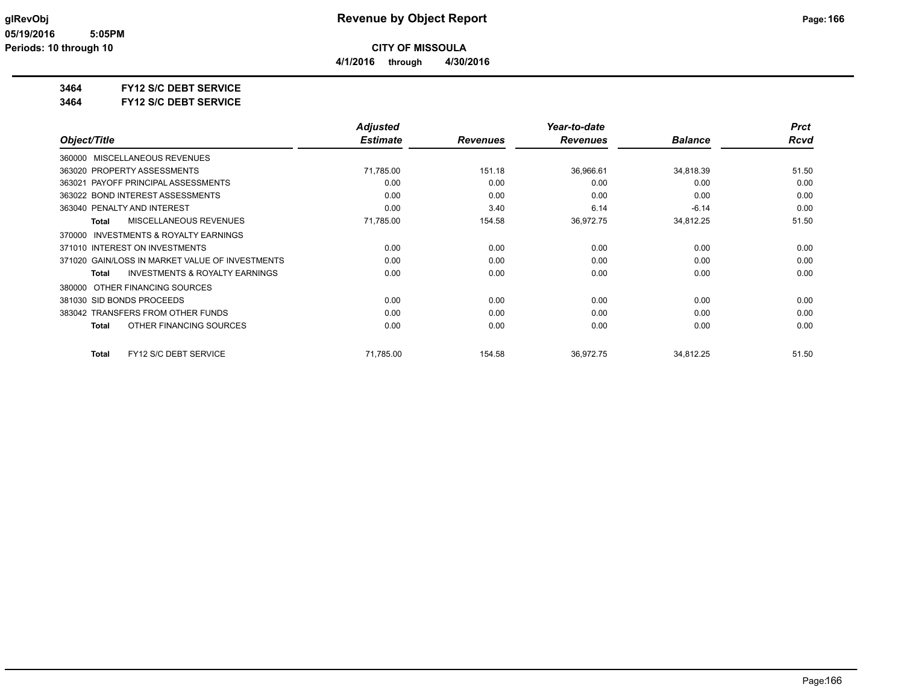# Revenue by Object Report

**CITY OF MISSOULA**

**4/1/2016 through 4/30/2016**

glRevObj
05/19/2016 5:05PM
Periods: 10 through 10

**3464 FY12 S/C DEBT SERVICE**

**3464 FY12 S/C DEBT SERVICE**

| Object/Title | Adjusted Estimate | Revenues | Year-to-date Revenues | Balance | Prct Rcvd |
|---|---|---|---|---|---|
| 360000 MISCELLANEOUS REVENUES | | | | | |
| 363020 PROPERTY ASSESSMENTS | 71,785.00 | 151.18 | 36,966.61 | 34,818.39 | 51.50 |
| 363021 PAYOFF PRINCIPAL ASSESSMENTS | 0.00 | 0.00 | 0.00 | 0.00 | 0.00 |
| 363022 BOND INTEREST ASSESSMENTS | 0.00 | 0.00 | 0.00 | 0.00 | 0.00 |
| 363040 PENALTY AND INTEREST | 0.00 | 3.40 | 6.14 | -6.14 | 0.00 |
| **Total** MISCELLANEOUS REVENUES | 71,785.00 | 154.58 | 36,972.75 | 34,812.25 | 51.50 |
| 370000 INVESTMENTS & ROYALTY EARNINGS | | | | | |
| 371010 INTEREST ON INVESTMENTS | 0.00 | 0.00 | 0.00 | 0.00 | 0.00 |
| 371020 GAIN/LOSS IN MARKET VALUE OF INVESTMENTS | 0.00 | 0.00 | 0.00 | 0.00 | 0.00 |
| **Total** INVESTMENTS & ROYALTY EARNINGS | 0.00 | 0.00 | 0.00 | 0.00 | 0.00 |
| 380000 OTHER FINANCING SOURCES | | | | | |
| 381030 SID BONDS PROCEEDS | 0.00 | 0.00 | 0.00 | 0.00 | 0.00 |
| 383042 TRANSFERS FROM OTHER FUNDS | 0.00 | 0.00 | 0.00 | 0.00 | 0.00 |
| **Total** OTHER FINANCING SOURCES | 0.00 | 0.00 | 0.00 | 0.00 | 0.00 |
| **Total** FY12 S/C DEBT SERVICE | 71,785.00 | 154.58 | 36,972.75 | 34,812.25 | 51.50 |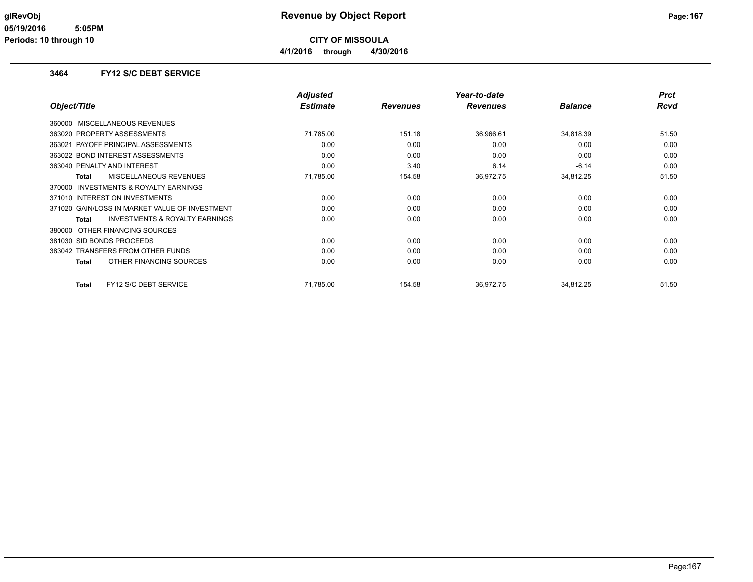# Revenue by Object Report

**CITY OF MISSOULA**

**4/1/2016 through 4/30/2016**

### 3464 FY12 S/C DEBT SERVICE

| Object/Title | Adjusted Estimate | Revenues | Year-to-date Revenues | Balance | Prct Rcvd |
|---|---|---|---|---|---|
| 360000 MISCELLANEOUS REVENUES | | | | | |
| 363020 PROPERTY ASSESSMENTS | 71,785.00 | 151.18 | 36,966.61 | 34,818.39 | 51.50 |
| 363021 PAYOFF PRINCIPAL ASSESSMENTS | 0.00 | 0.00 | 0.00 | 0.00 | 0.00 |
| 363022 BOND INTEREST ASSESSMENTS | 0.00 | 0.00 | 0.00 | 0.00 | 0.00 |
| 363040 PENALTY AND INTEREST | 0.00 | 3.40 | 6.14 | -6.14 | 0.00 |
| **Total** MISCELLANEOUS REVENUES | 71,785.00 | 154.58 | 36,972.75 | 34,812.25 | 51.50 |
| 370000 INVESTMENTS & ROYALTY EARNINGS | | | | | |
| 371010 INTEREST ON INVESTMENTS | 0.00 | 0.00 | 0.00 | 0.00 | 0.00 |
| 371020 GAIN/LOSS IN MARKET VALUE OF INVESTMENT | 0.00 | 0.00 | 0.00 | 0.00 | 0.00 |
| **Total** INVESTMENTS & ROYALTY EARNINGS | 0.00 | 0.00 | 0.00 | 0.00 | 0.00 |
| 380000 OTHER FINANCING SOURCES | | | | | |
| 381030 SID BONDS PROCEEDS | 0.00 | 0.00 | 0.00 | 0.00 | 0.00 |
| 383042 TRANSFERS FROM OTHER FUNDS | 0.00 | 0.00 | 0.00 | 0.00 | 0.00 |
| **Total** OTHER FINANCING SOURCES | 0.00 | 0.00 | 0.00 | 0.00 | 0.00 |
| **Total** FY12 S/C DEBT SERVICE | 71,785.00 | 154.58 | 36,972.75 | 34,812.25 | 51.50 |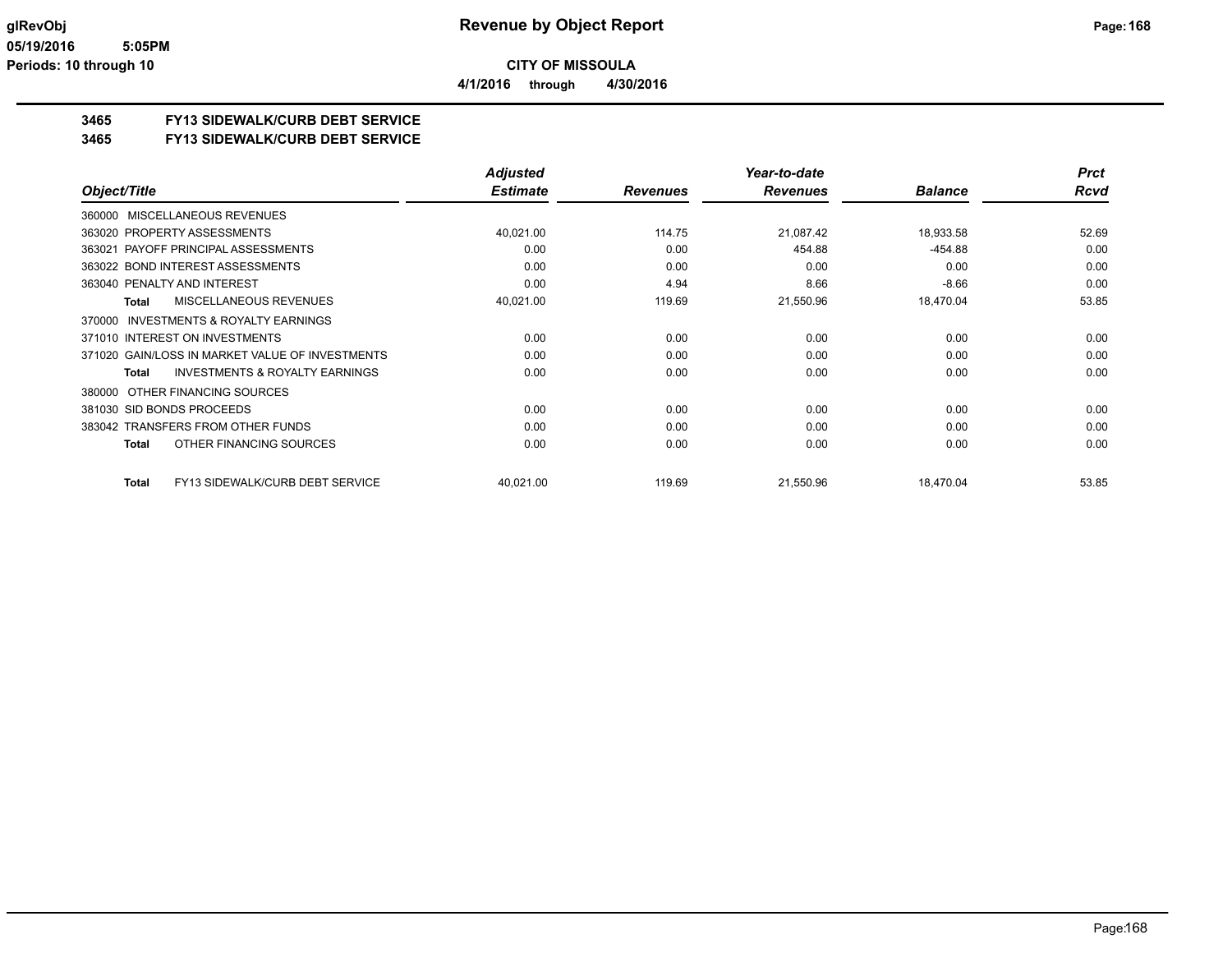# Revenue by Object Report

**CITY OF MISSOULA**

**4/1/2016 through 4/30/2016**

glRevObj
05/19/2016 5:05PM
Periods: 10 through 10

## 3465 FY13 SIDEWALK/CURB DEBT SERVICE
## 3465 FY13 SIDEWALK/CURB DEBT SERVICE

| Object/Title | Adjusted Estimate | Revenues | Year-to-date Revenues | Balance | Prct Rcvd |
|---|---|---|---|---|---|
| 360000 MISCELLANEOUS REVENUES | | | | | |
| 363020 PROPERTY ASSESSMENTS | 40,021.00 | 114.75 | 21,087.42 | 18,933.58 | 52.69 |
| 363021 PAYOFF PRINCIPAL ASSESSMENTS | 0.00 | 0.00 | 454.88 | -454.88 | 0.00 |
| 363022 BOND INTEREST ASSESSMENTS | 0.00 | 0.00 | 0.00 | 0.00 | 0.00 |
| 363040 PENALTY AND INTEREST | 0.00 | 4.94 | 8.66 | -8.66 | 0.00 |
| **Total** MISCELLANEOUS REVENUES | 40,021.00 | 119.69 | 21,550.96 | 18,470.04 | 53.85 |
| 370000 INVESTMENTS & ROYALTY EARNINGS | | | | | |
| 371010 INTEREST ON INVESTMENTS | 0.00 | 0.00 | 0.00 | 0.00 | 0.00 |
| 371020 GAIN/LOSS IN MARKET VALUE OF INVESTMENTS | 0.00 | 0.00 | 0.00 | 0.00 | 0.00 |
| **Total** INVESTMENTS & ROYALTY EARNINGS | 0.00 | 0.00 | 0.00 | 0.00 | 0.00 |
| 380000 OTHER FINANCING SOURCES | | | | | |
| 381030 SID BONDS PROCEEDS | 0.00 | 0.00 | 0.00 | 0.00 | 0.00 |
| 383042 TRANSFERS FROM OTHER FUNDS | 0.00 | 0.00 | 0.00 | 0.00 | 0.00 |
| **Total** OTHER FINANCING SOURCES | 0.00 | 0.00 | 0.00 | 0.00 | 0.00 |
| **Total** FY13 SIDEWALK/CURB DEBT SERVICE | 40,021.00 | 119.69 | 21,550.96 | 18,470.04 | 53.85 |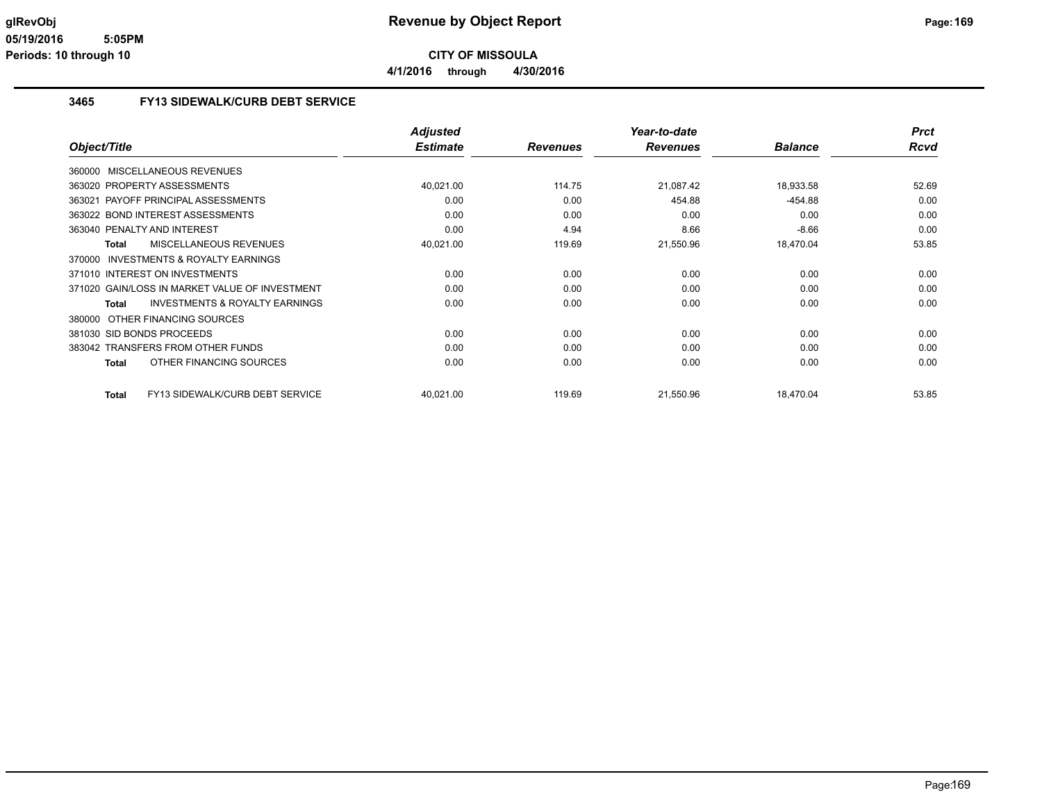# Revenue by Object Report

**CITY OF MISSOULA**

**4/1/2016 through 4/30/2016**

glRevObj
05/19/2016 5:05PM
Periods: 10 through 10

## 3465 FY13 SIDEWALK/CURB DEBT SERVICE

| Object/Title | Adjusted Estimate | Revenues | Year-to-date Revenues | Balance | Prct Rcvd |
|---|---|---|---|---|---|
| 360000 MISCELLANEOUS REVENUES | | | | | |
| 363020 PROPERTY ASSESSMENTS | 40,021.00 | 114.75 | 21,087.42 | 18,933.58 | 52.69 |
| 363021 PAYOFF PRINCIPAL ASSESSMENTS | 0.00 | 0.00 | 454.88 | -454.88 | 0.00 |
| 363022 BOND INTEREST ASSESSMENTS | 0.00 | 0.00 | 0.00 | 0.00 | 0.00 |
| 363040 PENALTY AND INTEREST | 0.00 | 4.94 | 8.66 | -8.66 | 0.00 |
| **Total** MISCELLANEOUS REVENUES | 40,021.00 | 119.69 | 21,550.96 | 18,470.04 | 53.85 |
| 370000 INVESTMENTS & ROYALTY EARNINGS | | | | | |
| 371010 INTEREST ON INVESTMENTS | 0.00 | 0.00 | 0.00 | 0.00 | 0.00 |
| 371020 GAIN/LOSS IN MARKET VALUE OF INVESTMENT | 0.00 | 0.00 | 0.00 | 0.00 | 0.00 |
| **Total** INVESTMENTS & ROYALTY EARNINGS | 0.00 | 0.00 | 0.00 | 0.00 | 0.00 |
| 380000 OTHER FINANCING SOURCES | | | | | |
| 381030 SID BONDS PROCEEDS | 0.00 | 0.00 | 0.00 | 0.00 | 0.00 |
| 383042 TRANSFERS FROM OTHER FUNDS | 0.00 | 0.00 | 0.00 | 0.00 | 0.00 |
| **Total** OTHER FINANCING SOURCES | 0.00 | 0.00 | 0.00 | 0.00 | 0.00 |
| **Total** FY13 SIDEWALK/CURB DEBT SERVICE | 40,021.00 | 119.69 | 21,550.96 | 18,470.04 | 53.85 |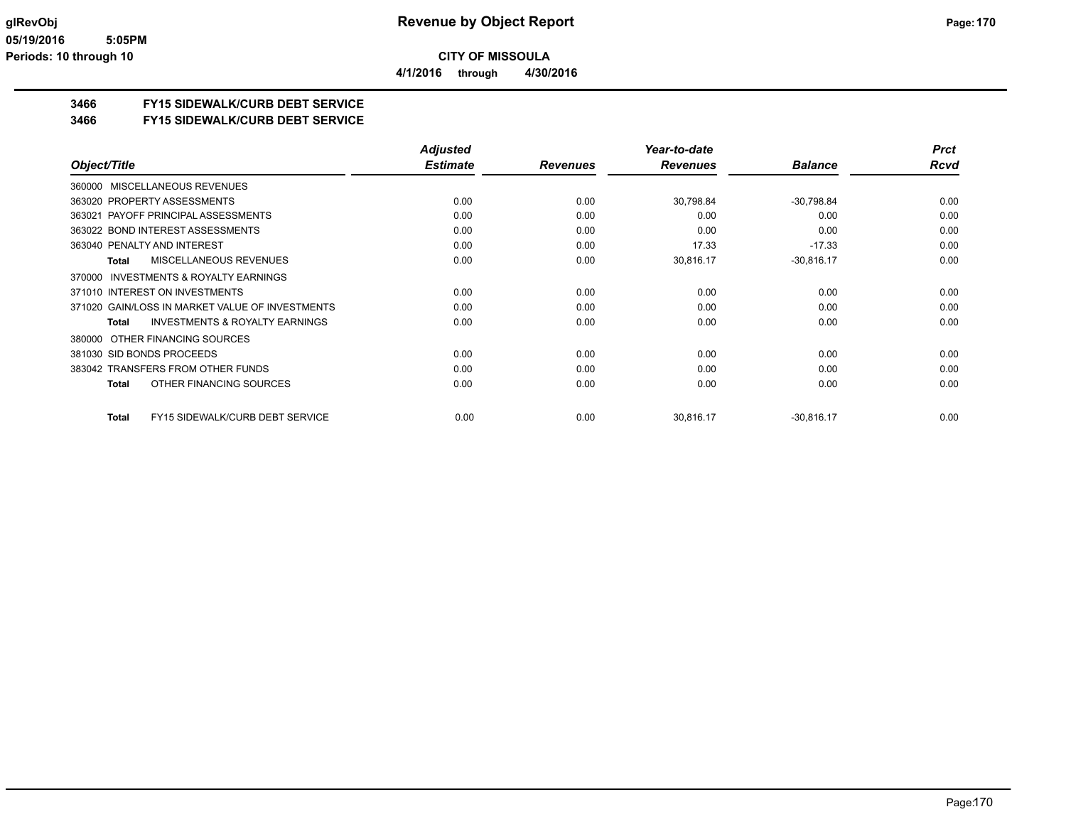# Revenue by Object Report

glRevObj
05/19/2016 5:05PM
Periods: 10 through 10

**CITY OF MISSOULA**

4/1/2016 through 4/30/2016

## 3466 FY15 SIDEWALK/CURB DEBT SERVICE
## 3466 FY15 SIDEWALK/CURB DEBT SERVICE

| Object/Title | Adjusted Estimate | Revenues | Year-to-date Revenues | Balance | Prct Rcvd |
|---|---|---|---|---|---|
| 360000 MISCELLANEOUS REVENUES | | | | | |
| 363020 PROPERTY ASSESSMENTS | 0.00 | 0.00 | 30,798.84 | -30,798.84 | 0.00 |
| 363021 PAYOFF PRINCIPAL ASSESSMENTS | 0.00 | 0.00 | 0.00 | 0.00 | 0.00 |
| 363022 BOND INTEREST ASSESSMENTS | 0.00 | 0.00 | 0.00 | 0.00 | 0.00 |
| 363040 PENALTY AND INTEREST | 0.00 | 0.00 | 17.33 | -17.33 | 0.00 |
| **Total** MISCELLANEOUS REVENUES | 0.00 | 0.00 | 30,816.17 | -30,816.17 | 0.00 |
| 370000 INVESTMENTS & ROYALTY EARNINGS | | | | | |
| 371010 INTEREST ON INVESTMENTS | 0.00 | 0.00 | 0.00 | 0.00 | 0.00 |
| 371020 GAIN/LOSS IN MARKET VALUE OF INVESTMENTS | 0.00 | 0.00 | 0.00 | 0.00 | 0.00 |
| **Total** INVESTMENTS & ROYALTY EARNINGS | 0.00 | 0.00 | 0.00 | 0.00 | 0.00 |
| 380000 OTHER FINANCING SOURCES | | | | | |
| 381030 SID BONDS PROCEEDS | 0.00 | 0.00 | 0.00 | 0.00 | 0.00 |
| 383042 TRANSFERS FROM OTHER FUNDS | 0.00 | 0.00 | 0.00 | 0.00 | 0.00 |
| **Total** OTHER FINANCING SOURCES | 0.00 | 0.00 | 0.00 | 0.00 | 0.00 |
| **Total** FY15 SIDEWALK/CURB DEBT SERVICE | 0.00 | 0.00 | 30,816.17 | -30,816.17 | 0.00 |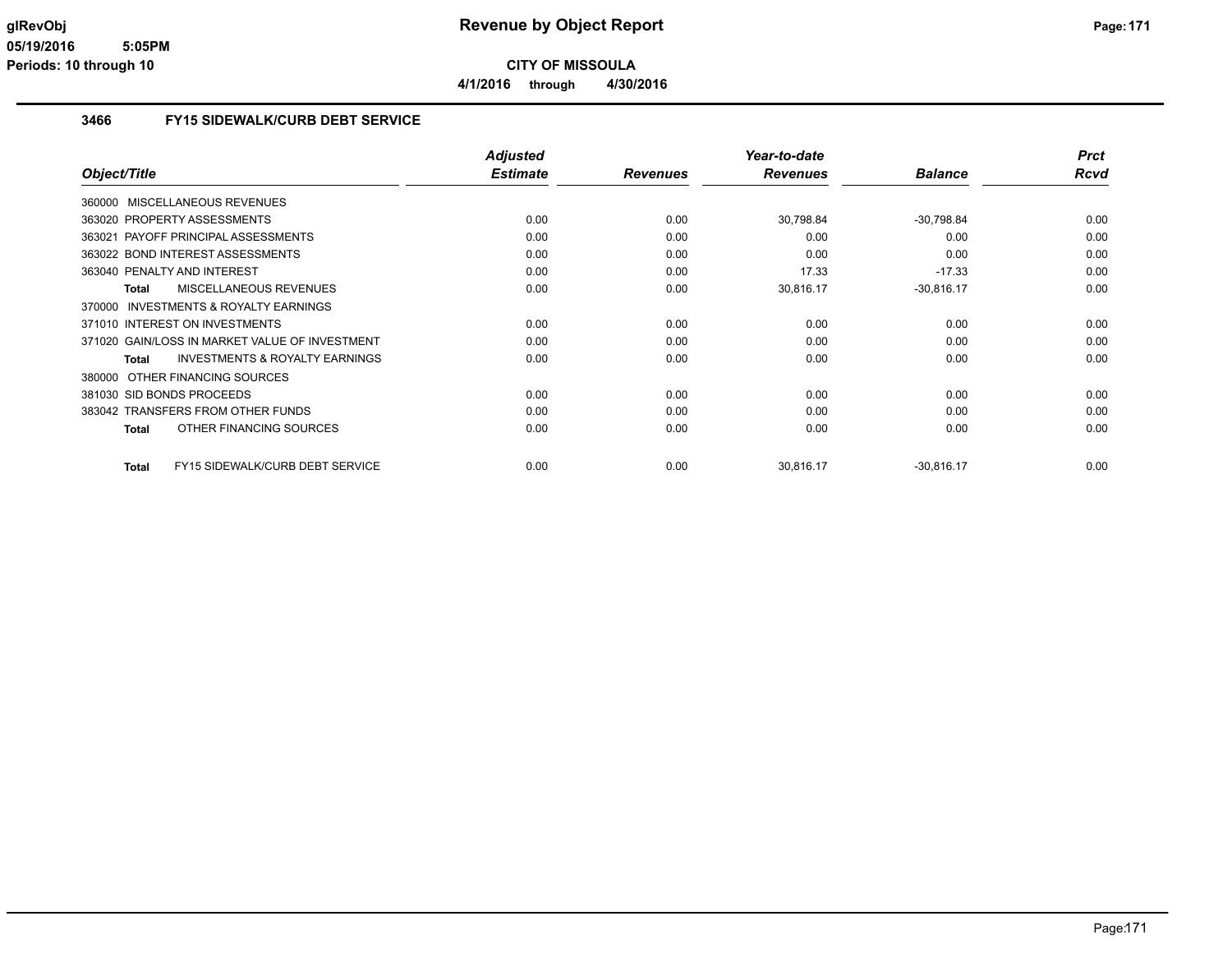# Revenue by Object Report

glRevObj
05/19/2016 5:05PM
Periods: 10 through 10

**CITY OF MISSOULA**

**4/1/2016 through 4/30/2016**

## 3466 FY15 SIDEWALK/CURB DEBT SERVICE

| Object/Title | Adjusted Estimate | Revenues | Year-to-date Revenues | Balance | Prct Rcvd |
|---|---|---|---|---|---|
| 360000 MISCELLANEOUS REVENUES | | | | | |
| 363020 PROPERTY ASSESSMENTS | 0.00 | 0.00 | 30,798.84 | -30,798.84 | 0.00 |
| 363021 PAYOFF PRINCIPAL ASSESSMENTS | 0.00 | 0.00 | 0.00 | 0.00 | 0.00 |
| 363022 BOND INTEREST ASSESSMENTS | 0.00 | 0.00 | 0.00 | 0.00 | 0.00 |
| 363040 PENALTY AND INTEREST | 0.00 | 0.00 | 17.33 | -17.33 | 0.00 |
| **Total** MISCELLANEOUS REVENUES | 0.00 | 0.00 | 30,816.17 | -30,816.17 | 0.00 |
| 370000 INVESTMENTS & ROYALTY EARNINGS | | | | | |
| 371010 INTEREST ON INVESTMENTS | 0.00 | 0.00 | 0.00 | 0.00 | 0.00 |
| 371020 GAIN/LOSS IN MARKET VALUE OF INVESTMENT | 0.00 | 0.00 | 0.00 | 0.00 | 0.00 |
| **Total** INVESTMENTS & ROYALTY EARNINGS | 0.00 | 0.00 | 0.00 | 0.00 | 0.00 |
| 380000 OTHER FINANCING SOURCES | | | | | |
| 381030 SID BONDS PROCEEDS | 0.00 | 0.00 | 0.00 | 0.00 | 0.00 |
| 383042 TRANSFERS FROM OTHER FUNDS | 0.00 | 0.00 | 0.00 | 0.00 | 0.00 |
| **Total** OTHER FINANCING SOURCES | 0.00 | 0.00 | 0.00 | 0.00 | 0.00 |
| **Total** FY15 SIDEWALK/CURB DEBT SERVICE | 0.00 | 0.00 | 30,816.17 | -30,816.17 | 0.00 |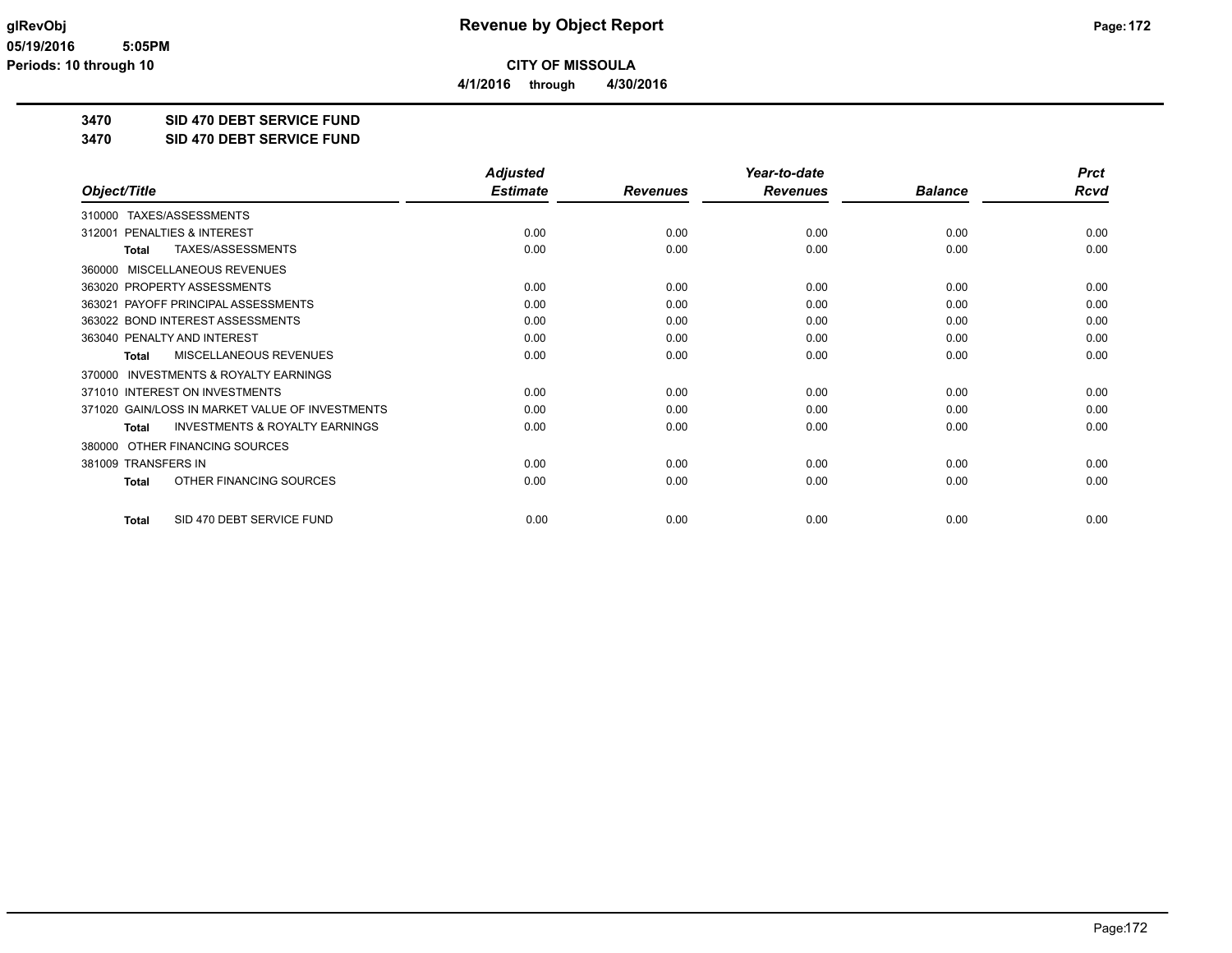# Revenue by Object Report

**CITY OF MISSOULA**

**4/1/2016 through 4/30/2016**

glRevObj
05/19/2016 5:05PM
Periods: 10 through 10

## 3470 SID 470 DEBT SERVICE FUND
## 3470 SID 470 DEBT SERVICE FUND

| Object/Title | Adjusted Estimate | Revenues | Year-to-date Revenues | Balance | Prct Rcvd |
|---|---|---|---|---|---|
| 310000 TAXES/ASSESSMENTS | | | | | |
| 312001 PENALTIES & INTEREST | 0.00 | 0.00 | 0.00 | 0.00 | 0.00 |
| **Total** TAXES/ASSESSMENTS | 0.00 | 0.00 | 0.00 | 0.00 | 0.00 |
| 360000 MISCELLANEOUS REVENUES | | | | | |
| 363020 PROPERTY ASSESSMENTS | 0.00 | 0.00 | 0.00 | 0.00 | 0.00 |
| 363021 PAYOFF PRINCIPAL ASSESSMENTS | 0.00 | 0.00 | 0.00 | 0.00 | 0.00 |
| 363022 BOND INTEREST ASSESSMENTS | 0.00 | 0.00 | 0.00 | 0.00 | 0.00 |
| 363040 PENALTY AND INTEREST | 0.00 | 0.00 | 0.00 | 0.00 | 0.00 |
| **Total** MISCELLANEOUS REVENUES | 0.00 | 0.00 | 0.00 | 0.00 | 0.00 |
| 370000 INVESTMENTS & ROYALTY EARNINGS | | | | | |
| 371010 INTEREST ON INVESTMENTS | 0.00 | 0.00 | 0.00 | 0.00 | 0.00 |
| 371020 GAIN/LOSS IN MARKET VALUE OF INVESTMENTS | 0.00 | 0.00 | 0.00 | 0.00 | 0.00 |
| **Total** INVESTMENTS & ROYALTY EARNINGS | 0.00 | 0.00 | 0.00 | 0.00 | 0.00 |
| 380000 OTHER FINANCING SOURCES | | | | | |
| 381009 TRANSFERS IN | 0.00 | 0.00 | 0.00 | 0.00 | 0.00 |
| **Total** OTHER FINANCING SOURCES | 0.00 | 0.00 | 0.00 | 0.00 | 0.00 |
| **Total** SID 470 DEBT SERVICE FUND | 0.00 | 0.00 | 0.00 | 0.00 | 0.00 |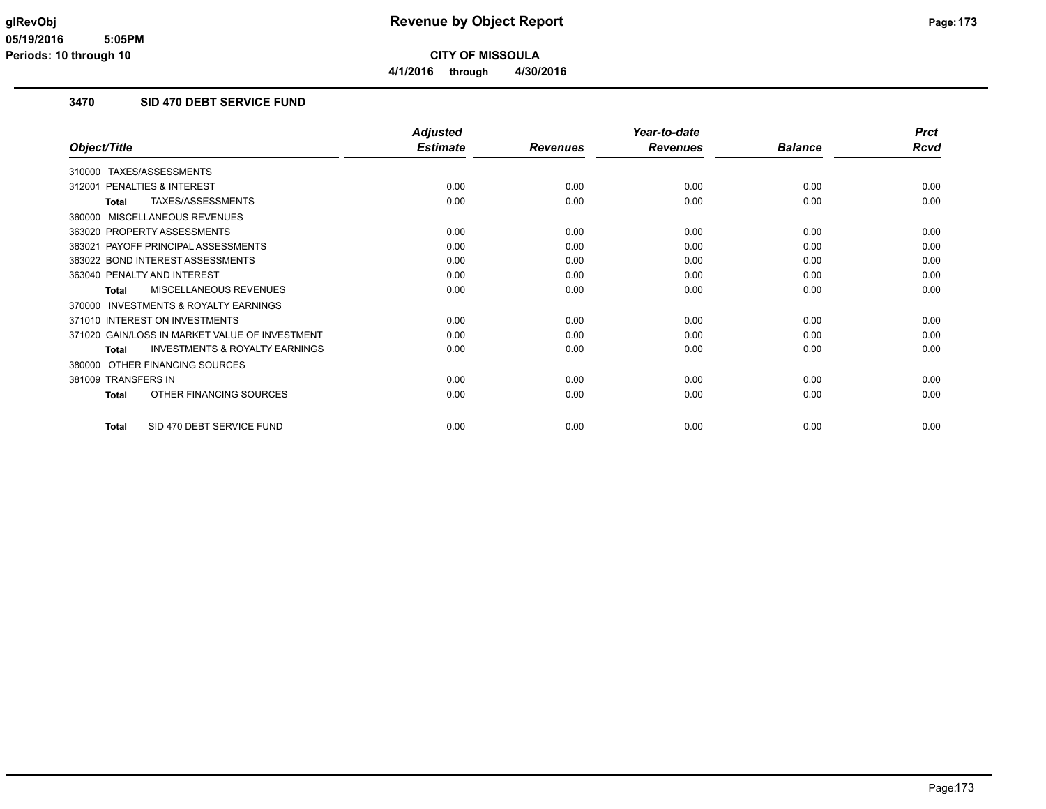# Revenue by Object Report

**CITY OF MISSOULA**

**4/1/2016 through 4/30/2016**

glRevObj
05/19/2016 5:05PM
Periods: 10 through 10

### 3470 SID 470 DEBT SERVICE FUND

| Object/Title | Adjusted Estimate | Revenues | Year-to-date Revenues | Balance | Prct Rcvd |
|---|---|---|---|---|---|
| 310000 TAXES/ASSESSMENTS | | | | | |
| 312001 PENALTIES & INTEREST | 0.00 | 0.00 | 0.00 | 0.00 | 0.00 |
| **Total** TAXES/ASSESSMENTS | 0.00 | 0.00 | 0.00 | 0.00 | 0.00 |
| 360000 MISCELLANEOUS REVENUES | | | | | |
| 363020 PROPERTY ASSESSMENTS | 0.00 | 0.00 | 0.00 | 0.00 | 0.00 |
| 363021 PAYOFF PRINCIPAL ASSESSMENTS | 0.00 | 0.00 | 0.00 | 0.00 | 0.00 |
| 363022 BOND INTEREST ASSESSMENTS | 0.00 | 0.00 | 0.00 | 0.00 | 0.00 |
| 363040 PENALTY AND INTEREST | 0.00 | 0.00 | 0.00 | 0.00 | 0.00 |
| **Total** MISCELLANEOUS REVENUES | 0.00 | 0.00 | 0.00 | 0.00 | 0.00 |
| 370000 INVESTMENTS & ROYALTY EARNINGS | | | | | |
| 371010 INTEREST ON INVESTMENTS | 0.00 | 0.00 | 0.00 | 0.00 | 0.00 |
| 371020 GAIN/LOSS IN MARKET VALUE OF INVESTMENT | 0.00 | 0.00 | 0.00 | 0.00 | 0.00 |
| **Total** INVESTMENTS & ROYALTY EARNINGS | 0.00 | 0.00 | 0.00 | 0.00 | 0.00 |
| 380000 OTHER FINANCING SOURCES | | | | | |
| 381009 TRANSFERS IN | 0.00 | 0.00 | 0.00 | 0.00 | 0.00 |
| **Total** OTHER FINANCING SOURCES | 0.00 | 0.00 | 0.00 | 0.00 | 0.00 |
| **Total** SID 470 DEBT SERVICE FUND | 0.00 | 0.00 | 0.00 | 0.00 | 0.00 |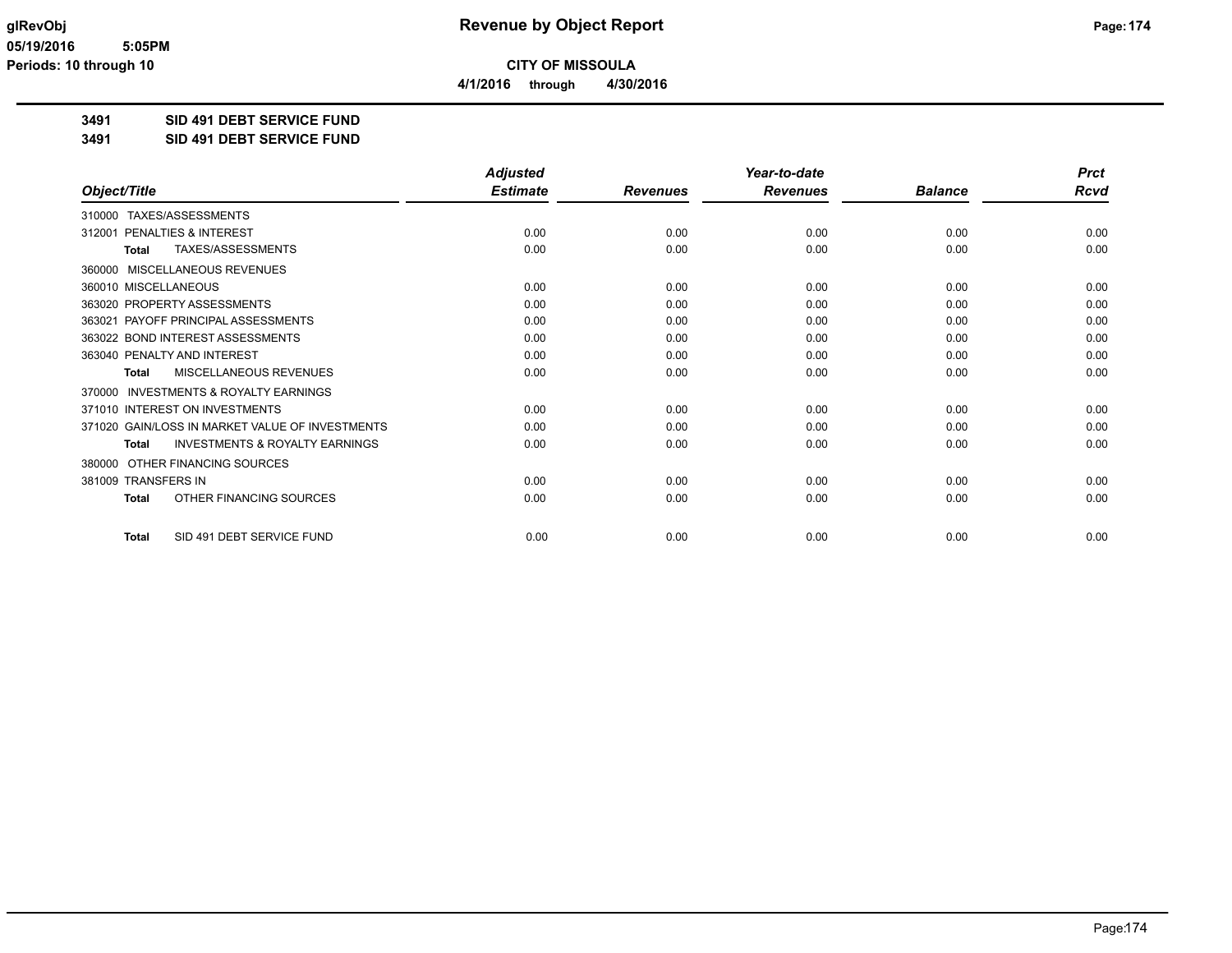# Revenue by Object Report

**CITY OF MISSOULA**

**4/1/2016 through 4/30/2016**

glRevObj
05/19/2016 5:05PM
Periods: 10 through 10

## 3491 SID 491 DEBT SERVICE FUND
## 3491 SID 491 DEBT SERVICE FUND

| Object/Title | Adjusted Estimate | Revenues | Year-to-date Revenues | Balance | Prct Rcvd |
|---|---|---|---|---|---|
| 310000 TAXES/ASSESSMENTS | | | | | |
| 312001 PENALTIES & INTEREST | 0.00 | 0.00 | 0.00 | 0.00 | 0.00 |
| **Total** TAXES/ASSESSMENTS | 0.00 | 0.00 | 0.00 | 0.00 | 0.00 |
| 360000 MISCELLANEOUS REVENUES | | | | | |
| 360010 MISCELLANEOUS | 0.00 | 0.00 | 0.00 | 0.00 | 0.00 |
| 363020 PROPERTY ASSESSMENTS | 0.00 | 0.00 | 0.00 | 0.00 | 0.00 |
| 363021 PAYOFF PRINCIPAL ASSESSMENTS | 0.00 | 0.00 | 0.00 | 0.00 | 0.00 |
| 363022 BOND INTEREST ASSESSMENTS | 0.00 | 0.00 | 0.00 | 0.00 | 0.00 |
| 363040 PENALTY AND INTEREST | 0.00 | 0.00 | 0.00 | 0.00 | 0.00 |
| **Total** MISCELLANEOUS REVENUES | 0.00 | 0.00 | 0.00 | 0.00 | 0.00 |
| 370000 INVESTMENTS & ROYALTY EARNINGS | | | | | |
| 371010 INTEREST ON INVESTMENTS | 0.00 | 0.00 | 0.00 | 0.00 | 0.00 |
| 371020 GAIN/LOSS IN MARKET VALUE OF INVESTMENTS | 0.00 | 0.00 | 0.00 | 0.00 | 0.00 |
| **Total** INVESTMENTS & ROYALTY EARNINGS | 0.00 | 0.00 | 0.00 | 0.00 | 0.00 |
| 380000 OTHER FINANCING SOURCES | | | | | |
| 381009 TRANSFERS IN | 0.00 | 0.00 | 0.00 | 0.00 | 0.00 |
| **Total** OTHER FINANCING SOURCES | 0.00 | 0.00 | 0.00 | 0.00 | 0.00 |
| **Total** SID 491 DEBT SERVICE FUND | 0.00 | 0.00 | 0.00 | 0.00 | 0.00 |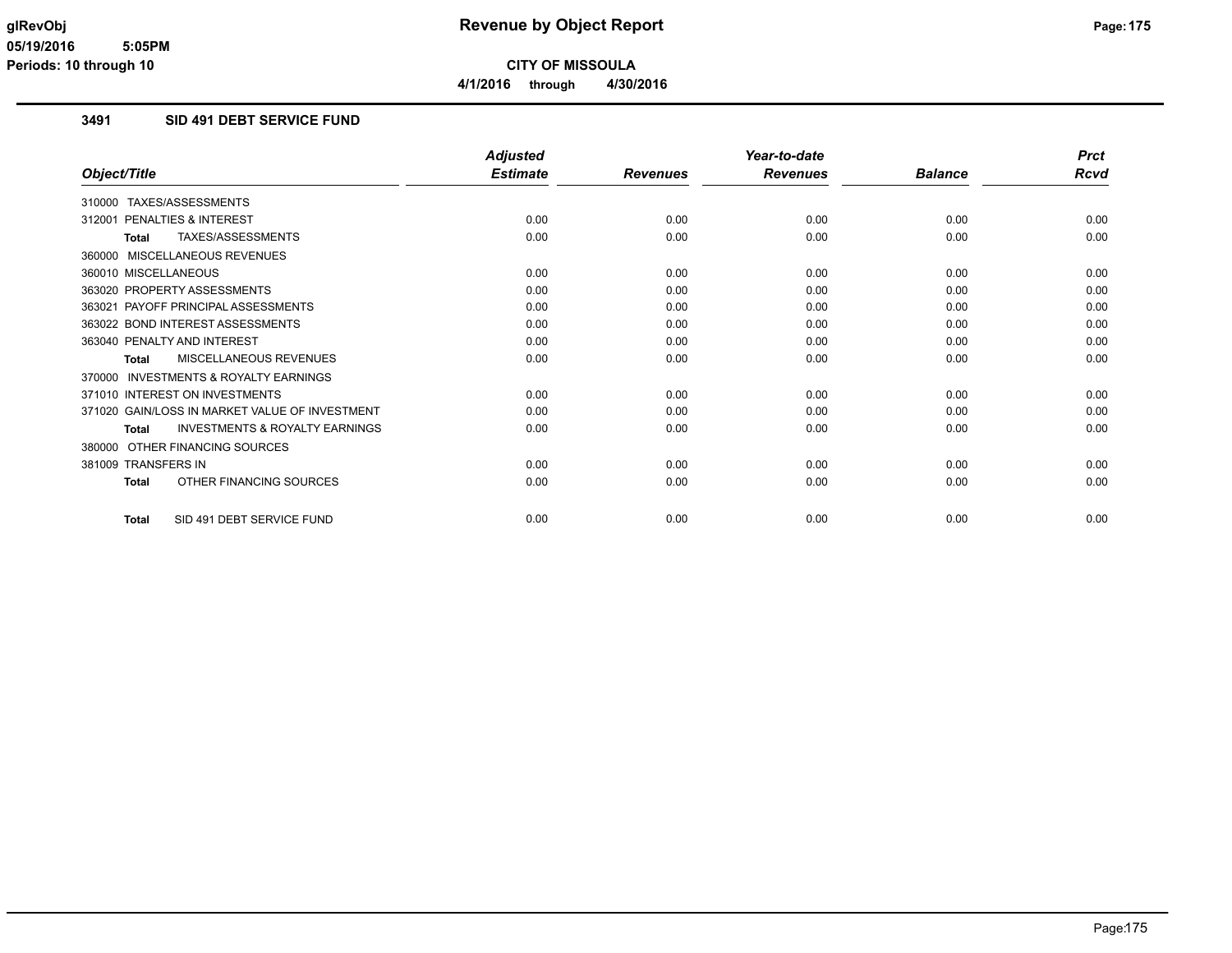# Revenue by Object Report

**CITY OF MISSOULA**

**4/1/2016 through 4/30/2016**

glRevObj
05/19/2016 5:05PM
Periods: 10 through 10

### 3491 SID 491 DEBT SERVICE FUND

| Object/Title | Adjusted Estimate | Revenues | Year-to-date Revenues | Balance | Prct Rcvd |
|---|---|---|---|---|---|
| 310000 TAXES/ASSESSMENTS | | | | | |
| 312001 PENALTIES & INTEREST | 0.00 | 0.00 | 0.00 | 0.00 | 0.00 |
| **Total** TAXES/ASSESSMENTS | 0.00 | 0.00 | 0.00 | 0.00 | 0.00 |
| 360000 MISCELLANEOUS REVENUES | | | | | |
| 360010 MISCELLANEOUS | 0.00 | 0.00 | 0.00 | 0.00 | 0.00 |
| 363020 PROPERTY ASSESSMENTS | 0.00 | 0.00 | 0.00 | 0.00 | 0.00 |
| 363021 PAYOFF PRINCIPAL ASSESSMENTS | 0.00 | 0.00 | 0.00 | 0.00 | 0.00 |
| 363022 BOND INTEREST ASSESSMENTS | 0.00 | 0.00 | 0.00 | 0.00 | 0.00 |
| 363040 PENALTY AND INTEREST | 0.00 | 0.00 | 0.00 | 0.00 | 0.00 |
| **Total** MISCELLANEOUS REVENUES | 0.00 | 0.00 | 0.00 | 0.00 | 0.00 |
| 370000 INVESTMENTS & ROYALTY EARNINGS | | | | | |
| 371010 INTEREST ON INVESTMENTS | 0.00 | 0.00 | 0.00 | 0.00 | 0.00 |
| 371020 GAIN/LOSS IN MARKET VALUE OF INVESTMENT | 0.00 | 0.00 | 0.00 | 0.00 | 0.00 |
| **Total** INVESTMENTS & ROYALTY EARNINGS | 0.00 | 0.00 | 0.00 | 0.00 | 0.00 |
| 380000 OTHER FINANCING SOURCES | | | | | |
| 381009 TRANSFERS IN | 0.00 | 0.00 | 0.00 | 0.00 | 0.00 |
| **Total** OTHER FINANCING SOURCES | 0.00 | 0.00 | 0.00 | 0.00 | 0.00 |
| **Total** SID 491 DEBT SERVICE FUND | 0.00 | 0.00 | 0.00 | 0.00 | 0.00 |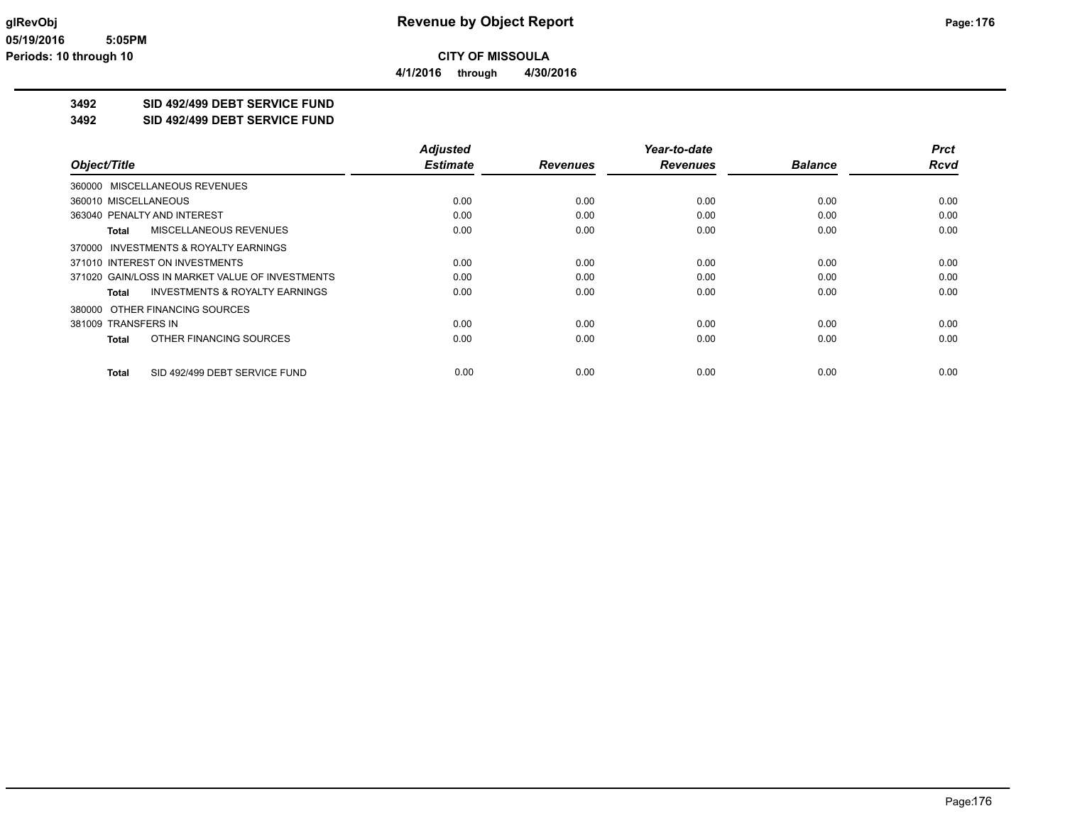**CITY OF MISSOULA**

**4/1/2016 through 4/30/2016**

**3492 SID 492/499 DEBT SERVICE FUND**

**3492 SID 492/499 DEBT SERVICE FUND**

| Object/Title | Adjusted Estimate | Revenues | Year-to-date Revenues | Balance | Prct Rcvd |
|---|---|---|---|---|---|
| 360000 MISCELLANEOUS REVENUES | | | | | |
| 360010 MISCELLANEOUS | 0.00 | 0.00 | 0.00 | 0.00 | 0.00 |
| 363040 PENALTY AND INTEREST | 0.00 | 0.00 | 0.00 | 0.00 | 0.00 |
| **Total** MISCELLANEOUS REVENUES | 0.00 | 0.00 | 0.00 | 0.00 | 0.00 |
| 370000 INVESTMENTS & ROYALTY EARNINGS | | | | | |
| 371010 INTEREST ON INVESTMENTS | 0.00 | 0.00 | 0.00 | 0.00 | 0.00 |
| 371020 GAIN/LOSS IN MARKET VALUE OF INVESTMENTS | 0.00 | 0.00 | 0.00 | 0.00 | 0.00 |
| **Total** INVESTMENTS & ROYALTY EARNINGS | 0.00 | 0.00 | 0.00 | 0.00 | 0.00 |
| 380000 OTHER FINANCING SOURCES | | | | | |
| 381009 TRANSFERS IN | 0.00 | 0.00 | 0.00 | 0.00 | 0.00 |
| **Total** OTHER FINANCING SOURCES | 0.00 | 0.00 | 0.00 | 0.00 | 0.00 |
| **Total** SID 492/499 DEBT SERVICE FUND | 0.00 | 0.00 | 0.00 | 0.00 | 0.00 |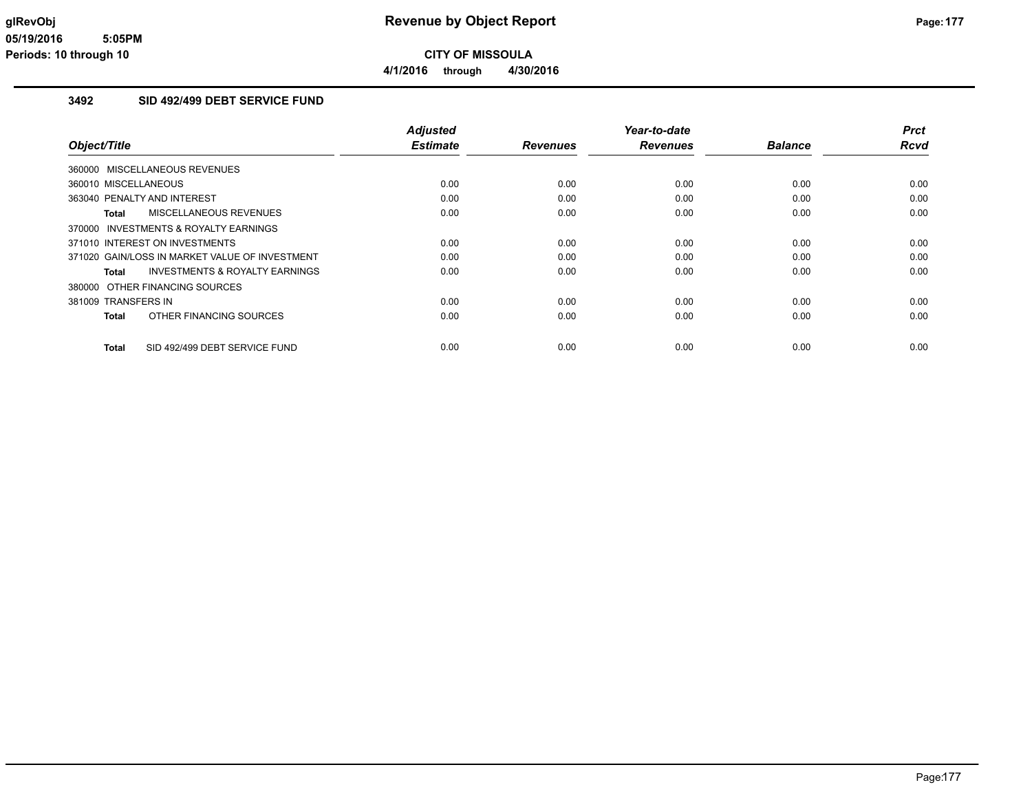# Revenue by Object Report

**CITY OF MISSOULA**

**4/1/2016 through 4/30/2016**

glRevObj
05/19/2016 5:05PM
Periods: 10 through 10

## 3492 SID 492/499 DEBT SERVICE FUND

| Object/Title | Adjusted Estimate | Revenues | Year-to-date Revenues | Balance | Prct Rcvd |
|---|---|---|---|---|---|
| 360000 MISCELLANEOUS REVENUES | | | | | |
| 360010 MISCELLANEOUS | 0.00 | 0.00 | 0.00 | 0.00 | 0.00 |
| 363040 PENALTY AND INTEREST | 0.00 | 0.00 | 0.00 | 0.00 | 0.00 |
| **Total** MISCELLANEOUS REVENUES | 0.00 | 0.00 | 0.00 | 0.00 | 0.00 |
| 370000 INVESTMENTS & ROYALTY EARNINGS | | | | | |
| 371010 INTEREST ON INVESTMENTS | 0.00 | 0.00 | 0.00 | 0.00 | 0.00 |
| 371020 GAIN/LOSS IN MARKET VALUE OF INVESTMENT | 0.00 | 0.00 | 0.00 | 0.00 | 0.00 |
| **Total** INVESTMENTS & ROYALTY EARNINGS | 0.00 | 0.00 | 0.00 | 0.00 | 0.00 |
| 380000 OTHER FINANCING SOURCES | | | | | |
| 381009 TRANSFERS IN | 0.00 | 0.00 | 0.00 | 0.00 | 0.00 |
| **Total** OTHER FINANCING SOURCES | 0.00 | 0.00 | 0.00 | 0.00 | 0.00 |
| **Total** SID 492/499 DEBT SERVICE FUND | 0.00 | 0.00 | 0.00 | 0.00 | 0.00 |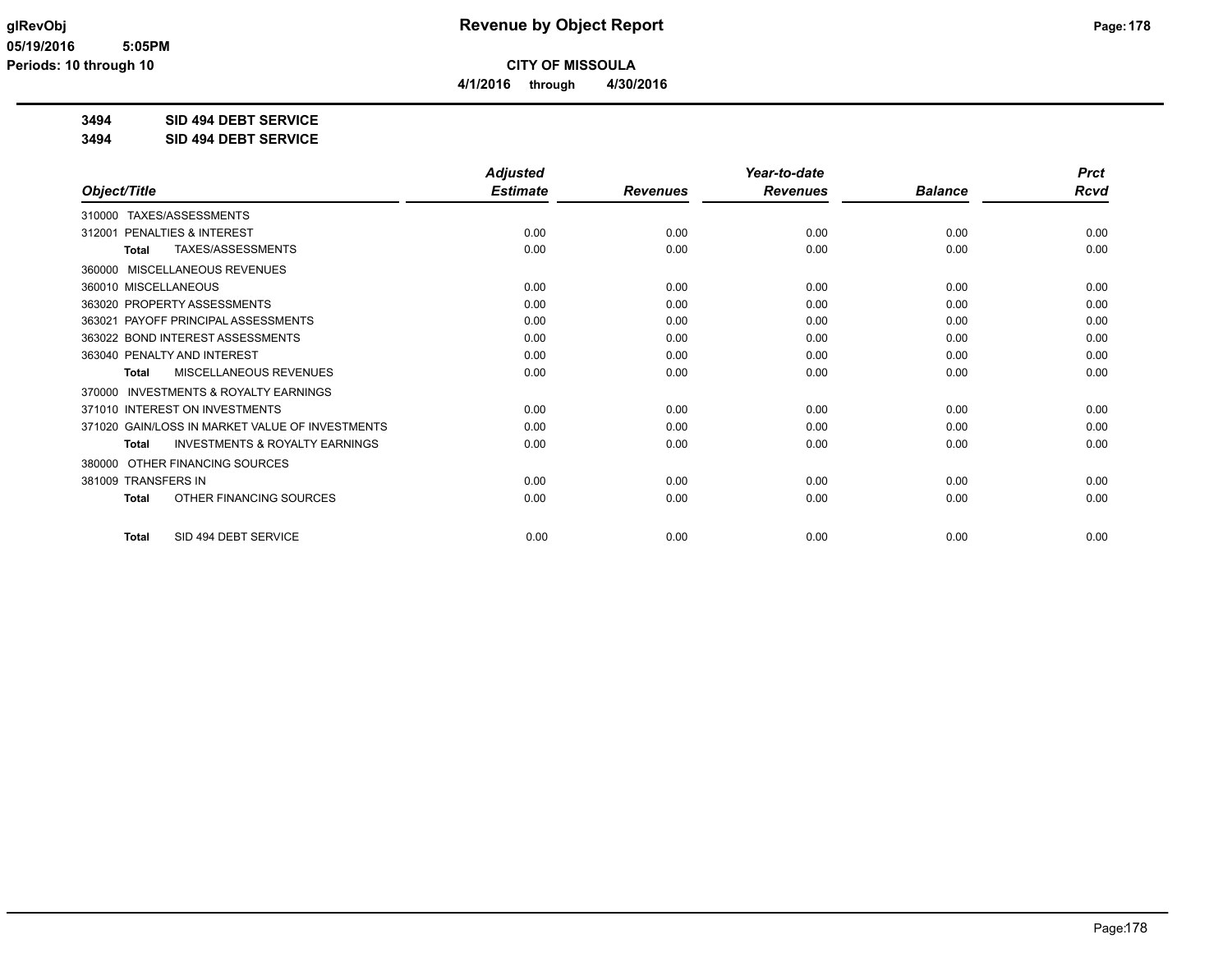**CITY OF MISSOULA**

**4/1/2016 through 4/30/2016**

**3494 SID 494 DEBT SERVICE**

**3494 SID 494 DEBT SERVICE**

| *Object/Title* | *Adjusted Estimate* | *Revenues* | *Year-to-date Revenues* | *Balance* | *Prct Rcvd* |
|---|---|---|---|---|---|
| 310000 TAXES/ASSESSMENTS | | | | | |
| 312001 PENALTIES & INTEREST | 0.00 | 0.00 | 0.00 | 0.00 | 0.00 |
| **Total** TAXES/ASSESSMENTS | 0.00 | 0.00 | 0.00 | 0.00 | 0.00 |
| 360000 MISCELLANEOUS REVENUES | | | | | |
| 360010 MISCELLANEOUS | 0.00 | 0.00 | 0.00 | 0.00 | 0.00 |
| 363020 PROPERTY ASSESSMENTS | 0.00 | 0.00 | 0.00 | 0.00 | 0.00 |
| 363021 PAYOFF PRINCIPAL ASSESSMENTS | 0.00 | 0.00 | 0.00 | 0.00 | 0.00 |
| 363022 BOND INTEREST ASSESSMENTS | 0.00 | 0.00 | 0.00 | 0.00 | 0.00 |
| 363040 PENALTY AND INTEREST | 0.00 | 0.00 | 0.00 | 0.00 | 0.00 |
| **Total** MISCELLANEOUS REVENUES | 0.00 | 0.00 | 0.00 | 0.00 | 0.00 |
| 370000 INVESTMENTS & ROYALTY EARNINGS | | | | | |
| 371010 INTEREST ON INVESTMENTS | 0.00 | 0.00 | 0.00 | 0.00 | 0.00 |
| 371020 GAIN/LOSS IN MARKET VALUE OF INVESTMENTS | 0.00 | 0.00 | 0.00 | 0.00 | 0.00 |
| **Total** INVESTMENTS & ROYALTY EARNINGS | 0.00 | 0.00 | 0.00 | 0.00 | 0.00 |
| 380000 OTHER FINANCING SOURCES | | | | | |
| 381009 TRANSFERS IN | 0.00 | 0.00 | 0.00 | 0.00 | 0.00 |
| **Total** OTHER FINANCING SOURCES | 0.00 | 0.00 | 0.00 | 0.00 | 0.00 |
| **Total** SID 494 DEBT SERVICE | 0.00 | 0.00 | 0.00 | 0.00 | 0.00 |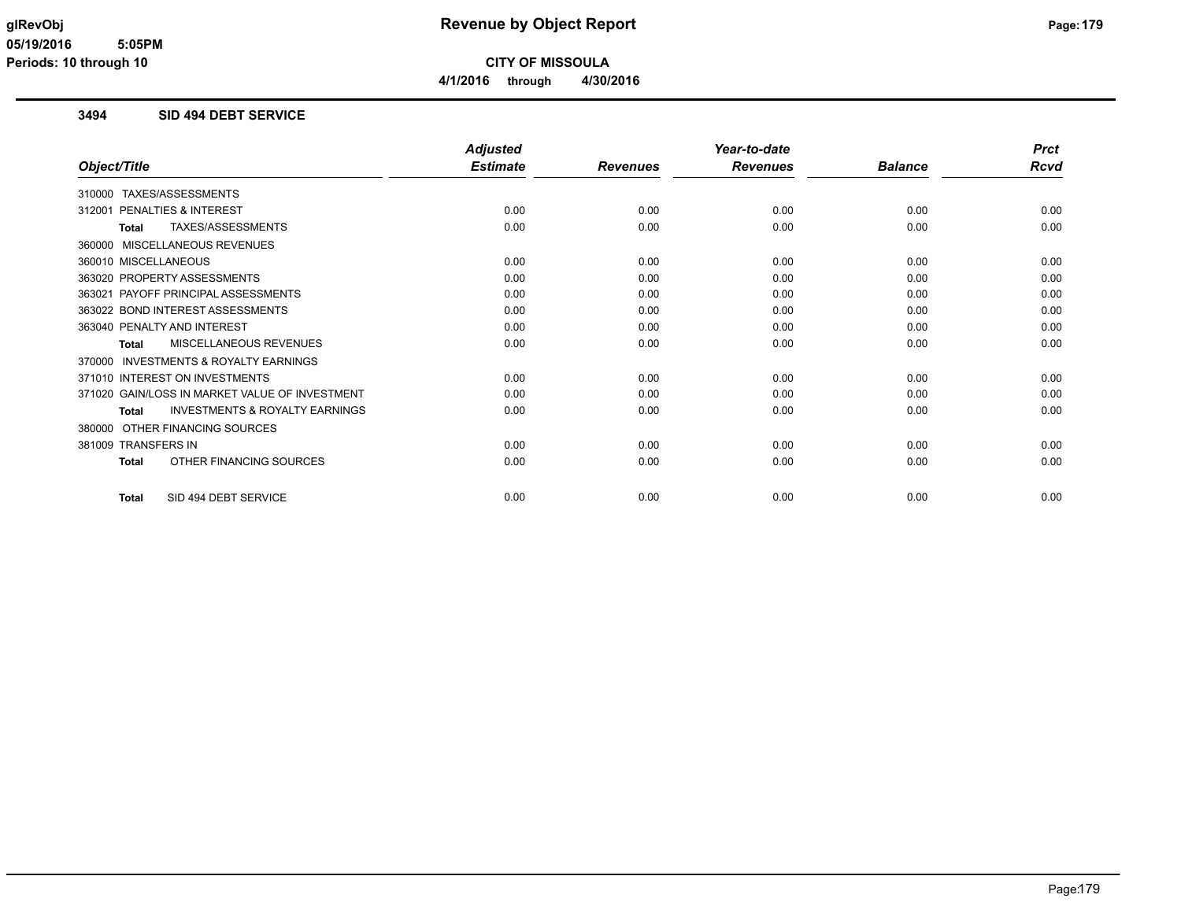# Revenue by Object Report

**CITY OF MISSOULA**

**4/1/2016 through 4/30/2016**

glRevObj
05/19/2016 5:05PM
Periods: 10 through 10

### 3494 SID 494 DEBT SERVICE

| Object/Title | Adjusted Estimate | Revenues | Year-to-date Revenues | Balance | Prct Rcvd |
|---|---|---|---|---|---|
| 310000 TAXES/ASSESSMENTS | | | | | |
| 312001 PENALTIES & INTEREST | 0.00 | 0.00 | 0.00 | 0.00 | 0.00 |
| **Total** TAXES/ASSESSMENTS | 0.00 | 0.00 | 0.00 | 0.00 | 0.00 |
| 360000 MISCELLANEOUS REVENUES | | | | | |
| 360010 MISCELLANEOUS | 0.00 | 0.00 | 0.00 | 0.00 | 0.00 |
| 363020 PROPERTY ASSESSMENTS | 0.00 | 0.00 | 0.00 | 0.00 | 0.00 |
| 363021 PAYOFF PRINCIPAL ASSESSMENTS | 0.00 | 0.00 | 0.00 | 0.00 | 0.00 |
| 363022 BOND INTEREST ASSESSMENTS | 0.00 | 0.00 | 0.00 | 0.00 | 0.00 |
| 363040 PENALTY AND INTEREST | 0.00 | 0.00 | 0.00 | 0.00 | 0.00 |
| **Total** MISCELLANEOUS REVENUES | 0.00 | 0.00 | 0.00 | 0.00 | 0.00 |
| 370000 INVESTMENTS & ROYALTY EARNINGS | | | | | |
| 371010 INTEREST ON INVESTMENTS | 0.00 | 0.00 | 0.00 | 0.00 | 0.00 |
| 371020 GAIN/LOSS IN MARKET VALUE OF INVESTMENT | 0.00 | 0.00 | 0.00 | 0.00 | 0.00 |
| **Total** INVESTMENTS & ROYALTY EARNINGS | 0.00 | 0.00 | 0.00 | 0.00 | 0.00 |
| 380000 OTHER FINANCING SOURCES | | | | | |
| 381009 TRANSFERS IN | 0.00 | 0.00 | 0.00 | 0.00 | 0.00 |
| **Total** OTHER FINANCING SOURCES | 0.00 | 0.00 | 0.00 | 0.00 | 0.00 |
| **Total** SID 494 DEBT SERVICE | 0.00 | 0.00 | 0.00 | 0.00 | 0.00 |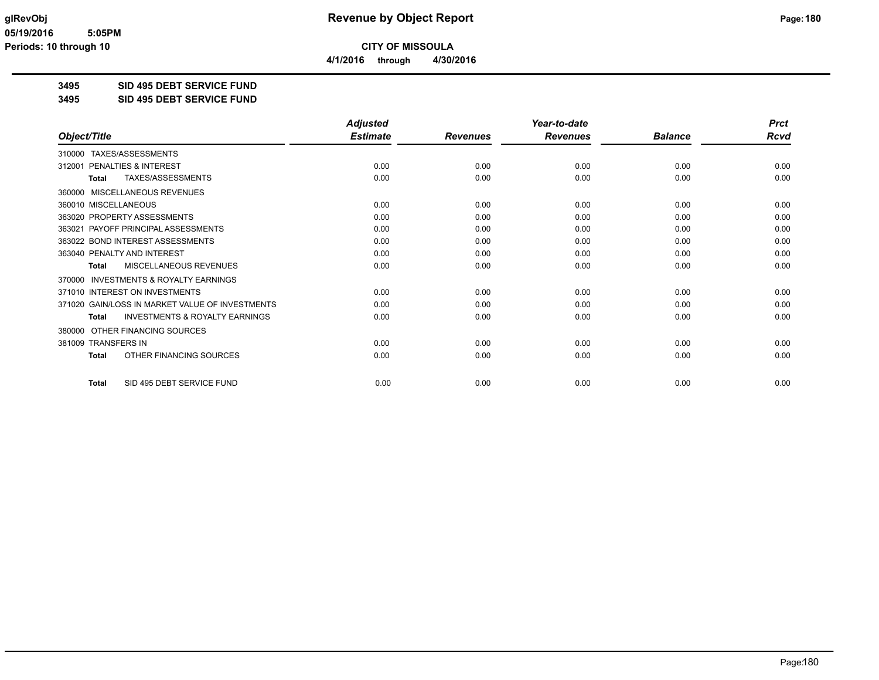# Revenue by Object Report

**CITY OF MISSOULA**

**4/1/2016 through 4/30/2016**

glRevObj
05/19/2016 5:05PM
Periods: 10 through 10

## 3495 SID 495 DEBT SERVICE FUND
## 3495 SID 495 DEBT SERVICE FUND

| Object/Title | Adjusted Estimate | Revenues | Year-to-date Revenues | Balance | Prct Rcvd |
|---|---|---|---|---|---|
| 310000 TAXES/ASSESSMENTS | | | | | |
| 312001 PENALTIES & INTEREST | 0.00 | 0.00 | 0.00 | 0.00 | 0.00 |
| **Total** TAXES/ASSESSMENTS | 0.00 | 0.00 | 0.00 | 0.00 | 0.00 |
| 360000 MISCELLANEOUS REVENUES | | | | | |
| 360010 MISCELLANEOUS | 0.00 | 0.00 | 0.00 | 0.00 | 0.00 |
| 363020 PROPERTY ASSESSMENTS | 0.00 | 0.00 | 0.00 | 0.00 | 0.00 |
| 363021 PAYOFF PRINCIPAL ASSESSMENTS | 0.00 | 0.00 | 0.00 | 0.00 | 0.00 |
| 363022 BOND INTEREST ASSESSMENTS | 0.00 | 0.00 | 0.00 | 0.00 | 0.00 |
| 363040 PENALTY AND INTEREST | 0.00 | 0.00 | 0.00 | 0.00 | 0.00 |
| **Total** MISCELLANEOUS REVENUES | 0.00 | 0.00 | 0.00 | 0.00 | 0.00 |
| 370000 INVESTMENTS & ROYALTY EARNINGS | | | | | |
| 371010 INTEREST ON INVESTMENTS | 0.00 | 0.00 | 0.00 | 0.00 | 0.00 |
| 371020 GAIN/LOSS IN MARKET VALUE OF INVESTMENTS | 0.00 | 0.00 | 0.00 | 0.00 | 0.00 |
| **Total** INVESTMENTS & ROYALTY EARNINGS | 0.00 | 0.00 | 0.00 | 0.00 | 0.00 |
| 380000 OTHER FINANCING SOURCES | | | | | |
| 381009 TRANSFERS IN | 0.00 | 0.00 | 0.00 | 0.00 | 0.00 |
| **Total** OTHER FINANCING SOURCES | 0.00 | 0.00 | 0.00 | 0.00 | 0.00 |
| **Total** SID 495 DEBT SERVICE FUND | 0.00 | 0.00 | 0.00 | 0.00 | 0.00 |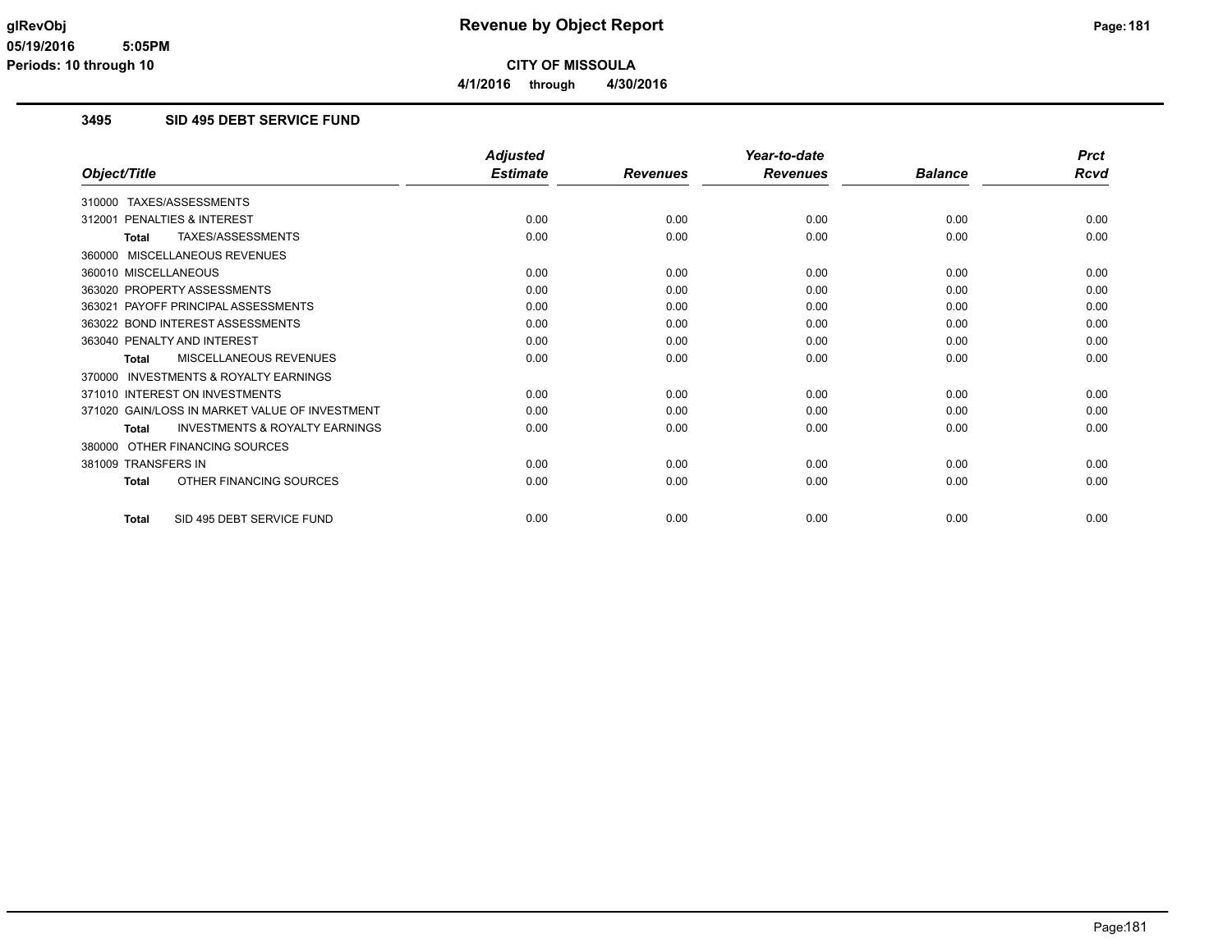# Revenue by Object Report

**CITY OF MISSOULA**

**4/1/2016 through 4/30/2016**

glRevObj
05/19/2016 5:05PM
Periods: 10 through 10

## 3495 SID 495 DEBT SERVICE FUND

| Object/Title | Adjusted Estimate | Revenues | Year-to-date Revenues | Balance | Prct Rcvd |
|---|---|---|---|---|---|
| 310000 TAXES/ASSESSMENTS | | | | | |
| 312001 PENALTIES & INTEREST | 0.00 | 0.00 | 0.00 | 0.00 | 0.00 |
| **Total** TAXES/ASSESSMENTS | 0.00 | 0.00 | 0.00 | 0.00 | 0.00 |
| 360000 MISCELLANEOUS REVENUES | | | | | |
| 360010 MISCELLANEOUS | 0.00 | 0.00 | 0.00 | 0.00 | 0.00 |
| 363020 PROPERTY ASSESSMENTS | 0.00 | 0.00 | 0.00 | 0.00 | 0.00 |
| 363021 PAYOFF PRINCIPAL ASSESSMENTS | 0.00 | 0.00 | 0.00 | 0.00 | 0.00 |
| 363022 BOND INTEREST ASSESSMENTS | 0.00 | 0.00 | 0.00 | 0.00 | 0.00 |
| 363040 PENALTY AND INTEREST | 0.00 | 0.00 | 0.00 | 0.00 | 0.00 |
| **Total** MISCELLANEOUS REVENUES | 0.00 | 0.00 | 0.00 | 0.00 | 0.00 |
| 370000 INVESTMENTS & ROYALTY EARNINGS | | | | | |
| 371010 INTEREST ON INVESTMENTS | 0.00 | 0.00 | 0.00 | 0.00 | 0.00 |
| 371020 GAIN/LOSS IN MARKET VALUE OF INVESTMENT | 0.00 | 0.00 | 0.00 | 0.00 | 0.00 |
| **Total** INVESTMENTS & ROYALTY EARNINGS | 0.00 | 0.00 | 0.00 | 0.00 | 0.00 |
| 380000 OTHER FINANCING SOURCES | | | | | |
| 381009 TRANSFERS IN | 0.00 | 0.00 | 0.00 | 0.00 | 0.00 |
| **Total** OTHER FINANCING SOURCES | 0.00 | 0.00 | 0.00 | 0.00 | 0.00 |
| **Total** SID 495 DEBT SERVICE FUND | 0.00 | 0.00 | 0.00 | 0.00 | 0.00 |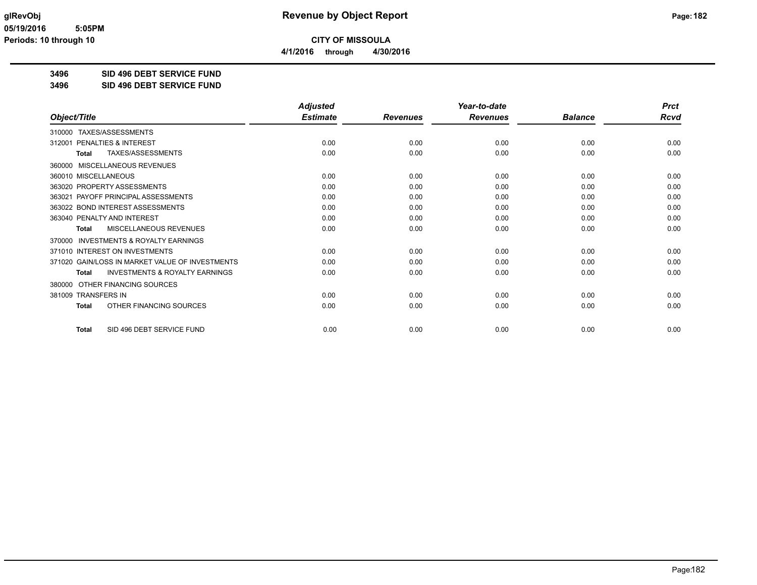**Revenue by Object Report**

**CITY OF MISSOULA**

**4/1/2016 through 4/30/2016**

glRevObj
05/19/2016 5:05PM
Periods: 10 through 10

**3496 SID 496 DEBT SERVICE FUND**
**3496 SID 496 DEBT SERVICE FUND**

| Object/Title | Adjusted Estimate | Revenues | Year-to-date Revenues | Balance | Prct Rcvd |
|---|---|---|---|---|---|
| 310000 TAXES/ASSESSMENTS | | | | | |
| 312001 PENALTIES & INTEREST | 0.00 | 0.00 | 0.00 | 0.00 | 0.00 |
| **Total** TAXES/ASSESSMENTS | 0.00 | 0.00 | 0.00 | 0.00 | 0.00 |
| 360000 MISCELLANEOUS REVENUES | | | | | |
| 360010 MISCELLANEOUS | 0.00 | 0.00 | 0.00 | 0.00 | 0.00 |
| 363020 PROPERTY ASSESSMENTS | 0.00 | 0.00 | 0.00 | 0.00 | 0.00 |
| 363021 PAYOFF PRINCIPAL ASSESSMENTS | 0.00 | 0.00 | 0.00 | 0.00 | 0.00 |
| 363022 BOND INTEREST ASSESSMENTS | 0.00 | 0.00 | 0.00 | 0.00 | 0.00 |
| 363040 PENALTY AND INTEREST | 0.00 | 0.00 | 0.00 | 0.00 | 0.00 |
| **Total** MISCELLANEOUS REVENUES | 0.00 | 0.00 | 0.00 | 0.00 | 0.00 |
| 370000 INVESTMENTS & ROYALTY EARNINGS | | | | | |
| 371010 INTEREST ON INVESTMENTS | 0.00 | 0.00 | 0.00 | 0.00 | 0.00 |
| 371020 GAIN/LOSS IN MARKET VALUE OF INVESTMENTS | 0.00 | 0.00 | 0.00 | 0.00 | 0.00 |
| **Total** INVESTMENTS & ROYALTY EARNINGS | 0.00 | 0.00 | 0.00 | 0.00 | 0.00 |
| 380000 OTHER FINANCING SOURCES | | | | | |
| 381009 TRANSFERS IN | 0.00 | 0.00 | 0.00 | 0.00 | 0.00 |
| **Total** OTHER FINANCING SOURCES | 0.00 | 0.00 | 0.00 | 0.00 | 0.00 |
| **Total** SID 496 DEBT SERVICE FUND | 0.00 | 0.00 | 0.00 | 0.00 | 0.00 |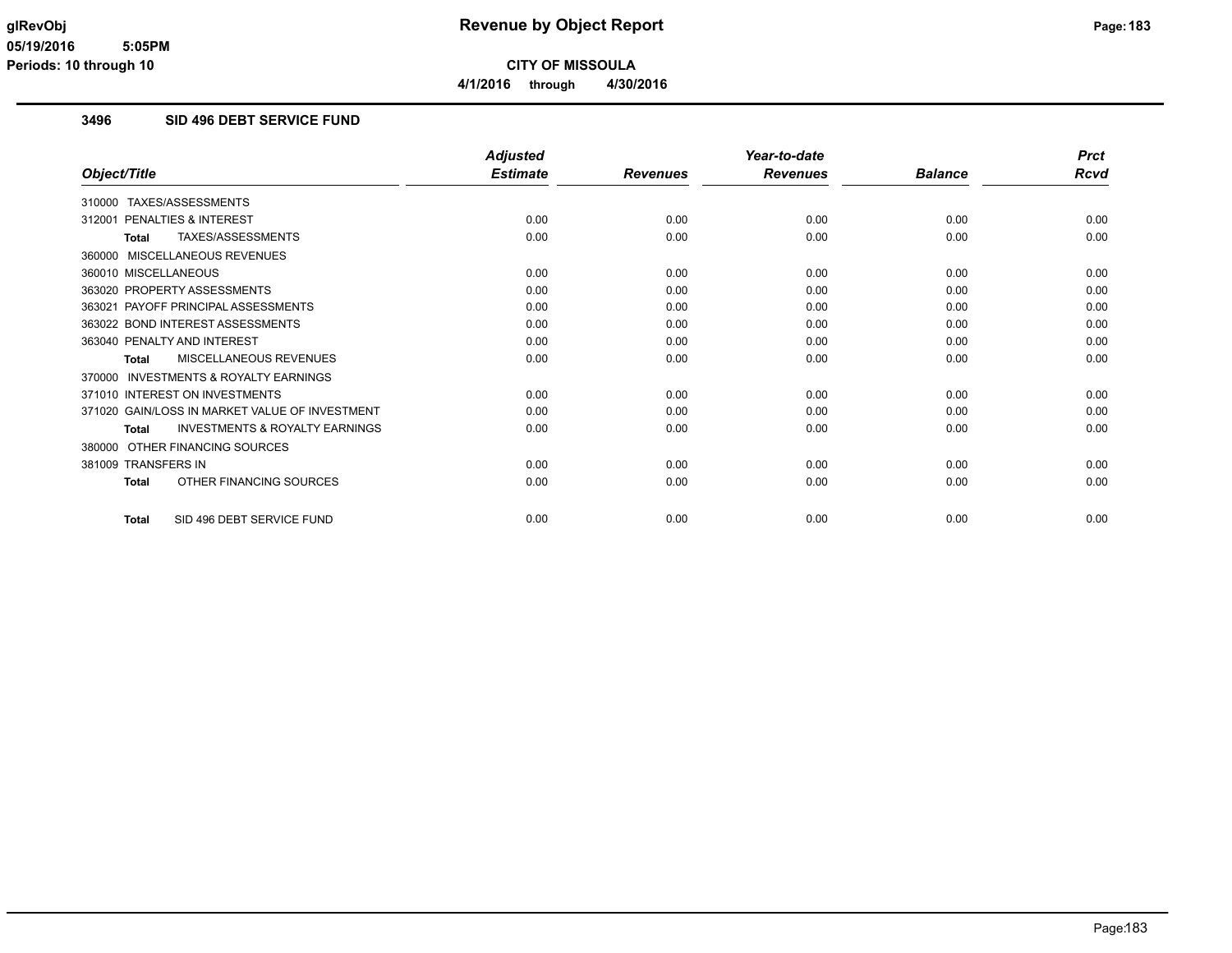**CITY OF MISSOULA**

**4/1/2016 through 4/30/2016**

### 3496 SID 496 DEBT SERVICE FUND

| Object/Title | Adjusted Estimate | Revenues | Year-to-date Revenues | Balance | Prct Rcvd |
|---|---|---|---|---|---|
| 310000 TAXES/ASSESSMENTS | | | | | |
| 312001 PENALTIES & INTEREST | 0.00 | 0.00 | 0.00 | 0.00 | 0.00 |
| **Total** TAXES/ASSESSMENTS | 0.00 | 0.00 | 0.00 | 0.00 | 0.00 |
| 360000 MISCELLANEOUS REVENUES | | | | | |
| 360010 MISCELLANEOUS | 0.00 | 0.00 | 0.00 | 0.00 | 0.00 |
| 363020 PROPERTY ASSESSMENTS | 0.00 | 0.00 | 0.00 | 0.00 | 0.00 |
| 363021 PAYOFF PRINCIPAL ASSESSMENTS | 0.00 | 0.00 | 0.00 | 0.00 | 0.00 |
| 363022 BOND INTEREST ASSESSMENTS | 0.00 | 0.00 | 0.00 | 0.00 | 0.00 |
| 363040 PENALTY AND INTEREST | 0.00 | 0.00 | 0.00 | 0.00 | 0.00 |
| **Total** MISCELLANEOUS REVENUES | 0.00 | 0.00 | 0.00 | 0.00 | 0.00 |
| 370000 INVESTMENTS & ROYALTY EARNINGS | | | | | |
| 371010 INTEREST ON INVESTMENTS | 0.00 | 0.00 | 0.00 | 0.00 | 0.00 |
| 371020 GAIN/LOSS IN MARKET VALUE OF INVESTMENT | 0.00 | 0.00 | 0.00 | 0.00 | 0.00 |
| **Total** INVESTMENTS & ROYALTY EARNINGS | 0.00 | 0.00 | 0.00 | 0.00 | 0.00 |
| 380000 OTHER FINANCING SOURCES | | | | | |
| 381009 TRANSFERS IN | 0.00 | 0.00 | 0.00 | 0.00 | 0.00 |
| **Total** OTHER FINANCING SOURCES | 0.00 | 0.00 | 0.00 | 0.00 | 0.00 |
| **Total** SID 496 DEBT SERVICE FUND | 0.00 | 0.00 | 0.00 | 0.00 | 0.00 |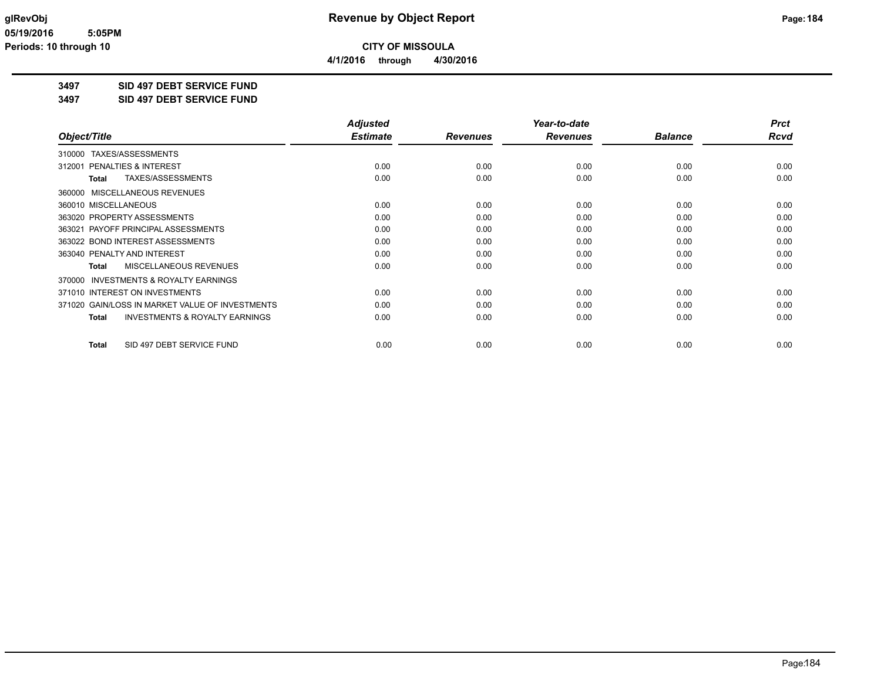# Revenue by Object Report

glRevObj
05/19/2016 5:05PM
Periods: 10 through 10

**CITY OF MISSOULA**

**4/1/2016 through 4/30/2016**

## 3497 SID 497 DEBT SERVICE FUND
## 3497 SID 497 DEBT SERVICE FUND

| Object/Title | Adjusted Estimate | Revenues | Year-to-date Revenues | Balance | Prct Rcvd |
|---|---|---|---|---|---|
| 310000 TAXES/ASSESSMENTS | | | | | |
| 312001 PENALTIES & INTEREST | 0.00 | 0.00 | 0.00 | 0.00 | 0.00 |
| **Total** TAXES/ASSESSMENTS | 0.00 | 0.00 | 0.00 | 0.00 | 0.00 |
| 360000 MISCELLANEOUS REVENUES | | | | | |
| 360010 MISCELLANEOUS | 0.00 | 0.00 | 0.00 | 0.00 | 0.00 |
| 363020 PROPERTY ASSESSMENTS | 0.00 | 0.00 | 0.00 | 0.00 | 0.00 |
| 363021 PAYOFF PRINCIPAL ASSESSMENTS | 0.00 | 0.00 | 0.00 | 0.00 | 0.00 |
| 363022 BOND INTEREST ASSESSMENTS | 0.00 | 0.00 | 0.00 | 0.00 | 0.00 |
| 363040 PENALTY AND INTEREST | 0.00 | 0.00 | 0.00 | 0.00 | 0.00 |
| **Total** MISCELLANEOUS REVENUES | 0.00 | 0.00 | 0.00 | 0.00 | 0.00 |
| 370000 INVESTMENTS & ROYALTY EARNINGS | | | | | |
| 371010 INTEREST ON INVESTMENTS | 0.00 | 0.00 | 0.00 | 0.00 | 0.00 |
| 371020 GAIN/LOSS IN MARKET VALUE OF INVESTMENTS | 0.00 | 0.00 | 0.00 | 0.00 | 0.00 |
| **Total** INVESTMENTS & ROYALTY EARNINGS | 0.00 | 0.00 | 0.00 | 0.00 | 0.00 |
| **Total** SID 497 DEBT SERVICE FUND | 0.00 | 0.00 | 0.00 | 0.00 | 0.00 |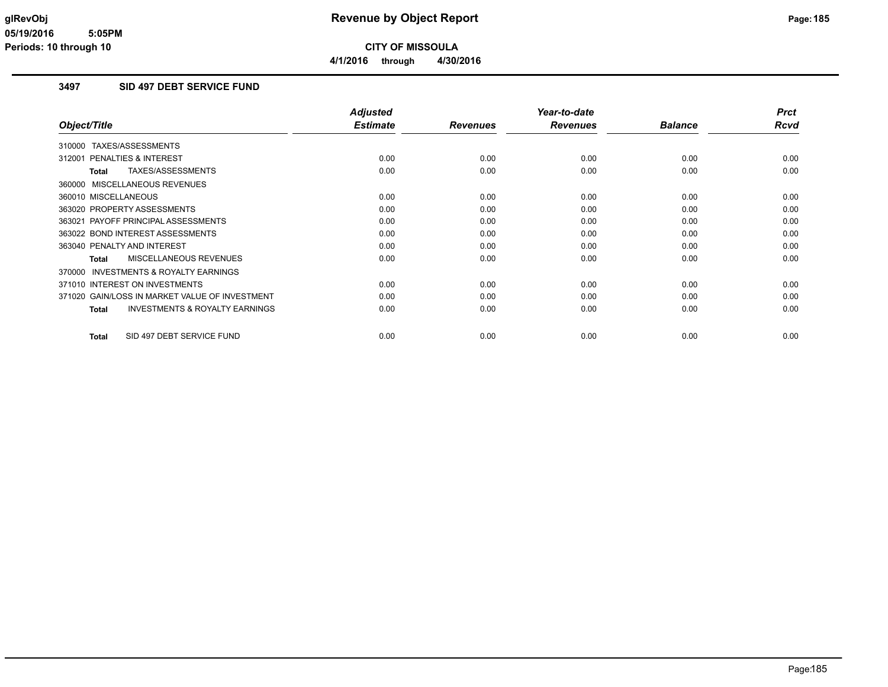# Revenue by Object Report

**CITY OF MISSOULA**

**4/1/2016 through 4/30/2016**

glRevObj
05/19/2016 5:05PM
Periods: 10 through 10

## 3497 SID 497 DEBT SERVICE FUND

| Object/Title | Adjusted Estimate | Revenues | Year-to-date Revenues | Balance | Prct Rcvd |
|---|---|---|---|---|---|
| 310000 TAXES/ASSESSMENTS | | | | | |
| 312001 PENALTIES & INTEREST | 0.00 | 0.00 | 0.00 | 0.00 | 0.00 |
| **Total** TAXES/ASSESSMENTS | 0.00 | 0.00 | 0.00 | 0.00 | 0.00 |
| 360000 MISCELLANEOUS REVENUES | | | | | |
| 360010 MISCELLANEOUS | 0.00 | 0.00 | 0.00 | 0.00 | 0.00 |
| 363020 PROPERTY ASSESSMENTS | 0.00 | 0.00 | 0.00 | 0.00 | 0.00 |
| 363021 PAYOFF PRINCIPAL ASSESSMENTS | 0.00 | 0.00 | 0.00 | 0.00 | 0.00 |
| 363022 BOND INTEREST ASSESSMENTS | 0.00 | 0.00 | 0.00 | 0.00 | 0.00 |
| 363040 PENALTY AND INTEREST | 0.00 | 0.00 | 0.00 | 0.00 | 0.00 |
| **Total** MISCELLANEOUS REVENUES | 0.00 | 0.00 | 0.00 | 0.00 | 0.00 |
| 370000 INVESTMENTS & ROYALTY EARNINGS | | | | | |
| 371010 INTEREST ON INVESTMENTS | 0.00 | 0.00 | 0.00 | 0.00 | 0.00 |
| 371020 GAIN/LOSS IN MARKET VALUE OF INVESTMENT | 0.00 | 0.00 | 0.00 | 0.00 | 0.00 |
| **Total** INVESTMENTS & ROYALTY EARNINGS | 0.00 | 0.00 | 0.00 | 0.00 | 0.00 |
| **Total** SID 497 DEBT SERVICE FUND | 0.00 | 0.00 | 0.00 | 0.00 | 0.00 |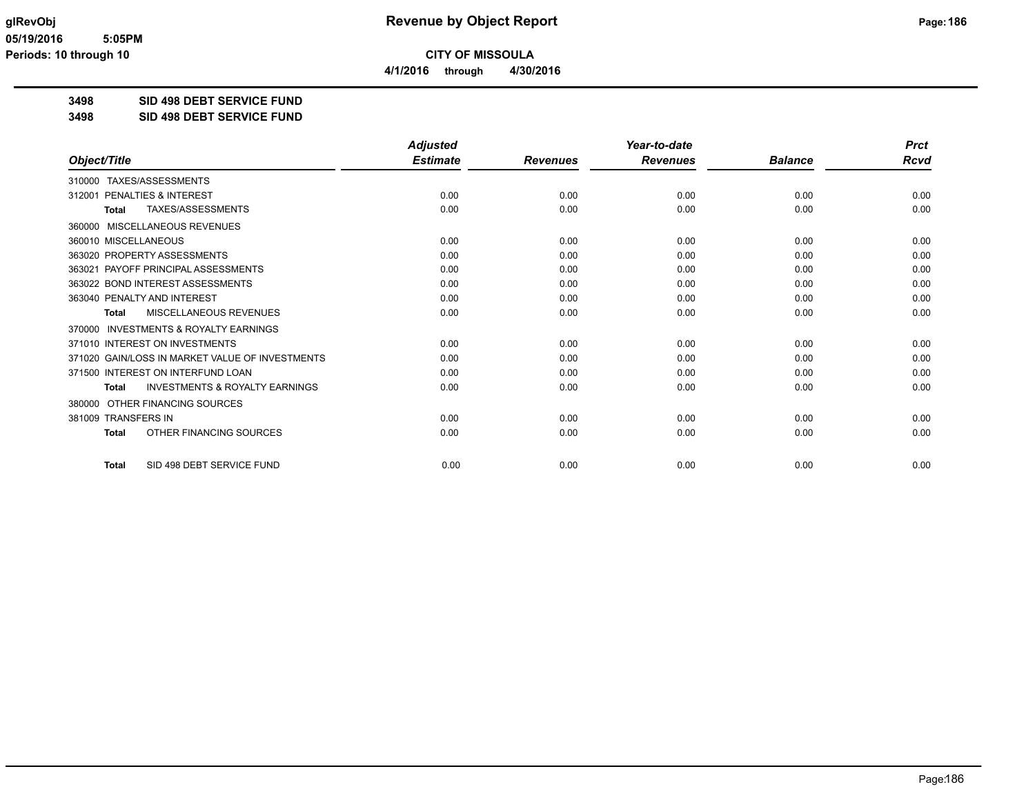# Revenue by Object Report

glRevObj
05/19/2016 5:05PM
Periods: 10 through 10

**CITY OF MISSOULA**

**4/1/2016 through 4/30/2016**

**3498 SID 498 DEBT SERVICE FUND**

**3498 SID 498 DEBT SERVICE FUND**

| Object/Title | Adjusted Estimate | Revenues | Year-to-date Revenues | Balance | Prct Rcvd |
|---|---|---|---|---|---|
| 310000 TAXES/ASSESSMENTS | | | | | |
| 312001 PENALTIES & INTEREST | 0.00 | 0.00 | 0.00 | 0.00 | 0.00 |
| **Total** TAXES/ASSESSMENTS | 0.00 | 0.00 | 0.00 | 0.00 | 0.00 |
| 360000 MISCELLANEOUS REVENUES | | | | | |
| 360010 MISCELLANEOUS | 0.00 | 0.00 | 0.00 | 0.00 | 0.00 |
| 363020 PROPERTY ASSESSMENTS | 0.00 | 0.00 | 0.00 | 0.00 | 0.00 |
| 363021 PAYOFF PRINCIPAL ASSESSMENTS | 0.00 | 0.00 | 0.00 | 0.00 | 0.00 |
| 363022 BOND INTEREST ASSESSMENTS | 0.00 | 0.00 | 0.00 | 0.00 | 0.00 |
| 363040 PENALTY AND INTEREST | 0.00 | 0.00 | 0.00 | 0.00 | 0.00 |
| **Total** MISCELLANEOUS REVENUES | 0.00 | 0.00 | 0.00 | 0.00 | 0.00 |
| 370000 INVESTMENTS & ROYALTY EARNINGS | | | | | |
| 371010 INTEREST ON INVESTMENTS | 0.00 | 0.00 | 0.00 | 0.00 | 0.00 |
| 371020 GAIN/LOSS IN MARKET VALUE OF INVESTMENTS | 0.00 | 0.00 | 0.00 | 0.00 | 0.00 |
| 371500 INTEREST ON INTERFUND LOAN | 0.00 | 0.00 | 0.00 | 0.00 | 0.00 |
| **Total** INVESTMENTS & ROYALTY EARNINGS | 0.00 | 0.00 | 0.00 | 0.00 | 0.00 |
| 380000 OTHER FINANCING SOURCES | | | | | |
| 381009 TRANSFERS IN | 0.00 | 0.00 | 0.00 | 0.00 | 0.00 |
| **Total** OTHER FINANCING SOURCES | 0.00 | 0.00 | 0.00 | 0.00 | 0.00 |
| **Total** SID 498 DEBT SERVICE FUND | 0.00 | 0.00 | 0.00 | 0.00 | 0.00 |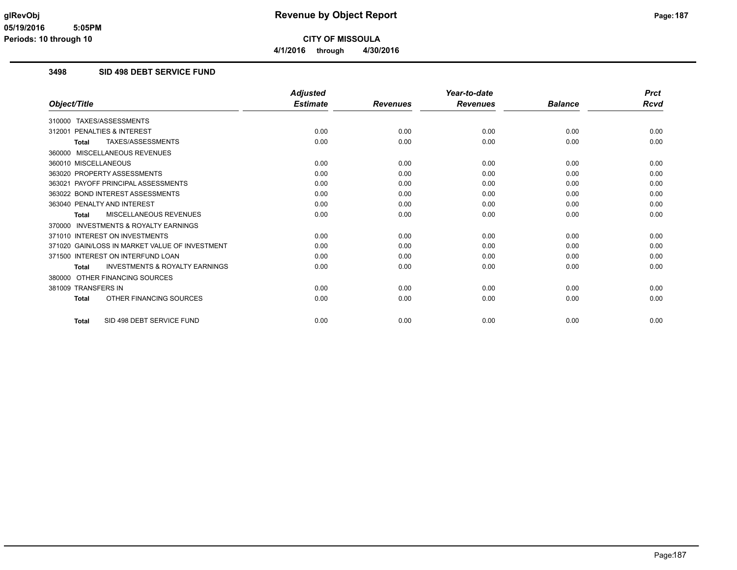# Revenue by Object Report

**CITY OF MISSOULA**

**4/1/2016 through 4/30/2016**

glRevObj
05/19/2016 5:05PM
Periods: 10 through 10

## 3498 SID 498 DEBT SERVICE FUND

| Object/Title | Adjusted Estimate | Revenues | Year-to-date Revenues | Balance | Prct Rcvd |
|---|---|---|---|---|---|
| 310000 TAXES/ASSESSMENTS | | | | | |
| 312001 PENALTIES & INTEREST | 0.00 | 0.00 | 0.00 | 0.00 | 0.00 |
| **Total** TAXES/ASSESSMENTS | 0.00 | 0.00 | 0.00 | 0.00 | 0.00 |
| 360000 MISCELLANEOUS REVENUES | | | | | |
| 360010 MISCELLANEOUS | 0.00 | 0.00 | 0.00 | 0.00 | 0.00 |
| 363020 PROPERTY ASSESSMENTS | 0.00 | 0.00 | 0.00 | 0.00 | 0.00 |
| 363021 PAYOFF PRINCIPAL ASSESSMENTS | 0.00 | 0.00 | 0.00 | 0.00 | 0.00 |
| 363022 BOND INTEREST ASSESSMENTS | 0.00 | 0.00 | 0.00 | 0.00 | 0.00 |
| 363040 PENALTY AND INTEREST | 0.00 | 0.00 | 0.00 | 0.00 | 0.00 |
| **Total** MISCELLANEOUS REVENUES | 0.00 | 0.00 | 0.00 | 0.00 | 0.00 |
| 370000 INVESTMENTS & ROYALTY EARNINGS | | | | | |
| 371010 INTEREST ON INVESTMENTS | 0.00 | 0.00 | 0.00 | 0.00 | 0.00 |
| 371020 GAIN/LOSS IN MARKET VALUE OF INVESTMENT | 0.00 | 0.00 | 0.00 | 0.00 | 0.00 |
| 371500 INTEREST ON INTERFUND LOAN | 0.00 | 0.00 | 0.00 | 0.00 | 0.00 |
| **Total** INVESTMENTS & ROYALTY EARNINGS | 0.00 | 0.00 | 0.00 | 0.00 | 0.00 |
| 380000 OTHER FINANCING SOURCES | | | | | |
| 381009 TRANSFERS IN | 0.00 | 0.00 | 0.00 | 0.00 | 0.00 |
| **Total** OTHER FINANCING SOURCES | 0.00 | 0.00 | 0.00 | 0.00 | 0.00 |
| **Total** SID 498 DEBT SERVICE FUND | 0.00 | 0.00 | 0.00 | 0.00 | 0.00 |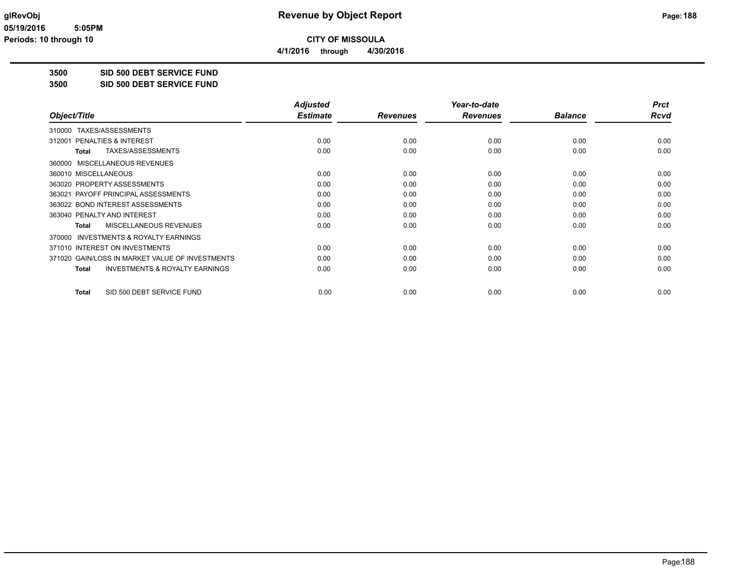# Revenue by Object Report

**CITY OF MISSOULA**

**4/1/2016 through 4/30/2016**

glRevObj
05/19/2016 5:05PM
Periods: 10 through 10

**3500 SID 500 DEBT SERVICE FUND**
**3500 SID 500 DEBT SERVICE FUND**

| Object/Title | Adjusted Estimate | Revenues | Year-to-date Revenues | Balance | Prct Rcvd |
|---|---|---|---|---|---|
| 310000 TAXES/ASSESSMENTS | | | | | |
| 312001 PENALTIES & INTEREST | 0.00 | 0.00 | 0.00 | 0.00 | 0.00 |
| **Total** TAXES/ASSESSMENTS | 0.00 | 0.00 | 0.00 | 0.00 | 0.00 |
| 360000 MISCELLANEOUS REVENUES | | | | | |
| 360010 MISCELLANEOUS | 0.00 | 0.00 | 0.00 | 0.00 | 0.00 |
| 363020 PROPERTY ASSESSMENTS | 0.00 | 0.00 | 0.00 | 0.00 | 0.00 |
| 363021 PAYOFF PRINCIPAL ASSESSMENTS | 0.00 | 0.00 | 0.00 | 0.00 | 0.00 |
| 363022 BOND INTEREST ASSESSMENTS | 0.00 | 0.00 | 0.00 | 0.00 | 0.00 |
| 363040 PENALTY AND INTEREST | 0.00 | 0.00 | 0.00 | 0.00 | 0.00 |
| **Total** MISCELLANEOUS REVENUES | 0.00 | 0.00 | 0.00 | 0.00 | 0.00 |
| 370000 INVESTMENTS & ROYALTY EARNINGS | | | | | |
| 371010 INTEREST ON INVESTMENTS | 0.00 | 0.00 | 0.00 | 0.00 | 0.00 |
| 371020 GAIN/LOSS IN MARKET VALUE OF INVESTMENTS | 0.00 | 0.00 | 0.00 | 0.00 | 0.00 |
| **Total** INVESTMENTS & ROYALTY EARNINGS | 0.00 | 0.00 | 0.00 | 0.00 | 0.00 |
| **Total** SID 500 DEBT SERVICE FUND | 0.00 | 0.00 | 0.00 | 0.00 | 0.00 |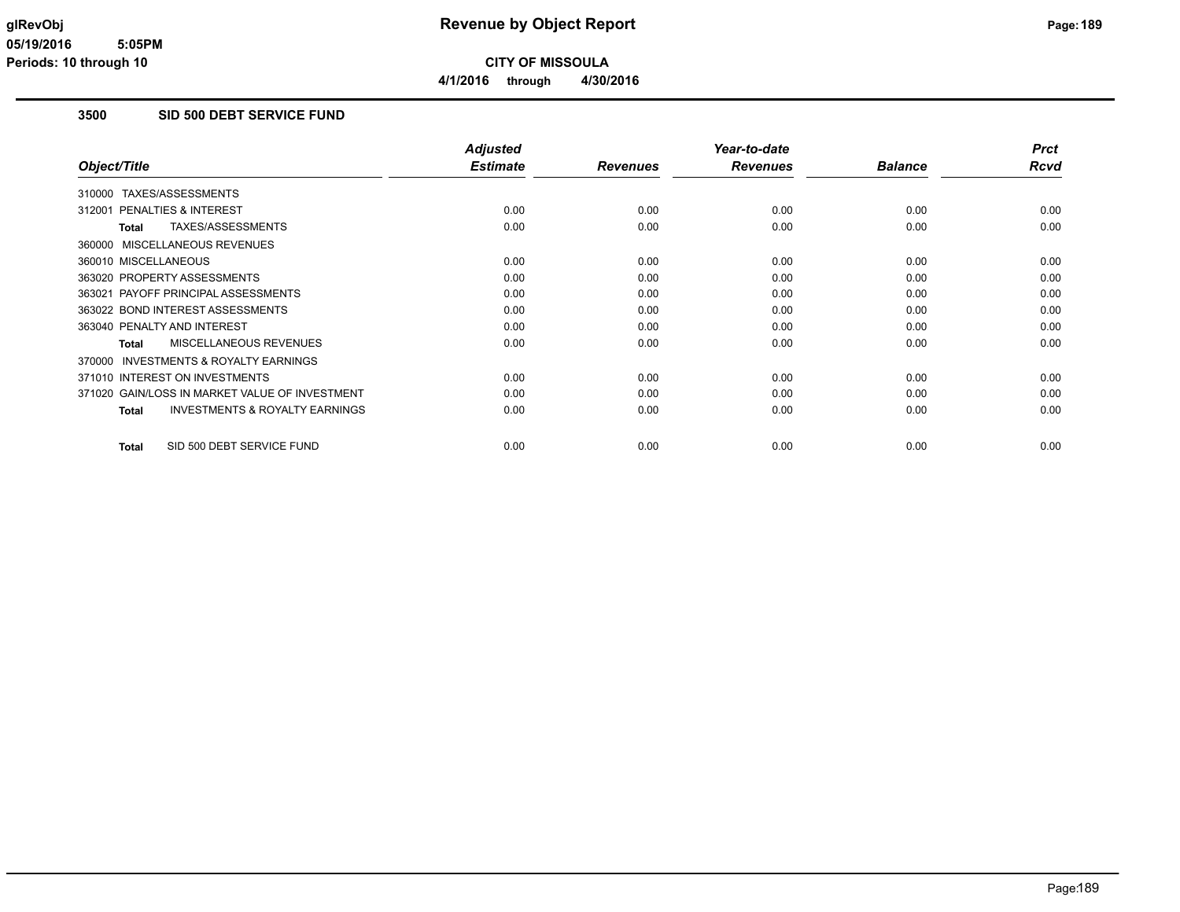**Revenue by Object Report**

**CITY OF MISSOULA**

**4/1/2016 through 4/30/2016**

## 3500 SID 500 DEBT SERVICE FUND

| Object/Title | Adjusted Estimate | Revenues | Year-to-date Revenues | Balance | Prct Rcvd |
|---|---|---|---|---|---|
| 310000 TAXES/ASSESSMENTS | | | | | |
| 312001 PENALTIES & INTEREST | 0.00 | 0.00 | 0.00 | 0.00 | 0.00 |
| **Total** TAXES/ASSESSMENTS | 0.00 | 0.00 | 0.00 | 0.00 | 0.00 |
| 360000 MISCELLANEOUS REVENUES | | | | | |
| 360010 MISCELLANEOUS | 0.00 | 0.00 | 0.00 | 0.00 | 0.00 |
| 363020 PROPERTY ASSESSMENTS | 0.00 | 0.00 | 0.00 | 0.00 | 0.00 |
| 363021 PAYOFF PRINCIPAL ASSESSMENTS | 0.00 | 0.00 | 0.00 | 0.00 | 0.00 |
| 363022 BOND INTEREST ASSESSMENTS | 0.00 | 0.00 | 0.00 | 0.00 | 0.00 |
| 363040 PENALTY AND INTEREST | 0.00 | 0.00 | 0.00 | 0.00 | 0.00 |
| **Total** MISCELLANEOUS REVENUES | 0.00 | 0.00 | 0.00 | 0.00 | 0.00 |
| 370000 INVESTMENTS & ROYALTY EARNINGS | | | | | |
| 371010 INTEREST ON INVESTMENTS | 0.00 | 0.00 | 0.00 | 0.00 | 0.00 |
| 371020 GAIN/LOSS IN MARKET VALUE OF INVESTMENT | 0.00 | 0.00 | 0.00 | 0.00 | 0.00 |
| **Total** INVESTMENTS & ROYALTY EARNINGS | 0.00 | 0.00 | 0.00 | 0.00 | 0.00 |
| **Total** SID 500 DEBT SERVICE FUND | 0.00 | 0.00 | 0.00 | 0.00 | 0.00 |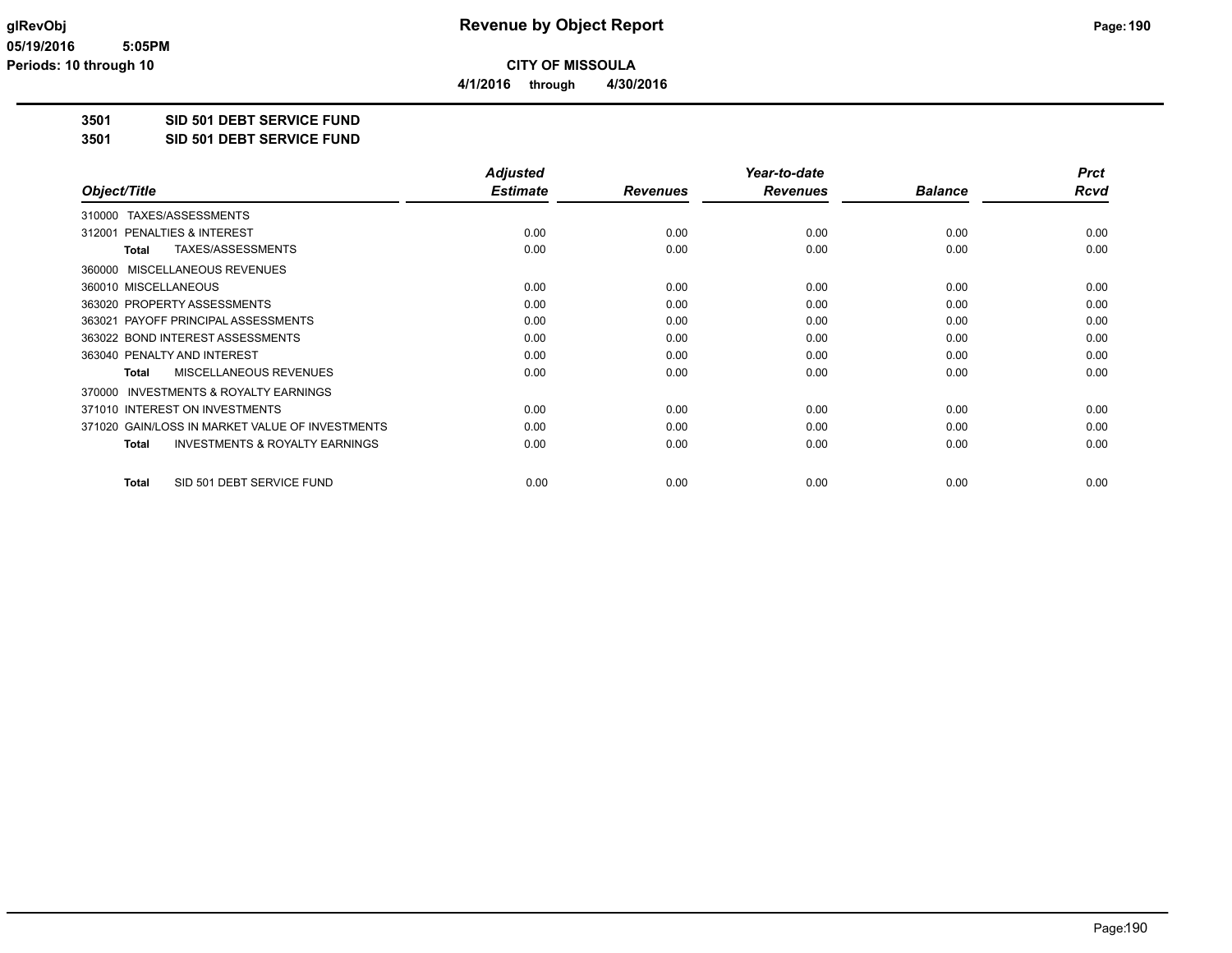# Revenue by Object Report

glRevObj
05/19/2016 5:05PM
Periods: 10 through 10

**CITY OF MISSOULA**

4/1/2016 through 4/30/2016

**3501 SID 501 DEBT SERVICE FUND**

**3501 SID 501 DEBT SERVICE FUND**

| Object/Title | Adjusted Estimate | Revenues | Year-to-date Revenues | Balance | Prct Rcvd |
|---|---|---|---|---|---|
| 310000 TAXES/ASSESSMENTS | | | | | |
| 312001 PENALTIES & INTEREST | 0.00 | 0.00 | 0.00 | 0.00 | 0.00 |
| **Total** TAXES/ASSESSMENTS | 0.00 | 0.00 | 0.00 | 0.00 | 0.00 |
| 360000 MISCELLANEOUS REVENUES | | | | | |
| 360010 MISCELLANEOUS | 0.00 | 0.00 | 0.00 | 0.00 | 0.00 |
| 363020 PROPERTY ASSESSMENTS | 0.00 | 0.00 | 0.00 | 0.00 | 0.00 |
| 363021 PAYOFF PRINCIPAL ASSESSMENTS | 0.00 | 0.00 | 0.00 | 0.00 | 0.00 |
| 363022 BOND INTEREST ASSESSMENTS | 0.00 | 0.00 | 0.00 | 0.00 | 0.00 |
| 363040 PENALTY AND INTEREST | 0.00 | 0.00 | 0.00 | 0.00 | 0.00 |
| **Total** MISCELLANEOUS REVENUES | 0.00 | 0.00 | 0.00 | 0.00 | 0.00 |
| 370000 INVESTMENTS & ROYALTY EARNINGS | | | | | |
| 371010 INTEREST ON INVESTMENTS | 0.00 | 0.00 | 0.00 | 0.00 | 0.00 |
| 371020 GAIN/LOSS IN MARKET VALUE OF INVESTMENTS | 0.00 | 0.00 | 0.00 | 0.00 | 0.00 |
| **Total** INVESTMENTS & ROYALTY EARNINGS | 0.00 | 0.00 | 0.00 | 0.00 | 0.00 |
| **Total** SID 501 DEBT SERVICE FUND | 0.00 | 0.00 | 0.00 | 0.00 | 0.00 |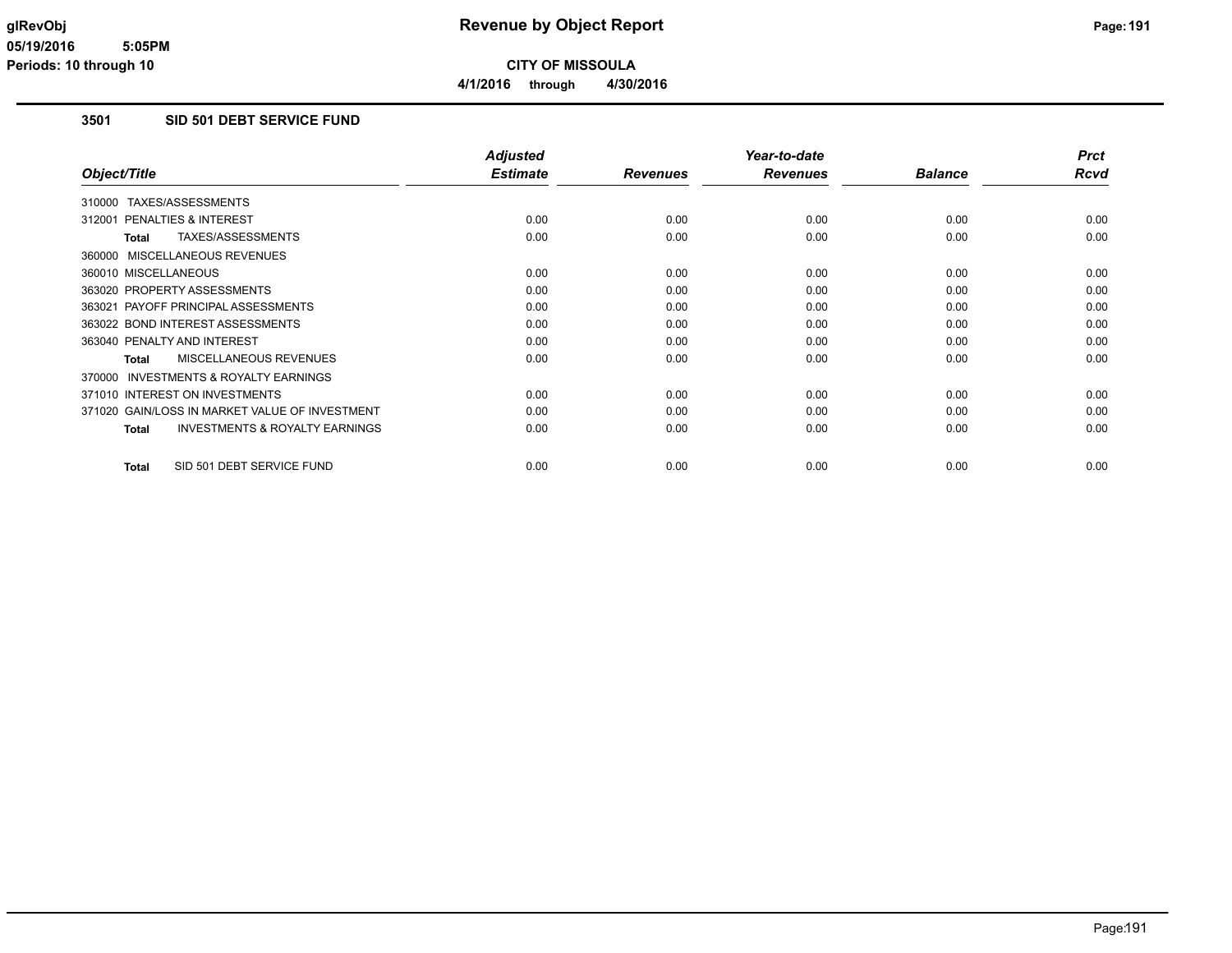**Revenue by Object Report**

**CITY OF MISSOULA**

**4/1/2016 through 4/30/2016**

glRevObj
05/19/2016 5:05PM
Periods: 10 through 10

## 3501 SID 501 DEBT SERVICE FUND

| Object/Title | Adjusted Estimate | Revenues | Year-to-date Revenues | Balance | Prct Rcvd |
|---|---|---|---|---|---|
| 310000 TAXES/ASSESSMENTS | | | | | |
| 312001 PENALTIES & INTEREST | 0.00 | 0.00 | 0.00 | 0.00 | 0.00 |
| **Total** TAXES/ASSESSMENTS | 0.00 | 0.00 | 0.00 | 0.00 | 0.00 |
| 360000 MISCELLANEOUS REVENUES | | | | | |
| 360010 MISCELLANEOUS | 0.00 | 0.00 | 0.00 | 0.00 | 0.00 |
| 363020 PROPERTY ASSESSMENTS | 0.00 | 0.00 | 0.00 | 0.00 | 0.00 |
| 363021 PAYOFF PRINCIPAL ASSESSMENTS | 0.00 | 0.00 | 0.00 | 0.00 | 0.00 |
| 363022 BOND INTEREST ASSESSMENTS | 0.00 | 0.00 | 0.00 | 0.00 | 0.00 |
| 363040 PENALTY AND INTEREST | 0.00 | 0.00 | 0.00 | 0.00 | 0.00 |
| **Total** MISCELLANEOUS REVENUES | 0.00 | 0.00 | 0.00 | 0.00 | 0.00 |
| 370000 INVESTMENTS & ROYALTY EARNINGS | | | | | |
| 371010 INTEREST ON INVESTMENTS | 0.00 | 0.00 | 0.00 | 0.00 | 0.00 |
| 371020 GAIN/LOSS IN MARKET VALUE OF INVESTMENT | 0.00 | 0.00 | 0.00 | 0.00 | 0.00 |
| **Total** INVESTMENTS & ROYALTY EARNINGS | 0.00 | 0.00 | 0.00 | 0.00 | 0.00 |
| **Total** SID 501 DEBT SERVICE FUND | 0.00 | 0.00 | 0.00 | 0.00 | 0.00 |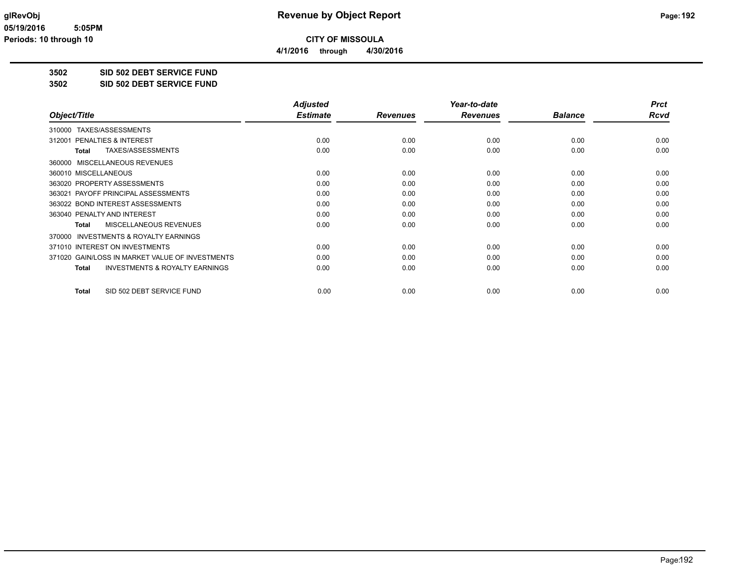# Revenue by Object Report

**CITY OF MISSOULA**

**4/1/2016 through 4/30/2016**

glRevObj
05/19/2016 5:05PM
Periods: 10 through 10

**3502 SID 502 DEBT SERVICE FUND**

**3502 SID 502 DEBT SERVICE FUND**

| Object/Title | Adjusted Estimate | Revenues | Year-to-date Revenues | Balance | Prct Rcvd |
|---|---|---|---|---|---|
| 310000 TAXES/ASSESSMENTS | | | | | |
| 312001 PENALTIES & INTEREST | 0.00 | 0.00 | 0.00 | 0.00 | 0.00 |
| **Total** TAXES/ASSESSMENTS | 0.00 | 0.00 | 0.00 | 0.00 | 0.00 |
| 360000 MISCELLANEOUS REVENUES | | | | | |
| 360010 MISCELLANEOUS | 0.00 | 0.00 | 0.00 | 0.00 | 0.00 |
| 363020 PROPERTY ASSESSMENTS | 0.00 | 0.00 | 0.00 | 0.00 | 0.00 |
| 363021 PAYOFF PRINCIPAL ASSESSMENTS | 0.00 | 0.00 | 0.00 | 0.00 | 0.00 |
| 363022 BOND INTEREST ASSESSMENTS | 0.00 | 0.00 | 0.00 | 0.00 | 0.00 |
| 363040 PENALTY AND INTEREST | 0.00 | 0.00 | 0.00 | 0.00 | 0.00 |
| **Total** MISCELLANEOUS REVENUES | 0.00 | 0.00 | 0.00 | 0.00 | 0.00 |
| 370000 INVESTMENTS & ROYALTY EARNINGS | | | | | |
| 371010 INTEREST ON INVESTMENTS | 0.00 | 0.00 | 0.00 | 0.00 | 0.00 |
| 371020 GAIN/LOSS IN MARKET VALUE OF INVESTMENTS | 0.00 | 0.00 | 0.00 | 0.00 | 0.00 |
| **Total** INVESTMENTS & ROYALTY EARNINGS | 0.00 | 0.00 | 0.00 | 0.00 | 0.00 |
| **Total** SID 502 DEBT SERVICE FUND | 0.00 | 0.00 | 0.00 | 0.00 | 0.00 |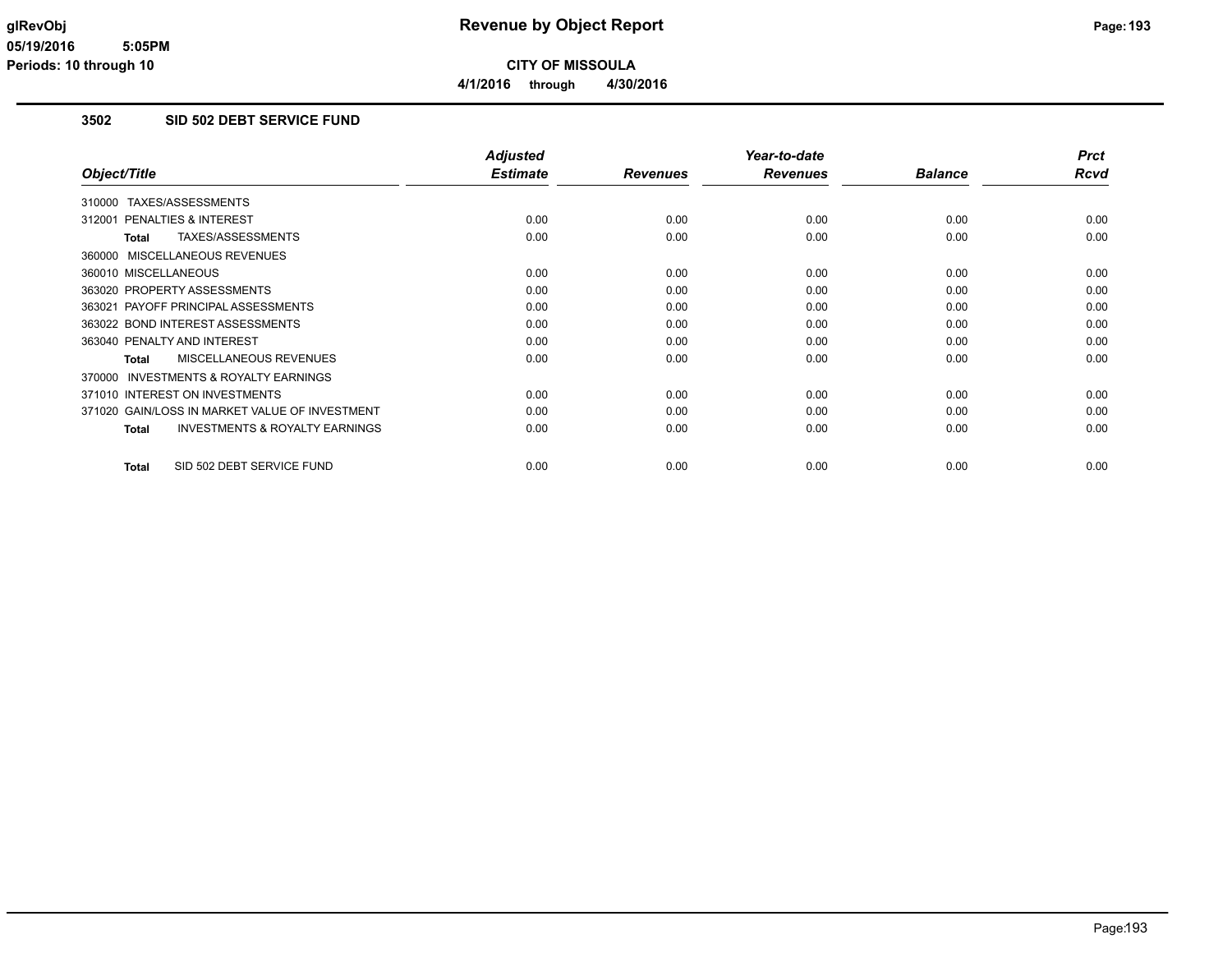**CITY OF MISSOULA**

**4/1/2016 through 4/30/2016**

### 3502 SID 502 DEBT SERVICE FUND

| Object/Title | Adjusted Estimate | Revenues | Year-to-date Revenues | Balance | Prct Rcvd |
|---|---|---|---|---|---|
| 310000 TAXES/ASSESSMENTS | | | | | |
| 312001 PENALTIES & INTEREST | 0.00 | 0.00 | 0.00 | 0.00 | 0.00 |
| **Total** TAXES/ASSESSMENTS | 0.00 | 0.00 | 0.00 | 0.00 | 0.00 |
| 360000 MISCELLANEOUS REVENUES | | | | | |
| 360010 MISCELLANEOUS | 0.00 | 0.00 | 0.00 | 0.00 | 0.00 |
| 363020 PROPERTY ASSESSMENTS | 0.00 | 0.00 | 0.00 | 0.00 | 0.00 |
| 363021 PAYOFF PRINCIPAL ASSESSMENTS | 0.00 | 0.00 | 0.00 | 0.00 | 0.00 |
| 363022 BOND INTEREST ASSESSMENTS | 0.00 | 0.00 | 0.00 | 0.00 | 0.00 |
| 363040 PENALTY AND INTEREST | 0.00 | 0.00 | 0.00 | 0.00 | 0.00 |
| **Total** MISCELLANEOUS REVENUES | 0.00 | 0.00 | 0.00 | 0.00 | 0.00 |
| 370000 INVESTMENTS & ROYALTY EARNINGS | | | | | |
| 371010 INTEREST ON INVESTMENTS | 0.00 | 0.00 | 0.00 | 0.00 | 0.00 |
| 371020 GAIN/LOSS IN MARKET VALUE OF INVESTMENT | 0.00 | 0.00 | 0.00 | 0.00 | 0.00 |
| **Total** INVESTMENTS & ROYALTY EARNINGS | 0.00 | 0.00 | 0.00 | 0.00 | 0.00 |
| **Total** SID 502 DEBT SERVICE FUND | 0.00 | 0.00 | 0.00 | 0.00 | 0.00 |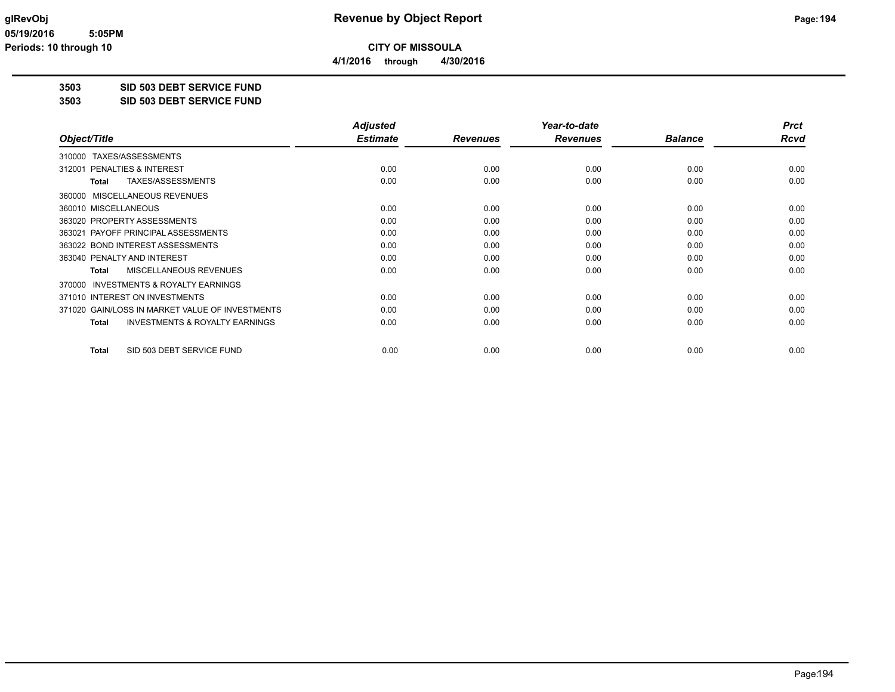# Revenue by Object Report

**CITY OF MISSOULA**

**4/1/2016 through 4/30/2016**

glRevObj
05/19/2016 5:05PM
Periods: 10 through 10

## 3503 SID 503 DEBT SERVICE FUND
## 3503 SID 503 DEBT SERVICE FUND

| Object/Title | Adjusted Estimate | Revenues | Year-to-date Revenues | Balance | Prct Rcvd |
|---|---|---|---|---|---|
| 310000 TAXES/ASSESSMENTS | | | | | |
| 312001 PENALTIES & INTEREST | 0.00 | 0.00 | 0.00 | 0.00 | 0.00 |
| **Total** TAXES/ASSESSMENTS | 0.00 | 0.00 | 0.00 | 0.00 | 0.00 |
| 360000 MISCELLANEOUS REVENUES | | | | | |
| 360010 MISCELLANEOUS | 0.00 | 0.00 | 0.00 | 0.00 | 0.00 |
| 363020 PROPERTY ASSESSMENTS | 0.00 | 0.00 | 0.00 | 0.00 | 0.00 |
| 363021 PAYOFF PRINCIPAL ASSESSMENTS | 0.00 | 0.00 | 0.00 | 0.00 | 0.00 |
| 363022 BOND INTEREST ASSESSMENTS | 0.00 | 0.00 | 0.00 | 0.00 | 0.00 |
| 363040 PENALTY AND INTEREST | 0.00 | 0.00 | 0.00 | 0.00 | 0.00 |
| **Total** MISCELLANEOUS REVENUES | 0.00 | 0.00 | 0.00 | 0.00 | 0.00 |
| 370000 INVESTMENTS & ROYALTY EARNINGS | | | | | |
| 371010 INTEREST ON INVESTMENTS | 0.00 | 0.00 | 0.00 | 0.00 | 0.00 |
| 371020 GAIN/LOSS IN MARKET VALUE OF INVESTMENTS | 0.00 | 0.00 | 0.00 | 0.00 | 0.00 |
| **Total** INVESTMENTS & ROYALTY EARNINGS | 0.00 | 0.00 | 0.00 | 0.00 | 0.00 |
| **Total** SID 503 DEBT SERVICE FUND | 0.00 | 0.00 | 0.00 | 0.00 | 0.00 |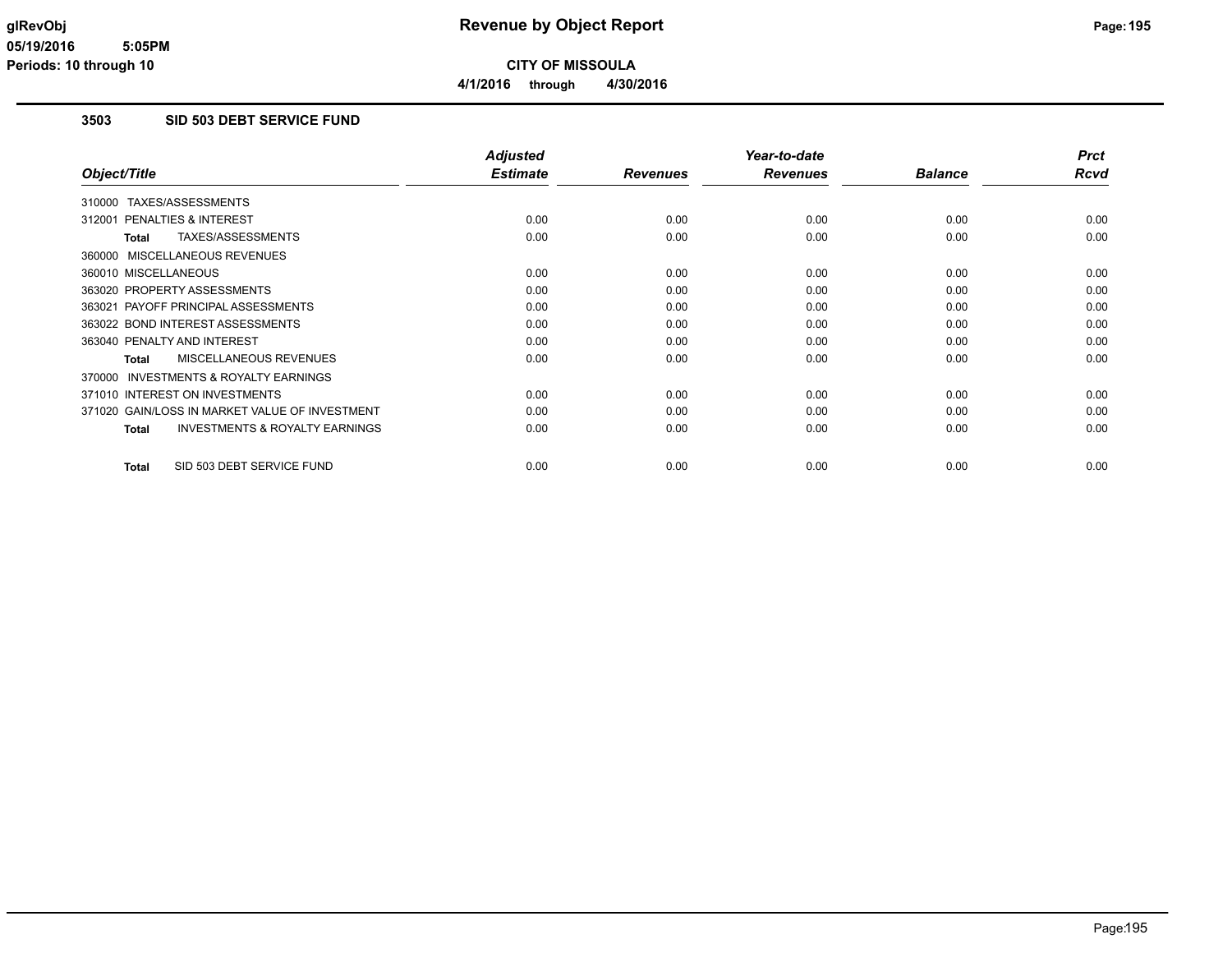# Revenue by Object Report

**CITY OF MISSOULA**

**4/1/2016 through 4/30/2016**

glRevObj
05/19/2016 5:05PM
Periods: 10 through 10

## 3503 SID 503 DEBT SERVICE FUND

| Object/Title | Adjusted Estimate | Revenues | Year-to-date Revenues | Balance | Prct Rcvd |
|---|---|---|---|---|---|
| 310000 TAXES/ASSESSMENTS | | | | | |
| 312001 PENALTIES & INTEREST | 0.00 | 0.00 | 0.00 | 0.00 | 0.00 |
| **Total** TAXES/ASSESSMENTS | 0.00 | 0.00 | 0.00 | 0.00 | 0.00 |
| 360000 MISCELLANEOUS REVENUES | | | | | |
| 360010 MISCELLANEOUS | 0.00 | 0.00 | 0.00 | 0.00 | 0.00 |
| 363020 PROPERTY ASSESSMENTS | 0.00 | 0.00 | 0.00 | 0.00 | 0.00 |
| 363021 PAYOFF PRINCIPAL ASSESSMENTS | 0.00 | 0.00 | 0.00 | 0.00 | 0.00 |
| 363022 BOND INTEREST ASSESSMENTS | 0.00 | 0.00 | 0.00 | 0.00 | 0.00 |
| 363040 PENALTY AND INTEREST | 0.00 | 0.00 | 0.00 | 0.00 | 0.00 |
| **Total** MISCELLANEOUS REVENUES | 0.00 | 0.00 | 0.00 | 0.00 | 0.00 |
| 370000 INVESTMENTS & ROYALTY EARNINGS | | | | | |
| 371010 INTEREST ON INVESTMENTS | 0.00 | 0.00 | 0.00 | 0.00 | 0.00 |
| 371020 GAIN/LOSS IN MARKET VALUE OF INVESTMENT | 0.00 | 0.00 | 0.00 | 0.00 | 0.00 |
| **Total** INVESTMENTS & ROYALTY EARNINGS | 0.00 | 0.00 | 0.00 | 0.00 | 0.00 |
| **Total** SID 503 DEBT SERVICE FUND | 0.00 | 0.00 | 0.00 | 0.00 | 0.00 |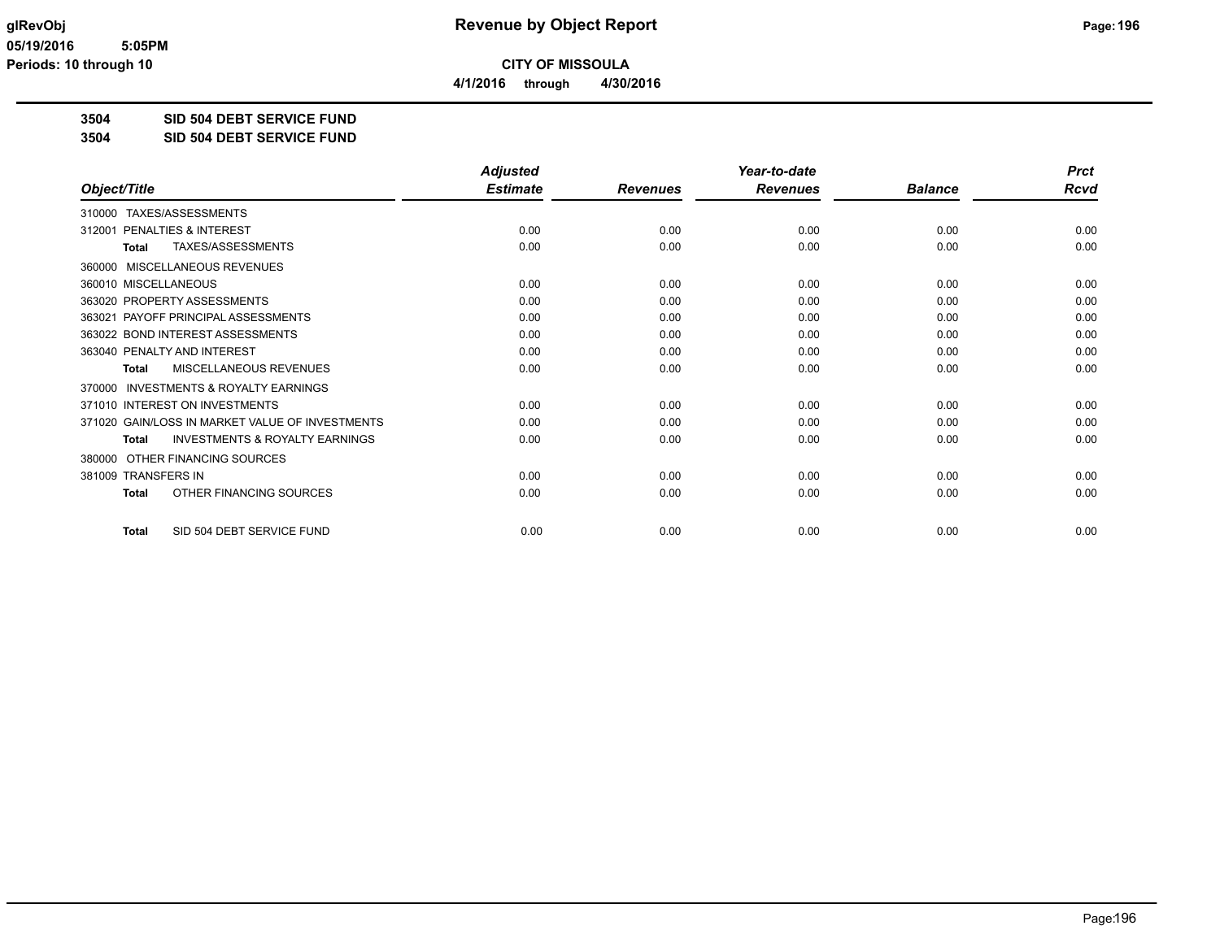# Revenue by Object Report

**CITY OF MISSOULA**

**4/1/2016 through 4/30/2016**

glRevObj
05/19/2016 5:05PM
Periods: 10 through 10

**3504 SID 504 DEBT SERVICE FUND**
**3504 SID 504 DEBT SERVICE FUND**

| Object/Title | Adjusted Estimate | Revenues | Year-to-date Revenues | Balance | Prct Rcvd |
|---|---|---|---|---|---|
| 310000 TAXES/ASSESSMENTS | | | | | |
| 312001 PENALTIES & INTEREST | 0.00 | 0.00 | 0.00 | 0.00 | 0.00 |
| **Total** TAXES/ASSESSMENTS | 0.00 | 0.00 | 0.00 | 0.00 | 0.00 |
| 360000 MISCELLANEOUS REVENUES | | | | | |
| 360010 MISCELLANEOUS | 0.00 | 0.00 | 0.00 | 0.00 | 0.00 |
| 363020 PROPERTY ASSESSMENTS | 0.00 | 0.00 | 0.00 | 0.00 | 0.00 |
| 363021 PAYOFF PRINCIPAL ASSESSMENTS | 0.00 | 0.00 | 0.00 | 0.00 | 0.00 |
| 363022 BOND INTEREST ASSESSMENTS | 0.00 | 0.00 | 0.00 | 0.00 | 0.00 |
| 363040 PENALTY AND INTEREST | 0.00 | 0.00 | 0.00 | 0.00 | 0.00 |
| **Total** MISCELLANEOUS REVENUES | 0.00 | 0.00 | 0.00 | 0.00 | 0.00 |
| 370000 INVESTMENTS & ROYALTY EARNINGS | | | | | |
| 371010 INTEREST ON INVESTMENTS | 0.00 | 0.00 | 0.00 | 0.00 | 0.00 |
| 371020 GAIN/LOSS IN MARKET VALUE OF INVESTMENTS | 0.00 | 0.00 | 0.00 | 0.00 | 0.00 |
| **Total** INVESTMENTS & ROYALTY EARNINGS | 0.00 | 0.00 | 0.00 | 0.00 | 0.00 |
| 380000 OTHER FINANCING SOURCES | | | | | |
| 381009 TRANSFERS IN | 0.00 | 0.00 | 0.00 | 0.00 | 0.00 |
| **Total** OTHER FINANCING SOURCES | 0.00 | 0.00 | 0.00 | 0.00 | 0.00 |
| **Total** SID 504 DEBT SERVICE FUND | 0.00 | 0.00 | 0.00 | 0.00 | 0.00 |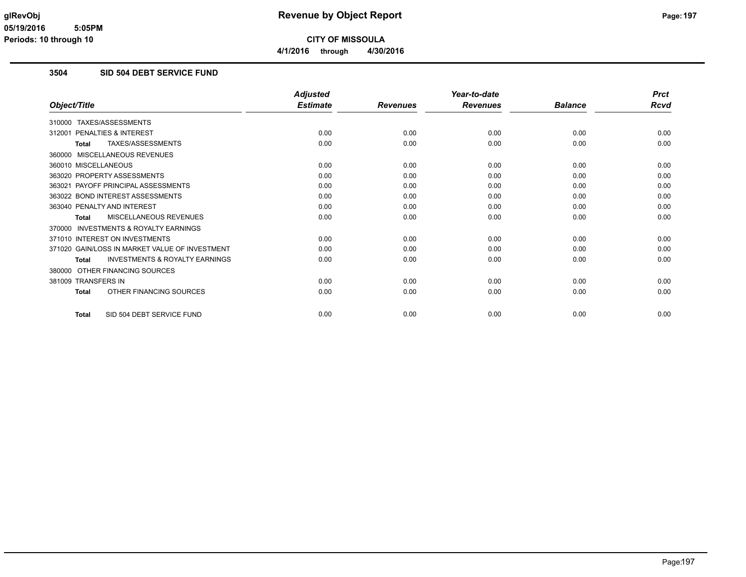**Revenue by Object Report**

**CITY OF MISSOULA**

**4/1/2016 through 4/30/2016**

glRevObj
05/19/2016 5:05PM
Periods: 10 through 10

## 3504 SID 504 DEBT SERVICE FUND

| Object/Title | Adjusted Estimate | Revenues | Year-to-date Revenues | Balance | Prct Rcvd |
|---|---|---|---|---|---|
| 310000 TAXES/ASSESSMENTS | | | | | |
| 312001 PENALTIES & INTEREST | 0.00 | 0.00 | 0.00 | 0.00 | 0.00 |
| **Total** TAXES/ASSESSMENTS | 0.00 | 0.00 | 0.00 | 0.00 | 0.00 |
| 360000 MISCELLANEOUS REVENUES | | | | | |
| 360010 MISCELLANEOUS | 0.00 | 0.00 | 0.00 | 0.00 | 0.00 |
| 363020 PROPERTY ASSESSMENTS | 0.00 | 0.00 | 0.00 | 0.00 | 0.00 |
| 363021 PAYOFF PRINCIPAL ASSESSMENTS | 0.00 | 0.00 | 0.00 | 0.00 | 0.00 |
| 363022 BOND INTEREST ASSESSMENTS | 0.00 | 0.00 | 0.00 | 0.00 | 0.00 |
| 363040 PENALTY AND INTEREST | 0.00 | 0.00 | 0.00 | 0.00 | 0.00 |
| **Total** MISCELLANEOUS REVENUES | 0.00 | 0.00 | 0.00 | 0.00 | 0.00 |
| 370000 INVESTMENTS & ROYALTY EARNINGS | | | | | |
| 371010 INTEREST ON INVESTMENTS | 0.00 | 0.00 | 0.00 | 0.00 | 0.00 |
| 371020 GAIN/LOSS IN MARKET VALUE OF INVESTMENT | 0.00 | 0.00 | 0.00 | 0.00 | 0.00 |
| **Total** INVESTMENTS & ROYALTY EARNINGS | 0.00 | 0.00 | 0.00 | 0.00 | 0.00 |
| 380000 OTHER FINANCING SOURCES | | | | | |
| 381009 TRANSFERS IN | 0.00 | 0.00 | 0.00 | 0.00 | 0.00 |
| **Total** OTHER FINANCING SOURCES | 0.00 | 0.00 | 0.00 | 0.00 | 0.00 |
| **Total** SID 504 DEBT SERVICE FUND | 0.00 | 0.00 | 0.00 | 0.00 | 0.00 |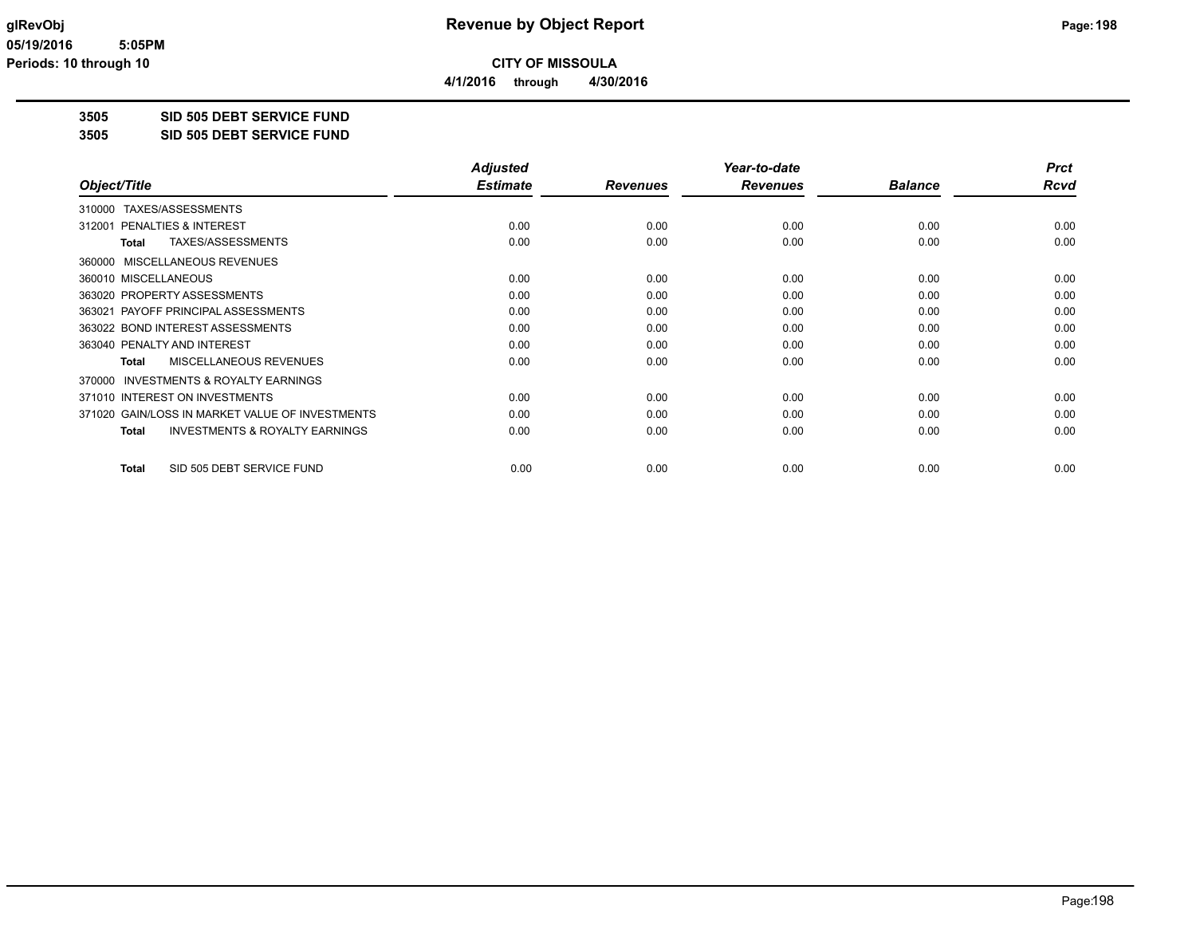glRevObj
05/19/2016 5:05PM
Periods: 10 through 10

# Revenue by Object Report

**CITY OF MISSOULA**

**4/1/2016 through 4/30/2016**

**3505 SID 505 DEBT SERVICE FUND**
**3505 SID 505 DEBT SERVICE FUND**

| Object/Title | Adjusted Estimate | Revenues | Year-to-date Revenues | Balance | Prct Rcvd |
|---|---|---|---|---|---|
| 310000 TAXES/ASSESSMENTS | | | | | |
| 312001 PENALTIES & INTEREST | 0.00 | 0.00 | 0.00 | 0.00 | 0.00 |
| **Total** TAXES/ASSESSMENTS | 0.00 | 0.00 | 0.00 | 0.00 | 0.00 |
| 360000 MISCELLANEOUS REVENUES | | | | | |
| 360010 MISCELLANEOUS | 0.00 | 0.00 | 0.00 | 0.00 | 0.00 |
| 363020 PROPERTY ASSESSMENTS | 0.00 | 0.00 | 0.00 | 0.00 | 0.00 |
| 363021 PAYOFF PRINCIPAL ASSESSMENTS | 0.00 | 0.00 | 0.00 | 0.00 | 0.00 |
| 363022 BOND INTEREST ASSESSMENTS | 0.00 | 0.00 | 0.00 | 0.00 | 0.00 |
| 363040 PENALTY AND INTEREST | 0.00 | 0.00 | 0.00 | 0.00 | 0.00 |
| **Total** MISCELLANEOUS REVENUES | 0.00 | 0.00 | 0.00 | 0.00 | 0.00 |
| 370000 INVESTMENTS & ROYALTY EARNINGS | | | | | |
| 371010 INTEREST ON INVESTMENTS | 0.00 | 0.00 | 0.00 | 0.00 | 0.00 |
| 371020 GAIN/LOSS IN MARKET VALUE OF INVESTMENTS | 0.00 | 0.00 | 0.00 | 0.00 | 0.00 |
| **Total** INVESTMENTS & ROYALTY EARNINGS | 0.00 | 0.00 | 0.00 | 0.00 | 0.00 |
| **Total** SID 505 DEBT SERVICE FUND | 0.00 | 0.00 | 0.00 | 0.00 | 0.00 |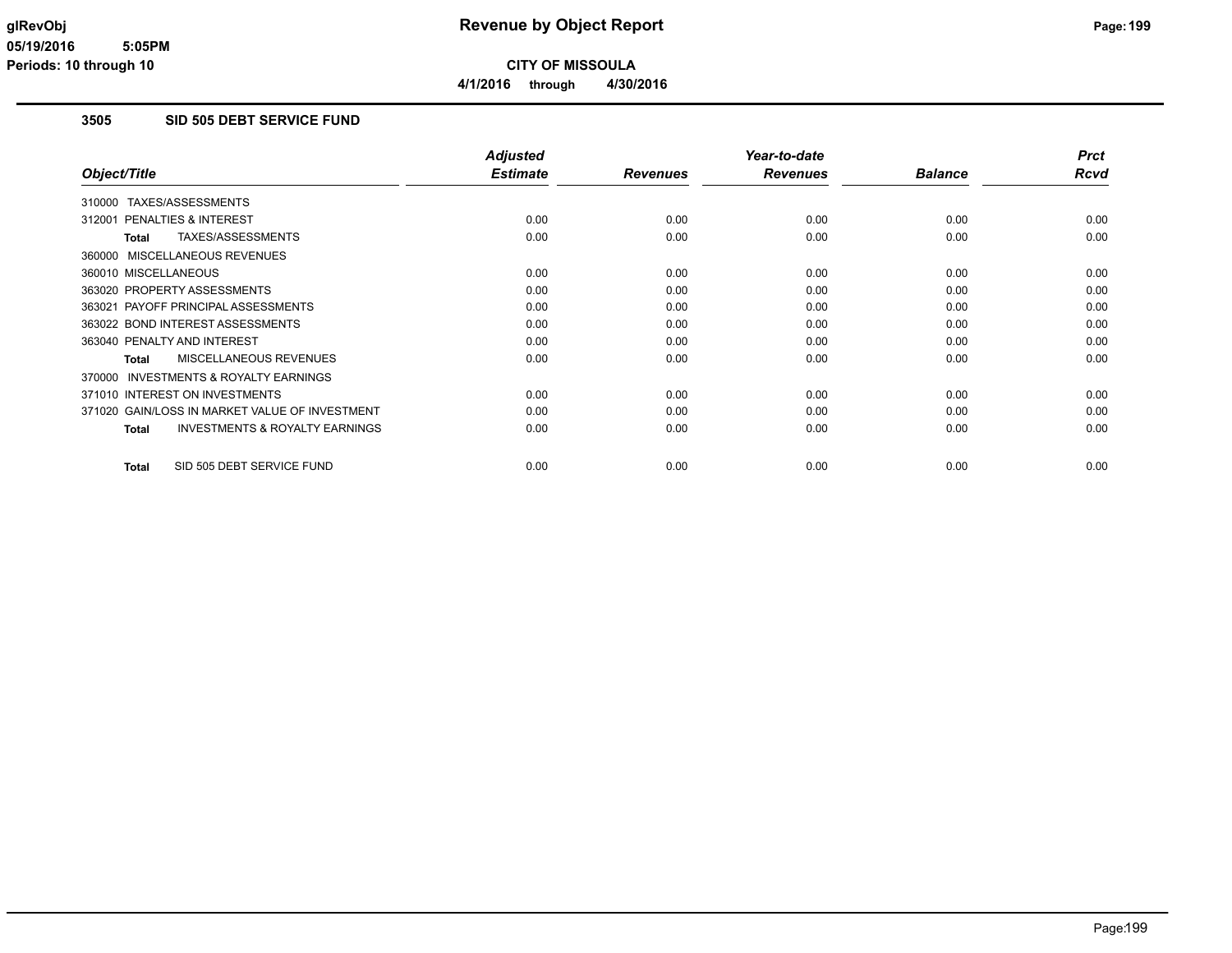**CITY OF MISSOULA**

**4/1/2016 through 4/30/2016**

## 3505 SID 505 DEBT SERVICE FUND

| Object/Title | Adjusted Estimate | Revenues | Year-to-date Revenues | Balance | Prct Rcvd |
|---|---|---|---|---|---|
| 310000 TAXES/ASSESSMENTS | | | | | |
| 312001 PENALTIES & INTEREST | 0.00 | 0.00 | 0.00 | 0.00 | 0.00 |
| **Total** TAXES/ASSESSMENTS | 0.00 | 0.00 | 0.00 | 0.00 | 0.00 |
| 360000 MISCELLANEOUS REVENUES | | | | | |
| 360010 MISCELLANEOUS | 0.00 | 0.00 | 0.00 | 0.00 | 0.00 |
| 363020 PROPERTY ASSESSMENTS | 0.00 | 0.00 | 0.00 | 0.00 | 0.00 |
| 363021 PAYOFF PRINCIPAL ASSESSMENTS | 0.00 | 0.00 | 0.00 | 0.00 | 0.00 |
| 363022 BOND INTEREST ASSESSMENTS | 0.00 | 0.00 | 0.00 | 0.00 | 0.00 |
| 363040 PENALTY AND INTEREST | 0.00 | 0.00 | 0.00 | 0.00 | 0.00 |
| **Total** MISCELLANEOUS REVENUES | 0.00 | 0.00 | 0.00 | 0.00 | 0.00 |
| 370000 INVESTMENTS & ROYALTY EARNINGS | | | | | |
| 371010 INTEREST ON INVESTMENTS | 0.00 | 0.00 | 0.00 | 0.00 | 0.00 |
| 371020 GAIN/LOSS IN MARKET VALUE OF INVESTMENT | 0.00 | 0.00 | 0.00 | 0.00 | 0.00 |
| **Total** INVESTMENTS & ROYALTY EARNINGS | 0.00 | 0.00 | 0.00 | 0.00 | 0.00 |
| **Total** SID 505 DEBT SERVICE FUND | 0.00 | 0.00 | 0.00 | 0.00 | 0.00 |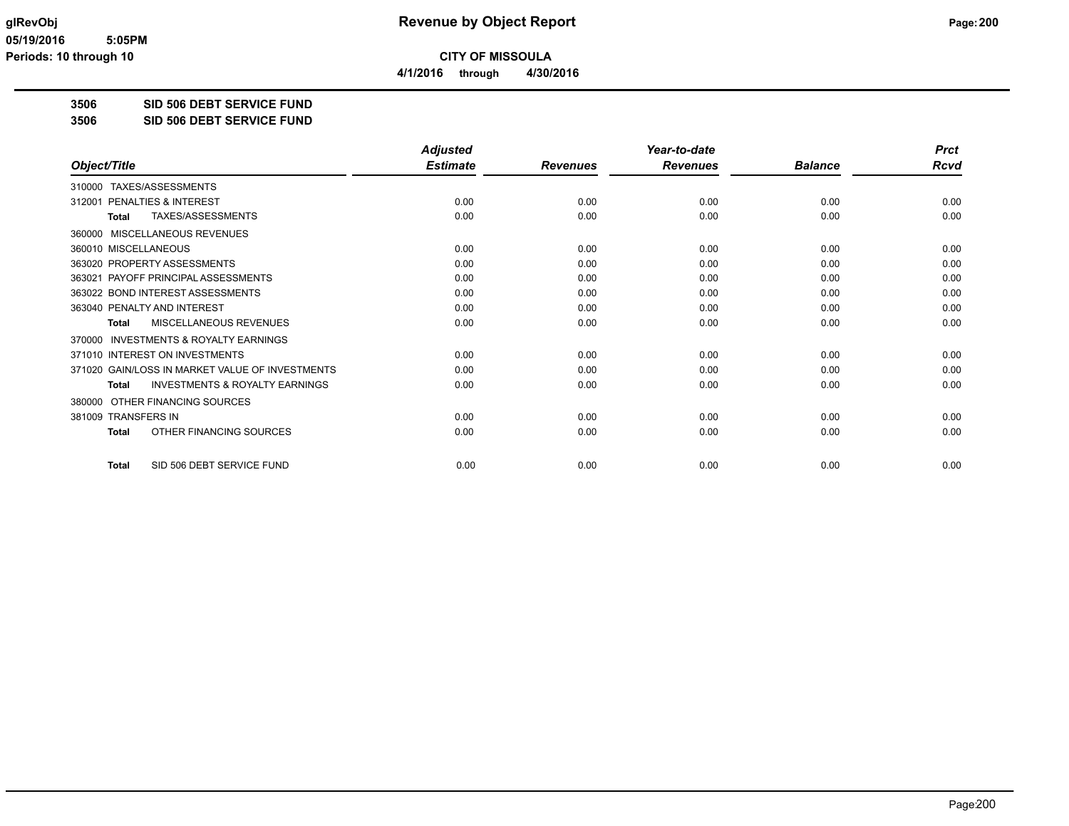**CITY OF MISSOULA**

**4/1/2016 through 4/30/2016**

**Revenue by Object Report**

glRevObj
05/19/2016 5:05PM
Periods: 10 through 10

## 3506 SID 506 DEBT SERVICE FUND

## 3506 SID 506 DEBT SERVICE FUND

| Object/Title | Adjusted Estimate | Revenues | Year-to-date Revenues | Balance | Prct Rcvd |
|---|---|---|---|---|---|
| 310000 TAXES/ASSESSMENTS | | | | | |
| 312001 PENALTIES & INTEREST | 0.00 | 0.00 | 0.00 | 0.00 | 0.00 |
| **Total** TAXES/ASSESSMENTS | 0.00 | 0.00 | 0.00 | 0.00 | 0.00 |
| 360000 MISCELLANEOUS REVENUES | | | | | |
| 360010 MISCELLANEOUS | 0.00 | 0.00 | 0.00 | 0.00 | 0.00 |
| 363020 PROPERTY ASSESSMENTS | 0.00 | 0.00 | 0.00 | 0.00 | 0.00 |
| 363021 PAYOFF PRINCIPAL ASSESSMENTS | 0.00 | 0.00 | 0.00 | 0.00 | 0.00 |
| 363022 BOND INTEREST ASSESSMENTS | 0.00 | 0.00 | 0.00 | 0.00 | 0.00 |
| 363040 PENALTY AND INTEREST | 0.00 | 0.00 | 0.00 | 0.00 | 0.00 |
| **Total** MISCELLANEOUS REVENUES | 0.00 | 0.00 | 0.00 | 0.00 | 0.00 |
| 370000 INVESTMENTS & ROYALTY EARNINGS | | | | | |
| 371010 INTEREST ON INVESTMENTS | 0.00 | 0.00 | 0.00 | 0.00 | 0.00 |
| 371020 GAIN/LOSS IN MARKET VALUE OF INVESTMENTS | 0.00 | 0.00 | 0.00 | 0.00 | 0.00 |
| **Total** INVESTMENTS & ROYALTY EARNINGS | 0.00 | 0.00 | 0.00 | 0.00 | 0.00 |
| 380000 OTHER FINANCING SOURCES | | | | | |
| 381009 TRANSFERS IN | 0.00 | 0.00 | 0.00 | 0.00 | 0.00 |
| **Total** OTHER FINANCING SOURCES | 0.00 | 0.00 | 0.00 | 0.00 | 0.00 |
| **Total** SID 506 DEBT SERVICE FUND | 0.00 | 0.00 | 0.00 | 0.00 | 0.00 |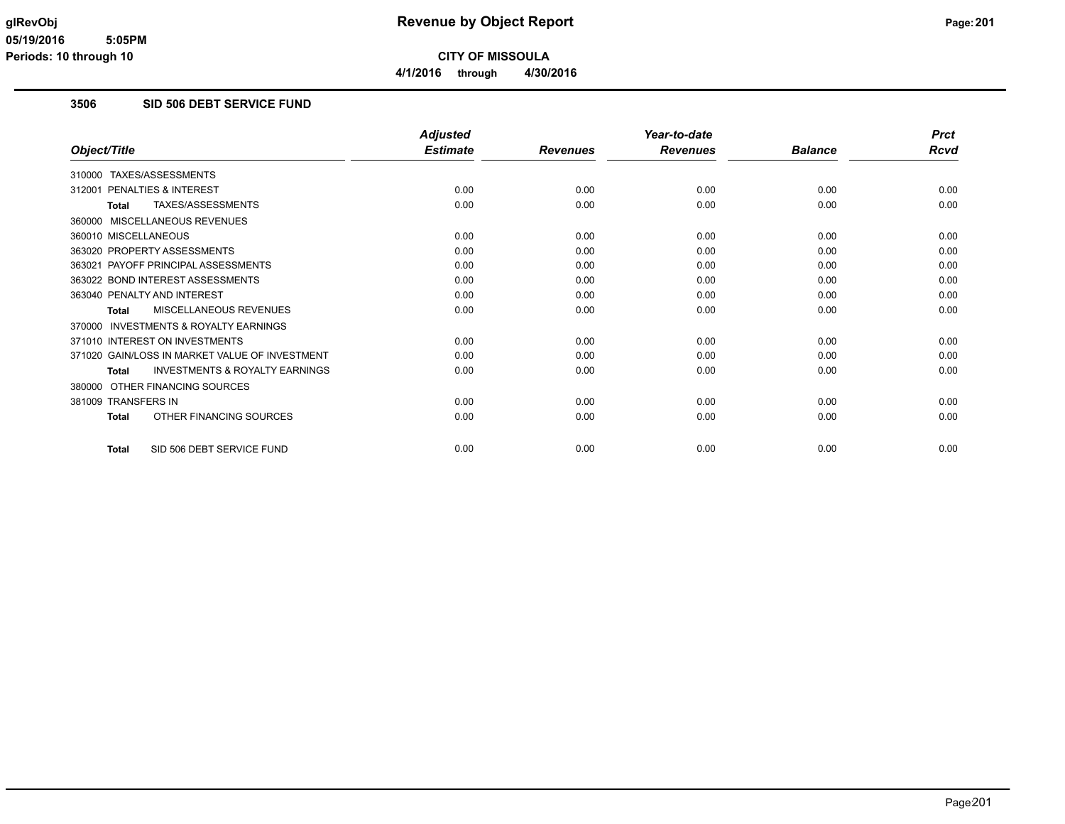# CITY OF MISSOULA

**4/1/2016 through 4/30/2016**

## 3506 SID 506 DEBT SERVICE FUND

| Object/Title | Adjusted Estimate | Revenues | Year-to-date Revenues | Balance | Prct Rcvd |
|---|---|---|---|---|---|
| 310000 TAXES/ASSESSMENTS | | | | | |
| 312001 PENALTIES & INTEREST | 0.00 | 0.00 | 0.00 | 0.00 | 0.00 |
| **Total** TAXES/ASSESSMENTS | 0.00 | 0.00 | 0.00 | 0.00 | 0.00 |
| 360000 MISCELLANEOUS REVENUES | | | | | |
| 360010 MISCELLANEOUS | 0.00 | 0.00 | 0.00 | 0.00 | 0.00 |
| 363020 PROPERTY ASSESSMENTS | 0.00 | 0.00 | 0.00 | 0.00 | 0.00 |
| 363021 PAYOFF PRINCIPAL ASSESSMENTS | 0.00 | 0.00 | 0.00 | 0.00 | 0.00 |
| 363022 BOND INTEREST ASSESSMENTS | 0.00 | 0.00 | 0.00 | 0.00 | 0.00 |
| 363040 PENALTY AND INTEREST | 0.00 | 0.00 | 0.00 | 0.00 | 0.00 |
| **Total** MISCELLANEOUS REVENUES | 0.00 | 0.00 | 0.00 | 0.00 | 0.00 |
| 370000 INVESTMENTS & ROYALTY EARNINGS | | | | | |
| 371010 INTEREST ON INVESTMENTS | 0.00 | 0.00 | 0.00 | 0.00 | 0.00 |
| 371020 GAIN/LOSS IN MARKET VALUE OF INVESTMENT | 0.00 | 0.00 | 0.00 | 0.00 | 0.00 |
| **Total** INVESTMENTS & ROYALTY EARNINGS | 0.00 | 0.00 | 0.00 | 0.00 | 0.00 |
| 380000 OTHER FINANCING SOURCES | | | | | |
| 381009 TRANSFERS IN | 0.00 | 0.00 | 0.00 | 0.00 | 0.00 |
| **Total** OTHER FINANCING SOURCES | 0.00 | 0.00 | 0.00 | 0.00 | 0.00 |
| **Total** SID 506 DEBT SERVICE FUND | 0.00 | 0.00 | 0.00 | 0.00 | 0.00 |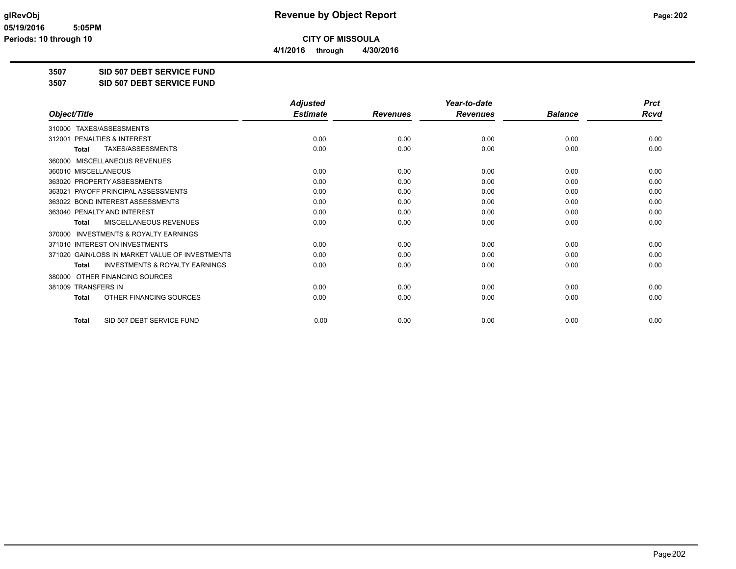**glRevObj** **Revenue by Object Report**

**05/19/2016 5:05PM**

**Periods: 10 through 10**

**CITY OF MISSOULA**

**4/1/2016 through 4/30/2016**

**3507 SID 507 DEBT SERVICE FUND**

**3507 SID 507 DEBT SERVICE FUND**

| *Object/Title* | *Adjusted Estimate* | *Revenues* | *Year-to-date Revenues* | *Balance* | *Prct Rcvd* |
|---|---|---|---|---|---|
| 310000 TAXES/ASSESSMENTS | | | | | |
| 312001 PENALTIES & INTEREST | 0.00 | 0.00 | 0.00 | 0.00 | 0.00 |
| **Total** TAXES/ASSESSMENTS | 0.00 | 0.00 | 0.00 | 0.00 | 0.00 |
| 360000 MISCELLANEOUS REVENUES | | | | | |
| 360010 MISCELLANEOUS | 0.00 | 0.00 | 0.00 | 0.00 | 0.00 |
| 363020 PROPERTY ASSESSMENTS | 0.00 | 0.00 | 0.00 | 0.00 | 0.00 |
| 363021 PAYOFF PRINCIPAL ASSESSMENTS | 0.00 | 0.00 | 0.00 | 0.00 | 0.00 |
| 363022 BOND INTEREST ASSESSMENTS | 0.00 | 0.00 | 0.00 | 0.00 | 0.00 |
| 363040 PENALTY AND INTEREST | 0.00 | 0.00 | 0.00 | 0.00 | 0.00 |
| **Total** MISCELLANEOUS REVENUES | 0.00 | 0.00 | 0.00 | 0.00 | 0.00 |
| 370000 INVESTMENTS & ROYALTY EARNINGS | | | | | |
| 371010 INTEREST ON INVESTMENTS | 0.00 | 0.00 | 0.00 | 0.00 | 0.00 |
| 371020 GAIN/LOSS IN MARKET VALUE OF INVESTMENTS | 0.00 | 0.00 | 0.00 | 0.00 | 0.00 |
| **Total** INVESTMENTS & ROYALTY EARNINGS | 0.00 | 0.00 | 0.00 | 0.00 | 0.00 |
| 380000 OTHER FINANCING SOURCES | | | | | |
| 381009 TRANSFERS IN | 0.00 | 0.00 | 0.00 | 0.00 | 0.00 |
| **Total** OTHER FINANCING SOURCES | 0.00 | 0.00 | 0.00 | 0.00 | 0.00 |
| **Total** SID 507 DEBT SERVICE FUND | 0.00 | 0.00 | 0.00 | 0.00 | 0.00 |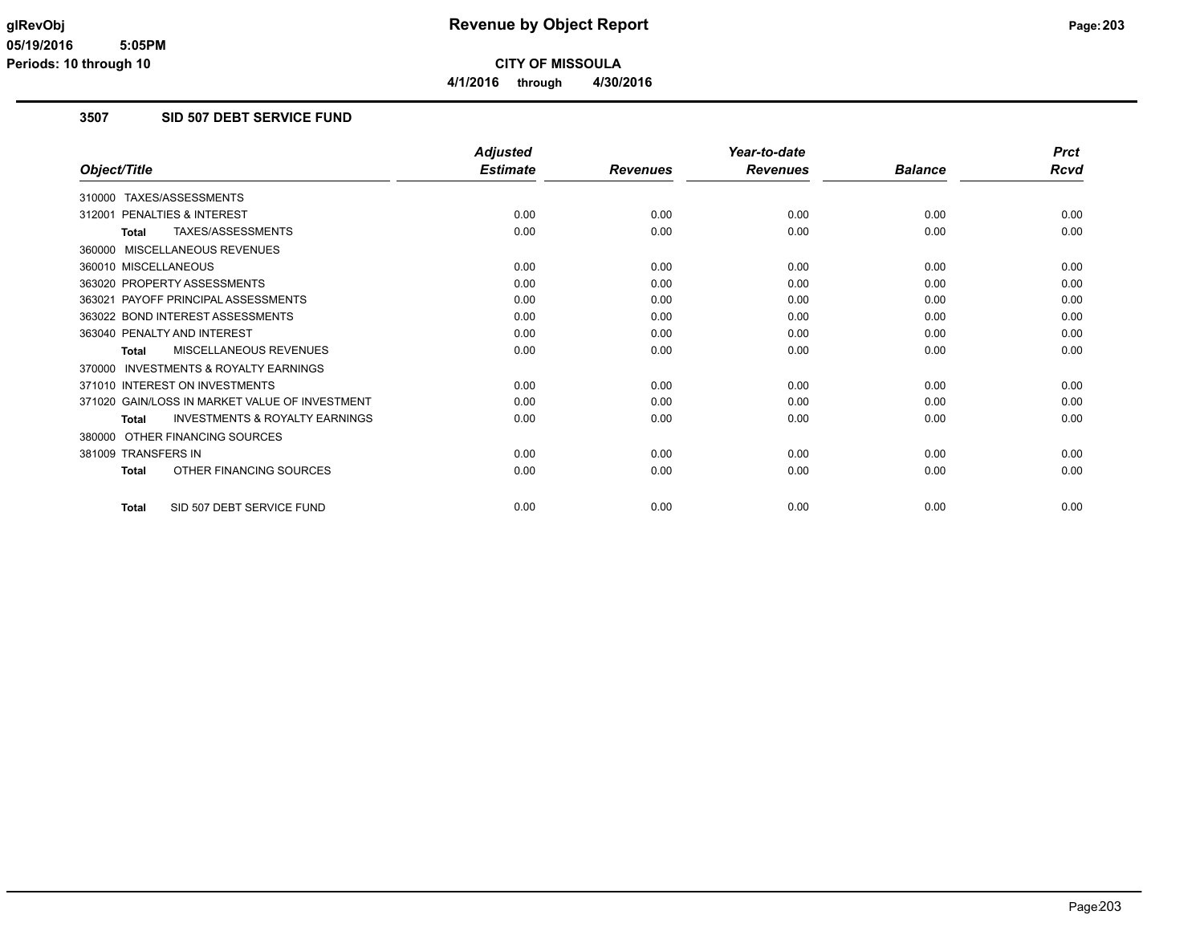# Revenue by Object Report

**CITY OF MISSOULA**

**4/1/2016 through 4/30/2016**

glRevObj
05/19/2016 5:05PM
Periods: 10 through 10

## 3507 SID 507 DEBT SERVICE FUND

| Object/Title | Adjusted Estimate | Revenues | Year-to-date Revenues | Balance | Prct Rcvd |
|---|---|---|---|---|---|
| 310000 TAXES/ASSESSMENTS | | | | | |
| 312001 PENALTIES & INTEREST | 0.00 | 0.00 | 0.00 | 0.00 | 0.00 |
| **Total** TAXES/ASSESSMENTS | 0.00 | 0.00 | 0.00 | 0.00 | 0.00 |
| 360000 MISCELLANEOUS REVENUES | | | | | |
| 360010 MISCELLANEOUS | 0.00 | 0.00 | 0.00 | 0.00 | 0.00 |
| 363020 PROPERTY ASSESSMENTS | 0.00 | 0.00 | 0.00 | 0.00 | 0.00 |
| 363021 PAYOFF PRINCIPAL ASSESSMENTS | 0.00 | 0.00 | 0.00 | 0.00 | 0.00 |
| 363022 BOND INTEREST ASSESSMENTS | 0.00 | 0.00 | 0.00 | 0.00 | 0.00 |
| 363040 PENALTY AND INTEREST | 0.00 | 0.00 | 0.00 | 0.00 | 0.00 |
| **Total** MISCELLANEOUS REVENUES | 0.00 | 0.00 | 0.00 | 0.00 | 0.00 |
| 370000 INVESTMENTS & ROYALTY EARNINGS | | | | | |
| 371010 INTEREST ON INVESTMENTS | 0.00 | 0.00 | 0.00 | 0.00 | 0.00 |
| 371020 GAIN/LOSS IN MARKET VALUE OF INVESTMENT | 0.00 | 0.00 | 0.00 | 0.00 | 0.00 |
| **Total** INVESTMENTS & ROYALTY EARNINGS | 0.00 | 0.00 | 0.00 | 0.00 | 0.00 |
| 380000 OTHER FINANCING SOURCES | | | | | |
| 381009 TRANSFERS IN | 0.00 | 0.00 | 0.00 | 0.00 | 0.00 |
| **Total** OTHER FINANCING SOURCES | 0.00 | 0.00 | 0.00 | 0.00 | 0.00 |
| **Total** SID 507 DEBT SERVICE FUND | 0.00 | 0.00 | 0.00 | 0.00 | 0.00 |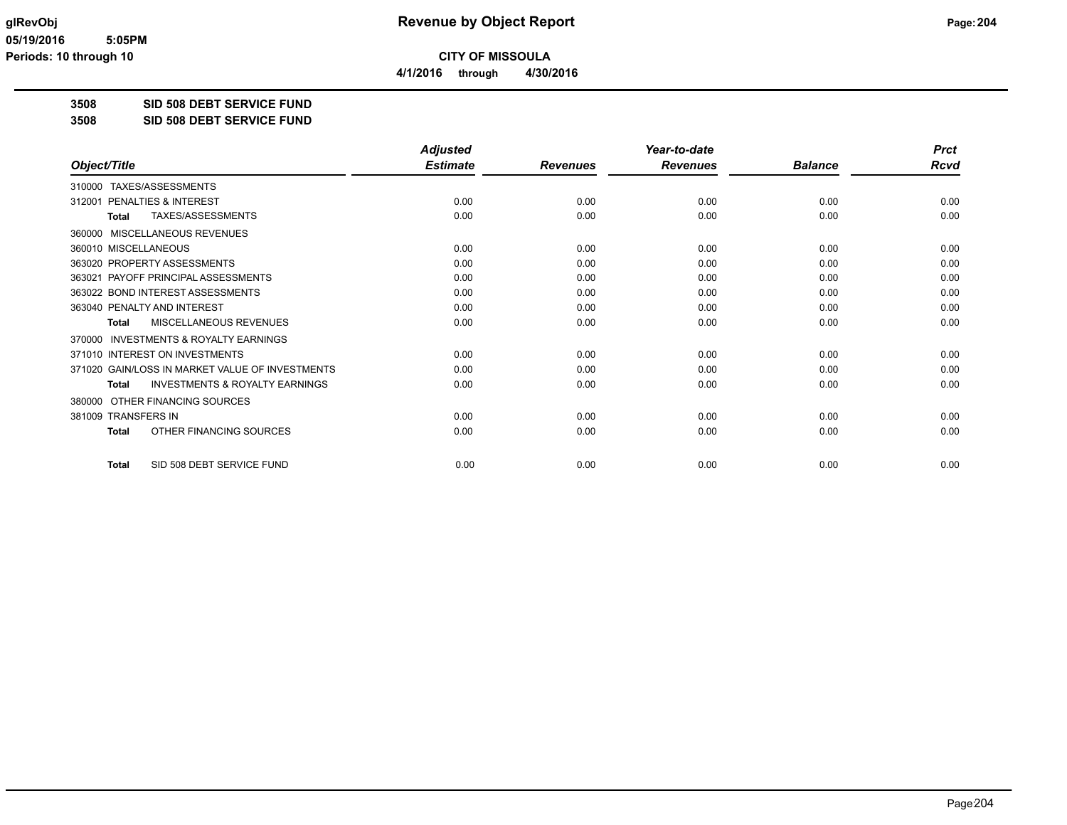# Revenue by Object Report

**CITY OF MISSOULA**

**4/1/2016 through 4/30/2016**

glRevObj
05/19/2016 5:05PM
Periods: 10 through 10

**3508 SID 508 DEBT SERVICE FUND**

**3508 SID 508 DEBT SERVICE FUND**

| Object/Title | Adjusted Estimate | Revenues | Year-to-date Revenues | Balance | Prct Rcvd |
|---|---|---|---|---|---|
| 310000 TAXES/ASSESSMENTS | | | | | |
| 312001 PENALTIES & INTEREST | 0.00 | 0.00 | 0.00 | 0.00 | 0.00 |
| **Total** TAXES/ASSESSMENTS | 0.00 | 0.00 | 0.00 | 0.00 | 0.00 |
| 360000 MISCELLANEOUS REVENUES | | | | | |
| 360010 MISCELLANEOUS | 0.00 | 0.00 | 0.00 | 0.00 | 0.00 |
| 363020 PROPERTY ASSESSMENTS | 0.00 | 0.00 | 0.00 | 0.00 | 0.00 |
| 363021 PAYOFF PRINCIPAL ASSESSMENTS | 0.00 | 0.00 | 0.00 | 0.00 | 0.00 |
| 363022 BOND INTEREST ASSESSMENTS | 0.00 | 0.00 | 0.00 | 0.00 | 0.00 |
| 363040 PENALTY AND INTEREST | 0.00 | 0.00 | 0.00 | 0.00 | 0.00 |
| **Total** MISCELLANEOUS REVENUES | 0.00 | 0.00 | 0.00 | 0.00 | 0.00 |
| 370000 INVESTMENTS & ROYALTY EARNINGS | | | | | |
| 371010 INTEREST ON INVESTMENTS | 0.00 | 0.00 | 0.00 | 0.00 | 0.00 |
| 371020 GAIN/LOSS IN MARKET VALUE OF INVESTMENTS | 0.00 | 0.00 | 0.00 | 0.00 | 0.00 |
| **Total** INVESTMENTS & ROYALTY EARNINGS | 0.00 | 0.00 | 0.00 | 0.00 | 0.00 |
| 380000 OTHER FINANCING SOURCES | | | | | |
| 381009 TRANSFERS IN | 0.00 | 0.00 | 0.00 | 0.00 | 0.00 |
| **Total** OTHER FINANCING SOURCES | 0.00 | 0.00 | 0.00 | 0.00 | 0.00 |
| **Total** SID 508 DEBT SERVICE FUND | 0.00 | 0.00 | 0.00 | 0.00 | 0.00 |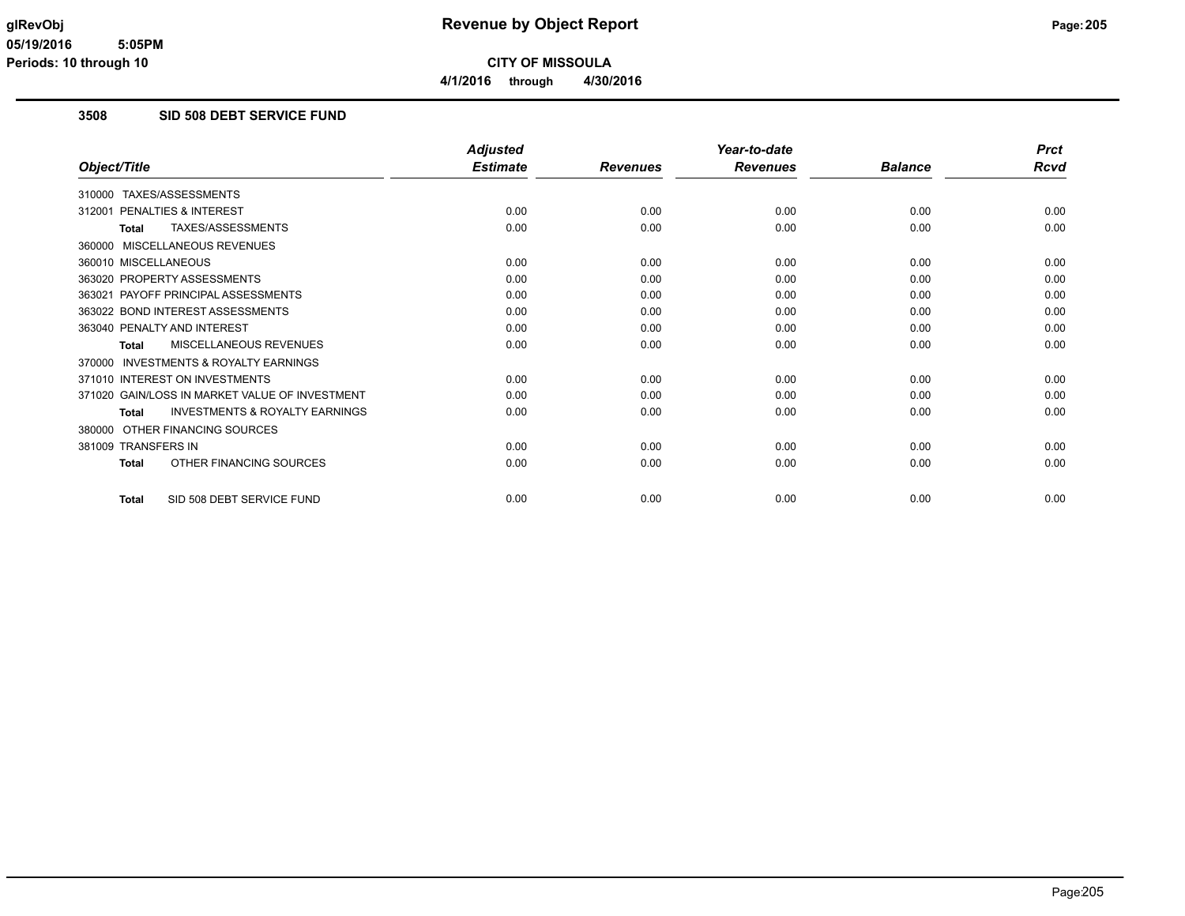glRevObj
05/19/2016 5:05PM
Periods: 10 through 10

# Revenue by Object Report

**CITY OF MISSOULA**

**4/1/2016 through 4/30/2016**

## 3508 SID 508 DEBT SERVICE FUND

| Object/Title | Adjusted Estimate | Revenues | Year-to-date Revenues | Balance | Prct Rcvd |
|---|---|---|---|---|---|
| 310000 TAXES/ASSESSMENTS | | | | | |
| 312001 PENALTIES & INTEREST | 0.00 | 0.00 | 0.00 | 0.00 | 0.00 |
| **Total** TAXES/ASSESSMENTS | 0.00 | 0.00 | 0.00 | 0.00 | 0.00 |
| 360000 MISCELLANEOUS REVENUES | | | | | |
| 360010 MISCELLANEOUS | 0.00 | 0.00 | 0.00 | 0.00 | 0.00 |
| 363020 PROPERTY ASSESSMENTS | 0.00 | 0.00 | 0.00 | 0.00 | 0.00 |
| 363021 PAYOFF PRINCIPAL ASSESSMENTS | 0.00 | 0.00 | 0.00 | 0.00 | 0.00 |
| 363022 BOND INTEREST ASSESSMENTS | 0.00 | 0.00 | 0.00 | 0.00 | 0.00 |
| 363040 PENALTY AND INTEREST | 0.00 | 0.00 | 0.00 | 0.00 | 0.00 |
| **Total** MISCELLANEOUS REVENUES | 0.00 | 0.00 | 0.00 | 0.00 | 0.00 |
| 370000 INVESTMENTS & ROYALTY EARNINGS | | | | | |
| 371010 INTEREST ON INVESTMENTS | 0.00 | 0.00 | 0.00 | 0.00 | 0.00 |
| 371020 GAIN/LOSS IN MARKET VALUE OF INVESTMENT | 0.00 | 0.00 | 0.00 | 0.00 | 0.00 |
| **Total** INVESTMENTS & ROYALTY EARNINGS | 0.00 | 0.00 | 0.00 | 0.00 | 0.00 |
| 380000 OTHER FINANCING SOURCES | | | | | |
| 381009 TRANSFERS IN | 0.00 | 0.00 | 0.00 | 0.00 | 0.00 |
| **Total** OTHER FINANCING SOURCES | 0.00 | 0.00 | 0.00 | 0.00 | 0.00 |
| **Total** SID 508 DEBT SERVICE FUND | 0.00 | 0.00 | 0.00 | 0.00 | 0.00 |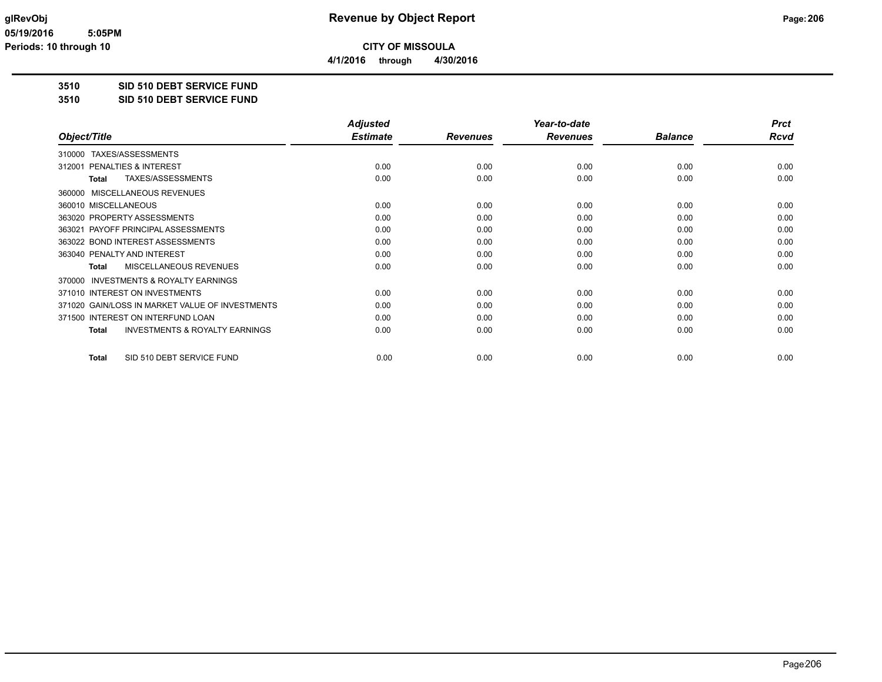# Revenue by Object Report

**CITY OF MISSOULA**

**4/1/2016 through 4/30/2016**

glRevObj
05/19/2016 5:05PM
Periods: 10 through 10

**3510 SID 510 DEBT SERVICE FUND**

**3510 SID 510 DEBT SERVICE FUND**

| Object/Title | Adjusted Estimate | Revenues | Year-to-date Revenues | Balance | Prct Rcvd |
|---|---|---|---|---|---|
| 310000 TAXES/ASSESSMENTS | | | | | |
| 312001 PENALTIES & INTEREST | 0.00 | 0.00 | 0.00 | 0.00 | 0.00 |
| **Total** TAXES/ASSESSMENTS | 0.00 | 0.00 | 0.00 | 0.00 | 0.00 |
| 360000 MISCELLANEOUS REVENUES | | | | | |
| 360010 MISCELLANEOUS | 0.00 | 0.00 | 0.00 | 0.00 | 0.00 |
| 363020 PROPERTY ASSESSMENTS | 0.00 | 0.00 | 0.00 | 0.00 | 0.00 |
| 363021 PAYOFF PRINCIPAL ASSESSMENTS | 0.00 | 0.00 | 0.00 | 0.00 | 0.00 |
| 363022 BOND INTEREST ASSESSMENTS | 0.00 | 0.00 | 0.00 | 0.00 | 0.00 |
| 363040 PENALTY AND INTEREST | 0.00 | 0.00 | 0.00 | 0.00 | 0.00 |
| **Total** MISCELLANEOUS REVENUES | 0.00 | 0.00 | 0.00 | 0.00 | 0.00 |
| 370000 INVESTMENTS & ROYALTY EARNINGS | | | | | |
| 371010 INTEREST ON INVESTMENTS | 0.00 | 0.00 | 0.00 | 0.00 | 0.00 |
| 371020 GAIN/LOSS IN MARKET VALUE OF INVESTMENTS | 0.00 | 0.00 | 0.00 | 0.00 | 0.00 |
| 371500 INTEREST ON INTERFUND LOAN | 0.00 | 0.00 | 0.00 | 0.00 | 0.00 |
| **Total** INVESTMENTS & ROYALTY EARNINGS | 0.00 | 0.00 | 0.00 | 0.00 | 0.00 |
| **Total** SID 510 DEBT SERVICE FUND | 0.00 | 0.00 | 0.00 | 0.00 | 0.00 |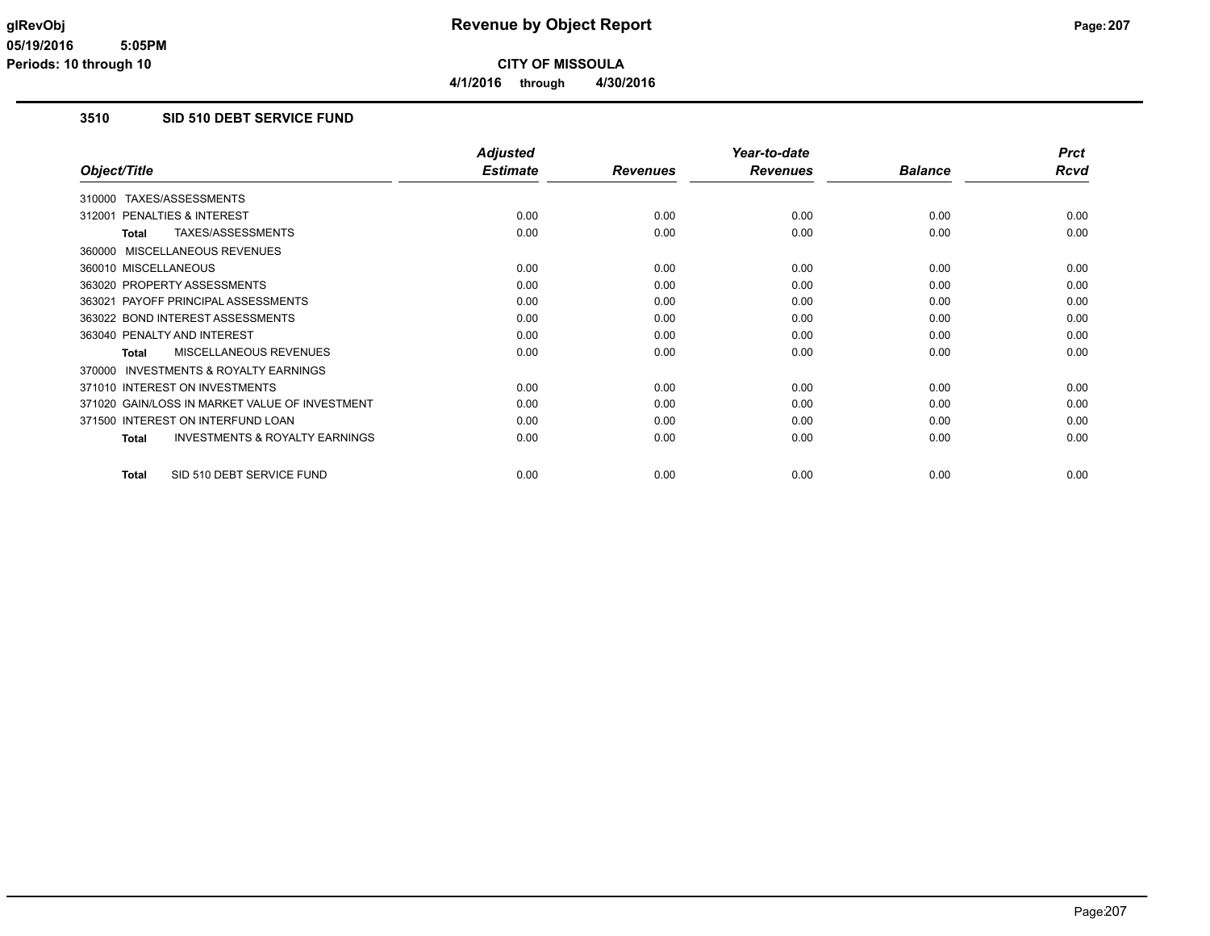# Revenue by Object Report

**CITY OF MISSOULA**

**4/1/2016 through 4/30/2016**

glRevObj
05/19/2016 5:05PM
Periods: 10 through 10

## 3510 SID 510 DEBT SERVICE FUND

| Object/Title | Adjusted Estimate | Revenues | Year-to-date Revenues | Balance | Prct Rcvd |
|---|---|---|---|---|---|
| 310000 TAXES/ASSESSMENTS | | | | | |
| 312001 PENALTIES & INTEREST | 0.00 | 0.00 | 0.00 | 0.00 | 0.00 |
| **Total** TAXES/ASSESSMENTS | 0.00 | 0.00 | 0.00 | 0.00 | 0.00 |
| 360000 MISCELLANEOUS REVENUES | | | | | |
| 360010 MISCELLANEOUS | 0.00 | 0.00 | 0.00 | 0.00 | 0.00 |
| 363020 PROPERTY ASSESSMENTS | 0.00 | 0.00 | 0.00 | 0.00 | 0.00 |
| 363021 PAYOFF PRINCIPAL ASSESSMENTS | 0.00 | 0.00 | 0.00 | 0.00 | 0.00 |
| 363022 BOND INTEREST ASSESSMENTS | 0.00 | 0.00 | 0.00 | 0.00 | 0.00 |
| 363040 PENALTY AND INTEREST | 0.00 | 0.00 | 0.00 | 0.00 | 0.00 |
| **Total** MISCELLANEOUS REVENUES | 0.00 | 0.00 | 0.00 | 0.00 | 0.00 |
| 370000 INVESTMENTS & ROYALTY EARNINGS | | | | | |
| 371010 INTEREST ON INVESTMENTS | 0.00 | 0.00 | 0.00 | 0.00 | 0.00 |
| 371020 GAIN/LOSS IN MARKET VALUE OF INVESTMENT | 0.00 | 0.00 | 0.00 | 0.00 | 0.00 |
| 371500 INTEREST ON INTERFUND LOAN | 0.00 | 0.00 | 0.00 | 0.00 | 0.00 |
| **Total** INVESTMENTS & ROYALTY EARNINGS | 0.00 | 0.00 | 0.00 | 0.00 | 0.00 |
| **Total** SID 510 DEBT SERVICE FUND | 0.00 | 0.00 | 0.00 | 0.00 | 0.00 |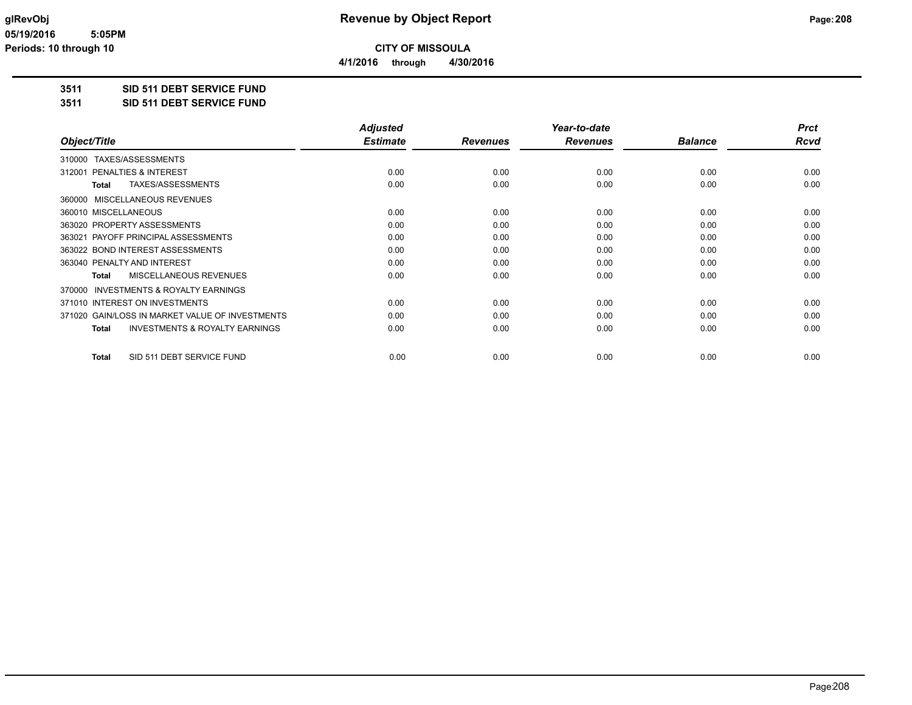**Revenue by Object Report**

**CITY OF MISSOULA**

**4/1/2016 through 4/30/2016**

glRevObj
05/19/2016 5:05PM
Periods: 10 through 10

**3511 SID 511 DEBT SERVICE FUND**

**3511 SID 511 DEBT SERVICE FUND**

| Object/Title | Adjusted Estimate | Revenues | Year-to-date Revenues | Balance | Prct Rcvd |
|---|---|---|---|---|---|
| 310000 TAXES/ASSESSMENTS | | | | | |
| 312001 PENALTIES & INTEREST | 0.00 | 0.00 | 0.00 | 0.00 | 0.00 |
| **Total** TAXES/ASSESSMENTS | 0.00 | 0.00 | 0.00 | 0.00 | 0.00 |
| 360000 MISCELLANEOUS REVENUES | | | | | |
| 360010 MISCELLANEOUS | 0.00 | 0.00 | 0.00 | 0.00 | 0.00 |
| 363020 PROPERTY ASSESSMENTS | 0.00 | 0.00 | 0.00 | 0.00 | 0.00 |
| 363021 PAYOFF PRINCIPAL ASSESSMENTS | 0.00 | 0.00 | 0.00 | 0.00 | 0.00 |
| 363022 BOND INTEREST ASSESSMENTS | 0.00 | 0.00 | 0.00 | 0.00 | 0.00 |
| 363040 PENALTY AND INTEREST | 0.00 | 0.00 | 0.00 | 0.00 | 0.00 |
| **Total** MISCELLANEOUS REVENUES | 0.00 | 0.00 | 0.00 | 0.00 | 0.00 |
| 370000 INVESTMENTS & ROYALTY EARNINGS | | | | | |
| 371010 INTEREST ON INVESTMENTS | 0.00 | 0.00 | 0.00 | 0.00 | 0.00 |
| 371020 GAIN/LOSS IN MARKET VALUE OF INVESTMENTS | 0.00 | 0.00 | 0.00 | 0.00 | 0.00 |
| **Total** INVESTMENTS & ROYALTY EARNINGS | 0.00 | 0.00 | 0.00 | 0.00 | 0.00 |
| **Total** SID 511 DEBT SERVICE FUND | 0.00 | 0.00 | 0.00 | 0.00 | 0.00 |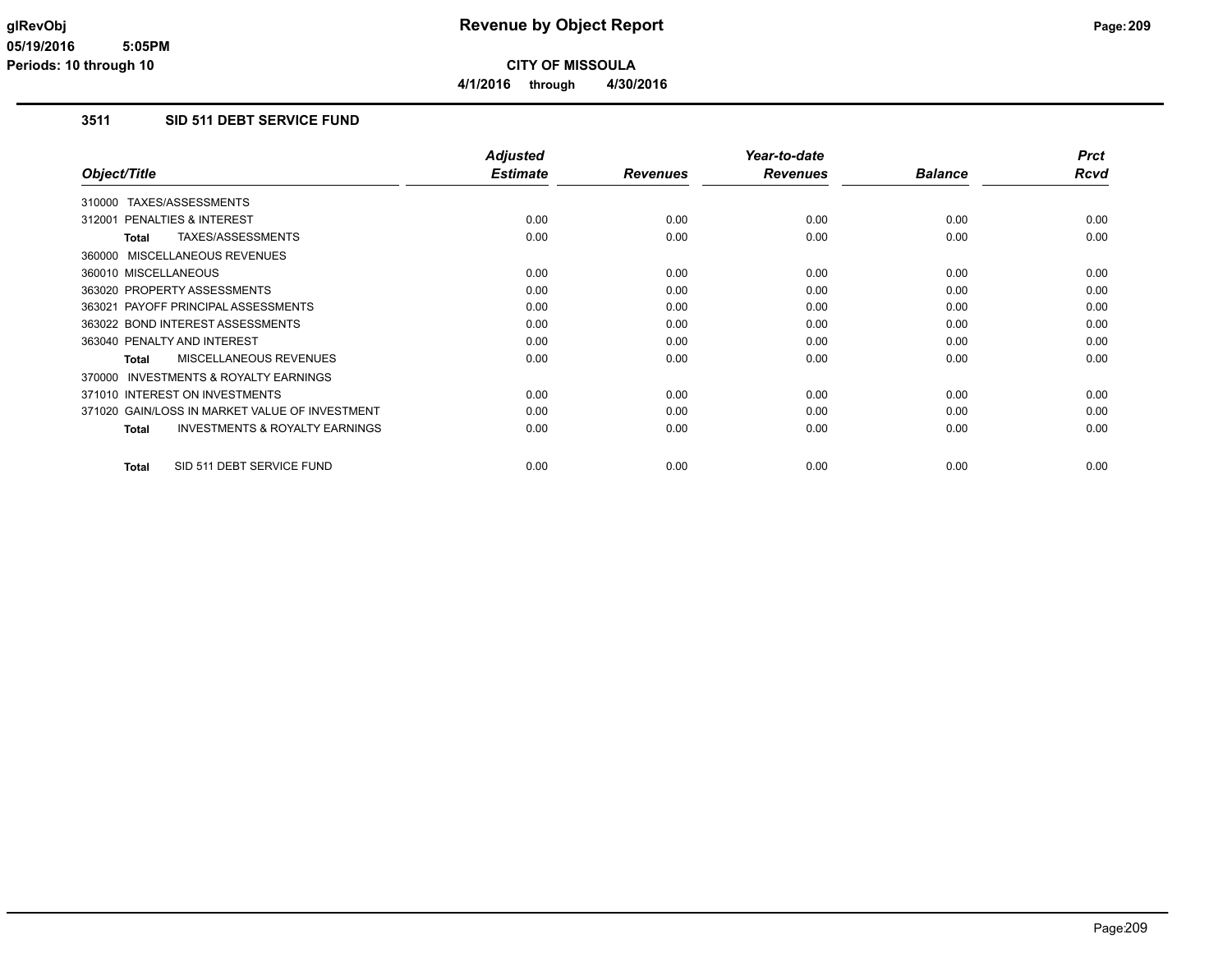**Revenue by Object Report**

**CITY OF MISSOULA**

**4/1/2016 through 4/30/2016**

glRevObj
05/19/2016 5:05PM
Periods: 10 through 10

## 3511 SID 511 DEBT SERVICE FUND

| Object/Title | Adjusted Estimate | Revenues | Year-to-date Revenues | Balance | Prct Rcvd |
|---|---|---|---|---|---|
| 310000 TAXES/ASSESSMENTS | | | | | |
| 312001 PENALTIES & INTEREST | 0.00 | 0.00 | 0.00 | 0.00 | 0.00 |
| **Total** TAXES/ASSESSMENTS | 0.00 | 0.00 | 0.00 | 0.00 | 0.00 |
| 360000 MISCELLANEOUS REVENUES | | | | | |
| 360010 MISCELLANEOUS | 0.00 | 0.00 | 0.00 | 0.00 | 0.00 |
| 363020 PROPERTY ASSESSMENTS | 0.00 | 0.00 | 0.00 | 0.00 | 0.00 |
| 363021 PAYOFF PRINCIPAL ASSESSMENTS | 0.00 | 0.00 | 0.00 | 0.00 | 0.00 |
| 363022 BOND INTEREST ASSESSMENTS | 0.00 | 0.00 | 0.00 | 0.00 | 0.00 |
| 363040 PENALTY AND INTEREST | 0.00 | 0.00 | 0.00 | 0.00 | 0.00 |
| **Total** MISCELLANEOUS REVENUES | 0.00 | 0.00 | 0.00 | 0.00 | 0.00 |
| 370000 INVESTMENTS & ROYALTY EARNINGS | | | | | |
| 371010 INTEREST ON INVESTMENTS | 0.00 | 0.00 | 0.00 | 0.00 | 0.00 |
| 371020 GAIN/LOSS IN MARKET VALUE OF INVESTMENT | 0.00 | 0.00 | 0.00 | 0.00 | 0.00 |
| **Total** INVESTMENTS & ROYALTY EARNINGS | 0.00 | 0.00 | 0.00 | 0.00 | 0.00 |
| **Total** SID 511 DEBT SERVICE FUND | 0.00 | 0.00 | 0.00 | 0.00 | 0.00 |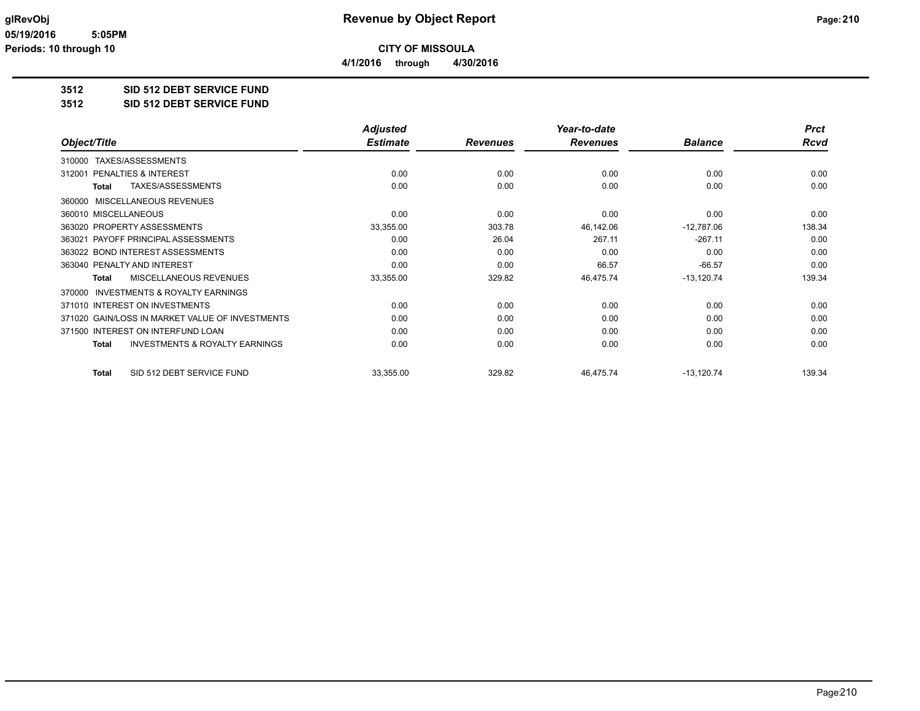# Revenue by Object Report

**CITY OF MISSOULA**

**4/1/2016 through 4/30/2016**

glRevObj
05/19/2016 5:05PM
Periods: 10 through 10

## 3512 SID 512 DEBT SERVICE FUND
## 3512 SID 512 DEBT SERVICE FUND

| Object/Title | Adjusted Estimate | Revenues | Year-to-date Revenues | Balance | Prct Rcvd |
|---|---|---|---|---|---|
| 310000 TAXES/ASSESSMENTS | | | | | |
| 312001 PENALTIES & INTEREST | 0.00 | 0.00 | 0.00 | 0.00 | 0.00 |
| **Total** TAXES/ASSESSMENTS | 0.00 | 0.00 | 0.00 | 0.00 | 0.00 |
| 360000 MISCELLANEOUS REVENUES | | | | | |
| 360010 MISCELLANEOUS | 0.00 | 0.00 | 0.00 | 0.00 | 0.00 |
| 363020 PROPERTY ASSESSMENTS | 33,355.00 | 303.78 | 46,142.06 | -12,787.06 | 138.34 |
| 363021 PAYOFF PRINCIPAL ASSESSMENTS | 0.00 | 26.04 | 267.11 | -267.11 | 0.00 |
| 363022 BOND INTEREST ASSESSMENTS | 0.00 | 0.00 | 0.00 | 0.00 | 0.00 |
| 363040 PENALTY AND INTEREST | 0.00 | 0.00 | 66.57 | -66.57 | 0.00 |
| **Total** MISCELLANEOUS REVENUES | 33,355.00 | 329.82 | 46,475.74 | -13,120.74 | 139.34 |
| 370000 INVESTMENTS & ROYALTY EARNINGS | | | | | |
| 371010 INTEREST ON INVESTMENTS | 0.00 | 0.00 | 0.00 | 0.00 | 0.00 |
| 371020 GAIN/LOSS IN MARKET VALUE OF INVESTMENTS | 0.00 | 0.00 | 0.00 | 0.00 | 0.00 |
| 371500 INTEREST ON INTERFUND LOAN | 0.00 | 0.00 | 0.00 | 0.00 | 0.00 |
| **Total** INVESTMENTS & ROYALTY EARNINGS | 0.00 | 0.00 | 0.00 | 0.00 | 0.00 |
| **Total** SID 512 DEBT SERVICE FUND | 33,355.00 | 329.82 | 46,475.74 | -13,120.74 | 139.34 |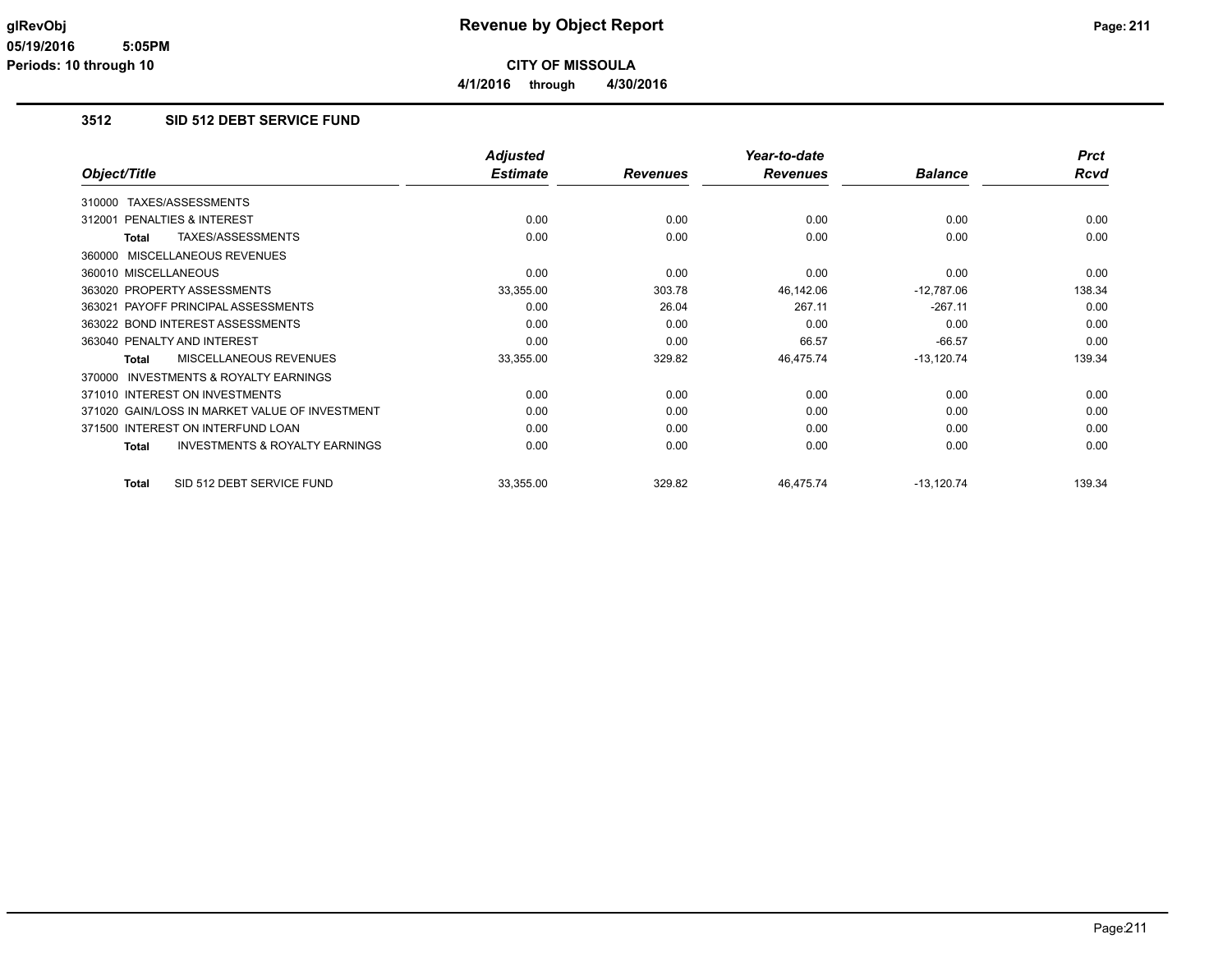# Revenue by Object Report

**CITY OF MISSOULA**

**4/1/2016 through 4/30/2016**

glRevObj
05/19/2016 5:05PM
Periods: 10 through 10

## 3512 SID 512 DEBT SERVICE FUND

| Object/Title | Adjusted Estimate | Revenues | Year-to-date Revenues | Balance | Prct Rcvd |
|---|---|---|---|---|---|
| 310000 TAXES/ASSESSMENTS | | | | | |
| 312001 PENALTIES & INTEREST | 0.00 | 0.00 | 0.00 | 0.00 | 0.00 |
| **Total** TAXES/ASSESSMENTS | 0.00 | 0.00 | 0.00 | 0.00 | 0.00 |
| 360000 MISCELLANEOUS REVENUES | | | | | |
| 360010 MISCELLANEOUS | 0.00 | 0.00 | 0.00 | 0.00 | 0.00 |
| 363020 PROPERTY ASSESSMENTS | 33,355.00 | 303.78 | 46,142.06 | -12,787.06 | 138.34 |
| 363021 PAYOFF PRINCIPAL ASSESSMENTS | 0.00 | 26.04 | 267.11 | -267.11 | 0.00 |
| 363022 BOND INTEREST ASSESSMENTS | 0.00 | 0.00 | 0.00 | 0.00 | 0.00 |
| 363040 PENALTY AND INTEREST | 0.00 | 0.00 | 66.57 | -66.57 | 0.00 |
| **Total** MISCELLANEOUS REVENUES | 33,355.00 | 329.82 | 46,475.74 | -13,120.74 | 139.34 |
| 370000 INVESTMENTS & ROYALTY EARNINGS | | | | | |
| 371010 INTEREST ON INVESTMENTS | 0.00 | 0.00 | 0.00 | 0.00 | 0.00 |
| 371020 GAIN/LOSS IN MARKET VALUE OF INVESTMENT | 0.00 | 0.00 | 0.00 | 0.00 | 0.00 |
| 371500 INTEREST ON INTERFUND LOAN | 0.00 | 0.00 | 0.00 | 0.00 | 0.00 |
| **Total** INVESTMENTS & ROYALTY EARNINGS | 0.00 | 0.00 | 0.00 | 0.00 | 0.00 |
| **Total** SID 512 DEBT SERVICE FUND | 33,355.00 | 329.82 | 46,475.74 | -13,120.74 | 139.34 |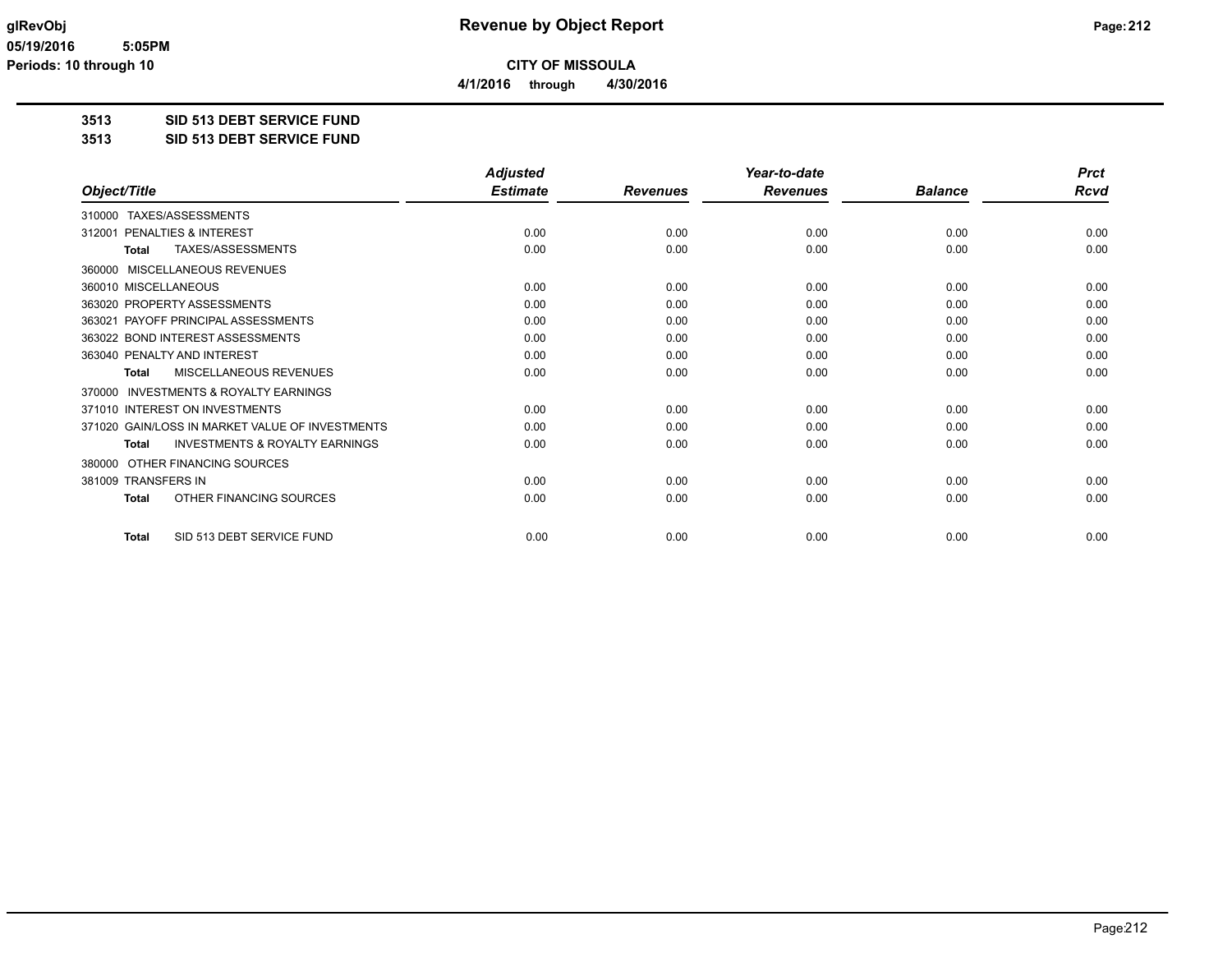# CITY OF MISSOULA

**4/1/2016 through 4/30/2016**

## Revenue by Object Report

glRevObj
05/19/2016 5:05PM
Periods: 10 through 10

**3513 SID 513 DEBT SERVICE FUND**

**3513 SID 513 DEBT SERVICE FUND**

| Object/Title | Adjusted Estimate | Revenues | Year-to-date Revenues | Balance | Prct Rcvd |
|---|---|---|---|---|---|
| 310000 TAXES/ASSESSMENTS | | | | | |
| 312001 PENALTIES & INTEREST | 0.00 | 0.00 | 0.00 | 0.00 | 0.00 |
| **Total** TAXES/ASSESSMENTS | 0.00 | 0.00 | 0.00 | 0.00 | 0.00 |
| 360000 MISCELLANEOUS REVENUES | | | | | |
| 360010 MISCELLANEOUS | 0.00 | 0.00 | 0.00 | 0.00 | 0.00 |
| 363020 PROPERTY ASSESSMENTS | 0.00 | 0.00 | 0.00 | 0.00 | 0.00 |
| 363021 PAYOFF PRINCIPAL ASSESSMENTS | 0.00 | 0.00 | 0.00 | 0.00 | 0.00 |
| 363022 BOND INTEREST ASSESSMENTS | 0.00 | 0.00 | 0.00 | 0.00 | 0.00 |
| 363040 PENALTY AND INTEREST | 0.00 | 0.00 | 0.00 | 0.00 | 0.00 |
| **Total** MISCELLANEOUS REVENUES | 0.00 | 0.00 | 0.00 | 0.00 | 0.00 |
| 370000 INVESTMENTS & ROYALTY EARNINGS | | | | | |
| 371010 INTEREST ON INVESTMENTS | 0.00 | 0.00 | 0.00 | 0.00 | 0.00 |
| 371020 GAIN/LOSS IN MARKET VALUE OF INVESTMENTS | 0.00 | 0.00 | 0.00 | 0.00 | 0.00 |
| **Total** INVESTMENTS & ROYALTY EARNINGS | 0.00 | 0.00 | 0.00 | 0.00 | 0.00 |
| 380000 OTHER FINANCING SOURCES | | | | | |
| 381009 TRANSFERS IN | 0.00 | 0.00 | 0.00 | 0.00 | 0.00 |
| **Total** OTHER FINANCING SOURCES | 0.00 | 0.00 | 0.00 | 0.00 | 0.00 |
| **Total** SID 513 DEBT SERVICE FUND | 0.00 | 0.00 | 0.00 | 0.00 | 0.00 |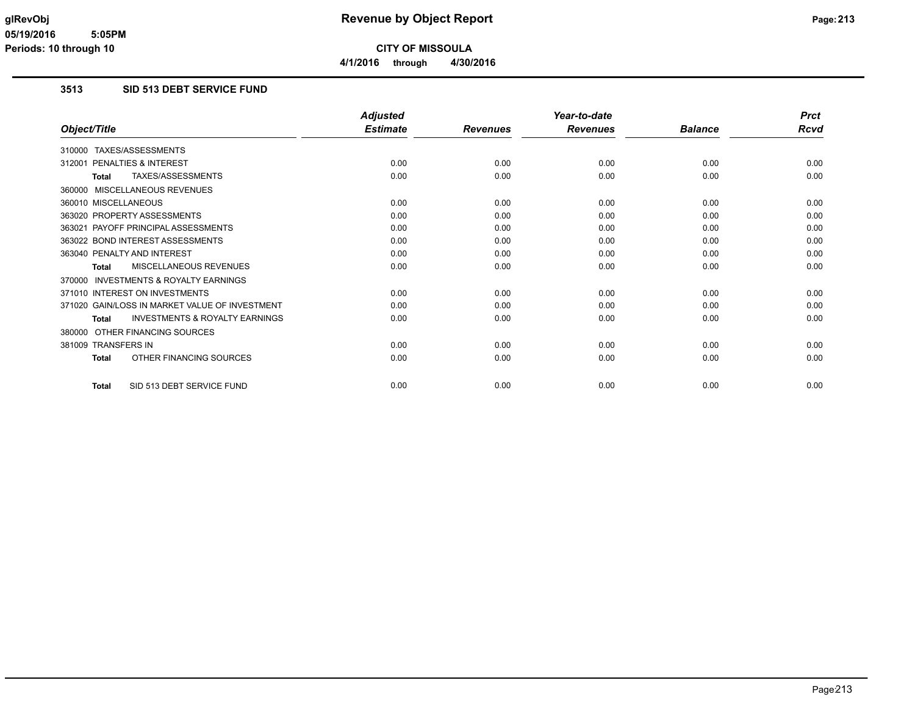**glRevObj** **Revenue by Object Report**

**05/19/2016 5:05PM**

**Periods: 10 through 10**

**CITY OF MISSOULA**

**4/1/2016 through 4/30/2016**

### 3513 SID 513 DEBT SERVICE FUND

| Object/Title | Adjusted Estimate | Revenues | Year-to-date Revenues | Balance | Prct Rcvd |
|---|---|---|---|---|---|
| 310000 TAXES/ASSESSMENTS | | | | | |
| 312001 PENALTIES & INTEREST | 0.00 | 0.00 | 0.00 | 0.00 | 0.00 |
| **Total** TAXES/ASSESSMENTS | 0.00 | 0.00 | 0.00 | 0.00 | 0.00 |
| 360000 MISCELLANEOUS REVENUES | | | | | |
| 360010 MISCELLANEOUS | 0.00 | 0.00 | 0.00 | 0.00 | 0.00 |
| 363020 PROPERTY ASSESSMENTS | 0.00 | 0.00 | 0.00 | 0.00 | 0.00 |
| 363021 PAYOFF PRINCIPAL ASSESSMENTS | 0.00 | 0.00 | 0.00 | 0.00 | 0.00 |
| 363022 BOND INTEREST ASSESSMENTS | 0.00 | 0.00 | 0.00 | 0.00 | 0.00 |
| 363040 PENALTY AND INTEREST | 0.00 | 0.00 | 0.00 | 0.00 | 0.00 |
| **Total** MISCELLANEOUS REVENUES | 0.00 | 0.00 | 0.00 | 0.00 | 0.00 |
| 370000 INVESTMENTS & ROYALTY EARNINGS | | | | | |
| 371010 INTEREST ON INVESTMENTS | 0.00 | 0.00 | 0.00 | 0.00 | 0.00 |
| 371020 GAIN/LOSS IN MARKET VALUE OF INVESTMENT | 0.00 | 0.00 | 0.00 | 0.00 | 0.00 |
| **Total** INVESTMENTS & ROYALTY EARNINGS | 0.00 | 0.00 | 0.00 | 0.00 | 0.00 |
| 380000 OTHER FINANCING SOURCES | | | | | |
| 381009 TRANSFERS IN | 0.00 | 0.00 | 0.00 | 0.00 | 0.00 |
| **Total** OTHER FINANCING SOURCES | 0.00 | 0.00 | 0.00 | 0.00 | 0.00 |
| **Total** SID 513 DEBT SERVICE FUND | 0.00 | 0.00 | 0.00 | 0.00 | 0.00 |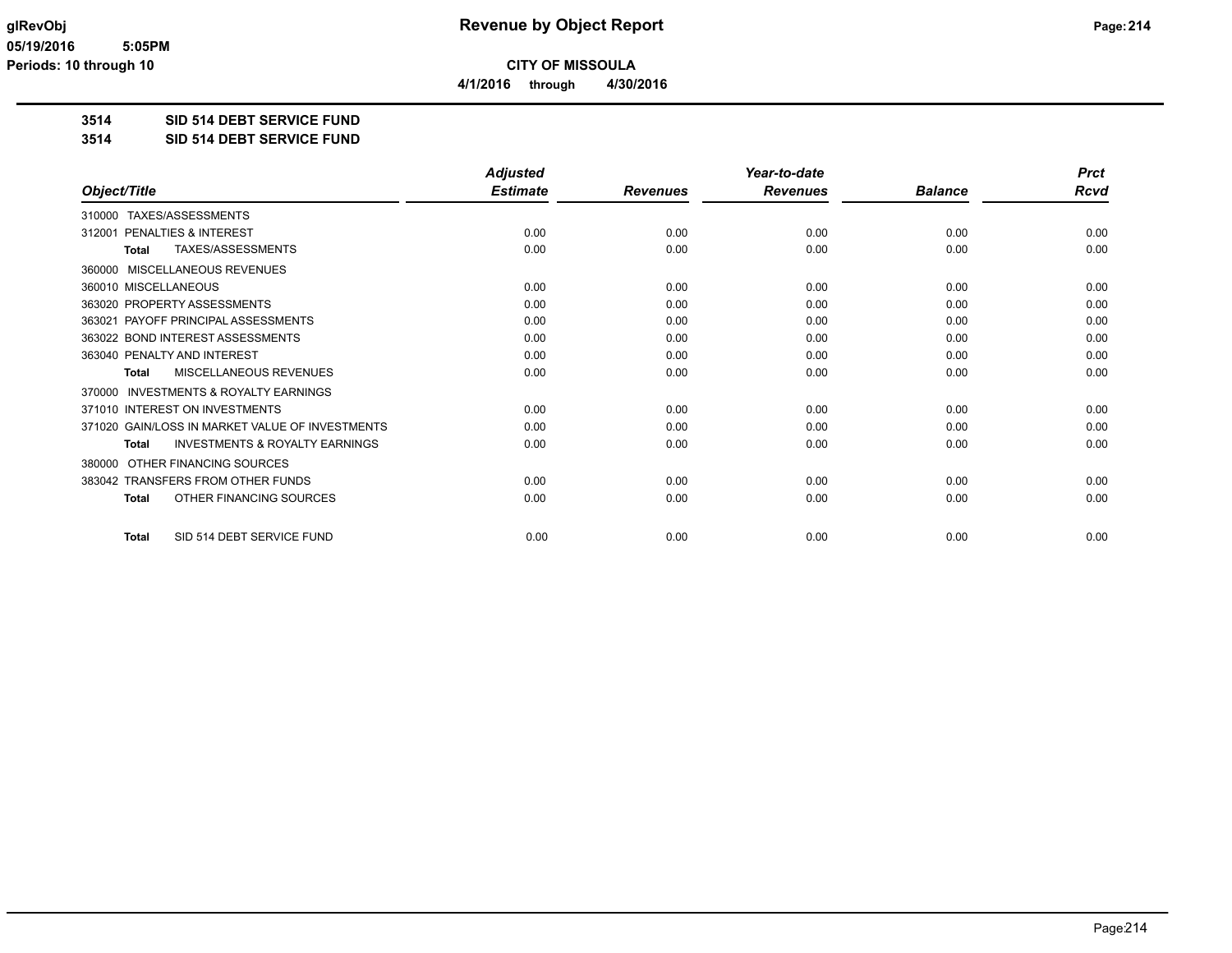# CITY OF MISSOULA

**4/1/2016 through 4/30/2016**

## 3514 SID 514 DEBT SERVICE FUND
## 3514 SID 514 DEBT SERVICE FUND

| Object/Title | Adjusted Estimate | Revenues | Year-to-date Revenues | Balance | Prct Rcvd |
|---|---|---|---|---|---|
| 310000 TAXES/ASSESSMENTS | | | | | |
| 312001 PENALTIES & INTEREST | 0.00 | 0.00 | 0.00 | 0.00 | 0.00 |
| **Total** TAXES/ASSESSMENTS | 0.00 | 0.00 | 0.00 | 0.00 | 0.00 |
| 360000 MISCELLANEOUS REVENUES | | | | | |
| 360010 MISCELLANEOUS | 0.00 | 0.00 | 0.00 | 0.00 | 0.00 |
| 363020 PROPERTY ASSESSMENTS | 0.00 | 0.00 | 0.00 | 0.00 | 0.00 |
| 363021 PAYOFF PRINCIPAL ASSESSMENTS | 0.00 | 0.00 | 0.00 | 0.00 | 0.00 |
| 363022 BOND INTEREST ASSESSMENTS | 0.00 | 0.00 | 0.00 | 0.00 | 0.00 |
| 363040 PENALTY AND INTEREST | 0.00 | 0.00 | 0.00 | 0.00 | 0.00 |
| **Total** MISCELLANEOUS REVENUES | 0.00 | 0.00 | 0.00 | 0.00 | 0.00 |
| 370000 INVESTMENTS & ROYALTY EARNINGS | | | | | |
| 371010 INTEREST ON INVESTMENTS | 0.00 | 0.00 | 0.00 | 0.00 | 0.00 |
| 371020 GAIN/LOSS IN MARKET VALUE OF INVESTMENTS | 0.00 | 0.00 | 0.00 | 0.00 | 0.00 |
| **Total** INVESTMENTS & ROYALTY EARNINGS | 0.00 | 0.00 | 0.00 | 0.00 | 0.00 |
| 380000 OTHER FINANCING SOURCES | | | | | |
| 383042 TRANSFERS FROM OTHER FUNDS | 0.00 | 0.00 | 0.00 | 0.00 | 0.00 |
| **Total** OTHER FINANCING SOURCES | 0.00 | 0.00 | 0.00 | 0.00 | 0.00 |
| **Total** SID 514 DEBT SERVICE FUND | 0.00 | 0.00 | 0.00 | 0.00 | 0.00 |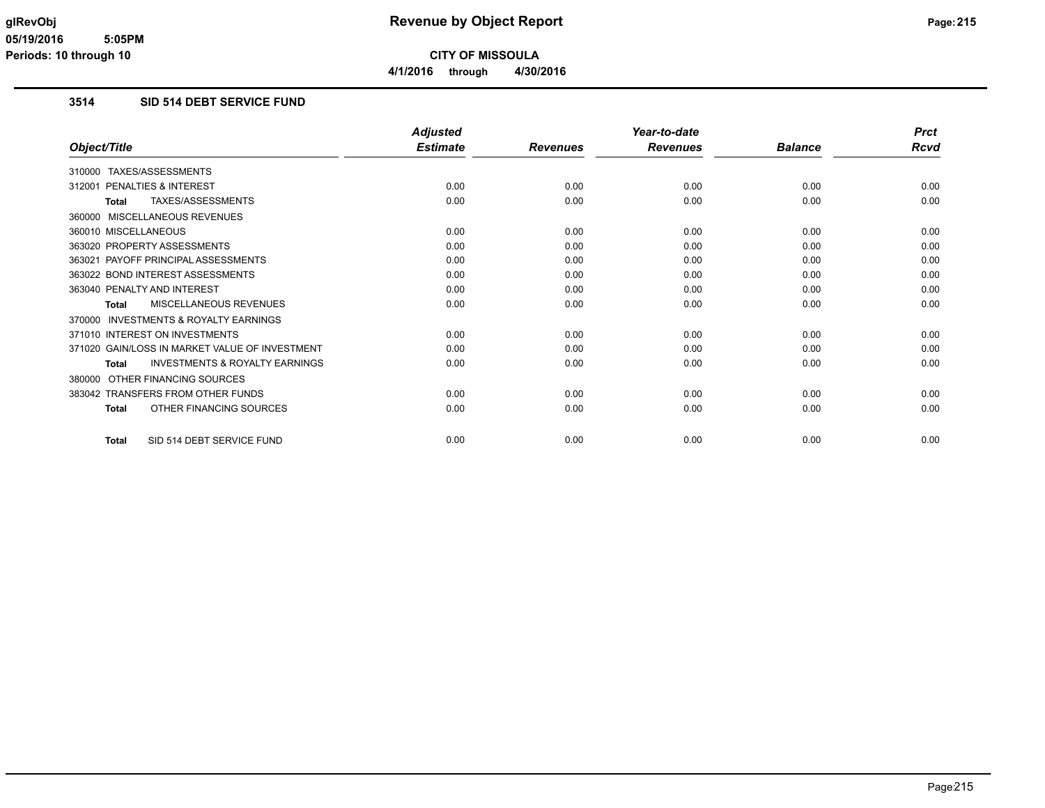# Revenue by Object Report

**CITY OF MISSOULA**

**4/1/2016 through 4/30/2016**

glRevObj
05/19/2016 5:05PM
Periods: 10 through 10

## 3514 SID 514 DEBT SERVICE FUND

| Object/Title | Adjusted Estimate | Revenues | Year-to-date Revenues | Balance | Prct Rcvd |
|---|---|---|---|---|---|
| 310000 TAXES/ASSESSMENTS | | | | | |
| 312001 PENALTIES & INTEREST | 0.00 | 0.00 | 0.00 | 0.00 | 0.00 |
| **Total** TAXES/ASSESSMENTS | 0.00 | 0.00 | 0.00 | 0.00 | 0.00 |
| 360000 MISCELLANEOUS REVENUES | | | | | |
| 360010 MISCELLANEOUS | 0.00 | 0.00 | 0.00 | 0.00 | 0.00 |
| 363020 PROPERTY ASSESSMENTS | 0.00 | 0.00 | 0.00 | 0.00 | 0.00 |
| 363021 PAYOFF PRINCIPAL ASSESSMENTS | 0.00 | 0.00 | 0.00 | 0.00 | 0.00 |
| 363022 BOND INTEREST ASSESSMENTS | 0.00 | 0.00 | 0.00 | 0.00 | 0.00 |
| 363040 PENALTY AND INTEREST | 0.00 | 0.00 | 0.00 | 0.00 | 0.00 |
| **Total** MISCELLANEOUS REVENUES | 0.00 | 0.00 | 0.00 | 0.00 | 0.00 |
| 370000 INVESTMENTS & ROYALTY EARNINGS | | | | | |
| 371010 INTEREST ON INVESTMENTS | 0.00 | 0.00 | 0.00 | 0.00 | 0.00 |
| 371020 GAIN/LOSS IN MARKET VALUE OF INVESTMENT | 0.00 | 0.00 | 0.00 | 0.00 | 0.00 |
| **Total** INVESTMENTS & ROYALTY EARNINGS | 0.00 | 0.00 | 0.00 | 0.00 | 0.00 |
| 380000 OTHER FINANCING SOURCES | | | | | |
| 383042 TRANSFERS FROM OTHER FUNDS | 0.00 | 0.00 | 0.00 | 0.00 | 0.00 |
| **Total** OTHER FINANCING SOURCES | 0.00 | 0.00 | 0.00 | 0.00 | 0.00 |
| **Total** SID 514 DEBT SERVICE FUND | 0.00 | 0.00 | 0.00 | 0.00 | 0.00 |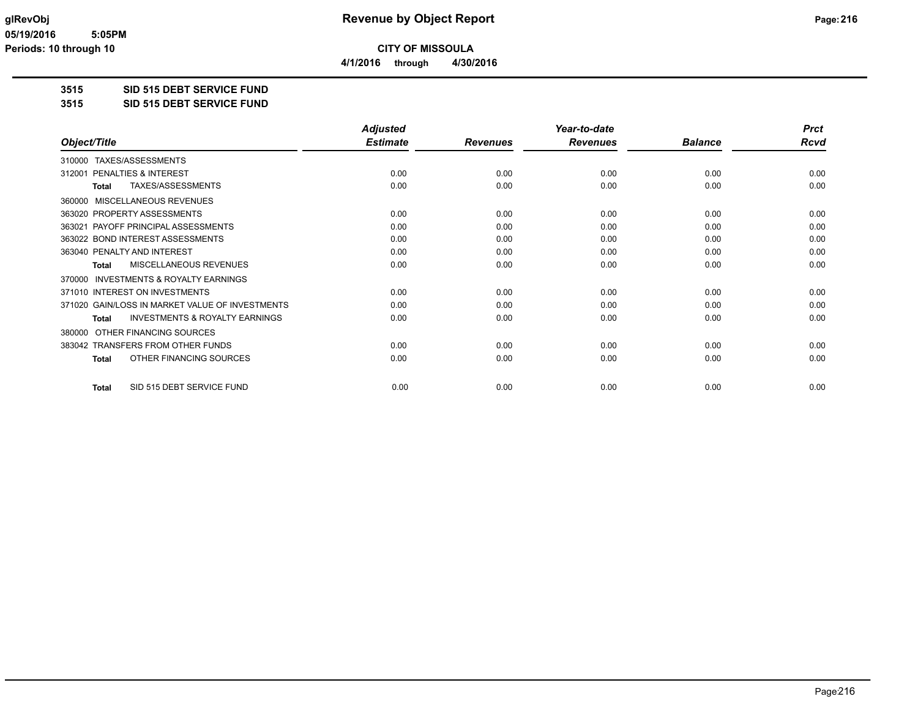# Revenue by Object Report

**CITY OF MISSOULA**

**4/1/2016 through 4/30/2016**

glRevObj
05/19/2016 5:05PM
Periods: 10 through 10

## 3515 SID 515 DEBT SERVICE FUND

## 3515 SID 515 DEBT SERVICE FUND

| Object/Title | Adjusted Estimate | Revenues | Year-to-date Revenues | Balance | Prct Rcvd |
|---|---|---|---|---|---|
| 310000 TAXES/ASSESSMENTS | | | | | |
| 312001 PENALTIES & INTEREST | 0.00 | 0.00 | 0.00 | 0.00 | 0.00 |
| **Total** TAXES/ASSESSMENTS | 0.00 | 0.00 | 0.00 | 0.00 | 0.00 |
| 360000 MISCELLANEOUS REVENUES | | | | | |
| 363020 PROPERTY ASSESSMENTS | 0.00 | 0.00 | 0.00 | 0.00 | 0.00 |
| 363021 PAYOFF PRINCIPAL ASSESSMENTS | 0.00 | 0.00 | 0.00 | 0.00 | 0.00 |
| 363022 BOND INTEREST ASSESSMENTS | 0.00 | 0.00 | 0.00 | 0.00 | 0.00 |
| 363040 PENALTY AND INTEREST | 0.00 | 0.00 | 0.00 | 0.00 | 0.00 |
| **Total** MISCELLANEOUS REVENUES | 0.00 | 0.00 | 0.00 | 0.00 | 0.00 |
| 370000 INVESTMENTS & ROYALTY EARNINGS | | | | | |
| 371010 INTEREST ON INVESTMENTS | 0.00 | 0.00 | 0.00 | 0.00 | 0.00 |
| 371020 GAIN/LOSS IN MARKET VALUE OF INVESTMENTS | 0.00 | 0.00 | 0.00 | 0.00 | 0.00 |
| **Total** INVESTMENTS & ROYALTY EARNINGS | 0.00 | 0.00 | 0.00 | 0.00 | 0.00 |
| 380000 OTHER FINANCING SOURCES | | | | | |
| 383042 TRANSFERS FROM OTHER FUNDS | 0.00 | 0.00 | 0.00 | 0.00 | 0.00 |
| **Total** OTHER FINANCING SOURCES | 0.00 | 0.00 | 0.00 | 0.00 | 0.00 |
| **Total** SID 515 DEBT SERVICE FUND | 0.00 | 0.00 | 0.00 | 0.00 | 0.00 |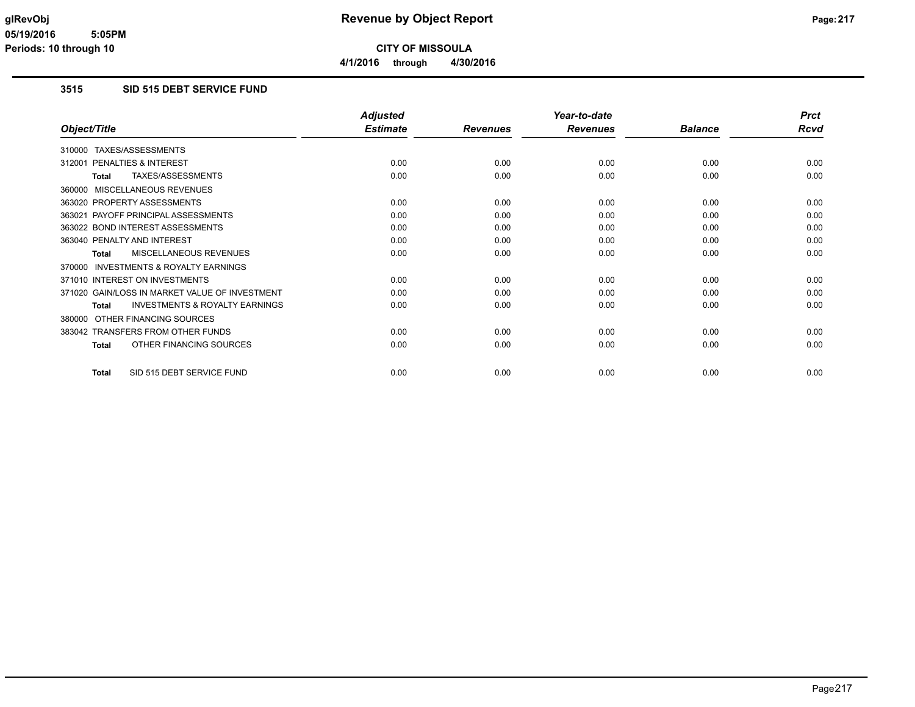# Revenue by Object Report

**CITY OF MISSOULA**

**4/1/2016 through 4/30/2016**

glRevObj
05/19/2016 5:05PM
Periods: 10 through 10

### 3515 SID 515 DEBT SERVICE FUND

| Object/Title | Adjusted Estimate | Revenues | Year-to-date Revenues | Balance | Prct Rcvd |
|---|---|---|---|---|---|
| 310000 TAXES/ASSESSMENTS | | | | | |
| 312001 PENALTIES & INTEREST | 0.00 | 0.00 | 0.00 | 0.00 | 0.00 |
| **Total** TAXES/ASSESSMENTS | 0.00 | 0.00 | 0.00 | 0.00 | 0.00 |
| 360000 MISCELLANEOUS REVENUES | | | | | |
| 363020 PROPERTY ASSESSMENTS | 0.00 | 0.00 | 0.00 | 0.00 | 0.00 |
| 363021 PAYOFF PRINCIPAL ASSESSMENTS | 0.00 | 0.00 | 0.00 | 0.00 | 0.00 |
| 363022 BOND INTEREST ASSESSMENTS | 0.00 | 0.00 | 0.00 | 0.00 | 0.00 |
| 363040 PENALTY AND INTEREST | 0.00 | 0.00 | 0.00 | 0.00 | 0.00 |
| **Total** MISCELLANEOUS REVENUES | 0.00 | 0.00 | 0.00 | 0.00 | 0.00 |
| 370000 INVESTMENTS & ROYALTY EARNINGS | | | | | |
| 371010 INTEREST ON INVESTMENTS | 0.00 | 0.00 | 0.00 | 0.00 | 0.00 |
| 371020 GAIN/LOSS IN MARKET VALUE OF INVESTMENT | 0.00 | 0.00 | 0.00 | 0.00 | 0.00 |
| **Total** INVESTMENTS & ROYALTY EARNINGS | 0.00 | 0.00 | 0.00 | 0.00 | 0.00 |
| 380000 OTHER FINANCING SOURCES | | | | | |
| 383042 TRANSFERS FROM OTHER FUNDS | 0.00 | 0.00 | 0.00 | 0.00 | 0.00 |
| **Total** OTHER FINANCING SOURCES | 0.00 | 0.00 | 0.00 | 0.00 | 0.00 |
| **Total** SID 515 DEBT SERVICE FUND | 0.00 | 0.00 | 0.00 | 0.00 | 0.00 |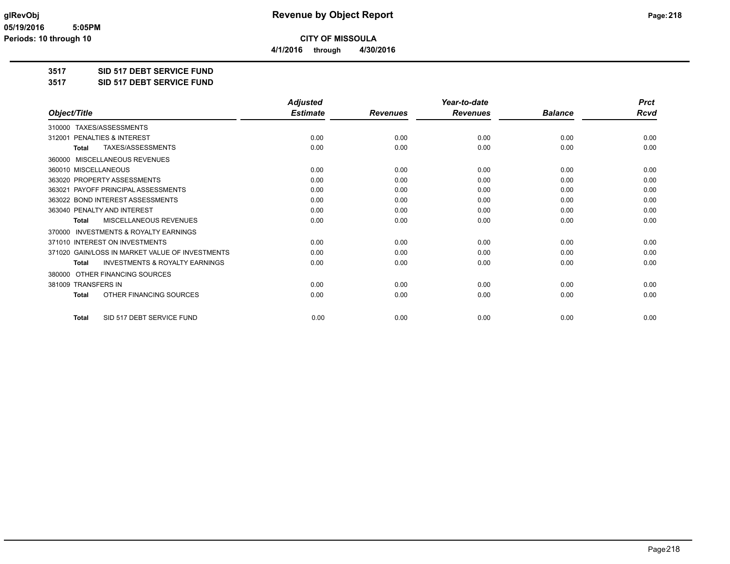**CITY OF MISSOULA**

**4/1/2016 through 4/30/2016**

**3517 SID 517 DEBT SERVICE FUND**

**3517 SID 517 DEBT SERVICE FUND**

| Object/Title | Adjusted Estimate | Revenues | Year-to-date Revenues | Balance | Prct Rcvd |
|---|---|---|---|---|---|
| 310000 TAXES/ASSESSMENTS | | | | | |
| 312001 PENALTIES & INTEREST | 0.00 | 0.00 | 0.00 | 0.00 | 0.00 |
| **Total** TAXES/ASSESSMENTS | 0.00 | 0.00 | 0.00 | 0.00 | 0.00 |
| 360000 MISCELLANEOUS REVENUES | | | | | |
| 360010 MISCELLANEOUS | 0.00 | 0.00 | 0.00 | 0.00 | 0.00 |
| 363020 PROPERTY ASSESSMENTS | 0.00 | 0.00 | 0.00 | 0.00 | 0.00 |
| 363021 PAYOFF PRINCIPAL ASSESSMENTS | 0.00 | 0.00 | 0.00 | 0.00 | 0.00 |
| 363022 BOND INTEREST ASSESSMENTS | 0.00 | 0.00 | 0.00 | 0.00 | 0.00 |
| 363040 PENALTY AND INTEREST | 0.00 | 0.00 | 0.00 | 0.00 | 0.00 |
| **Total** MISCELLANEOUS REVENUES | 0.00 | 0.00 | 0.00 | 0.00 | 0.00 |
| 370000 INVESTMENTS & ROYALTY EARNINGS | | | | | |
| 371010 INTEREST ON INVESTMENTS | 0.00 | 0.00 | 0.00 | 0.00 | 0.00 |
| 371020 GAIN/LOSS IN MARKET VALUE OF INVESTMENTS | 0.00 | 0.00 | 0.00 | 0.00 | 0.00 |
| **Total** INVESTMENTS & ROYALTY EARNINGS | 0.00 | 0.00 | 0.00 | 0.00 | 0.00 |
| 380000 OTHER FINANCING SOURCES | | | | | |
| 381009 TRANSFERS IN | 0.00 | 0.00 | 0.00 | 0.00 | 0.00 |
| **Total** OTHER FINANCING SOURCES | 0.00 | 0.00 | 0.00 | 0.00 | 0.00 |
| **Total** SID 517 DEBT SERVICE FUND | 0.00 | 0.00 | 0.00 | 0.00 | 0.00 |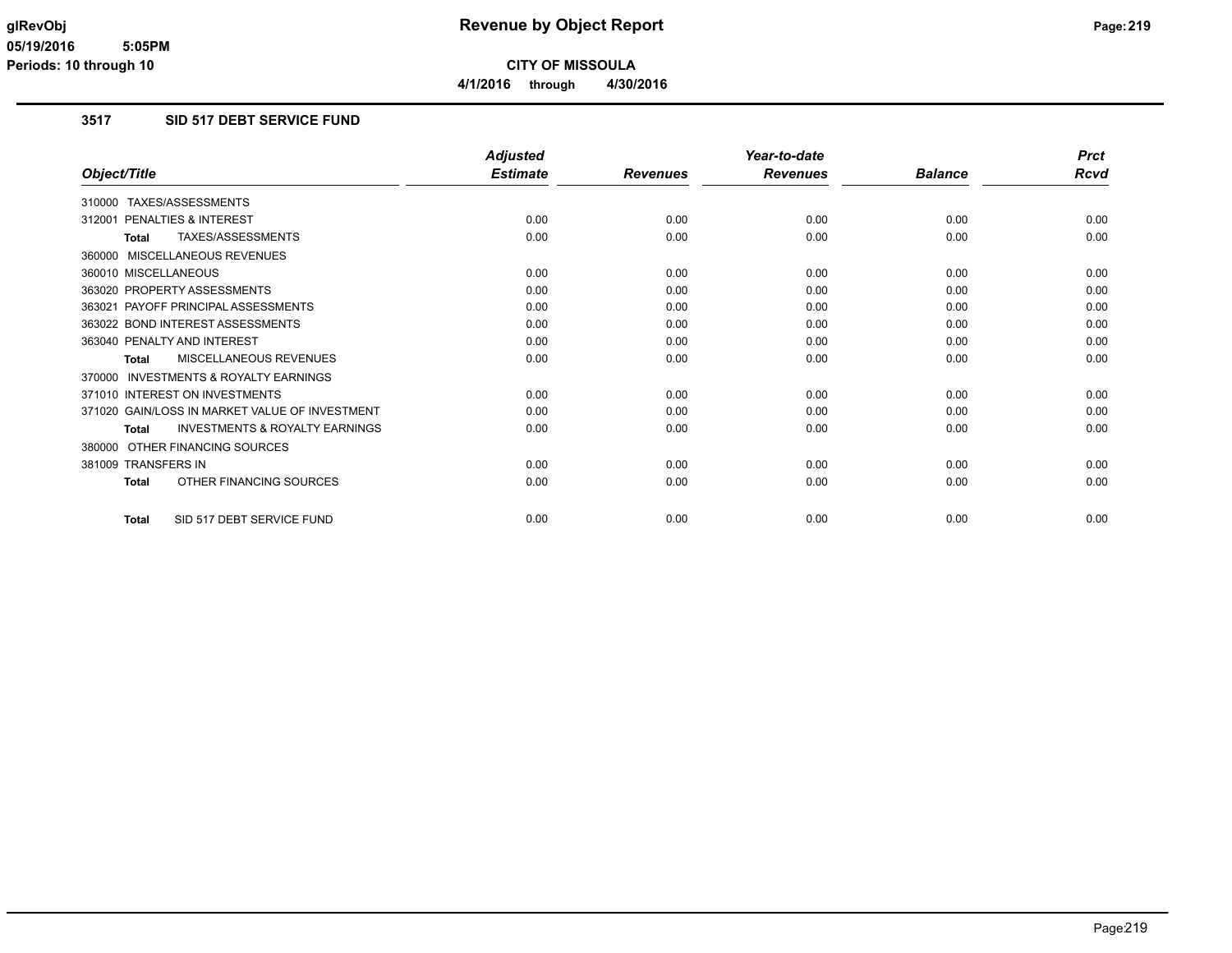**CITY OF MISSOULA**

**4/1/2016 through 4/30/2016**

### 3517 SID 517 DEBT SERVICE FUND

| Object/Title | Adjusted Estimate | Revenues | Year-to-date Revenues | Balance | Prct Rcvd |
|---|---|---|---|---|---|
| 310000 TAXES/ASSESSMENTS | | | | | |
| 312001 PENALTIES & INTEREST | 0.00 | 0.00 | 0.00 | 0.00 | 0.00 |
| **Total** TAXES/ASSESSMENTS | 0.00 | 0.00 | 0.00 | 0.00 | 0.00 |
| 360000 MISCELLANEOUS REVENUES | | | | | |
| 360010 MISCELLANEOUS | 0.00 | 0.00 | 0.00 | 0.00 | 0.00 |
| 363020 PROPERTY ASSESSMENTS | 0.00 | 0.00 | 0.00 | 0.00 | 0.00 |
| 363021 PAYOFF PRINCIPAL ASSESSMENTS | 0.00 | 0.00 | 0.00 | 0.00 | 0.00 |
| 363022 BOND INTEREST ASSESSMENTS | 0.00 | 0.00 | 0.00 | 0.00 | 0.00 |
| 363040 PENALTY AND INTEREST | 0.00 | 0.00 | 0.00 | 0.00 | 0.00 |
| **Total** MISCELLANEOUS REVENUES | 0.00 | 0.00 | 0.00 | 0.00 | 0.00 |
| 370000 INVESTMENTS & ROYALTY EARNINGS | | | | | |
| 371010 INTEREST ON INVESTMENTS | 0.00 | 0.00 | 0.00 | 0.00 | 0.00 |
| 371020 GAIN/LOSS IN MARKET VALUE OF INVESTMENT | 0.00 | 0.00 | 0.00 | 0.00 | 0.00 |
| **Total** INVESTMENTS & ROYALTY EARNINGS | 0.00 | 0.00 | 0.00 | 0.00 | 0.00 |
| 380000 OTHER FINANCING SOURCES | | | | | |
| 381009 TRANSFERS IN | 0.00 | 0.00 | 0.00 | 0.00 | 0.00 |
| **Total** OTHER FINANCING SOURCES | 0.00 | 0.00 | 0.00 | 0.00 | 0.00 |
| **Total** SID 517 DEBT SERVICE FUND | 0.00 | 0.00 | 0.00 | 0.00 | 0.00 |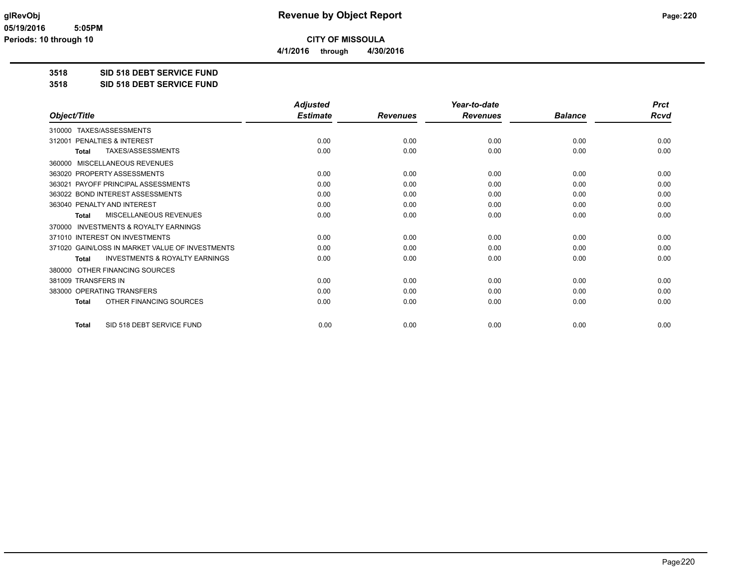# CITY OF MISSOULA

**4/1/2016 through 4/30/2016**

## 3518 SID 518 DEBT SERVICE FUND

## 3518 SID 518 DEBT SERVICE FUND

| Object/Title | Adjusted Estimate | Revenues | Year-to-date Revenues | Balance | Prct Rcvd |
|---|---|---|---|---|---|
| 310000 TAXES/ASSESSMENTS | | | | | |
| 312001 PENALTIES & INTEREST | 0.00 | 0.00 | 0.00 | 0.00 | 0.00 |
| **Total** TAXES/ASSESSMENTS | 0.00 | 0.00 | 0.00 | 0.00 | 0.00 |
| 360000 MISCELLANEOUS REVENUES | | | | | |
| 363020 PROPERTY ASSESSMENTS | 0.00 | 0.00 | 0.00 | 0.00 | 0.00 |
| 363021 PAYOFF PRINCIPAL ASSESSMENTS | 0.00 | 0.00 | 0.00 | 0.00 | 0.00 |
| 363022 BOND INTEREST ASSESSMENTS | 0.00 | 0.00 | 0.00 | 0.00 | 0.00 |
| 363040 PENALTY AND INTEREST | 0.00 | 0.00 | 0.00 | 0.00 | 0.00 |
| **Total** MISCELLANEOUS REVENUES | 0.00 | 0.00 | 0.00 | 0.00 | 0.00 |
| 370000 INVESTMENTS & ROYALTY EARNINGS | | | | | |
| 371010 INTEREST ON INVESTMENTS | 0.00 | 0.00 | 0.00 | 0.00 | 0.00 |
| 371020 GAIN/LOSS IN MARKET VALUE OF INVESTMENTS | 0.00 | 0.00 | 0.00 | 0.00 | 0.00 |
| **Total** INVESTMENTS & ROYALTY EARNINGS | 0.00 | 0.00 | 0.00 | 0.00 | 0.00 |
| 380000 OTHER FINANCING SOURCES | | | | | |
| 381009 TRANSFERS IN | 0.00 | 0.00 | 0.00 | 0.00 | 0.00 |
| 383000 OPERATING TRANSFERS | 0.00 | 0.00 | 0.00 | 0.00 | 0.00 |
| **Total** OTHER FINANCING SOURCES | 0.00 | 0.00 | 0.00 | 0.00 | 0.00 |
| **Total** SID 518 DEBT SERVICE FUND | 0.00 | 0.00 | 0.00 | 0.00 | 0.00 |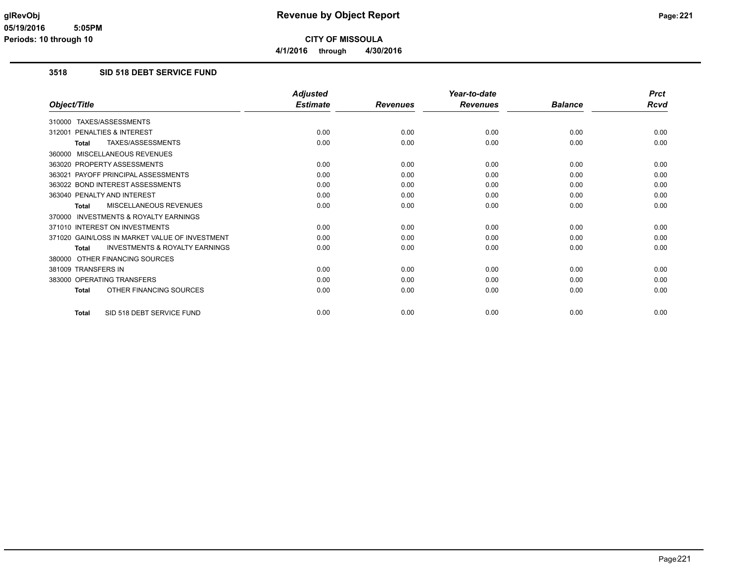# Revenue by Object Report

**CITY OF MISSOULA**

**4/1/2016 through 4/30/2016**

glRevObj
05/19/2016 5:05PM
Periods: 10 through 10

## 3518 SID 518 DEBT SERVICE FUND

| Object/Title | Adjusted Estimate | Revenues | Year-to-date Revenues | Balance | Prct Rcvd |
|---|---|---|---|---|---|
| 310000 TAXES/ASSESSMENTS | | | | | |
| 312001 PENALTIES & INTEREST | 0.00 | 0.00 | 0.00 | 0.00 | 0.00 |
| **Total** TAXES/ASSESSMENTS | 0.00 | 0.00 | 0.00 | 0.00 | 0.00 |
| 360000 MISCELLANEOUS REVENUES | | | | | |
| 363020 PROPERTY ASSESSMENTS | 0.00 | 0.00 | 0.00 | 0.00 | 0.00 |
| 363021 PAYOFF PRINCIPAL ASSESSMENTS | 0.00 | 0.00 | 0.00 | 0.00 | 0.00 |
| 363022 BOND INTEREST ASSESSMENTS | 0.00 | 0.00 | 0.00 | 0.00 | 0.00 |
| 363040 PENALTY AND INTEREST | 0.00 | 0.00 | 0.00 | 0.00 | 0.00 |
| **Total** MISCELLANEOUS REVENUES | 0.00 | 0.00 | 0.00 | 0.00 | 0.00 |
| 370000 INVESTMENTS & ROYALTY EARNINGS | | | | | |
| 371010 INTEREST ON INVESTMENTS | 0.00 | 0.00 | 0.00 | 0.00 | 0.00 |
| 371020 GAIN/LOSS IN MARKET VALUE OF INVESTMENT | 0.00 | 0.00 | 0.00 | 0.00 | 0.00 |
| **Total** INVESTMENTS & ROYALTY EARNINGS | 0.00 | 0.00 | 0.00 | 0.00 | 0.00 |
| 380000 OTHER FINANCING SOURCES | | | | | |
| 381009 TRANSFERS IN | 0.00 | 0.00 | 0.00 | 0.00 | 0.00 |
| 383000 OPERATING TRANSFERS | 0.00 | 0.00 | 0.00 | 0.00 | 0.00 |
| **Total** OTHER FINANCING SOURCES | 0.00 | 0.00 | 0.00 | 0.00 | 0.00 |
| **Total** SID 518 DEBT SERVICE FUND | 0.00 | 0.00 | 0.00 | 0.00 | 0.00 |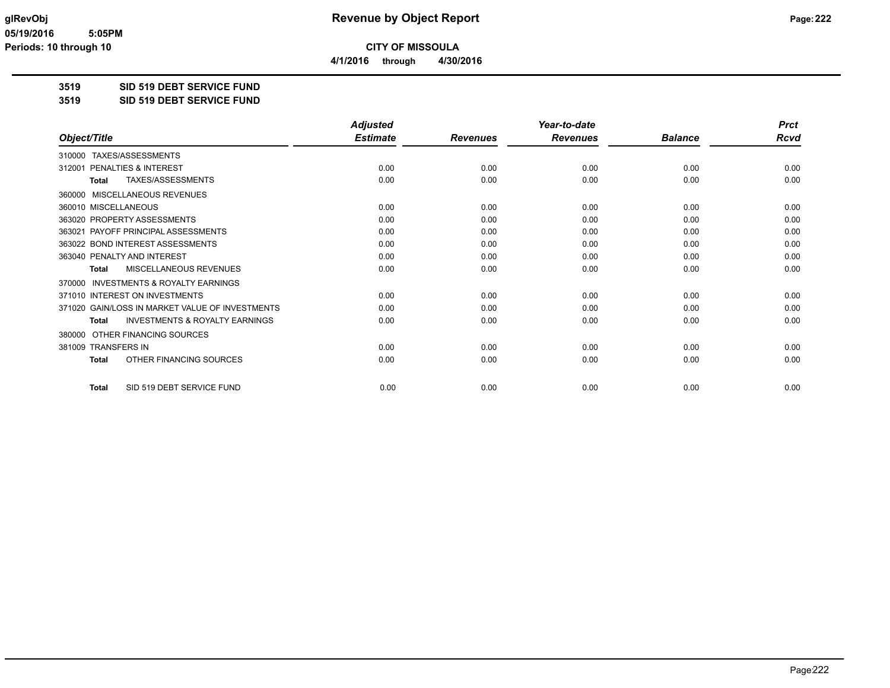glRevObj
05/19/2016 5:05PM
Periods: 10 through 10

# Revenue by Object Report

**CITY OF MISSOULA**

**4/1/2016 through 4/30/2016**

**3519 SID 519 DEBT SERVICE FUND**

**3519 SID 519 DEBT SERVICE FUND**

| Object/Title | Adjusted Estimate | Revenues | Year-to-date Revenues | Balance | Prct Rcvd |
|---|---|---|---|---|---|
| 310000 TAXES/ASSESSMENTS | | | | | |
| 312001 PENALTIES & INTEREST | 0.00 | 0.00 | 0.00 | 0.00 | 0.00 |
| **Total** TAXES/ASSESSMENTS | 0.00 | 0.00 | 0.00 | 0.00 | 0.00 |
| 360000 MISCELLANEOUS REVENUES | | | | | |
| 360010 MISCELLANEOUS | 0.00 | 0.00 | 0.00 | 0.00 | 0.00 |
| 363020 PROPERTY ASSESSMENTS | 0.00 | 0.00 | 0.00 | 0.00 | 0.00 |
| 363021 PAYOFF PRINCIPAL ASSESSMENTS | 0.00 | 0.00 | 0.00 | 0.00 | 0.00 |
| 363022 BOND INTEREST ASSESSMENTS | 0.00 | 0.00 | 0.00 | 0.00 | 0.00 |
| 363040 PENALTY AND INTEREST | 0.00 | 0.00 | 0.00 | 0.00 | 0.00 |
| **Total** MISCELLANEOUS REVENUES | 0.00 | 0.00 | 0.00 | 0.00 | 0.00 |
| 370000 INVESTMENTS & ROYALTY EARNINGS | | | | | |
| 371010 INTEREST ON INVESTMENTS | 0.00 | 0.00 | 0.00 | 0.00 | 0.00 |
| 371020 GAIN/LOSS IN MARKET VALUE OF INVESTMENTS | 0.00 | 0.00 | 0.00 | 0.00 | 0.00 |
| **Total** INVESTMENTS & ROYALTY EARNINGS | 0.00 | 0.00 | 0.00 | 0.00 | 0.00 |
| 380000 OTHER FINANCING SOURCES | | | | | |
| 381009 TRANSFERS IN | 0.00 | 0.00 | 0.00 | 0.00 | 0.00 |
| **Total** OTHER FINANCING SOURCES | 0.00 | 0.00 | 0.00 | 0.00 | 0.00 |
| **Total** SID 519 DEBT SERVICE FUND | 0.00 | 0.00 | 0.00 | 0.00 | 0.00 |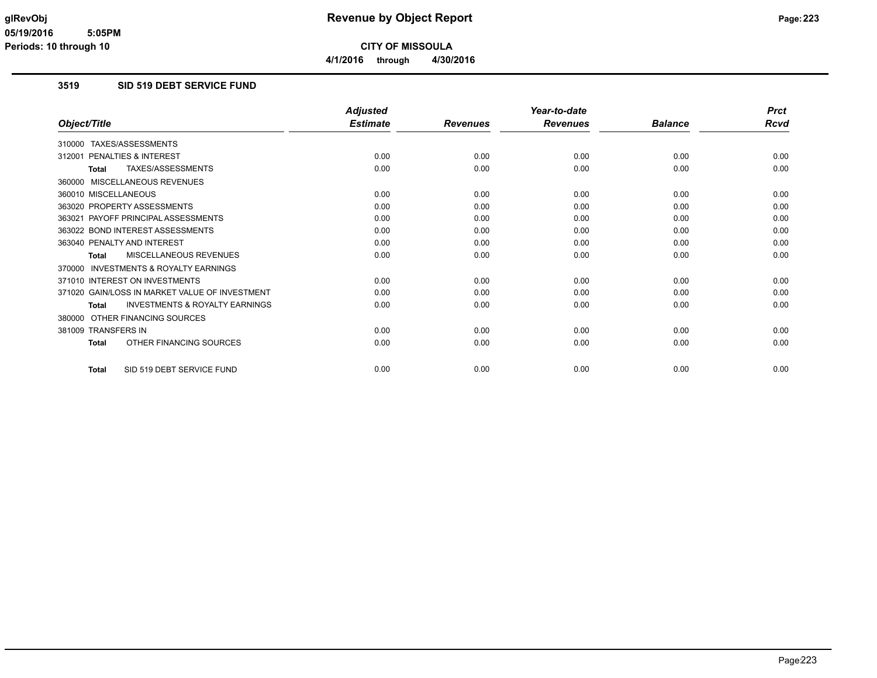**CITY OF MISSOULA**

**4/1/2016 through 4/30/2016**

### 3519 SID 519 DEBT SERVICE FUND

| Object/Title | Adjusted Estimate | Revenues | Year-to-date Revenues | Balance | Prct Rcvd |
|---|---|---|---|---|---|
| 310000 TAXES/ASSESSMENTS | | | | | |
| 312001 PENALTIES & INTEREST | 0.00 | 0.00 | 0.00 | 0.00 | 0.00 |
| **Total** TAXES/ASSESSMENTS | 0.00 | 0.00 | 0.00 | 0.00 | 0.00 |
| 360000 MISCELLANEOUS REVENUES | | | | | |
| 360010 MISCELLANEOUS | 0.00 | 0.00 | 0.00 | 0.00 | 0.00 |
| 363020 PROPERTY ASSESSMENTS | 0.00 | 0.00 | 0.00 | 0.00 | 0.00 |
| 363021 PAYOFF PRINCIPAL ASSESSMENTS | 0.00 | 0.00 | 0.00 | 0.00 | 0.00 |
| 363022 BOND INTEREST ASSESSMENTS | 0.00 | 0.00 | 0.00 | 0.00 | 0.00 |
| 363040 PENALTY AND INTEREST | 0.00 | 0.00 | 0.00 | 0.00 | 0.00 |
| **Total** MISCELLANEOUS REVENUES | 0.00 | 0.00 | 0.00 | 0.00 | 0.00 |
| 370000 INVESTMENTS & ROYALTY EARNINGS | | | | | |
| 371010 INTEREST ON INVESTMENTS | 0.00 | 0.00 | 0.00 | 0.00 | 0.00 |
| 371020 GAIN/LOSS IN MARKET VALUE OF INVESTMENT | 0.00 | 0.00 | 0.00 | 0.00 | 0.00 |
| **Total** INVESTMENTS & ROYALTY EARNINGS | 0.00 | 0.00 | 0.00 | 0.00 | 0.00 |
| 380000 OTHER FINANCING SOURCES | | | | | |
| 381009 TRANSFERS IN | 0.00 | 0.00 | 0.00 | 0.00 | 0.00 |
| **Total** OTHER FINANCING SOURCES | 0.00 | 0.00 | 0.00 | 0.00 | 0.00 |
| **Total** SID 519 DEBT SERVICE FUND | 0.00 | 0.00 | 0.00 | 0.00 | 0.00 |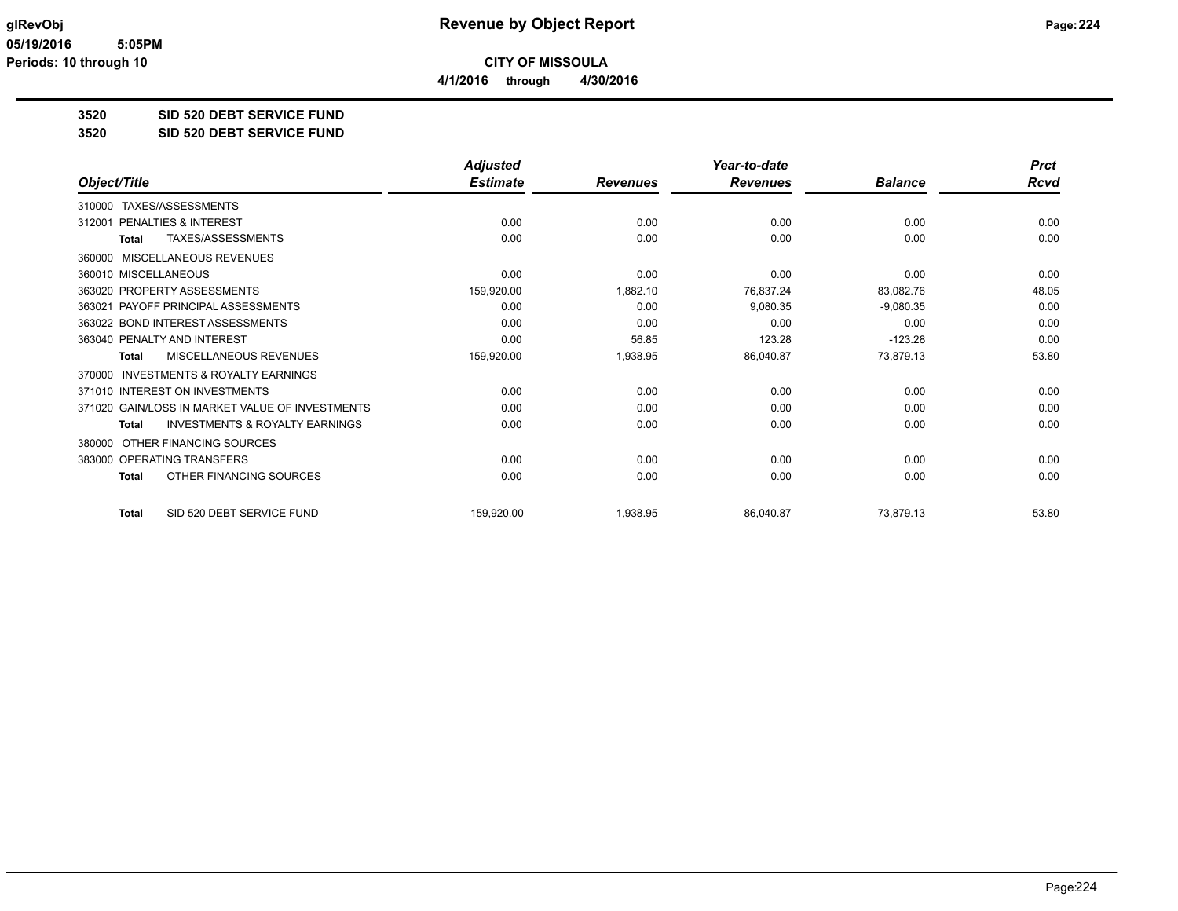# Revenue by Object Report

glRevObj
05/19/2016 5:05PM
Periods: 10 through 10

**CITY OF MISSOULA**

**4/1/2016 through 4/30/2016**

## 3520 SID 520 DEBT SERVICE FUND
## 3520 SID 520 DEBT SERVICE FUND

| Object/Title | Adjusted Estimate | Revenues | Year-to-date Revenues | Balance | Prct Rcvd |
|---|---|---|---|---|---|
| 310000 TAXES/ASSESSMENTS | | | | | |
| 312001 PENALTIES & INTEREST | 0.00 | 0.00 | 0.00 | 0.00 | 0.00 |
| **Total** TAXES/ASSESSMENTS | 0.00 | 0.00 | 0.00 | 0.00 | 0.00 |
| 360000 MISCELLANEOUS REVENUES | | | | | |
| 360010 MISCELLANEOUS | 0.00 | 0.00 | 0.00 | 0.00 | 0.00 |
| 363020 PROPERTY ASSESSMENTS | 159,920.00 | 1,882.10 | 76,837.24 | 83,082.76 | 48.05 |
| 363021 PAYOFF PRINCIPAL ASSESSMENTS | 0.00 | 0.00 | 9,080.35 | -9,080.35 | 0.00 |
| 363022 BOND INTEREST ASSESSMENTS | 0.00 | 0.00 | 0.00 | 0.00 | 0.00 |
| 363040 PENALTY AND INTEREST | 0.00 | 56.85 | 123.28 | -123.28 | 0.00 |
| **Total** MISCELLANEOUS REVENUES | 159,920.00 | 1,938.95 | 86,040.87 | 73,879.13 | 53.80 |
| 370000 INVESTMENTS & ROYALTY EARNINGS | | | | | |
| 371010 INTEREST ON INVESTMENTS | 0.00 | 0.00 | 0.00 | 0.00 | 0.00 |
| 371020 GAIN/LOSS IN MARKET VALUE OF INVESTMENTS | 0.00 | 0.00 | 0.00 | 0.00 | 0.00 |
| **Total** INVESTMENTS & ROYALTY EARNINGS | 0.00 | 0.00 | 0.00 | 0.00 | 0.00 |
| 380000 OTHER FINANCING SOURCES | | | | | |
| 383000 OPERATING TRANSFERS | 0.00 | 0.00 | 0.00 | 0.00 | 0.00 |
| **Total** OTHER FINANCING SOURCES | 0.00 | 0.00 | 0.00 | 0.00 | 0.00 |
| **Total** SID 520 DEBT SERVICE FUND | 159,920.00 | 1,938.95 | 86,040.87 | 73,879.13 | 53.80 |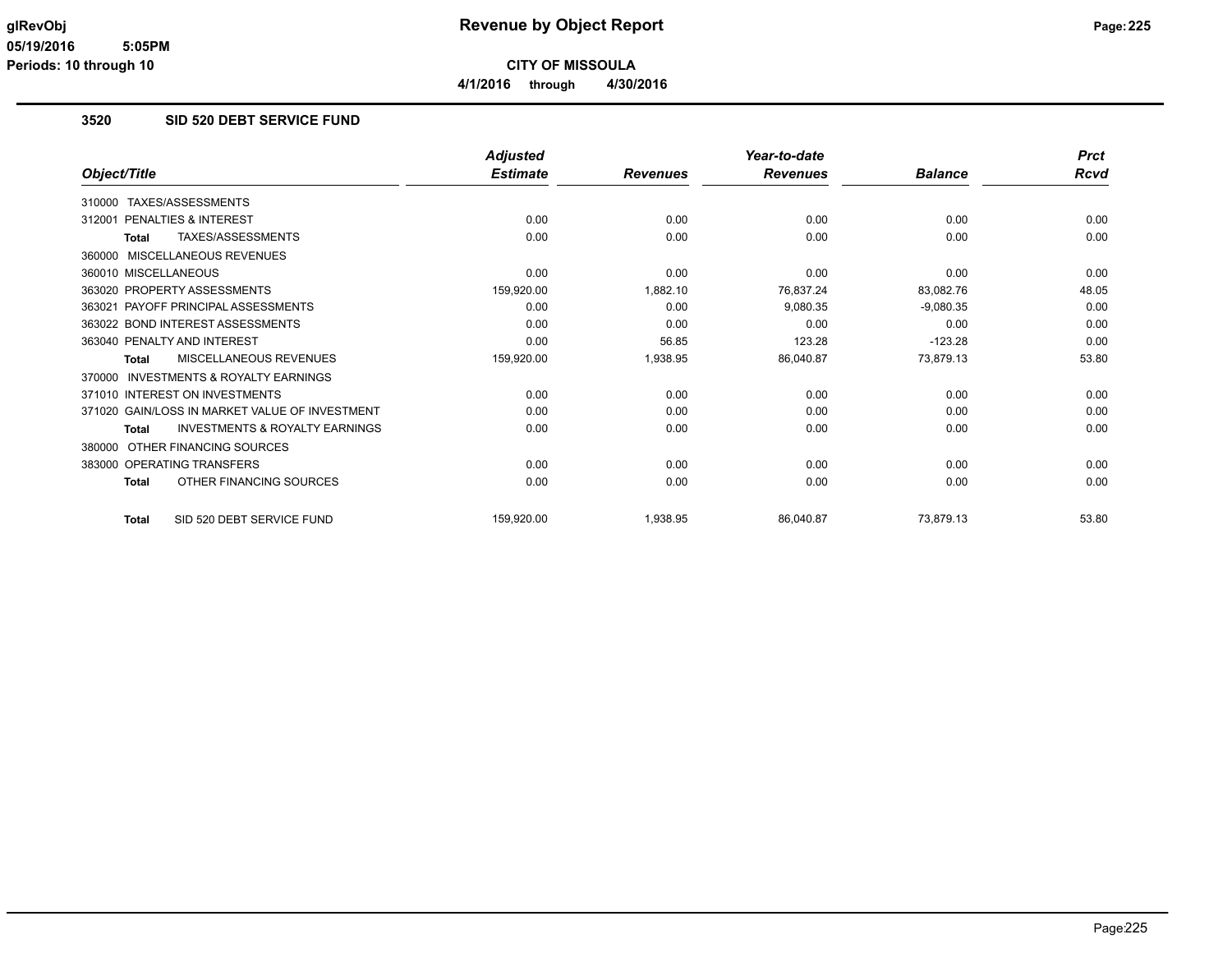# Revenue by Object Report

**CITY OF MISSOULA**

**4/1/2016 through 4/30/2016**

glRevObj
05/19/2016 5:05PM
Periods: 10 through 10

## 3520 SID 520 DEBT SERVICE FUND

| Object/Title | Adjusted Estimate | Revenues | Year-to-date Revenues | Balance | Prct Rcvd |
|---|---|---|---|---|---|
| 310000 TAXES/ASSESSMENTS | | | | | |
| 312001 PENALTIES & INTEREST | 0.00 | 0.00 | 0.00 | 0.00 | 0.00 |
| **Total** TAXES/ASSESSMENTS | 0.00 | 0.00 | 0.00 | 0.00 | 0.00 |
| 360000 MISCELLANEOUS REVENUES | | | | | |
| 360010 MISCELLANEOUS | 0.00 | 0.00 | 0.00 | 0.00 | 0.00 |
| 363020 PROPERTY ASSESSMENTS | 159,920.00 | 1,882.10 | 76,837.24 | 83,082.76 | 48.05 |
| 363021 PAYOFF PRINCIPAL ASSESSMENTS | 0.00 | 0.00 | 9,080.35 | -9,080.35 | 0.00 |
| 363022 BOND INTEREST ASSESSMENTS | 0.00 | 0.00 | 0.00 | 0.00 | 0.00 |
| 363040 PENALTY AND INTEREST | 0.00 | 56.85 | 123.28 | -123.28 | 0.00 |
| **Total** MISCELLANEOUS REVENUES | 159,920.00 | 1,938.95 | 86,040.87 | 73,879.13 | 53.80 |
| 370000 INVESTMENTS & ROYALTY EARNINGS | | | | | |
| 371010 INTEREST ON INVESTMENTS | 0.00 | 0.00 | 0.00 | 0.00 | 0.00 |
| 371020 GAIN/LOSS IN MARKET VALUE OF INVESTMENT | 0.00 | 0.00 | 0.00 | 0.00 | 0.00 |
| **Total** INVESTMENTS & ROYALTY EARNINGS | 0.00 | 0.00 | 0.00 | 0.00 | 0.00 |
| 380000 OTHER FINANCING SOURCES | | | | | |
| 383000 OPERATING TRANSFERS | 0.00 | 0.00 | 0.00 | 0.00 | 0.00 |
| **Total** OTHER FINANCING SOURCES | 0.00 | 0.00 | 0.00 | 0.00 | 0.00 |
| **Total** SID 520 DEBT SERVICE FUND | 159,920.00 | 1,938.95 | 86,040.87 | 73,879.13 | 53.80 |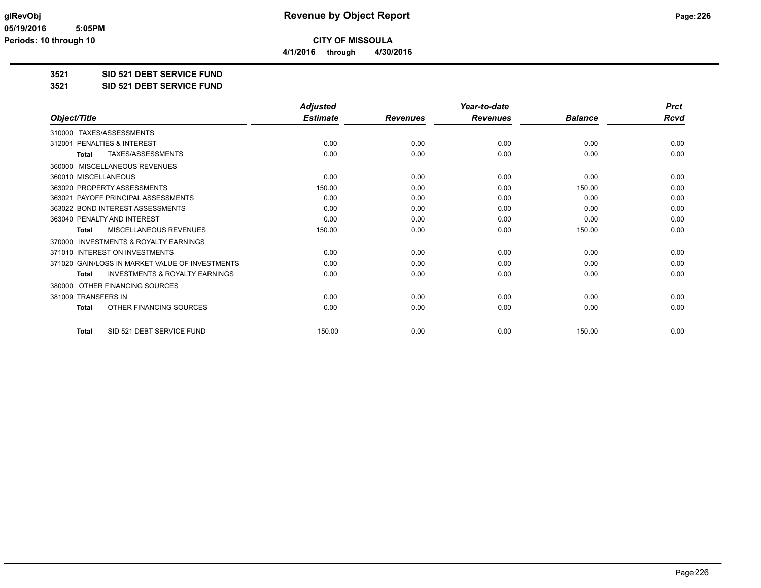# Revenue by Object Report

**CITY OF MISSOULA**

**4/1/2016 through 4/30/2016**

glRevObj
05/19/2016 5:05PM
Periods: 10 through 10

**3521 SID 521 DEBT SERVICE FUND**

**3521 SID 521 DEBT SERVICE FUND**

| Object/Title | Adjusted Estimate | Revenues | Year-to-date Revenues | Balance | Prct Rcvd |
|---|---|---|---|---|---|
| 310000 TAXES/ASSESSMENTS | | | | | |
| 312001 PENALTIES & INTEREST | 0.00 | 0.00 | 0.00 | 0.00 | 0.00 |
| **Total** TAXES/ASSESSMENTS | 0.00 | 0.00 | 0.00 | 0.00 | 0.00 |
| 360000 MISCELLANEOUS REVENUES | | | | | |
| 360010 MISCELLANEOUS | 0.00 | 0.00 | 0.00 | 0.00 | 0.00 |
| 363020 PROPERTY ASSESSMENTS | 150.00 | 0.00 | 0.00 | 150.00 | 0.00 |
| 363021 PAYOFF PRINCIPAL ASSESSMENTS | 0.00 | 0.00 | 0.00 | 0.00 | 0.00 |
| 363022 BOND INTEREST ASSESSMENTS | 0.00 | 0.00 | 0.00 | 0.00 | 0.00 |
| 363040 PENALTY AND INTEREST | 0.00 | 0.00 | 0.00 | 0.00 | 0.00 |
| **Total** MISCELLANEOUS REVENUES | 150.00 | 0.00 | 0.00 | 150.00 | 0.00 |
| 370000 INVESTMENTS & ROYALTY EARNINGS | | | | | |
| 371010 INTEREST ON INVESTMENTS | 0.00 | 0.00 | 0.00 | 0.00 | 0.00 |
| 371020 GAIN/LOSS IN MARKET VALUE OF INVESTMENTS | 0.00 | 0.00 | 0.00 | 0.00 | 0.00 |
| **Total** INVESTMENTS & ROYALTY EARNINGS | 0.00 | 0.00 | 0.00 | 0.00 | 0.00 |
| 380000 OTHER FINANCING SOURCES | | | | | |
| 381009 TRANSFERS IN | 0.00 | 0.00 | 0.00 | 0.00 | 0.00 |
| **Total** OTHER FINANCING SOURCES | 0.00 | 0.00 | 0.00 | 0.00 | 0.00 |
| **Total** SID 521 DEBT SERVICE FUND | 150.00 | 0.00 | 0.00 | 150.00 | 0.00 |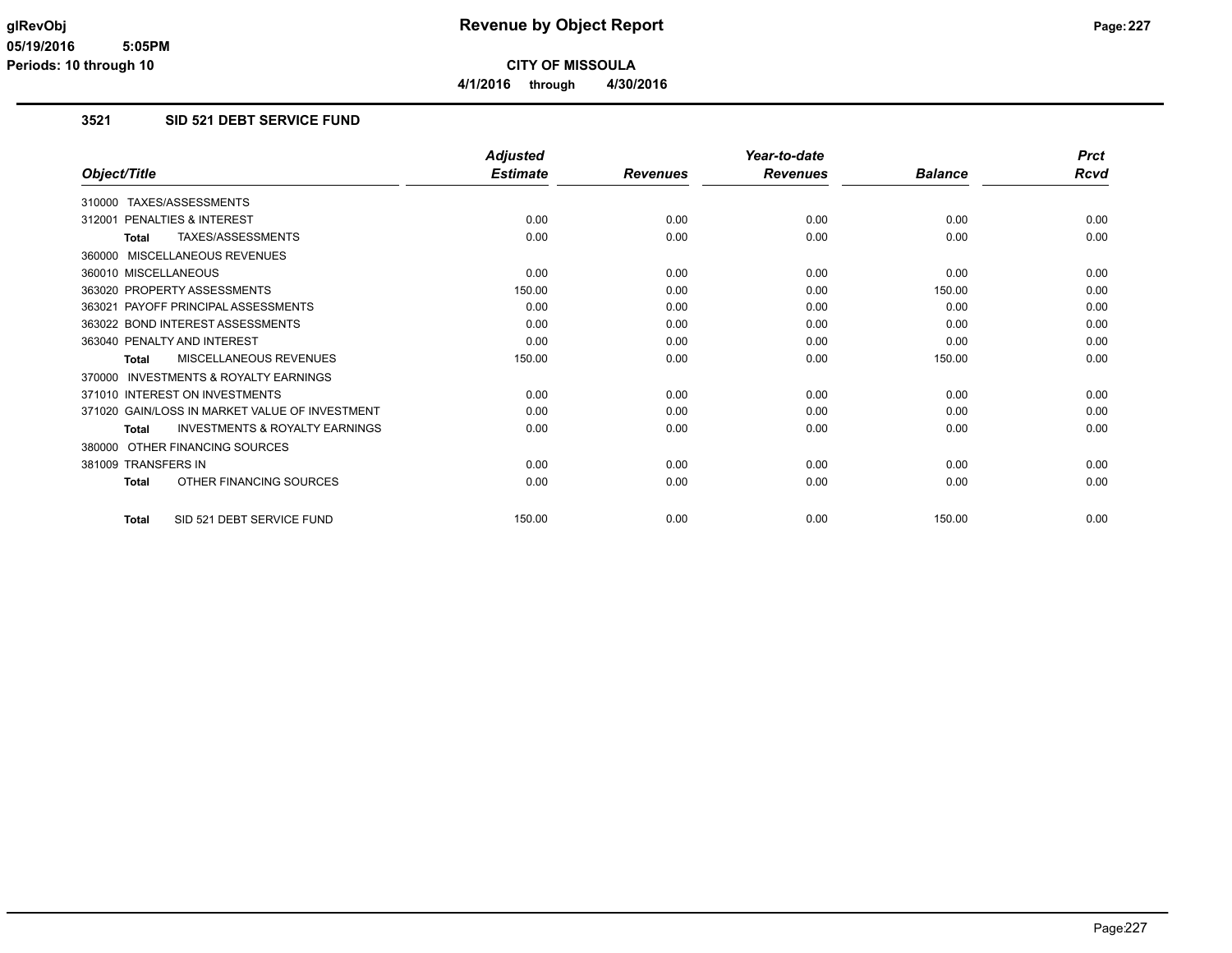# Revenue by Object Report

glRevObj
05/19/2016 5:05PM
Periods: 10 through 10

**CITY OF MISSOULA**

**4/1/2016 through 4/30/2016**

### 3521 SID 521 DEBT SERVICE FUND

| Object/Title | Adjusted Estimate | Revenues | Year-to-date Revenues | Balance | Prct Rcvd |
|---|---|---|---|---|---|
| 310000 TAXES/ASSESSMENTS | | | | | |
| 312001 PENALTIES & INTEREST | 0.00 | 0.00 | 0.00 | 0.00 | 0.00 |
| **Total** TAXES/ASSESSMENTS | 0.00 | 0.00 | 0.00 | 0.00 | 0.00 |
| 360000 MISCELLANEOUS REVENUES | | | | | |
| 360010 MISCELLANEOUS | 0.00 | 0.00 | 0.00 | 0.00 | 0.00 |
| 363020 PROPERTY ASSESSMENTS | 150.00 | 0.00 | 0.00 | 150.00 | 0.00 |
| 363021 PAYOFF PRINCIPAL ASSESSMENTS | 0.00 | 0.00 | 0.00 | 0.00 | 0.00 |
| 363022 BOND INTEREST ASSESSMENTS | 0.00 | 0.00 | 0.00 | 0.00 | 0.00 |
| 363040 PENALTY AND INTEREST | 0.00 | 0.00 | 0.00 | 0.00 | 0.00 |
| **Total** MISCELLANEOUS REVENUES | 150.00 | 0.00 | 0.00 | 150.00 | 0.00 |
| 370000 INVESTMENTS & ROYALTY EARNINGS | | | | | |
| 371010 INTEREST ON INVESTMENTS | 0.00 | 0.00 | 0.00 | 0.00 | 0.00 |
| 371020 GAIN/LOSS IN MARKET VALUE OF INVESTMENT | 0.00 | 0.00 | 0.00 | 0.00 | 0.00 |
| **Total** INVESTMENTS & ROYALTY EARNINGS | 0.00 | 0.00 | 0.00 | 0.00 | 0.00 |
| 380000 OTHER FINANCING SOURCES | | | | | |
| 381009 TRANSFERS IN | 0.00 | 0.00 | 0.00 | 0.00 | 0.00 |
| **Total** OTHER FINANCING SOURCES | 0.00 | 0.00 | 0.00 | 0.00 | 0.00 |
| **Total** SID 521 DEBT SERVICE FUND | 150.00 | 0.00 | 0.00 | 150.00 | 0.00 |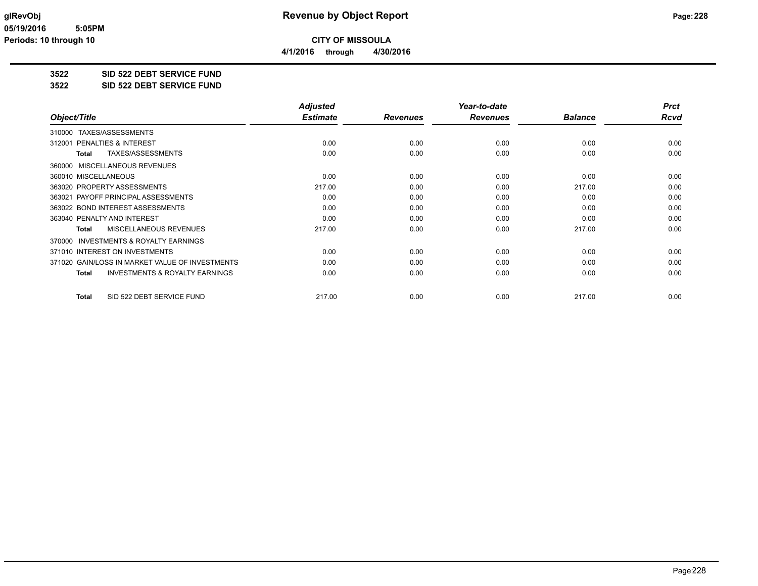# Revenue by Object Report

**CITY OF MISSOULA**

**4/1/2016 through 4/30/2016**

glRevObj
05/19/2016 5:05PM
Periods: 10 through 10

## 3522 SID 522 DEBT SERVICE FUND
## 3522 SID 522 DEBT SERVICE FUND

| Object/Title | Adjusted Estimate | Revenues | Year-to-date Revenues | Balance | Prct Rcvd |
|---|---|---|---|---|---|
| 310000 TAXES/ASSESSMENTS | | | | | |
| 312001 PENALTIES & INTEREST | 0.00 | 0.00 | 0.00 | 0.00 | 0.00 |
| **Total** TAXES/ASSESSMENTS | 0.00 | 0.00 | 0.00 | 0.00 | 0.00 |
| 360000 MISCELLANEOUS REVENUES | | | | | |
| 360010 MISCELLANEOUS | 0.00 | 0.00 | 0.00 | 0.00 | 0.00 |
| 363020 PROPERTY ASSESSMENTS | 217.00 | 0.00 | 0.00 | 217.00 | 0.00 |
| 363021 PAYOFF PRINCIPAL ASSESSMENTS | 0.00 | 0.00 | 0.00 | 0.00 | 0.00 |
| 363022 BOND INTEREST ASSESSMENTS | 0.00 | 0.00 | 0.00 | 0.00 | 0.00 |
| 363040 PENALTY AND INTEREST | 0.00 | 0.00 | 0.00 | 0.00 | 0.00 |
| **Total** MISCELLANEOUS REVENUES | 217.00 | 0.00 | 0.00 | 217.00 | 0.00 |
| 370000 INVESTMENTS & ROYALTY EARNINGS | | | | | |
| 371010 INTEREST ON INVESTMENTS | 0.00 | 0.00 | 0.00 | 0.00 | 0.00 |
| 371020 GAIN/LOSS IN MARKET VALUE OF INVESTMENTS | 0.00 | 0.00 | 0.00 | 0.00 | 0.00 |
| **Total** INVESTMENTS & ROYALTY EARNINGS | 0.00 | 0.00 | 0.00 | 0.00 | 0.00 |
| **Total** SID 522 DEBT SERVICE FUND | 217.00 | 0.00 | 0.00 | 217.00 | 0.00 |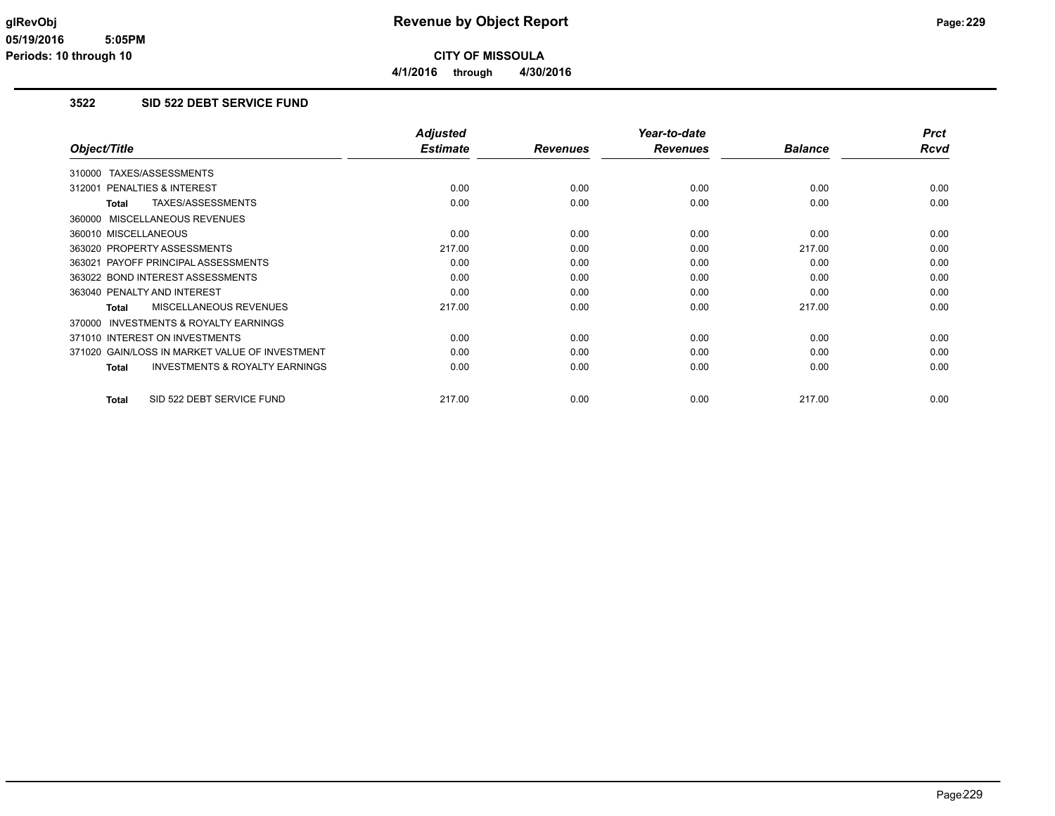glRevObj
05/19/2016 5:05PM
Periods: 10 through 10

# Revenue by Object Report

**CITY OF MISSOULA**

**4/1/2016 through 4/30/2016**

## 3522 SID 522 DEBT SERVICE FUND

| Object/Title | Adjusted Estimate | Revenues | Year-to-date Revenues | Balance | Prct Rcvd |
|---|---|---|---|---|---|
| 310000 TAXES/ASSESSMENTS | | | | | |
| 312001 PENALTIES & INTEREST | 0.00 | 0.00 | 0.00 | 0.00 | 0.00 |
| **Total** TAXES/ASSESSMENTS | 0.00 | 0.00 | 0.00 | 0.00 | 0.00 |
| 360000 MISCELLANEOUS REVENUES | | | | | |
| 360010 MISCELLANEOUS | 0.00 | 0.00 | 0.00 | 0.00 | 0.00 |
| 363020 PROPERTY ASSESSMENTS | 217.00 | 0.00 | 0.00 | 217.00 | 0.00 |
| 363021 PAYOFF PRINCIPAL ASSESSMENTS | 0.00 | 0.00 | 0.00 | 0.00 | 0.00 |
| 363022 BOND INTEREST ASSESSMENTS | 0.00 | 0.00 | 0.00 | 0.00 | 0.00 |
| 363040 PENALTY AND INTEREST | 0.00 | 0.00 | 0.00 | 0.00 | 0.00 |
| **Total** MISCELLANEOUS REVENUES | 217.00 | 0.00 | 0.00 | 217.00 | 0.00 |
| 370000 INVESTMENTS & ROYALTY EARNINGS | | | | | |
| 371010 INTEREST ON INVESTMENTS | 0.00 | 0.00 | 0.00 | 0.00 | 0.00 |
| 371020 GAIN/LOSS IN MARKET VALUE OF INVESTMENT | 0.00 | 0.00 | 0.00 | 0.00 | 0.00 |
| **Total** INVESTMENTS & ROYALTY EARNINGS | 0.00 | 0.00 | 0.00 | 0.00 | 0.00 |
| **Total** SID 522 DEBT SERVICE FUND | 217.00 | 0.00 | 0.00 | 217.00 | 0.00 |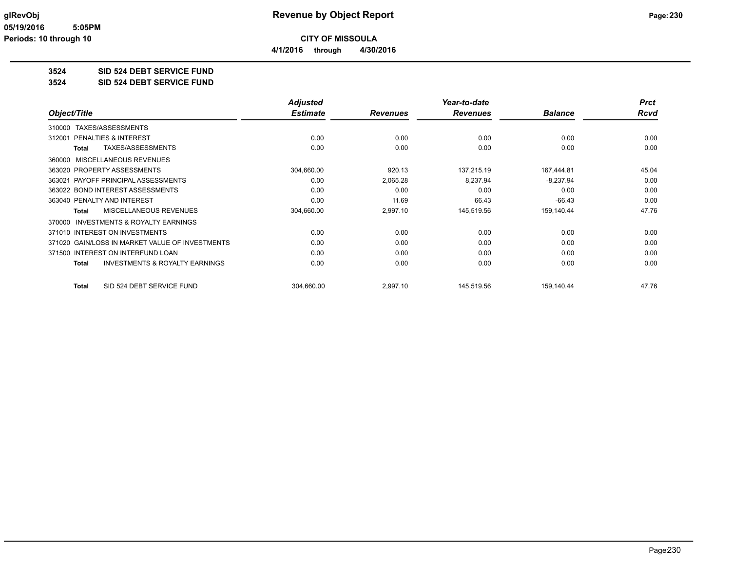# Revenue by Object Report

glRevObj
05/19/2016 5:05PM
Periods: 10 through 10

**CITY OF MISSOULA**

**4/1/2016 through 4/30/2016**

## 3524 SID 524 DEBT SERVICE FUND
## 3524 SID 524 DEBT SERVICE FUND

| Object/Title | Adjusted Estimate | Revenues | Year-to-date Revenues | Balance | Prct Rcvd |
|---|---|---|---|---|---|
| 310000 TAXES/ASSESSMENTS | | | | | |
| 312001 PENALTIES & INTEREST | 0.00 | 0.00 | 0.00 | 0.00 | 0.00 |
| **Total** TAXES/ASSESSMENTS | 0.00 | 0.00 | 0.00 | 0.00 | 0.00 |
| 360000 MISCELLANEOUS REVENUES | | | | | |
| 363020 PROPERTY ASSESSMENTS | 304,660.00 | 920.13 | 137,215.19 | 167,444.81 | 45.04 |
| 363021 PAYOFF PRINCIPAL ASSESSMENTS | 0.00 | 2,065.28 | 8,237.94 | -8,237.94 | 0.00 |
| 363022 BOND INTEREST ASSESSMENTS | 0.00 | 0.00 | 0.00 | 0.00 | 0.00 |
| 363040 PENALTY AND INTEREST | 0.00 | 11.69 | 66.43 | -66.43 | 0.00 |
| **Total** MISCELLANEOUS REVENUES | 304,660.00 | 2,997.10 | 145,519.56 | 159,140.44 | 47.76 |
| 370000 INVESTMENTS & ROYALTY EARNINGS | | | | | |
| 371010 INTEREST ON INVESTMENTS | 0.00 | 0.00 | 0.00 | 0.00 | 0.00 |
| 371020 GAIN/LOSS IN MARKET VALUE OF INVESTMENTS | 0.00 | 0.00 | 0.00 | 0.00 | 0.00 |
| 371500 INTEREST ON INTERFUND LOAN | 0.00 | 0.00 | 0.00 | 0.00 | 0.00 |
| **Total** INVESTMENTS & ROYALTY EARNINGS | 0.00 | 0.00 | 0.00 | 0.00 | 0.00 |
| **Total** SID 524 DEBT SERVICE FUND | 304,660.00 | 2,997.10 | 145,519.56 | 159,140.44 | 47.76 |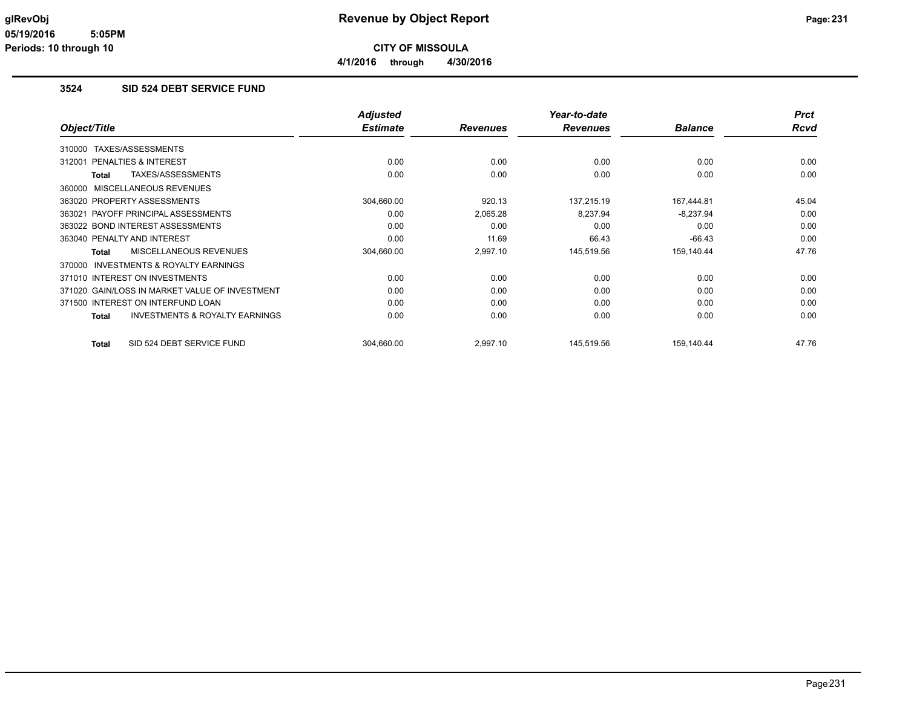# Revenue by Object Report

**CITY OF MISSOULA**

**4/1/2016 through 4/30/2016**

glRevObj
05/19/2016 5:05PM
Periods: 10 through 10

## 3524 SID 524 DEBT SERVICE FUND

| Object/Title | Adjusted Estimate | Revenues | Year-to-date Revenues | Balance | Prct Rcvd |
|---|---|---|---|---|---|
| 310000 TAXES/ASSESSMENTS | | | | | |
| 312001 PENALTIES & INTEREST | 0.00 | 0.00 | 0.00 | 0.00 | 0.00 |
| **Total** TAXES/ASSESSMENTS | 0.00 | 0.00 | 0.00 | 0.00 | 0.00 |
| 360000 MISCELLANEOUS REVENUES | | | | | |
| 363020 PROPERTY ASSESSMENTS | 304,660.00 | 920.13 | 137,215.19 | 167,444.81 | 45.04 |
| 363021 PAYOFF PRINCIPAL ASSESSMENTS | 0.00 | 2,065.28 | 8,237.94 | -8,237.94 | 0.00 |
| 363022 BOND INTEREST ASSESSMENTS | 0.00 | 0.00 | 0.00 | 0.00 | 0.00 |
| 363040 PENALTY AND INTEREST | 0.00 | 11.69 | 66.43 | -66.43 | 0.00 |
| **Total** MISCELLANEOUS REVENUES | 304,660.00 | 2,997.10 | 145,519.56 | 159,140.44 | 47.76 |
| 370000 INVESTMENTS & ROYALTY EARNINGS | | | | | |
| 371010 INTEREST ON INVESTMENTS | 0.00 | 0.00 | 0.00 | 0.00 | 0.00 |
| 371020 GAIN/LOSS IN MARKET VALUE OF INVESTMENT | 0.00 | 0.00 | 0.00 | 0.00 | 0.00 |
| 371500 INTEREST ON INTERFUND LOAN | 0.00 | 0.00 | 0.00 | 0.00 | 0.00 |
| **Total** INVESTMENTS & ROYALTY EARNINGS | 0.00 | 0.00 | 0.00 | 0.00 | 0.00 |
| **Total** SID 524 DEBT SERVICE FUND | 304,660.00 | 2,997.10 | 145,519.56 | 159,140.44 | 47.76 |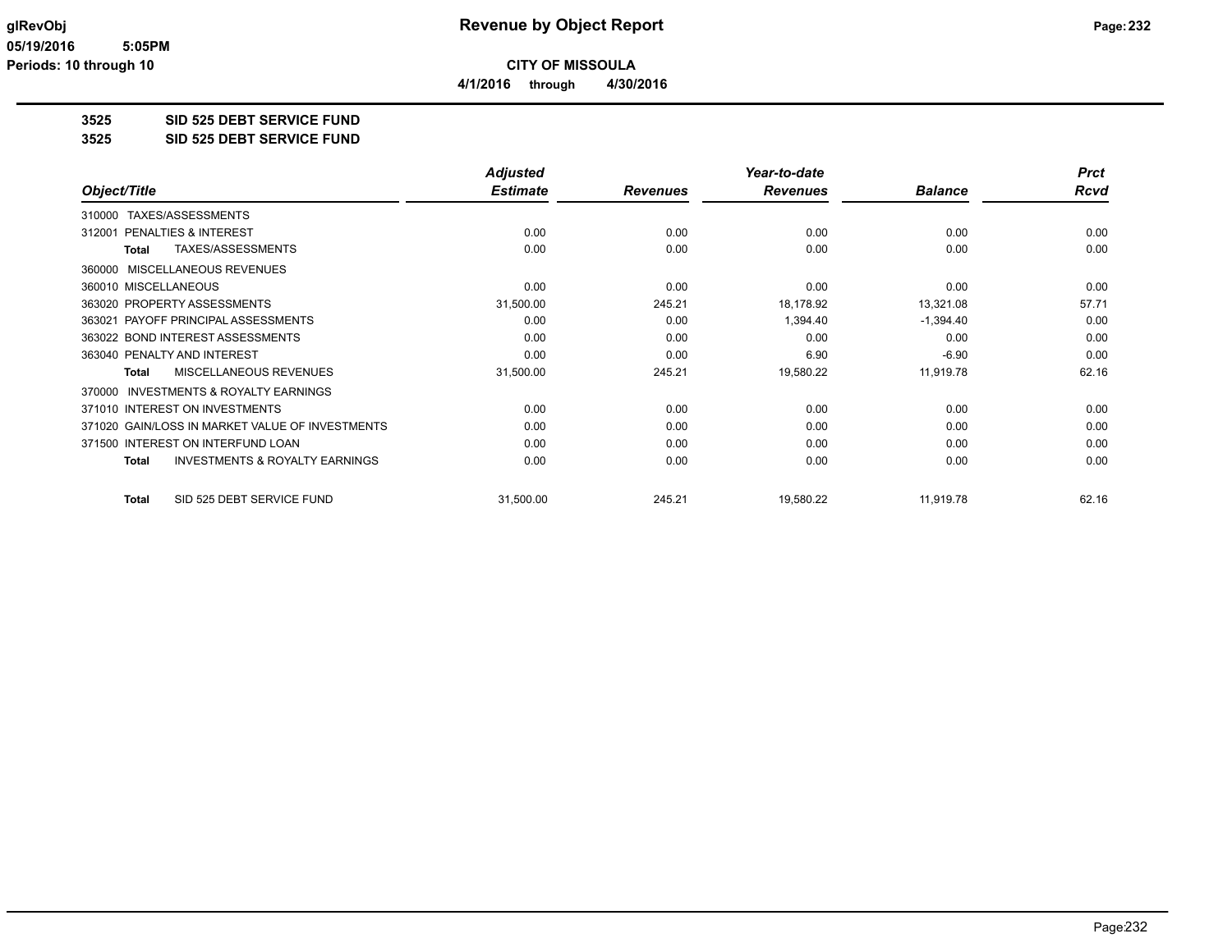# Revenue by Object Report

**CITY OF MISSOULA**

**4/1/2016 through 4/30/2016**

glRevObj
05/19/2016 5:05PM
Periods: 10 through 10

## 3525 SID 525 DEBT SERVICE FUND
## 3525 SID 525 DEBT SERVICE FUND

| Object/Title | Adjusted Estimate | Revenues | Year-to-date Revenues | Balance | Prct Rcvd |
|---|---|---|---|---|---|
| 310000 TAXES/ASSESSMENTS | | | | | |
| 312001 PENALTIES & INTEREST | 0.00 | 0.00 | 0.00 | 0.00 | 0.00 |
| **Total** TAXES/ASSESSMENTS | 0.00 | 0.00 | 0.00 | 0.00 | 0.00 |
| 360000 MISCELLANEOUS REVENUES | | | | | |
| 360010 MISCELLANEOUS | 0.00 | 0.00 | 0.00 | 0.00 | 0.00 |
| 363020 PROPERTY ASSESSMENTS | 31,500.00 | 245.21 | 18,178.92 | 13,321.08 | 57.71 |
| 363021 PAYOFF PRINCIPAL ASSESSMENTS | 0.00 | 0.00 | 1,394.40 | -1,394.40 | 0.00 |
| 363022 BOND INTEREST ASSESSMENTS | 0.00 | 0.00 | 0.00 | 0.00 | 0.00 |
| 363040 PENALTY AND INTEREST | 0.00 | 0.00 | 6.90 | -6.90 | 0.00 |
| **Total** MISCELLANEOUS REVENUES | 31,500.00 | 245.21 | 19,580.22 | 11,919.78 | 62.16 |
| 370000 INVESTMENTS & ROYALTY EARNINGS | | | | | |
| 371010 INTEREST ON INVESTMENTS | 0.00 | 0.00 | 0.00 | 0.00 | 0.00 |
| 371020 GAIN/LOSS IN MARKET VALUE OF INVESTMENTS | 0.00 | 0.00 | 0.00 | 0.00 | 0.00 |
| 371500 INTEREST ON INTERFUND LOAN | 0.00 | 0.00 | 0.00 | 0.00 | 0.00 |
| **Total** INVESTMENTS & ROYALTY EARNINGS | 0.00 | 0.00 | 0.00 | 0.00 | 0.00 |
| **Total** SID 525 DEBT SERVICE FUND | 31,500.00 | 245.21 | 19,580.22 | 11,919.78 | 62.16 |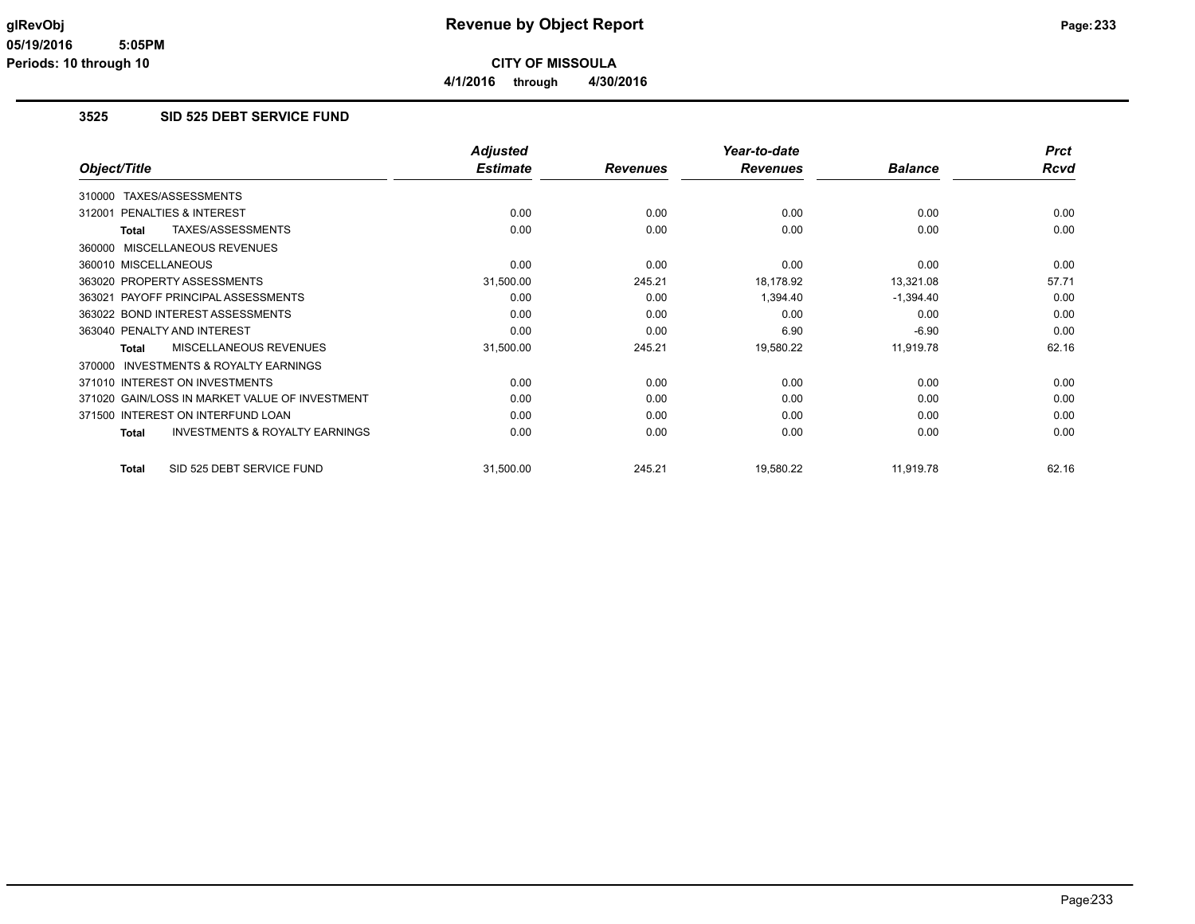**Revenue by Object Report**

**CITY OF MISSOULA**

**4/1/2016 through 4/30/2016**

glRevObj
05/19/2016 5:05PM
Periods: 10 through 10

### 3525 SID 525 DEBT SERVICE FUND

| Object/Title | Adjusted Estimate | Revenues | Year-to-date Revenues | Balance | Prct Rcvd |
|---|---|---|---|---|---|
| 310000 TAXES/ASSESSMENTS | | | | | |
| 312001 PENALTIES & INTEREST | 0.00 | 0.00 | 0.00 | 0.00 | 0.00 |
| **Total** TAXES/ASSESSMENTS | 0.00 | 0.00 | 0.00 | 0.00 | 0.00 |
| 360000 MISCELLANEOUS REVENUES | | | | | |
| 360010 MISCELLANEOUS | 0.00 | 0.00 | 0.00 | 0.00 | 0.00 |
| 363020 PROPERTY ASSESSMENTS | 31,500.00 | 245.21 | 18,178.92 | 13,321.08 | 57.71 |
| 363021 PAYOFF PRINCIPAL ASSESSMENTS | 0.00 | 0.00 | 1,394.40 | -1,394.40 | 0.00 |
| 363022 BOND INTEREST ASSESSMENTS | 0.00 | 0.00 | 0.00 | 0.00 | 0.00 |
| 363040 PENALTY AND INTEREST | 0.00 | 0.00 | 6.90 | -6.90 | 0.00 |
| **Total** MISCELLANEOUS REVENUES | 31,500.00 | 245.21 | 19,580.22 | 11,919.78 | 62.16 |
| 370000 INVESTMENTS & ROYALTY EARNINGS | | | | | |
| 371010 INTEREST ON INVESTMENTS | 0.00 | 0.00 | 0.00 | 0.00 | 0.00 |
| 371020 GAIN/LOSS IN MARKET VALUE OF INVESTMENT | 0.00 | 0.00 | 0.00 | 0.00 | 0.00 |
| 371500 INTEREST ON INTERFUND LOAN | 0.00 | 0.00 | 0.00 | 0.00 | 0.00 |
| **Total** INVESTMENTS & ROYALTY EARNINGS | 0.00 | 0.00 | 0.00 | 0.00 | 0.00 |
| **Total** SID 525 DEBT SERVICE FUND | 31,500.00 | 245.21 | 19,580.22 | 11,919.78 | 62.16 |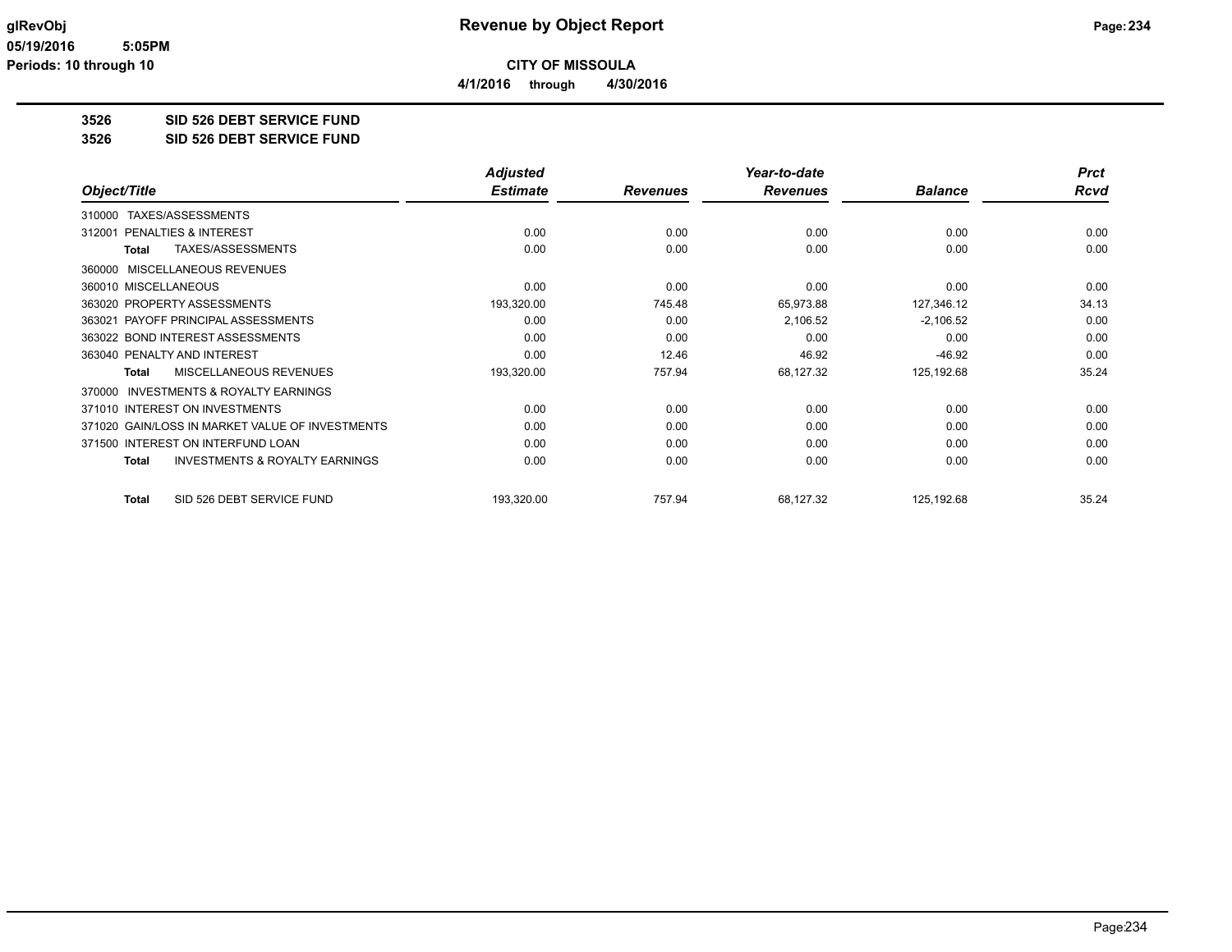# Revenue by Object Report

**CITY OF MISSOULA**

**4/1/2016 through 4/30/2016**

glRevObj
05/19/2016 5:05PM
Periods: 10 through 10

**3526 SID 526 DEBT SERVICE FUND**

**3526 SID 526 DEBT SERVICE FUND**

| Object/Title | Adjusted Estimate | Revenues | Year-to-date Revenues | Balance | Prct Rcvd |
|---|---|---|---|---|---|
| 310000 TAXES/ASSESSMENTS | | | | | |
| 312001 PENALTIES & INTEREST | 0.00 | 0.00 | 0.00 | 0.00 | 0.00 |
| **Total** TAXES/ASSESSMENTS | 0.00 | 0.00 | 0.00 | 0.00 | 0.00 |
| 360000 MISCELLANEOUS REVENUES | | | | | |
| 360010 MISCELLANEOUS | 0.00 | 0.00 | 0.00 | 0.00 | 0.00 |
| 363020 PROPERTY ASSESSMENTS | 193,320.00 | 745.48 | 65,973.88 | 127,346.12 | 34.13 |
| 363021 PAYOFF PRINCIPAL ASSESSMENTS | 0.00 | 0.00 | 2,106.52 | -2,106.52 | 0.00 |
| 363022 BOND INTEREST ASSESSMENTS | 0.00 | 0.00 | 0.00 | 0.00 | 0.00 |
| 363040 PENALTY AND INTEREST | 0.00 | 12.46 | 46.92 | -46.92 | 0.00 |
| **Total** MISCELLANEOUS REVENUES | 193,320.00 | 757.94 | 68,127.32 | 125,192.68 | 35.24 |
| 370000 INVESTMENTS & ROYALTY EARNINGS | | | | | |
| 371010 INTEREST ON INVESTMENTS | 0.00 | 0.00 | 0.00 | 0.00 | 0.00 |
| 371020 GAIN/LOSS IN MARKET VALUE OF INVESTMENTS | 0.00 | 0.00 | 0.00 | 0.00 | 0.00 |
| 371500 INTEREST ON INTERFUND LOAN | 0.00 | 0.00 | 0.00 | 0.00 | 0.00 |
| **Total** INVESTMENTS & ROYALTY EARNINGS | 0.00 | 0.00 | 0.00 | 0.00 | 0.00 |
| **Total** SID 526 DEBT SERVICE FUND | 193,320.00 | 757.94 | 68,127.32 | 125,192.68 | 35.24 |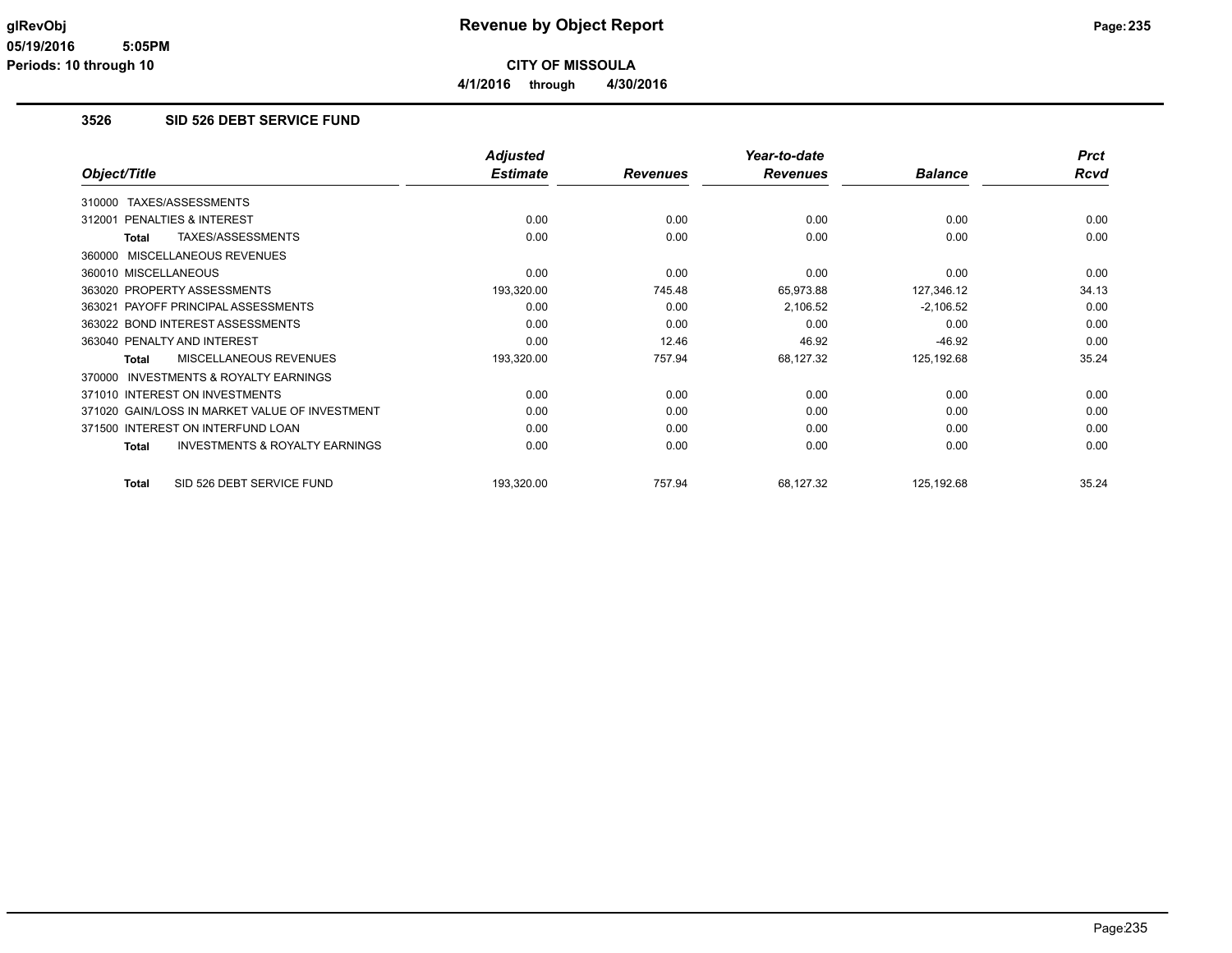# Revenue by Object Report

**CITY OF MISSOULA**

**4/1/2016 through 4/30/2016**

### 3526 SID 526 DEBT SERVICE FUND

| Object/Title | Adjusted Estimate | Revenues | Year-to-date Revenues | Balance | Prct Rcvd |
|---|---|---|---|---|---|
| 310000 TAXES/ASSESSMENTS | | | | | |
| 312001 PENALTIES & INTEREST | 0.00 | 0.00 | 0.00 | 0.00 | 0.00 |
| **Total** TAXES/ASSESSMENTS | 0.00 | 0.00 | 0.00 | 0.00 | 0.00 |
| 360000 MISCELLANEOUS REVENUES | | | | | |
| 360010 MISCELLANEOUS | 0.00 | 0.00 | 0.00 | 0.00 | 0.00 |
| 363020 PROPERTY ASSESSMENTS | 193,320.00 | 745.48 | 65,973.88 | 127,346.12 | 34.13 |
| 363021 PAYOFF PRINCIPAL ASSESSMENTS | 0.00 | 0.00 | 2,106.52 | -2,106.52 | 0.00 |
| 363022 BOND INTEREST ASSESSMENTS | 0.00 | 0.00 | 0.00 | 0.00 | 0.00 |
| 363040 PENALTY AND INTEREST | 0.00 | 12.46 | 46.92 | -46.92 | 0.00 |
| **Total** MISCELLANEOUS REVENUES | 193,320.00 | 757.94 | 68,127.32 | 125,192.68 | 35.24 |
| 370000 INVESTMENTS & ROYALTY EARNINGS | | | | | |
| 371010 INTEREST ON INVESTMENTS | 0.00 | 0.00 | 0.00 | 0.00 | 0.00 |
| 371020 GAIN/LOSS IN MARKET VALUE OF INVESTMENT | 0.00 | 0.00 | 0.00 | 0.00 | 0.00 |
| 371500 INTEREST ON INTERFUND LOAN | 0.00 | 0.00 | 0.00 | 0.00 | 0.00 |
| **Total** INVESTMENTS & ROYALTY EARNINGS | 0.00 | 0.00 | 0.00 | 0.00 | 0.00 |
| **Total** SID 526 DEBT SERVICE FUND | 193,320.00 | 757.94 | 68,127.32 | 125,192.68 | 35.24 |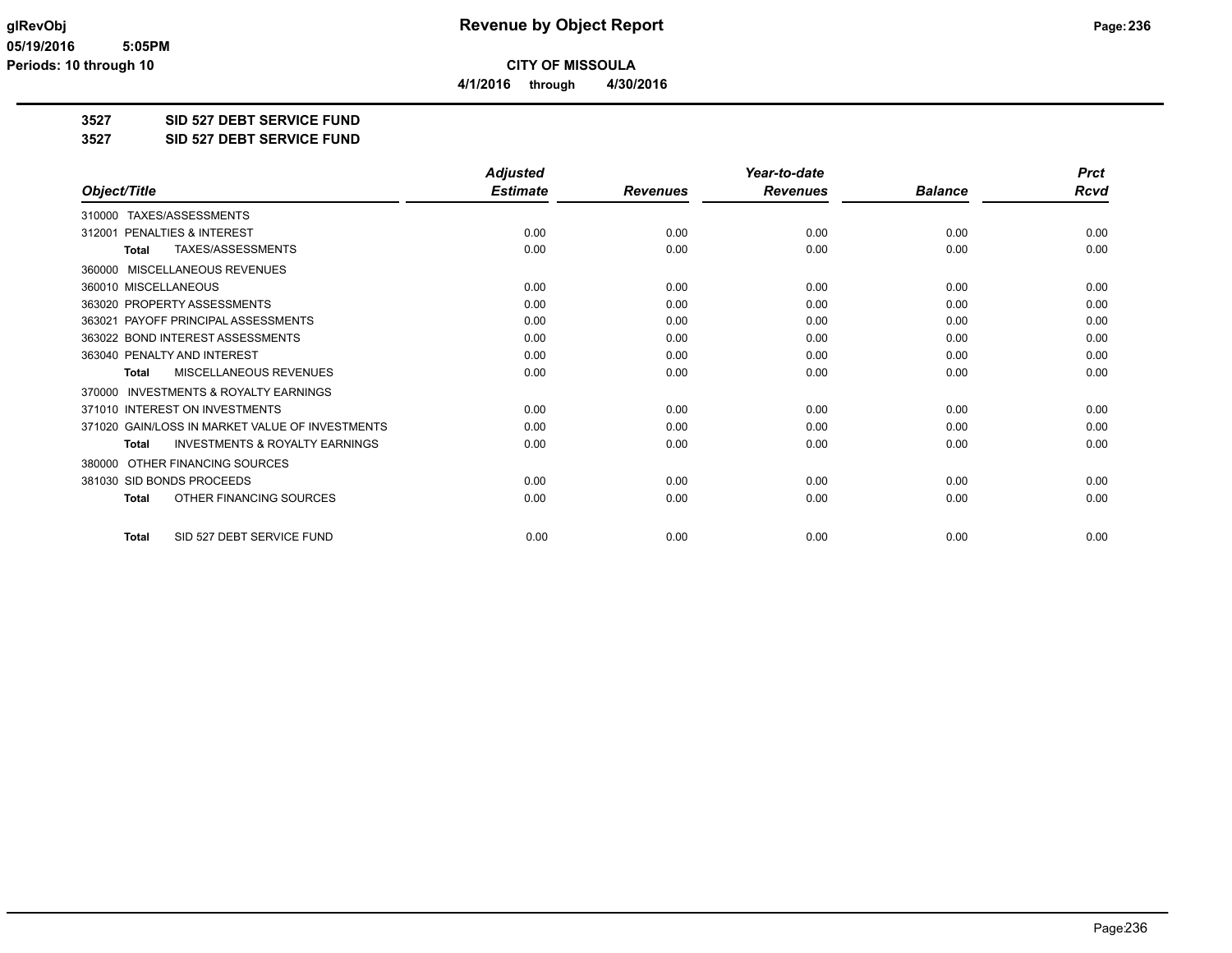**Revenue by Object Report**

**CITY OF MISSOULA**

**4/1/2016 through 4/30/2016**

glRevObj
05/19/2016 5:05PM
Periods: 10 through 10

**3527 SID 527 DEBT SERVICE FUND**

**3527 SID 527 DEBT SERVICE FUND**

| Object/Title | Adjusted Estimate | Revenues | Year-to-date Revenues | Balance | Prct Rcvd |
|---|---|---|---|---|---|
| 310000 TAXES/ASSESSMENTS | | | | | |
| 312001 PENALTIES & INTEREST | 0.00 | 0.00 | 0.00 | 0.00 | 0.00 |
| **Total** TAXES/ASSESSMENTS | 0.00 | 0.00 | 0.00 | 0.00 | 0.00 |
| 360000 MISCELLANEOUS REVENUES | | | | | |
| 360010 MISCELLANEOUS | 0.00 | 0.00 | 0.00 | 0.00 | 0.00 |
| 363020 PROPERTY ASSESSMENTS | 0.00 | 0.00 | 0.00 | 0.00 | 0.00 |
| 363021 PAYOFF PRINCIPAL ASSESSMENTS | 0.00 | 0.00 | 0.00 | 0.00 | 0.00 |
| 363022 BOND INTEREST ASSESSMENTS | 0.00 | 0.00 | 0.00 | 0.00 | 0.00 |
| 363040 PENALTY AND INTEREST | 0.00 | 0.00 | 0.00 | 0.00 | 0.00 |
| **Total** MISCELLANEOUS REVENUES | 0.00 | 0.00 | 0.00 | 0.00 | 0.00 |
| 370000 INVESTMENTS & ROYALTY EARNINGS | | | | | |
| 371010 INTEREST ON INVESTMENTS | 0.00 | 0.00 | 0.00 | 0.00 | 0.00 |
| 371020 GAIN/LOSS IN MARKET VALUE OF INVESTMENTS | 0.00 | 0.00 | 0.00 | 0.00 | 0.00 |
| **Total** INVESTMENTS & ROYALTY EARNINGS | 0.00 | 0.00 | 0.00 | 0.00 | 0.00 |
| 380000 OTHER FINANCING SOURCES | | | | | |
| 381030 SID BONDS PROCEEDS | 0.00 | 0.00 | 0.00 | 0.00 | 0.00 |
| **Total** OTHER FINANCING SOURCES | 0.00 | 0.00 | 0.00 | 0.00 | 0.00 |
| **Total** SID 527 DEBT SERVICE FUND | 0.00 | 0.00 | 0.00 | 0.00 | 0.00 |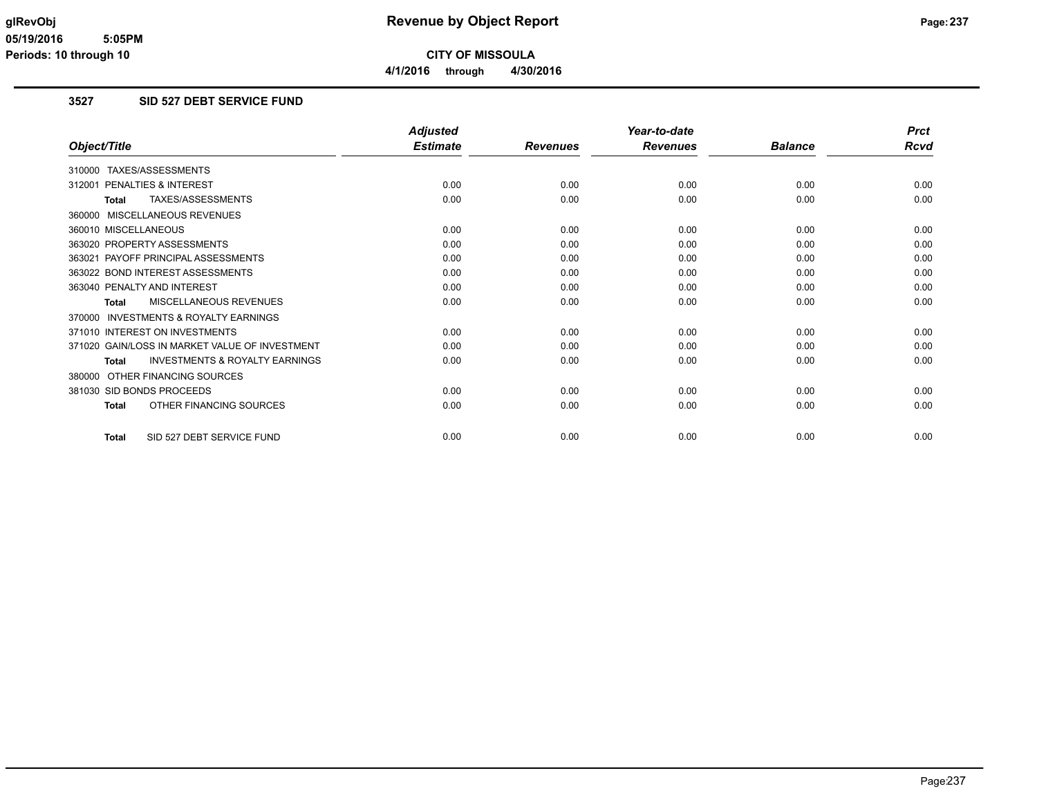**glRevObj** — **Revenue by Object Report**

**05/19/2016 5:05PM**

**Periods: 10 through 10**

**CITY OF MISSOULA**

**4/1/2016 through 4/30/2016**

## 3527 SID 527 DEBT SERVICE FUND

| Object/Title | Adjusted Estimate | Revenues | Year-to-date Revenues | Balance | Prct Rcvd |
|---|---|---|---|---|---|
| 310000 TAXES/ASSESSMENTS | | | | | |
| 312001 PENALTIES & INTEREST | 0.00 | 0.00 | 0.00 | 0.00 | 0.00 |
| **Total** TAXES/ASSESSMENTS | 0.00 | 0.00 | 0.00 | 0.00 | 0.00 |
| 360000 MISCELLANEOUS REVENUES | | | | | |
| 360010 MISCELLANEOUS | 0.00 | 0.00 | 0.00 | 0.00 | 0.00 |
| 363020 PROPERTY ASSESSMENTS | 0.00 | 0.00 | 0.00 | 0.00 | 0.00 |
| 363021 PAYOFF PRINCIPAL ASSESSMENTS | 0.00 | 0.00 | 0.00 | 0.00 | 0.00 |
| 363022 BOND INTEREST ASSESSMENTS | 0.00 | 0.00 | 0.00 | 0.00 | 0.00 |
| 363040 PENALTY AND INTEREST | 0.00 | 0.00 | 0.00 | 0.00 | 0.00 |
| **Total** MISCELLANEOUS REVENUES | 0.00 | 0.00 | 0.00 | 0.00 | 0.00 |
| 370000 INVESTMENTS & ROYALTY EARNINGS | | | | | |
| 371010 INTEREST ON INVESTMENTS | 0.00 | 0.00 | 0.00 | 0.00 | 0.00 |
| 371020 GAIN/LOSS IN MARKET VALUE OF INVESTMENT | 0.00 | 0.00 | 0.00 | 0.00 | 0.00 |
| **Total** INVESTMENTS & ROYALTY EARNINGS | 0.00 | 0.00 | 0.00 | 0.00 | 0.00 |
| 380000 OTHER FINANCING SOURCES | | | | | |
| 381030 SID BONDS PROCEEDS | 0.00 | 0.00 | 0.00 | 0.00 | 0.00 |
| **Total** OTHER FINANCING SOURCES | 0.00 | 0.00 | 0.00 | 0.00 | 0.00 |
| **Total** SID 527 DEBT SERVICE FUND | 0.00 | 0.00 | 0.00 | 0.00 | 0.00 |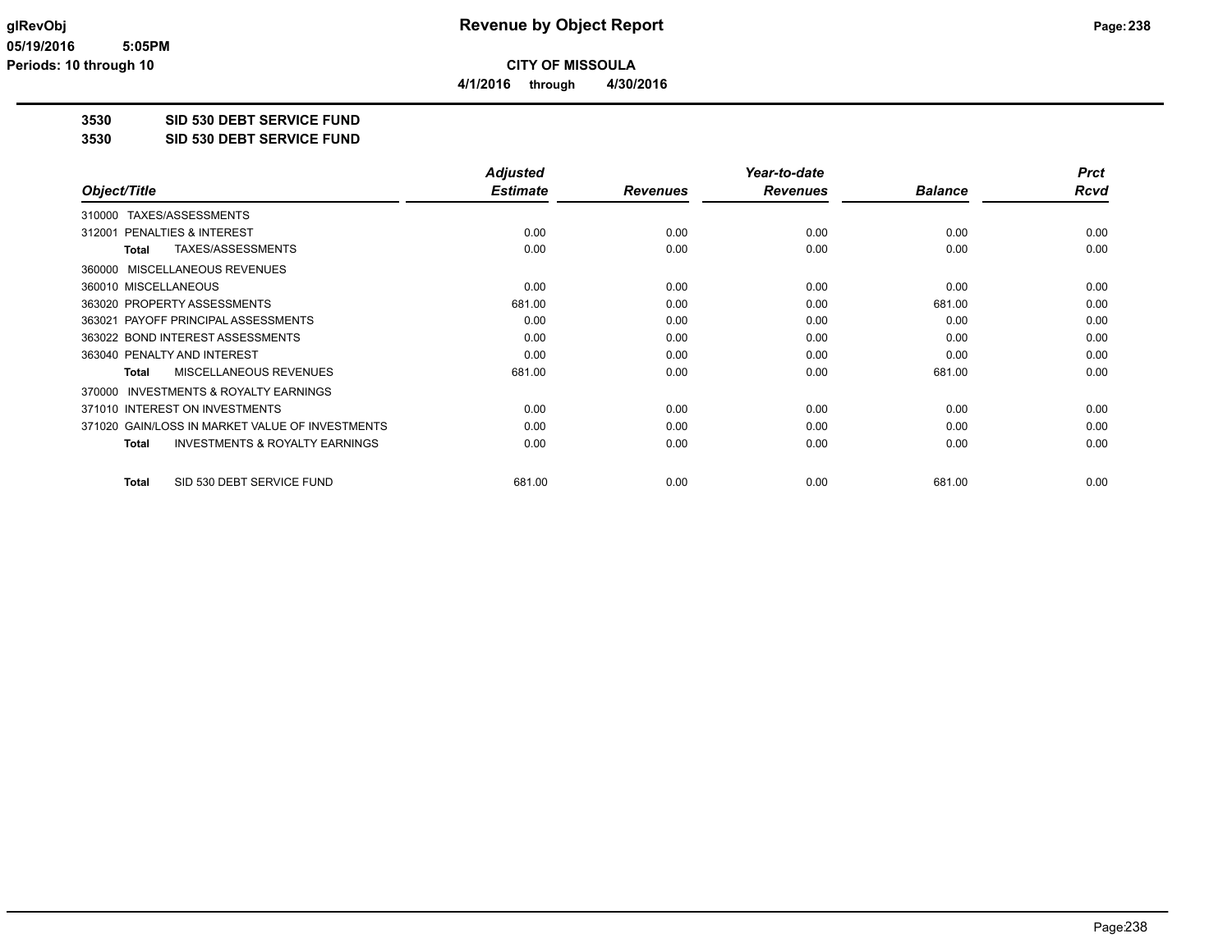# Revenue by Object Report

**CITY OF MISSOULA**

**4/1/2016 through 4/30/2016**

glRevObj
05/19/2016 5:05PM
Periods: 10 through 10

## 3530 SID 530 DEBT SERVICE FUND
## 3530 SID 530 DEBT SERVICE FUND

| Object/Title | Adjusted Estimate | Revenues | Year-to-date Revenues | Balance | Prct Rcvd |
|---|---|---|---|---|---|
| 310000 TAXES/ASSESSMENTS | | | | | |
| 312001 PENALTIES & INTEREST | 0.00 | 0.00 | 0.00 | 0.00 | 0.00 |
| **Total** TAXES/ASSESSMENTS | 0.00 | 0.00 | 0.00 | 0.00 | 0.00 |
| 360000 MISCELLANEOUS REVENUES | | | | | |
| 360010 MISCELLANEOUS | 0.00 | 0.00 | 0.00 | 0.00 | 0.00 |
| 363020 PROPERTY ASSESSMENTS | 681.00 | 0.00 | 0.00 | 681.00 | 0.00 |
| 363021 PAYOFF PRINCIPAL ASSESSMENTS | 0.00 | 0.00 | 0.00 | 0.00 | 0.00 |
| 363022 BOND INTEREST ASSESSMENTS | 0.00 | 0.00 | 0.00 | 0.00 | 0.00 |
| 363040 PENALTY AND INTEREST | 0.00 | 0.00 | 0.00 | 0.00 | 0.00 |
| **Total** MISCELLANEOUS REVENUES | 681.00 | 0.00 | 0.00 | 681.00 | 0.00 |
| 370000 INVESTMENTS & ROYALTY EARNINGS | | | | | |
| 371010 INTEREST ON INVESTMENTS | 0.00 | 0.00 | 0.00 | 0.00 | 0.00 |
| 371020 GAIN/LOSS IN MARKET VALUE OF INVESTMENTS | 0.00 | 0.00 | 0.00 | 0.00 | 0.00 |
| **Total** INVESTMENTS & ROYALTY EARNINGS | 0.00 | 0.00 | 0.00 | 0.00 | 0.00 |
| **Total** SID 530 DEBT SERVICE FUND | 681.00 | 0.00 | 0.00 | 681.00 | 0.00 |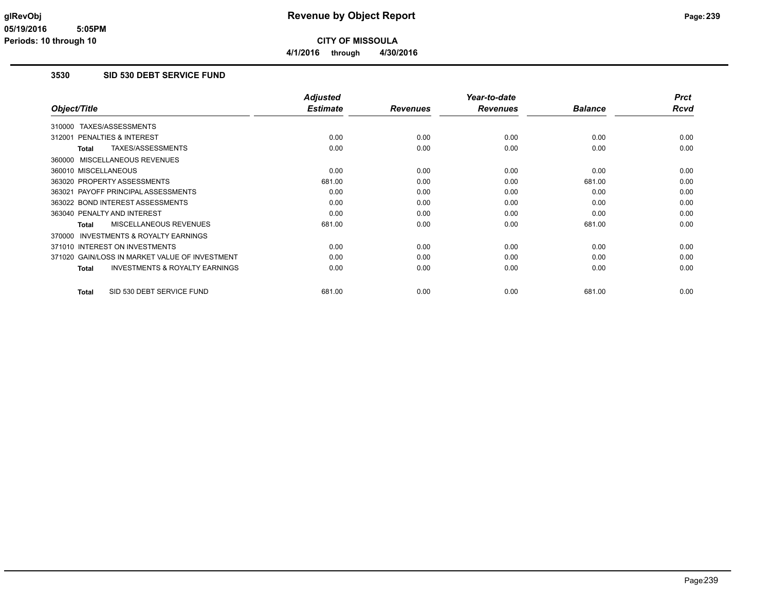**CITY OF MISSOULA**

**4/1/2016 through 4/30/2016**

### 3530 SID 530 DEBT SERVICE FUND

| Object/Title | Adjusted Estimate | Revenues | Year-to-date Revenues | Balance | Prct Rcvd |
|---|---|---|---|---|---|
| 310000 TAXES/ASSESSMENTS | | | | | |
| 312001 PENALTIES & INTEREST | 0.00 | 0.00 | 0.00 | 0.00 | 0.00 |
| **Total** TAXES/ASSESSMENTS | 0.00 | 0.00 | 0.00 | 0.00 | 0.00 |
| 360000 MISCELLANEOUS REVENUES | | | | | |
| 360010 MISCELLANEOUS | 0.00 | 0.00 | 0.00 | 0.00 | 0.00 |
| 363020 PROPERTY ASSESSMENTS | 681.00 | 0.00 | 0.00 | 681.00 | 0.00 |
| 363021 PAYOFF PRINCIPAL ASSESSMENTS | 0.00 | 0.00 | 0.00 | 0.00 | 0.00 |
| 363022 BOND INTEREST ASSESSMENTS | 0.00 | 0.00 | 0.00 | 0.00 | 0.00 |
| 363040 PENALTY AND INTEREST | 0.00 | 0.00 | 0.00 | 0.00 | 0.00 |
| **Total** MISCELLANEOUS REVENUES | 681.00 | 0.00 | 0.00 | 681.00 | 0.00 |
| 370000 INVESTMENTS & ROYALTY EARNINGS | | | | | |
| 371010 INTEREST ON INVESTMENTS | 0.00 | 0.00 | 0.00 | 0.00 | 0.00 |
| 371020 GAIN/LOSS IN MARKET VALUE OF INVESTMENT | 0.00 | 0.00 | 0.00 | 0.00 | 0.00 |
| **Total** INVESTMENTS & ROYALTY EARNINGS | 0.00 | 0.00 | 0.00 | 0.00 | 0.00 |
| **Total** SID 530 DEBT SERVICE FUND | 681.00 | 0.00 | 0.00 | 681.00 | 0.00 |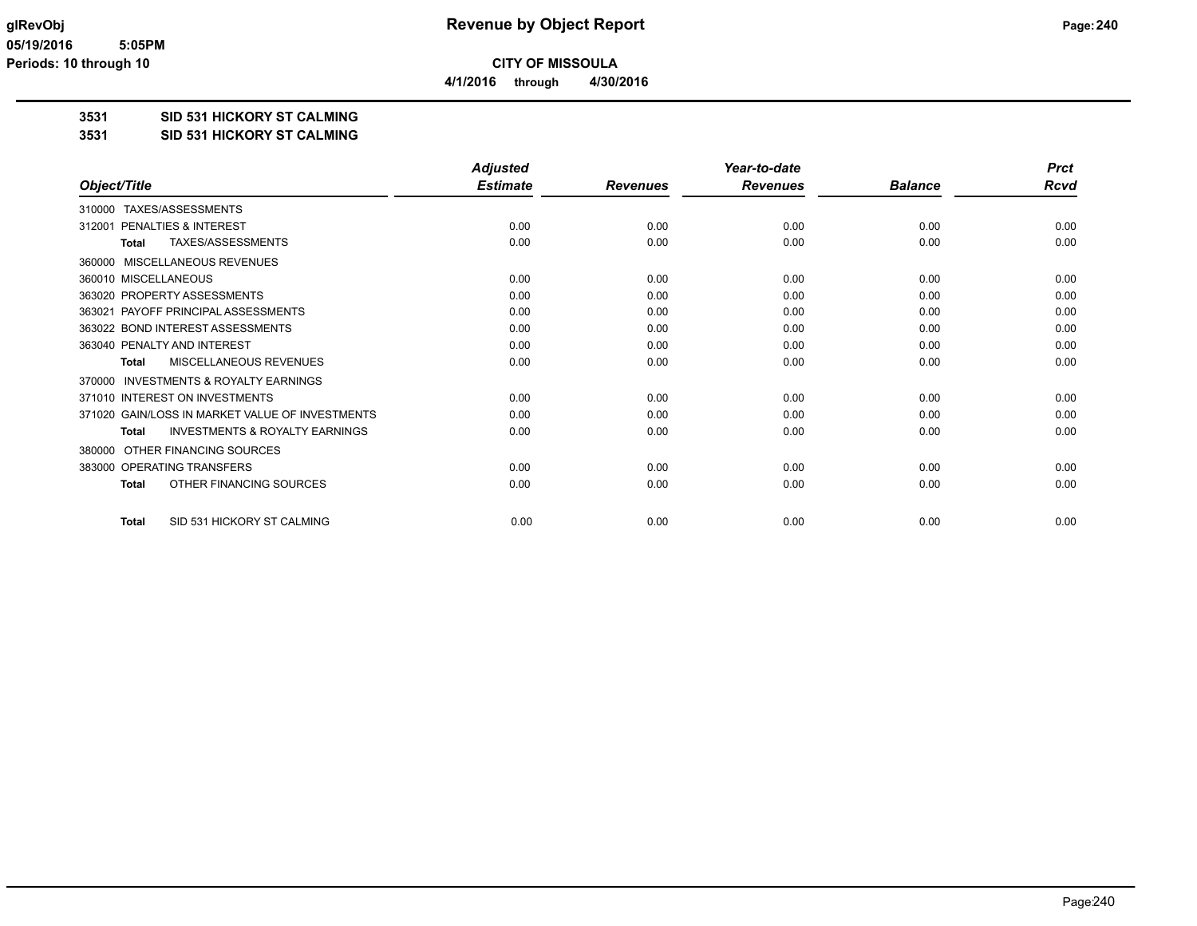# Revenue by Object Report

**glRevObj**
**05/19/2016 5:05PM**
**Periods: 10 through 10**

**CITY OF MISSOULA**
**4/1/2016 through 4/30/2016**

**3531 SID 531 HICKORY ST CALMING**
**3531 SID 531 HICKORY ST CALMING**

| Object/Title | Adjusted Estimate | Revenues | Year-to-date Revenues | Balance | Prct Rcvd |
|---|---|---|---|---|---|
| 310000 TAXES/ASSESSMENTS | | | | | |
| 312001 PENALTIES & INTEREST | 0.00 | 0.00 | 0.00 | 0.00 | 0.00 |
| **Total** TAXES/ASSESSMENTS | 0.00 | 0.00 | 0.00 | 0.00 | 0.00 |
| 360000 MISCELLANEOUS REVENUES | | | | | |
| 360010 MISCELLANEOUS | 0.00 | 0.00 | 0.00 | 0.00 | 0.00 |
| 363020 PROPERTY ASSESSMENTS | 0.00 | 0.00 | 0.00 | 0.00 | 0.00 |
| 363021 PAYOFF PRINCIPAL ASSESSMENTS | 0.00 | 0.00 | 0.00 | 0.00 | 0.00 |
| 363022 BOND INTEREST ASSESSMENTS | 0.00 | 0.00 | 0.00 | 0.00 | 0.00 |
| 363040 PENALTY AND INTEREST | 0.00 | 0.00 | 0.00 | 0.00 | 0.00 |
| **Total** MISCELLANEOUS REVENUES | 0.00 | 0.00 | 0.00 | 0.00 | 0.00 |
| 370000 INVESTMENTS & ROYALTY EARNINGS | | | | | |
| 371010 INTEREST ON INVESTMENTS | 0.00 | 0.00 | 0.00 | 0.00 | 0.00 |
| 371020 GAIN/LOSS IN MARKET VALUE OF INVESTMENTS | 0.00 | 0.00 | 0.00 | 0.00 | 0.00 |
| **Total** INVESTMENTS & ROYALTY EARNINGS | 0.00 | 0.00 | 0.00 | 0.00 | 0.00 |
| 380000 OTHER FINANCING SOURCES | | | | | |
| 383000 OPERATING TRANSFERS | 0.00 | 0.00 | 0.00 | 0.00 | 0.00 |
| **Total** OTHER FINANCING SOURCES | 0.00 | 0.00 | 0.00 | 0.00 | 0.00 |
| **Total** SID 531 HICKORY ST CALMING | 0.00 | 0.00 | 0.00 | 0.00 | 0.00 |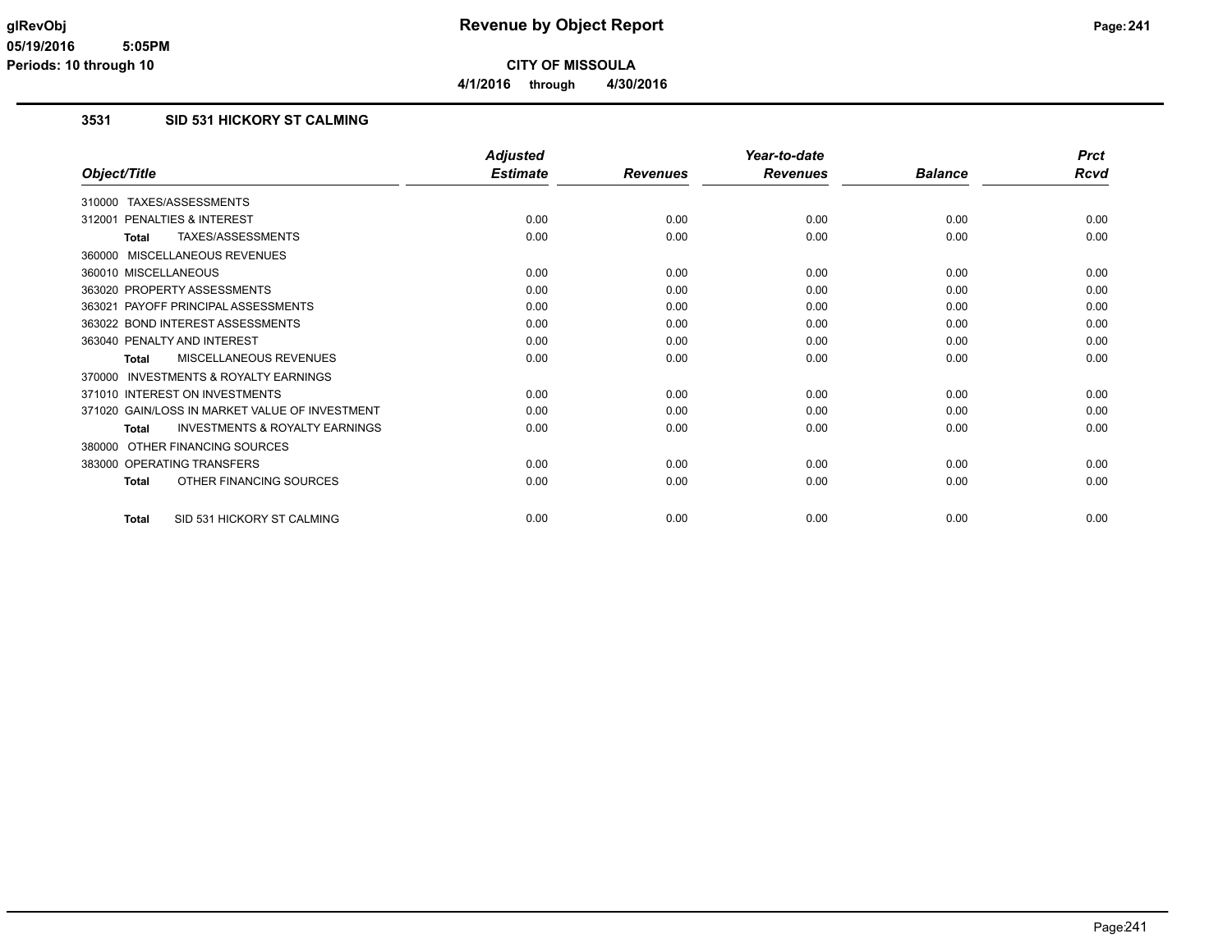# Revenue by Object Report

**CITY OF MISSOULA**

**4/1/2016 through 4/30/2016**

glRevObj
05/19/2016 5:05PM
Periods: 10 through 10

## 3531 SID 531 HICKORY ST CALMING

| Object/Title | Adjusted Estimate | Revenues | Year-to-date Revenues | Balance | Prct Rcvd |
|---|---|---|---|---|---|
| 310000 TAXES/ASSESSMENTS | | | | | |
| 312001 PENALTIES & INTEREST | 0.00 | 0.00 | 0.00 | 0.00 | 0.00 |
| **Total** TAXES/ASSESSMENTS | 0.00 | 0.00 | 0.00 | 0.00 | 0.00 |
| 360000 MISCELLANEOUS REVENUES | | | | | |
| 360010 MISCELLANEOUS | 0.00 | 0.00 | 0.00 | 0.00 | 0.00 |
| 363020 PROPERTY ASSESSMENTS | 0.00 | 0.00 | 0.00 | 0.00 | 0.00 |
| 363021 PAYOFF PRINCIPAL ASSESSMENTS | 0.00 | 0.00 | 0.00 | 0.00 | 0.00 |
| 363022 BOND INTEREST ASSESSMENTS | 0.00 | 0.00 | 0.00 | 0.00 | 0.00 |
| 363040 PENALTY AND INTEREST | 0.00 | 0.00 | 0.00 | 0.00 | 0.00 |
| **Total** MISCELLANEOUS REVENUES | 0.00 | 0.00 | 0.00 | 0.00 | 0.00 |
| 370000 INVESTMENTS & ROYALTY EARNINGS | | | | | |
| 371010 INTEREST ON INVESTMENTS | 0.00 | 0.00 | 0.00 | 0.00 | 0.00 |
| 371020 GAIN/LOSS IN MARKET VALUE OF INVESTMENT | 0.00 | 0.00 | 0.00 | 0.00 | 0.00 |
| **Total** INVESTMENTS & ROYALTY EARNINGS | 0.00 | 0.00 | 0.00 | 0.00 | 0.00 |
| 380000 OTHER FINANCING SOURCES | | | | | |
| 383000 OPERATING TRANSFERS | 0.00 | 0.00 | 0.00 | 0.00 | 0.00 |
| **Total** OTHER FINANCING SOURCES | 0.00 | 0.00 | 0.00 | 0.00 | 0.00 |
| **Total** SID 531 HICKORY ST CALMING | 0.00 | 0.00 | 0.00 | 0.00 | 0.00 |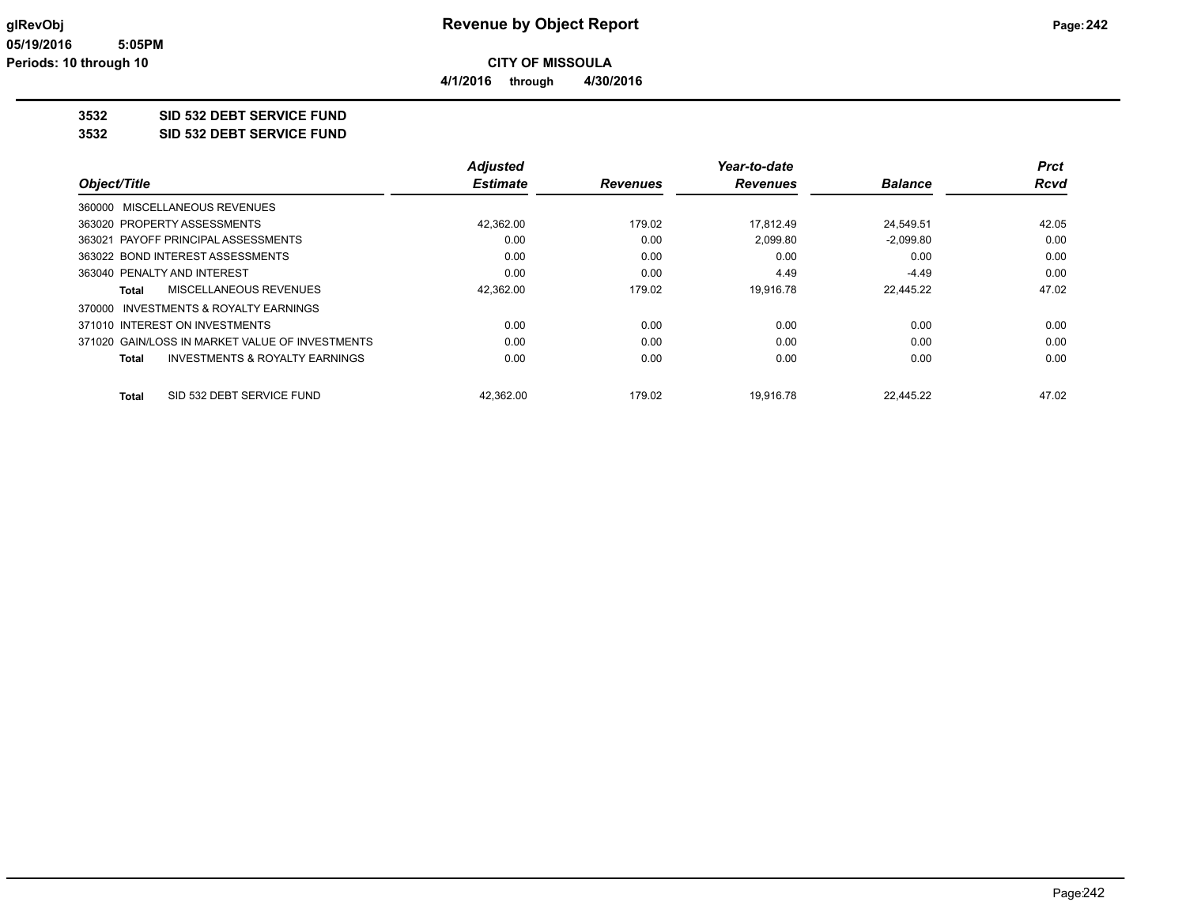**glRevObj**
**05/19/2016 5:05PM**
**Periods: 10 through 10**

# Revenue by Object Report

**CITY OF MISSOULA**

**4/1/2016 through 4/30/2016**

**3532 SID 532 DEBT SERVICE FUND**
**3532 SID 532 DEBT SERVICE FUND**

| Object/Title | Adjusted Estimate | Revenues | Year-to-date Revenues | Balance | Prct Rcvd |
|---|---|---|---|---|---|
| 360000 MISCELLANEOUS REVENUES | | | | | |
| 363020 PROPERTY ASSESSMENTS | 42,362.00 | 179.02 | 17,812.49 | 24,549.51 | 42.05 |
| 363021 PAYOFF PRINCIPAL ASSESSMENTS | 0.00 | 0.00 | 2,099.80 | -2,099.80 | 0.00 |
| 363022 BOND INTEREST ASSESSMENTS | 0.00 | 0.00 | 0.00 | 0.00 | 0.00 |
| 363040 PENALTY AND INTEREST | 0.00 | 0.00 | 4.49 | -4.49 | 0.00 |
| **Total** MISCELLANEOUS REVENUES | 42,362.00 | 179.02 | 19,916.78 | 22,445.22 | 47.02 |
| 370000 INVESTMENTS & ROYALTY EARNINGS | | | | | |
| 371010 INTEREST ON INVESTMENTS | 0.00 | 0.00 | 0.00 | 0.00 | 0.00 |
| 371020 GAIN/LOSS IN MARKET VALUE OF INVESTMENTS | 0.00 | 0.00 | 0.00 | 0.00 | 0.00 |
| **Total** INVESTMENTS & ROYALTY EARNINGS | 0.00 | 0.00 | 0.00 | 0.00 | 0.00 |
| **Total** SID 532 DEBT SERVICE FUND | 42,362.00 | 179.02 | 19,916.78 | 22,445.22 | 47.02 |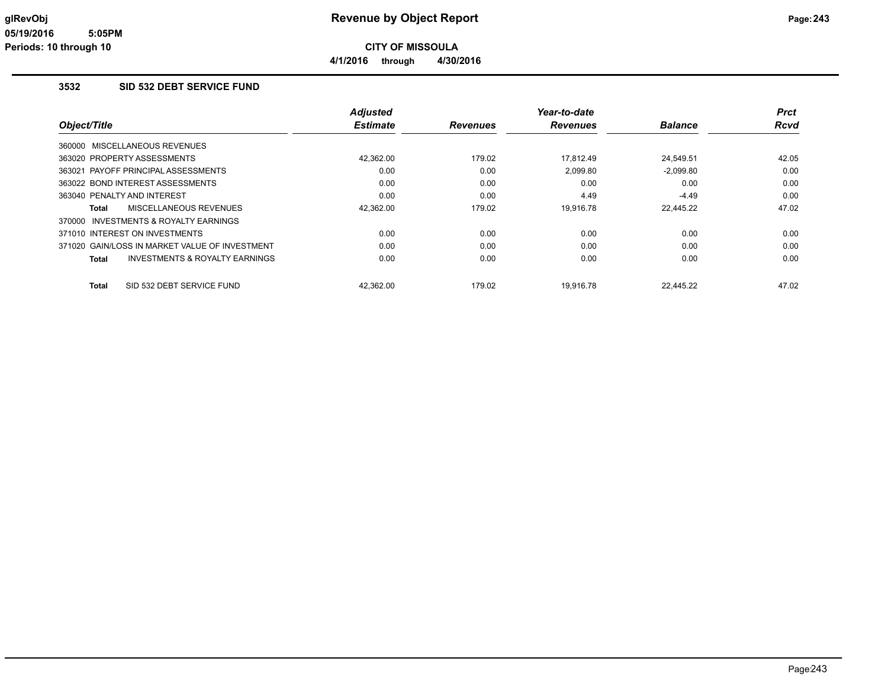# Revenue by Object Report

**CITY OF MISSOULA**

**4/1/2016 through 4/30/2016**

glRevObj
05/19/2016 5:05PM
Periods: 10 through 10

## 3532 SID 532 DEBT SERVICE FUND

| Object/Title | Adjusted Estimate | Revenues | Year-to-date Revenues | Balance | Prct Rcvd |
|---|---|---|---|---|---|
| 360000 MISCELLANEOUS REVENUES | | | | | |
| 363020 PROPERTY ASSESSMENTS | 42,362.00 | 179.02 | 17,812.49 | 24,549.51 | 42.05 |
| 363021 PAYOFF PRINCIPAL ASSESSMENTS | 0.00 | 0.00 | 2,099.80 | -2,099.80 | 0.00 |
| 363022 BOND INTEREST ASSESSMENTS | 0.00 | 0.00 | 0.00 | 0.00 | 0.00 |
| 363040 PENALTY AND INTEREST | 0.00 | 0.00 | 4.49 | -4.49 | 0.00 |
| **Total** MISCELLANEOUS REVENUES | 42,362.00 | 179.02 | 19,916.78 | 22,445.22 | 47.02 |
| 370000 INVESTMENTS & ROYALTY EARNINGS | | | | | |
| 371010 INTEREST ON INVESTMENTS | 0.00 | 0.00 | 0.00 | 0.00 | 0.00 |
| 371020 GAIN/LOSS IN MARKET VALUE OF INVESTMENT | 0.00 | 0.00 | 0.00 | 0.00 | 0.00 |
| **Total** INVESTMENTS & ROYALTY EARNINGS | 0.00 | 0.00 | 0.00 | 0.00 | 0.00 |
| **Total** SID 532 DEBT SERVICE FUND | 42,362.00 | 179.02 | 19,916.78 | 22,445.22 | 47.02 |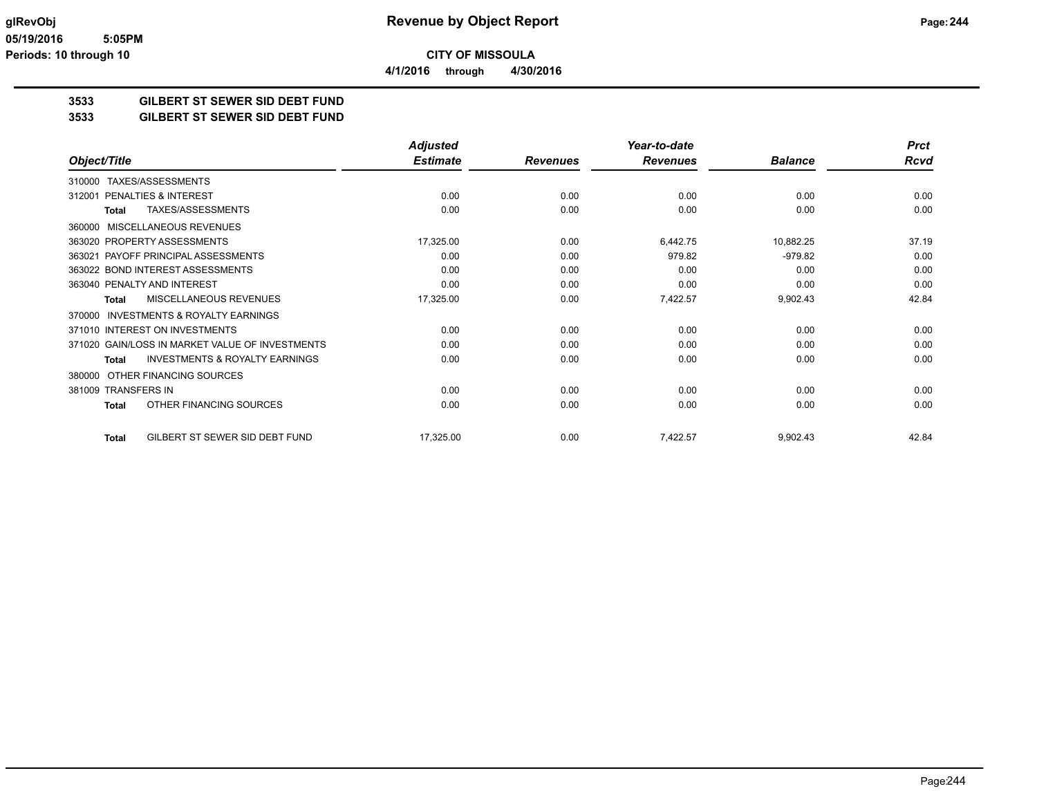# Revenue by Object Report

**CITY OF MISSOULA**

**4/1/2016 through 4/30/2016**

glRevObj
05/19/2016 5:05PM
Periods: 10 through 10

## 3533 GILBERT ST SEWER SID DEBT FUND
## 3533 GILBERT ST SEWER SID DEBT FUND

| Object/Title | Adjusted Estimate | Revenues | Year-to-date Revenues | Balance | Prct Rcvd |
|---|---|---|---|---|---|
| 310000 TAXES/ASSESSMENTS | | | | | |
| 312001 PENALTIES & INTEREST | 0.00 | 0.00 | 0.00 | 0.00 | 0.00 |
| **Total** TAXES/ASSESSMENTS | 0.00 | 0.00 | 0.00 | 0.00 | 0.00 |
| 360000 MISCELLANEOUS REVENUES | | | | | |
| 363020 PROPERTY ASSESSMENTS | 17,325.00 | 0.00 | 6,442.75 | 10,882.25 | 37.19 |
| 363021 PAYOFF PRINCIPAL ASSESSMENTS | 0.00 | 0.00 | 979.82 | -979.82 | 0.00 |
| 363022 BOND INTEREST ASSESSMENTS | 0.00 | 0.00 | 0.00 | 0.00 | 0.00 |
| 363040 PENALTY AND INTEREST | 0.00 | 0.00 | 0.00 | 0.00 | 0.00 |
| **Total** MISCELLANEOUS REVENUES | 17,325.00 | 0.00 | 7,422.57 | 9,902.43 | 42.84 |
| 370000 INVESTMENTS & ROYALTY EARNINGS | | | | | |
| 371010 INTEREST ON INVESTMENTS | 0.00 | 0.00 | 0.00 | 0.00 | 0.00 |
| 371020 GAIN/LOSS IN MARKET VALUE OF INVESTMENTS | 0.00 | 0.00 | 0.00 | 0.00 | 0.00 |
| **Total** INVESTMENTS & ROYALTY EARNINGS | 0.00 | 0.00 | 0.00 | 0.00 | 0.00 |
| 380000 OTHER FINANCING SOURCES | | | | | |
| 381009 TRANSFERS IN | 0.00 | 0.00 | 0.00 | 0.00 | 0.00 |
| **Total** OTHER FINANCING SOURCES | 0.00 | 0.00 | 0.00 | 0.00 | 0.00 |
| **Total** GILBERT ST SEWER SID DEBT FUND | 17,325.00 | 0.00 | 7,422.57 | 9,902.43 | 42.84 |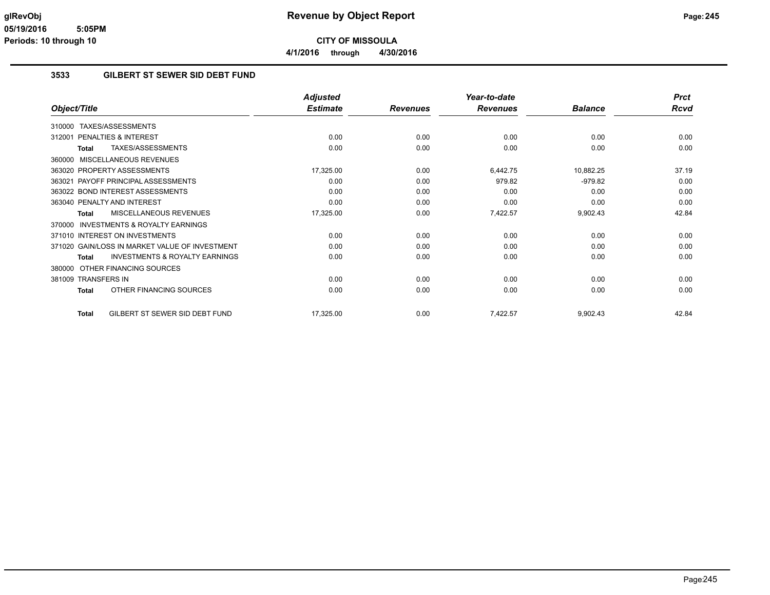# Revenue by Object Report

**CITY OF MISSOULA**

**4/1/2016 through 4/30/2016**

glRevObj
05/19/2016 5:05PM
Periods: 10 through 10

## 3533 GILBERT ST SEWER SID DEBT FUND

| Object/Title | Adjusted Estimate | Revenues | Year-to-date Revenues | Balance | Prct Rcvd |
|---|---|---|---|---|---|
| 310000 TAXES/ASSESSMENTS | | | | | |
| 312001 PENALTIES & INTEREST | 0.00 | 0.00 | 0.00 | 0.00 | 0.00 |
| **Total** TAXES/ASSESSMENTS | 0.00 | 0.00 | 0.00 | 0.00 | 0.00 |
| 360000 MISCELLANEOUS REVENUES | | | | | |
| 363020 PROPERTY ASSESSMENTS | 17,325.00 | 0.00 | 6,442.75 | 10,882.25 | 37.19 |
| 363021 PAYOFF PRINCIPAL ASSESSMENTS | 0.00 | 0.00 | 979.82 | -979.82 | 0.00 |
| 363022 BOND INTEREST ASSESSMENTS | 0.00 | 0.00 | 0.00 | 0.00 | 0.00 |
| 363040 PENALTY AND INTEREST | 0.00 | 0.00 | 0.00 | 0.00 | 0.00 |
| **Total** MISCELLANEOUS REVENUES | 17,325.00 | 0.00 | 7,422.57 | 9,902.43 | 42.84 |
| 370000 INVESTMENTS & ROYALTY EARNINGS | | | | | |
| 371010 INTEREST ON INVESTMENTS | 0.00 | 0.00 | 0.00 | 0.00 | 0.00 |
| 371020 GAIN/LOSS IN MARKET VALUE OF INVESTMENT | 0.00 | 0.00 | 0.00 | 0.00 | 0.00 |
| **Total** INVESTMENTS & ROYALTY EARNINGS | 0.00 | 0.00 | 0.00 | 0.00 | 0.00 |
| 380000 OTHER FINANCING SOURCES | | | | | |
| 381009 TRANSFERS IN | 0.00 | 0.00 | 0.00 | 0.00 | 0.00 |
| **Total** OTHER FINANCING SOURCES | 0.00 | 0.00 | 0.00 | 0.00 | 0.00 |
| **Total** GILBERT ST SEWER SID DEBT FUND | 17,325.00 | 0.00 | 7,422.57 | 9,902.43 | 42.84 |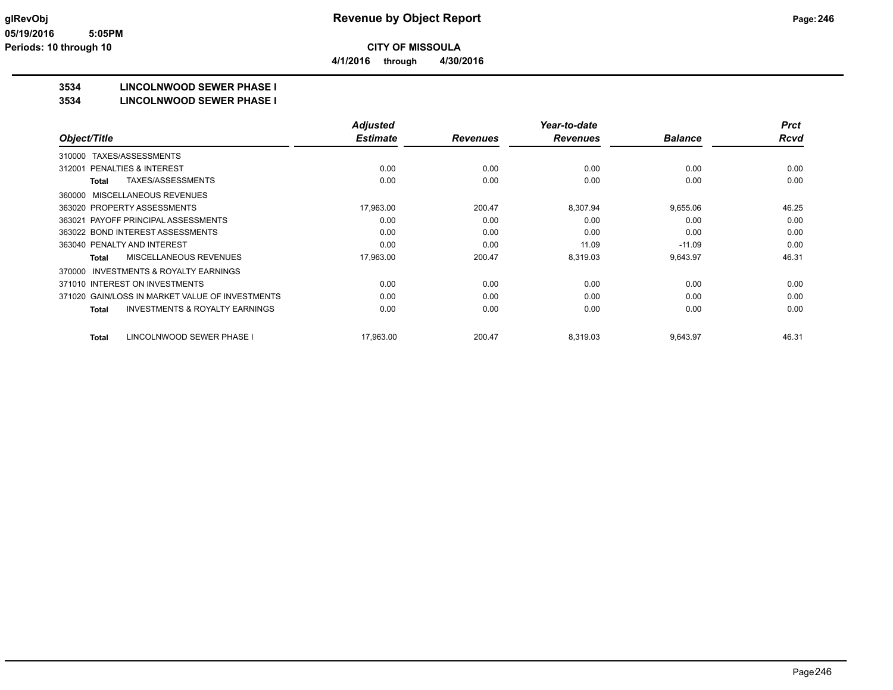# Revenue by Object Report

**CITY OF MISSOULA**

**4/1/2016 through 4/30/2016**

glRevObj
05/19/2016 5:05PM
Periods: 10 through 10

## 3534 LINCOLNWOOD SEWER PHASE I
## 3534 LINCOLNWOOD SEWER PHASE I

| Object/Title | Adjusted Estimate | Revenues | Year-to-date Revenues | Balance | Prct Rcvd |
|---|---|---|---|---|---|
| 310000 TAXES/ASSESSMENTS | | | | | |
| 312001 PENALTIES & INTEREST | 0.00 | 0.00 | 0.00 | 0.00 | 0.00 |
| **Total** TAXES/ASSESSMENTS | 0.00 | 0.00 | 0.00 | 0.00 | 0.00 |
| 360000 MISCELLANEOUS REVENUES | | | | | |
| 363020 PROPERTY ASSESSMENTS | 17,963.00 | 200.47 | 8,307.94 | 9,655.06 | 46.25 |
| 363021 PAYOFF PRINCIPAL ASSESSMENTS | 0.00 | 0.00 | 0.00 | 0.00 | 0.00 |
| 363022 BOND INTEREST ASSESSMENTS | 0.00 | 0.00 | 0.00 | 0.00 | 0.00 |
| 363040 PENALTY AND INTEREST | 0.00 | 0.00 | 11.09 | -11.09 | 0.00 |
| **Total** MISCELLANEOUS REVENUES | 17,963.00 | 200.47 | 8,319.03 | 9,643.97 | 46.31 |
| 370000 INVESTMENTS & ROYALTY EARNINGS | | | | | |
| 371010 INTEREST ON INVESTMENTS | 0.00 | 0.00 | 0.00 | 0.00 | 0.00 |
| 371020 GAIN/LOSS IN MARKET VALUE OF INVESTMENTS | 0.00 | 0.00 | 0.00 | 0.00 | 0.00 |
| **Total** INVESTMENTS & ROYALTY EARNINGS | 0.00 | 0.00 | 0.00 | 0.00 | 0.00 |
| **Total** LINCOLNWOOD SEWER PHASE I | 17,963.00 | 200.47 | 8,319.03 | 9,643.97 | 46.31 |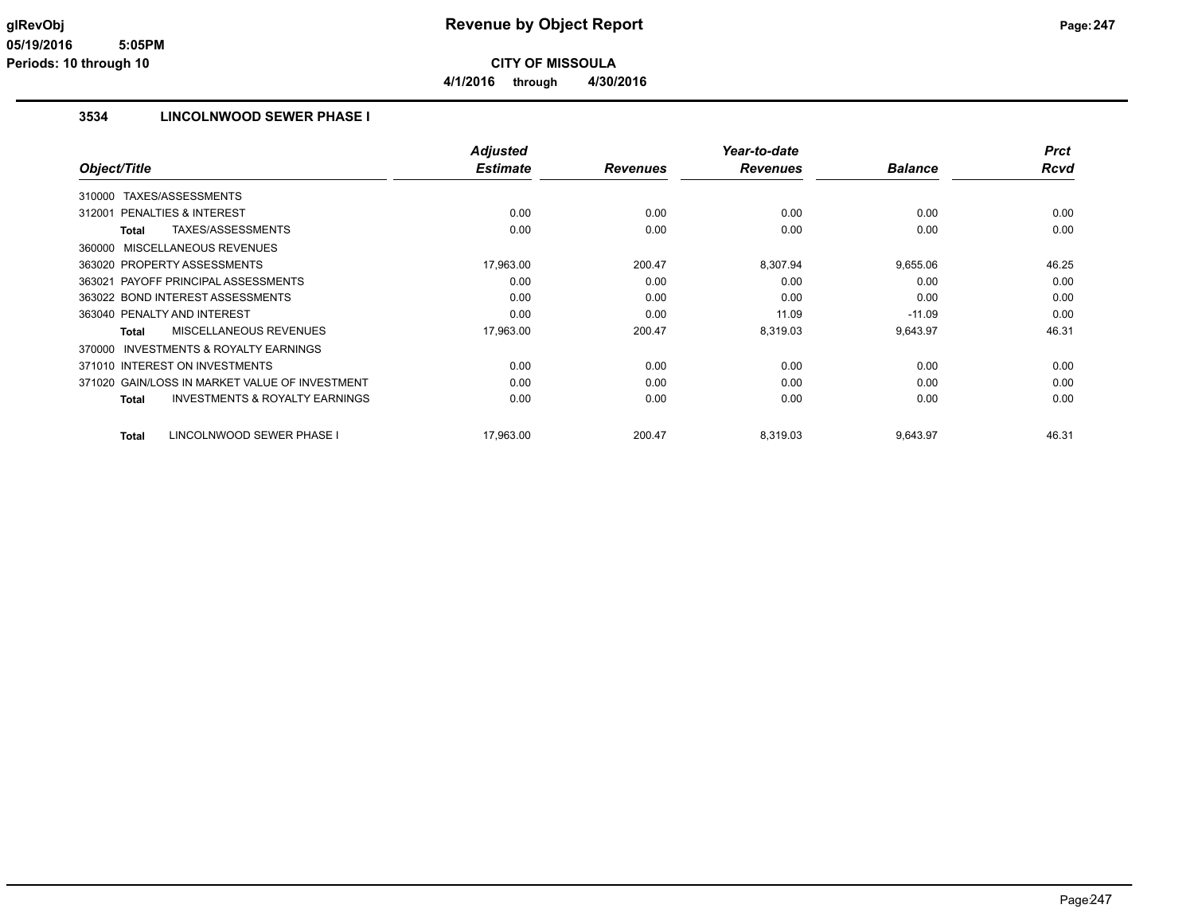# Revenue by Object Report

**CITY OF MISSOULA**

**4/1/2016 through 4/30/2016**

### 3534 LINCOLNWOOD SEWER PHASE I

| Object/Title | Adjusted Estimate | Revenues | Year-to-date Revenues | Balance | Prct Rcvd |
|---|---|---|---|---|---|
| 310000 TAXES/ASSESSMENTS | | | | | |
| 312001 PENALTIES & INTEREST | 0.00 | 0.00 | 0.00 | 0.00 | 0.00 |
| **Total** TAXES/ASSESSMENTS | 0.00 | 0.00 | 0.00 | 0.00 | 0.00 |
| 360000 MISCELLANEOUS REVENUES | | | | | |
| 363020 PROPERTY ASSESSMENTS | 17,963.00 | 200.47 | 8,307.94 | 9,655.06 | 46.25 |
| 363021 PAYOFF PRINCIPAL ASSESSMENTS | 0.00 | 0.00 | 0.00 | 0.00 | 0.00 |
| 363022 BOND INTEREST ASSESSMENTS | 0.00 | 0.00 | 0.00 | 0.00 | 0.00 |
| 363040 PENALTY AND INTEREST | 0.00 | 0.00 | 11.09 | -11.09 | 0.00 |
| **Total** MISCELLANEOUS REVENUES | 17,963.00 | 200.47 | 8,319.03 | 9,643.97 | 46.31 |
| 370000 INVESTMENTS & ROYALTY EARNINGS | | | | | |
| 371010 INTEREST ON INVESTMENTS | 0.00 | 0.00 | 0.00 | 0.00 | 0.00 |
| 371020 GAIN/LOSS IN MARKET VALUE OF INVESTMENT | 0.00 | 0.00 | 0.00 | 0.00 | 0.00 |
| **Total** INVESTMENTS & ROYALTY EARNINGS | 0.00 | 0.00 | 0.00 | 0.00 | 0.00 |
| **Total** LINCOLNWOOD SEWER PHASE I | 17,963.00 | 200.47 | 8,319.03 | 9,643.97 | 46.31 |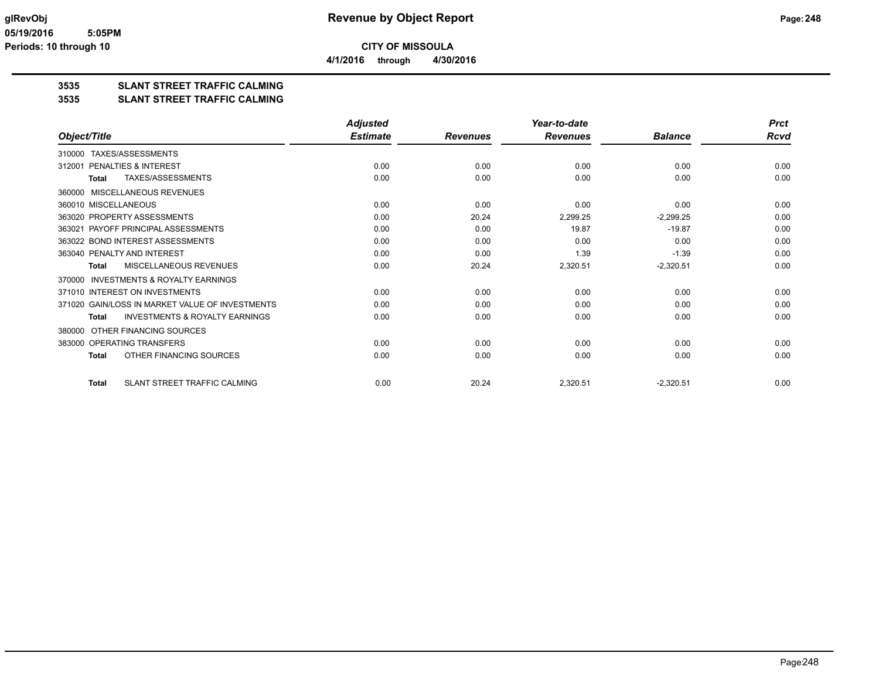# Revenue by Object Report

**CITY OF MISSOULA**

**4/1/2016 through 4/30/2016**

glRevObj
05/19/2016 5:05PM
Periods: 10 through 10

## 3535 SLANT STREET TRAFFIC CALMING
## 3535 SLANT STREET TRAFFIC CALMING

| Object/Title | Adjusted Estimate | Revenues | Year-to-date Revenues | Balance | Prct Rcvd |
|---|---|---|---|---|---|
| 310000 TAXES/ASSESSMENTS | | | | | |
| 312001 PENALTIES & INTEREST | 0.00 | 0.00 | 0.00 | 0.00 | 0.00 |
| **Total** TAXES/ASSESSMENTS | 0.00 | 0.00 | 0.00 | 0.00 | 0.00 |
| 360000 MISCELLANEOUS REVENUES | | | | | |
| 360010 MISCELLANEOUS | 0.00 | 0.00 | 0.00 | 0.00 | 0.00 |
| 363020 PROPERTY ASSESSMENTS | 0.00 | 20.24 | 2,299.25 | -2,299.25 | 0.00 |
| 363021 PAYOFF PRINCIPAL ASSESSMENTS | 0.00 | 0.00 | 19.87 | -19.87 | 0.00 |
| 363022 BOND INTEREST ASSESSMENTS | 0.00 | 0.00 | 0.00 | 0.00 | 0.00 |
| 363040 PENALTY AND INTEREST | 0.00 | 0.00 | 1.39 | -1.39 | 0.00 |
| **Total** MISCELLANEOUS REVENUES | 0.00 | 20.24 | 2,320.51 | -2,320.51 | 0.00 |
| 370000 INVESTMENTS & ROYALTY EARNINGS | | | | | |
| 371010 INTEREST ON INVESTMENTS | 0.00 | 0.00 | 0.00 | 0.00 | 0.00 |
| 371020 GAIN/LOSS IN MARKET VALUE OF INVESTMENTS | 0.00 | 0.00 | 0.00 | 0.00 | 0.00 |
| **Total** INVESTMENTS & ROYALTY EARNINGS | 0.00 | 0.00 | 0.00 | 0.00 | 0.00 |
| 380000 OTHER FINANCING SOURCES | | | | | |
| 383000 OPERATING TRANSFERS | 0.00 | 0.00 | 0.00 | 0.00 | 0.00 |
| **Total** OTHER FINANCING SOURCES | 0.00 | 0.00 | 0.00 | 0.00 | 0.00 |
| **Total** SLANT STREET TRAFFIC CALMING | 0.00 | 20.24 | 2,320.51 | -2,320.51 | 0.00 |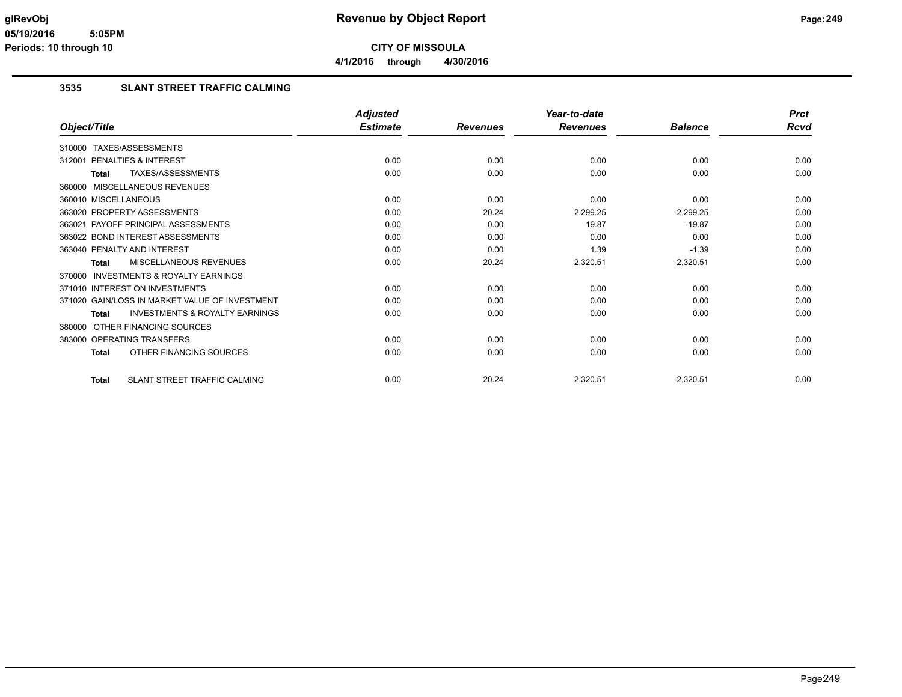# Revenue by Object Report

glRevObj
05/19/2016 5:05PM
Periods: 10 through 10

**CITY OF MISSOULA**

**4/1/2016 through 4/30/2016**

## 3535 SLANT STREET TRAFFIC CALMING

| Object/Title | Adjusted Estimate | Revenues | Year-to-date Revenues | Balance | Prct Rcvd |
|---|---|---|---|---|---|
| 310000 TAXES/ASSESSMENTS | | | | | |
| 312001 PENALTIES & INTEREST | 0.00 | 0.00 | 0.00 | 0.00 | 0.00 |
| **Total** TAXES/ASSESSMENTS | 0.00 | 0.00 | 0.00 | 0.00 | 0.00 |
| 360000 MISCELLANEOUS REVENUES | | | | | |
| 360010 MISCELLANEOUS | 0.00 | 0.00 | 0.00 | 0.00 | 0.00 |
| 363020 PROPERTY ASSESSMENTS | 0.00 | 20.24 | 2,299.25 | -2,299.25 | 0.00 |
| 363021 PAYOFF PRINCIPAL ASSESSMENTS | 0.00 | 0.00 | 19.87 | -19.87 | 0.00 |
| 363022 BOND INTEREST ASSESSMENTS | 0.00 | 0.00 | 0.00 | 0.00 | 0.00 |
| 363040 PENALTY AND INTEREST | 0.00 | 0.00 | 1.39 | -1.39 | 0.00 |
| **Total** MISCELLANEOUS REVENUES | 0.00 | 20.24 | 2,320.51 | -2,320.51 | 0.00 |
| 370000 INVESTMENTS & ROYALTY EARNINGS | | | | | |
| 371010 INTEREST ON INVESTMENTS | 0.00 | 0.00 | 0.00 | 0.00 | 0.00 |
| 371020 GAIN/LOSS IN MARKET VALUE OF INVESTMENT | 0.00 | 0.00 | 0.00 | 0.00 | 0.00 |
| **Total** INVESTMENTS & ROYALTY EARNINGS | 0.00 | 0.00 | 0.00 | 0.00 | 0.00 |
| 380000 OTHER FINANCING SOURCES | | | | | |
| 383000 OPERATING TRANSFERS | 0.00 | 0.00 | 0.00 | 0.00 | 0.00 |
| **Total** OTHER FINANCING SOURCES | 0.00 | 0.00 | 0.00 | 0.00 | 0.00 |
| **Total** SLANT STREET TRAFFIC CALMING | 0.00 | 20.24 | 2,320.51 | -2,320.51 | 0.00 |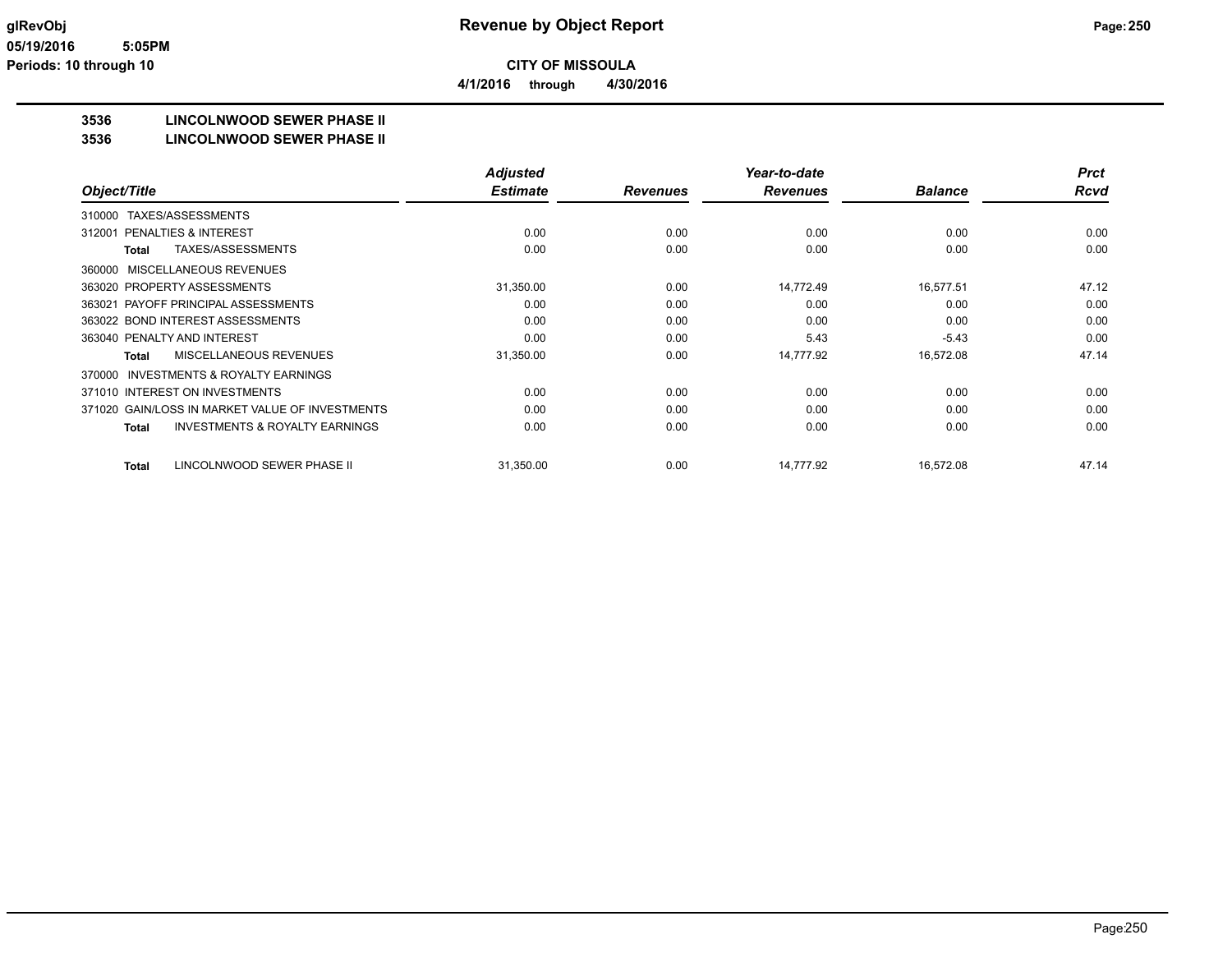# Revenue by Object Report

**CITY OF MISSOULA**

**4/1/2016 through 4/30/2016**

glRevObj
05/19/2016 5:05PM
Periods: 10 through 10

## 3536 LINCOLNWOOD SEWER PHASE II
## 3536 LINCOLNWOOD SEWER PHASE II

| Object/Title | Adjusted Estimate | Revenues | Year-to-date Revenues | Balance | Prct Rcvd |
|---|---|---|---|---|---|
| 310000 TAXES/ASSESSMENTS | | | | | |
| 312001 PENALTIES & INTEREST | 0.00 | 0.00 | 0.00 | 0.00 | 0.00 |
| **Total** TAXES/ASSESSMENTS | 0.00 | 0.00 | 0.00 | 0.00 | 0.00 |
| 360000 MISCELLANEOUS REVENUES | | | | | |
| 363020 PROPERTY ASSESSMENTS | 31,350.00 | 0.00 | 14,772.49 | 16,577.51 | 47.12 |
| 363021 PAYOFF PRINCIPAL ASSESSMENTS | 0.00 | 0.00 | 0.00 | 0.00 | 0.00 |
| 363022 BOND INTEREST ASSESSMENTS | 0.00 | 0.00 | 0.00 | 0.00 | 0.00 |
| 363040 PENALTY AND INTEREST | 0.00 | 0.00 | 5.43 | -5.43 | 0.00 |
| **Total** MISCELLANEOUS REVENUES | 31,350.00 | 0.00 | 14,777.92 | 16,572.08 | 47.14 |
| 370000 INVESTMENTS & ROYALTY EARNINGS | | | | | |
| 371010 INTEREST ON INVESTMENTS | 0.00 | 0.00 | 0.00 | 0.00 | 0.00 |
| 371020 GAIN/LOSS IN MARKET VALUE OF INVESTMENTS | 0.00 | 0.00 | 0.00 | 0.00 | 0.00 |
| **Total** INVESTMENTS & ROYALTY EARNINGS | 0.00 | 0.00 | 0.00 | 0.00 | 0.00 |
| **Total** LINCOLNWOOD SEWER PHASE II | 31,350.00 | 0.00 | 14,777.92 | 16,572.08 | 47.14 |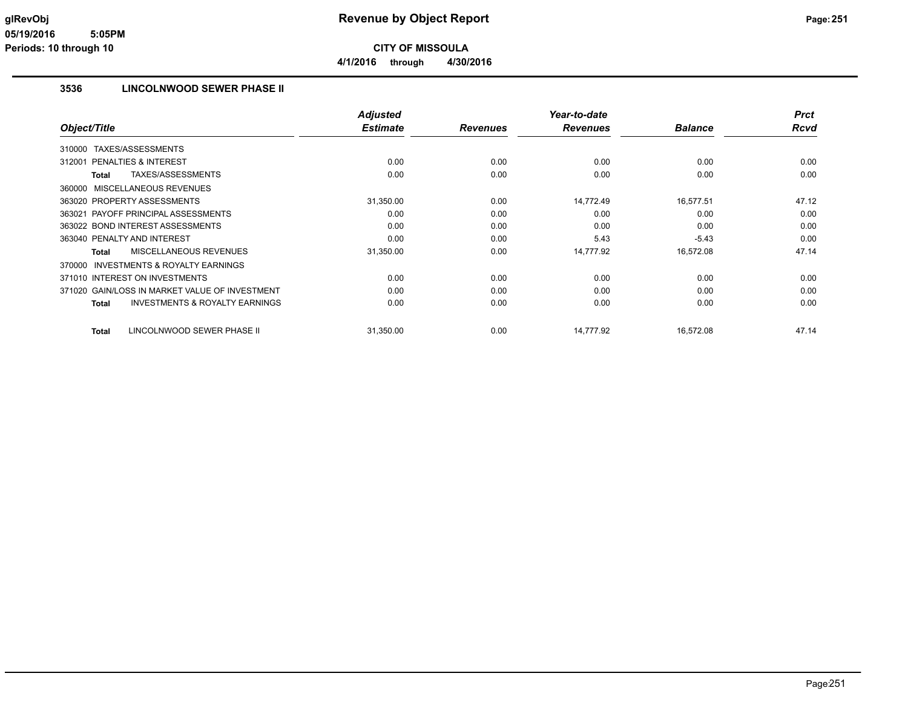**Revenue by Object Report**

**CITY OF MISSOULA**

**4/1/2016 through 4/30/2016**

glRevObj
05/19/2016 5:05PM
Periods: 10 through 10

## 3536 LINCOLNWOOD SEWER PHASE II

| Object/Title | Adjusted Estimate | Revenues | Year-to-date Revenues | Balance | Prct Rcvd |
|---|---|---|---|---|---|
| 310000 TAXES/ASSESSMENTS | | | | | |
| 312001 PENALTIES & INTEREST | 0.00 | 0.00 | 0.00 | 0.00 | 0.00 |
| **Total** TAXES/ASSESSMENTS | 0.00 | 0.00 | 0.00 | 0.00 | 0.00 |
| 360000 MISCELLANEOUS REVENUES | | | | | |
| 363020 PROPERTY ASSESSMENTS | 31,350.00 | 0.00 | 14,772.49 | 16,577.51 | 47.12 |
| 363021 PAYOFF PRINCIPAL ASSESSMENTS | 0.00 | 0.00 | 0.00 | 0.00 | 0.00 |
| 363022 BOND INTEREST ASSESSMENTS | 0.00 | 0.00 | 0.00 | 0.00 | 0.00 |
| 363040 PENALTY AND INTEREST | 0.00 | 0.00 | 5.43 | -5.43 | 0.00 |
| **Total** MISCELLANEOUS REVENUES | 31,350.00 | 0.00 | 14,777.92 | 16,572.08 | 47.14 |
| 370000 INVESTMENTS & ROYALTY EARNINGS | | | | | |
| 371010 INTEREST ON INVESTMENTS | 0.00 | 0.00 | 0.00 | 0.00 | 0.00 |
| 371020 GAIN/LOSS IN MARKET VALUE OF INVESTMENT | 0.00 | 0.00 | 0.00 | 0.00 | 0.00 |
| **Total** INVESTMENTS & ROYALTY EARNINGS | 0.00 | 0.00 | 0.00 | 0.00 | 0.00 |
| **Total** LINCOLNWOOD SEWER PHASE II | 31,350.00 | 0.00 | 14,777.92 | 16,572.08 | 47.14 |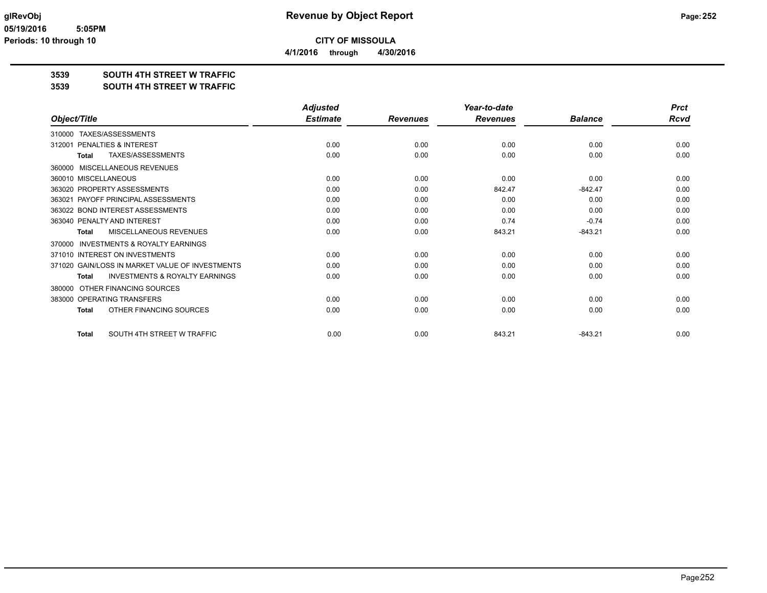# Revenue by Object Report

glRevObj
05/19/2016 5:05PM
Periods: 10 through 10

**CITY OF MISSOULA**

**4/1/2016 through 4/30/2016**

## 3539 SOUTH 4TH STREET W TRAFFIC
## 3539 SOUTH 4TH STREET W TRAFFIC

| Object/Title | Adjusted Estimate | Revenues | Year-to-date Revenues | Balance | Prct Rcvd |
|---|---|---|---|---|---|
| 310000 TAXES/ASSESSMENTS | | | | | |
| 312001 PENALTIES & INTEREST | 0.00 | 0.00 | 0.00 | 0.00 | 0.00 |
| **Total** TAXES/ASSESSMENTS | 0.00 | 0.00 | 0.00 | 0.00 | 0.00 |
| 360000 MISCELLANEOUS REVENUES | | | | | |
| 360010 MISCELLANEOUS | 0.00 | 0.00 | 0.00 | 0.00 | 0.00 |
| 363020 PROPERTY ASSESSMENTS | 0.00 | 0.00 | 842.47 | -842.47 | 0.00 |
| 363021 PAYOFF PRINCIPAL ASSESSMENTS | 0.00 | 0.00 | 0.00 | 0.00 | 0.00 |
| 363022 BOND INTEREST ASSESSMENTS | 0.00 | 0.00 | 0.00 | 0.00 | 0.00 |
| 363040 PENALTY AND INTEREST | 0.00 | 0.00 | 0.74 | -0.74 | 0.00 |
| **Total** MISCELLANEOUS REVENUES | 0.00 | 0.00 | 843.21 | -843.21 | 0.00 |
| 370000 INVESTMENTS & ROYALTY EARNINGS | | | | | |
| 371010 INTEREST ON INVESTMENTS | 0.00 | 0.00 | 0.00 | 0.00 | 0.00 |
| 371020 GAIN/LOSS IN MARKET VALUE OF INVESTMENTS | 0.00 | 0.00 | 0.00 | 0.00 | 0.00 |
| **Total** INVESTMENTS & ROYALTY EARNINGS | 0.00 | 0.00 | 0.00 | 0.00 | 0.00 |
| 380000 OTHER FINANCING SOURCES | | | | | |
| 383000 OPERATING TRANSFERS | 0.00 | 0.00 | 0.00 | 0.00 | 0.00 |
| **Total** OTHER FINANCING SOURCES | 0.00 | 0.00 | 0.00 | 0.00 | 0.00 |
| **Total** SOUTH 4TH STREET W TRAFFIC | 0.00 | 0.00 | 843.21 | -843.21 | 0.00 |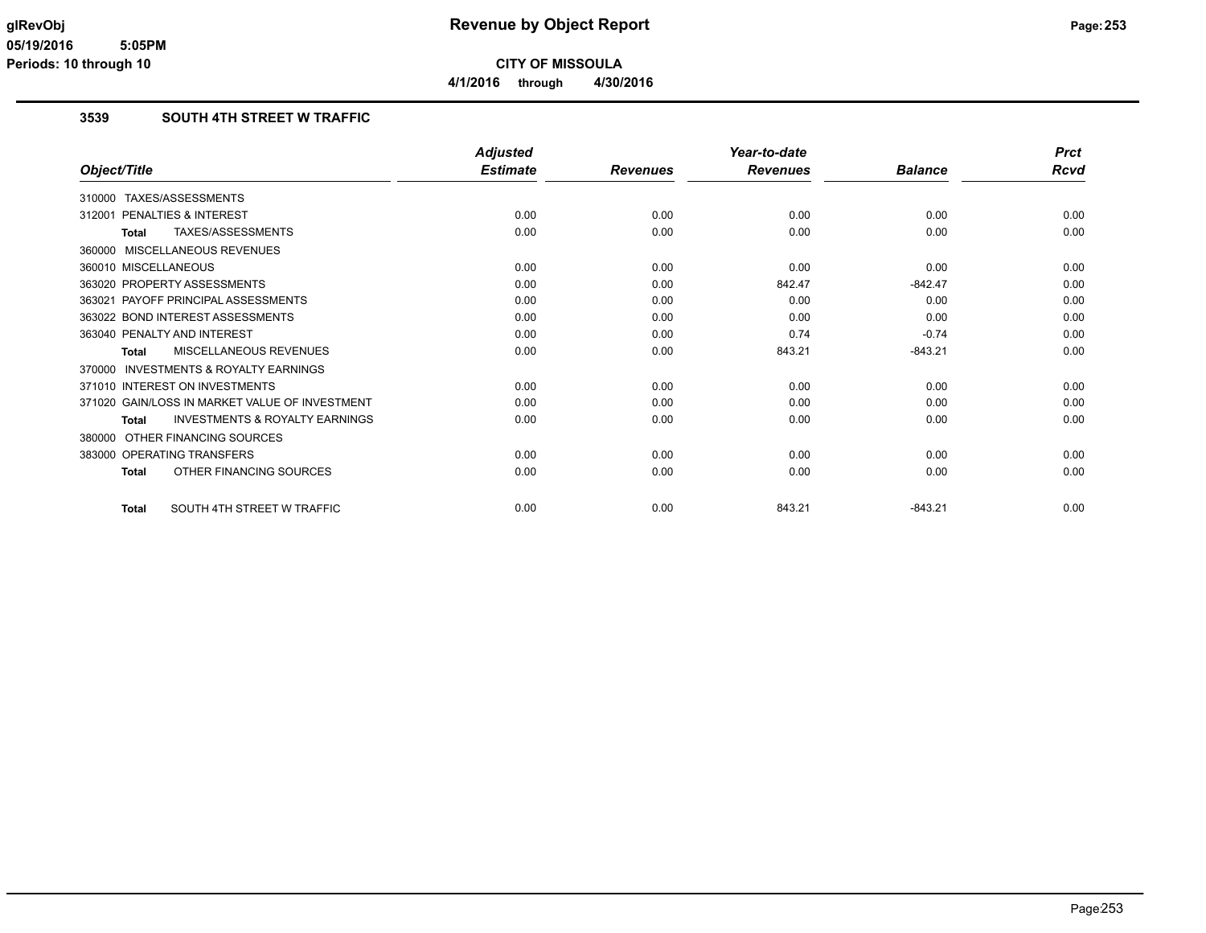**CITY OF MISSOULA**

**4/1/2016 through 4/30/2016**

## 3539 SOUTH 4TH STREET W TRAFFIC

| Object/Title | Adjusted Estimate | Revenues | Year-to-date Revenues | Balance | Prct Rcvd |
|---|---|---|---|---|---|
| 310000 TAXES/ASSESSMENTS | | | | | |
| 312001 PENALTIES & INTEREST | 0.00 | 0.00 | 0.00 | 0.00 | 0.00 |
| **Total** TAXES/ASSESSMENTS | 0.00 | 0.00 | 0.00 | 0.00 | 0.00 |
| 360000 MISCELLANEOUS REVENUES | | | | | |
| 360010 MISCELLANEOUS | 0.00 | 0.00 | 0.00 | 0.00 | 0.00 |
| 363020 PROPERTY ASSESSMENTS | 0.00 | 0.00 | 842.47 | -842.47 | 0.00 |
| 363021 PAYOFF PRINCIPAL ASSESSMENTS | 0.00 | 0.00 | 0.00 | 0.00 | 0.00 |
| 363022 BOND INTEREST ASSESSMENTS | 0.00 | 0.00 | 0.00 | 0.00 | 0.00 |
| 363040 PENALTY AND INTEREST | 0.00 | 0.00 | 0.74 | -0.74 | 0.00 |
| **Total** MISCELLANEOUS REVENUES | 0.00 | 0.00 | 843.21 | -843.21 | 0.00 |
| 370000 INVESTMENTS & ROYALTY EARNINGS | | | | | |
| 371010 INTEREST ON INVESTMENTS | 0.00 | 0.00 | 0.00 | 0.00 | 0.00 |
| 371020 GAIN/LOSS IN MARKET VALUE OF INVESTMENT | 0.00 | 0.00 | 0.00 | 0.00 | 0.00 |
| **Total** INVESTMENTS & ROYALTY EARNINGS | 0.00 | 0.00 | 0.00 | 0.00 | 0.00 |
| 380000 OTHER FINANCING SOURCES | | | | | |
| 383000 OPERATING TRANSFERS | 0.00 | 0.00 | 0.00 | 0.00 | 0.00 |
| **Total** OTHER FINANCING SOURCES | 0.00 | 0.00 | 0.00 | 0.00 | 0.00 |
| **Total** SOUTH 4TH STREET W TRAFFIC | 0.00 | 0.00 | 843.21 | -843.21 | 0.00 |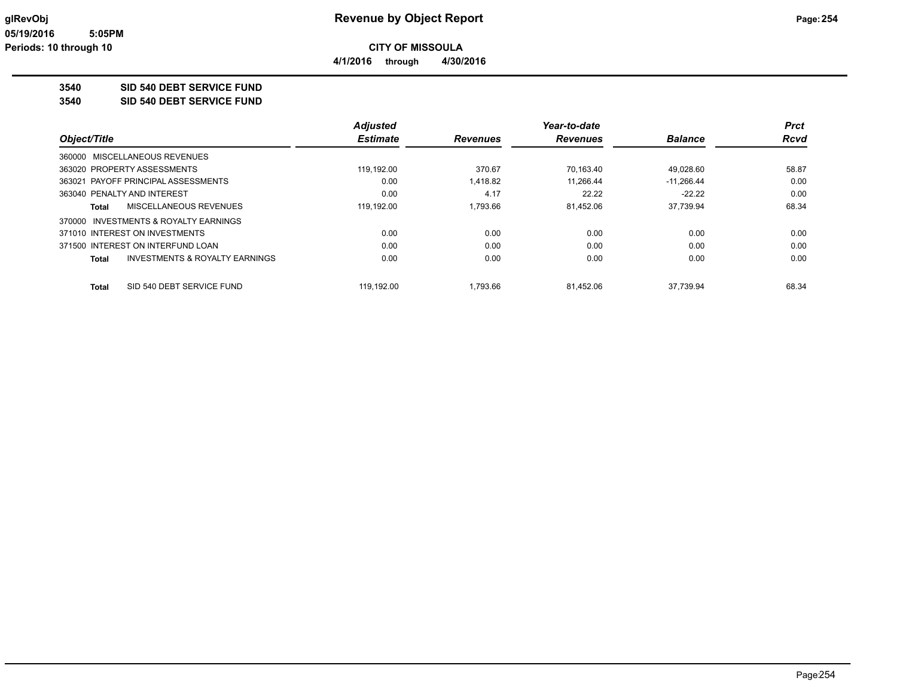# Revenue by Object Report

glRevObj
05/19/2016 5:05PM
Periods: 10 through 10

**CITY OF MISSOULA**

**4/1/2016 through 4/30/2016**

**3540 SID 540 DEBT SERVICE FUND**
**3540 SID 540 DEBT SERVICE FUND**

| Object/Title | Adjusted Estimate | Revenues | Year-to-date Revenues | Balance | Prct Rcvd |
|---|---|---|---|---|---|
| 360000 MISCELLANEOUS REVENUES | | | | | |
| 363020 PROPERTY ASSESSMENTS | 119,192.00 | 370.67 | 70,163.40 | 49,028.60 | 58.87 |
| 363021 PAYOFF PRINCIPAL ASSESSMENTS | 0.00 | 1,418.82 | 11,266.44 | -11,266.44 | 0.00 |
| 363040 PENALTY AND INTEREST | 0.00 | 4.17 | 22.22 | -22.22 | 0.00 |
| **Total** MISCELLANEOUS REVENUES | 119,192.00 | 1,793.66 | 81,452.06 | 37,739.94 | 68.34 |
| 370000 INVESTMENTS & ROYALTY EARNINGS | | | | | |
| 371010 INTEREST ON INVESTMENTS | 0.00 | 0.00 | 0.00 | 0.00 | 0.00 |
| 371500 INTEREST ON INTERFUND LOAN | 0.00 | 0.00 | 0.00 | 0.00 | 0.00 |
| **Total** INVESTMENTS & ROYALTY EARNINGS | 0.00 | 0.00 | 0.00 | 0.00 | 0.00 |
| **Total** SID 540 DEBT SERVICE FUND | 119,192.00 | 1,793.66 | 81,452.06 | 37,739.94 | 68.34 |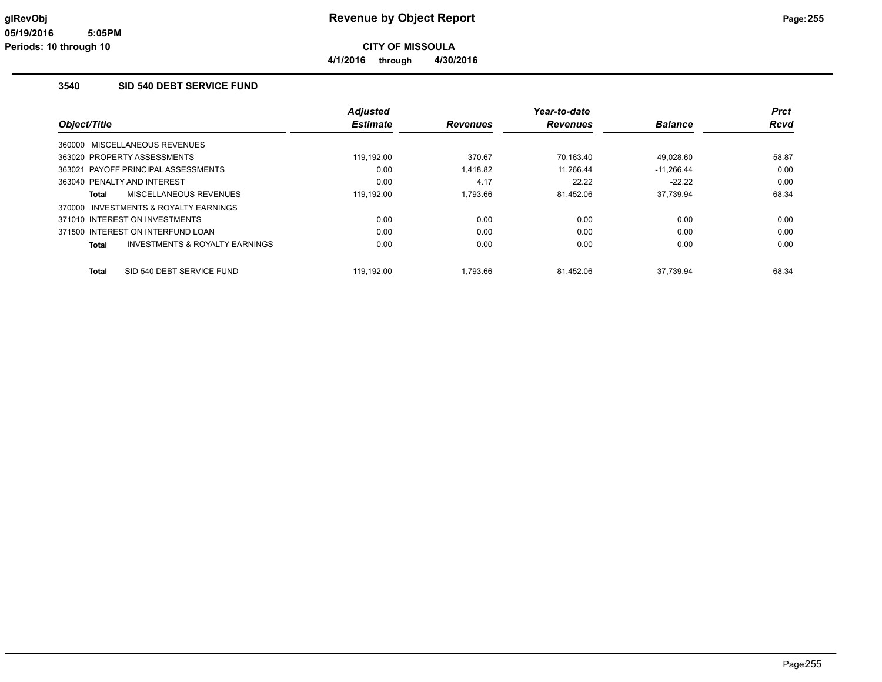# Revenue by Object Report

**CITY OF MISSOULA**

**4/1/2016 through 4/30/2016**

glRevObj
05/19/2016 5:05PM
Periods: 10 through 10

### 3540 SID 540 DEBT SERVICE FUND

| Object/Title | Adjusted Estimate | Revenues | Year-to-date Revenues | Balance | Prct Rcvd |
|---|---|---|---|---|---|
| 360000 MISCELLANEOUS REVENUES | | | | | |
| 363020 PROPERTY ASSESSMENTS | 119,192.00 | 370.67 | 70,163.40 | 49,028.60 | 58.87 |
| 363021 PAYOFF PRINCIPAL ASSESSMENTS | 0.00 | 1,418.82 | 11,266.44 | -11,266.44 | 0.00 |
| 363040 PENALTY AND INTEREST | 0.00 | 4.17 | 22.22 | -22.22 | 0.00 |
| **Total** MISCELLANEOUS REVENUES | 119,192.00 | 1,793.66 | 81,452.06 | 37,739.94 | 68.34 |
| 370000 INVESTMENTS & ROYALTY EARNINGS | | | | | |
| 371010 INTEREST ON INVESTMENTS | 0.00 | 0.00 | 0.00 | 0.00 | 0.00 |
| 371500 INTEREST ON INTERFUND LOAN | 0.00 | 0.00 | 0.00 | 0.00 | 0.00 |
| **Total** INVESTMENTS & ROYALTY EARNINGS | 0.00 | 0.00 | 0.00 | 0.00 | 0.00 |
| **Total** SID 540 DEBT SERVICE FUND | 119,192.00 | 1,793.66 | 81,452.06 | 37,739.94 | 68.34 |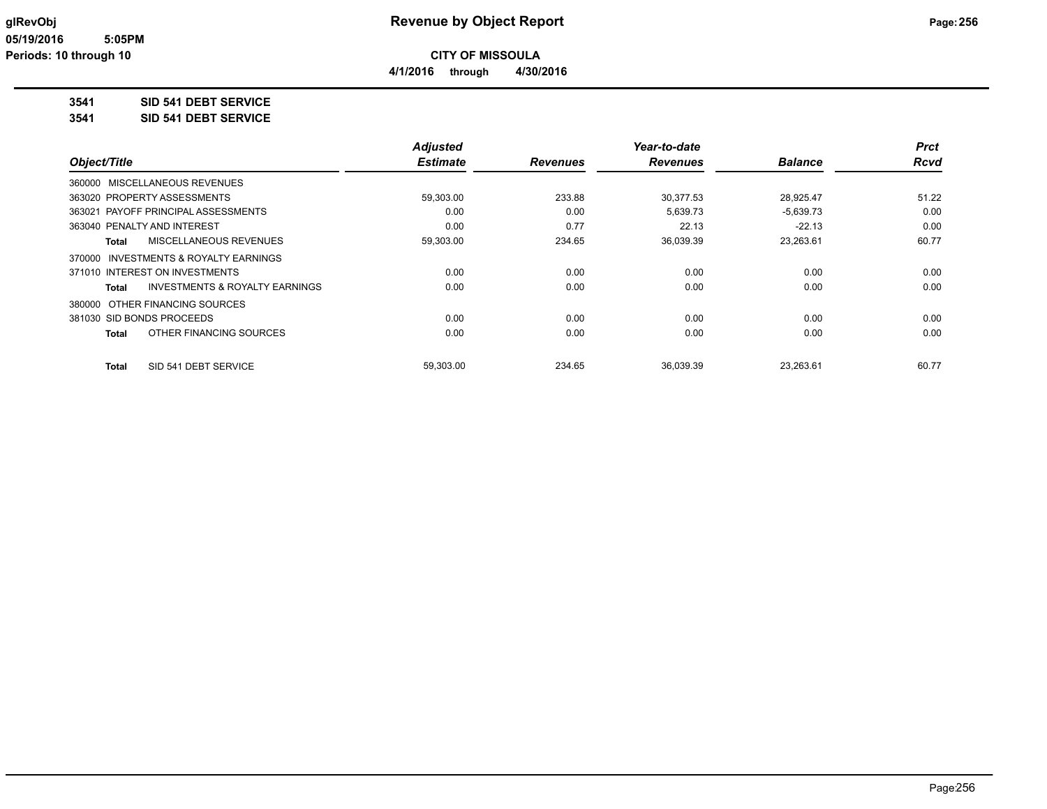# Revenue by Object Report

**CITY OF MISSOULA**

**4/1/2016 through 4/30/2016**

glRevObj
05/19/2016 5:05PM
Periods: 10 through 10

## 3541 SID 541 DEBT SERVICE

## 3541 SID 541 DEBT SERVICE

| Object/Title | Adjusted Estimate | Revenues | Year-to-date Revenues | Balance | Prct Rcvd |
|---|---|---|---|---|---|
| 360000 MISCELLANEOUS REVENUES | | | | | |
| 363020 PROPERTY ASSESSMENTS | 59,303.00 | 233.88 | 30,377.53 | 28,925.47 | 51.22 |
| 363021 PAYOFF PRINCIPAL ASSESSMENTS | 0.00 | 0.00 | 5,639.73 | -5,639.73 | 0.00 |
| 363040 PENALTY AND INTEREST | 0.00 | 0.77 | 22.13 | -22.13 | 0.00 |
| **Total** MISCELLANEOUS REVENUES | 59,303.00 | 234.65 | 36,039.39 | 23,263.61 | 60.77 |
| 370000 INVESTMENTS & ROYALTY EARNINGS | | | | | |
| 371010 INTEREST ON INVESTMENTS | 0.00 | 0.00 | 0.00 | 0.00 | 0.00 |
| **Total** INVESTMENTS & ROYALTY EARNINGS | 0.00 | 0.00 | 0.00 | 0.00 | 0.00 |
| 380000 OTHER FINANCING SOURCES | | | | | |
| 381030 SID BONDS PROCEEDS | 0.00 | 0.00 | 0.00 | 0.00 | 0.00 |
| **Total** OTHER FINANCING SOURCES | 0.00 | 0.00 | 0.00 | 0.00 | 0.00 |
| **Total** SID 541 DEBT SERVICE | 59,303.00 | 234.65 | 36,039.39 | 23,263.61 | 60.77 |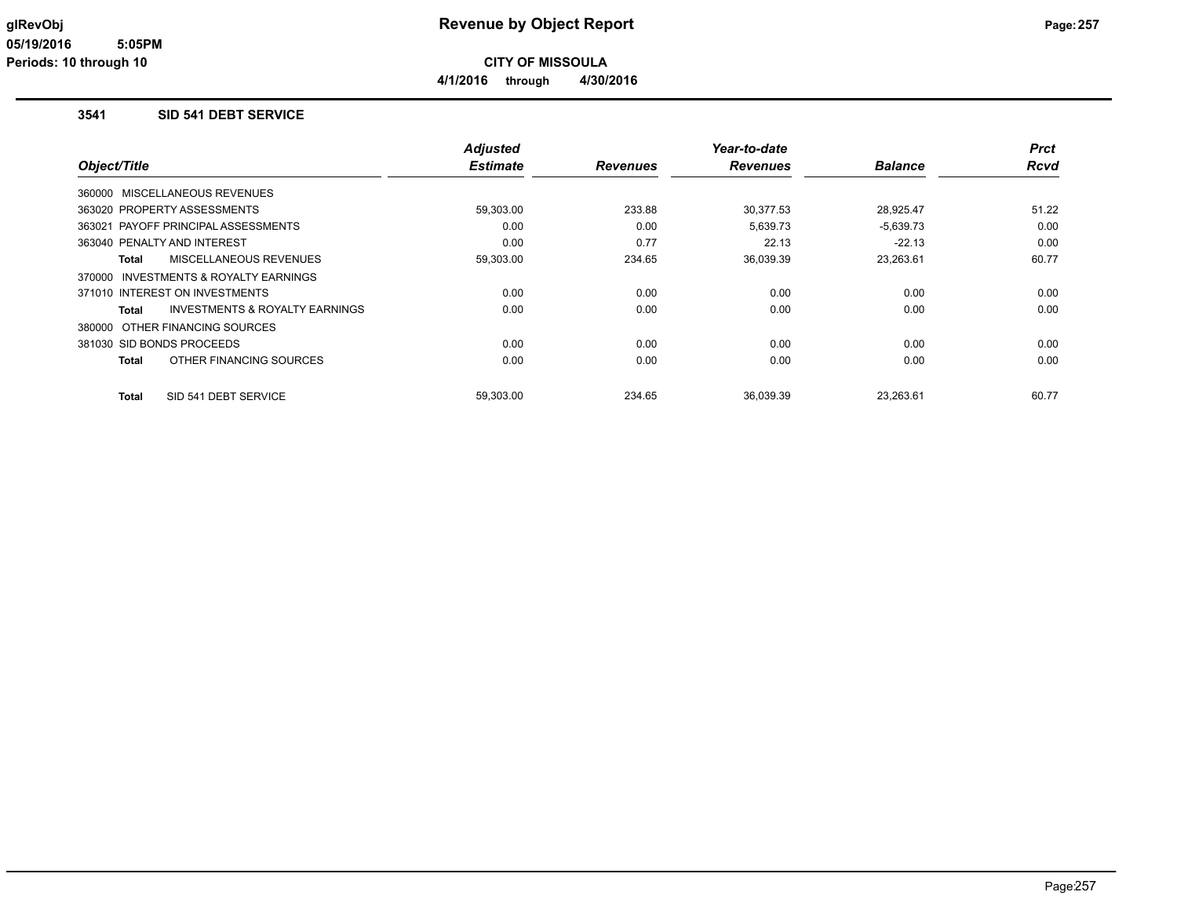# Revenue by Object Report

**CITY OF MISSOULA**

**4/1/2016 through 4/30/2016**

glRevObj
05/19/2016 5:05PM
Periods: 10 through 10

### 3541 SID 541 DEBT SERVICE

| Object/Title | Adjusted Estimate | Revenues | Year-to-date Revenues | Balance | Prct Rcvd |
|---|---|---|---|---|---|
| 360000 MISCELLANEOUS REVENUES | | | | | |
| 363020 PROPERTY ASSESSMENTS | 59,303.00 | 233.88 | 30,377.53 | 28,925.47 | 51.22 |
| 363021 PAYOFF PRINCIPAL ASSESSMENTS | 0.00 | 0.00 | 5,639.73 | -5,639.73 | 0.00 |
| 363040 PENALTY AND INTEREST | 0.00 | 0.77 | 22.13 | -22.13 | 0.00 |
| **Total** MISCELLANEOUS REVENUES | 59,303.00 | 234.65 | 36,039.39 | 23,263.61 | 60.77 |
| 370000 INVESTMENTS & ROYALTY EARNINGS | | | | | |
| 371010 INTEREST ON INVESTMENTS | 0.00 | 0.00 | 0.00 | 0.00 | 0.00 |
| **Total** INVESTMENTS & ROYALTY EARNINGS | 0.00 | 0.00 | 0.00 | 0.00 | 0.00 |
| 380000 OTHER FINANCING SOURCES | | | | | |
| 381030 SID BONDS PROCEEDS | 0.00 | 0.00 | 0.00 | 0.00 | 0.00 |
| **Total** OTHER FINANCING SOURCES | 0.00 | 0.00 | 0.00 | 0.00 | 0.00 |
| **Total** SID 541 DEBT SERVICE | 59,303.00 | 234.65 | 36,039.39 | 23,263.61 | 60.77 |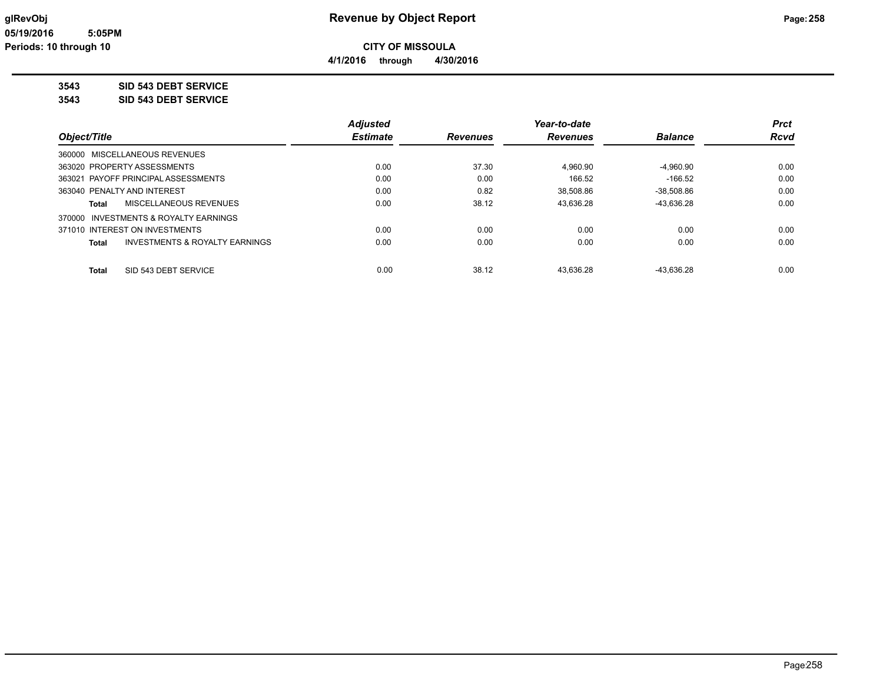**Revenue by Object Report**

**CITY OF MISSOULA**

**4/1/2016 through 4/30/2016**

**3543 SID 543 DEBT SERVICE**

**3543 SID 543 DEBT SERVICE**

| Object/Title | Adjusted Estimate | Revenues | Year-to-date Revenues | Balance | Prct Rcvd |
|---|---|---|---|---|---|
| 360000 MISCELLANEOUS REVENUES | | | | | |
| 363020 PROPERTY ASSESSMENTS | 0.00 | 37.30 | 4,960.90 | -4,960.90 | 0.00 |
| 363021 PAYOFF PRINCIPAL ASSESSMENTS | 0.00 | 0.00 | 166.52 | -166.52 | 0.00 |
| 363040 PENALTY AND INTEREST | 0.00 | 0.82 | 38,508.86 | -38,508.86 | 0.00 |
| **Total** MISCELLANEOUS REVENUES | 0.00 | 38.12 | 43,636.28 | -43,636.28 | 0.00 |
| 370000 INVESTMENTS & ROYALTY EARNINGS | | | | | |
| 371010 INTEREST ON INVESTMENTS | 0.00 | 0.00 | 0.00 | 0.00 | 0.00 |
| **Total** INVESTMENTS & ROYALTY EARNINGS | 0.00 | 0.00 | 0.00 | 0.00 | 0.00 |
| **Total** SID 543 DEBT SERVICE | 0.00 | 38.12 | 43,636.28 | -43,636.28 | 0.00 |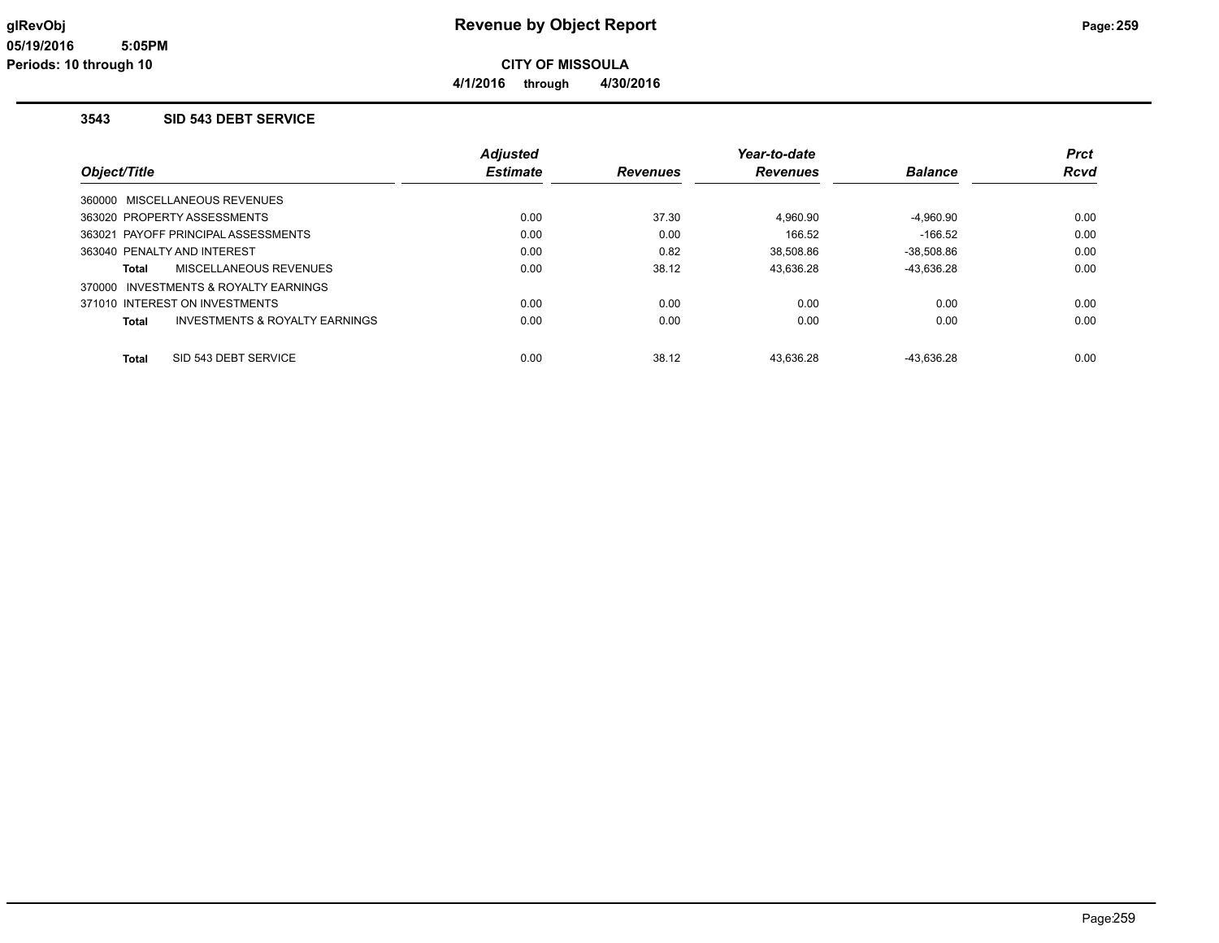glRevObj
05/19/2016 5:05PM
Periods: 10 through 10

# Revenue by Object Report

**CITY OF MISSOULA**

**4/1/2016 through 4/30/2016**

### 3543 SID 543 DEBT SERVICE

| Object/Title | Adjusted Estimate | Revenues | Year-to-date Revenues | Balance | Prct Rcvd |
|---|---|---|---|---|---|
| 360000 MISCELLANEOUS REVENUES | | | | | |
| 363020 PROPERTY ASSESSMENTS | 0.00 | 37.30 | 4,960.90 | -4,960.90 | 0.00 |
| 363021 PAYOFF PRINCIPAL ASSESSMENTS | 0.00 | 0.00 | 166.52 | -166.52 | 0.00 |
| 363040 PENALTY AND INTEREST | 0.00 | 0.82 | 38,508.86 | -38,508.86 | 0.00 |
| **Total** MISCELLANEOUS REVENUES | 0.00 | 38.12 | 43,636.28 | -43,636.28 | 0.00 |
| 370000 INVESTMENTS & ROYALTY EARNINGS | | | | | |
| 371010 INTEREST ON INVESTMENTS | 0.00 | 0.00 | 0.00 | 0.00 | 0.00 |
| **Total** INVESTMENTS & ROYALTY EARNINGS | 0.00 | 0.00 | 0.00 | 0.00 | 0.00 |
| **Total** SID 543 DEBT SERVICE | 0.00 | 38.12 | 43,636.28 | -43,636.28 | 0.00 |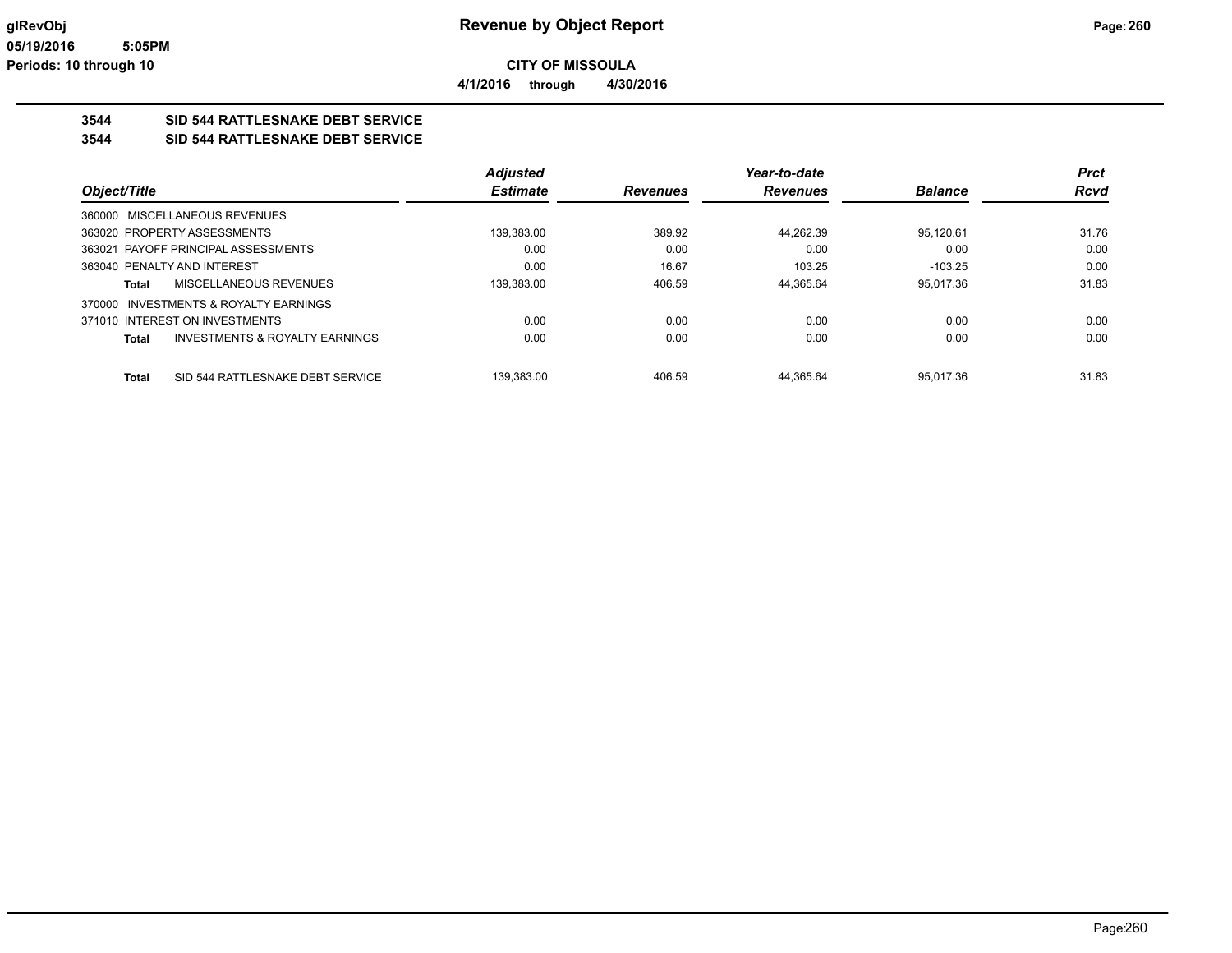glRevObj
05/19/2016 5:05PM
Periods: 10 through 10

# Revenue by Object Report

**CITY OF MISSOULA**

**4/1/2016 through 4/30/2016**

## 3544 SID 544 RATTLESNAKE DEBT SERVICE
## 3544 SID 544 RATTLESNAKE DEBT SERVICE

| Object/Title | Adjusted Estimate | Revenues | Year-to-date Revenues | Balance | Prct Rcvd |
|---|---|---|---|---|---|
| 360000 MISCELLANEOUS REVENUES | | | | | |
| 363020 PROPERTY ASSESSMENTS | 139,383.00 | 389.92 | 44,262.39 | 95,120.61 | 31.76 |
| 363021 PAYOFF PRINCIPAL ASSESSMENTS | 0.00 | 0.00 | 0.00 | 0.00 | 0.00 |
| 363040 PENALTY AND INTEREST | 0.00 | 16.67 | 103.25 | -103.25 | 0.00 |
| **Total** MISCELLANEOUS REVENUES | 139,383.00 | 406.59 | 44,365.64 | 95,017.36 | 31.83 |
| 370000 INVESTMENTS & ROYALTY EARNINGS | | | | | |
| 371010 INTEREST ON INVESTMENTS | 0.00 | 0.00 | 0.00 | 0.00 | 0.00 |
| **Total** INVESTMENTS & ROYALTY EARNINGS | 0.00 | 0.00 | 0.00 | 0.00 | 0.00 |
| **Total** SID 544 RATTLESNAKE DEBT SERVICE | 139,383.00 | 406.59 | 44,365.64 | 95,017.36 | 31.83 |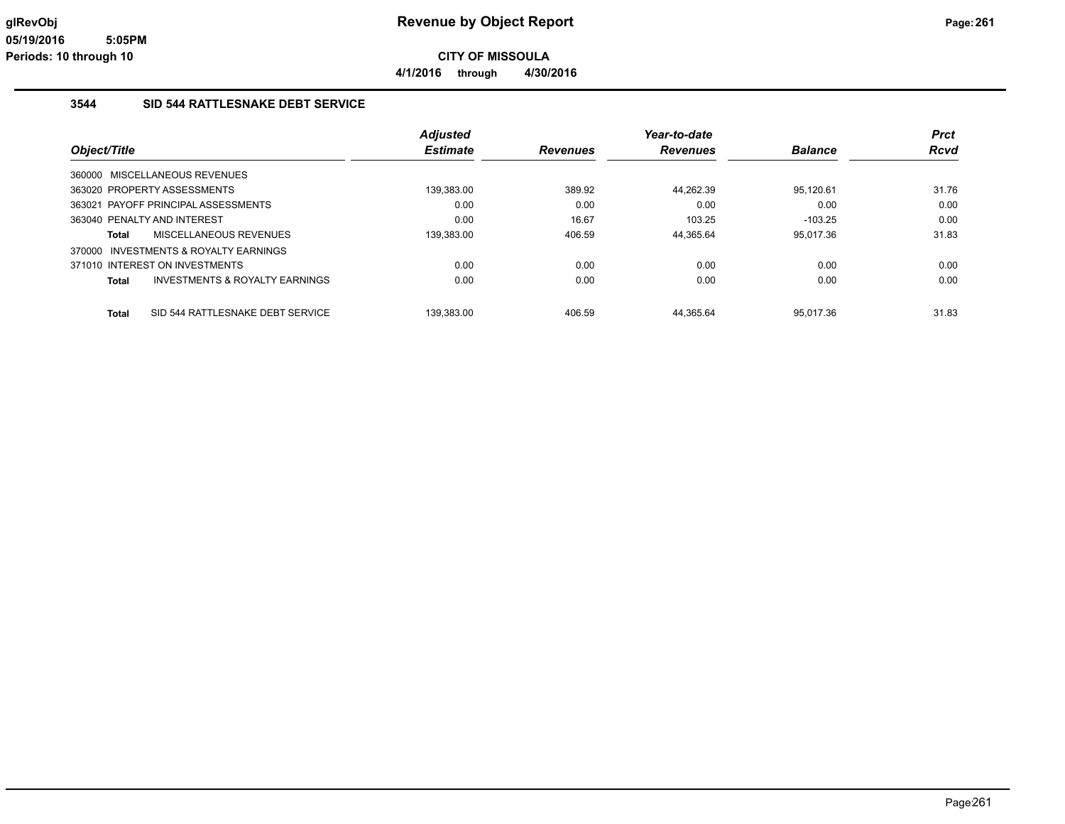# Revenue by Object Report

**CITY OF MISSOULA**

**4/1/2016 through 4/30/2016**

glRevObj
05/19/2016 5:05PM
Periods: 10 through 10

## 3544 SID 544 RATTLESNAKE DEBT SERVICE

| Object/Title | Adjusted Estimate | Revenues | Year-to-date Revenues | Balance | Prct Rcvd |
|---|---|---|---|---|---|
| 360000 MISCELLANEOUS REVENUES | | | | | |
| 363020 PROPERTY ASSESSMENTS | 139,383.00 | 389.92 | 44,262.39 | 95,120.61 | 31.76 |
| 363021 PAYOFF PRINCIPAL ASSESSMENTS | 0.00 | 0.00 | 0.00 | 0.00 | 0.00 |
| 363040 PENALTY AND INTEREST | 0.00 | 16.67 | 103.25 | -103.25 | 0.00 |
| **Total** MISCELLANEOUS REVENUES | 139,383.00 | 406.59 | 44,365.64 | 95,017.36 | 31.83 |
| 370000 INVESTMENTS & ROYALTY EARNINGS | | | | | |
| 371010 INTEREST ON INVESTMENTS | 0.00 | 0.00 | 0.00 | 0.00 | 0.00 |
| **Total** INVESTMENTS & ROYALTY EARNINGS | 0.00 | 0.00 | 0.00 | 0.00 | 0.00 |
| **Total** SID 544 RATTLESNAKE DEBT SERVICE | 139,383.00 | 406.59 | 44,365.64 | 95,017.36 | 31.83 |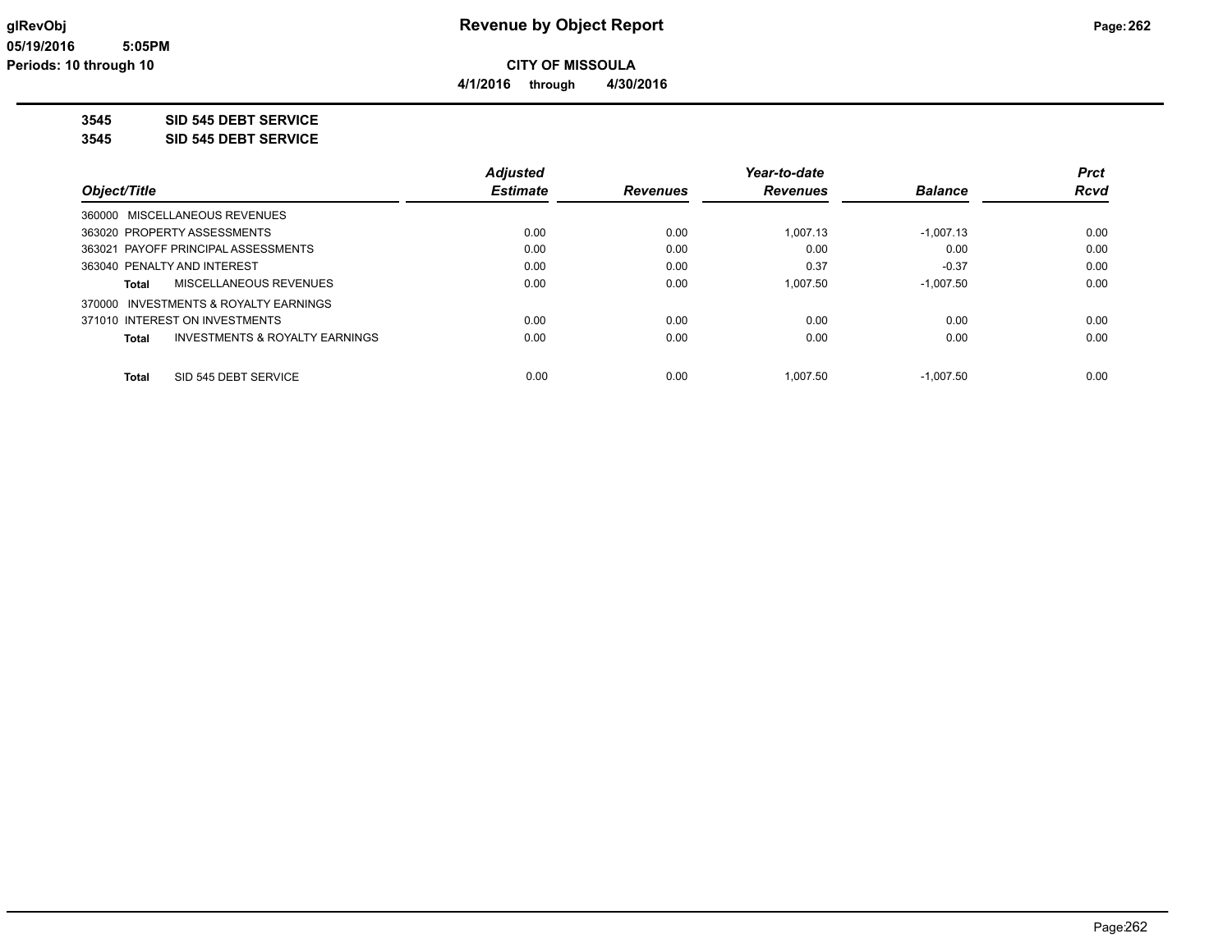# Revenue by Object Report

glRevObj
05/19/2016 5:05PM
Periods: 10 through 10

**CITY OF MISSOULA**

**4/1/2016 through 4/30/2016**

**3545 SID 545 DEBT SERVICE**

**3545 SID 545 DEBT SERVICE**

| Object/Title | Adjusted Estimate | Revenues | Year-to-date Revenues | Balance | Prct Rcvd |
|---|---|---|---|---|---|
| 360000 MISCELLANEOUS REVENUES | | | | | |
| 363020 PROPERTY ASSESSMENTS | 0.00 | 0.00 | 1,007.13 | -1,007.13 | 0.00 |
| 363021 PAYOFF PRINCIPAL ASSESSMENTS | 0.00 | 0.00 | 0.00 | 0.00 | 0.00 |
| 363040 PENALTY AND INTEREST | 0.00 | 0.00 | 0.37 | -0.37 | 0.00 |
| **Total** MISCELLANEOUS REVENUES | 0.00 | 0.00 | 1,007.50 | -1,007.50 | 0.00 |
| 370000 INVESTMENTS & ROYALTY EARNINGS | | | | | |
| 371010 INTEREST ON INVESTMENTS | 0.00 | 0.00 | 0.00 | 0.00 | 0.00 |
| **Total** INVESTMENTS & ROYALTY EARNINGS | 0.00 | 0.00 | 0.00 | 0.00 | 0.00 |
| **Total** SID 545 DEBT SERVICE | 0.00 | 0.00 | 1,007.50 | -1,007.50 | 0.00 |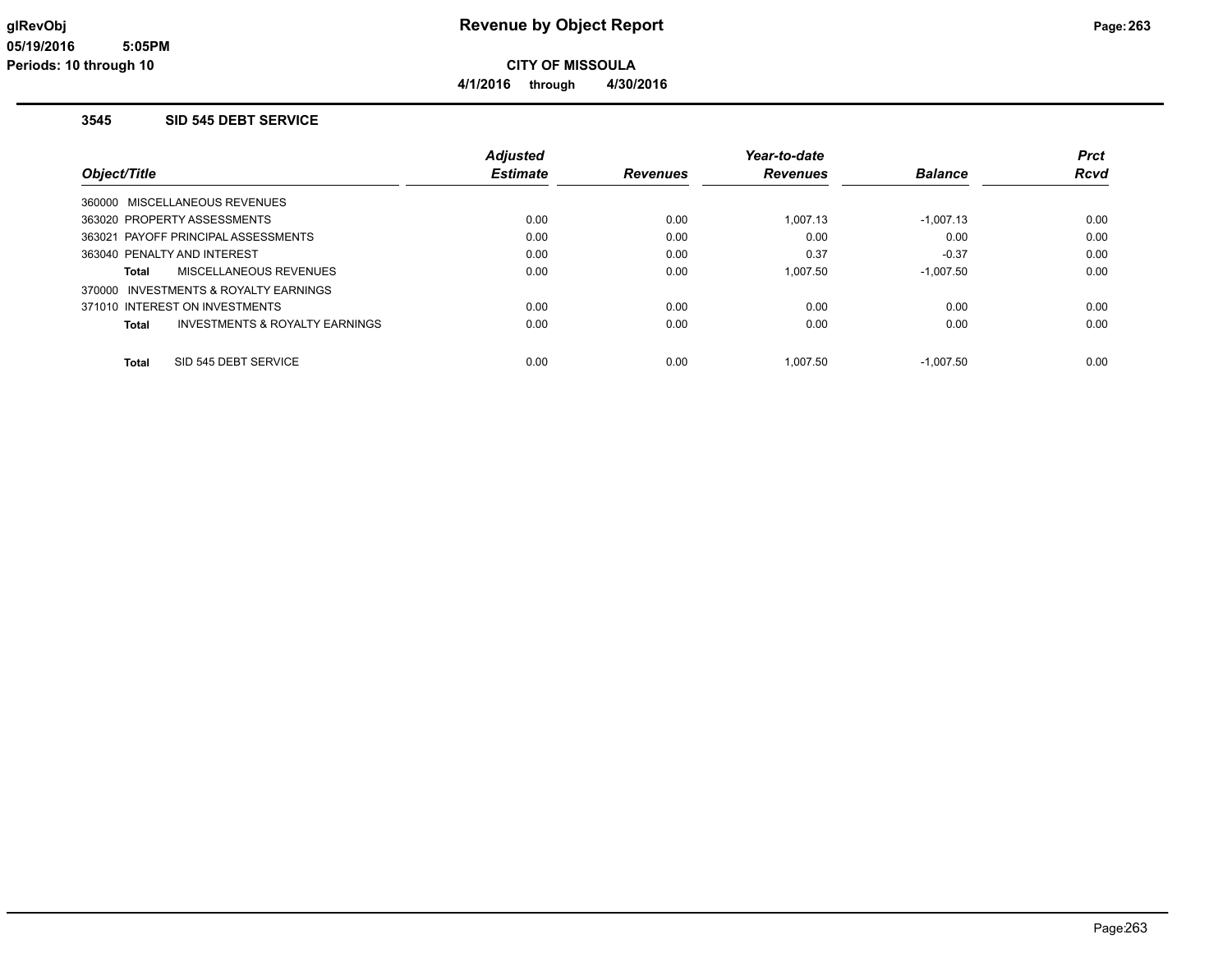# Revenue by Object Report

**CITY OF MISSOULA**

**4/1/2016 through 4/30/2016**

glRevObj
05/19/2016 5:05PM
Periods: 10 through 10

## 3545 SID 545 DEBT SERVICE

| Object/Title | Adjusted Estimate | Revenues | Year-to-date Revenues | Balance | Prct Rcvd |
|---|---|---|---|---|---|
| 360000 MISCELLANEOUS REVENUES | | | | | |
| 363020 PROPERTY ASSESSMENTS | 0.00 | 0.00 | 1,007.13 | -1,007.13 | 0.00 |
| 363021 PAYOFF PRINCIPAL ASSESSMENTS | 0.00 | 0.00 | 0.00 | 0.00 | 0.00 |
| 363040 PENALTY AND INTEREST | 0.00 | 0.00 | 0.37 | -0.37 | 0.00 |
| **Total** MISCELLANEOUS REVENUES | 0.00 | 0.00 | 1,007.50 | -1,007.50 | 0.00 |
| 370000 INVESTMENTS & ROYALTY EARNINGS | | | | | |
| 371010 INTEREST ON INVESTMENTS | 0.00 | 0.00 | 0.00 | 0.00 | 0.00 |
| **Total** INVESTMENTS & ROYALTY EARNINGS | 0.00 | 0.00 | 0.00 | 0.00 | 0.00 |
| **Total** SID 545 DEBT SERVICE | 0.00 | 0.00 | 1,007.50 | -1,007.50 | 0.00 |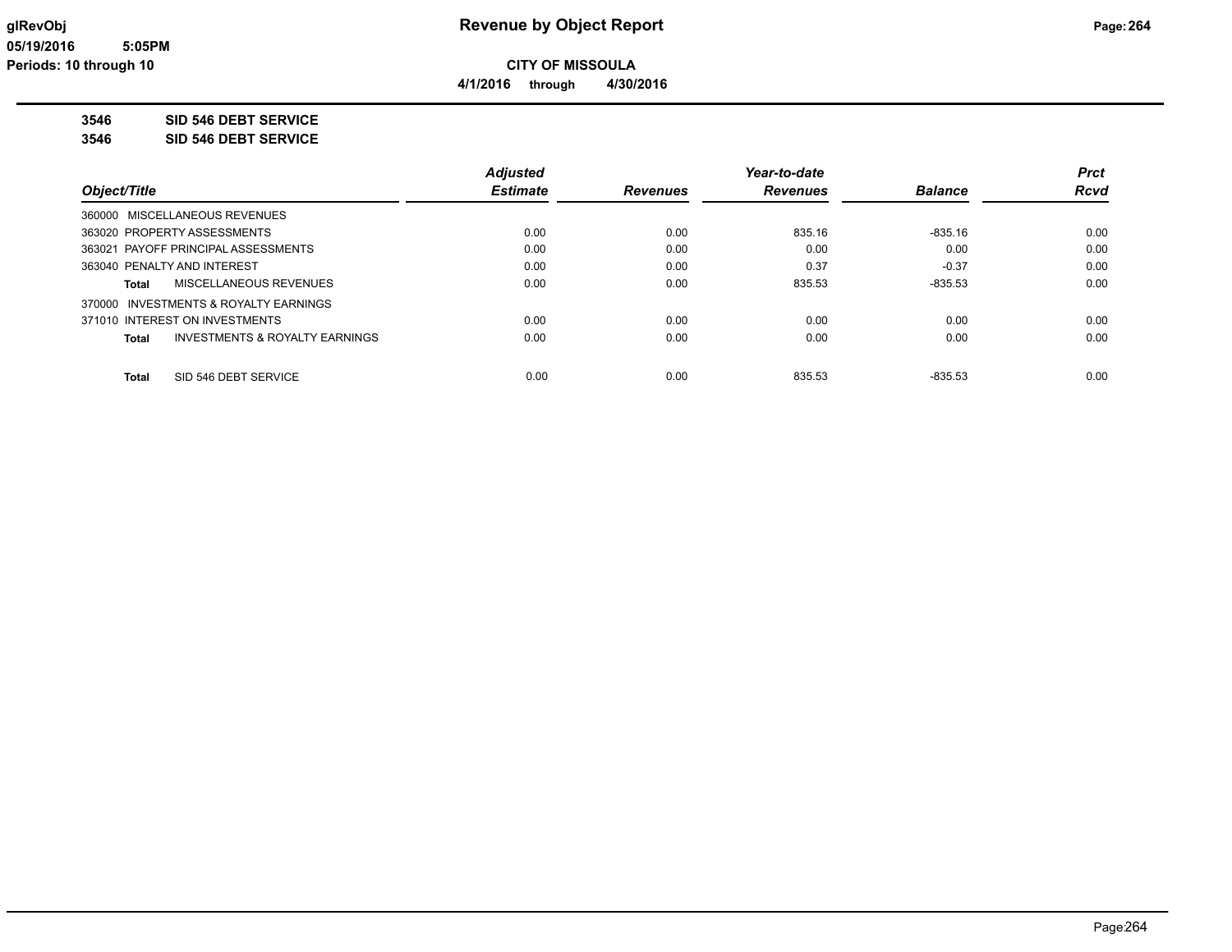# Revenue by Object Report

**CITY OF MISSOULA**

**4/1/2016 through 4/30/2016**

glRevObj
05/19/2016 5:05PM
Periods: 10 through 10

**3546 SID 546 DEBT SERVICE**

**3546 SID 546 DEBT SERVICE**

| Object/Title | Adjusted Estimate | Revenues | Year-to-date Revenues | Balance | Prct Rcvd |
|---|---|---|---|---|---|
| 360000 MISCELLANEOUS REVENUES | | | | | |
| 363020 PROPERTY ASSESSMENTS | 0.00 | 0.00 | 835.16 | -835.16 | 0.00 |
| 363021 PAYOFF PRINCIPAL ASSESSMENTS | 0.00 | 0.00 | 0.00 | 0.00 | 0.00 |
| 363040 PENALTY AND INTEREST | 0.00 | 0.00 | 0.37 | -0.37 | 0.00 |
| **Total** MISCELLANEOUS REVENUES | 0.00 | 0.00 | 835.53 | -835.53 | 0.00 |
| 370000 INVESTMENTS & ROYALTY EARNINGS | | | | | |
| 371010 INTEREST ON INVESTMENTS | 0.00 | 0.00 | 0.00 | 0.00 | 0.00 |
| **Total** INVESTMENTS & ROYALTY EARNINGS | 0.00 | 0.00 | 0.00 | 0.00 | 0.00 |
| **Total** SID 546 DEBT SERVICE | 0.00 | 0.00 | 835.53 | -835.53 | 0.00 |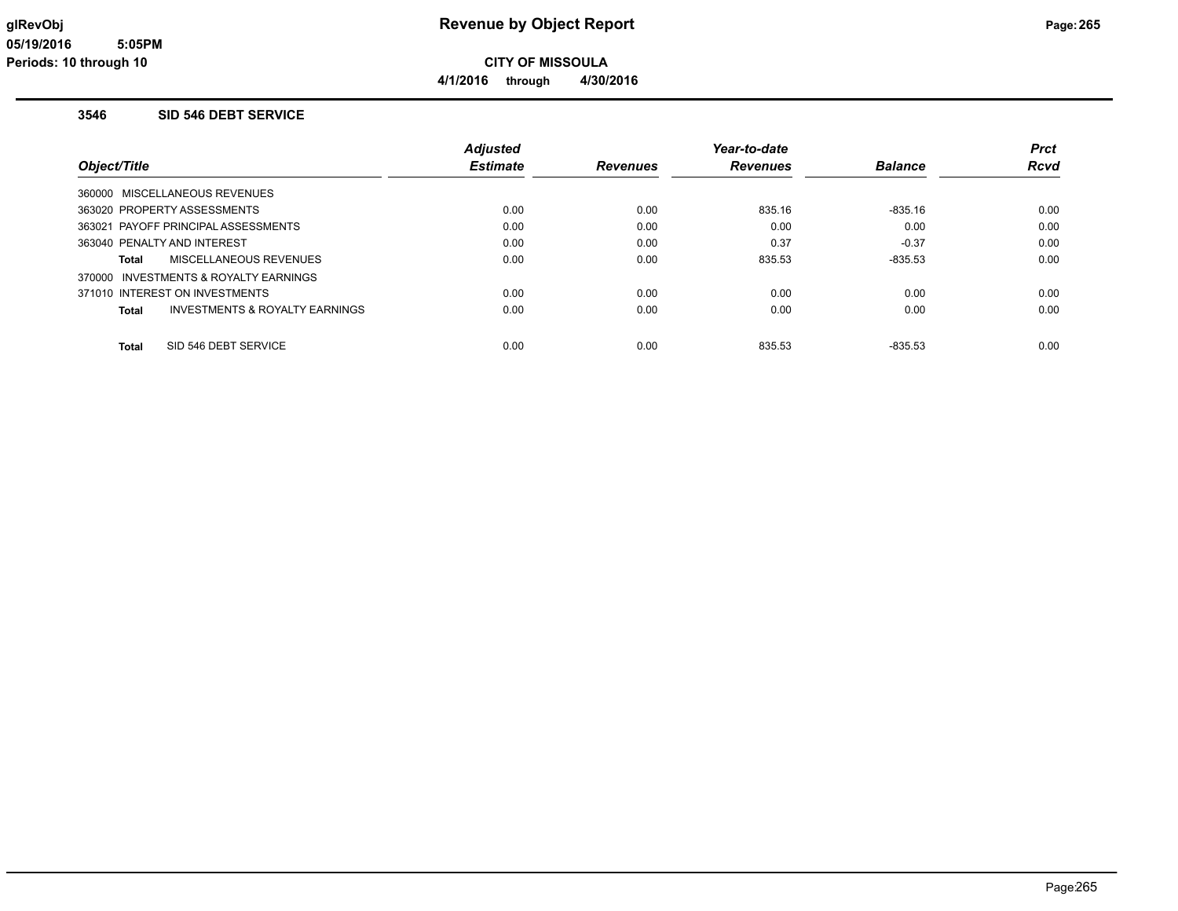# Revenue by Object Report

glRevObj
05/19/2016 5:05PM
Periods: 10 through 10

**CITY OF MISSOULA**

**4/1/2016 through 4/30/2016**

### 3546 SID 546 DEBT SERVICE

| Object/Title | Adjusted Estimate | Revenues | Year-to-date Revenues | Balance | Prct Rcvd |
|---|---|---|---|---|---|
| 360000 MISCELLANEOUS REVENUES | | | | | |
| 363020 PROPERTY ASSESSMENTS | 0.00 | 0.00 | 835.16 | -835.16 | 0.00 |
| 363021 PAYOFF PRINCIPAL ASSESSMENTS | 0.00 | 0.00 | 0.00 | 0.00 | 0.00 |
| 363040 PENALTY AND INTEREST | 0.00 | 0.00 | 0.37 | -0.37 | 0.00 |
| **Total** MISCELLANEOUS REVENUES | 0.00 | 0.00 | 835.53 | -835.53 | 0.00 |
| 370000 INVESTMENTS & ROYALTY EARNINGS | | | | | |
| 371010 INTEREST ON INVESTMENTS | 0.00 | 0.00 | 0.00 | 0.00 | 0.00 |
| **Total** INVESTMENTS & ROYALTY EARNINGS | 0.00 | 0.00 | 0.00 | 0.00 | 0.00 |
| **Total** SID 546 DEBT SERVICE | 0.00 | 0.00 | 835.53 | -835.53 | 0.00 |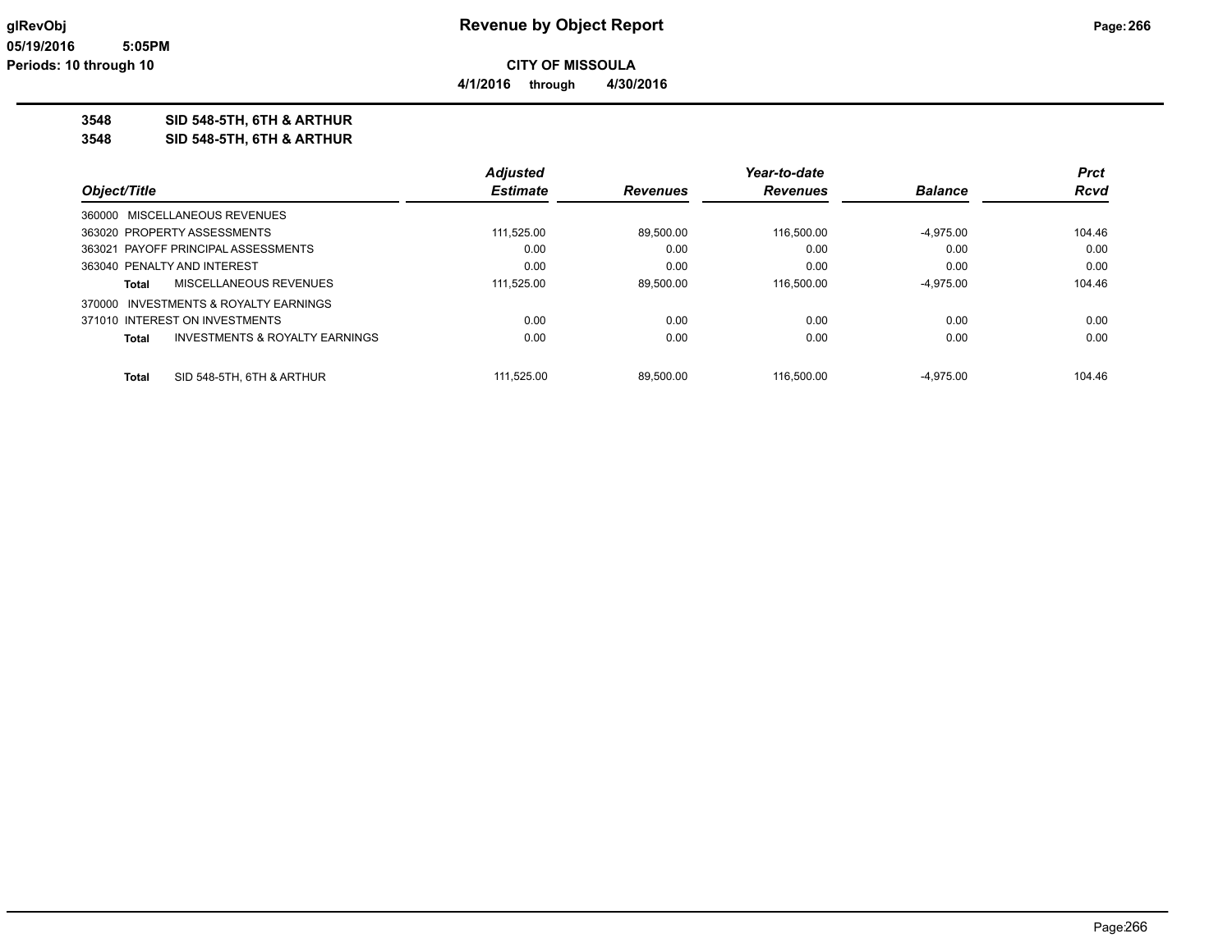# Revenue by Object Report

glRevObj
05/19/2016 5:05PM
Periods: 10 through 10

**CITY OF MISSOULA**

**4/1/2016 through 4/30/2016**

**3548 SID 548-5TH, 6TH & ARTHUR**
**3548 SID 548-5TH, 6TH & ARTHUR**

| Object/Title | Adjusted Estimate | Revenues | Year-to-date Revenues | Balance | Prct Rcvd |
|---|---|---|---|---|---|
| 360000 MISCELLANEOUS REVENUES | | | | | |
| 363020 PROPERTY ASSESSMENTS | 111,525.00 | 89,500.00 | 116,500.00 | -4,975.00 | 104.46 |
| 363021 PAYOFF PRINCIPAL ASSESSMENTS | 0.00 | 0.00 | 0.00 | 0.00 | 0.00 |
| 363040 PENALTY AND INTEREST | 0.00 | 0.00 | 0.00 | 0.00 | 0.00 |
| Total MISCELLANEOUS REVENUES | 111,525.00 | 89,500.00 | 116,500.00 | -4,975.00 | 104.46 |
| 370000 INVESTMENTS & ROYALTY EARNINGS | | | | | |
| 371010 INTEREST ON INVESTMENTS | 0.00 | 0.00 | 0.00 | 0.00 | 0.00 |
| Total INVESTMENTS & ROYALTY EARNINGS | 0.00 | 0.00 | 0.00 | 0.00 | 0.00 |
| Total SID 548-5TH, 6TH & ARTHUR | 111,525.00 | 89,500.00 | 116,500.00 | -4,975.00 | 104.46 |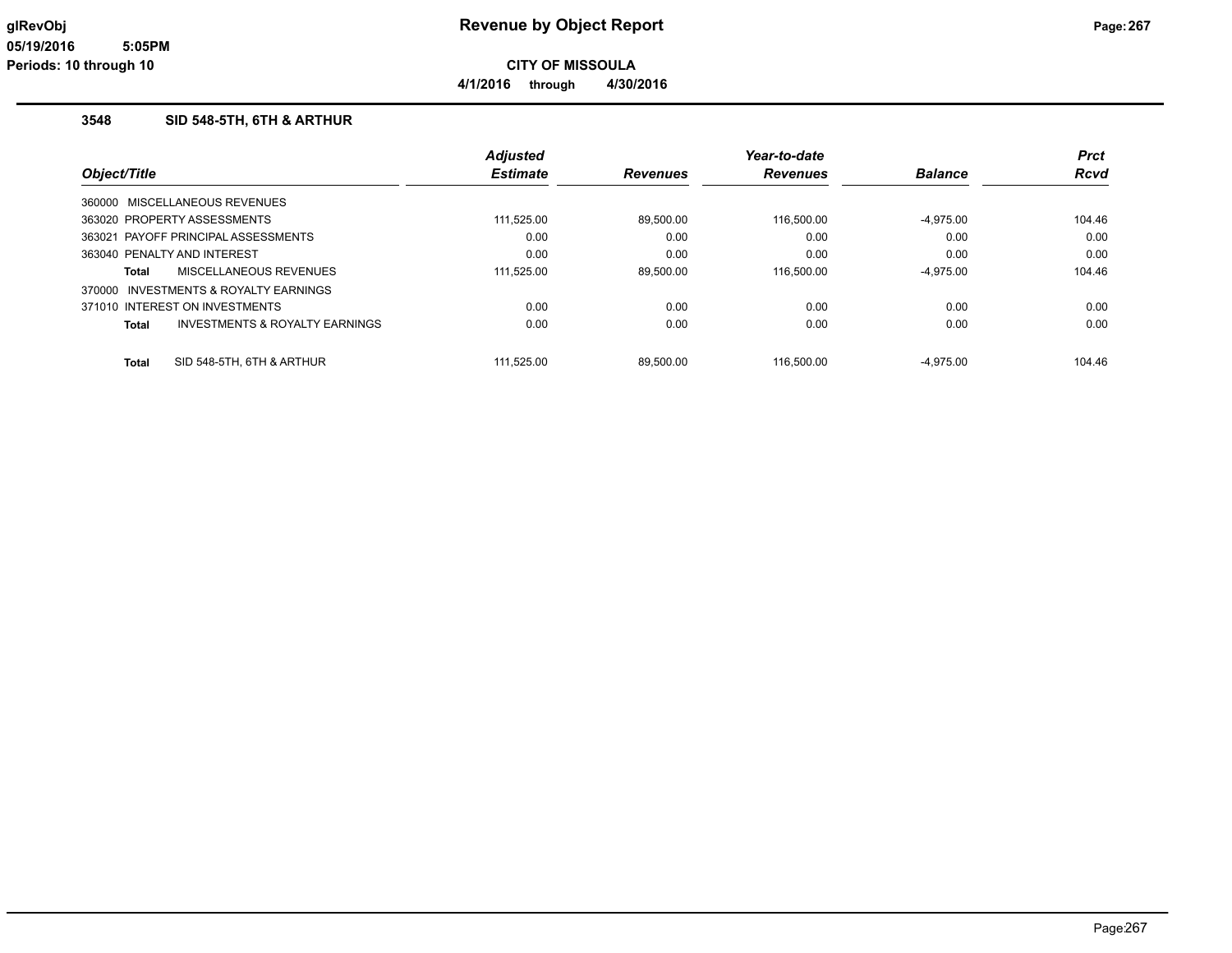# Revenue by Object Report

glRevObj
05/19/2016 5:05PM
Periods: 10 through 10

**CITY OF MISSOULA**

**4/1/2016 through 4/30/2016**

### 3548 SID 548-5TH, 6TH & ARTHUR

| Object/Title | Adjusted Estimate | Revenues | Year-to-date Revenues | Balance | Prct Rcvd |
|---|---|---|---|---|---|
| 360000 MISCELLANEOUS REVENUES | | | | | |
| 363020 PROPERTY ASSESSMENTS | 111,525.00 | 89,500.00 | 116,500.00 | -4,975.00 | 104.46 |
| 363021 PAYOFF PRINCIPAL ASSESSMENTS | 0.00 | 0.00 | 0.00 | 0.00 | 0.00 |
| 363040 PENALTY AND INTEREST | 0.00 | 0.00 | 0.00 | 0.00 | 0.00 |
| **Total** MISCELLANEOUS REVENUES | 111,525.00 | 89,500.00 | 116,500.00 | -4,975.00 | 104.46 |
| 370000 INVESTMENTS & ROYALTY EARNINGS | | | | | |
| 371010 INTEREST ON INVESTMENTS | 0.00 | 0.00 | 0.00 | 0.00 | 0.00 |
| **Total** INVESTMENTS & ROYALTY EARNINGS | 0.00 | 0.00 | 0.00 | 0.00 | 0.00 |
| **Total** SID 548-5TH, 6TH & ARTHUR | 111,525.00 | 89,500.00 | 116,500.00 | -4,975.00 | 104.46 |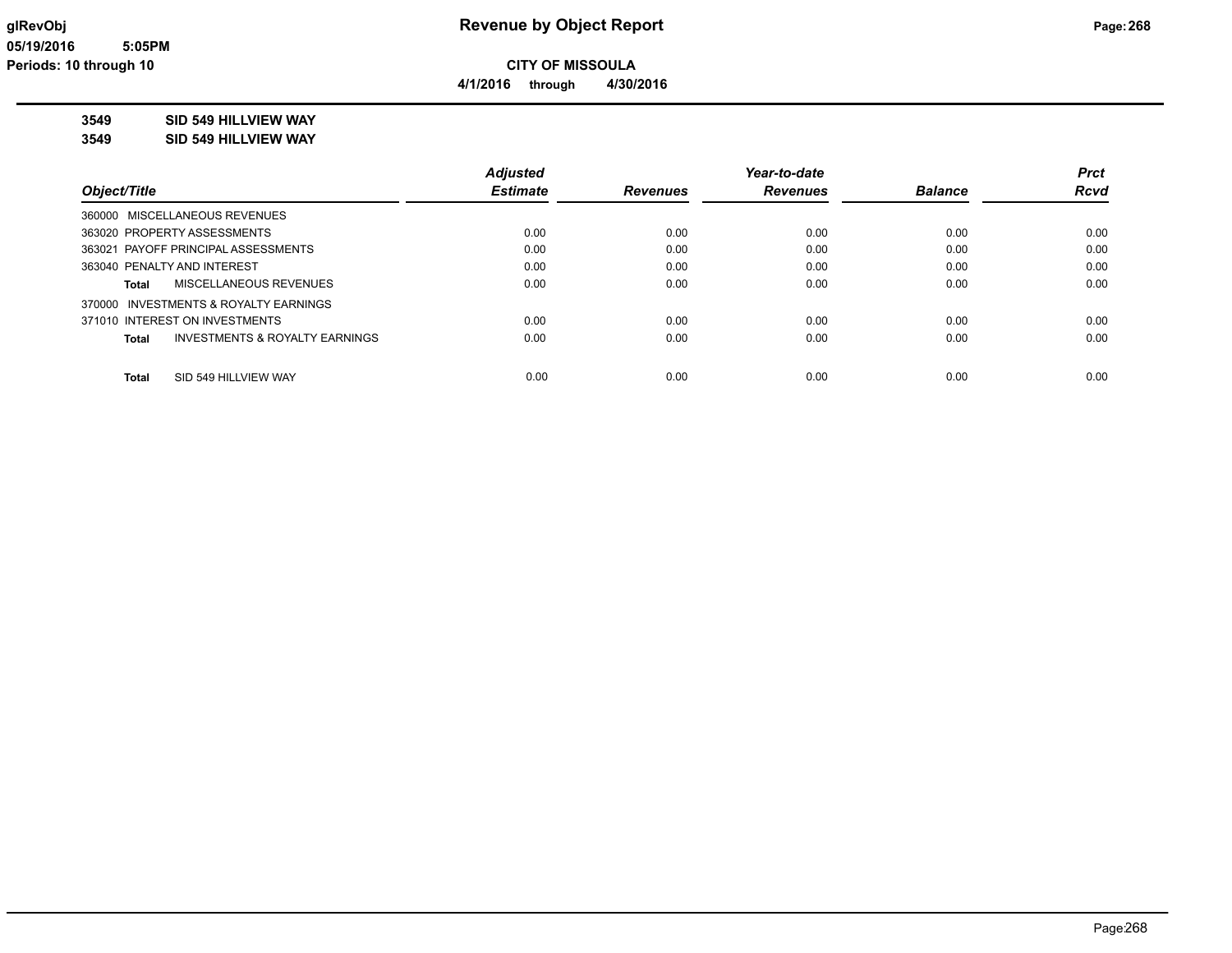# Revenue by Object Report

**CITY OF MISSOULA**

**4/1/2016 through 4/30/2016**

glRevObj
05/19/2016 5:05PM
Periods: 10 through 10

**3549 SID 549 HILLVIEW WAY**
**3549 SID 549 HILLVIEW WAY**

| Object/Title | Adjusted Estimate | Revenues | Year-to-date Revenues | Balance | Prct Rcvd |
|---|---|---|---|---|---|
| 360000 MISCELLANEOUS REVENUES | | | | | |
| 363020 PROPERTY ASSESSMENTS | 0.00 | 0.00 | 0.00 | 0.00 | 0.00 |
| 363021 PAYOFF PRINCIPAL ASSESSMENTS | 0.00 | 0.00 | 0.00 | 0.00 | 0.00 |
| 363040 PENALTY AND INTEREST | 0.00 | 0.00 | 0.00 | 0.00 | 0.00 |
| Total MISCELLANEOUS REVENUES | 0.00 | 0.00 | 0.00 | 0.00 | 0.00 |
| 370000 INVESTMENTS & ROYALTY EARNINGS | | | | | |
| 371010 INTEREST ON INVESTMENTS | 0.00 | 0.00 | 0.00 | 0.00 | 0.00 |
| Total INVESTMENTS & ROYALTY EARNINGS | 0.00 | 0.00 | 0.00 | 0.00 | 0.00 |
| Total SID 549 HILLVIEW WAY | 0.00 | 0.00 | 0.00 | 0.00 | 0.00 |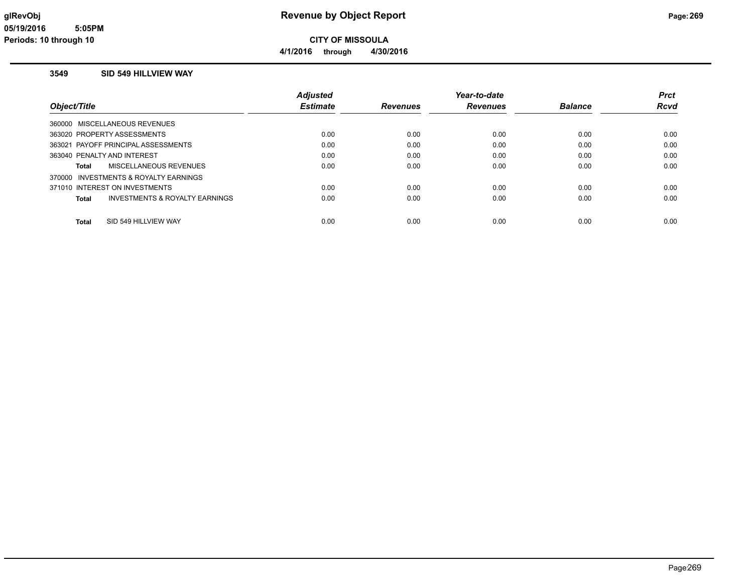**glRevObj**
**05/19/2016 5:05PM**
**Periods: 10 through 10**

# Revenue by Object Report

**CITY OF MISSOULA**

**4/1/2016 through 4/30/2016**

## 3549 SID 549 HILLVIEW WAY

| Object/Title | Adjusted Estimate | Revenues | Year-to-date Revenues | Balance | Prct Rcvd |
|---|---|---|---|---|---|
| 360000 MISCELLANEOUS REVENUES | | | | | |
| 363020 PROPERTY ASSESSMENTS | 0.00 | 0.00 | 0.00 | 0.00 | 0.00 |
| 363021 PAYOFF PRINCIPAL ASSESSMENTS | 0.00 | 0.00 | 0.00 | 0.00 | 0.00 |
| 363040 PENALTY AND INTEREST | 0.00 | 0.00 | 0.00 | 0.00 | 0.00 |
| **Total** MISCELLANEOUS REVENUES | 0.00 | 0.00 | 0.00 | 0.00 | 0.00 |
| 370000 INVESTMENTS & ROYALTY EARNINGS | | | | | |
| 371010 INTEREST ON INVESTMENTS | 0.00 | 0.00 | 0.00 | 0.00 | 0.00 |
| **Total** INVESTMENTS & ROYALTY EARNINGS | 0.00 | 0.00 | 0.00 | 0.00 | 0.00 |
| **Total** SID 549 HILLVIEW WAY | 0.00 | 0.00 | 0.00 | 0.00 | 0.00 |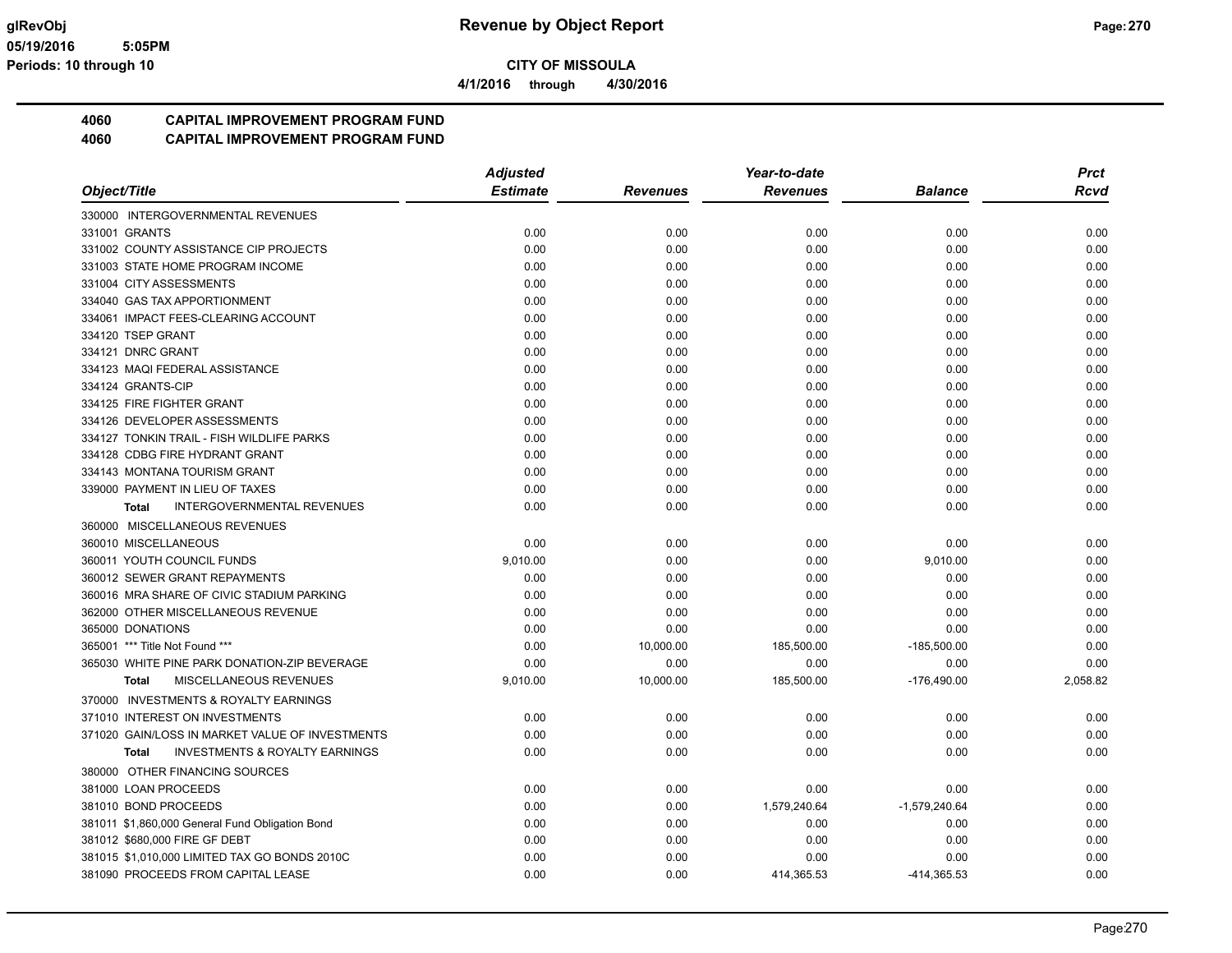**CITY OF MISSOULA**

**4/1/2016 through 4/30/2016**

**Revenue by Object Report**

glRevObj
05/19/2016 5:05PM
Periods: 10 through 10

## 4060 CAPITAL IMPROVEMENT PROGRAM FUND
## 4060 CAPITAL IMPROVEMENT PROGRAM FUND

| Object/Title | Adjusted Estimate | Revenues | Year-to-date Revenues | Balance | Prct Rcvd |
|---|---|---|---|---|---|
| 330000 INTERGOVERNMENTAL REVENUES | | | | | |
| 331001 GRANTS | 0.00 | 0.00 | 0.00 | 0.00 | 0.00 |
| 331002 COUNTY ASSISTANCE CIP PROJECTS | 0.00 | 0.00 | 0.00 | 0.00 | 0.00 |
| 331003 STATE HOME PROGRAM INCOME | 0.00 | 0.00 | 0.00 | 0.00 | 0.00 |
| 331004 CITY ASSESSMENTS | 0.00 | 0.00 | 0.00 | 0.00 | 0.00 |
| 334040 GAS TAX APPORTIONMENT | 0.00 | 0.00 | 0.00 | 0.00 | 0.00 |
| 334061 IMPACT FEES-CLEARING ACCOUNT | 0.00 | 0.00 | 0.00 | 0.00 | 0.00 |
| 334120 TSEP GRANT | 0.00 | 0.00 | 0.00 | 0.00 | 0.00 |
| 334121 DNRC GRANT | 0.00 | 0.00 | 0.00 | 0.00 | 0.00 |
| 334123 MAQI FEDERAL ASSISTANCE | 0.00 | 0.00 | 0.00 | 0.00 | 0.00 |
| 334124 GRANTS-CIP | 0.00 | 0.00 | 0.00 | 0.00 | 0.00 |
| 334125 FIRE FIGHTER GRANT | 0.00 | 0.00 | 0.00 | 0.00 | 0.00 |
| 334126 DEVELOPER ASSESSMENTS | 0.00 | 0.00 | 0.00 | 0.00 | 0.00 |
| 334127 TONKIN TRAIL - FISH WILDLIFE PARKS | 0.00 | 0.00 | 0.00 | 0.00 | 0.00 |
| 334128 CDBG FIRE HYDRANT GRANT | 0.00 | 0.00 | 0.00 | 0.00 | 0.00 |
| 334143 MONTANA TOURISM GRANT | 0.00 | 0.00 | 0.00 | 0.00 | 0.00 |
| 339000 PAYMENT IN LIEU OF TAXES | 0.00 | 0.00 | 0.00 | 0.00 | 0.00 |
| **Total** INTERGOVERNMENTAL REVENUES | 0.00 | 0.00 | 0.00 | 0.00 | 0.00 |
| 360000 MISCELLANEOUS REVENUES | | | | | |
| 360010 MISCELLANEOUS | 0.00 | 0.00 | 0.00 | 0.00 | 0.00 |
| 360011 YOUTH COUNCIL FUNDS | 9,010.00 | 0.00 | 0.00 | 9,010.00 | 0.00 |
| 360012 SEWER GRANT REPAYMENTS | 0.00 | 0.00 | 0.00 | 0.00 | 0.00 |
| 360016 MRA SHARE OF CIVIC STADIUM PARKING | 0.00 | 0.00 | 0.00 | 0.00 | 0.00 |
| 362000 OTHER MISCELLANEOUS REVENUE | 0.00 | 0.00 | 0.00 | 0.00 | 0.00 |
| 365000 DONATIONS | 0.00 | 0.00 | 0.00 | 0.00 | 0.00 |
| 365001 *** Title Not Found *** | 0.00 | 10,000.00 | 185,500.00 | -185,500.00 | 0.00 |
| 365030 WHITE PINE PARK DONATION-ZIP BEVERAGE | 0.00 | 0.00 | 0.00 | 0.00 | 0.00 |
| **Total** MISCELLANEOUS REVENUES | 9,010.00 | 10,000.00 | 185,500.00 | -176,490.00 | 2,058.82 |
| 370000 INVESTMENTS & ROYALTY EARNINGS | | | | | |
| 371010 INTEREST ON INVESTMENTS | 0.00 | 0.00 | 0.00 | 0.00 | 0.00 |
| 371020 GAIN/LOSS IN MARKET VALUE OF INVESTMENTS | 0.00 | 0.00 | 0.00 | 0.00 | 0.00 |
| **Total** INVESTMENTS & ROYALTY EARNINGS | 0.00 | 0.00 | 0.00 | 0.00 | 0.00 |
| 380000 OTHER FINANCING SOURCES | | | | | |
| 381000 LOAN PROCEEDS | 0.00 | 0.00 | 0.00 | 0.00 | 0.00 |
| 381010 BOND PROCEEDS | 0.00 | 0.00 | 1,579,240.64 | -1,579,240.64 | 0.00 |
| 381011 $1,860,000 General Fund Obligation Bond | 0.00 | 0.00 | 0.00 | 0.00 | 0.00 |
| 381012 $680,000 FIRE GF DEBT | 0.00 | 0.00 | 0.00 | 0.00 | 0.00 |
| 381015 $1,010,000 LIMITED TAX GO BONDS 2010C | 0.00 | 0.00 | 0.00 | 0.00 | 0.00 |
| 381090 PROCEEDS FROM CAPITAL LEASE | 0.00 | 0.00 | 414,365.53 | -414,365.53 | 0.00 |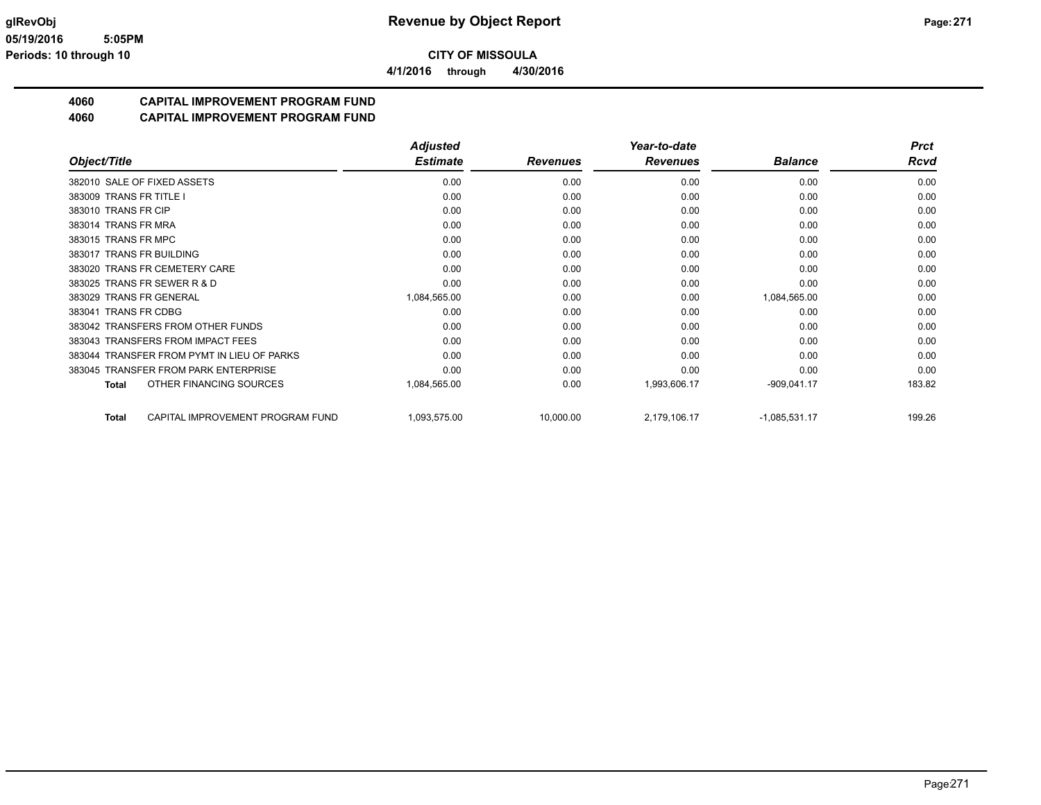**CITY OF MISSOULA**

**4/1/2016 through 4/30/2016**

## 4060 CAPITAL IMPROVEMENT PROGRAM FUND
## 4060 CAPITAL IMPROVEMENT PROGRAM FUND

| Object/Title | Adjusted Estimate | Revenues | Year-to-date Revenues | Balance | Prct Rcvd |
|---|---|---|---|---|---|
| 382010 SALE OF FIXED ASSETS | 0.00 | 0.00 | 0.00 | 0.00 | 0.00 |
| 383009 TRANS FR TITLE I | 0.00 | 0.00 | 0.00 | 0.00 | 0.00 |
| 383010 TRANS FR CIP | 0.00 | 0.00 | 0.00 | 0.00 | 0.00 |
| 383014 TRANS FR MRA | 0.00 | 0.00 | 0.00 | 0.00 | 0.00 |
| 383015 TRANS FR MPC | 0.00 | 0.00 | 0.00 | 0.00 | 0.00 |
| 383017 TRANS FR BUILDING | 0.00 | 0.00 | 0.00 | 0.00 | 0.00 |
| 383020 TRANS FR CEMETERY CARE | 0.00 | 0.00 | 0.00 | 0.00 | 0.00 |
| 383025 TRANS FR SEWER R & D | 0.00 | 0.00 | 0.00 | 0.00 | 0.00 |
| 383029 TRANS FR GENERAL | 1,084,565.00 | 0.00 | 0.00 | 1,084,565.00 | 0.00 |
| 383041 TRANS FR CDBG | 0.00 | 0.00 | 0.00 | 0.00 | 0.00 |
| 383042 TRANSFERS FROM OTHER FUNDS | 0.00 | 0.00 | 0.00 | 0.00 | 0.00 |
| 383043 TRANSFERS FROM IMPACT FEES | 0.00 | 0.00 | 0.00 | 0.00 | 0.00 |
| 383044 TRANSFER FROM PYMT IN LIEU OF PARKS | 0.00 | 0.00 | 0.00 | 0.00 | 0.00 |
| 383045 TRANSFER FROM PARK ENTERPRISE | 0.00 | 0.00 | 0.00 | 0.00 | 0.00 |
| **Total** OTHER FINANCING SOURCES | 1,084,565.00 | 0.00 | 1,993,606.17 | -909,041.17 | 183.82 |
| **Total** CAPITAL IMPROVEMENT PROGRAM FUND | 1,093,575.00 | 10,000.00 | 2,179,106.17 | -1,085,531.17 | 199.26 |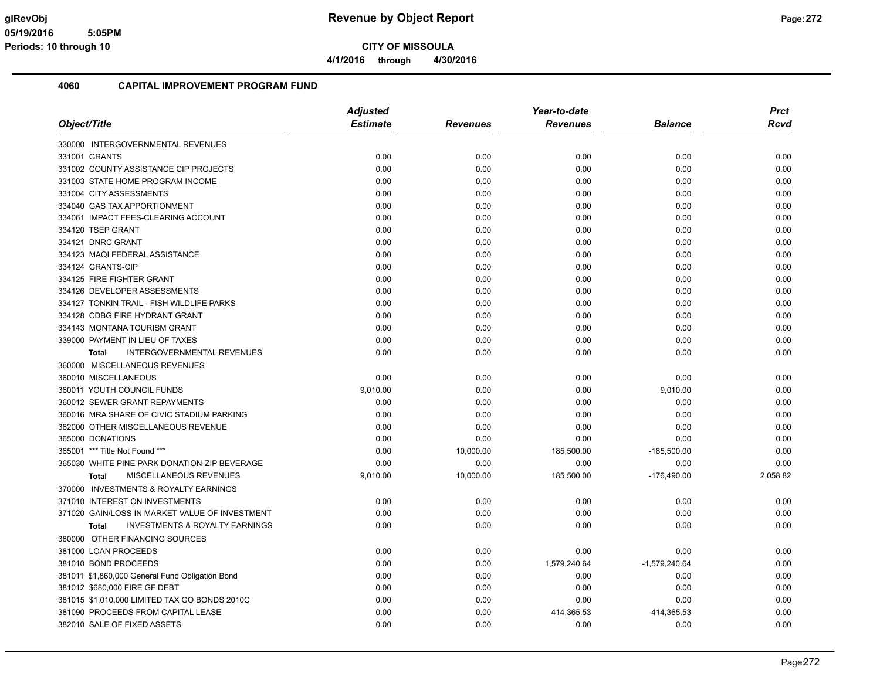**CITY OF MISSOULA**

**4/1/2016 through 4/30/2016**

## 4060 CAPITAL IMPROVEMENT PROGRAM FUND

| Object/Title | Adjusted Estimate | Revenues | Year-to-date Revenues | Balance | Prct Rcvd |
|---|---|---|---|---|---|
| 330000 INTERGOVERNMENTAL REVENUES | | | | | |
| 331001 GRANTS | 0.00 | 0.00 | 0.00 | 0.00 | 0.00 |
| 331002 COUNTY ASSISTANCE CIP PROJECTS | 0.00 | 0.00 | 0.00 | 0.00 | 0.00 |
| 331003 STATE HOME PROGRAM INCOME | 0.00 | 0.00 | 0.00 | 0.00 | 0.00 |
| 331004 CITY ASSESSMENTS | 0.00 | 0.00 | 0.00 | 0.00 | 0.00 |
| 334040 GAS TAX APPORTIONMENT | 0.00 | 0.00 | 0.00 | 0.00 | 0.00 |
| 334061 IMPACT FEES-CLEARING ACCOUNT | 0.00 | 0.00 | 0.00 | 0.00 | 0.00 |
| 334120 TSEP GRANT | 0.00 | 0.00 | 0.00 | 0.00 | 0.00 |
| 334121 DNRC GRANT | 0.00 | 0.00 | 0.00 | 0.00 | 0.00 |
| 334123 MAQI FEDERAL ASSISTANCE | 0.00 | 0.00 | 0.00 | 0.00 | 0.00 |
| 334124 GRANTS-CIP | 0.00 | 0.00 | 0.00 | 0.00 | 0.00 |
| 334125 FIRE FIGHTER GRANT | 0.00 | 0.00 | 0.00 | 0.00 | 0.00 |
| 334126 DEVELOPER ASSESSMENTS | 0.00 | 0.00 | 0.00 | 0.00 | 0.00 |
| 334127 TONKIN TRAIL - FISH WILDLIFE PARKS | 0.00 | 0.00 | 0.00 | 0.00 | 0.00 |
| 334128 CDBG FIRE HYDRANT GRANT | 0.00 | 0.00 | 0.00 | 0.00 | 0.00 |
| 334143 MONTANA TOURISM GRANT | 0.00 | 0.00 | 0.00 | 0.00 | 0.00 |
| 339000 PAYMENT IN LIEU OF TAXES | 0.00 | 0.00 | 0.00 | 0.00 | 0.00 |
| **Total** INTERGOVERNMENTAL REVENUES | 0.00 | 0.00 | 0.00 | 0.00 | 0.00 |
| 360000 MISCELLANEOUS REVENUES | | | | | |
| 360010 MISCELLANEOUS | 0.00 | 0.00 | 0.00 | 0.00 | 0.00 |
| 360011 YOUTH COUNCIL FUNDS | 9,010.00 | 0.00 | 0.00 | 9,010.00 | 0.00 |
| 360012 SEWER GRANT REPAYMENTS | 0.00 | 0.00 | 0.00 | 0.00 | 0.00 |
| 360016 MRA SHARE OF CIVIC STADIUM PARKING | 0.00 | 0.00 | 0.00 | 0.00 | 0.00 |
| 362000 OTHER MISCELLANEOUS REVENUE | 0.00 | 0.00 | 0.00 | 0.00 | 0.00 |
| 365000 DONATIONS | 0.00 | 0.00 | 0.00 | 0.00 | 0.00 |
| 365001 *** Title Not Found *** | 0.00 | 10,000.00 | 185,500.00 | -185,500.00 | 0.00 |
| 365030 WHITE PINE PARK DONATION-ZIP BEVERAGE | 0.00 | 0.00 | 0.00 | 0.00 | 0.00 |
| **Total** MISCELLANEOUS REVENUES | 9,010.00 | 10,000.00 | 185,500.00 | -176,490.00 | 2,058.82 |
| 370000 INVESTMENTS & ROYALTY EARNINGS | | | | | |
| 371010 INTEREST ON INVESTMENTS | 0.00 | 0.00 | 0.00 | 0.00 | 0.00 |
| 371020 GAIN/LOSS IN MARKET VALUE OF INVESTMENT | 0.00 | 0.00 | 0.00 | 0.00 | 0.00 |
| **Total** INVESTMENTS & ROYALTY EARNINGS | 0.00 | 0.00 | 0.00 | 0.00 | 0.00 |
| 380000 OTHER FINANCING SOURCES | | | | | |
| 381000 LOAN PROCEEDS | 0.00 | 0.00 | 0.00 | 0.00 | 0.00 |
| 381010 BOND PROCEEDS | 0.00 | 0.00 | 1,579,240.64 | -1,579,240.64 | 0.00 |
| 381011 $1,860,000 General Fund Obligation Bond | 0.00 | 0.00 | 0.00 | 0.00 | 0.00 |
| 381012 $680,000 FIRE GF DEBT | 0.00 | 0.00 | 0.00 | 0.00 | 0.00 |
| 381015 $1,010,000 LIMITED TAX GO BONDS 2010C | 0.00 | 0.00 | 0.00 | 0.00 | 0.00 |
| 381090 PROCEEDS FROM CAPITAL LEASE | 0.00 | 0.00 | 414,365.53 | -414,365.53 | 0.00 |
| 382010 SALE OF FIXED ASSETS | 0.00 | 0.00 | 0.00 | 0.00 | 0.00 |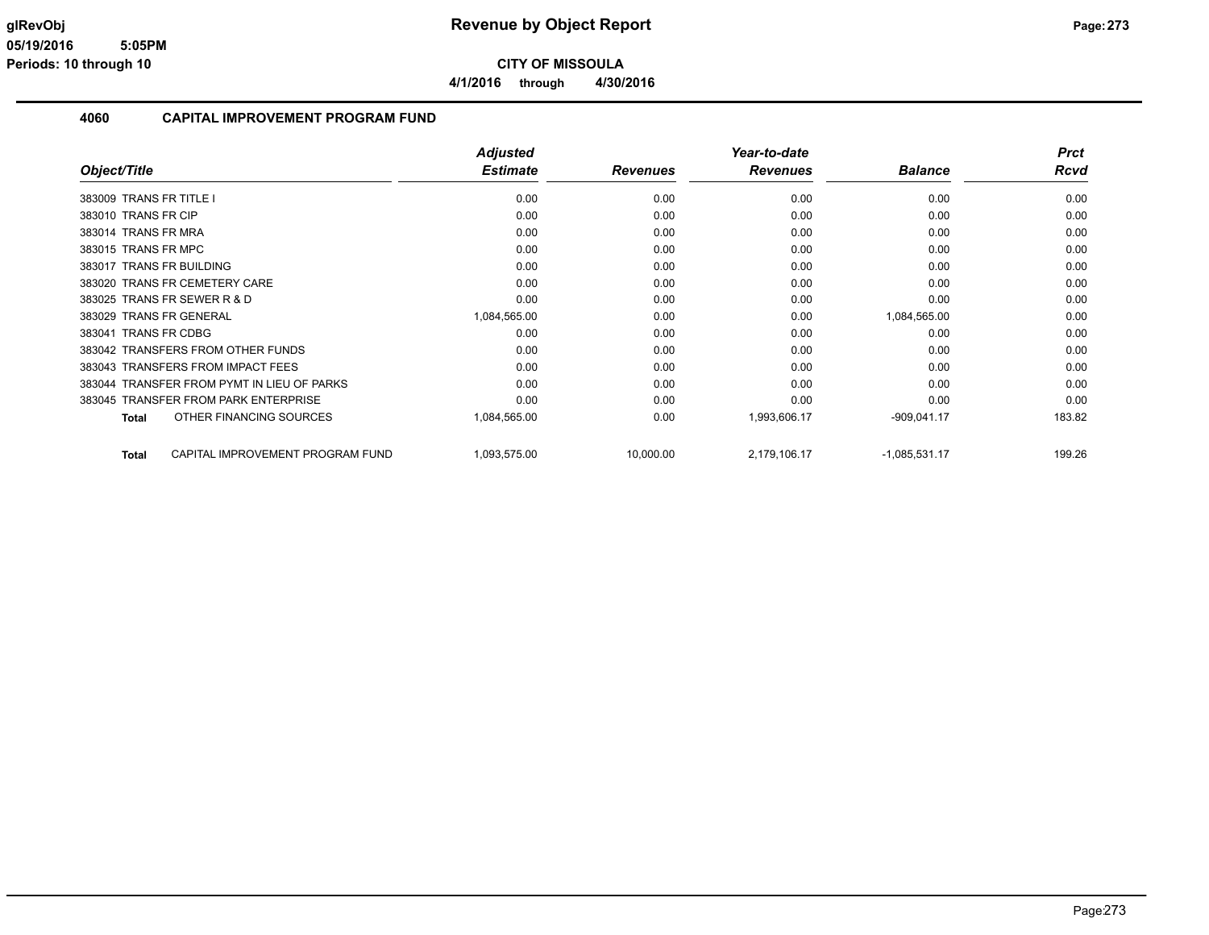# Revenue by Object Report

**CITY OF MISSOULA**

**4/1/2016 through 4/30/2016**

glRevObj
05/19/2016 5:05PM
Periods: 10 through 10

## 4060 CAPITAL IMPROVEMENT PROGRAM FUND

| Object/Title | Adjusted Estimate | Revenues | Year-to-date Revenues | Balance | Prct Rcvd |
|---|---|---|---|---|---|
| 383009 TRANS FR TITLE I | 0.00 | 0.00 | 0.00 | 0.00 | 0.00 |
| 383010 TRANS FR CIP | 0.00 | 0.00 | 0.00 | 0.00 | 0.00 |
| 383014 TRANS FR MRA | 0.00 | 0.00 | 0.00 | 0.00 | 0.00 |
| 383015 TRANS FR MPC | 0.00 | 0.00 | 0.00 | 0.00 | 0.00 |
| 383017 TRANS FR BUILDING | 0.00 | 0.00 | 0.00 | 0.00 | 0.00 |
| 383020 TRANS FR CEMETERY CARE | 0.00 | 0.00 | 0.00 | 0.00 | 0.00 |
| 383025 TRANS FR SEWER R & D | 0.00 | 0.00 | 0.00 | 0.00 | 0.00 |
| 383029 TRANS FR GENERAL | 1,084,565.00 | 0.00 | 0.00 | 1,084,565.00 | 0.00 |
| 383041 TRANS FR CDBG | 0.00 | 0.00 | 0.00 | 0.00 | 0.00 |
| 383042 TRANSFERS FROM OTHER FUNDS | 0.00 | 0.00 | 0.00 | 0.00 | 0.00 |
| 383043 TRANSFERS FROM IMPACT FEES | 0.00 | 0.00 | 0.00 | 0.00 | 0.00 |
| 383044 TRANSFER FROM PYMT IN LIEU OF PARKS | 0.00 | 0.00 | 0.00 | 0.00 | 0.00 |
| 383045 TRANSFER FROM PARK ENTERPRISE | 0.00 | 0.00 | 0.00 | 0.00 | 0.00 |
| **Total** OTHER FINANCING SOURCES | 1,084,565.00 | 0.00 | 1,993,606.17 | -909,041.17 | 183.82 |
| **Total** CAPITAL IMPROVEMENT PROGRAM FUND | 1,093,575.00 | 10,000.00 | 2,179,106.17 | -1,085,531.17 | 199.26 |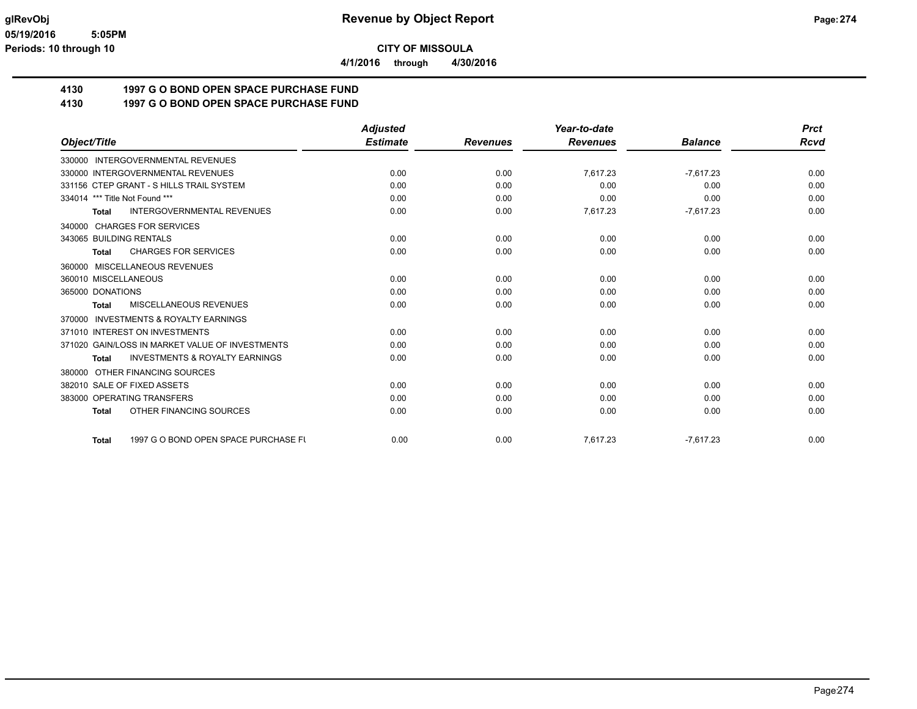# Revenue by Object Report

glRevObj
05/19/2016 5:05PM
Periods: 10 through 10

**CITY OF MISSOULA**

**4/1/2016 through 4/30/2016**

## 4130 1997 G O BOND OPEN SPACE PURCHASE FUND
## 4130 1997 G O BOND OPEN SPACE PURCHASE FUND

| Object/Title | Adjusted Estimate | Revenues | Year-to-date Revenues | Balance | Prct Rcvd |
|---|---|---|---|---|---|
| 330000 INTERGOVERNMENTAL REVENUES | | | | | |
| 330000 INTERGOVERNMENTAL REVENUES | 0.00 | 0.00 | 7,617.23 | -7,617.23 | 0.00 |
| 331156 CTEP GRANT - S HILLS TRAIL SYSTEM | 0.00 | 0.00 | 0.00 | 0.00 | 0.00 |
| 334014 *** Title Not Found *** | 0.00 | 0.00 | 0.00 | 0.00 | 0.00 |
| Total INTERGOVERNMENTAL REVENUES | 0.00 | 0.00 | 7,617.23 | -7,617.23 | 0.00 |
| 340000 CHARGES FOR SERVICES | | | | | |
| 343065 BUILDING RENTALS | 0.00 | 0.00 | 0.00 | 0.00 | 0.00 |
| Total CHARGES FOR SERVICES | 0.00 | 0.00 | 0.00 | 0.00 | 0.00 |
| 360000 MISCELLANEOUS REVENUES | | | | | |
| 360010 MISCELLANEOUS | 0.00 | 0.00 | 0.00 | 0.00 | 0.00 |
| 365000 DONATIONS | 0.00 | 0.00 | 0.00 | 0.00 | 0.00 |
| Total MISCELLANEOUS REVENUES | 0.00 | 0.00 | 0.00 | 0.00 | 0.00 |
| 370000 INVESTMENTS & ROYALTY EARNINGS | | | | | |
| 371010 INTEREST ON INVESTMENTS | 0.00 | 0.00 | 0.00 | 0.00 | 0.00 |
| 371020 GAIN/LOSS IN MARKET VALUE OF INVESTMENTS | 0.00 | 0.00 | 0.00 | 0.00 | 0.00 |
| Total INVESTMENTS & ROYALTY EARNINGS | 0.00 | 0.00 | 0.00 | 0.00 | 0.00 |
| 380000 OTHER FINANCING SOURCES | | | | | |
| 382010 SALE OF FIXED ASSETS | 0.00 | 0.00 | 0.00 | 0.00 | 0.00 |
| 383000 OPERATING TRANSFERS | 0.00 | 0.00 | 0.00 | 0.00 | 0.00 |
| Total OTHER FINANCING SOURCES | 0.00 | 0.00 | 0.00 | 0.00 | 0.00 |
| Total 1997 G O BOND OPEN SPACE PURCHASE FU | 0.00 | 0.00 | 7,617.23 | -7,617.23 | 0.00 |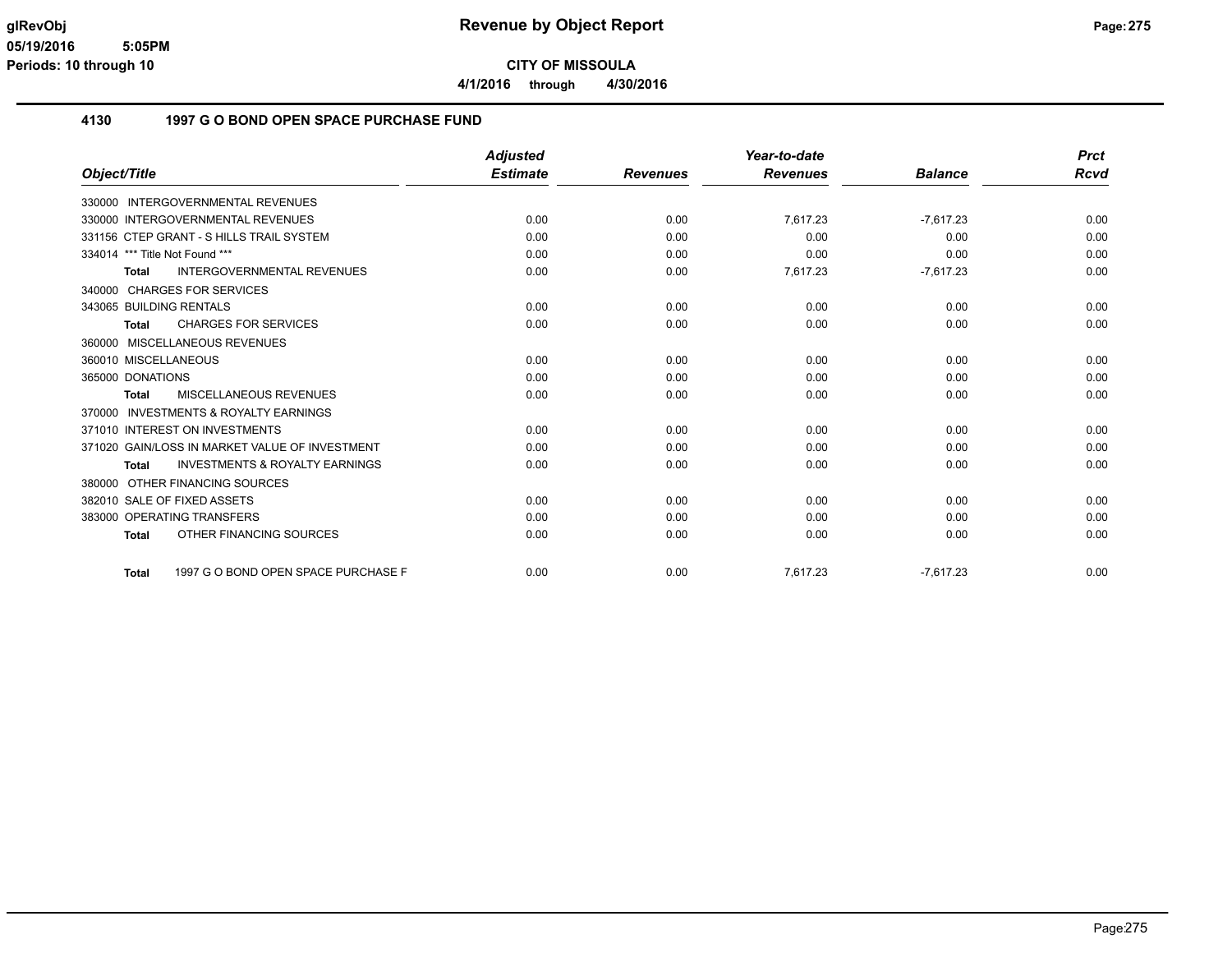# Revenue by Object Report

glRevObj
05/19/2016 5:05PM
Periods: 10 through 10

**CITY OF MISSOULA**

**4/1/2016 through 4/30/2016**

## 4130 1997 G O BOND OPEN SPACE PURCHASE FUND

| Object/Title | Adjusted Estimate | Revenues | Year-to-date Revenues | Balance | Prct Rcvd |
|---|---|---|---|---|---|
| 330000 INTERGOVERNMENTAL REVENUES | | | | | |
| 330000 INTERGOVERNMENTAL REVENUES | 0.00 | 0.00 | 7,617.23 | -7,617.23 | 0.00 |
| 331156 CTEP GRANT - S HILLS TRAIL SYSTEM | 0.00 | 0.00 | 0.00 | 0.00 | 0.00 |
| 334014 *** Title Not Found *** | 0.00 | 0.00 | 0.00 | 0.00 | 0.00 |
| **Total** INTERGOVERNMENTAL REVENUES | 0.00 | 0.00 | 7,617.23 | -7,617.23 | 0.00 |
| 340000 CHARGES FOR SERVICES | | | | | |
| 343065 BUILDING RENTALS | 0.00 | 0.00 | 0.00 | 0.00 | 0.00 |
| **Total** CHARGES FOR SERVICES | 0.00 | 0.00 | 0.00 | 0.00 | 0.00 |
| 360000 MISCELLANEOUS REVENUES | | | | | |
| 360010 MISCELLANEOUS | 0.00 | 0.00 | 0.00 | 0.00 | 0.00 |
| 365000 DONATIONS | 0.00 | 0.00 | 0.00 | 0.00 | 0.00 |
| **Total** MISCELLANEOUS REVENUES | 0.00 | 0.00 | 0.00 | 0.00 | 0.00 |
| 370000 INVESTMENTS & ROYALTY EARNINGS | | | | | |
| 371010 INTEREST ON INVESTMENTS | 0.00 | 0.00 | 0.00 | 0.00 | 0.00 |
| 371020 GAIN/LOSS IN MARKET VALUE OF INVESTMENT | 0.00 | 0.00 | 0.00 | 0.00 | 0.00 |
| **Total** INVESTMENTS & ROYALTY EARNINGS | 0.00 | 0.00 | 0.00 | 0.00 | 0.00 |
| 380000 OTHER FINANCING SOURCES | | | | | |
| 382010 SALE OF FIXED ASSETS | 0.00 | 0.00 | 0.00 | 0.00 | 0.00 |
| 383000 OPERATING TRANSFERS | 0.00 | 0.00 | 0.00 | 0.00 | 0.00 |
| **Total** OTHER FINANCING SOURCES | 0.00 | 0.00 | 0.00 | 0.00 | 0.00 |
| **Total** 1997 G O BOND OPEN SPACE PURCHASE F | 0.00 | 0.00 | 7,617.23 | -7,617.23 | 0.00 |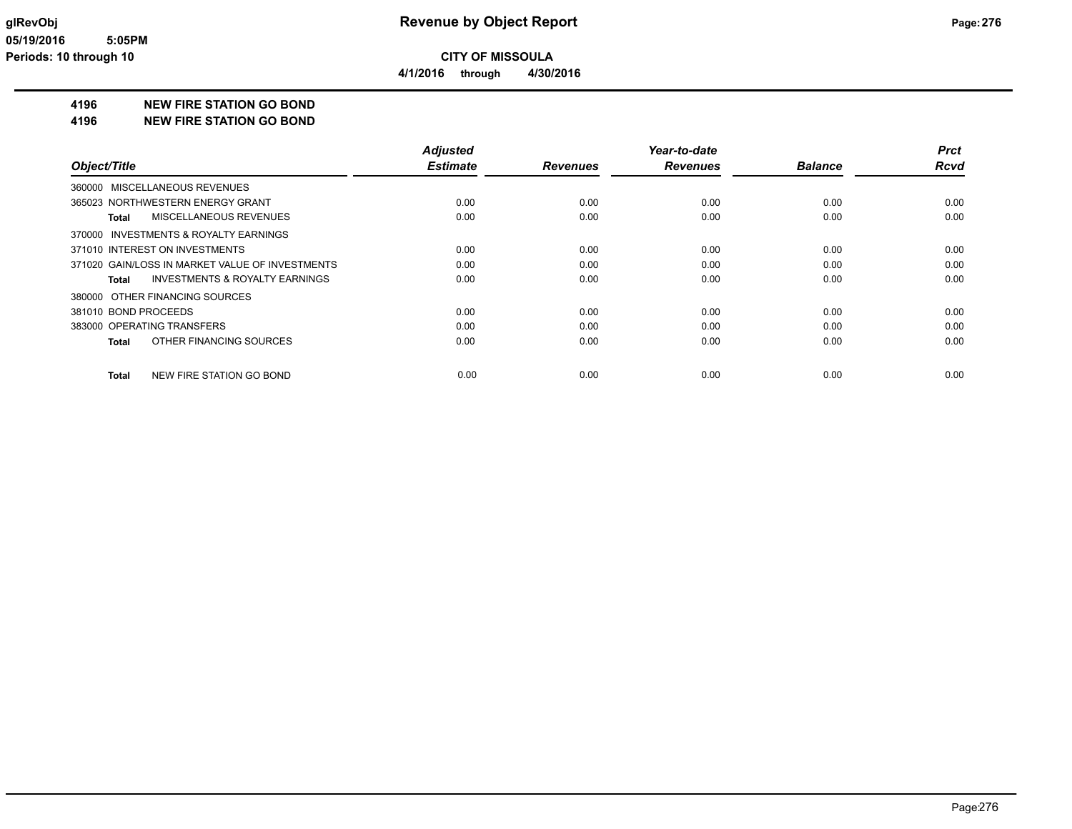# Revenue by Object Report

**CITY OF MISSOULA**

**4/1/2016 through 4/30/2016**

glRevObj
05/19/2016 5:05PM
Periods: 10 through 10

## 4196 NEW FIRE STATION GO BOND
## 4196 NEW FIRE STATION GO BOND

| Object/Title | Adjusted Estimate | Revenues | Year-to-date Revenues | Balance | Prct Rcvd |
|---|---|---|---|---|---|
| 360000 MISCELLANEOUS REVENUES | | | | | |
| 365023 NORTHWESTERN ENERGY GRANT | 0.00 | 0.00 | 0.00 | 0.00 | 0.00 |
| **Total** MISCELLANEOUS REVENUES | 0.00 | 0.00 | 0.00 | 0.00 | 0.00 |
| 370000 INVESTMENTS & ROYALTY EARNINGS | | | | | |
| 371010 INTEREST ON INVESTMENTS | 0.00 | 0.00 | 0.00 | 0.00 | 0.00 |
| 371020 GAIN/LOSS IN MARKET VALUE OF INVESTMENTS | 0.00 | 0.00 | 0.00 | 0.00 | 0.00 |
| **Total** INVESTMENTS & ROYALTY EARNINGS | 0.00 | 0.00 | 0.00 | 0.00 | 0.00 |
| 380000 OTHER FINANCING SOURCES | | | | | |
| 381010 BOND PROCEEDS | 0.00 | 0.00 | 0.00 | 0.00 | 0.00 |
| 383000 OPERATING TRANSFERS | 0.00 | 0.00 | 0.00 | 0.00 | 0.00 |
| **Total** OTHER FINANCING SOURCES | 0.00 | 0.00 | 0.00 | 0.00 | 0.00 |
| **Total** NEW FIRE STATION GO BOND | 0.00 | 0.00 | 0.00 | 0.00 | 0.00 |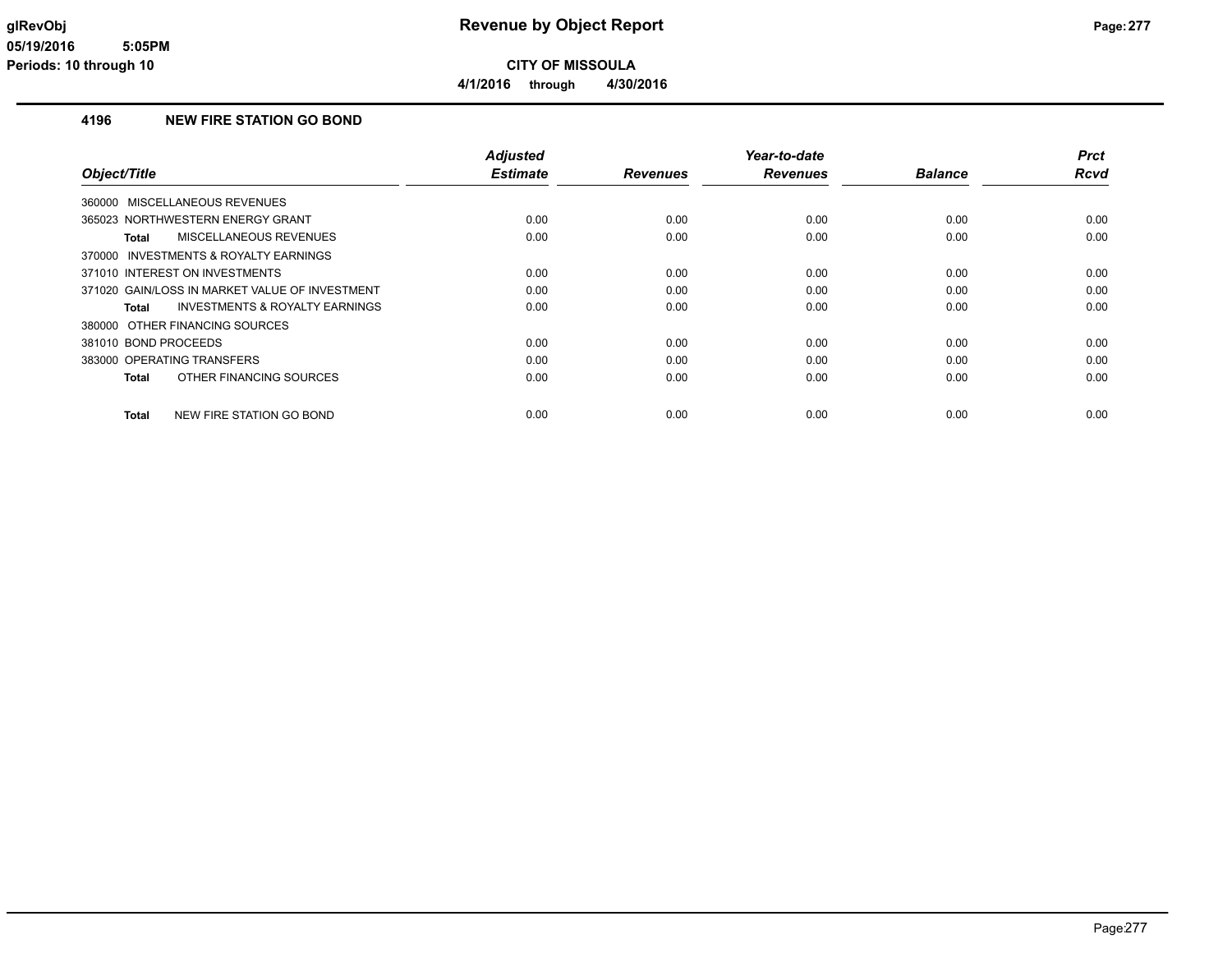# Revenue by Object Report

glRevObj
05/19/2016 5:05PM
Periods: 10 through 10

**CITY OF MISSOULA**

**4/1/2016 through 4/30/2016**

## 4196 NEW FIRE STATION GO BOND

| Object/Title | Adjusted Estimate | Revenues | Year-to-date Revenues | Balance | Prct Rcvd |
|---|---|---|---|---|---|
| 360000 MISCELLANEOUS REVENUES | | | | | |
| 365023 NORTHWESTERN ENERGY GRANT | 0.00 | 0.00 | 0.00 | 0.00 | 0.00 |
| **Total** MISCELLANEOUS REVENUES | 0.00 | 0.00 | 0.00 | 0.00 | 0.00 |
| 370000 INVESTMENTS & ROYALTY EARNINGS | | | | | |
| 371010 INTEREST ON INVESTMENTS | 0.00 | 0.00 | 0.00 | 0.00 | 0.00 |
| 371020 GAIN/LOSS IN MARKET VALUE OF INVESTMENT | 0.00 | 0.00 | 0.00 | 0.00 | 0.00 |
| **Total** INVESTMENTS & ROYALTY EARNINGS | 0.00 | 0.00 | 0.00 | 0.00 | 0.00 |
| 380000 OTHER FINANCING SOURCES | | | | | |
| 381010 BOND PROCEEDS | 0.00 | 0.00 | 0.00 | 0.00 | 0.00 |
| 383000 OPERATING TRANSFERS | 0.00 | 0.00 | 0.00 | 0.00 | 0.00 |
| **Total** OTHER FINANCING SOURCES | 0.00 | 0.00 | 0.00 | 0.00 | 0.00 |
| **Total** NEW FIRE STATION GO BOND | 0.00 | 0.00 | 0.00 | 0.00 | 0.00 |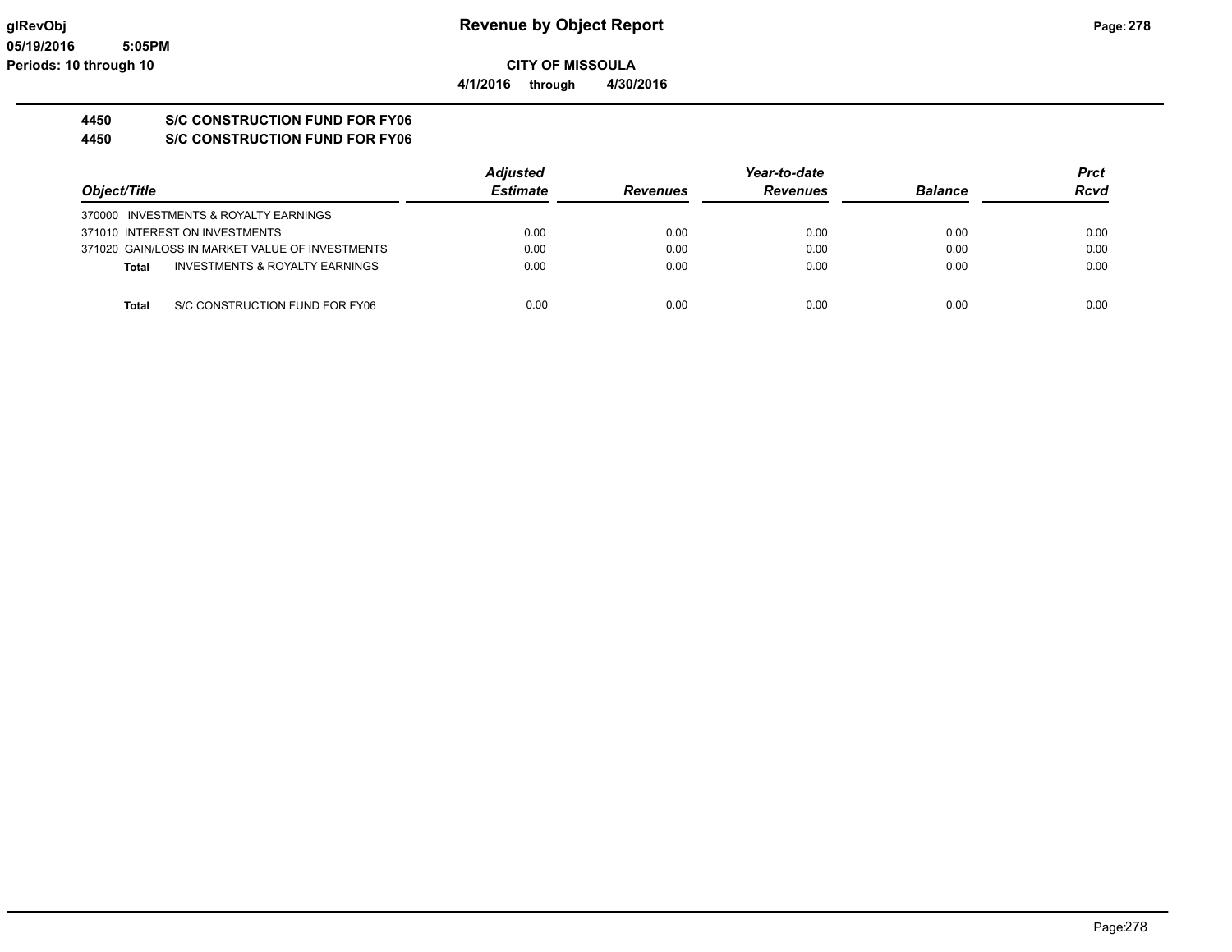**glRevObj**
**05/19/2016 5:05PM**
**Periods: 10 through 10**

# Revenue by Object Report

**CITY OF MISSOULA**

**4/1/2016 through 4/30/2016**

## 4450 S/C CONSTRUCTION FUND FOR FY06
## 4450 S/C CONSTRUCTION FUND FOR FY06

| Object/Title | Adjusted Estimate | Revenues | Year-to-date Revenues | Balance | Prct Rcvd |
|---|---|---|---|---|---|
| 370000 INVESTMENTS & ROYALTY EARNINGS | | | | | |
| 371010 INTEREST ON INVESTMENTS | 0.00 | 0.00 | 0.00 | 0.00 | 0.00 |
| 371020 GAIN/LOSS IN MARKET VALUE OF INVESTMENTS | 0.00 | 0.00 | 0.00 | 0.00 | 0.00 |
| **Total** INVESTMENTS & ROYALTY EARNINGS | 0.00 | 0.00 | 0.00 | 0.00 | 0.00 |
| | | | | | |
| **Total** S/C CONSTRUCTION FUND FOR FY06 | 0.00 | 0.00 | 0.00 | 0.00 | 0.00 |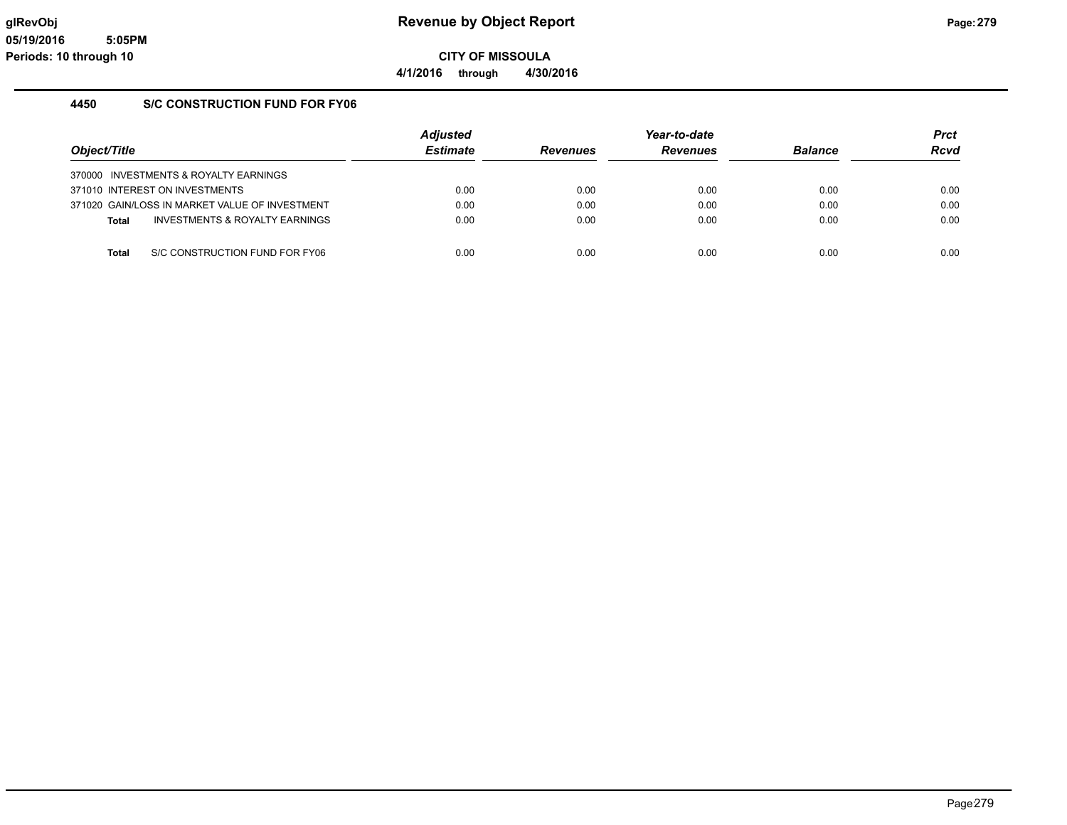**glRevObj**
**05/19/2016 5:05PM**
**Periods: 10 through 10**

# Revenue by Object Report

**CITY OF MISSOULA**

**4/1/2016 through 4/30/2016**

## 4450 S/C CONSTRUCTION FUND FOR FY06

| Object/Title | Adjusted Estimate | Revenues | Year-to-date Revenues | Balance | Prct Rcvd |
|---|---|---|---|---|---|
| 370000 INVESTMENTS & ROYALTY EARNINGS | | | | | |
| 371010 INTEREST ON INVESTMENTS | 0.00 | 0.00 | 0.00 | 0.00 | 0.00 |
| 371020 GAIN/LOSS IN MARKET VALUE OF INVESTMENT | 0.00 | 0.00 | 0.00 | 0.00 | 0.00 |
| **Total** INVESTMENTS & ROYALTY EARNINGS | 0.00 | 0.00 | 0.00 | 0.00 | 0.00 |
| **Total** S/C CONSTRUCTION FUND FOR FY06 | 0.00 | 0.00 | 0.00 | 0.00 | 0.00 |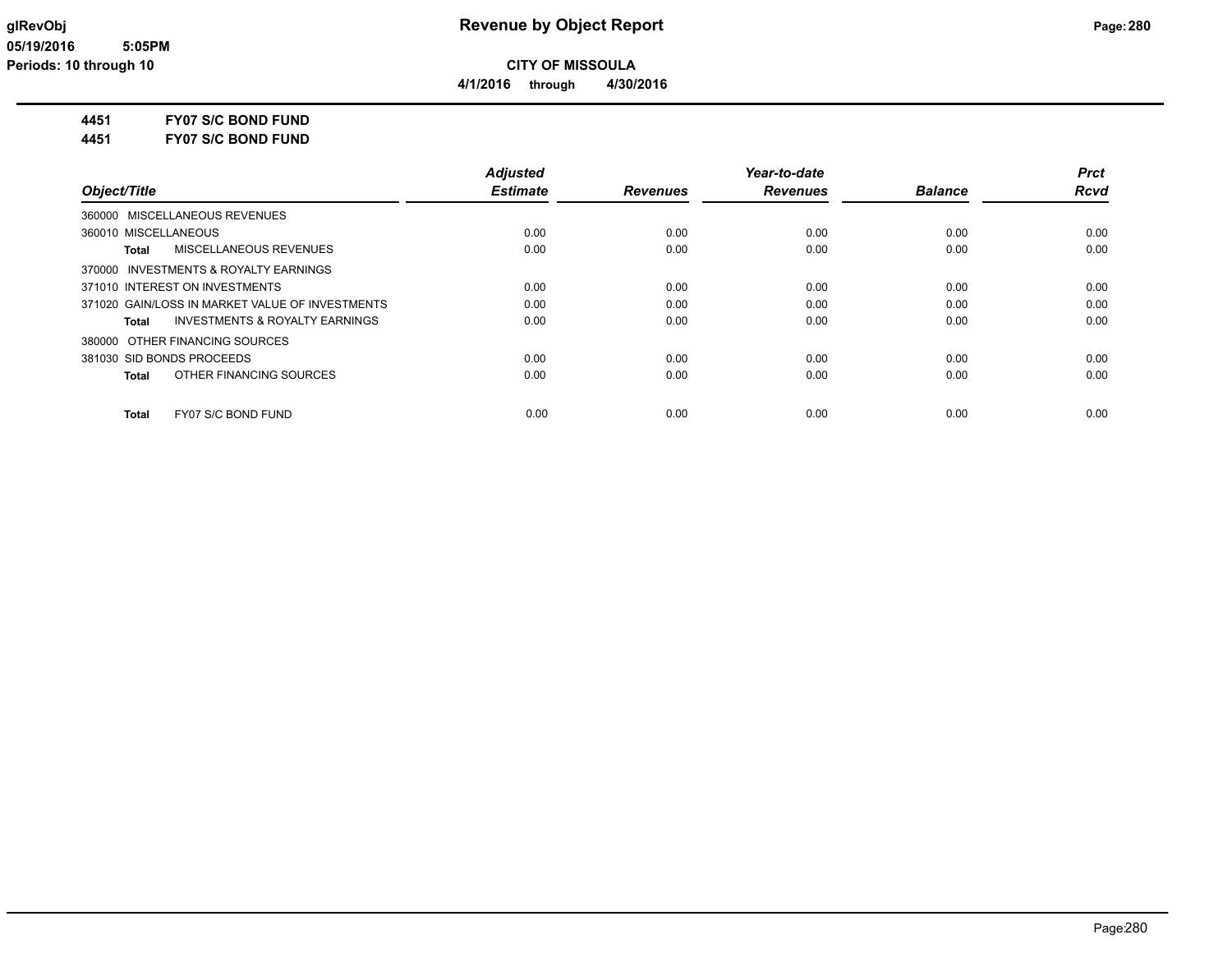glRevObj
05/19/2016 5:05PM
Periods: 10 through 10

# Revenue by Object Report

**CITY OF MISSOULA**

**4/1/2016 through 4/30/2016**

**4451 FY07 S/C BOND FUND**

**4451 FY07 S/C BOND FUND**

| Object/Title | Adjusted Estimate | Revenues | Year-to-date Revenues | Balance | Prct Rcvd |
|---|---|---|---|---|---|
| 360000 MISCELLANEOUS REVENUES | | | | | |
| 360010 MISCELLANEOUS | 0.00 | 0.00 | 0.00 | 0.00 | 0.00 |
| **Total** MISCELLANEOUS REVENUES | 0.00 | 0.00 | 0.00 | 0.00 | 0.00 |
| 370000 INVESTMENTS & ROYALTY EARNINGS | | | | | |
| 371010 INTEREST ON INVESTMENTS | 0.00 | 0.00 | 0.00 | 0.00 | 0.00 |
| 371020 GAIN/LOSS IN MARKET VALUE OF INVESTMENTS | 0.00 | 0.00 | 0.00 | 0.00 | 0.00 |
| **Total** INVESTMENTS & ROYALTY EARNINGS | 0.00 | 0.00 | 0.00 | 0.00 | 0.00 |
| 380000 OTHER FINANCING SOURCES | | | | | |
| 381030 SID BONDS PROCEEDS | 0.00 | 0.00 | 0.00 | 0.00 | 0.00 |
| **Total** OTHER FINANCING SOURCES | 0.00 | 0.00 | 0.00 | 0.00 | 0.00 |
| **Total** FY07 S/C BOND FUND | 0.00 | 0.00 | 0.00 | 0.00 | 0.00 |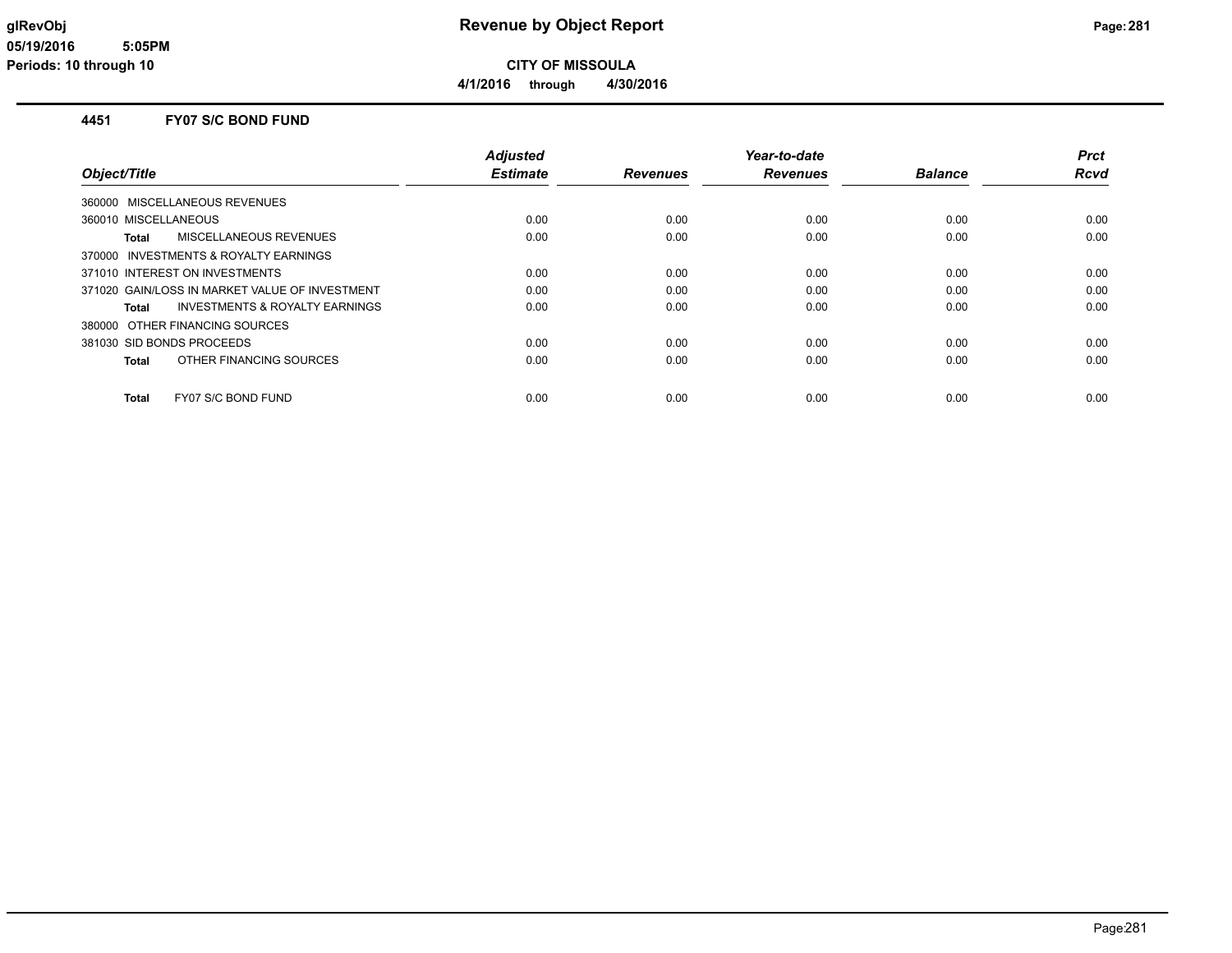# Revenue by Object Report

**CITY OF MISSOULA**

**4/1/2016 through 4/30/2016**

glRevObj
05/19/2016 5:05PM
Periods: 10 through 10

## 4451 FY07 S/C BOND FUND

| Object/Title | Adjusted Estimate | Revenues | Year-to-date Revenues | Balance | Prct Rcvd |
|---|---|---|---|---|---|
| 360000 MISCELLANEOUS REVENUES | | | | | |
| 360010 MISCELLANEOUS | 0.00 | 0.00 | 0.00 | 0.00 | 0.00 |
| **Total** MISCELLANEOUS REVENUES | 0.00 | 0.00 | 0.00 | 0.00 | 0.00 |
| 370000 INVESTMENTS & ROYALTY EARNINGS | | | | | |
| 371010 INTEREST ON INVESTMENTS | 0.00 | 0.00 | 0.00 | 0.00 | 0.00 |
| 371020 GAIN/LOSS IN MARKET VALUE OF INVESTMENT | 0.00 | 0.00 | 0.00 | 0.00 | 0.00 |
| **Total** INVESTMENTS & ROYALTY EARNINGS | 0.00 | 0.00 | 0.00 | 0.00 | 0.00 |
| 380000 OTHER FINANCING SOURCES | | | | | |
| 381030 SID BONDS PROCEEDS | 0.00 | 0.00 | 0.00 | 0.00 | 0.00 |
| **Total** OTHER FINANCING SOURCES | 0.00 | 0.00 | 0.00 | 0.00 | 0.00 |
| **Total** FY07 S/C BOND FUND | 0.00 | 0.00 | 0.00 | 0.00 | 0.00 |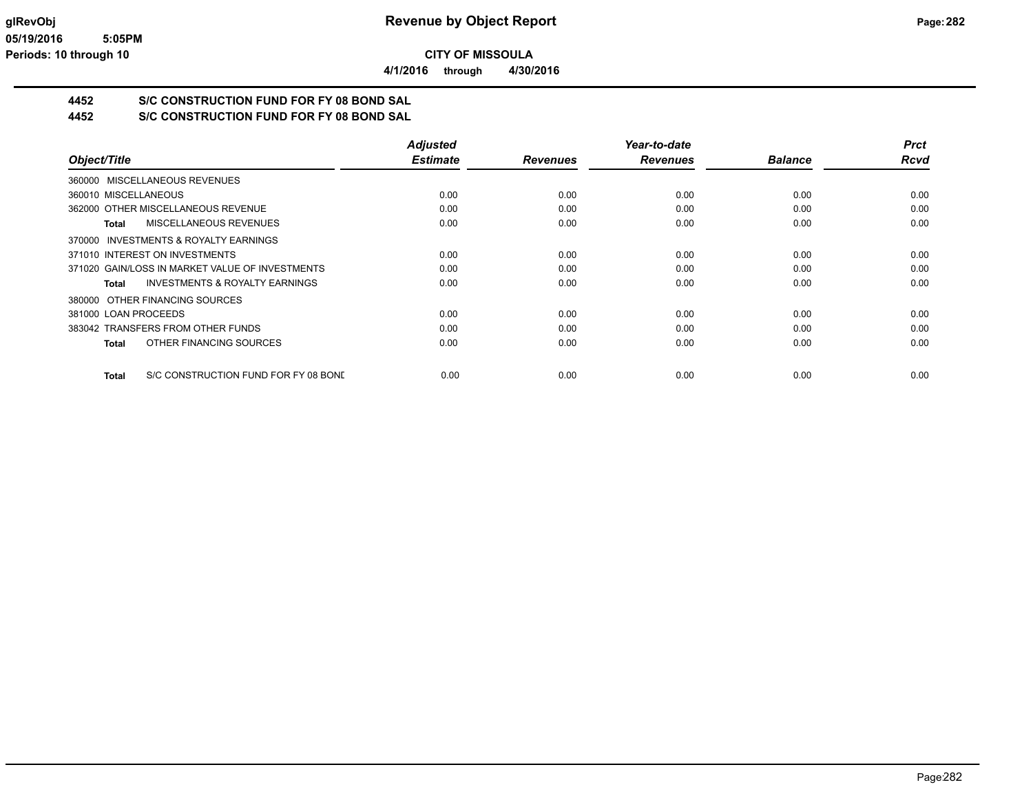# Revenue by Object Report

**CITY OF MISSOULA**

**4/1/2016 through 4/30/2016**

glRevObj
05/19/2016 5:05PM
Periods: 10 through 10

## 4452 S/C CONSTRUCTION FUND FOR FY 08 BOND SAL
## 4452 S/C CONSTRUCTION FUND FOR FY 08 BOND SAL

| Object/Title | Adjusted Estimate | Revenues | Year-to-date Revenues | Balance | Prct Rcvd |
|---|---|---|---|---|---|
| 360000 MISCELLANEOUS REVENUES | | | | | |
| 360010 MISCELLANEOUS | 0.00 | 0.00 | 0.00 | 0.00 | 0.00 |
| 362000 OTHER MISCELLANEOUS REVENUE | 0.00 | 0.00 | 0.00 | 0.00 | 0.00 |
| **Total** MISCELLANEOUS REVENUES | 0.00 | 0.00 | 0.00 | 0.00 | 0.00 |
| 370000 INVESTMENTS & ROYALTY EARNINGS | | | | | |
| 371010 INTEREST ON INVESTMENTS | 0.00 | 0.00 | 0.00 | 0.00 | 0.00 |
| 371020 GAIN/LOSS IN MARKET VALUE OF INVESTMENTS | 0.00 | 0.00 | 0.00 | 0.00 | 0.00 |
| **Total** INVESTMENTS & ROYALTY EARNINGS | 0.00 | 0.00 | 0.00 | 0.00 | 0.00 |
| 380000 OTHER FINANCING SOURCES | | | | | |
| 381000 LOAN PROCEEDS | 0.00 | 0.00 | 0.00 | 0.00 | 0.00 |
| 383042 TRANSFERS FROM OTHER FUNDS | 0.00 | 0.00 | 0.00 | 0.00 | 0.00 |
| **Total** OTHER FINANCING SOURCES | 0.00 | 0.00 | 0.00 | 0.00 | 0.00 |
| **Total** S/C CONSTRUCTION FUND FOR FY 08 BOND | 0.00 | 0.00 | 0.00 | 0.00 | 0.00 |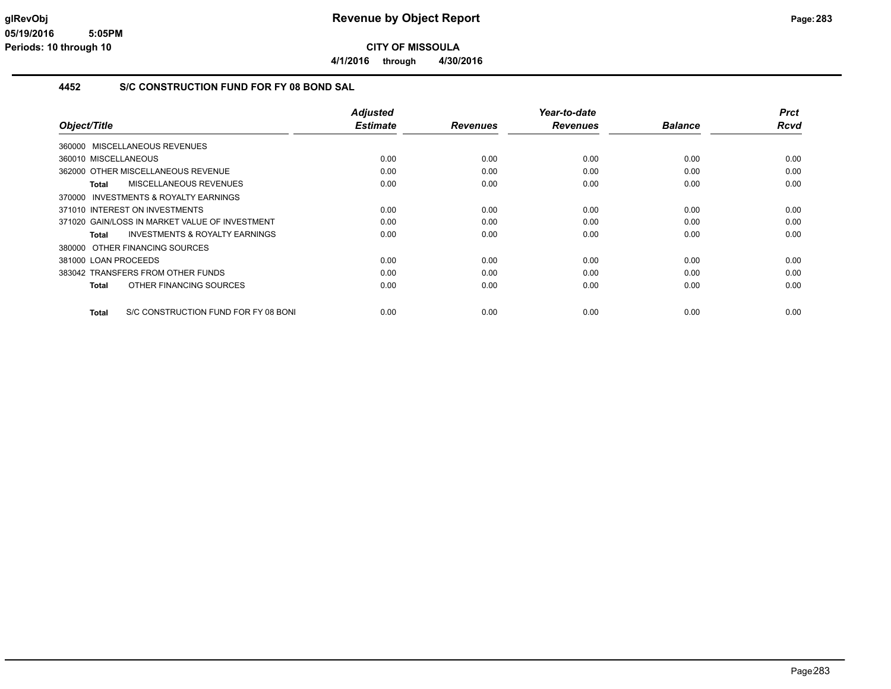# Revenue by Object Report

**CITY OF MISSOULA**

**4/1/2016 through 4/30/2016**

glRevObj
05/19/2016 5:05PM
Periods: 10 through 10

## 4452 S/C CONSTRUCTION FUND FOR FY 08 BOND SAL

| Object/Title | Adjusted Estimate | Revenues | Year-to-date Revenues | Balance | Prct Rcvd |
|---|---|---|---|---|---|
| 360000 MISCELLANEOUS REVENUES | | | | | |
| 360010 MISCELLANEOUS | 0.00 | 0.00 | 0.00 | 0.00 | 0.00 |
| 362000 OTHER MISCELLANEOUS REVENUE | 0.00 | 0.00 | 0.00 | 0.00 | 0.00 |
| **Total** MISCELLANEOUS REVENUES | 0.00 | 0.00 | 0.00 | 0.00 | 0.00 |
| 370000 INVESTMENTS & ROYALTY EARNINGS | | | | | |
| 371010 INTEREST ON INVESTMENTS | 0.00 | 0.00 | 0.00 | 0.00 | 0.00 |
| 371020 GAIN/LOSS IN MARKET VALUE OF INVESTMENT | 0.00 | 0.00 | 0.00 | 0.00 | 0.00 |
| **Total** INVESTMENTS & ROYALTY EARNINGS | 0.00 | 0.00 | 0.00 | 0.00 | 0.00 |
| 380000 OTHER FINANCING SOURCES | | | | | |
| 381000 LOAN PROCEEDS | 0.00 | 0.00 | 0.00 | 0.00 | 0.00 |
| 383042 TRANSFERS FROM OTHER FUNDS | 0.00 | 0.00 | 0.00 | 0.00 | 0.00 |
| **Total** OTHER FINANCING SOURCES | 0.00 | 0.00 | 0.00 | 0.00 | 0.00 |
| **Total** S/C CONSTRUCTION FUND FOR FY 08 BONI | 0.00 | 0.00 | 0.00 | 0.00 | 0.00 |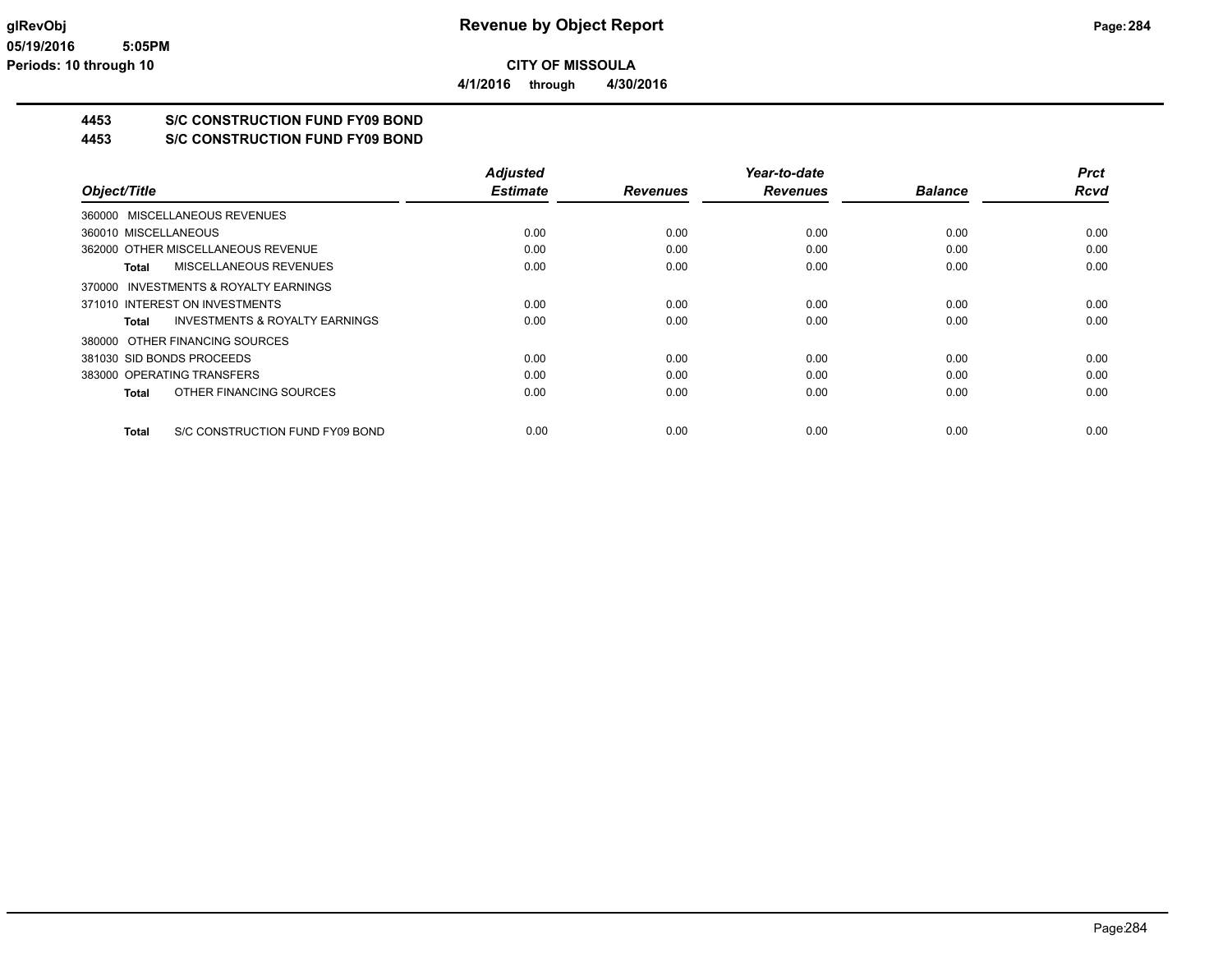# Revenue by Object Report

**CITY OF MISSOULA**

**4/1/2016 through 4/30/2016**

## 4453 S/C CONSTRUCTION FUND FY09 BOND
## 4453 S/C CONSTRUCTION FUND FY09 BOND

| Object/Title | Adjusted Estimate | Revenues | Year-to-date Revenues | Balance | Prct Rcvd |
|---|---|---|---|---|---|
| 360000 MISCELLANEOUS REVENUES | | | | | |
| 360010 MISCELLANEOUS | 0.00 | 0.00 | 0.00 | 0.00 | 0.00 |
| 362000 OTHER MISCELLANEOUS REVENUE | 0.00 | 0.00 | 0.00 | 0.00 | 0.00 |
| **Total** MISCELLANEOUS REVENUES | 0.00 | 0.00 | 0.00 | 0.00 | 0.00 |
| 370000 INVESTMENTS & ROYALTY EARNINGS | | | | | |
| 371010 INTEREST ON INVESTMENTS | 0.00 | 0.00 | 0.00 | 0.00 | 0.00 |
| **Total** INVESTMENTS & ROYALTY EARNINGS | 0.00 | 0.00 | 0.00 | 0.00 | 0.00 |
| 380000 OTHER FINANCING SOURCES | | | | | |
| 381030 SID BONDS PROCEEDS | 0.00 | 0.00 | 0.00 | 0.00 | 0.00 |
| 383000 OPERATING TRANSFERS | 0.00 | 0.00 | 0.00 | 0.00 | 0.00 |
| **Total** OTHER FINANCING SOURCES | 0.00 | 0.00 | 0.00 | 0.00 | 0.00 |
| **Total** S/C CONSTRUCTION FUND FY09 BOND | 0.00 | 0.00 | 0.00 | 0.00 | 0.00 |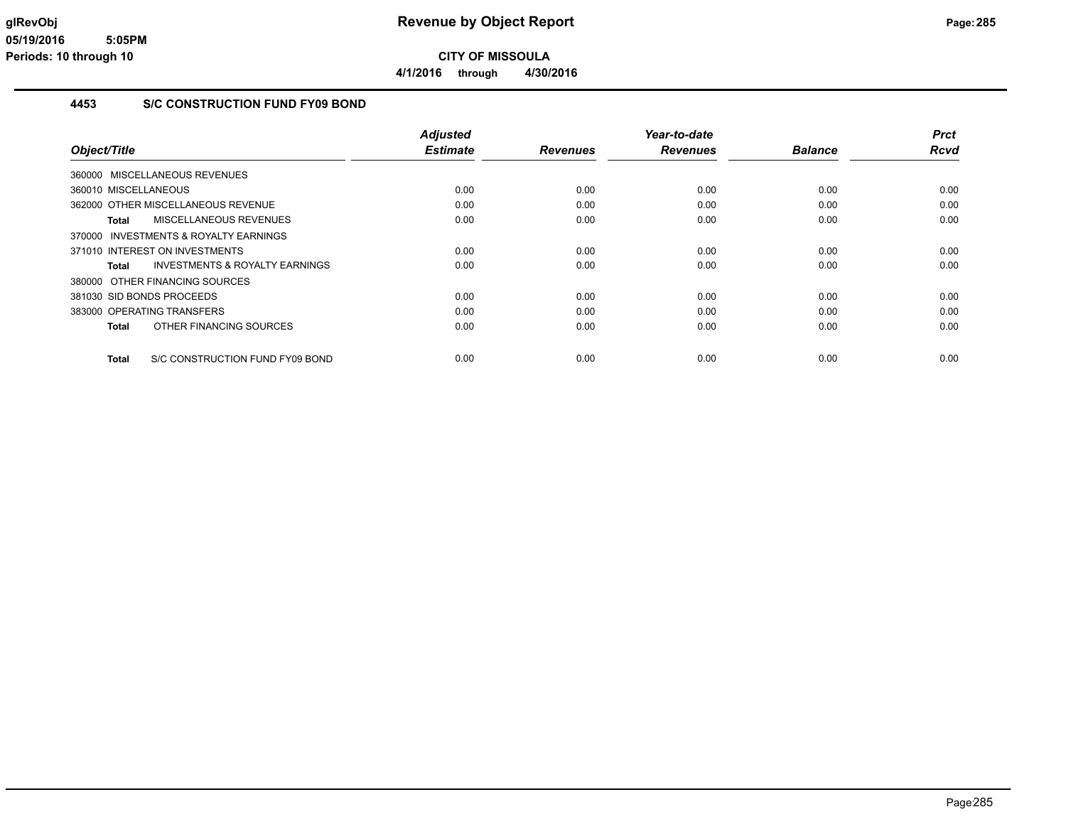# Revenue by Object Report

**CITY OF MISSOULA**

**4/1/2016 through 4/30/2016**

glRevObj
05/19/2016 5:05PM
Periods: 10 through 10

## 4453 S/C CONSTRUCTION FUND FY09 BOND

| Object/Title | Adjusted Estimate | Revenues | Year-to-date Revenues | Balance | Prct Rcvd |
|---|---|---|---|---|---|
| 360000 MISCELLANEOUS REVENUES | | | | | |
| 360010 MISCELLANEOUS | 0.00 | 0.00 | 0.00 | 0.00 | 0.00 |
| 362000 OTHER MISCELLANEOUS REVENUE | 0.00 | 0.00 | 0.00 | 0.00 | 0.00 |
| **Total** MISCELLANEOUS REVENUES | 0.00 | 0.00 | 0.00 | 0.00 | 0.00 |
| 370000 INVESTMENTS & ROYALTY EARNINGS | | | | | |
| 371010 INTEREST ON INVESTMENTS | 0.00 | 0.00 | 0.00 | 0.00 | 0.00 |
| **Total** INVESTMENTS & ROYALTY EARNINGS | 0.00 | 0.00 | 0.00 | 0.00 | 0.00 |
| 380000 OTHER FINANCING SOURCES | | | | | |
| 381030 SID BONDS PROCEEDS | 0.00 | 0.00 | 0.00 | 0.00 | 0.00 |
| 383000 OPERATING TRANSFERS | 0.00 | 0.00 | 0.00 | 0.00 | 0.00 |
| **Total** OTHER FINANCING SOURCES | 0.00 | 0.00 | 0.00 | 0.00 | 0.00 |
| **Total** S/C CONSTRUCTION FUND FY09 BOND | 0.00 | 0.00 | 0.00 | 0.00 | 0.00 |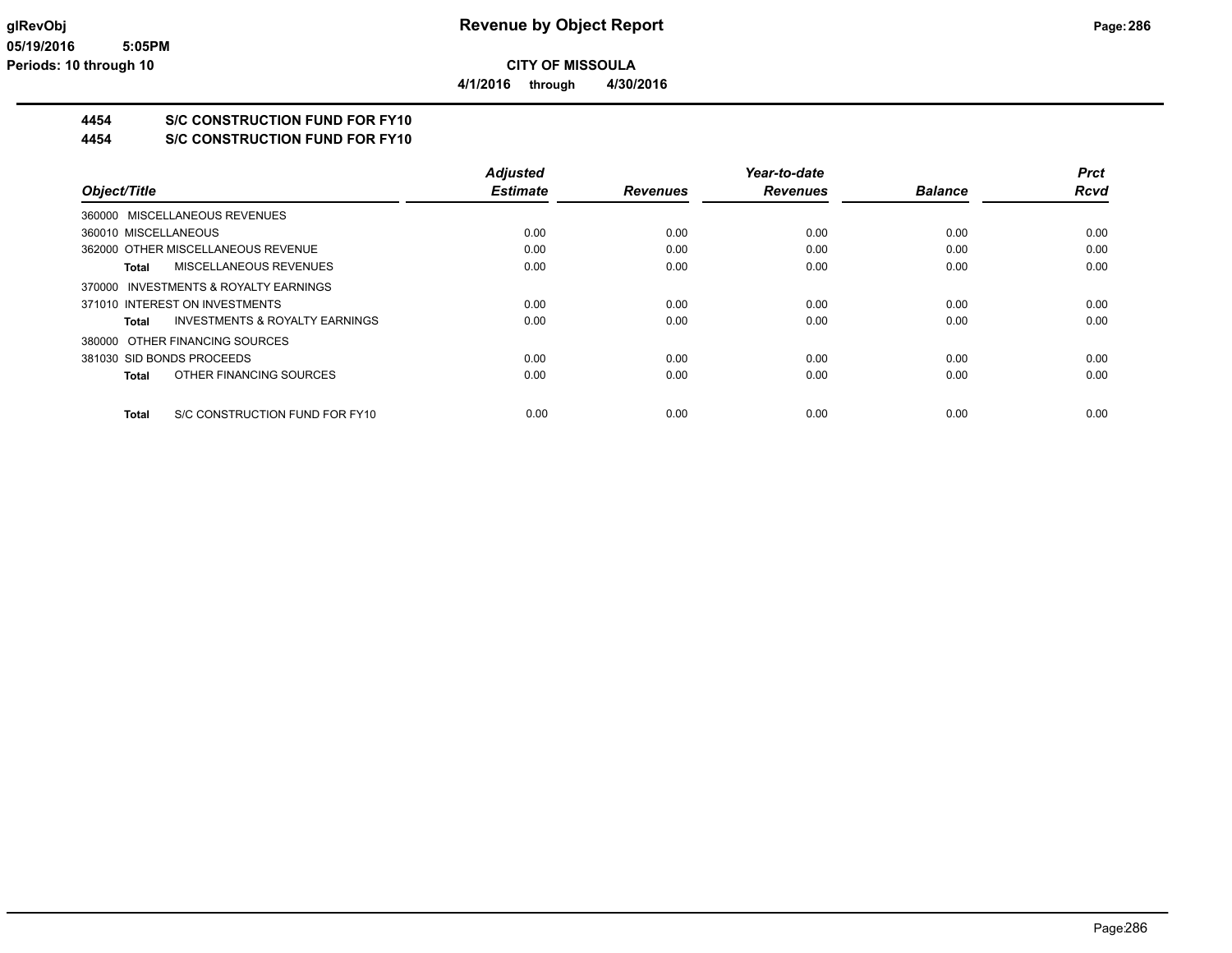**CITY OF MISSOULA**

**4/1/2016 through 4/30/2016**

## 4454 S/C CONSTRUCTION FUND FOR FY10

## 4454 S/C CONSTRUCTION FUND FOR FY10

| Object/Title | Adjusted Estimate | Revenues | Year-to-date Revenues | Balance | Prct Rcvd |
|---|---|---|---|---|---|
| 360000 MISCELLANEOUS REVENUES | | | | | |
| 360010 MISCELLANEOUS | 0.00 | 0.00 | 0.00 | 0.00 | 0.00 |
| 362000 OTHER MISCELLANEOUS REVENUE | 0.00 | 0.00 | 0.00 | 0.00 | 0.00 |
| **Total** MISCELLANEOUS REVENUES | 0.00 | 0.00 | 0.00 | 0.00 | 0.00 |
| 370000 INVESTMENTS & ROYALTY EARNINGS | | | | | |
| 371010 INTEREST ON INVESTMENTS | 0.00 | 0.00 | 0.00 | 0.00 | 0.00 |
| **Total** INVESTMENTS & ROYALTY EARNINGS | 0.00 | 0.00 | 0.00 | 0.00 | 0.00 |
| 380000 OTHER FINANCING SOURCES | | | | | |
| 381030 SID BONDS PROCEEDS | 0.00 | 0.00 | 0.00 | 0.00 | 0.00 |
| **Total** OTHER FINANCING SOURCES | 0.00 | 0.00 | 0.00 | 0.00 | 0.00 |
| **Total** S/C CONSTRUCTION FUND FOR FY10 | 0.00 | 0.00 | 0.00 | 0.00 | 0.00 |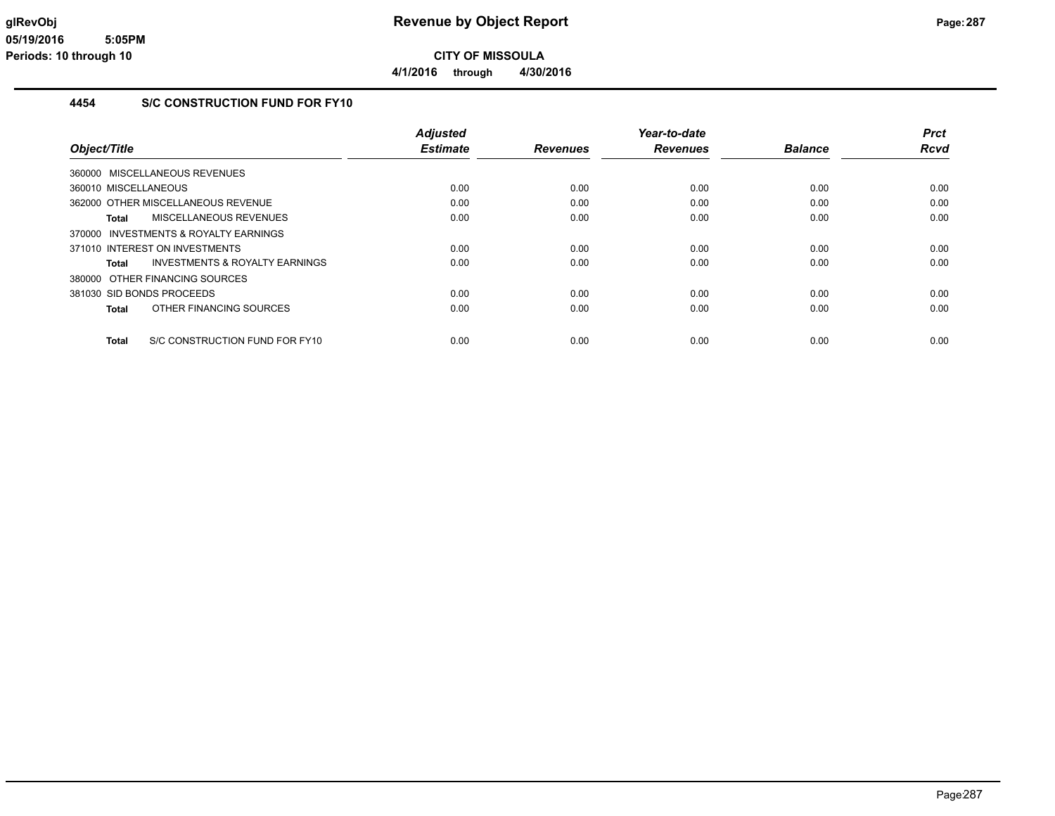# Revenue by Object Report

**CITY OF MISSOULA**

**4/1/2016 through 4/30/2016**

glRevObj
05/19/2016 5:05PM
Periods: 10 through 10

## 4454 S/C CONSTRUCTION FUND FOR FY10

| Object/Title | Adjusted Estimate | Revenues | Year-to-date Revenues | Balance | Prct Rcvd |
|---|---|---|---|---|---|
| 360000 MISCELLANEOUS REVENUES | | | | | |
| 360010 MISCELLANEOUS | 0.00 | 0.00 | 0.00 | 0.00 | 0.00 |
| 362000 OTHER MISCELLANEOUS REVENUE | 0.00 | 0.00 | 0.00 | 0.00 | 0.00 |
| **Total** MISCELLANEOUS REVENUES | 0.00 | 0.00 | 0.00 | 0.00 | 0.00 |
| 370000 INVESTMENTS & ROYALTY EARNINGS | | | | | |
| 371010 INTEREST ON INVESTMENTS | 0.00 | 0.00 | 0.00 | 0.00 | 0.00 |
| **Total** INVESTMENTS & ROYALTY EARNINGS | 0.00 | 0.00 | 0.00 | 0.00 | 0.00 |
| 380000 OTHER FINANCING SOURCES | | | | | |
| 381030 SID BONDS PROCEEDS | 0.00 | 0.00 | 0.00 | 0.00 | 0.00 |
| **Total** OTHER FINANCING SOURCES | 0.00 | 0.00 | 0.00 | 0.00 | 0.00 |
| **Total** S/C CONSTRUCTION FUND FOR FY10 | 0.00 | 0.00 | 0.00 | 0.00 | 0.00 |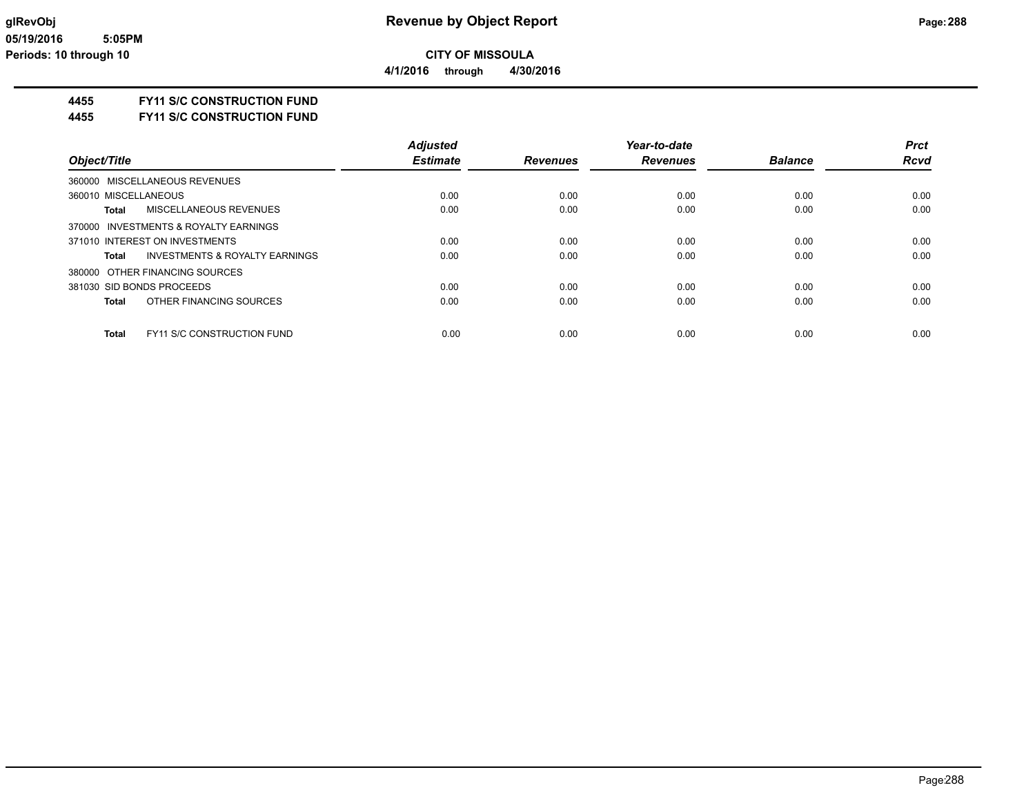**Revenue by Object Report**

**CITY OF MISSOULA**

**4/1/2016 through 4/30/2016**

glRevObj
05/19/2016 5:05PM
Periods: 10 through 10

**4455 FY11 S/C CONSTRUCTION FUND**

**4455 FY11 S/C CONSTRUCTION FUND**

| Object/Title | Adjusted Estimate | Revenues | Year-to-date Revenues | Balance | Prct Rcvd |
|---|---|---|---|---|---|
| 360000 MISCELLANEOUS REVENUES | | | | | |
| 360010 MISCELLANEOUS | 0.00 | 0.00 | 0.00 | 0.00 | 0.00 |
| **Total** MISCELLANEOUS REVENUES | 0.00 | 0.00 | 0.00 | 0.00 | 0.00 |
| 370000 INVESTMENTS & ROYALTY EARNINGS | | | | | |
| 371010 INTEREST ON INVESTMENTS | 0.00 | 0.00 | 0.00 | 0.00 | 0.00 |
| **Total** INVESTMENTS & ROYALTY EARNINGS | 0.00 | 0.00 | 0.00 | 0.00 | 0.00 |
| 380000 OTHER FINANCING SOURCES | | | | | |
| 381030 SID BONDS PROCEEDS | 0.00 | 0.00 | 0.00 | 0.00 | 0.00 |
| **Total** OTHER FINANCING SOURCES | 0.00 | 0.00 | 0.00 | 0.00 | 0.00 |
| **Total** FY11 S/C CONSTRUCTION FUND | 0.00 | 0.00 | 0.00 | 0.00 | 0.00 |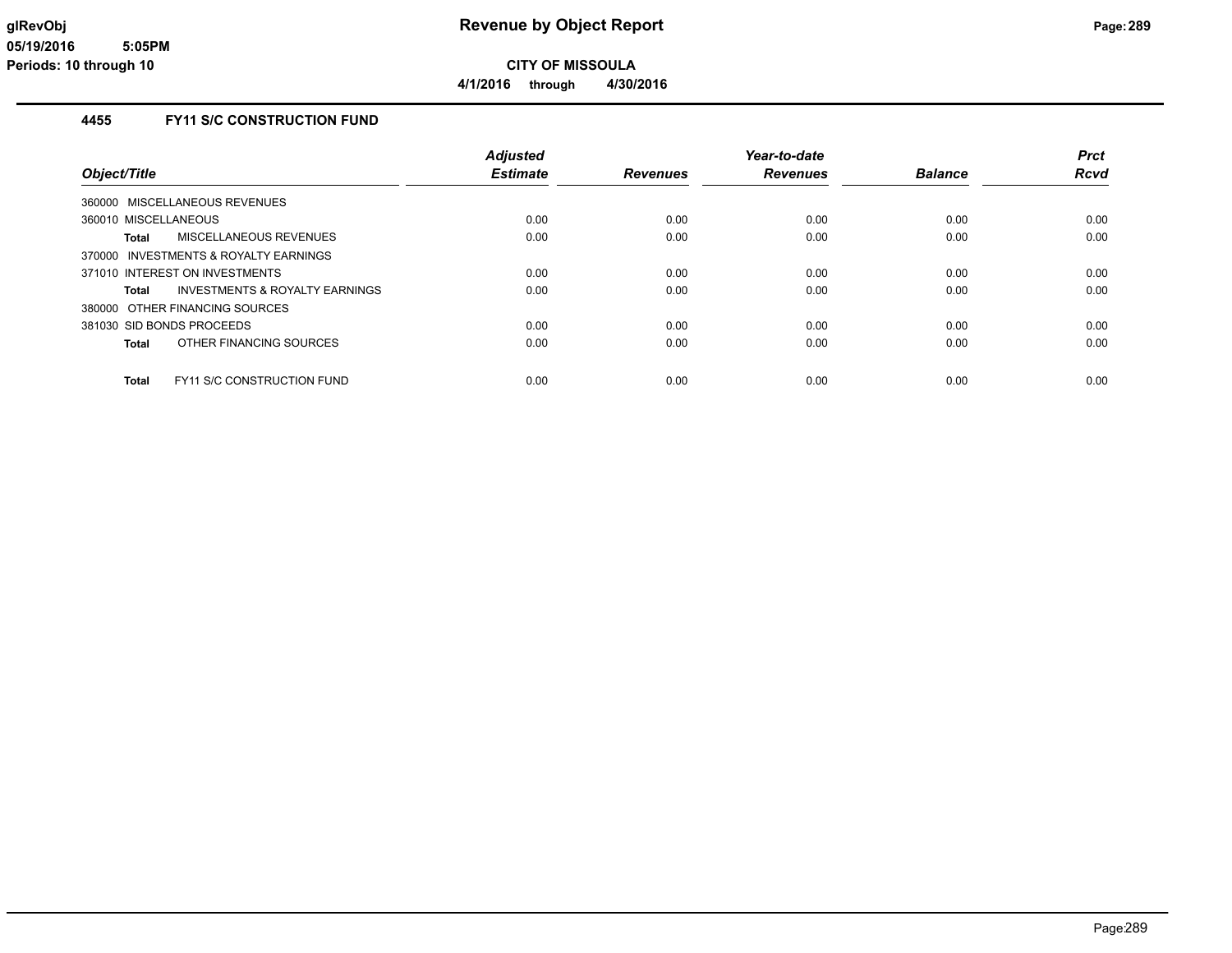**Revenue by Object Report**

**CITY OF MISSOULA**

**4/1/2016 through 4/30/2016**

### 4455 FY11 S/C CONSTRUCTION FUND

| Object/Title | Adjusted Estimate | Revenues | Year-to-date Revenues | Balance | Prct Rcvd |
|---|---|---|---|---|---|
| 360000 MISCELLANEOUS REVENUES | | | | | |
| 360010 MISCELLANEOUS | 0.00 | 0.00 | 0.00 | 0.00 | 0.00 |
| **Total** MISCELLANEOUS REVENUES | 0.00 | 0.00 | 0.00 | 0.00 | 0.00 |
| 370000 INVESTMENTS & ROYALTY EARNINGS | | | | | |
| 371010 INTEREST ON INVESTMENTS | 0.00 | 0.00 | 0.00 | 0.00 | 0.00 |
| **Total** INVESTMENTS & ROYALTY EARNINGS | 0.00 | 0.00 | 0.00 | 0.00 | 0.00 |
| 380000 OTHER FINANCING SOURCES | | | | | |
| 381030 SID BONDS PROCEEDS | 0.00 | 0.00 | 0.00 | 0.00 | 0.00 |
| **Total** OTHER FINANCING SOURCES | 0.00 | 0.00 | 0.00 | 0.00 | 0.00 |
| **Total** FY11 S/C CONSTRUCTION FUND | 0.00 | 0.00 | 0.00 | 0.00 | 0.00 |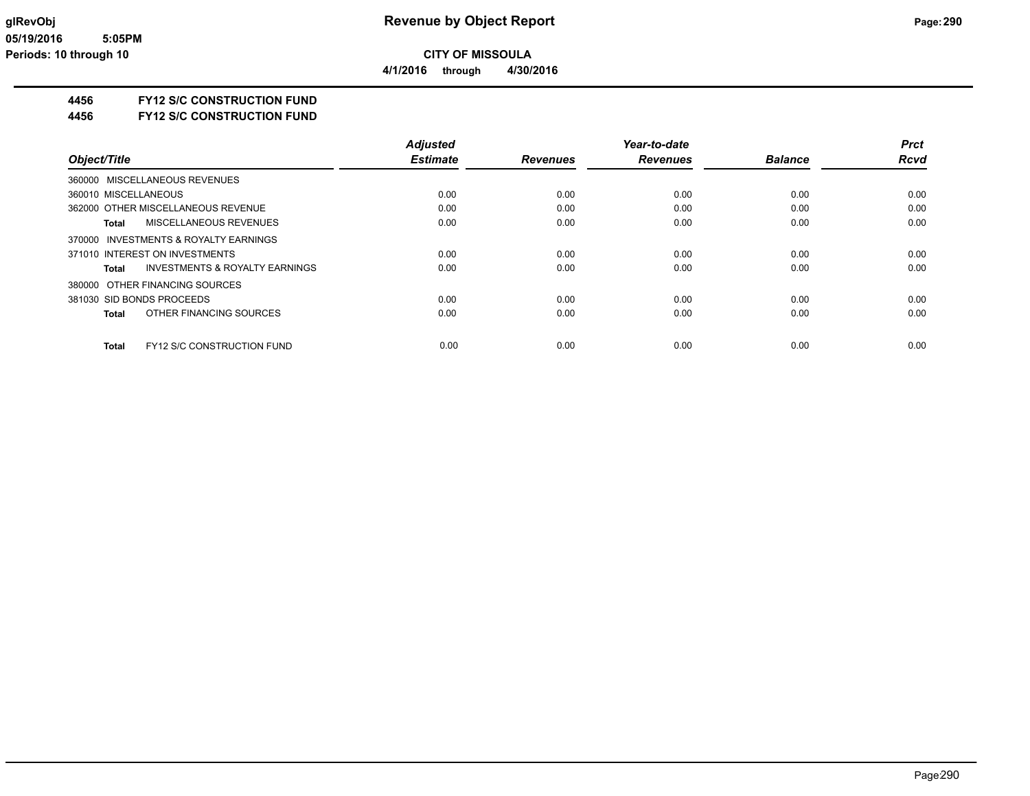**CITY OF MISSOULA**

**4/1/2016 through 4/30/2016**

**4456 FY12 S/C CONSTRUCTION FUND**

**4456 FY12 S/C CONSTRUCTION FUND**

| Object/Title | Adjusted Estimate | Revenues | Year-to-date Revenues | Balance | Prct Rcvd |
|---|---|---|---|---|---|
| 360000 MISCELLANEOUS REVENUES | | | | | |
| 360010 MISCELLANEOUS | 0.00 | 0.00 | 0.00 | 0.00 | 0.00 |
| 362000 OTHER MISCELLANEOUS REVENUE | 0.00 | 0.00 | 0.00 | 0.00 | 0.00 |
| **Total** MISCELLANEOUS REVENUES | 0.00 | 0.00 | 0.00 | 0.00 | 0.00 |
| 370000 INVESTMENTS & ROYALTY EARNINGS | | | | | |
| 371010 INTEREST ON INVESTMENTS | 0.00 | 0.00 | 0.00 | 0.00 | 0.00 |
| **Total** INVESTMENTS & ROYALTY EARNINGS | 0.00 | 0.00 | 0.00 | 0.00 | 0.00 |
| 380000 OTHER FINANCING SOURCES | | | | | |
| 381030 SID BONDS PROCEEDS | 0.00 | 0.00 | 0.00 | 0.00 | 0.00 |
| **Total** OTHER FINANCING SOURCES | 0.00 | 0.00 | 0.00 | 0.00 | 0.00 |
| **Total** FY12 S/C CONSTRUCTION FUND | 0.00 | 0.00 | 0.00 | 0.00 | 0.00 |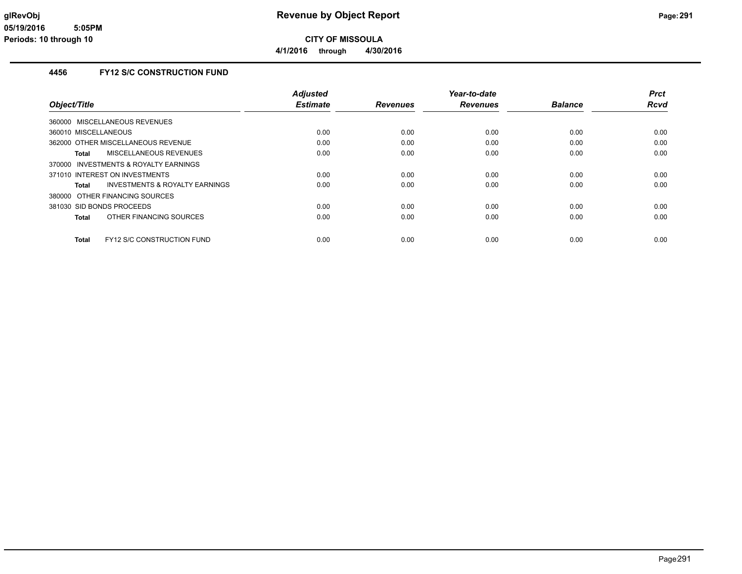**CITY OF MISSOULA**

**4/1/2016 through 4/30/2016**

### 4456 FY12 S/C CONSTRUCTION FUND

| Object/Title | Adjusted Estimate | Revenues | Year-to-date Revenues | Balance | Prct Rcvd |
|---|---|---|---|---|---|
| 360000 MISCELLANEOUS REVENUES | | | | | |
| 360010 MISCELLANEOUS | 0.00 | 0.00 | 0.00 | 0.00 | 0.00 |
| 362000 OTHER MISCELLANEOUS REVENUE | 0.00 | 0.00 | 0.00 | 0.00 | 0.00 |
| **Total** MISCELLANEOUS REVENUES | 0.00 | 0.00 | 0.00 | 0.00 | 0.00 |
| 370000 INVESTMENTS & ROYALTY EARNINGS | | | | | |
| 371010 INTEREST ON INVESTMENTS | 0.00 | 0.00 | 0.00 | 0.00 | 0.00 |
| **Total** INVESTMENTS & ROYALTY EARNINGS | 0.00 | 0.00 | 0.00 | 0.00 | 0.00 |
| 380000 OTHER FINANCING SOURCES | | | | | |
| 381030 SID BONDS PROCEEDS | 0.00 | 0.00 | 0.00 | 0.00 | 0.00 |
| **Total** OTHER FINANCING SOURCES | 0.00 | 0.00 | 0.00 | 0.00 | 0.00 |
| **Total** FY12 S/C CONSTRUCTION FUND | 0.00 | 0.00 | 0.00 | 0.00 | 0.00 |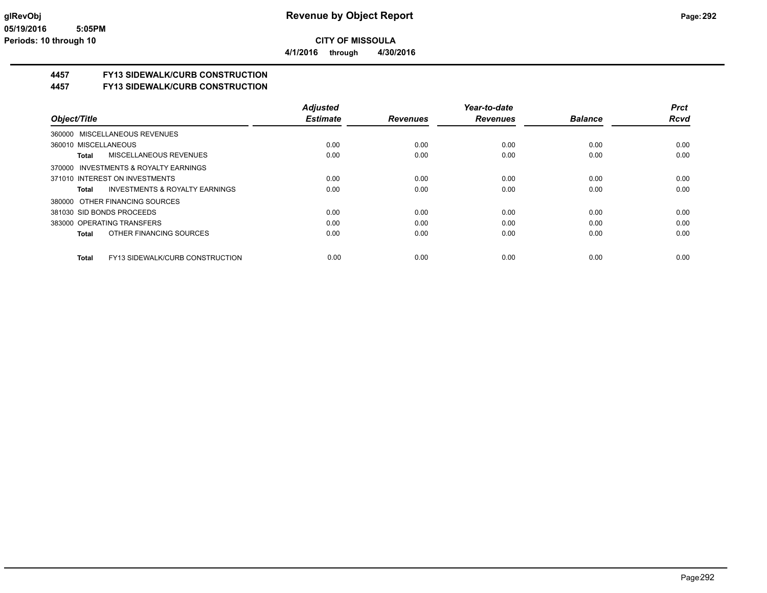**CITY OF MISSOULA**

**4/1/2016 through 4/30/2016**

## 4457 FY13 SIDEWALK/CURB CONSTRUCTION

## 4457 FY13 SIDEWALK/CURB CONSTRUCTION

| Object/Title | Adjusted Estimate | Revenues | Year-to-date Revenues | Balance | Prct Rcvd |
|---|---|---|---|---|---|
| 360000 MISCELLANEOUS REVENUES | | | | | |
| 360010 MISCELLANEOUS | 0.00 | 0.00 | 0.00 | 0.00 | 0.00 |
| **Total** MISCELLANEOUS REVENUES | 0.00 | 0.00 | 0.00 | 0.00 | 0.00 |
| 370000 INVESTMENTS & ROYALTY EARNINGS | | | | | |
| 371010 INTEREST ON INVESTMENTS | 0.00 | 0.00 | 0.00 | 0.00 | 0.00 |
| **Total** INVESTMENTS & ROYALTY EARNINGS | 0.00 | 0.00 | 0.00 | 0.00 | 0.00 |
| 380000 OTHER FINANCING SOURCES | | | | | |
| 381030 SID BONDS PROCEEDS | 0.00 | 0.00 | 0.00 | 0.00 | 0.00 |
| 383000 OPERATING TRANSFERS | 0.00 | 0.00 | 0.00 | 0.00 | 0.00 |
| **Total** OTHER FINANCING SOURCES | 0.00 | 0.00 | 0.00 | 0.00 | 0.00 |
| **Total** FY13 SIDEWALK/CURB CONSTRUCTION | 0.00 | 0.00 | 0.00 | 0.00 | 0.00 |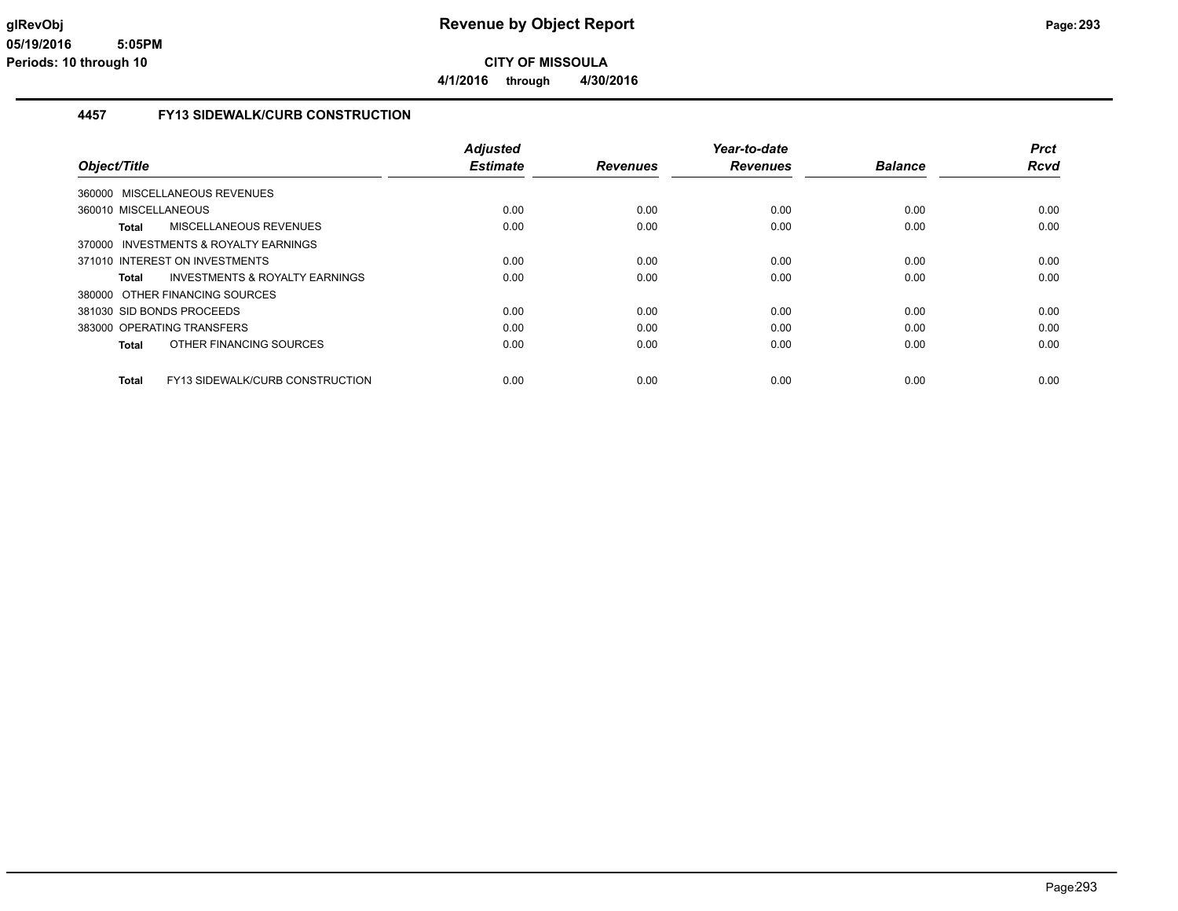# Revenue by Object Report

**CITY OF MISSOULA**

**4/1/2016 through 4/30/2016**

glRevObj
05/19/2016 5:05PM
Periods: 10 through 10

### 4457 FY13 SIDEWALK/CURB CONSTRUCTION

| Object/Title | Adjusted Estimate | Revenues | Year-to-date Revenues | Balance | Prct Rcvd |
|---|---|---|---|---|---|
| 360000 MISCELLANEOUS REVENUES | | | | | |
| 360010 MISCELLANEOUS | 0.00 | 0.00 | 0.00 | 0.00 | 0.00 |
| **Total** MISCELLANEOUS REVENUES | 0.00 | 0.00 | 0.00 | 0.00 | 0.00 |
| 370000 INVESTMENTS & ROYALTY EARNINGS | | | | | |
| 371010 INTEREST ON INVESTMENTS | 0.00 | 0.00 | 0.00 | 0.00 | 0.00 |
| **Total** INVESTMENTS & ROYALTY EARNINGS | 0.00 | 0.00 | 0.00 | 0.00 | 0.00 |
| 380000 OTHER FINANCING SOURCES | | | | | |
| 381030 SID BONDS PROCEEDS | 0.00 | 0.00 | 0.00 | 0.00 | 0.00 |
| 383000 OPERATING TRANSFERS | 0.00 | 0.00 | 0.00 | 0.00 | 0.00 |
| **Total** OTHER FINANCING SOURCES | 0.00 | 0.00 | 0.00 | 0.00 | 0.00 |
| **Total** FY13 SIDEWALK/CURB CONSTRUCTION | 0.00 | 0.00 | 0.00 | 0.00 | 0.00 |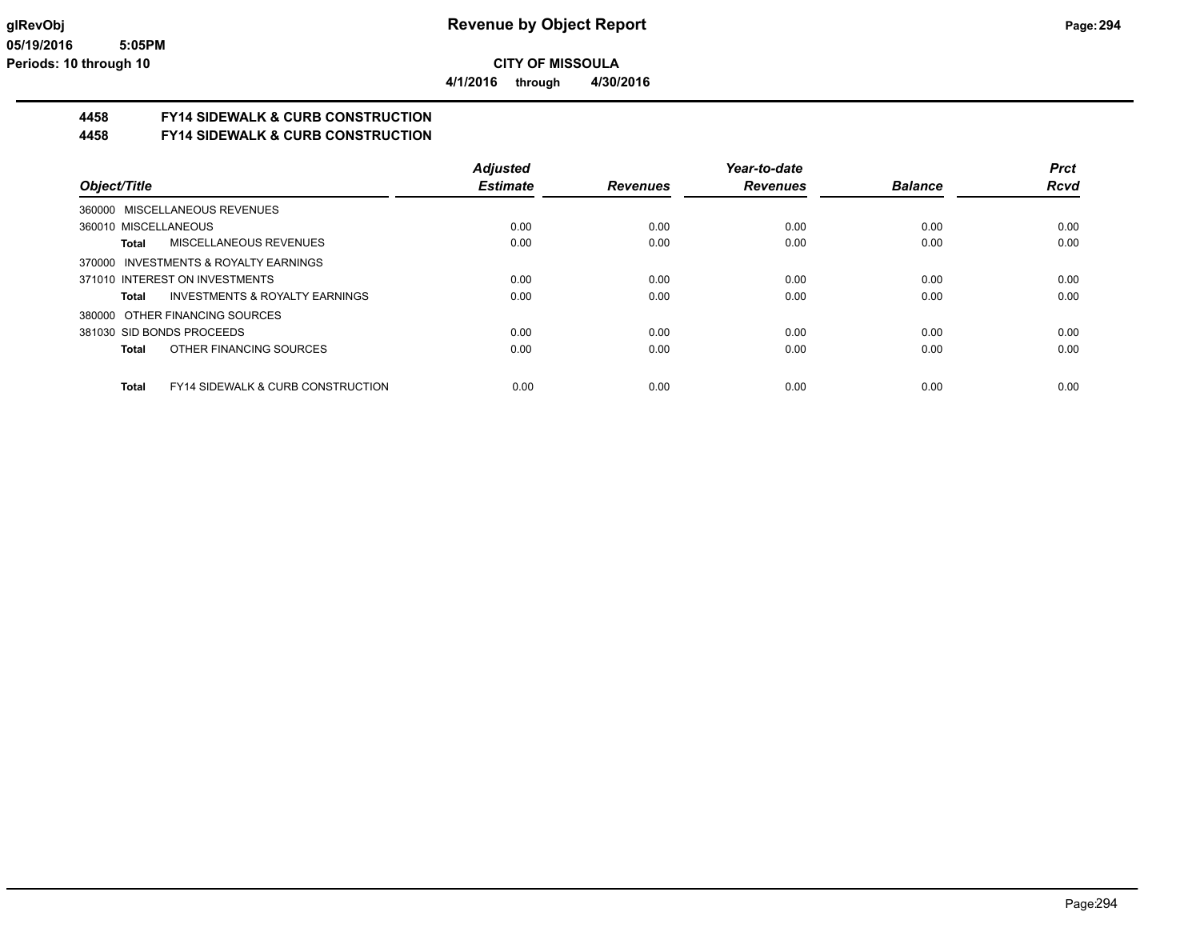**CITY OF MISSOULA**

**4/1/2016 through 4/30/2016**

## 4458 FY14 SIDEWALK & CURB CONSTRUCTION
## 4458 FY14 SIDEWALK & CURB CONSTRUCTION

| Object/Title | Adjusted Estimate | Revenues | Year-to-date Revenues | Balance | Prct Rcvd |
|---|---|---|---|---|---|
| 360000 MISCELLANEOUS REVENUES | | | | | |
| 360010 MISCELLANEOUS | 0.00 | 0.00 | 0.00 | 0.00 | 0.00 |
| **Total** MISCELLANEOUS REVENUES | 0.00 | 0.00 | 0.00 | 0.00 | 0.00 |
| 370000 INVESTMENTS & ROYALTY EARNINGS | | | | | |
| 371010 INTEREST ON INVESTMENTS | 0.00 | 0.00 | 0.00 | 0.00 | 0.00 |
| **Total** INVESTMENTS & ROYALTY EARNINGS | 0.00 | 0.00 | 0.00 | 0.00 | 0.00 |
| 380000 OTHER FINANCING SOURCES | | | | | |
| 381030 SID BONDS PROCEEDS | 0.00 | 0.00 | 0.00 | 0.00 | 0.00 |
| **Total** OTHER FINANCING SOURCES | 0.00 | 0.00 | 0.00 | 0.00 | 0.00 |
| **Total** FY14 SIDEWALK & CURB CONSTRUCTION | 0.00 | 0.00 | 0.00 | 0.00 | 0.00 |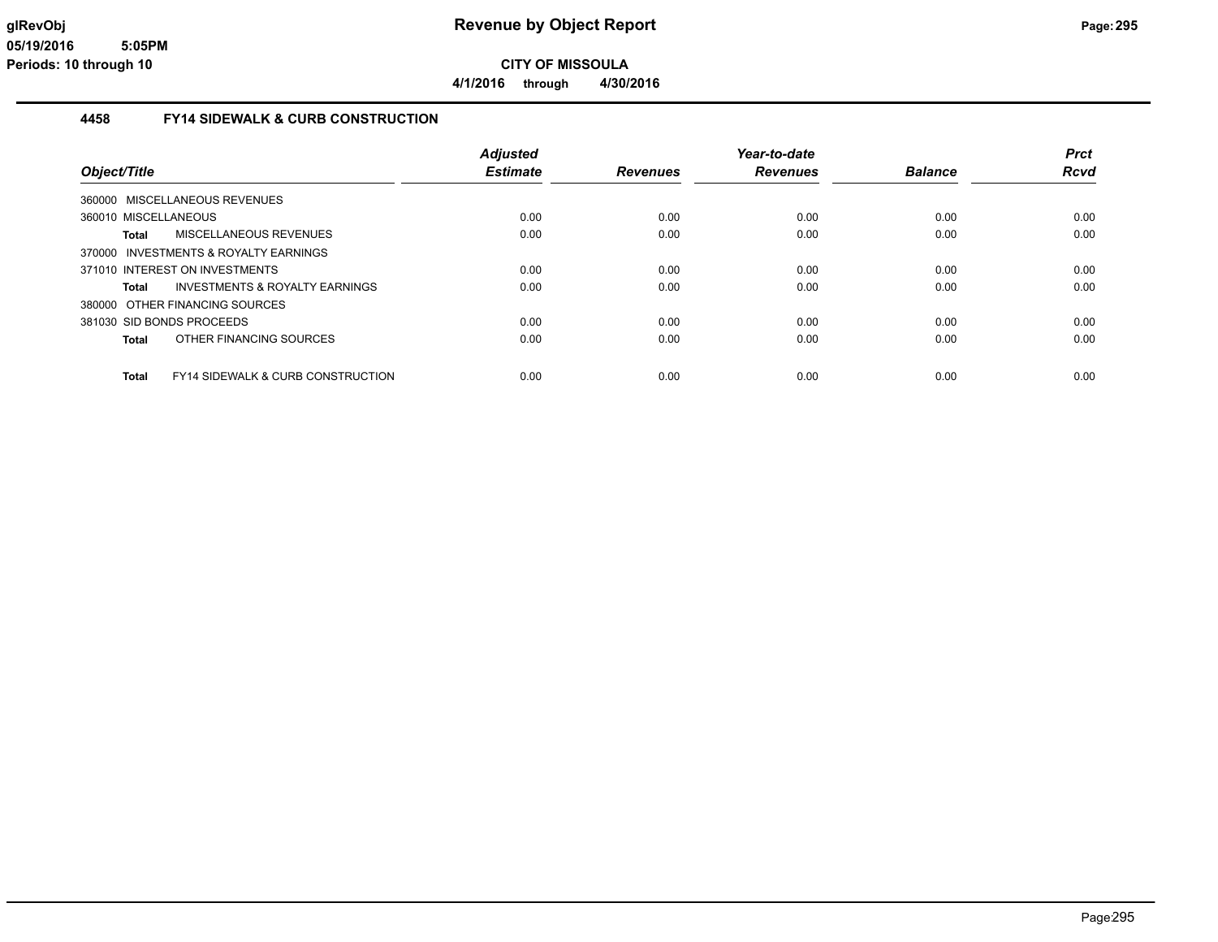# Revenue by Object Report

**CITY OF MISSOULA**

**4/1/2016 through 4/30/2016**

glRevObj
05/19/2016 5:05PM
Periods: 10 through 10

## 4458 FY14 SIDEWALK & CURB CONSTRUCTION

| Object/Title | Adjusted Estimate | Revenues | Year-to-date Revenues | Balance | Prct Rcvd |
|---|---|---|---|---|---|
| 360000 MISCELLANEOUS REVENUES | | | | | |
| 360010 MISCELLANEOUS | 0.00 | 0.00 | 0.00 | 0.00 | 0.00 |
| **Total** MISCELLANEOUS REVENUES | 0.00 | 0.00 | 0.00 | 0.00 | 0.00 |
| 370000 INVESTMENTS & ROYALTY EARNINGS | | | | | |
| 371010 INTEREST ON INVESTMENTS | 0.00 | 0.00 | 0.00 | 0.00 | 0.00 |
| **Total** INVESTMENTS & ROYALTY EARNINGS | 0.00 | 0.00 | 0.00 | 0.00 | 0.00 |
| 380000 OTHER FINANCING SOURCES | | | | | |
| 381030 SID BONDS PROCEEDS | 0.00 | 0.00 | 0.00 | 0.00 | 0.00 |
| **Total** OTHER FINANCING SOURCES | 0.00 | 0.00 | 0.00 | 0.00 | 0.00 |
| **Total** FY14 SIDEWALK & CURB CONSTRUCTION | 0.00 | 0.00 | 0.00 | 0.00 | 0.00 |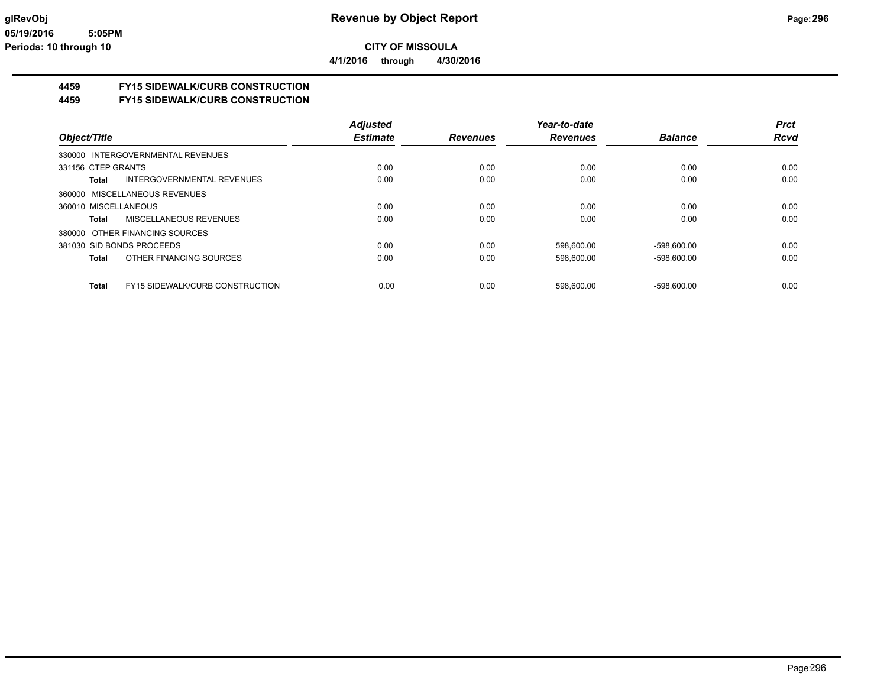**Revenue by Object Report**

**CITY OF MISSOULA**

**4/1/2016 through 4/30/2016**

glRevObj
05/19/2016 5:05PM
Periods: 10 through 10

## 4459 FY15 SIDEWALK/CURB CONSTRUCTION
## 4459 FY15 SIDEWALK/CURB CONSTRUCTION

| Object/Title | | Adjusted Estimate | Revenues | Year-to-date Revenues | Balance | Prct Rcvd |
|---|---|---|---|---|---|---|
| 330000 INTERGOVERNMENTAL REVENUES | | | | | | |
| 331156 CTEP GRANTS | | 0.00 | 0.00 | 0.00 | 0.00 | 0.00 |
| **Total** | INTERGOVERNMENTAL REVENUES | 0.00 | 0.00 | 0.00 | 0.00 | 0.00 |
| 360000 MISCELLANEOUS REVENUES | | | | | | |
| 360010 MISCELLANEOUS | | 0.00 | 0.00 | 0.00 | 0.00 | 0.00 |
| **Total** | MISCELLANEOUS REVENUES | 0.00 | 0.00 | 0.00 | 0.00 | 0.00 |
| 380000 OTHER FINANCING SOURCES | | | | | | |
| 381030 SID BONDS PROCEEDS | | 0.00 | 0.00 | 598,600.00 | -598,600.00 | 0.00 |
| **Total** | OTHER FINANCING SOURCES | 0.00 | 0.00 | 598,600.00 | -598,600.00 | 0.00 |
| **Total** | FY15 SIDEWALK/CURB CONSTRUCTION | 0.00 | 0.00 | 598,600.00 | -598,600.00 | 0.00 |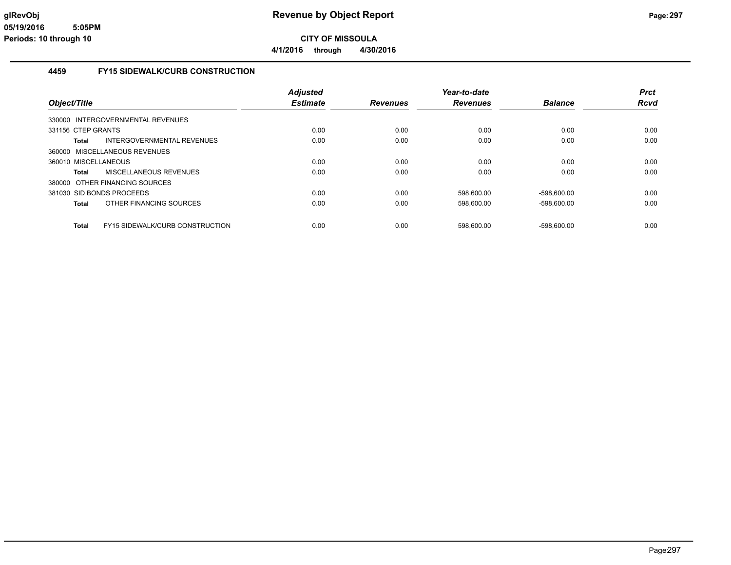# Revenue by Object Report

glRevObj
05/19/2016 5:05PM
Periods: 10 through 10

**CITY OF MISSOULA**

**4/1/2016 through 4/30/2016**

## 4459 FY15 SIDEWALK/CURB CONSTRUCTION

| Object/Title | Adjusted Estimate | Revenues | Year-to-date Revenues | Balance | Prct Rcvd |
|---|---|---|---|---|---|
| 330000 INTERGOVERNMENTAL REVENUES | | | | | |
| 331156 CTEP GRANTS | 0.00 | 0.00 | 0.00 | 0.00 | 0.00 |
| **Total** INTERGOVERNMENTAL REVENUES | 0.00 | 0.00 | 0.00 | 0.00 | 0.00 |
| 360000 MISCELLANEOUS REVENUES | | | | | |
| 360010 MISCELLANEOUS | 0.00 | 0.00 | 0.00 | 0.00 | 0.00 |
| **Total** MISCELLANEOUS REVENUES | 0.00 | 0.00 | 0.00 | 0.00 | 0.00 |
| 380000 OTHER FINANCING SOURCES | | | | | |
| 381030 SID BONDS PROCEEDS | 0.00 | 0.00 | 598,600.00 | -598,600.00 | 0.00 |
| **Total** OTHER FINANCING SOURCES | 0.00 | 0.00 | 598,600.00 | -598,600.00 | 0.00 |
| **Total** FY15 SIDEWALK/CURB CONSTRUCTION | 0.00 | 0.00 | 598,600.00 | -598,600.00 | 0.00 |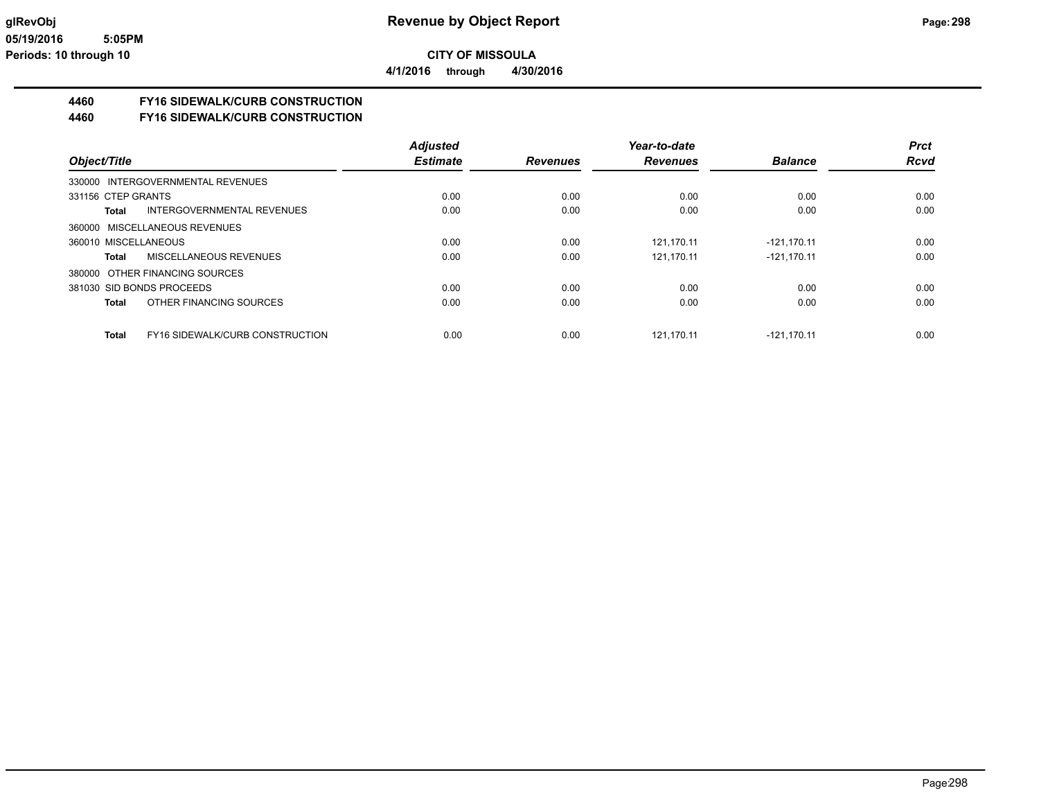**CITY OF MISSOULA**

**4/1/2016 through 4/30/2016**

## 4460 FY16 SIDEWALK/CURB CONSTRUCTION
## 4460 FY16 SIDEWALK/CURB CONSTRUCTION

| Object/Title | | Adjusted Estimate | Revenues | Year-to-date Revenues | Balance | Prct Rcvd |
|---|---|---|---|---|---|---|
| 330000 INTERGOVERNMENTAL REVENUES | | | | | | |
| 331156 CTEP GRANTS | | 0.00 | 0.00 | 0.00 | 0.00 | 0.00 |
| **Total** | INTERGOVERNMENTAL REVENUES | 0.00 | 0.00 | 0.00 | 0.00 | 0.00 |
| 360000 MISCELLANEOUS REVENUES | | | | | | |
| 360010 MISCELLANEOUS | | 0.00 | 0.00 | 121,170.11 | -121,170.11 | 0.00 |
| **Total** | MISCELLANEOUS REVENUES | 0.00 | 0.00 | 121,170.11 | -121,170.11 | 0.00 |
| 380000 OTHER FINANCING SOURCES | | | | | | |
| 381030 SID BONDS PROCEEDS | | 0.00 | 0.00 | 0.00 | 0.00 | 0.00 |
| **Total** | OTHER FINANCING SOURCES | 0.00 | 0.00 | 0.00 | 0.00 | 0.00 |
| **Total** | FY16 SIDEWALK/CURB CONSTRUCTION | 0.00 | 0.00 | 121,170.11 | -121,170.11 | 0.00 |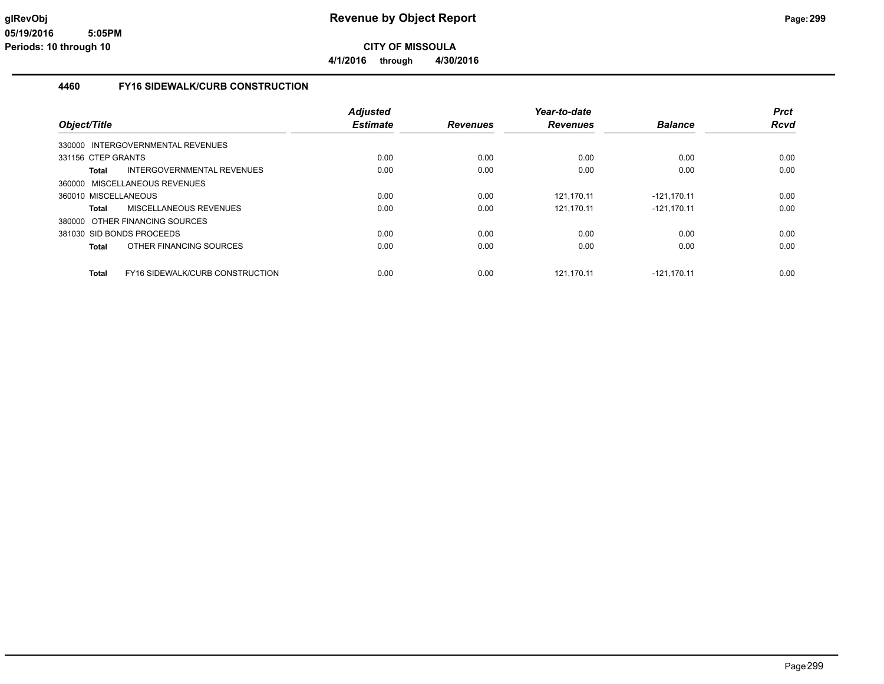# Revenue by Object Report

**CITY OF MISSOULA**

**4/1/2016 through 4/30/2016**

## 4460 FY16 SIDEWALK/CURB CONSTRUCTION

| Object/Title | Adjusted Estimate | Revenues | Year-to-date Revenues | Balance | Prct Rcvd |
|---|---|---|---|---|---|
| 330000 INTERGOVERNMENTAL REVENUES | | | | | |
| 331156 CTEP GRANTS | 0.00 | 0.00 | 0.00 | 0.00 | 0.00 |
| **Total** INTERGOVERNMENTAL REVENUES | 0.00 | 0.00 | 0.00 | 0.00 | 0.00 |
| 360000 MISCELLANEOUS REVENUES | | | | | |
| 360010 MISCELLANEOUS | 0.00 | 0.00 | 121,170.11 | -121,170.11 | 0.00 |
| **Total** MISCELLANEOUS REVENUES | 0.00 | 0.00 | 121,170.11 | -121,170.11 | 0.00 |
| 380000 OTHER FINANCING SOURCES | | | | | |
| 381030 SID BONDS PROCEEDS | 0.00 | 0.00 | 0.00 | 0.00 | 0.00 |
| **Total** OTHER FINANCING SOURCES | 0.00 | 0.00 | 0.00 | 0.00 | 0.00 |
| **Total** FY16 SIDEWALK/CURB CONSTRUCTION | 0.00 | 0.00 | 121,170.11 | -121,170.11 | 0.00 |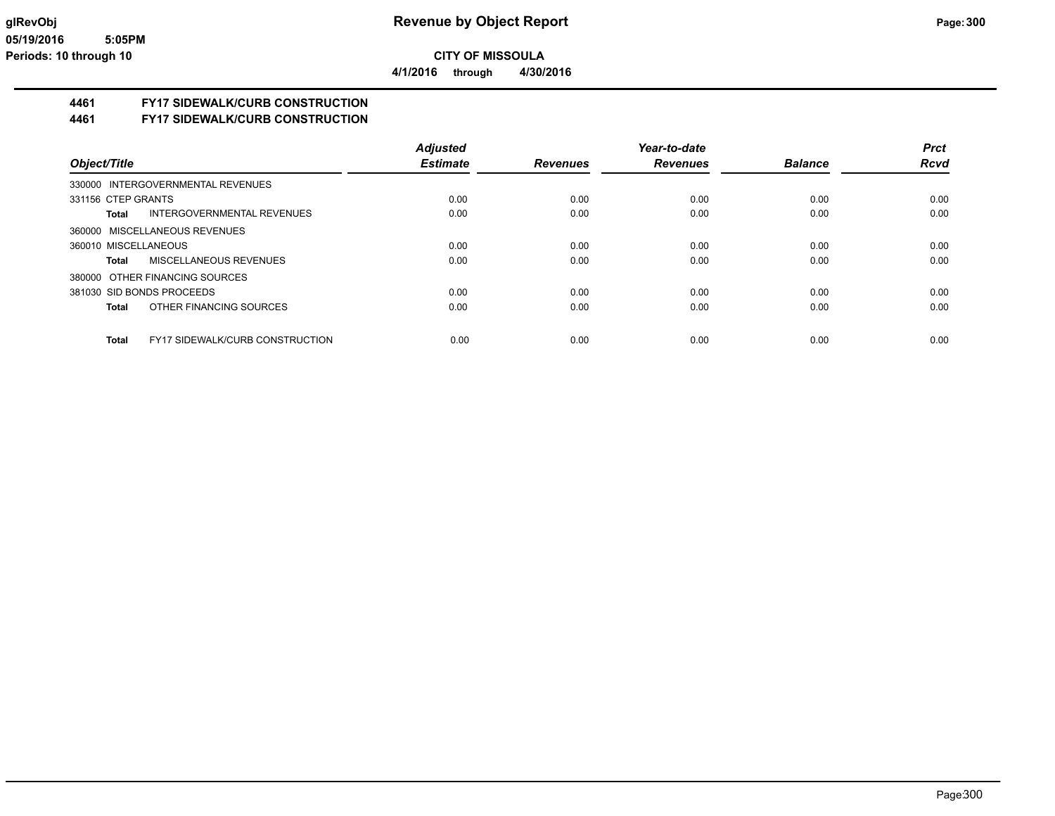# Revenue by Object Report

**CITY OF MISSOULA**

**4/1/2016 through 4/30/2016**

glRevObj
05/19/2016 5:05PM
Periods: 10 through 10

**4461 FY17 SIDEWALK/CURB CONSTRUCTION**
**4461 FY17 SIDEWALK/CURB CONSTRUCTION**

| Object/Title | Adjusted Estimate | Revenues | Year-to-date Revenues | Balance | Prct Rcvd |
|---|---|---|---|---|---|
| 330000 INTERGOVERNMENTAL REVENUES | | | | | |
| 331156 CTEP GRANTS | 0.00 | 0.00 | 0.00 | 0.00 | 0.00 |
| **Total** INTERGOVERNMENTAL REVENUES | 0.00 | 0.00 | 0.00 | 0.00 | 0.00 |
| 360000 MISCELLANEOUS REVENUES | | | | | |
| 360010 MISCELLANEOUS | 0.00 | 0.00 | 0.00 | 0.00 | 0.00 |
| **Total** MISCELLANEOUS REVENUES | 0.00 | 0.00 | 0.00 | 0.00 | 0.00 |
| 380000 OTHER FINANCING SOURCES | | | | | |
| 381030 SID BONDS PROCEEDS | 0.00 | 0.00 | 0.00 | 0.00 | 0.00 |
| **Total** OTHER FINANCING SOURCES | 0.00 | 0.00 | 0.00 | 0.00 | 0.00 |
| **Total** FY17 SIDEWALK/CURB CONSTRUCTION | 0.00 | 0.00 | 0.00 | 0.00 | 0.00 |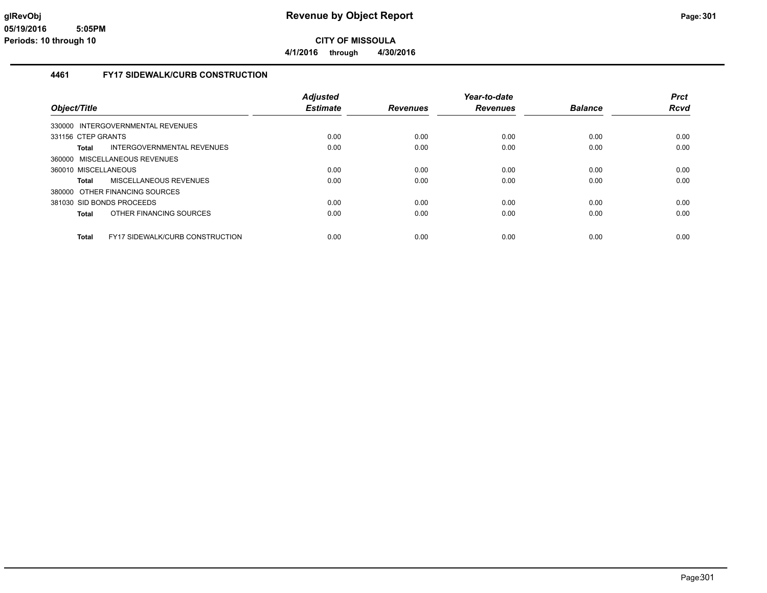# Revenue by Object Report

**CITY OF MISSOULA**

**4/1/2016 through 4/30/2016**

glRevObj
05/19/2016 5:05PM
Periods: 10 through 10

## 4461 FY17 SIDEWALK/CURB CONSTRUCTION

| Object/Title | | Adjusted Estimate | Revenues | Year-to-date Revenues | Balance | Prct Rcvd |
|---|---|---|---|---|---|---|
| 330000 INTERGOVERNMENTAL REVENUES | | | | | | |
| 331156 CTEP GRANTS | | 0.00 | 0.00 | 0.00 | 0.00 | 0.00 |
| **Total** | INTERGOVERNMENTAL REVENUES | 0.00 | 0.00 | 0.00 | 0.00 | 0.00 |
| 360000 MISCELLANEOUS REVENUES | | | | | | |
| 360010 MISCELLANEOUS | | 0.00 | 0.00 | 0.00 | 0.00 | 0.00 |
| **Total** | MISCELLANEOUS REVENUES | 0.00 | 0.00 | 0.00 | 0.00 | 0.00 |
| 380000 OTHER FINANCING SOURCES | | | | | | |
| 381030 SID BONDS PROCEEDS | | 0.00 | 0.00 | 0.00 | 0.00 | 0.00 |
| **Total** | OTHER FINANCING SOURCES | 0.00 | 0.00 | 0.00 | 0.00 | 0.00 |
| **Total** | FY17 SIDEWALK/CURB CONSTRUCTION | 0.00 | 0.00 | 0.00 | 0.00 | 0.00 |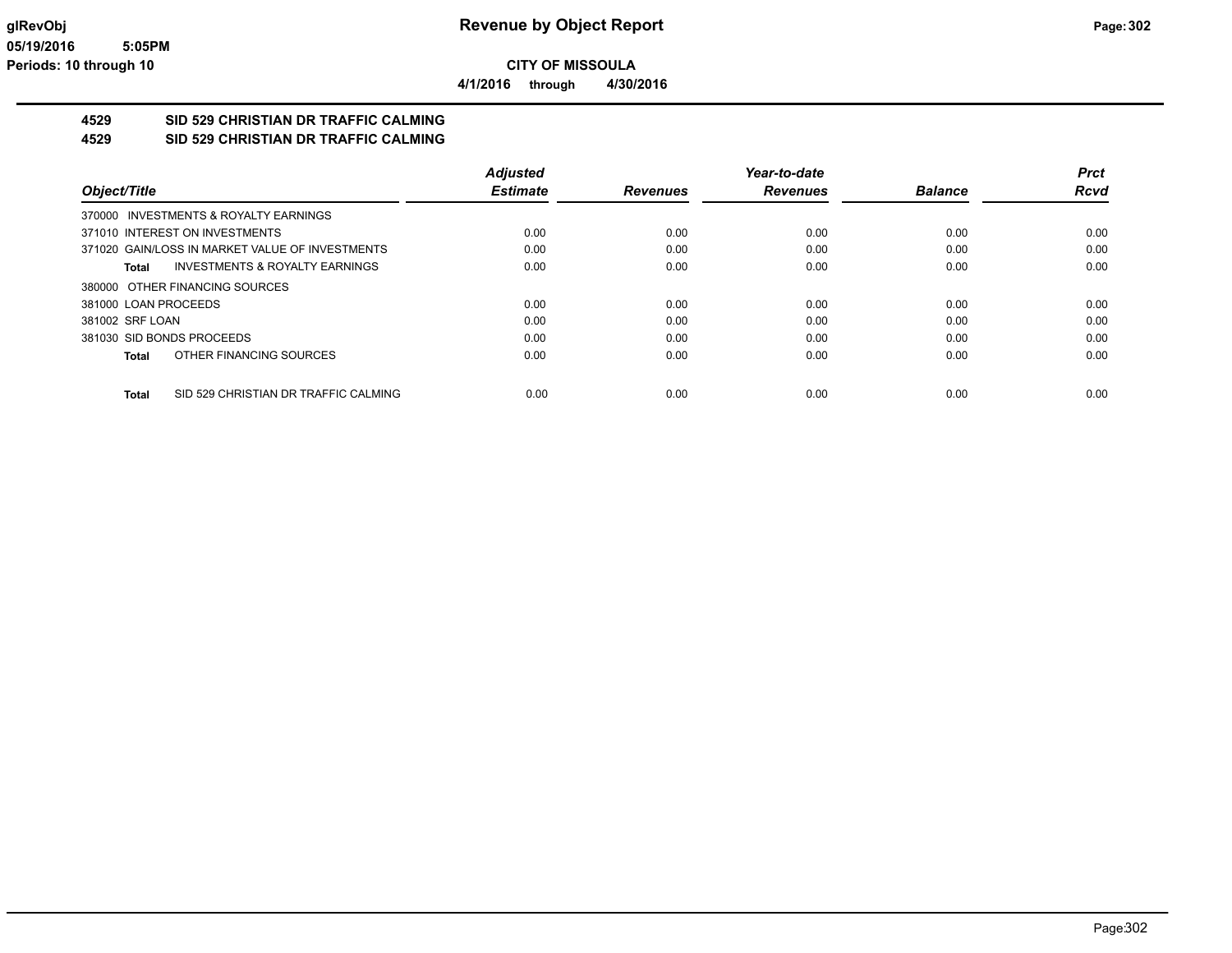# Revenue by Object Report

**CITY OF MISSOULA**

**4/1/2016 through 4/30/2016**

glRevObj
05/19/2016 5:05PM
Periods: 10 through 10

## 4529 SID 529 CHRISTIAN DR TRAFFIC CALMING
## 4529 SID 529 CHRISTIAN DR TRAFFIC CALMING

| Object/Title | Adjusted Estimate | Revenues | Year-to-date Revenues | Balance | Prct Rcvd |
|---|---|---|---|---|---|
| 370000 INVESTMENTS & ROYALTY EARNINGS | | | | | |
| 371010 INTEREST ON INVESTMENTS | 0.00 | 0.00 | 0.00 | 0.00 | 0.00 |
| 371020 GAIN/LOSS IN MARKET VALUE OF INVESTMENTS | 0.00 | 0.00 | 0.00 | 0.00 | 0.00 |
| **Total** INVESTMENTS & ROYALTY EARNINGS | 0.00 | 0.00 | 0.00 | 0.00 | 0.00 |
| 380000 OTHER FINANCING SOURCES | | | | | |
| 381000 LOAN PROCEEDS | 0.00 | 0.00 | 0.00 | 0.00 | 0.00 |
| 381002 SRF LOAN | 0.00 | 0.00 | 0.00 | 0.00 | 0.00 |
| 381030 SID BONDS PROCEEDS | 0.00 | 0.00 | 0.00 | 0.00 | 0.00 |
| **Total** OTHER FINANCING SOURCES | 0.00 | 0.00 | 0.00 | 0.00 | 0.00 |
| **Total** SID 529 CHRISTIAN DR TRAFFIC CALMING | 0.00 | 0.00 | 0.00 | 0.00 | 0.00 |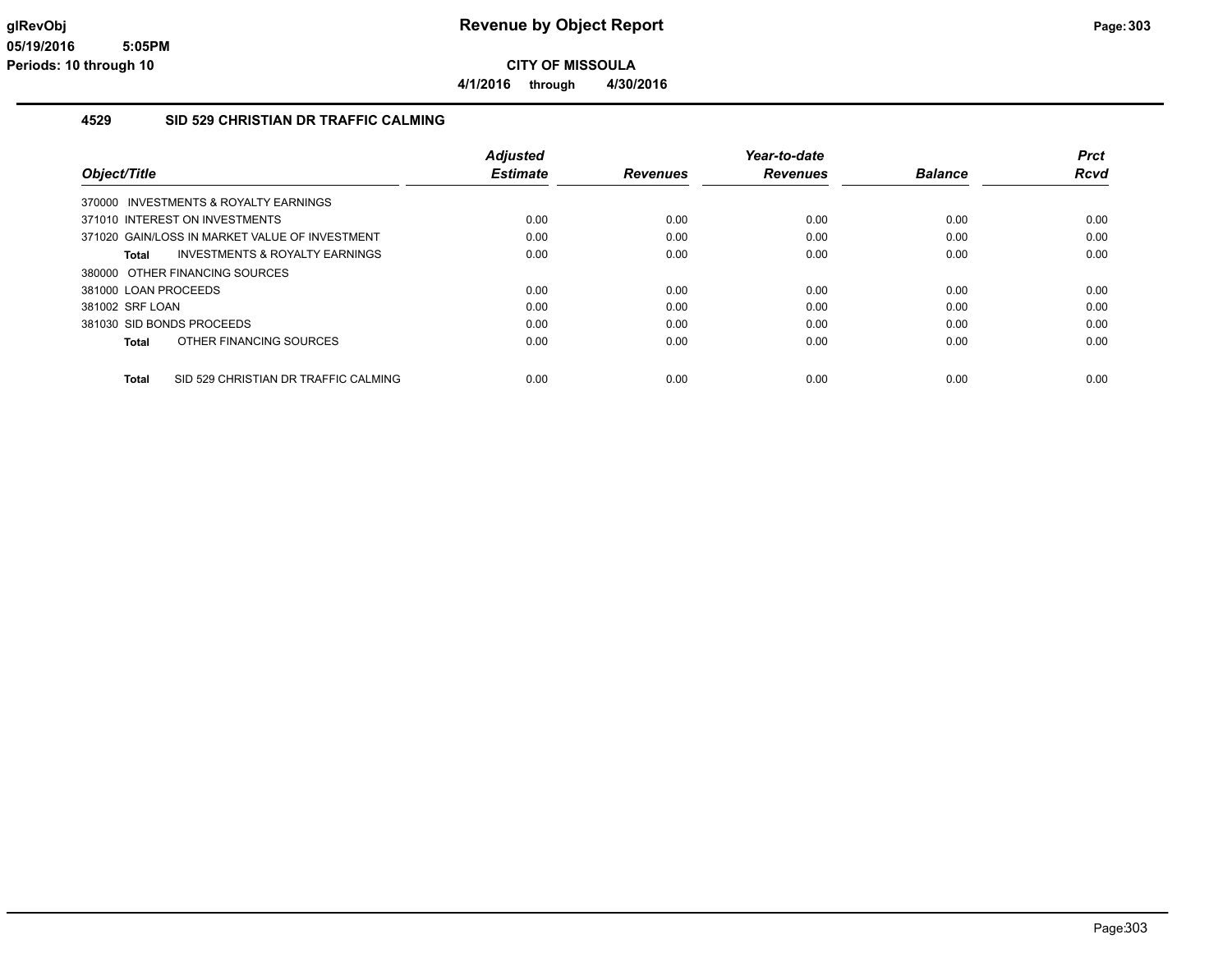# Revenue by Object Report

**CITY OF MISSOULA**

**4/1/2016 through 4/30/2016**

glRevObj
05/19/2016 5:05PM
Periods: 10 through 10

### 4529 SID 529 CHRISTIAN DR TRAFFIC CALMING

| Object/Title | Adjusted Estimate | Revenues | Year-to-date Revenues | Balance | Prct Rcvd |
|---|---|---|---|---|---|
| 370000 INVESTMENTS & ROYALTY EARNINGS | | | | | |
| 371010 INTEREST ON INVESTMENTS | 0.00 | 0.00 | 0.00 | 0.00 | 0.00 |
| 371020 GAIN/LOSS IN MARKET VALUE OF INVESTMENT | 0.00 | 0.00 | 0.00 | 0.00 | 0.00 |
| **Total** INVESTMENTS & ROYALTY EARNINGS | 0.00 | 0.00 | 0.00 | 0.00 | 0.00 |
| 380000 OTHER FINANCING SOURCES | | | | | |
| 381000 LOAN PROCEEDS | 0.00 | 0.00 | 0.00 | 0.00 | 0.00 |
| 381002 SRF LOAN | 0.00 | 0.00 | 0.00 | 0.00 | 0.00 |
| 381030 SID BONDS PROCEEDS | 0.00 | 0.00 | 0.00 | 0.00 | 0.00 |
| **Total** OTHER FINANCING SOURCES | 0.00 | 0.00 | 0.00 | 0.00 | 0.00 |
| **Total** SID 529 CHRISTIAN DR TRAFFIC CALMING | 0.00 | 0.00 | 0.00 | 0.00 | 0.00 |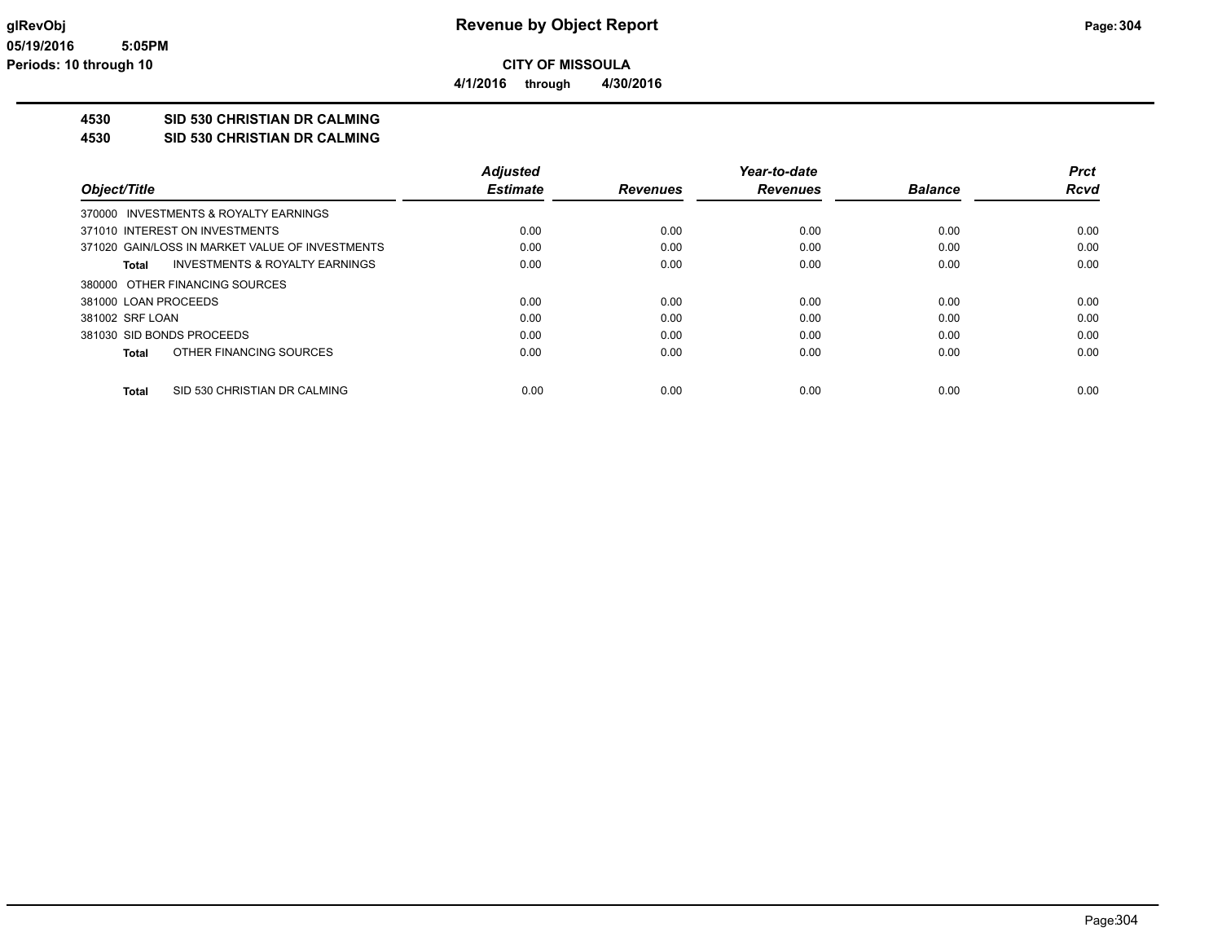# Revenue by Object Report

**glRevObj**
**05/19/2016 5:05PM**
**Periods: 10 through 10**

**CITY OF MISSOULA**
**4/1/2016 through 4/30/2016**

**4530 SID 530 CHRISTIAN DR CALMING**
**4530 SID 530 CHRISTIAN DR CALMING**

| Object/Title | Adjusted Estimate | Revenues | Year-to-date Revenues | Balance | Prct Rcvd |
|---|---|---|---|---|---|
| 370000 INVESTMENTS & ROYALTY EARNINGS | | | | | |
| 371010 INTEREST ON INVESTMENTS | 0.00 | 0.00 | 0.00 | 0.00 | 0.00 |
| 371020 GAIN/LOSS IN MARKET VALUE OF INVESTMENTS | 0.00 | 0.00 | 0.00 | 0.00 | 0.00 |
| **Total** INVESTMENTS & ROYALTY EARNINGS | 0.00 | 0.00 | 0.00 | 0.00 | 0.00 |
| 380000 OTHER FINANCING SOURCES | | | | | |
| 381000 LOAN PROCEEDS | 0.00 | 0.00 | 0.00 | 0.00 | 0.00 |
| 381002 SRF LOAN | 0.00 | 0.00 | 0.00 | 0.00 | 0.00 |
| 381030 SID BONDS PROCEEDS | 0.00 | 0.00 | 0.00 | 0.00 | 0.00 |
| **Total** OTHER FINANCING SOURCES | 0.00 | 0.00 | 0.00 | 0.00 | 0.00 |
| **Total** SID 530 CHRISTIAN DR CALMING | 0.00 | 0.00 | 0.00 | 0.00 | 0.00 |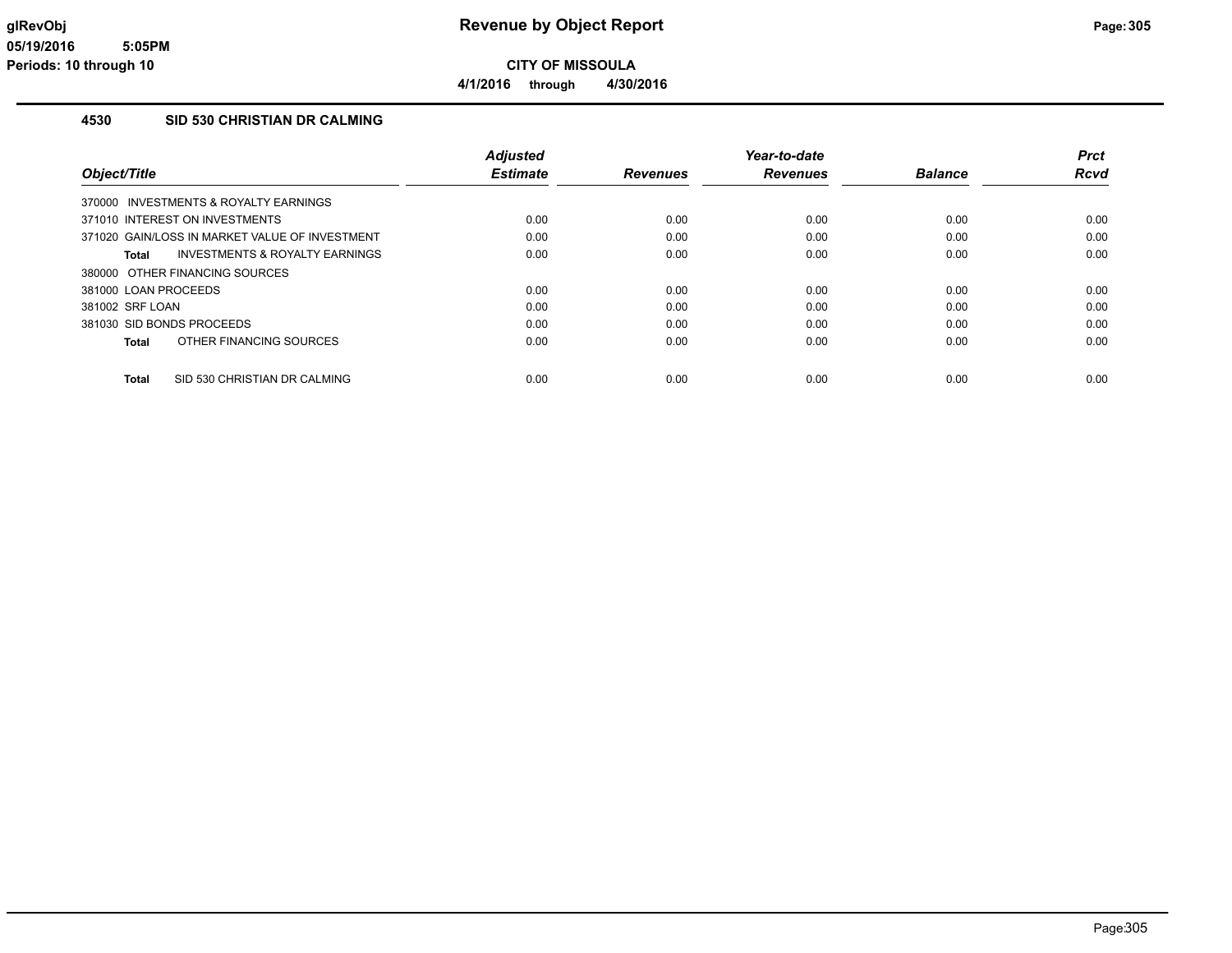# Revenue by Object Report

glRevObj
05/19/2016 5:05PM
Periods: 10 through 10

**CITY OF MISSOULA**

4/1/2016 through 4/30/2016

## 4530 SID 530 CHRISTIAN DR CALMING

| Object/Title | Adjusted Estimate | Revenues | Year-to-date Revenues | Balance | Prct Rcvd |
|---|---|---|---|---|---|
| 370000 INVESTMENTS & ROYALTY EARNINGS | | | | | |
| 371010 INTEREST ON INVESTMENTS | 0.00 | 0.00 | 0.00 | 0.00 | 0.00 |
| 371020 GAIN/LOSS IN MARKET VALUE OF INVESTMENT | 0.00 | 0.00 | 0.00 | 0.00 | 0.00 |
| **Total** INVESTMENTS & ROYALTY EARNINGS | 0.00 | 0.00 | 0.00 | 0.00 | 0.00 |
| 380000 OTHER FINANCING SOURCES | | | | | |
| 381000 LOAN PROCEEDS | 0.00 | 0.00 | 0.00 | 0.00 | 0.00 |
| 381002 SRF LOAN | 0.00 | 0.00 | 0.00 | 0.00 | 0.00 |
| 381030 SID BONDS PROCEEDS | 0.00 | 0.00 | 0.00 | 0.00 | 0.00 |
| **Total** OTHER FINANCING SOURCES | 0.00 | 0.00 | 0.00 | 0.00 | 0.00 |
| **Total** SID 530 CHRISTIAN DR CALMING | 0.00 | 0.00 | 0.00 | 0.00 | 0.00 |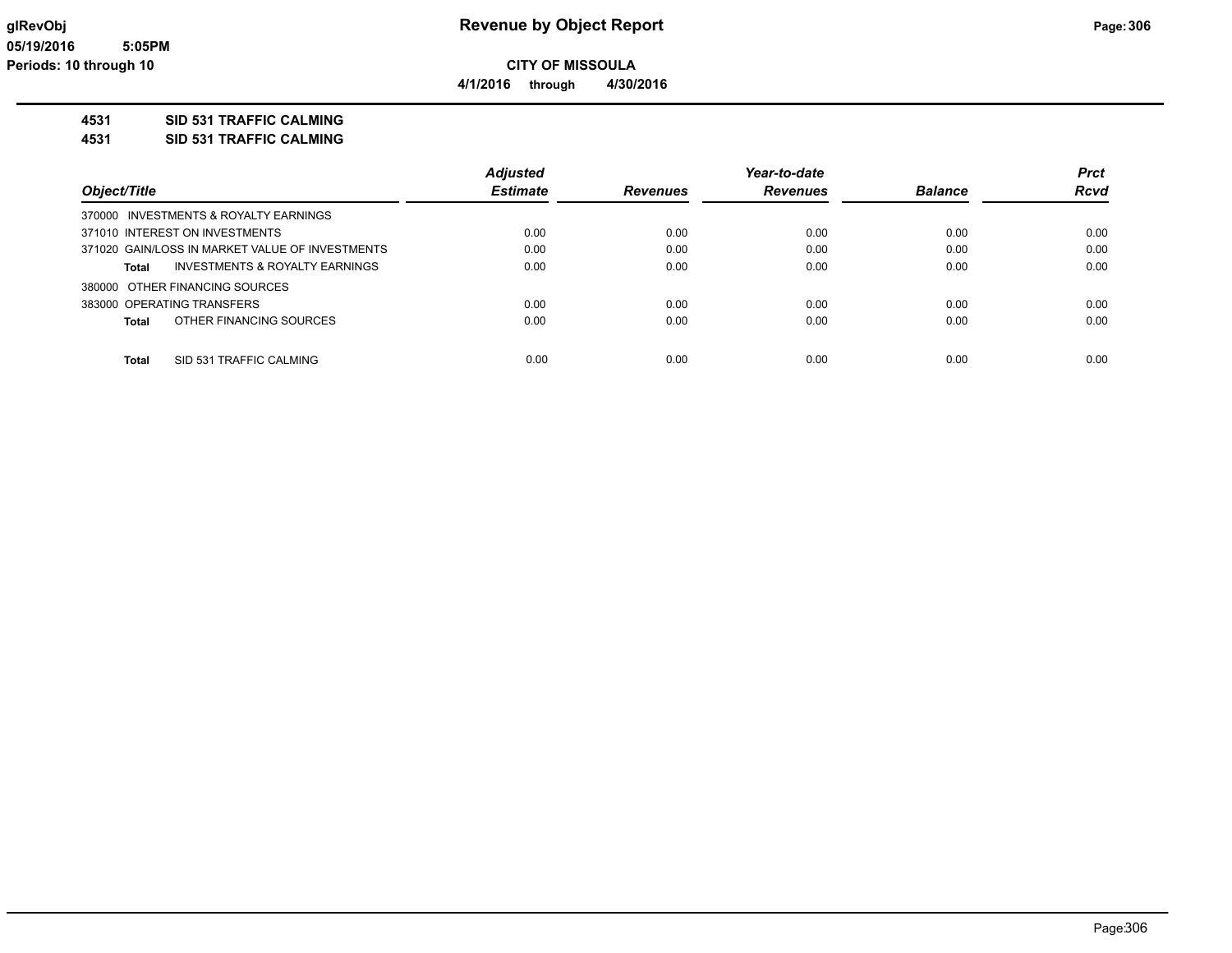**Revenue by Object Report**

**CITY OF MISSOULA**

**4/1/2016 through 4/30/2016**

glRevObj
05/19/2016 5:05PM
Periods: 10 through 10

**4531 SID 531 TRAFFIC CALMING**

**4531 SID 531 TRAFFIC CALMING**

| Object/Title | Adjusted Estimate | Revenues | Year-to-date Revenues | Balance | Prct Rcvd |
|---|---|---|---|---|---|
| 370000 INVESTMENTS & ROYALTY EARNINGS | | | | | |
| 371010 INTEREST ON INVESTMENTS | 0.00 | 0.00 | 0.00 | 0.00 | 0.00 |
| 371020 GAIN/LOSS IN MARKET VALUE OF INVESTMENTS | 0.00 | 0.00 | 0.00 | 0.00 | 0.00 |
| **Total** INVESTMENTS & ROYALTY EARNINGS | 0.00 | 0.00 | 0.00 | 0.00 | 0.00 |
| 380000 OTHER FINANCING SOURCES | | | | | |
| 383000 OPERATING TRANSFERS | 0.00 | 0.00 | 0.00 | 0.00 | 0.00 |
| **Total** OTHER FINANCING SOURCES | 0.00 | 0.00 | 0.00 | 0.00 | 0.00 |
| **Total** SID 531 TRAFFIC CALMING | 0.00 | 0.00 | 0.00 | 0.00 | 0.00 |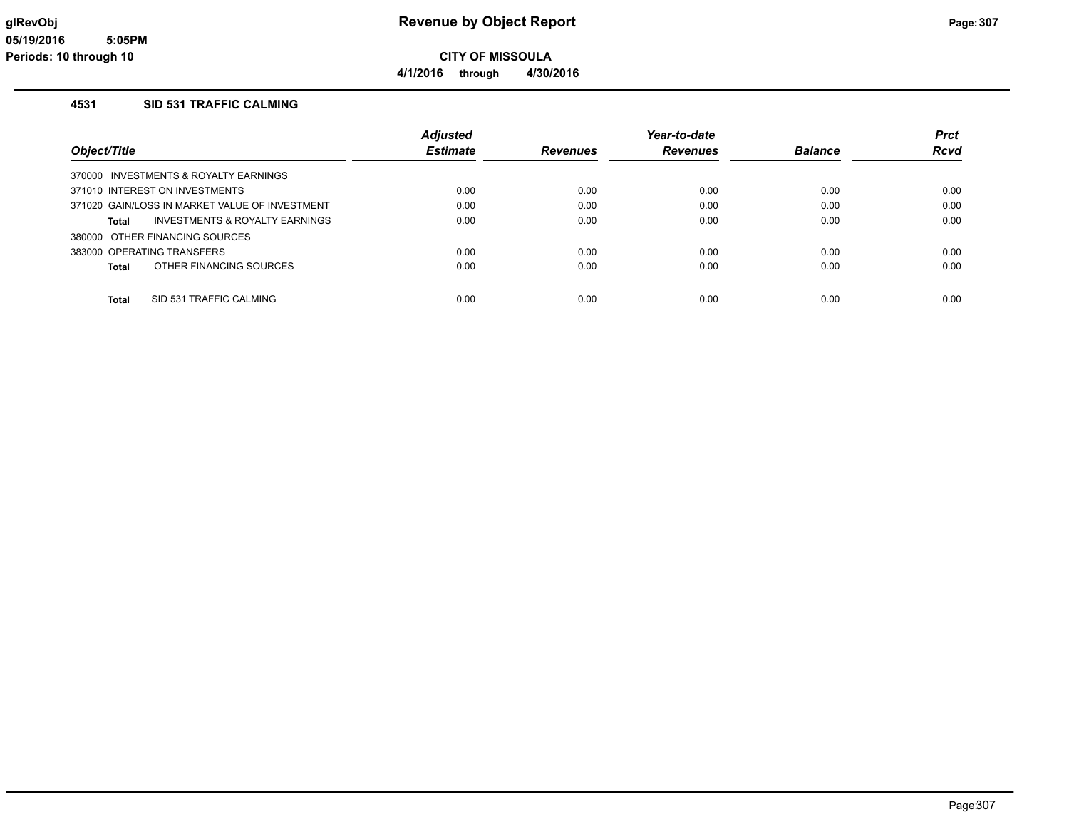# Revenue by Object Report

**CITY OF MISSOULA**

**4/1/2016 through 4/30/2016**

glRevObj
05/19/2016 5:05PM
Periods: 10 through 10

## 4531 SID 531 TRAFFIC CALMING

| Object/Title | Adjusted Estimate | Revenues | Year-to-date Revenues | Balance | Prct Rcvd |
|---|---|---|---|---|---|
| 370000 INVESTMENTS & ROYALTY EARNINGS | | | | | |
| 371010 INTEREST ON INVESTMENTS | 0.00 | 0.00 | 0.00 | 0.00 | 0.00 |
| 371020 GAIN/LOSS IN MARKET VALUE OF INVESTMENT | 0.00 | 0.00 | 0.00 | 0.00 | 0.00 |
| **Total** INVESTMENTS & ROYALTY EARNINGS | 0.00 | 0.00 | 0.00 | 0.00 | 0.00 |
| 380000 OTHER FINANCING SOURCES | | | | | |
| 383000 OPERATING TRANSFERS | 0.00 | 0.00 | 0.00 | 0.00 | 0.00 |
| **Total** OTHER FINANCING SOURCES | 0.00 | 0.00 | 0.00 | 0.00 | 0.00 |
| **Total** SID 531 TRAFFIC CALMING | 0.00 | 0.00 | 0.00 | 0.00 | 0.00 |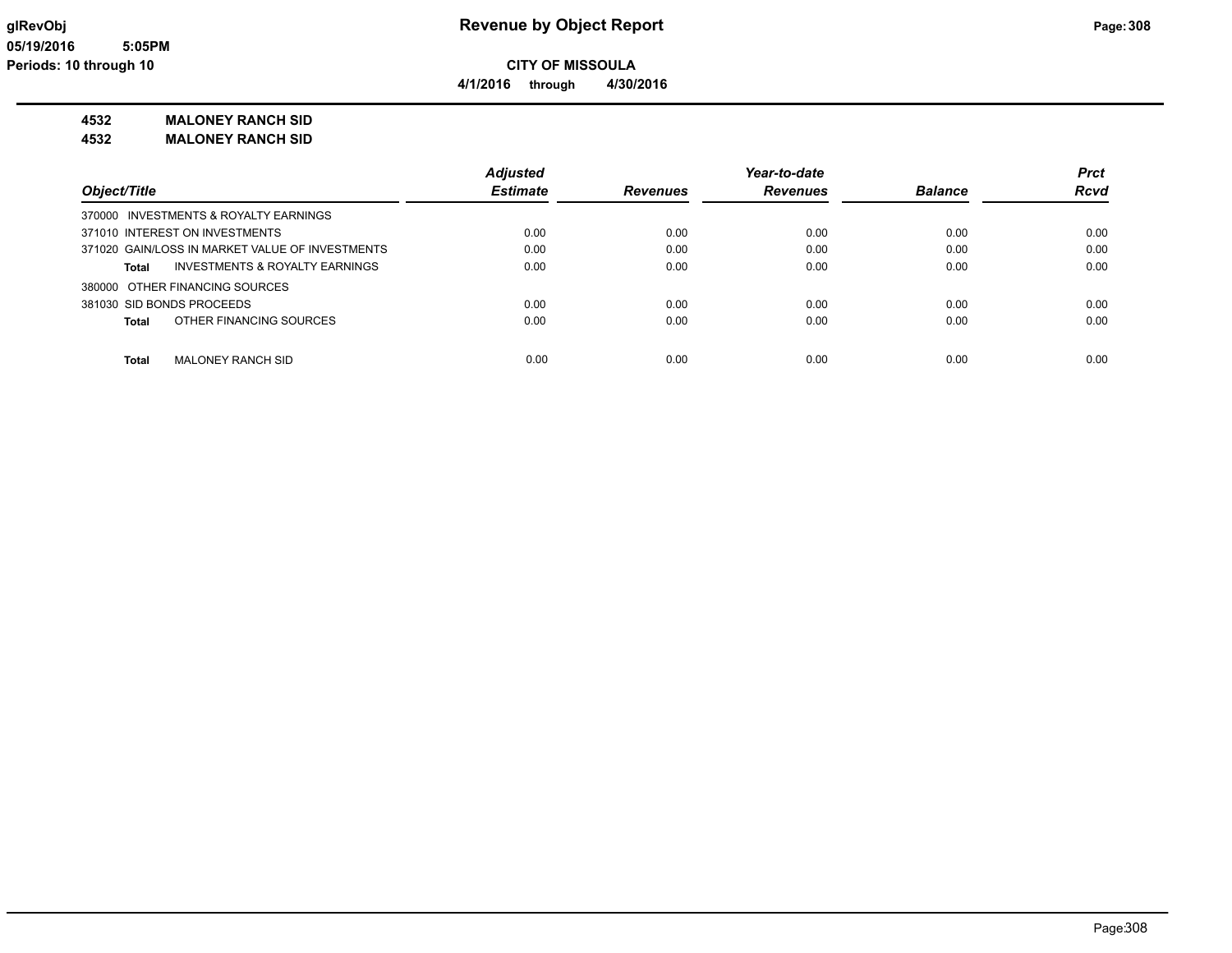# Revenue by Object Report

glRevObj
05/19/2016 5:05PM
Periods: 10 through 10

**CITY OF MISSOULA**
**4/1/2016 through 4/30/2016**

## 4532 MALONEY RANCH SID
## 4532 MALONEY RANCH SID

| Object/Title | Adjusted Estimate | Revenues | Year-to-date Revenues | Balance | Prct Rcvd |
|---|---|---|---|---|---|
| 370000 INVESTMENTS & ROYALTY EARNINGS | | | | | |
| 371010 INTEREST ON INVESTMENTS | 0.00 | 0.00 | 0.00 | 0.00 | 0.00 |
| 371020 GAIN/LOSS IN MARKET VALUE OF INVESTMENTS | 0.00 | 0.00 | 0.00 | 0.00 | 0.00 |
| **Total** INVESTMENTS & ROYALTY EARNINGS | 0.00 | 0.00 | 0.00 | 0.00 | 0.00 |
| 380000 OTHER FINANCING SOURCES | | | | | |
| 381030 SID BONDS PROCEEDS | 0.00 | 0.00 | 0.00 | 0.00 | 0.00 |
| **Total** OTHER FINANCING SOURCES | 0.00 | 0.00 | 0.00 | 0.00 | 0.00 |
| **Total** MALONEY RANCH SID | 0.00 | 0.00 | 0.00 | 0.00 | 0.00 |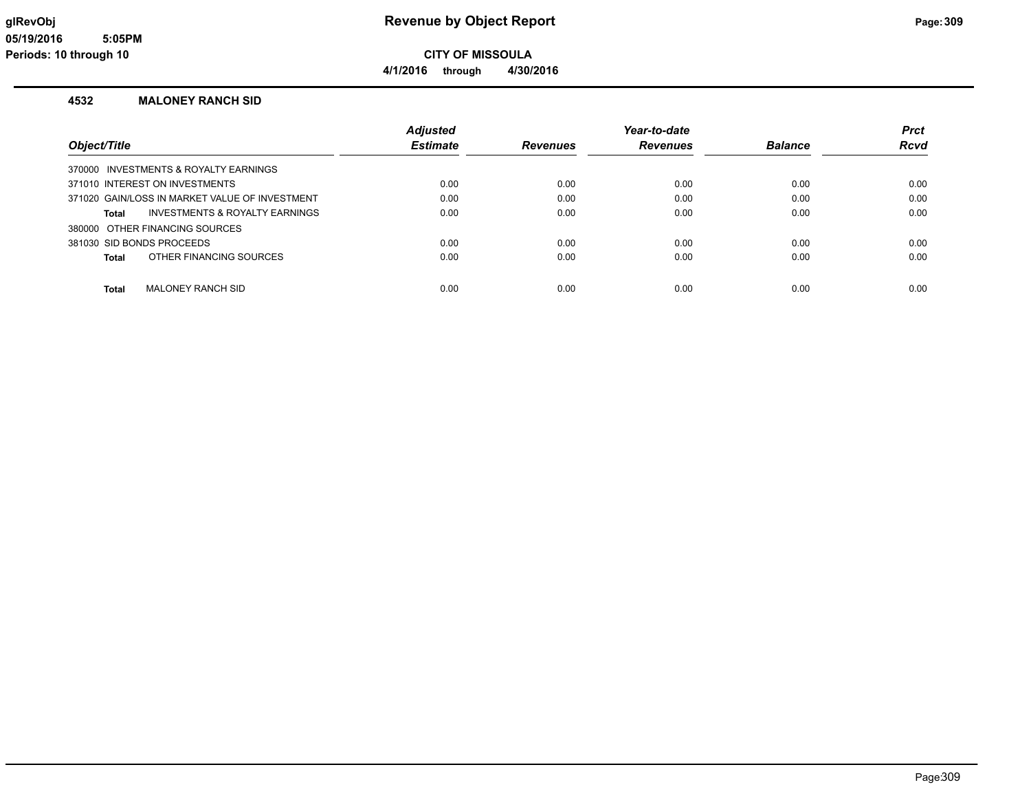# Revenue by Object Report

**CITY OF MISSOULA**

**4/1/2016 through 4/30/2016**

glRevObj
05/19/2016 5:05PM
Periods: 10 through 10

## 4532 MALONEY RANCH SID

| Object/Title | Adjusted Estimate | Revenues | Year-to-date Revenues | Balance | Prct Rcvd |
|---|---|---|---|---|---|
| 370000 INVESTMENTS & ROYALTY EARNINGS | | | | | |
| 371010 INTEREST ON INVESTMENTS | 0.00 | 0.00 | 0.00 | 0.00 | 0.00 |
| 371020 GAIN/LOSS IN MARKET VALUE OF INVESTMENT | 0.00 | 0.00 | 0.00 | 0.00 | 0.00 |
| **Total** INVESTMENTS & ROYALTY EARNINGS | 0.00 | 0.00 | 0.00 | 0.00 | 0.00 |
| 380000 OTHER FINANCING SOURCES | | | | | |
| 381030 SID BONDS PROCEEDS | 0.00 | 0.00 | 0.00 | 0.00 | 0.00 |
| **Total** OTHER FINANCING SOURCES | 0.00 | 0.00 | 0.00 | 0.00 | 0.00 |
| **Total** MALONEY RANCH SID | 0.00 | 0.00 | 0.00 | 0.00 | 0.00 |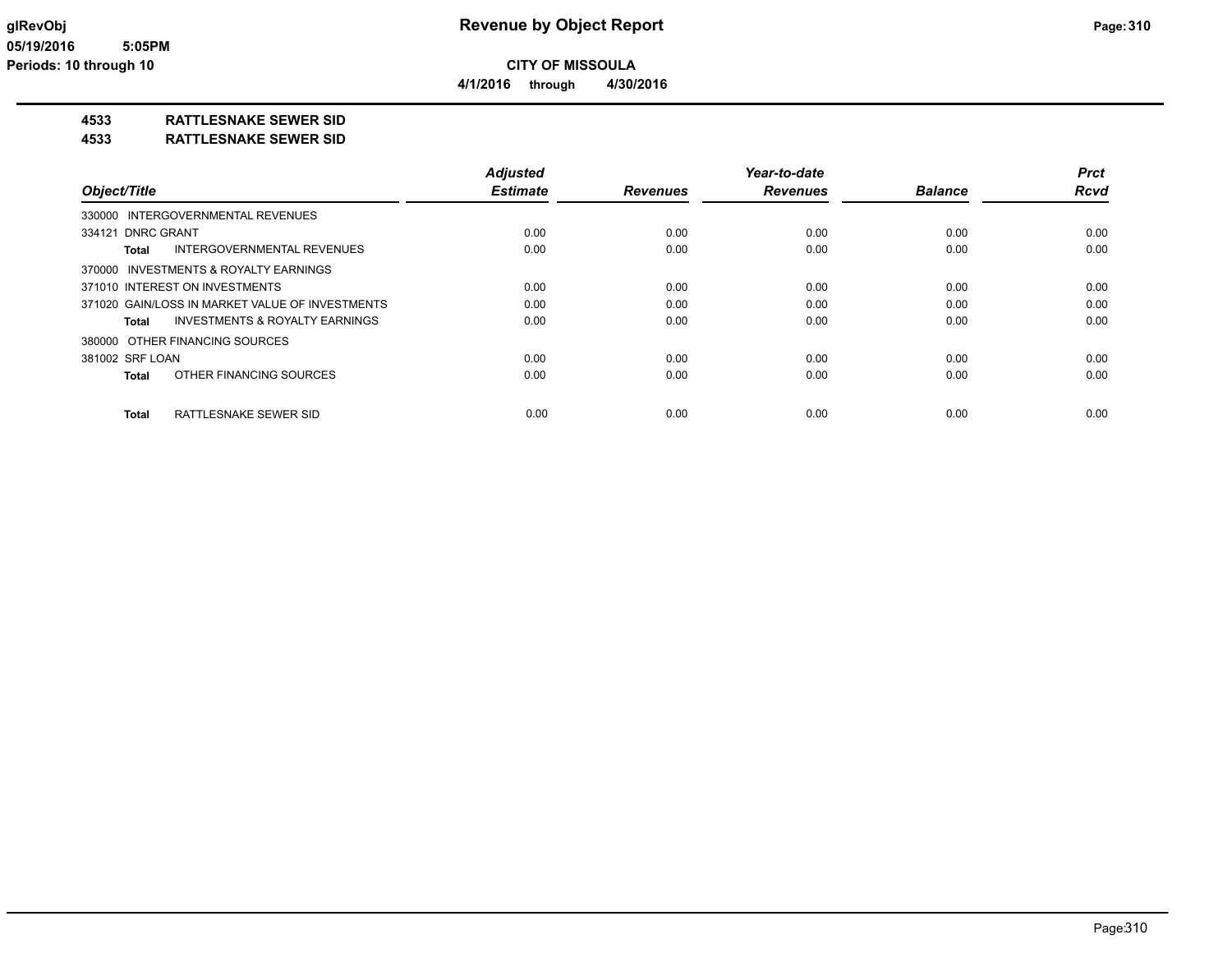**CITY OF MISSOULA**

**4/1/2016 through 4/30/2016**

**4533 RATTLESNAKE SEWER SID**

**4533 RATTLESNAKE SEWER SID**

| Object/Title | Adjusted Estimate | Revenues | Year-to-date Revenues | Balance | Prct Rcvd |
|---|---|---|---|---|---|
| 330000 INTERGOVERNMENTAL REVENUES | | | | | |
| 334121 DNRC GRANT | 0.00 | 0.00 | 0.00 | 0.00 | 0.00 |
| **Total** INTERGOVERNMENTAL REVENUES | 0.00 | 0.00 | 0.00 | 0.00 | 0.00 |
| 370000 INVESTMENTS & ROYALTY EARNINGS | | | | | |
| 371010 INTEREST ON INVESTMENTS | 0.00 | 0.00 | 0.00 | 0.00 | 0.00 |
| 371020 GAIN/LOSS IN MARKET VALUE OF INVESTMENTS | 0.00 | 0.00 | 0.00 | 0.00 | 0.00 |
| **Total** INVESTMENTS & ROYALTY EARNINGS | 0.00 | 0.00 | 0.00 | 0.00 | 0.00 |
| 380000 OTHER FINANCING SOURCES | | | | | |
| 381002 SRF LOAN | 0.00 | 0.00 | 0.00 | 0.00 | 0.00 |
| **Total** OTHER FINANCING SOURCES | 0.00 | 0.00 | 0.00 | 0.00 | 0.00 |
| **Total** RATTLESNAKE SEWER SID | 0.00 | 0.00 | 0.00 | 0.00 | 0.00 |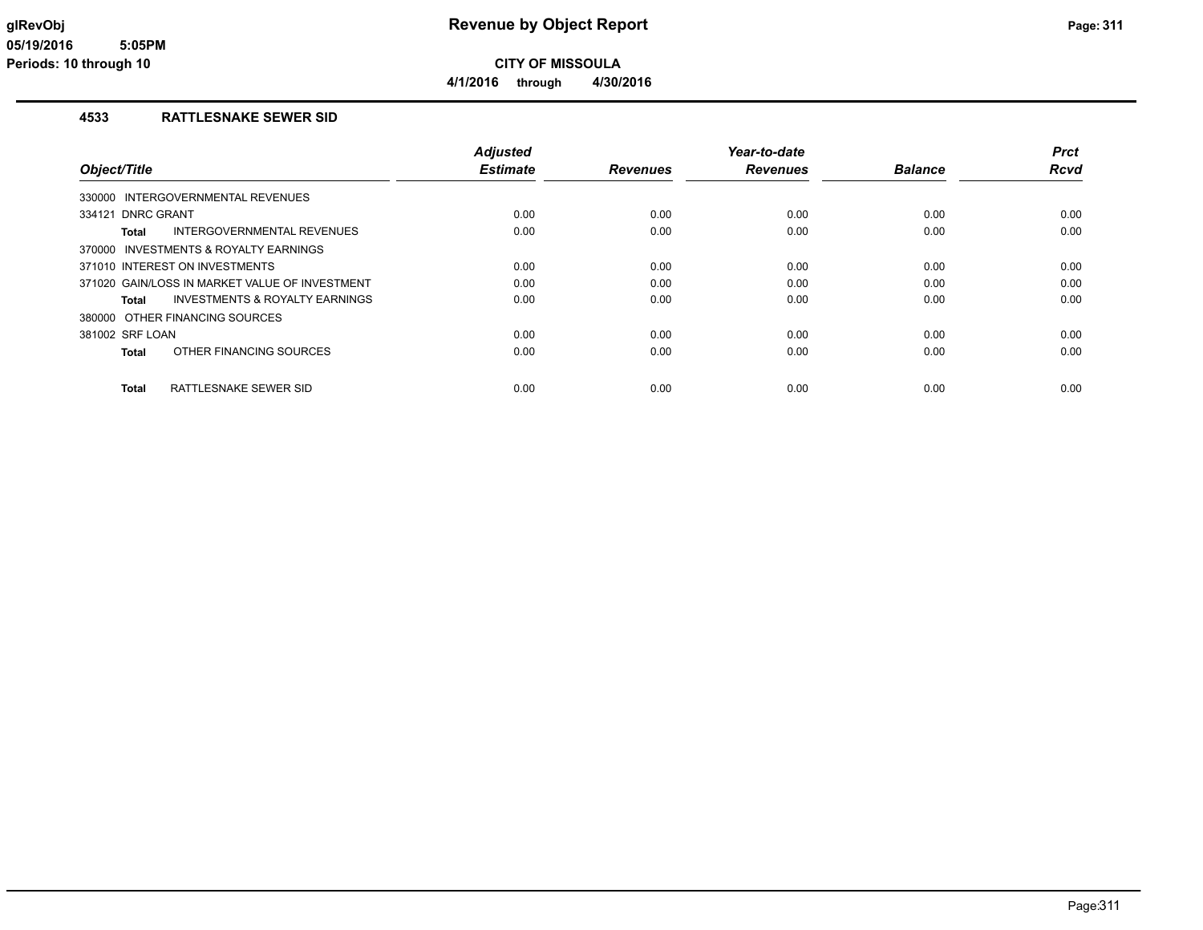# Revenue by Object Report

**CITY OF MISSOULA**

**4/1/2016 through 4/30/2016**

glRevObj
05/19/2016 5:05PM
Periods: 10 through 10

## 4533 RATTLESNAKE SEWER SID

| Object/Title | Adjusted Estimate | Revenues | Year-to-date Revenues | Balance | Prct Rcvd |
|---|---|---|---|---|---|
| 330000 INTERGOVERNMENTAL REVENUES | | | | | |
| 334121 DNRC GRANT | 0.00 | 0.00 | 0.00 | 0.00 | 0.00 |
| **Total** INTERGOVERNMENTAL REVENUES | 0.00 | 0.00 | 0.00 | 0.00 | 0.00 |
| 370000 INVESTMENTS & ROYALTY EARNINGS | | | | | |
| 371010 INTEREST ON INVESTMENTS | 0.00 | 0.00 | 0.00 | 0.00 | 0.00 |
| 371020 GAIN/LOSS IN MARKET VALUE OF INVESTMENT | 0.00 | 0.00 | 0.00 | 0.00 | 0.00 |
| **Total** INVESTMENTS & ROYALTY EARNINGS | 0.00 | 0.00 | 0.00 | 0.00 | 0.00 |
| 380000 OTHER FINANCING SOURCES | | | | | |
| 381002 SRF LOAN | 0.00 | 0.00 | 0.00 | 0.00 | 0.00 |
| **Total** OTHER FINANCING SOURCES | 0.00 | 0.00 | 0.00 | 0.00 | 0.00 |
| **Total** RATTLESNAKE SEWER SID | 0.00 | 0.00 | 0.00 | 0.00 | 0.00 |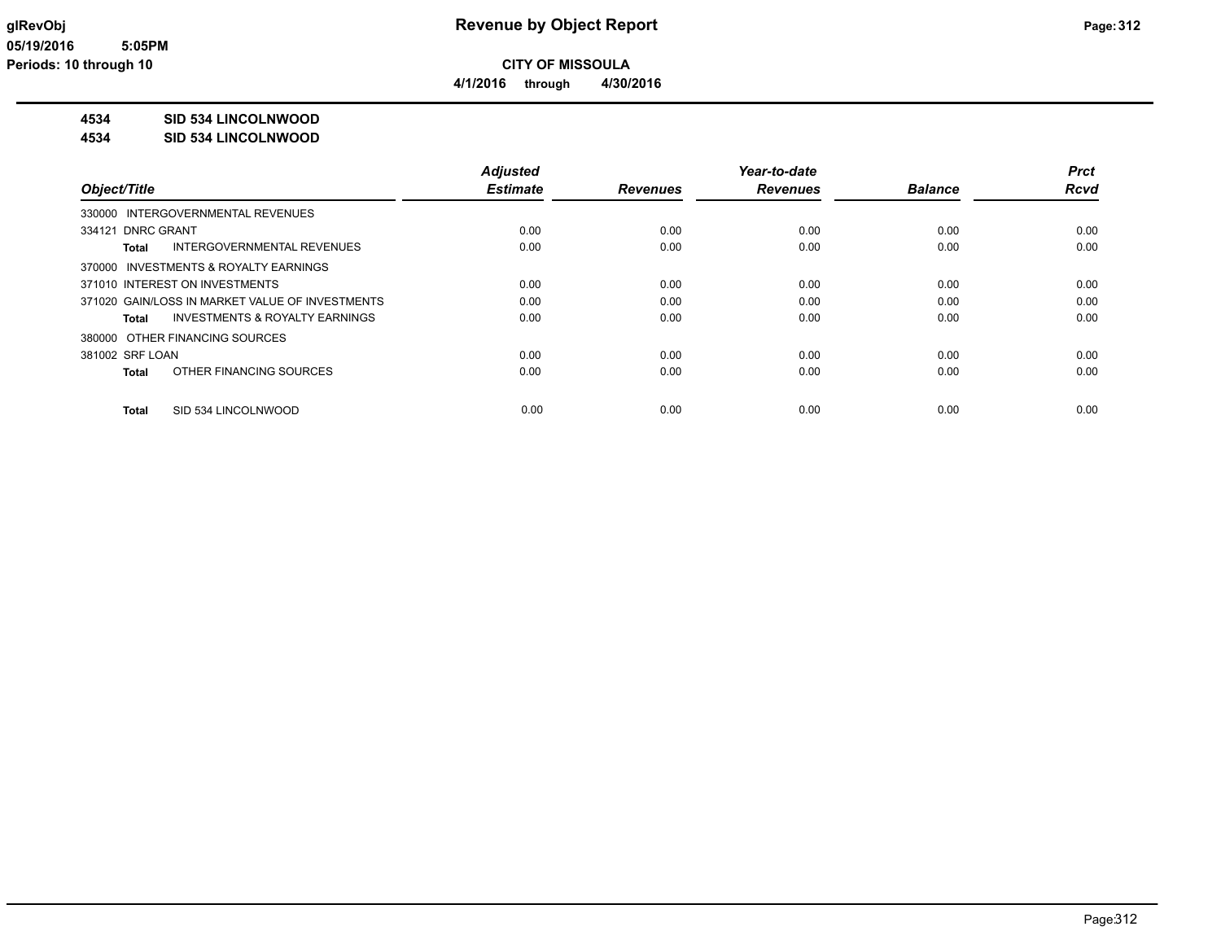**CITY OF MISSOULA**

**4/1/2016 through 4/30/2016**

**4534 SID 534 LINCOLNWOOD**

**4534 SID 534 LINCOLNWOOD**

| Object/Title | Adjusted Estimate | Revenues | Year-to-date Revenues | Balance | Prct Rcvd |
|---|---|---|---|---|---|
| 330000 INTERGOVERNMENTAL REVENUES | | | | | |
| 334121 DNRC GRANT | 0.00 | 0.00 | 0.00 | 0.00 | 0.00 |
| **Total** INTERGOVERNMENTAL REVENUES | 0.00 | 0.00 | 0.00 | 0.00 | 0.00 |
| 370000 INVESTMENTS & ROYALTY EARNINGS | | | | | |
| 371010 INTEREST ON INVESTMENTS | 0.00 | 0.00 | 0.00 | 0.00 | 0.00 |
| 371020 GAIN/LOSS IN MARKET VALUE OF INVESTMENTS | 0.00 | 0.00 | 0.00 | 0.00 | 0.00 |
| **Total** INVESTMENTS & ROYALTY EARNINGS | 0.00 | 0.00 | 0.00 | 0.00 | 0.00 |
| 380000 OTHER FINANCING SOURCES | | | | | |
| 381002 SRF LOAN | 0.00 | 0.00 | 0.00 | 0.00 | 0.00 |
| **Total** OTHER FINANCING SOURCES | 0.00 | 0.00 | 0.00 | 0.00 | 0.00 |
| **Total** SID 534 LINCOLNWOOD | 0.00 | 0.00 | 0.00 | 0.00 | 0.00 |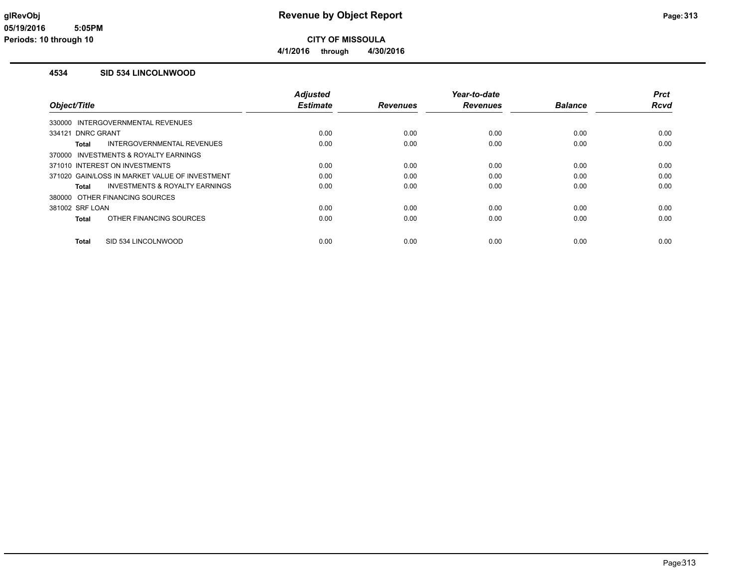# Revenue by Object Report

**CITY OF MISSOULA**

**4/1/2016 through 4/30/2016**

glRevObj
05/19/2016 5:05PM
Periods: 10 through 10

### 4534 SID 534 LINCOLNWOOD

| Object/Title | Adjusted Estimate | Revenues | Year-to-date Revenues | Balance | Prct Rcvd |
|---|---|---|---|---|---|
| 330000 INTERGOVERNMENTAL REVENUES | | | | | |
| 334121 DNRC GRANT | 0.00 | 0.00 | 0.00 | 0.00 | 0.00 |
| **Total** INTERGOVERNMENTAL REVENUES | 0.00 | 0.00 | 0.00 | 0.00 | 0.00 |
| 370000 INVESTMENTS & ROYALTY EARNINGS | | | | | |
| 371010 INTEREST ON INVESTMENTS | 0.00 | 0.00 | 0.00 | 0.00 | 0.00 |
| 371020 GAIN/LOSS IN MARKET VALUE OF INVESTMENT | 0.00 | 0.00 | 0.00 | 0.00 | 0.00 |
| **Total** INVESTMENTS & ROYALTY EARNINGS | 0.00 | 0.00 | 0.00 | 0.00 | 0.00 |
| 380000 OTHER FINANCING SOURCES | | | | | |
| 381002 SRF LOAN | 0.00 | 0.00 | 0.00 | 0.00 | 0.00 |
| **Total** OTHER FINANCING SOURCES | 0.00 | 0.00 | 0.00 | 0.00 | 0.00 |
| **Total** SID 534 LINCOLNWOOD | 0.00 | 0.00 | 0.00 | 0.00 | 0.00 |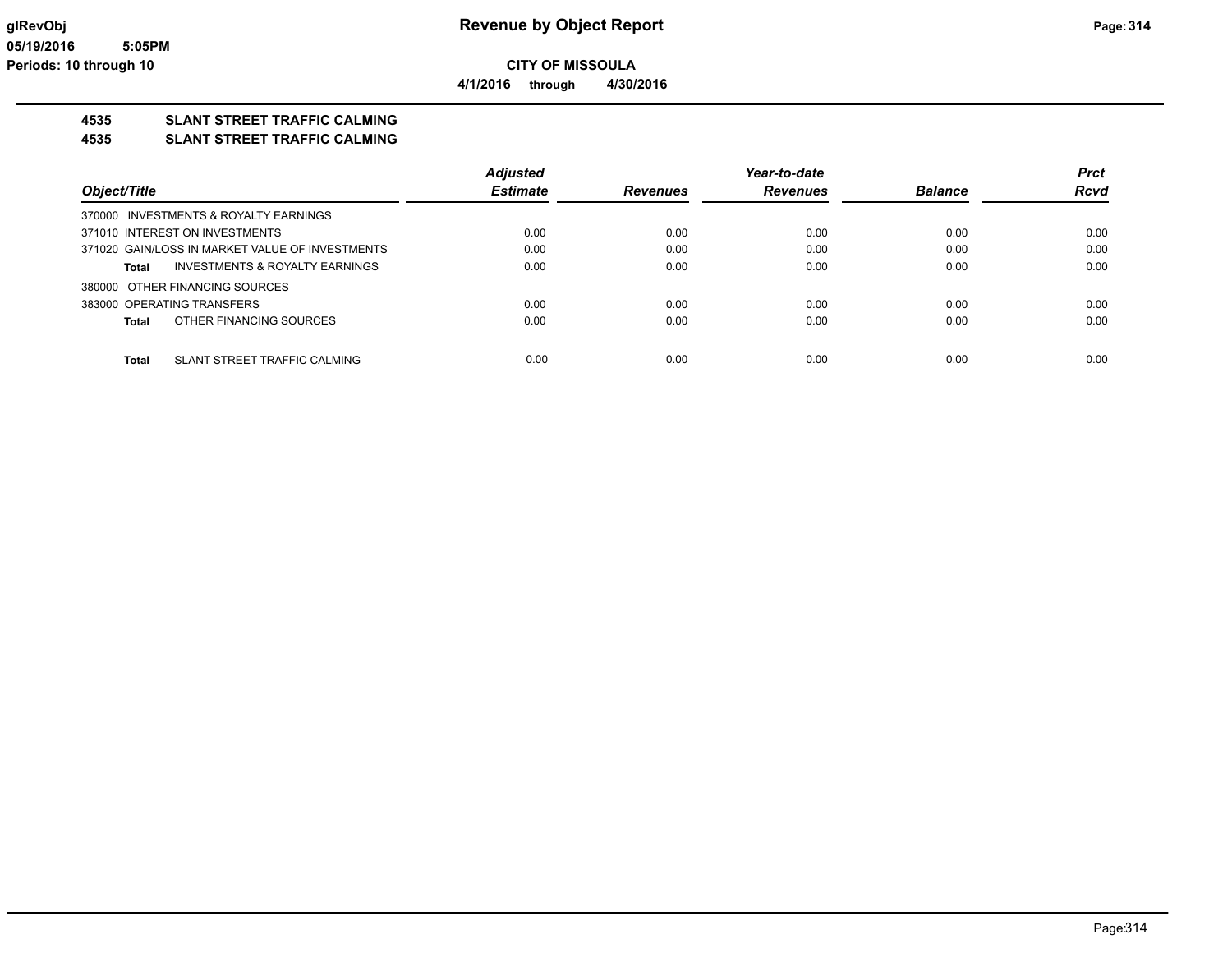glRevObj

05/19/2016 5:05PM

Periods: 10 through 10

# Revenue by Object Report

**CITY OF MISSOULA**

**4/1/2016 through 4/30/2016**

## 4535 SLANT STREET TRAFFIC CALMING
## 4535 SLANT STREET TRAFFIC CALMING

| Object/Title | Adjusted Estimate | Revenues | Year-to-date Revenues | Balance | Prct Rcvd |
|---|---|---|---|---|---|
| 370000 INVESTMENTS & ROYALTY EARNINGS | | | | | |
| 371010 INTEREST ON INVESTMENTS | 0.00 | 0.00 | 0.00 | 0.00 | 0.00 |
| 371020 GAIN/LOSS IN MARKET VALUE OF INVESTMENTS | 0.00 | 0.00 | 0.00 | 0.00 | 0.00 |
| **Total** INVESTMENTS & ROYALTY EARNINGS | 0.00 | 0.00 | 0.00 | 0.00 | 0.00 |
| 380000 OTHER FINANCING SOURCES | | | | | |
| 383000 OPERATING TRANSFERS | 0.00 | 0.00 | 0.00 | 0.00 | 0.00 |
| **Total** OTHER FINANCING SOURCES | 0.00 | 0.00 | 0.00 | 0.00 | 0.00 |
| **Total** SLANT STREET TRAFFIC CALMING | 0.00 | 0.00 | 0.00 | 0.00 | 0.00 |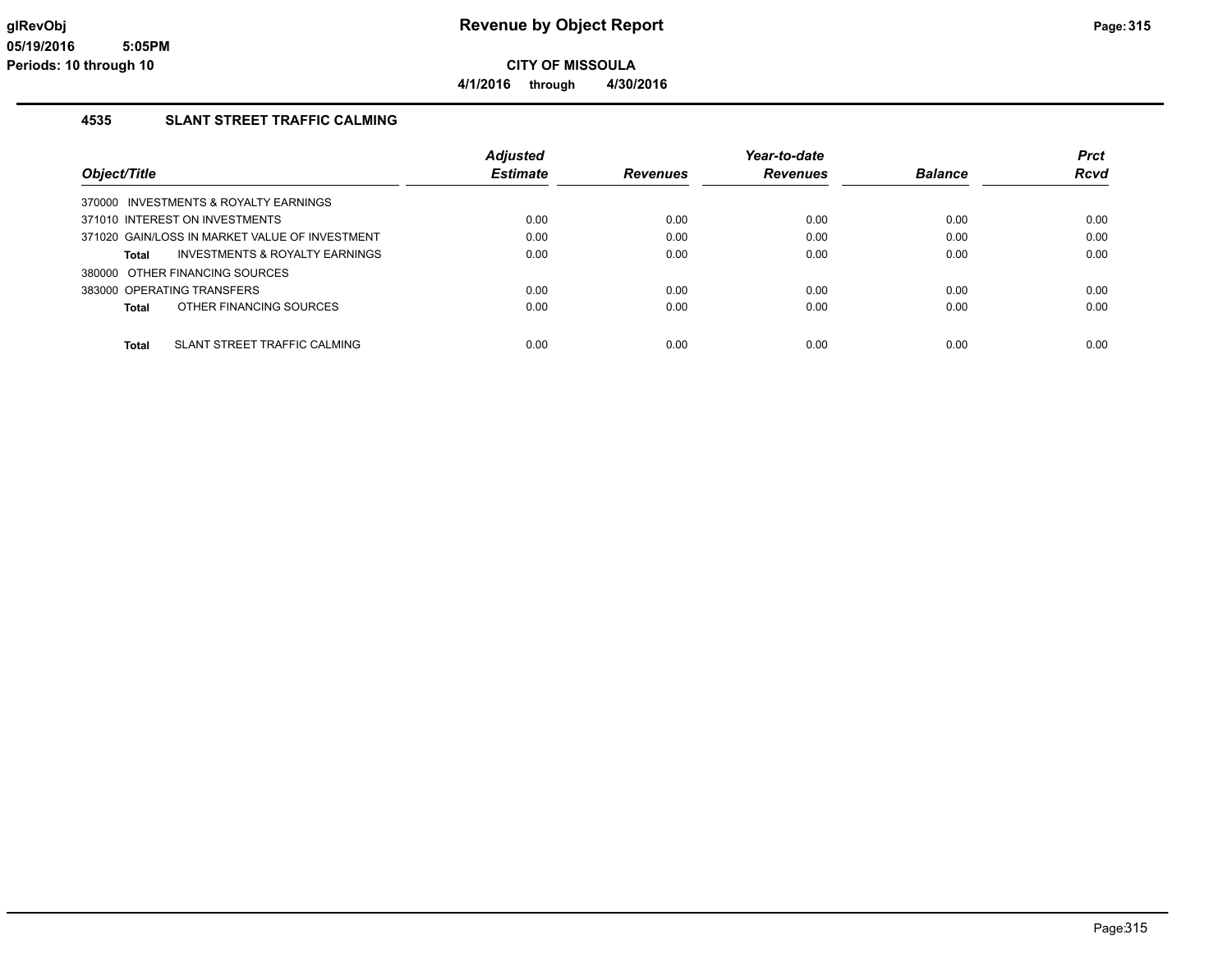# Revenue by Object Report

**CITY OF MISSOULA**

**4/1/2016 through 4/30/2016**

glRevObj
05/19/2016 5:05PM
Periods: 10 through 10

## 4535 SLANT STREET TRAFFIC CALMING

| Object/Title | Adjusted Estimate | Revenues | Year-to-date Revenues | Balance | Prct Rcvd |
|---|---|---|---|---|---|
| 370000 INVESTMENTS & ROYALTY EARNINGS | | | | | |
| 371010 INTEREST ON INVESTMENTS | 0.00 | 0.00 | 0.00 | 0.00 | 0.00 |
| 371020 GAIN/LOSS IN MARKET VALUE OF INVESTMENT | 0.00 | 0.00 | 0.00 | 0.00 | 0.00 |
| **Total** INVESTMENTS & ROYALTY EARNINGS | 0.00 | 0.00 | 0.00 | 0.00 | 0.00 |
| 380000 OTHER FINANCING SOURCES | | | | | |
| 383000 OPERATING TRANSFERS | 0.00 | 0.00 | 0.00 | 0.00 | 0.00 |
| **Total** OTHER FINANCING SOURCES | 0.00 | 0.00 | 0.00 | 0.00 | 0.00 |
| **Total** SLANT STREET TRAFFIC CALMING | 0.00 | 0.00 | 0.00 | 0.00 | 0.00 |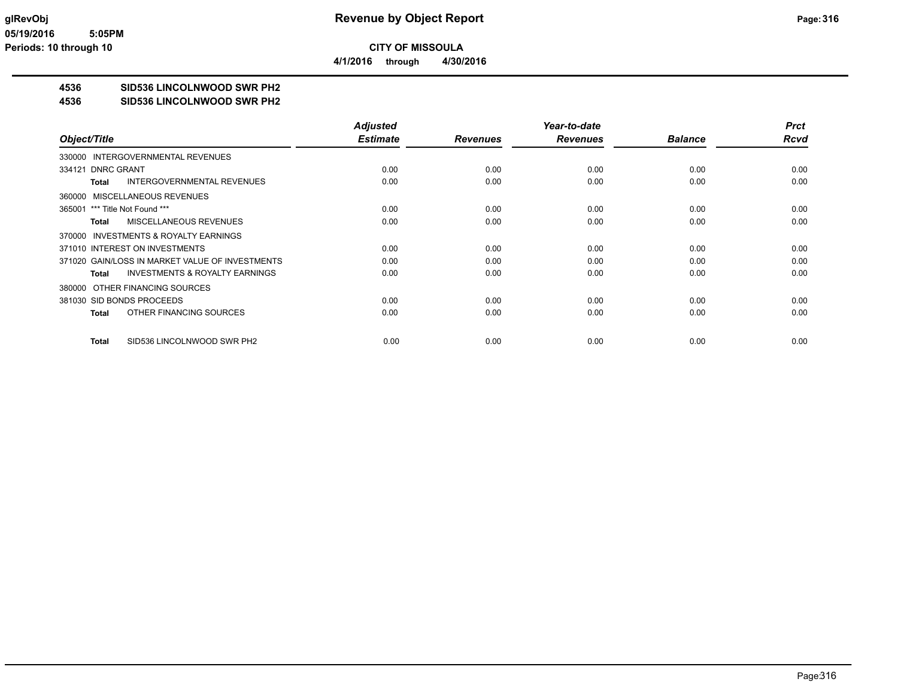# Revenue by Object Report

**CITY OF MISSOULA**

**4/1/2016 through 4/30/2016**

glRevObj
05/19/2016 5:05PM
Periods: 10 through 10

## 4536 SID536 LINCOLNWOOD SWR PH2
## 4536 SID536 LINCOLNWOOD SWR PH2

| Object/Title | Adjusted Estimate | Revenues | Year-to-date Revenues | Balance | Prct Rcvd |
|---|---|---|---|---|---|
| 330000 INTERGOVERNMENTAL REVENUES | | | | | |
| 334121 DNRC GRANT | 0.00 | 0.00 | 0.00 | 0.00 | 0.00 |
| **Total** INTERGOVERNMENTAL REVENUES | 0.00 | 0.00 | 0.00 | 0.00 | 0.00 |
| 360000 MISCELLANEOUS REVENUES | | | | | |
| 365001 *** Title Not Found *** | 0.00 | 0.00 | 0.00 | 0.00 | 0.00 |
| **Total** MISCELLANEOUS REVENUES | 0.00 | 0.00 | 0.00 | 0.00 | 0.00 |
| 370000 INVESTMENTS & ROYALTY EARNINGS | | | | | |
| 371010 INTEREST ON INVESTMENTS | 0.00 | 0.00 | 0.00 | 0.00 | 0.00 |
| 371020 GAIN/LOSS IN MARKET VALUE OF INVESTMENTS | 0.00 | 0.00 | 0.00 | 0.00 | 0.00 |
| **Total** INVESTMENTS & ROYALTY EARNINGS | 0.00 | 0.00 | 0.00 | 0.00 | 0.00 |
| 380000 OTHER FINANCING SOURCES | | | | | |
| 381030 SID BONDS PROCEEDS | 0.00 | 0.00 | 0.00 | 0.00 | 0.00 |
| **Total** OTHER FINANCING SOURCES | 0.00 | 0.00 | 0.00 | 0.00 | 0.00 |
| **Total** SID536 LINCOLNWOOD SWR PH2 | 0.00 | 0.00 | 0.00 | 0.00 | 0.00 |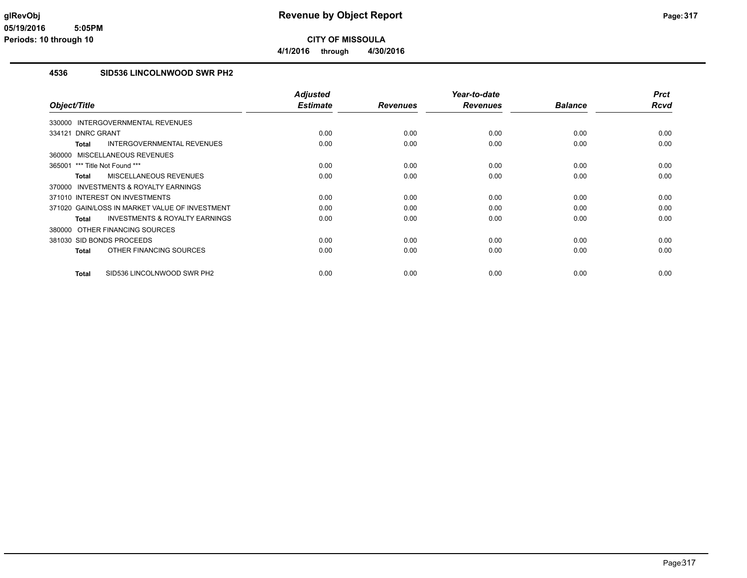# Revenue by Object Report

**CITY OF MISSOULA**

**4/1/2016 through 4/30/2016**

glRevObj
05/19/2016 5:05PM
Periods: 10 through 10

## 4536 SID536 LINCOLNWOOD SWR PH2

| Object/Title | Adjusted Estimate | Revenues | Year-to-date Revenues | Balance | Prct Rcvd |
|---|---|---|---|---|---|
| 330000 INTERGOVERNMENTAL REVENUES | | | | | |
| 334121 DNRC GRANT | 0.00 | 0.00 | 0.00 | 0.00 | 0.00 |
| **Total** INTERGOVERNMENTAL REVENUES | 0.00 | 0.00 | 0.00 | 0.00 | 0.00 |
| 360000 MISCELLANEOUS REVENUES | | | | | |
| 365001 *** Title Not Found *** | 0.00 | 0.00 | 0.00 | 0.00 | 0.00 |
| **Total** MISCELLANEOUS REVENUES | 0.00 | 0.00 | 0.00 | 0.00 | 0.00 |
| 370000 INVESTMENTS & ROYALTY EARNINGS | | | | | |
| 371010 INTEREST ON INVESTMENTS | 0.00 | 0.00 | 0.00 | 0.00 | 0.00 |
| 371020 GAIN/LOSS IN MARKET VALUE OF INVESTMENT | 0.00 | 0.00 | 0.00 | 0.00 | 0.00 |
| **Total** INVESTMENTS & ROYALTY EARNINGS | 0.00 | 0.00 | 0.00 | 0.00 | 0.00 |
| 380000 OTHER FINANCING SOURCES | | | | | |
| 381030 SID BONDS PROCEEDS | 0.00 | 0.00 | 0.00 | 0.00 | 0.00 |
| **Total** OTHER FINANCING SOURCES | 0.00 | 0.00 | 0.00 | 0.00 | 0.00 |
| **Total** SID536 LINCOLNWOOD SWR PH2 | 0.00 | 0.00 | 0.00 | 0.00 | 0.00 |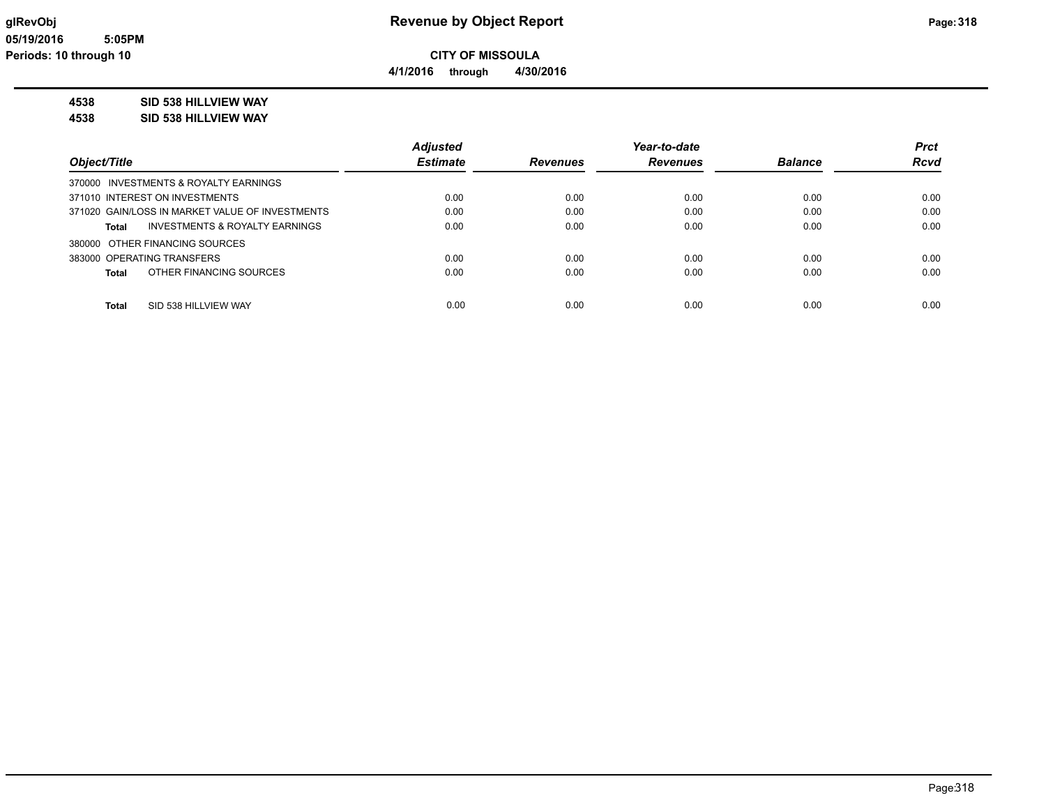# Revenue by Object Report

glRevObj
05/19/2016 5:05PM
Periods: 10 through 10

**CITY OF MISSOULA**

**4/1/2016 through 4/30/2016**

**4538 SID 538 HILLVIEW WAY**
**4538 SID 538 HILLVIEW WAY**

| Object/Title | Adjusted Estimate | Revenues | Year-to-date Revenues | Balance | Prct Rcvd |
|---|---|---|---|---|---|
| 370000 INVESTMENTS & ROYALTY EARNINGS | | | | | |
| 371010 INTEREST ON INVESTMENTS | 0.00 | 0.00 | 0.00 | 0.00 | 0.00 |
| 371020 GAIN/LOSS IN MARKET VALUE OF INVESTMENTS | 0.00 | 0.00 | 0.00 | 0.00 | 0.00 |
| **Total** INVESTMENTS & ROYALTY EARNINGS | 0.00 | 0.00 | 0.00 | 0.00 | 0.00 |
| 380000 OTHER FINANCING SOURCES | | | | | |
| 383000 OPERATING TRANSFERS | 0.00 | 0.00 | 0.00 | 0.00 | 0.00 |
| **Total** OTHER FINANCING SOURCES | 0.00 | 0.00 | 0.00 | 0.00 | 0.00 |
| **Total** SID 538 HILLVIEW WAY | 0.00 | 0.00 | 0.00 | 0.00 | 0.00 |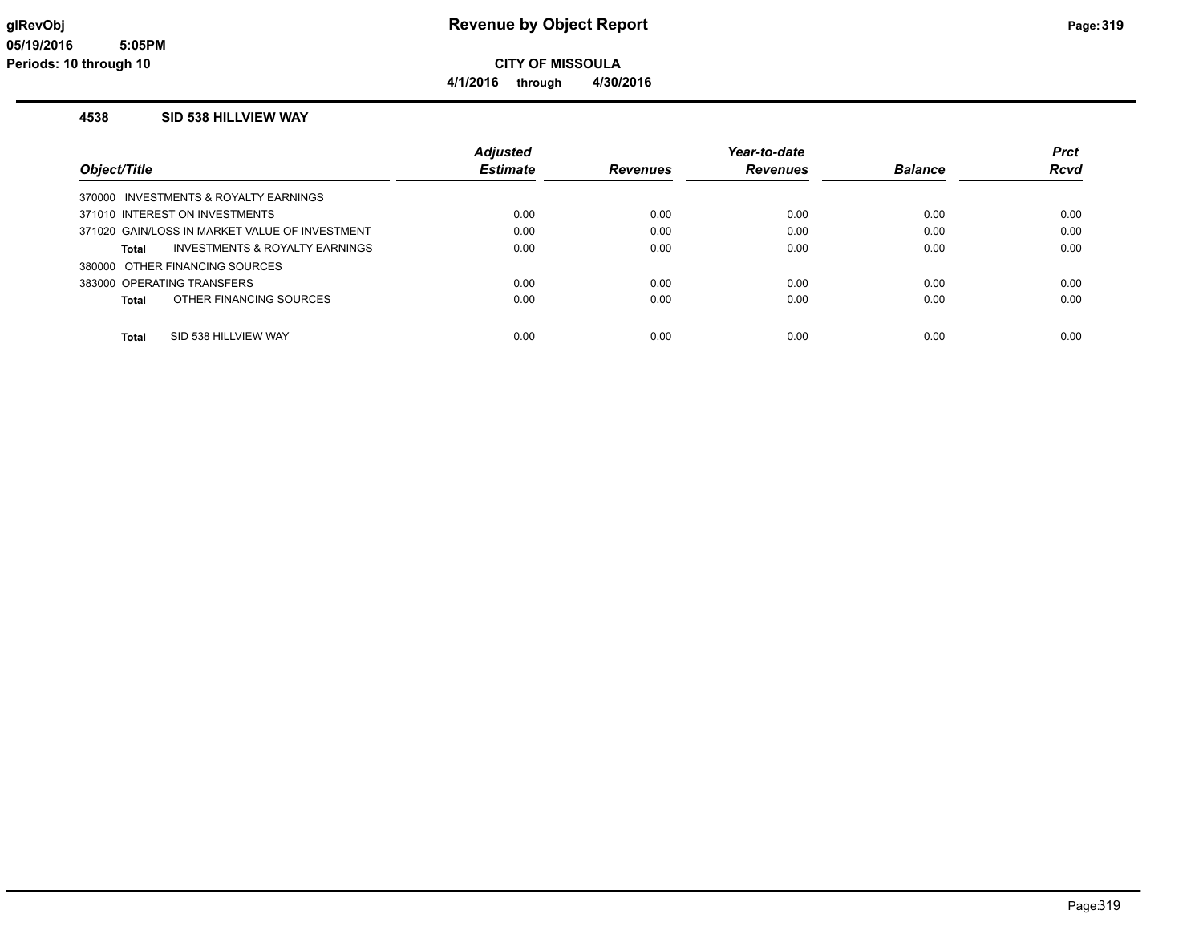# Revenue by Object Report

**CITY OF MISSOULA**

**4/1/2016 through 4/30/2016**

glRevObj
05/19/2016 5:05PM
Periods: 10 through 10

## 4538 SID 538 HILLVIEW WAY

| Object/Title | Adjusted Estimate | Revenues | Year-to-date Revenues | Balance | Prct Rcvd |
|---|---|---|---|---|---|
| 370000 INVESTMENTS & ROYALTY EARNINGS | | | | | |
| 371010 INTEREST ON INVESTMENTS | 0.00 | 0.00 | 0.00 | 0.00 | 0.00 |
| 371020 GAIN/LOSS IN MARKET VALUE OF INVESTMENT | 0.00 | 0.00 | 0.00 | 0.00 | 0.00 |
| **Total** INVESTMENTS & ROYALTY EARNINGS | 0.00 | 0.00 | 0.00 | 0.00 | 0.00 |
| 380000 OTHER FINANCING SOURCES | | | | | |
| 383000 OPERATING TRANSFERS | 0.00 | 0.00 | 0.00 | 0.00 | 0.00 |
| **Total** OTHER FINANCING SOURCES | 0.00 | 0.00 | 0.00 | 0.00 | 0.00 |
| **Total** SID 538 HILLVIEW WAY | 0.00 | 0.00 | 0.00 | 0.00 | 0.00 |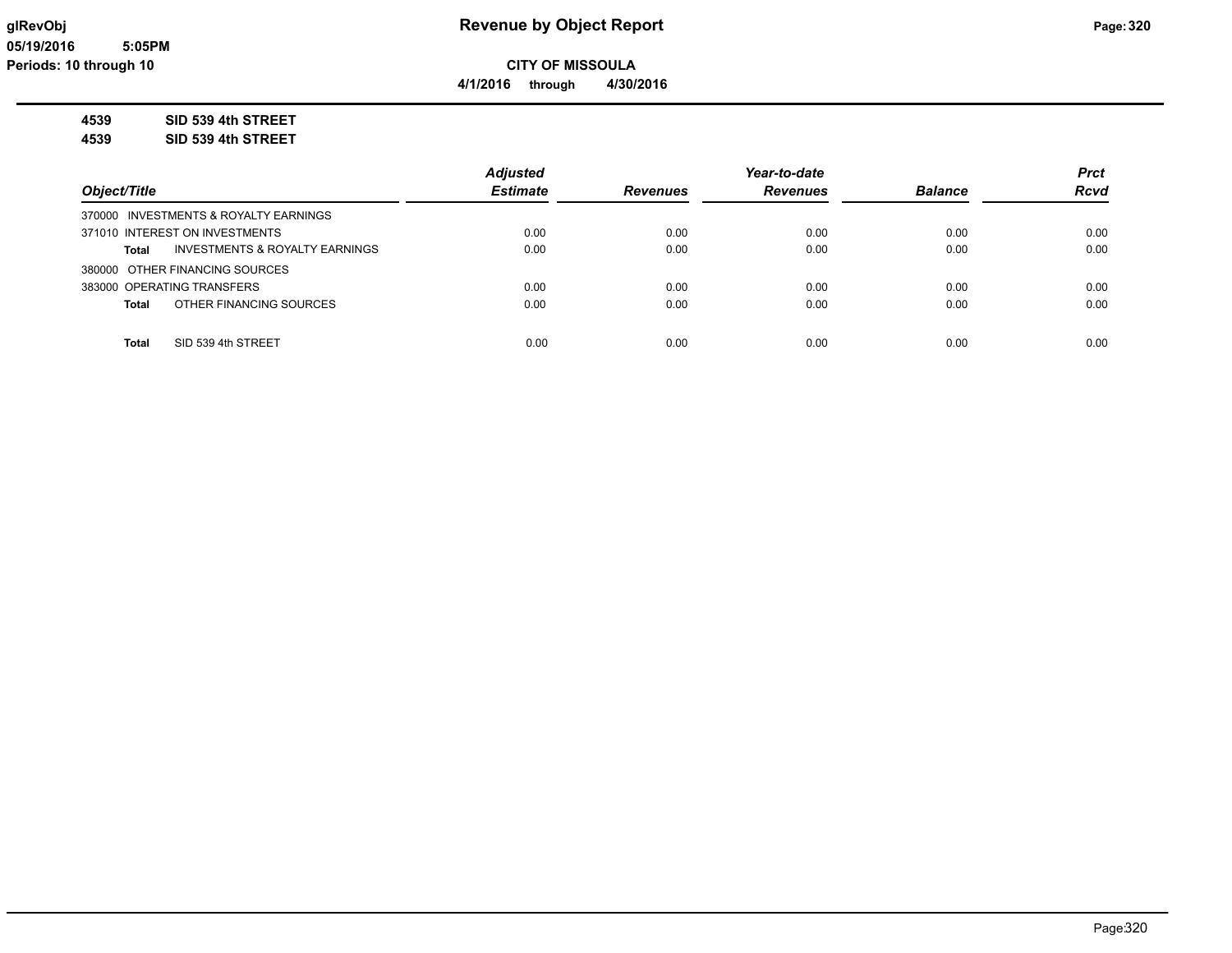# Revenue by Object Report

glRevObj
05/19/2016 5:05PM
Periods: 10 through 10

**CITY OF MISSOULA**

**4/1/2016 through 4/30/2016**

**4539 SID 539 4th STREET**
**4539 SID 539 4th STREET**

| Object/Title | | Adjusted Estimate | Revenues | Year-to-date Revenues | Balance | Prct Rcvd |
|---|---|---|---|---|---|---|
| 370000 INVESTMENTS & ROYALTY EARNINGS | | | | | | |
| 371010 INTEREST ON INVESTMENTS | | 0.00 | 0.00 | 0.00 | 0.00 | 0.00 |
| **Total** | INVESTMENTS & ROYALTY EARNINGS | 0.00 | 0.00 | 0.00 | 0.00 | 0.00 |
| 380000 OTHER FINANCING SOURCES | | | | | | |
| 383000 OPERATING TRANSFERS | | 0.00 | 0.00 | 0.00 | 0.00 | 0.00 |
| **Total** | OTHER FINANCING SOURCES | 0.00 | 0.00 | 0.00 | 0.00 | 0.00 |
| **Total** | SID 539 4th STREET | 0.00 | 0.00 | 0.00 | 0.00 | 0.00 |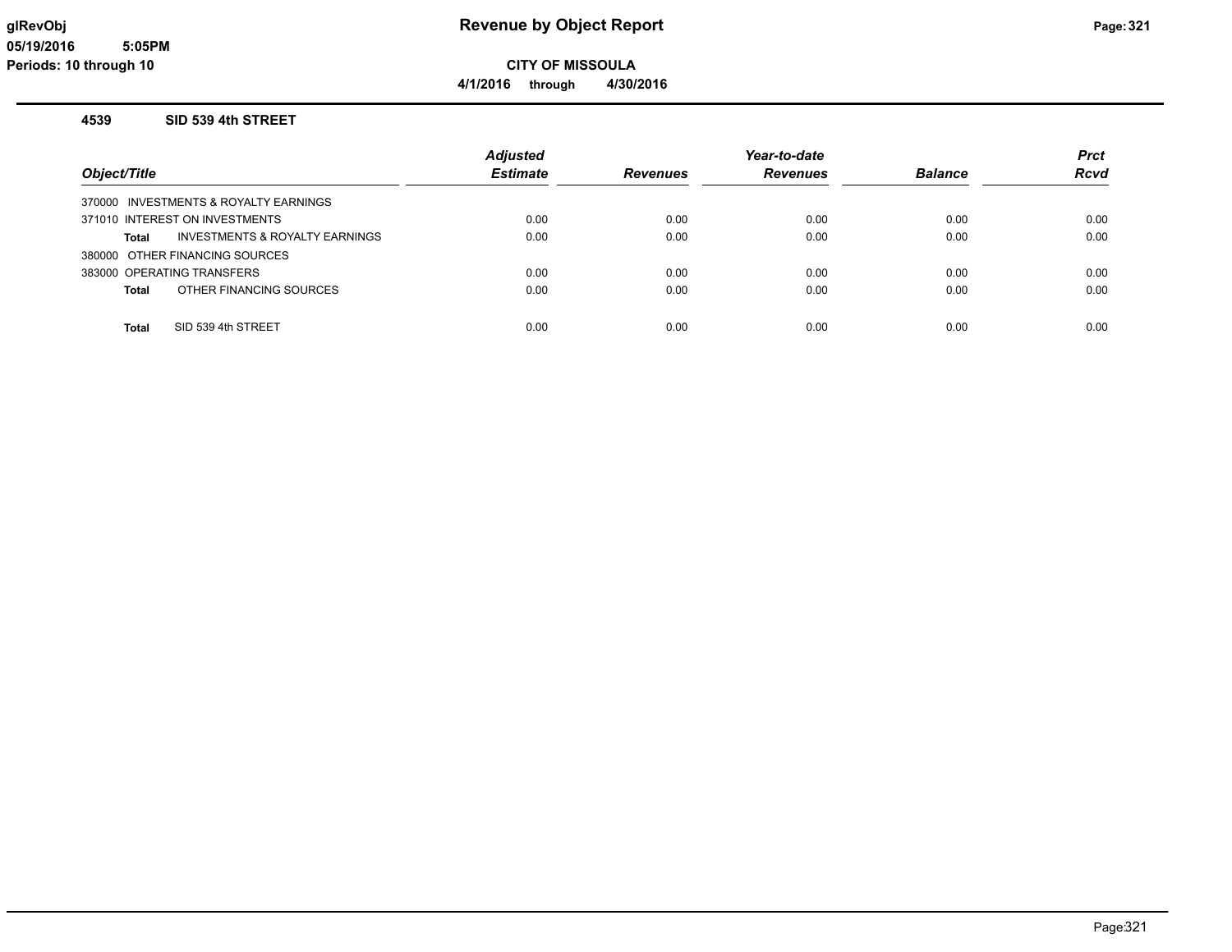# Revenue by Object Report

**CITY OF MISSOULA**

**4/1/2016 through 4/30/2016**

glRevObj
05/19/2016 5:05PM
Periods: 10 through 10

## 4539 SID 539 4th STREET

| Object/Title | Adjusted Estimate | Revenues | Year-to-date Revenues | Balance | Prct Rcvd |
|---|---|---|---|---|---|
| 370000 INVESTMENTS & ROYALTY EARNINGS | | | | | |
| 371010 INTEREST ON INVESTMENTS | 0.00 | 0.00 | 0.00 | 0.00 | 0.00 |
| **Total** INVESTMENTS & ROYALTY EARNINGS | 0.00 | 0.00 | 0.00 | 0.00 | 0.00 |
| 380000 OTHER FINANCING SOURCES | | | | | |
| 383000 OPERATING TRANSFERS | 0.00 | 0.00 | 0.00 | 0.00 | 0.00 |
| **Total** OTHER FINANCING SOURCES | 0.00 | 0.00 | 0.00 | 0.00 | 0.00 |
| **Total** SID 539 4th STREET | 0.00 | 0.00 | 0.00 | 0.00 | 0.00 |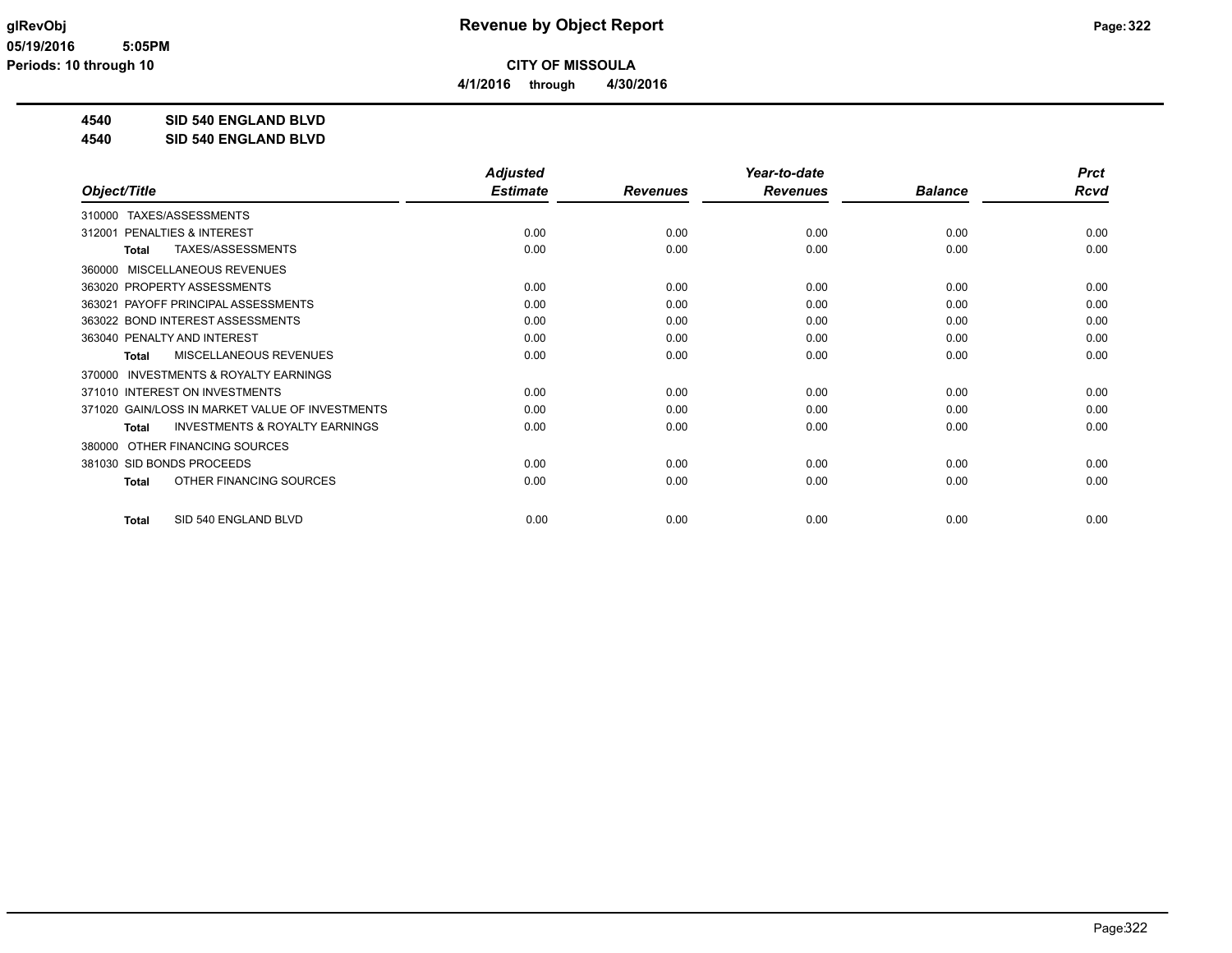# Revenue by Object Report

**CITY OF MISSOULA**

**4/1/2016 through 4/30/2016**

glRevObj
05/19/2016 5:05PM
Periods: 10 through 10

**4540 SID 540 ENGLAND BLVD**
**4540 SID 540 ENGLAND BLVD**

| Object/Title | Adjusted Estimate | Revenues | Year-to-date Revenues | Balance | Prct Rcvd |
|---|---|---|---|---|---|
| 310000 TAXES/ASSESSMENTS | | | | | |
| 312001 PENALTIES & INTEREST | 0.00 | 0.00 | 0.00 | 0.00 | 0.00 |
| **Total** TAXES/ASSESSMENTS | 0.00 | 0.00 | 0.00 | 0.00 | 0.00 |
| 360000 MISCELLANEOUS REVENUES | | | | | |
| 363020 PROPERTY ASSESSMENTS | 0.00 | 0.00 | 0.00 | 0.00 | 0.00 |
| 363021 PAYOFF PRINCIPAL ASSESSMENTS | 0.00 | 0.00 | 0.00 | 0.00 | 0.00 |
| 363022 BOND INTEREST ASSESSMENTS | 0.00 | 0.00 | 0.00 | 0.00 | 0.00 |
| 363040 PENALTY AND INTEREST | 0.00 | 0.00 | 0.00 | 0.00 | 0.00 |
| **Total** MISCELLANEOUS REVENUES | 0.00 | 0.00 | 0.00 | 0.00 | 0.00 |
| 370000 INVESTMENTS & ROYALTY EARNINGS | | | | | |
| 371010 INTEREST ON INVESTMENTS | 0.00 | 0.00 | 0.00 | 0.00 | 0.00 |
| 371020 GAIN/LOSS IN MARKET VALUE OF INVESTMENTS | 0.00 | 0.00 | 0.00 | 0.00 | 0.00 |
| **Total** INVESTMENTS & ROYALTY EARNINGS | 0.00 | 0.00 | 0.00 | 0.00 | 0.00 |
| 380000 OTHER FINANCING SOURCES | | | | | |
| 381030 SID BONDS PROCEEDS | 0.00 | 0.00 | 0.00 | 0.00 | 0.00 |
| **Total** OTHER FINANCING SOURCES | 0.00 | 0.00 | 0.00 | 0.00 | 0.00 |
| **Total** SID 540 ENGLAND BLVD | 0.00 | 0.00 | 0.00 | 0.00 | 0.00 |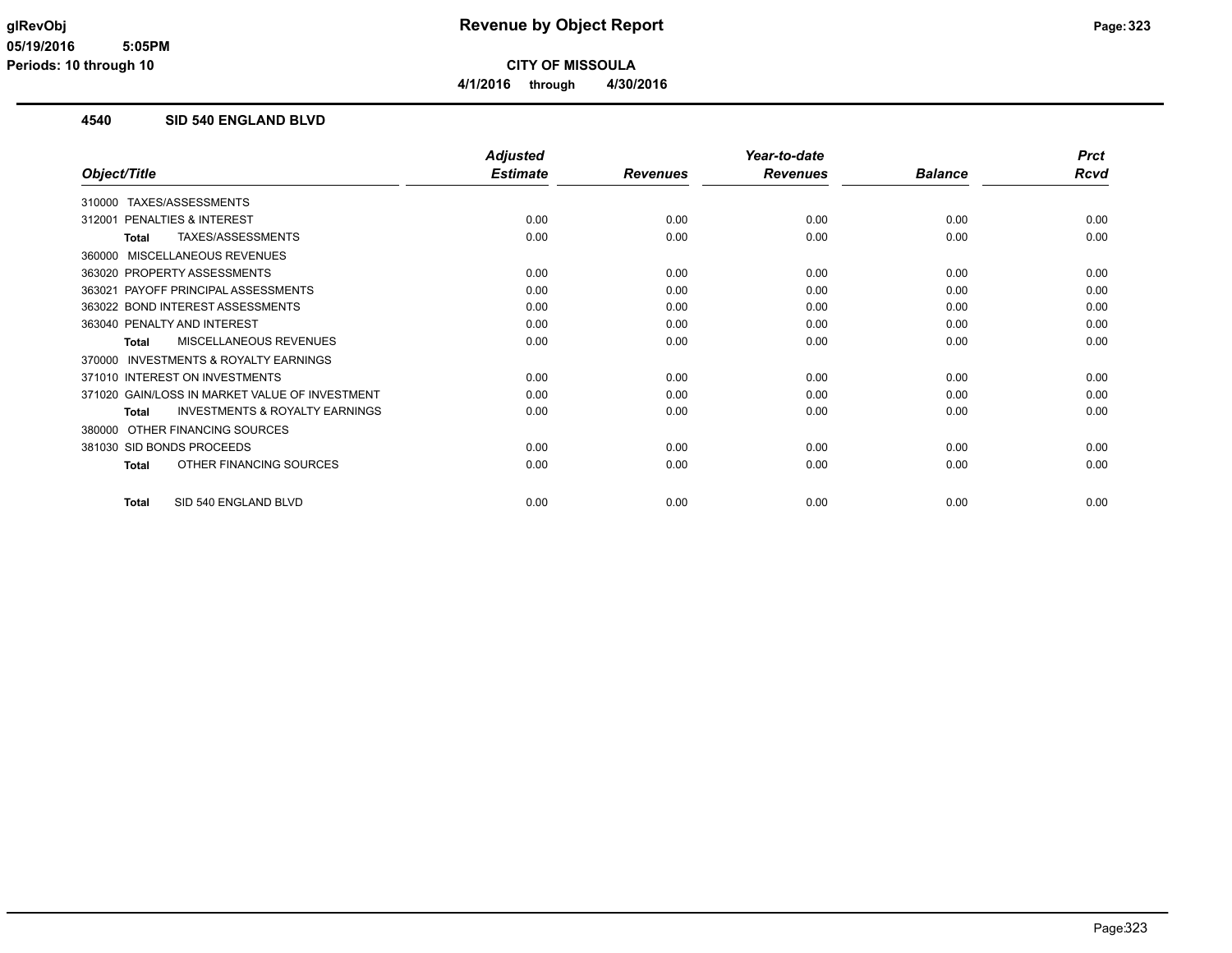**glRevObj**
**05/19/2016 5:05PM**
**Periods: 10 through 10**

# Revenue by Object Report

**CITY OF MISSOULA**

**4/1/2016 through 4/30/2016**

## 4540 SID 540 ENGLAND BLVD

| Object/Title | Adjusted Estimate | Revenues | Year-to-date Revenues | Balance | Prct Rcvd |
|---|---|---|---|---|---|
| 310000 TAXES/ASSESSMENTS | | | | | |
| 312001 PENALTIES & INTEREST | 0.00 | 0.00 | 0.00 | 0.00 | 0.00 |
| **Total** TAXES/ASSESSMENTS | 0.00 | 0.00 | 0.00 | 0.00 | 0.00 |
| 360000 MISCELLANEOUS REVENUES | | | | | |
| 363020 PROPERTY ASSESSMENTS | 0.00 | 0.00 | 0.00 | 0.00 | 0.00 |
| 363021 PAYOFF PRINCIPAL ASSESSMENTS | 0.00 | 0.00 | 0.00 | 0.00 | 0.00 |
| 363022 BOND INTEREST ASSESSMENTS | 0.00 | 0.00 | 0.00 | 0.00 | 0.00 |
| 363040 PENALTY AND INTEREST | 0.00 | 0.00 | 0.00 | 0.00 | 0.00 |
| **Total** MISCELLANEOUS REVENUES | 0.00 | 0.00 | 0.00 | 0.00 | 0.00 |
| 370000 INVESTMENTS & ROYALTY EARNINGS | | | | | |
| 371010 INTEREST ON INVESTMENTS | 0.00 | 0.00 | 0.00 | 0.00 | 0.00 |
| 371020 GAIN/LOSS IN MARKET VALUE OF INVESTMENT | 0.00 | 0.00 | 0.00 | 0.00 | 0.00 |
| **Total** INVESTMENTS & ROYALTY EARNINGS | 0.00 | 0.00 | 0.00 | 0.00 | 0.00 |
| 380000 OTHER FINANCING SOURCES | | | | | |
| 381030 SID BONDS PROCEEDS | 0.00 | 0.00 | 0.00 | 0.00 | 0.00 |
| **Total** OTHER FINANCING SOURCES | 0.00 | 0.00 | 0.00 | 0.00 | 0.00 |
| **Total** SID 540 ENGLAND BLVD | 0.00 | 0.00 | 0.00 | 0.00 | 0.00 |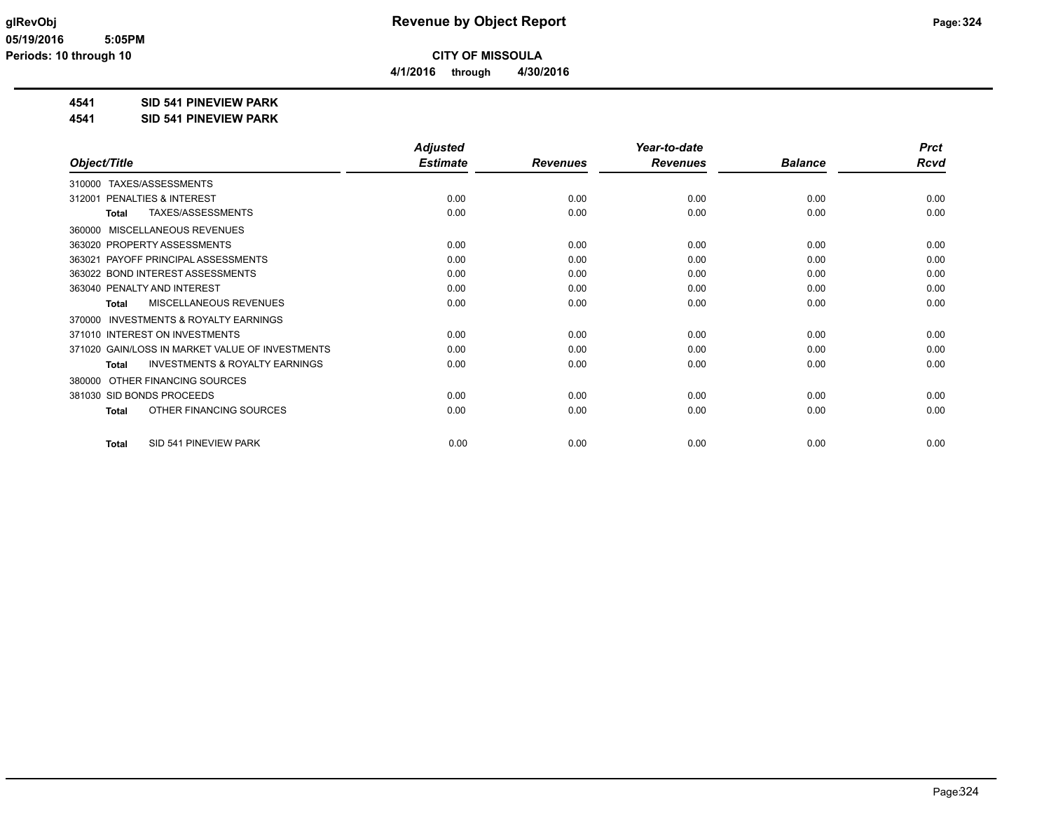# Revenue by Object Report

**CITY OF MISSOULA**

**4/1/2016 through 4/30/2016**

glRevObj
05/19/2016 5:05PM
Periods: 10 through 10

**4541 SID 541 PINEVIEW PARK**

**4541 SID 541 PINEVIEW PARK**

| Object/Title | Adjusted Estimate | Revenues | Year-to-date Revenues | Balance | Prct Rcvd |
|---|---|---|---|---|---|
| 310000 TAXES/ASSESSMENTS | | | | | |
| 312001 PENALTIES & INTEREST | 0.00 | 0.00 | 0.00 | 0.00 | 0.00 |
| **Total** TAXES/ASSESSMENTS | 0.00 | 0.00 | 0.00 | 0.00 | 0.00 |
| 360000 MISCELLANEOUS REVENUES | | | | | |
| 363020 PROPERTY ASSESSMENTS | 0.00 | 0.00 | 0.00 | 0.00 | 0.00 |
| 363021 PAYOFF PRINCIPAL ASSESSMENTS | 0.00 | 0.00 | 0.00 | 0.00 | 0.00 |
| 363022 BOND INTEREST ASSESSMENTS | 0.00 | 0.00 | 0.00 | 0.00 | 0.00 |
| 363040 PENALTY AND INTEREST | 0.00 | 0.00 | 0.00 | 0.00 | 0.00 |
| **Total** MISCELLANEOUS REVENUES | 0.00 | 0.00 | 0.00 | 0.00 | 0.00 |
| 370000 INVESTMENTS & ROYALTY EARNINGS | | | | | |
| 371010 INTEREST ON INVESTMENTS | 0.00 | 0.00 | 0.00 | 0.00 | 0.00 |
| 371020 GAIN/LOSS IN MARKET VALUE OF INVESTMENTS | 0.00 | 0.00 | 0.00 | 0.00 | 0.00 |
| **Total** INVESTMENTS & ROYALTY EARNINGS | 0.00 | 0.00 | 0.00 | 0.00 | 0.00 |
| 380000 OTHER FINANCING SOURCES | | | | | |
| 381030 SID BONDS PROCEEDS | 0.00 | 0.00 | 0.00 | 0.00 | 0.00 |
| **Total** OTHER FINANCING SOURCES | 0.00 | 0.00 | 0.00 | 0.00 | 0.00 |
| **Total** SID 541 PINEVIEW PARK | 0.00 | 0.00 | 0.00 | 0.00 | 0.00 |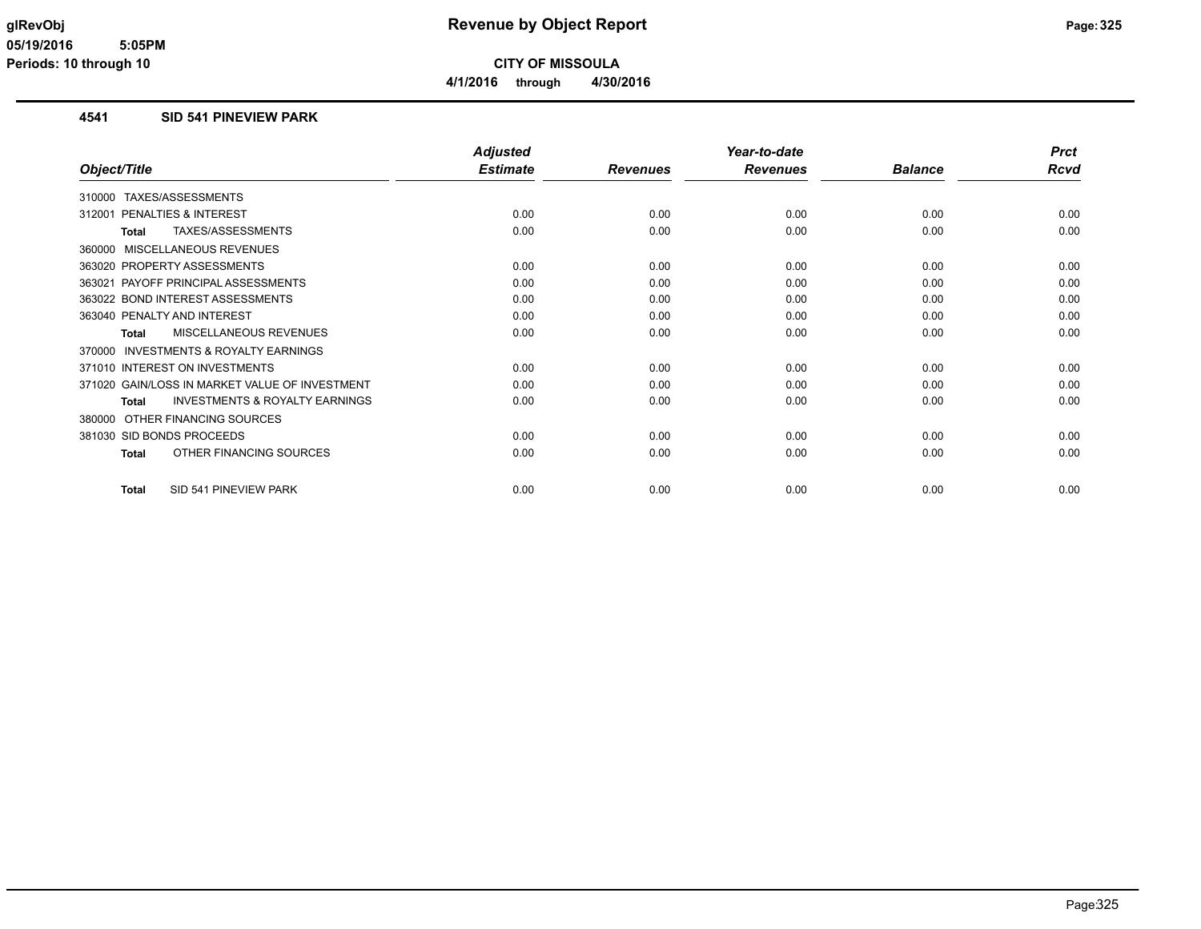# Revenue by Object Report

glRevObj
05/19/2016 5:05PM
Periods: 10 through 10

**CITY OF MISSOULA**

**4/1/2016 through 4/30/2016**

## 4541 SID 541 PINEVIEW PARK

| Object/Title | Adjusted Estimate | Revenues | Year-to-date Revenues | Balance | Prct Rcvd |
|---|---|---|---|---|---|
| 310000 TAXES/ASSESSMENTS | | | | | |
| 312001 PENALTIES & INTEREST | 0.00 | 0.00 | 0.00 | 0.00 | 0.00 |
| **Total** TAXES/ASSESSMENTS | 0.00 | 0.00 | 0.00 | 0.00 | 0.00 |
| 360000 MISCELLANEOUS REVENUES | | | | | |
| 363020 PROPERTY ASSESSMENTS | 0.00 | 0.00 | 0.00 | 0.00 | 0.00 |
| 363021 PAYOFF PRINCIPAL ASSESSMENTS | 0.00 | 0.00 | 0.00 | 0.00 | 0.00 |
| 363022 BOND INTEREST ASSESSMENTS | 0.00 | 0.00 | 0.00 | 0.00 | 0.00 |
| 363040 PENALTY AND INTEREST | 0.00 | 0.00 | 0.00 | 0.00 | 0.00 |
| **Total** MISCELLANEOUS REVENUES | 0.00 | 0.00 | 0.00 | 0.00 | 0.00 |
| 370000 INVESTMENTS & ROYALTY EARNINGS | | | | | |
| 371010 INTEREST ON INVESTMENTS | 0.00 | 0.00 | 0.00 | 0.00 | 0.00 |
| 371020 GAIN/LOSS IN MARKET VALUE OF INVESTMENT | 0.00 | 0.00 | 0.00 | 0.00 | 0.00 |
| **Total** INVESTMENTS & ROYALTY EARNINGS | 0.00 | 0.00 | 0.00 | 0.00 | 0.00 |
| 380000 OTHER FINANCING SOURCES | | | | | |
| 381030 SID BONDS PROCEEDS | 0.00 | 0.00 | 0.00 | 0.00 | 0.00 |
| **Total** OTHER FINANCING SOURCES | 0.00 | 0.00 | 0.00 | 0.00 | 0.00 |
| **Total** SID 541 PINEVIEW PARK | 0.00 | 0.00 | 0.00 | 0.00 | 0.00 |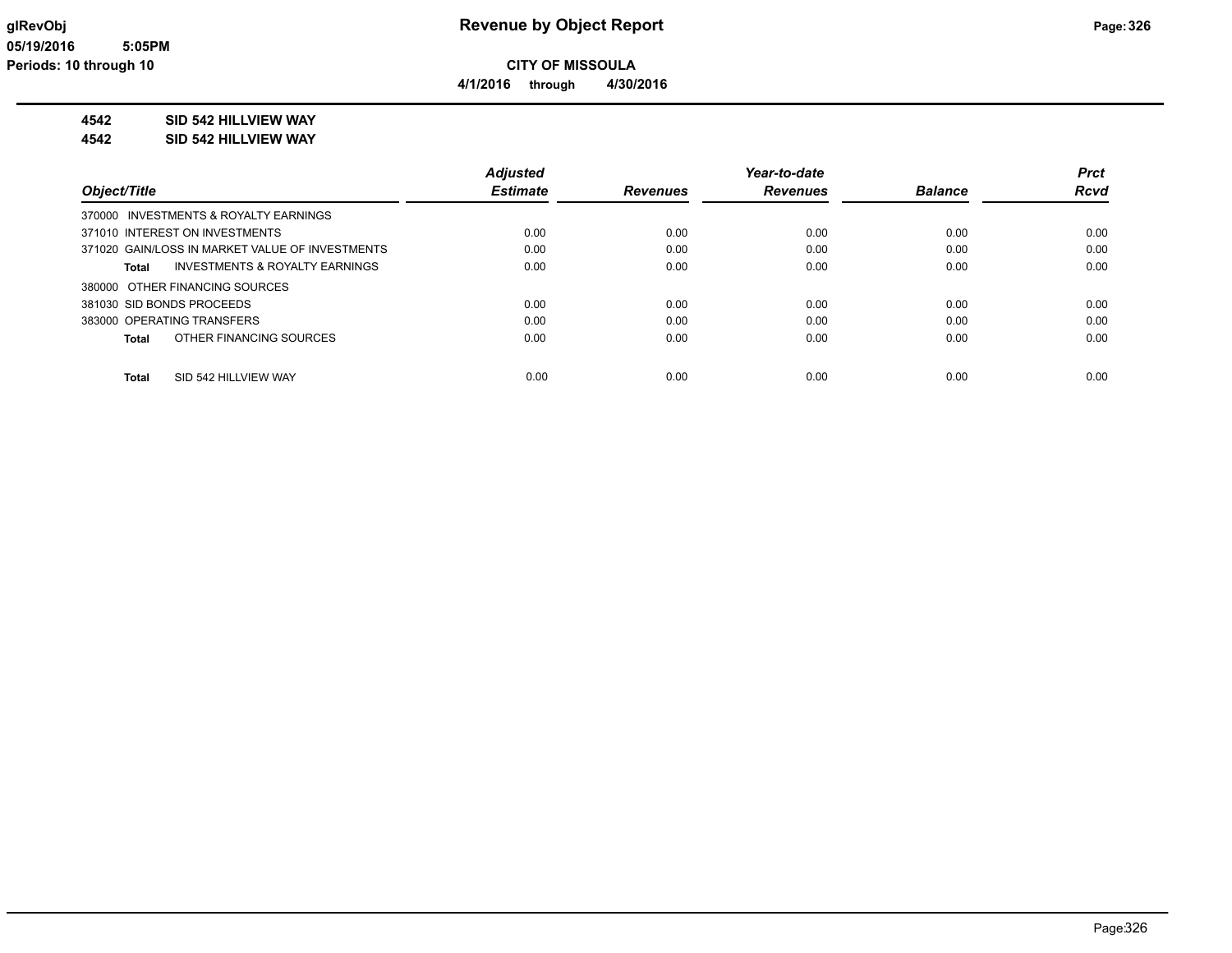# Revenue by Object Report

glRevObj
05/19/2016 5:05PM
Periods: 10 through 10

**CITY OF MISSOULA**

**4/1/2016 through 4/30/2016**

**4542 SID 542 HILLVIEW WAY**
**4542 SID 542 HILLVIEW WAY**

| Object/Title | Adjusted Estimate | Revenues | Year-to-date Revenues | Balance | Prct Rcvd |
|---|---|---|---|---|---|
| 370000 INVESTMENTS & ROYALTY EARNINGS | | | | | |
| 371010 INTEREST ON INVESTMENTS | 0.00 | 0.00 | 0.00 | 0.00 | 0.00 |
| 371020 GAIN/LOSS IN MARKET VALUE OF INVESTMENTS | 0.00 | 0.00 | 0.00 | 0.00 | 0.00 |
| **Total** INVESTMENTS & ROYALTY EARNINGS | 0.00 | 0.00 | 0.00 | 0.00 | 0.00 |
| 380000 OTHER FINANCING SOURCES | | | | | |
| 381030 SID BONDS PROCEEDS | 0.00 | 0.00 | 0.00 | 0.00 | 0.00 |
| 383000 OPERATING TRANSFERS | 0.00 | 0.00 | 0.00 | 0.00 | 0.00 |
| **Total** OTHER FINANCING SOURCES | 0.00 | 0.00 | 0.00 | 0.00 | 0.00 |
| **Total** SID 542 HILLVIEW WAY | 0.00 | 0.00 | 0.00 | 0.00 | 0.00 |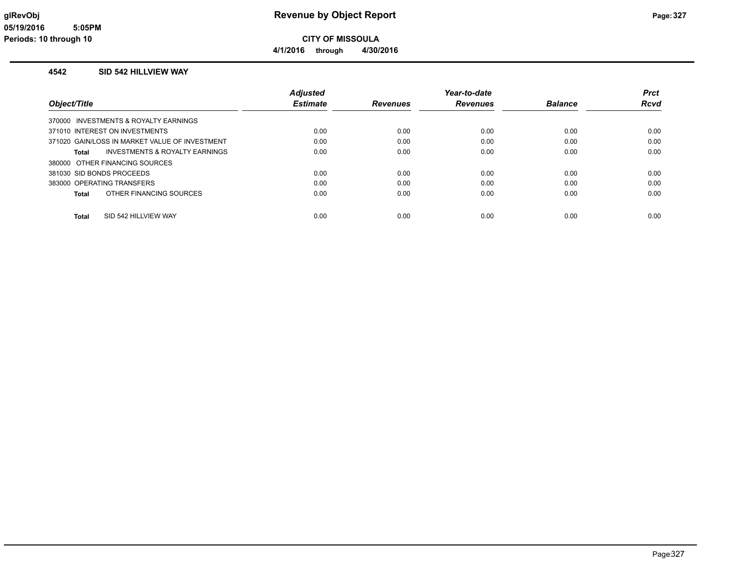# Revenue by Object Report

**CITY OF MISSOULA**

**4/1/2016 through 4/30/2016**

glRevObj
05/19/2016 5:05PM
Periods: 10 through 10

## 4542 SID 542 HILLVIEW WAY

| Object/Title | Adjusted Estimate | Revenues | Year-to-date Revenues | Balance | Prct Rcvd |
|---|---|---|---|---|---|
| 370000 INVESTMENTS & ROYALTY EARNINGS | | | | | |
| 371010 INTEREST ON INVESTMENTS | 0.00 | 0.00 | 0.00 | 0.00 | 0.00 |
| 371020 GAIN/LOSS IN MARKET VALUE OF INVESTMENT | 0.00 | 0.00 | 0.00 | 0.00 | 0.00 |
| **Total** INVESTMENTS & ROYALTY EARNINGS | 0.00 | 0.00 | 0.00 | 0.00 | 0.00 |
| 380000 OTHER FINANCING SOURCES | | | | | |
| 381030 SID BONDS PROCEEDS | 0.00 | 0.00 | 0.00 | 0.00 | 0.00 |
| 383000 OPERATING TRANSFERS | 0.00 | 0.00 | 0.00 | 0.00 | 0.00 |
| **Total** OTHER FINANCING SOURCES | 0.00 | 0.00 | 0.00 | 0.00 | 0.00 |
| **Total** SID 542 HILLVIEW WAY | 0.00 | 0.00 | 0.00 | 0.00 | 0.00 |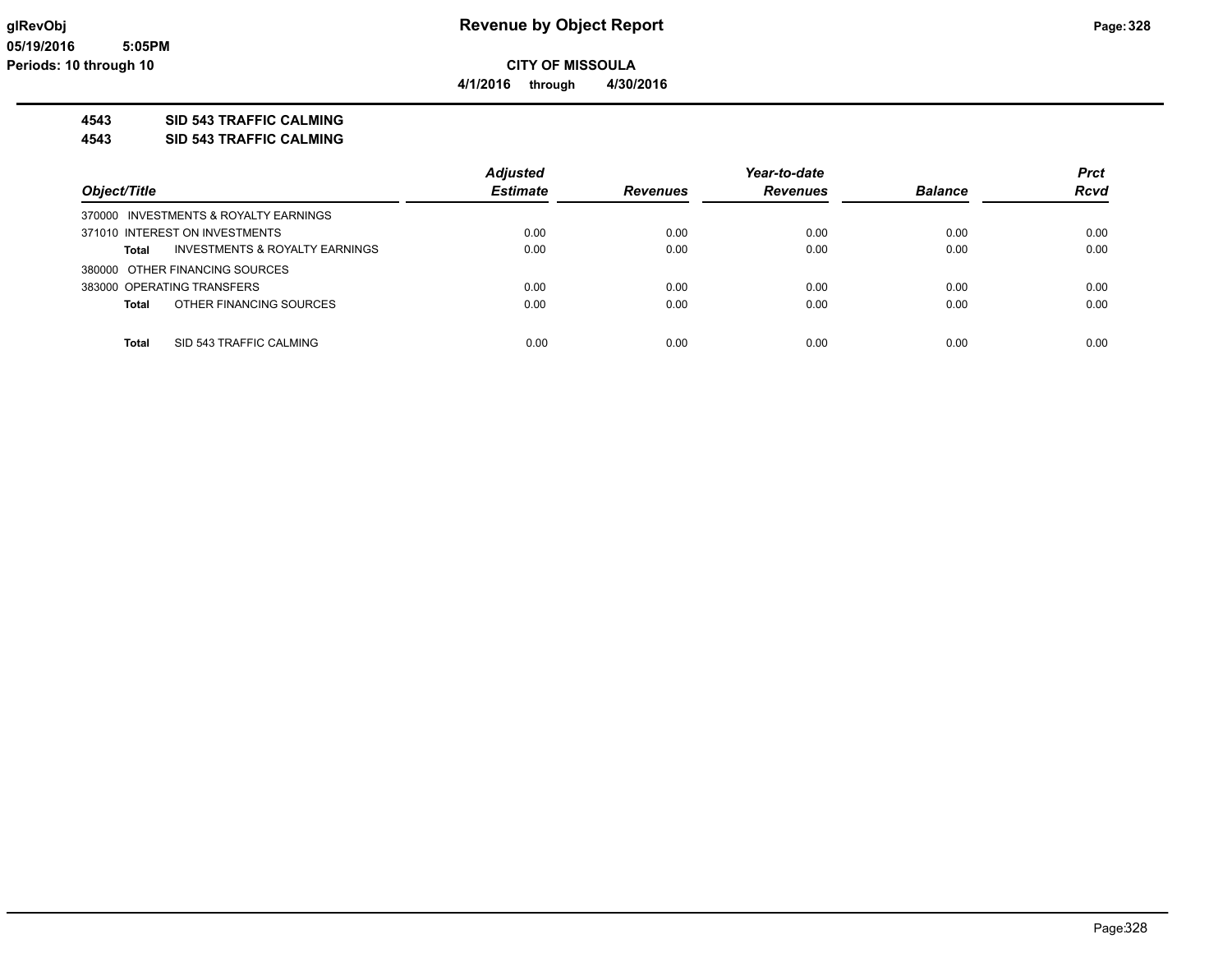# Revenue by Object Report

**CITY OF MISSOULA**

**4/1/2016 through 4/30/2016**

**4543 SID 543 TRAFFIC CALMING**

**4543 SID 543 TRAFFIC CALMING**

| Object/Title | Adjusted Estimate | Revenues | Year-to-date Revenues | Balance | Prct Rcvd |
|---|---|---|---|---|---|
| 370000 INVESTMENTS & ROYALTY EARNINGS | | | | | |
| 371010 INTEREST ON INVESTMENTS | 0.00 | 0.00 | 0.00 | 0.00 | 0.00 |
| **Total** INVESTMENTS & ROYALTY EARNINGS | 0.00 | 0.00 | 0.00 | 0.00 | 0.00 |
| 380000 OTHER FINANCING SOURCES | | | | | |
| 383000 OPERATING TRANSFERS | 0.00 | 0.00 | 0.00 | 0.00 | 0.00 |
| **Total** OTHER FINANCING SOURCES | 0.00 | 0.00 | 0.00 | 0.00 | 0.00 |
| **Total** SID 543 TRAFFIC CALMING | 0.00 | 0.00 | 0.00 | 0.00 | 0.00 |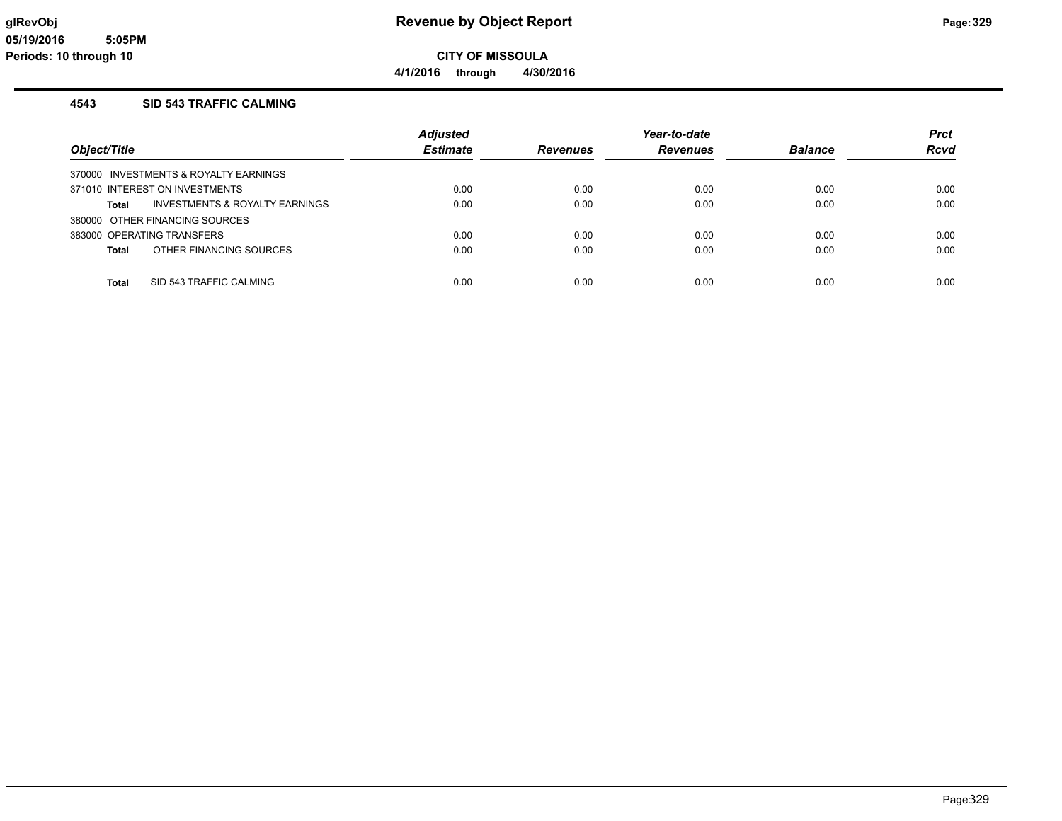# Revenue by Object Report

**CITY OF MISSOULA**

**4/1/2016 through 4/30/2016**

glRevObj
05/19/2016 5:05PM
Periods: 10 through 10

### 4543 SID 543 TRAFFIC CALMING

| Object/Title | Adjusted Estimate | Revenues | Year-to-date Revenues | Balance | Prct Rcvd |
|---|---|---|---|---|---|
| 370000 INVESTMENTS & ROYALTY EARNINGS | | | | | |
| 371010 INTEREST ON INVESTMENTS | 0.00 | 0.00 | 0.00 | 0.00 | 0.00 |
| **Total** INVESTMENTS & ROYALTY EARNINGS | 0.00 | 0.00 | 0.00 | 0.00 | 0.00 |
| 380000 OTHER FINANCING SOURCES | | | | | |
| 383000 OPERATING TRANSFERS | 0.00 | 0.00 | 0.00 | 0.00 | 0.00 |
| **Total** OTHER FINANCING SOURCES | 0.00 | 0.00 | 0.00 | 0.00 | 0.00 |
| **Total** SID 543 TRAFFIC CALMING | 0.00 | 0.00 | 0.00 | 0.00 | 0.00 |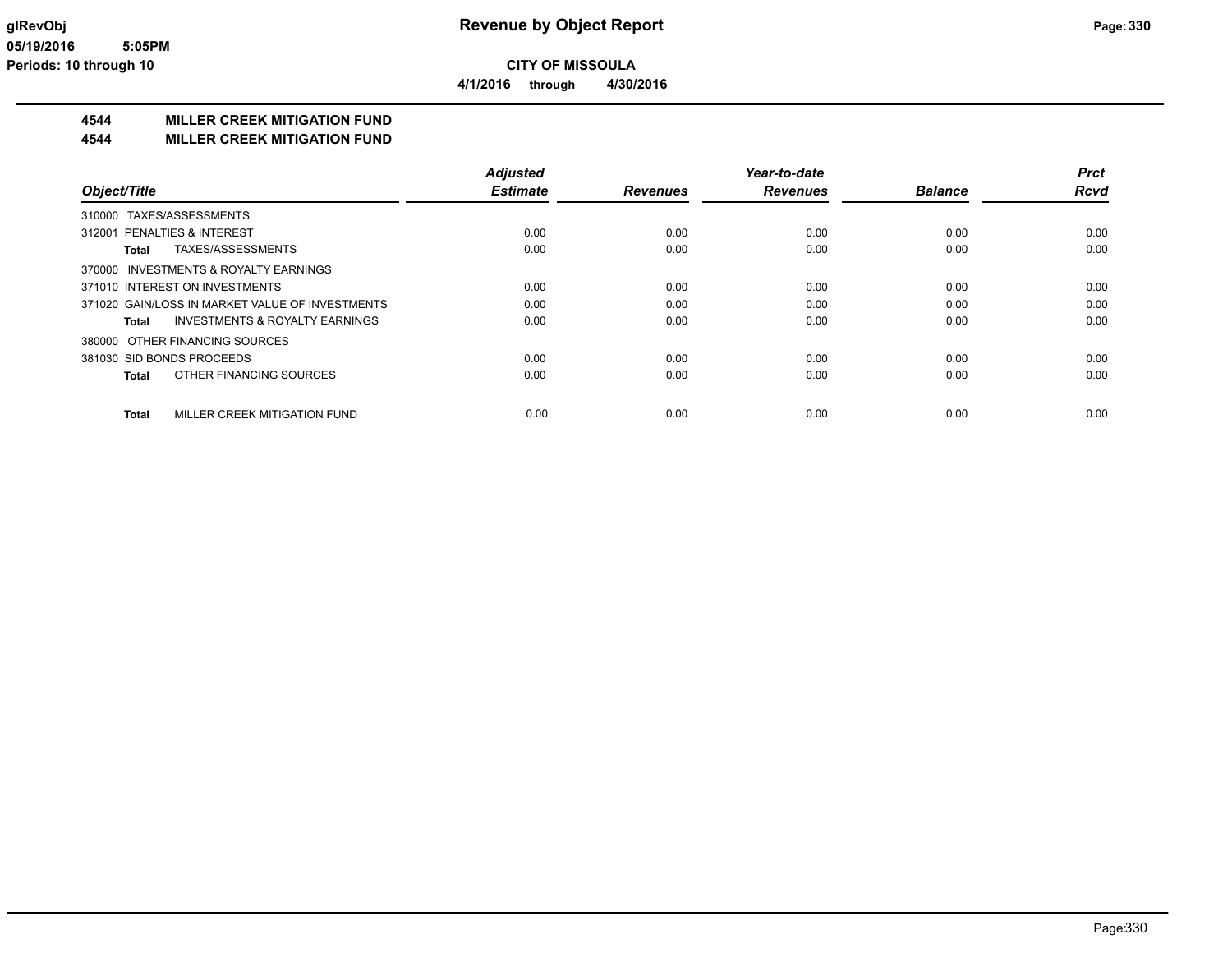# Revenue by Object Report

**CITY OF MISSOULA**

**4/1/2016 through 4/30/2016**

glRevObj
05/19/2016 5:05PM
Periods: 10 through 10

## 4544 MILLER CREEK MITIGATION FUND
## 4544 MILLER CREEK MITIGATION FUND

| Object/Title | Adjusted Estimate | Revenues | Year-to-date Revenues | Balance | Prct Rcvd |
|---|---|---|---|---|---|
| 310000 TAXES/ASSESSMENTS | | | | | |
| 312001 PENALTIES & INTEREST | 0.00 | 0.00 | 0.00 | 0.00 | 0.00 |
| **Total** TAXES/ASSESSMENTS | 0.00 | 0.00 | 0.00 | 0.00 | 0.00 |
| 370000 INVESTMENTS & ROYALTY EARNINGS | | | | | |
| 371010 INTEREST ON INVESTMENTS | 0.00 | 0.00 | 0.00 | 0.00 | 0.00 |
| 371020 GAIN/LOSS IN MARKET VALUE OF INVESTMENTS | 0.00 | 0.00 | 0.00 | 0.00 | 0.00 |
| **Total** INVESTMENTS & ROYALTY EARNINGS | 0.00 | 0.00 | 0.00 | 0.00 | 0.00 |
| 380000 OTHER FINANCING SOURCES | | | | | |
| 381030 SID BONDS PROCEEDS | 0.00 | 0.00 | 0.00 | 0.00 | 0.00 |
| **Total** OTHER FINANCING SOURCES | 0.00 | 0.00 | 0.00 | 0.00 | 0.00 |
| **Total** MILLER CREEK MITIGATION FUND | 0.00 | 0.00 | 0.00 | 0.00 | 0.00 |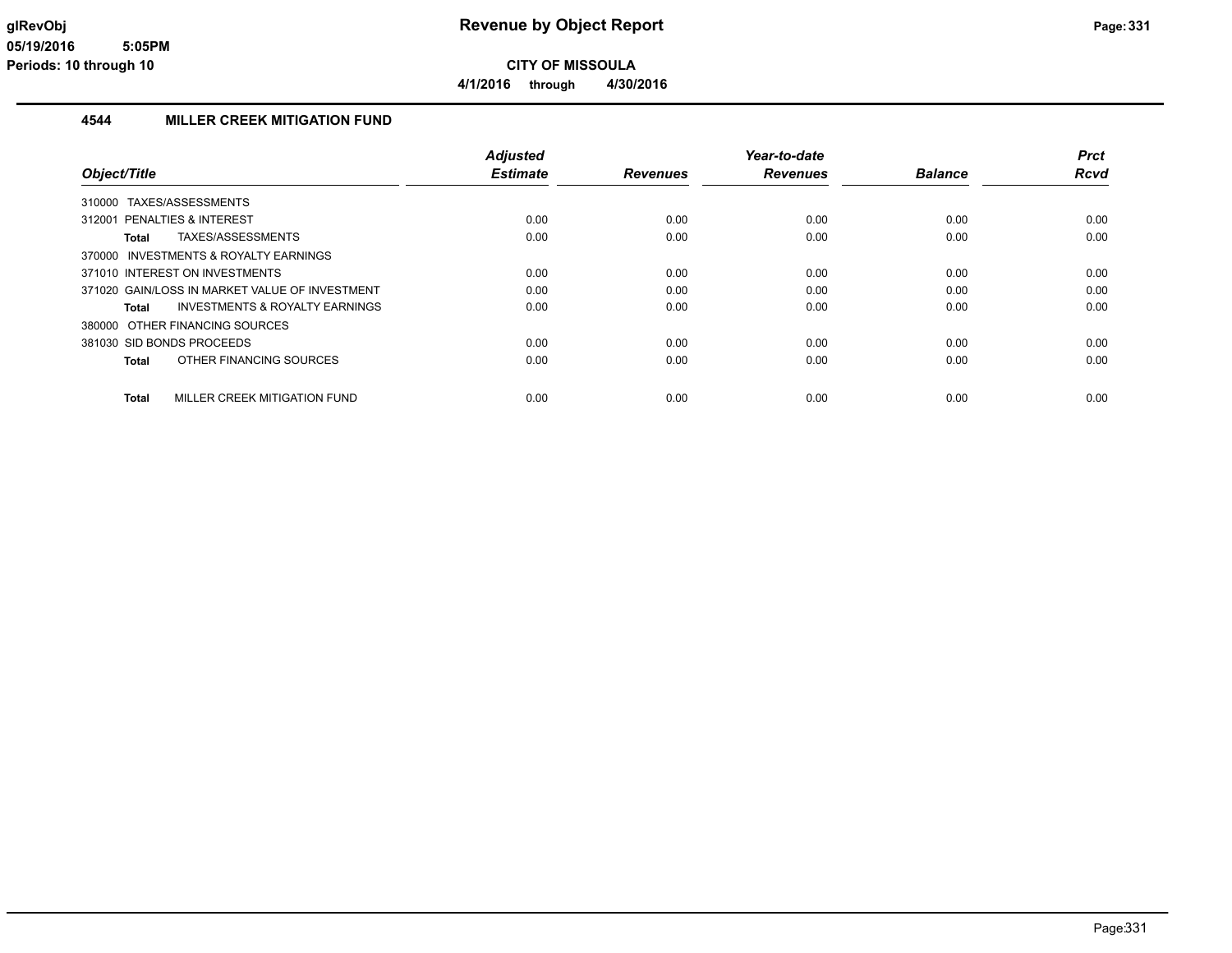# Revenue by Object Report

**CITY OF MISSOULA**

**4/1/2016 through 4/30/2016**

glRevObj
05/19/2016 5:05PM
Periods: 10 through 10

## 4544 MILLER CREEK MITIGATION FUND

| Object/Title | Adjusted Estimate | Revenues | Year-to-date Revenues | Balance | Prct Rcvd |
|---|---|---|---|---|---|
| 310000 TAXES/ASSESSMENTS | | | | | |
| 312001 PENALTIES & INTEREST | 0.00 | 0.00 | 0.00 | 0.00 | 0.00 |
| **Total** TAXES/ASSESSMENTS | 0.00 | 0.00 | 0.00 | 0.00 | 0.00 |
| 370000 INVESTMENTS & ROYALTY EARNINGS | | | | | |
| 371010 INTEREST ON INVESTMENTS | 0.00 | 0.00 | 0.00 | 0.00 | 0.00 |
| 371020 GAIN/LOSS IN MARKET VALUE OF INVESTMENT | 0.00 | 0.00 | 0.00 | 0.00 | 0.00 |
| **Total** INVESTMENTS & ROYALTY EARNINGS | 0.00 | 0.00 | 0.00 | 0.00 | 0.00 |
| 380000 OTHER FINANCING SOURCES | | | | | |
| 381030 SID BONDS PROCEEDS | 0.00 | 0.00 | 0.00 | 0.00 | 0.00 |
| **Total** OTHER FINANCING SOURCES | 0.00 | 0.00 | 0.00 | 0.00 | 0.00 |
| **Total** MILLER CREEK MITIGATION FUND | 0.00 | 0.00 | 0.00 | 0.00 | 0.00 |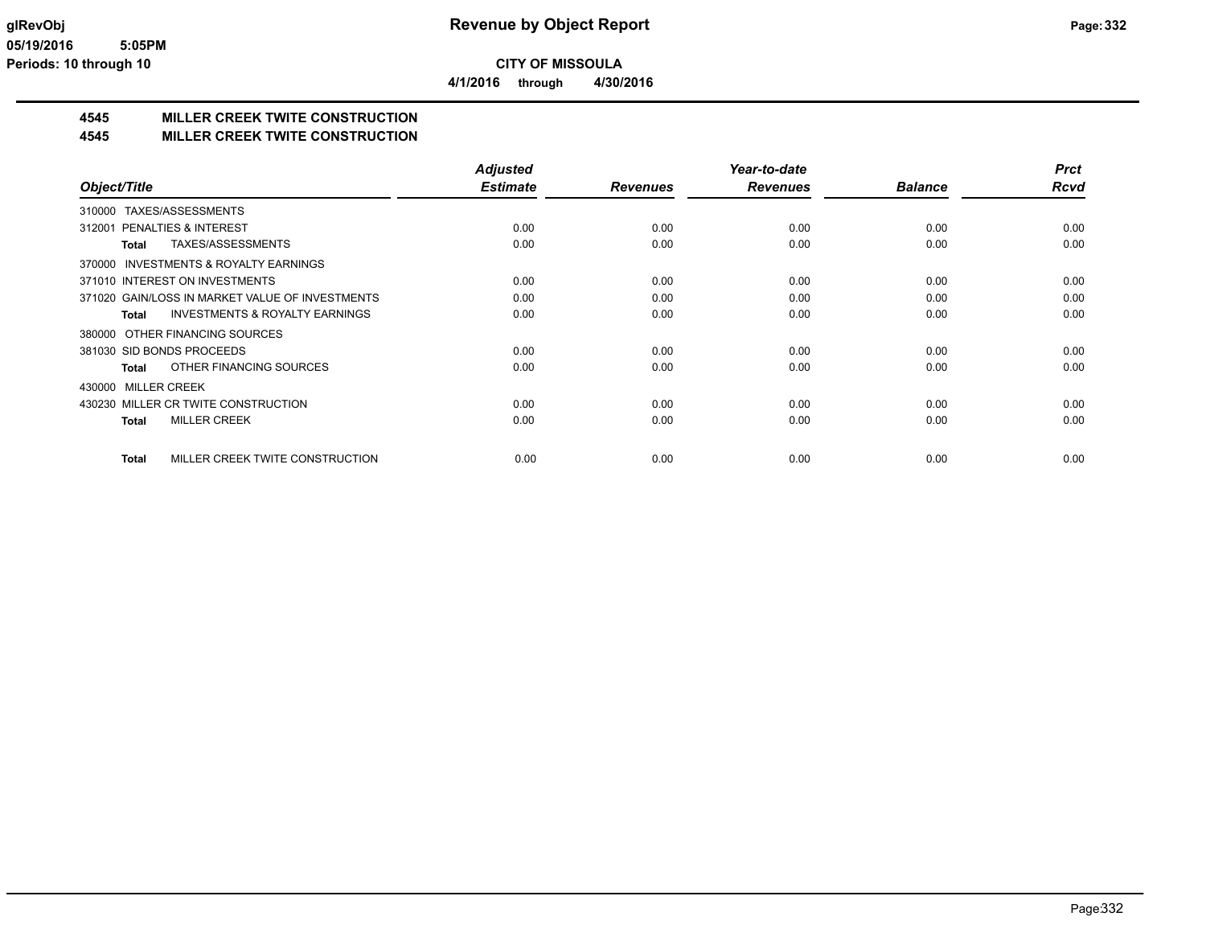glRevObj
05/19/2016 5:05PM
Periods: 10 through 10

# Revenue by Object Report

**CITY OF MISSOULA**

**4/1/2016 through 4/30/2016**

## 4545 MILLER CREEK TWITE CONSTRUCTION
## 4545 MILLER CREEK TWITE CONSTRUCTION

| Object/Title | Adjusted Estimate | Revenues | Year-to-date Revenues | Balance | Prct Rcvd |
|---|---|---|---|---|---|
| 310000 TAXES/ASSESSMENTS | | | | | |
| 312001 PENALTIES & INTEREST | 0.00 | 0.00 | 0.00 | 0.00 | 0.00 |
| **Total** TAXES/ASSESSMENTS | 0.00 | 0.00 | 0.00 | 0.00 | 0.00 |
| 370000 INVESTMENTS & ROYALTY EARNINGS | | | | | |
| 371010 INTEREST ON INVESTMENTS | 0.00 | 0.00 | 0.00 | 0.00 | 0.00 |
| 371020 GAIN/LOSS IN MARKET VALUE OF INVESTMENTS | 0.00 | 0.00 | 0.00 | 0.00 | 0.00 |
| **Total** INVESTMENTS & ROYALTY EARNINGS | 0.00 | 0.00 | 0.00 | 0.00 | 0.00 |
| 380000 OTHER FINANCING SOURCES | | | | | |
| 381030 SID BONDS PROCEEDS | 0.00 | 0.00 | 0.00 | 0.00 | 0.00 |
| **Total** OTHER FINANCING SOURCES | 0.00 | 0.00 | 0.00 | 0.00 | 0.00 |
| 430000 MILLER CREEK | | | | | |
| 430230 MILLER CR TWITE CONSTRUCTION | 0.00 | 0.00 | 0.00 | 0.00 | 0.00 |
| **Total** MILLER CREEK | 0.00 | 0.00 | 0.00 | 0.00 | 0.00 |
| **Total** MILLER CREEK TWITE CONSTRUCTION | 0.00 | 0.00 | 0.00 | 0.00 | 0.00 |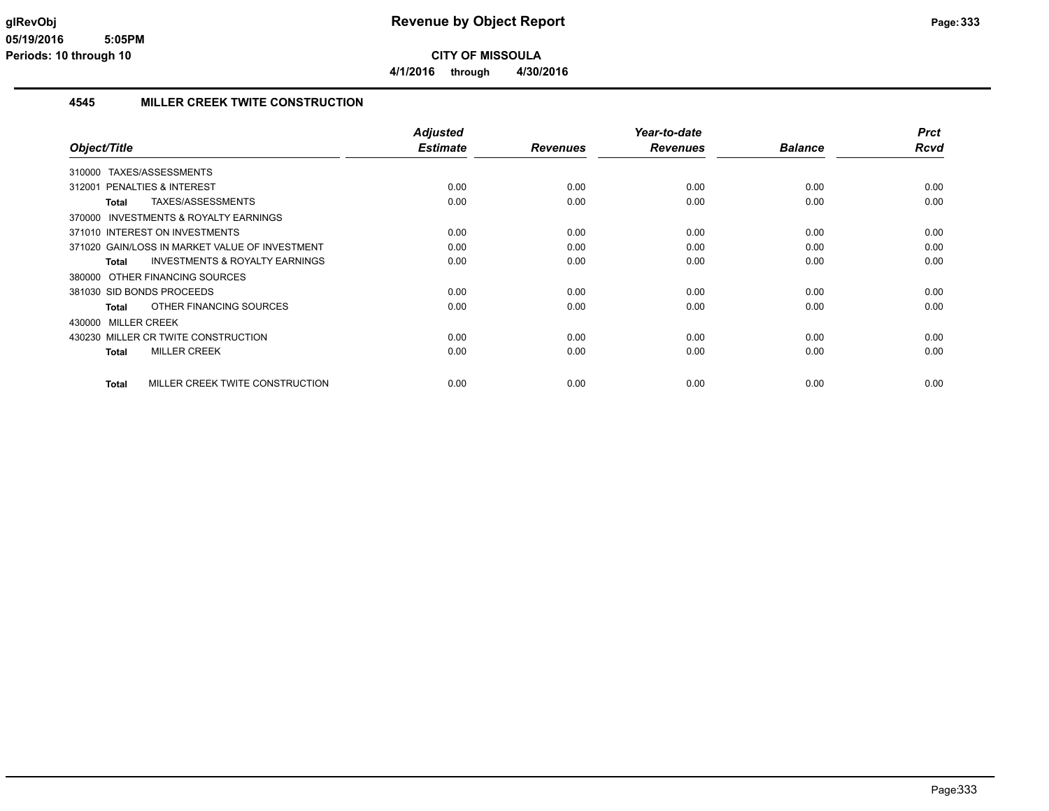# Revenue by Object Report

**CITY OF MISSOULA**

**4/1/2016 through 4/30/2016**

glRevObj
05/19/2016 5:05PM
Periods: 10 through 10

## 4545 MILLER CREEK TWITE CONSTRUCTION

| Object/Title | Adjusted Estimate | Revenues | Year-to-date Revenues | Balance | Prct Rcvd |
|---|---|---|---|---|---|
| 310000 TAXES/ASSESSMENTS | | | | | |
| 312001 PENALTIES & INTEREST | 0.00 | 0.00 | 0.00 | 0.00 | 0.00 |
| **Total** TAXES/ASSESSMENTS | 0.00 | 0.00 | 0.00 | 0.00 | 0.00 |
| 370000 INVESTMENTS & ROYALTY EARNINGS | | | | | |
| 371010 INTEREST ON INVESTMENTS | 0.00 | 0.00 | 0.00 | 0.00 | 0.00 |
| 371020 GAIN/LOSS IN MARKET VALUE OF INVESTMENT | 0.00 | 0.00 | 0.00 | 0.00 | 0.00 |
| **Total** INVESTMENTS & ROYALTY EARNINGS | 0.00 | 0.00 | 0.00 | 0.00 | 0.00 |
| 380000 OTHER FINANCING SOURCES | | | | | |
| 381030 SID BONDS PROCEEDS | 0.00 | 0.00 | 0.00 | 0.00 | 0.00 |
| **Total** OTHER FINANCING SOURCES | 0.00 | 0.00 | 0.00 | 0.00 | 0.00 |
| 430000 MILLER CREEK | | | | | |
| 430230 MILLER CR TWITE CONSTRUCTION | 0.00 | 0.00 | 0.00 | 0.00 | 0.00 |
| **Total** MILLER CREEK | 0.00 | 0.00 | 0.00 | 0.00 | 0.00 |
| **Total** MILLER CREEK TWITE CONSTRUCTION | 0.00 | 0.00 | 0.00 | 0.00 | 0.00 |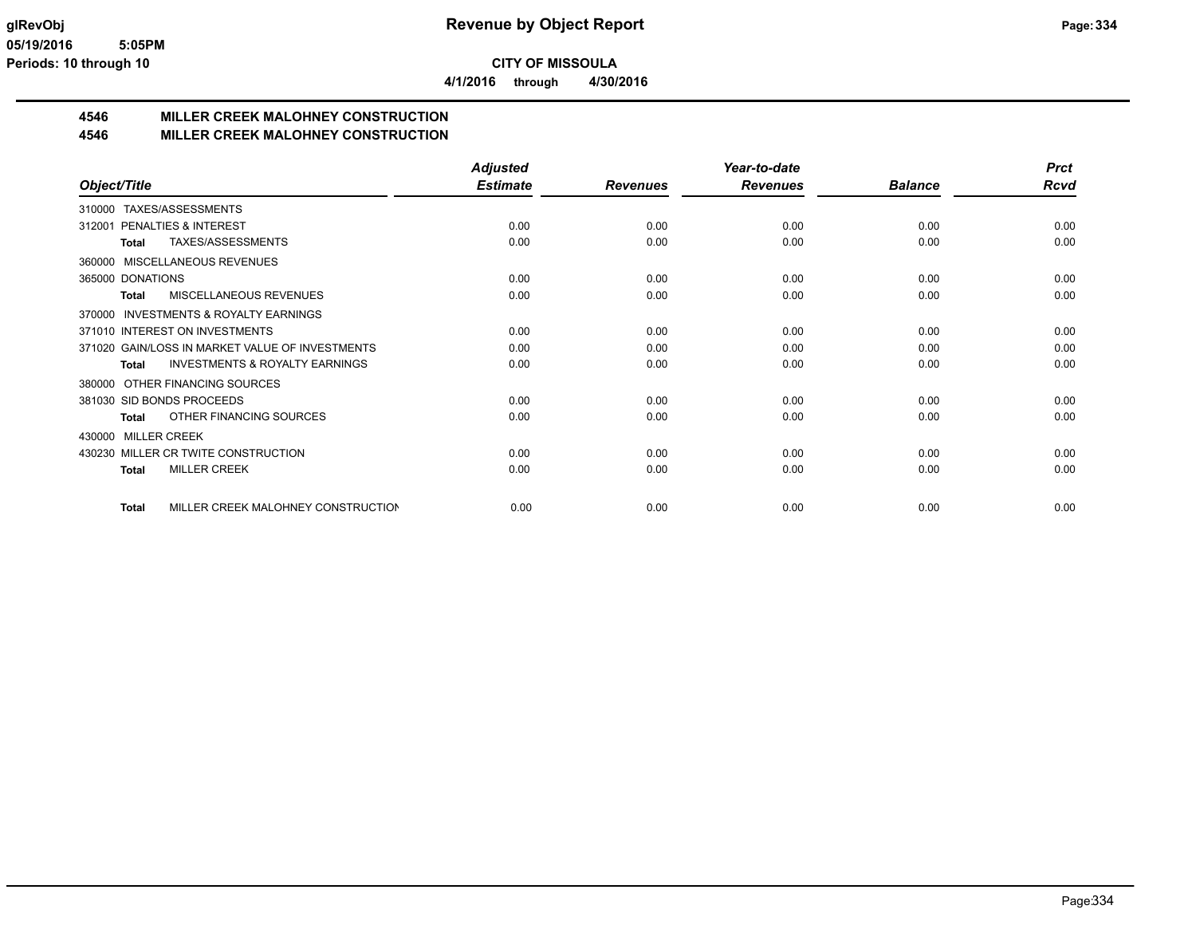**glRevObj** | **Revenue by Object Report**
**05/19/2016 5:05PM**
**Periods: 10 through 10**

**CITY OF MISSOULA**

**4/1/2016 through 4/30/2016**

## 4546 MILLER CREEK MALOHNEY CONSTRUCTION
## 4546 MILLER CREEK MALOHNEY CONSTRUCTION

| Object/Title | Adjusted Estimate | Revenues | Year-to-date Revenues | Balance | Prct Rcvd |
|---|---|---|---|---|---|
| 310000 TAXES/ASSESSMENTS | | | | | |
| 312001 PENALTIES & INTEREST | 0.00 | 0.00 | 0.00 | 0.00 | 0.00 |
| **Total** TAXES/ASSESSMENTS | 0.00 | 0.00 | 0.00 | 0.00 | 0.00 |
| 360000 MISCELLANEOUS REVENUES | | | | | |
| 365000 DONATIONS | 0.00 | 0.00 | 0.00 | 0.00 | 0.00 |
| **Total** MISCELLANEOUS REVENUES | 0.00 | 0.00 | 0.00 | 0.00 | 0.00 |
| 370000 INVESTMENTS & ROYALTY EARNINGS | | | | | |
| 371010 INTEREST ON INVESTMENTS | 0.00 | 0.00 | 0.00 | 0.00 | 0.00 |
| 371020 GAIN/LOSS IN MARKET VALUE OF INVESTMENTS | 0.00 | 0.00 | 0.00 | 0.00 | 0.00 |
| **Total** INVESTMENTS & ROYALTY EARNINGS | 0.00 | 0.00 | 0.00 | 0.00 | 0.00 |
| 380000 OTHER FINANCING SOURCES | | | | | |
| 381030 SID BONDS PROCEEDS | 0.00 | 0.00 | 0.00 | 0.00 | 0.00 |
| **Total** OTHER FINANCING SOURCES | 0.00 | 0.00 | 0.00 | 0.00 | 0.00 |
| 430000 MILLER CREEK | | | | | |
| 430230 MILLER CR TWITE CONSTRUCTION | 0.00 | 0.00 | 0.00 | 0.00 | 0.00 |
| **Total** MILLER CREEK | 0.00 | 0.00 | 0.00 | 0.00 | 0.00 |
| **Total** MILLER CREEK MALOHNEY CONSTRUCTION | 0.00 | 0.00 | 0.00 | 0.00 | 0.00 |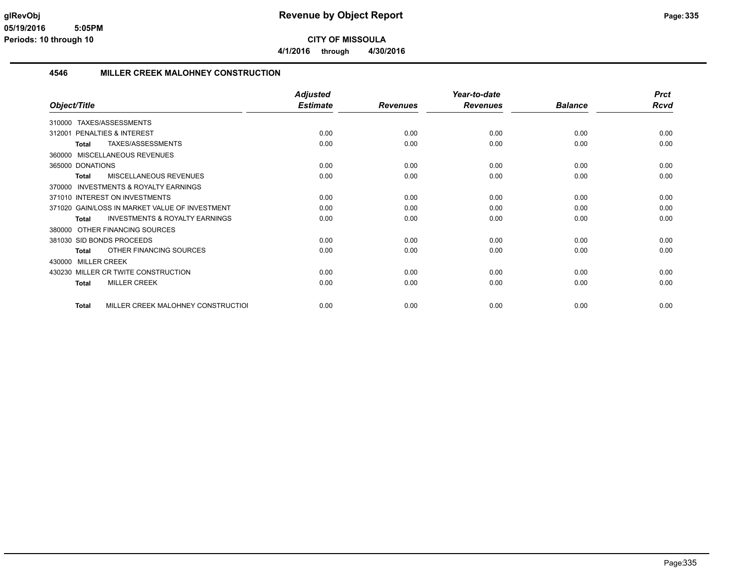# Revenue by Object Report

glRevObj
05/19/2016 5:05PM
Periods: 10 through 10

**CITY OF MISSOULA**

**4/1/2016 through 4/30/2016**

## 4546 MILLER CREEK MALOHNEY CONSTRUCTION

| Object/Title | Adjusted Estimate | Revenues | Year-to-date Revenues | Balance | Prct Rcvd |
|---|---|---|---|---|---|
| 310000 TAXES/ASSESSMENTS | | | | | |
| 312001 PENALTIES & INTEREST | 0.00 | 0.00 | 0.00 | 0.00 | 0.00 |
| **Total** TAXES/ASSESSMENTS | 0.00 | 0.00 | 0.00 | 0.00 | 0.00 |
| 360000 MISCELLANEOUS REVENUES | | | | | |
| 365000 DONATIONS | 0.00 | 0.00 | 0.00 | 0.00 | 0.00 |
| **Total** MISCELLANEOUS REVENUES | 0.00 | 0.00 | 0.00 | 0.00 | 0.00 |
| 370000 INVESTMENTS & ROYALTY EARNINGS | | | | | |
| 371010 INTEREST ON INVESTMENTS | 0.00 | 0.00 | 0.00 | 0.00 | 0.00 |
| 371020 GAIN/LOSS IN MARKET VALUE OF INVESTMENT | 0.00 | 0.00 | 0.00 | 0.00 | 0.00 |
| **Total** INVESTMENTS & ROYALTY EARNINGS | 0.00 | 0.00 | 0.00 | 0.00 | 0.00 |
| 380000 OTHER FINANCING SOURCES | | | | | |
| 381030 SID BONDS PROCEEDS | 0.00 | 0.00 | 0.00 | 0.00 | 0.00 |
| **Total** OTHER FINANCING SOURCES | 0.00 | 0.00 | 0.00 | 0.00 | 0.00 |
| 430000 MILLER CREEK | | | | | |
| 430230 MILLER CR TWITE CONSTRUCTION | 0.00 | 0.00 | 0.00 | 0.00 | 0.00 |
| **Total** MILLER CREEK | 0.00 | 0.00 | 0.00 | 0.00 | 0.00 |
| **Total** MILLER CREEK MALOHNEY CONSTRUCTIOI | 0.00 | 0.00 | 0.00 | 0.00 | 0.00 |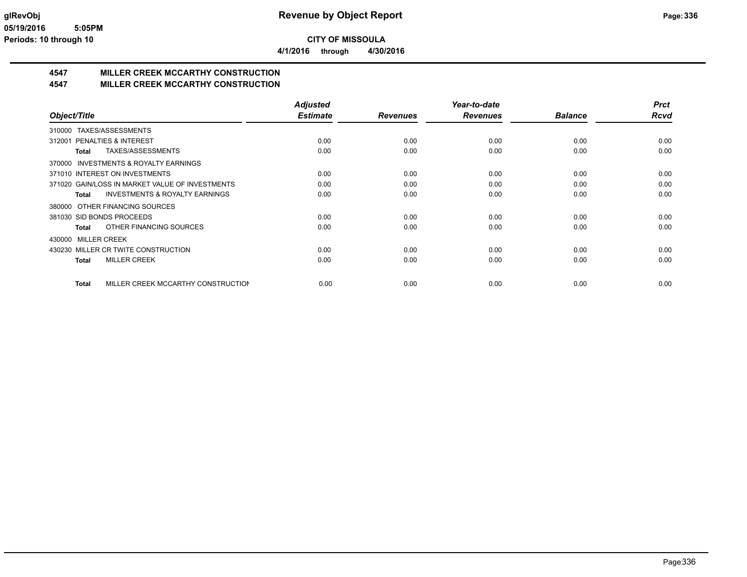CITY OF MISSOULA

4/1/2016 through 4/30/2016

## 4547 MILLER CREEK MCCARTHY CONSTRUCTION

## 4547 MILLER CREEK MCCARTHY CONSTRUCTION

| Object/Title | Adjusted Estimate | Revenues | Year-to-date Revenues | Balance | Prct Rcvd |
|---|---|---|---|---|---|
| 310000 TAXES/ASSESSMENTS | | | | | |
| 312001 PENALTIES & INTEREST | 0.00 | 0.00 | 0.00 | 0.00 | 0.00 |
| Total TAXES/ASSESSMENTS | 0.00 | 0.00 | 0.00 | 0.00 | 0.00 |
| 370000 INVESTMENTS & ROYALTY EARNINGS | | | | | |
| 371010 INTEREST ON INVESTMENTS | 0.00 | 0.00 | 0.00 | 0.00 | 0.00 |
| 371020 GAIN/LOSS IN MARKET VALUE OF INVESTMENTS | 0.00 | 0.00 | 0.00 | 0.00 | 0.00 |
| Total INVESTMENTS & ROYALTY EARNINGS | 0.00 | 0.00 | 0.00 | 0.00 | 0.00 |
| 380000 OTHER FINANCING SOURCES | | | | | |
| 381030 SID BONDS PROCEEDS | 0.00 | 0.00 | 0.00 | 0.00 | 0.00 |
| Total OTHER FINANCING SOURCES | 0.00 | 0.00 | 0.00 | 0.00 | 0.00 |
| 430000 MILLER CREEK | | | | | |
| 430230 MILLER CR TWITE CONSTRUCTION | 0.00 | 0.00 | 0.00 | 0.00 | 0.00 |
| Total MILLER CREEK | 0.00 | 0.00 | 0.00 | 0.00 | 0.00 |
| Total MILLER CREEK MCCARTHY CONSTRUCTION | 0.00 | 0.00 | 0.00 | 0.00 | 0.00 |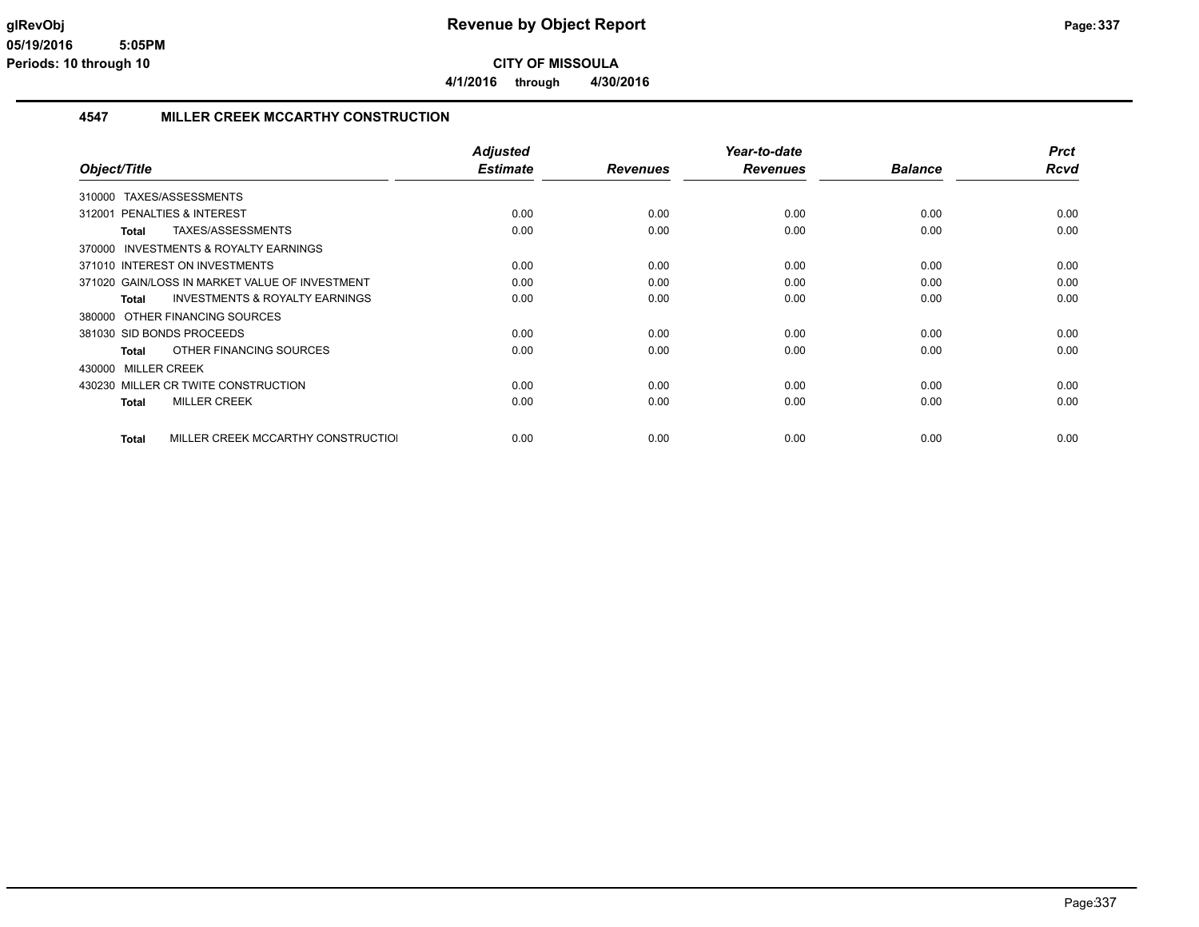# Revenue by Object Report

**CITY OF MISSOULA**

**4/1/2016 through 4/30/2016**

glRevObj
05/19/2016 5:05PM
Periods: 10 through 10

## 4547 MILLER CREEK MCCARTHY CONSTRUCTION

| Object/Title | Adjusted Estimate | Revenues | Year-to-date Revenues | Balance | Prct Rcvd |
|---|---|---|---|---|---|
| 310000 TAXES/ASSESSMENTS | | | | | |
| 312001 PENALTIES & INTEREST | 0.00 | 0.00 | 0.00 | 0.00 | 0.00 |
| **Total** TAXES/ASSESSMENTS | 0.00 | 0.00 | 0.00 | 0.00 | 0.00 |
| 370000 INVESTMENTS & ROYALTY EARNINGS | | | | | |
| 371010 INTEREST ON INVESTMENTS | 0.00 | 0.00 | 0.00 | 0.00 | 0.00 |
| 371020 GAIN/LOSS IN MARKET VALUE OF INVESTMENT | 0.00 | 0.00 | 0.00 | 0.00 | 0.00 |
| **Total** INVESTMENTS & ROYALTY EARNINGS | 0.00 | 0.00 | 0.00 | 0.00 | 0.00 |
| 380000 OTHER FINANCING SOURCES | | | | | |
| 381030 SID BONDS PROCEEDS | 0.00 | 0.00 | 0.00 | 0.00 | 0.00 |
| **Total** OTHER FINANCING SOURCES | 0.00 | 0.00 | 0.00 | 0.00 | 0.00 |
| 430000 MILLER CREEK | | | | | |
| 430230 MILLER CR TWITE CONSTRUCTION | 0.00 | 0.00 | 0.00 | 0.00 | 0.00 |
| **Total** MILLER CREEK | 0.00 | 0.00 | 0.00 | 0.00 | 0.00 |
| **Total** MILLER CREEK MCCARTHY CONSTRUCTIOI | 0.00 | 0.00 | 0.00 | 0.00 | 0.00 |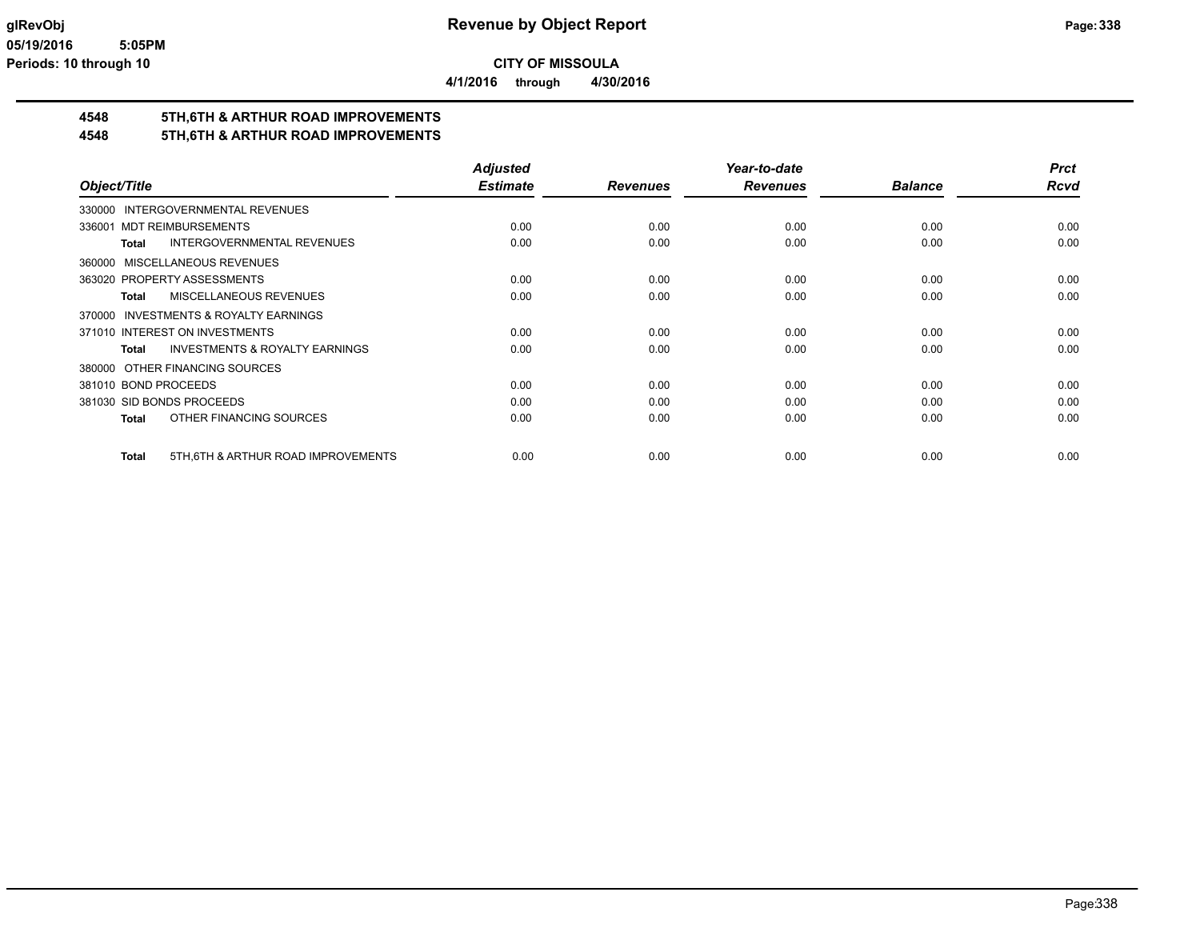**glRevObj**
**05/19/2016 5:05PM**
**Periods: 10 through 10**

# Revenue by Object Report

**CITY OF MISSOULA**

**4/1/2016 through 4/30/2016**

## 4548 5TH,6TH & ARTHUR ROAD IMPROVEMENTS
## 4548 5TH,6TH & ARTHUR ROAD IMPROVEMENTS

| Object/Title | Adjusted Estimate | Revenues | Year-to-date Revenues | Balance | Prct Rcvd |
|---|---|---|---|---|---|
| 330000 INTERGOVERNMENTAL REVENUES | | | | | |
| 336001 MDT REIMBURSEMENTS | 0.00 | 0.00 | 0.00 | 0.00 | 0.00 |
| **Total** INTERGOVERNMENTAL REVENUES | 0.00 | 0.00 | 0.00 | 0.00 | 0.00 |
| 360000 MISCELLANEOUS REVENUES | | | | | |
| 363020 PROPERTY ASSESSMENTS | 0.00 | 0.00 | 0.00 | 0.00 | 0.00 |
| **Total** MISCELLANEOUS REVENUES | 0.00 | 0.00 | 0.00 | 0.00 | 0.00 |
| 370000 INVESTMENTS & ROYALTY EARNINGS | | | | | |
| 371010 INTEREST ON INVESTMENTS | 0.00 | 0.00 | 0.00 | 0.00 | 0.00 |
| **Total** INVESTMENTS & ROYALTY EARNINGS | 0.00 | 0.00 | 0.00 | 0.00 | 0.00 |
| 380000 OTHER FINANCING SOURCES | | | | | |
| 381010 BOND PROCEEDS | 0.00 | 0.00 | 0.00 | 0.00 | 0.00 |
| 381030 SID BONDS PROCEEDS | 0.00 | 0.00 | 0.00 | 0.00 | 0.00 |
| **Total** OTHER FINANCING SOURCES | 0.00 | 0.00 | 0.00 | 0.00 | 0.00 |
| **Total** 5TH,6TH & ARTHUR ROAD IMPROVEMENTS | 0.00 | 0.00 | 0.00 | 0.00 | 0.00 |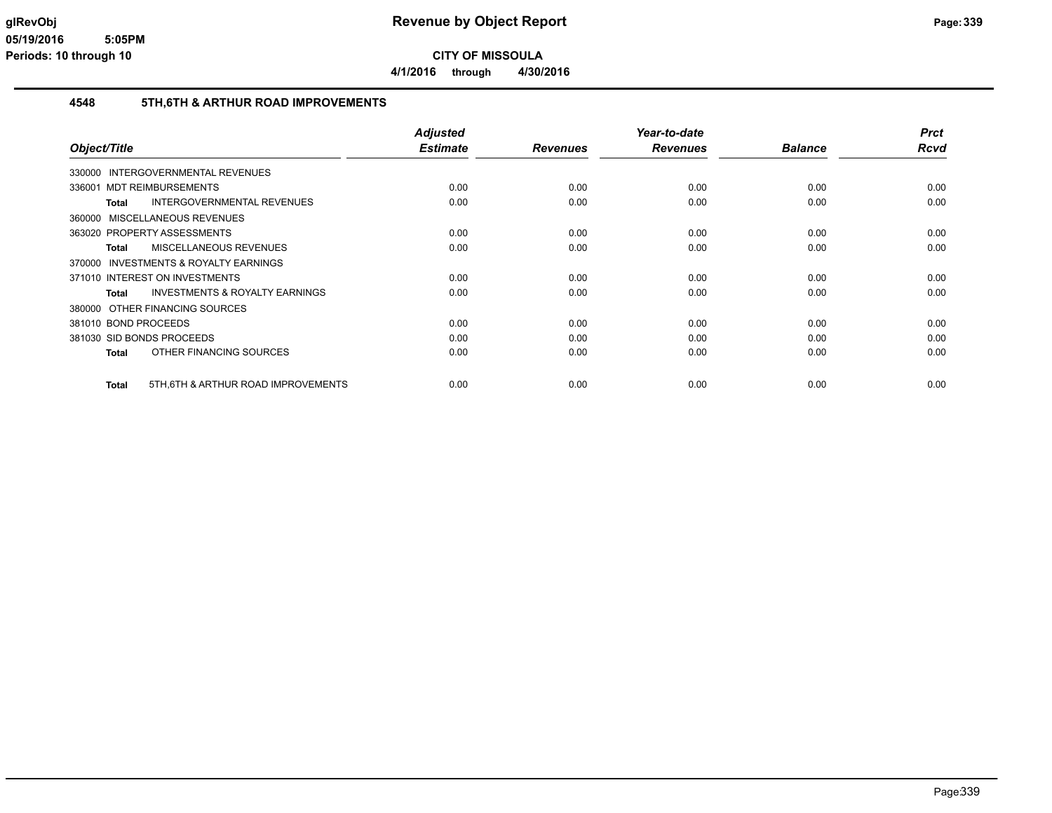**CITY OF MISSOULA**

**4/1/2016 through 4/30/2016**

## 4548 5TH,6TH & ARTHUR ROAD IMPROVEMENTS

| Object/Title | Adjusted Estimate | Revenues | Year-to-date Revenues | Balance | Prct Rcvd |
|---|---|---|---|---|---|
| 330000 INTERGOVERNMENTAL REVENUES | | | | | |
| 336001 MDT REIMBURSEMENTS | 0.00 | 0.00 | 0.00 | 0.00 | 0.00 |
| **Total** INTERGOVERNMENTAL REVENUES | 0.00 | 0.00 | 0.00 | 0.00 | 0.00 |
| 360000 MISCELLANEOUS REVENUES | | | | | |
| 363020 PROPERTY ASSESSMENTS | 0.00 | 0.00 | 0.00 | 0.00 | 0.00 |
| **Total** MISCELLANEOUS REVENUES | 0.00 | 0.00 | 0.00 | 0.00 | 0.00 |
| 370000 INVESTMENTS & ROYALTY EARNINGS | | | | | |
| 371010 INTEREST ON INVESTMENTS | 0.00 | 0.00 | 0.00 | 0.00 | 0.00 |
| **Total** INVESTMENTS & ROYALTY EARNINGS | 0.00 | 0.00 | 0.00 | 0.00 | 0.00 |
| 380000 OTHER FINANCING SOURCES | | | | | |
| 381010 BOND PROCEEDS | 0.00 | 0.00 | 0.00 | 0.00 | 0.00 |
| 381030 SID BONDS PROCEEDS | 0.00 | 0.00 | 0.00 | 0.00 | 0.00 |
| **Total** OTHER FINANCING SOURCES | 0.00 | 0.00 | 0.00 | 0.00 | 0.00 |
| **Total** 5TH,6TH & ARTHUR ROAD IMPROVEMENTS | 0.00 | 0.00 | 0.00 | 0.00 | 0.00 |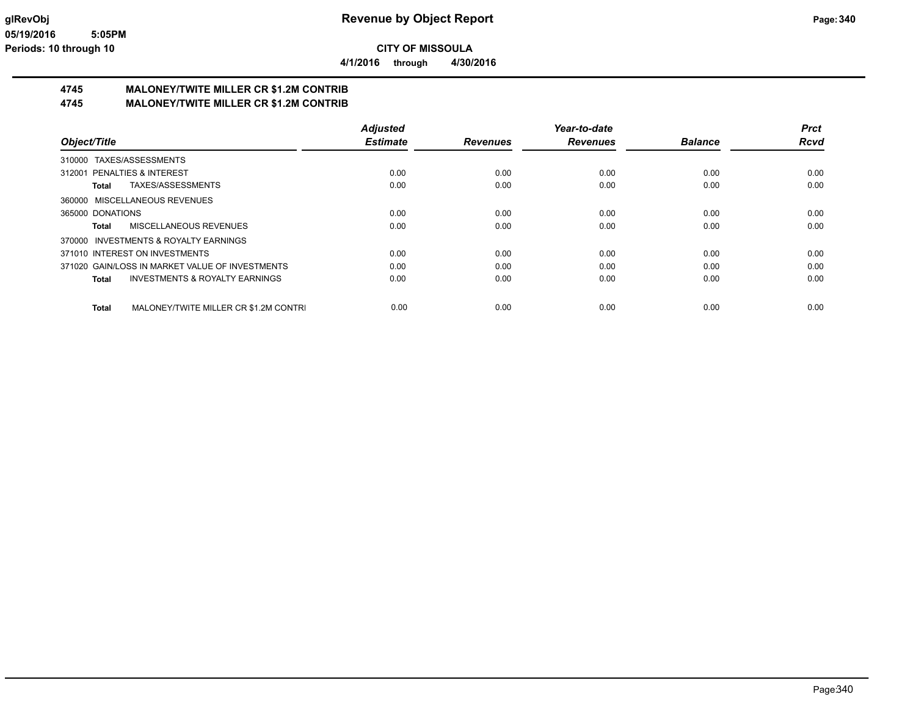glRevObj

05/19/2016 5:05PM

Periods: 10 through 10

# Revenue by Object Report

**CITY OF MISSOULA**

**4/1/2016 through 4/30/2016**

**4745 MALONEY/TWITE MILLER CR $1.2M CONTRIB**

**4745 MALONEY/TWITE MILLER CR $1.2M CONTRIB**

| Object/Title | Adjusted Estimate | Revenues | Year-to-date Revenues | Balance | Prct Rcvd |
|---|---|---|---|---|---|
| 310000 TAXES/ASSESSMENTS | | | | | |
| 312001 PENALTIES & INTEREST | 0.00 | 0.00 | 0.00 | 0.00 | 0.00 |
| **Total** TAXES/ASSESSMENTS | 0.00 | 0.00 | 0.00 | 0.00 | 0.00 |
| 360000 MISCELLANEOUS REVENUES | | | | | |
| 365000 DONATIONS | 0.00 | 0.00 | 0.00 | 0.00 | 0.00 |
| **Total** MISCELLANEOUS REVENUES | 0.00 | 0.00 | 0.00 | 0.00 | 0.00 |
| 370000 INVESTMENTS & ROYALTY EARNINGS | | | | | |
| 371010 INTEREST ON INVESTMENTS | 0.00 | 0.00 | 0.00 | 0.00 | 0.00 |
| 371020 GAIN/LOSS IN MARKET VALUE OF INVESTMENTS | 0.00 | 0.00 | 0.00 | 0.00 | 0.00 |
| **Total** INVESTMENTS & ROYALTY EARNINGS | 0.00 | 0.00 | 0.00 | 0.00 | 0.00 |
| **Total** MALONEY/TWITE MILLER CR $1.2M CONTRI | 0.00 | 0.00 | 0.00 | 0.00 | 0.00 |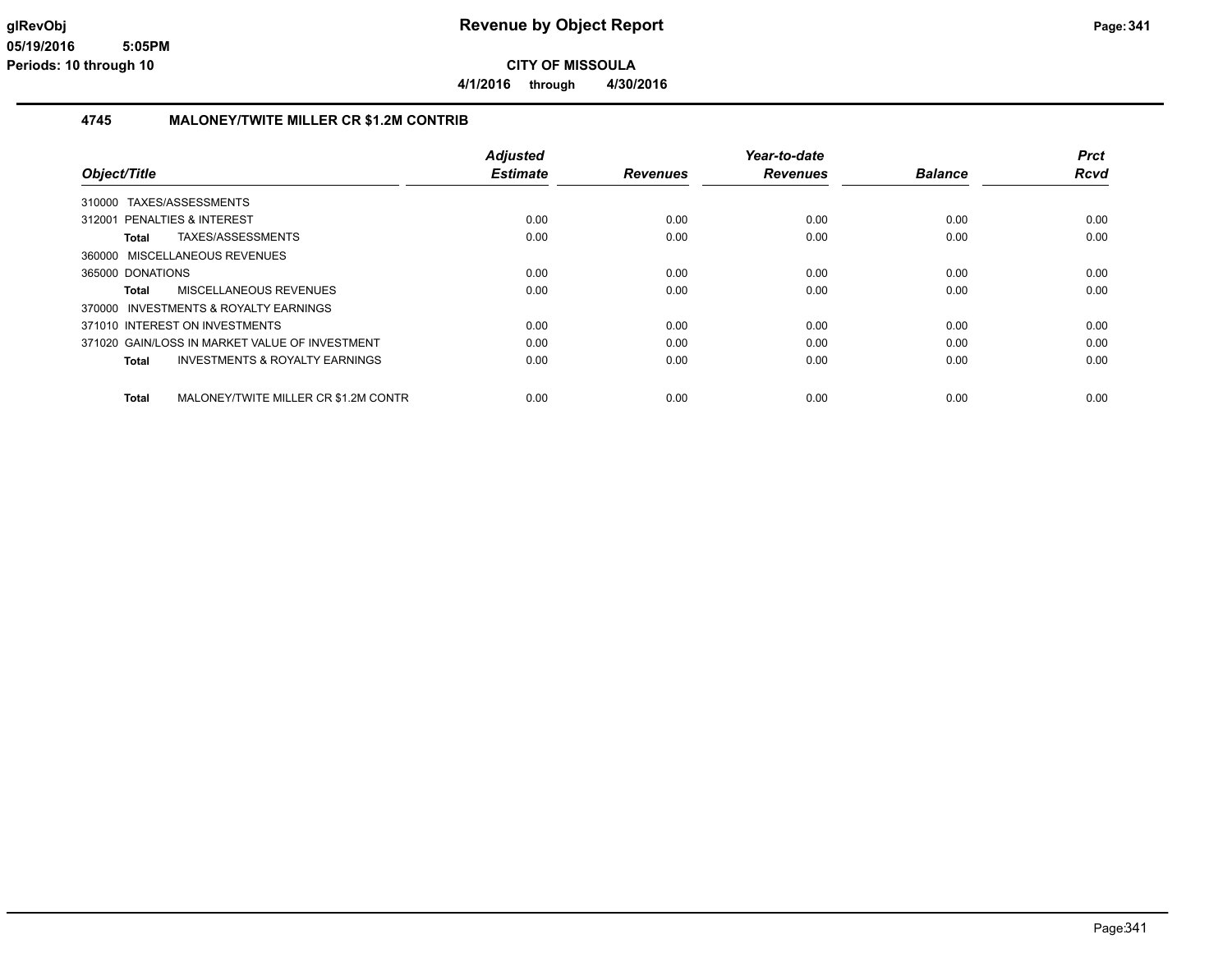# Revenue by Object Report

**CITY OF MISSOULA**

**4/1/2016 through 4/30/2016**

## 4745 MALONEY/TWITE MILLER CR $1.2M CONTRIB

| Object/Title | Adjusted Estimate | Revenues | Year-to-date Revenues | Balance | Prct Rcvd |
|---|---|---|---|---|---|
| 310000 TAXES/ASSESSMENTS | | | | | |
| 312001 PENALTIES & INTEREST | 0.00 | 0.00 | 0.00 | 0.00 | 0.00 |
| **Total** TAXES/ASSESSMENTS | 0.00 | 0.00 | 0.00 | 0.00 | 0.00 |
| 360000 MISCELLANEOUS REVENUES | | | | | |
| 365000 DONATIONS | 0.00 | 0.00 | 0.00 | 0.00 | 0.00 |
| **Total** MISCELLANEOUS REVENUES | 0.00 | 0.00 | 0.00 | 0.00 | 0.00 |
| 370000 INVESTMENTS & ROYALTY EARNINGS | | | | | |
| 371010 INTEREST ON INVESTMENTS | 0.00 | 0.00 | 0.00 | 0.00 | 0.00 |
| 371020 GAIN/LOSS IN MARKET VALUE OF INVESTMENT | 0.00 | 0.00 | 0.00 | 0.00 | 0.00 |
| **Total** INVESTMENTS & ROYALTY EARNINGS | 0.00 | 0.00 | 0.00 | 0.00 | 0.00 |
| **Total** MALONEY/TWITE MILLER CR $1.2M CONTR | 0.00 | 0.00 | 0.00 | 0.00 | 0.00 |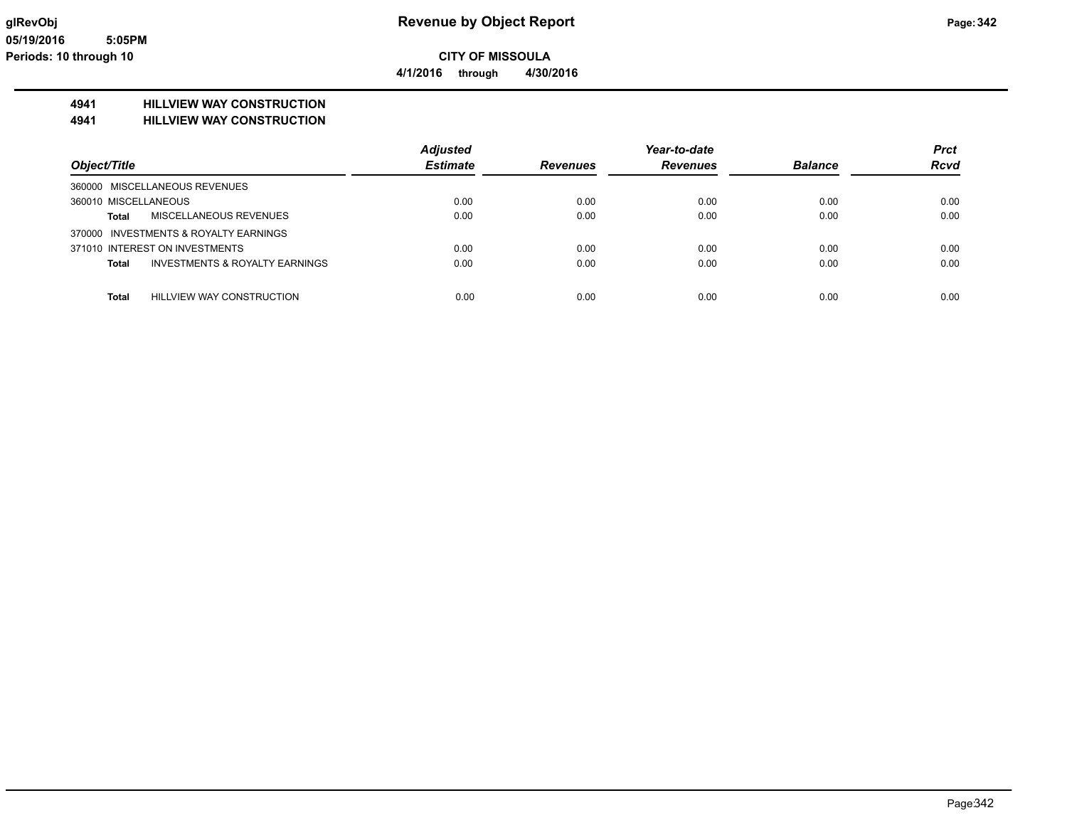**Revenue by Object Report**

**CITY OF MISSOULA**

**4/1/2016 through 4/30/2016**

**glRevObj**
**05/19/2016 5:05PM**
**Periods: 10 through 10**

## 4941 HILLVIEW WAY CONSTRUCTION
## 4941 HILLVIEW WAY CONSTRUCTION

| Object/Title | Adjusted Estimate | Revenues | Year-to-date Revenues | Balance | Prct Rcvd |
|---|---|---|---|---|---|
| 360000 MISCELLANEOUS REVENUES | | | | | |
| 360010 MISCELLANEOUS | 0.00 | 0.00 | 0.00 | 0.00 | 0.00 |
| **Total** MISCELLANEOUS REVENUES | 0.00 | 0.00 | 0.00 | 0.00 | 0.00 |
| 370000 INVESTMENTS & ROYALTY EARNINGS | | | | | |
| 371010 INTEREST ON INVESTMENTS | 0.00 | 0.00 | 0.00 | 0.00 | 0.00 |
| **Total** INVESTMENTS & ROYALTY EARNINGS | 0.00 | 0.00 | 0.00 | 0.00 | 0.00 |
| **Total** HILLVIEW WAY CONSTRUCTION | 0.00 | 0.00 | 0.00 | 0.00 | 0.00 |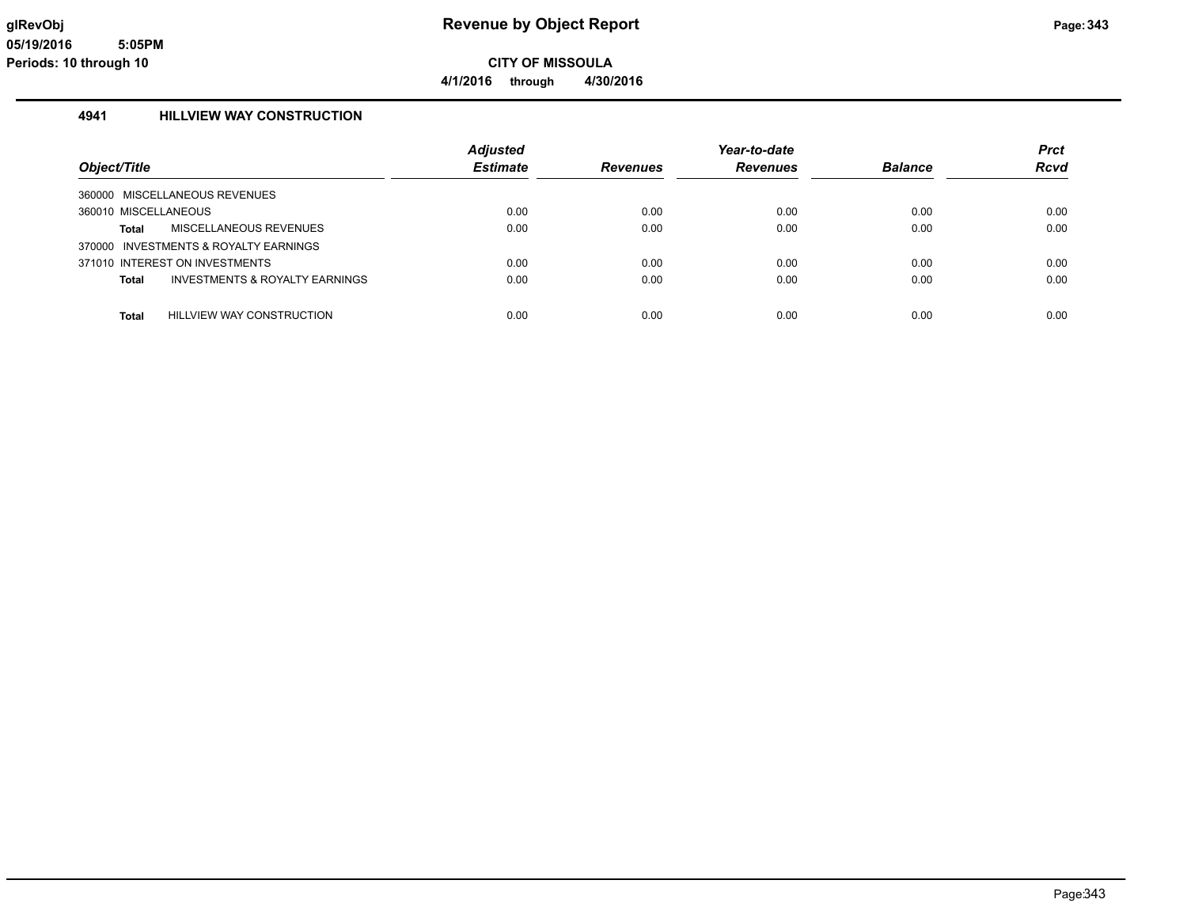# Revenue by Object Report

**CITY OF MISSOULA**

**4/1/2016 through 4/30/2016**

glRevObj
05/19/2016 5:05PM
Periods: 10 through 10

## 4941 HILLVIEW WAY CONSTRUCTION

| Object/Title | Adjusted Estimate | Revenues | Year-to-date Revenues | Balance | Prct Rcvd |
|---|---|---|---|---|---|
| 360000 MISCELLANEOUS REVENUES | | | | | |
| 360010 MISCELLANEOUS | 0.00 | 0.00 | 0.00 | 0.00 | 0.00 |
| **Total** MISCELLANEOUS REVENUES | 0.00 | 0.00 | 0.00 | 0.00 | 0.00 |
| 370000 INVESTMENTS & ROYALTY EARNINGS | | | | | |
| 371010 INTEREST ON INVESTMENTS | 0.00 | 0.00 | 0.00 | 0.00 | 0.00 |
| **Total** INVESTMENTS & ROYALTY EARNINGS | 0.00 | 0.00 | 0.00 | 0.00 | 0.00 |
| **Total** HILLVIEW WAY CONSTRUCTION | 0.00 | 0.00 | 0.00 | 0.00 | 0.00 |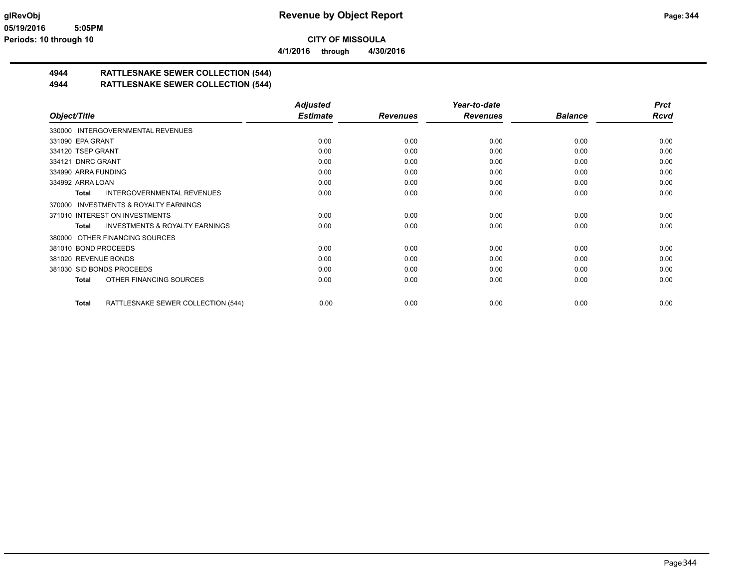**CITY OF MISSOULA**

**4/1/2016 through 4/30/2016**

## 4944 RATTLESNAKE SEWER COLLECTION (544)

## 4944 RATTLESNAKE SEWER COLLECTION (544)

| Object/Title | Adjusted Estimate | Revenues | Year-to-date Revenues | Balance | Prct Rcvd |
|---|---|---|---|---|---|
| 330000 INTERGOVERNMENTAL REVENUES | | | | | |
| 331090 EPA GRANT | 0.00 | 0.00 | 0.00 | 0.00 | 0.00 |
| 334120 TSEP GRANT | 0.00 | 0.00 | 0.00 | 0.00 | 0.00 |
| 334121 DNRC GRANT | 0.00 | 0.00 | 0.00 | 0.00 | 0.00 |
| 334990 ARRA FUNDING | 0.00 | 0.00 | 0.00 | 0.00 | 0.00 |
| 334992 ARRA LOAN | 0.00 | 0.00 | 0.00 | 0.00 | 0.00 |
| **Total** INTERGOVERNMENTAL REVENUES | 0.00 | 0.00 | 0.00 | 0.00 | 0.00 |
| 370000 INVESTMENTS & ROYALTY EARNINGS | | | | | |
| 371010 INTEREST ON INVESTMENTS | 0.00 | 0.00 | 0.00 | 0.00 | 0.00 |
| **Total** INVESTMENTS & ROYALTY EARNINGS | 0.00 | 0.00 | 0.00 | 0.00 | 0.00 |
| 380000 OTHER FINANCING SOURCES | | | | | |
| 381010 BOND PROCEEDS | 0.00 | 0.00 | 0.00 | 0.00 | 0.00 |
| 381020 REVENUE BONDS | 0.00 | 0.00 | 0.00 | 0.00 | 0.00 |
| 381030 SID BONDS PROCEEDS | 0.00 | 0.00 | 0.00 | 0.00 | 0.00 |
| **Total** OTHER FINANCING SOURCES | 0.00 | 0.00 | 0.00 | 0.00 | 0.00 |
| **Total** RATTLESNAKE SEWER COLLECTION (544) | 0.00 | 0.00 | 0.00 | 0.00 | 0.00 |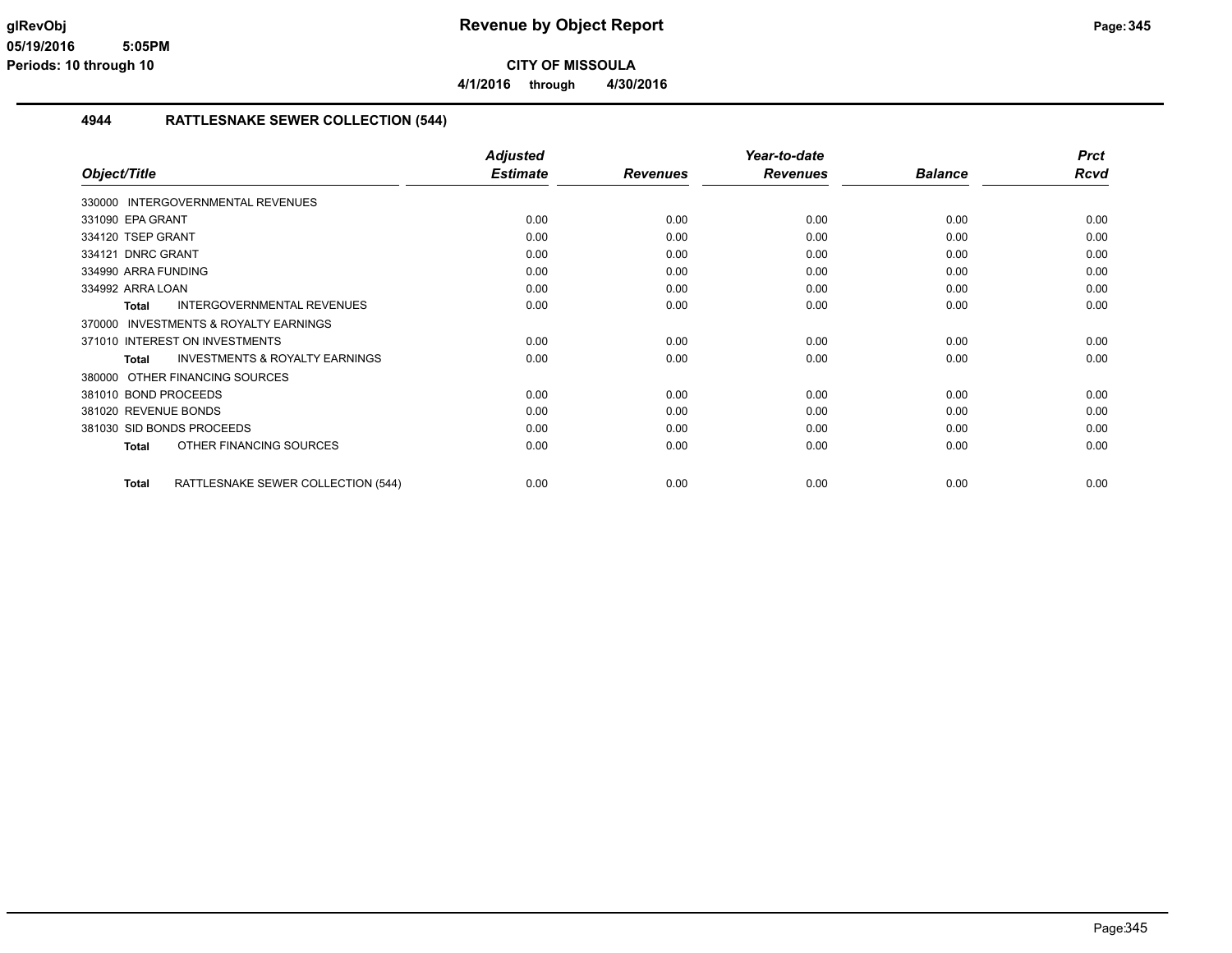# Revenue by Object Report

**CITY OF MISSOULA**

**4/1/2016 through 4/30/2016**

glRevObj
05/19/2016 5:05PM
Periods: 10 through 10

## 4944 RATTLESNAKE SEWER COLLECTION (544)

| Object/Title | Adjusted Estimate | Revenues | Year-to-date Revenues | Balance | Prct Rcvd |
|---|---|---|---|---|---|
| 330000 INTERGOVERNMENTAL REVENUES | | | | | |
| 331090 EPA GRANT | 0.00 | 0.00 | 0.00 | 0.00 | 0.00 |
| 334120 TSEP GRANT | 0.00 | 0.00 | 0.00 | 0.00 | 0.00 |
| 334121 DNRC GRANT | 0.00 | 0.00 | 0.00 | 0.00 | 0.00 |
| 334990 ARRA FUNDING | 0.00 | 0.00 | 0.00 | 0.00 | 0.00 |
| 334992 ARRA LOAN | 0.00 | 0.00 | 0.00 | 0.00 | 0.00 |
| **Total** INTERGOVERNMENTAL REVENUES | 0.00 | 0.00 | 0.00 | 0.00 | 0.00 |
| 370000 INVESTMENTS & ROYALTY EARNINGS | | | | | |
| 371010 INTEREST ON INVESTMENTS | 0.00 | 0.00 | 0.00 | 0.00 | 0.00 |
| **Total** INVESTMENTS & ROYALTY EARNINGS | 0.00 | 0.00 | 0.00 | 0.00 | 0.00 |
| 380000 OTHER FINANCING SOURCES | | | | | |
| 381010 BOND PROCEEDS | 0.00 | 0.00 | 0.00 | 0.00 | 0.00 |
| 381020 REVENUE BONDS | 0.00 | 0.00 | 0.00 | 0.00 | 0.00 |
| 381030 SID BONDS PROCEEDS | 0.00 | 0.00 | 0.00 | 0.00 | 0.00 |
| **Total** OTHER FINANCING SOURCES | 0.00 | 0.00 | 0.00 | 0.00 | 0.00 |
| **Total** RATTLESNAKE SEWER COLLECTION (544) | 0.00 | 0.00 | 0.00 | 0.00 | 0.00 |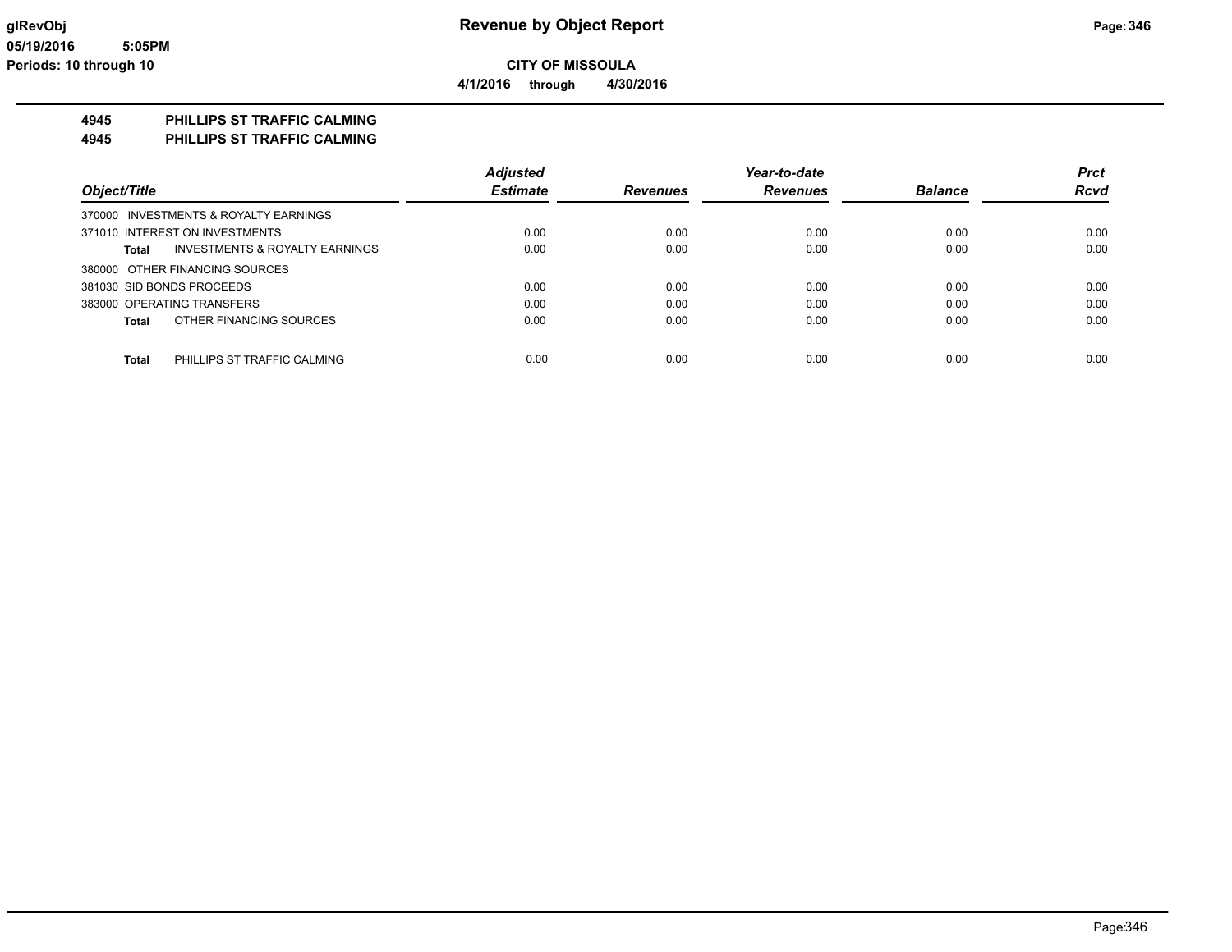**glRevObj**
**05/19/2016 5:05PM**
**Periods: 10 through 10**

# Revenue by Object Report

**CITY OF MISSOULA**

**4/1/2016 through 4/30/2016**

## 4945 PHILLIPS ST TRAFFIC CALMING
## 4945 PHILLIPS ST TRAFFIC CALMING

| Object/Title | Adjusted Estimate | Revenues | Year-to-date Revenues | Balance | Prct Rcvd |
|---|---|---|---|---|---|
| 370000 INVESTMENTS & ROYALTY EARNINGS | | | | | |
| 371010 INTEREST ON INVESTMENTS | 0.00 | 0.00 | 0.00 | 0.00 | 0.00 |
| **Total** INVESTMENTS & ROYALTY EARNINGS | 0.00 | 0.00 | 0.00 | 0.00 | 0.00 |
| 380000 OTHER FINANCING SOURCES | | | | | |
| 381030 SID BONDS PROCEEDS | 0.00 | 0.00 | 0.00 | 0.00 | 0.00 |
| 383000 OPERATING TRANSFERS | 0.00 | 0.00 | 0.00 | 0.00 | 0.00 |
| **Total** OTHER FINANCING SOURCES | 0.00 | 0.00 | 0.00 | 0.00 | 0.00 |
| **Total** PHILLIPS ST TRAFFIC CALMING | 0.00 | 0.00 | 0.00 | 0.00 | 0.00 |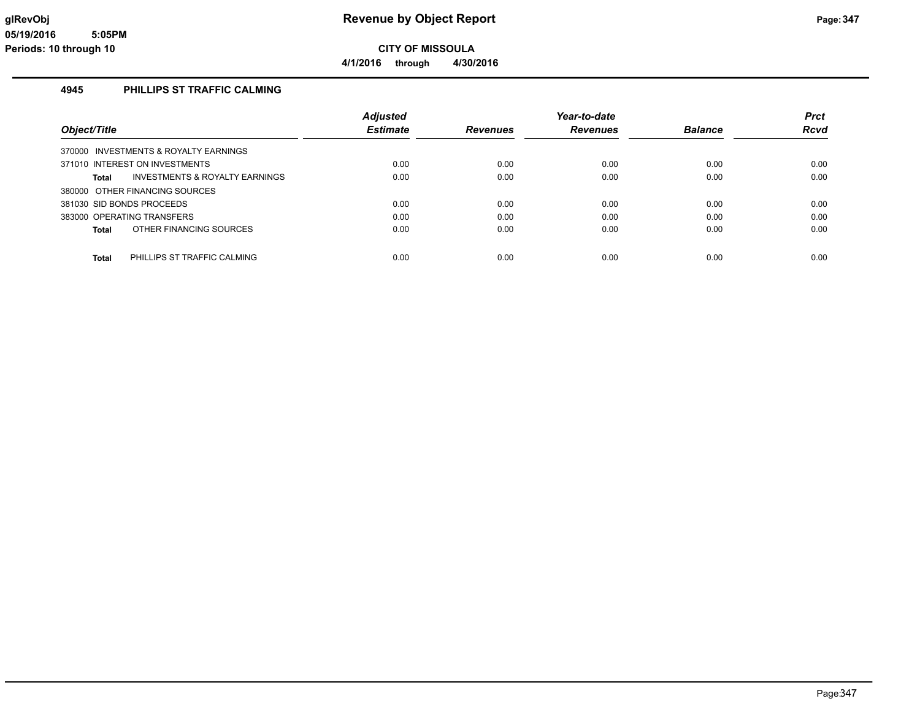**Revenue by Object Report**

**CITY OF MISSOULA**

**4/1/2016 through 4/30/2016**

glRevObj
05/19/2016 5:05PM
Periods: 10 through 10

## 4945 PHILLIPS ST TRAFFIC CALMING

| Object/Title | | Adjusted Estimate | Revenues | Year-to-date Revenues | Balance | Prct Rcvd |
|---|---|---|---|---|---|---|
| 370000 INVESTMENTS & ROYALTY EARNINGS | | | | | | |
| 371010 INTEREST ON INVESTMENTS | | 0.00 | 0.00 | 0.00 | 0.00 | 0.00 |
| **Total** | INVESTMENTS & ROYALTY EARNINGS | 0.00 | 0.00 | 0.00 | 0.00 | 0.00 |
| 380000 OTHER FINANCING SOURCES | | | | | | |
| 381030 SID BONDS PROCEEDS | | 0.00 | 0.00 | 0.00 | 0.00 | 0.00 |
| 383000 OPERATING TRANSFERS | | 0.00 | 0.00 | 0.00 | 0.00 | 0.00 |
| **Total** | OTHER FINANCING SOURCES | 0.00 | 0.00 | 0.00 | 0.00 | 0.00 |
| **Total** | PHILLIPS ST TRAFFIC CALMING | 0.00 | 0.00 | 0.00 | 0.00 | 0.00 |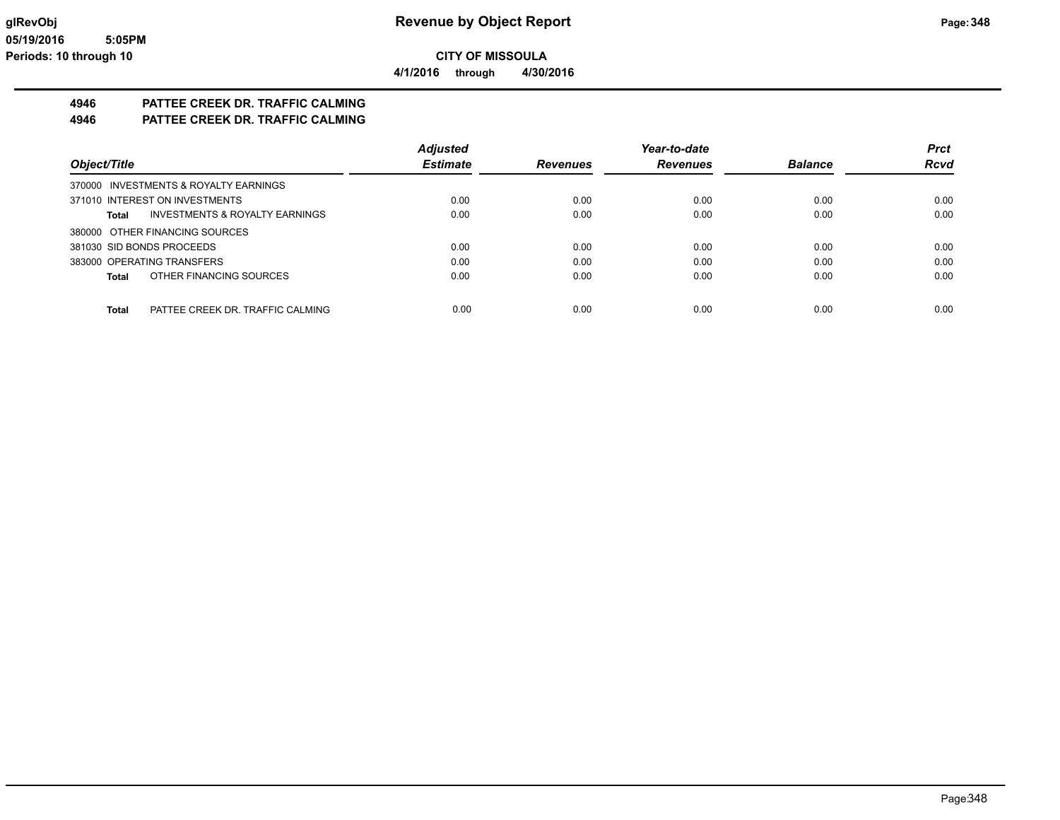**glRevObj** 

**05/19/2016 5:05PM**

**Periods: 10 through 10**

# Revenue by Object Report

**CITY OF MISSOULA**

**4/1/2016 through 4/30/2016**

## 4946 PATTEE CREEK DR. TRAFFIC CALMING
## 4946 PATTEE CREEK DR. TRAFFIC CALMING

| Object/Title | Adjusted Estimate | Revenues | Year-to-date Revenues | Balance | Prct Rcvd |
|---|---|---|---|---|---|
| 370000 INVESTMENTS & ROYALTY EARNINGS | | | | | |
| 371010 INTEREST ON INVESTMENTS | 0.00 | 0.00 | 0.00 | 0.00 | 0.00 |
| **Total** INVESTMENTS & ROYALTY EARNINGS | 0.00 | 0.00 | 0.00 | 0.00 | 0.00 |
| 380000 OTHER FINANCING SOURCES | | | | | |
| 381030 SID BONDS PROCEEDS | 0.00 | 0.00 | 0.00 | 0.00 | 0.00 |
| 383000 OPERATING TRANSFERS | 0.00 | 0.00 | 0.00 | 0.00 | 0.00 |
| **Total** OTHER FINANCING SOURCES | 0.00 | 0.00 | 0.00 | 0.00 | 0.00 |
| **Total** PATTEE CREEK DR. TRAFFIC CALMING | 0.00 | 0.00 | 0.00 | 0.00 | 0.00 |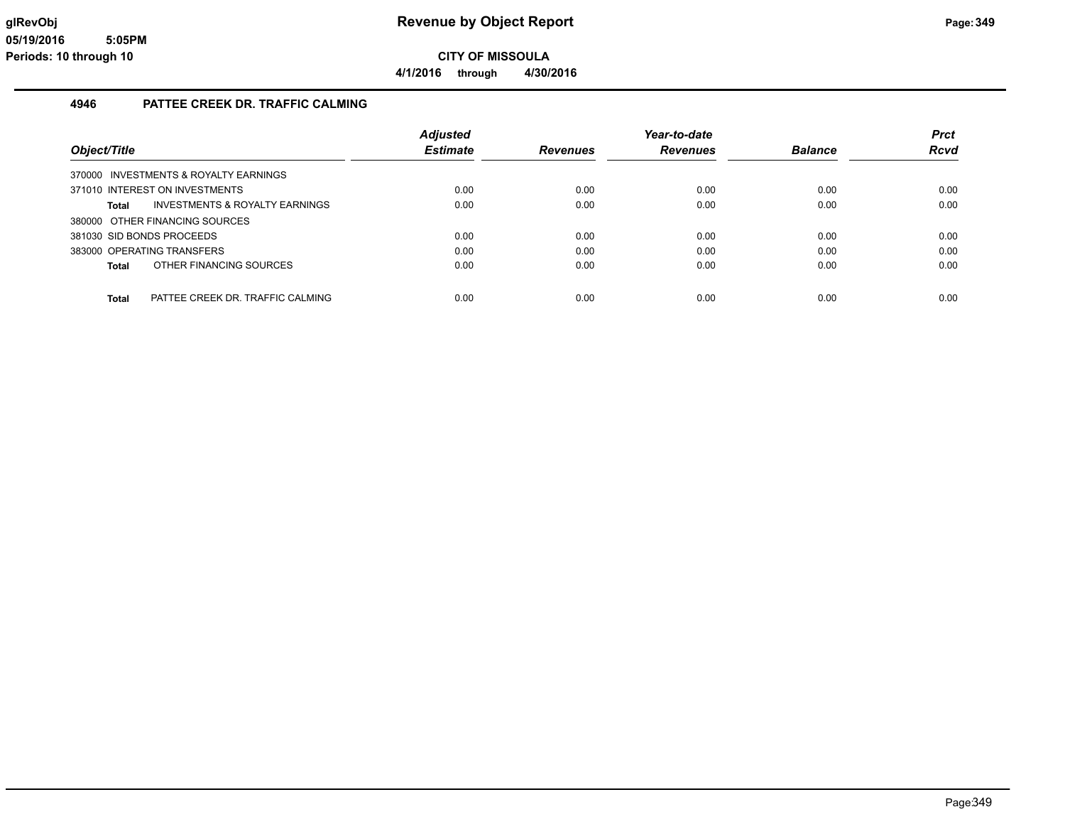# Revenue by Object Report

**CITY OF MISSOULA**

**4/1/2016 through 4/30/2016**

glRevObj
05/19/2016 5:05PM
Periods: 10 through 10

## 4946 PATTEE CREEK DR. TRAFFIC CALMING

| Object/Title | Adjusted Estimate | Revenues | Year-to-date Revenues | Balance | Prct Rcvd |
|---|---|---|---|---|---|
| 370000 INVESTMENTS & ROYALTY EARNINGS | | | | | |
| 371010 INTEREST ON INVESTMENTS | 0.00 | 0.00 | 0.00 | 0.00 | 0.00 |
| **Total** INVESTMENTS & ROYALTY EARNINGS | 0.00 | 0.00 | 0.00 | 0.00 | 0.00 |
| 380000 OTHER FINANCING SOURCES | | | | | |
| 381030 SID BONDS PROCEEDS | 0.00 | 0.00 | 0.00 | 0.00 | 0.00 |
| 383000 OPERATING TRANSFERS | 0.00 | 0.00 | 0.00 | 0.00 | 0.00 |
| **Total** OTHER FINANCING SOURCES | 0.00 | 0.00 | 0.00 | 0.00 | 0.00 |
| **Total** PATTEE CREEK DR. TRAFFIC CALMING | 0.00 | 0.00 | 0.00 | 0.00 | 0.00 |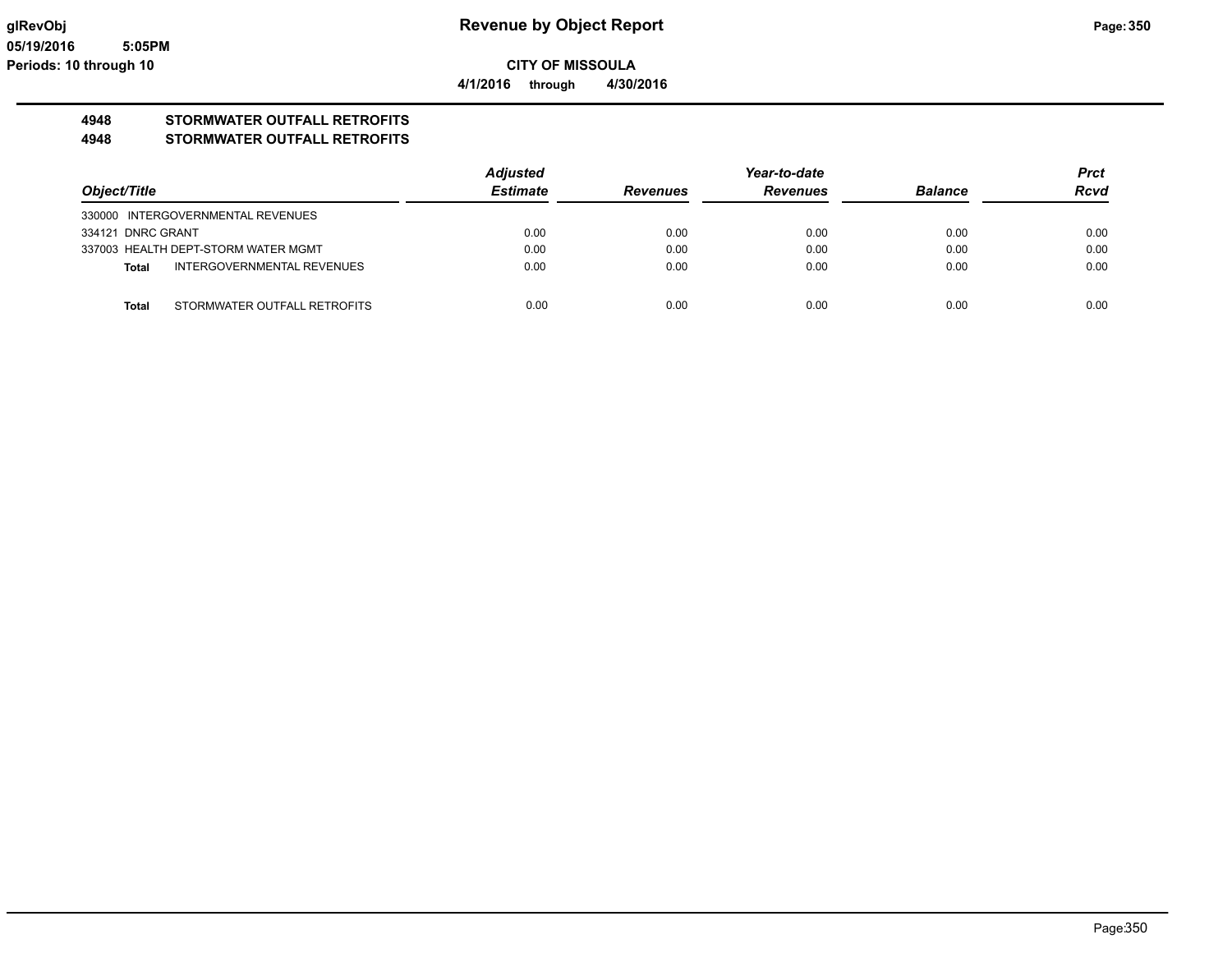# Revenue by Object Report

**CITY OF MISSOULA**

**4/1/2016 through 4/30/2016**

## 4948 STORMWATER OUTFALL RETROFITS
## 4948 STORMWATER OUTFALL RETROFITS

| Object/Title | Adjusted Estimate | Revenues | Year-to-date Revenues | Balance | Prct Rcvd |
|---|---|---|---|---|---|
| 330000 INTERGOVERNMENTAL REVENUES | | | | | |
| 334121 DNRC GRANT | 0.00 | 0.00 | 0.00 | 0.00 | 0.00 |
| 337003 HEALTH DEPT-STORM WATER MGMT | 0.00 | 0.00 | 0.00 | 0.00 | 0.00 |
| **Total** INTERGOVERNMENTAL REVENUES | 0.00 | 0.00 | 0.00 | 0.00 | 0.00 |
| **Total** STORMWATER OUTFALL RETROFITS | 0.00 | 0.00 | 0.00 | 0.00 | 0.00 |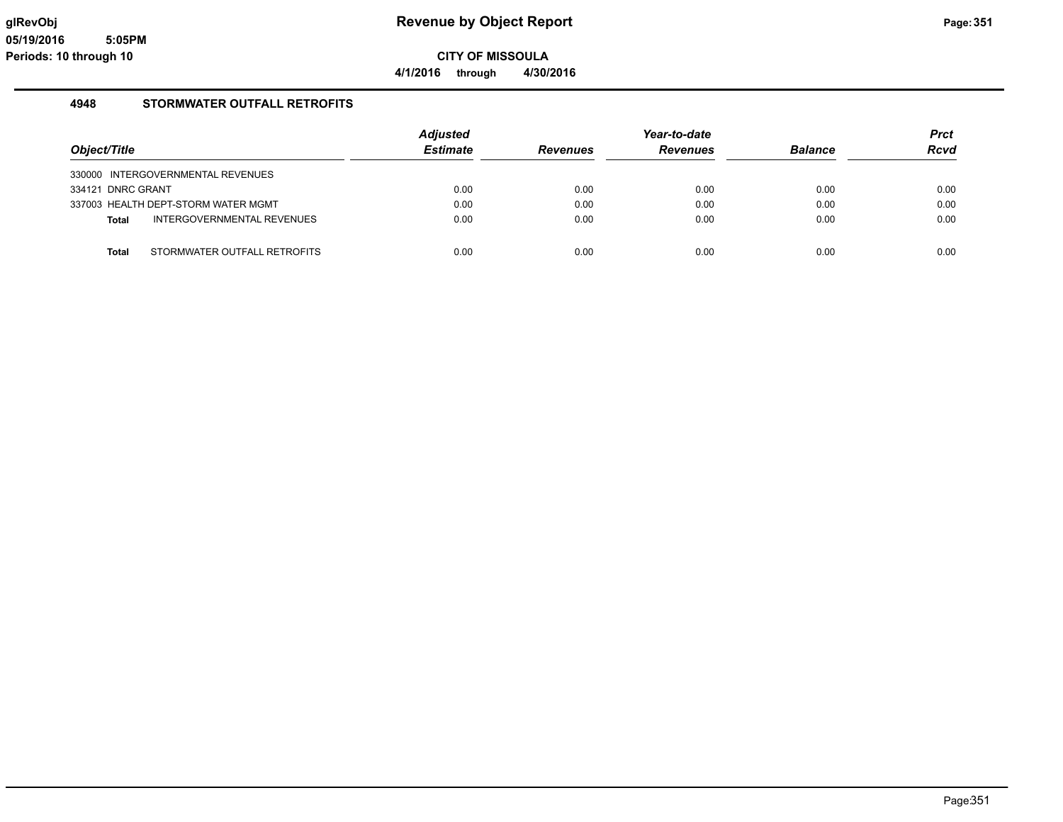**glRevObj** | **Revenue by Object Report**

**05/19/2016 5:05PM**

**Periods: 10 through 10**

**CITY OF MISSOULA**

**4/1/2016 through 4/30/2016**

## 4948 STORMWATER OUTFALL RETROFITS

| Object/Title | Adjusted Estimate | Revenues | Year-to-date Revenues | Balance | Prct Rcvd |
|---|---|---|---|---|---|
| 330000 INTERGOVERNMENTAL REVENUES | | | | | |
| 334121 DNRC GRANT | 0.00 | 0.00 | 0.00 | 0.00 | 0.00 |
| 337003 HEALTH DEPT-STORM WATER MGMT | 0.00 | 0.00 | 0.00 | 0.00 | 0.00 |
| **Total** INTERGOVERNMENTAL REVENUES | 0.00 | 0.00 | 0.00 | 0.00 | 0.00 |
| **Total** STORMWATER OUTFALL RETROFITS | 0.00 | 0.00 | 0.00 | 0.00 | 0.00 |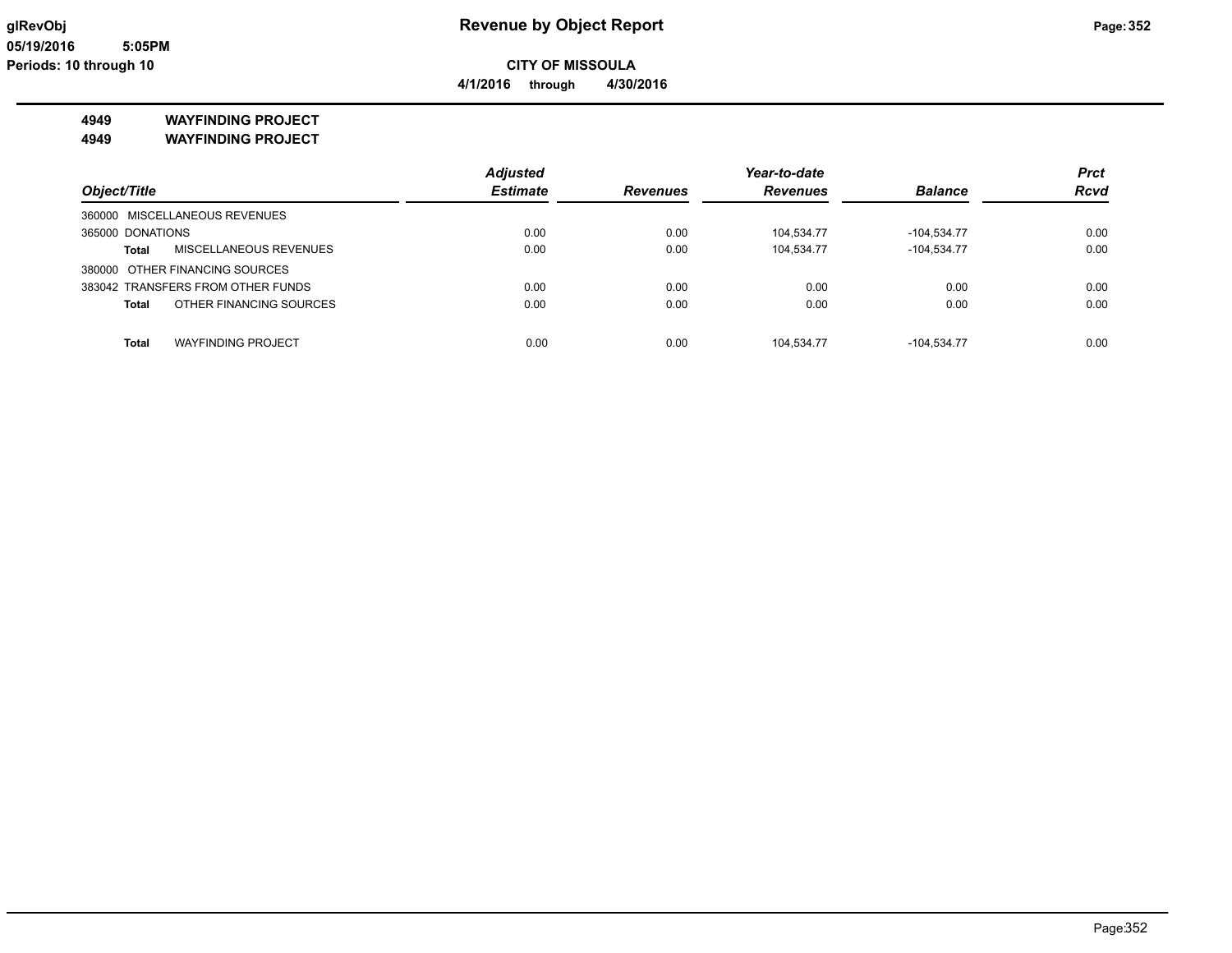# Revenue by Object Report

glRevObj
05/19/2016 5:05PM
Periods: 10 through 10

**CITY OF MISSOULA**

**4/1/2016 through 4/30/2016**

**4949 WAYFINDING PROJECT**

**4949 WAYFINDING PROJECT**

| Object/Title | Adjusted Estimate | Revenues | Year-to-date Revenues | Balance | Prct Rcvd |
|---|---|---|---|---|---|
| 360000 MISCELLANEOUS REVENUES | | | | | |
| 365000 DONATIONS | 0.00 | 0.00 | 104,534.77 | -104,534.77 | 0.00 |
| **Total** MISCELLANEOUS REVENUES | 0.00 | 0.00 | 104,534.77 | -104,534.77 | 0.00 |
| 380000 OTHER FINANCING SOURCES | | | | | |
| 383042 TRANSFERS FROM OTHER FUNDS | 0.00 | 0.00 | 0.00 | 0.00 | 0.00 |
| **Total** OTHER FINANCING SOURCES | 0.00 | 0.00 | 0.00 | 0.00 | 0.00 |
| **Total** WAYFINDING PROJECT | 0.00 | 0.00 | 104,534.77 | -104,534.77 | 0.00 |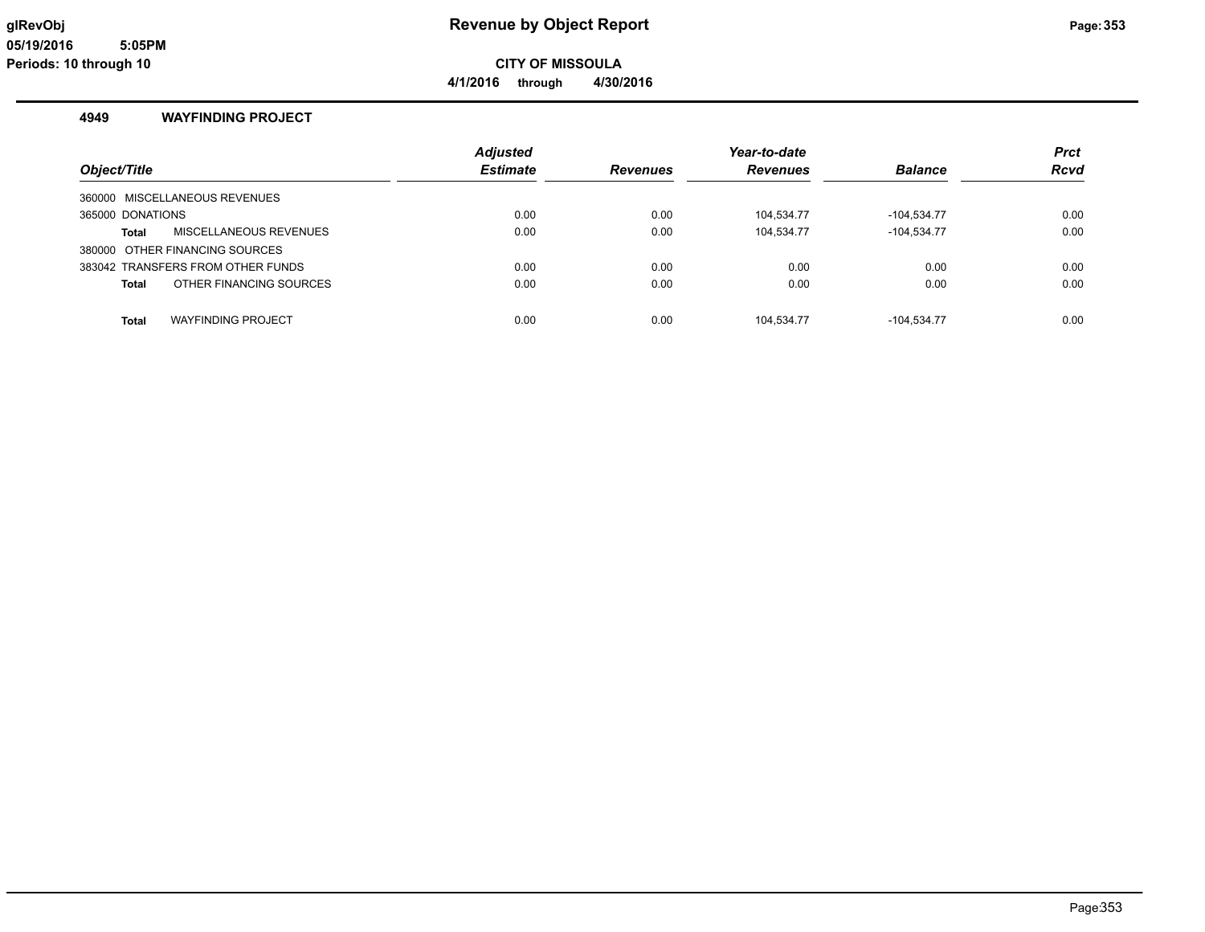# Revenue by Object Report

glRevObj
05/19/2016 5:05PM
Periods: 10 through 10

**CITY OF MISSOULA**

**4/1/2016 through 4/30/2016**

## 4949 WAYFINDING PROJECT

| Object/Title | Adjusted Estimate | Revenues | Year-to-date Revenues | Balance | Prct Rcvd |
|---|---|---|---|---|---|
| 360000 MISCELLANEOUS REVENUES | | | | | |
| 365000 DONATIONS | 0.00 | 0.00 | 104,534.77 | -104,534.77 | 0.00 |
| **Total** MISCELLANEOUS REVENUES | 0.00 | 0.00 | 104,534.77 | -104,534.77 | 0.00 |
| 380000 OTHER FINANCING SOURCES | | | | | |
| 383042 TRANSFERS FROM OTHER FUNDS | 0.00 | 0.00 | 0.00 | 0.00 | 0.00 |
| **Total** OTHER FINANCING SOURCES | 0.00 | 0.00 | 0.00 | 0.00 | 0.00 |
| **Total** WAYFINDING PROJECT | 0.00 | 0.00 | 104,534.77 | -104,534.77 | 0.00 |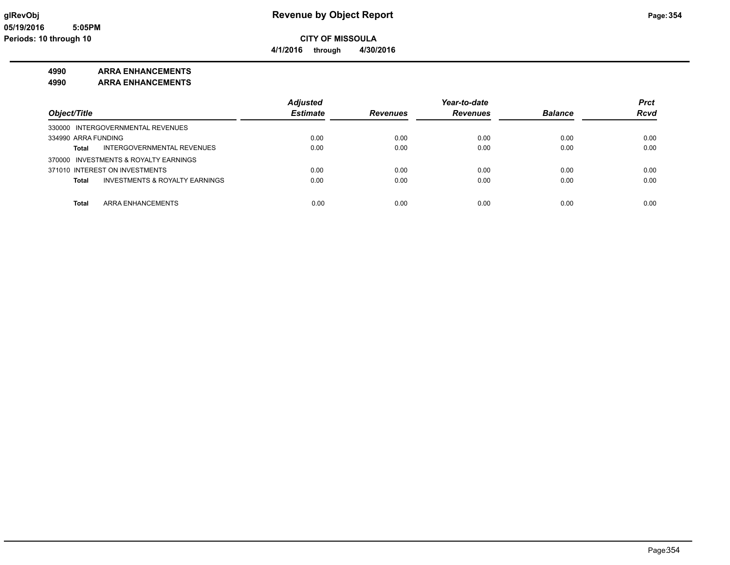# Revenue by Object Report

**CITY OF MISSOULA**

**4/1/2016 through 4/30/2016**

glRevObj
05/19/2016 5:05PM
Periods: 10 through 10

**4990 ARRA ENHANCEMENTS**
**4990 ARRA ENHANCEMENTS**

| Object/Title | Adjusted Estimate | Revenues | Year-to-date Revenues | Balance | Prct Rcvd |
|---|---|---|---|---|---|
| 330000 INTERGOVERNMENTAL REVENUES | | | | | |
| 334990 ARRA FUNDING | 0.00 | 0.00 | 0.00 | 0.00 | 0.00 |
| **Total** INTERGOVERNMENTAL REVENUES | 0.00 | 0.00 | 0.00 | 0.00 | 0.00 |
| 370000 INVESTMENTS & ROYALTY EARNINGS | | | | | |
| 371010 INTEREST ON INVESTMENTS | 0.00 | 0.00 | 0.00 | 0.00 | 0.00 |
| **Total** INVESTMENTS & ROYALTY EARNINGS | 0.00 | 0.00 | 0.00 | 0.00 | 0.00 |
| **Total** ARRA ENHANCEMENTS | 0.00 | 0.00 | 0.00 | 0.00 | 0.00 |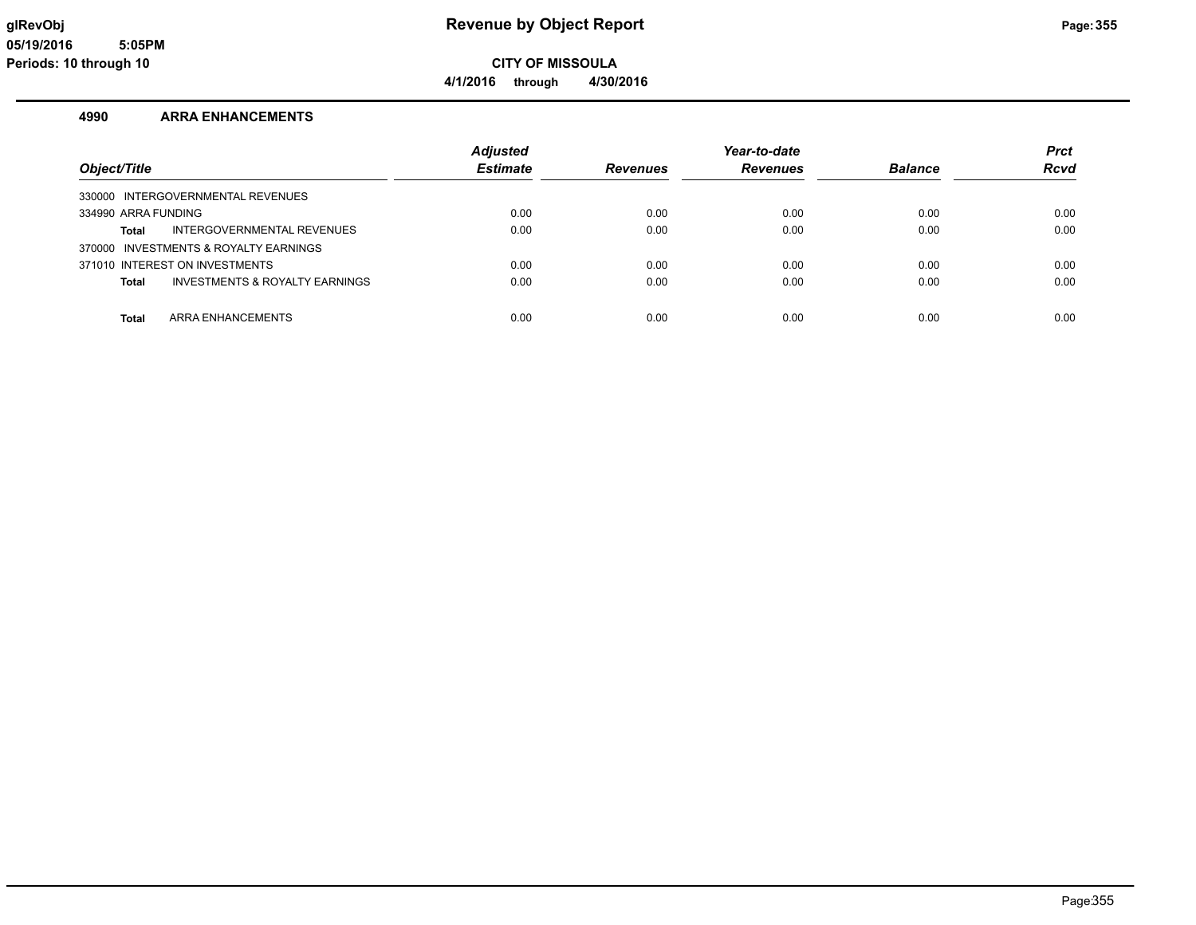# Revenue by Object Report

**CITY OF MISSOULA**

**4/1/2016 through 4/30/2016**

glRevObj
05/19/2016 5:05PM
Periods: 10 through 10

## 4990 ARRA ENHANCEMENTS

| Object/Title | Adjusted Estimate | Revenues | Year-to-date Revenues | Balance | Prct Rcvd |
|---|---|---|---|---|---|
| 330000 INTERGOVERNMENTAL REVENUES | | | | | |
| 334990 ARRA FUNDING | 0.00 | 0.00 | 0.00 | 0.00 | 0.00 |
| **Total** INTERGOVERNMENTAL REVENUES | 0.00 | 0.00 | 0.00 | 0.00 | 0.00 |
| 370000 INVESTMENTS & ROYALTY EARNINGS | | | | | |
| 371010 INTEREST ON INVESTMENTS | 0.00 | 0.00 | 0.00 | 0.00 | 0.00 |
| **Total** INVESTMENTS & ROYALTY EARNINGS | 0.00 | 0.00 | 0.00 | 0.00 | 0.00 |
| **Total** ARRA ENHANCEMENTS | 0.00 | 0.00 | 0.00 | 0.00 | 0.00 |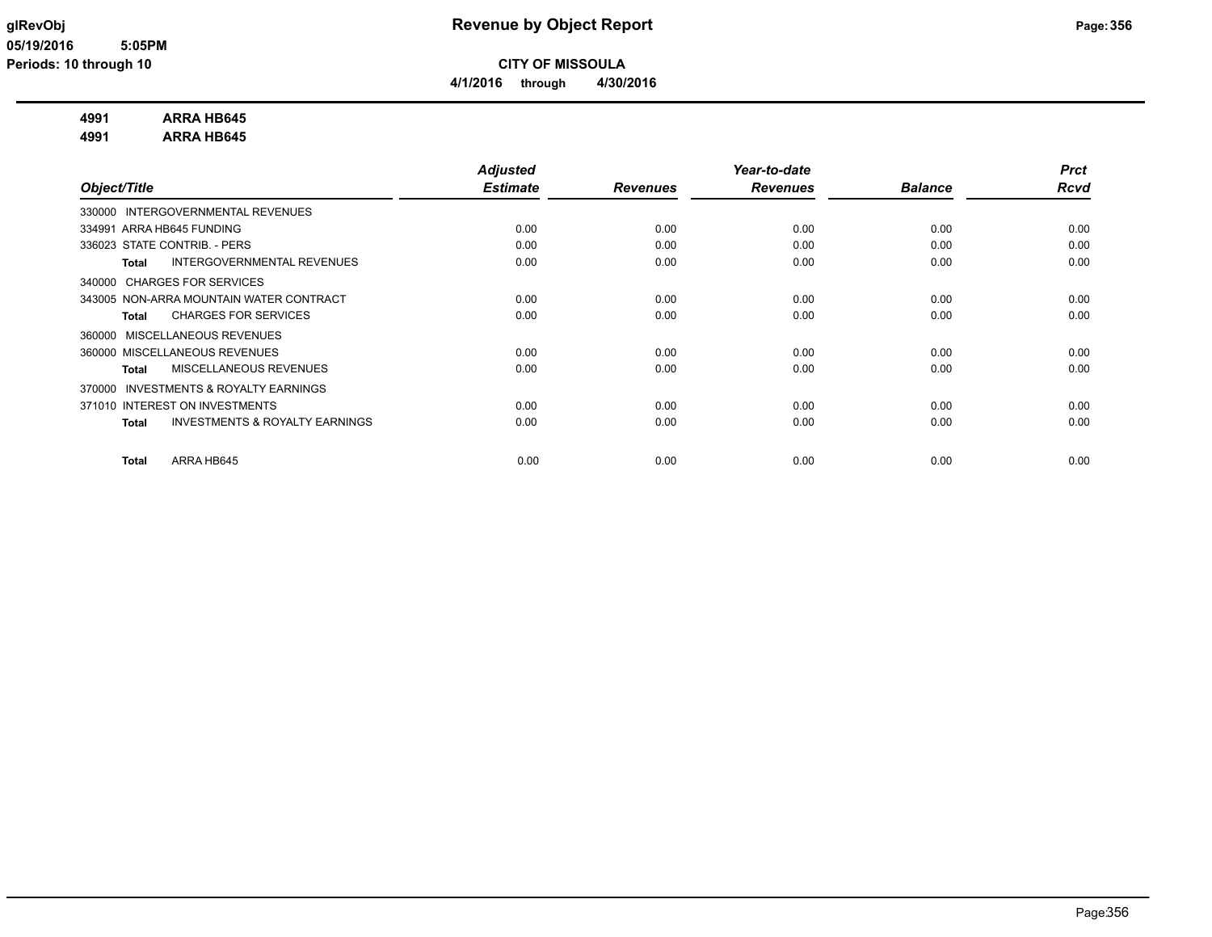# Revenue by Object Report

**CITY OF MISSOULA**

**4/1/2016 through 4/30/2016**

glRevObj
05/19/2016 5:05PM
Periods: 10 through 10

**4991 ARRA HB645**
**4991 ARRA HB645**

| Object/Title | Adjusted Estimate | Revenues | Year-to-date Revenues | Balance | Prct Rcvd |
|---|---|---|---|---|---|
| 330000 INTERGOVERNMENTAL REVENUES | | | | | |
| 334991 ARRA HB645 FUNDING | 0.00 | 0.00 | 0.00 | 0.00 | 0.00 |
| 336023 STATE CONTRIB. - PERS | 0.00 | 0.00 | 0.00 | 0.00 | 0.00 |
| **Total** INTERGOVERNMENTAL REVENUES | 0.00 | 0.00 | 0.00 | 0.00 | 0.00 |
| 340000 CHARGES FOR SERVICES | | | | | |
| 343005 NON-ARRA MOUNTAIN WATER CONTRACT | 0.00 | 0.00 | 0.00 | 0.00 | 0.00 |
| **Total** CHARGES FOR SERVICES | 0.00 | 0.00 | 0.00 | 0.00 | 0.00 |
| 360000 MISCELLANEOUS REVENUES | | | | | |
| 360000 MISCELLANEOUS REVENUES | 0.00 | 0.00 | 0.00 | 0.00 | 0.00 |
| **Total** MISCELLANEOUS REVENUES | 0.00 | 0.00 | 0.00 | 0.00 | 0.00 |
| 370000 INVESTMENTS & ROYALTY EARNINGS | | | | | |
| 371010 INTEREST ON INVESTMENTS | 0.00 | 0.00 | 0.00 | 0.00 | 0.00 |
| **Total** INVESTMENTS & ROYALTY EARNINGS | 0.00 | 0.00 | 0.00 | 0.00 | 0.00 |
| **Total** ARRA HB645 | 0.00 | 0.00 | 0.00 | 0.00 | 0.00 |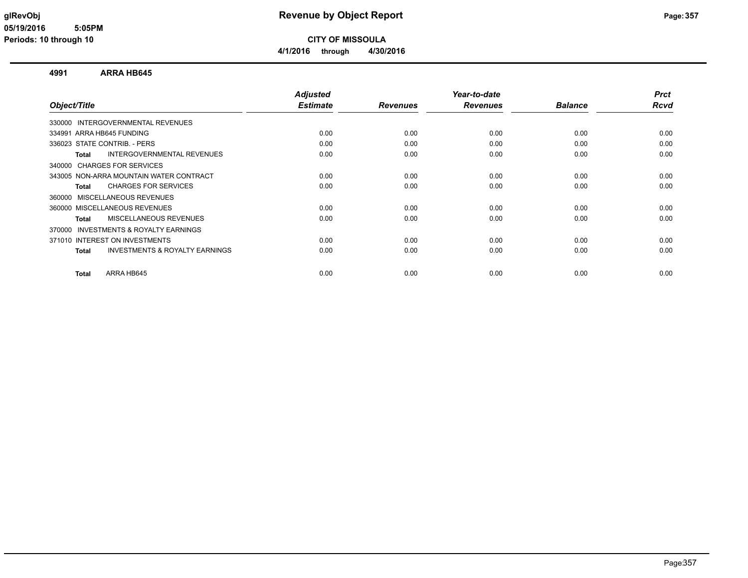**CITY OF MISSOULA**

**4/1/2016 through 4/30/2016**

## 4991 ARRA HB645

| Object/Title | Adjusted Estimate | Revenues | Year-to-date Revenues | Balance | Prct Rcvd |
|---|---|---|---|---|---|
| 330000 INTERGOVERNMENTAL REVENUES | | | | | |
| 334991 ARRA HB645 FUNDING | 0.00 | 0.00 | 0.00 | 0.00 | 0.00 |
| 336023 STATE CONTRIB. - PERS | 0.00 | 0.00 | 0.00 | 0.00 | 0.00 |
| **Total** INTERGOVERNMENTAL REVENUES | 0.00 | 0.00 | 0.00 | 0.00 | 0.00 |
| 340000 CHARGES FOR SERVICES | | | | | |
| 343005 NON-ARRA MOUNTAIN WATER CONTRACT | 0.00 | 0.00 | 0.00 | 0.00 | 0.00 |
| **Total** CHARGES FOR SERVICES | 0.00 | 0.00 | 0.00 | 0.00 | 0.00 |
| 360000 MISCELLANEOUS REVENUES | | | | | |
| 360000 MISCELLANEOUS REVENUES | 0.00 | 0.00 | 0.00 | 0.00 | 0.00 |
| **Total** MISCELLANEOUS REVENUES | 0.00 | 0.00 | 0.00 | 0.00 | 0.00 |
| 370000 INVESTMENTS & ROYALTY EARNINGS | | | | | |
| 371010 INTEREST ON INVESTMENTS | 0.00 | 0.00 | 0.00 | 0.00 | 0.00 |
| **Total** INVESTMENTS & ROYALTY EARNINGS | 0.00 | 0.00 | 0.00 | 0.00 | 0.00 |
| **Total** ARRA HB645 | 0.00 | 0.00 | 0.00 | 0.00 | 0.00 |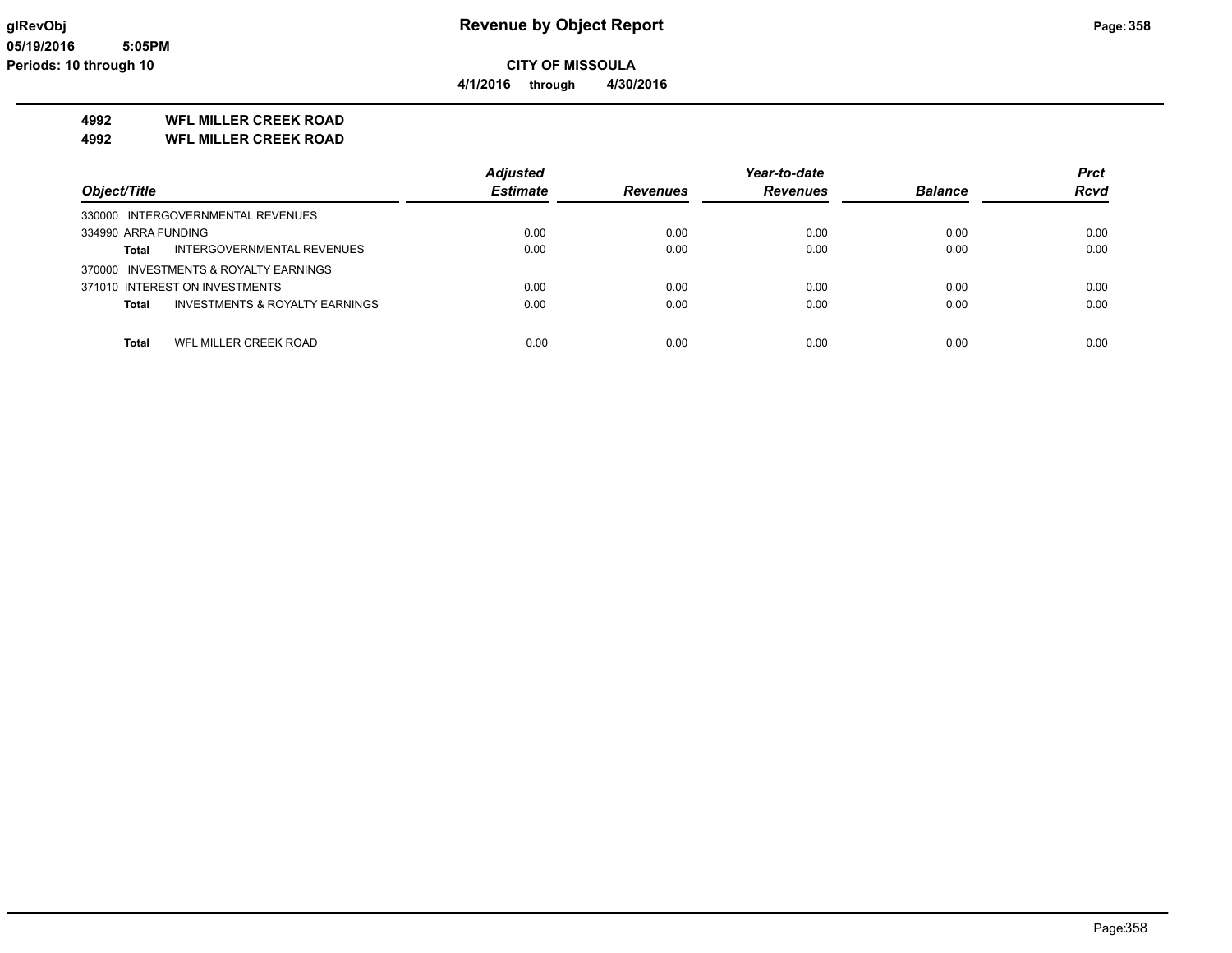# Revenue by Object Report

**CITY OF MISSOULA**

**4/1/2016 through 4/30/2016**

**4992 WFL MILLER CREEK ROAD**

**4992 WFL MILLER CREEK ROAD**

| Object/Title | Adjusted Estimate | Revenues | Year-to-date Revenues | Balance | Prct Rcvd |
|---|---|---|---|---|---|
| 330000 INTERGOVERNMENTAL REVENUES | | | | | |
| 334990 ARRA FUNDING | 0.00 | 0.00 | 0.00 | 0.00 | 0.00 |
| **Total** INTERGOVERNMENTAL REVENUES | 0.00 | 0.00 | 0.00 | 0.00 | 0.00 |
| 370000 INVESTMENTS & ROYALTY EARNINGS | | | | | |
| 371010 INTEREST ON INVESTMENTS | 0.00 | 0.00 | 0.00 | 0.00 | 0.00 |
| **Total** INVESTMENTS & ROYALTY EARNINGS | 0.00 | 0.00 | 0.00 | 0.00 | 0.00 |
| **Total** WFL MILLER CREEK ROAD | 0.00 | 0.00 | 0.00 | 0.00 | 0.00 |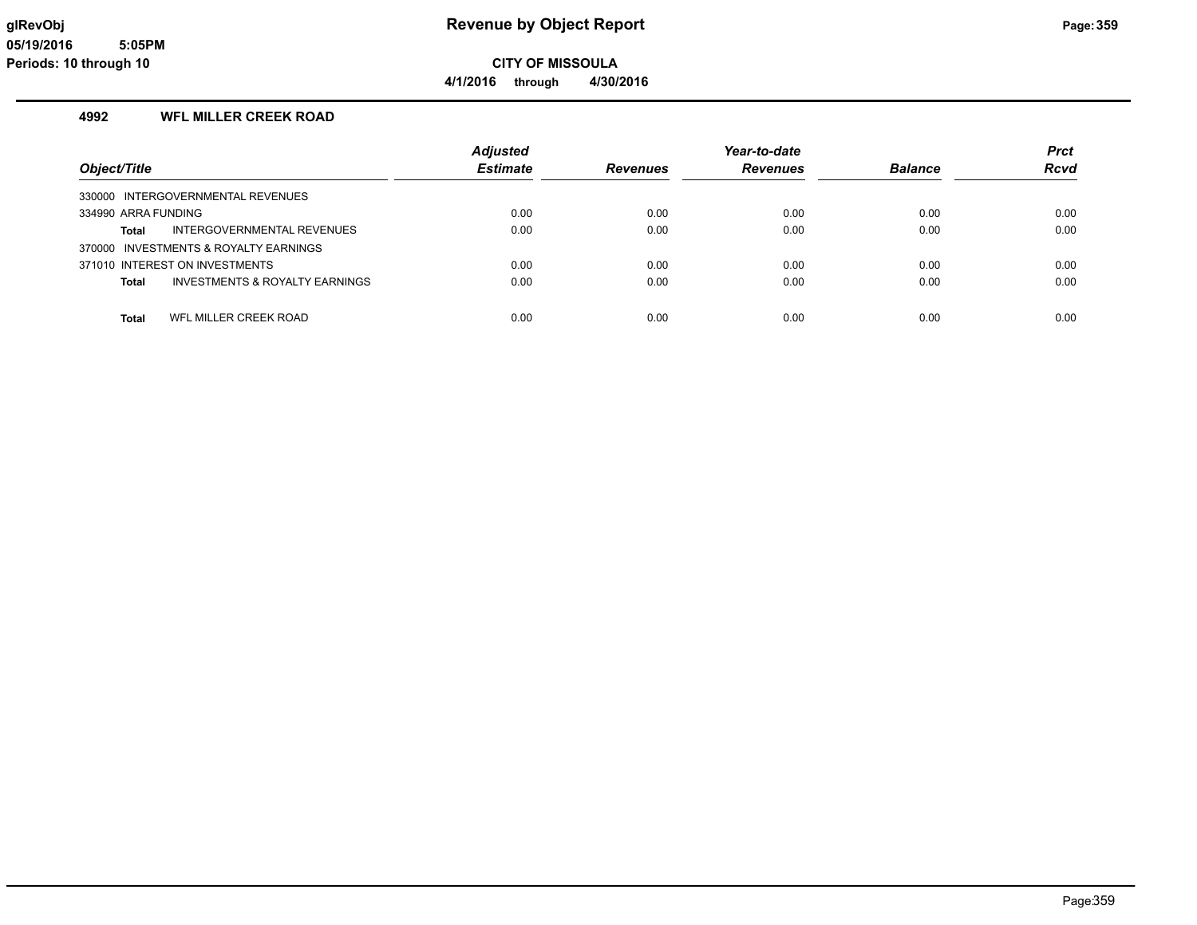# Revenue by Object Report

**CITY OF MISSOULA**

**4/1/2016 through 4/30/2016**

glRevObj
05/19/2016 5:05PM
Periods: 10 through 10

## 4992 WFL MILLER CREEK ROAD

| Object/Title | Adjusted Estimate | Revenues | Year-to-date Revenues | Balance | Prct Rcvd |
|---|---|---|---|---|---|
| 330000 INTERGOVERNMENTAL REVENUES | | | | | |
| 334990 ARRA FUNDING | 0.00 | 0.00 | 0.00 | 0.00 | 0.00 |
| **Total** INTERGOVERNMENTAL REVENUES | 0.00 | 0.00 | 0.00 | 0.00 | 0.00 |
| 370000 INVESTMENTS & ROYALTY EARNINGS | | | | | |
| 371010 INTEREST ON INVESTMENTS | 0.00 | 0.00 | 0.00 | 0.00 | 0.00 |
| **Total** INVESTMENTS & ROYALTY EARNINGS | 0.00 | 0.00 | 0.00 | 0.00 | 0.00 |
| **Total** WFL MILLER CREEK ROAD | 0.00 | 0.00 | 0.00 | 0.00 | 0.00 |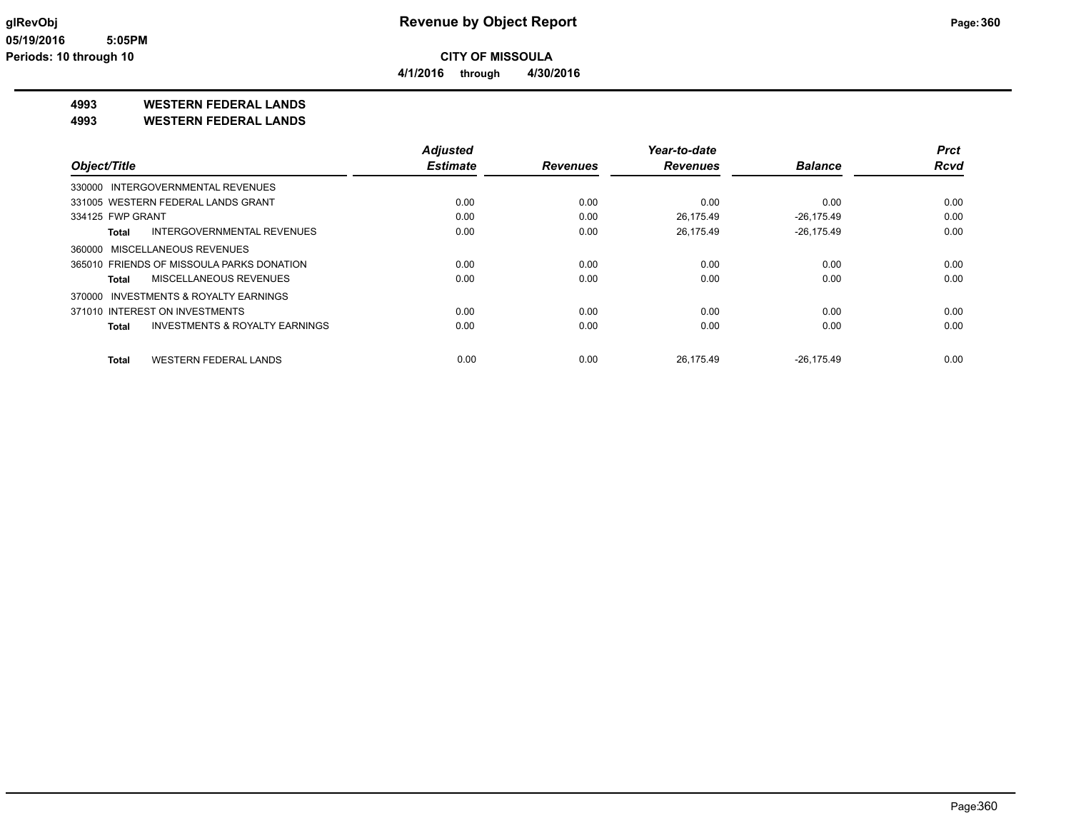**glRevObj** **Revenue by Object Report**

**05/19/2016 5:05PM**

**Periods: 10 through 10**

**CITY OF MISSOULA**

**4/1/2016 through 4/30/2016**

**4993 WESTERN FEDERAL LANDS**

**4993 WESTERN FEDERAL LANDS**

| Object/Title | Adjusted Estimate | Revenues | Year-to-date Revenues | Balance | Prct Rcvd |
|---|---|---|---|---|---|
| 330000 INTERGOVERNMENTAL REVENUES | | | | | |
| 331005 WESTERN FEDERAL LANDS GRANT | 0.00 | 0.00 | 0.00 | 0.00 | 0.00 |
| 334125 FWP GRANT | 0.00 | 0.00 | 26,175.49 | -26,175.49 | 0.00 |
| **Total** INTERGOVERNMENTAL REVENUES | 0.00 | 0.00 | 26,175.49 | -26,175.49 | 0.00 |
| 360000 MISCELLANEOUS REVENUES | | | | | |
| 365010 FRIENDS OF MISSOULA PARKS DONATION | 0.00 | 0.00 | 0.00 | 0.00 | 0.00 |
| **Total** MISCELLANEOUS REVENUES | 0.00 | 0.00 | 0.00 | 0.00 | 0.00 |
| 370000 INVESTMENTS & ROYALTY EARNINGS | | | | | |
| 371010 INTEREST ON INVESTMENTS | 0.00 | 0.00 | 0.00 | 0.00 | 0.00 |
| **Total** INVESTMENTS & ROYALTY EARNINGS | 0.00 | 0.00 | 0.00 | 0.00 | 0.00 |
| **Total** WESTERN FEDERAL LANDS | 0.00 | 0.00 | 26,175.49 | -26,175.49 | 0.00 |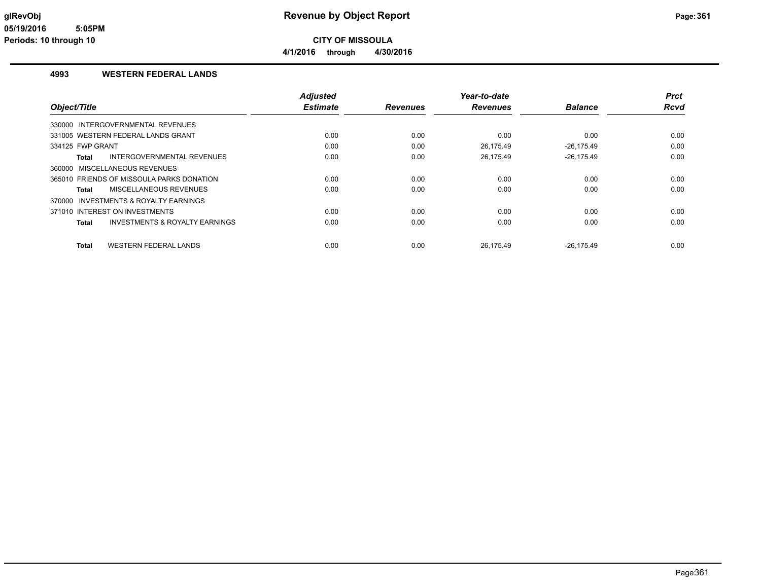# Revenue by Object Report

**CITY OF MISSOULA**

**4/1/2016 through 4/30/2016**

glRevObj
05/19/2016 5:05PM
Periods: 10 through 10

## 4993 WESTERN FEDERAL LANDS

| Object/Title | Adjusted Estimate | Revenues | Year-to-date Revenues | Balance | Prct Rcvd |
|---|---|---|---|---|---|
| 330000 INTERGOVERNMENTAL REVENUES | | | | | |
| 331005 WESTERN FEDERAL LANDS GRANT | 0.00 | 0.00 | 0.00 | 0.00 | 0.00 |
| 334125 FWP GRANT | 0.00 | 0.00 | 26,175.49 | -26,175.49 | 0.00 |
| **Total** INTERGOVERNMENTAL REVENUES | 0.00 | 0.00 | 26,175.49 | -26,175.49 | 0.00 |
| 360000 MISCELLANEOUS REVENUES | | | | | |
| 365010 FRIENDS OF MISSOULA PARKS DONATION | 0.00 | 0.00 | 0.00 | 0.00 | 0.00 |
| **Total** MISCELLANEOUS REVENUES | 0.00 | 0.00 | 0.00 | 0.00 | 0.00 |
| 370000 INVESTMENTS & ROYALTY EARNINGS | | | | | |
| 371010 INTEREST ON INVESTMENTS | 0.00 | 0.00 | 0.00 | 0.00 | 0.00 |
| **Total** INVESTMENTS & ROYALTY EARNINGS | 0.00 | 0.00 | 0.00 | 0.00 | 0.00 |
| **Total** WESTERN FEDERAL LANDS | 0.00 | 0.00 | 26,175.49 | -26,175.49 | 0.00 |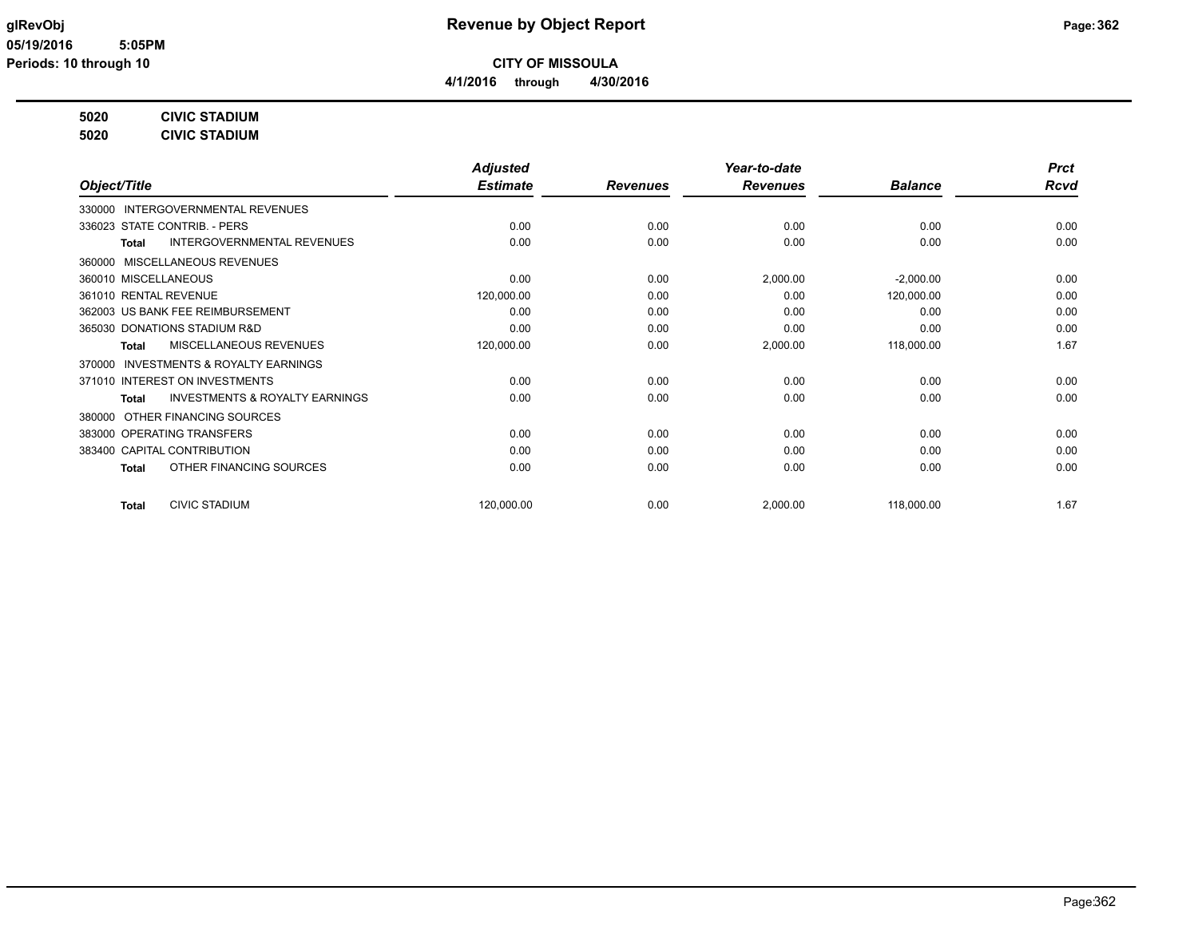# Revenue by Object Report

glRevObj
05/19/2016 5:05PM
Periods: 10 through 10

**CITY OF MISSOULA**

**4/1/2016 through 4/30/2016**

**5020 CIVIC STADIUM**
**5020 CIVIC STADIUM**

| Object/Title | Adjusted Estimate | Revenues | Year-to-date Revenues | Balance | Prct Rcvd |
|---|---|---|---|---|---|
| 330000 INTERGOVERNMENTAL REVENUES | | | | | |
| 336023 STATE CONTRIB. - PERS | 0.00 | 0.00 | 0.00 | 0.00 | 0.00 |
| Total INTERGOVERNMENTAL REVENUES | 0.00 | 0.00 | 0.00 | 0.00 | 0.00 |
| 360000 MISCELLANEOUS REVENUES | | | | | |
| 360010 MISCELLANEOUS | 0.00 | 0.00 | 2,000.00 | -2,000.00 | 0.00 |
| 361010 RENTAL REVENUE | 120,000.00 | 0.00 | 0.00 | 120,000.00 | 0.00 |
| 362003 US BANK FEE REIMBURSEMENT | 0.00 | 0.00 | 0.00 | 0.00 | 0.00 |
| 365030 DONATIONS STADIUM R&D | 0.00 | 0.00 | 0.00 | 0.00 | 0.00 |
| Total MISCELLANEOUS REVENUES | 120,000.00 | 0.00 | 2,000.00 | 118,000.00 | 1.67 |
| 370000 INVESTMENTS & ROYALTY EARNINGS | | | | | |
| 371010 INTEREST ON INVESTMENTS | 0.00 | 0.00 | 0.00 | 0.00 | 0.00 |
| Total INVESTMENTS & ROYALTY EARNINGS | 0.00 | 0.00 | 0.00 | 0.00 | 0.00 |
| 380000 OTHER FINANCING SOURCES | | | | | |
| 383000 OPERATING TRANSFERS | 0.00 | 0.00 | 0.00 | 0.00 | 0.00 |
| 383400 CAPITAL CONTRIBUTION | 0.00 | 0.00 | 0.00 | 0.00 | 0.00 |
| Total OTHER FINANCING SOURCES | 0.00 | 0.00 | 0.00 | 0.00 | 0.00 |
| Total CIVIC STADIUM | 120,000.00 | 0.00 | 2,000.00 | 118,000.00 | 1.67 |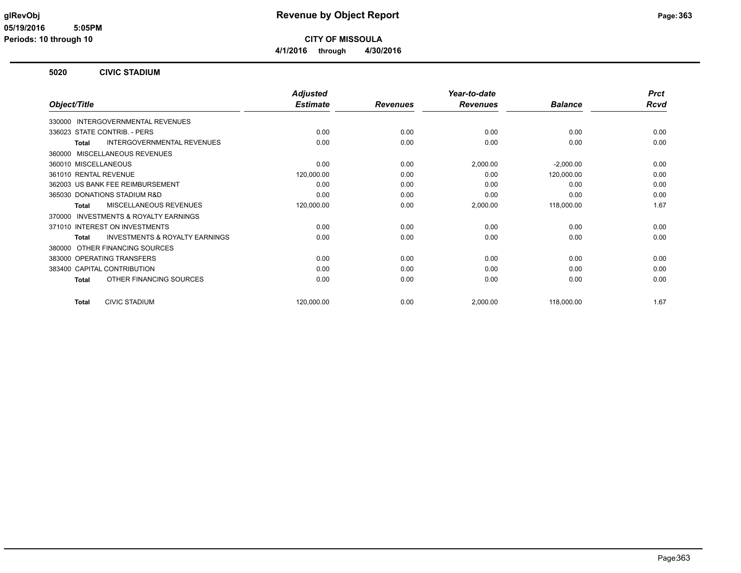# Revenue by Object Report

glRevObj
05/19/2016 5:05PM
Periods: 10 through 10

**CITY OF MISSOULA**

**4/1/2016 through 4/30/2016**

## 5020 CIVIC STADIUM

| Object/Title | Adjusted Estimate | Revenues | Year-to-date Revenues | Balance | Prct Rcvd |
|---|---|---|---|---|---|
| 330000 INTERGOVERNMENTAL REVENUES | | | | | |
| 336023 STATE CONTRIB. - PERS | 0.00 | 0.00 | 0.00 | 0.00 | 0.00 |
| **Total** INTERGOVERNMENTAL REVENUES | 0.00 | 0.00 | 0.00 | 0.00 | 0.00 |
| 360000 MISCELLANEOUS REVENUES | | | | | |
| 360010 MISCELLANEOUS | 0.00 | 0.00 | 2,000.00 | -2,000.00 | 0.00 |
| 361010 RENTAL REVENUE | 120,000.00 | 0.00 | 0.00 | 120,000.00 | 0.00 |
| 362003 US BANK FEE REIMBURSEMENT | 0.00 | 0.00 | 0.00 | 0.00 | 0.00 |
| 365030 DONATIONS STADIUM R&D | 0.00 | 0.00 | 0.00 | 0.00 | 0.00 |
| **Total** MISCELLANEOUS REVENUES | 120,000.00 | 0.00 | 2,000.00 | 118,000.00 | 1.67 |
| 370000 INVESTMENTS & ROYALTY EARNINGS | | | | | |
| 371010 INTEREST ON INVESTMENTS | 0.00 | 0.00 | 0.00 | 0.00 | 0.00 |
| **Total** INVESTMENTS & ROYALTY EARNINGS | 0.00 | 0.00 | 0.00 | 0.00 | 0.00 |
| 380000 OTHER FINANCING SOURCES | | | | | |
| 383000 OPERATING TRANSFERS | 0.00 | 0.00 | 0.00 | 0.00 | 0.00 |
| 383400 CAPITAL CONTRIBUTION | 0.00 | 0.00 | 0.00 | 0.00 | 0.00 |
| **Total** OTHER FINANCING SOURCES | 0.00 | 0.00 | 0.00 | 0.00 | 0.00 |
| **Total** CIVIC STADIUM | 120,000.00 | 0.00 | 2,000.00 | 118,000.00 | 1.67 |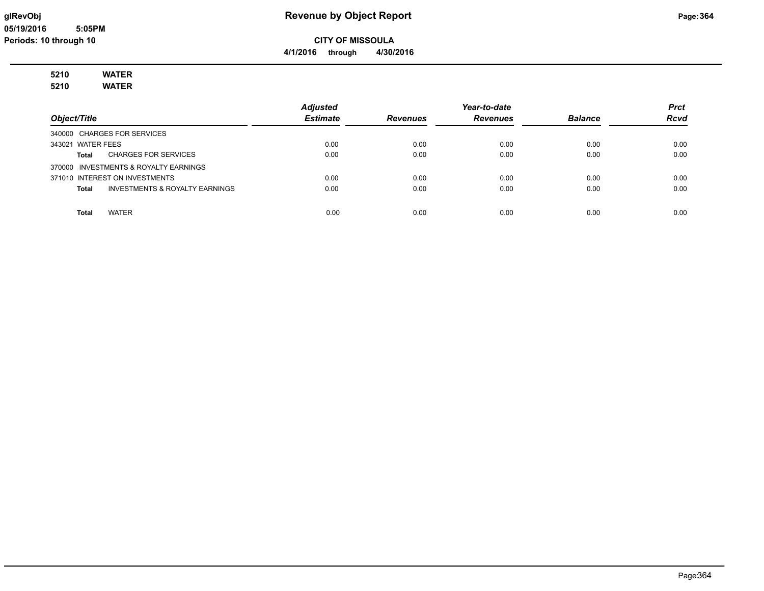# Revenue by Object Report

glRevObj
05/19/2016 5:05PM
Periods: 10 through 10

**CITY OF MISSOULA**

**4/1/2016 through 4/30/2016**

**5210 WATER**
**5210 WATER**

| Object/Title | Adjusted Estimate | Revenues | Year-to-date Revenues | Balance | Prct Rcvd |
|---|---|---|---|---|---|
| 340000 CHARGES FOR SERVICES | | | | | |
| 343021 WATER FEES | 0.00 | 0.00 | 0.00 | 0.00 | 0.00 |
| **Total** CHARGES FOR SERVICES | 0.00 | 0.00 | 0.00 | 0.00 | 0.00 |
| 370000 INVESTMENTS & ROYALTY EARNINGS | | | | | |
| 371010 INTEREST ON INVESTMENTS | 0.00 | 0.00 | 0.00 | 0.00 | 0.00 |
| **Total** INVESTMENTS & ROYALTY EARNINGS | 0.00 | 0.00 | 0.00 | 0.00 | 0.00 |
| **Total** WATER | 0.00 | 0.00 | 0.00 | 0.00 | 0.00 |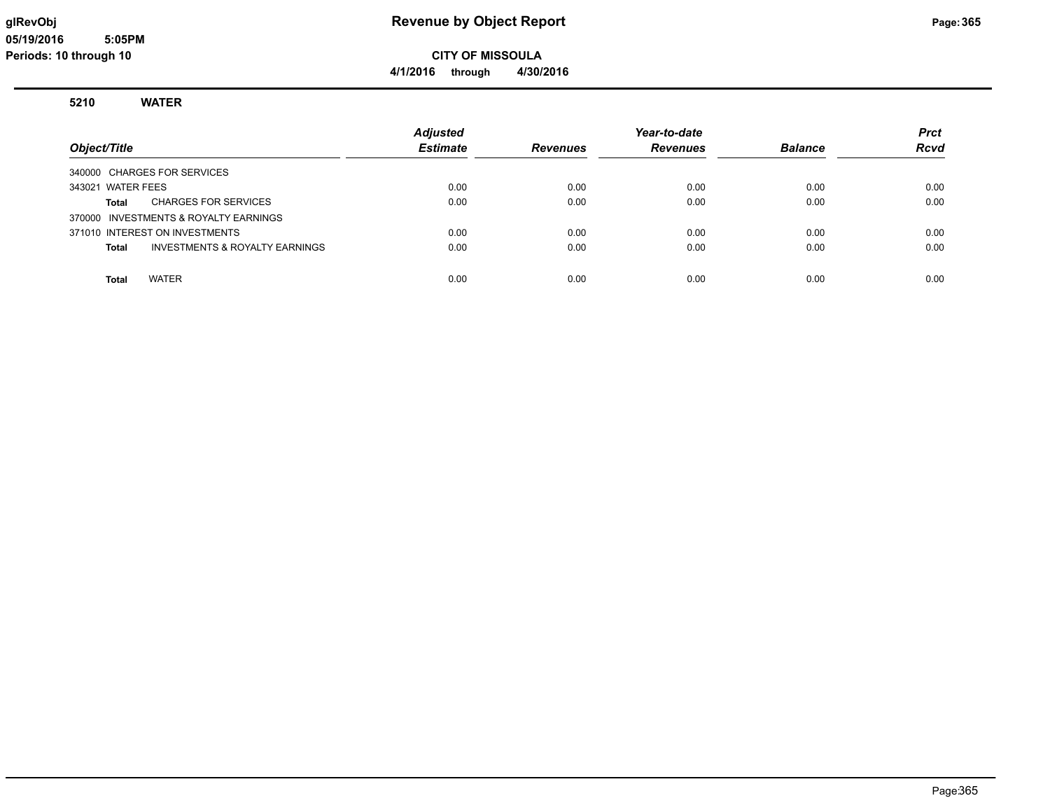# Revenue by Object Report

glRevObj
05/19/2016 5:05PM
Periods: 10 through 10

**CITY OF MISSOULA**

**4/1/2016 through 4/30/2016**

## 5210 WATER

| Object/Title | Adjusted Estimate | Revenues | Year-to-date Revenues | Balance | Prct Rcvd |
|---|---|---|---|---|---|
| 340000 CHARGES FOR SERVICES | | | | | |
| 343021 WATER FEES | 0.00 | 0.00 | 0.00 | 0.00 | 0.00 |
| **Total** CHARGES FOR SERVICES | 0.00 | 0.00 | 0.00 | 0.00 | 0.00 |
| 370000 INVESTMENTS & ROYALTY EARNINGS | | | | | |
| 371010 INTEREST ON INVESTMENTS | 0.00 | 0.00 | 0.00 | 0.00 | 0.00 |
| **Total** INVESTMENTS & ROYALTY EARNINGS | 0.00 | 0.00 | 0.00 | 0.00 | 0.00 |
| **Total** WATER | 0.00 | 0.00 | 0.00 | 0.00 | 0.00 |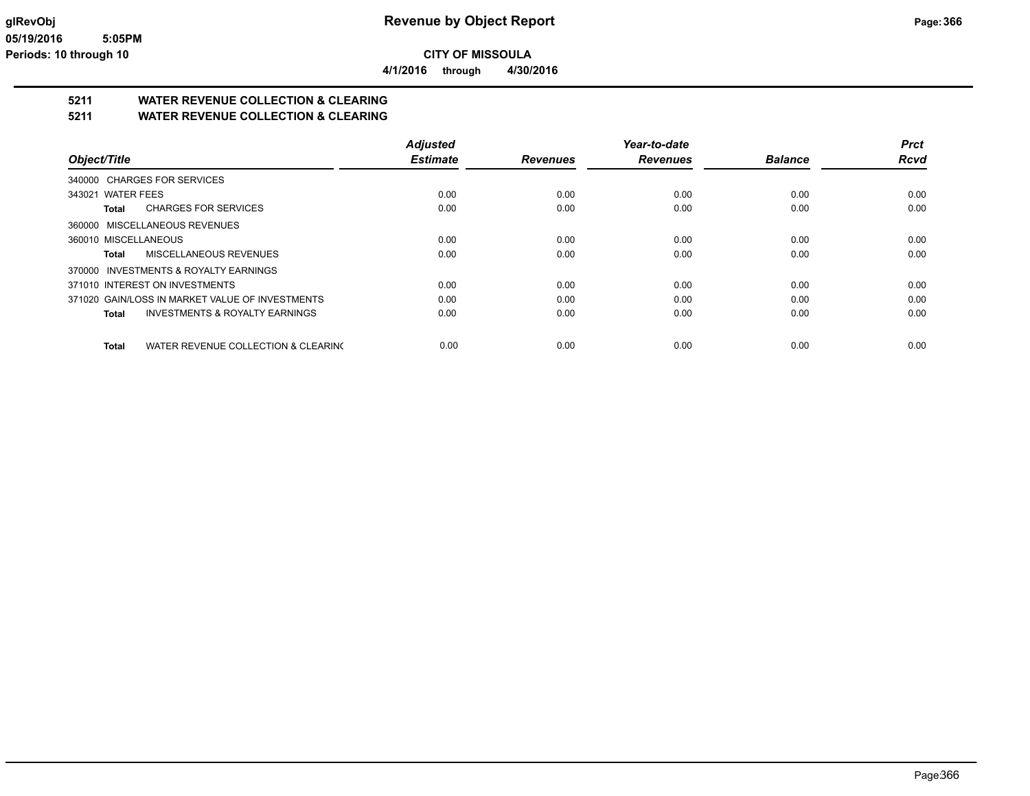glRevObj
05/19/2016 5:05PM
Periods: 10 through 10

# Revenue by Object Report

**CITY OF MISSOULA**

**4/1/2016 through 4/30/2016**

## 5211 WATER REVENUE COLLECTION & CLEARING
## 5211 WATER REVENUE COLLECTION & CLEARING

| Object/Title | Adjusted Estimate | Revenues | Year-to-date Revenues | Balance | Prct Rcvd |
|---|---|---|---|---|---|
| 340000 CHARGES FOR SERVICES | | | | | |
| 343021 WATER FEES | 0.00 | 0.00 | 0.00 | 0.00 | 0.00 |
| **Total** CHARGES FOR SERVICES | 0.00 | 0.00 | 0.00 | 0.00 | 0.00 |
| 360000 MISCELLANEOUS REVENUES | | | | | |
| 360010 MISCELLANEOUS | 0.00 | 0.00 | 0.00 | 0.00 | 0.00 |
| **Total** MISCELLANEOUS REVENUES | 0.00 | 0.00 | 0.00 | 0.00 | 0.00 |
| 370000 INVESTMENTS & ROYALTY EARNINGS | | | | | |
| 371010 INTEREST ON INVESTMENTS | 0.00 | 0.00 | 0.00 | 0.00 | 0.00 |
| 371020 GAIN/LOSS IN MARKET VALUE OF INVESTMENTS | 0.00 | 0.00 | 0.00 | 0.00 | 0.00 |
| **Total** INVESTMENTS & ROYALTY EARNINGS | 0.00 | 0.00 | 0.00 | 0.00 | 0.00 |
| **Total** WATER REVENUE COLLECTION & CLEARING | 0.00 | 0.00 | 0.00 | 0.00 | 0.00 |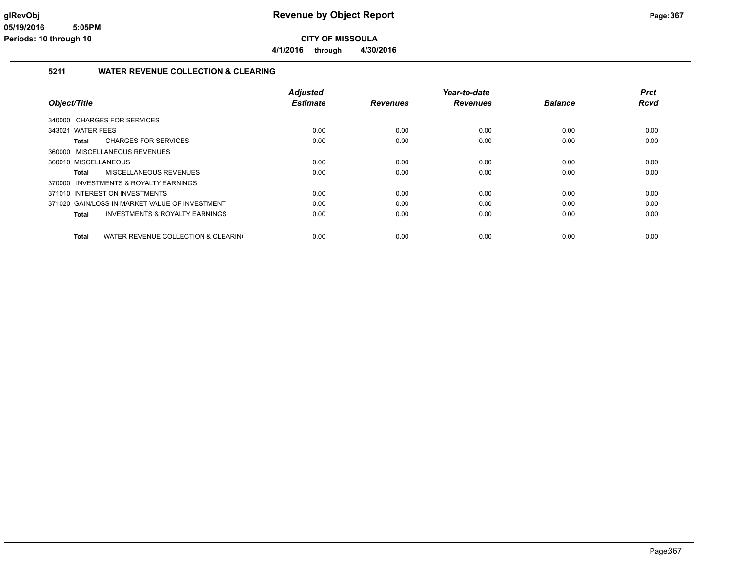**glRevObj**
**05/19/2016 5:05PM**
**Periods: 10 through 10**

# Revenue by Object Report

**CITY OF MISSOULA**

**4/1/2016 through 4/30/2016**

## 5211 WATER REVENUE COLLECTION & CLEARING

| Object/Title | Adjusted Estimate | Revenues | Year-to-date Revenues | Balance | Prct Rcvd |
|---|---|---|---|---|---|
| 340000 CHARGES FOR SERVICES | | | | | |
| 343021 WATER FEES | 0.00 | 0.00 | 0.00 | 0.00 | 0.00 |
| **Total** CHARGES FOR SERVICES | 0.00 | 0.00 | 0.00 | 0.00 | 0.00 |
| 360000 MISCELLANEOUS REVENUES | | | | | |
| 360010 MISCELLANEOUS | 0.00 | 0.00 | 0.00 | 0.00 | 0.00 |
| **Total** MISCELLANEOUS REVENUES | 0.00 | 0.00 | 0.00 | 0.00 | 0.00 |
| 370000 INVESTMENTS & ROYALTY EARNINGS | | | | | |
| 371010 INTEREST ON INVESTMENTS | 0.00 | 0.00 | 0.00 | 0.00 | 0.00 |
| 371020 GAIN/LOSS IN MARKET VALUE OF INVESTMENT | 0.00 | 0.00 | 0.00 | 0.00 | 0.00 |
| **Total** INVESTMENTS & ROYALTY EARNINGS | 0.00 | 0.00 | 0.00 | 0.00 | 0.00 |
| **Total** WATER REVENUE COLLECTION & CLEARIN | 0.00 | 0.00 | 0.00 | 0.00 | 0.00 |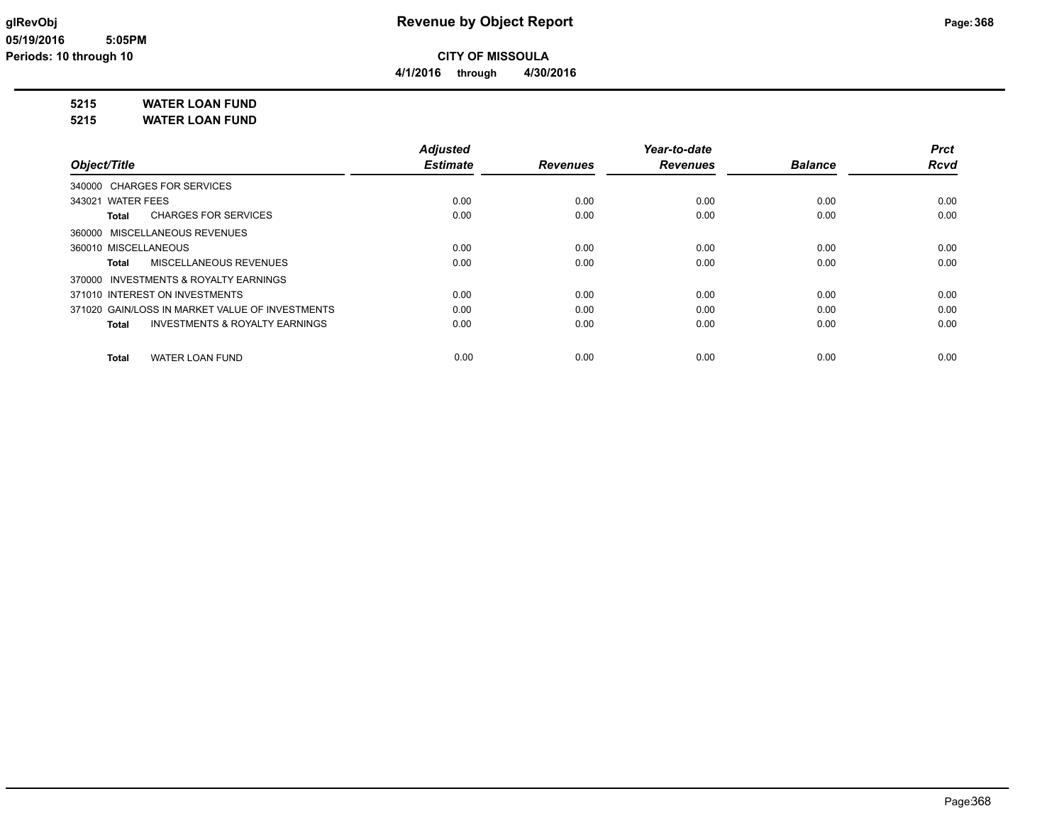# Revenue by Object Report

**CITY OF MISSOULA**

**4/1/2016 through 4/30/2016**

glRevObj
05/19/2016 5:05PM
Periods: 10 through 10

**5215 WATER LOAN FUND**
**5215 WATER LOAN FUND**

| Object/Title | Adjusted Estimate | Revenues | Year-to-date Revenues | Balance | Prct Rcvd |
|---|---|---|---|---|---|
| 340000 CHARGES FOR SERVICES | | | | | |
| 343021 WATER FEES | 0.00 | 0.00 | 0.00 | 0.00 | 0.00 |
| **Total** CHARGES FOR SERVICES | 0.00 | 0.00 | 0.00 | 0.00 | 0.00 |
| 360000 MISCELLANEOUS REVENUES | | | | | |
| 360010 MISCELLANEOUS | 0.00 | 0.00 | 0.00 | 0.00 | 0.00 |
| **Total** MISCELLANEOUS REVENUES | 0.00 | 0.00 | 0.00 | 0.00 | 0.00 |
| 370000 INVESTMENTS & ROYALTY EARNINGS | | | | | |
| 371010 INTEREST ON INVESTMENTS | 0.00 | 0.00 | 0.00 | 0.00 | 0.00 |
| 371020 GAIN/LOSS IN MARKET VALUE OF INVESTMENTS | 0.00 | 0.00 | 0.00 | 0.00 | 0.00 |
| **Total** INVESTMENTS & ROYALTY EARNINGS | 0.00 | 0.00 | 0.00 | 0.00 | 0.00 |
| **Total** WATER LOAN FUND | 0.00 | 0.00 | 0.00 | 0.00 | 0.00 |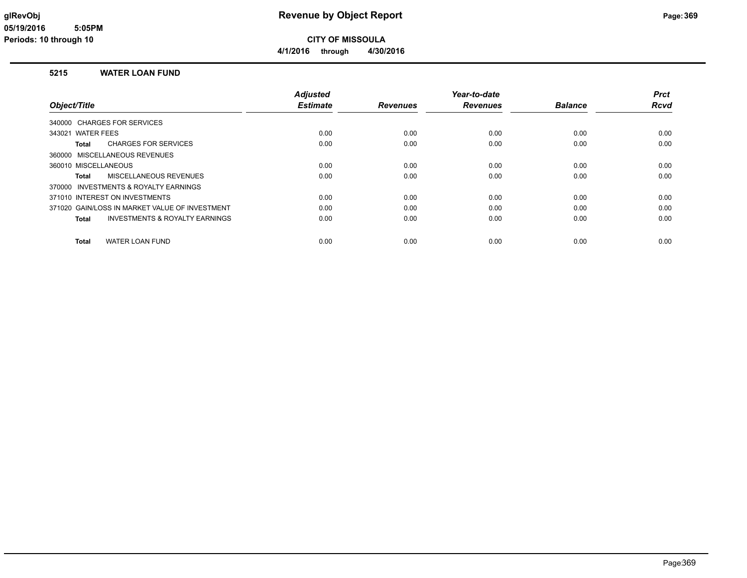# Revenue by Object Report

**CITY OF MISSOULA**

**4/1/2016 through 4/30/2016**

glRevObj
05/19/2016 5:05PM
Periods: 10 through 10

## 5215 WATER LOAN FUND

| Object/Title | Adjusted Estimate | Revenues | Year-to-date Revenues | Balance | Prct Rcvd |
|---|---|---|---|---|---|
| 340000 CHARGES FOR SERVICES | | | | | |
| 343021 WATER FEES | 0.00 | 0.00 | 0.00 | 0.00 | 0.00 |
| **Total** CHARGES FOR SERVICES | 0.00 | 0.00 | 0.00 | 0.00 | 0.00 |
| 360000 MISCELLANEOUS REVENUES | | | | | |
| 360010 MISCELLANEOUS | 0.00 | 0.00 | 0.00 | 0.00 | 0.00 |
| **Total** MISCELLANEOUS REVENUES | 0.00 | 0.00 | 0.00 | 0.00 | 0.00 |
| 370000 INVESTMENTS & ROYALTY EARNINGS | | | | | |
| 371010 INTEREST ON INVESTMENTS | 0.00 | 0.00 | 0.00 | 0.00 | 0.00 |
| 371020 GAIN/LOSS IN MARKET VALUE OF INVESTMENT | 0.00 | 0.00 | 0.00 | 0.00 | 0.00 |
| **Total** INVESTMENTS & ROYALTY EARNINGS | 0.00 | 0.00 | 0.00 | 0.00 | 0.00 |
| **Total** WATER LOAN FUND | 0.00 | 0.00 | 0.00 | 0.00 | 0.00 |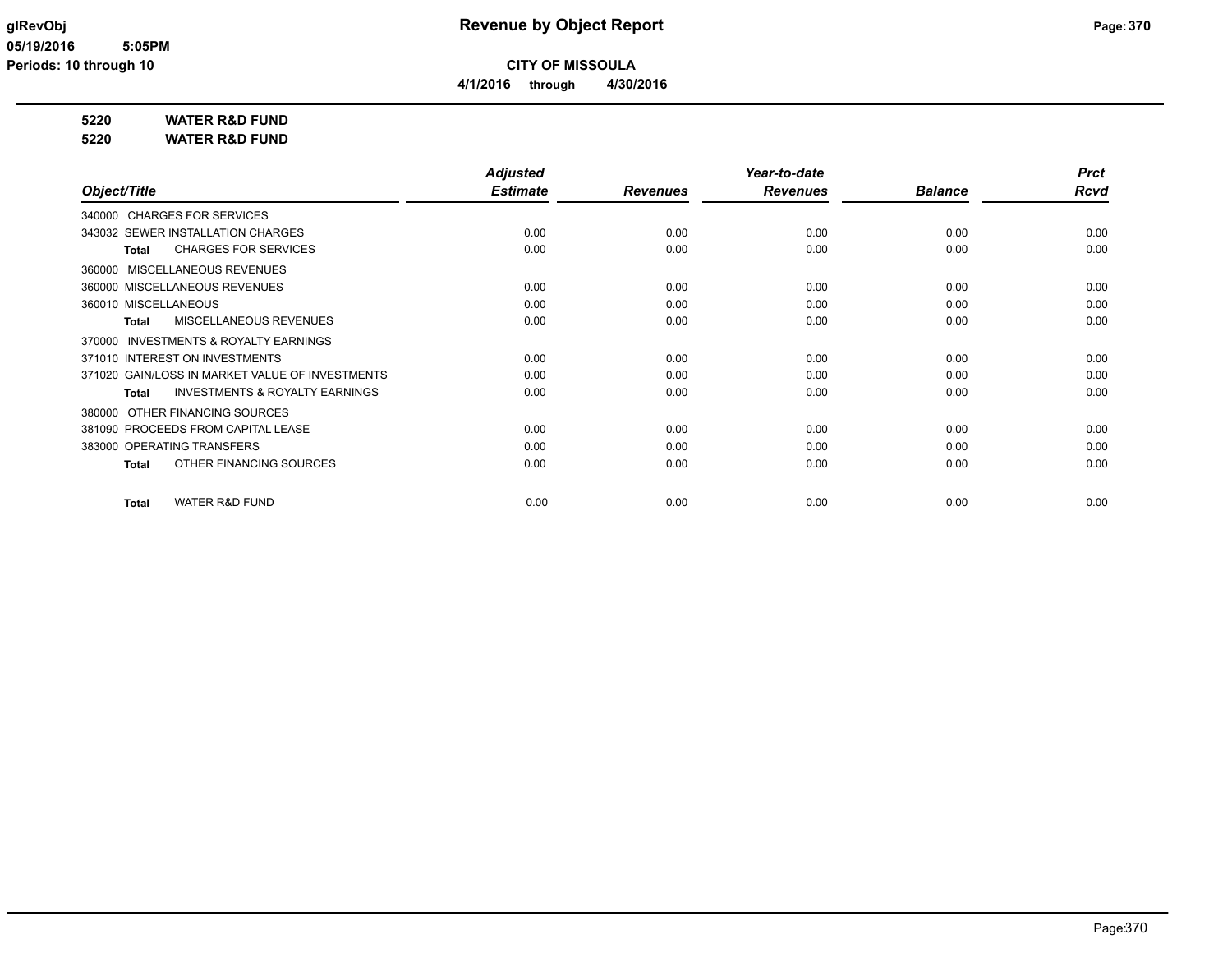**Revenue by Object Report**

**CITY OF MISSOULA**

**4/1/2016 through 4/30/2016**

**5220 WATER R&D FUND**

**5220 WATER R&D FUND**

| Object/Title | Adjusted Estimate | Revenues | Year-to-date Revenues | Balance | Prct Rcvd |
|---|---|---|---|---|---|
| 340000 CHARGES FOR SERVICES | | | | | |
| 343032 SEWER INSTALLATION CHARGES | 0.00 | 0.00 | 0.00 | 0.00 | 0.00 |
| **Total** CHARGES FOR SERVICES | 0.00 | 0.00 | 0.00 | 0.00 | 0.00 |
| 360000 MISCELLANEOUS REVENUES | | | | | |
| 360000 MISCELLANEOUS REVENUES | 0.00 | 0.00 | 0.00 | 0.00 | 0.00 |
| 360010 MISCELLANEOUS | 0.00 | 0.00 | 0.00 | 0.00 | 0.00 |
| **Total** MISCELLANEOUS REVENUES | 0.00 | 0.00 | 0.00 | 0.00 | 0.00 |
| 370000 INVESTMENTS & ROYALTY EARNINGS | | | | | |
| 371010 INTEREST ON INVESTMENTS | 0.00 | 0.00 | 0.00 | 0.00 | 0.00 |
| 371020 GAIN/LOSS IN MARKET VALUE OF INVESTMENTS | 0.00 | 0.00 | 0.00 | 0.00 | 0.00 |
| **Total** INVESTMENTS & ROYALTY EARNINGS | 0.00 | 0.00 | 0.00 | 0.00 | 0.00 |
| 380000 OTHER FINANCING SOURCES | | | | | |
| 381090 PROCEEDS FROM CAPITAL LEASE | 0.00 | 0.00 | 0.00 | 0.00 | 0.00 |
| 383000 OPERATING TRANSFERS | 0.00 | 0.00 | 0.00 | 0.00 | 0.00 |
| **Total** OTHER FINANCING SOURCES | 0.00 | 0.00 | 0.00 | 0.00 | 0.00 |
| **Total** WATER R&D FUND | 0.00 | 0.00 | 0.00 | 0.00 | 0.00 |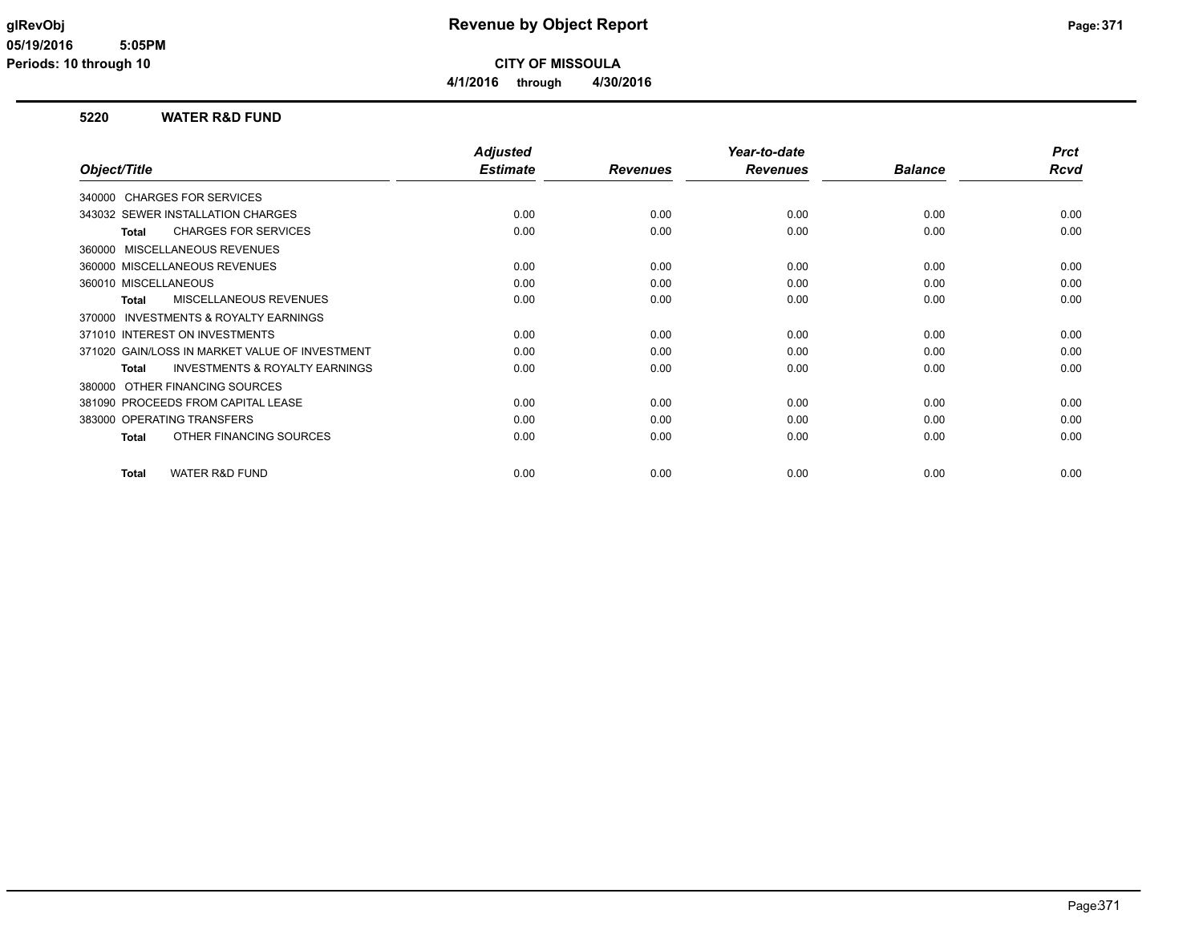# Revenue by Object Report

glRevObj
05/19/2016 5:05PM
Periods: 10 through 10

**CITY OF MISSOULA**

**4/1/2016 through 4/30/2016**

## 5220 WATER R&D FUND

| Object/Title | Adjusted Estimate | Revenues | Year-to-date Revenues | Balance | Prct Rcvd |
|---|---|---|---|---|---|
| 340000 CHARGES FOR SERVICES | | | | | |
| 343032 SEWER INSTALLATION CHARGES | 0.00 | 0.00 | 0.00 | 0.00 | 0.00 |
| **Total** CHARGES FOR SERVICES | 0.00 | 0.00 | 0.00 | 0.00 | 0.00 |
| 360000 MISCELLANEOUS REVENUES | | | | | |
| 360000 MISCELLANEOUS REVENUES | 0.00 | 0.00 | 0.00 | 0.00 | 0.00 |
| 360010 MISCELLANEOUS | 0.00 | 0.00 | 0.00 | 0.00 | 0.00 |
| **Total** MISCELLANEOUS REVENUES | 0.00 | 0.00 | 0.00 | 0.00 | 0.00 |
| 370000 INVESTMENTS & ROYALTY EARNINGS | | | | | |
| 371010 INTEREST ON INVESTMENTS | 0.00 | 0.00 | 0.00 | 0.00 | 0.00 |
| 371020 GAIN/LOSS IN MARKET VALUE OF INVESTMENT | 0.00 | 0.00 | 0.00 | 0.00 | 0.00 |
| **Total** INVESTMENTS & ROYALTY EARNINGS | 0.00 | 0.00 | 0.00 | 0.00 | 0.00 |
| 380000 OTHER FINANCING SOURCES | | | | | |
| 381090 PROCEEDS FROM CAPITAL LEASE | 0.00 | 0.00 | 0.00 | 0.00 | 0.00 |
| 383000 OPERATING TRANSFERS | 0.00 | 0.00 | 0.00 | 0.00 | 0.00 |
| **Total** OTHER FINANCING SOURCES | 0.00 | 0.00 | 0.00 | 0.00 | 0.00 |
| **Total** WATER R&D FUND | 0.00 | 0.00 | 0.00 | 0.00 | 0.00 |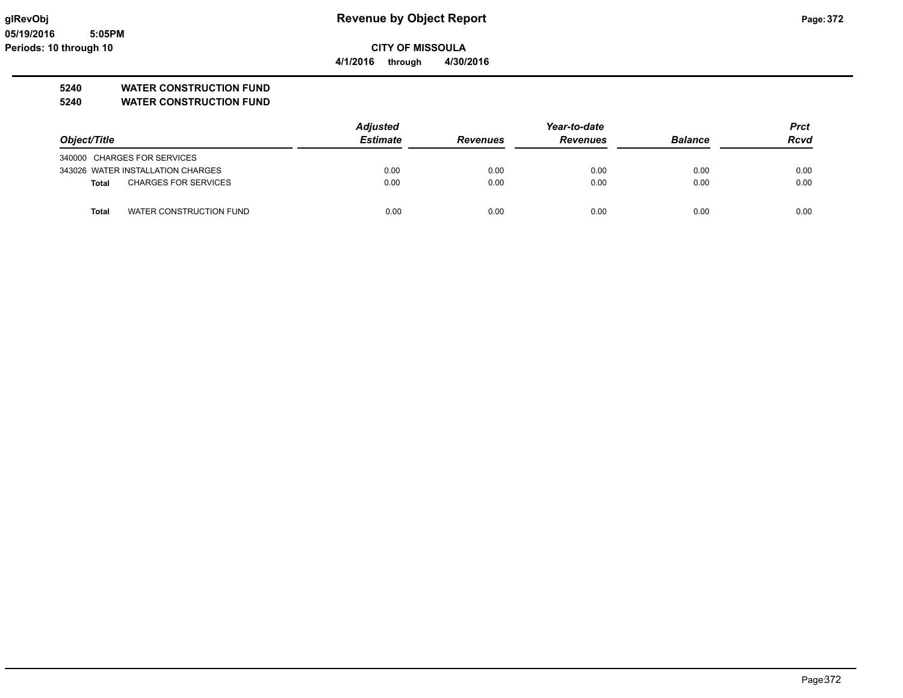**glRevObj** **Revenue by Object Report**
**05/19/2016 5:05PM**
**Periods: 10 through 10**

**CITY OF MISSOULA**
**4/1/2016 through 4/30/2016**

**5240 WATER CONSTRUCTION FUND**
**5240 WATER CONSTRUCTION FUND**

| Object/Title | Adjusted Estimate | Revenues | Year-to-date Revenues | Balance | Prct Rcvd |
|---|---|---|---|---|---|
| 340000 CHARGES FOR SERVICES | | | | | |
| 343026 WATER INSTALLATION CHARGES | 0.00 | 0.00 | 0.00 | 0.00 | 0.00 |
| **Total** CHARGES FOR SERVICES | 0.00 | 0.00 | 0.00 | 0.00 | 0.00 |
| | | | | | |
| **Total** WATER CONSTRUCTION FUND | 0.00 | 0.00 | 0.00 | 0.00 | 0.00 |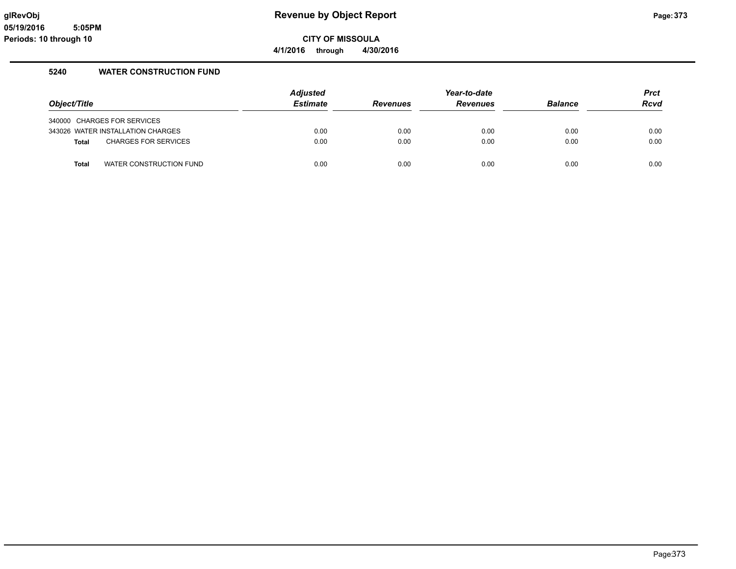glRevObj
05/19/2016 5:05PM
Periods: 10 through 10

# Revenue by Object Report

**CITY OF MISSOULA**

**4/1/2016 through 4/30/2016**

## 5240 WATER CONSTRUCTION FUND

| Object/Title | Adjusted Estimate | Revenues | Year-to-date Revenues | Balance | Prct Rcvd |
|---|---|---|---|---|---|
| 340000 CHARGES FOR SERVICES | | | | | |
| 343026 WATER INSTALLATION CHARGES | 0.00 | 0.00 | 0.00 | 0.00 | 0.00 |
| **Total** CHARGES FOR SERVICES | 0.00 | 0.00 | 0.00 | 0.00 | 0.00 |
| **Total** WATER CONSTRUCTION FUND | 0.00 | 0.00 | 0.00 | 0.00 | 0.00 |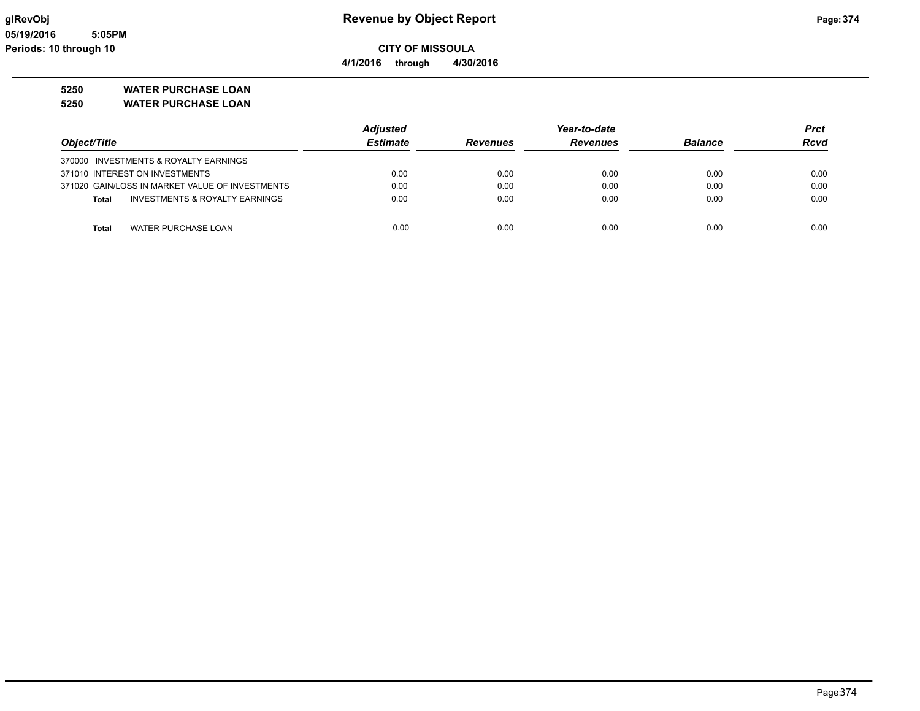# Revenue by Object Report

**CITY OF MISSOULA**

**4/1/2016 through 4/30/2016**

**5250 WATER PURCHASE LOAN**
**5250 WATER PURCHASE LOAN**

| Object/Title | Adjusted Estimate | Revenues | Year-to-date Revenues | Balance | Prct Rcvd |
|---|---|---|---|---|---|
| 370000 INVESTMENTS & ROYALTY EARNINGS | | | | | |
| 371010 INTEREST ON INVESTMENTS | 0.00 | 0.00 | 0.00 | 0.00 | 0.00 |
| 371020 GAIN/LOSS IN MARKET VALUE OF INVESTMENTS | 0.00 | 0.00 | 0.00 | 0.00 | 0.00 |
| **Total** INVESTMENTS & ROYALTY EARNINGS | 0.00 | 0.00 | 0.00 | 0.00 | 0.00 |
| **Total** WATER PURCHASE LOAN | 0.00 | 0.00 | 0.00 | 0.00 | 0.00 |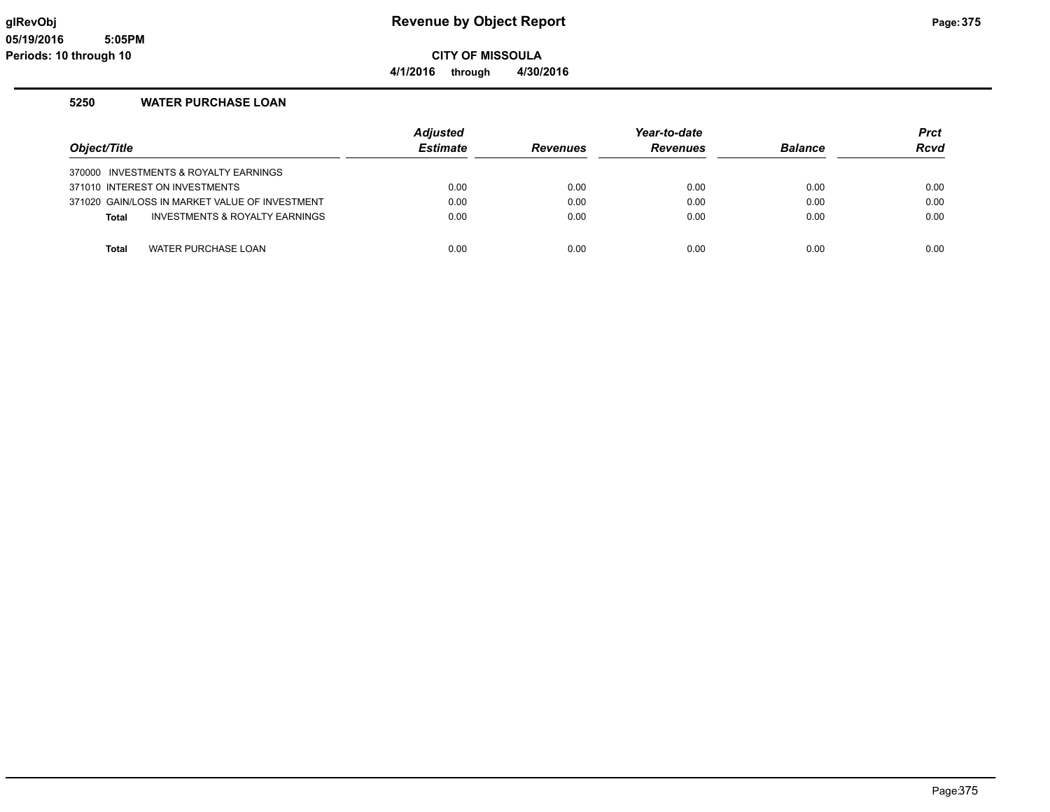glRevObj
05/19/2016 5:05PM
Periods: 10 through 10

# Revenue by Object Report

**CITY OF MISSOULA**

**4/1/2016 through 4/30/2016**

## 5250 WATER PURCHASE LOAN

| Object/Title | Adjusted Estimate | Revenues | Year-to-date Revenues | Balance | Prct Rcvd |
|---|---|---|---|---|---|
| 370000 INVESTMENTS & ROYALTY EARNINGS | | | | | |
| 371010 INTEREST ON INVESTMENTS | 0.00 | 0.00 | 0.00 | 0.00 | 0.00 |
| 371020 GAIN/LOSS IN MARKET VALUE OF INVESTMENT | 0.00 | 0.00 | 0.00 | 0.00 | 0.00 |
| **Total** INVESTMENTS & ROYALTY EARNINGS | 0.00 | 0.00 | 0.00 | 0.00 | 0.00 |
| **Total** WATER PURCHASE LOAN | 0.00 | 0.00 | 0.00 | 0.00 | 0.00 |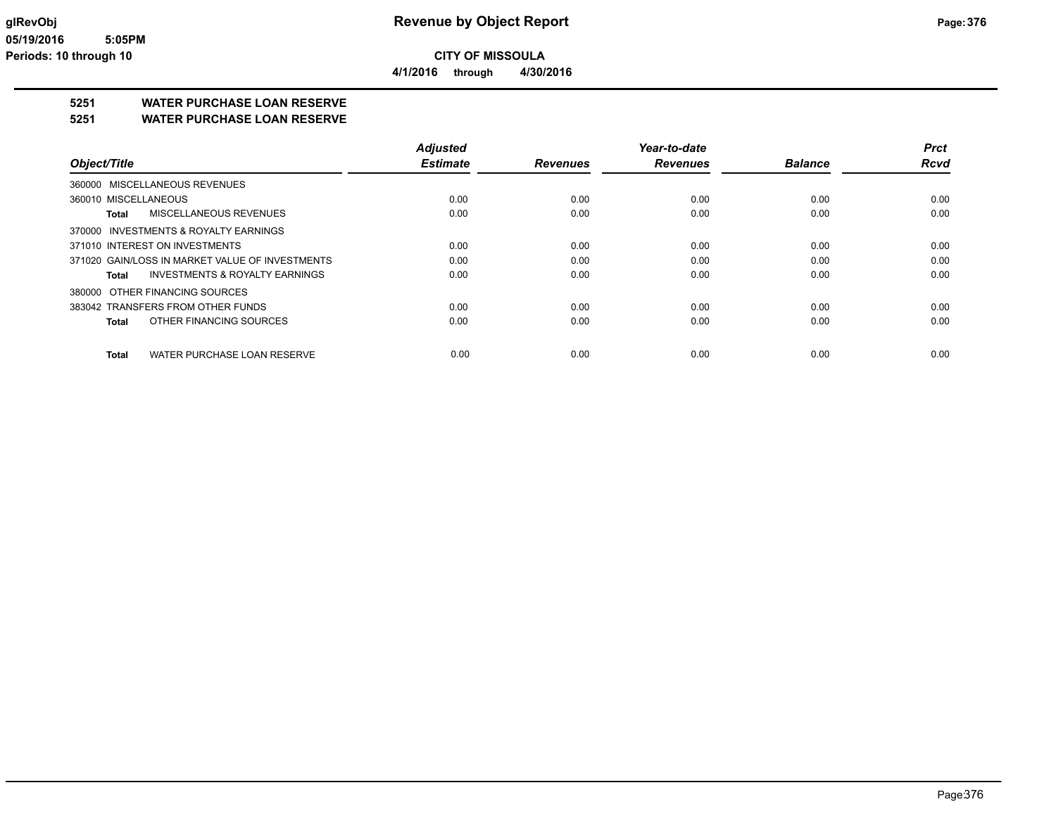# Revenue by Object Report

**CITY OF MISSOULA**

**4/1/2016 through 4/30/2016**

glRevObj
05/19/2016 5:05PM
Periods: 10 through 10

## 5251 WATER PURCHASE LOAN RESERVE

### 5251 WATER PURCHASE LOAN RESERVE

| Object/Title | Adjusted Estimate | Revenues | Year-to-date Revenues | Balance | Prct Rcvd |
|---|---|---|---|---|---|
| 360000 MISCELLANEOUS REVENUES | | | | | |
| 360010 MISCELLANEOUS | 0.00 | 0.00 | 0.00 | 0.00 | 0.00 |
| **Total** MISCELLANEOUS REVENUES | 0.00 | 0.00 | 0.00 | 0.00 | 0.00 |
| 370000 INVESTMENTS & ROYALTY EARNINGS | | | | | |
| 371010 INTEREST ON INVESTMENTS | 0.00 | 0.00 | 0.00 | 0.00 | 0.00 |
| 371020 GAIN/LOSS IN MARKET VALUE OF INVESTMENTS | 0.00 | 0.00 | 0.00 | 0.00 | 0.00 |
| **Total** INVESTMENTS & ROYALTY EARNINGS | 0.00 | 0.00 | 0.00 | 0.00 | 0.00 |
| 380000 OTHER FINANCING SOURCES | | | | | |
| 383042 TRANSFERS FROM OTHER FUNDS | 0.00 | 0.00 | 0.00 | 0.00 | 0.00 |
| **Total** OTHER FINANCING SOURCES | 0.00 | 0.00 | 0.00 | 0.00 | 0.00 |
| **Total** WATER PURCHASE LOAN RESERVE | 0.00 | 0.00 | 0.00 | 0.00 | 0.00 |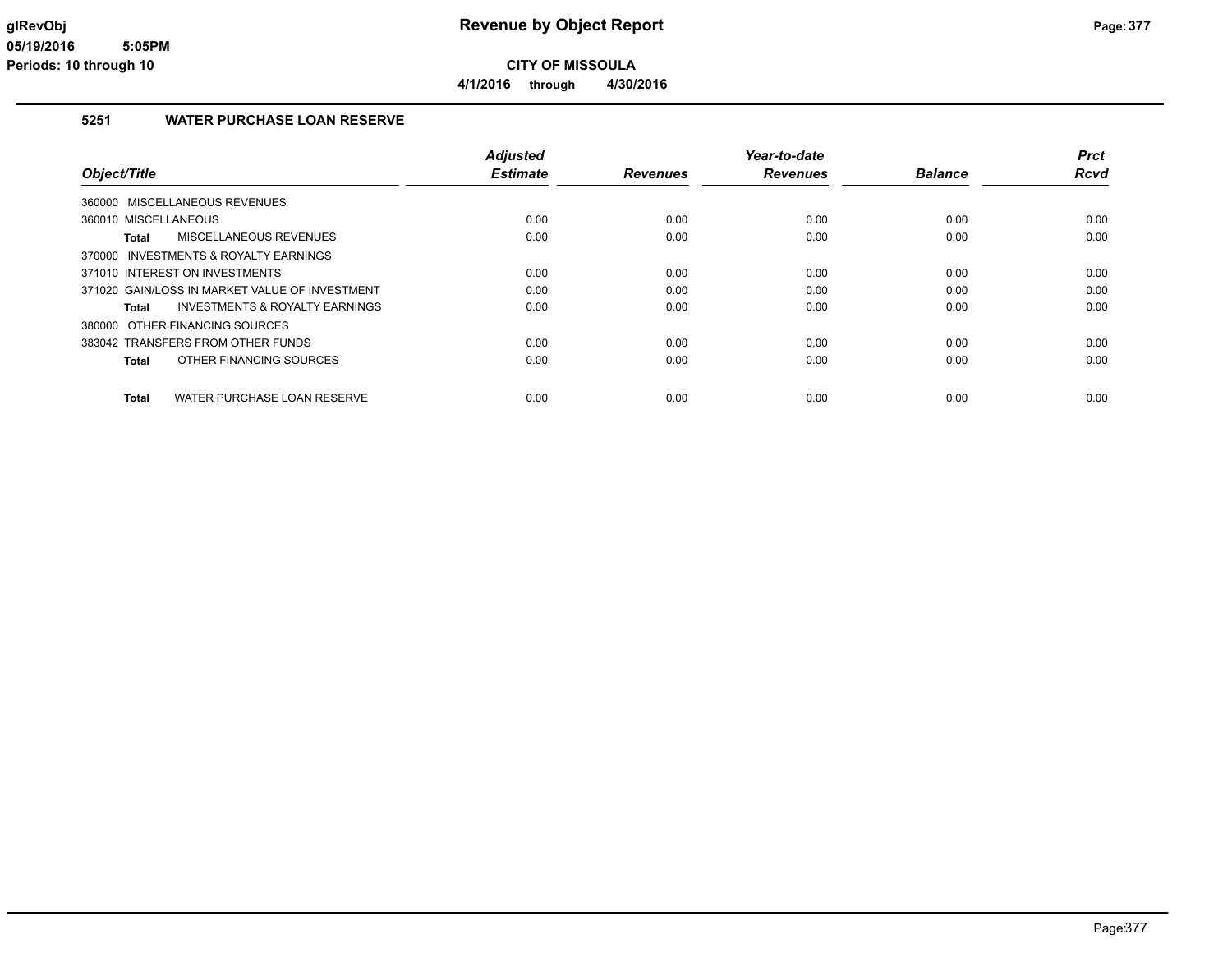# Revenue by Object Report

**CITY OF MISSOULA**

**4/1/2016 through 4/30/2016**

glRevObj
05/19/2016 5:05PM
Periods: 10 through 10

## 5251 WATER PURCHASE LOAN RESERVE

| Object/Title | Adjusted Estimate | Revenues | Year-to-date Revenues | Balance | Prct Rcvd |
|---|---|---|---|---|---|
| 360000 MISCELLANEOUS REVENUES | | | | | |
| 360010 MISCELLANEOUS | 0.00 | 0.00 | 0.00 | 0.00 | 0.00 |
| **Total** MISCELLANEOUS REVENUES | 0.00 | 0.00 | 0.00 | 0.00 | 0.00 |
| 370000 INVESTMENTS & ROYALTY EARNINGS | | | | | |
| 371010 INTEREST ON INVESTMENTS | 0.00 | 0.00 | 0.00 | 0.00 | 0.00 |
| 371020 GAIN/LOSS IN MARKET VALUE OF INVESTMENT | 0.00 | 0.00 | 0.00 | 0.00 | 0.00 |
| **Total** INVESTMENTS & ROYALTY EARNINGS | 0.00 | 0.00 | 0.00 | 0.00 | 0.00 |
| 380000 OTHER FINANCING SOURCES | | | | | |
| 383042 TRANSFERS FROM OTHER FUNDS | 0.00 | 0.00 | 0.00 | 0.00 | 0.00 |
| **Total** OTHER FINANCING SOURCES | 0.00 | 0.00 | 0.00 | 0.00 | 0.00 |
| **Total** WATER PURCHASE LOAN RESERVE | 0.00 | 0.00 | 0.00 | 0.00 | 0.00 |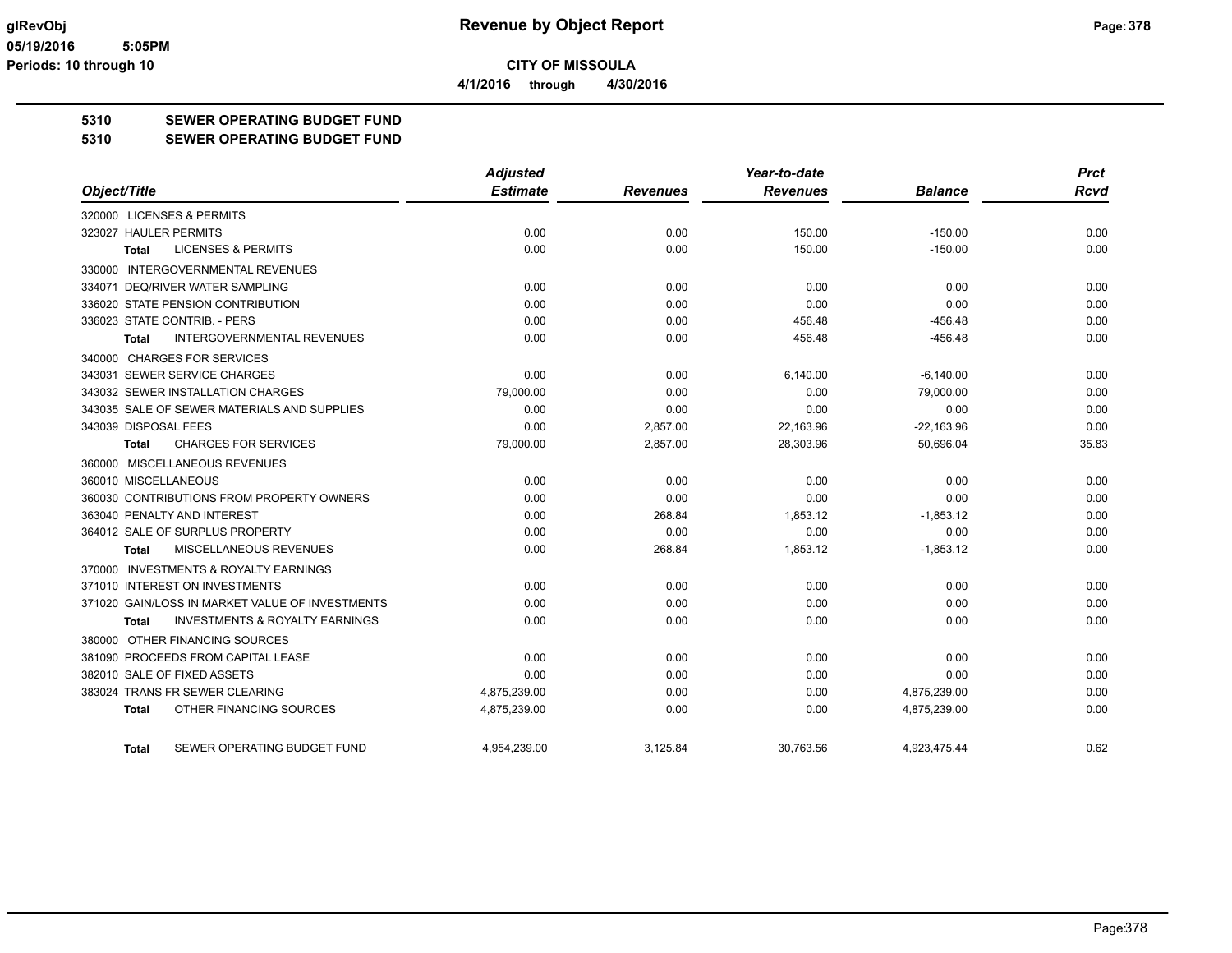**CITY OF MISSOULA**

**4/1/2016 through 4/30/2016**

## 5310 SEWER OPERATING BUDGET FUND
## 5310 SEWER OPERATING BUDGET FUND

| Object/Title | Adjusted Estimate | Revenues | Year-to-date Revenues | Balance | Prct Rcvd |
|---|---|---|---|---|---|
| 320000 LICENSES & PERMITS | | | | | |
| 323027 HAULER PERMITS | 0.00 | 0.00 | 150.00 | -150.00 | 0.00 |
| **Total** LICENSES & PERMITS | 0.00 | 0.00 | 150.00 | -150.00 | 0.00 |
| 330000 INTERGOVERNMENTAL REVENUES | | | | | |
| 334071 DEQ/RIVER WATER SAMPLING | 0.00 | 0.00 | 0.00 | 0.00 | 0.00 |
| 336020 STATE PENSION CONTRIBUTION | 0.00 | 0.00 | 0.00 | 0.00 | 0.00 |
| 336023 STATE CONTRIB. - PERS | 0.00 | 0.00 | 456.48 | -456.48 | 0.00 |
| **Total** INTERGOVERNMENTAL REVENUES | 0.00 | 0.00 | 456.48 | -456.48 | 0.00 |
| 340000 CHARGES FOR SERVICES | | | | | |
| 343031 SEWER SERVICE CHARGES | 0.00 | 0.00 | 6,140.00 | -6,140.00 | 0.00 |
| 343032 SEWER INSTALLATION CHARGES | 79,000.00 | 0.00 | 0.00 | 79,000.00 | 0.00 |
| 343035 SALE OF SEWER MATERIALS AND SUPPLIES | 0.00 | 0.00 | 0.00 | 0.00 | 0.00 |
| 343039 DISPOSAL FEES | 0.00 | 2,857.00 | 22,163.96 | -22,163.96 | 0.00 |
| **Total** CHARGES FOR SERVICES | 79,000.00 | 2,857.00 | 28,303.96 | 50,696.04 | 35.83 |
| 360000 MISCELLANEOUS REVENUES | | | | | |
| 360010 MISCELLANEOUS | 0.00 | 0.00 | 0.00 | 0.00 | 0.00 |
| 360030 CONTRIBUTIONS FROM PROPERTY OWNERS | 0.00 | 0.00 | 0.00 | 0.00 | 0.00 |
| 363040 PENALTY AND INTEREST | 0.00 | 268.84 | 1,853.12 | -1,853.12 | 0.00 |
| 364012 SALE OF SURPLUS PROPERTY | 0.00 | 0.00 | 0.00 | 0.00 | 0.00 |
| **Total** MISCELLANEOUS REVENUES | 0.00 | 268.84 | 1,853.12 | -1,853.12 | 0.00 |
| 370000 INVESTMENTS & ROYALTY EARNINGS | | | | | |
| 371010 INTEREST ON INVESTMENTS | 0.00 | 0.00 | 0.00 | 0.00 | 0.00 |
| 371020 GAIN/LOSS IN MARKET VALUE OF INVESTMENTS | 0.00 | 0.00 | 0.00 | 0.00 | 0.00 |
| **Total** INVESTMENTS & ROYALTY EARNINGS | 0.00 | 0.00 | 0.00 | 0.00 | 0.00 |
| 380000 OTHER FINANCING SOURCES | | | | | |
| 381090 PROCEEDS FROM CAPITAL LEASE | 0.00 | 0.00 | 0.00 | 0.00 | 0.00 |
| 382010 SALE OF FIXED ASSETS | 0.00 | 0.00 | 0.00 | 0.00 | 0.00 |
| 383024 TRANS FR SEWER CLEARING | 4,875,239.00 | 0.00 | 0.00 | 4,875,239.00 | 0.00 |
| **Total** OTHER FINANCING SOURCES | 4,875,239.00 | 0.00 | 0.00 | 4,875,239.00 | 0.00 |
| **Total** SEWER OPERATING BUDGET FUND | 4,954,239.00 | 3,125.84 | 30,763.56 | 4,923,475.44 | 0.62 |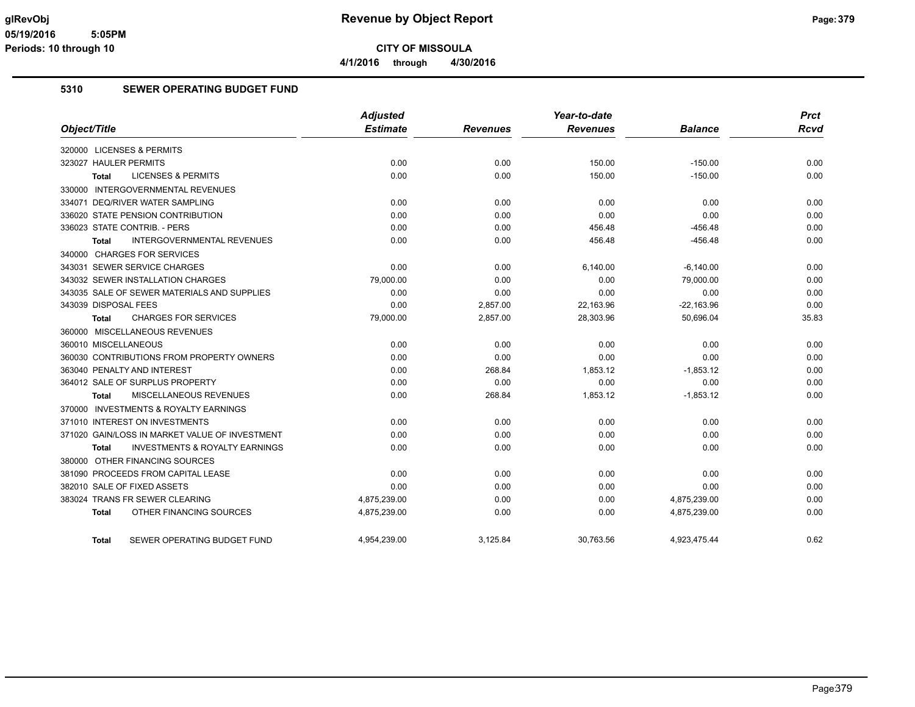# Revenue by Object Report

**CITY OF MISSOULA**

**4/1/2016 through 4/30/2016**

glRevObj
05/19/2016 5:05PM
Periods: 10 through 10

## 5310 SEWER OPERATING BUDGET FUND

| Object/Title | Adjusted Estimate | Revenues | Year-to-date Revenues | Balance | Prct Rcvd |
|---|---|---|---|---|---|
| 320000 LICENSES & PERMITS | | | | | |
| 323027 HAULER PERMITS | 0.00 | 0.00 | 150.00 | -150.00 | 0.00 |
| **Total** LICENSES & PERMITS | 0.00 | 0.00 | 150.00 | -150.00 | 0.00 |
| 330000 INTERGOVERNMENTAL REVENUES | | | | | |
| 334071 DEQ/RIVER WATER SAMPLING | 0.00 | 0.00 | 0.00 | 0.00 | 0.00 |
| 336020 STATE PENSION CONTRIBUTION | 0.00 | 0.00 | 0.00 | 0.00 | 0.00 |
| 336023 STATE CONTRIB. - PERS | 0.00 | 0.00 | 456.48 | -456.48 | 0.00 |
| **Total** INTERGOVERNMENTAL REVENUES | 0.00 | 0.00 | 456.48 | -456.48 | 0.00 |
| 340000 CHARGES FOR SERVICES | | | | | |
| 343031 SEWER SERVICE CHARGES | 0.00 | 0.00 | 6,140.00 | -6,140.00 | 0.00 |
| 343032 SEWER INSTALLATION CHARGES | 79,000.00 | 0.00 | 0.00 | 79,000.00 | 0.00 |
| 343035 SALE OF SEWER MATERIALS AND SUPPLIES | 0.00 | 0.00 | 0.00 | 0.00 | 0.00 |
| 343039 DISPOSAL FEES | 0.00 | 2,857.00 | 22,163.96 | -22,163.96 | 0.00 |
| **Total** CHARGES FOR SERVICES | 79,000.00 | 2,857.00 | 28,303.96 | 50,696.04 | 35.83 |
| 360000 MISCELLANEOUS REVENUES | | | | | |
| 360010 MISCELLANEOUS | 0.00 | 0.00 | 0.00 | 0.00 | 0.00 |
| 360030 CONTRIBUTIONS FROM PROPERTY OWNERS | 0.00 | 0.00 | 0.00 | 0.00 | 0.00 |
| 363040 PENALTY AND INTEREST | 0.00 | 268.84 | 1,853.12 | -1,853.12 | 0.00 |
| 364012 SALE OF SURPLUS PROPERTY | 0.00 | 0.00 | 0.00 | 0.00 | 0.00 |
| **Total** MISCELLANEOUS REVENUES | 0.00 | 268.84 | 1,853.12 | -1,853.12 | 0.00 |
| 370000 INVESTMENTS & ROYALTY EARNINGS | | | | | |
| 371010 INTEREST ON INVESTMENTS | 0.00 | 0.00 | 0.00 | 0.00 | 0.00 |
| 371020 GAIN/LOSS IN MARKET VALUE OF INVESTMENT | 0.00 | 0.00 | 0.00 | 0.00 | 0.00 |
| **Total** INVESTMENTS & ROYALTY EARNINGS | 0.00 | 0.00 | 0.00 | 0.00 | 0.00 |
| 380000 OTHER FINANCING SOURCES | | | | | |
| 381090 PROCEEDS FROM CAPITAL LEASE | 0.00 | 0.00 | 0.00 | 0.00 | 0.00 |
| 382010 SALE OF FIXED ASSETS | 0.00 | 0.00 | 0.00 | 0.00 | 0.00 |
| 383024 TRANS FR SEWER CLEARING | 4,875,239.00 | 0.00 | 0.00 | 4,875,239.00 | 0.00 |
| **Total** OTHER FINANCING SOURCES | 4,875,239.00 | 0.00 | 0.00 | 4,875,239.00 | 0.00 |
| **Total** SEWER OPERATING BUDGET FUND | 4,954,239.00 | 3,125.84 | 30,763.56 | 4,923,475.44 | 0.62 |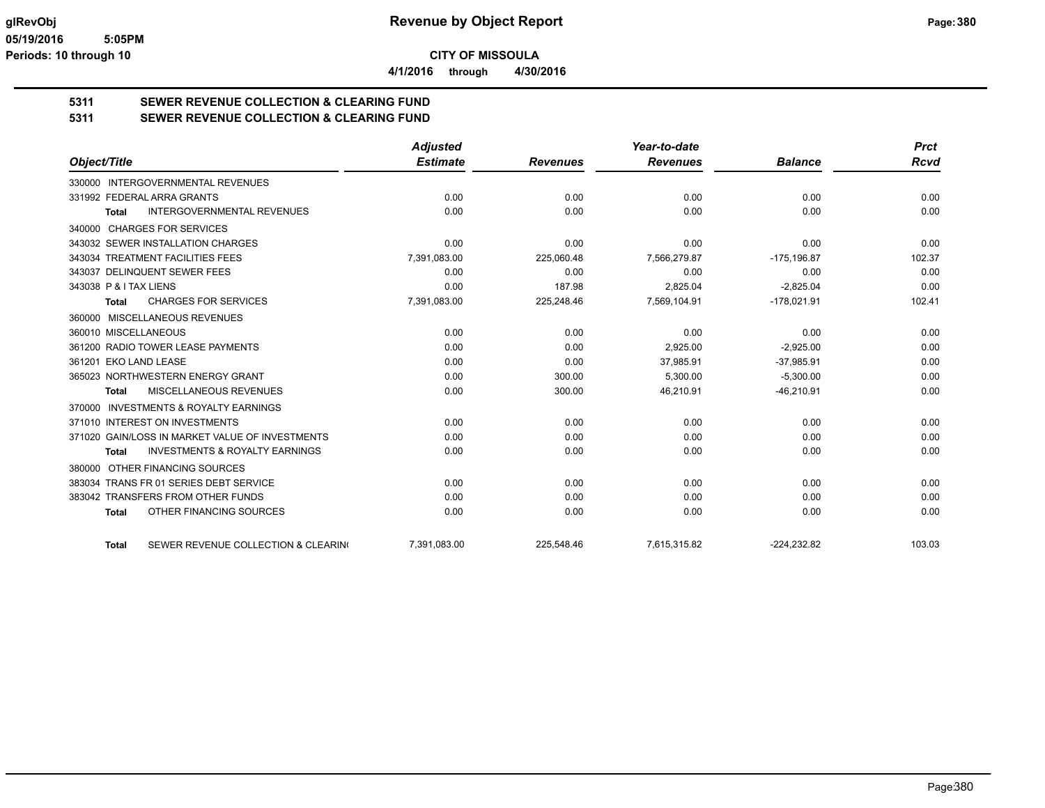# Revenue by Object Report

**CITY OF MISSOULA**

4/1/2016 through 4/30/2016

glRevObj
05/19/2016 5:05PM
Periods: 10 through 10

## 5311 SEWER REVENUE COLLECTION & CLEARING FUND
## 5311 SEWER REVENUE COLLECTION & CLEARING FUND

| Object/Title | Adjusted Estimate | Revenues | Year-to-date Revenues | Balance | Prct Rcvd |
|---|---|---|---|---|---|
| 330000 INTERGOVERNMENTAL REVENUES | | | | | |
| 331992 FEDERAL ARRA GRANTS | 0.00 | 0.00 | 0.00 | 0.00 | 0.00 |
| **Total** INTERGOVERNMENTAL REVENUES | 0.00 | 0.00 | 0.00 | 0.00 | 0.00 |
| 340000 CHARGES FOR SERVICES | | | | | |
| 343032 SEWER INSTALLATION CHARGES | 0.00 | 0.00 | 0.00 | 0.00 | 0.00 |
| 343034 TREATMENT FACILITIES FEES | 7,391,083.00 | 225,060.48 | 7,566,279.87 | -175,196.87 | 102.37 |
| 343037 DELINQUENT SEWER FEES | 0.00 | 0.00 | 0.00 | 0.00 | 0.00 |
| 343038 P & I TAX LIENS | 0.00 | 187.98 | 2,825.04 | -2,825.04 | 0.00 |
| **Total** CHARGES FOR SERVICES | 7,391,083.00 | 225,248.46 | 7,569,104.91 | -178,021.91 | 102.41 |
| 360000 MISCELLANEOUS REVENUES | | | | | |
| 360010 MISCELLANEOUS | 0.00 | 0.00 | 0.00 | 0.00 | 0.00 |
| 361200 RADIO TOWER LEASE PAYMENTS | 0.00 | 0.00 | 2,925.00 | -2,925.00 | 0.00 |
| 361201 EKO LAND LEASE | 0.00 | 0.00 | 37,985.91 | -37,985.91 | 0.00 |
| 365023 NORTHWESTERN ENERGY GRANT | 0.00 | 300.00 | 5,300.00 | -5,300.00 | 0.00 |
| **Total** MISCELLANEOUS REVENUES | 0.00 | 300.00 | 46,210.91 | -46,210.91 | 0.00 |
| 370000 INVESTMENTS & ROYALTY EARNINGS | | | | | |
| 371010 INTEREST ON INVESTMENTS | 0.00 | 0.00 | 0.00 | 0.00 | 0.00 |
| 371020 GAIN/LOSS IN MARKET VALUE OF INVESTMENTS | 0.00 | 0.00 | 0.00 | 0.00 | 0.00 |
| **Total** INVESTMENTS & ROYALTY EARNINGS | 0.00 | 0.00 | 0.00 | 0.00 | 0.00 |
| 380000 OTHER FINANCING SOURCES | | | | | |
| 383034 TRANS FR 01 SERIES DEBT SERVICE | 0.00 | 0.00 | 0.00 | 0.00 | 0.00 |
| 383042 TRANSFERS FROM OTHER FUNDS | 0.00 | 0.00 | 0.00 | 0.00 | 0.00 |
| **Total** OTHER FINANCING SOURCES | 0.00 | 0.00 | 0.00 | 0.00 | 0.00 |
| **Total** SEWER REVENUE COLLECTION & CLEARIN( | 7,391,083.00 | 225,548.46 | 7,615,315.82 | -224,232.82 | 103.03 |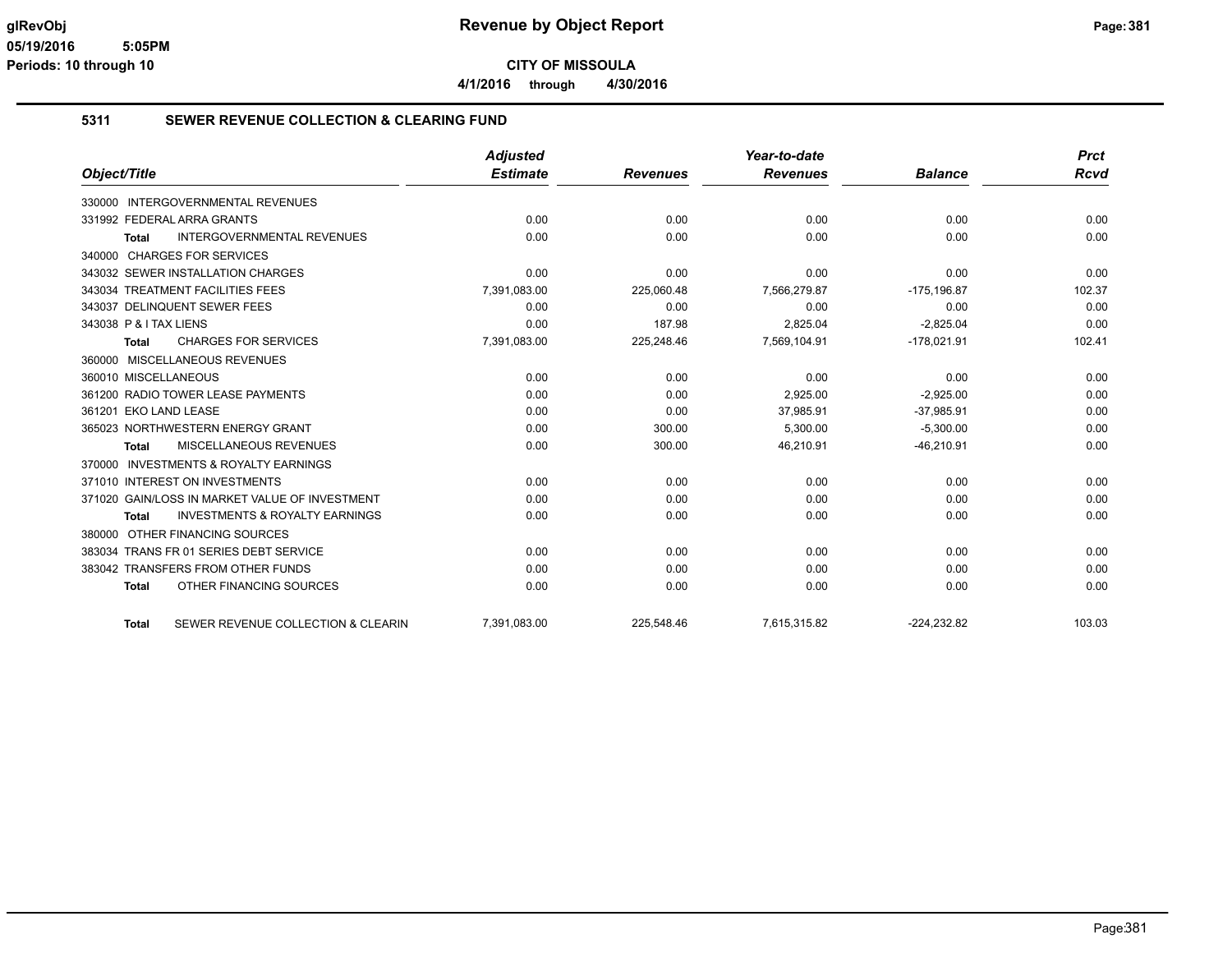**Revenue by Object Report**

**CITY OF MISSOULA**

**4/1/2016 through 4/30/2016**

## 5311 SEWER REVENUE COLLECTION & CLEARING FUND

| Object/Title | Adjusted Estimate | Revenues | Year-to-date Revenues | Balance | Prct Rcvd |
|---|---|---|---|---|---|
| 330000 INTERGOVERNMENTAL REVENUES | | | | | |
| 331992 FEDERAL ARRA GRANTS | 0.00 | 0.00 | 0.00 | 0.00 | 0.00 |
| **Total** INTERGOVERNMENTAL REVENUES | 0.00 | 0.00 | 0.00 | 0.00 | 0.00 |
| 340000 CHARGES FOR SERVICES | | | | | |
| 343032 SEWER INSTALLATION CHARGES | 0.00 | 0.00 | 0.00 | 0.00 | 0.00 |
| 343034 TREATMENT FACILITIES FEES | 7,391,083.00 | 225,060.48 | 7,566,279.87 | -175,196.87 | 102.37 |
| 343037 DELINQUENT SEWER FEES | 0.00 | 0.00 | 0.00 | 0.00 | 0.00 |
| 343038 P & I TAX LIENS | 0.00 | 187.98 | 2,825.04 | -2,825.04 | 0.00 |
| **Total** CHARGES FOR SERVICES | 7,391,083.00 | 225,248.46 | 7,569,104.91 | -178,021.91 | 102.41 |
| 360000 MISCELLANEOUS REVENUES | | | | | |
| 360010 MISCELLANEOUS | 0.00 | 0.00 | 0.00 | 0.00 | 0.00 |
| 361200 RADIO TOWER LEASE PAYMENTS | 0.00 | 0.00 | 2,925.00 | -2,925.00 | 0.00 |
| 361201 EKO LAND LEASE | 0.00 | 0.00 | 37,985.91 | -37,985.91 | 0.00 |
| 365023 NORTHWESTERN ENERGY GRANT | 0.00 | 300.00 | 5,300.00 | -5,300.00 | 0.00 |
| **Total** MISCELLANEOUS REVENUES | 0.00 | 300.00 | 46,210.91 | -46,210.91 | 0.00 |
| 370000 INVESTMENTS & ROYALTY EARNINGS | | | | | |
| 371010 INTEREST ON INVESTMENTS | 0.00 | 0.00 | 0.00 | 0.00 | 0.00 |
| 371020 GAIN/LOSS IN MARKET VALUE OF INVESTMENT | 0.00 | 0.00 | 0.00 | 0.00 | 0.00 |
| **Total** INVESTMENTS & ROYALTY EARNINGS | 0.00 | 0.00 | 0.00 | 0.00 | 0.00 |
| 380000 OTHER FINANCING SOURCES | | | | | |
| 383034 TRANS FR 01 SERIES DEBT SERVICE | 0.00 | 0.00 | 0.00 | 0.00 | 0.00 |
| 383042 TRANSFERS FROM OTHER FUNDS | 0.00 | 0.00 | 0.00 | 0.00 | 0.00 |
| **Total** OTHER FINANCING SOURCES | 0.00 | 0.00 | 0.00 | 0.00 | 0.00 |
| **Total** SEWER REVENUE COLLECTION & CLEARIN | 7,391,083.00 | 225,548.46 | 7,615,315.82 | -224,232.82 | 103.03 |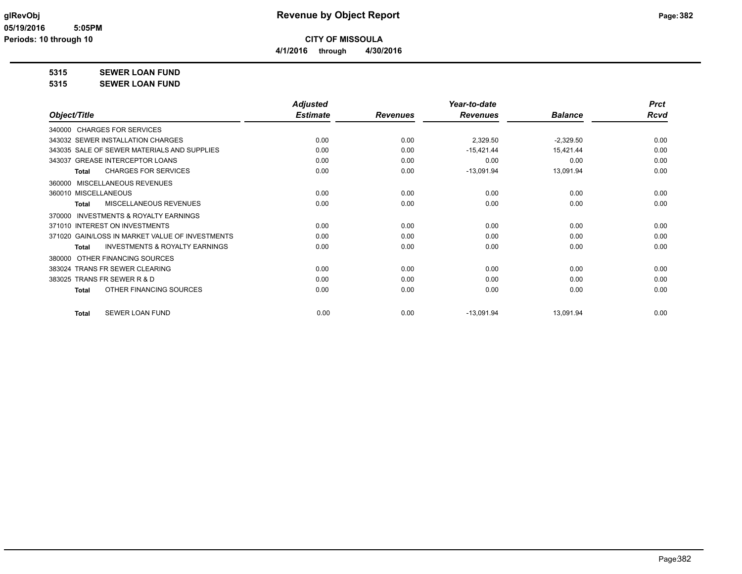# Revenue by Object Report

**CITY OF MISSOULA**

**4/1/2016 through 4/30/2016**

glRevObj
05/19/2016 5:05PM
Periods: 10 through 10

**5315 SEWER LOAN FUND**

**5315 SEWER LOAN FUND**

| Object/Title | Adjusted Estimate | Revenues | Year-to-date Revenues | Balance | Prct Rcvd |
|---|---|---|---|---|---|
| 340000 CHARGES FOR SERVICES | | | | | |
| 343032 SEWER INSTALLATION CHARGES | 0.00 | 0.00 | 2,329.50 | -2,329.50 | 0.00 |
| 343035 SALE OF SEWER MATERIALS AND SUPPLIES | 0.00 | 0.00 | -15,421.44 | 15,421.44 | 0.00 |
| 343037 GREASE INTERCEPTOR LOANS | 0.00 | 0.00 | 0.00 | 0.00 | 0.00 |
| **Total** CHARGES FOR SERVICES | 0.00 | 0.00 | -13,091.94 | 13,091.94 | 0.00 |
| 360000 MISCELLANEOUS REVENUES | | | | | |
| 360010 MISCELLANEOUS | 0.00 | 0.00 | 0.00 | 0.00 | 0.00 |
| **Total** MISCELLANEOUS REVENUES | 0.00 | 0.00 | 0.00 | 0.00 | 0.00 |
| 370000 INVESTMENTS & ROYALTY EARNINGS | | | | | |
| 371010 INTEREST ON INVESTMENTS | 0.00 | 0.00 | 0.00 | 0.00 | 0.00 |
| 371020 GAIN/LOSS IN MARKET VALUE OF INVESTMENTS | 0.00 | 0.00 | 0.00 | 0.00 | 0.00 |
| **Total** INVESTMENTS & ROYALTY EARNINGS | 0.00 | 0.00 | 0.00 | 0.00 | 0.00 |
| 380000 OTHER FINANCING SOURCES | | | | | |
| 383024 TRANS FR SEWER CLEARING | 0.00 | 0.00 | 0.00 | 0.00 | 0.00 |
| 383025 TRANS FR SEWER R & D | 0.00 | 0.00 | 0.00 | 0.00 | 0.00 |
| **Total** OTHER FINANCING SOURCES | 0.00 | 0.00 | 0.00 | 0.00 | 0.00 |
| **Total** SEWER LOAN FUND | 0.00 | 0.00 | -13,091.94 | 13,091.94 | 0.00 |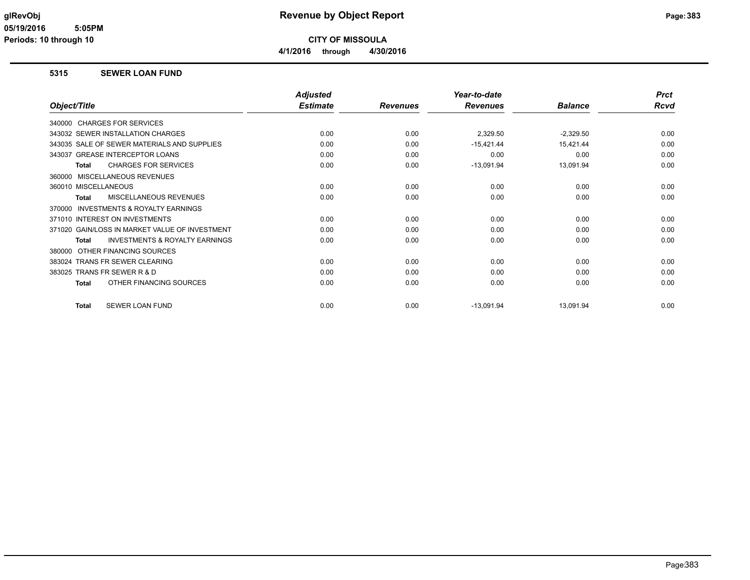# Revenue by Object Report

**CITY OF MISSOULA**

**4/1/2016 through 4/30/2016**

glRevObj
05/19/2016 5:05PM
Periods: 10 through 10

## 5315 SEWER LOAN FUND

| Object/Title | Adjusted Estimate | Revenues | Year-to-date Revenues | Balance | Prct Rcvd |
|---|---|---|---|---|---|
| 340000 CHARGES FOR SERVICES | | | | | |
| 343032 SEWER INSTALLATION CHARGES | 0.00 | 0.00 | 2,329.50 | -2,329.50 | 0.00 |
| 343035 SALE OF SEWER MATERIALS AND SUPPLIES | 0.00 | 0.00 | -15,421.44 | 15,421.44 | 0.00 |
| 343037 GREASE INTERCEPTOR LOANS | 0.00 | 0.00 | 0.00 | 0.00 | 0.00 |
| **Total** CHARGES FOR SERVICES | 0.00 | 0.00 | -13,091.94 | 13,091.94 | 0.00 |
| 360000 MISCELLANEOUS REVENUES | | | | | |
| 360010 MISCELLANEOUS | 0.00 | 0.00 | 0.00 | 0.00 | 0.00 |
| **Total** MISCELLANEOUS REVENUES | 0.00 | 0.00 | 0.00 | 0.00 | 0.00 |
| 370000 INVESTMENTS & ROYALTY EARNINGS | | | | | |
| 371010 INTEREST ON INVESTMENTS | 0.00 | 0.00 | 0.00 | 0.00 | 0.00 |
| 371020 GAIN/LOSS IN MARKET VALUE OF INVESTMENT | 0.00 | 0.00 | 0.00 | 0.00 | 0.00 |
| **Total** INVESTMENTS & ROYALTY EARNINGS | 0.00 | 0.00 | 0.00 | 0.00 | 0.00 |
| 380000 OTHER FINANCING SOURCES | | | | | |
| 383024 TRANS FR SEWER CLEARING | 0.00 | 0.00 | 0.00 | 0.00 | 0.00 |
| 383025 TRANS FR SEWER R & D | 0.00 | 0.00 | 0.00 | 0.00 | 0.00 |
| **Total** OTHER FINANCING SOURCES | 0.00 | 0.00 | 0.00 | 0.00 | 0.00 |
| **Total** SEWER LOAN FUND | 0.00 | 0.00 | -13,091.94 | 13,091.94 | 0.00 |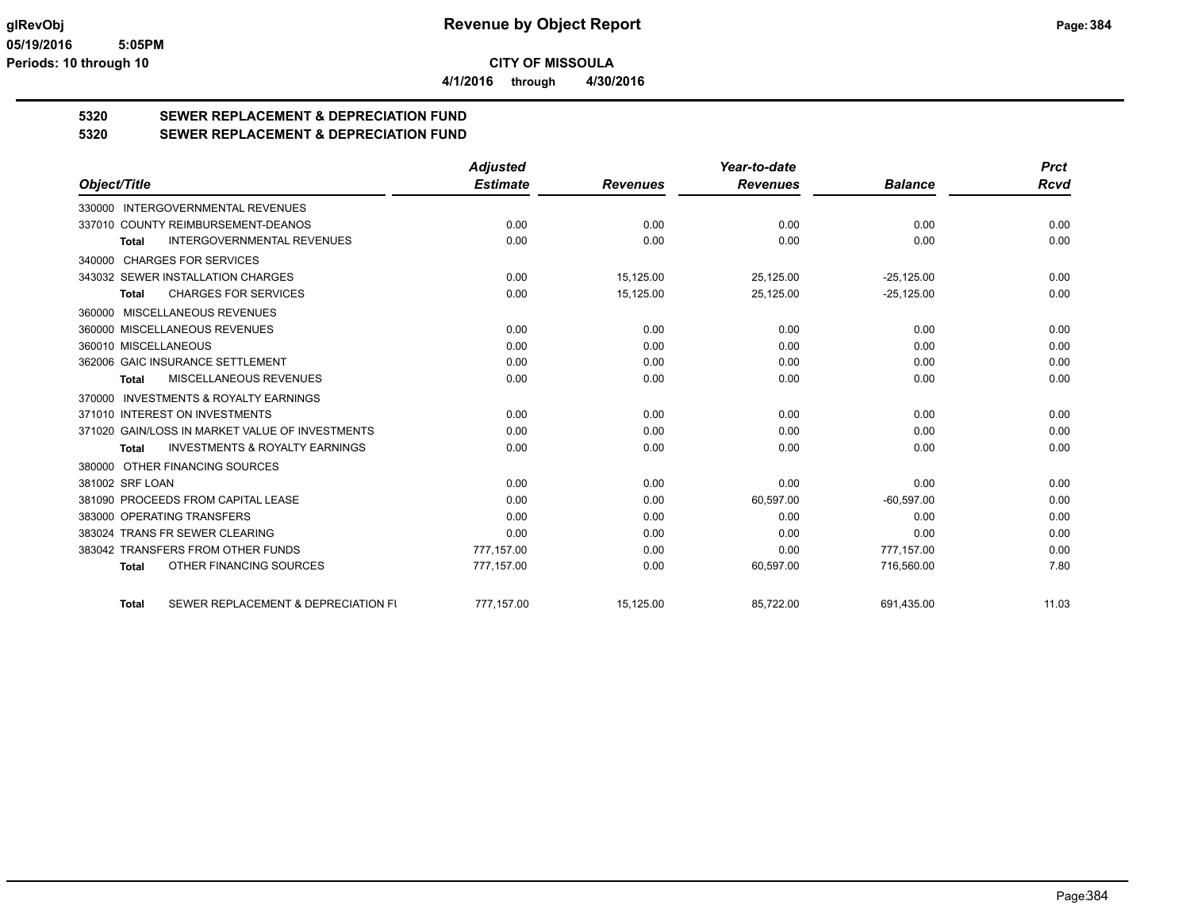# Revenue by Object Report

**CITY OF MISSOULA**

**4/1/2016 through 4/30/2016**

glRevObj
05/19/2016 5:05PM
Periods: 10 through 10

## 5320 SEWER REPLACEMENT & DEPRECIATION FUND
## 5320 SEWER REPLACEMENT & DEPRECIATION FUND

| Object/Title | Adjusted Estimate | Revenues | Year-to-date Revenues | Balance | Prct Rcvd |
|---|---|---|---|---|---|
| 330000 INTERGOVERNMENTAL REVENUES | | | | | |
| 337010 COUNTY REIMBURSEMENT-DEANOS | 0.00 | 0.00 | 0.00 | 0.00 | 0.00 |
| **Total** INTERGOVERNMENTAL REVENUES | 0.00 | 0.00 | 0.00 | 0.00 | 0.00 |
| 340000 CHARGES FOR SERVICES | | | | | |
| 343032 SEWER INSTALLATION CHARGES | 0.00 | 15,125.00 | 25,125.00 | -25,125.00 | 0.00 |
| **Total** CHARGES FOR SERVICES | 0.00 | 15,125.00 | 25,125.00 | -25,125.00 | 0.00 |
| 360000 MISCELLANEOUS REVENUES | | | | | |
| 360000 MISCELLANEOUS REVENUES | 0.00 | 0.00 | 0.00 | 0.00 | 0.00 |
| 360010 MISCELLANEOUS | 0.00 | 0.00 | 0.00 | 0.00 | 0.00 |
| 362006 GAIC INSURANCE SETTLEMENT | 0.00 | 0.00 | 0.00 | 0.00 | 0.00 |
| **Total** MISCELLANEOUS REVENUES | 0.00 | 0.00 | 0.00 | 0.00 | 0.00 |
| 370000 INVESTMENTS & ROYALTY EARNINGS | | | | | |
| 371010 INTEREST ON INVESTMENTS | 0.00 | 0.00 | 0.00 | 0.00 | 0.00 |
| 371020 GAIN/LOSS IN MARKET VALUE OF INVESTMENTS | 0.00 | 0.00 | 0.00 | 0.00 | 0.00 |
| **Total** INVESTMENTS & ROYALTY EARNINGS | 0.00 | 0.00 | 0.00 | 0.00 | 0.00 |
| 380000 OTHER FINANCING SOURCES | | | | | |
| 381002 SRF LOAN | 0.00 | 0.00 | 0.00 | 0.00 | 0.00 |
| 381090 PROCEEDS FROM CAPITAL LEASE | 0.00 | 0.00 | 60,597.00 | -60,597.00 | 0.00 |
| 383000 OPERATING TRANSFERS | 0.00 | 0.00 | 0.00 | 0.00 | 0.00 |
| 383024 TRANS FR SEWER CLEARING | 0.00 | 0.00 | 0.00 | 0.00 | 0.00 |
| 383042 TRANSFERS FROM OTHER FUNDS | 777,157.00 | 0.00 | 0.00 | 777,157.00 | 0.00 |
| **Total** OTHER FINANCING SOURCES | 777,157.00 | 0.00 | 60,597.00 | 716,560.00 | 7.80 |
| **Total** SEWER REPLACEMENT & DEPRECIATION FU | 777,157.00 | 15,125.00 | 85,722.00 | 691,435.00 | 11.03 |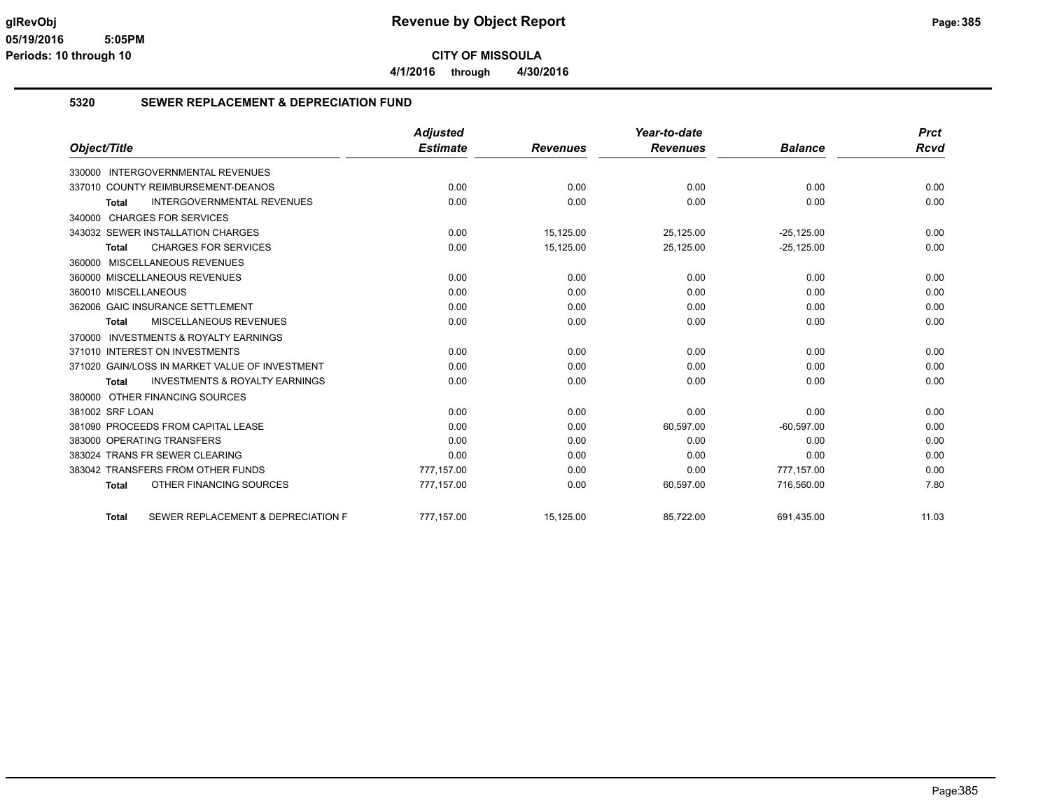**CITY OF MISSOULA**

**4/1/2016 through 4/30/2016**

## 5320 SEWER REPLACEMENT & DEPRECIATION FUND

| Object/Title | Adjusted Estimate | Revenues | Year-to-date Revenues | Balance | Prct Rcvd |
|---|---|---|---|---|---|
| 330000 INTERGOVERNMENTAL REVENUES | | | | | |
| 337010 COUNTY REIMBURSEMENT-DEANOS | 0.00 | 0.00 | 0.00 | 0.00 | 0.00 |
| **Total** INTERGOVERNMENTAL REVENUES | 0.00 | 0.00 | 0.00 | 0.00 | 0.00 |
| 340000 CHARGES FOR SERVICES | | | | | |
| 343032 SEWER INSTALLATION CHARGES | 0.00 | 15,125.00 | 25,125.00 | -25,125.00 | 0.00 |
| **Total** CHARGES FOR SERVICES | 0.00 | 15,125.00 | 25,125.00 | -25,125.00 | 0.00 |
| 360000 MISCELLANEOUS REVENUES | | | | | |
| 360000 MISCELLANEOUS REVENUES | 0.00 | 0.00 | 0.00 | 0.00 | 0.00 |
| 360010 MISCELLANEOUS | 0.00 | 0.00 | 0.00 | 0.00 | 0.00 |
| 362006 GAIC INSURANCE SETTLEMENT | 0.00 | 0.00 | 0.00 | 0.00 | 0.00 |
| **Total** MISCELLANEOUS REVENUES | 0.00 | 0.00 | 0.00 | 0.00 | 0.00 |
| 370000 INVESTMENTS & ROYALTY EARNINGS | | | | | |
| 371010 INTEREST ON INVESTMENTS | 0.00 | 0.00 | 0.00 | 0.00 | 0.00 |
| 371020 GAIN/LOSS IN MARKET VALUE OF INVESTMENT | 0.00 | 0.00 | 0.00 | 0.00 | 0.00 |
| **Total** INVESTMENTS & ROYALTY EARNINGS | 0.00 | 0.00 | 0.00 | 0.00 | 0.00 |
| 380000 OTHER FINANCING SOURCES | | | | | |
| 381002 SRF LOAN | 0.00 | 0.00 | 0.00 | 0.00 | 0.00 |
| 381090 PROCEEDS FROM CAPITAL LEASE | 0.00 | 0.00 | 60,597.00 | -60,597.00 | 0.00 |
| 383000 OPERATING TRANSFERS | 0.00 | 0.00 | 0.00 | 0.00 | 0.00 |
| 383024 TRANS FR SEWER CLEARING | 0.00 | 0.00 | 0.00 | 0.00 | 0.00 |
| 383042 TRANSFERS FROM OTHER FUNDS | 777,157.00 | 0.00 | 0.00 | 777,157.00 | 0.00 |
| **Total** OTHER FINANCING SOURCES | 777,157.00 | 0.00 | 60,597.00 | 716,560.00 | 7.80 |
| **Total** SEWER REPLACEMENT & DEPRECIATION F | 777,157.00 | 15,125.00 | 85,722.00 | 691,435.00 | 11.03 |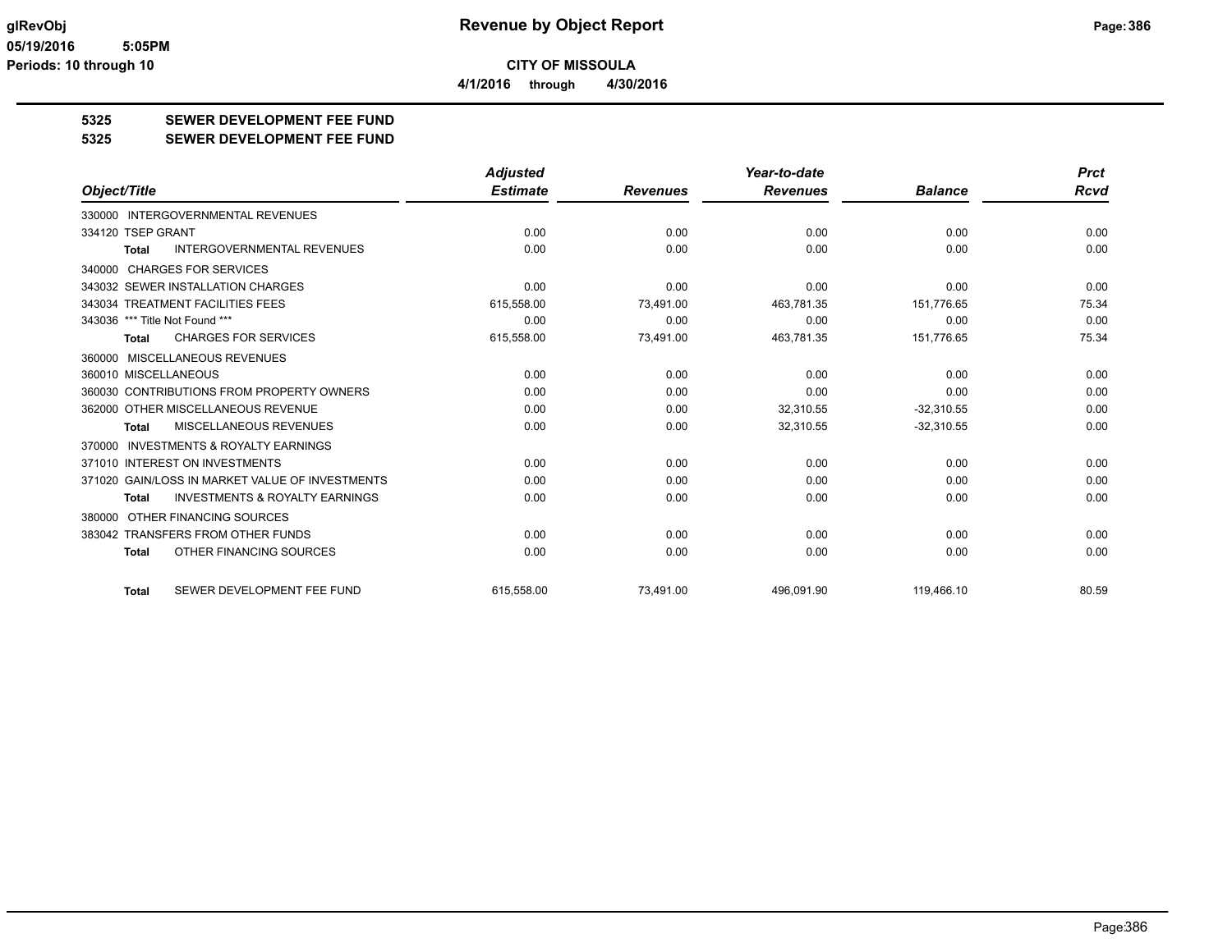**CITY OF MISSOULA**

**4/1/2016 through 4/30/2016**

## 5325 SEWER DEVELOPMENT FEE FUND

## 5325 SEWER DEVELOPMENT FEE FUND

| Object/Title | Adjusted Estimate | Revenues | Year-to-date Revenues | Balance | Prct Rcvd |
|---|---|---|---|---|---|
| 330000 INTERGOVERNMENTAL REVENUES | | | | | |
| 334120 TSEP GRANT | 0.00 | 0.00 | 0.00 | 0.00 | 0.00 |
| **Total** INTERGOVERNMENTAL REVENUES | 0.00 | 0.00 | 0.00 | 0.00 | 0.00 |
| 340000 CHARGES FOR SERVICES | | | | | |
| 343032 SEWER INSTALLATION CHARGES | 0.00 | 0.00 | 0.00 | 0.00 | 0.00 |
| 343034 TREATMENT FACILITIES FEES | 615,558.00 | 73,491.00 | 463,781.35 | 151,776.65 | 75.34 |
| 343036 *** Title Not Found *** | 0.00 | 0.00 | 0.00 | 0.00 | 0.00 |
| **Total** CHARGES FOR SERVICES | 615,558.00 | 73,491.00 | 463,781.35 | 151,776.65 | 75.34 |
| 360000 MISCELLANEOUS REVENUES | | | | | |
| 360010 MISCELLANEOUS | 0.00 | 0.00 | 0.00 | 0.00 | 0.00 |
| 360030 CONTRIBUTIONS FROM PROPERTY OWNERS | 0.00 | 0.00 | 0.00 | 0.00 | 0.00 |
| 362000 OTHER MISCELLANEOUS REVENUE | 0.00 | 0.00 | 32,310.55 | -32,310.55 | 0.00 |
| **Total** MISCELLANEOUS REVENUES | 0.00 | 0.00 | 32,310.55 | -32,310.55 | 0.00 |
| 370000 INVESTMENTS & ROYALTY EARNINGS | | | | | |
| 371010 INTEREST ON INVESTMENTS | 0.00 | 0.00 | 0.00 | 0.00 | 0.00 |
| 371020 GAIN/LOSS IN MARKET VALUE OF INVESTMENTS | 0.00 | 0.00 | 0.00 | 0.00 | 0.00 |
| **Total** INVESTMENTS & ROYALTY EARNINGS | 0.00 | 0.00 | 0.00 | 0.00 | 0.00 |
| 380000 OTHER FINANCING SOURCES | | | | | |
| 383042 TRANSFERS FROM OTHER FUNDS | 0.00 | 0.00 | 0.00 | 0.00 | 0.00 |
| **Total** OTHER FINANCING SOURCES | 0.00 | 0.00 | 0.00 | 0.00 | 0.00 |
| **Total** SEWER DEVELOPMENT FEE FUND | 615,558.00 | 73,491.00 | 496,091.90 | 119,466.10 | 80.59 |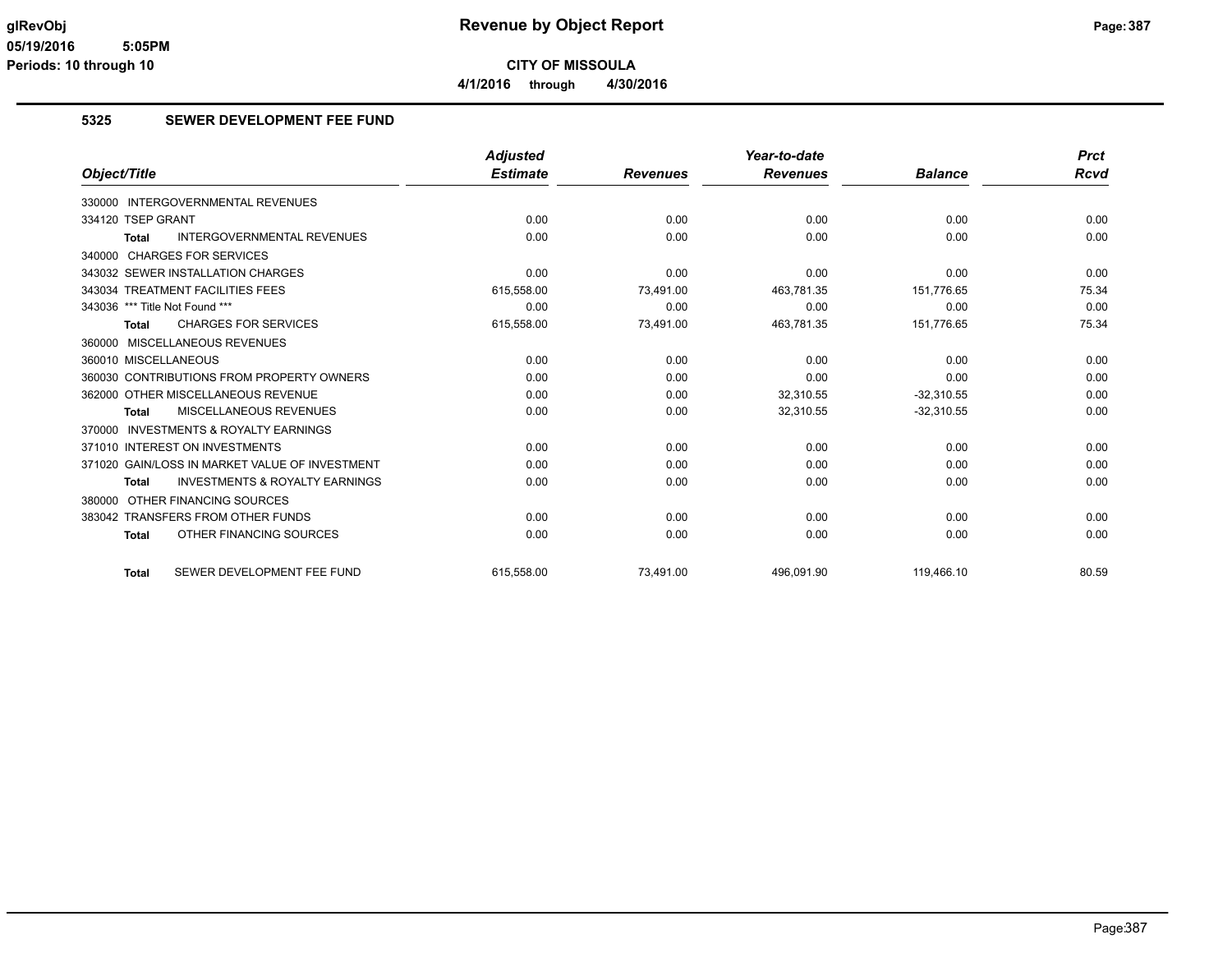**CITY OF MISSOULA**

**4/1/2016 through 4/30/2016**

## 5325 SEWER DEVELOPMENT FEE FUND

| Object/Title | Adjusted Estimate | Revenues | Year-to-date Revenues | Balance | Prct Rcvd |
|---|---|---|---|---|---|
| 330000 INTERGOVERNMENTAL REVENUES | | | | | |
| 334120 TSEP GRANT | 0.00 | 0.00 | 0.00 | 0.00 | 0.00 |
| **Total** INTERGOVERNMENTAL REVENUES | 0.00 | 0.00 | 0.00 | 0.00 | 0.00 |
| 340000 CHARGES FOR SERVICES | | | | | |
| 343032 SEWER INSTALLATION CHARGES | 0.00 | 0.00 | 0.00 | 0.00 | 0.00 |
| 343034 TREATMENT FACILITIES FEES | 615,558.00 | 73,491.00 | 463,781.35 | 151,776.65 | 75.34 |
| 343036 *** Title Not Found *** | 0.00 | 0.00 | 0.00 | 0.00 | 0.00 |
| **Total** CHARGES FOR SERVICES | 615,558.00 | 73,491.00 | 463,781.35 | 151,776.65 | 75.34 |
| 360000 MISCELLANEOUS REVENUES | | | | | |
| 360010 MISCELLANEOUS | 0.00 | 0.00 | 0.00 | 0.00 | 0.00 |
| 360030 CONTRIBUTIONS FROM PROPERTY OWNERS | 0.00 | 0.00 | 0.00 | 0.00 | 0.00 |
| 362000 OTHER MISCELLANEOUS REVENUE | 0.00 | 0.00 | 32,310.55 | -32,310.55 | 0.00 |
| **Total** MISCELLANEOUS REVENUES | 0.00 | 0.00 | 32,310.55 | -32,310.55 | 0.00 |
| 370000 INVESTMENTS & ROYALTY EARNINGS | | | | | |
| 371010 INTEREST ON INVESTMENTS | 0.00 | 0.00 | 0.00 | 0.00 | 0.00 |
| 371020 GAIN/LOSS IN MARKET VALUE OF INVESTMENT | 0.00 | 0.00 | 0.00 | 0.00 | 0.00 |
| **Total** INVESTMENTS & ROYALTY EARNINGS | 0.00 | 0.00 | 0.00 | 0.00 | 0.00 |
| 380000 OTHER FINANCING SOURCES | | | | | |
| 383042 TRANSFERS FROM OTHER FUNDS | 0.00 | 0.00 | 0.00 | 0.00 | 0.00 |
| **Total** OTHER FINANCING SOURCES | 0.00 | 0.00 | 0.00 | 0.00 | 0.00 |
| **Total** SEWER DEVELOPMENT FEE FUND | 615,558.00 | 73,491.00 | 496,091.90 | 119,466.10 | 80.59 |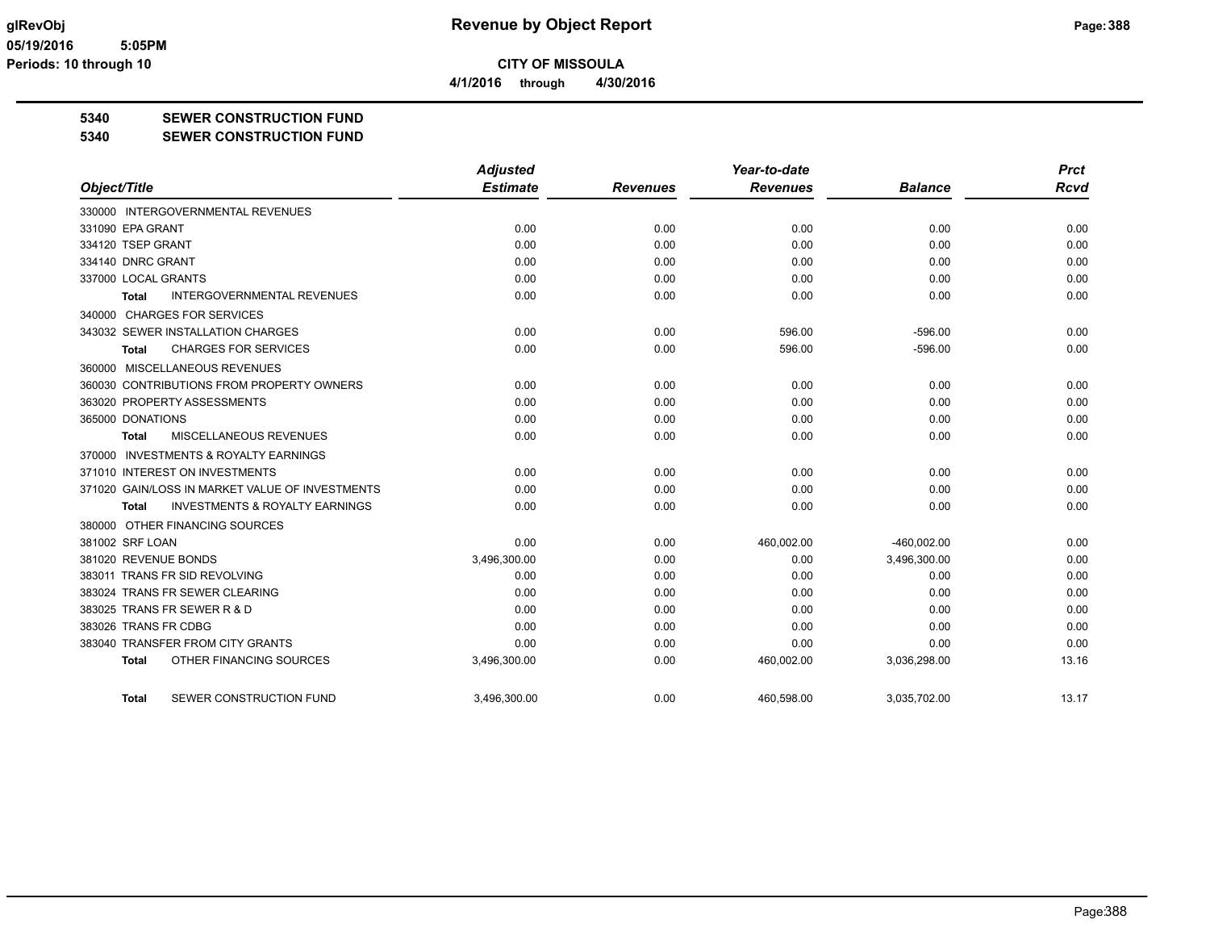**CITY OF MISSOULA**

**4/1/2016 through 4/30/2016**

**5340 SEWER CONSTRUCTION FUND**

**5340 SEWER CONSTRUCTION FUND**

| Object/Title | Adjusted Estimate | Revenues | Year-to-date Revenues | Balance | Prct Rcvd |
|---|---|---|---|---|---|
| 330000 INTERGOVERNMENTAL REVENUES | | | | | |
| 331090 EPA GRANT | 0.00 | 0.00 | 0.00 | 0.00 | 0.00 |
| 334120 TSEP GRANT | 0.00 | 0.00 | 0.00 | 0.00 | 0.00 |
| 334140 DNRC GRANT | 0.00 | 0.00 | 0.00 | 0.00 | 0.00 |
| 337000 LOCAL GRANTS | 0.00 | 0.00 | 0.00 | 0.00 | 0.00 |
| **Total** INTERGOVERNMENTAL REVENUES | 0.00 | 0.00 | 0.00 | 0.00 | 0.00 |
| 340000 CHARGES FOR SERVICES | | | | | |
| 343032 SEWER INSTALLATION CHARGES | 0.00 | 0.00 | 596.00 | -596.00 | 0.00 |
| **Total** CHARGES FOR SERVICES | 0.00 | 0.00 | 596.00 | -596.00 | 0.00 |
| 360000 MISCELLANEOUS REVENUES | | | | | |
| 360030 CONTRIBUTIONS FROM PROPERTY OWNERS | 0.00 | 0.00 | 0.00 | 0.00 | 0.00 |
| 363020 PROPERTY ASSESSMENTS | 0.00 | 0.00 | 0.00 | 0.00 | 0.00 |
| 365000 DONATIONS | 0.00 | 0.00 | 0.00 | 0.00 | 0.00 |
| **Total** MISCELLANEOUS REVENUES | 0.00 | 0.00 | 0.00 | 0.00 | 0.00 |
| 370000 INVESTMENTS & ROYALTY EARNINGS | | | | | |
| 371010 INTEREST ON INVESTMENTS | 0.00 | 0.00 | 0.00 | 0.00 | 0.00 |
| 371020 GAIN/LOSS IN MARKET VALUE OF INVESTMENTS | 0.00 | 0.00 | 0.00 | 0.00 | 0.00 |
| **Total** INVESTMENTS & ROYALTY EARNINGS | 0.00 | 0.00 | 0.00 | 0.00 | 0.00 |
| 380000 OTHER FINANCING SOURCES | | | | | |
| 381002 SRF LOAN | 0.00 | 0.00 | 460,002.00 | -460,002.00 | 0.00 |
| 381020 REVENUE BONDS | 3,496,300.00 | 0.00 | 0.00 | 3,496,300.00 | 0.00 |
| 383011 TRANS FR SID REVOLVING | 0.00 | 0.00 | 0.00 | 0.00 | 0.00 |
| 383024 TRANS FR SEWER CLEARING | 0.00 | 0.00 | 0.00 | 0.00 | 0.00 |
| 383025 TRANS FR SEWER R & D | 0.00 | 0.00 | 0.00 | 0.00 | 0.00 |
| 383026 TRANS FR CDBG | 0.00 | 0.00 | 0.00 | 0.00 | 0.00 |
| 383040 TRANSFER FROM CITY GRANTS | 0.00 | 0.00 | 0.00 | 0.00 | 0.00 |
| **Total** OTHER FINANCING SOURCES | 3,496,300.00 | 0.00 | 460,002.00 | 3,036,298.00 | 13.16 |
| **Total** SEWER CONSTRUCTION FUND | 3,496,300.00 | 0.00 | 460,598.00 | 3,035,702.00 | 13.17 |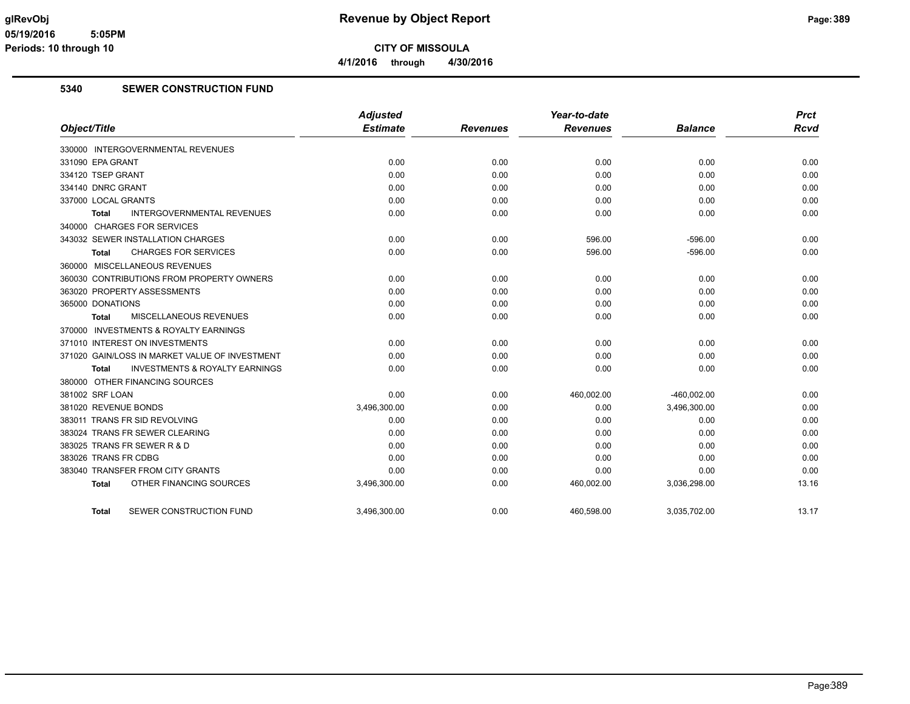# Revenue by Object Report

**CITY OF MISSOULA**

**4/1/2016 through 4/30/2016**

glRevObj
05/19/2016 5:05PM
Periods: 10 through 10

## 5340 SEWER CONSTRUCTION FUND

| Object/Title | Adjusted Estimate | Revenues | Year-to-date Revenues | Balance | Prct Rcvd |
|---|---|---|---|---|---|
| 330000 INTERGOVERNMENTAL REVENUES | | | | | |
| 331090 EPA GRANT | 0.00 | 0.00 | 0.00 | 0.00 | 0.00 |
| 334120 TSEP GRANT | 0.00 | 0.00 | 0.00 | 0.00 | 0.00 |
| 334140 DNRC GRANT | 0.00 | 0.00 | 0.00 | 0.00 | 0.00 |
| 337000 LOCAL GRANTS | 0.00 | 0.00 | 0.00 | 0.00 | 0.00 |
| **Total** INTERGOVERNMENTAL REVENUES | 0.00 | 0.00 | 0.00 | 0.00 | 0.00 |
| 340000 CHARGES FOR SERVICES | | | | | |
| 343032 SEWER INSTALLATION CHARGES | 0.00 | 0.00 | 596.00 | -596.00 | 0.00 |
| **Total** CHARGES FOR SERVICES | 0.00 | 0.00 | 596.00 | -596.00 | 0.00 |
| 360000 MISCELLANEOUS REVENUES | | | | | |
| 360030 CONTRIBUTIONS FROM PROPERTY OWNERS | 0.00 | 0.00 | 0.00 | 0.00 | 0.00 |
| 363020 PROPERTY ASSESSMENTS | 0.00 | 0.00 | 0.00 | 0.00 | 0.00 |
| 365000 DONATIONS | 0.00 | 0.00 | 0.00 | 0.00 | 0.00 |
| **Total** MISCELLANEOUS REVENUES | 0.00 | 0.00 | 0.00 | 0.00 | 0.00 |
| 370000 INVESTMENTS & ROYALTY EARNINGS | | | | | |
| 371010 INTEREST ON INVESTMENTS | 0.00 | 0.00 | 0.00 | 0.00 | 0.00 |
| 371020 GAIN/LOSS IN MARKET VALUE OF INVESTMENT | 0.00 | 0.00 | 0.00 | 0.00 | 0.00 |
| **Total** INVESTMENTS & ROYALTY EARNINGS | 0.00 | 0.00 | 0.00 | 0.00 | 0.00 |
| 380000 OTHER FINANCING SOURCES | | | | | |
| 381002 SRF LOAN | 0.00 | 0.00 | 460,002.00 | -460,002.00 | 0.00 |
| 381020 REVENUE BONDS | 3,496,300.00 | 0.00 | 0.00 | 3,496,300.00 | 0.00 |
| 383011 TRANS FR SID REVOLVING | 0.00 | 0.00 | 0.00 | 0.00 | 0.00 |
| 383024 TRANS FR SEWER CLEARING | 0.00 | 0.00 | 0.00 | 0.00 | 0.00 |
| 383025 TRANS FR SEWER R & D | 0.00 | 0.00 | 0.00 | 0.00 | 0.00 |
| 383026 TRANS FR CDBG | 0.00 | 0.00 | 0.00 | 0.00 | 0.00 |
| 383040 TRANSFER FROM CITY GRANTS | 0.00 | 0.00 | 0.00 | 0.00 | 0.00 |
| **Total** OTHER FINANCING SOURCES | 3,496,300.00 | 0.00 | 460,002.00 | 3,036,298.00 | 13.16 |
| **Total** SEWER CONSTRUCTION FUND | 3,496,300.00 | 0.00 | 460,598.00 | 3,035,702.00 | 13.17 |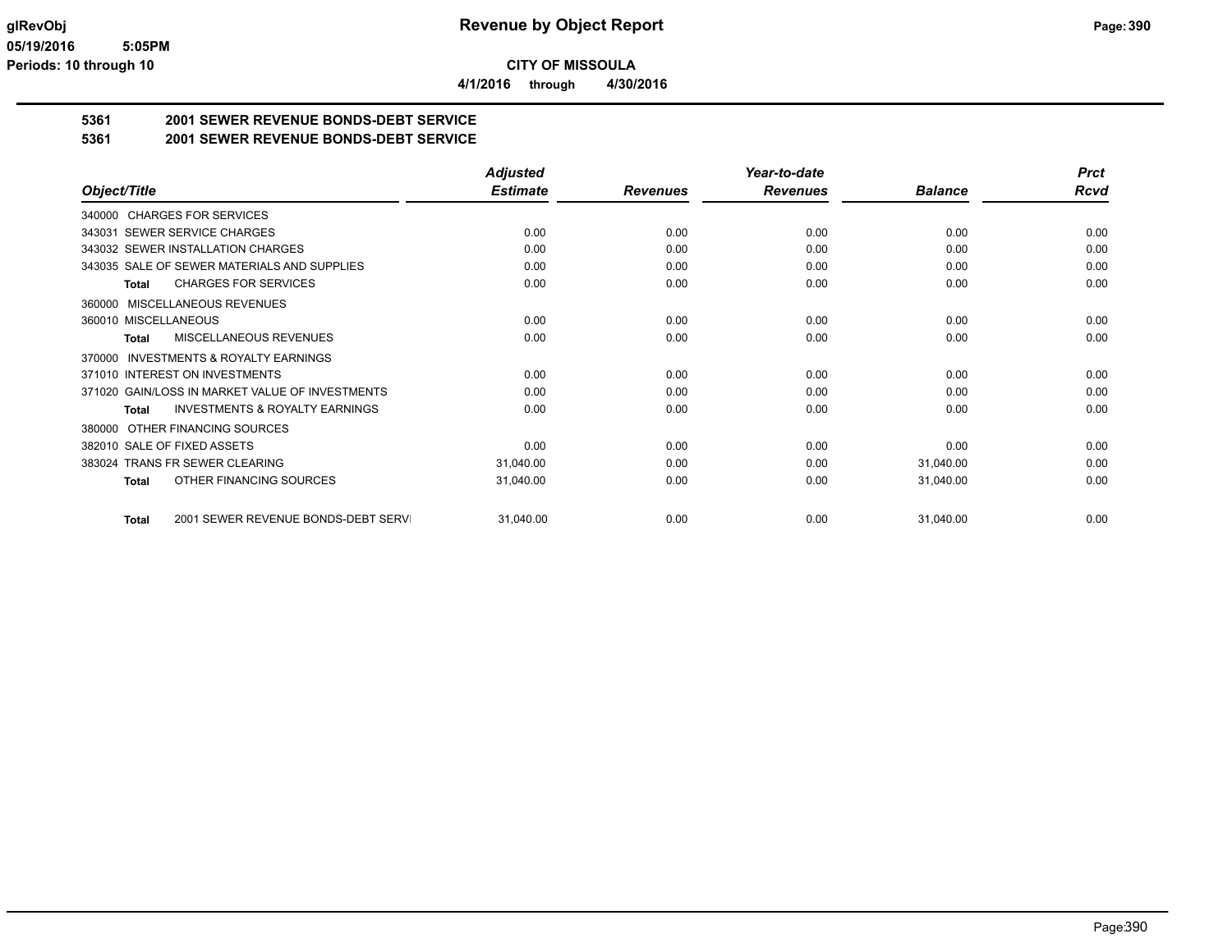# Revenue by Object Report

**CITY OF MISSOULA**

**4/1/2016 through 4/30/2016**

glRevObj
05/19/2016 5:05PM
Periods: 10 through 10

## 5361 2001 SEWER REVENUE BONDS-DEBT SERVICE

## 5361 2001 SEWER REVENUE BONDS-DEBT SERVICE

| Object/Title | Adjusted Estimate | Revenues | Year-to-date Revenues | Balance | Prct Rcvd |
|---|---|---|---|---|---|
| 340000 CHARGES FOR SERVICES | | | | | |
| 343031 SEWER SERVICE CHARGES | 0.00 | 0.00 | 0.00 | 0.00 | 0.00 |
| 343032 SEWER INSTALLATION CHARGES | 0.00 | 0.00 | 0.00 | 0.00 | 0.00 |
| 343035 SALE OF SEWER MATERIALS AND SUPPLIES | 0.00 | 0.00 | 0.00 | 0.00 | 0.00 |
| **Total** CHARGES FOR SERVICES | 0.00 | 0.00 | 0.00 | 0.00 | 0.00 |
| 360000 MISCELLANEOUS REVENUES | | | | | |
| 360010 MISCELLANEOUS | 0.00 | 0.00 | 0.00 | 0.00 | 0.00 |
| **Total** MISCELLANEOUS REVENUES | 0.00 | 0.00 | 0.00 | 0.00 | 0.00 |
| 370000 INVESTMENTS & ROYALTY EARNINGS | | | | | |
| 371010 INTEREST ON INVESTMENTS | 0.00 | 0.00 | 0.00 | 0.00 | 0.00 |
| 371020 GAIN/LOSS IN MARKET VALUE OF INVESTMENTS | 0.00 | 0.00 | 0.00 | 0.00 | 0.00 |
| **Total** INVESTMENTS & ROYALTY EARNINGS | 0.00 | 0.00 | 0.00 | 0.00 | 0.00 |
| 380000 OTHER FINANCING SOURCES | | | | | |
| 382010 SALE OF FIXED ASSETS | 0.00 | 0.00 | 0.00 | 0.00 | 0.00 |
| 383024 TRANS FR SEWER CLEARING | 31,040.00 | 0.00 | 0.00 | 31,040.00 | 0.00 |
| **Total** OTHER FINANCING SOURCES | 31,040.00 | 0.00 | 0.00 | 31,040.00 | 0.00 |
| **Total** 2001 SEWER REVENUE BONDS-DEBT SERVI | 31,040.00 | 0.00 | 0.00 | 31,040.00 | 0.00 |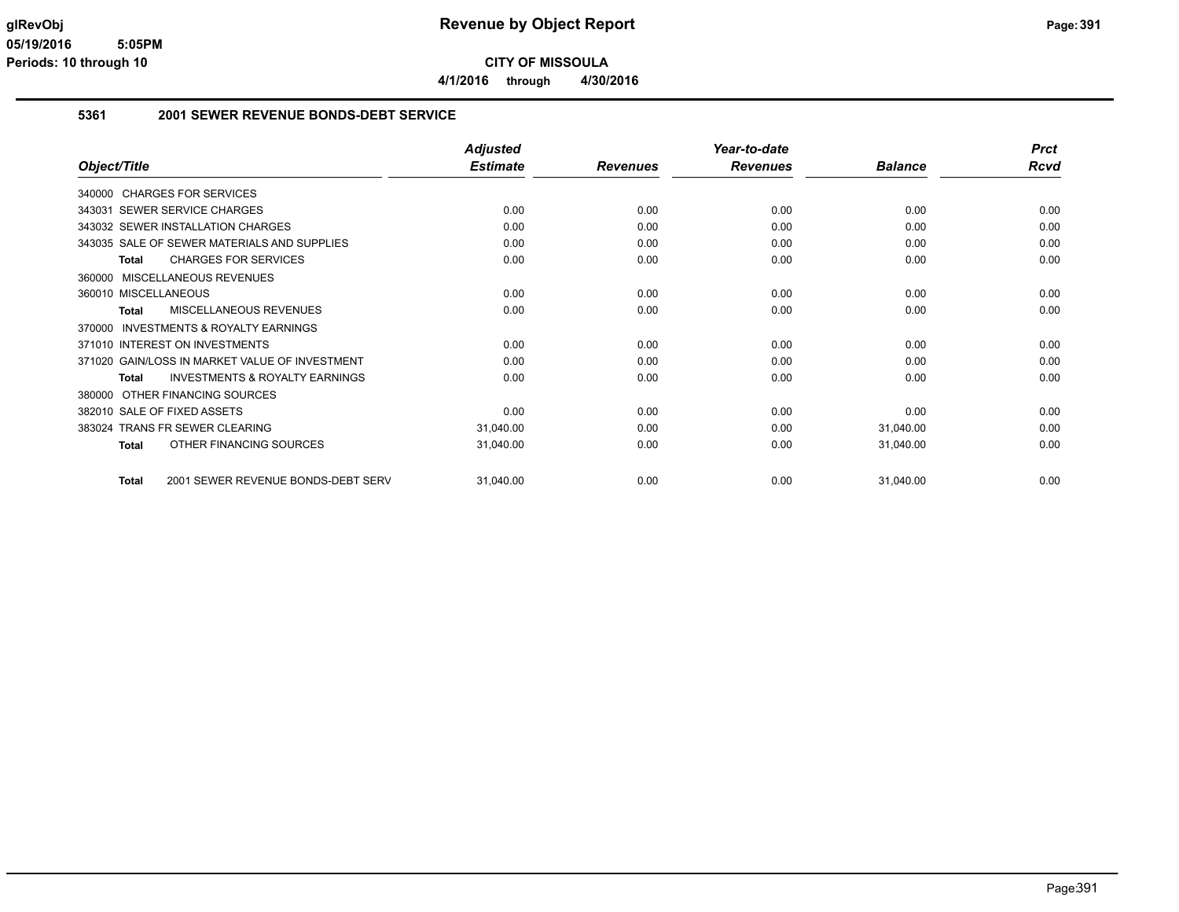# Revenue by Object Report

**CITY OF MISSOULA**

**4/1/2016 through 4/30/2016**

glRevObj
05/19/2016 5:05PM
Periods: 10 through 10

## 5361 2001 SEWER REVENUE BONDS-DEBT SERVICE

| Object/Title | Adjusted Estimate | Revenues | Year-to-date Revenues | Balance | Prct Rcvd |
|---|---|---|---|---|---|
| 340000 CHARGES FOR SERVICES | | | | | |
| 343031 SEWER SERVICE CHARGES | 0.00 | 0.00 | 0.00 | 0.00 | 0.00 |
| 343032 SEWER INSTALLATION CHARGES | 0.00 | 0.00 | 0.00 | 0.00 | 0.00 |
| 343035 SALE OF SEWER MATERIALS AND SUPPLIES | 0.00 | 0.00 | 0.00 | 0.00 | 0.00 |
| **Total** CHARGES FOR SERVICES | 0.00 | 0.00 | 0.00 | 0.00 | 0.00 |
| 360000 MISCELLANEOUS REVENUES | | | | | |
| 360010 MISCELLANEOUS | 0.00 | 0.00 | 0.00 | 0.00 | 0.00 |
| **Total** MISCELLANEOUS REVENUES | 0.00 | 0.00 | 0.00 | 0.00 | 0.00 |
| 370000 INVESTMENTS & ROYALTY EARNINGS | | | | | |
| 371010 INTEREST ON INVESTMENTS | 0.00 | 0.00 | 0.00 | 0.00 | 0.00 |
| 371020 GAIN/LOSS IN MARKET VALUE OF INVESTMENT | 0.00 | 0.00 | 0.00 | 0.00 | 0.00 |
| **Total** INVESTMENTS & ROYALTY EARNINGS | 0.00 | 0.00 | 0.00 | 0.00 | 0.00 |
| 380000 OTHER FINANCING SOURCES | | | | | |
| 382010 SALE OF FIXED ASSETS | 0.00 | 0.00 | 0.00 | 0.00 | 0.00 |
| 383024 TRANS FR SEWER CLEARING | 31,040.00 | 0.00 | 0.00 | 31,040.00 | 0.00 |
| **Total** OTHER FINANCING SOURCES | 31,040.00 | 0.00 | 0.00 | 31,040.00 | 0.00 |
| **Total** 2001 SEWER REVENUE BONDS-DEBT SERV | 31,040.00 | 0.00 | 0.00 | 31,040.00 | 0.00 |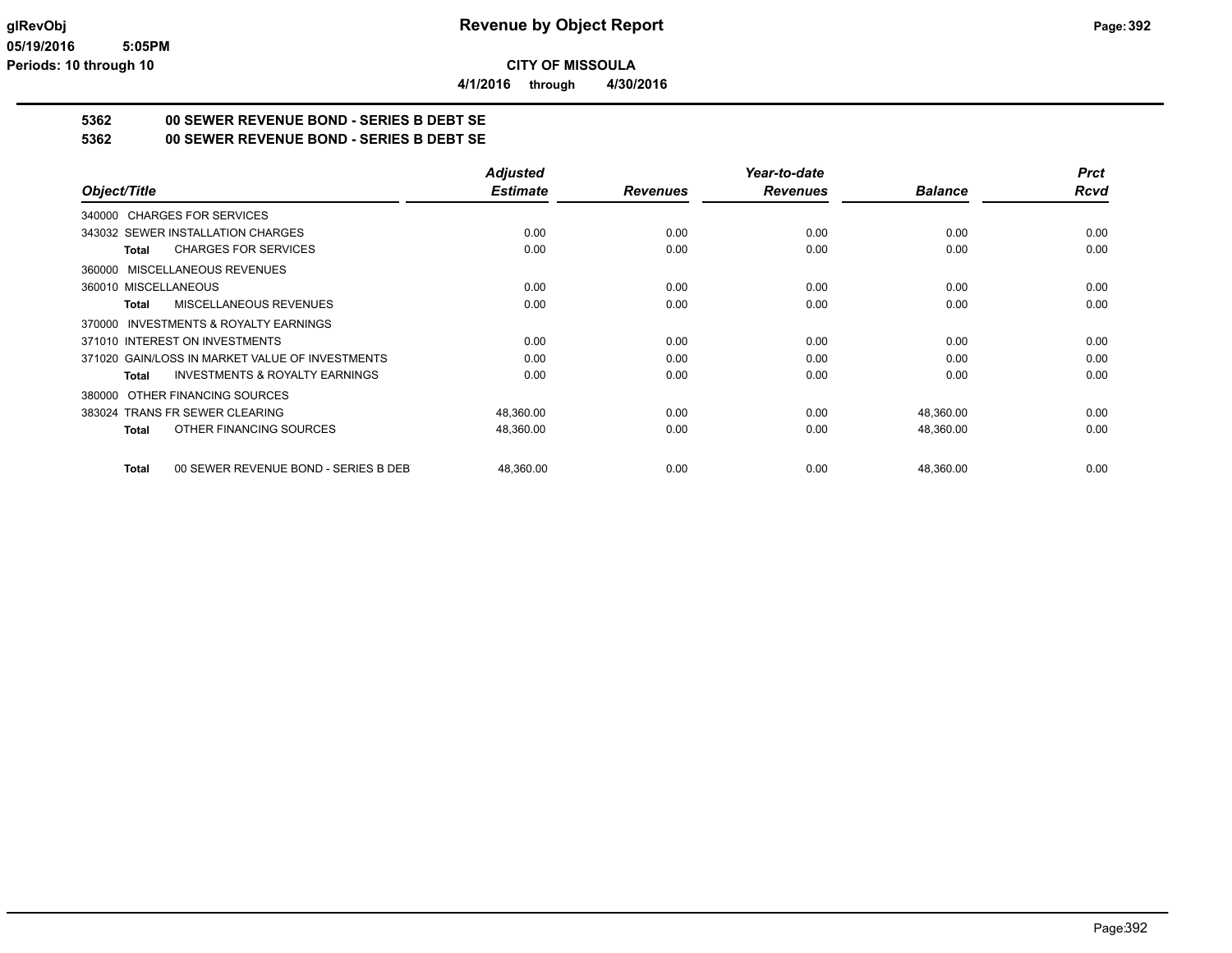**CITY OF MISSOULA**

**4/1/2016 through 4/30/2016**

**5362 00 SEWER REVENUE BOND - SERIES B DEBT SE**

**5362 00 SEWER REVENUE BOND - SERIES B DEBT SE**

| Object/Title | Adjusted Estimate | Revenues | Year-to-date Revenues | Balance | Prct Rcvd |
|---|---|---|---|---|---|
| 340000 CHARGES FOR SERVICES | | | | | |
| 343032 SEWER INSTALLATION CHARGES | 0.00 | 0.00 | 0.00 | 0.00 | 0.00 |
| **Total** CHARGES FOR SERVICES | 0.00 | 0.00 | 0.00 | 0.00 | 0.00 |
| 360000 MISCELLANEOUS REVENUES | | | | | |
| 360010 MISCELLANEOUS | 0.00 | 0.00 | 0.00 | 0.00 | 0.00 |
| **Total** MISCELLANEOUS REVENUES | 0.00 | 0.00 | 0.00 | 0.00 | 0.00 |
| 370000 INVESTMENTS & ROYALTY EARNINGS | | | | | |
| 371010 INTEREST ON INVESTMENTS | 0.00 | 0.00 | 0.00 | 0.00 | 0.00 |
| 371020 GAIN/LOSS IN MARKET VALUE OF INVESTMENTS | 0.00 | 0.00 | 0.00 | 0.00 | 0.00 |
| **Total** INVESTMENTS & ROYALTY EARNINGS | 0.00 | 0.00 | 0.00 | 0.00 | 0.00 |
| 380000 OTHER FINANCING SOURCES | | | | | |
| 383024 TRANS FR SEWER CLEARING | 48,360.00 | 0.00 | 0.00 | 48,360.00 | 0.00 |
| **Total** OTHER FINANCING SOURCES | 48,360.00 | 0.00 | 0.00 | 48,360.00 | 0.00 |
| **Total** 00 SEWER REVENUE BOND - SERIES B DEB | 48,360.00 | 0.00 | 0.00 | 48,360.00 | 0.00 |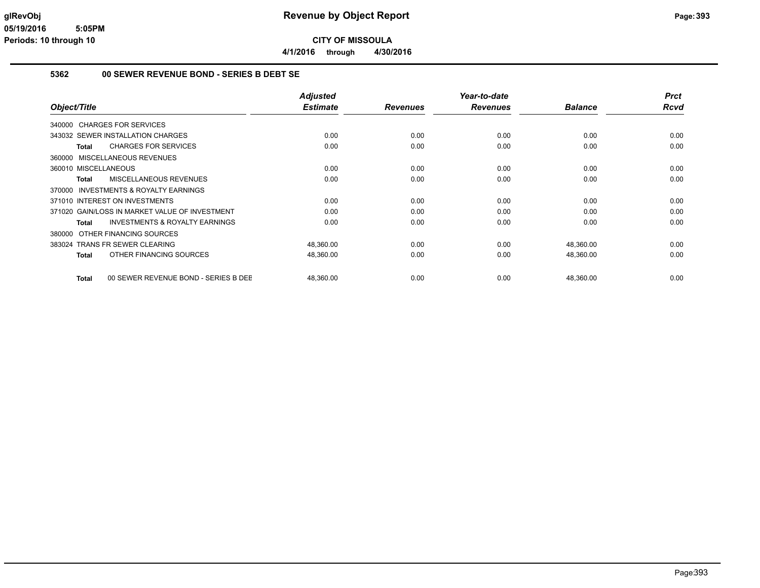# Revenue by Object Report

glRevObj
05/19/2016 5:05PM
Periods: 10 through 10

**CITY OF MISSOULA**

**4/1/2016 through 4/30/2016**

## 5362 00 SEWER REVENUE BOND - SERIES B DEBT SE

| Object/Title | Adjusted Estimate | Revenues | Year-to-date Revenues | Balance | Prct Rcvd |
|---|---|---|---|---|---|
| 340000 CHARGES FOR SERVICES | | | | | |
| 343032 SEWER INSTALLATION CHARGES | 0.00 | 0.00 | 0.00 | 0.00 | 0.00 |
| **Total** CHARGES FOR SERVICES | 0.00 | 0.00 | 0.00 | 0.00 | 0.00 |
| 360000 MISCELLANEOUS REVENUES | | | | | |
| 360010 MISCELLANEOUS | 0.00 | 0.00 | 0.00 | 0.00 | 0.00 |
| **Total** MISCELLANEOUS REVENUES | 0.00 | 0.00 | 0.00 | 0.00 | 0.00 |
| 370000 INVESTMENTS & ROYALTY EARNINGS | | | | | |
| 371010 INTEREST ON INVESTMENTS | 0.00 | 0.00 | 0.00 | 0.00 | 0.00 |
| 371020 GAIN/LOSS IN MARKET VALUE OF INVESTMENT | 0.00 | 0.00 | 0.00 | 0.00 | 0.00 |
| **Total** INVESTMENTS & ROYALTY EARNINGS | 0.00 | 0.00 | 0.00 | 0.00 | 0.00 |
| 380000 OTHER FINANCING SOURCES | | | | | |
| 383024 TRANS FR SEWER CLEARING | 48,360.00 | 0.00 | 0.00 | 48,360.00 | 0.00 |
| **Total** OTHER FINANCING SOURCES | 48,360.00 | 0.00 | 0.00 | 48,360.00 | 0.00 |
| **Total** 00 SEWER REVENUE BOND - SERIES B DEE | 48,360.00 | 0.00 | 0.00 | 48,360.00 | 0.00 |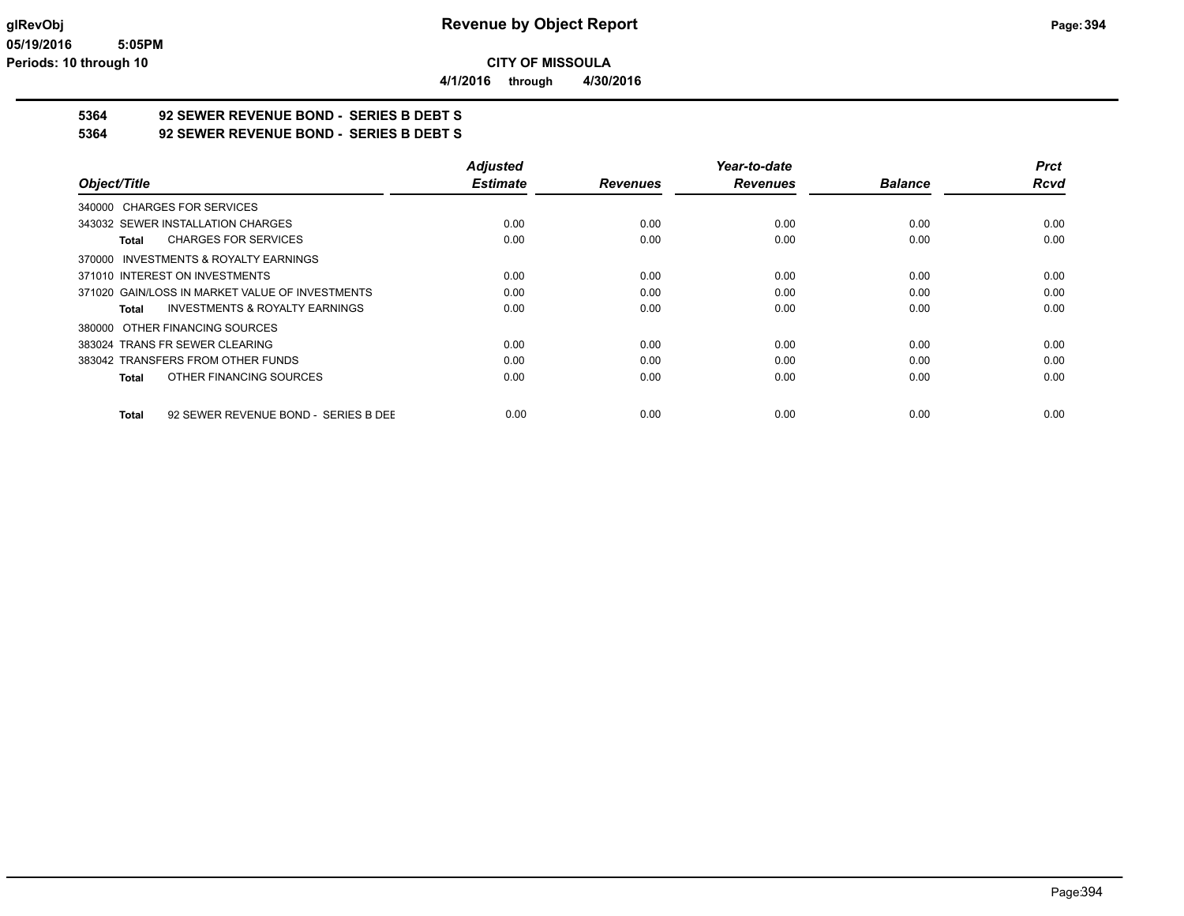**glRevObj**
**05/19/2016 5:05PM**
**Periods: 10 through 10**

# Revenue by Object Report

**CITY OF MISSOULA**

**4/1/2016 through 4/30/2016**

## 5364 92 SEWER REVENUE BOND - SERIES B DEBT S
## 5364 92 SEWER REVENUE BOND - SERIES B DEBT S

| Object/Title | Adjusted Estimate | Revenues | Year-to-date Revenues | Balance | Prct Rcvd |
|---|---|---|---|---|---|
| 340000 CHARGES FOR SERVICES | | | | | |
| 343032 SEWER INSTALLATION CHARGES | 0.00 | 0.00 | 0.00 | 0.00 | 0.00 |
| **Total** CHARGES FOR SERVICES | 0.00 | 0.00 | 0.00 | 0.00 | 0.00 |
| 370000 INVESTMENTS & ROYALTY EARNINGS | | | | | |
| 371010 INTEREST ON INVESTMENTS | 0.00 | 0.00 | 0.00 | 0.00 | 0.00 |
| 371020 GAIN/LOSS IN MARKET VALUE OF INVESTMENTS | 0.00 | 0.00 | 0.00 | 0.00 | 0.00 |
| **Total** INVESTMENTS & ROYALTY EARNINGS | 0.00 | 0.00 | 0.00 | 0.00 | 0.00 |
| 380000 OTHER FINANCING SOURCES | | | | | |
| 383024 TRANS FR SEWER CLEARING | 0.00 | 0.00 | 0.00 | 0.00 | 0.00 |
| 383042 TRANSFERS FROM OTHER FUNDS | 0.00 | 0.00 | 0.00 | 0.00 | 0.00 |
| **Total** OTHER FINANCING SOURCES | 0.00 | 0.00 | 0.00 | 0.00 | 0.00 |
| **Total** 92 SEWER REVENUE BOND - SERIES B DEE | 0.00 | 0.00 | 0.00 | 0.00 | 0.00 |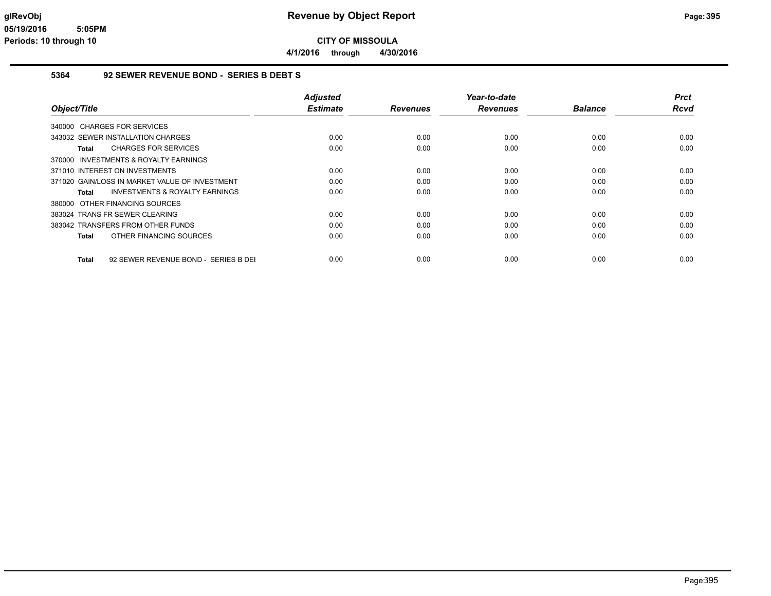# Revenue by Object Report

glRevObj
05/19/2016 5:05PM
Periods: 10 through 10

**CITY OF MISSOULA**

**4/1/2016 through 4/30/2016**

## 5364 92 SEWER REVENUE BOND - SERIES B DEBT S

| Object/Title | Adjusted Estimate | Revenues | Year-to-date Revenues | Balance | Prct Rcvd |
|---|---|---|---|---|---|
| 340000 CHARGES FOR SERVICES | | | | | |
| 343032 SEWER INSTALLATION CHARGES | 0.00 | 0.00 | 0.00 | 0.00 | 0.00 |
| **Total** CHARGES FOR SERVICES | 0.00 | 0.00 | 0.00 | 0.00 | 0.00 |
| 370000 INVESTMENTS & ROYALTY EARNINGS | | | | | |
| 371010 INTEREST ON INVESTMENTS | 0.00 | 0.00 | 0.00 | 0.00 | 0.00 |
| 371020 GAIN/LOSS IN MARKET VALUE OF INVESTMENT | 0.00 | 0.00 | 0.00 | 0.00 | 0.00 |
| **Total** INVESTMENTS & ROYALTY EARNINGS | 0.00 | 0.00 | 0.00 | 0.00 | 0.00 |
| 380000 OTHER FINANCING SOURCES | | | | | |
| 383024 TRANS FR SEWER CLEARING | 0.00 | 0.00 | 0.00 | 0.00 | 0.00 |
| 383042 TRANSFERS FROM OTHER FUNDS | 0.00 | 0.00 | 0.00 | 0.00 | 0.00 |
| **Total** OTHER FINANCING SOURCES | 0.00 | 0.00 | 0.00 | 0.00 | 0.00 |
| **Total** 92 SEWER REVENUE BOND - SERIES B DEI | 0.00 | 0.00 | 0.00 | 0.00 | 0.00 |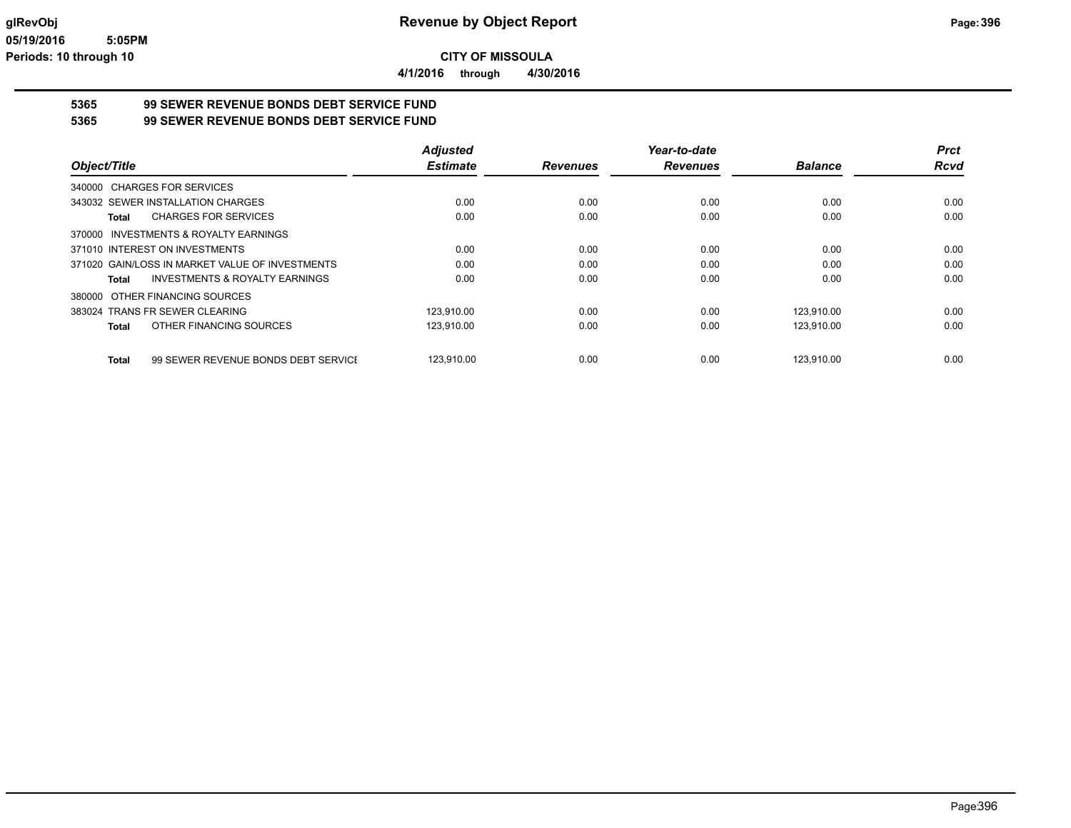**CITY OF MISSOULA**

**4/1/2016 through 4/30/2016**

## 5365 99 SEWER REVENUE BONDS DEBT SERVICE FUND

## 5365 99 SEWER REVENUE BONDS DEBT SERVICE FUND

| Object/Title | Adjusted Estimate | Revenues | Year-to-date Revenues | Balance | Prct Rcvd |
|---|---|---|---|---|---|
| 340000 CHARGES FOR SERVICES | | | | | |
| 343032 SEWER INSTALLATION CHARGES | 0.00 | 0.00 | 0.00 | 0.00 | 0.00 |
| **Total** CHARGES FOR SERVICES | 0.00 | 0.00 | 0.00 | 0.00 | 0.00 |
| 370000 INVESTMENTS & ROYALTY EARNINGS | | | | | |
| 371010 INTEREST ON INVESTMENTS | 0.00 | 0.00 | 0.00 | 0.00 | 0.00 |
| 371020 GAIN/LOSS IN MARKET VALUE OF INVESTMENTS | 0.00 | 0.00 | 0.00 | 0.00 | 0.00 |
| **Total** INVESTMENTS & ROYALTY EARNINGS | 0.00 | 0.00 | 0.00 | 0.00 | 0.00 |
| 380000 OTHER FINANCING SOURCES | | | | | |
| 383024 TRANS FR SEWER CLEARING | 123,910.00 | 0.00 | 0.00 | 123,910.00 | 0.00 |
| **Total** OTHER FINANCING SOURCES | 123,910.00 | 0.00 | 0.00 | 123,910.00 | 0.00 |
| **Total** 99 SEWER REVENUE BONDS DEBT SERVICE | 123,910.00 | 0.00 | 0.00 | 123,910.00 | 0.00 |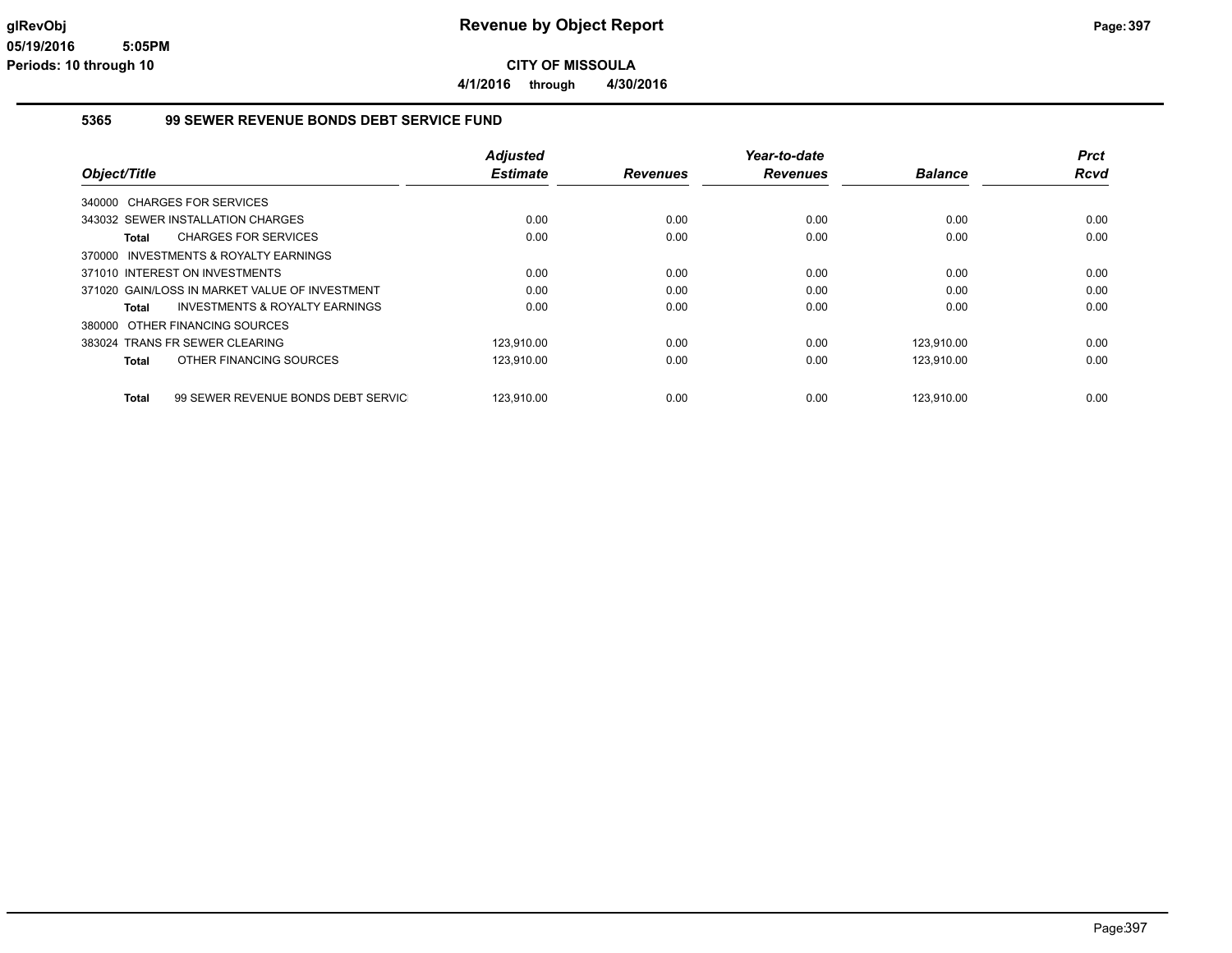# Revenue by Object Report

**CITY OF MISSOULA**

**4/1/2016 through 4/30/2016**

glRevObj
05/19/2016 5:05PM
Periods: 10 through 10

## 5365 99 SEWER REVENUE BONDS DEBT SERVICE FUND

| Object/Title | Adjusted Estimate | Revenues | Year-to-date Revenues | Balance | Prct Rcvd |
|---|---|---|---|---|---|
| 340000 CHARGES FOR SERVICES | | | | | |
| 343032 SEWER INSTALLATION CHARGES | 0.00 | 0.00 | 0.00 | 0.00 | 0.00 |
| **Total** CHARGES FOR SERVICES | 0.00 | 0.00 | 0.00 | 0.00 | 0.00 |
| 370000 INVESTMENTS & ROYALTY EARNINGS | | | | | |
| 371010 INTEREST ON INVESTMENTS | 0.00 | 0.00 | 0.00 | 0.00 | 0.00 |
| 371020 GAIN/LOSS IN MARKET VALUE OF INVESTMENT | 0.00 | 0.00 | 0.00 | 0.00 | 0.00 |
| **Total** INVESTMENTS & ROYALTY EARNINGS | 0.00 | 0.00 | 0.00 | 0.00 | 0.00 |
| 380000 OTHER FINANCING SOURCES | | | | | |
| 383024 TRANS FR SEWER CLEARING | 123,910.00 | 0.00 | 0.00 | 123,910.00 | 0.00 |
| **Total** OTHER FINANCING SOURCES | 123,910.00 | 0.00 | 0.00 | 123,910.00 | 0.00 |
| **Total** 99 SEWER REVENUE BONDS DEBT SERVIC | 123,910.00 | 0.00 | 0.00 | 123,910.00 | 0.00 |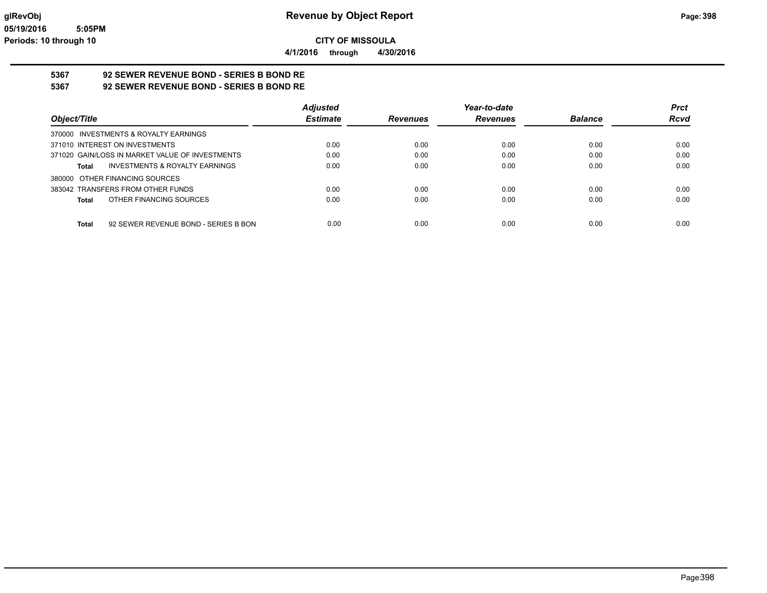**glRevObj**
**05/19/2016 5:05PM**
**Periods: 10 through 10**

# Revenue by Object Report

**CITY OF MISSOULA**

**4/1/2016 through 4/30/2016**

## 5367 92 SEWER REVENUE BOND - SERIES B BOND RE
## 5367 92 SEWER REVENUE BOND - SERIES B BOND RE

| Object/Title | Adjusted Estimate | Revenues | Year-to-date Revenues | Balance | Prct Rcvd |
|---|---|---|---|---|---|
| 370000 INVESTMENTS & ROYALTY EARNINGS | | | | | |
| 371010 INTEREST ON INVESTMENTS | 0.00 | 0.00 | 0.00 | 0.00 | 0.00 |
| 371020 GAIN/LOSS IN MARKET VALUE OF INVESTMENTS | 0.00 | 0.00 | 0.00 | 0.00 | 0.00 |
| **Total** INVESTMENTS & ROYALTY EARNINGS | 0.00 | 0.00 | 0.00 | 0.00 | 0.00 |
| 380000 OTHER FINANCING SOURCES | | | | | |
| 383042 TRANSFERS FROM OTHER FUNDS | 0.00 | 0.00 | 0.00 | 0.00 | 0.00 |
| **Total** OTHER FINANCING SOURCES | 0.00 | 0.00 | 0.00 | 0.00 | 0.00 |
| **Total** 92 SEWER REVENUE BOND - SERIES B BON | 0.00 | 0.00 | 0.00 | 0.00 | 0.00 |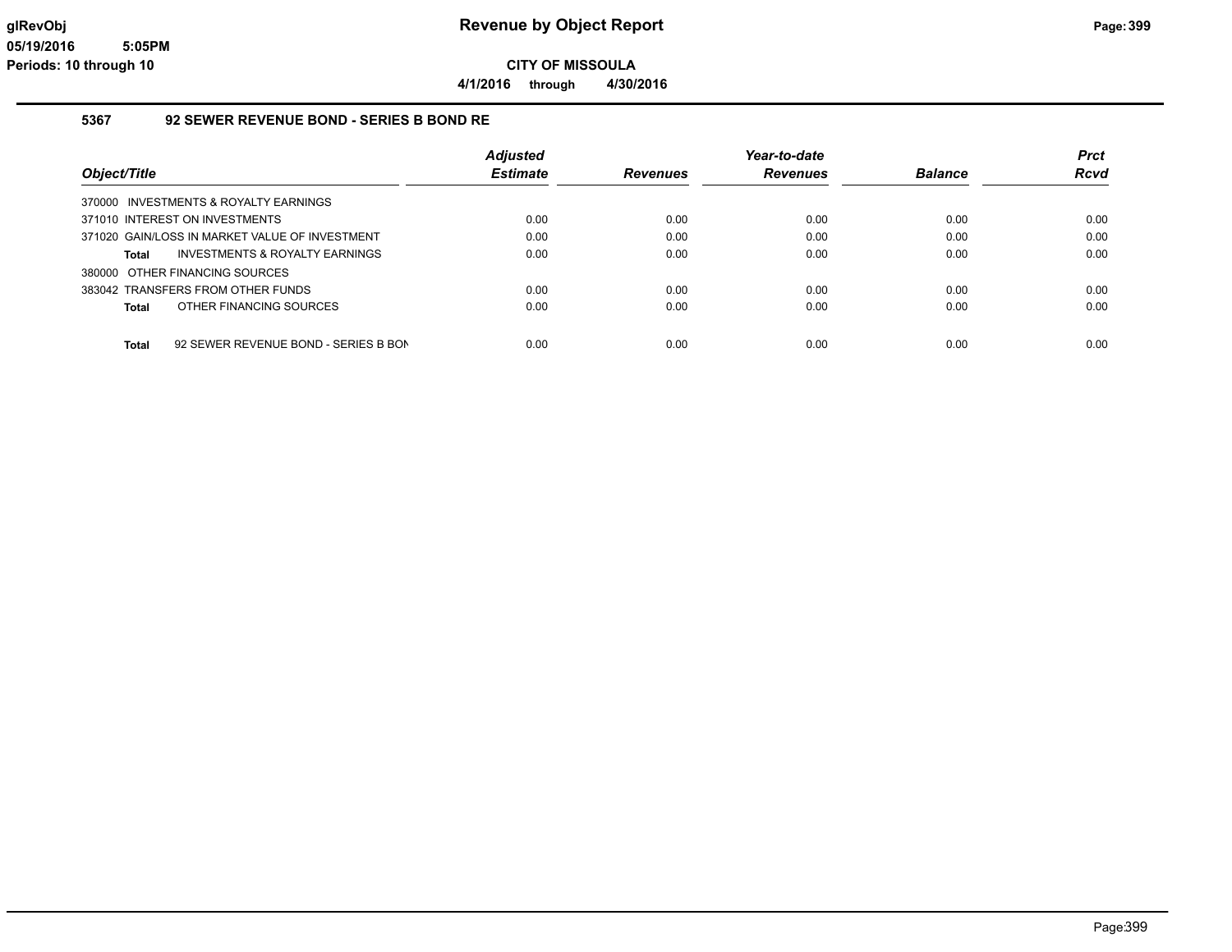# Revenue by Object Report

**CITY OF MISSOULA**

**4/1/2016 through 4/30/2016**

glRevObj
05/19/2016 5:05PM
Periods: 10 through 10

## 5367 92 SEWER REVENUE BOND - SERIES B BOND RE

| Object/Title | Adjusted Estimate | Revenues | Year-to-date Revenues | Balance | Prct Rcvd |
|---|---|---|---|---|---|
| 370000 INVESTMENTS & ROYALTY EARNINGS | | | | | |
| 371010 INTEREST ON INVESTMENTS | 0.00 | 0.00 | 0.00 | 0.00 | 0.00 |
| 371020 GAIN/LOSS IN MARKET VALUE OF INVESTMENT | 0.00 | 0.00 | 0.00 | 0.00 | 0.00 |
| **Total** INVESTMENTS & ROYALTY EARNINGS | 0.00 | 0.00 | 0.00 | 0.00 | 0.00 |
| 380000 OTHER FINANCING SOURCES | | | | | |
| 383042 TRANSFERS FROM OTHER FUNDS | 0.00 | 0.00 | 0.00 | 0.00 | 0.00 |
| **Total** OTHER FINANCING SOURCES | 0.00 | 0.00 | 0.00 | 0.00 | 0.00 |
| **Total** 92 SEWER REVENUE BOND - SERIES B BON | 0.00 | 0.00 | 0.00 | 0.00 | 0.00 |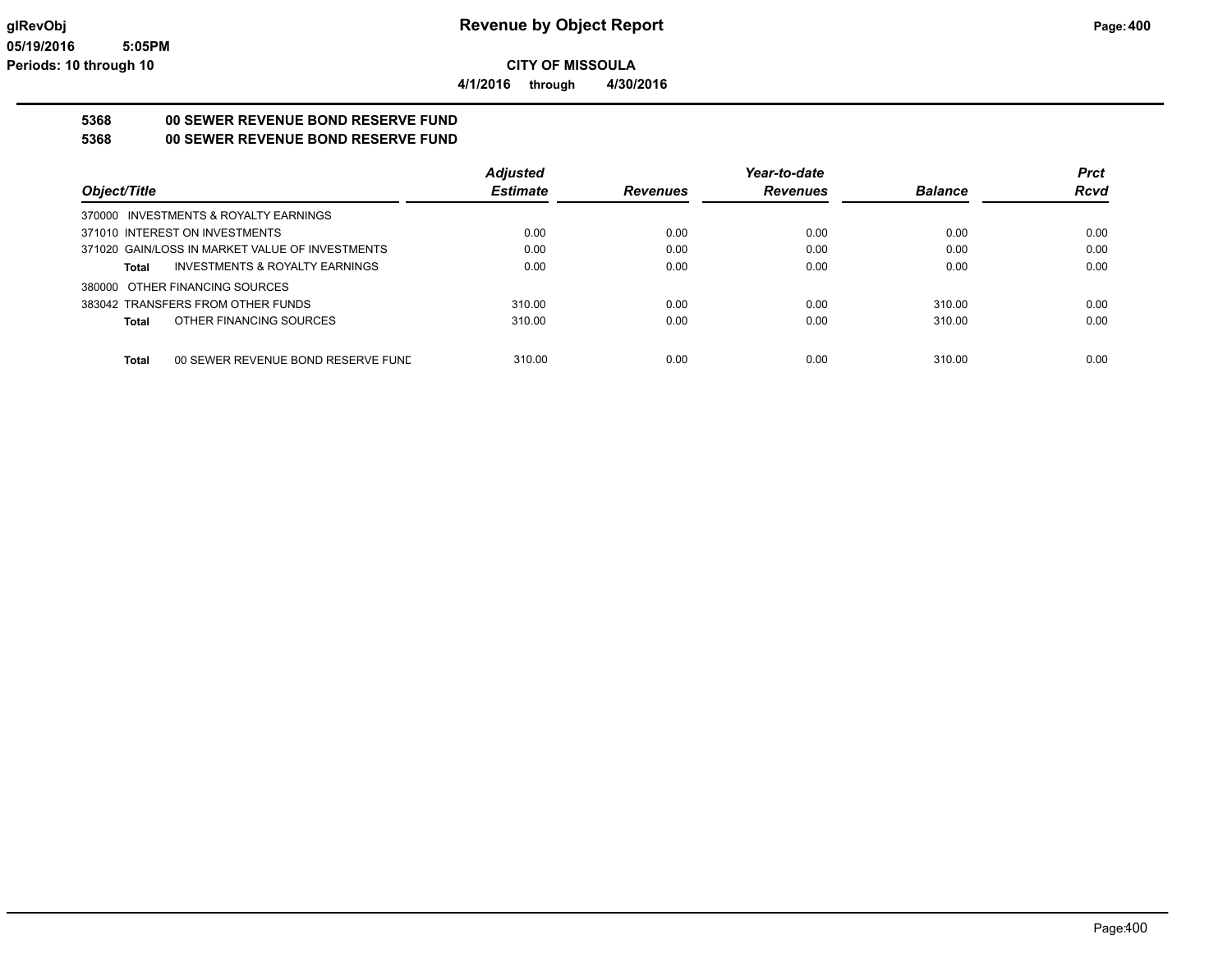**Revenue by Object Report**

**CITY OF MISSOULA**

**4/1/2016 through 4/30/2016**

glRevObj
05/19/2016 5:05PM
Periods: 10 through 10

**5368 00 SEWER REVENUE BOND RESERVE FUND**

**5368 00 SEWER REVENUE BOND RESERVE FUND**

| Object/Title | Adjusted Estimate | Revenues | Year-to-date Revenues | Balance | Prct Rcvd |
|---|---|---|---|---|---|
| 370000 INVESTMENTS & ROYALTY EARNINGS | | | | | |
| 371010 INTEREST ON INVESTMENTS | 0.00 | 0.00 | 0.00 | 0.00 | 0.00 |
| 371020 GAIN/LOSS IN MARKET VALUE OF INVESTMENTS | 0.00 | 0.00 | 0.00 | 0.00 | 0.00 |
| **Total** INVESTMENTS & ROYALTY EARNINGS | 0.00 | 0.00 | 0.00 | 0.00 | 0.00 |
| 380000 OTHER FINANCING SOURCES | | | | | |
| 383042 TRANSFERS FROM OTHER FUNDS | 310.00 | 0.00 | 0.00 | 310.00 | 0.00 |
| **Total** OTHER FINANCING SOURCES | 310.00 | 0.00 | 0.00 | 310.00 | 0.00 |
| **Total** 00 SEWER REVENUE BOND RESERVE FUND | 310.00 | 0.00 | 0.00 | 310.00 | 0.00 |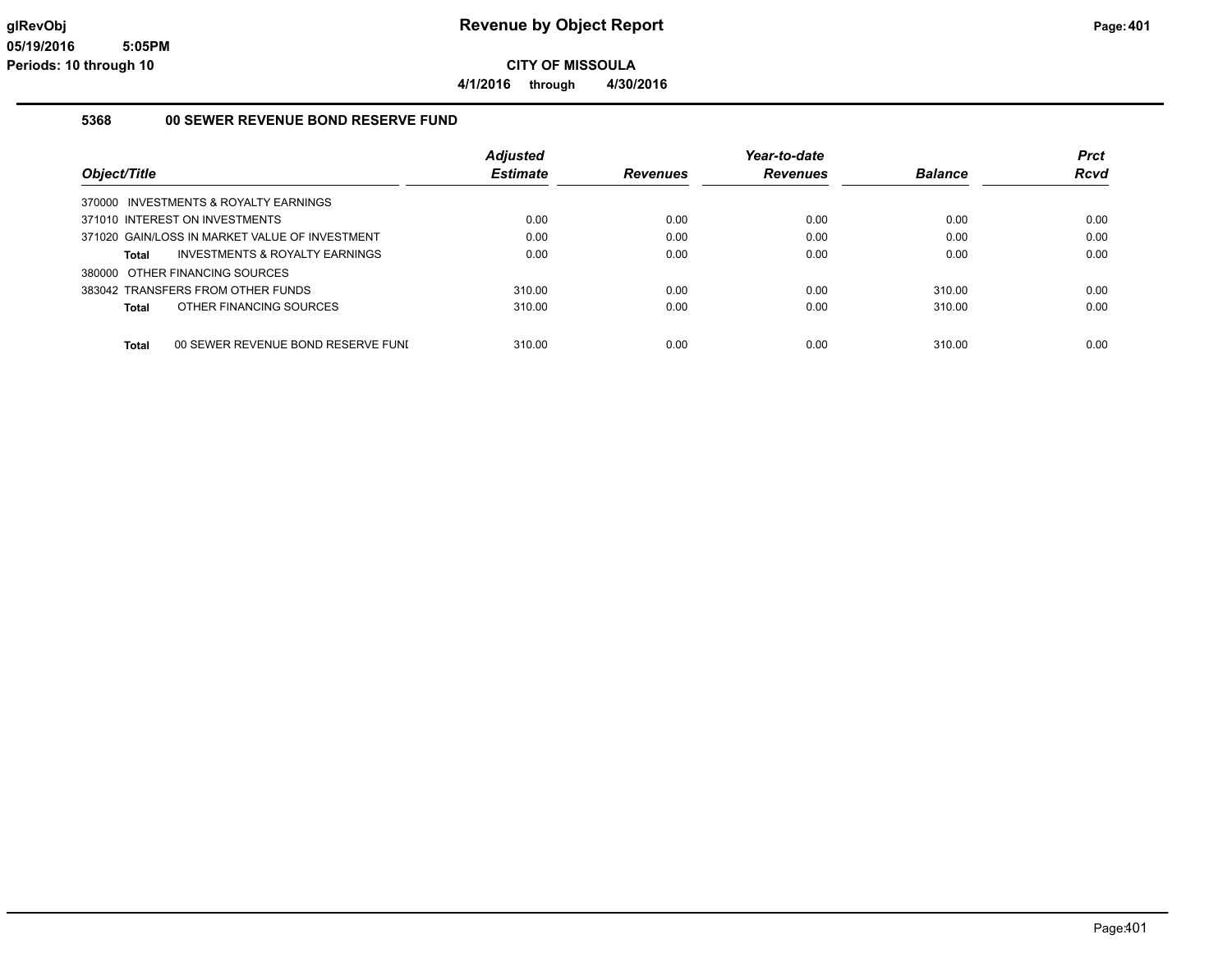# Revenue by Object Report

**CITY OF MISSOULA**

**4/1/2016 through 4/30/2016**

## 5368 00 SEWER REVENUE BOND RESERVE FUND

| Object/Title | Adjusted Estimate | Revenues | Year-to-date Revenues | Balance | Prct Rcvd |
|---|---|---|---|---|---|
| 370000 INVESTMENTS & ROYALTY EARNINGS | | | | | |
| 371010 INTEREST ON INVESTMENTS | 0.00 | 0.00 | 0.00 | 0.00 | 0.00 |
| 371020 GAIN/LOSS IN MARKET VALUE OF INVESTMENT | 0.00 | 0.00 | 0.00 | 0.00 | 0.00 |
| **Total** INVESTMENTS & ROYALTY EARNINGS | 0.00 | 0.00 | 0.00 | 0.00 | 0.00 |
| 380000 OTHER FINANCING SOURCES | | | | | |
| 383042 TRANSFERS FROM OTHER FUNDS | 310.00 | 0.00 | 0.00 | 310.00 | 0.00 |
| **Total** OTHER FINANCING SOURCES | 310.00 | 0.00 | 0.00 | 310.00 | 0.00 |
| **Total** 00 SEWER REVENUE BOND RESERVE FUNI | 310.00 | 0.00 | 0.00 | 310.00 | 0.00 |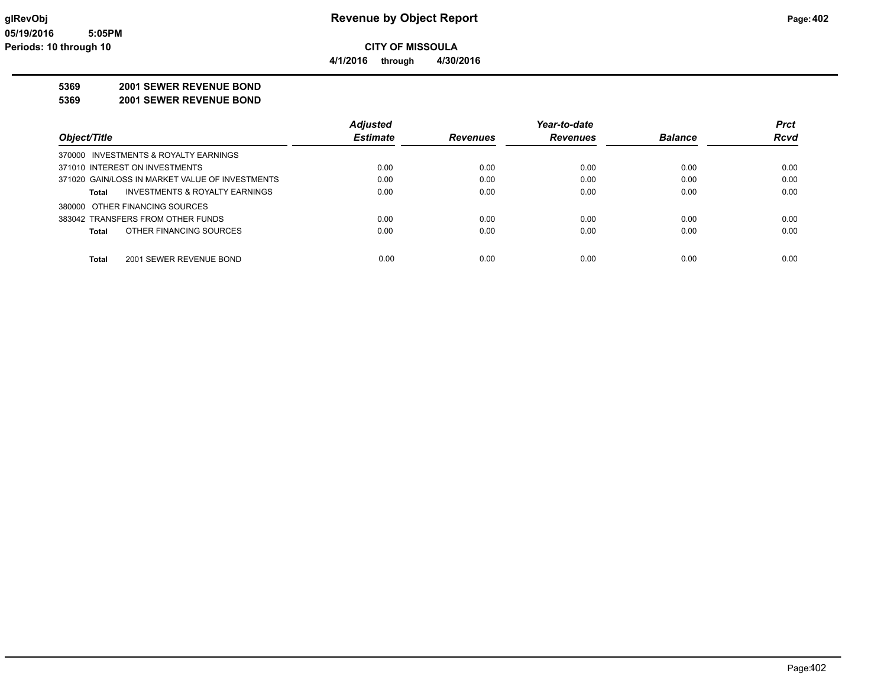# Revenue by Object Report

**CITY OF MISSOULA**

**4/1/2016 through 4/30/2016**

glRevObj
05/19/2016 5:05PM
Periods: 10 through 10

**5369 2001 SEWER REVENUE BOND**

**5369 2001 SEWER REVENUE BOND**

| Object/Title | Adjusted Estimate | Revenues | Year-to-date Revenues | Balance | Prct Rcvd |
|---|---|---|---|---|---|
| 370000 INVESTMENTS & ROYALTY EARNINGS | | | | | |
| 371010 INTEREST ON INVESTMENTS | 0.00 | 0.00 | 0.00 | 0.00 | 0.00 |
| 371020 GAIN/LOSS IN MARKET VALUE OF INVESTMENTS | 0.00 | 0.00 | 0.00 | 0.00 | 0.00 |
| **Total** INVESTMENTS & ROYALTY EARNINGS | 0.00 | 0.00 | 0.00 | 0.00 | 0.00 |
| 380000 OTHER FINANCING SOURCES | | | | | |
| 383042 TRANSFERS FROM OTHER FUNDS | 0.00 | 0.00 | 0.00 | 0.00 | 0.00 |
| **Total** OTHER FINANCING SOURCES | 0.00 | 0.00 | 0.00 | 0.00 | 0.00 |
| **Total** 2001 SEWER REVENUE BOND | 0.00 | 0.00 | 0.00 | 0.00 | 0.00 |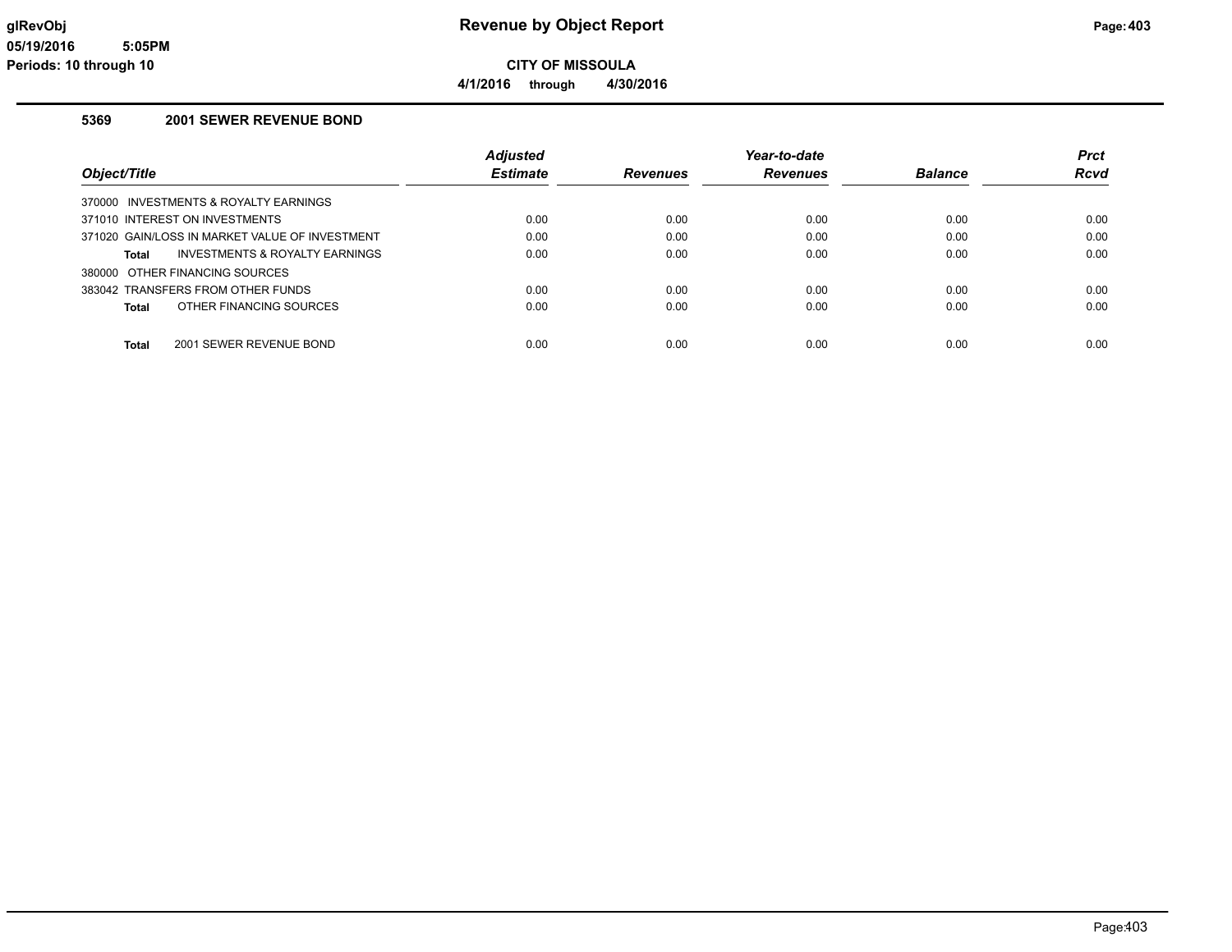# Revenue by Object Report

**CITY OF MISSOULA**

**4/1/2016 through 4/30/2016**

glRevObj
05/19/2016 5:05PM
Periods: 10 through 10

## 5369 2001 SEWER REVENUE BOND

| Object/Title | Adjusted Estimate | Revenues | Year-to-date Revenues | Balance | Prct Rcvd |
|---|---|---|---|---|---|
| 370000 INVESTMENTS & ROYALTY EARNINGS | | | | | |
| 371010 INTEREST ON INVESTMENTS | 0.00 | 0.00 | 0.00 | 0.00 | 0.00 |
| 371020 GAIN/LOSS IN MARKET VALUE OF INVESTMENT | 0.00 | 0.00 | 0.00 | 0.00 | 0.00 |
| **Total** INVESTMENTS & ROYALTY EARNINGS | 0.00 | 0.00 | 0.00 | 0.00 | 0.00 |
| 380000 OTHER FINANCING SOURCES | | | | | |
| 383042 TRANSFERS FROM OTHER FUNDS | 0.00 | 0.00 | 0.00 | 0.00 | 0.00 |
| **Total** OTHER FINANCING SOURCES | 0.00 | 0.00 | 0.00 | 0.00 | 0.00 |
| **Total** 2001 SEWER REVENUE BOND | 0.00 | 0.00 | 0.00 | 0.00 | 0.00 |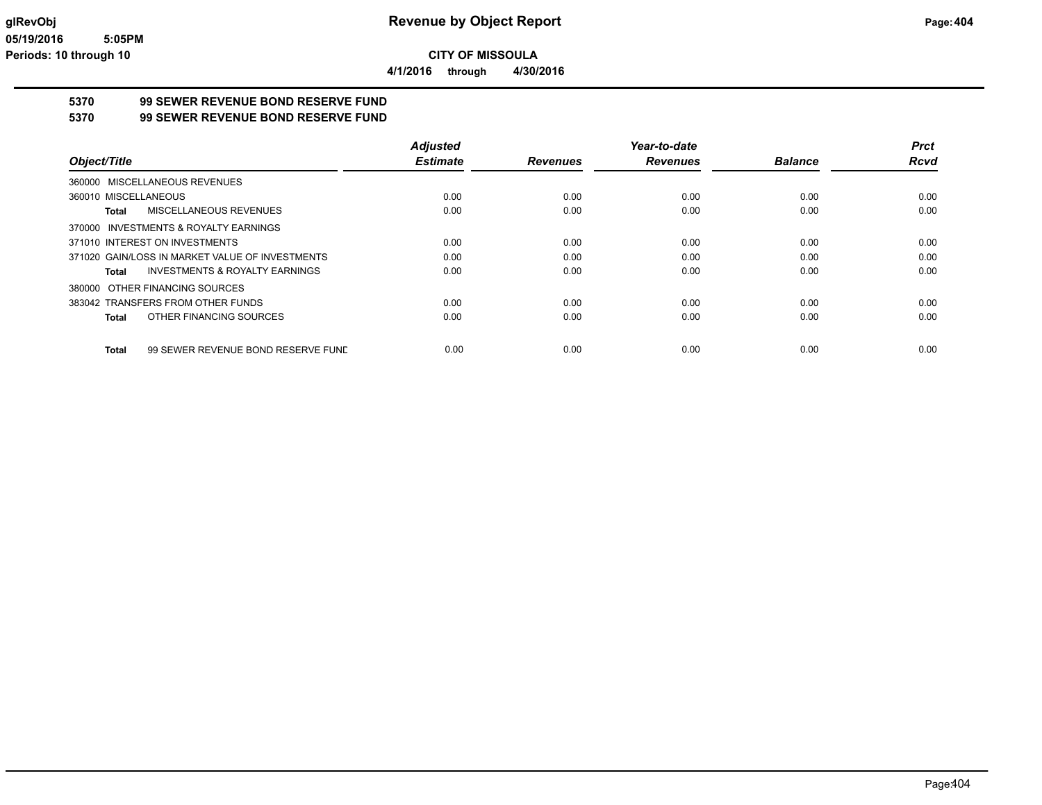**CITY OF MISSOULA**

**4/1/2016 through 4/30/2016**

**5370 99 SEWER REVENUE BOND RESERVE FUND**

**5370 99 SEWER REVENUE BOND RESERVE FUND**

| Object/Title | Adjusted Estimate | Revenues | Year-to-date Revenues | Balance | Prct Rcvd |
|---|---|---|---|---|---|
| 360000 MISCELLANEOUS REVENUES | | | | | |
| 360010 MISCELLANEOUS | 0.00 | 0.00 | 0.00 | 0.00 | 0.00 |
| **Total** MISCELLANEOUS REVENUES | 0.00 | 0.00 | 0.00 | 0.00 | 0.00 |
| 370000 INVESTMENTS & ROYALTY EARNINGS | | | | | |
| 371010 INTEREST ON INVESTMENTS | 0.00 | 0.00 | 0.00 | 0.00 | 0.00 |
| 371020 GAIN/LOSS IN MARKET VALUE OF INVESTMENTS | 0.00 | 0.00 | 0.00 | 0.00 | 0.00 |
| **Total** INVESTMENTS & ROYALTY EARNINGS | 0.00 | 0.00 | 0.00 | 0.00 | 0.00 |
| 380000 OTHER FINANCING SOURCES | | | | | |
| 383042 TRANSFERS FROM OTHER FUNDS | 0.00 | 0.00 | 0.00 | 0.00 | 0.00 |
| **Total** OTHER FINANCING SOURCES | 0.00 | 0.00 | 0.00 | 0.00 | 0.00 |
| **Total** 99 SEWER REVENUE BOND RESERVE FUND | 0.00 | 0.00 | 0.00 | 0.00 | 0.00 |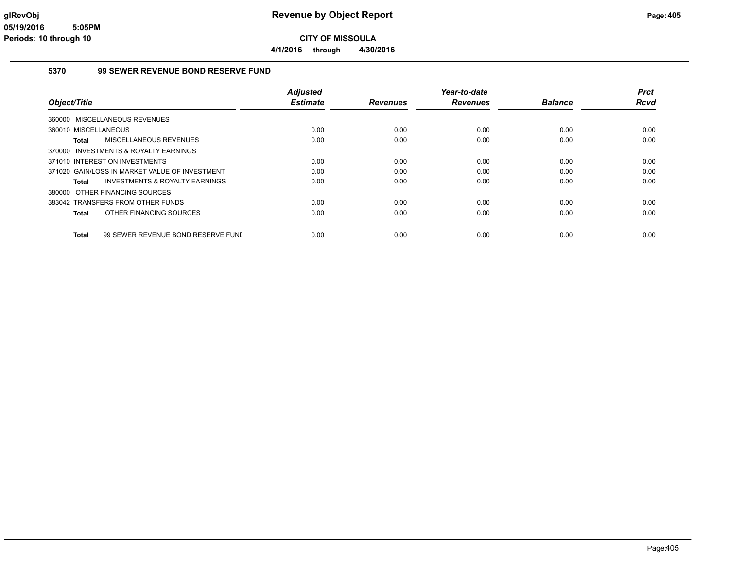# Revenue by Object Report

glRevObj
05/19/2016 5:05PM
Periods: 10 through 10

**CITY OF MISSOULA**

**4/1/2016 through 4/30/2016**

## 5370 99 SEWER REVENUE BOND RESERVE FUND

| Object/Title | Adjusted Estimate | Revenues | Year-to-date Revenues | Balance | Prct Rcvd |
|---|---|---|---|---|---|
| 360000 MISCELLANEOUS REVENUES | | | | | |
| 360010 MISCELLANEOUS | 0.00 | 0.00 | 0.00 | 0.00 | 0.00 |
| **Total** MISCELLANEOUS REVENUES | 0.00 | 0.00 | 0.00 | 0.00 | 0.00 |
| 370000 INVESTMENTS & ROYALTY EARNINGS | | | | | |
| 371010 INTEREST ON INVESTMENTS | 0.00 | 0.00 | 0.00 | 0.00 | 0.00 |
| 371020 GAIN/LOSS IN MARKET VALUE OF INVESTMENT | 0.00 | 0.00 | 0.00 | 0.00 | 0.00 |
| **Total** INVESTMENTS & ROYALTY EARNINGS | 0.00 | 0.00 | 0.00 | 0.00 | 0.00 |
| 380000 OTHER FINANCING SOURCES | | | | | |
| 383042 TRANSFERS FROM OTHER FUNDS | 0.00 | 0.00 | 0.00 | 0.00 | 0.00 |
| **Total** OTHER FINANCING SOURCES | 0.00 | 0.00 | 0.00 | 0.00 | 0.00 |
| **Total** 99 SEWER REVENUE BOND RESERVE FUNI | 0.00 | 0.00 | 0.00 | 0.00 | 0.00 |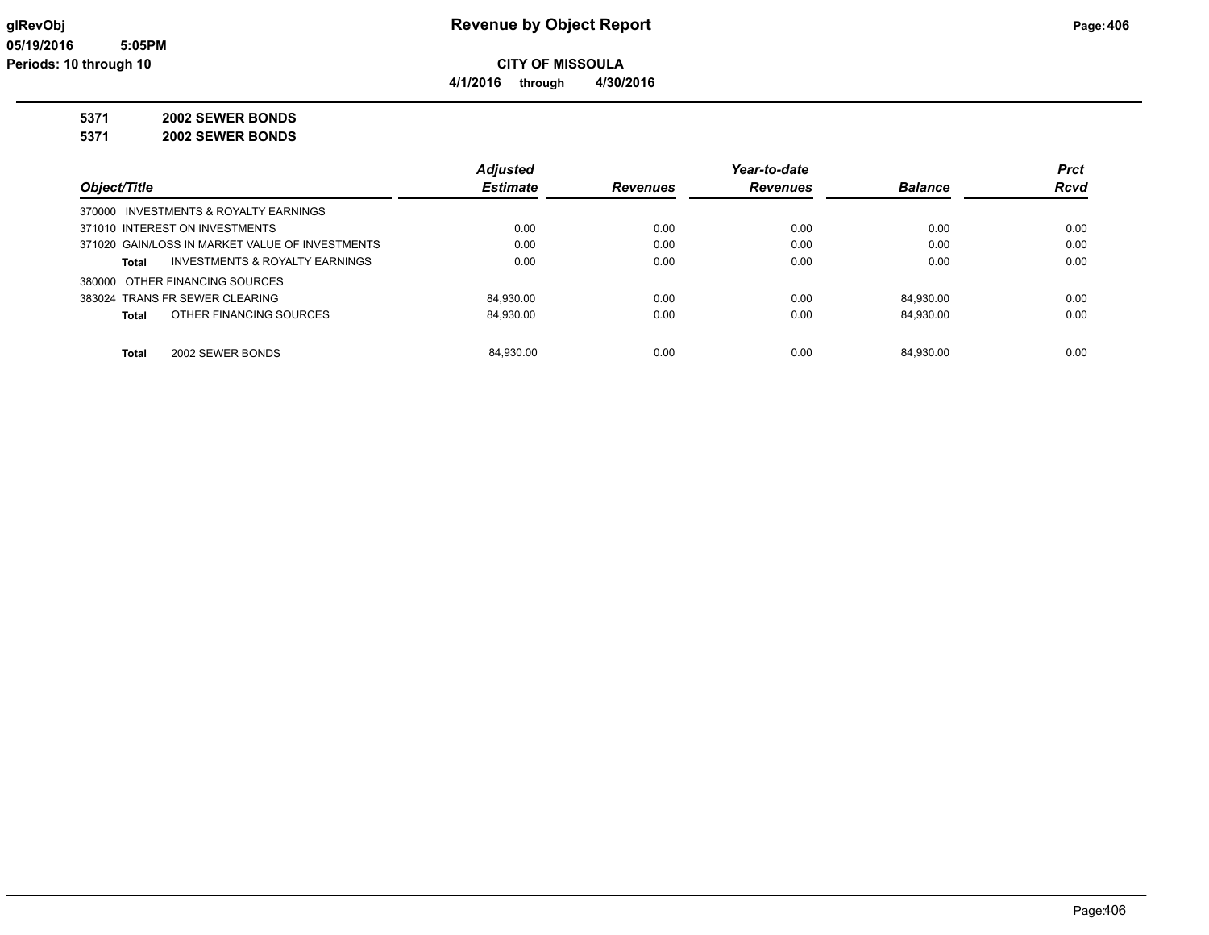# Revenue by Object Report

glRevObj
05/19/2016 5:05PM
Periods: 10 through 10

**CITY OF MISSOULA**

**4/1/2016 through 4/30/2016**

**5371 2002 SEWER BONDS**

**5371 2002 SEWER BONDS**

| Object/Title | Adjusted Estimate | Revenues | Year-to-date Revenues | Balance | Prct Rcvd |
|---|---|---|---|---|---|
| 370000 INVESTMENTS & ROYALTY EARNINGS | | | | | |
| 371010 INTEREST ON INVESTMENTS | 0.00 | 0.00 | 0.00 | 0.00 | 0.00 |
| 371020 GAIN/LOSS IN MARKET VALUE OF INVESTMENTS | 0.00 | 0.00 | 0.00 | 0.00 | 0.00 |
| **Total** INVESTMENTS & ROYALTY EARNINGS | 0.00 | 0.00 | 0.00 | 0.00 | 0.00 |
| 380000 OTHER FINANCING SOURCES | | | | | |
| 383024 TRANS FR SEWER CLEARING | 84,930.00 | 0.00 | 0.00 | 84,930.00 | 0.00 |
| **Total** OTHER FINANCING SOURCES | 84,930.00 | 0.00 | 0.00 | 84,930.00 | 0.00 |
| **Total** 2002 SEWER BONDS | 84,930.00 | 0.00 | 0.00 | 84,930.00 | 0.00 |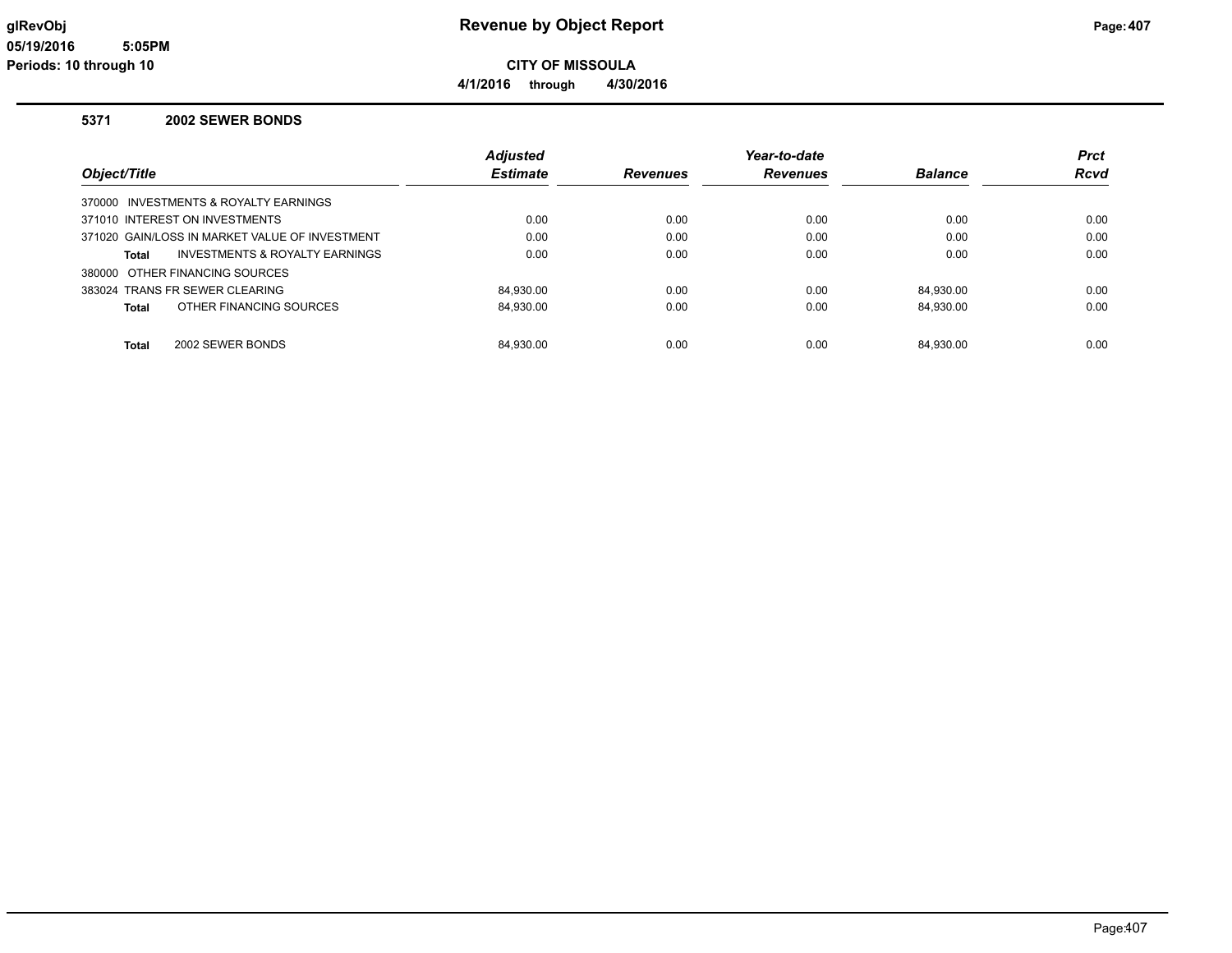# Revenue by Object Report

**CITY OF MISSOULA**

**4/1/2016 through 4/30/2016**

glRevObj
05/19/2016 5:05PM
Periods: 10 through 10

## 5371 2002 SEWER BONDS

| Object/Title | Adjusted Estimate | Revenues | Year-to-date Revenues | Balance | Prct Rcvd |
|---|---|---|---|---|---|
| 370000 INVESTMENTS & ROYALTY EARNINGS | | | | | |
| 371010 INTEREST ON INVESTMENTS | 0.00 | 0.00 | 0.00 | 0.00 | 0.00 |
| 371020 GAIN/LOSS IN MARKET VALUE OF INVESTMENT | 0.00 | 0.00 | 0.00 | 0.00 | 0.00 |
| **Total** INVESTMENTS & ROYALTY EARNINGS | 0.00 | 0.00 | 0.00 | 0.00 | 0.00 |
| 380000 OTHER FINANCING SOURCES | | | | | |
| 383024 TRANS FR SEWER CLEARING | 84,930.00 | 0.00 | 0.00 | 84,930.00 | 0.00 |
| **Total** OTHER FINANCING SOURCES | 84,930.00 | 0.00 | 0.00 | 84,930.00 | 0.00 |
| **Total** 2002 SEWER BONDS | 84,930.00 | 0.00 | 0.00 | 84,930.00 | 0.00 |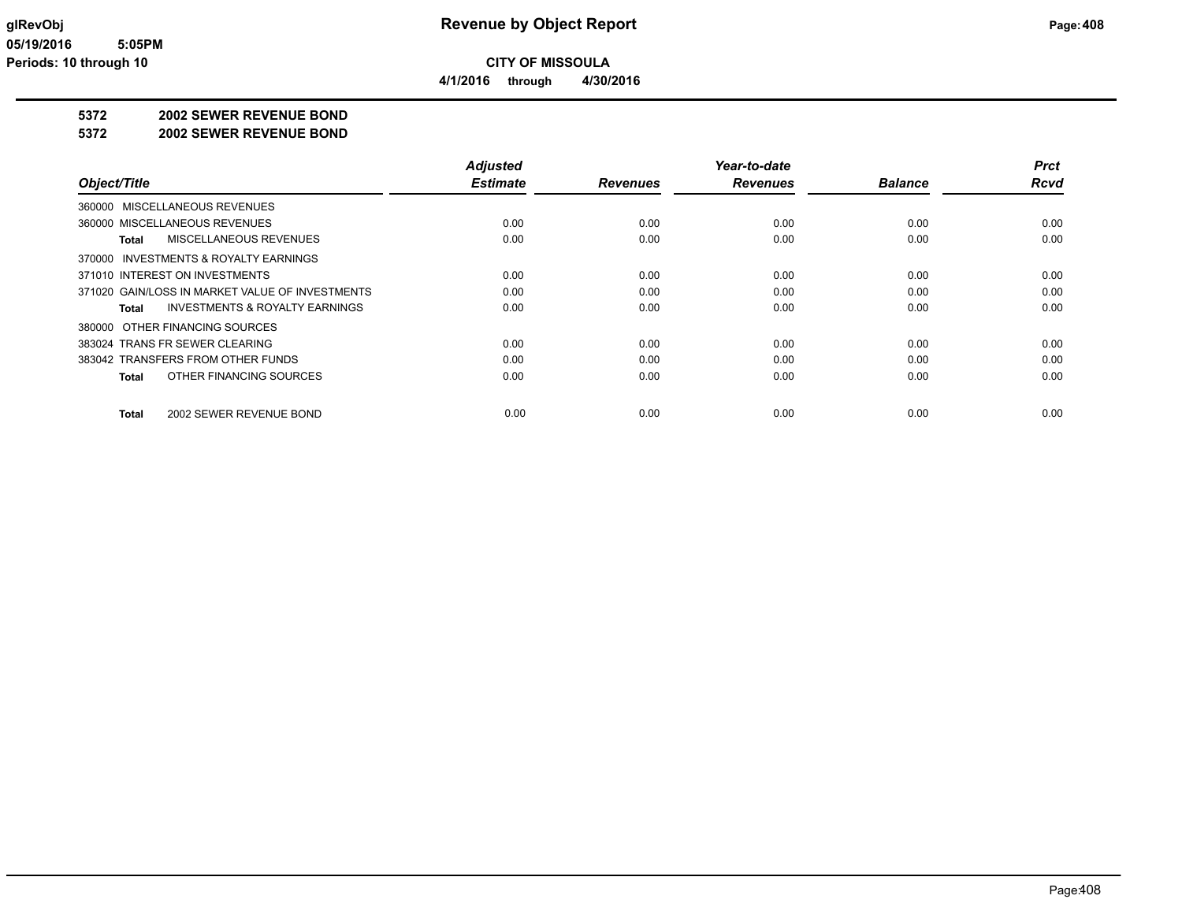# Revenue by Object Report

**CITY OF MISSOULA**

**4/1/2016 through 4/30/2016**

glRevObj
05/19/2016 5:05PM
Periods: 10 through 10

**5372 2002 SEWER REVENUE BOND**

**5372 2002 SEWER REVENUE BOND**

| Object/Title | Adjusted Estimate | Revenues | Year-to-date Revenues | Balance | Prct Rcvd |
|---|---|---|---|---|---|
| 360000 MISCELLANEOUS REVENUES | | | | | |
| 360000 MISCELLANEOUS REVENUES | 0.00 | 0.00 | 0.00 | 0.00 | 0.00 |
| **Total** MISCELLANEOUS REVENUES | 0.00 | 0.00 | 0.00 | 0.00 | 0.00 |
| 370000 INVESTMENTS & ROYALTY EARNINGS | | | | | |
| 371010 INTEREST ON INVESTMENTS | 0.00 | 0.00 | 0.00 | 0.00 | 0.00 |
| 371020 GAIN/LOSS IN MARKET VALUE OF INVESTMENTS | 0.00 | 0.00 | 0.00 | 0.00 | 0.00 |
| **Total** INVESTMENTS & ROYALTY EARNINGS | 0.00 | 0.00 | 0.00 | 0.00 | 0.00 |
| 380000 OTHER FINANCING SOURCES | | | | | |
| 383024 TRANS FR SEWER CLEARING | 0.00 | 0.00 | 0.00 | 0.00 | 0.00 |
| 383042 TRANSFERS FROM OTHER FUNDS | 0.00 | 0.00 | 0.00 | 0.00 | 0.00 |
| **Total** OTHER FINANCING SOURCES | 0.00 | 0.00 | 0.00 | 0.00 | 0.00 |
| **Total** 2002 SEWER REVENUE BOND | 0.00 | 0.00 | 0.00 | 0.00 | 0.00 |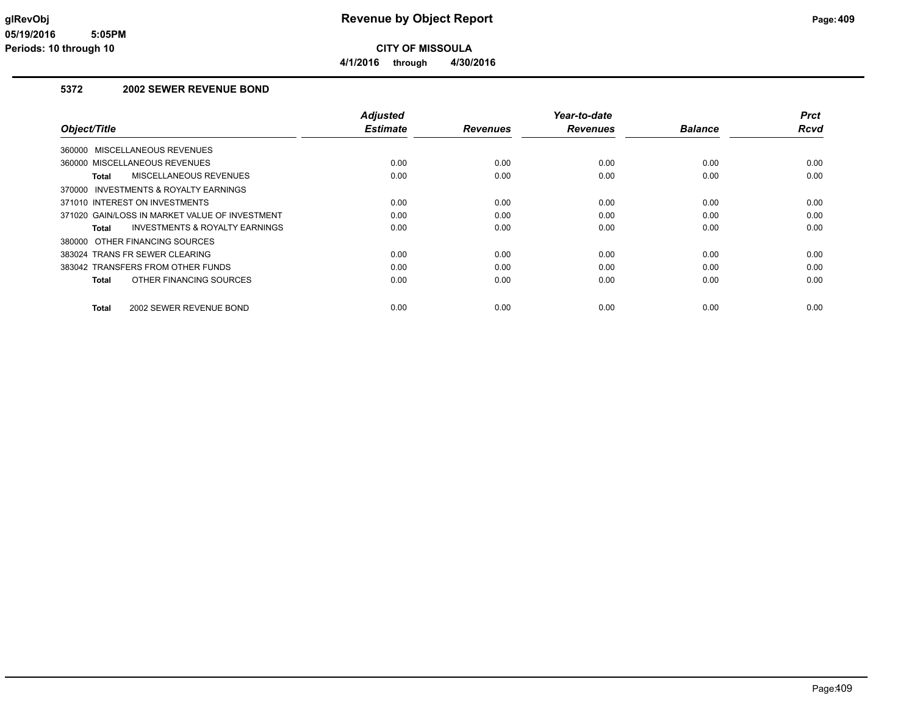# Revenue by Object Report

**CITY OF MISSOULA**

**4/1/2016 through 4/30/2016**

glRevObj
05/19/2016 5:05PM
Periods: 10 through 10

## 5372 2002 SEWER REVENUE BOND

| Object/Title | Adjusted Estimate | Revenues | Year-to-date Revenues | Balance | Prct Rcvd |
|---|---|---|---|---|---|
| 360000 MISCELLANEOUS REVENUES | | | | | |
| 360000 MISCELLANEOUS REVENUES | 0.00 | 0.00 | 0.00 | 0.00 | 0.00 |
| **Total** MISCELLANEOUS REVENUES | 0.00 | 0.00 | 0.00 | 0.00 | 0.00 |
| 370000 INVESTMENTS & ROYALTY EARNINGS | | | | | |
| 371010 INTEREST ON INVESTMENTS | 0.00 | 0.00 | 0.00 | 0.00 | 0.00 |
| 371020 GAIN/LOSS IN MARKET VALUE OF INVESTMENT | 0.00 | 0.00 | 0.00 | 0.00 | 0.00 |
| **Total** INVESTMENTS & ROYALTY EARNINGS | 0.00 | 0.00 | 0.00 | 0.00 | 0.00 |
| 380000 OTHER FINANCING SOURCES | | | | | |
| 383024 TRANS FR SEWER CLEARING | 0.00 | 0.00 | 0.00 | 0.00 | 0.00 |
| 383042 TRANSFERS FROM OTHER FUNDS | 0.00 | 0.00 | 0.00 | 0.00 | 0.00 |
| **Total** OTHER FINANCING SOURCES | 0.00 | 0.00 | 0.00 | 0.00 | 0.00 |
| **Total** 2002 SEWER REVENUE BOND | 0.00 | 0.00 | 0.00 | 0.00 | 0.00 |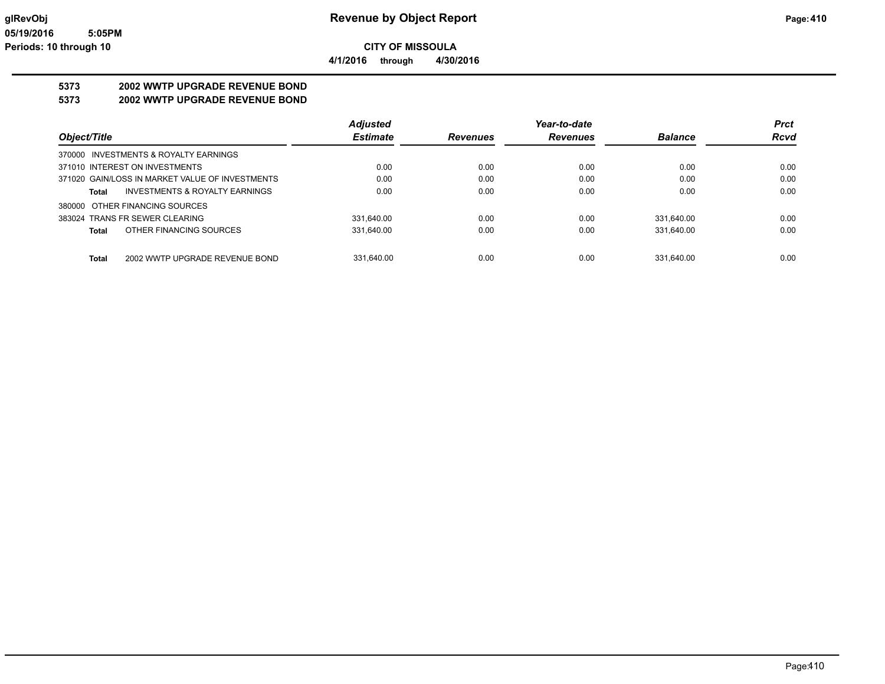# Revenue by Object Report

glRevObj
05/19/2016 5:05PM
Periods: 10 through 10

**CITY OF MISSOULA**

**4/1/2016 through 4/30/2016**

## 5373 2002 WWTP UPGRADE REVENUE BOND
## 5373 2002 WWTP UPGRADE REVENUE BOND

| Object/Title | Adjusted Estimate | Revenues | Year-to-date Revenues | Balance | Prct Rcvd |
|---|---|---|---|---|---|
| 370000 INVESTMENTS & ROYALTY EARNINGS | | | | | |
| 371010 INTEREST ON INVESTMENTS | 0.00 | 0.00 | 0.00 | 0.00 | 0.00 |
| 371020 GAIN/LOSS IN MARKET VALUE OF INVESTMENTS | 0.00 | 0.00 | 0.00 | 0.00 | 0.00 |
| **Total** INVESTMENTS & ROYALTY EARNINGS | 0.00 | 0.00 | 0.00 | 0.00 | 0.00 |
| 380000 OTHER FINANCING SOURCES | | | | | |
| 383024 TRANS FR SEWER CLEARING | 331,640.00 | 0.00 | 0.00 | 331,640.00 | 0.00 |
| **Total** OTHER FINANCING SOURCES | 331,640.00 | 0.00 | 0.00 | 331,640.00 | 0.00 |
| **Total** 2002 WWTP UPGRADE REVENUE BOND | 331,640.00 | 0.00 | 0.00 | 331,640.00 | 0.00 |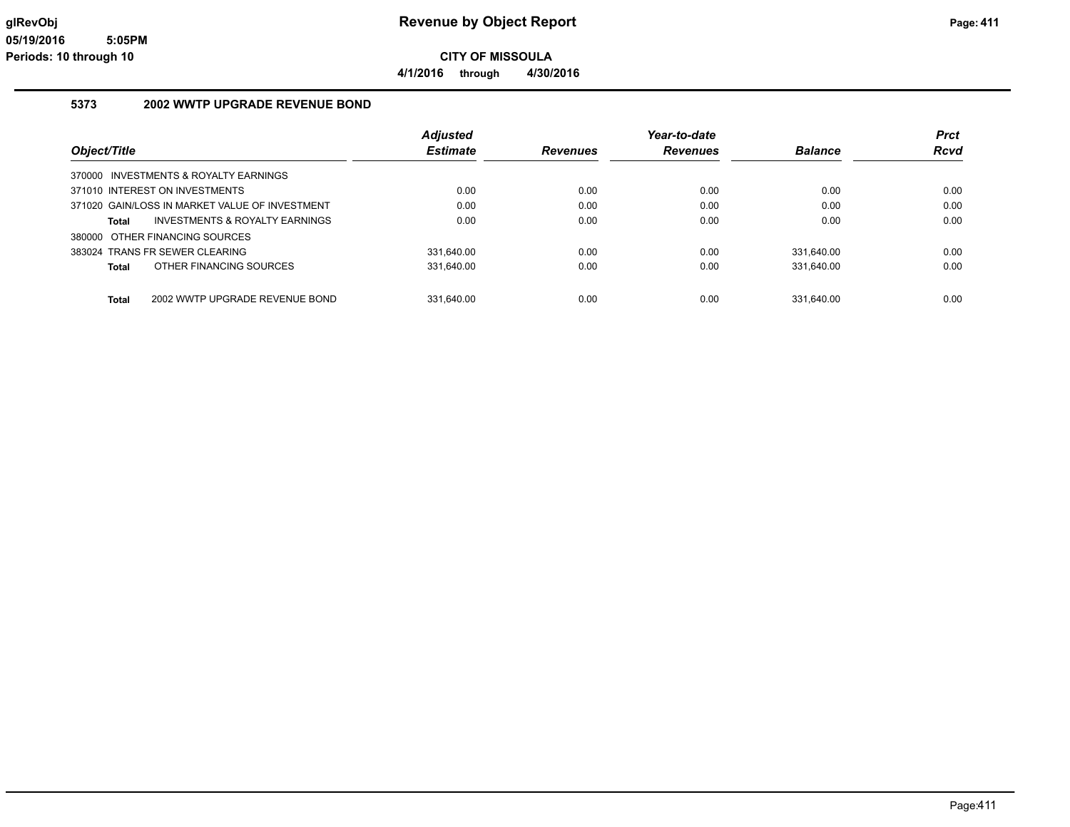# Revenue by Object Report

**CITY OF MISSOULA**

**4/1/2016 through 4/30/2016**

glRevObj
05/19/2016 5:05PM
Periods: 10 through 10

## 5373 2002 WWTP UPGRADE REVENUE BOND

| Object/Title | Adjusted Estimate | Revenues | Year-to-date Revenues | Balance | Prct Rcvd |
|---|---|---|---|---|---|
| 370000 INVESTMENTS & ROYALTY EARNINGS | | | | | |
| 371010 INTEREST ON INVESTMENTS | 0.00 | 0.00 | 0.00 | 0.00 | 0.00 |
| 371020 GAIN/LOSS IN MARKET VALUE OF INVESTMENT | 0.00 | 0.00 | 0.00 | 0.00 | 0.00 |
| **Total** INVESTMENTS & ROYALTY EARNINGS | 0.00 | 0.00 | 0.00 | 0.00 | 0.00 |
| 380000 OTHER FINANCING SOURCES | | | | | |
| 383024 TRANS FR SEWER CLEARING | 331,640.00 | 0.00 | 0.00 | 331,640.00 | 0.00 |
| **Total** OTHER FINANCING SOURCES | 331,640.00 | 0.00 | 0.00 | 331,640.00 | 0.00 |
| **Total** 2002 WWTP UPGRADE REVENUE BOND | 331,640.00 | 0.00 | 0.00 | 331,640.00 | 0.00 |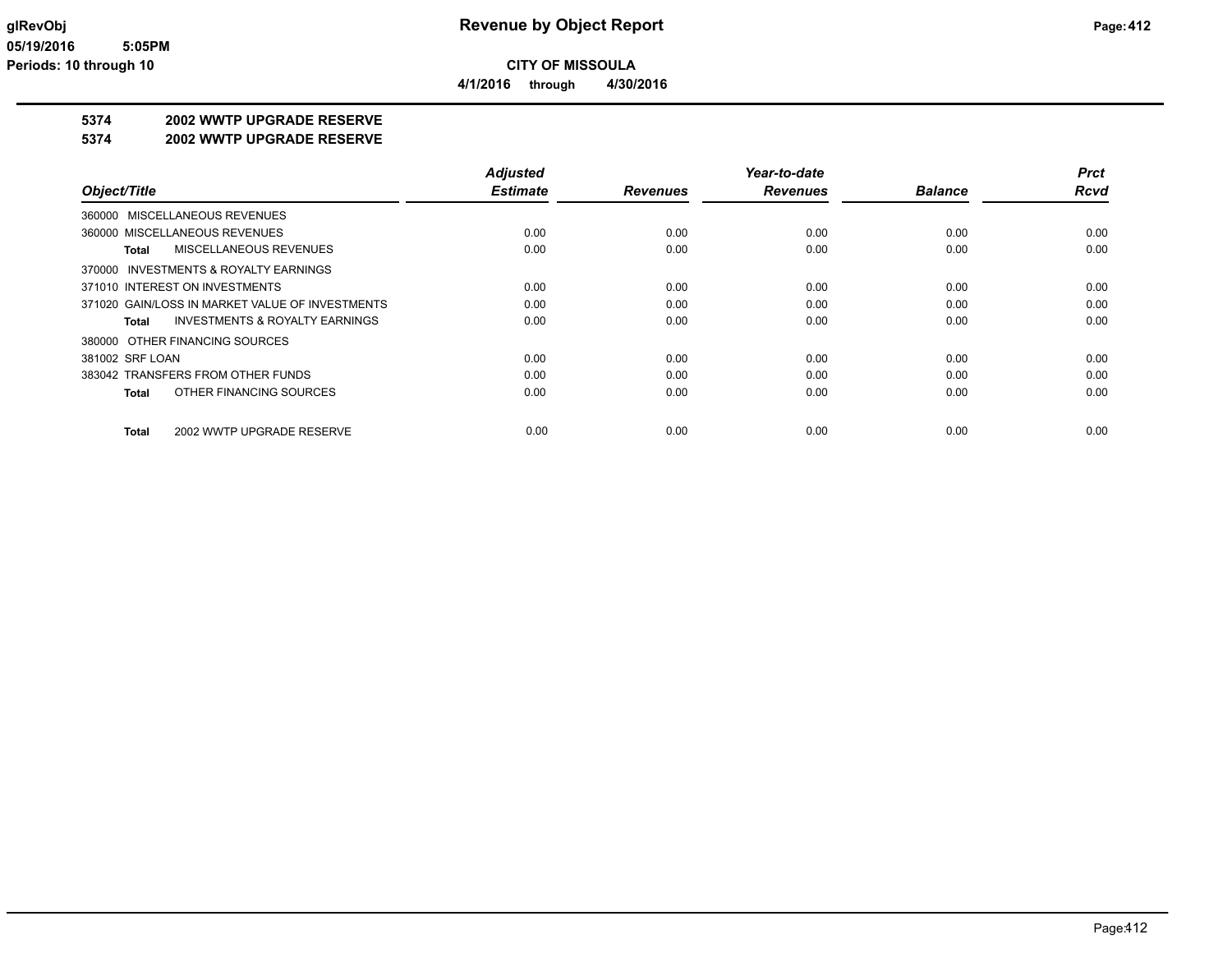# Revenue by Object Report

glRevObj
05/19/2016 5:05PM
Periods: 10 through 10

**CITY OF MISSOULA**

**4/1/2016 through 4/30/2016**

**5374 2002 WWTP UPGRADE RESERVE**
**5374 2002 WWTP UPGRADE RESERVE**

| Object/Title | Adjusted Estimate | Revenues | Year-to-date Revenues | Balance | Prct Rcvd |
|---|---|---|---|---|---|
| 360000 MISCELLANEOUS REVENUES | | | | | |
| 360000 MISCELLANEOUS REVENUES | 0.00 | 0.00 | 0.00 | 0.00 | 0.00 |
| **Total** MISCELLANEOUS REVENUES | 0.00 | 0.00 | 0.00 | 0.00 | 0.00 |
| 370000 INVESTMENTS & ROYALTY EARNINGS | | | | | |
| 371010 INTEREST ON INVESTMENTS | 0.00 | 0.00 | 0.00 | 0.00 | 0.00 |
| 371020 GAIN/LOSS IN MARKET VALUE OF INVESTMENTS | 0.00 | 0.00 | 0.00 | 0.00 | 0.00 |
| **Total** INVESTMENTS & ROYALTY EARNINGS | 0.00 | 0.00 | 0.00 | 0.00 | 0.00 |
| 380000 OTHER FINANCING SOURCES | | | | | |
| 381002 SRF LOAN | 0.00 | 0.00 | 0.00 | 0.00 | 0.00 |
| 383042 TRANSFERS FROM OTHER FUNDS | 0.00 | 0.00 | 0.00 | 0.00 | 0.00 |
| **Total** OTHER FINANCING SOURCES | 0.00 | 0.00 | 0.00 | 0.00 | 0.00 |
| **Total** 2002 WWTP UPGRADE RESERVE | 0.00 | 0.00 | 0.00 | 0.00 | 0.00 |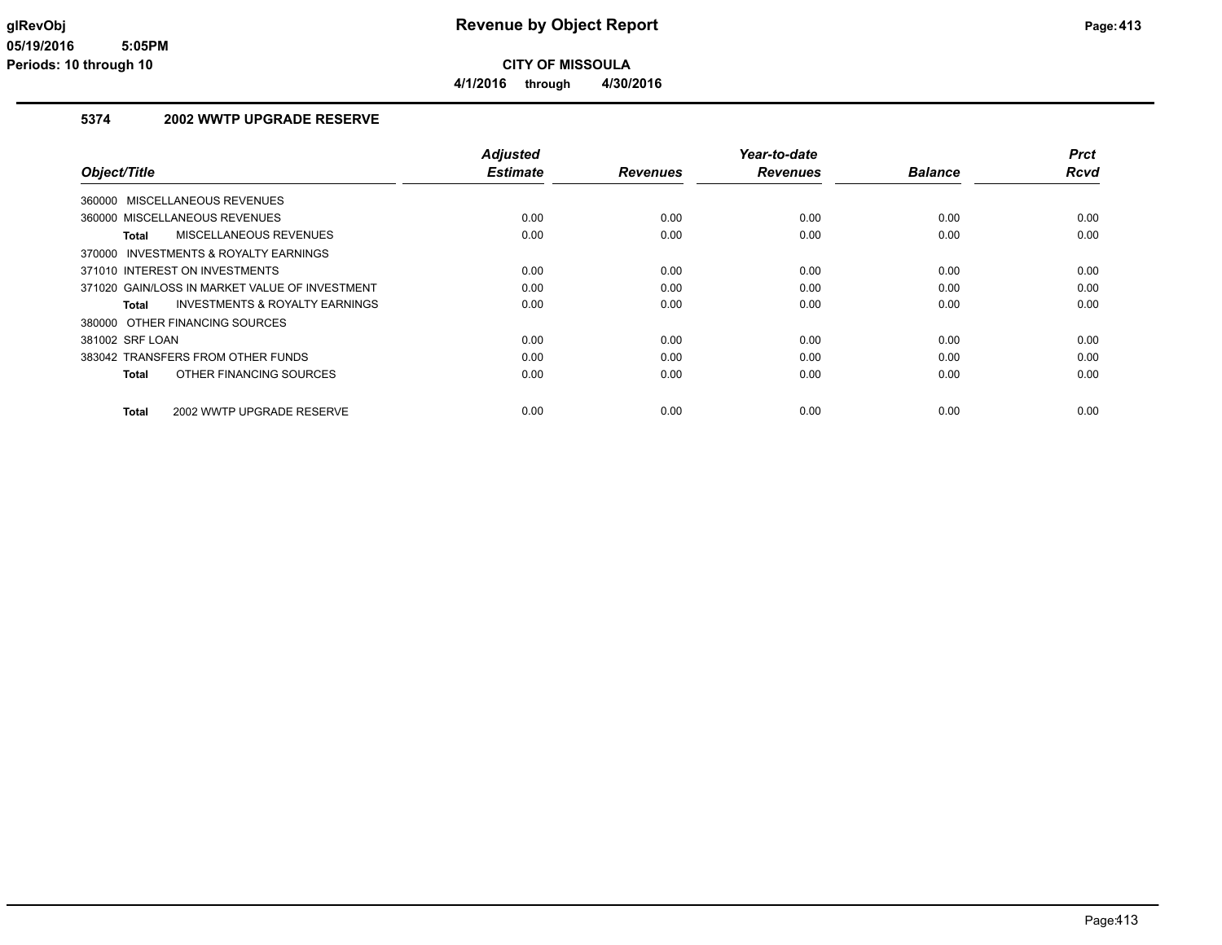# Revenue by Object Report

**CITY OF MISSOULA**

**4/1/2016 through 4/30/2016**

glRevObj
05/19/2016 5:05PM
Periods: 10 through 10

## 5374 2002 WWTP UPGRADE RESERVE

| Object/Title | Adjusted Estimate | Revenues | Year-to-date Revenues | Balance | Prct Rcvd |
|---|---|---|---|---|---|
| 360000 MISCELLANEOUS REVENUES | | | | | |
| 360000 MISCELLANEOUS REVENUES | 0.00 | 0.00 | 0.00 | 0.00 | 0.00 |
| **Total** MISCELLANEOUS REVENUES | 0.00 | 0.00 | 0.00 | 0.00 | 0.00 |
| 370000 INVESTMENTS & ROYALTY EARNINGS | | | | | |
| 371010 INTEREST ON INVESTMENTS | 0.00 | 0.00 | 0.00 | 0.00 | 0.00 |
| 371020 GAIN/LOSS IN MARKET VALUE OF INVESTMENT | 0.00 | 0.00 | 0.00 | 0.00 | 0.00 |
| **Total** INVESTMENTS & ROYALTY EARNINGS | 0.00 | 0.00 | 0.00 | 0.00 | 0.00 |
| 380000 OTHER FINANCING SOURCES | | | | | |
| 381002 SRF LOAN | 0.00 | 0.00 | 0.00 | 0.00 | 0.00 |
| 383042 TRANSFERS FROM OTHER FUNDS | 0.00 | 0.00 | 0.00 | 0.00 | 0.00 |
| **Total** OTHER FINANCING SOURCES | 0.00 | 0.00 | 0.00 | 0.00 | 0.00 |
| **Total** 2002 WWTP UPGRADE RESERVE | 0.00 | 0.00 | 0.00 | 0.00 | 0.00 |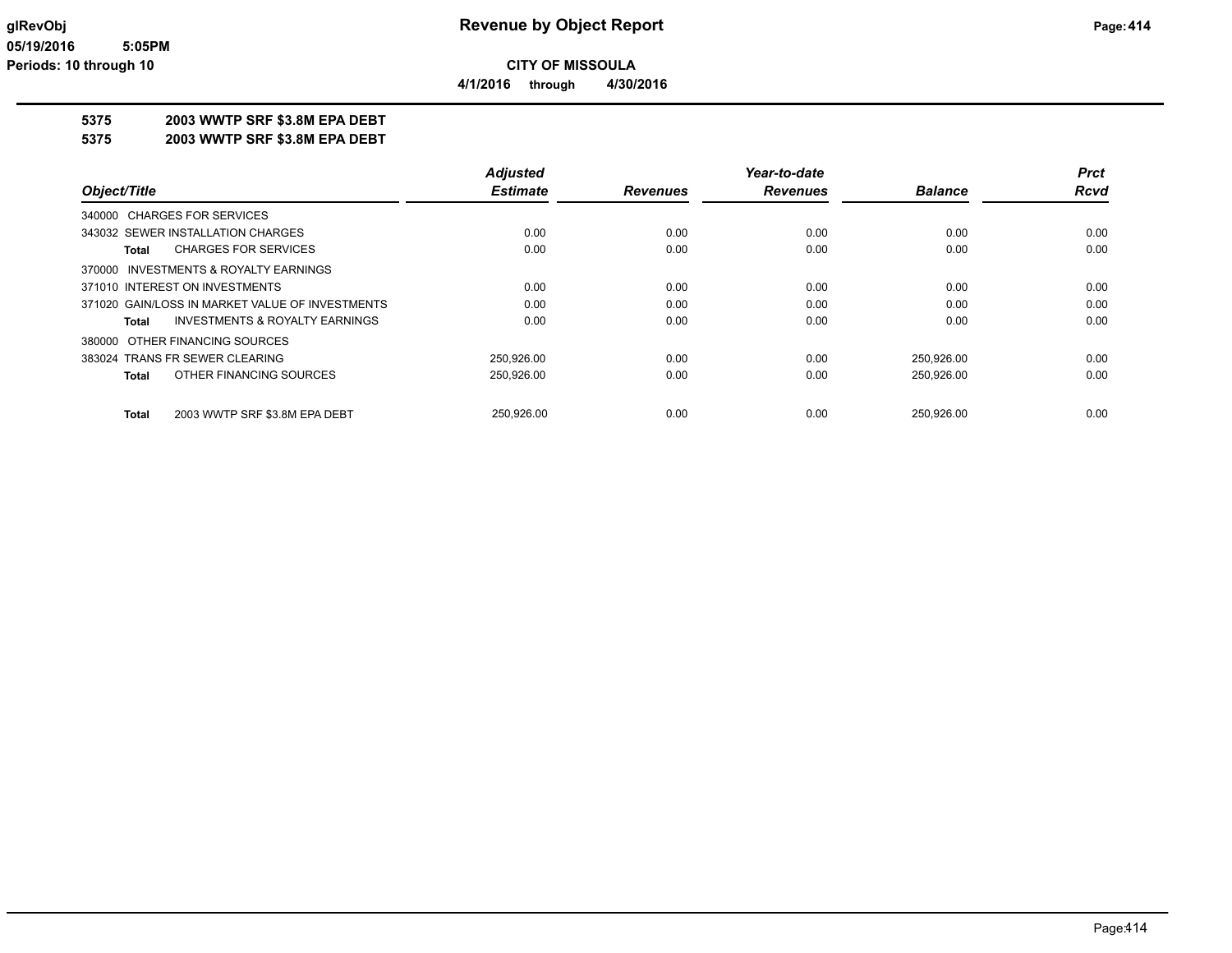**glRevObj**
**05/19/2016 5:05PM**
**Periods: 10 through 10**

# Revenue by Object Report

**CITY OF MISSOULA**

**4/1/2016 through 4/30/2016**

**5375 2003 WWTP SRF $3.8M EPA DEBT**
**5375 2003 WWTP SRF $3.8M EPA DEBT**

| Object/Title | Adjusted Estimate | Revenues | Year-to-date Revenues | Balance | Prct Rcvd |
|---|---|---|---|---|---|
| 340000 CHARGES FOR SERVICES | | | | | |
| 343032 SEWER INSTALLATION CHARGES | 0.00 | 0.00 | 0.00 | 0.00 | 0.00 |
| **Total** CHARGES FOR SERVICES | 0.00 | 0.00 | 0.00 | 0.00 | 0.00 |
| 370000 INVESTMENTS & ROYALTY EARNINGS | | | | | |
| 371010 INTEREST ON INVESTMENTS | 0.00 | 0.00 | 0.00 | 0.00 | 0.00 |
| 371020 GAIN/LOSS IN MARKET VALUE OF INVESTMENTS | 0.00 | 0.00 | 0.00 | 0.00 | 0.00 |
| **Total** INVESTMENTS & ROYALTY EARNINGS | 0.00 | 0.00 | 0.00 | 0.00 | 0.00 |
| 380000 OTHER FINANCING SOURCES | | | | | |
| 383024 TRANS FR SEWER CLEARING | 250,926.00 | 0.00 | 0.00 | 250,926.00 | 0.00 |
| **Total** OTHER FINANCING SOURCES | 250,926.00 | 0.00 | 0.00 | 250,926.00 | 0.00 |
| **Total** 2003 WWTP SRF $3.8M EPA DEBT | 250,926.00 | 0.00 | 0.00 | 250,926.00 | 0.00 |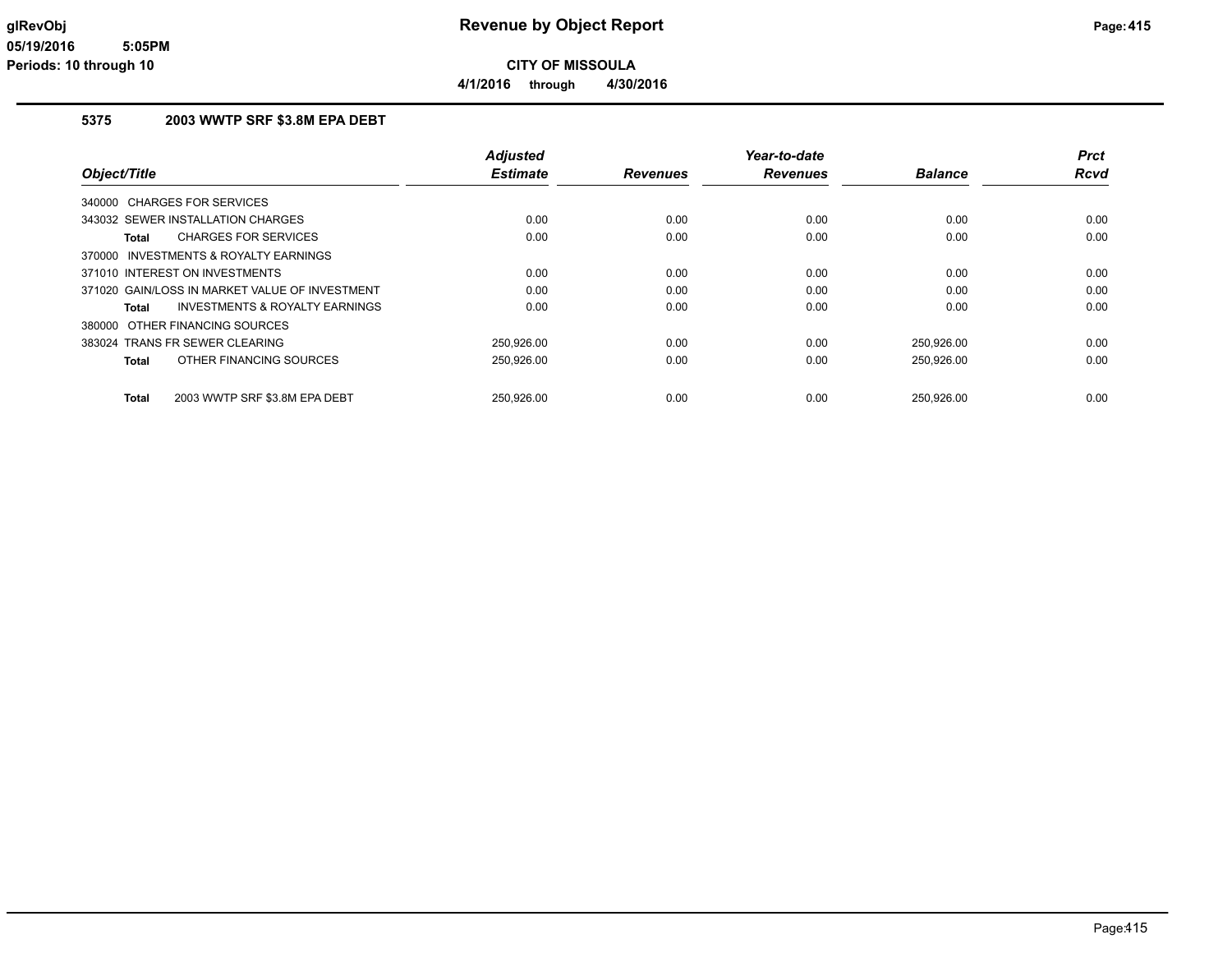# Revenue by Object Report

**CITY OF MISSOULA**

**4/1/2016 through 4/30/2016**

glRevObj
05/19/2016 5:05PM
Periods: 10 through 10

## 5375 2003 WWTP SRF $3.8M EPA DEBT

| Object/Title | Adjusted Estimate | Revenues | Year-to-date Revenues | Balance | Prct Rcvd |
|---|---|---|---|---|---|
| 340000 CHARGES FOR SERVICES | | | | | |
| 343032 SEWER INSTALLATION CHARGES | 0.00 | 0.00 | 0.00 | 0.00 | 0.00 |
| **Total** CHARGES FOR SERVICES | 0.00 | 0.00 | 0.00 | 0.00 | 0.00 |
| 370000 INVESTMENTS & ROYALTY EARNINGS | | | | | |
| 371010 INTEREST ON INVESTMENTS | 0.00 | 0.00 | 0.00 | 0.00 | 0.00 |
| 371020 GAIN/LOSS IN MARKET VALUE OF INVESTMENT | 0.00 | 0.00 | 0.00 | 0.00 | 0.00 |
| **Total** INVESTMENTS & ROYALTY EARNINGS | 0.00 | 0.00 | 0.00 | 0.00 | 0.00 |
| 380000 OTHER FINANCING SOURCES | | | | | |
| 383024 TRANS FR SEWER CLEARING | 250,926.00 | 0.00 | 0.00 | 250,926.00 | 0.00 |
| **Total** OTHER FINANCING SOURCES | 250,926.00 | 0.00 | 0.00 | 250,926.00 | 0.00 |
| **Total** 2003 WWTP SRF $3.8M EPA DEBT | 250,926.00 | 0.00 | 0.00 | 250,926.00 | 0.00 |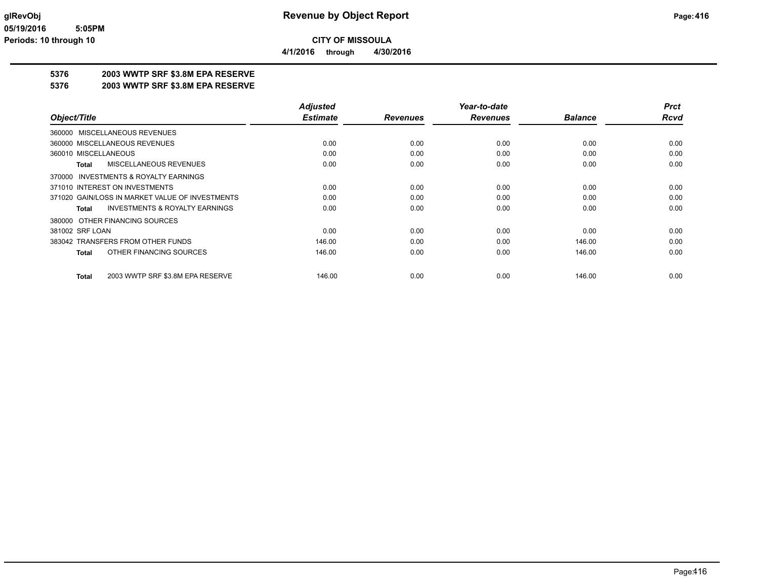# Revenue by Object Report

**CITY OF MISSOULA**

**4/1/2016 through 4/30/2016**

glRevObj
05/19/2016 5:05PM
Periods: 10 through 10

**5376 2003 WWTP SRF $3.8M EPA RESERVE**

**5376 2003 WWTP SRF $3.8M EPA RESERVE**

| Object/Title | Adjusted Estimate | Revenues | Year-to-date Revenues | Balance | Prct Rcvd |
|---|---|---|---|---|---|
| 360000 MISCELLANEOUS REVENUES | | | | | |
| 360000 MISCELLANEOUS REVENUES | 0.00 | 0.00 | 0.00 | 0.00 | 0.00 |
| 360010 MISCELLANEOUS | 0.00 | 0.00 | 0.00 | 0.00 | 0.00 |
| **Total** MISCELLANEOUS REVENUES | 0.00 | 0.00 | 0.00 | 0.00 | 0.00 |
| 370000 INVESTMENTS & ROYALTY EARNINGS | | | | | |
| 371010 INTEREST ON INVESTMENTS | 0.00 | 0.00 | 0.00 | 0.00 | 0.00 |
| 371020 GAIN/LOSS IN MARKET VALUE OF INVESTMENTS | 0.00 | 0.00 | 0.00 | 0.00 | 0.00 |
| **Total** INVESTMENTS & ROYALTY EARNINGS | 0.00 | 0.00 | 0.00 | 0.00 | 0.00 |
| 380000 OTHER FINANCING SOURCES | | | | | |
| 381002 SRF LOAN | 0.00 | 0.00 | 0.00 | 0.00 | 0.00 |
| 383042 TRANSFERS FROM OTHER FUNDS | 146.00 | 0.00 | 0.00 | 146.00 | 0.00 |
| **Total** OTHER FINANCING SOURCES | 146.00 | 0.00 | 0.00 | 146.00 | 0.00 |
| **Total** 2003 WWTP SRF $3.8M EPA RESERVE | 146.00 | 0.00 | 0.00 | 146.00 | 0.00 |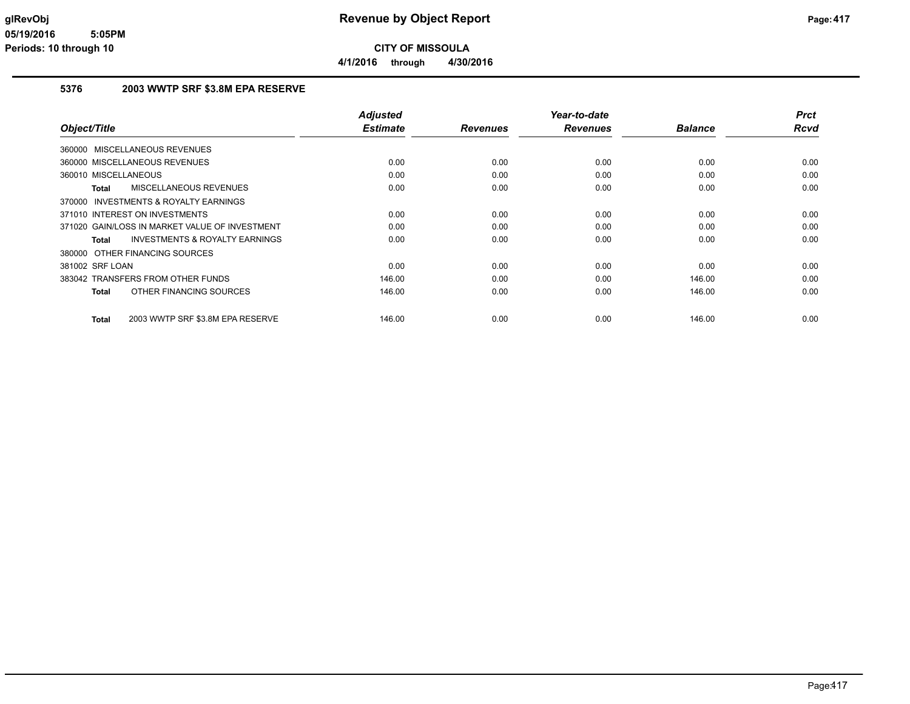**Revenue by Object Report**

**CITY OF MISSOULA**

**4/1/2016 through 4/30/2016**

glRevObj
05/19/2016 5:05PM
Periods: 10 through 10

## 5376 2003 WWTP SRF $3.8M EPA RESERVE

| Object/Title | Adjusted Estimate | Revenues | Year-to-date Revenues | Balance | Prct Rcvd |
|---|---|---|---|---|---|
| 360000 MISCELLANEOUS REVENUES | | | | | |
| 360000 MISCELLANEOUS REVENUES | 0.00 | 0.00 | 0.00 | 0.00 | 0.00 |
| 360010 MISCELLANEOUS | 0.00 | 0.00 | 0.00 | 0.00 | 0.00 |
| **Total** MISCELLANEOUS REVENUES | 0.00 | 0.00 | 0.00 | 0.00 | 0.00 |
| 370000 INVESTMENTS & ROYALTY EARNINGS | | | | | |
| 371010 INTEREST ON INVESTMENTS | 0.00 | 0.00 | 0.00 | 0.00 | 0.00 |
| 371020 GAIN/LOSS IN MARKET VALUE OF INVESTMENT | 0.00 | 0.00 | 0.00 | 0.00 | 0.00 |
| **Total** INVESTMENTS & ROYALTY EARNINGS | 0.00 | 0.00 | 0.00 | 0.00 | 0.00 |
| 380000 OTHER FINANCING SOURCES | | | | | |
| 381002 SRF LOAN | 0.00 | 0.00 | 0.00 | 0.00 | 0.00 |
| 383042 TRANSFERS FROM OTHER FUNDS | 146.00 | 0.00 | 0.00 | 146.00 | 0.00 |
| **Total** OTHER FINANCING SOURCES | 146.00 | 0.00 | 0.00 | 146.00 | 0.00 |
| **Total** 2003 WWTP SRF $3.8M EPA RESERVE | 146.00 | 0.00 | 0.00 | 146.00 | 0.00 |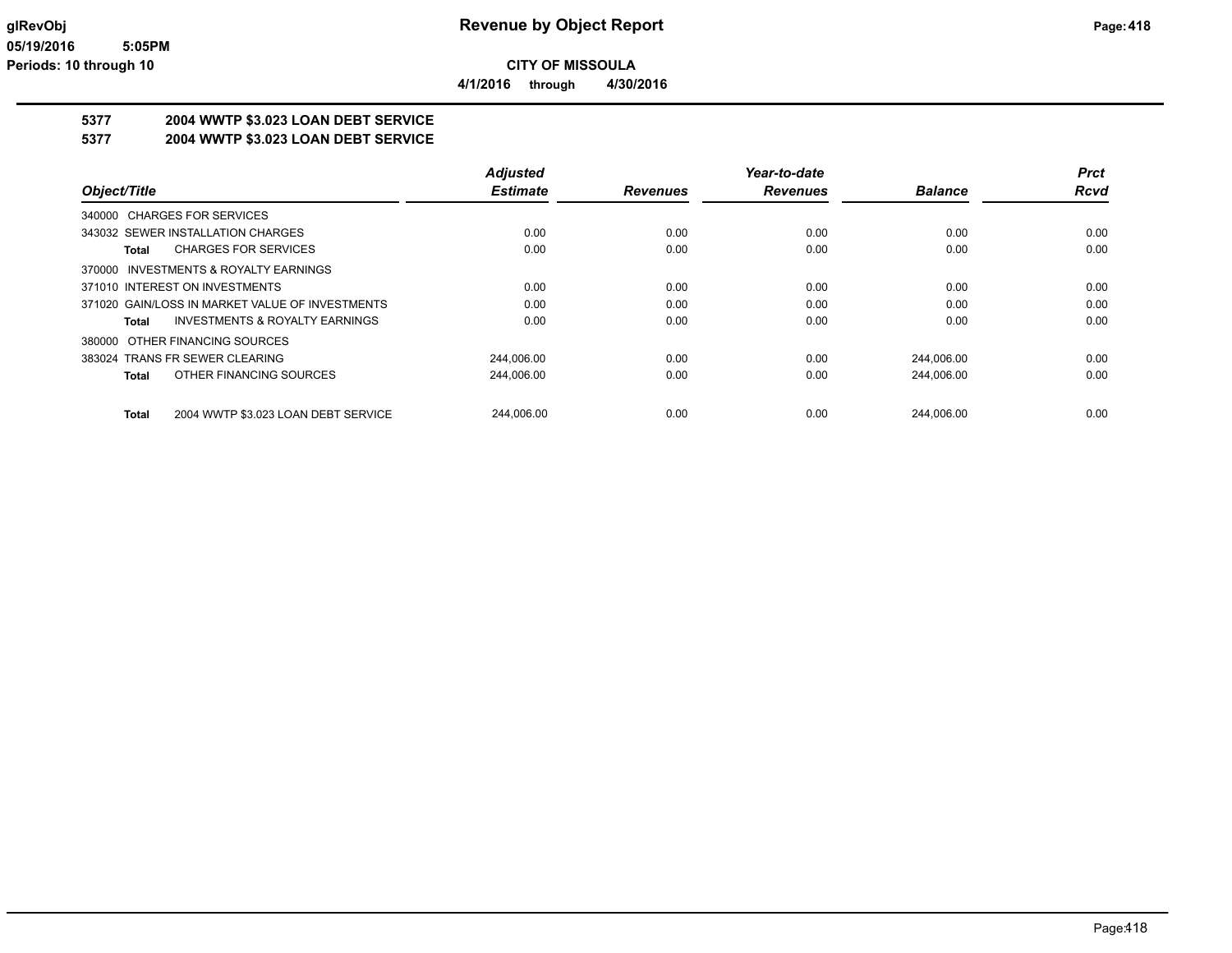# Revenue by Object Report

**CITY OF MISSOULA**

**4/1/2016 through 4/30/2016**

glRevObj
05/19/2016 5:05PM
Periods: 10 through 10

## 5377 2004 WWTP $3.023 LOAN DEBT SERVICE
## 5377 2004 WWTP $3.023 LOAN DEBT SERVICE

| Object/Title | Adjusted Estimate | Revenues | Year-to-date Revenues | Balance | Prct Rcvd |
|---|---|---|---|---|---|
| 340000 CHARGES FOR SERVICES | | | | | |
| 343032 SEWER INSTALLATION CHARGES | 0.00 | 0.00 | 0.00 | 0.00 | 0.00 |
| **Total** CHARGES FOR SERVICES | 0.00 | 0.00 | 0.00 | 0.00 | 0.00 |
| 370000 INVESTMENTS & ROYALTY EARNINGS | | | | | |
| 371010 INTEREST ON INVESTMENTS | 0.00 | 0.00 | 0.00 | 0.00 | 0.00 |
| 371020 GAIN/LOSS IN MARKET VALUE OF INVESTMENTS | 0.00 | 0.00 | 0.00 | 0.00 | 0.00 |
| **Total** INVESTMENTS & ROYALTY EARNINGS | 0.00 | 0.00 | 0.00 | 0.00 | 0.00 |
| 380000 OTHER FINANCING SOURCES | | | | | |
| 383024 TRANS FR SEWER CLEARING | 244,006.00 | 0.00 | 0.00 | 244,006.00 | 0.00 |
| **Total** OTHER FINANCING SOURCES | 244,006.00 | 0.00 | 0.00 | 244,006.00 | 0.00 |
| **Total** 2004 WWTP $3.023 LOAN DEBT SERVICE | 244,006.00 | 0.00 | 0.00 | 244,006.00 | 0.00 |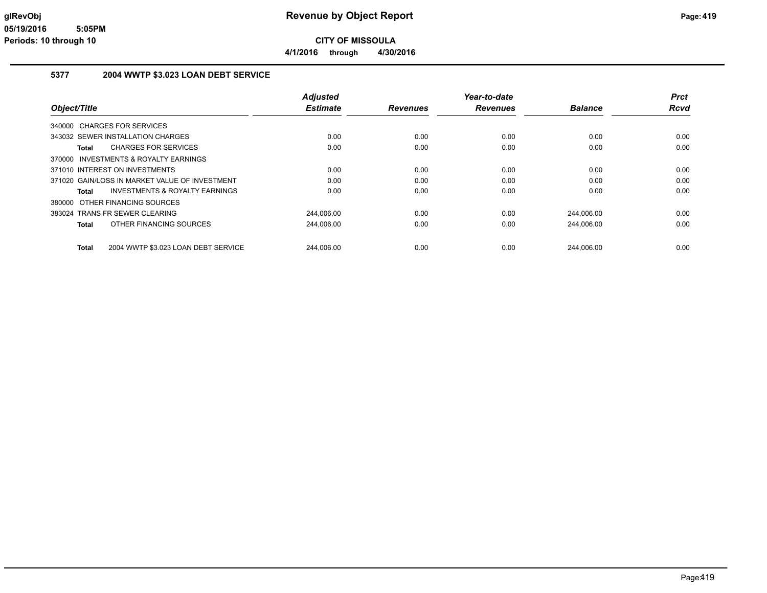# Revenue by Object Report

**CITY OF MISSOULA**

**4/1/2016 through 4/30/2016**

glRevObj
05/19/2016 5:05PM
Periods: 10 through 10

## 5377 2004 WWTP $3.023 LOAN DEBT SERVICE

| Object/Title | Adjusted Estimate | Revenues | Year-to-date Revenues | Balance | Prct Rcvd |
|---|---|---|---|---|---|
| 340000 CHARGES FOR SERVICES | | | | | |
| 343032 SEWER INSTALLATION CHARGES | 0.00 | 0.00 | 0.00 | 0.00 | 0.00 |
| **Total** CHARGES FOR SERVICES | 0.00 | 0.00 | 0.00 | 0.00 | 0.00 |
| 370000 INVESTMENTS & ROYALTY EARNINGS | | | | | |
| 371010 INTEREST ON INVESTMENTS | 0.00 | 0.00 | 0.00 | 0.00 | 0.00 |
| 371020 GAIN/LOSS IN MARKET VALUE OF INVESTMENT | 0.00 | 0.00 | 0.00 | 0.00 | 0.00 |
| **Total** INVESTMENTS & ROYALTY EARNINGS | 0.00 | 0.00 | 0.00 | 0.00 | 0.00 |
| 380000 OTHER FINANCING SOURCES | | | | | |
| 383024 TRANS FR SEWER CLEARING | 244,006.00 | 0.00 | 0.00 | 244,006.00 | 0.00 |
| **Total** OTHER FINANCING SOURCES | 244,006.00 | 0.00 | 0.00 | 244,006.00 | 0.00 |
| **Total** 2004 WWTP $3.023 LOAN DEBT SERVICE | 244,006.00 | 0.00 | 0.00 | 244,006.00 | 0.00 |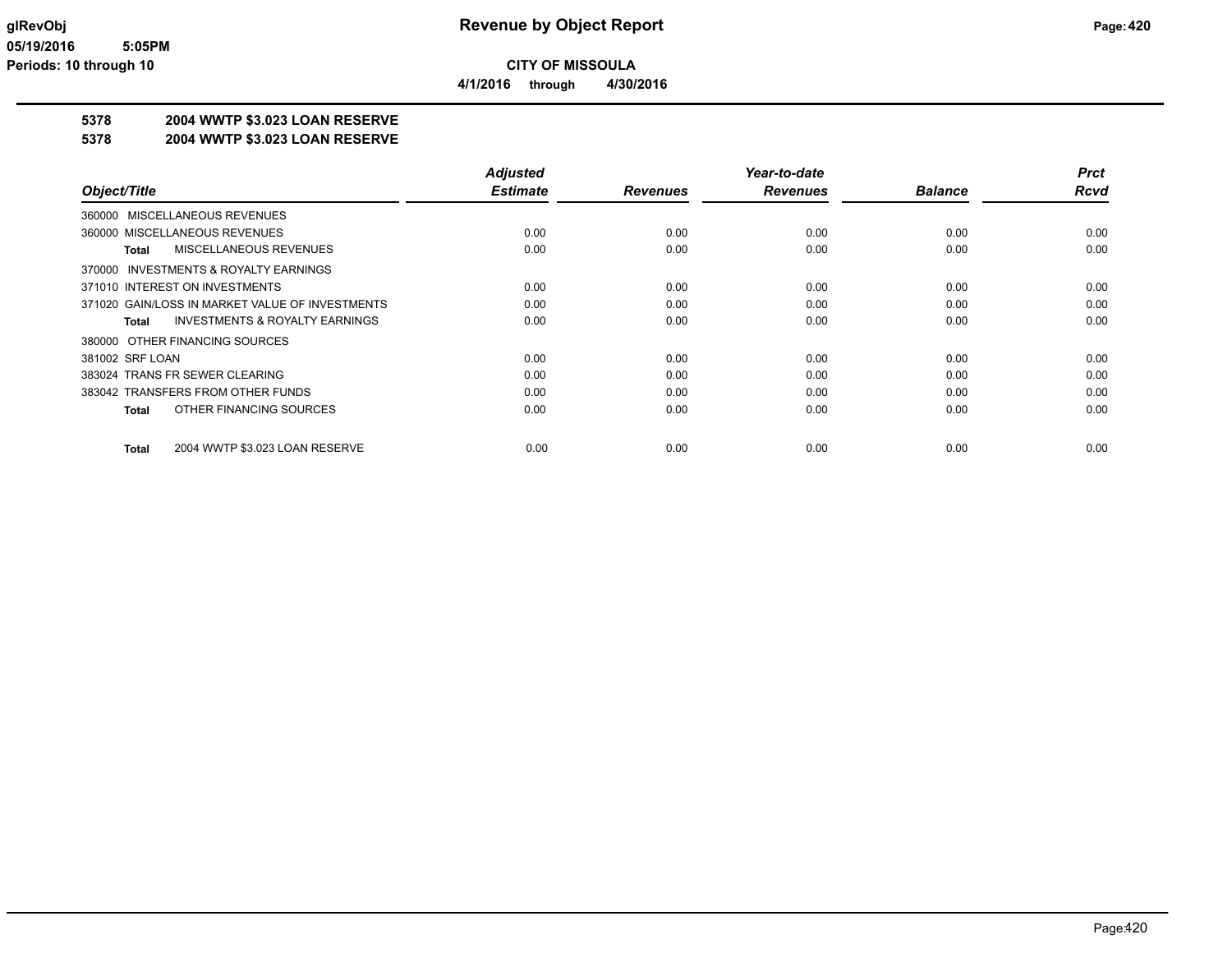**CITY OF MISSOULA**

**4/1/2016 through 4/30/2016**

## 5378 2004 WWTP $3.023 LOAN RESERVE

## 5378 2004 WWTP $3.023 LOAN RESERVE

| Object/Title | Adjusted Estimate | Revenues | Year-to-date Revenues | Balance | Prct Rcvd |
|---|---|---|---|---|---|
| 360000 MISCELLANEOUS REVENUES | | | | | |
| 360000 MISCELLANEOUS REVENUES | 0.00 | 0.00 | 0.00 | 0.00 | 0.00 |
| **Total** MISCELLANEOUS REVENUES | 0.00 | 0.00 | 0.00 | 0.00 | 0.00 |
| 370000 INVESTMENTS & ROYALTY EARNINGS | | | | | |
| 371010 INTEREST ON INVESTMENTS | 0.00 | 0.00 | 0.00 | 0.00 | 0.00 |
| 371020 GAIN/LOSS IN MARKET VALUE OF INVESTMENTS | 0.00 | 0.00 | 0.00 | 0.00 | 0.00 |
| **Total** INVESTMENTS & ROYALTY EARNINGS | 0.00 | 0.00 | 0.00 | 0.00 | 0.00 |
| 380000 OTHER FINANCING SOURCES | | | | | |
| 381002 SRF LOAN | 0.00 | 0.00 | 0.00 | 0.00 | 0.00 |
| 383024 TRANS FR SEWER CLEARING | 0.00 | 0.00 | 0.00 | 0.00 | 0.00 |
| 383042 TRANSFERS FROM OTHER FUNDS | 0.00 | 0.00 | 0.00 | 0.00 | 0.00 |
| **Total** OTHER FINANCING SOURCES | 0.00 | 0.00 | 0.00 | 0.00 | 0.00 |
| **Total** 2004 WWTP $3.023 LOAN RESERVE | 0.00 | 0.00 | 0.00 | 0.00 | 0.00 |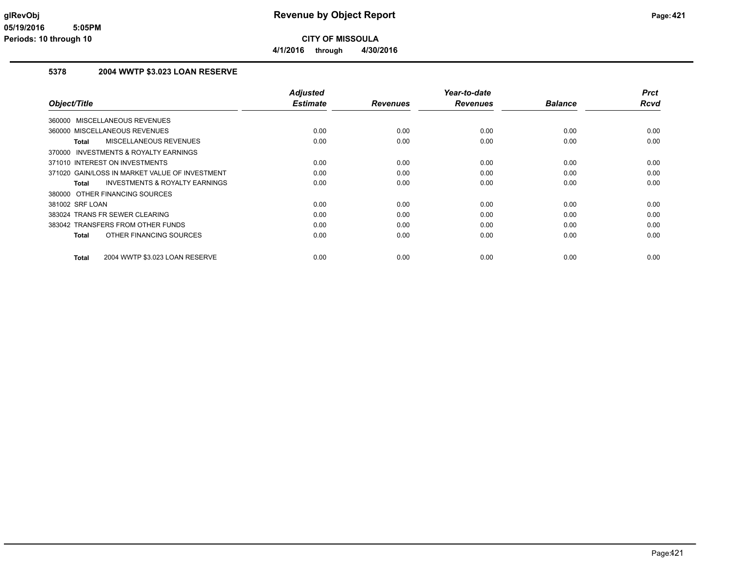# Revenue by Object Report

**CITY OF MISSOULA**

**4/1/2016 through 4/30/2016**

## 5378 2004 WWTP $3.023 LOAN RESERVE

| Object/Title | Adjusted Estimate | Revenues | Year-to-date Revenues | Balance | Prct Rcvd |
|---|---|---|---|---|---|
| 360000 MISCELLANEOUS REVENUES | | | | | |
| 360000 MISCELLANEOUS REVENUES | 0.00 | 0.00 | 0.00 | 0.00 | 0.00 |
| **Total** MISCELLANEOUS REVENUES | 0.00 | 0.00 | 0.00 | 0.00 | 0.00 |
| 370000 INVESTMENTS & ROYALTY EARNINGS | | | | | |
| 371010 INTEREST ON INVESTMENTS | 0.00 | 0.00 | 0.00 | 0.00 | 0.00 |
| 371020 GAIN/LOSS IN MARKET VALUE OF INVESTMENT | 0.00 | 0.00 | 0.00 | 0.00 | 0.00 |
| **Total** INVESTMENTS & ROYALTY EARNINGS | 0.00 | 0.00 | 0.00 | 0.00 | 0.00 |
| 380000 OTHER FINANCING SOURCES | | | | | |
| 381002 SRF LOAN | 0.00 | 0.00 | 0.00 | 0.00 | 0.00 |
| 383024 TRANS FR SEWER CLEARING | 0.00 | 0.00 | 0.00 | 0.00 | 0.00 |
| 383042 TRANSFERS FROM OTHER FUNDS | 0.00 | 0.00 | 0.00 | 0.00 | 0.00 |
| **Total** OTHER FINANCING SOURCES | 0.00 | 0.00 | 0.00 | 0.00 | 0.00 |
| **Total** 2004 WWTP $3.023 LOAN RESERVE | 0.00 | 0.00 | 0.00 | 0.00 | 0.00 |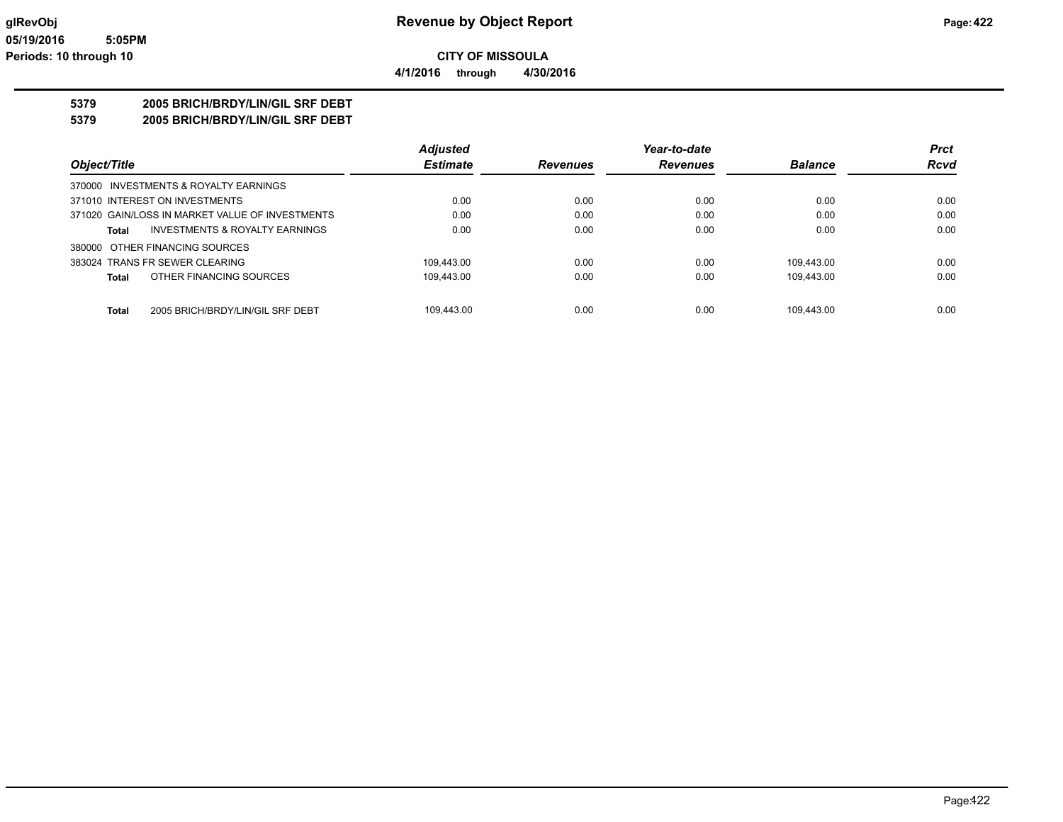**glRevObj** **Revenue by Object Report**

**05/19/2016 5:05PM**

**Periods: 10 through 10**

**CITY OF MISSOULA**

**4/1/2016 through 4/30/2016**

**5379 2005 BRICH/BRDY/LIN/GIL SRF DEBT**

**5379 2005 BRICH/BRDY/LIN/GIL SRF DEBT**

| Object/Title | Adjusted Estimate | Revenues | Year-to-date Revenues | Balance | Prct Rcvd |
|---|---|---|---|---|---|
| 370000 INVESTMENTS & ROYALTY EARNINGS | | | | | |
| 371010 INTEREST ON INVESTMENTS | 0.00 | 0.00 | 0.00 | 0.00 | 0.00 |
| 371020 GAIN/LOSS IN MARKET VALUE OF INVESTMENTS | 0.00 | 0.00 | 0.00 | 0.00 | 0.00 |
| **Total** INVESTMENTS & ROYALTY EARNINGS | 0.00 | 0.00 | 0.00 | 0.00 | 0.00 |
| 380000 OTHER FINANCING SOURCES | | | | | |
| 383024 TRANS FR SEWER CLEARING | 109,443.00 | 0.00 | 0.00 | 109,443.00 | 0.00 |
| **Total** OTHER FINANCING SOURCES | 109,443.00 | 0.00 | 0.00 | 109,443.00 | 0.00 |
| **Total** 2005 BRICH/BRDY/LIN/GIL SRF DEBT | 109,443.00 | 0.00 | 0.00 | 109,443.00 | 0.00 |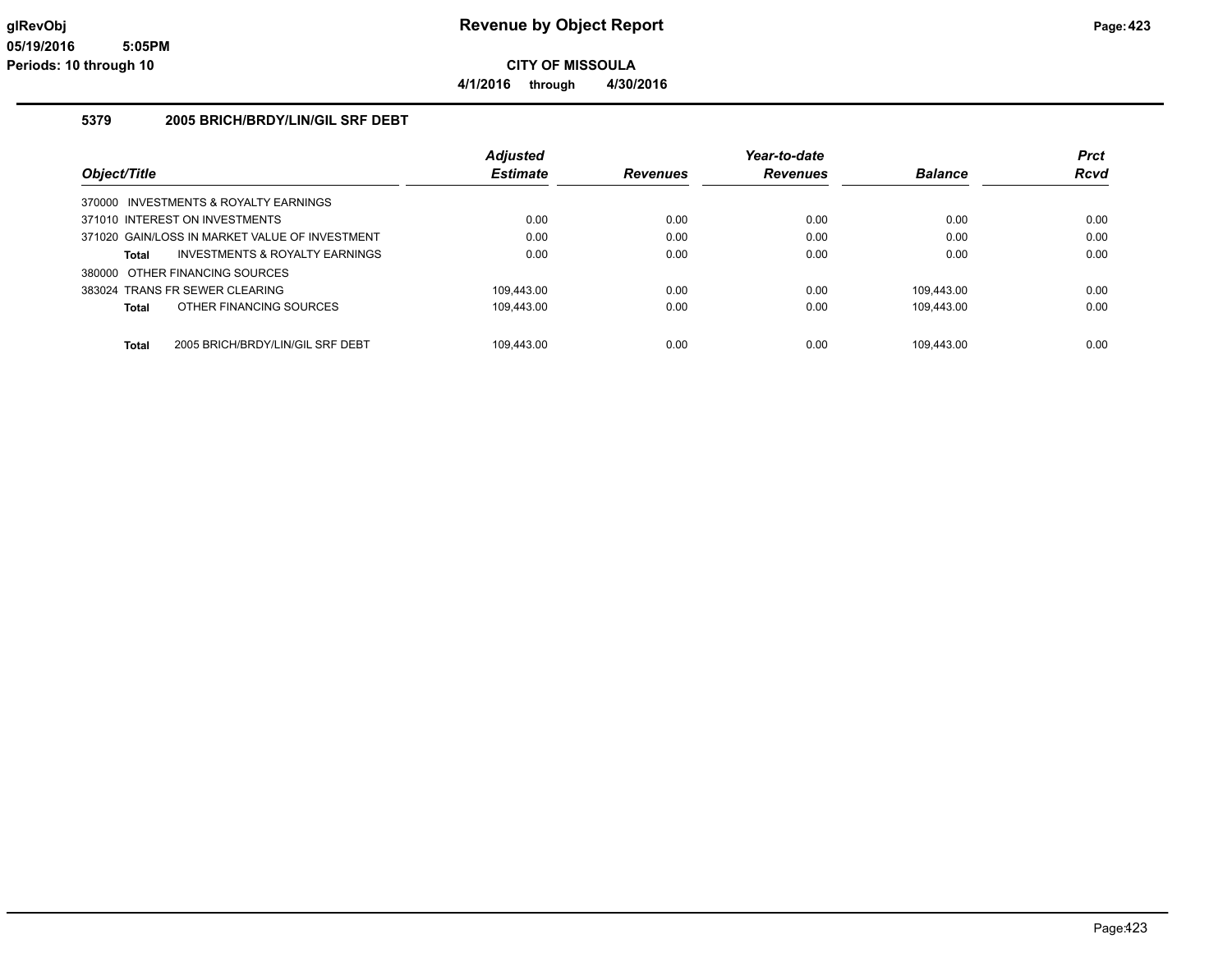# Revenue by Object Report

**CITY OF MISSOULA**

**4/1/2016 through 4/30/2016**

glRevObj
05/19/2016 5:05PM
Periods: 10 through 10

## 5379 2005 BRICH/BRDY/LIN/GIL SRF DEBT

| Object/Title | Adjusted Estimate | Revenues | Year-to-date Revenues | Balance | Prct Rcvd |
|---|---|---|---|---|---|
| 370000 INVESTMENTS & ROYALTY EARNINGS | | | | | |
| 371010 INTEREST ON INVESTMENTS | 0.00 | 0.00 | 0.00 | 0.00 | 0.00 |
| 371020 GAIN/LOSS IN MARKET VALUE OF INVESTMENT | 0.00 | 0.00 | 0.00 | 0.00 | 0.00 |
| **Total** INVESTMENTS & ROYALTY EARNINGS | 0.00 | 0.00 | 0.00 | 0.00 | 0.00 |
| 380000 OTHER FINANCING SOURCES | | | | | |
| 383024 TRANS FR SEWER CLEARING | 109,443.00 | 0.00 | 0.00 | 109,443.00 | 0.00 |
| **Total** OTHER FINANCING SOURCES | 109,443.00 | 0.00 | 0.00 | 109,443.00 | 0.00 |
| **Total** 2005 BRICH/BRDY/LIN/GIL SRF DEBT | 109,443.00 | 0.00 | 0.00 | 109,443.00 | 0.00 |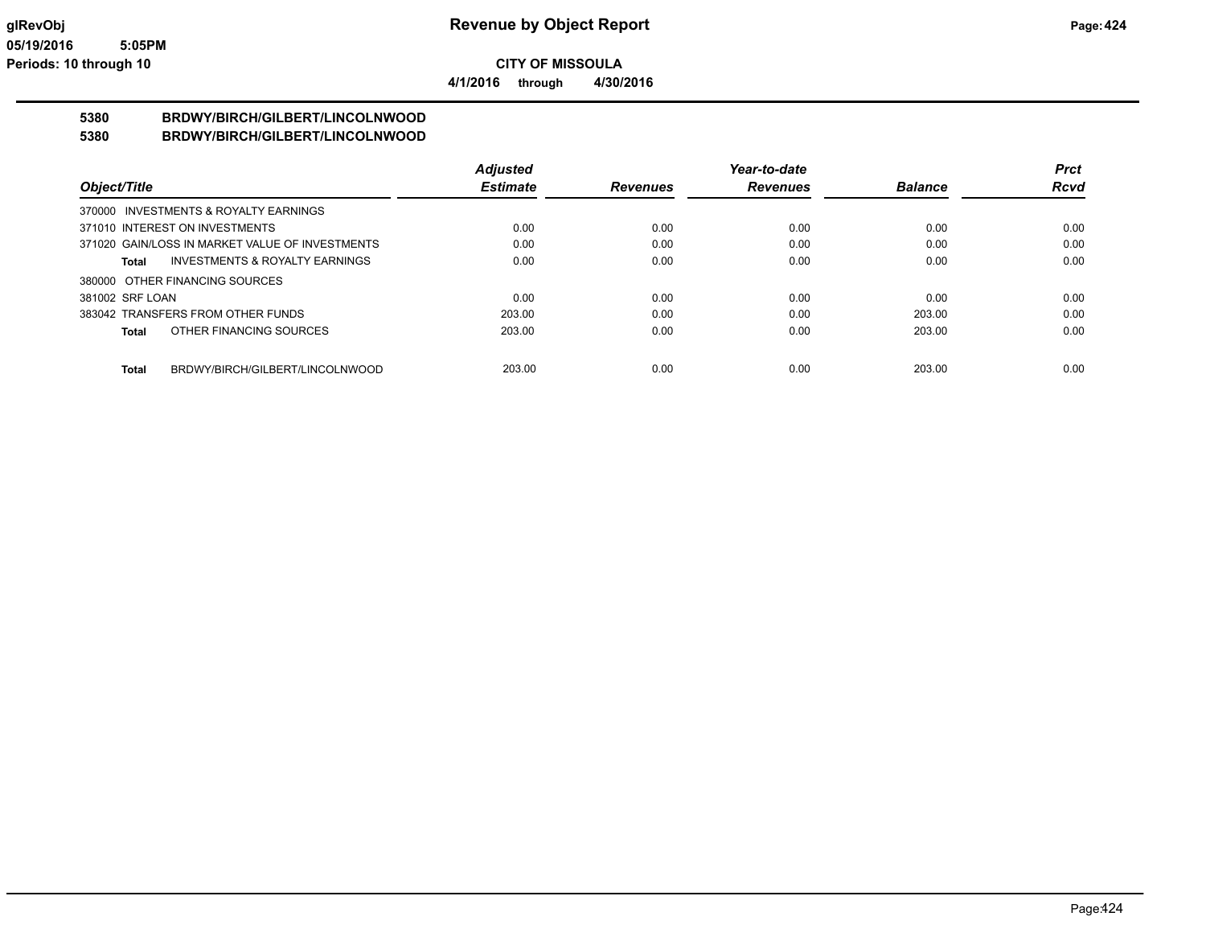**CITY OF MISSOULA**

**4/1/2016 through 4/30/2016**

**5380 BRDWY/BIRCH/GILBERT/LINCOLNWOOD**

**5380 BRDWY/BIRCH/GILBERT/LINCOLNWOOD**

| Object/Title | Adjusted Estimate | Revenues | Year-to-date Revenues | Balance | Prct Rcvd |
|---|---|---|---|---|---|
| 370000 INVESTMENTS & ROYALTY EARNINGS | | | | | |
| 371010 INTEREST ON INVESTMENTS | 0.00 | 0.00 | 0.00 | 0.00 | 0.00 |
| 371020 GAIN/LOSS IN MARKET VALUE OF INVESTMENTS | 0.00 | 0.00 | 0.00 | 0.00 | 0.00 |
| **Total** INVESTMENTS & ROYALTY EARNINGS | 0.00 | 0.00 | 0.00 | 0.00 | 0.00 |
| 380000 OTHER FINANCING SOURCES | | | | | |
| 381002 SRF LOAN | 0.00 | 0.00 | 0.00 | 0.00 | 0.00 |
| 383042 TRANSFERS FROM OTHER FUNDS | 203.00 | 0.00 | 0.00 | 203.00 | 0.00 |
| **Total** OTHER FINANCING SOURCES | 203.00 | 0.00 | 0.00 | 203.00 | 0.00 |
| **Total** BRDWY/BIRCH/GILBERT/LINCOLNWOOD | 203.00 | 0.00 | 0.00 | 203.00 | 0.00 |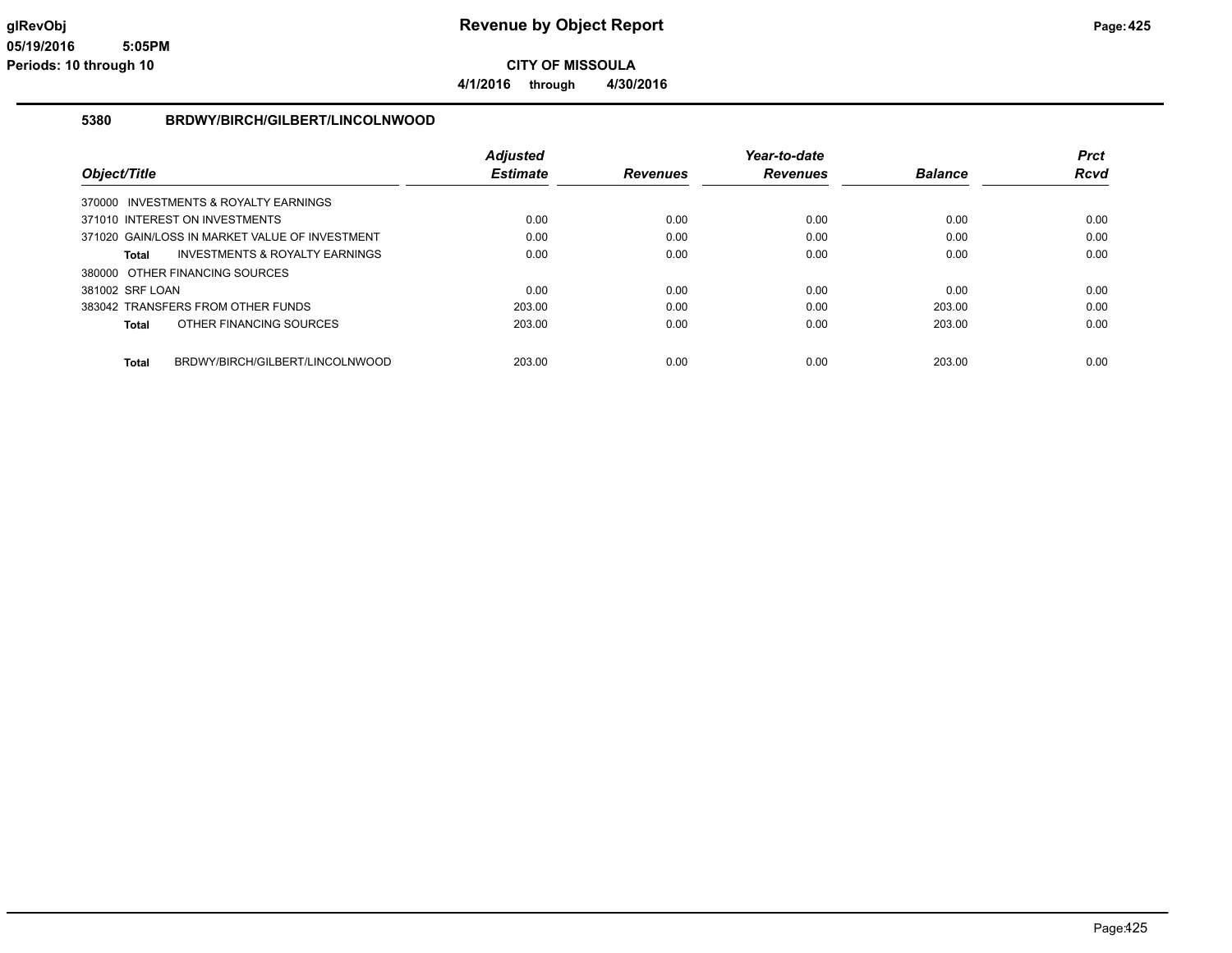# Revenue by Object Report

**CITY OF MISSOULA**

**4/1/2016 through 4/30/2016**

glRevObj
05/19/2016 5:05PM
Periods: 10 through 10

## 5380 BRDWY/BIRCH/GILBERT/LINCOLNWOOD

| Object/Title | Adjusted Estimate | Revenues | Year-to-date Revenues | Balance | Prct Rcvd |
|---|---|---|---|---|---|
| 370000 INVESTMENTS & ROYALTY EARNINGS | | | | | |
| 371010 INTEREST ON INVESTMENTS | 0.00 | 0.00 | 0.00 | 0.00 | 0.00 |
| 371020 GAIN/LOSS IN MARKET VALUE OF INVESTMENT | 0.00 | 0.00 | 0.00 | 0.00 | 0.00 |
| **Total** INVESTMENTS & ROYALTY EARNINGS | 0.00 | 0.00 | 0.00 | 0.00 | 0.00 |
| 380000 OTHER FINANCING SOURCES | | | | | |
| 381002 SRF LOAN | 0.00 | 0.00 | 0.00 | 0.00 | 0.00 |
| 383042 TRANSFERS FROM OTHER FUNDS | 203.00 | 0.00 | 0.00 | 203.00 | 0.00 |
| **Total** OTHER FINANCING SOURCES | 203.00 | 0.00 | 0.00 | 203.00 | 0.00 |
| **Total** BRDWY/BIRCH/GILBERT/LINCOLNWOOD | 203.00 | 0.00 | 0.00 | 203.00 | 0.00 |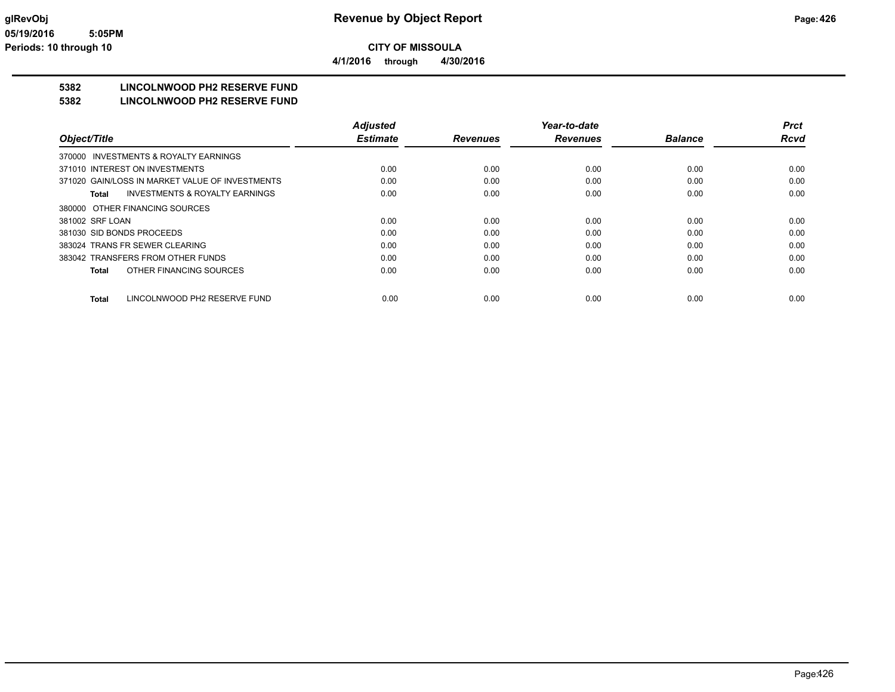**CITY OF MISSOULA**

**4/1/2016 through 4/30/2016**

**5382 LINCOLNWOOD PH2 RESERVE FUND**

**5382 LINCOLNWOOD PH2 RESERVE FUND**

| Object/Title | Adjusted Estimate | Revenues | Year-to-date Revenues | Balance | Prct Rcvd |
|---|---|---|---|---|---|
| 370000 INVESTMENTS & ROYALTY EARNINGS | | | | | |
| 371010 INTEREST ON INVESTMENTS | 0.00 | 0.00 | 0.00 | 0.00 | 0.00 |
| 371020 GAIN/LOSS IN MARKET VALUE OF INVESTMENTS | 0.00 | 0.00 | 0.00 | 0.00 | 0.00 |
| **Total** INVESTMENTS & ROYALTY EARNINGS | 0.00 | 0.00 | 0.00 | 0.00 | 0.00 |
| 380000 OTHER FINANCING SOURCES | | | | | |
| 381002 SRF LOAN | 0.00 | 0.00 | 0.00 | 0.00 | 0.00 |
| 381030 SID BONDS PROCEEDS | 0.00 | 0.00 | 0.00 | 0.00 | 0.00 |
| 383024 TRANS FR SEWER CLEARING | 0.00 | 0.00 | 0.00 | 0.00 | 0.00 |
| 383042 TRANSFERS FROM OTHER FUNDS | 0.00 | 0.00 | 0.00 | 0.00 | 0.00 |
| **Total** OTHER FINANCING SOURCES | 0.00 | 0.00 | 0.00 | 0.00 | 0.00 |
| **Total** LINCOLNWOOD PH2 RESERVE FUND | 0.00 | 0.00 | 0.00 | 0.00 | 0.00 |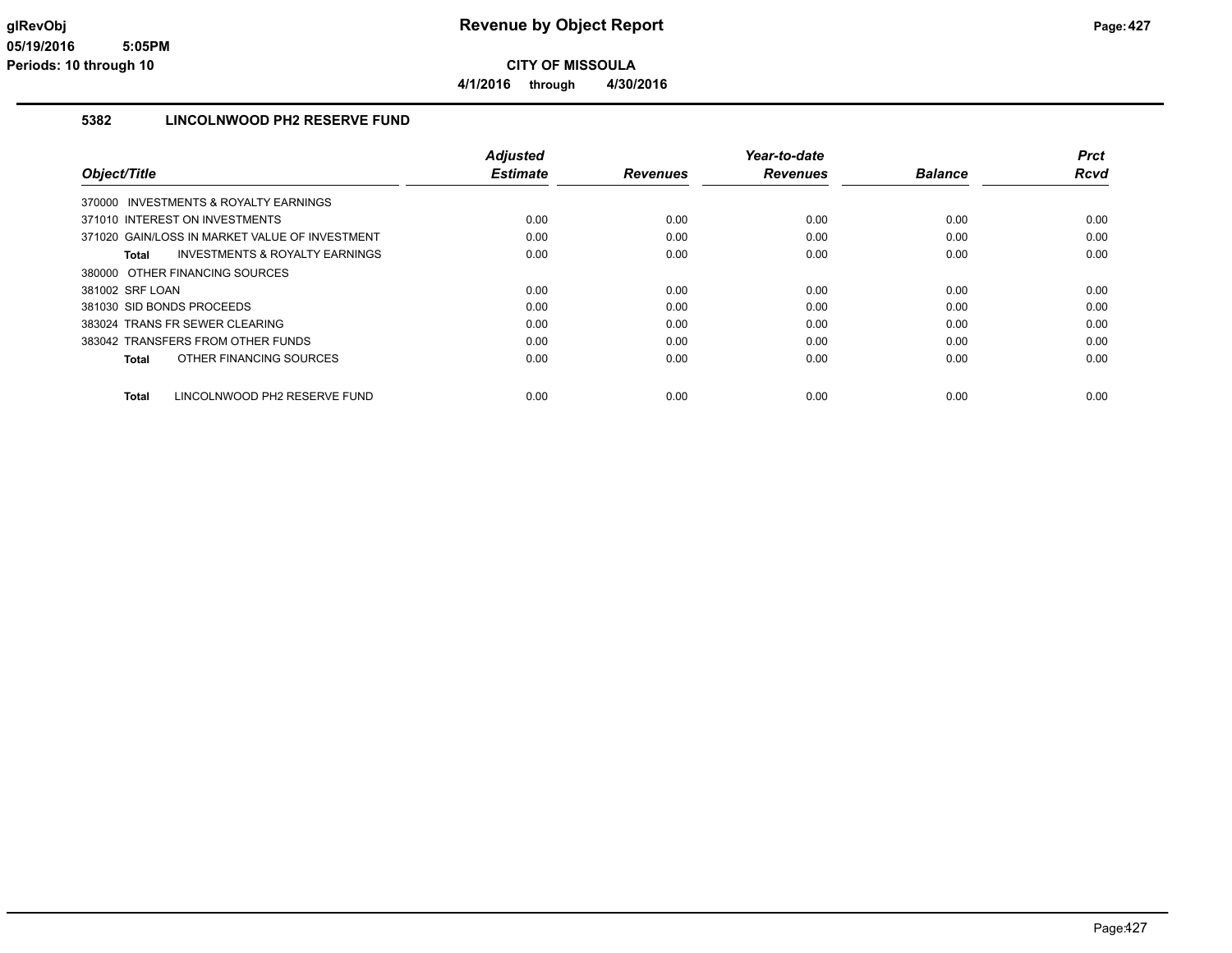# Revenue by Object Report

**CITY OF MISSOULA**

**4/1/2016 through 4/30/2016**

glRevObj
05/19/2016 5:05PM
Periods: 10 through 10

## 5382 LINCOLNWOOD PH2 RESERVE FUND

| Object/Title | Adjusted Estimate | Revenues | Year-to-date Revenues | Balance | Prct Rcvd |
|---|---|---|---|---|---|
| 370000 INVESTMENTS & ROYALTY EARNINGS | | | | | |
| 371010 INTEREST ON INVESTMENTS | 0.00 | 0.00 | 0.00 | 0.00 | 0.00 |
| 371020 GAIN/LOSS IN MARKET VALUE OF INVESTMENT | 0.00 | 0.00 | 0.00 | 0.00 | 0.00 |
| **Total** INVESTMENTS & ROYALTY EARNINGS | 0.00 | 0.00 | 0.00 | 0.00 | 0.00 |
| 380000 OTHER FINANCING SOURCES | | | | | |
| 381002 SRF LOAN | 0.00 | 0.00 | 0.00 | 0.00 | 0.00 |
| 381030 SID BONDS PROCEEDS | 0.00 | 0.00 | 0.00 | 0.00 | 0.00 |
| 383024 TRANS FR SEWER CLEARING | 0.00 | 0.00 | 0.00 | 0.00 | 0.00 |
| 383042 TRANSFERS FROM OTHER FUNDS | 0.00 | 0.00 | 0.00 | 0.00 | 0.00 |
| **Total** OTHER FINANCING SOURCES | 0.00 | 0.00 | 0.00 | 0.00 | 0.00 |
| **Total** LINCOLNWOOD PH2 RESERVE FUND | 0.00 | 0.00 | 0.00 | 0.00 | 0.00 |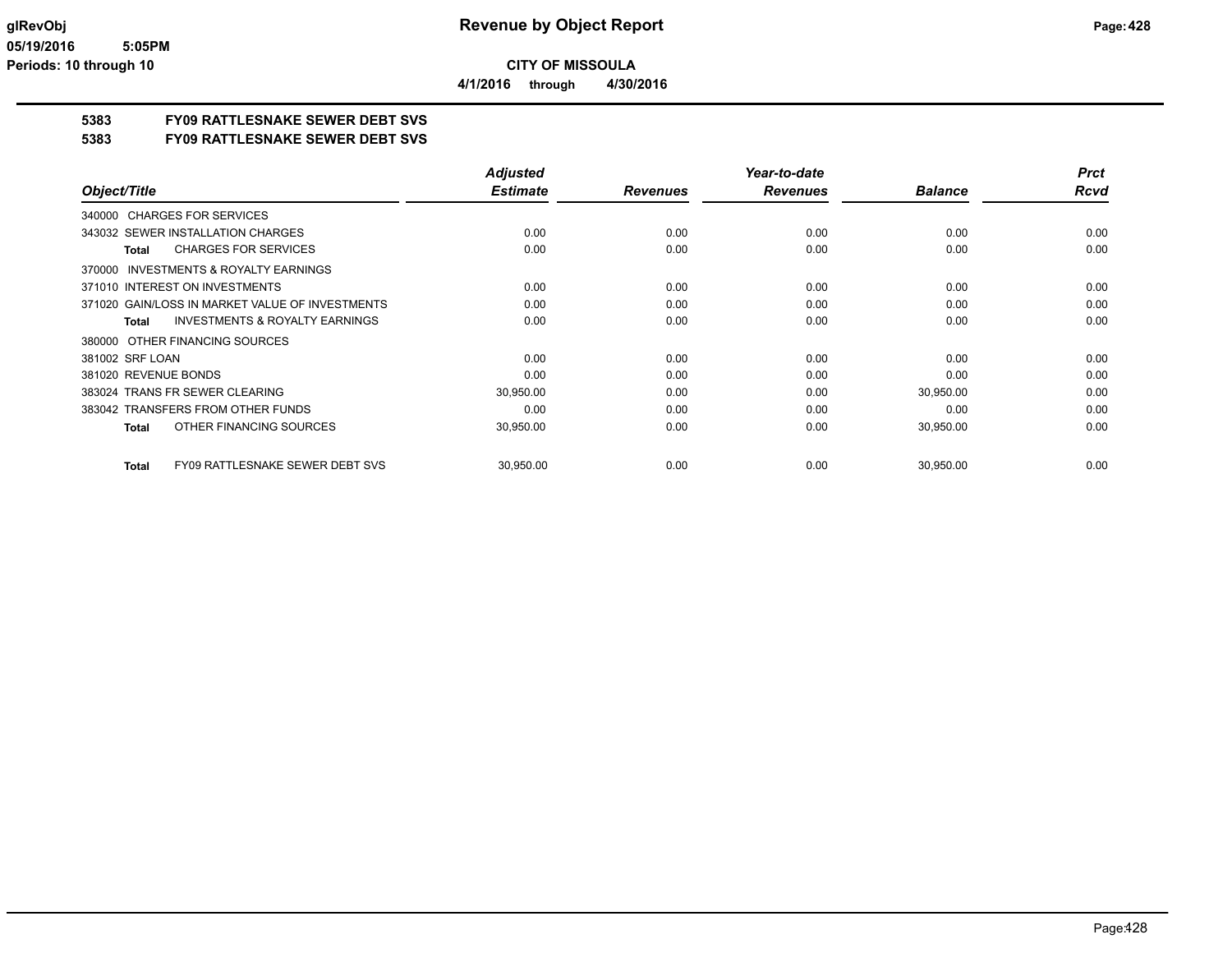**CITY OF MISSOULA**

**4/1/2016 through 4/30/2016**

## 5383 FY09 RATTLESNAKE SEWER DEBT SVS

## 5383 FY09 RATTLESNAKE SEWER DEBT SVS

| Object/Title | Adjusted Estimate | Revenues | Year-to-date Revenues | Balance | Prct Rcvd |
|---|---|---|---|---|---|
| 340000 CHARGES FOR SERVICES | | | | | |
| 343032 SEWER INSTALLATION CHARGES | 0.00 | 0.00 | 0.00 | 0.00 | 0.00 |
| **Total** CHARGES FOR SERVICES | 0.00 | 0.00 | 0.00 | 0.00 | 0.00 |
| 370000 INVESTMENTS & ROYALTY EARNINGS | | | | | |
| 371010 INTEREST ON INVESTMENTS | 0.00 | 0.00 | 0.00 | 0.00 | 0.00 |
| 371020 GAIN/LOSS IN MARKET VALUE OF INVESTMENTS | 0.00 | 0.00 | 0.00 | 0.00 | 0.00 |
| **Total** INVESTMENTS & ROYALTY EARNINGS | 0.00 | 0.00 | 0.00 | 0.00 | 0.00 |
| 380000 OTHER FINANCING SOURCES | | | | | |
| 381002 SRF LOAN | 0.00 | 0.00 | 0.00 | 0.00 | 0.00 |
| 381020 REVENUE BONDS | 0.00 | 0.00 | 0.00 | 0.00 | 0.00 |
| 383024 TRANS FR SEWER CLEARING | 30,950.00 | 0.00 | 0.00 | 30,950.00 | 0.00 |
| 383042 TRANSFERS FROM OTHER FUNDS | 0.00 | 0.00 | 0.00 | 0.00 | 0.00 |
| **Total** OTHER FINANCING SOURCES | 30,950.00 | 0.00 | 0.00 | 30,950.00 | 0.00 |
| **Total** FY09 RATTLESNAKE SEWER DEBT SVS | 30,950.00 | 0.00 | 0.00 | 30,950.00 | 0.00 |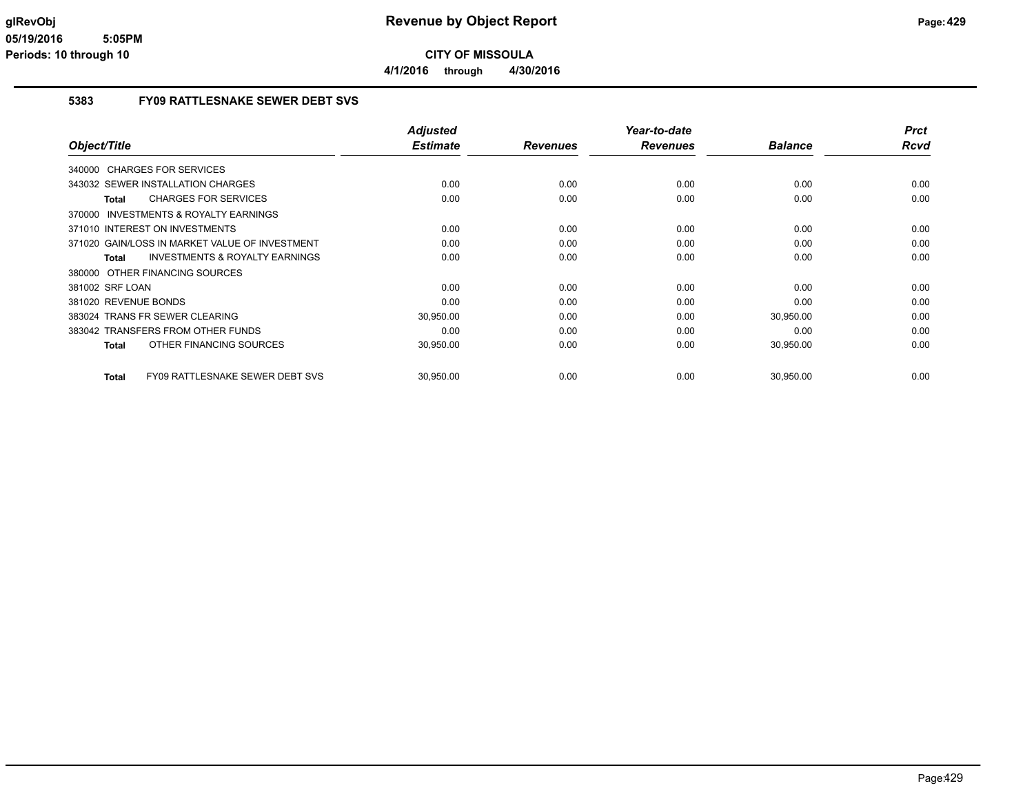# Revenue by Object Report

**CITY OF MISSOULA**

**4/1/2016 through 4/30/2016**

glRevObj
05/19/2016 5:05PM
Periods: 10 through 10

## 5383 FY09 RATTLESNAKE SEWER DEBT SVS

| Object/Title | Adjusted Estimate | Revenues | Year-to-date Revenues | Balance | Prct Rcvd |
|---|---|---|---|---|---|
| 340000 CHARGES FOR SERVICES | | | | | |
| 343032 SEWER INSTALLATION CHARGES | 0.00 | 0.00 | 0.00 | 0.00 | 0.00 |
| **Total** CHARGES FOR SERVICES | 0.00 | 0.00 | 0.00 | 0.00 | 0.00 |
| 370000 INVESTMENTS & ROYALTY EARNINGS | | | | | |
| 371010 INTEREST ON INVESTMENTS | 0.00 | 0.00 | 0.00 | 0.00 | 0.00 |
| 371020 GAIN/LOSS IN MARKET VALUE OF INVESTMENT | 0.00 | 0.00 | 0.00 | 0.00 | 0.00 |
| **Total** INVESTMENTS & ROYALTY EARNINGS | 0.00 | 0.00 | 0.00 | 0.00 | 0.00 |
| 380000 OTHER FINANCING SOURCES | | | | | |
| 381002 SRF LOAN | 0.00 | 0.00 | 0.00 | 0.00 | 0.00 |
| 381020 REVENUE BONDS | 0.00 | 0.00 | 0.00 | 0.00 | 0.00 |
| 383024 TRANS FR SEWER CLEARING | 30,950.00 | 0.00 | 0.00 | 30,950.00 | 0.00 |
| 383042 TRANSFERS FROM OTHER FUNDS | 0.00 | 0.00 | 0.00 | 0.00 | 0.00 |
| **Total** OTHER FINANCING SOURCES | 30,950.00 | 0.00 | 0.00 | 30,950.00 | 0.00 |
| **Total** FY09 RATTLESNAKE SEWER DEBT SVS | 30,950.00 | 0.00 | 0.00 | 30,950.00 | 0.00 |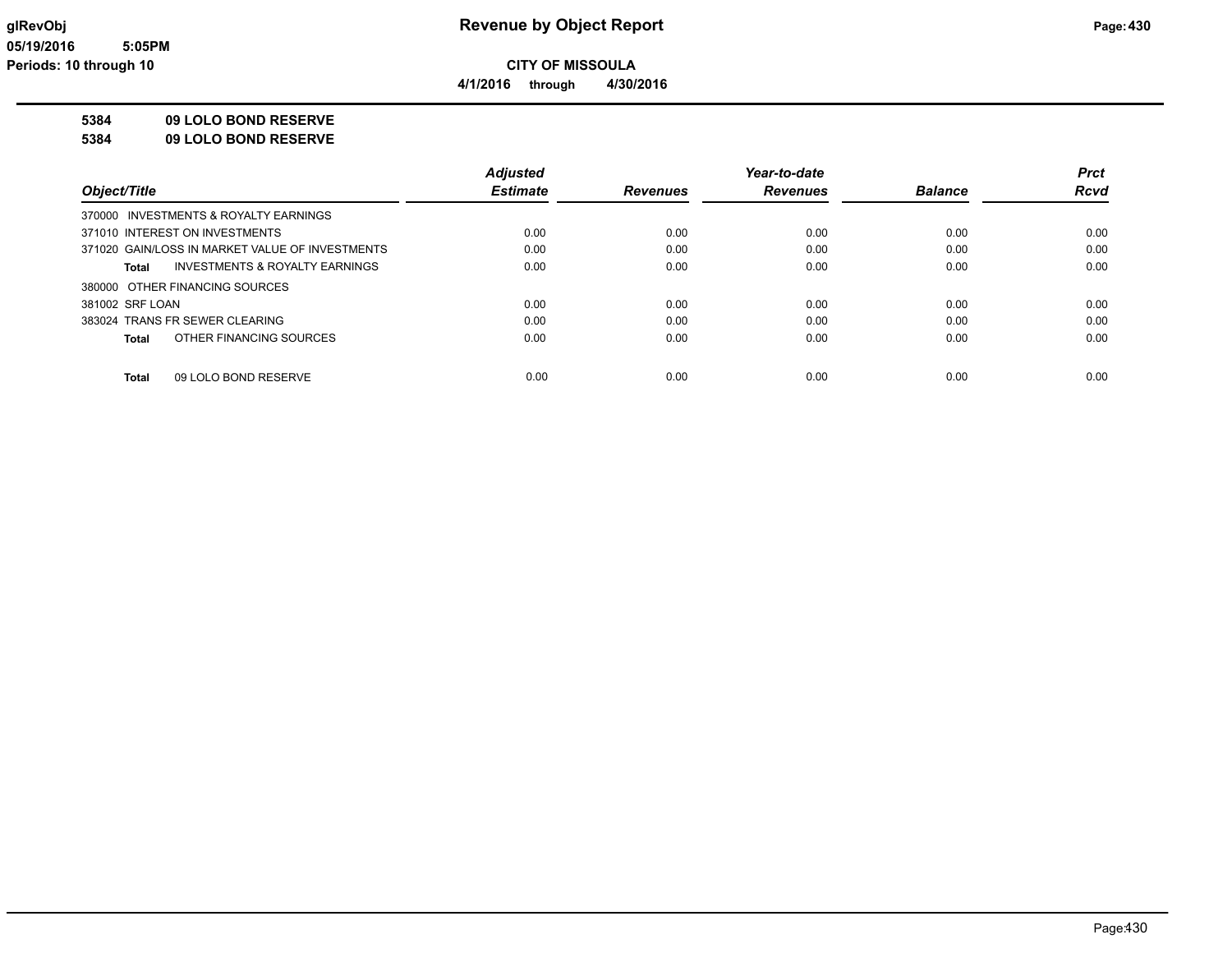# Revenue by Object Report

**CITY OF MISSOULA**

**4/1/2016 through 4/30/2016**

glRevObj
05/19/2016 5:05PM
Periods: 10 through 10

**5384 09 LOLO BOND RESERVE**

**5384 09 LOLO BOND RESERVE**

| Object/Title | Adjusted Estimate | Revenues | Year-to-date Revenues | Balance | Prct Rcvd |
|---|---|---|---|---|---|
| 370000 INVESTMENTS & ROYALTY EARNINGS | | | | | |
| 371010 INTEREST ON INVESTMENTS | 0.00 | 0.00 | 0.00 | 0.00 | 0.00 |
| 371020 GAIN/LOSS IN MARKET VALUE OF INVESTMENTS | 0.00 | 0.00 | 0.00 | 0.00 | 0.00 |
| **Total** INVESTMENTS & ROYALTY EARNINGS | 0.00 | 0.00 | 0.00 | 0.00 | 0.00 |
| 380000 OTHER FINANCING SOURCES | | | | | |
| 381002 SRF LOAN | 0.00 | 0.00 | 0.00 | 0.00 | 0.00 |
| 383024 TRANS FR SEWER CLEARING | 0.00 | 0.00 | 0.00 | 0.00 | 0.00 |
| **Total** OTHER FINANCING SOURCES | 0.00 | 0.00 | 0.00 | 0.00 | 0.00 |
| **Total** 09 LOLO BOND RESERVE | 0.00 | 0.00 | 0.00 | 0.00 | 0.00 |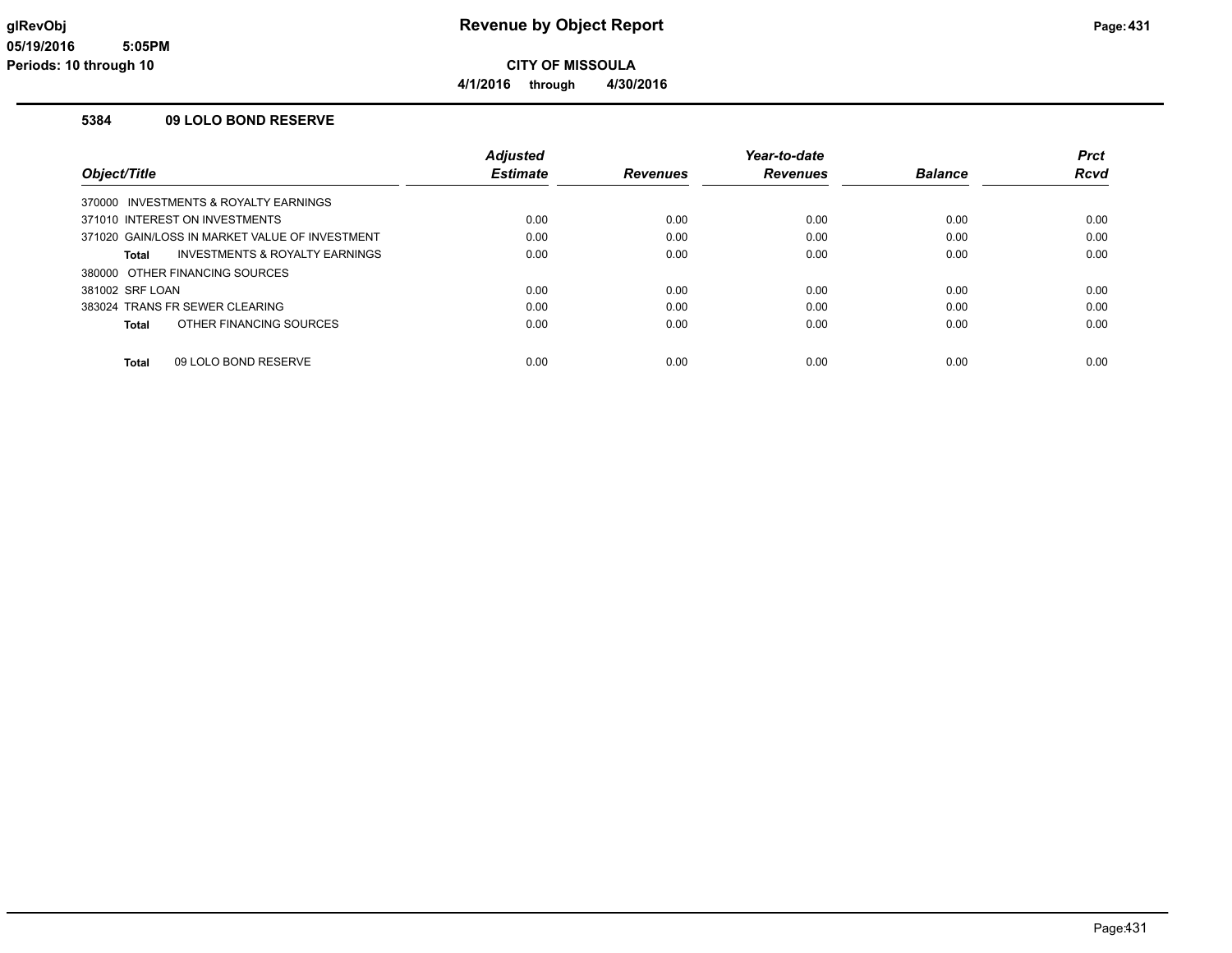# Revenue by Object Report

**CITY OF MISSOULA**

**4/1/2016 through 4/30/2016**

glRevObj
05/19/2016 5:05PM
Periods: 10 through 10

### 5384 09 LOLO BOND RESERVE

| Object/Title | Adjusted Estimate | Revenues | Year-to-date Revenues | Balance | Prct Rcvd |
|---|---|---|---|---|---|
| 370000 INVESTMENTS & ROYALTY EARNINGS | | | | | |
| 371010 INTEREST ON INVESTMENTS | 0.00 | 0.00 | 0.00 | 0.00 | 0.00 |
| 371020 GAIN/LOSS IN MARKET VALUE OF INVESTMENT | 0.00 | 0.00 | 0.00 | 0.00 | 0.00 |
| **Total** INVESTMENTS & ROYALTY EARNINGS | 0.00 | 0.00 | 0.00 | 0.00 | 0.00 |
| 380000 OTHER FINANCING SOURCES | | | | | |
| 381002 SRF LOAN | 0.00 | 0.00 | 0.00 | 0.00 | 0.00 |
| 383024 TRANS FR SEWER CLEARING | 0.00 | 0.00 | 0.00 | 0.00 | 0.00 |
| **Total** OTHER FINANCING SOURCES | 0.00 | 0.00 | 0.00 | 0.00 | 0.00 |
| **Total** 09 LOLO BOND RESERVE | 0.00 | 0.00 | 0.00 | 0.00 | 0.00 |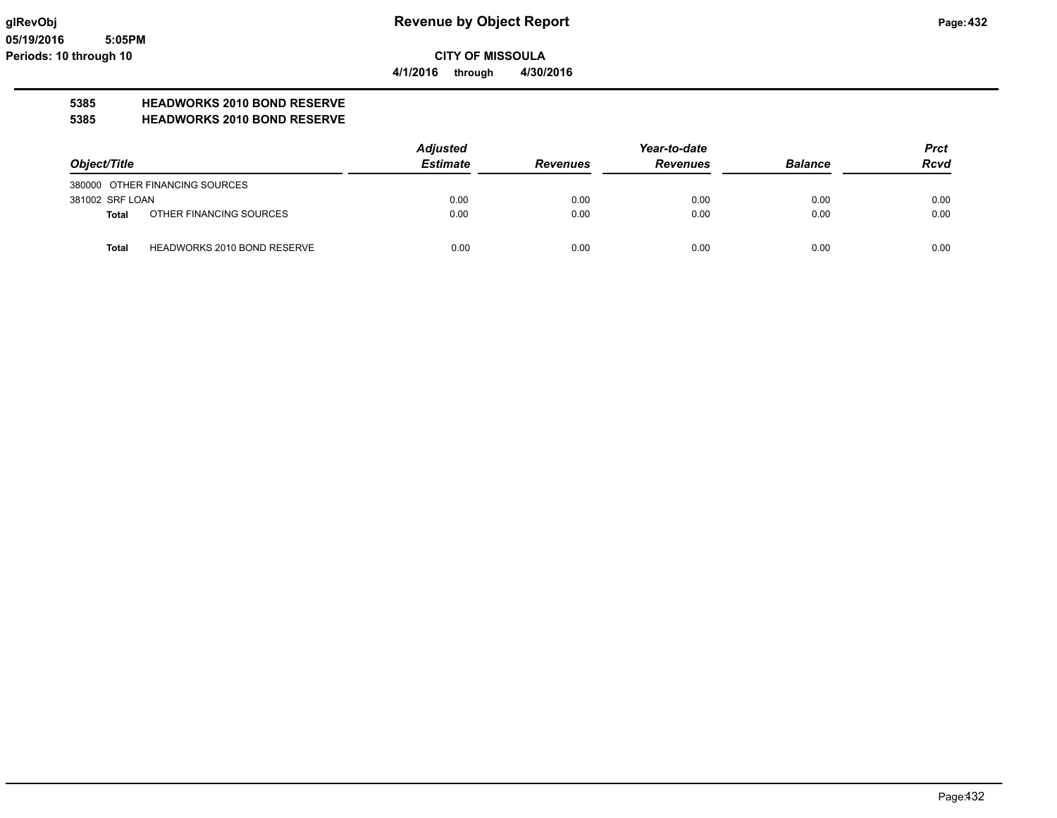# Revenue by Object Report

**CITY OF MISSOULA**

**4/1/2016 through 4/30/2016**

glRevObj
05/19/2016 5:05PM
Periods: 10 through 10

## 5385 HEADWORKS 2010 BOND RESERVE
## 5385 HEADWORKS 2010 BOND RESERVE

| Object/Title | | Adjusted Estimate | Revenues | Year-to-date Revenues | Balance | Prct Rcvd |
|---|---|---|---|---|---|---|
| 380000 OTHER FINANCING SOURCES | | | | | | |
| 381002 SRF LOAN | | 0.00 | 0.00 | 0.00 | 0.00 | 0.00 |
| **Total** | OTHER FINANCING SOURCES | 0.00 | 0.00 | 0.00 | 0.00 | 0.00 |
| **Total** | HEADWORKS 2010 BOND RESERVE | 0.00 | 0.00 | 0.00 | 0.00 | 0.00 |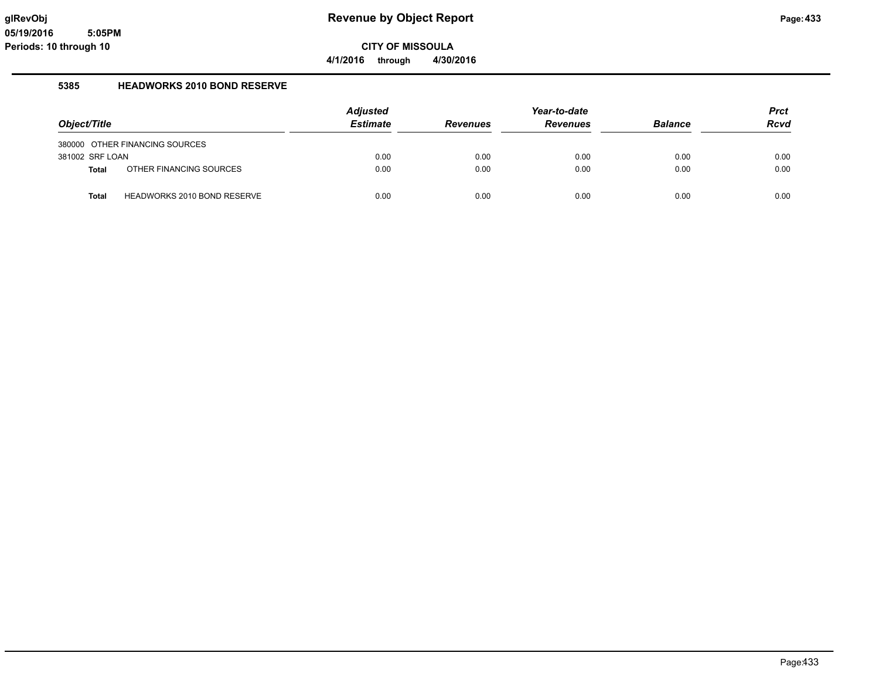# Revenue by Object Report

**CITY OF MISSOULA**

**4/1/2016 through 4/30/2016**

glRevObj
05/19/2016 5:05PM
Periods: 10 through 10

## 5385 HEADWORKS 2010 BOND RESERVE

| Object/Title | | Adjusted Estimate | Revenues | Year-to-date Revenues | Balance | Prct Rcvd |
|---|---|---|---|---|---|---|
| 380000 | OTHER FINANCING SOURCES | | | | | |
| 381002 | SRF LOAN | 0.00 | 0.00 | 0.00 | 0.00 | 0.00 |
| **Total** | OTHER FINANCING SOURCES | 0.00 | 0.00 | 0.00 | 0.00 | 0.00 |
| **Total** | HEADWORKS 2010 BOND RESERVE | 0.00 | 0.00 | 0.00 | 0.00 | 0.00 |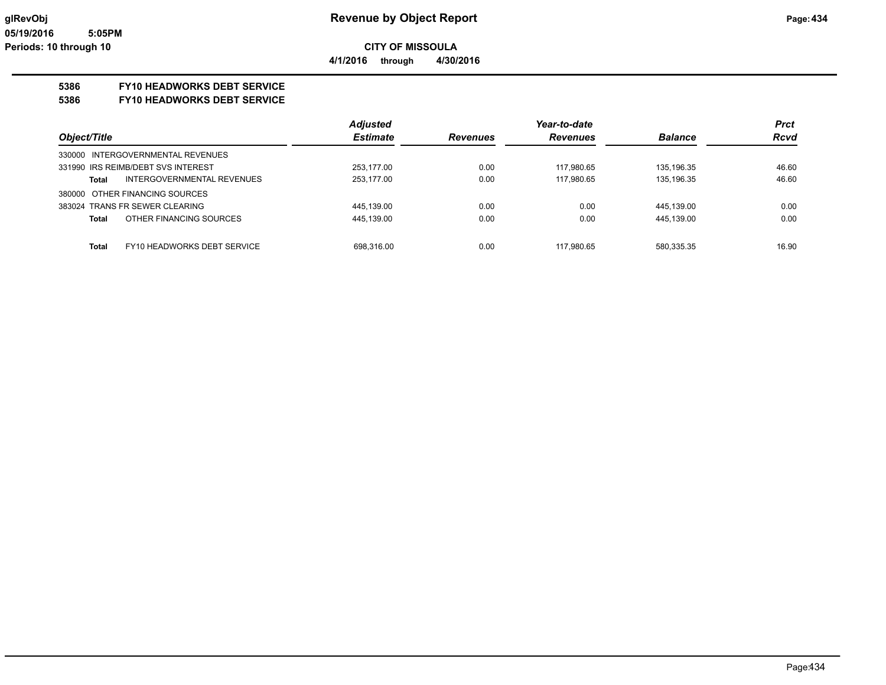# Revenue by Object Report

**CITY OF MISSOULA**

**4/1/2016 through 4/30/2016**

glRevObj
05/19/2016 5:05PM
Periods: 10 through 10

## 5386 FY10 HEADWORKS DEBT SERVICE

## 5386 FY10 HEADWORKS DEBT SERVICE

| Object/Title | Adjusted Estimate | Revenues | Year-to-date Revenues | Balance | Prct Rcvd |
|---|---|---|---|---|---|
| 330000 INTERGOVERNMENTAL REVENUES | | | | | |
| 331990 IRS REIMB/DEBT SVS INTEREST | 253,177.00 | 0.00 | 117,980.65 | 135,196.35 | 46.60 |
| **Total** INTERGOVERNMENTAL REVENUES | 253,177.00 | 0.00 | 117,980.65 | 135,196.35 | 46.60 |
| 380000 OTHER FINANCING SOURCES | | | | | |
| 383024 TRANS FR SEWER CLEARING | 445,139.00 | 0.00 | 0.00 | 445,139.00 | 0.00 |
| **Total** OTHER FINANCING SOURCES | 445,139.00 | 0.00 | 0.00 | 445,139.00 | 0.00 |
| **Total** FY10 HEADWORKS DEBT SERVICE | 698,316.00 | 0.00 | 117,980.65 | 580,335.35 | 16.90 |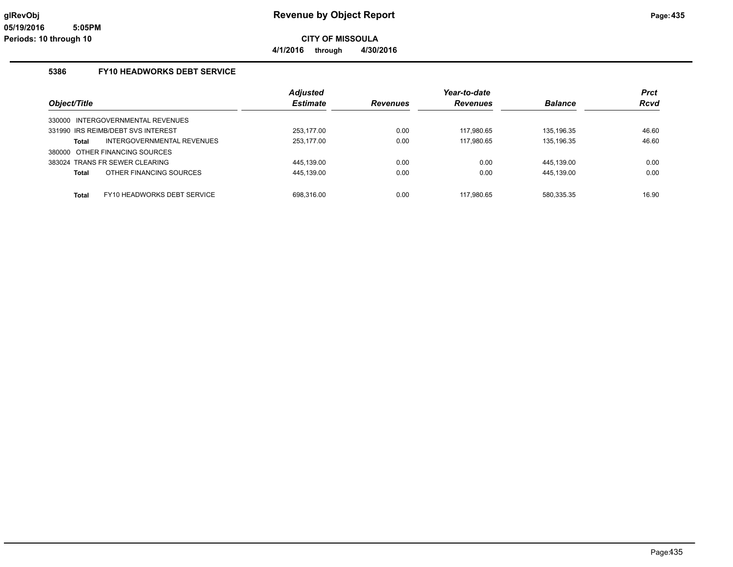# Revenue by Object Report

**CITY OF MISSOULA**

**4/1/2016 through 4/30/2016**

glRevObj
05/19/2016 5:05PM
Periods: 10 through 10

## 5386 FY10 HEADWORKS DEBT SERVICE

| Object/Title | | Adjusted Estimate | Revenues | Year-to-date Revenues | Balance | Prct Rcvd |
|---|---|---|---|---|---|---|
| 330000 INTERGOVERNMENTAL REVENUES | | | | | | |
| 331990 IRS REIMB/DEBT SVS INTEREST | | 253,177.00 | 0.00 | 117,980.65 | 135,196.35 | 46.60 |
| **Total** | INTERGOVERNMENTAL REVENUES | 253,177.00 | 0.00 | 117,980.65 | 135,196.35 | 46.60 |
| 380000 OTHER FINANCING SOURCES | | | | | | |
| 383024 TRANS FR SEWER CLEARING | | 445,139.00 | 0.00 | 0.00 | 445,139.00 | 0.00 |
| **Total** | OTHER FINANCING SOURCES | 445,139.00 | 0.00 | 0.00 | 445,139.00 | 0.00 |
| **Total** | FY10 HEADWORKS DEBT SERVICE | 698,316.00 | 0.00 | 117,980.65 | 580,335.35 | 16.90 |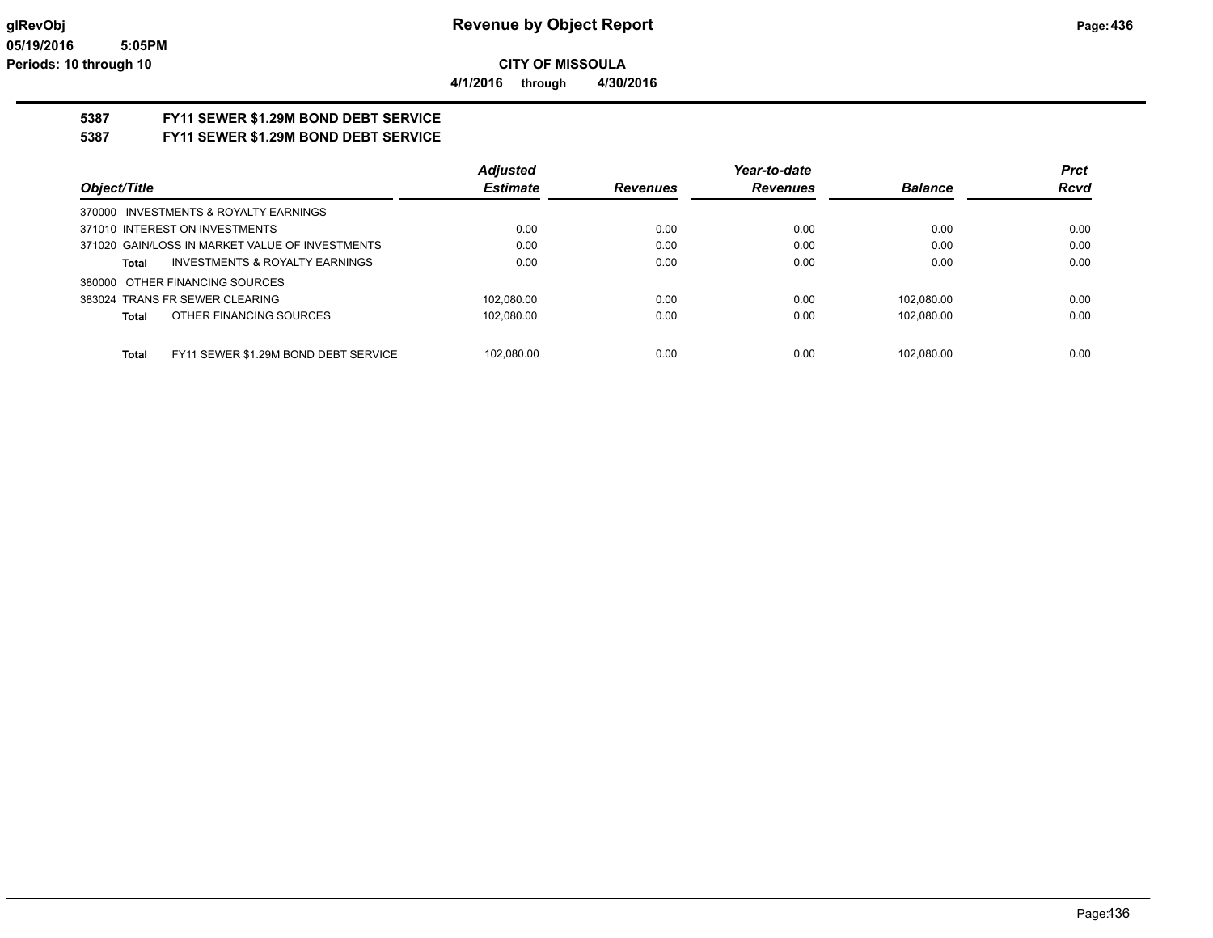# Revenue by Object Report

**CITY OF MISSOULA**

**4/1/2016 through 4/30/2016**

glRevObj
05/19/2016 5:05PM
Periods: 10 through 10

## 5387 FY11 SEWER $1.29M BOND DEBT SERVICE
## 5387 FY11 SEWER $1.29M BOND DEBT SERVICE

| Object/Title | Adjusted Estimate | Revenues | Year-to-date Revenues | Balance | Prct Rcvd |
|---|---|---|---|---|---|
| 370000 INVESTMENTS & ROYALTY EARNINGS | | | | | |
| 371010 INTEREST ON INVESTMENTS | 0.00 | 0.00 | 0.00 | 0.00 | 0.00 |
| 371020 GAIN/LOSS IN MARKET VALUE OF INVESTMENTS | 0.00 | 0.00 | 0.00 | 0.00 | 0.00 |
| **Total** INVESTMENTS & ROYALTY EARNINGS | 0.00 | 0.00 | 0.00 | 0.00 | 0.00 |
| 380000 OTHER FINANCING SOURCES | | | | | |
| 383024 TRANS FR SEWER CLEARING | 102,080.00 | 0.00 | 0.00 | 102,080.00 | 0.00 |
| **Total** OTHER FINANCING SOURCES | 102,080.00 | 0.00 | 0.00 | 102,080.00 | 0.00 |
| **Total** FY11 SEWER $1.29M BOND DEBT SERVICE | 102,080.00 | 0.00 | 0.00 | 102,080.00 | 0.00 |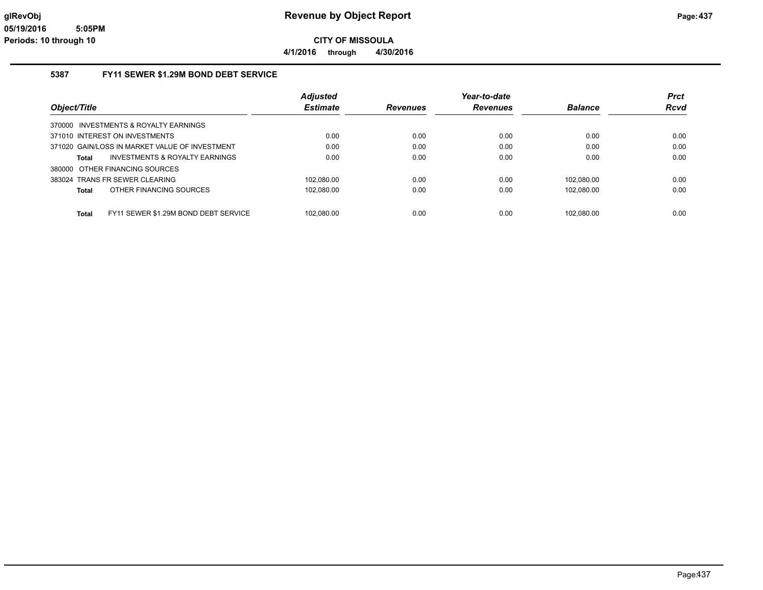# Revenue by Object Report

**CITY OF MISSOULA**

**4/1/2016 through 4/30/2016**

glRevObj
05/19/2016 5:05PM
Periods: 10 through 10

### 5387 FY11 SEWER $1.29M BOND DEBT SERVICE

| Object/Title | Adjusted Estimate | Revenues | Year-to-date Revenues | Balance | Prct Rcvd |
|---|---|---|---|---|---|
| 370000 INVESTMENTS & ROYALTY EARNINGS | | | | | |
| 371010 INTEREST ON INVESTMENTS | 0.00 | 0.00 | 0.00 | 0.00 | 0.00 |
| 371020 GAIN/LOSS IN MARKET VALUE OF INVESTMENT | 0.00 | 0.00 | 0.00 | 0.00 | 0.00 |
| **Total** INVESTMENTS & ROYALTY EARNINGS | 0.00 | 0.00 | 0.00 | 0.00 | 0.00 |
| 380000 OTHER FINANCING SOURCES | | | | | |
| 383024 TRANS FR SEWER CLEARING | 102,080.00 | 0.00 | 0.00 | 102,080.00 | 0.00 |
| **Total** OTHER FINANCING SOURCES | 102,080.00 | 0.00 | 0.00 | 102,080.00 | 0.00 |
| **Total** FY11 SEWER $1.29M BOND DEBT SERVICE | 102,080.00 | 0.00 | 0.00 | 102,080.00 | 0.00 |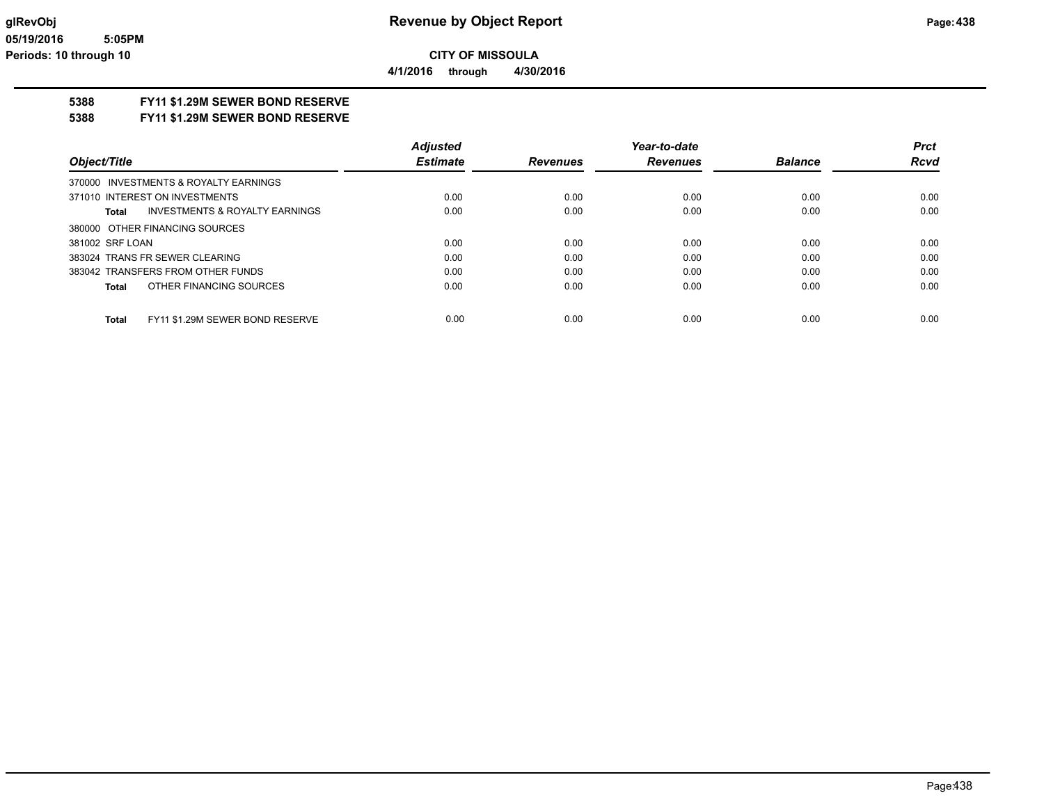# Revenue by Object Report

**CITY OF MISSOULA**

**4/1/2016 through 4/30/2016**

glRevObj
05/19/2016 5:05PM
Periods: 10 through 10

**5388 FY11 $1.29M SEWER BOND RESERVE**

**5388 FY11 $1.29M SEWER BOND RESERVE**

| Object/Title | Adjusted Estimate | Revenues | Year-to-date Revenues | Balance | Prct Rcvd |
|---|---|---|---|---|---|
| 370000 INVESTMENTS & ROYALTY EARNINGS | | | | | |
| 371010 INTEREST ON INVESTMENTS | 0.00 | 0.00 | 0.00 | 0.00 | 0.00 |
| **Total** INVESTMENTS & ROYALTY EARNINGS | 0.00 | 0.00 | 0.00 | 0.00 | 0.00 |
| 380000 OTHER FINANCING SOURCES | | | | | |
| 381002 SRF LOAN | 0.00 | 0.00 | 0.00 | 0.00 | 0.00 |
| 383024 TRANS FR SEWER CLEARING | 0.00 | 0.00 | 0.00 | 0.00 | 0.00 |
| 383042 TRANSFERS FROM OTHER FUNDS | 0.00 | 0.00 | 0.00 | 0.00 | 0.00 |
| **Total** OTHER FINANCING SOURCES | 0.00 | 0.00 | 0.00 | 0.00 | 0.00 |
| **Total** FY11 $1.29M SEWER BOND RESERVE | 0.00 | 0.00 | 0.00 | 0.00 | 0.00 |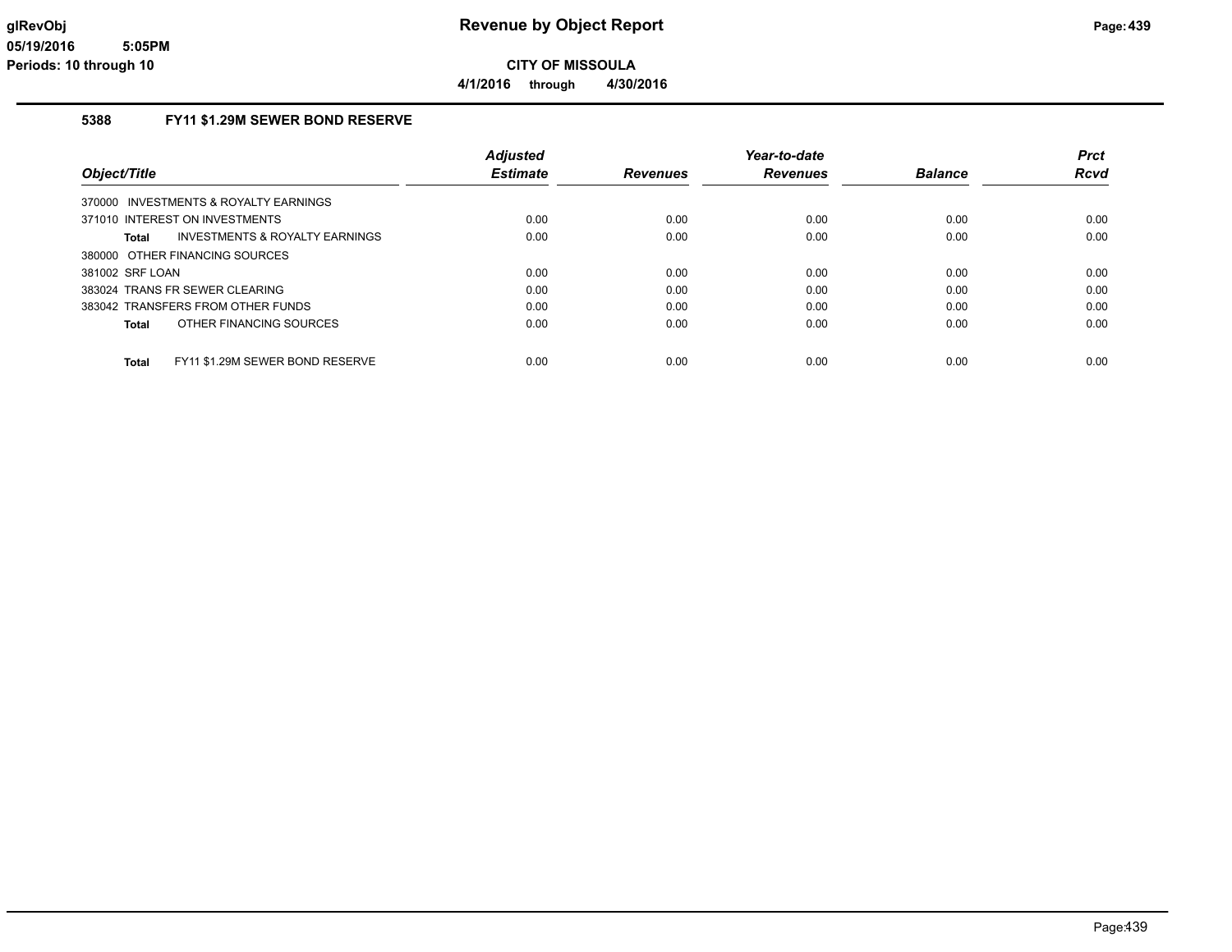# Revenue by Object Report

**CITY OF MISSOULA**

**4/1/2016 through 4/30/2016**

### 5388 FY11 $1.29M SEWER BOND RESERVE

| Object/Title | Adjusted Estimate | Revenues | Year-to-date Revenues | Balance | Prct Rcvd |
|---|---|---|---|---|---|
| 370000 INVESTMENTS & ROYALTY EARNINGS | | | | | |
| 371010 INTEREST ON INVESTMENTS | 0.00 | 0.00 | 0.00 | 0.00 | 0.00 |
| **Total** INVESTMENTS & ROYALTY EARNINGS | 0.00 | 0.00 | 0.00 | 0.00 | 0.00 |
| 380000 OTHER FINANCING SOURCES | | | | | |
| 381002 SRF LOAN | 0.00 | 0.00 | 0.00 | 0.00 | 0.00 |
| 383024 TRANS FR SEWER CLEARING | 0.00 | 0.00 | 0.00 | 0.00 | 0.00 |
| 383042 TRANSFERS FROM OTHER FUNDS | 0.00 | 0.00 | 0.00 | 0.00 | 0.00 |
| **Total** OTHER FINANCING SOURCES | 0.00 | 0.00 | 0.00 | 0.00 | 0.00 |
| **Total** FY11 $1.29M SEWER BOND RESERVE | 0.00 | 0.00 | 0.00 | 0.00 | 0.00 |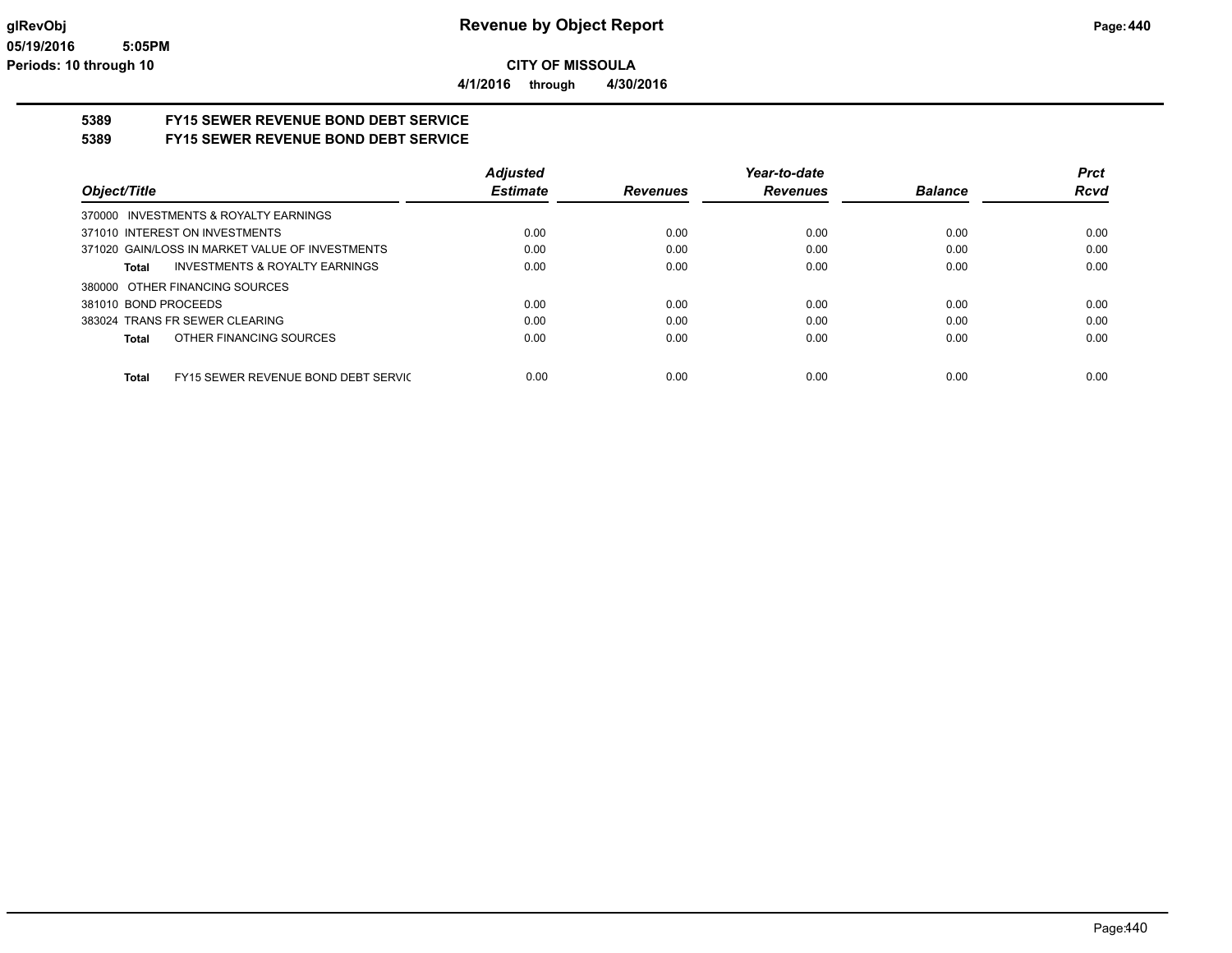# Revenue by Object Report

glRevObj
05/19/2016 5:05PM
Periods: 10 through 10

**CITY OF MISSOULA**

**4/1/2016 through 4/30/2016**

## 5389 FY15 SEWER REVENUE BOND DEBT SERVICE

## 5389 FY15 SEWER REVENUE BOND DEBT SERVICE

| Object/Title | Adjusted Estimate | Revenues | Year-to-date Revenues | Balance | Prct Rcvd |
|---|---|---|---|---|---|
| 370000 INVESTMENTS & ROYALTY EARNINGS | | | | | |
| 371010 INTEREST ON INVESTMENTS | 0.00 | 0.00 | 0.00 | 0.00 | 0.00 |
| 371020 GAIN/LOSS IN MARKET VALUE OF INVESTMENTS | 0.00 | 0.00 | 0.00 | 0.00 | 0.00 |
| **Total** INVESTMENTS & ROYALTY EARNINGS | 0.00 | 0.00 | 0.00 | 0.00 | 0.00 |
| 380000 OTHER FINANCING SOURCES | | | | | |
| 381010 BOND PROCEEDS | 0.00 | 0.00 | 0.00 | 0.00 | 0.00 |
| 383024 TRANS FR SEWER CLEARING | 0.00 | 0.00 | 0.00 | 0.00 | 0.00 |
| **Total** OTHER FINANCING SOURCES | 0.00 | 0.00 | 0.00 | 0.00 | 0.00 |
| **Total** FY15 SEWER REVENUE BOND DEBT SERVIC | 0.00 | 0.00 | 0.00 | 0.00 | 0.00 |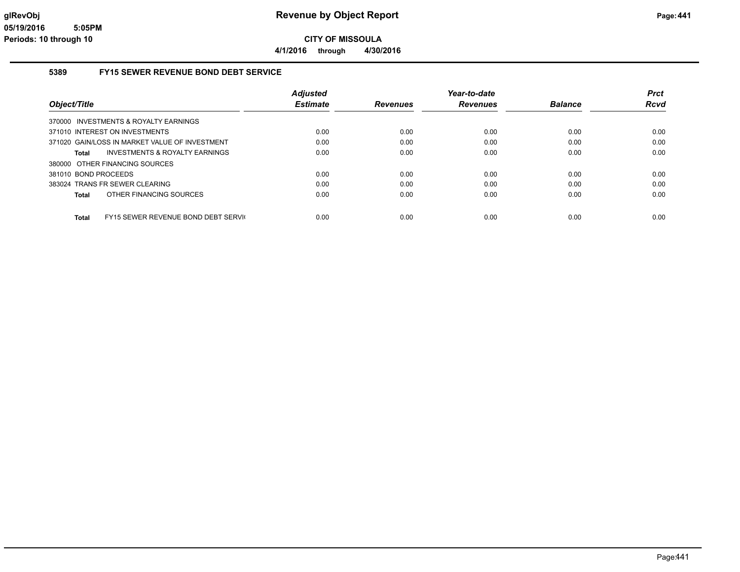# Revenue by Object Report

**CITY OF MISSOULA**

**4/1/2016 through 4/30/2016**

glRevObj
05/19/2016 5:05PM
Periods: 10 through 10

## 5389 FY15 SEWER REVENUE BOND DEBT SERVICE

| Object/Title | Adjusted Estimate | Revenues | Year-to-date Revenues | Balance | Prct Rcvd |
|---|---|---|---|---|---|
| 370000 INVESTMENTS & ROYALTY EARNINGS | | | | | |
| 371010 INTEREST ON INVESTMENTS | 0.00 | 0.00 | 0.00 | 0.00 | 0.00 |
| 371020 GAIN/LOSS IN MARKET VALUE OF INVESTMENT | 0.00 | 0.00 | 0.00 | 0.00 | 0.00 |
| **Total** INVESTMENTS & ROYALTY EARNINGS | 0.00 | 0.00 | 0.00 | 0.00 | 0.00 |
| 380000 OTHER FINANCING SOURCES | | | | | |
| 381010 BOND PROCEEDS | 0.00 | 0.00 | 0.00 | 0.00 | 0.00 |
| 383024 TRANS FR SEWER CLEARING | 0.00 | 0.00 | 0.00 | 0.00 | 0.00 |
| **Total** OTHER FINANCING SOURCES | 0.00 | 0.00 | 0.00 | 0.00 | 0.00 |
| **Total** FY15 SEWER REVENUE BOND DEBT SERVI( | 0.00 | 0.00 | 0.00 | 0.00 | 0.00 |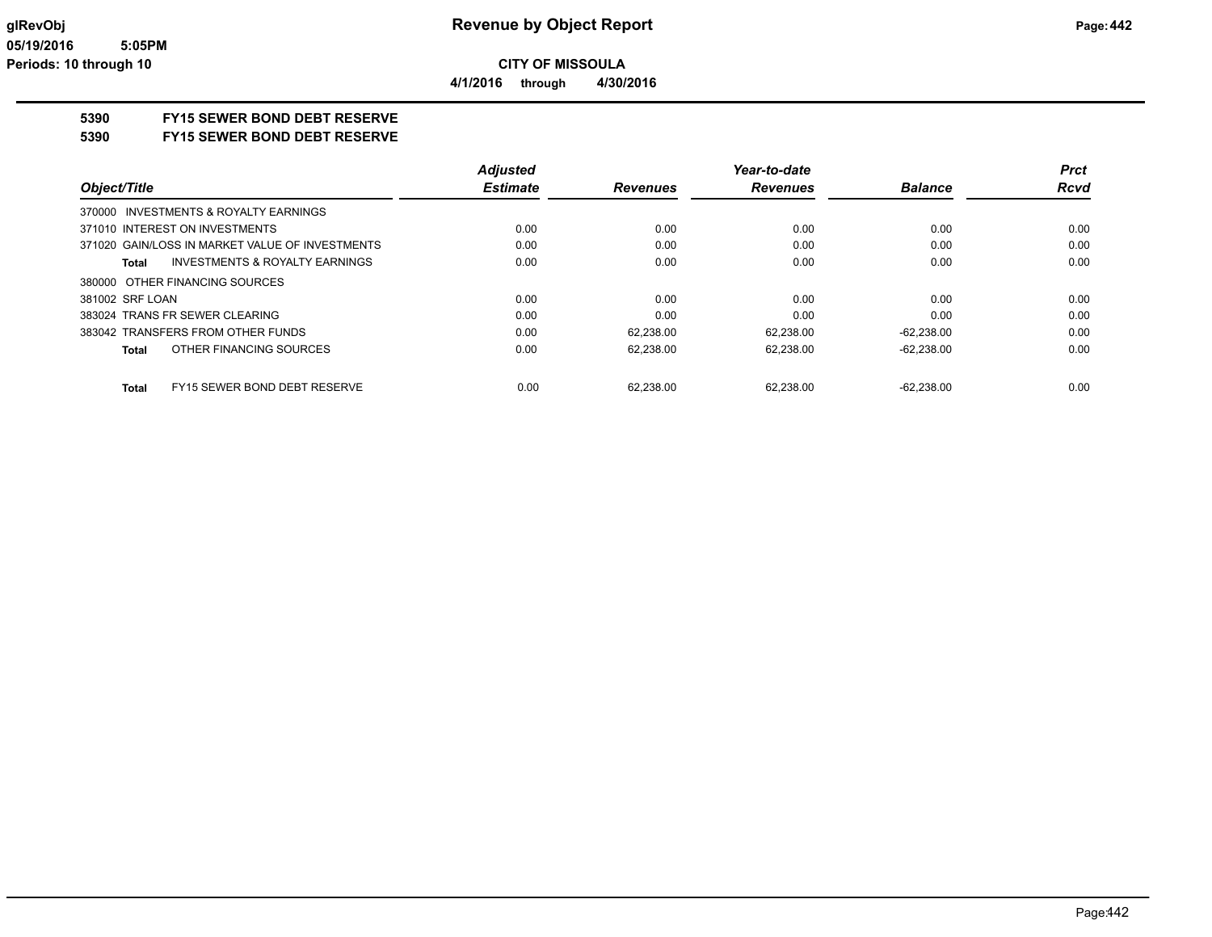**glRevObj**
**05/19/2016 5:05PM**
**Periods: 10 through 10**

# Revenue by Object Report

**CITY OF MISSOULA**

**4/1/2016 through 4/30/2016**

## 5390 FY15 SEWER BOND DEBT RESERVE
## 5390 FY15 SEWER BOND DEBT RESERVE

| Object/Title | Adjusted Estimate | Revenues | Year-to-date Revenues | Balance | Prct Rcvd |
|---|---|---|---|---|---|
| 370000 INVESTMENTS & ROYALTY EARNINGS | | | | | |
| 371010 INTEREST ON INVESTMENTS | 0.00 | 0.00 | 0.00 | 0.00 | 0.00 |
| 371020 GAIN/LOSS IN MARKET VALUE OF INVESTMENTS | 0.00 | 0.00 | 0.00 | 0.00 | 0.00 |
| **Total** INVESTMENTS & ROYALTY EARNINGS | 0.00 | 0.00 | 0.00 | 0.00 | 0.00 |
| 380000 OTHER FINANCING SOURCES | | | | | |
| 381002 SRF LOAN | 0.00 | 0.00 | 0.00 | 0.00 | 0.00 |
| 383024 TRANS FR SEWER CLEARING | 0.00 | 0.00 | 0.00 | 0.00 | 0.00 |
| 383042 TRANSFERS FROM OTHER FUNDS | 0.00 | 62,238.00 | 62,238.00 | -62,238.00 | 0.00 |
| **Total** OTHER FINANCING SOURCES | 0.00 | 62,238.00 | 62,238.00 | -62,238.00 | 0.00 |
| **Total** FY15 SEWER BOND DEBT RESERVE | 0.00 | 62,238.00 | 62,238.00 | -62,238.00 | 0.00 |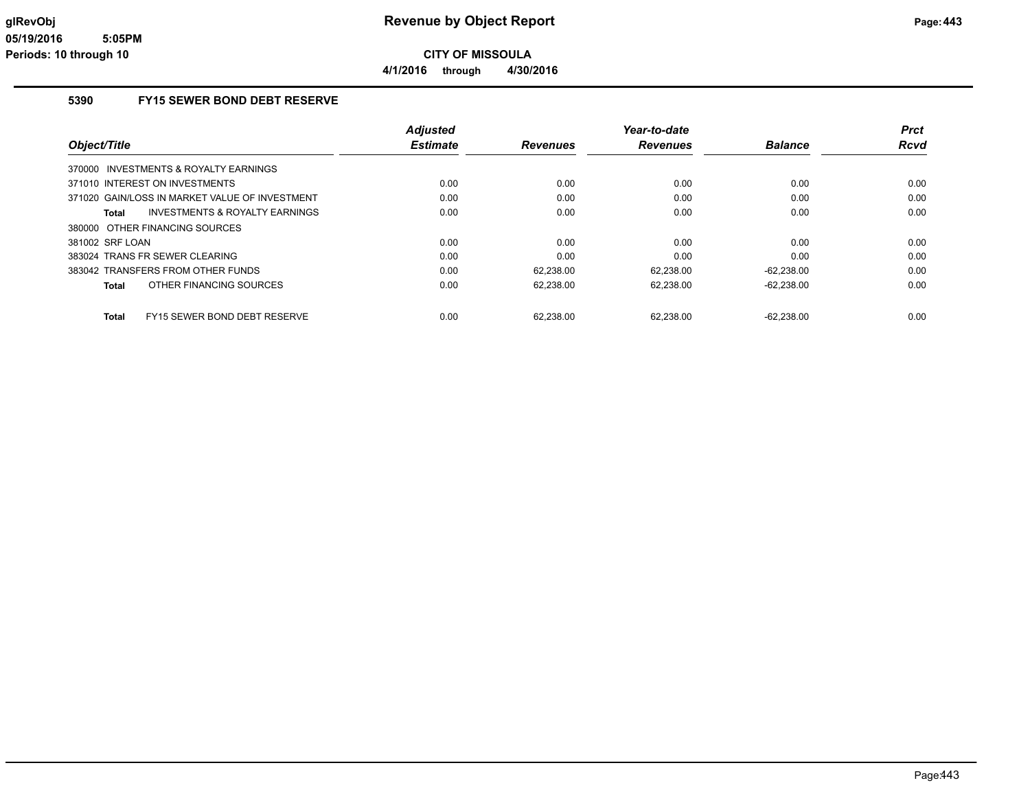# Revenue by Object Report

**CITY OF MISSOULA**

**4/1/2016 through 4/30/2016**

## 5390 FY15 SEWER BOND DEBT RESERVE

| Object/Title | Adjusted Estimate | Revenues | Year-to-date Revenues | Balance | Prct Rcvd |
|---|---|---|---|---|---|
| 370000 INVESTMENTS & ROYALTY EARNINGS | | | | | |
| 371010 INTEREST ON INVESTMENTS | 0.00 | 0.00 | 0.00 | 0.00 | 0.00 |
| 371020 GAIN/LOSS IN MARKET VALUE OF INVESTMENT | 0.00 | 0.00 | 0.00 | 0.00 | 0.00 |
| **Total** INVESTMENTS & ROYALTY EARNINGS | 0.00 | 0.00 | 0.00 | 0.00 | 0.00 |
| 380000 OTHER FINANCING SOURCES | | | | | |
| 381002 SRF LOAN | 0.00 | 0.00 | 0.00 | 0.00 | 0.00 |
| 383024 TRANS FR SEWER CLEARING | 0.00 | 0.00 | 0.00 | 0.00 | 0.00 |
| 383042 TRANSFERS FROM OTHER FUNDS | 0.00 | 62,238.00 | 62,238.00 | -62,238.00 | 0.00 |
| **Total** OTHER FINANCING SOURCES | 0.00 | 62,238.00 | 62,238.00 | -62,238.00 | 0.00 |
| **Total** FY15 SEWER BOND DEBT RESERVE | 0.00 | 62,238.00 | 62,238.00 | -62,238.00 | 0.00 |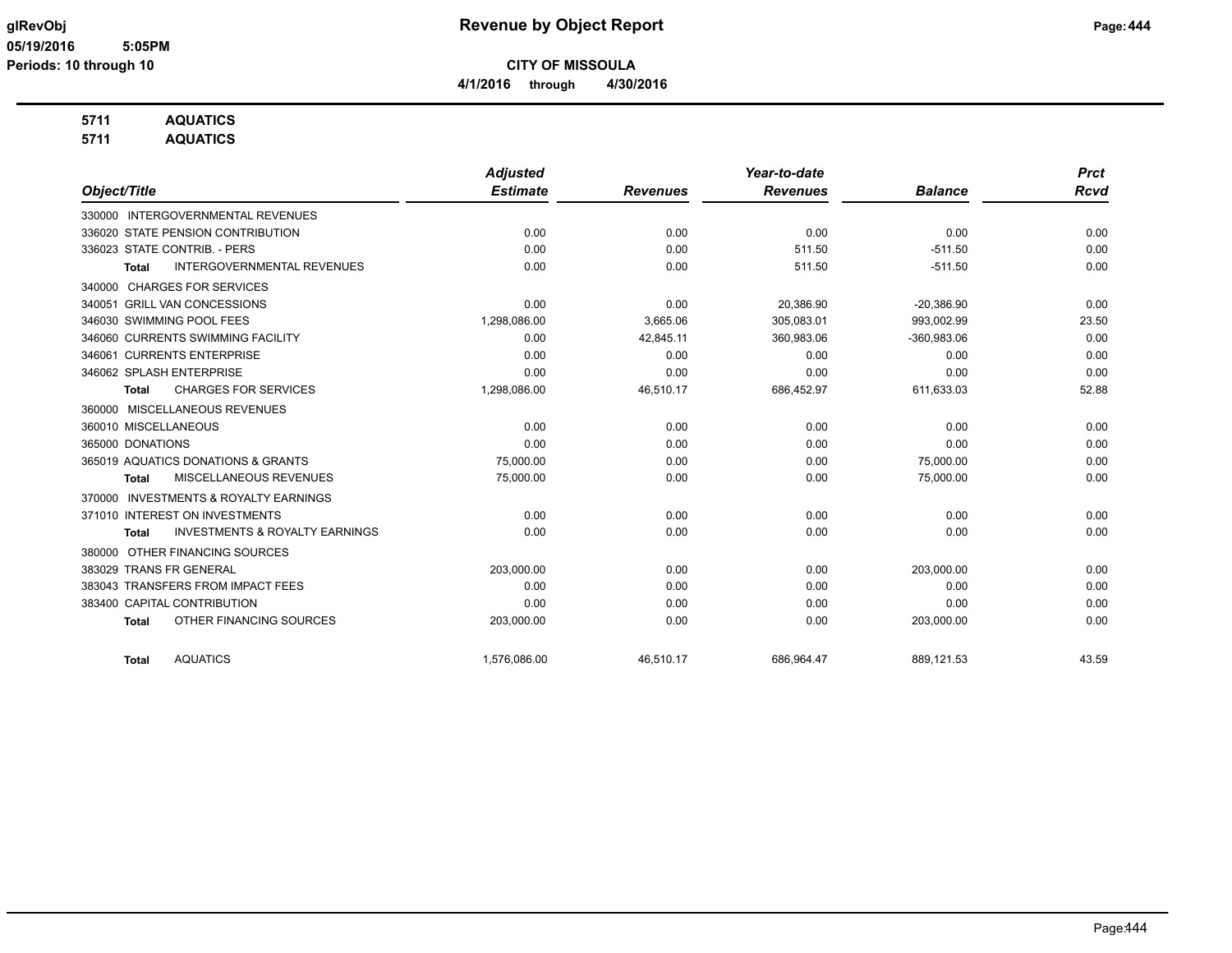**Revenue by Object Report**

**CITY OF MISSOULA**

**4/1/2016 through 4/30/2016**

glRevObj
05/19/2016 5:05PM
Periods: 10 through 10

**5711 AQUATICS**
**5711 AQUATICS**

| Object/Title | Adjusted Estimate | Revenues | Year-to-date Revenues | Balance | Prct Rcvd |
|---|---|---|---|---|---|
| 330000 INTERGOVERNMENTAL REVENUES | | | | | |
| 336020 STATE PENSION CONTRIBUTION | 0.00 | 0.00 | 0.00 | 0.00 | 0.00 |
| 336023 STATE CONTRIB. - PERS | 0.00 | 0.00 | 511.50 | -511.50 | 0.00 |
| **Total** INTERGOVERNMENTAL REVENUES | 0.00 | 0.00 | 511.50 | -511.50 | 0.00 |
| 340000 CHARGES FOR SERVICES | | | | | |
| 340051 GRILL VAN CONCESSIONS | 0.00 | 0.00 | 20,386.90 | -20,386.90 | 0.00 |
| 346030 SWIMMING POOL FEES | 1,298,086.00 | 3,665.06 | 305,083.01 | 993,002.99 | 23.50 |
| 346060 CURRENTS SWIMMING FACILITY | 0.00 | 42,845.11 | 360,983.06 | -360,983.06 | 0.00 |
| 346061 CURRENTS ENTERPRISE | 0.00 | 0.00 | 0.00 | 0.00 | 0.00 |
| 346062 SPLASH ENTERPRISE | 0.00 | 0.00 | 0.00 | 0.00 | 0.00 |
| **Total** CHARGES FOR SERVICES | 1,298,086.00 | 46,510.17 | 686,452.97 | 611,633.03 | 52.88 |
| 360000 MISCELLANEOUS REVENUES | | | | | |
| 360010 MISCELLANEOUS | 0.00 | 0.00 | 0.00 | 0.00 | 0.00 |
| 365000 DONATIONS | 0.00 | 0.00 | 0.00 | 0.00 | 0.00 |
| 365019 AQUATICS DONATIONS & GRANTS | 75,000.00 | 0.00 | 0.00 | 75,000.00 | 0.00 |
| **Total** MISCELLANEOUS REVENUES | 75,000.00 | 0.00 | 0.00 | 75,000.00 | 0.00 |
| 370000 INVESTMENTS & ROYALTY EARNINGS | | | | | |
| 371010 INTEREST ON INVESTMENTS | 0.00 | 0.00 | 0.00 | 0.00 | 0.00 |
| **Total** INVESTMENTS & ROYALTY EARNINGS | 0.00 | 0.00 | 0.00 | 0.00 | 0.00 |
| 380000 OTHER FINANCING SOURCES | | | | | |
| 383029 TRANS FR GENERAL | 203,000.00 | 0.00 | 0.00 | 203,000.00 | 0.00 |
| 383043 TRANSFERS FROM IMPACT FEES | 0.00 | 0.00 | 0.00 | 0.00 | 0.00 |
| 383400 CAPITAL CONTRIBUTION | 0.00 | 0.00 | 0.00 | 0.00 | 0.00 |
| **Total** OTHER FINANCING SOURCES | 203,000.00 | 0.00 | 0.00 | 203,000.00 | 0.00 |
| **Total** AQUATICS | 1,576,086.00 | 46,510.17 | 686,964.47 | 889,121.53 | 43.59 |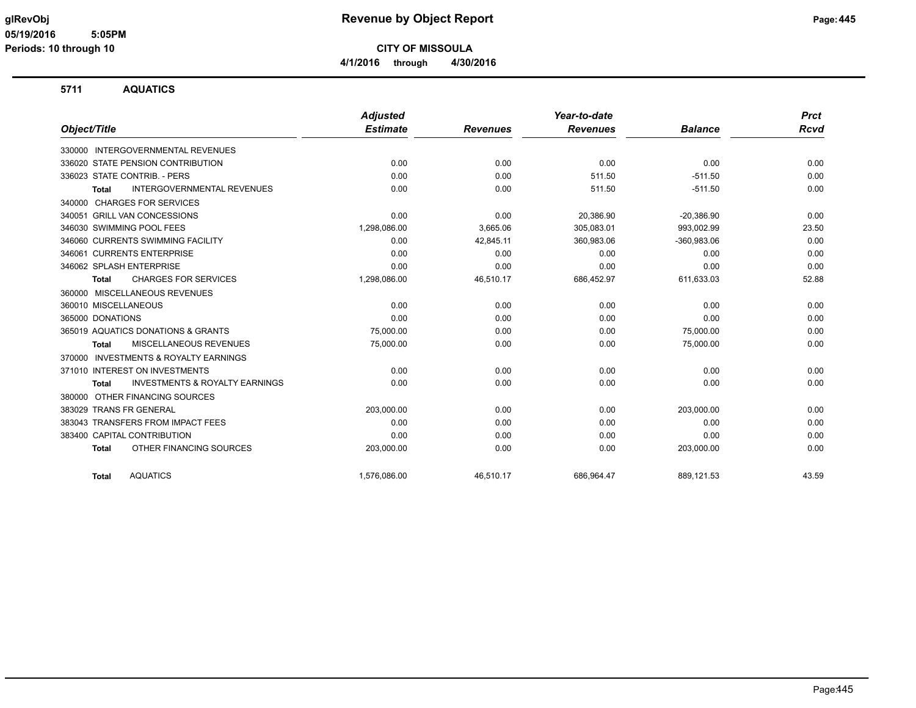**CITY OF MISSOULA**

**4/1/2016 through 4/30/2016**

## 5711 AQUATICS

| Object/Title | Adjusted Estimate | Revenues | Year-to-date Revenues | Balance | Prct Rcvd |
|---|---|---|---|---|---|
| 330000 INTERGOVERNMENTAL REVENUES | | | | | |
| 336020 STATE PENSION CONTRIBUTION | 0.00 | 0.00 | 0.00 | 0.00 | 0.00 |
| 336023 STATE CONTRIB. - PERS | 0.00 | 0.00 | 511.50 | -511.50 | 0.00 |
| **Total** INTERGOVERNMENTAL REVENUES | 0.00 | 0.00 | 511.50 | -511.50 | 0.00 |
| 340000 CHARGES FOR SERVICES | | | | | |
| 340051 GRILL VAN CONCESSIONS | 0.00 | 0.00 | 20,386.90 | -20,386.90 | 0.00 |
| 346030 SWIMMING POOL FEES | 1,298,086.00 | 3,665.06 | 305,083.01 | 993,002.99 | 23.50 |
| 346060 CURRENTS SWIMMING FACILITY | 0.00 | 42,845.11 | 360,983.06 | -360,983.06 | 0.00 |
| 346061 CURRENTS ENTERPRISE | 0.00 | 0.00 | 0.00 | 0.00 | 0.00 |
| 346062 SPLASH ENTERPRISE | 0.00 | 0.00 | 0.00 | 0.00 | 0.00 |
| **Total** CHARGES FOR SERVICES | 1,298,086.00 | 46,510.17 | 686,452.97 | 611,633.03 | 52.88 |
| 360000 MISCELLANEOUS REVENUES | | | | | |
| 360010 MISCELLANEOUS | 0.00 | 0.00 | 0.00 | 0.00 | 0.00 |
| 365000 DONATIONS | 0.00 | 0.00 | 0.00 | 0.00 | 0.00 |
| 365019 AQUATICS DONATIONS & GRANTS | 75,000.00 | 0.00 | 0.00 | 75,000.00 | 0.00 |
| **Total** MISCELLANEOUS REVENUES | 75,000.00 | 0.00 | 0.00 | 75,000.00 | 0.00 |
| 370000 INVESTMENTS & ROYALTY EARNINGS | | | | | |
| 371010 INTEREST ON INVESTMENTS | 0.00 | 0.00 | 0.00 | 0.00 | 0.00 |
| **Total** INVESTMENTS & ROYALTY EARNINGS | 0.00 | 0.00 | 0.00 | 0.00 | 0.00 |
| 380000 OTHER FINANCING SOURCES | | | | | |
| 383029 TRANS FR GENERAL | 203,000.00 | 0.00 | 0.00 | 203,000.00 | 0.00 |
| 383043 TRANSFERS FROM IMPACT FEES | 0.00 | 0.00 | 0.00 | 0.00 | 0.00 |
| 383400 CAPITAL CONTRIBUTION | 0.00 | 0.00 | 0.00 | 0.00 | 0.00 |
| **Total** OTHER FINANCING SOURCES | 203,000.00 | 0.00 | 0.00 | 203,000.00 | 0.00 |
| **Total** AQUATICS | 1,576,086.00 | 46,510.17 | 686,964.47 | 889,121.53 | 43.59 |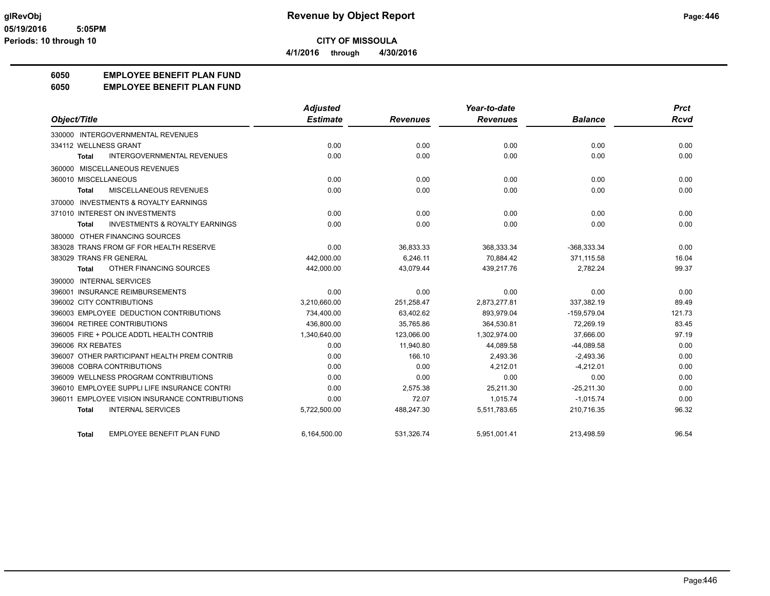**Revenue by Object Report**

**CITY OF MISSOULA**

**4/1/2016 through 4/30/2016**

glRevObj
05/19/2016 5:05PM
Periods: 10 through 10

**6050 EMPLOYEE BENEFIT PLAN FUND**
**6050 EMPLOYEE BENEFIT PLAN FUND**

| Object/Title | Adjusted Estimate | Revenues | Year-to-date Revenues | Balance | Prct Rcvd |
|---|---|---|---|---|---|
| 330000 INTERGOVERNMENTAL REVENUES | | | | | |
| 334112 WELLNESS GRANT | 0.00 | 0.00 | 0.00 | 0.00 | 0.00 |
| **Total** INTERGOVERNMENTAL REVENUES | 0.00 | 0.00 | 0.00 | 0.00 | 0.00 |
| 360000 MISCELLANEOUS REVENUES | | | | | |
| 360010 MISCELLANEOUS | 0.00 | 0.00 | 0.00 | 0.00 | 0.00 |
| **Total** MISCELLANEOUS REVENUES | 0.00 | 0.00 | 0.00 | 0.00 | 0.00 |
| 370000 INVESTMENTS & ROYALTY EARNINGS | | | | | |
| 371010 INTEREST ON INVESTMENTS | 0.00 | 0.00 | 0.00 | 0.00 | 0.00 |
| **Total** INVESTMENTS & ROYALTY EARNINGS | 0.00 | 0.00 | 0.00 | 0.00 | 0.00 |
| 380000 OTHER FINANCING SOURCES | | | | | |
| 383028 TRANS FROM GF FOR HEALTH RESERVE | 0.00 | 36,833.33 | 368,333.34 | -368,333.34 | 0.00 |
| 383029 TRANS FR GENERAL | 442,000.00 | 6,246.11 | 70,884.42 | 371,115.58 | 16.04 |
| **Total** OTHER FINANCING SOURCES | 442,000.00 | 43,079.44 | 439,217.76 | 2,782.24 | 99.37 |
| 390000 INTERNAL SERVICES | | | | | |
| 396001 INSURANCE REIMBURSEMENTS | 0.00 | 0.00 | 0.00 | 0.00 | 0.00 |
| 396002 CITY CONTRIBUTIONS | 3,210,660.00 | 251,258.47 | 2,873,277.81 | 337,382.19 | 89.49 |
| 396003 EMPLOYEE DEDUCTION CONTRIBUTIONS | 734,400.00 | 63,402.62 | 893,979.04 | -159,579.04 | 121.73 |
| 396004 RETIREE CONTRIBUTIONS | 436,800.00 | 35,765.86 | 364,530.81 | 72,269.19 | 83.45 |
| 396005 FIRE + POLICE ADDTL HEALTH CONTRIB | 1,340,640.00 | 123,066.00 | 1,302,974.00 | 37,666.00 | 97.19 |
| 396006 RX REBATES | 0.00 | 11,940.80 | 44,089.58 | -44,089.58 | 0.00 |
| 396007 OTHER PARTICIPANT HEALTH PREM CONTRIB | 0.00 | 166.10 | 2,493.36 | -2,493.36 | 0.00 |
| 396008 COBRA CONTRIBUTIONS | 0.00 | 0.00 | 4,212.01 | -4,212.01 | 0.00 |
| 396009 WELLNESS PROGRAM CONTRIBUTIONS | 0.00 | 0.00 | 0.00 | 0.00 | 0.00 |
| 396010 EMPLOYEE SUPPLI LIFE INSURANCE CONTRI | 0.00 | 2,575.38 | 25,211.30 | -25,211.30 | 0.00 |
| 396011 EMPLOYEE VISION INSURANCE CONTRIBUTIONS | 0.00 | 72.07 | 1,015.74 | -1,015.74 | 0.00 |
| **Total** INTERNAL SERVICES | 5,722,500.00 | 488,247.30 | 5,511,783.65 | 210,716.35 | 96.32 |
| **Total** EMPLOYEE BENEFIT PLAN FUND | 6,164,500.00 | 531,326.74 | 5,951,001.41 | 213,498.59 | 96.54 |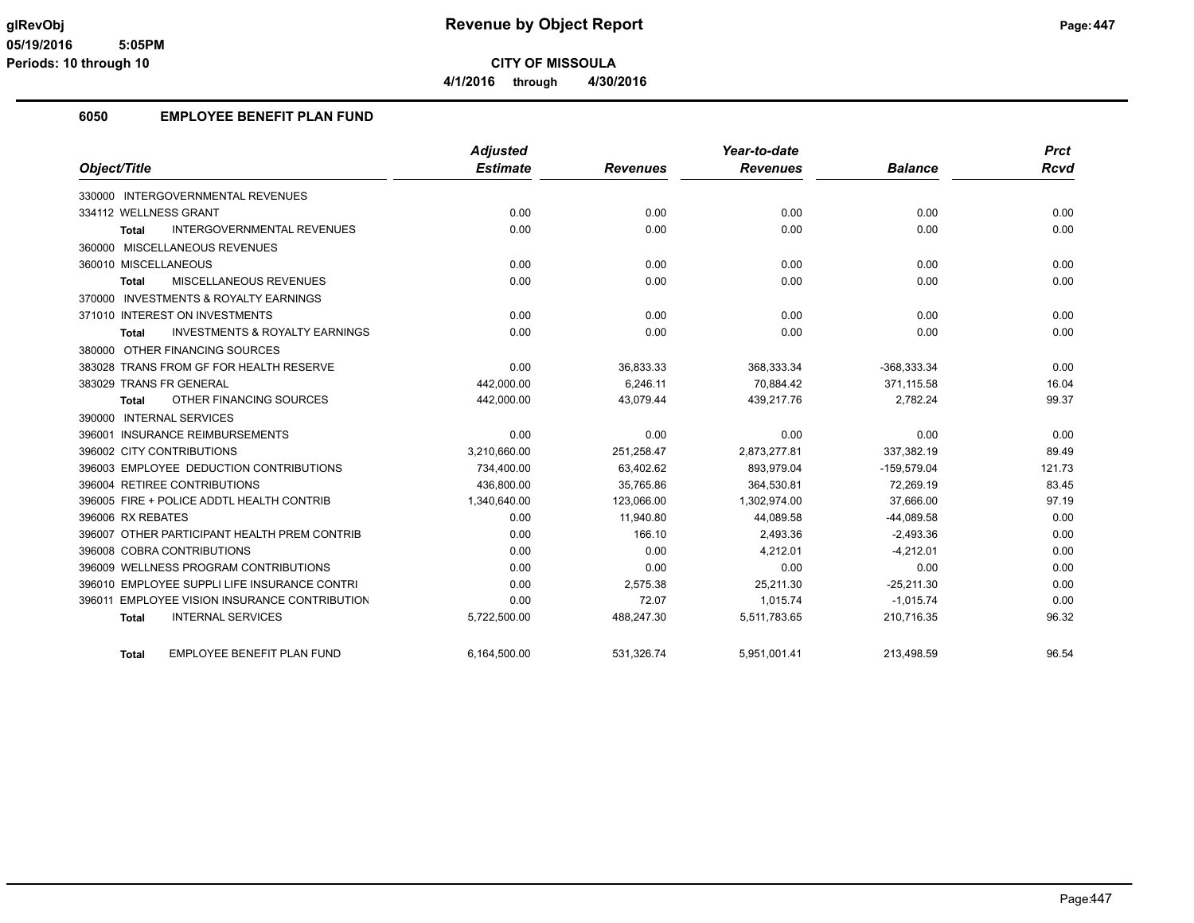# Revenue by Object Report

**CITY OF MISSOULA**

**4/1/2016 through 4/30/2016**

glRevObj
05/19/2016 5:05PM
Periods: 10 through 10

## 6050 EMPLOYEE BENEFIT PLAN FUND

| Object/Title | Adjusted Estimate | Revenues | Year-to-date Revenues | Balance | Prct Rcvd |
|---|---|---|---|---|---|
| 330000 INTERGOVERNMENTAL REVENUES | | | | | |
| 334112 WELLNESS GRANT | 0.00 | 0.00 | 0.00 | 0.00 | 0.00 |
| **Total** INTERGOVERNMENTAL REVENUES | 0.00 | 0.00 | 0.00 | 0.00 | 0.00 |
| 360000 MISCELLANEOUS REVENUES | | | | | |
| 360010 MISCELLANEOUS | 0.00 | 0.00 | 0.00 | 0.00 | 0.00 |
| **Total** MISCELLANEOUS REVENUES | 0.00 | 0.00 | 0.00 | 0.00 | 0.00 |
| 370000 INVESTMENTS & ROYALTY EARNINGS | | | | | |
| 371010 INTEREST ON INVESTMENTS | 0.00 | 0.00 | 0.00 | 0.00 | 0.00 |
| **Total** INVESTMENTS & ROYALTY EARNINGS | 0.00 | 0.00 | 0.00 | 0.00 | 0.00 |
| 380000 OTHER FINANCING SOURCES | | | | | |
| 383028 TRANS FROM GF FOR HEALTH RESERVE | 0.00 | 36,833.33 | 368,333.34 | -368,333.34 | 0.00 |
| 383029 TRANS FR GENERAL | 442,000.00 | 6,246.11 | 70,884.42 | 371,115.58 | 16.04 |
| **Total** OTHER FINANCING SOURCES | 442,000.00 | 43,079.44 | 439,217.76 | 2,782.24 | 99.37 |
| 390000 INTERNAL SERVICES | | | | | |
| 396001 INSURANCE REIMBURSEMENTS | 0.00 | 0.00 | 0.00 | 0.00 | 0.00 |
| 396002 CITY CONTRIBUTIONS | 3,210,660.00 | 251,258.47 | 2,873,277.81 | 337,382.19 | 89.49 |
| 396003 EMPLOYEE DEDUCTION CONTRIBUTIONS | 734,400.00 | 63,402.62 | 893,979.04 | -159,579.04 | 121.73 |
| 396004 RETIREE CONTRIBUTIONS | 436,800.00 | 35,765.86 | 364,530.81 | 72,269.19 | 83.45 |
| 396005 FIRE + POLICE ADDTL HEALTH CONTRIB | 1,340,640.00 | 123,066.00 | 1,302,974.00 | 37,666.00 | 97.19 |
| 396006 RX REBATES | 0.00 | 11,940.80 | 44,089.58 | -44,089.58 | 0.00 |
| 396007 OTHER PARTICIPANT HEALTH PREM CONTRIB | 0.00 | 166.10 | 2,493.36 | -2,493.36 | 0.00 |
| 396008 COBRA CONTRIBUTIONS | 0.00 | 0.00 | 4,212.01 | -4,212.01 | 0.00 |
| 396009 WELLNESS PROGRAM CONTRIBUTIONS | 0.00 | 0.00 | 0.00 | 0.00 | 0.00 |
| 396010 EMPLOYEE SUPPLI LIFE INSURANCE CONTRI | 0.00 | 2,575.38 | 25,211.30 | -25,211.30 | 0.00 |
| 396011 EMPLOYEE VISION INSURANCE CONTRIBUTION | 0.00 | 72.07 | 1,015.74 | -1,015.74 | 0.00 |
| **Total** INTERNAL SERVICES | 5,722,500.00 | 488,247.30 | 5,511,783.65 | 210,716.35 | 96.32 |
| **Total** EMPLOYEE BENEFIT PLAN FUND | 6,164,500.00 | 531,326.74 | 5,951,001.41 | 213,498.59 | 96.54 |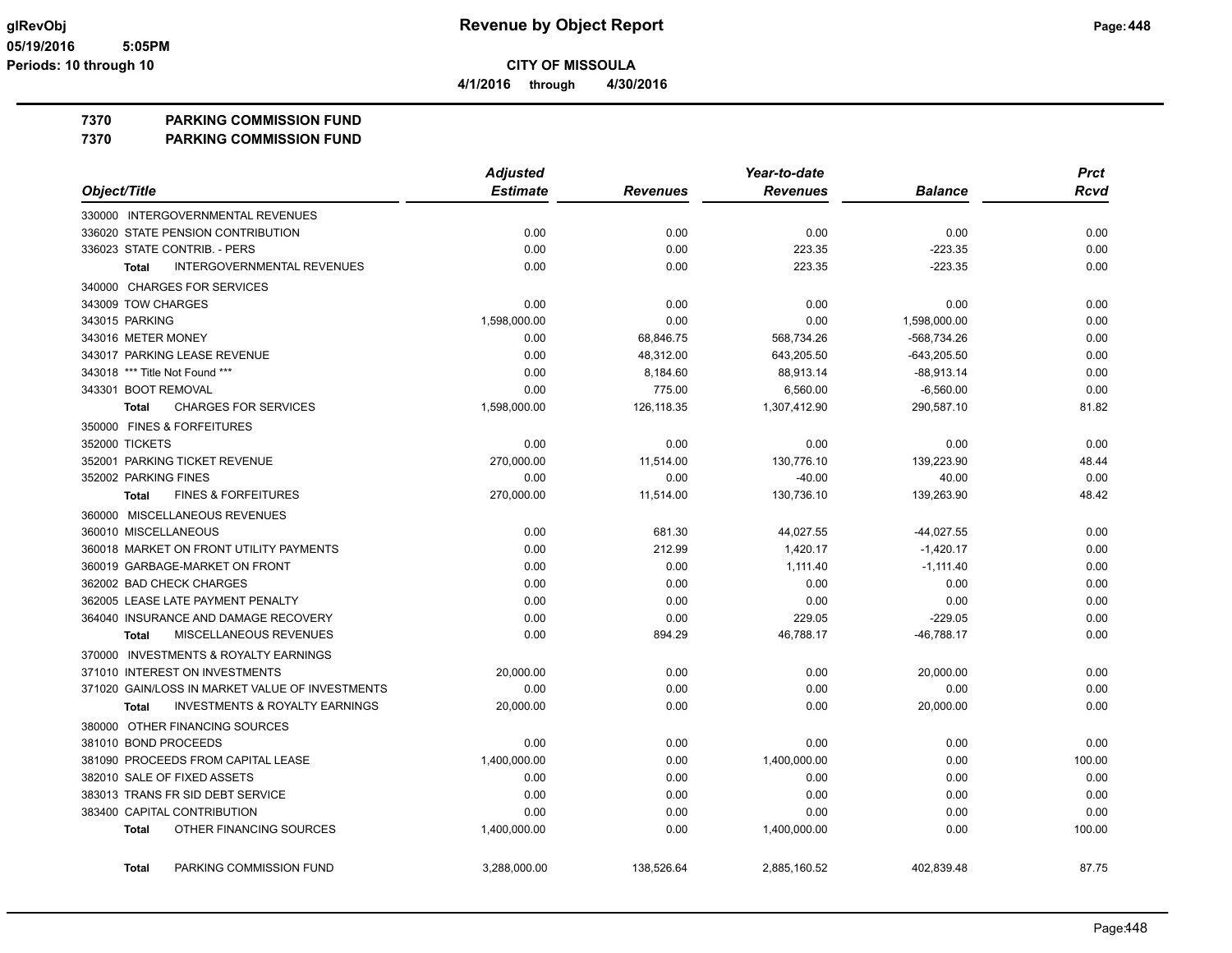# Revenue by Object Report

**CITY OF MISSOULA**

4/1/2016 through 4/30/2016

glRevObj
05/19/2016 5:05PM
Periods: 10 through 10

## 7370 PARKING COMMISSION FUND
## 7370 PARKING COMMISSION FUND

| Object/Title | Adjusted Estimate | Revenues | Year-to-date Revenues | Balance | Prct Rcvd |
|---|---|---|---|---|---|
| 330000 INTERGOVERNMENTAL REVENUES | | | | | |
| 336020 STATE PENSION CONTRIBUTION | 0.00 | 0.00 | 0.00 | 0.00 | 0.00 |
| 336023 STATE CONTRIB. - PERS | 0.00 | 0.00 | 223.35 | -223.35 | 0.00 |
| **Total** INTERGOVERNMENTAL REVENUES | 0.00 | 0.00 | 223.35 | -223.35 | 0.00 |
| 340000 CHARGES FOR SERVICES | | | | | |
| 343009 TOW CHARGES | 0.00 | 0.00 | 0.00 | 0.00 | 0.00 |
| 343015 PARKING | 1,598,000.00 | 0.00 | 0.00 | 1,598,000.00 | 0.00 |
| 343016 METER MONEY | 0.00 | 68,846.75 | 568,734.26 | -568,734.26 | 0.00 |
| 343017 PARKING LEASE REVENUE | 0.00 | 48,312.00 | 643,205.50 | -643,205.50 | 0.00 |
| 343018 *** Title Not Found *** | 0.00 | 8,184.60 | 88,913.14 | -88,913.14 | 0.00 |
| 343301 BOOT REMOVAL | 0.00 | 775.00 | 6,560.00 | -6,560.00 | 0.00 |
| **Total** CHARGES FOR SERVICES | 1,598,000.00 | 126,118.35 | 1,307,412.90 | 290,587.10 | 81.82 |
| 350000 FINES & FORFEITURES | | | | | |
| 352000 TICKETS | 0.00 | 0.00 | 0.00 | 0.00 | 0.00 |
| 352001 PARKING TICKET REVENUE | 270,000.00 | 11,514.00 | 130,776.10 | 139,223.90 | 48.44 |
| 352002 PARKING FINES | 0.00 | 0.00 | -40.00 | 40.00 | 0.00 |
| **Total** FINES & FORFEITURES | 270,000.00 | 11,514.00 | 130,736.10 | 139,263.90 | 48.42 |
| 360000 MISCELLANEOUS REVENUES | | | | | |
| 360010 MISCELLANEOUS | 0.00 | 681.30 | 44,027.55 | -44,027.55 | 0.00 |
| 360018 MARKET ON FRONT UTILITY PAYMENTS | 0.00 | 212.99 | 1,420.17 | -1,420.17 | 0.00 |
| 360019 GARBAGE-MARKET ON FRONT | 0.00 | 0.00 | 1,111.40 | -1,111.40 | 0.00 |
| 362002 BAD CHECK CHARGES | 0.00 | 0.00 | 0.00 | 0.00 | 0.00 |
| 362005 LEASE LATE PAYMENT PENALTY | 0.00 | 0.00 | 0.00 | 0.00 | 0.00 |
| 364040 INSURANCE AND DAMAGE RECOVERY | 0.00 | 0.00 | 229.05 | -229.05 | 0.00 |
| **Total** MISCELLANEOUS REVENUES | 0.00 | 894.29 | 46,788.17 | -46,788.17 | 0.00 |
| 370000 INVESTMENTS & ROYALTY EARNINGS | | | | | |
| 371010 INTEREST ON INVESTMENTS | 20,000.00 | 0.00 | 0.00 | 20,000.00 | 0.00 |
| 371020 GAIN/LOSS IN MARKET VALUE OF INVESTMENTS | 0.00 | 0.00 | 0.00 | 0.00 | 0.00 |
| **Total** INVESTMENTS & ROYALTY EARNINGS | 20,000.00 | 0.00 | 0.00 | 20,000.00 | 0.00 |
| 380000 OTHER FINANCING SOURCES | | | | | |
| 381010 BOND PROCEEDS | 0.00 | 0.00 | 0.00 | 0.00 | 0.00 |
| 381090 PROCEEDS FROM CAPITAL LEASE | 1,400,000.00 | 0.00 | 1,400,000.00 | 0.00 | 100.00 |
| 382010 SALE OF FIXED ASSETS | 0.00 | 0.00 | 0.00 | 0.00 | 0.00 |
| 383013 TRANS FR SID DEBT SERVICE | 0.00 | 0.00 | 0.00 | 0.00 | 0.00 |
| 383400 CAPITAL CONTRIBUTION | 0.00 | 0.00 | 0.00 | 0.00 | 0.00 |
| **Total** OTHER FINANCING SOURCES | 1,400,000.00 | 0.00 | 1,400,000.00 | 0.00 | 100.00 |
| **Total** PARKING COMMISSION FUND | 3,288,000.00 | 138,526.64 | 2,885,160.52 | 402,839.48 | 87.75 |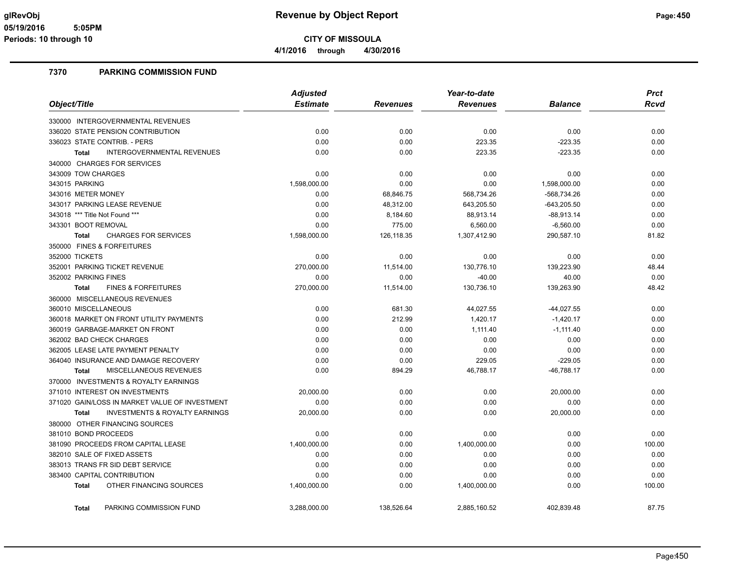# Revenue by Object Report

**CITY OF MISSOULA**

**4/1/2016 through 4/30/2016**

glRevObj
05/19/2016 5:05PM
Periods: 10 through 10

## 7370 PARKING COMMISSION FUND

| Object/Title | Adjusted Estimate | Revenues | Year-to-date Revenues | Balance | Prct Rcvd |
|---|---|---|---|---|---|
| 330000 INTERGOVERNMENTAL REVENUES | | | | | |
| 336020 STATE PENSION CONTRIBUTION | 0.00 | 0.00 | 0.00 | 0.00 | 0.00 |
| 336023 STATE CONTRIB. - PERS | 0.00 | 0.00 | 223.35 | -223.35 | 0.00 |
| **Total** INTERGOVERNMENTAL REVENUES | 0.00 | 0.00 | 223.35 | -223.35 | 0.00 |
| 340000 CHARGES FOR SERVICES | | | | | |
| 343009 TOW CHARGES | 0.00 | 0.00 | 0.00 | 0.00 | 0.00 |
| 343015 PARKING | 1,598,000.00 | 0.00 | 0.00 | 1,598,000.00 | 0.00 |
| 343016 METER MONEY | 0.00 | 68,846.75 | 568,734.26 | -568,734.26 | 0.00 |
| 343017 PARKING LEASE REVENUE | 0.00 | 48,312.00 | 643,205.50 | -643,205.50 | 0.00 |
| 343018 *** Title Not Found *** | 0.00 | 8,184.60 | 88,913.14 | -88,913.14 | 0.00 |
| 343301 BOOT REMOVAL | 0.00 | 775.00 | 6,560.00 | -6,560.00 | 0.00 |
| **Total** CHARGES FOR SERVICES | 1,598,000.00 | 126,118.35 | 1,307,412.90 | 290,587.10 | 81.82 |
| 350000 FINES & FORFEITURES | | | | | |
| 352000 TICKETS | 0.00 | 0.00 | 0.00 | 0.00 | 0.00 |
| 352001 PARKING TICKET REVENUE | 270,000.00 | 11,514.00 | 130,776.10 | 139,223.90 | 48.44 |
| 352002 PARKING FINES | 0.00 | 0.00 | -40.00 | 40.00 | 0.00 |
| **Total** FINES & FORFEITURES | 270,000.00 | 11,514.00 | 130,736.10 | 139,263.90 | 48.42 |
| 360000 MISCELLANEOUS REVENUES | | | | | |
| 360010 MISCELLANEOUS | 0.00 | 681.30 | 44,027.55 | -44,027.55 | 0.00 |
| 360018 MARKET ON FRONT UTILITY PAYMENTS | 0.00 | 212.99 | 1,420.17 | -1,420.17 | 0.00 |
| 360019 GARBAGE-MARKET ON FRONT | 0.00 | 0.00 | 1,111.40 | -1,111.40 | 0.00 |
| 362002 BAD CHECK CHARGES | 0.00 | 0.00 | 0.00 | 0.00 | 0.00 |
| 362005 LEASE LATE PAYMENT PENALTY | 0.00 | 0.00 | 0.00 | 0.00 | 0.00 |
| 364040 INSURANCE AND DAMAGE RECOVERY | 0.00 | 0.00 | 229.05 | -229.05 | 0.00 |
| **Total** MISCELLANEOUS REVENUES | 0.00 | 894.29 | 46,788.17 | -46,788.17 | 0.00 |
| 370000 INVESTMENTS & ROYALTY EARNINGS | | | | | |
| 371010 INTEREST ON INVESTMENTS | 20,000.00 | 0.00 | 0.00 | 20,000.00 | 0.00 |
| 371020 GAIN/LOSS IN MARKET VALUE OF INVESTMENT | 0.00 | 0.00 | 0.00 | 0.00 | 0.00 |
| **Total** INVESTMENTS & ROYALTY EARNINGS | 20,000.00 | 0.00 | 0.00 | 20,000.00 | 0.00 |
| 380000 OTHER FINANCING SOURCES | | | | | |
| 381010 BOND PROCEEDS | 0.00 | 0.00 | 0.00 | 0.00 | 0.00 |
| 381090 PROCEEDS FROM CAPITAL LEASE | 1,400,000.00 | 0.00 | 1,400,000.00 | 0.00 | 100.00 |
| 382010 SALE OF FIXED ASSETS | 0.00 | 0.00 | 0.00 | 0.00 | 0.00 |
| 383013 TRANS FR SID DEBT SERVICE | 0.00 | 0.00 | 0.00 | 0.00 | 0.00 |
| 383400 CAPITAL CONTRIBUTION | 0.00 | 0.00 | 0.00 | 0.00 | 0.00 |
| **Total** OTHER FINANCING SOURCES | 1,400,000.00 | 0.00 | 1,400,000.00 | 0.00 | 100.00 |
| **Total** PARKING COMMISSION FUND | 3,288,000.00 | 138,526.64 | 2,885,160.52 | 402,839.48 | 87.75 |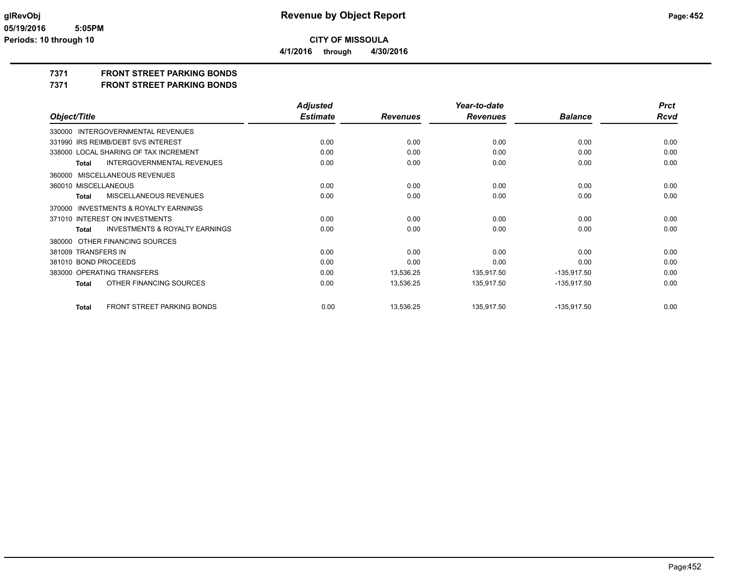# Revenue by Object Report

**CITY OF MISSOULA**

**4/1/2016 through 4/30/2016**

glRevObj
05/19/2016 5:05PM
Periods: 10 through 10

## 7371 FRONT STREET PARKING BONDS
## 7371 FRONT STREET PARKING BONDS

| Object/Title | Adjusted Estimate | Revenues | Year-to-date Revenues | Balance | Prct Rcvd |
|---|---|---|---|---|---|
| 330000 INTERGOVERNMENTAL REVENUES | | | | | |
| 331990 IRS REIMB/DEBT SVS INTEREST | 0.00 | 0.00 | 0.00 | 0.00 | 0.00 |
| 338000 LOCAL SHARING OF TAX INCREMENT | 0.00 | 0.00 | 0.00 | 0.00 | 0.00 |
| **Total** INTERGOVERNMENTAL REVENUES | 0.00 | 0.00 | 0.00 | 0.00 | 0.00 |
| 360000 MISCELLANEOUS REVENUES | | | | | |
| 360010 MISCELLANEOUS | 0.00 | 0.00 | 0.00 | 0.00 | 0.00 |
| **Total** MISCELLANEOUS REVENUES | 0.00 | 0.00 | 0.00 | 0.00 | 0.00 |
| 370000 INVESTMENTS & ROYALTY EARNINGS | | | | | |
| 371010 INTEREST ON INVESTMENTS | 0.00 | 0.00 | 0.00 | 0.00 | 0.00 |
| **Total** INVESTMENTS & ROYALTY EARNINGS | 0.00 | 0.00 | 0.00 | 0.00 | 0.00 |
| 380000 OTHER FINANCING SOURCES | | | | | |
| 381009 TRANSFERS IN | 0.00 | 0.00 | 0.00 | 0.00 | 0.00 |
| 381010 BOND PROCEEDS | 0.00 | 0.00 | 0.00 | 0.00 | 0.00 |
| 383000 OPERATING TRANSFERS | 0.00 | 13,536.25 | 135,917.50 | -135,917.50 | 0.00 |
| **Total** OTHER FINANCING SOURCES | 0.00 | 13,536.25 | 135,917.50 | -135,917.50 | 0.00 |
| **Total** FRONT STREET PARKING BONDS | 0.00 | 13,536.25 | 135,917.50 | -135,917.50 | 0.00 |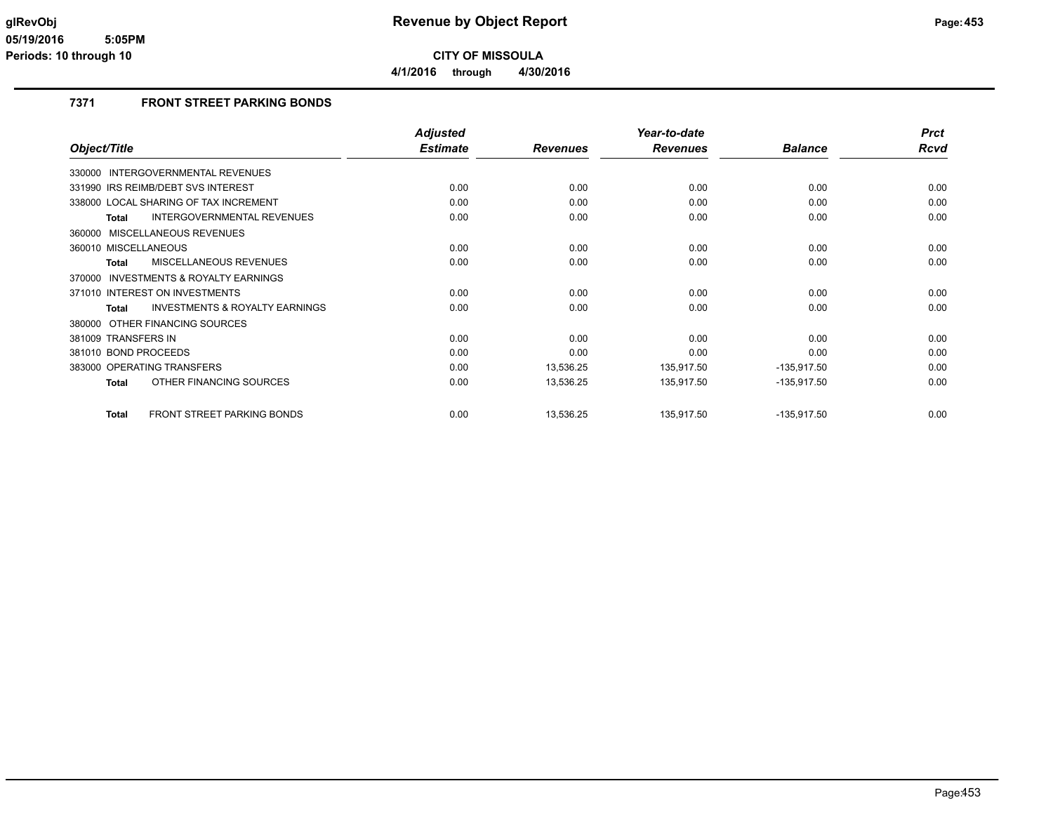# Revenue by Object Report

**CITY OF MISSOULA**

**4/1/2016 through 4/30/2016**

glRevObj
05/19/2016 5:05PM
Periods: 10 through 10

## 7371 FRONT STREET PARKING BONDS

| Object/Title | Adjusted Estimate | Revenues | Year-to-date Revenues | Balance | Prct Rcvd |
|---|---|---|---|---|---|
| 330000 INTERGOVERNMENTAL REVENUES | | | | | |
| 331990 IRS REIMB/DEBT SVS INTEREST | 0.00 | 0.00 | 0.00 | 0.00 | 0.00 |
| 338000 LOCAL SHARING OF TAX INCREMENT | 0.00 | 0.00 | 0.00 | 0.00 | 0.00 |
| **Total** INTERGOVERNMENTAL REVENUES | 0.00 | 0.00 | 0.00 | 0.00 | 0.00 |
| 360000 MISCELLANEOUS REVENUES | | | | | |
| 360010 MISCELLANEOUS | 0.00 | 0.00 | 0.00 | 0.00 | 0.00 |
| **Total** MISCELLANEOUS REVENUES | 0.00 | 0.00 | 0.00 | 0.00 | 0.00 |
| 370000 INVESTMENTS & ROYALTY EARNINGS | | | | | |
| 371010 INTEREST ON INVESTMENTS | 0.00 | 0.00 | 0.00 | 0.00 | 0.00 |
| **Total** INVESTMENTS & ROYALTY EARNINGS | 0.00 | 0.00 | 0.00 | 0.00 | 0.00 |
| 380000 OTHER FINANCING SOURCES | | | | | |
| 381009 TRANSFERS IN | 0.00 | 0.00 | 0.00 | 0.00 | 0.00 |
| 381010 BOND PROCEEDS | 0.00 | 0.00 | 0.00 | 0.00 | 0.00 |
| 383000 OPERATING TRANSFERS | 0.00 | 13,536.25 | 135,917.50 | -135,917.50 | 0.00 |
| **Total** OTHER FINANCING SOURCES | 0.00 | 13,536.25 | 135,917.50 | -135,917.50 | 0.00 |
| **Total** FRONT STREET PARKING BONDS | 0.00 | 13,536.25 | 135,917.50 | -135,917.50 | 0.00 |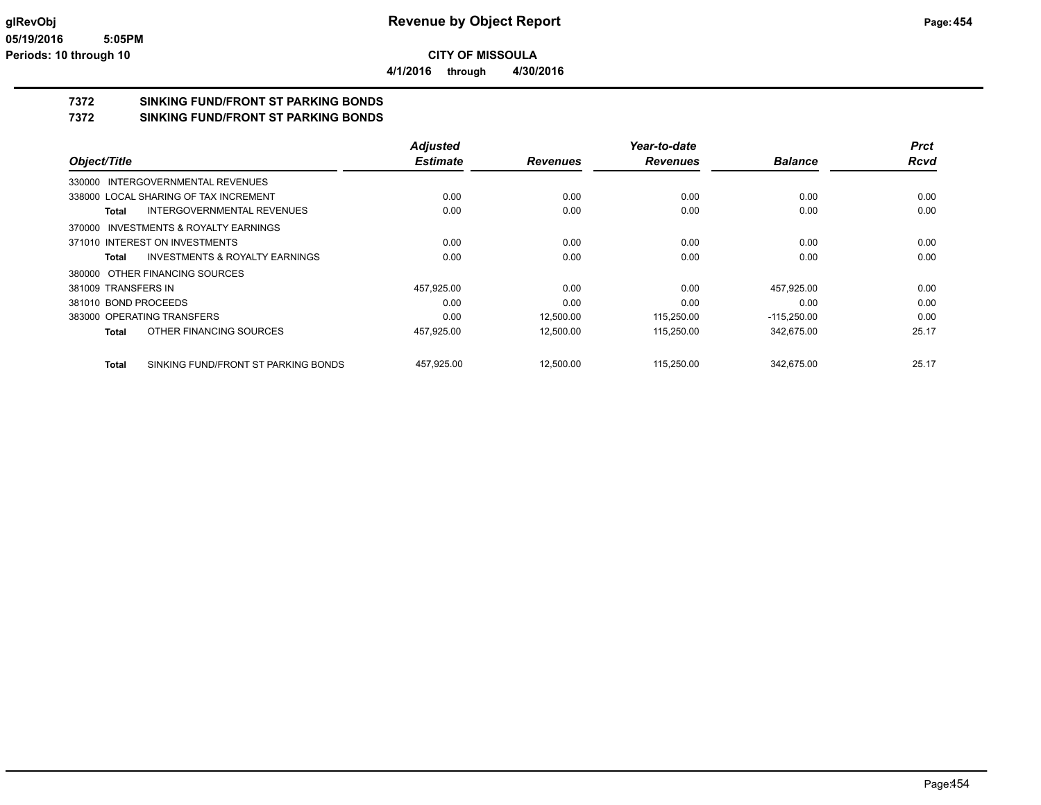# Revenue by Object Report

**CITY OF MISSOULA**

**4/1/2016 through 4/30/2016**

glRevObj
05/19/2016 5:05PM
Periods: 10 through 10

## 7372 SINKING FUND/FRONT ST PARKING BONDS
## 7372 SINKING FUND/FRONT ST PARKING BONDS

| Object/Title | Adjusted Estimate | Revenues | Year-to-date Revenues | Balance | Prct Rcvd |
|---|---|---|---|---|---|
| 330000 INTERGOVERNMENTAL REVENUES | | | | | |
| 338000 LOCAL SHARING OF TAX INCREMENT | 0.00 | 0.00 | 0.00 | 0.00 | 0.00 |
| **Total** INTERGOVERNMENTAL REVENUES | 0.00 | 0.00 | 0.00 | 0.00 | 0.00 |
| 370000 INVESTMENTS & ROYALTY EARNINGS | | | | | |
| 371010 INTEREST ON INVESTMENTS | 0.00 | 0.00 | 0.00 | 0.00 | 0.00 |
| **Total** INVESTMENTS & ROYALTY EARNINGS | 0.00 | 0.00 | 0.00 | 0.00 | 0.00 |
| 380000 OTHER FINANCING SOURCES | | | | | |
| 381009 TRANSFERS IN | 457,925.00 | 0.00 | 0.00 | 457,925.00 | 0.00 |
| 381010 BOND PROCEEDS | 0.00 | 0.00 | 0.00 | 0.00 | 0.00 |
| 383000 OPERATING TRANSFERS | 0.00 | 12,500.00 | 115,250.00 | -115,250.00 | 0.00 |
| **Total** OTHER FINANCING SOURCES | 457,925.00 | 12,500.00 | 115,250.00 | 342,675.00 | 25.17 |
| **Total** SINKING FUND/FRONT ST PARKING BONDS | 457,925.00 | 12,500.00 | 115,250.00 | 342,675.00 | 25.17 |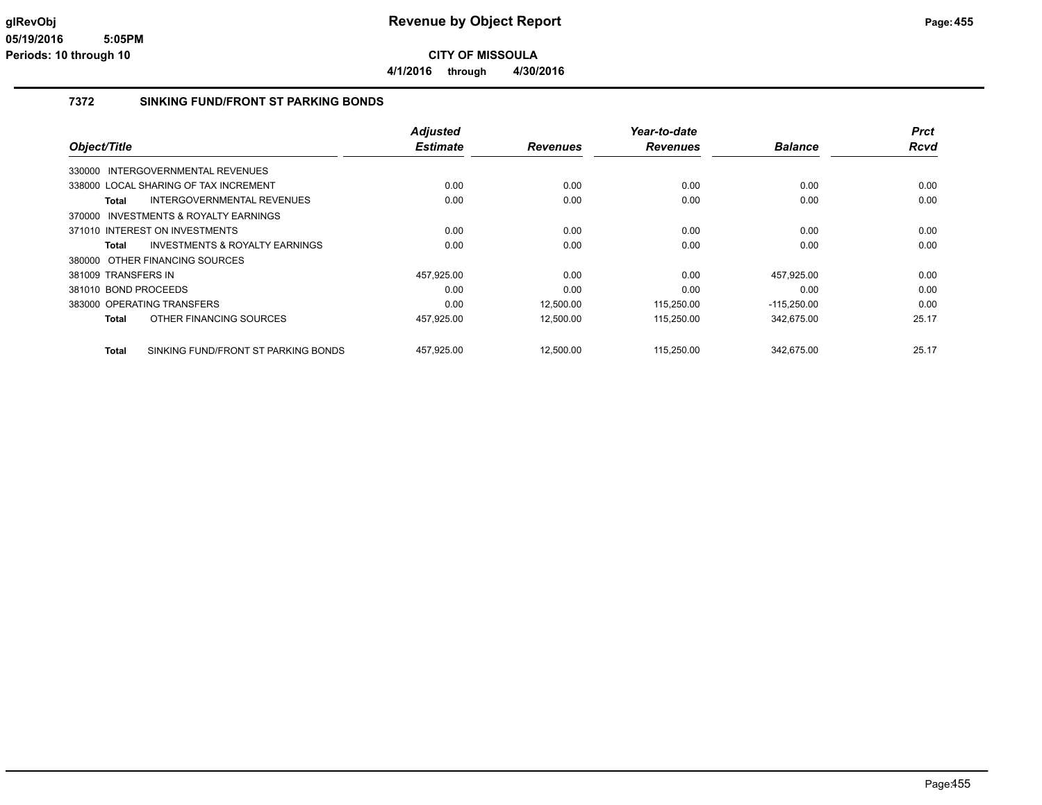# Revenue by Object Report

glRevObj
05/19/2016 5:05PM
Periods: 10 through 10

**CITY OF MISSOULA**

**4/1/2016 through 4/30/2016**

## 7372 SINKING FUND/FRONT ST PARKING BONDS

| Object/Title | | Adjusted Estimate | Revenues | Year-to-date Revenues | Balance | Prct Rcvd |
|---|---|---|---|---|---|---|
| 330000 INTERGOVERNMENTAL REVENUES | | | | | | |
| 338000 LOCAL SHARING OF TAX INCREMENT | | 0.00 | 0.00 | 0.00 | 0.00 | 0.00 |
| **Total** | INTERGOVERNMENTAL REVENUES | 0.00 | 0.00 | 0.00 | 0.00 | 0.00 |
| 370000 INVESTMENTS & ROYALTY EARNINGS | | | | | | |
| 371010 INTEREST ON INVESTMENTS | | 0.00 | 0.00 | 0.00 | 0.00 | 0.00 |
| **Total** | INVESTMENTS & ROYALTY EARNINGS | 0.00 | 0.00 | 0.00 | 0.00 | 0.00 |
| 380000 OTHER FINANCING SOURCES | | | | | | |
| 381009 TRANSFERS IN | | 457,925.00 | 0.00 | 0.00 | 457,925.00 | 0.00 |
| 381010 BOND PROCEEDS | | 0.00 | 0.00 | 0.00 | 0.00 | 0.00 |
| 383000 OPERATING TRANSFERS | | 0.00 | 12,500.00 | 115,250.00 | -115,250.00 | 0.00 |
| **Total** | OTHER FINANCING SOURCES | 457,925.00 | 12,500.00 | 115,250.00 | 342,675.00 | 25.17 |
| **Total** | SINKING FUND/FRONT ST PARKING BONDS | 457,925.00 | 12,500.00 | 115,250.00 | 342,675.00 | 25.17 |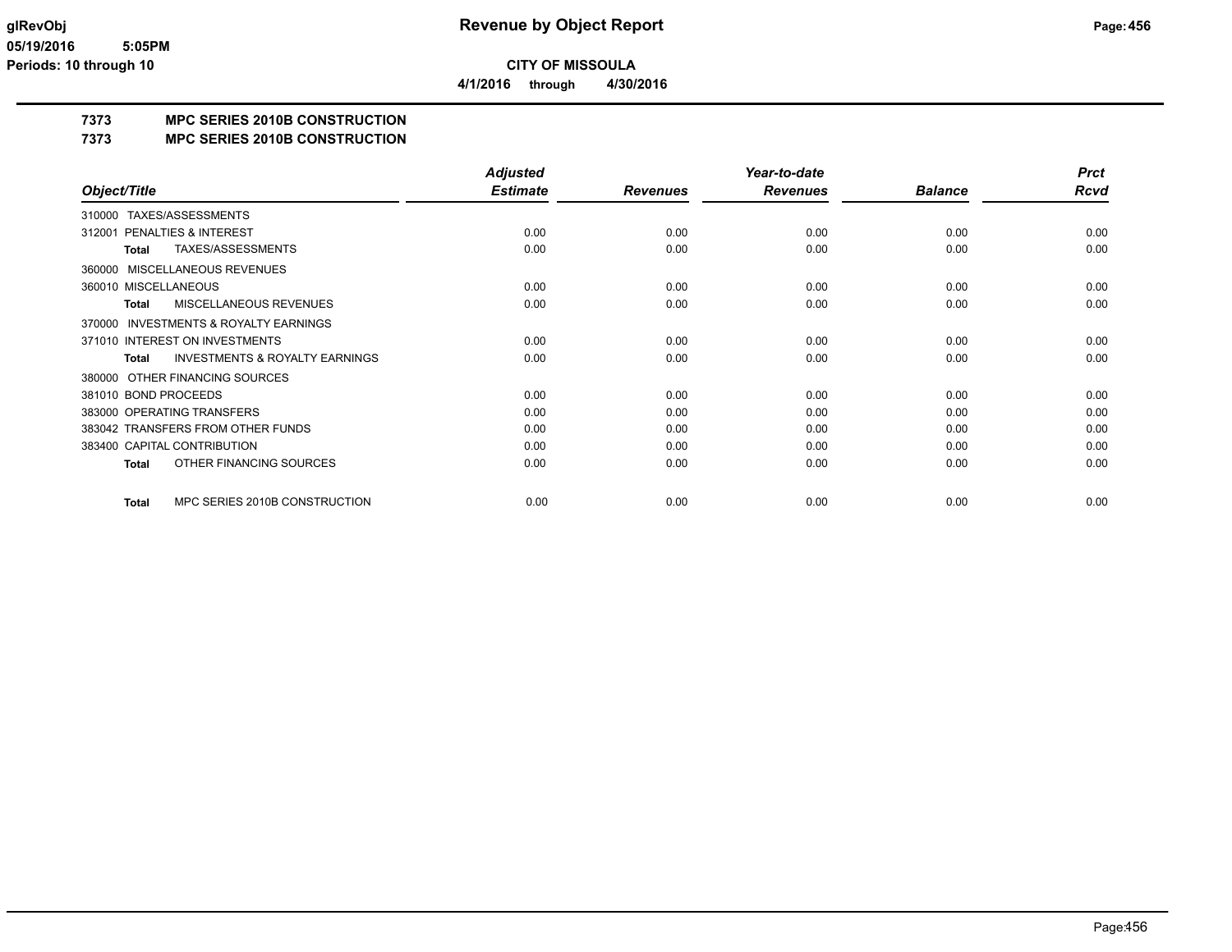**CITY OF MISSOULA**

**4/1/2016 through 4/30/2016**

# Revenue by Object Report

**7373 MPC SERIES 2010B CONSTRUCTION**

**7373 MPC SERIES 2010B CONSTRUCTION**

| Object/Title | Adjusted Estimate | Revenues | Year-to-date Revenues | Balance | Prct Rcvd |
|---|---|---|---|---|---|
| 310000 TAXES/ASSESSMENTS | | | | | |
| 312001 PENALTIES & INTEREST | 0.00 | 0.00 | 0.00 | 0.00 | 0.00 |
| **Total** TAXES/ASSESSMENTS | 0.00 | 0.00 | 0.00 | 0.00 | 0.00 |
| 360000 MISCELLANEOUS REVENUES | | | | | |
| 360010 MISCELLANEOUS | 0.00 | 0.00 | 0.00 | 0.00 | 0.00 |
| **Total** MISCELLANEOUS REVENUES | 0.00 | 0.00 | 0.00 | 0.00 | 0.00 |
| 370000 INVESTMENTS & ROYALTY EARNINGS | | | | | |
| 371010 INTEREST ON INVESTMENTS | 0.00 | 0.00 | 0.00 | 0.00 | 0.00 |
| **Total** INVESTMENTS & ROYALTY EARNINGS | 0.00 | 0.00 | 0.00 | 0.00 | 0.00 |
| 380000 OTHER FINANCING SOURCES | | | | | |
| 381010 BOND PROCEEDS | 0.00 | 0.00 | 0.00 | 0.00 | 0.00 |
| 383000 OPERATING TRANSFERS | 0.00 | 0.00 | 0.00 | 0.00 | 0.00 |
| 383042 TRANSFERS FROM OTHER FUNDS | 0.00 | 0.00 | 0.00 | 0.00 | 0.00 |
| 383400 CAPITAL CONTRIBUTION | 0.00 | 0.00 | 0.00 | 0.00 | 0.00 |
| **Total** OTHER FINANCING SOURCES | 0.00 | 0.00 | 0.00 | 0.00 | 0.00 |
| **Total** MPC SERIES 2010B CONSTRUCTION | 0.00 | 0.00 | 0.00 | 0.00 | 0.00 |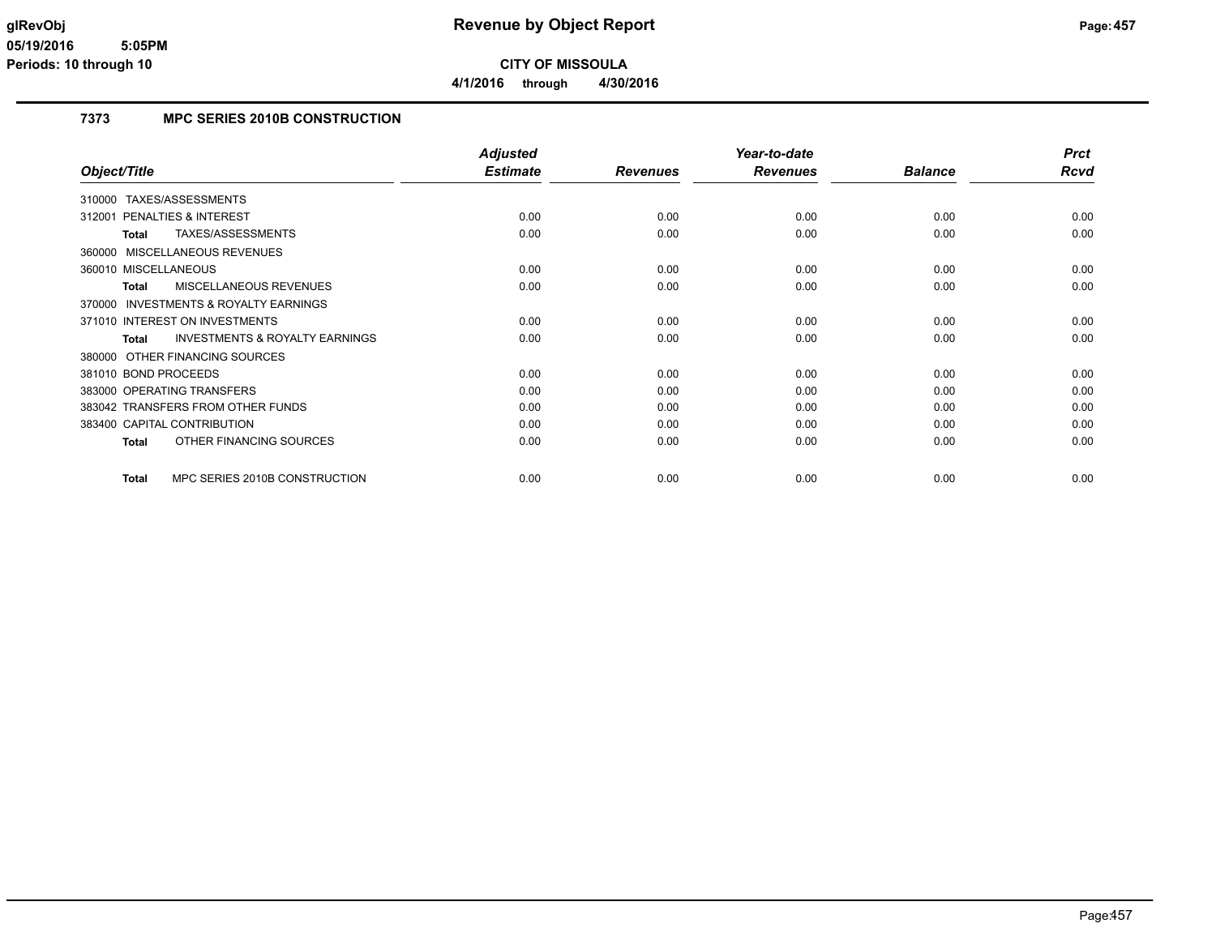# CITY OF MISSOULA

**4/1/2016 through 4/30/2016**

## 7373 MPC SERIES 2010B CONSTRUCTION

| Object/Title | Adjusted Estimate | Revenues | Year-to-date Revenues | Balance | Prct Rcvd |
|---|---|---|---|---|---|
| 310000 TAXES/ASSESSMENTS | | | | | |
| 312001 PENALTIES & INTEREST | 0.00 | 0.00 | 0.00 | 0.00 | 0.00 |
| **Total** TAXES/ASSESSMENTS | 0.00 | 0.00 | 0.00 | 0.00 | 0.00 |
| 360000 MISCELLANEOUS REVENUES | | | | | |
| 360010 MISCELLANEOUS | 0.00 | 0.00 | 0.00 | 0.00 | 0.00 |
| **Total** MISCELLANEOUS REVENUES | 0.00 | 0.00 | 0.00 | 0.00 | 0.00 |
| 370000 INVESTMENTS & ROYALTY EARNINGS | | | | | |
| 371010 INTEREST ON INVESTMENTS | 0.00 | 0.00 | 0.00 | 0.00 | 0.00 |
| **Total** INVESTMENTS & ROYALTY EARNINGS | 0.00 | 0.00 | 0.00 | 0.00 | 0.00 |
| 380000 OTHER FINANCING SOURCES | | | | | |
| 381010 BOND PROCEEDS | 0.00 | 0.00 | 0.00 | 0.00 | 0.00 |
| 383000 OPERATING TRANSFERS | 0.00 | 0.00 | 0.00 | 0.00 | 0.00 |
| 383042 TRANSFERS FROM OTHER FUNDS | 0.00 | 0.00 | 0.00 | 0.00 | 0.00 |
| 383400 CAPITAL CONTRIBUTION | 0.00 | 0.00 | 0.00 | 0.00 | 0.00 |
| **Total** OTHER FINANCING SOURCES | 0.00 | 0.00 | 0.00 | 0.00 | 0.00 |
| **Total** MPC SERIES 2010B CONSTRUCTION | 0.00 | 0.00 | 0.00 | 0.00 | 0.00 |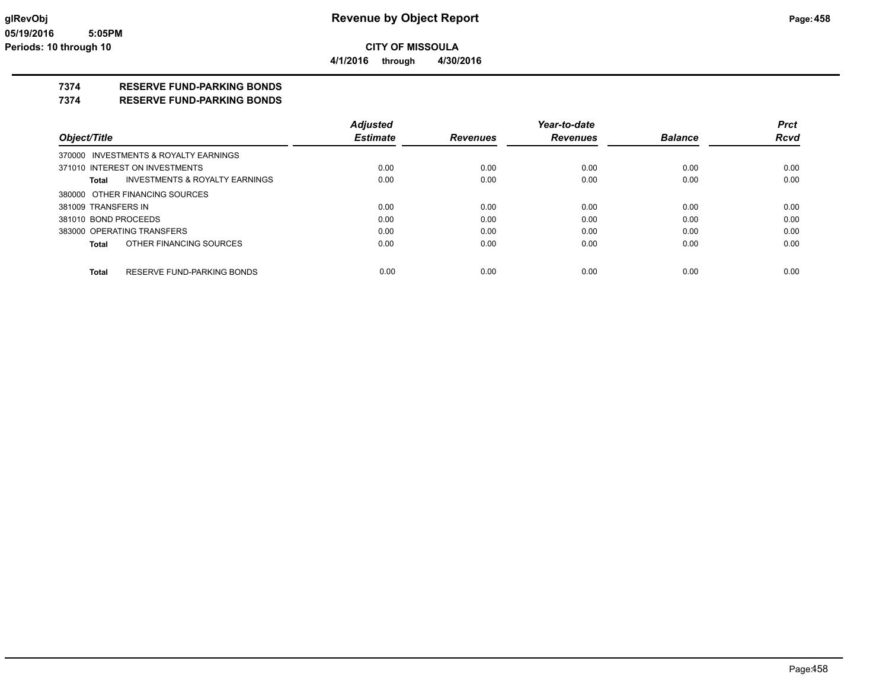**CITY OF MISSOULA**

**4/1/2016 through 4/30/2016**

# 7374 RESERVE FUND-PARKING BONDS

## 7374 RESERVE FUND-PARKING BONDS

| Object/Title | | Adjusted Estimate | Revenues | Year-to-date Revenues | Balance | Prct Rcvd |
|---|---|---|---|---|---|---|
| 370000 INVESTMENTS & ROYALTY EARNINGS | | | | | | |
| 371010 INTEREST ON INVESTMENTS | | 0.00 | 0.00 | 0.00 | 0.00 | 0.00 |
| **Total** | INVESTMENTS & ROYALTY EARNINGS | 0.00 | 0.00 | 0.00 | 0.00 | 0.00 |
| 380000 OTHER FINANCING SOURCES | | | | | | |
| 381009 TRANSFERS IN | | 0.00 | 0.00 | 0.00 | 0.00 | 0.00 |
| 381010 BOND PROCEEDS | | 0.00 | 0.00 | 0.00 | 0.00 | 0.00 |
| 383000 OPERATING TRANSFERS | | 0.00 | 0.00 | 0.00 | 0.00 | 0.00 |
| **Total** | OTHER FINANCING SOURCES | 0.00 | 0.00 | 0.00 | 0.00 | 0.00 |
| **Total** | RESERVE FUND-PARKING BONDS | 0.00 | 0.00 | 0.00 | 0.00 | 0.00 |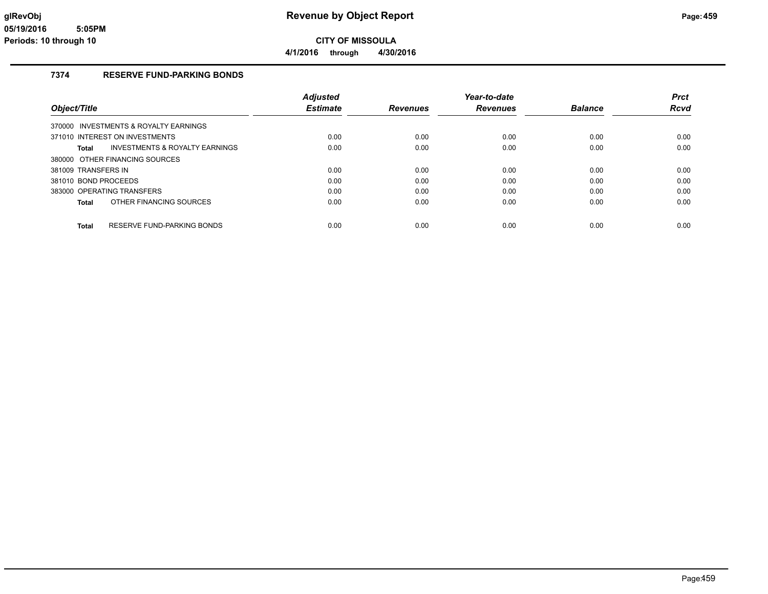# Revenue by Object Report

**CITY OF MISSOULA**

**4/1/2016 through 4/30/2016**

glRevObj
05/19/2016 5:05PM
Periods: 10 through 10

## 7374 RESERVE FUND-PARKING BONDS

| Object/Title | Adjusted Estimate | Revenues | Year-to-date Revenues | Balance | Prct Rcvd |
|---|---|---|---|---|---|
| 370000 INVESTMENTS & ROYALTY EARNINGS | | | | | |
| 371010 INTEREST ON INVESTMENTS | 0.00 | 0.00 | 0.00 | 0.00 | 0.00 |
| **Total** INVESTMENTS & ROYALTY EARNINGS | 0.00 | 0.00 | 0.00 | 0.00 | 0.00 |
| 380000 OTHER FINANCING SOURCES | | | | | |
| 381009 TRANSFERS IN | 0.00 | 0.00 | 0.00 | 0.00 | 0.00 |
| 381010 BOND PROCEEDS | 0.00 | 0.00 | 0.00 | 0.00 | 0.00 |
| 383000 OPERATING TRANSFERS | 0.00 | 0.00 | 0.00 | 0.00 | 0.00 |
| **Total** OTHER FINANCING SOURCES | 0.00 | 0.00 | 0.00 | 0.00 | 0.00 |
| **Total** RESERVE FUND-PARKING BONDS | 0.00 | 0.00 | 0.00 | 0.00 | 0.00 |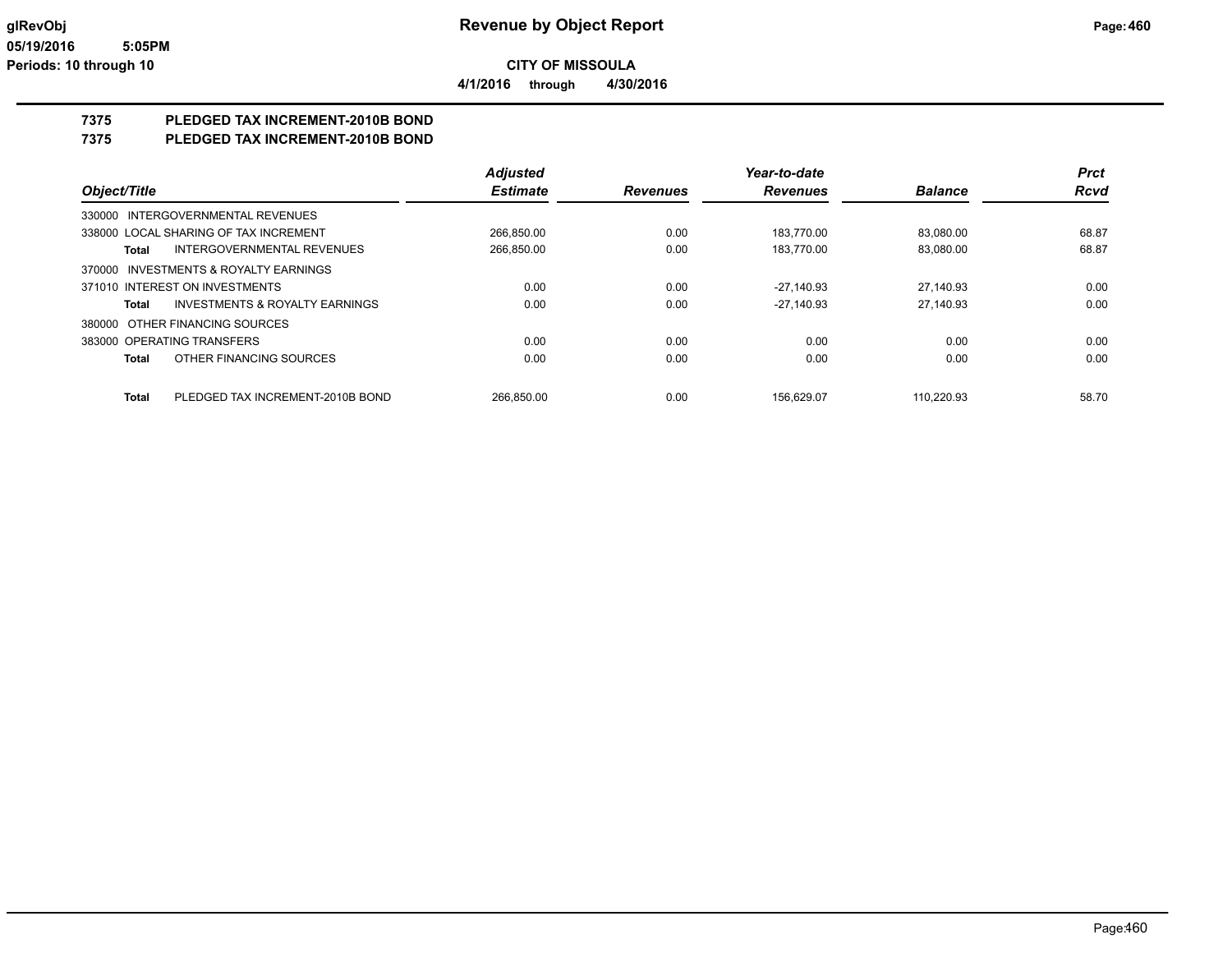# Revenue by Object Report

**CITY OF MISSOULA**

**4/1/2016 through 4/30/2016**

glRevObj
05/19/2016 5:05PM
Periods: 10 through 10

## 7375 PLEDGED TAX INCREMENT-2010B BOND
## 7375 PLEDGED TAX INCREMENT-2010B BOND

| Object/Title | | Adjusted Estimate | Revenues | Year-to-date Revenues | Balance | Prct Rcvd |
|---|---|---|---|---|---|---|
| 330000 INTERGOVERNMENTAL REVENUES | | | | | | |
| 338000 LOCAL SHARING OF TAX INCREMENT | | 266,850.00 | 0.00 | 183,770.00 | 83,080.00 | 68.87 |
| Total | INTERGOVERNMENTAL REVENUES | 266,850.00 | 0.00 | 183,770.00 | 83,080.00 | 68.87 |
| 370000 INVESTMENTS & ROYALTY EARNINGS | | | | | | |
| 371010 INTEREST ON INVESTMENTS | | 0.00 | 0.00 | -27,140.93 | 27,140.93 | 0.00 |
| Total | INVESTMENTS & ROYALTY EARNINGS | 0.00 | 0.00 | -27,140.93 | 27,140.93 | 0.00 |
| 380000 OTHER FINANCING SOURCES | | | | | | |
| 383000 OPERATING TRANSFERS | | 0.00 | 0.00 | 0.00 | 0.00 | 0.00 |
| Total | OTHER FINANCING SOURCES | 0.00 | 0.00 | 0.00 | 0.00 | 0.00 |
| Total | PLEDGED TAX INCREMENT-2010B BOND | 266,850.00 | 0.00 | 156,629.07 | 110,220.93 | 58.70 |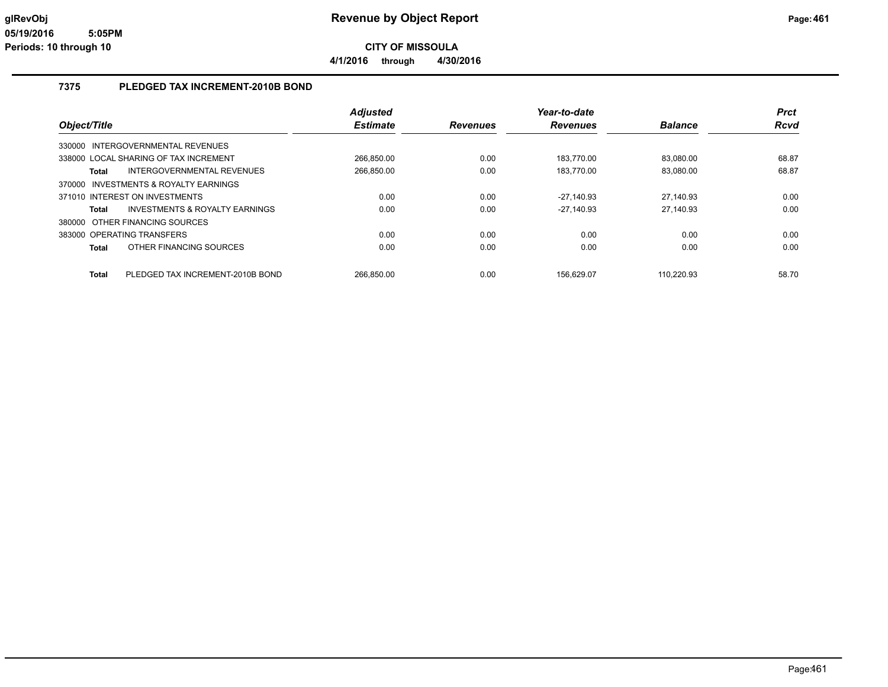**Revenue by Object Report**

**CITY OF MISSOULA**

**4/1/2016 through 4/30/2016**

glRevObj
05/19/2016 5:05PM
Periods: 10 through 10

## 7375 PLEDGED TAX INCREMENT-2010B BOND

| Object/Title | | Adjusted Estimate | Revenues | Year-to-date Revenues | Balance | Prct Rcvd |
|---|---|---|---|---|---|---|
| 330000 INTERGOVERNMENTAL REVENUES | | | | | | |
| 338000 LOCAL SHARING OF TAX INCREMENT | | 266,850.00 | 0.00 | 183,770.00 | 83,080.00 | 68.87 |
| **Total** | INTERGOVERNMENTAL REVENUES | 266,850.00 | 0.00 | 183,770.00 | 83,080.00 | 68.87 |
| 370000 INVESTMENTS & ROYALTY EARNINGS | | | | | | |
| 371010 INTEREST ON INVESTMENTS | | 0.00 | 0.00 | -27,140.93 | 27,140.93 | 0.00 |
| **Total** | INVESTMENTS & ROYALTY EARNINGS | 0.00 | 0.00 | -27,140.93 | 27,140.93 | 0.00 |
| 380000 OTHER FINANCING SOURCES | | | | | | |
| 383000 OPERATING TRANSFERS | | 0.00 | 0.00 | 0.00 | 0.00 | 0.00 |
| **Total** | OTHER FINANCING SOURCES | 0.00 | 0.00 | 0.00 | 0.00 | 0.00 |
| **Total** | PLEDGED TAX INCREMENT-2010B BOND | 266,850.00 | 0.00 | 156,629.07 | 110,220.93 | 58.70 |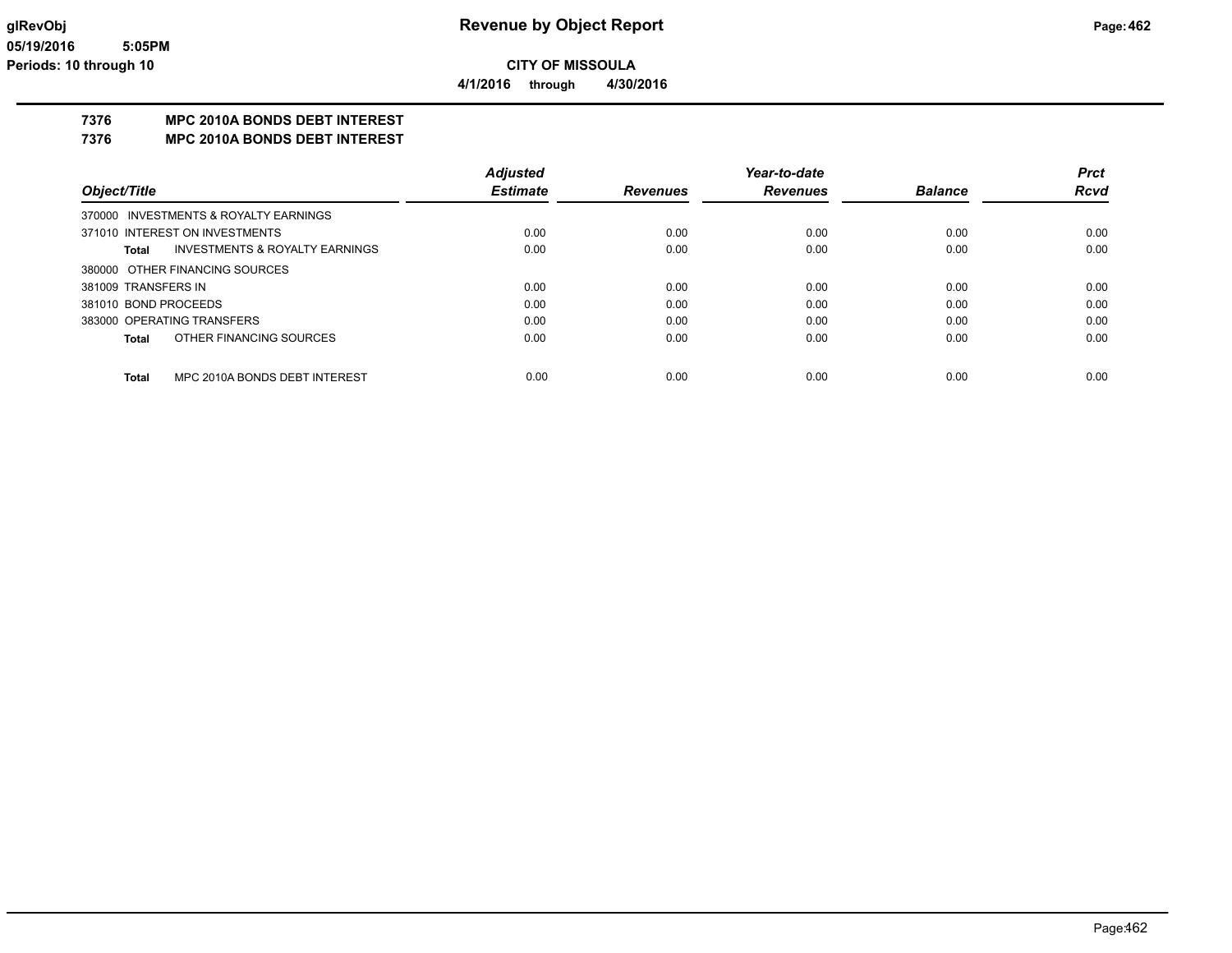# CITY OF MISSOULA

**4/1/2016 through 4/30/2016**

## 7376 MPC 2010A BONDS DEBT INTEREST
## 7376 MPC 2010A BONDS DEBT INTEREST

| Object/Title | Adjusted Estimate | Revenues | Year-to-date Revenues | Balance | Prct Rcvd |
|---|---|---|---|---|---|
| 370000 INVESTMENTS & ROYALTY EARNINGS | | | | | |
| 371010 INTEREST ON INVESTMENTS | 0.00 | 0.00 | 0.00 | 0.00 | 0.00 |
| **Total** INVESTMENTS & ROYALTY EARNINGS | 0.00 | 0.00 | 0.00 | 0.00 | 0.00 |
| 380000 OTHER FINANCING SOURCES | | | | | |
| 381009 TRANSFERS IN | 0.00 | 0.00 | 0.00 | 0.00 | 0.00 |
| 381010 BOND PROCEEDS | 0.00 | 0.00 | 0.00 | 0.00 | 0.00 |
| 383000 OPERATING TRANSFERS | 0.00 | 0.00 | 0.00 | 0.00 | 0.00 |
| **Total** OTHER FINANCING SOURCES | 0.00 | 0.00 | 0.00 | 0.00 | 0.00 |
| **Total** MPC 2010A BONDS DEBT INTEREST | 0.00 | 0.00 | 0.00 | 0.00 | 0.00 |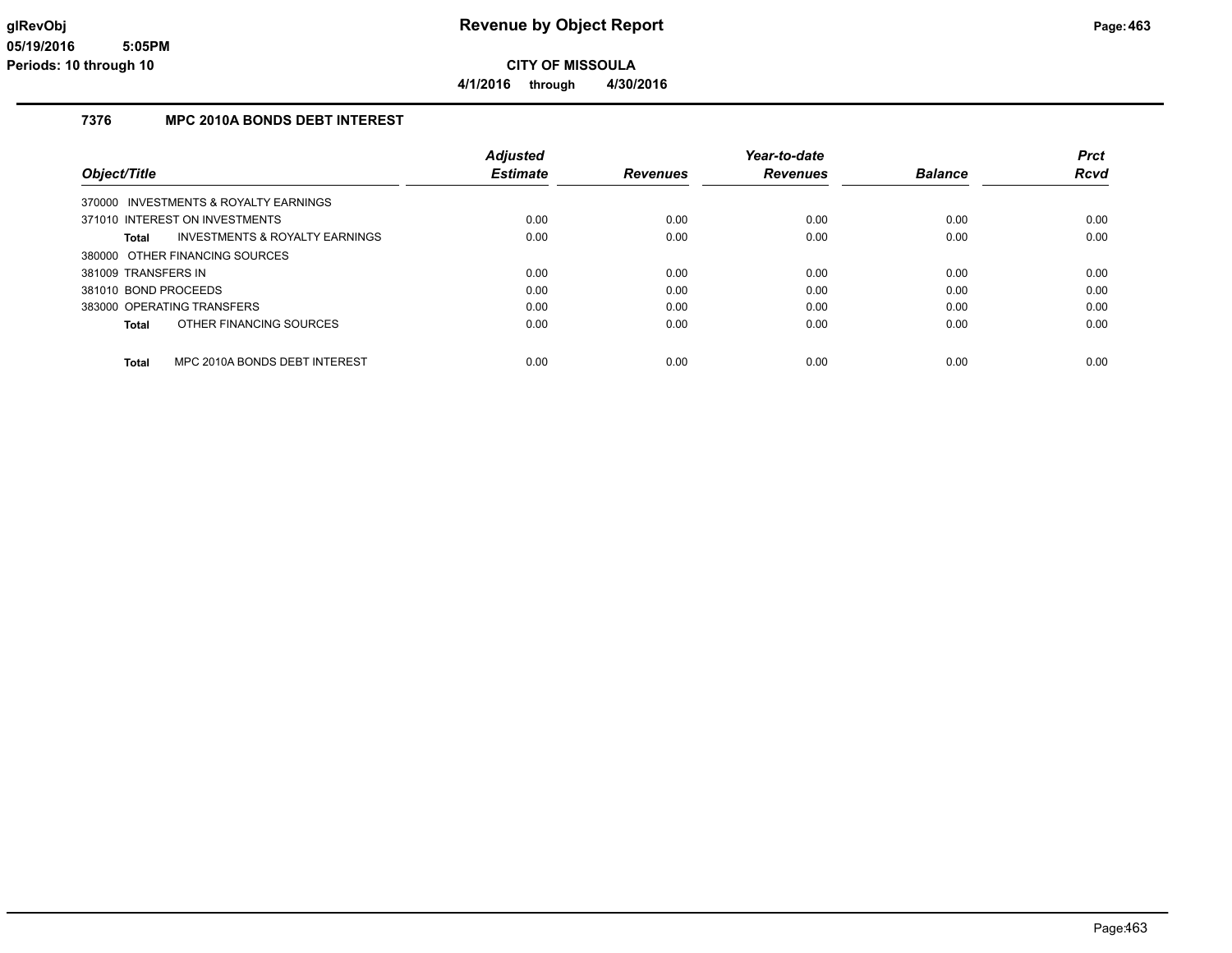# Revenue by Object Report

**CITY OF MISSOULA**

**4/1/2016 through 4/30/2016**

glRevObj
05/19/2016 5:05PM
Periods: 10 through 10

## 7376 MPC 2010A BONDS DEBT INTEREST

| Object/Title | Adjusted Estimate | Revenues | Year-to-date Revenues | Balance | Prct Rcvd |
|---|---|---|---|---|---|
| 370000 INVESTMENTS & ROYALTY EARNINGS | | | | | |
| 371010 INTEREST ON INVESTMENTS | 0.00 | 0.00 | 0.00 | 0.00 | 0.00 |
| **Total** INVESTMENTS & ROYALTY EARNINGS | 0.00 | 0.00 | 0.00 | 0.00 | 0.00 |
| 380000 OTHER FINANCING SOURCES | | | | | |
| 381009 TRANSFERS IN | 0.00 | 0.00 | 0.00 | 0.00 | 0.00 |
| 381010 BOND PROCEEDS | 0.00 | 0.00 | 0.00 | 0.00 | 0.00 |
| 383000 OPERATING TRANSFERS | 0.00 | 0.00 | 0.00 | 0.00 | 0.00 |
| **Total** OTHER FINANCING SOURCES | 0.00 | 0.00 | 0.00 | 0.00 | 0.00 |
| **Total** MPC 2010A BONDS DEBT INTEREST | 0.00 | 0.00 | 0.00 | 0.00 | 0.00 |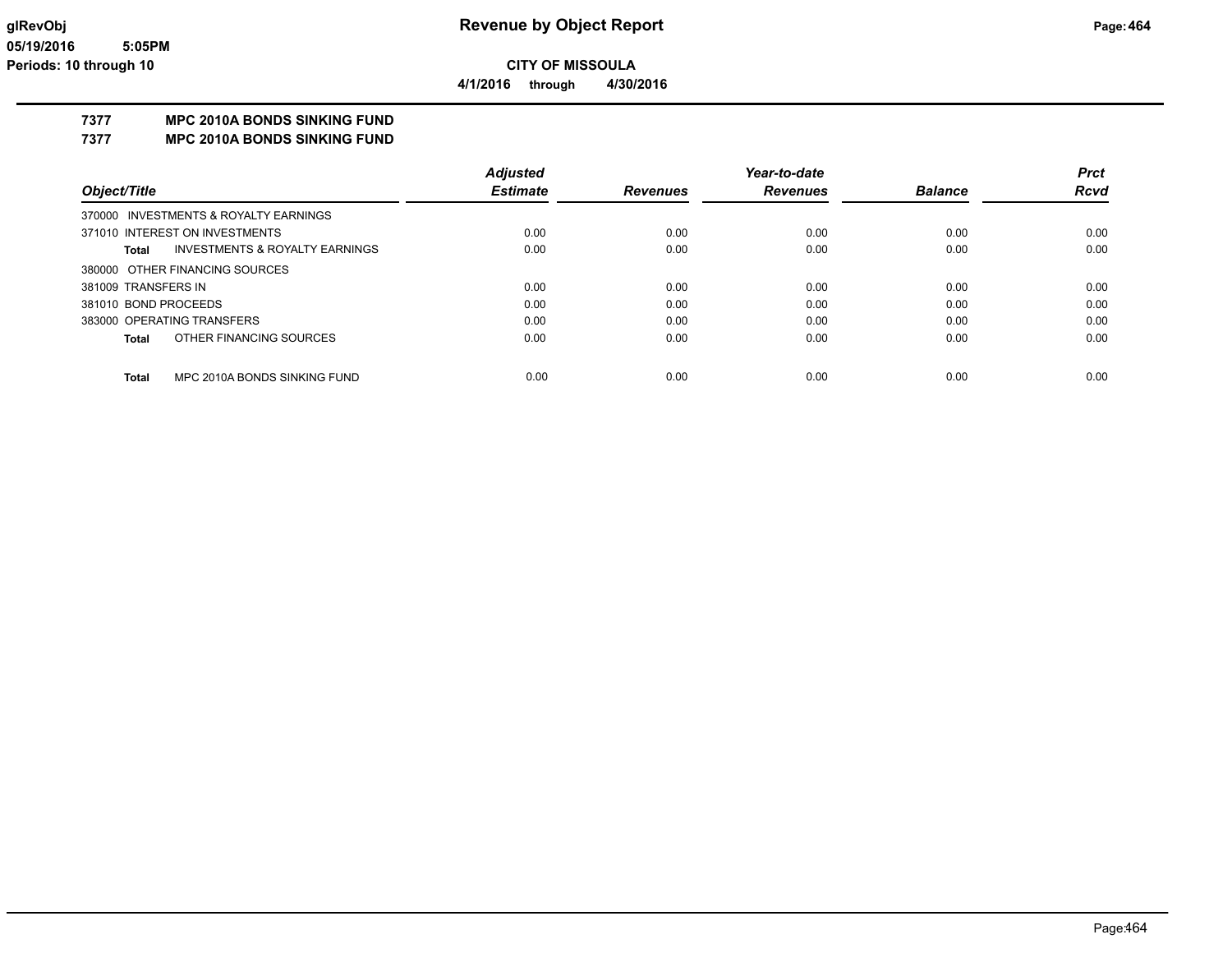# Revenue by Object Report

glRevObj
05/19/2016 5:05PM
Periods: 10 through 10

**CITY OF MISSOULA**

**4/1/2016 through 4/30/2016**

**7377 MPC 2010A BONDS SINKING FUND**
**7377 MPC 2010A BONDS SINKING FUND**

| Object/Title | Adjusted Estimate | Revenues | Year-to-date Revenues | Balance | Prct Rcvd |
|---|---|---|---|---|---|
| 370000 INVESTMENTS & ROYALTY EARNINGS | | | | | |
| 371010 INTEREST ON INVESTMENTS | 0.00 | 0.00 | 0.00 | 0.00 | 0.00 |
| **Total** INVESTMENTS & ROYALTY EARNINGS | 0.00 | 0.00 | 0.00 | 0.00 | 0.00 |
| 380000 OTHER FINANCING SOURCES | | | | | |
| 381009 TRANSFERS IN | 0.00 | 0.00 | 0.00 | 0.00 | 0.00 |
| 381010 BOND PROCEEDS | 0.00 | 0.00 | 0.00 | 0.00 | 0.00 |
| 383000 OPERATING TRANSFERS | 0.00 | 0.00 | 0.00 | 0.00 | 0.00 |
| **Total** OTHER FINANCING SOURCES | 0.00 | 0.00 | 0.00 | 0.00 | 0.00 |
| **Total** MPC 2010A BONDS SINKING FUND | 0.00 | 0.00 | 0.00 | 0.00 | 0.00 |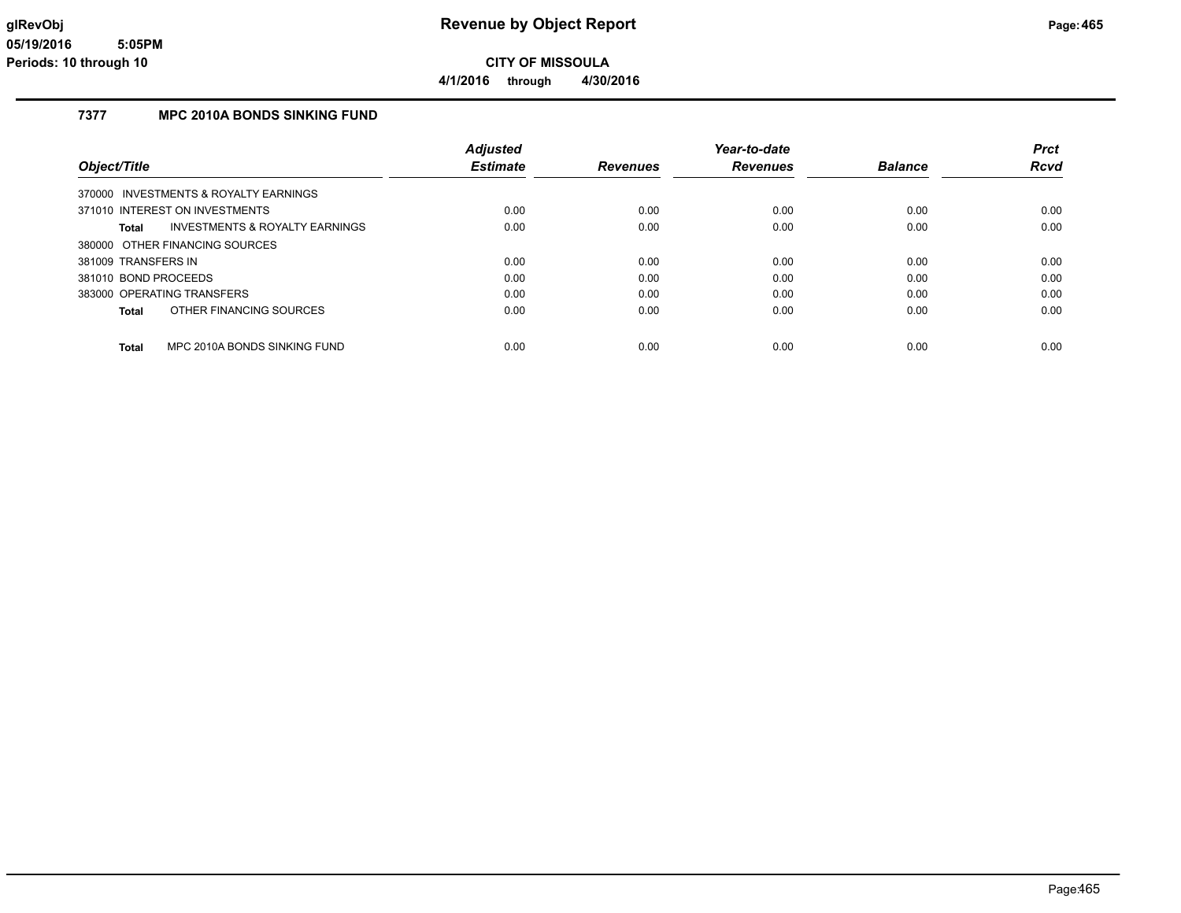# Revenue by Object Report

**CITY OF MISSOULA**

**4/1/2016 through 4/30/2016**

glRevObj
05/19/2016 5:05PM
Periods: 10 through 10

## 7377 MPC 2010A BONDS SINKING FUND

| Object/Title | Adjusted Estimate | Revenues | Year-to-date Revenues | Balance | Prct Rcvd |
|---|---|---|---|---|---|
| 370000 INVESTMENTS & ROYALTY EARNINGS | | | | | |
| 371010 INTEREST ON INVESTMENTS | 0.00 | 0.00 | 0.00 | 0.00 | 0.00 |
| **Total** INVESTMENTS & ROYALTY EARNINGS | 0.00 | 0.00 | 0.00 | 0.00 | 0.00 |
| 380000 OTHER FINANCING SOURCES | | | | | |
| 381009 TRANSFERS IN | 0.00 | 0.00 | 0.00 | 0.00 | 0.00 |
| 381010 BOND PROCEEDS | 0.00 | 0.00 | 0.00 | 0.00 | 0.00 |
| 383000 OPERATING TRANSFERS | 0.00 | 0.00 | 0.00 | 0.00 | 0.00 |
| **Total** OTHER FINANCING SOURCES | 0.00 | 0.00 | 0.00 | 0.00 | 0.00 |
| **Total** MPC 2010A BONDS SINKING FUND | 0.00 | 0.00 | 0.00 | 0.00 | 0.00 |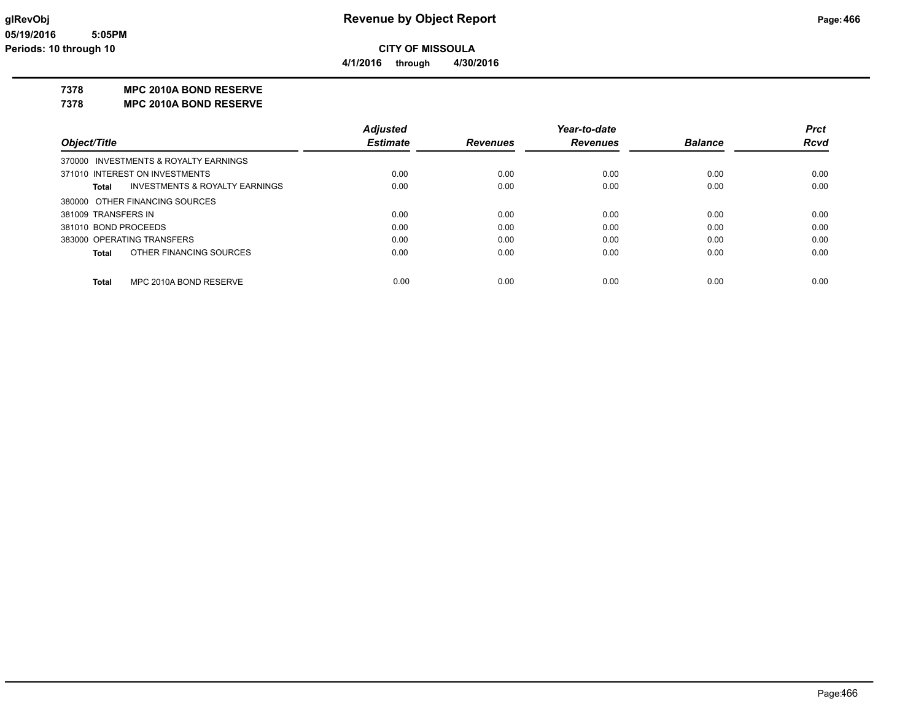# Revenue by Object Report

glRevObj
05/19/2016 5:05PM
Periods: 10 through 10

**CITY OF MISSOULA**

**4/1/2016 through 4/30/2016**

**7378 MPC 2010A BOND RESERVE**

**7378 MPC 2010A BOND RESERVE**

| Object/Title | Adjusted Estimate | Revenues | Year-to-date Revenues | Balance | Prct Rcvd |
|---|---|---|---|---|---|
| 370000 INVESTMENTS & ROYALTY EARNINGS | | | | | |
| 371010 INTEREST ON INVESTMENTS | 0.00 | 0.00 | 0.00 | 0.00 | 0.00 |
| **Total** INVESTMENTS & ROYALTY EARNINGS | 0.00 | 0.00 | 0.00 | 0.00 | 0.00 |
| 380000 OTHER FINANCING SOURCES | | | | | |
| 381009 TRANSFERS IN | 0.00 | 0.00 | 0.00 | 0.00 | 0.00 |
| 381010 BOND PROCEEDS | 0.00 | 0.00 | 0.00 | 0.00 | 0.00 |
| 383000 OPERATING TRANSFERS | 0.00 | 0.00 | 0.00 | 0.00 | 0.00 |
| **Total** OTHER FINANCING SOURCES | 0.00 | 0.00 | 0.00 | 0.00 | 0.00 |
| **Total** MPC 2010A BOND RESERVE | 0.00 | 0.00 | 0.00 | 0.00 | 0.00 |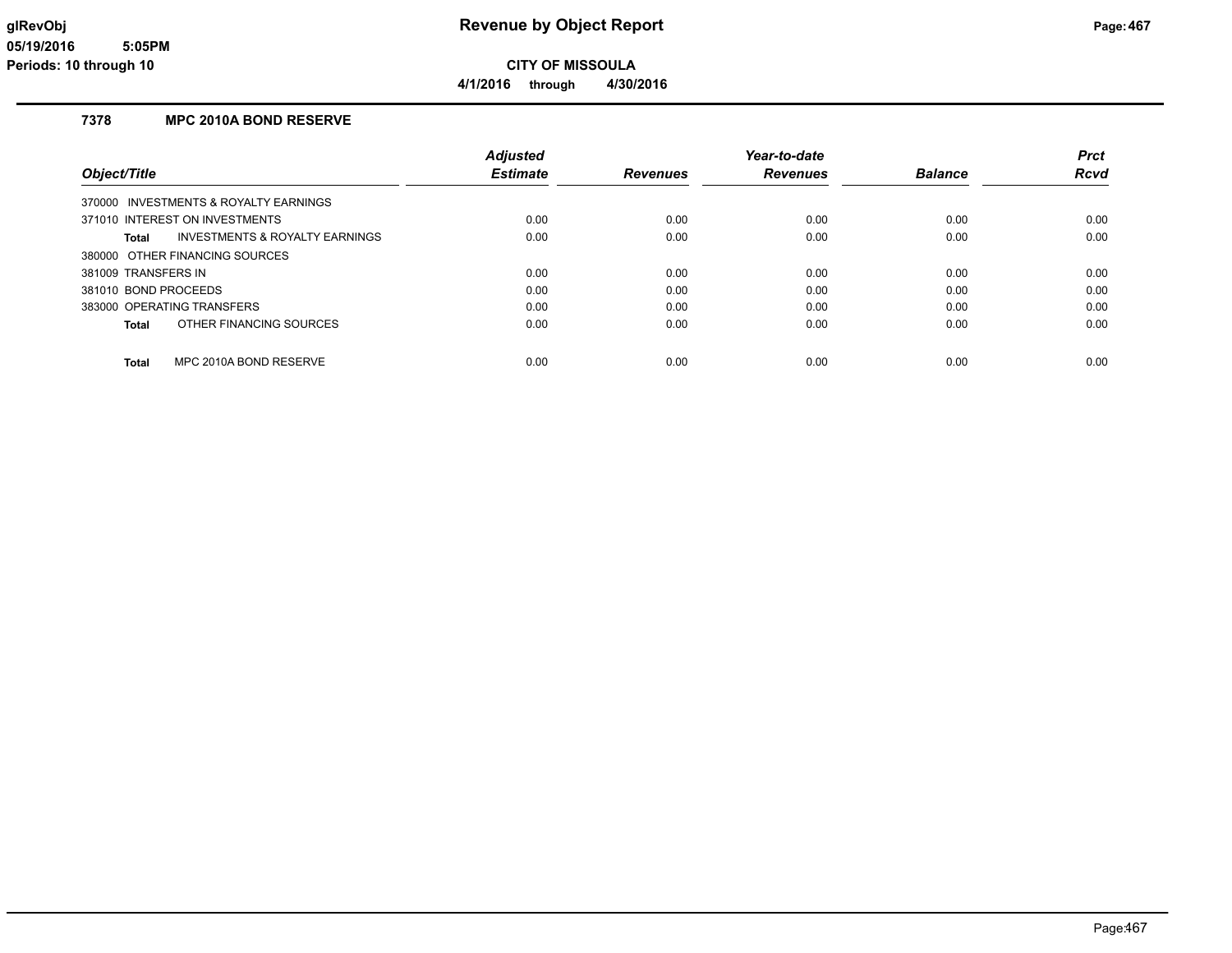# Revenue by Object Report

**CITY OF MISSOULA**

**4/1/2016 through 4/30/2016**

### 7378 MPC 2010A BOND RESERVE

| Object/Title | Adjusted Estimate | Revenues | Year-to-date Revenues | Balance | Prct Rcvd |
|---|---|---|---|---|---|
| 370000 INVESTMENTS & ROYALTY EARNINGS | | | | | |
| 371010 INTEREST ON INVESTMENTS | 0.00 | 0.00 | 0.00 | 0.00 | 0.00 |
| **Total** INVESTMENTS & ROYALTY EARNINGS | 0.00 | 0.00 | 0.00 | 0.00 | 0.00 |
| 380000 OTHER FINANCING SOURCES | | | | | |
| 381009 TRANSFERS IN | 0.00 | 0.00 | 0.00 | 0.00 | 0.00 |
| 381010 BOND PROCEEDS | 0.00 | 0.00 | 0.00 | 0.00 | 0.00 |
| 383000 OPERATING TRANSFERS | 0.00 | 0.00 | 0.00 | 0.00 | 0.00 |
| **Total** OTHER FINANCING SOURCES | 0.00 | 0.00 | 0.00 | 0.00 | 0.00 |
| **Total** MPC 2010A BOND RESERVE | 0.00 | 0.00 | 0.00 | 0.00 | 0.00 |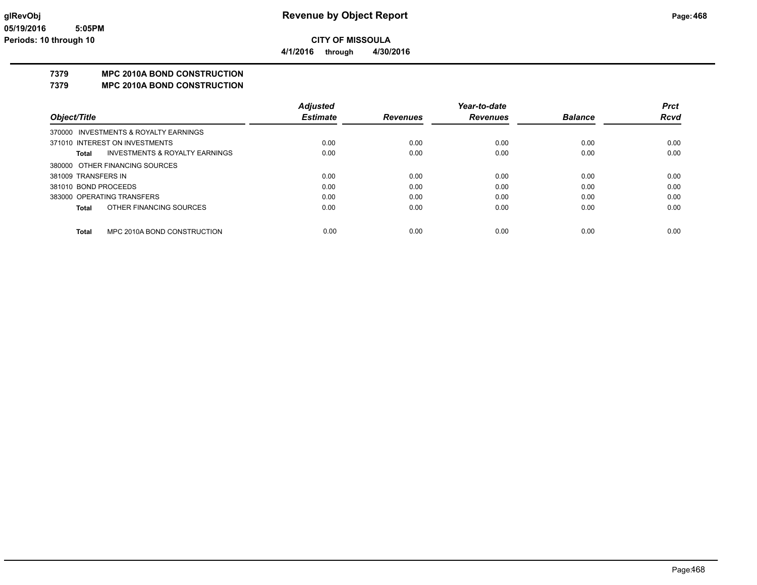# Revenue by Object Report

**CITY OF MISSOULA**

**4/1/2016 through 4/30/2016**

glRevObj
05/19/2016 5:05PM
Periods: 10 through 10

**7379 MPC 2010A BOND CONSTRUCTION**
**7379 MPC 2010A BOND CONSTRUCTION**

| Object/Title | Adjusted Estimate | Revenues | Year-to-date Revenues | Balance | Prct Rcvd |
|---|---|---|---|---|---|
| 370000 INVESTMENTS & ROYALTY EARNINGS | | | | | |
| 371010 INTEREST ON INVESTMENTS | 0.00 | 0.00 | 0.00 | 0.00 | 0.00 |
| **Total** INVESTMENTS & ROYALTY EARNINGS | 0.00 | 0.00 | 0.00 | 0.00 | 0.00 |
| 380000 OTHER FINANCING SOURCES | | | | | |
| 381009 TRANSFERS IN | 0.00 | 0.00 | 0.00 | 0.00 | 0.00 |
| 381010 BOND PROCEEDS | 0.00 | 0.00 | 0.00 | 0.00 | 0.00 |
| 383000 OPERATING TRANSFERS | 0.00 | 0.00 | 0.00 | 0.00 | 0.00 |
| **Total** OTHER FINANCING SOURCES | 0.00 | 0.00 | 0.00 | 0.00 | 0.00 |
| **Total** MPC 2010A BOND CONSTRUCTION | 0.00 | 0.00 | 0.00 | 0.00 | 0.00 |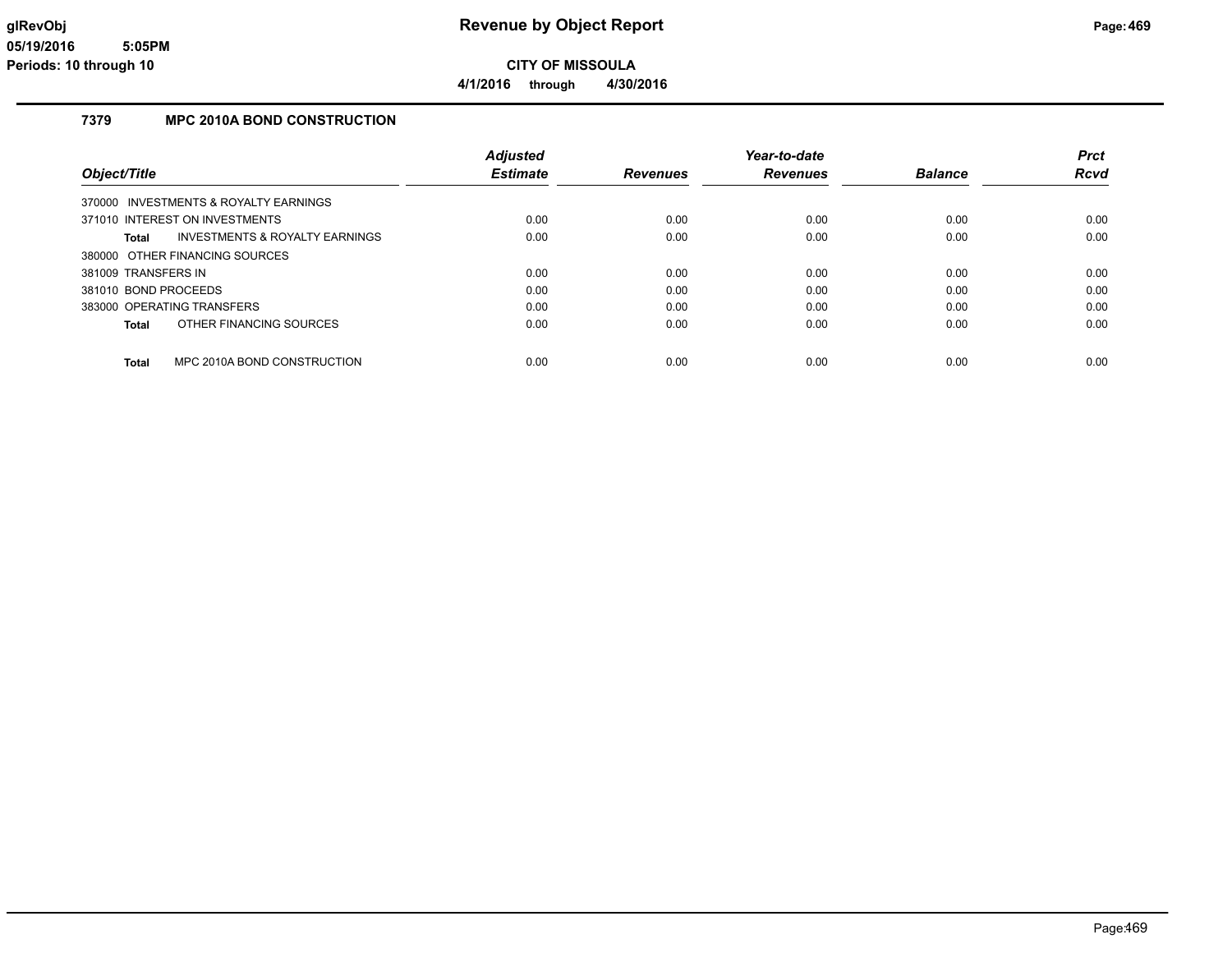# Revenue by Object Report

**CITY OF MISSOULA**

**4/1/2016 through 4/30/2016**

glRevObj
05/19/2016 5:05PM
Periods: 10 through 10

## 7379 MPC 2010A BOND CONSTRUCTION

| Object/Title | Adjusted Estimate | Revenues | Year-to-date Revenues | Balance | Prct Rcvd |
|---|---|---|---|---|---|
| 370000 INVESTMENTS & ROYALTY EARNINGS | | | | | |
| 371010 INTEREST ON INVESTMENTS | 0.00 | 0.00 | 0.00 | 0.00 | 0.00 |
| **Total** INVESTMENTS & ROYALTY EARNINGS | 0.00 | 0.00 | 0.00 | 0.00 | 0.00 |
| 380000 OTHER FINANCING SOURCES | | | | | |
| 381009 TRANSFERS IN | 0.00 | 0.00 | 0.00 | 0.00 | 0.00 |
| 381010 BOND PROCEEDS | 0.00 | 0.00 | 0.00 | 0.00 | 0.00 |
| 383000 OPERATING TRANSFERS | 0.00 | 0.00 | 0.00 | 0.00 | 0.00 |
| **Total** OTHER FINANCING SOURCES | 0.00 | 0.00 | 0.00 | 0.00 | 0.00 |
| **Total** MPC 2010A BOND CONSTRUCTION | 0.00 | 0.00 | 0.00 | 0.00 | 0.00 |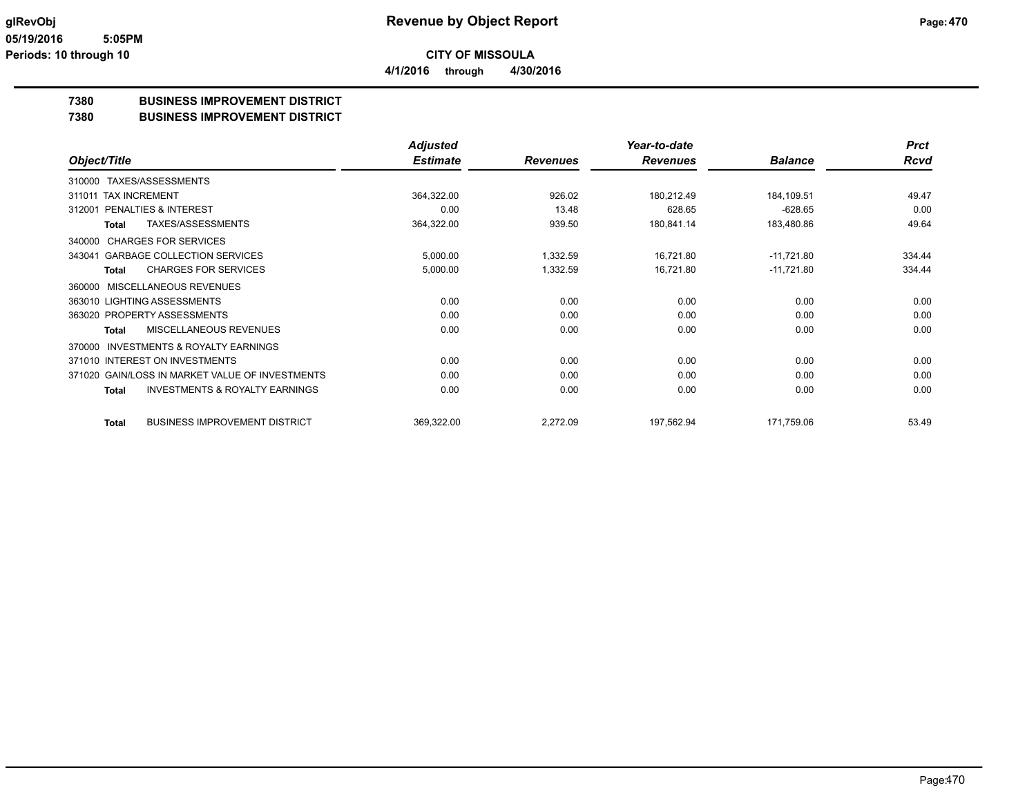**CITY OF MISSOULA**

**4/1/2016 through 4/30/2016**

## 7380 BUSINESS IMPROVEMENT DISTRICT
## 7380 BUSINESS IMPROVEMENT DISTRICT

| Object/Title | Adjusted Estimate | Revenues | Year-to-date Revenues | Balance | Prct Rcvd |
|---|---|---|---|---|---|
| 310000 TAXES/ASSESSMENTS | | | | | |
| 311011 TAX INCREMENT | 364,322.00 | 926.02 | 180,212.49 | 184,109.51 | 49.47 |
| 312001 PENALTIES & INTEREST | 0.00 | 13.48 | 628.65 | -628.65 | 0.00 |
| **Total** TAXES/ASSESSMENTS | 364,322.00 | 939.50 | 180,841.14 | 183,480.86 | 49.64 |
| 340000 CHARGES FOR SERVICES | | | | | |
| 343041 GARBAGE COLLECTION SERVICES | 5,000.00 | 1,332.59 | 16,721.80 | -11,721.80 | 334.44 |
| **Total** CHARGES FOR SERVICES | 5,000.00 | 1,332.59 | 16,721.80 | -11,721.80 | 334.44 |
| 360000 MISCELLANEOUS REVENUES | | | | | |
| 363010 LIGHTING ASSESSMENTS | 0.00 | 0.00 | 0.00 | 0.00 | 0.00 |
| 363020 PROPERTY ASSESSMENTS | 0.00 | 0.00 | 0.00 | 0.00 | 0.00 |
| **Total** MISCELLANEOUS REVENUES | 0.00 | 0.00 | 0.00 | 0.00 | 0.00 |
| 370000 INVESTMENTS & ROYALTY EARNINGS | | | | | |
| 371010 INTEREST ON INVESTMENTS | 0.00 | 0.00 | 0.00 | 0.00 | 0.00 |
| 371020 GAIN/LOSS IN MARKET VALUE OF INVESTMENTS | 0.00 | 0.00 | 0.00 | 0.00 | 0.00 |
| **Total** INVESTMENTS & ROYALTY EARNINGS | 0.00 | 0.00 | 0.00 | 0.00 | 0.00 |
| **Total** BUSINESS IMPROVEMENT DISTRICT | 369,322.00 | 2,272.09 | 197,562.94 | 171,759.06 | 53.49 |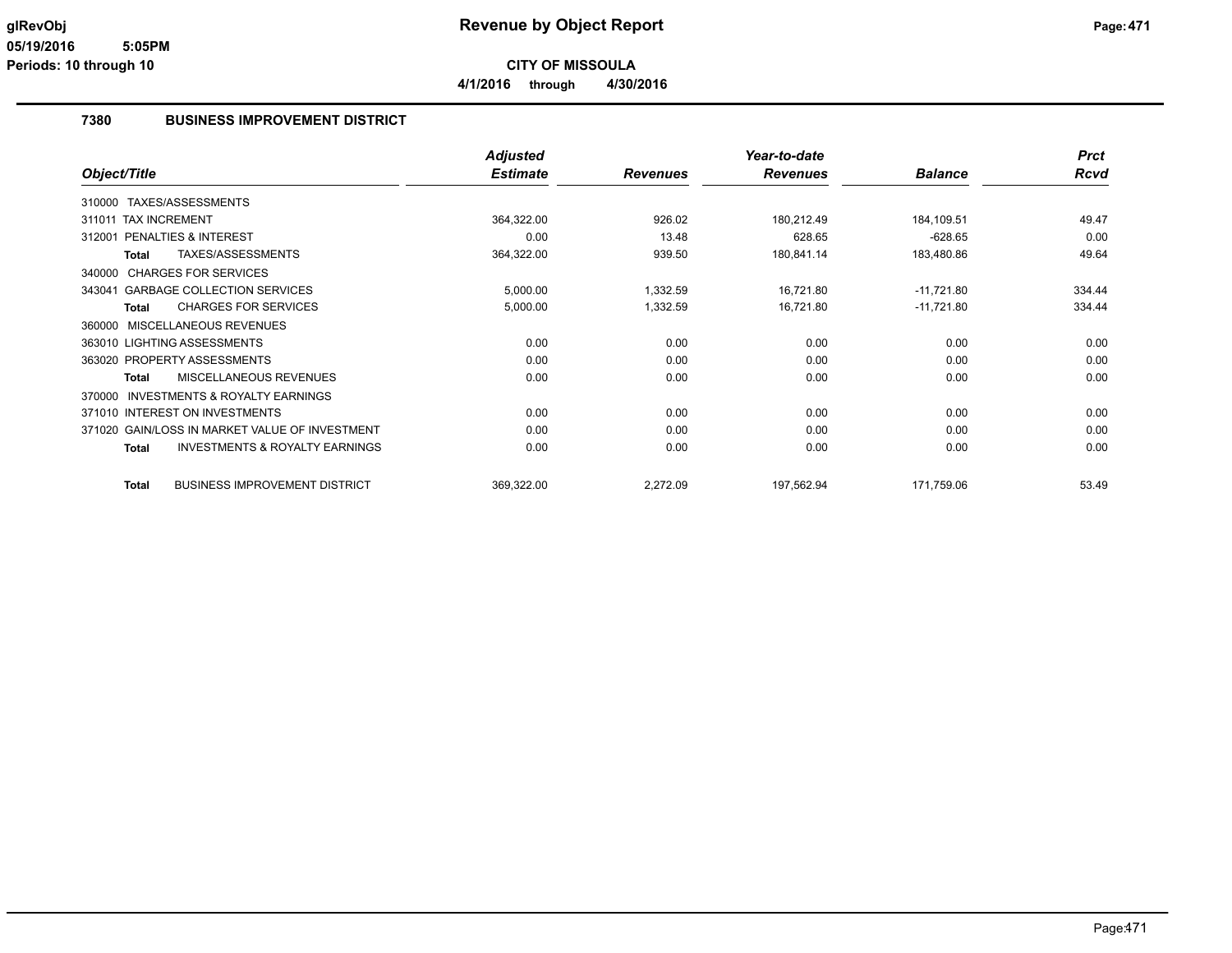# Revenue by Object Report

**CITY OF MISSOULA**

**4/1/2016 through 4/30/2016**

glRevObj
05/19/2016 5:05PM
Periods: 10 through 10

## 7380 BUSINESS IMPROVEMENT DISTRICT

| Object/Title | Adjusted Estimate | Revenues | Year-to-date Revenues | Balance | Prct Rcvd |
|---|---|---|---|---|---|
| 310000 TAXES/ASSESSMENTS | | | | | |
| 311011 TAX INCREMENT | 364,322.00 | 926.02 | 180,212.49 | 184,109.51 | 49.47 |
| 312001 PENALTIES & INTEREST | 0.00 | 13.48 | 628.65 | -628.65 | 0.00 |
| **Total** TAXES/ASSESSMENTS | 364,322.00 | 939.50 | 180,841.14 | 183,480.86 | 49.64 |
| 340000 CHARGES FOR SERVICES | | | | | |
| 343041 GARBAGE COLLECTION SERVICES | 5,000.00 | 1,332.59 | 16,721.80 | -11,721.80 | 334.44 |
| **Total** CHARGES FOR SERVICES | 5,000.00 | 1,332.59 | 16,721.80 | -11,721.80 | 334.44 |
| 360000 MISCELLANEOUS REVENUES | | | | | |
| 363010 LIGHTING ASSESSMENTS | 0.00 | 0.00 | 0.00 | 0.00 | 0.00 |
| 363020 PROPERTY ASSESSMENTS | 0.00 | 0.00 | 0.00 | 0.00 | 0.00 |
| **Total** MISCELLANEOUS REVENUES | 0.00 | 0.00 | 0.00 | 0.00 | 0.00 |
| 370000 INVESTMENTS & ROYALTY EARNINGS | | | | | |
| 371010 INTEREST ON INVESTMENTS | 0.00 | 0.00 | 0.00 | 0.00 | 0.00 |
| 371020 GAIN/LOSS IN MARKET VALUE OF INVESTMENT | 0.00 | 0.00 | 0.00 | 0.00 | 0.00 |
| **Total** INVESTMENTS & ROYALTY EARNINGS | 0.00 | 0.00 | 0.00 | 0.00 | 0.00 |
| **Total** BUSINESS IMPROVEMENT DISTRICT | 369,322.00 | 2,272.09 | 197,562.94 | 171,759.06 | 53.49 |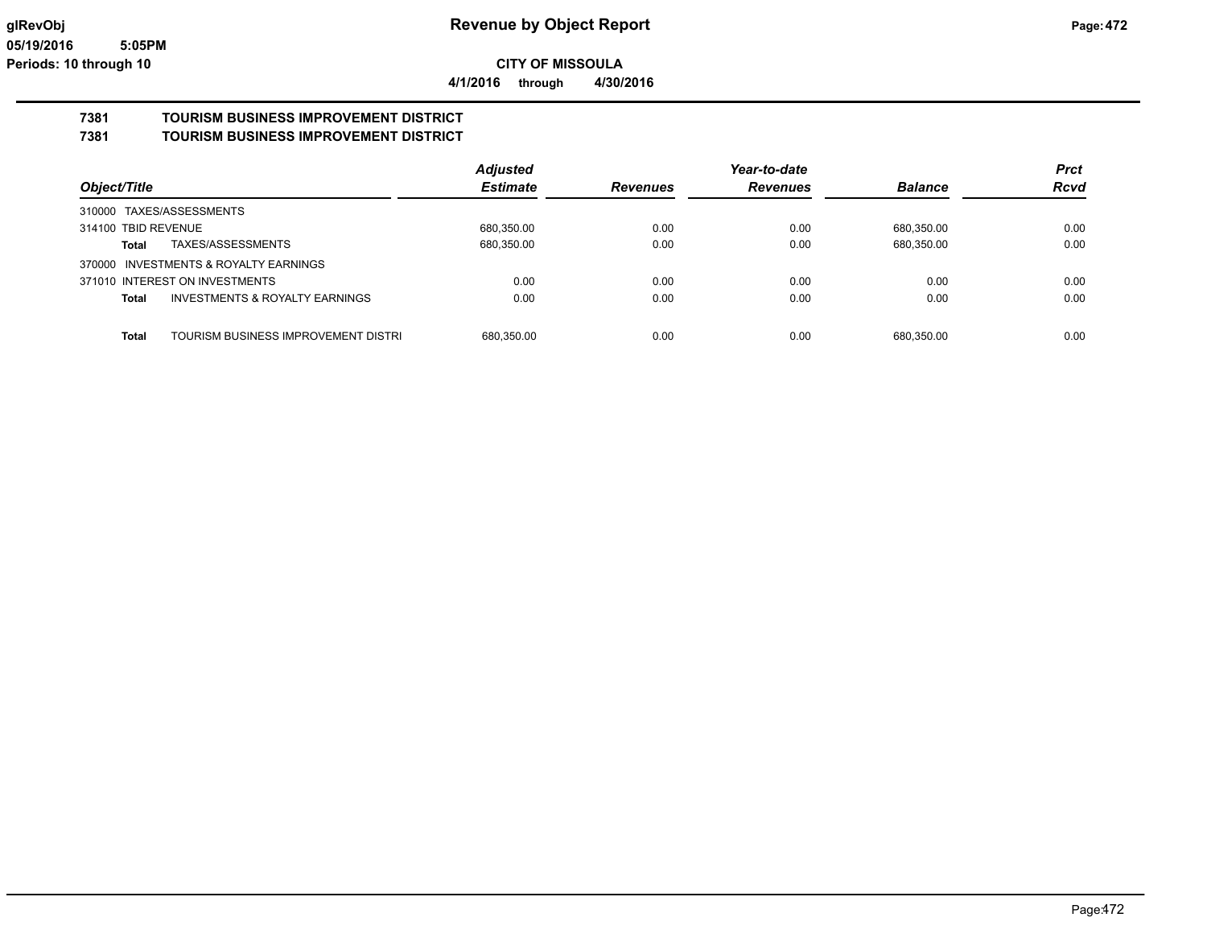**glRevObj**
**05/19/2016 5:05PM**
**Periods: 10 through 10**

# Revenue by Object Report

**CITY OF MISSOULA**

**4/1/2016 through 4/30/2016**

## 7381 TOURISM BUSINESS IMPROVEMENT DISTRICT
## 7381 TOURISM BUSINESS IMPROVEMENT DISTRICT

| Object/Title | Adjusted Estimate | Revenues | Year-to-date Revenues | Balance | Prct Rcvd |
|---|---|---|---|---|---|
| 310000 TAXES/ASSESSMENTS | | | | | |
| 314100 TBID REVENUE | 680,350.00 | 0.00 | 0.00 | 680,350.00 | 0.00 |
| **Total** TAXES/ASSESSMENTS | 680,350.00 | 0.00 | 0.00 | 680,350.00 | 0.00 |
| 370000 INVESTMENTS & ROYALTY EARNINGS | | | | | |
| 371010 INTEREST ON INVESTMENTS | 0.00 | 0.00 | 0.00 | 0.00 | 0.00 |
| **Total** INVESTMENTS & ROYALTY EARNINGS | 0.00 | 0.00 | 0.00 | 0.00 | 0.00 |
| **Total** TOURISM BUSINESS IMPROVEMENT DISTRI | 680,350.00 | 0.00 | 0.00 | 680,350.00 | 0.00 |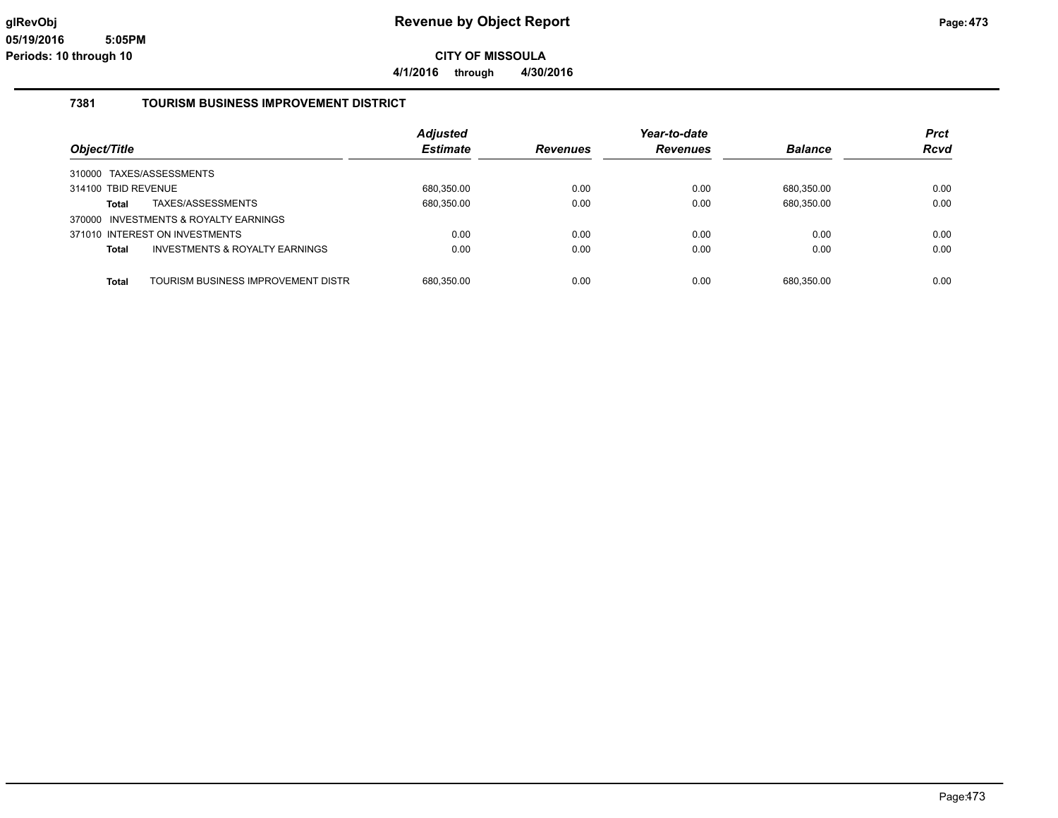glRevObj
05/19/2016 5:05PM
Periods: 10 through 10

# Revenue by Object Report

**CITY OF MISSOULA**

**4/1/2016 through 4/30/2016**

## 7381 TOURISM BUSINESS IMPROVEMENT DISTRICT

| Object/Title | | Adjusted Estimate | Revenues | Year-to-date Revenues | Balance | Prct Rcvd |
|---|---|---|---|---|---|---|
| 310000 TAXES/ASSESSMENTS | | | | | | |
| 314100 TBID REVENUE | | 680,350.00 | 0.00 | 0.00 | 680,350.00 | 0.00 |
| **Total** | TAXES/ASSESSMENTS | 680,350.00 | 0.00 | 0.00 | 680,350.00 | 0.00 |
| 370000 INVESTMENTS & ROYALTY EARNINGS | | | | | | |
| 371010 INTEREST ON INVESTMENTS | | 0.00 | 0.00 | 0.00 | 0.00 | 0.00 |
| **Total** | INVESTMENTS & ROYALTY EARNINGS | 0.00 | 0.00 | 0.00 | 0.00 | 0.00 |
| **Total** | TOURISM BUSINESS IMPROVEMENT DISTR | 680,350.00 | 0.00 | 0.00 | 680,350.00 | 0.00 |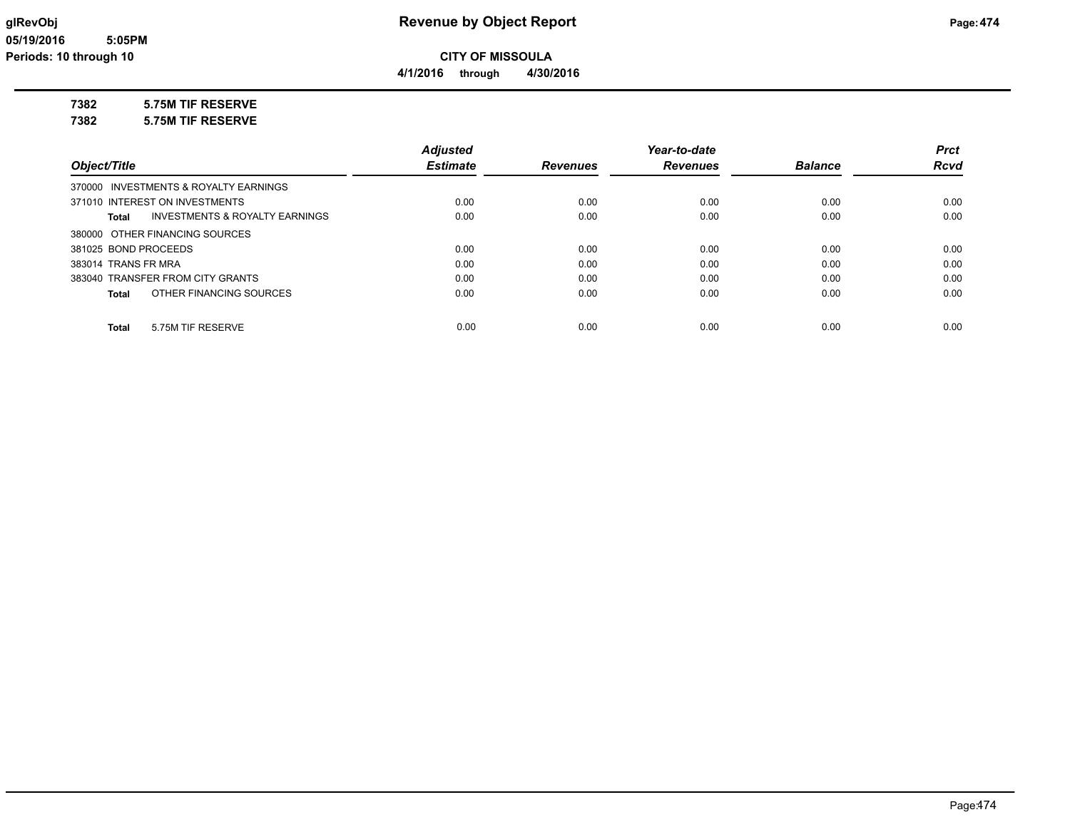**glRevObj**
**05/19/2016 5:05PM**
**Periods: 10 through 10**

# Revenue by Object Report

**CITY OF MISSOULA**
**4/1/2016 through 4/30/2016**

**7382 5.75M TIF RESERVE**
**7382 5.75M TIF RESERVE**

| Object/Title | Adjusted Estimate | Revenues | Year-to-date Revenues | Balance | Prct Rcvd |
|---|---|---|---|---|---|
| 370000 INVESTMENTS & ROYALTY EARNINGS | | | | | |
| 371010 INTEREST ON INVESTMENTS | 0.00 | 0.00 | 0.00 | 0.00 | 0.00 |
| **Total** INVESTMENTS & ROYALTY EARNINGS | 0.00 | 0.00 | 0.00 | 0.00 | 0.00 |
| 380000 OTHER FINANCING SOURCES | | | | | |
| 381025 BOND PROCEEDS | 0.00 | 0.00 | 0.00 | 0.00 | 0.00 |
| 383014 TRANS FR MRA | 0.00 | 0.00 | 0.00 | 0.00 | 0.00 |
| 383040 TRANSFER FROM CITY GRANTS | 0.00 | 0.00 | 0.00 | 0.00 | 0.00 |
| **Total** OTHER FINANCING SOURCES | 0.00 | 0.00 | 0.00 | 0.00 | 0.00 |
| **Total** 5.75M TIF RESERVE | 0.00 | 0.00 | 0.00 | 0.00 | 0.00 |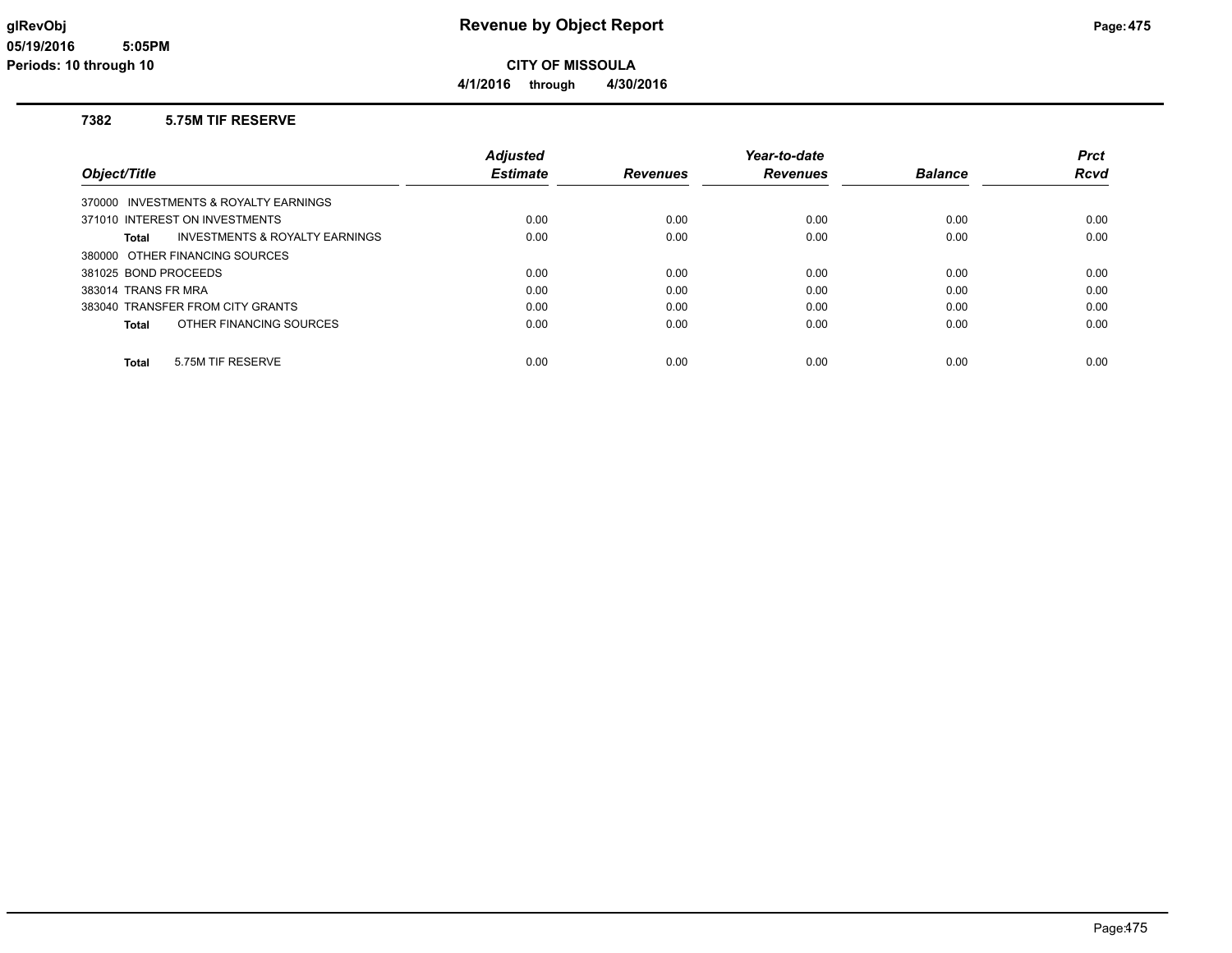# Revenue by Object Report

**CITY OF MISSOULA**

**4/1/2016 through 4/30/2016**

glRevObj
05/19/2016 5:05PM
Periods: 10 through 10

## 7382 5.75M TIF RESERVE

| Object/Title | Adjusted Estimate | Revenues | Year-to-date Revenues | Balance | Prct Rcvd |
|---|---|---|---|---|---|
| 370000 INVESTMENTS & ROYALTY EARNINGS | | | | | |
| 371010 INTEREST ON INVESTMENTS | 0.00 | 0.00 | 0.00 | 0.00 | 0.00 |
| **Total** INVESTMENTS & ROYALTY EARNINGS | 0.00 | 0.00 | 0.00 | 0.00 | 0.00 |
| 380000 OTHER FINANCING SOURCES | | | | | |
| 381025 BOND PROCEEDS | 0.00 | 0.00 | 0.00 | 0.00 | 0.00 |
| 383014 TRANS FR MRA | 0.00 | 0.00 | 0.00 | 0.00 | 0.00 |
| 383040 TRANSFER FROM CITY GRANTS | 0.00 | 0.00 | 0.00 | 0.00 | 0.00 |
| **Total** OTHER FINANCING SOURCES | 0.00 | 0.00 | 0.00 | 0.00 | 0.00 |
| **Total** 5.75M TIF RESERVE | 0.00 | 0.00 | 0.00 | 0.00 | 0.00 |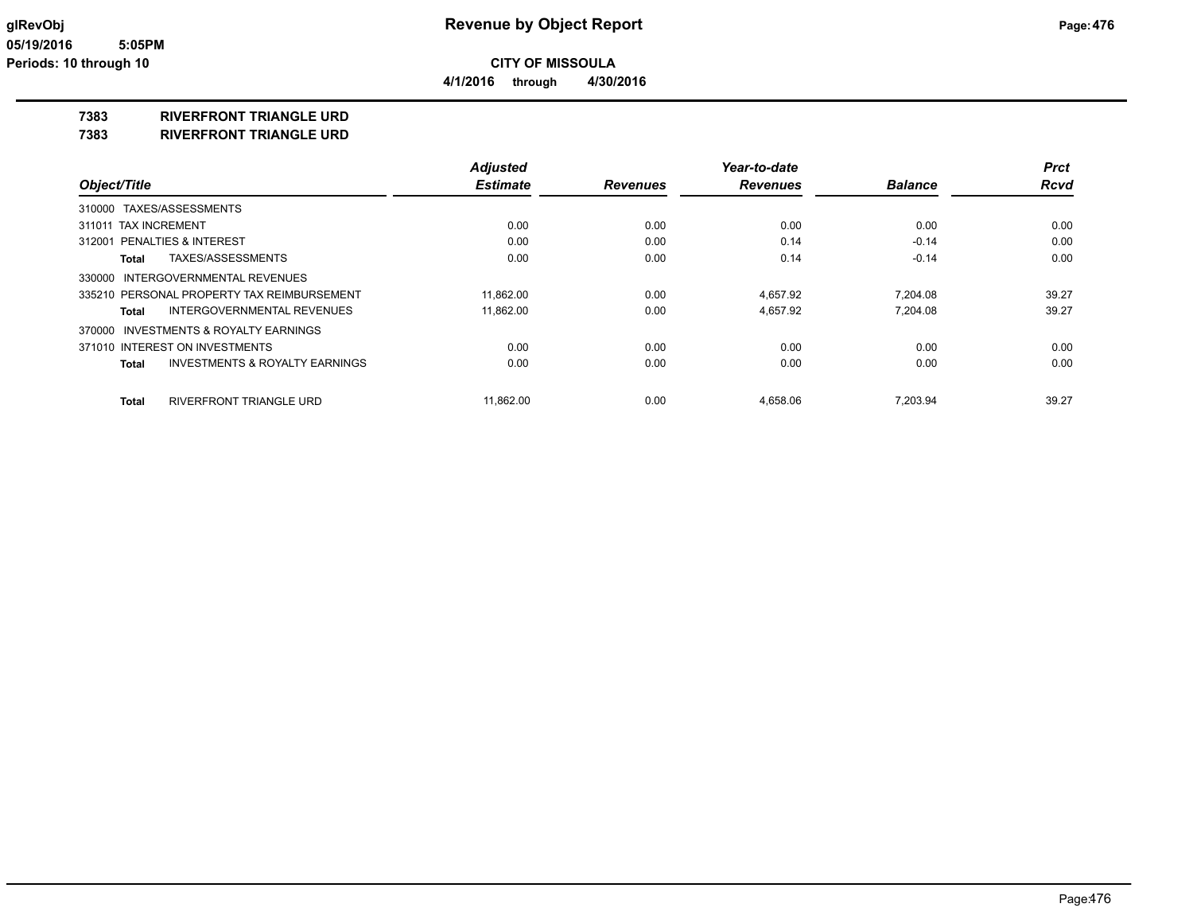**glRevObj**
**05/19/2016 5:05PM**
**Periods: 10 through 10**

# Revenue by Object Report

**CITY OF MISSOULA**

**4/1/2016 through 4/30/2016**

## 7383 RIVERFRONT TRIANGLE URD
## 7383 RIVERFRONT TRIANGLE URD

| Object/Title | Adjusted Estimate | Revenues | Year-to-date Revenues | Balance | Prct Rcvd |
|---|---|---|---|---|---|
| 310000 TAXES/ASSESSMENTS | | | | | |
| 311011 TAX INCREMENT | 0.00 | 0.00 | 0.00 | 0.00 | 0.00 |
| 312001 PENALTIES & INTEREST | 0.00 | 0.00 | 0.14 | -0.14 | 0.00 |
| **Total** TAXES/ASSESSMENTS | 0.00 | 0.00 | 0.14 | -0.14 | 0.00 |
| 330000 INTERGOVERNMENTAL REVENUES | | | | | |
| 335210 PERSONAL PROPERTY TAX REIMBURSEMENT | 11,862.00 | 0.00 | 4,657.92 | 7,204.08 | 39.27 |
| **Total** INTERGOVERNMENTAL REVENUES | 11,862.00 | 0.00 | 4,657.92 | 7,204.08 | 39.27 |
| 370000 INVESTMENTS & ROYALTY EARNINGS | | | | | |
| 371010 INTEREST ON INVESTMENTS | 0.00 | 0.00 | 0.00 | 0.00 | 0.00 |
| **Total** INVESTMENTS & ROYALTY EARNINGS | 0.00 | 0.00 | 0.00 | 0.00 | 0.00 |
| **Total** RIVERFRONT TRIANGLE URD | 11,862.00 | 0.00 | 4,658.06 | 7,203.94 | 39.27 |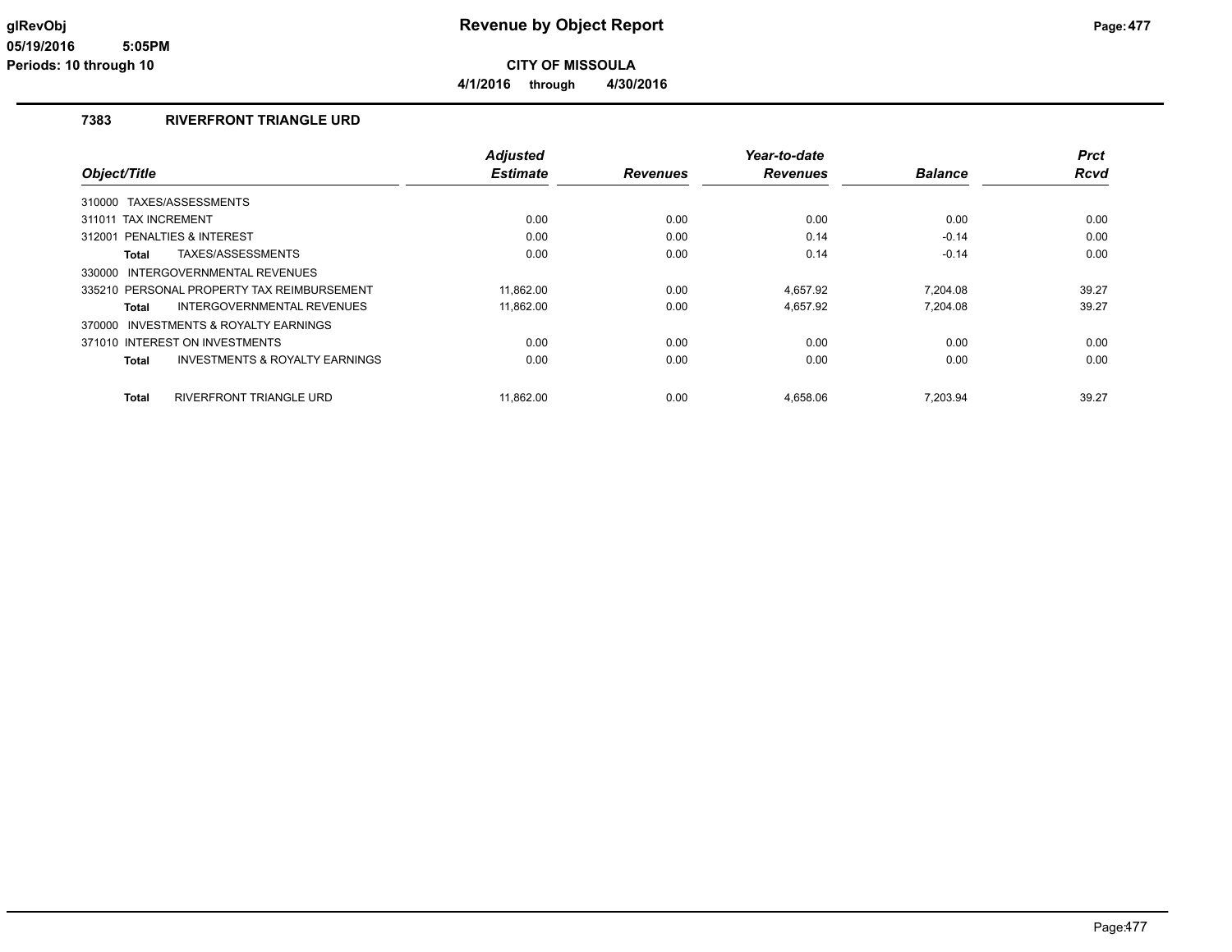# Revenue by Object Report

**CITY OF MISSOULA**

**4/1/2016 through 4/30/2016**

glRevObj
05/19/2016 5:05PM
Periods: 10 through 10

## 7383 RIVERFRONT TRIANGLE URD

| Object/Title | Adjusted Estimate | Revenues | Year-to-date Revenues | Balance | Prct Rcvd |
|---|---|---|---|---|---|
| 310000 TAXES/ASSESSMENTS | | | | | |
| 311011 TAX INCREMENT | 0.00 | 0.00 | 0.00 | 0.00 | 0.00 |
| 312001 PENALTIES & INTEREST | 0.00 | 0.00 | 0.14 | -0.14 | 0.00 |
| **Total** TAXES/ASSESSMENTS | 0.00 | 0.00 | 0.14 | -0.14 | 0.00 |
| 330000 INTERGOVERNMENTAL REVENUES | | | | | |
| 335210 PERSONAL PROPERTY TAX REIMBURSEMENT | 11,862.00 | 0.00 | 4,657.92 | 7,204.08 | 39.27 |
| **Total** INTERGOVERNMENTAL REVENUES | 11,862.00 | 0.00 | 4,657.92 | 7,204.08 | 39.27 |
| 370000 INVESTMENTS & ROYALTY EARNINGS | | | | | |
| 371010 INTEREST ON INVESTMENTS | 0.00 | 0.00 | 0.00 | 0.00 | 0.00 |
| **Total** INVESTMENTS & ROYALTY EARNINGS | 0.00 | 0.00 | 0.00 | 0.00 | 0.00 |
| **Total** RIVERFRONT TRIANGLE URD | 11,862.00 | 0.00 | 4,658.06 | 7,203.94 | 39.27 |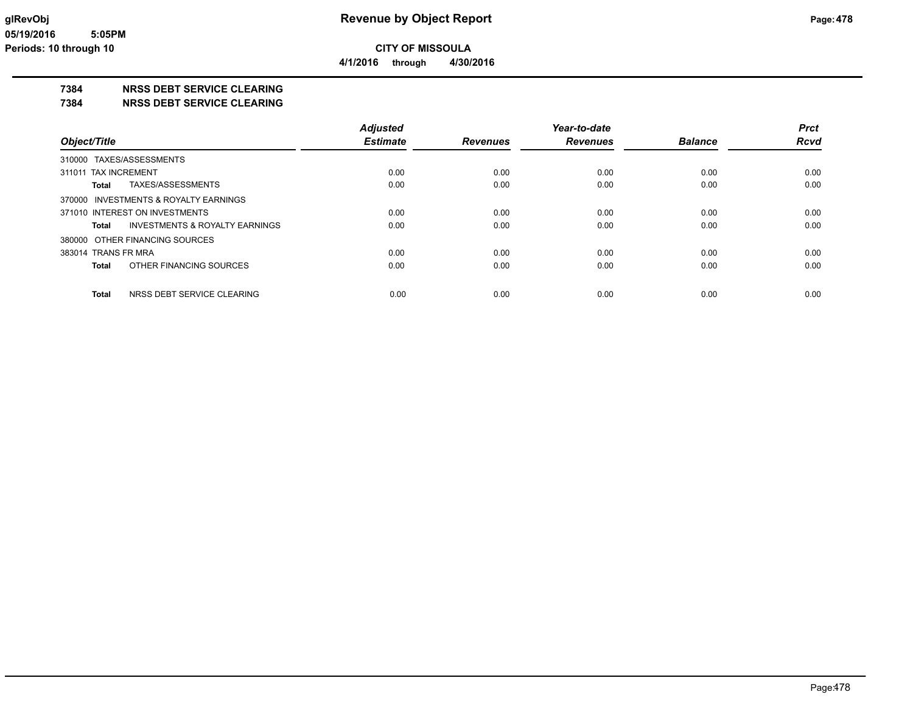**CITY OF MISSOULA**

**4/1/2016 through 4/30/2016**

## 7384 NRSS DEBT SERVICE CLEARING

## 7384 NRSS DEBT SERVICE CLEARING

| Object/Title | Adjusted Estimate | Revenues | Year-to-date Revenues | Balance | Prct Rcvd |
|---|---|---|---|---|---|
| 310000 TAXES/ASSESSMENTS | | | | | |
| 311011 TAX INCREMENT | 0.00 | 0.00 | 0.00 | 0.00 | 0.00 |
| **Total** TAXES/ASSESSMENTS | 0.00 | 0.00 | 0.00 | 0.00 | 0.00 |
| 370000 INVESTMENTS & ROYALTY EARNINGS | | | | | |
| 371010 INTEREST ON INVESTMENTS | 0.00 | 0.00 | 0.00 | 0.00 | 0.00 |
| **Total** INVESTMENTS & ROYALTY EARNINGS | 0.00 | 0.00 | 0.00 | 0.00 | 0.00 |
| 380000 OTHER FINANCING SOURCES | | | | | |
| 383014 TRANS FR MRA | 0.00 | 0.00 | 0.00 | 0.00 | 0.00 |
| **Total** OTHER FINANCING SOURCES | 0.00 | 0.00 | 0.00 | 0.00 | 0.00 |
| **Total** NRSS DEBT SERVICE CLEARING | 0.00 | 0.00 | 0.00 | 0.00 | 0.00 |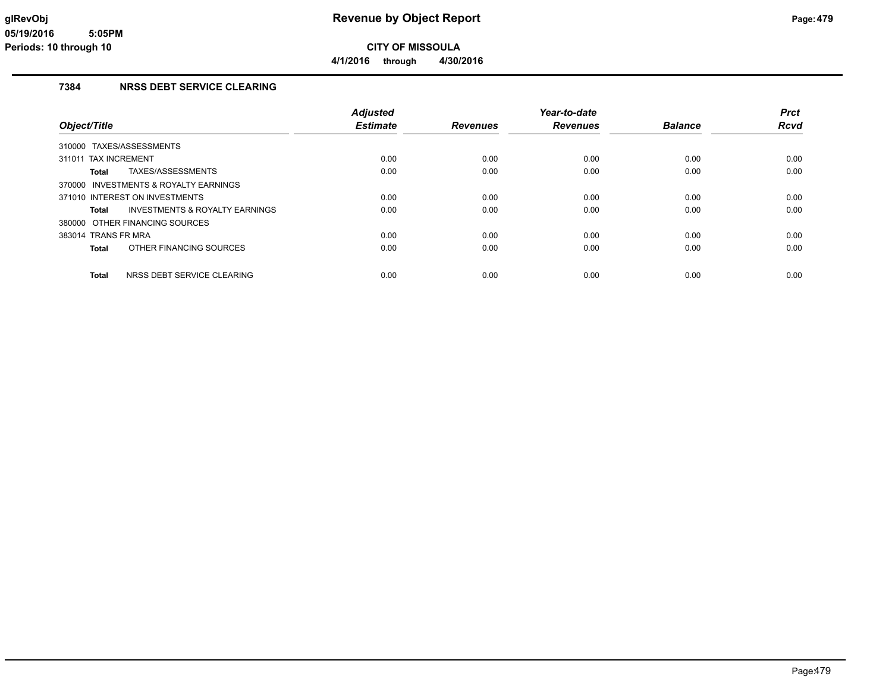# Revenue by Object Report

**CITY OF MISSOULA**

**4/1/2016 through 4/30/2016**

glRevObj
05/19/2016 5:05PM
Periods: 10 through 10

## 7384 NRSS DEBT SERVICE CLEARING

| Object/Title | Adjusted Estimate | Revenues | Year-to-date Revenues | Balance | Prct Rcvd |
|---|---|---|---|---|---|
| 310000 TAXES/ASSESSMENTS | | | | | |
| 311011 TAX INCREMENT | 0.00 | 0.00 | 0.00 | 0.00 | 0.00 |
| **Total** TAXES/ASSESSMENTS | 0.00 | 0.00 | 0.00 | 0.00 | 0.00 |
| 370000 INVESTMENTS & ROYALTY EARNINGS | | | | | |
| 371010 INTEREST ON INVESTMENTS | 0.00 | 0.00 | 0.00 | 0.00 | 0.00 |
| **Total** INVESTMENTS & ROYALTY EARNINGS | 0.00 | 0.00 | 0.00 | 0.00 | 0.00 |
| 380000 OTHER FINANCING SOURCES | | | | | |
| 383014 TRANS FR MRA | 0.00 | 0.00 | 0.00 | 0.00 | 0.00 |
| **Total** OTHER FINANCING SOURCES | 0.00 | 0.00 | 0.00 | 0.00 | 0.00 |
| **Total** NRSS DEBT SERVICE CLEARING | 0.00 | 0.00 | 0.00 | 0.00 | 0.00 |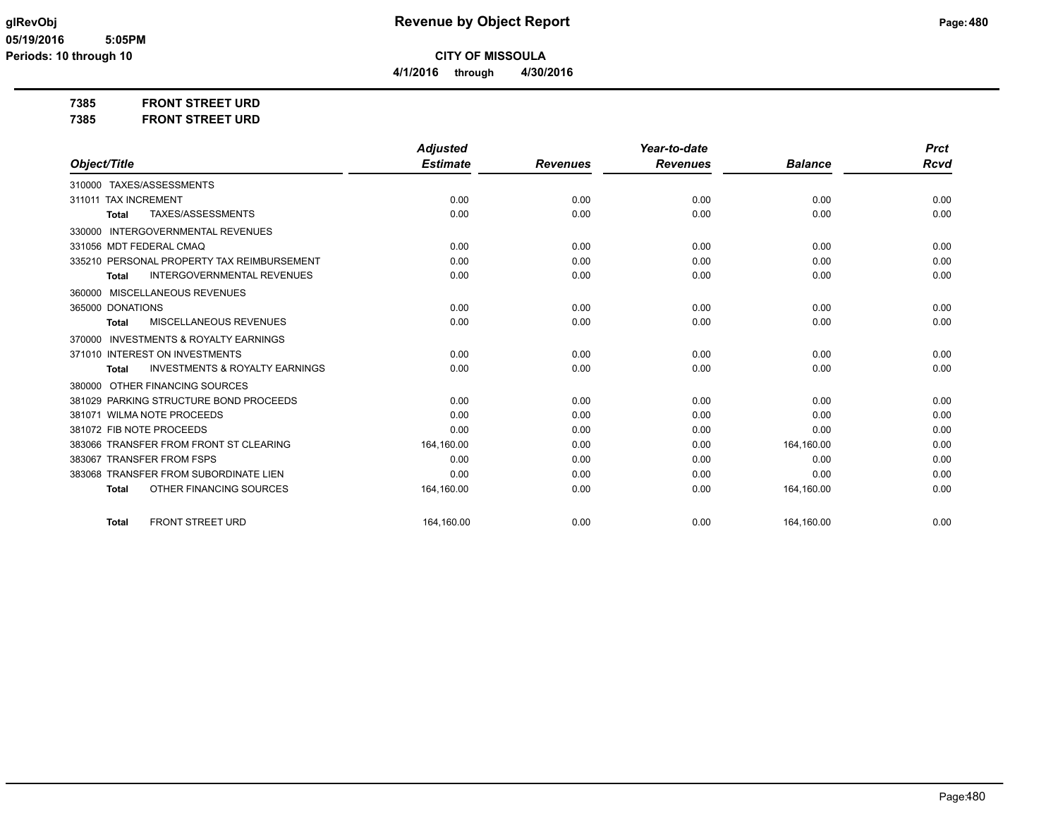# Revenue by Object Report

glRevObj
05/19/2016 5:05PM
Periods: 10 through 10

**CITY OF MISSOULA**

**4/1/2016 through 4/30/2016**

**7385 FRONT STREET URD**

**7385 FRONT STREET URD**

| Object/Title | Adjusted Estimate | Revenues | Year-to-date Revenues | Balance | Prct Rcvd |
|---|---|---|---|---|---|
| 310000 TAXES/ASSESSMENTS | | | | | |
| 311011 TAX INCREMENT | 0.00 | 0.00 | 0.00 | 0.00 | 0.00 |
| **Total** TAXES/ASSESSMENTS | 0.00 | 0.00 | 0.00 | 0.00 | 0.00 |
| 330000 INTERGOVERNMENTAL REVENUES | | | | | |
| 331056 MDT FEDERAL CMAQ | 0.00 | 0.00 | 0.00 | 0.00 | 0.00 |
| 335210 PERSONAL PROPERTY TAX REIMBURSEMENT | 0.00 | 0.00 | 0.00 | 0.00 | 0.00 |
| **Total** INTERGOVERNMENTAL REVENUES | 0.00 | 0.00 | 0.00 | 0.00 | 0.00 |
| 360000 MISCELLANEOUS REVENUES | | | | | |
| 365000 DONATIONS | 0.00 | 0.00 | 0.00 | 0.00 | 0.00 |
| **Total** MISCELLANEOUS REVENUES | 0.00 | 0.00 | 0.00 | 0.00 | 0.00 |
| 370000 INVESTMENTS & ROYALTY EARNINGS | | | | | |
| 371010 INTEREST ON INVESTMENTS | 0.00 | 0.00 | 0.00 | 0.00 | 0.00 |
| **Total** INVESTMENTS & ROYALTY EARNINGS | 0.00 | 0.00 | 0.00 | 0.00 | 0.00 |
| 380000 OTHER FINANCING SOURCES | | | | | |
| 381029 PARKING STRUCTURE BOND PROCEEDS | 0.00 | 0.00 | 0.00 | 0.00 | 0.00 |
| 381071 WILMA NOTE PROCEEDS | 0.00 | 0.00 | 0.00 | 0.00 | 0.00 |
| 381072 FIB NOTE PROCEEDS | 0.00 | 0.00 | 0.00 | 0.00 | 0.00 |
| 383066 TRANSFER FROM FRONT ST CLEARING | 164,160.00 | 0.00 | 0.00 | 164,160.00 | 0.00 |
| 383067 TRANSFER FROM FSPS | 0.00 | 0.00 | 0.00 | 0.00 | 0.00 |
| 383068 TRANSFER FROM SUBORDINATE LIEN | 0.00 | 0.00 | 0.00 | 0.00 | 0.00 |
| **Total** OTHER FINANCING SOURCES | 164,160.00 | 0.00 | 0.00 | 164,160.00 | 0.00 |
| **Total** FRONT STREET URD | 164,160.00 | 0.00 | 0.00 | 164,160.00 | 0.00 |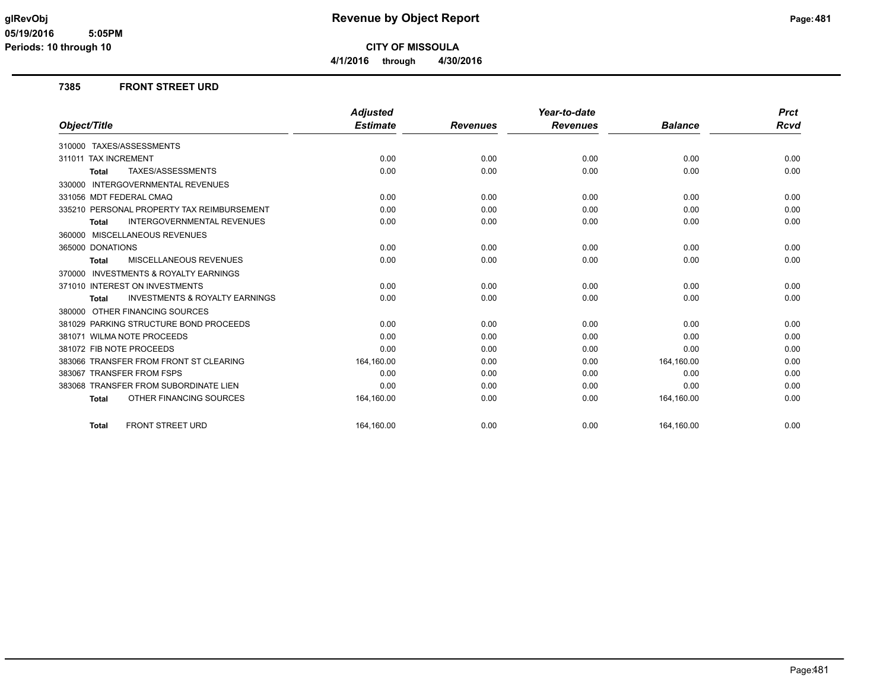# Revenue by Object Report

**CITY OF MISSOULA**

**4/1/2016 through 4/30/2016**

glRevObj
05/19/2016 5:05PM
Periods: 10 through 10

## 7385 FRONT STREET URD

| Object/Title | Adjusted Estimate | Revenues | Year-to-date Revenues | Balance | Prct Rcvd |
|---|---|---|---|---|---|
| 310000 TAXES/ASSESSMENTS | | | | | |
| 311011 TAX INCREMENT | 0.00 | 0.00 | 0.00 | 0.00 | 0.00 |
| **Total** TAXES/ASSESSMENTS | 0.00 | 0.00 | 0.00 | 0.00 | 0.00 |
| 330000 INTERGOVERNMENTAL REVENUES | | | | | |
| 331056 MDT FEDERAL CMAQ | 0.00 | 0.00 | 0.00 | 0.00 | 0.00 |
| 335210 PERSONAL PROPERTY TAX REIMBURSEMENT | 0.00 | 0.00 | 0.00 | 0.00 | 0.00 |
| **Total** INTERGOVERNMENTAL REVENUES | 0.00 | 0.00 | 0.00 | 0.00 | 0.00 |
| 360000 MISCELLANEOUS REVENUES | | | | | |
| 365000 DONATIONS | 0.00 | 0.00 | 0.00 | 0.00 | 0.00 |
| **Total** MISCELLANEOUS REVENUES | 0.00 | 0.00 | 0.00 | 0.00 | 0.00 |
| 370000 INVESTMENTS & ROYALTY EARNINGS | | | | | |
| 371010 INTEREST ON INVESTMENTS | 0.00 | 0.00 | 0.00 | 0.00 | 0.00 |
| **Total** INVESTMENTS & ROYALTY EARNINGS | 0.00 | 0.00 | 0.00 | 0.00 | 0.00 |
| 380000 OTHER FINANCING SOURCES | | | | | |
| 381029 PARKING STRUCTURE BOND PROCEEDS | 0.00 | 0.00 | 0.00 | 0.00 | 0.00 |
| 381071 WILMA NOTE PROCEEDS | 0.00 | 0.00 | 0.00 | 0.00 | 0.00 |
| 381072 FIB NOTE PROCEEDS | 0.00 | 0.00 | 0.00 | 0.00 | 0.00 |
| 383066 TRANSFER FROM FRONT ST CLEARING | 164,160.00 | 0.00 | 0.00 | 164,160.00 | 0.00 |
| 383067 TRANSFER FROM FSPS | 0.00 | 0.00 | 0.00 | 0.00 | 0.00 |
| 383068 TRANSFER FROM SUBORDINATE LIEN | 0.00 | 0.00 | 0.00 | 0.00 | 0.00 |
| **Total** OTHER FINANCING SOURCES | 164,160.00 | 0.00 | 0.00 | 164,160.00 | 0.00 |
| **Total** FRONT STREET URD | 164,160.00 | 0.00 | 0.00 | 164,160.00 | 0.00 |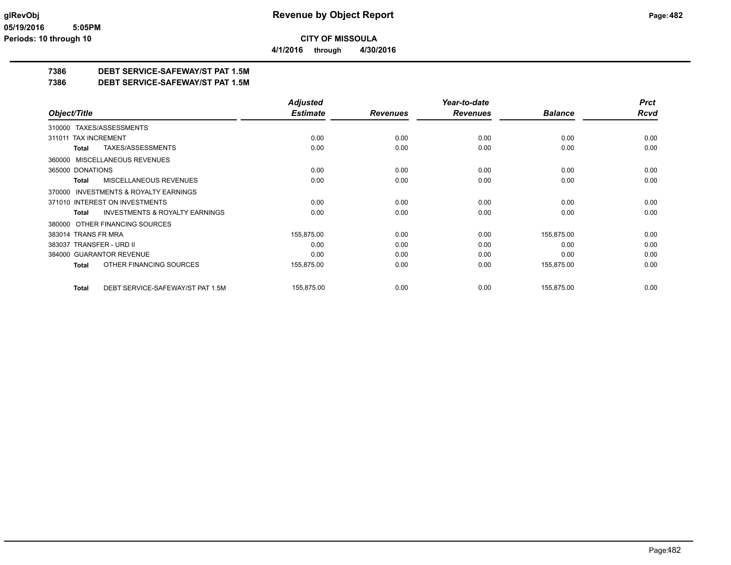# CITY OF MISSOULA

**4/1/2016 through 4/30/2016**

## 7386 DEBT SERVICE-SAFEWAY/ST PAT 1.5M
## 7386 DEBT SERVICE-SAFEWAY/ST PAT 1.5M

| Object/Title | | Adjusted Estimate | Revenues | Year-to-date Revenues | Balance | Prct Rcvd |
|---|---|---|---|---|---|---|
| 310000 TAXES/ASSESSMENTS | | | | | | |
| 311011 TAX INCREMENT | | 0.00 | 0.00 | 0.00 | 0.00 | 0.00 |
| **Total** | TAXES/ASSESSMENTS | 0.00 | 0.00 | 0.00 | 0.00 | 0.00 |
| 360000 MISCELLANEOUS REVENUES | | | | | | |
| 365000 DONATIONS | | 0.00 | 0.00 | 0.00 | 0.00 | 0.00 |
| **Total** | MISCELLANEOUS REVENUES | 0.00 | 0.00 | 0.00 | 0.00 | 0.00 |
| 370000 INVESTMENTS & ROYALTY EARNINGS | | | | | | |
| 371010 INTEREST ON INVESTMENTS | | 0.00 | 0.00 | 0.00 | 0.00 | 0.00 |
| **Total** | INVESTMENTS & ROYALTY EARNINGS | 0.00 | 0.00 | 0.00 | 0.00 | 0.00 |
| 380000 OTHER FINANCING SOURCES | | | | | | |
| 383014 TRANS FR MRA | | 155,875.00 | 0.00 | 0.00 | 155,875.00 | 0.00 |
| 383037 TRANSFER - URD II | | 0.00 | 0.00 | 0.00 | 0.00 | 0.00 |
| 384000 GUARANTOR REVENUE | | 0.00 | 0.00 | 0.00 | 0.00 | 0.00 |
| **Total** | OTHER FINANCING SOURCES | 155,875.00 | 0.00 | 0.00 | 155,875.00 | 0.00 |
| **Total** | DEBT SERVICE-SAFEWAY/ST PAT 1.5M | 155,875.00 | 0.00 | 0.00 | 155,875.00 | 0.00 |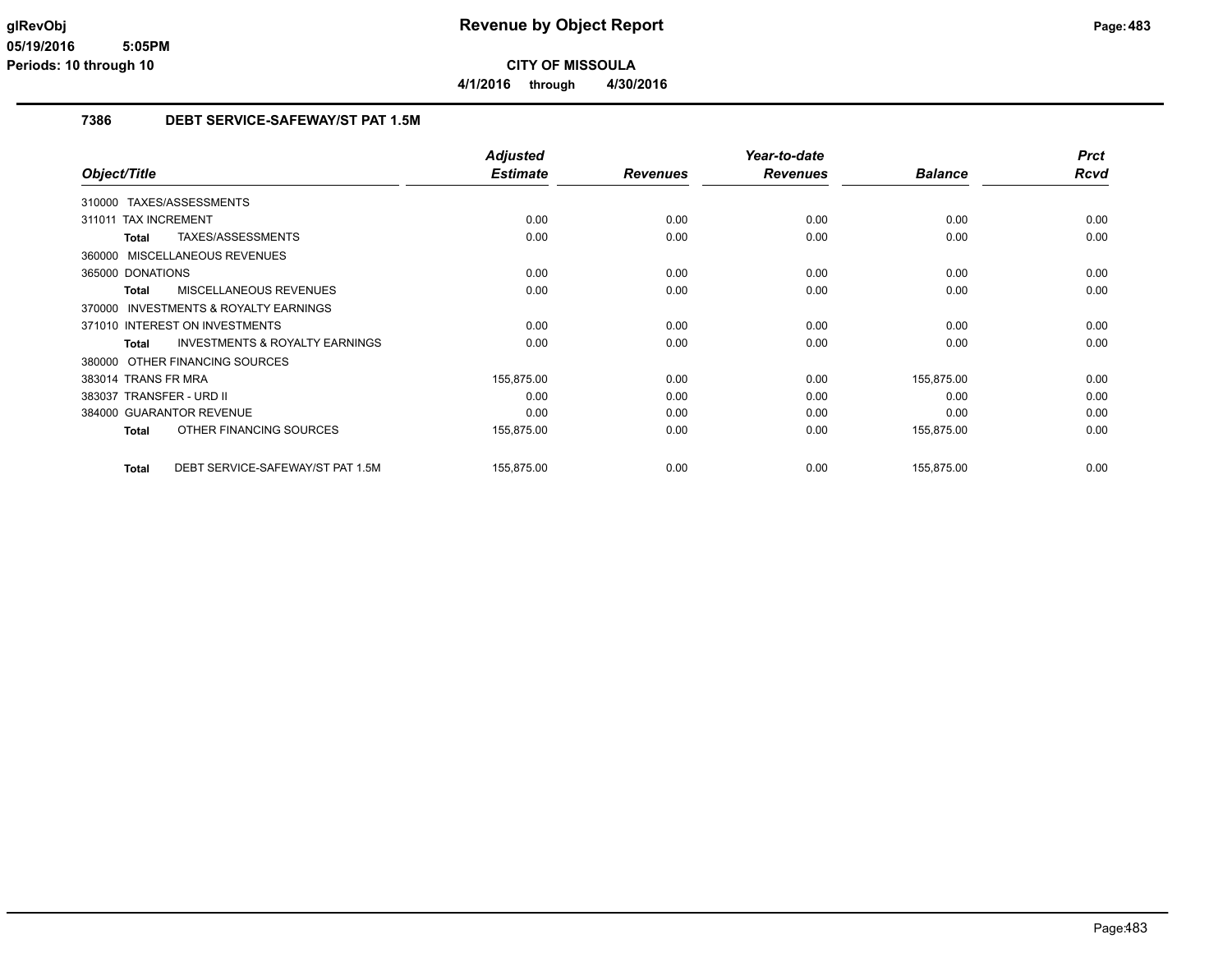# Revenue by Object Report

**CITY OF MISSOULA**

**4/1/2016 through 4/30/2016**

glRevObj
05/19/2016 5:05PM
Periods: 10 through 10

## 7386 DEBT SERVICE-SAFEWAY/ST PAT 1.5M

| Object/Title | | Adjusted Estimate | Revenues | Year-to-date Revenues | Balance | Prct Rcvd |
|---|---|---|---|---|---|---|
| 310000 TAXES/ASSESSMENTS | | | | | | |
| 311011 TAX INCREMENT | | 0.00 | 0.00 | 0.00 | 0.00 | 0.00 |
| **Total** | TAXES/ASSESSMENTS | 0.00 | 0.00 | 0.00 | 0.00 | 0.00 |
| 360000 MISCELLANEOUS REVENUES | | | | | | |
| 365000 DONATIONS | | 0.00 | 0.00 | 0.00 | 0.00 | 0.00 |
| **Total** | MISCELLANEOUS REVENUES | 0.00 | 0.00 | 0.00 | 0.00 | 0.00 |
| 370000 INVESTMENTS & ROYALTY EARNINGS | | | | | | |
| 371010 INTEREST ON INVESTMENTS | | 0.00 | 0.00 | 0.00 | 0.00 | 0.00 |
| **Total** | INVESTMENTS & ROYALTY EARNINGS | 0.00 | 0.00 | 0.00 | 0.00 | 0.00 |
| 380000 OTHER FINANCING SOURCES | | | | | | |
| 383014 TRANS FR MRA | | 155,875.00 | 0.00 | 0.00 | 155,875.00 | 0.00 |
| 383037 TRANSFER - URD II | | 0.00 | 0.00 | 0.00 | 0.00 | 0.00 |
| 384000 GUARANTOR REVENUE | | 0.00 | 0.00 | 0.00 | 0.00 | 0.00 |
| **Total** | OTHER FINANCING SOURCES | 155,875.00 | 0.00 | 0.00 | 155,875.00 | 0.00 |
| **Total** | DEBT SERVICE-SAFEWAY/ST PAT 1.5M | 155,875.00 | 0.00 | 0.00 | 155,875.00 | 0.00 |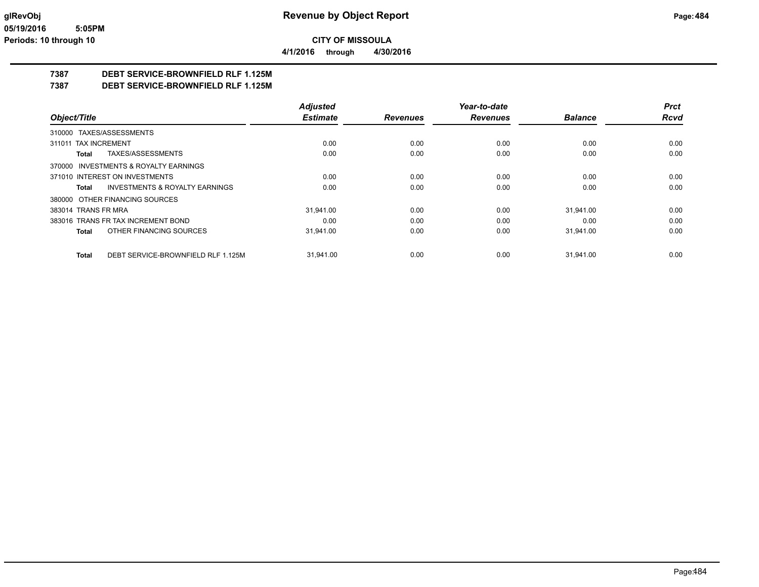# Revenue by Object Report

**CITY OF MISSOULA**

**4/1/2016 through 4/30/2016**

glRevObj
05/19/2016 5:05PM
Periods: 10 through 10

## 7387 DEBT SERVICE-BROWNFIELD RLF 1.125M
## 7387 DEBT SERVICE-BROWNFIELD RLF 1.125M

| Object/Title | Adjusted Estimate | Revenues | Year-to-date Revenues | Balance | Prct Rcvd |
|---|---|---|---|---|---|
| 310000 TAXES/ASSESSMENTS | | | | | |
| 311011 TAX INCREMENT | 0.00 | 0.00 | 0.00 | 0.00 | 0.00 |
| **Total** TAXES/ASSESSMENTS | 0.00 | 0.00 | 0.00 | 0.00 | 0.00 |
| 370000 INVESTMENTS & ROYALTY EARNINGS | | | | | |
| 371010 INTEREST ON INVESTMENTS | 0.00 | 0.00 | 0.00 | 0.00 | 0.00 |
| **Total** INVESTMENTS & ROYALTY EARNINGS | 0.00 | 0.00 | 0.00 | 0.00 | 0.00 |
| 380000 OTHER FINANCING SOURCES | | | | | |
| 383014 TRANS FR MRA | 31,941.00 | 0.00 | 0.00 | 31,941.00 | 0.00 |
| 383016 TRANS FR TAX INCREMENT BOND | 0.00 | 0.00 | 0.00 | 0.00 | 0.00 |
| **Total** OTHER FINANCING SOURCES | 31,941.00 | 0.00 | 0.00 | 31,941.00 | 0.00 |
| **Total** DEBT SERVICE-BROWNFIELD RLF 1.125M | 31,941.00 | 0.00 | 0.00 | 31,941.00 | 0.00 |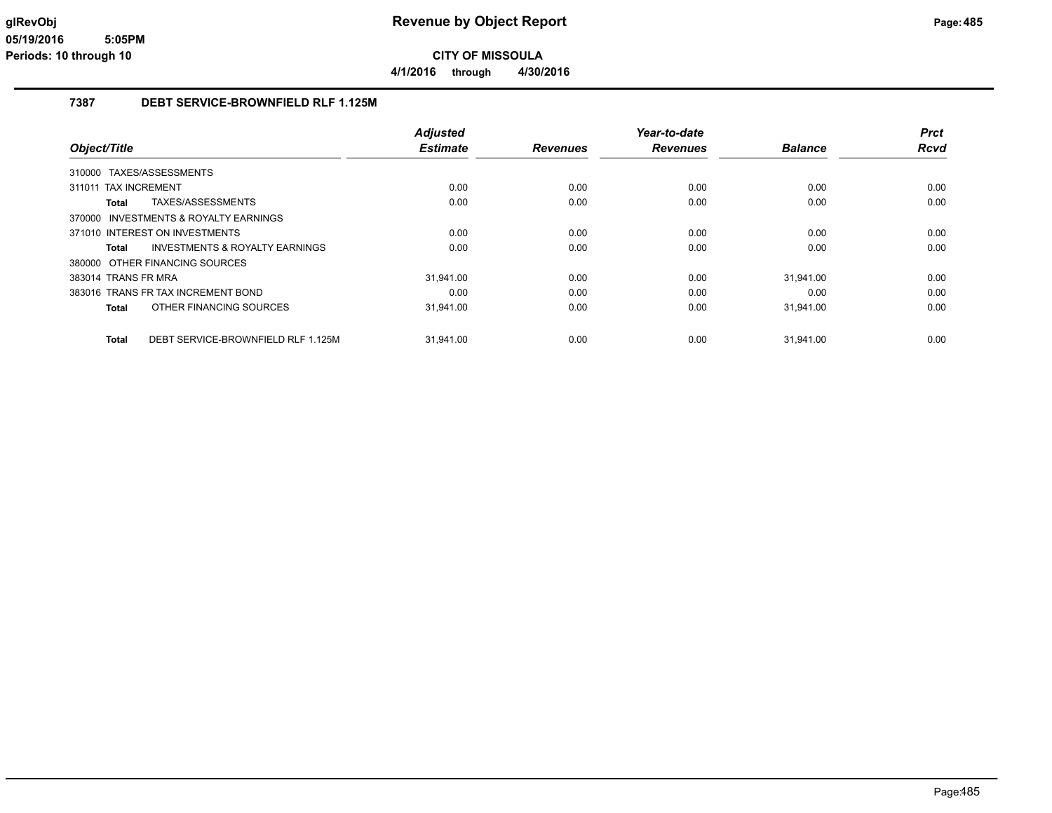# Revenue by Object Report

**CITY OF MISSOULA**

**4/1/2016 through 4/30/2016**

glRevObj
05/19/2016 5:05PM
Periods: 10 through 10

## 7387 DEBT SERVICE-BROWNFIELD RLF 1.125M

| Object/Title | Adjusted Estimate | Revenues | Year-to-date Revenues | Balance | Prct Rcvd |
|---|---|---|---|---|---|
| 310000 TAXES/ASSESSMENTS | | | | | |
| 311011 TAX INCREMENT | 0.00 | 0.00 | 0.00 | 0.00 | 0.00 |
| **Total** TAXES/ASSESSMENTS | 0.00 | 0.00 | 0.00 | 0.00 | 0.00 |
| 370000 INVESTMENTS & ROYALTY EARNINGS | | | | | |
| 371010 INTEREST ON INVESTMENTS | 0.00 | 0.00 | 0.00 | 0.00 | 0.00 |
| **Total** INVESTMENTS & ROYALTY EARNINGS | 0.00 | 0.00 | 0.00 | 0.00 | 0.00 |
| 380000 OTHER FINANCING SOURCES | | | | | |
| 383014 TRANS FR MRA | 31,941.00 | 0.00 | 0.00 | 31,941.00 | 0.00 |
| 383016 TRANS FR TAX INCREMENT BOND | 0.00 | 0.00 | 0.00 | 0.00 | 0.00 |
| **Total** OTHER FINANCING SOURCES | 31,941.00 | 0.00 | 0.00 | 31,941.00 | 0.00 |
| **Total** DEBT SERVICE-BROWNFIELD RLF 1.125M | 31,941.00 | 0.00 | 0.00 | 31,941.00 | 0.00 |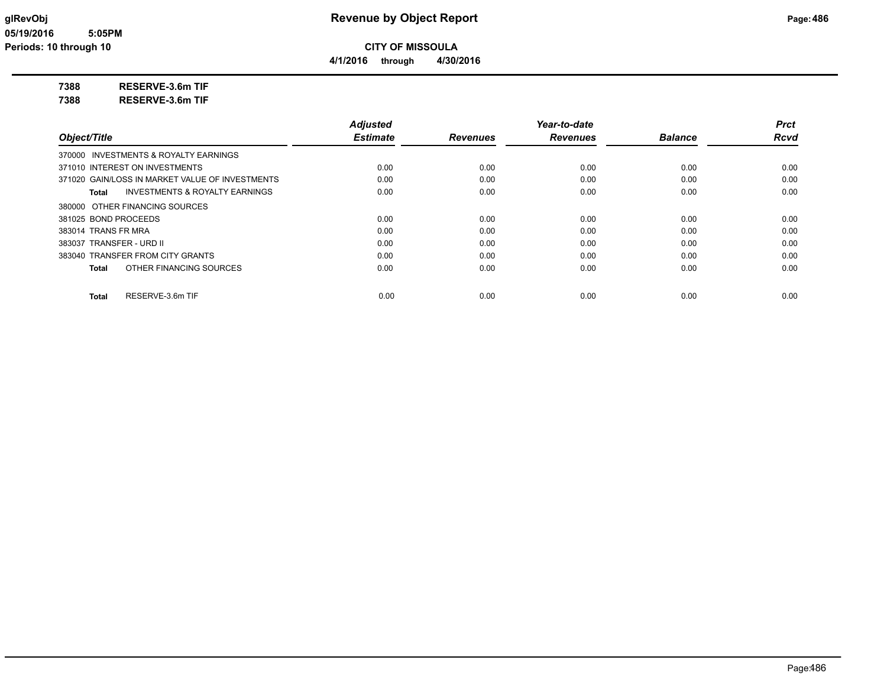# Revenue by Object Report

**CITY OF MISSOULA**

**4/1/2016 through 4/30/2016**

glRevObj
05/19/2016 5:05PM
Periods: 10 through 10

**7388 RESERVE-3.6m TIF**

**7388 RESERVE-3.6m TIF**

| Object/Title | Adjusted Estimate | Revenues | Year-to-date Revenues | Balance | Prct Rcvd |
|---|---|---|---|---|---|
| 370000 INVESTMENTS & ROYALTY EARNINGS | | | | | |
| 371010 INTEREST ON INVESTMENTS | 0.00 | 0.00 | 0.00 | 0.00 | 0.00 |
| 371020 GAIN/LOSS IN MARKET VALUE OF INVESTMENTS | 0.00 | 0.00 | 0.00 | 0.00 | 0.00 |
| **Total** INVESTMENTS & ROYALTY EARNINGS | 0.00 | 0.00 | 0.00 | 0.00 | 0.00 |
| 380000 OTHER FINANCING SOURCES | | | | | |
| 381025 BOND PROCEEDS | 0.00 | 0.00 | 0.00 | 0.00 | 0.00 |
| 383014 TRANS FR MRA | 0.00 | 0.00 | 0.00 | 0.00 | 0.00 |
| 383037 TRANSFER - URD II | 0.00 | 0.00 | 0.00 | 0.00 | 0.00 |
| 383040 TRANSFER FROM CITY GRANTS | 0.00 | 0.00 | 0.00 | 0.00 | 0.00 |
| **Total** OTHER FINANCING SOURCES | 0.00 | 0.00 | 0.00 | 0.00 | 0.00 |
| **Total** RESERVE-3.6m TIF | 0.00 | 0.00 | 0.00 | 0.00 | 0.00 |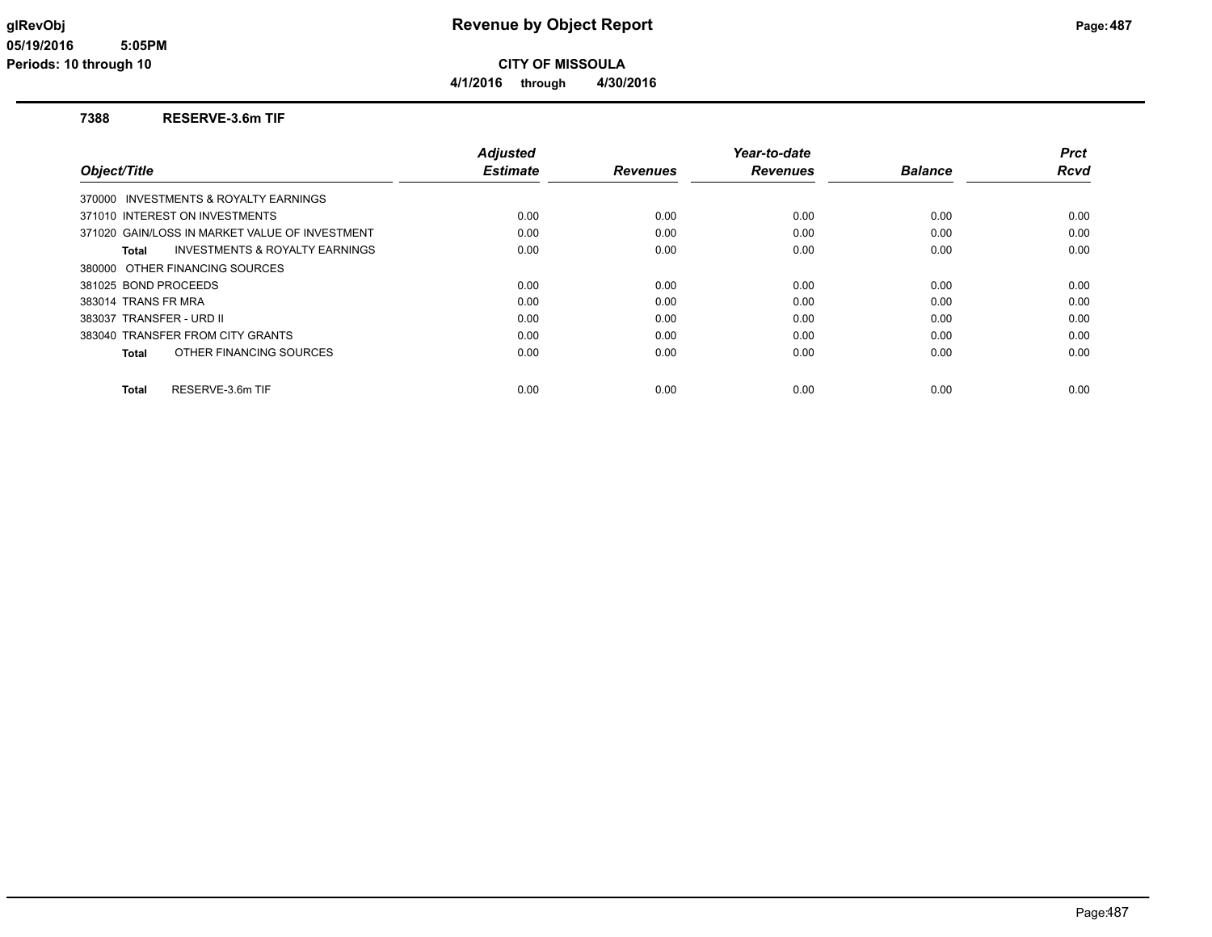# Revenue by Object Report

**CITY OF MISSOULA**

**4/1/2016 through 4/30/2016**

glRevObj
05/19/2016 5:05PM
Periods: 10 through 10

## 7388 RESERVE-3.6m TIF

| Object/Title | Adjusted Estimate | Revenues | Year-to-date Revenues | Balance | Prct Rcvd |
|---|---|---|---|---|---|
| 370000 INVESTMENTS & ROYALTY EARNINGS | | | | | |
| 371010 INTEREST ON INVESTMENTS | 0.00 | 0.00 | 0.00 | 0.00 | 0.00 |
| 371020 GAIN/LOSS IN MARKET VALUE OF INVESTMENT | 0.00 | 0.00 | 0.00 | 0.00 | 0.00 |
| **Total** INVESTMENTS & ROYALTY EARNINGS | 0.00 | 0.00 | 0.00 | 0.00 | 0.00 |
| 380000 OTHER FINANCING SOURCES | | | | | |
| 381025 BOND PROCEEDS | 0.00 | 0.00 | 0.00 | 0.00 | 0.00 |
| 383014 TRANS FR MRA | 0.00 | 0.00 | 0.00 | 0.00 | 0.00 |
| 383037 TRANSFER - URD II | 0.00 | 0.00 | 0.00 | 0.00 | 0.00 |
| 383040 TRANSFER FROM CITY GRANTS | 0.00 | 0.00 | 0.00 | 0.00 | 0.00 |
| **Total** OTHER FINANCING SOURCES | 0.00 | 0.00 | 0.00 | 0.00 | 0.00 |
| **Total** RESERVE-3.6m TIF | 0.00 | 0.00 | 0.00 | 0.00 | 0.00 |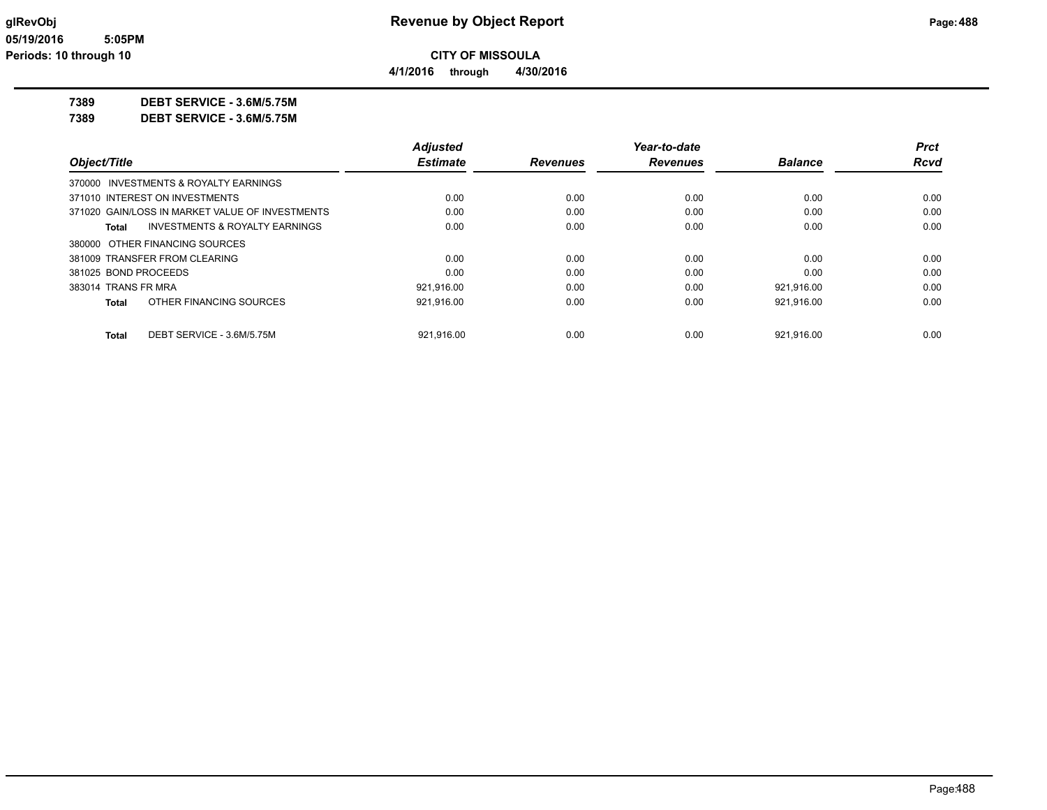# Revenue by Object Report

**CITY OF MISSOULA**

**4/1/2016 through 4/30/2016**

glRevObj
05/19/2016 5:05PM
Periods: 10 through 10

**7389 DEBT SERVICE - 3.6M/5.75M**

**7389 DEBT SERVICE - 3.6M/5.75M**

| Object/Title | Adjusted Estimate | Revenues | Year-to-date Revenues | Balance | Prct Rcvd |
|---|---|---|---|---|---|
| 370000 INVESTMENTS & ROYALTY EARNINGS | | | | | |
| 371010 INTEREST ON INVESTMENTS | 0.00 | 0.00 | 0.00 | 0.00 | 0.00 |
| 371020 GAIN/LOSS IN MARKET VALUE OF INVESTMENTS | 0.00 | 0.00 | 0.00 | 0.00 | 0.00 |
| **Total** INVESTMENTS & ROYALTY EARNINGS | 0.00 | 0.00 | 0.00 | 0.00 | 0.00 |
| 380000 OTHER FINANCING SOURCES | | | | | |
| 381009 TRANSFER FROM CLEARING | 0.00 | 0.00 | 0.00 | 0.00 | 0.00 |
| 381025 BOND PROCEEDS | 0.00 | 0.00 | 0.00 | 0.00 | 0.00 |
| 383014 TRANS FR MRA | 921,916.00 | 0.00 | 0.00 | 921,916.00 | 0.00 |
| **Total** OTHER FINANCING SOURCES | 921,916.00 | 0.00 | 0.00 | 921,916.00 | 0.00 |
| **Total** DEBT SERVICE - 3.6M/5.75M | 921,916.00 | 0.00 | 0.00 | 921,916.00 | 0.00 |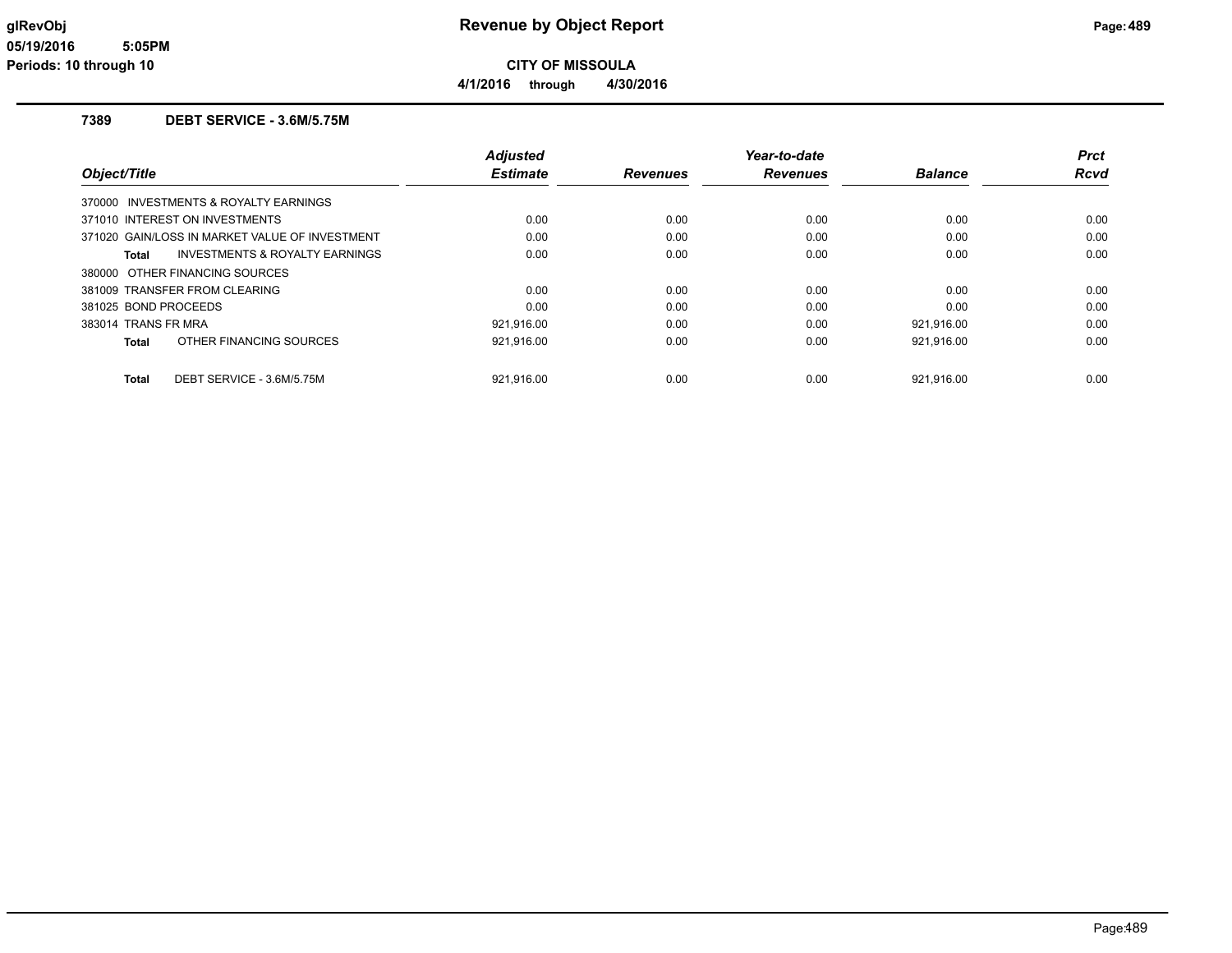**glRevObj** **Revenue by Object Report**

**05/19/2016 5:05PM**

**Periods: 10 through 10**

**CITY OF MISSOULA**

**4/1/2016 through 4/30/2016**

### 7389 DEBT SERVICE - 3.6M/5.75M

| Object/Title | Adjusted Estimate | Revenues | Year-to-date Revenues | Balance | Prct Rcvd |
|---|---|---|---|---|---|
| 370000 INVESTMENTS & ROYALTY EARNINGS | | | | | |
| 371010 INTEREST ON INVESTMENTS | 0.00 | 0.00 | 0.00 | 0.00 | 0.00 |
| 371020 GAIN/LOSS IN MARKET VALUE OF INVESTMENT | 0.00 | 0.00 | 0.00 | 0.00 | 0.00 |
| **Total** INVESTMENTS & ROYALTY EARNINGS | 0.00 | 0.00 | 0.00 | 0.00 | 0.00 |
| 380000 OTHER FINANCING SOURCES | | | | | |
| 381009 TRANSFER FROM CLEARING | 0.00 | 0.00 | 0.00 | 0.00 | 0.00 |
| 381025 BOND PROCEEDS | 0.00 | 0.00 | 0.00 | 0.00 | 0.00 |
| 383014 TRANS FR MRA | 921,916.00 | 0.00 | 0.00 | 921,916.00 | 0.00 |
| **Total** OTHER FINANCING SOURCES | 921,916.00 | 0.00 | 0.00 | 921,916.00 | 0.00 |
| **Total** DEBT SERVICE - 3.6M/5.75M | 921,916.00 | 0.00 | 0.00 | 921,916.00 | 0.00 |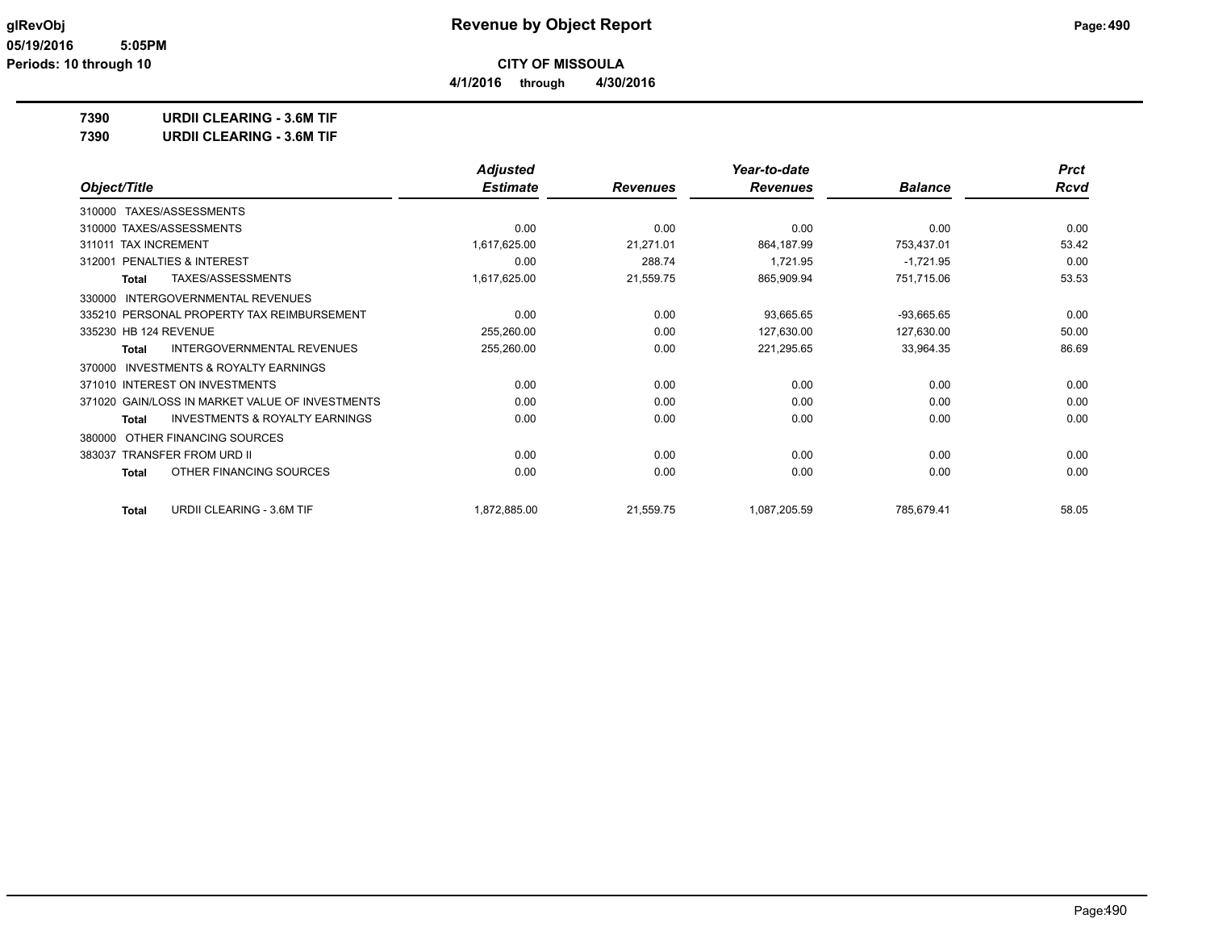# Revenue by Object Report

glRevObj
05/19/2016 5:05PM
Periods: 10 through 10

**CITY OF MISSOULA**

**4/1/2016 through 4/30/2016**

**7390 URDII CLEARING - 3.6M TIF**

**7390 URDII CLEARING - 3.6M TIF**

| Object/Title | Adjusted Estimate | Revenues | Year-to-date Revenues | Balance | Prct Rcvd |
|---|---|---|---|---|---|
| 310000 TAXES/ASSESSMENTS | | | | | |
| 310000 TAXES/ASSESSMENTS | 0.00 | 0.00 | 0.00 | 0.00 | 0.00 |
| 311011 TAX INCREMENT | 1,617,625.00 | 21,271.01 | 864,187.99 | 753,437.01 | 53.42 |
| 312001 PENALTIES & INTEREST | 0.00 | 288.74 | 1,721.95 | -1,721.95 | 0.00 |
| **Total** TAXES/ASSESSMENTS | 1,617,625.00 | 21,559.75 | 865,909.94 | 751,715.06 | 53.53 |
| 330000 INTERGOVERNMENTAL REVENUES | | | | | |
| 335210 PERSONAL PROPERTY TAX REIMBURSEMENT | 0.00 | 0.00 | 93,665.65 | -93,665.65 | 0.00 |
| 335230 HB 124 REVENUE | 255,260.00 | 0.00 | 127,630.00 | 127,630.00 | 50.00 |
| **Total** INTERGOVERNMENTAL REVENUES | 255,260.00 | 0.00 | 221,295.65 | 33,964.35 | 86.69 |
| 370000 INVESTMENTS & ROYALTY EARNINGS | | | | | |
| 371010 INTEREST ON INVESTMENTS | 0.00 | 0.00 | 0.00 | 0.00 | 0.00 |
| 371020 GAIN/LOSS IN MARKET VALUE OF INVESTMENTS | 0.00 | 0.00 | 0.00 | 0.00 | 0.00 |
| **Total** INVESTMENTS & ROYALTY EARNINGS | 0.00 | 0.00 | 0.00 | 0.00 | 0.00 |
| 380000 OTHER FINANCING SOURCES | | | | | |
| 383037 TRANSFER FROM URD II | 0.00 | 0.00 | 0.00 | 0.00 | 0.00 |
| **Total** OTHER FINANCING SOURCES | 0.00 | 0.00 | 0.00 | 0.00 | 0.00 |
| **Total** URDII CLEARING - 3.6M TIF | 1,872,885.00 | 21,559.75 | 1,087,205.59 | 785,679.41 | 58.05 |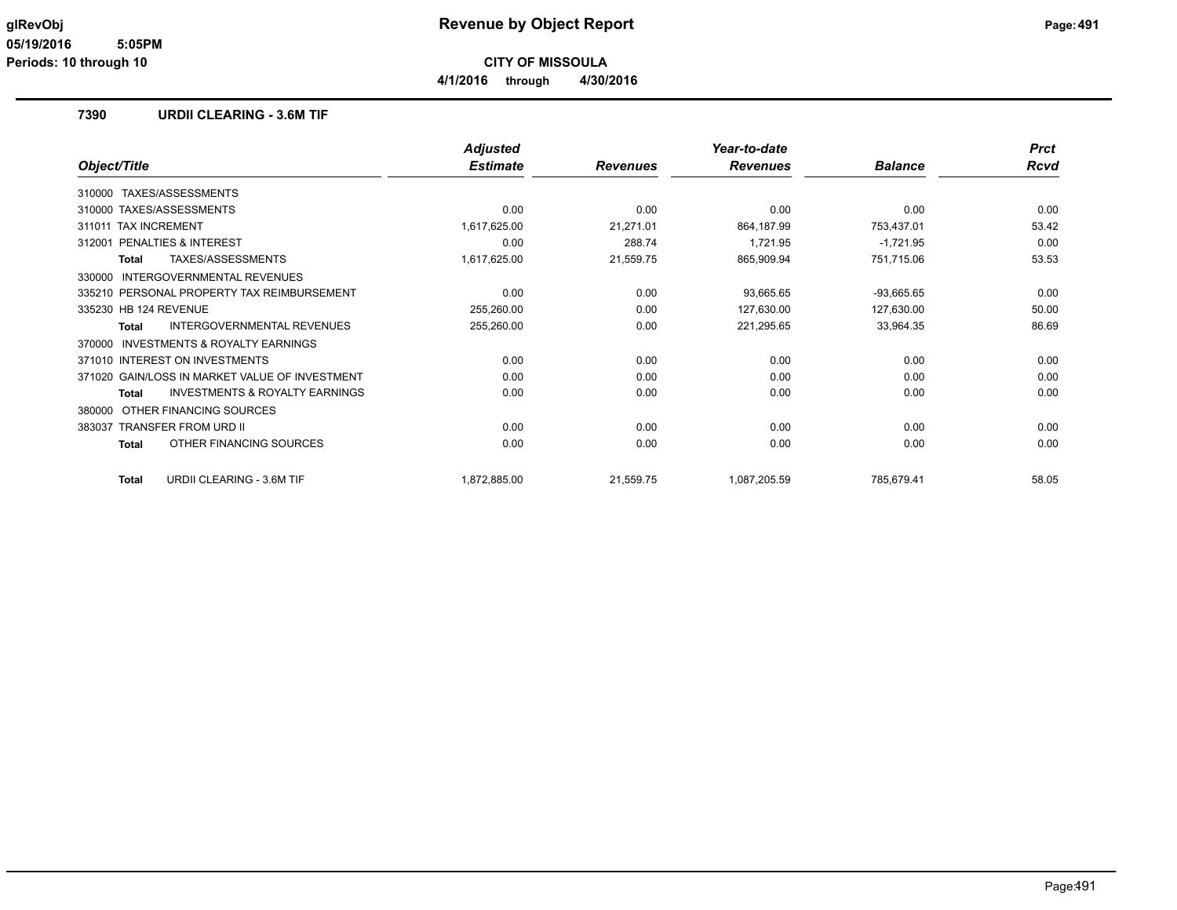# Revenue by Object Report

**CITY OF MISSOULA**

**4/1/2016 through 4/30/2016**

glRevObj
05/19/2016 5:05PM
Periods: 10 through 10

## 7390 URDII CLEARING - 3.6M TIF

| Object/Title | Adjusted Estimate | Revenues | Year-to-date Revenues | Balance | Prct Rcvd |
|---|---|---|---|---|---|
| 310000 TAXES/ASSESSMENTS | | | | | |
| 310000 TAXES/ASSESSMENTS | 0.00 | 0.00 | 0.00 | 0.00 | 0.00 |
| 311011 TAX INCREMENT | 1,617,625.00 | 21,271.01 | 864,187.99 | 753,437.01 | 53.42 |
| 312001 PENALTIES & INTEREST | 0.00 | 288.74 | 1,721.95 | -1,721.95 | 0.00 |
| **Total** TAXES/ASSESSMENTS | 1,617,625.00 | 21,559.75 | 865,909.94 | 751,715.06 | 53.53 |
| 330000 INTERGOVERNMENTAL REVENUES | | | | | |
| 335210 PERSONAL PROPERTY TAX REIMBURSEMENT | 0.00 | 0.00 | 93,665.65 | -93,665.65 | 0.00 |
| 335230 HB 124 REVENUE | 255,260.00 | 0.00 | 127,630.00 | 127,630.00 | 50.00 |
| **Total** INTERGOVERNMENTAL REVENUES | 255,260.00 | 0.00 | 221,295.65 | 33,964.35 | 86.69 |
| 370000 INVESTMENTS & ROYALTY EARNINGS | | | | | |
| 371010 INTEREST ON INVESTMENTS | 0.00 | 0.00 | 0.00 | 0.00 | 0.00 |
| 371020 GAIN/LOSS IN MARKET VALUE OF INVESTMENT | 0.00 | 0.00 | 0.00 | 0.00 | 0.00 |
| **Total** INVESTMENTS & ROYALTY EARNINGS | 0.00 | 0.00 | 0.00 | 0.00 | 0.00 |
| 380000 OTHER FINANCING SOURCES | | | | | |
| 383037 TRANSFER FROM URD II | 0.00 | 0.00 | 0.00 | 0.00 | 0.00 |
| **Total** OTHER FINANCING SOURCES | 0.00 | 0.00 | 0.00 | 0.00 | 0.00 |
| **Total** URDII CLEARING - 3.6M TIF | 1,872,885.00 | 21,559.75 | 1,087,205.59 | 785,679.41 | 58.05 |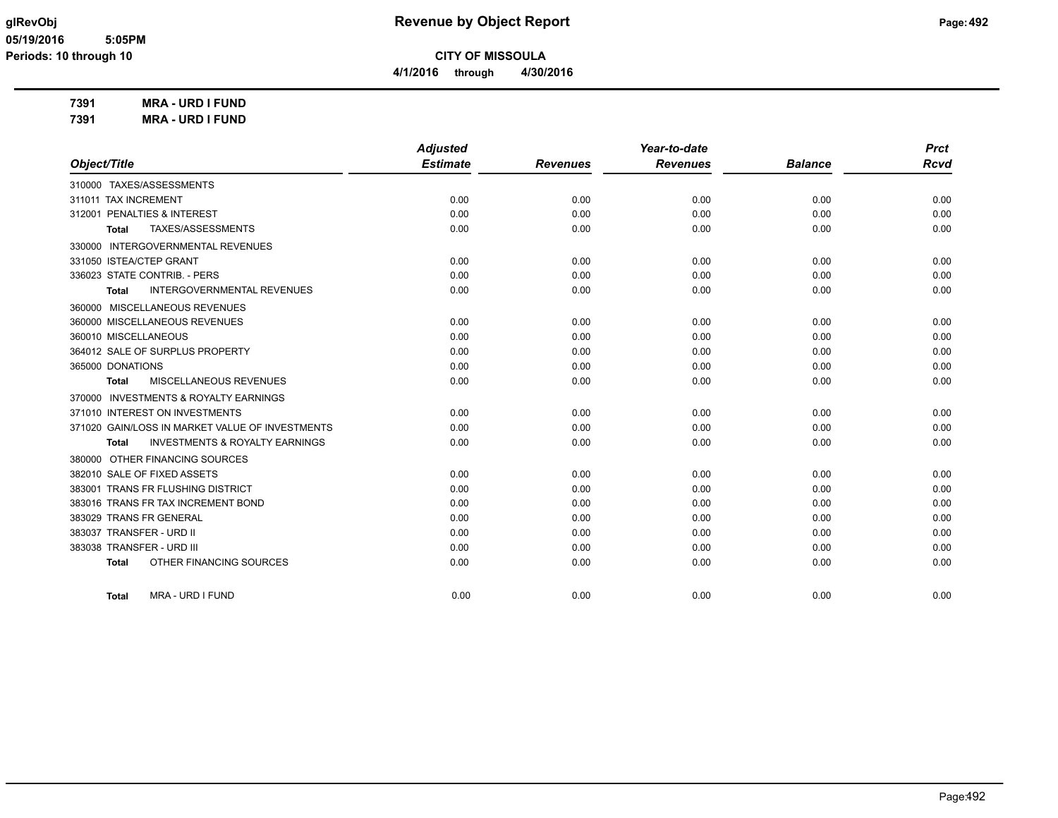# Revenue by Object Report

**CITY OF MISSOULA**

**4/1/2016 through 4/30/2016**

glRevObj
05/19/2016 5:05PM
Periods: 10 through 10

**7391 MRA - URD I FUND**

**7391 MRA - URD I FUND**

| Object/Title | Adjusted Estimate | Revenues | Year-to-date Revenues | Balance | Prct Rcvd |
|---|---|---|---|---|---|
| 310000 TAXES/ASSESSMENTS | | | | | |
| 311011 TAX INCREMENT | 0.00 | 0.00 | 0.00 | 0.00 | 0.00 |
| 312001 PENALTIES & INTEREST | 0.00 | 0.00 | 0.00 | 0.00 | 0.00 |
| **Total** TAXES/ASSESSMENTS | 0.00 | 0.00 | 0.00 | 0.00 | 0.00 |
| 330000 INTERGOVERNMENTAL REVENUES | | | | | |
| 331050 ISTEA/CTEP GRANT | 0.00 | 0.00 | 0.00 | 0.00 | 0.00 |
| 336023 STATE CONTRIB. - PERS | 0.00 | 0.00 | 0.00 | 0.00 | 0.00 |
| **Total** INTERGOVERNMENTAL REVENUES | 0.00 | 0.00 | 0.00 | 0.00 | 0.00 |
| 360000 MISCELLANEOUS REVENUES | | | | | |
| 360000 MISCELLANEOUS REVENUES | 0.00 | 0.00 | 0.00 | 0.00 | 0.00 |
| 360010 MISCELLANEOUS | 0.00 | 0.00 | 0.00 | 0.00 | 0.00 |
| 364012 SALE OF SURPLUS PROPERTY | 0.00 | 0.00 | 0.00 | 0.00 | 0.00 |
| 365000 DONATIONS | 0.00 | 0.00 | 0.00 | 0.00 | 0.00 |
| **Total** MISCELLANEOUS REVENUES | 0.00 | 0.00 | 0.00 | 0.00 | 0.00 |
| 370000 INVESTMENTS & ROYALTY EARNINGS | | | | | |
| 371010 INTEREST ON INVESTMENTS | 0.00 | 0.00 | 0.00 | 0.00 | 0.00 |
| 371020 GAIN/LOSS IN MARKET VALUE OF INVESTMENTS | 0.00 | 0.00 | 0.00 | 0.00 | 0.00 |
| **Total** INVESTMENTS & ROYALTY EARNINGS | 0.00 | 0.00 | 0.00 | 0.00 | 0.00 |
| 380000 OTHER FINANCING SOURCES | | | | | |
| 382010 SALE OF FIXED ASSETS | 0.00 | 0.00 | 0.00 | 0.00 | 0.00 |
| 383001 TRANS FR FLUSHING DISTRICT | 0.00 | 0.00 | 0.00 | 0.00 | 0.00 |
| 383016 TRANS FR TAX INCREMENT BOND | 0.00 | 0.00 | 0.00 | 0.00 | 0.00 |
| 383029 TRANS FR GENERAL | 0.00 | 0.00 | 0.00 | 0.00 | 0.00 |
| 383037 TRANSFER - URD II | 0.00 | 0.00 | 0.00 | 0.00 | 0.00 |
| 383038 TRANSFER - URD III | 0.00 | 0.00 | 0.00 | 0.00 | 0.00 |
| **Total** OTHER FINANCING SOURCES | 0.00 | 0.00 | 0.00 | 0.00 | 0.00 |
| **Total** MRA - URD I FUND | 0.00 | 0.00 | 0.00 | 0.00 | 0.00 |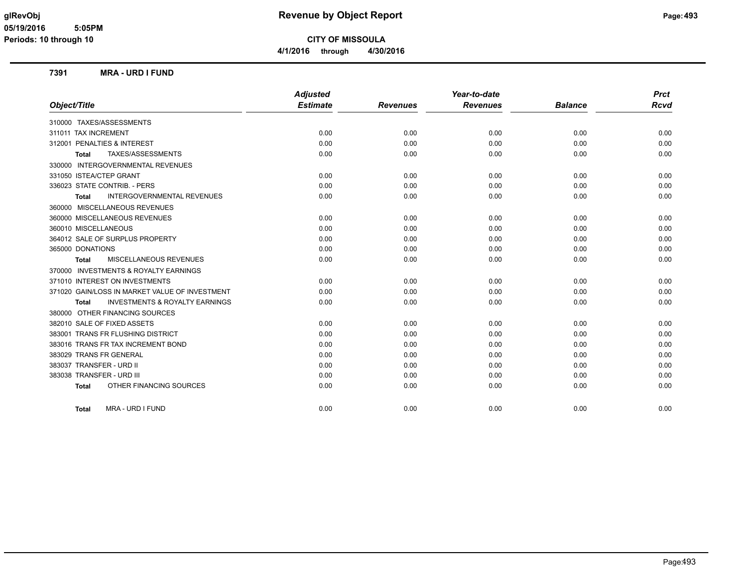# Revenue by Object Report

**CITY OF MISSOULA**

**4/1/2016 through 4/30/2016**

glRevObj
05/19/2016 5:05PM
Periods: 10 through 10

## 7391 MRA - URD I FUND

| Object/Title | Adjusted Estimate | Revenues | Year-to-date Revenues | Balance | Prct Rcvd |
|---|---|---|---|---|---|
| 310000 TAXES/ASSESSMENTS | | | | | |
| 311011 TAX INCREMENT | 0.00 | 0.00 | 0.00 | 0.00 | 0.00 |
| 312001 PENALTIES & INTEREST | 0.00 | 0.00 | 0.00 | 0.00 | 0.00 |
| **Total** TAXES/ASSESSMENTS | 0.00 | 0.00 | 0.00 | 0.00 | 0.00 |
| 330000 INTERGOVERNMENTAL REVENUES | | | | | |
| 331050 ISTEA/CTEP GRANT | 0.00 | 0.00 | 0.00 | 0.00 | 0.00 |
| 336023 STATE CONTRIB. - PERS | 0.00 | 0.00 | 0.00 | 0.00 | 0.00 |
| **Total** INTERGOVERNMENTAL REVENUES | 0.00 | 0.00 | 0.00 | 0.00 | 0.00 |
| 360000 MISCELLANEOUS REVENUES | | | | | |
| 360000 MISCELLANEOUS REVENUES | 0.00 | 0.00 | 0.00 | 0.00 | 0.00 |
| 360010 MISCELLANEOUS | 0.00 | 0.00 | 0.00 | 0.00 | 0.00 |
| 364012 SALE OF SURPLUS PROPERTY | 0.00 | 0.00 | 0.00 | 0.00 | 0.00 |
| 365000 DONATIONS | 0.00 | 0.00 | 0.00 | 0.00 | 0.00 |
| **Total** MISCELLANEOUS REVENUES | 0.00 | 0.00 | 0.00 | 0.00 | 0.00 |
| 370000 INVESTMENTS & ROYALTY EARNINGS | | | | | |
| 371010 INTEREST ON INVESTMENTS | 0.00 | 0.00 | 0.00 | 0.00 | 0.00 |
| 371020 GAIN/LOSS IN MARKET VALUE OF INVESTMENT | 0.00 | 0.00 | 0.00 | 0.00 | 0.00 |
| **Total** INVESTMENTS & ROYALTY EARNINGS | 0.00 | 0.00 | 0.00 | 0.00 | 0.00 |
| 380000 OTHER FINANCING SOURCES | | | | | |
| 382010 SALE OF FIXED ASSETS | 0.00 | 0.00 | 0.00 | 0.00 | 0.00 |
| 383001 TRANS FR FLUSHING DISTRICT | 0.00 | 0.00 | 0.00 | 0.00 | 0.00 |
| 383016 TRANS FR TAX INCREMENT BOND | 0.00 | 0.00 | 0.00 | 0.00 | 0.00 |
| 383029 TRANS FR GENERAL | 0.00 | 0.00 | 0.00 | 0.00 | 0.00 |
| 383037 TRANSFER - URD II | 0.00 | 0.00 | 0.00 | 0.00 | 0.00 |
| 383038 TRANSFER - URD III | 0.00 | 0.00 | 0.00 | 0.00 | 0.00 |
| **Total** OTHER FINANCING SOURCES | 0.00 | 0.00 | 0.00 | 0.00 | 0.00 |
| **Total** MRA - URD I FUND | 0.00 | 0.00 | 0.00 | 0.00 | 0.00 |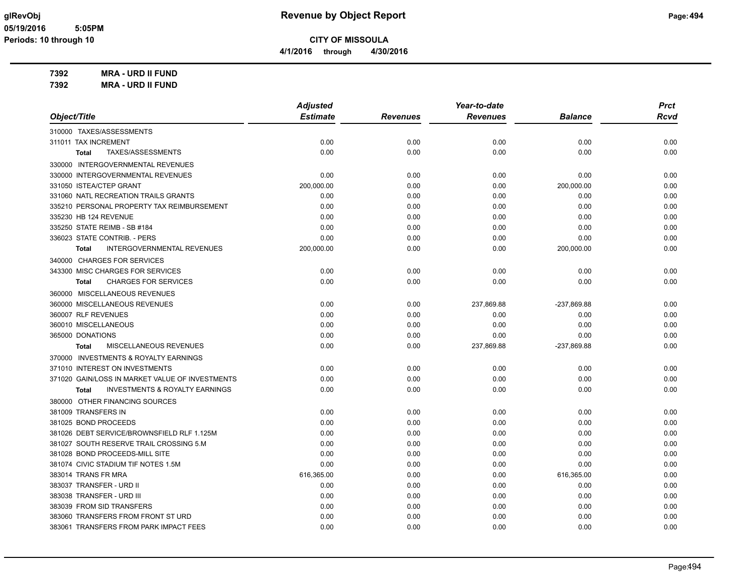**CITY OF MISSOULA**

**4/1/2016 through 4/30/2016**

**Revenue by Object Report**

glRevObj
05/19/2016 5:05PM
Periods: 10 through 10

**7392 MRA - URD II FUND**
**7392 MRA - URD II FUND**

| Object/Title | Adjusted Estimate | Revenues | Year-to-date Revenues | Balance | Prct Rcvd |
|---|---|---|---|---|---|
| 310000 TAXES/ASSESSMENTS | | | | | |
| 311011 TAX INCREMENT | 0.00 | 0.00 | 0.00 | 0.00 | 0.00 |
| **Total** TAXES/ASSESSMENTS | 0.00 | 0.00 | 0.00 | 0.00 | 0.00 |
| 330000 INTERGOVERNMENTAL REVENUES | | | | | |
| 330000 INTERGOVERNMENTAL REVENUES | 0.00 | 0.00 | 0.00 | 0.00 | 0.00 |
| 331050 ISTEA/CTEP GRANT | 200,000.00 | 0.00 | 0.00 | 200,000.00 | 0.00 |
| 331060 NATL RECREATION TRAILS GRANTS | 0.00 | 0.00 | 0.00 | 0.00 | 0.00 |
| 335210 PERSONAL PROPERTY TAX REIMBURSEMENT | 0.00 | 0.00 | 0.00 | 0.00 | 0.00 |
| 335230 HB 124 REVENUE | 0.00 | 0.00 | 0.00 | 0.00 | 0.00 |
| 335250 STATE REIMB - SB #184 | 0.00 | 0.00 | 0.00 | 0.00 | 0.00 |
| 336023 STATE CONTRIB. - PERS | 0.00 | 0.00 | 0.00 | 0.00 | 0.00 |
| **Total** INTERGOVERNMENTAL REVENUES | 200,000.00 | 0.00 | 0.00 | 200,000.00 | 0.00 |
| 340000 CHARGES FOR SERVICES | | | | | |
| 343300 MISC CHARGES FOR SERVICES | 0.00 | 0.00 | 0.00 | 0.00 | 0.00 |
| **Total** CHARGES FOR SERVICES | 0.00 | 0.00 | 0.00 | 0.00 | 0.00 |
| 360000 MISCELLANEOUS REVENUES | | | | | |
| 360000 MISCELLANEOUS REVENUES | 0.00 | 0.00 | 237,869.88 | -237,869.88 | 0.00 |
| 360007 RLF REVENUES | 0.00 | 0.00 | 0.00 | 0.00 | 0.00 |
| 360010 MISCELLANEOUS | 0.00 | 0.00 | 0.00 | 0.00 | 0.00 |
| 365000 DONATIONS | 0.00 | 0.00 | 0.00 | 0.00 | 0.00 |
| **Total** MISCELLANEOUS REVENUES | 0.00 | 0.00 | 237,869.88 | -237,869.88 | 0.00 |
| 370000 INVESTMENTS & ROYALTY EARNINGS | | | | | |
| 371010 INTEREST ON INVESTMENTS | 0.00 | 0.00 | 0.00 | 0.00 | 0.00 |
| 371020 GAIN/LOSS IN MARKET VALUE OF INVESTMENTS | 0.00 | 0.00 | 0.00 | 0.00 | 0.00 |
| **Total** INVESTMENTS & ROYALTY EARNINGS | 0.00 | 0.00 | 0.00 | 0.00 | 0.00 |
| 380000 OTHER FINANCING SOURCES | | | | | |
| 381009 TRANSFERS IN | 0.00 | 0.00 | 0.00 | 0.00 | 0.00 |
| 381025 BOND PROCEEDS | 0.00 | 0.00 | 0.00 | 0.00 | 0.00 |
| 381026 DEBT SERVICE/BROWNSFIELD RLF 1.125M | 0.00 | 0.00 | 0.00 | 0.00 | 0.00 |
| 381027 SOUTH RESERVE TRAIL CROSSING 5.M | 0.00 | 0.00 | 0.00 | 0.00 | 0.00 |
| 381028 BOND PROCEEDS-MILL SITE | 0.00 | 0.00 | 0.00 | 0.00 | 0.00 |
| 381074 CIVIC STADIUM TIF NOTES 1.5M | 0.00 | 0.00 | 0.00 | 0.00 | 0.00 |
| 383014 TRANS FR MRA | 616,365.00 | 0.00 | 0.00 | 616,365.00 | 0.00 |
| 383037 TRANSFER - URD II | 0.00 | 0.00 | 0.00 | 0.00 | 0.00 |
| 383038 TRANSFER - URD III | 0.00 | 0.00 | 0.00 | 0.00 | 0.00 |
| 383039 FROM SID TRANSFERS | 0.00 | 0.00 | 0.00 | 0.00 | 0.00 |
| 383060 TRANSFERS FROM FRONT ST URD | 0.00 | 0.00 | 0.00 | 0.00 | 0.00 |
| 383061 TRANSFERS FROM PARK IMPACT FEES | 0.00 | 0.00 | 0.00 | 0.00 | 0.00 |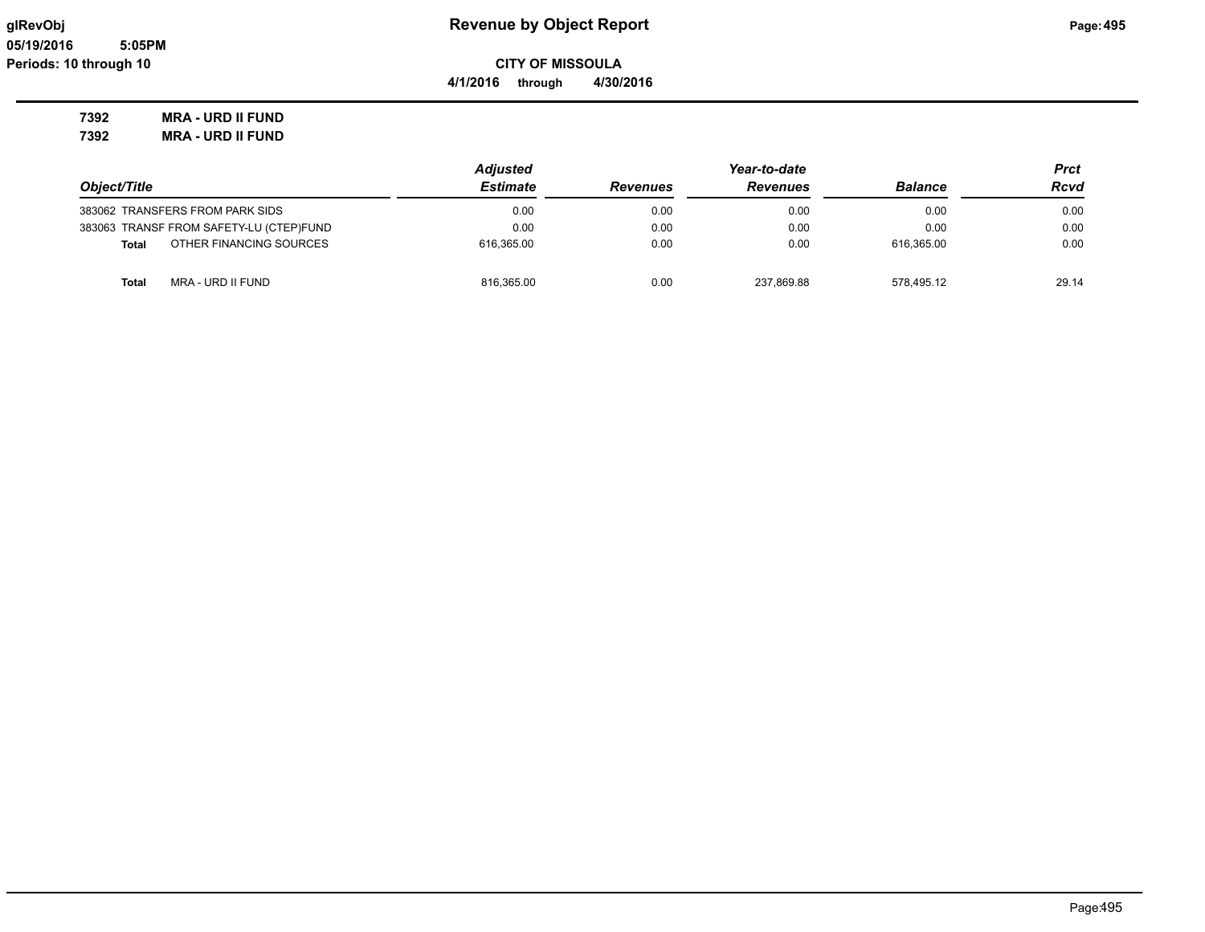**Revenue by Object Report**

**CITY OF MISSOULA**

**4/1/2016 through 4/30/2016**

glRevObj
05/19/2016 5:05PM
Periods: 10 through 10

**7392 MRA - URD II FUND**

**7392 MRA - URD II FUND**

| Object/Title | Adjusted Estimate | Revenues | Year-to-date Revenues | Balance | Prct Rcvd |
|---|---|---|---|---|---|
| 383062 TRANSFERS FROM PARK SIDS | 0.00 | 0.00 | 0.00 | 0.00 | 0.00 |
| 383063 TRANSF FROM SAFETY-LU (CTEP)FUND | 0.00 | 0.00 | 0.00 | 0.00 | 0.00 |
| **Total** OTHER FINANCING SOURCES | 616,365.00 | 0.00 | 0.00 | 616,365.00 | 0.00 |
| **Total** MRA - URD II FUND | 816,365.00 | 0.00 | 237,869.88 | 578,495.12 | 29.14 |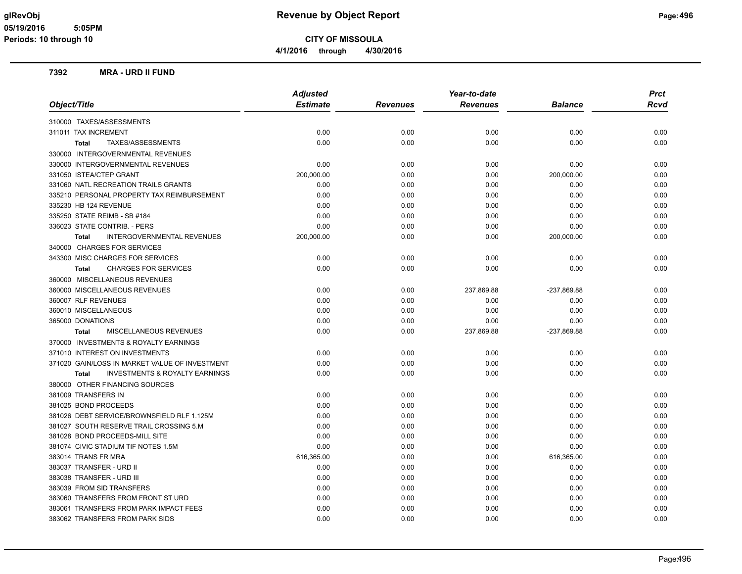# Revenue by Object Report

**CITY OF MISSOULA**

**4/1/2016 through 4/30/2016**

glRevObj
05/19/2016 5:05PM
Periods: 10 through 10

## 7392 MRA - URD II FUND

| Object/Title | Adjusted Estimate | Revenues | Year-to-date Revenues | Balance | Prct Rcvd |
|---|---|---|---|---|---|
| 310000 TAXES/ASSESSMENTS | | | | | |
| 311011 TAX INCREMENT | 0.00 | 0.00 | 0.00 | 0.00 | 0.00 |
| **Total** TAXES/ASSESSMENTS | 0.00 | 0.00 | 0.00 | 0.00 | 0.00 |
| 330000 INTERGOVERNMENTAL REVENUES | | | | | |
| 330000 INTERGOVERNMENTAL REVENUES | 0.00 | 0.00 | 0.00 | 0.00 | 0.00 |
| 331050 ISTEA/CTEP GRANT | 200,000.00 | 0.00 | 0.00 | 200,000.00 | 0.00 |
| 331060 NATL RECREATION TRAILS GRANTS | 0.00 | 0.00 | 0.00 | 0.00 | 0.00 |
| 335210 PERSONAL PROPERTY TAX REIMBURSEMENT | 0.00 | 0.00 | 0.00 | 0.00 | 0.00 |
| 335230 HB 124 REVENUE | 0.00 | 0.00 | 0.00 | 0.00 | 0.00 |
| 335250 STATE REIMB - SB #184 | 0.00 | 0.00 | 0.00 | 0.00 | 0.00 |
| 336023 STATE CONTRIB. - PERS | 0.00 | 0.00 | 0.00 | 0.00 | 0.00 |
| **Total** INTERGOVERNMENTAL REVENUES | 200,000.00 | 0.00 | 0.00 | 200,000.00 | 0.00 |
| 340000 CHARGES FOR SERVICES | | | | | |
| 343300 MISC CHARGES FOR SERVICES | 0.00 | 0.00 | 0.00 | 0.00 | 0.00 |
| **Total** CHARGES FOR SERVICES | 0.00 | 0.00 | 0.00 | 0.00 | 0.00 |
| 360000 MISCELLANEOUS REVENUES | | | | | |
| 360000 MISCELLANEOUS REVENUES | 0.00 | 0.00 | 237,869.88 | -237,869.88 | 0.00 |
| 360007 RLF REVENUES | 0.00 | 0.00 | 0.00 | 0.00 | 0.00 |
| 360010 MISCELLANEOUS | 0.00 | 0.00 | 0.00 | 0.00 | 0.00 |
| 365000 DONATIONS | 0.00 | 0.00 | 0.00 | 0.00 | 0.00 |
| **Total** MISCELLANEOUS REVENUES | 0.00 | 0.00 | 237,869.88 | -237,869.88 | 0.00 |
| 370000 INVESTMENTS & ROYALTY EARNINGS | | | | | |
| 371010 INTEREST ON INVESTMENTS | 0.00 | 0.00 | 0.00 | 0.00 | 0.00 |
| 371020 GAIN/LOSS IN MARKET VALUE OF INVESTMENT | 0.00 | 0.00 | 0.00 | 0.00 | 0.00 |
| **Total** INVESTMENTS & ROYALTY EARNINGS | 0.00 | 0.00 | 0.00 | 0.00 | 0.00 |
| 380000 OTHER FINANCING SOURCES | | | | | |
| 381009 TRANSFERS IN | 0.00 | 0.00 | 0.00 | 0.00 | 0.00 |
| 381025 BOND PROCEEDS | 0.00 | 0.00 | 0.00 | 0.00 | 0.00 |
| 381026 DEBT SERVICE/BROWNSFIELD RLF 1.125M | 0.00 | 0.00 | 0.00 | 0.00 | 0.00 |
| 381027 SOUTH RESERVE TRAIL CROSSING 5.M | 0.00 | 0.00 | 0.00 | 0.00 | 0.00 |
| 381028 BOND PROCEEDS-MILL SITE | 0.00 | 0.00 | 0.00 | 0.00 | 0.00 |
| 381074 CIVIC STADIUM TIF NOTES 1.5M | 0.00 | 0.00 | 0.00 | 0.00 | 0.00 |
| 383014 TRANS FR MRA | 616,365.00 | 0.00 | 0.00 | 616,365.00 | 0.00 |
| 383037 TRANSFER - URD II | 0.00 | 0.00 | 0.00 | 0.00 | 0.00 |
| 383038 TRANSFER - URD III | 0.00 | 0.00 | 0.00 | 0.00 | 0.00 |
| 383039 FROM SID TRANSFERS | 0.00 | 0.00 | 0.00 | 0.00 | 0.00 |
| 383060 TRANSFERS FROM FRONT ST URD | 0.00 | 0.00 | 0.00 | 0.00 | 0.00 |
| 383061 TRANSFERS FROM PARK IMPACT FEES | 0.00 | 0.00 | 0.00 | 0.00 | 0.00 |
| 383062 TRANSFERS FROM PARK SIDS | 0.00 | 0.00 | 0.00 | 0.00 | 0.00 |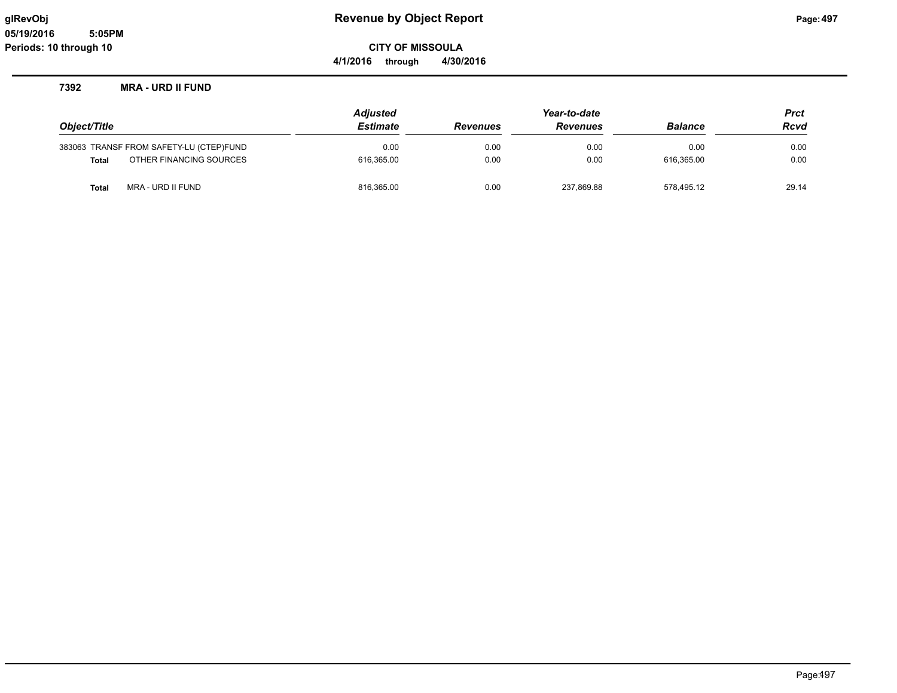# Revenue by Object Report

glRevObj
05/19/2016 5:05PM
Periods: 10 through 10

**CITY OF MISSOULA**

**4/1/2016 through 4/30/2016**

### 7392 MRA - URD II FUND

| Object/Title | | Adjusted Estimate | Revenues | Year-to-date Revenues | Balance | Prct Rcvd |
|---|---|---|---|---|---|---|
| 383063 | TRANSF FROM SAFETY-LU (CTEP)FUND | 0.00 | 0.00 | 0.00 | 0.00 | 0.00 |
| **Total** | OTHER FINANCING SOURCES | 616,365.00 | 0.00 | 0.00 | 616,365.00 | 0.00 |
| **Total** | MRA - URD II FUND | 816,365.00 | 0.00 | 237,869.88 | 578,495.12 | 29.14 |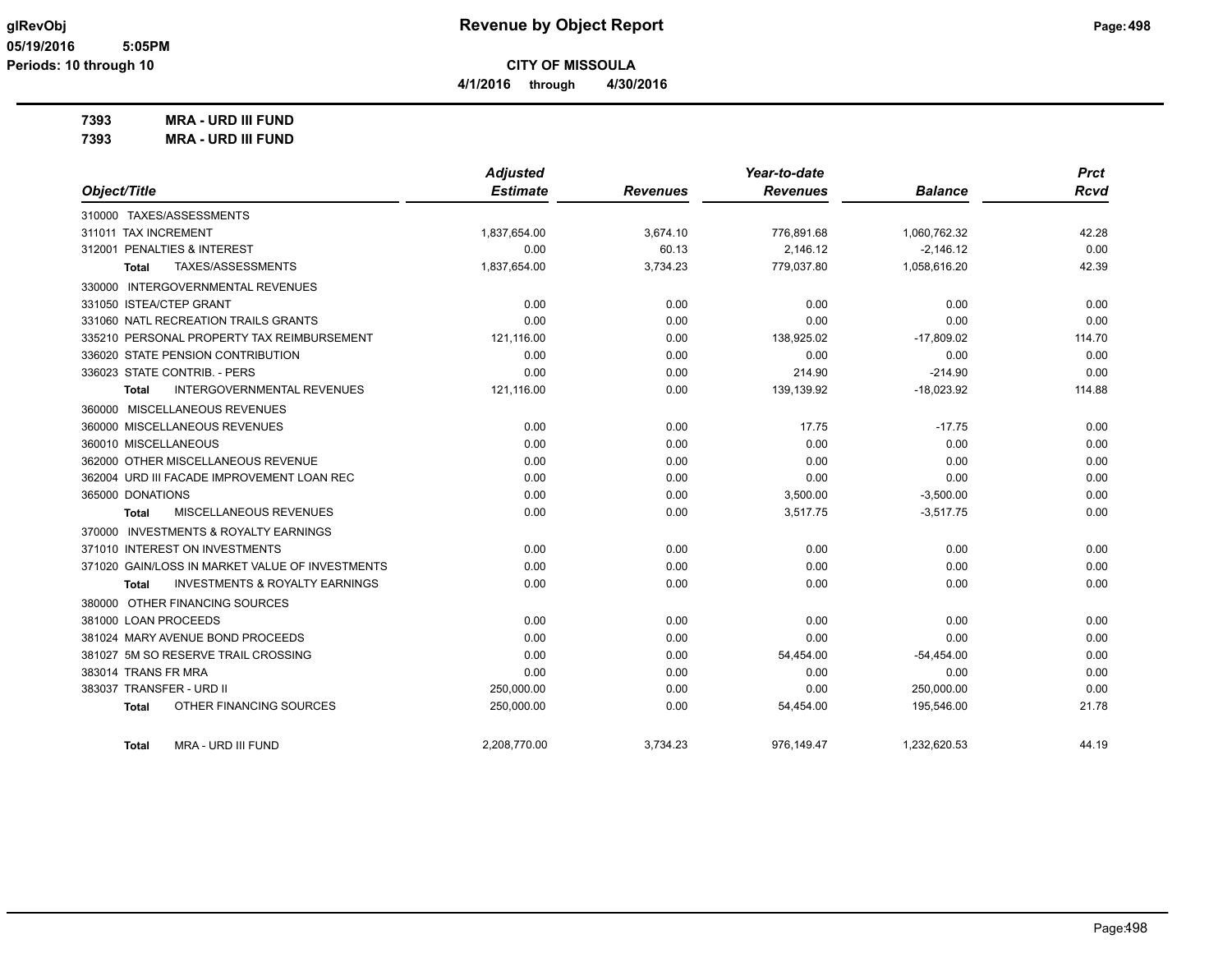# Revenue by Object Report

**CITY OF MISSOULA**

**4/1/2016 through 4/30/2016**

glRevObj
05/19/2016 5:05PM
Periods: 10 through 10

**7393 MRA - URD III FUND**
**7393 MRA - URD III FUND**

| Object/Title | Adjusted Estimate | Revenues | Year-to-date Revenues | Balance | Prct Rcvd |
|---|---|---|---|---|---|
| 310000 TAXES/ASSESSMENTS | | | | | |
| 311011 TAX INCREMENT | 1,837,654.00 | 3,674.10 | 776,891.68 | 1,060,762.32 | 42.28 |
| 312001 PENALTIES & INTEREST | 0.00 | 60.13 | 2,146.12 | -2,146.12 | 0.00 |
| **Total** TAXES/ASSESSMENTS | 1,837,654.00 | 3,734.23 | 779,037.80 | 1,058,616.20 | 42.39 |
| 330000 INTERGOVERNMENTAL REVENUES | | | | | |
| 331050 ISTEA/CTEP GRANT | 0.00 | 0.00 | 0.00 | 0.00 | 0.00 |
| 331060 NATL RECREATION TRAILS GRANTS | 0.00 | 0.00 | 0.00 | 0.00 | 0.00 |
| 335210 PERSONAL PROPERTY TAX REIMBURSEMENT | 121,116.00 | 0.00 | 138,925.02 | -17,809.02 | 114.70 |
| 336020 STATE PENSION CONTRIBUTION | 0.00 | 0.00 | 0.00 | 0.00 | 0.00 |
| 336023 STATE CONTRIB. - PERS | 0.00 | 0.00 | 214.90 | -214.90 | 0.00 |
| **Total** INTERGOVERNMENTAL REVENUES | 121,116.00 | 0.00 | 139,139.92 | -18,023.92 | 114.88 |
| 360000 MISCELLANEOUS REVENUES | | | | | |
| 360000 MISCELLANEOUS REVENUES | 0.00 | 0.00 | 17.75 | -17.75 | 0.00 |
| 360010 MISCELLANEOUS | 0.00 | 0.00 | 0.00 | 0.00 | 0.00 |
| 362000 OTHER MISCELLANEOUS REVENUE | 0.00 | 0.00 | 0.00 | 0.00 | 0.00 |
| 362004 URD III FACADE IMPROVEMENT LOAN REC | 0.00 | 0.00 | 0.00 | 0.00 | 0.00 |
| 365000 DONATIONS | 0.00 | 0.00 | 3,500.00 | -3,500.00 | 0.00 |
| **Total** MISCELLANEOUS REVENUES | 0.00 | 0.00 | 3,517.75 | -3,517.75 | 0.00 |
| 370000 INVESTMENTS & ROYALTY EARNINGS | | | | | |
| 371010 INTEREST ON INVESTMENTS | 0.00 | 0.00 | 0.00 | 0.00 | 0.00 |
| 371020 GAIN/LOSS IN MARKET VALUE OF INVESTMENTS | 0.00 | 0.00 | 0.00 | 0.00 | 0.00 |
| **Total** INVESTMENTS & ROYALTY EARNINGS | 0.00 | 0.00 | 0.00 | 0.00 | 0.00 |
| 380000 OTHER FINANCING SOURCES | | | | | |
| 381000 LOAN PROCEEDS | 0.00 | 0.00 | 0.00 | 0.00 | 0.00 |
| 381024 MARY AVENUE BOND PROCEEDS | 0.00 | 0.00 | 0.00 | 0.00 | 0.00 |
| 381027 5M SO RESERVE TRAIL CROSSING | 0.00 | 0.00 | 54,454.00 | -54,454.00 | 0.00 |
| 383014 TRANS FR MRA | 0.00 | 0.00 | 0.00 | 0.00 | 0.00 |
| 383037 TRANSFER - URD II | 250,000.00 | 0.00 | 0.00 | 250,000.00 | 0.00 |
| **Total** OTHER FINANCING SOURCES | 250,000.00 | 0.00 | 54,454.00 | 195,546.00 | 21.78 |
| **Total** MRA - URD III FUND | 2,208,770.00 | 3,734.23 | 976,149.47 | 1,232,620.53 | 44.19 |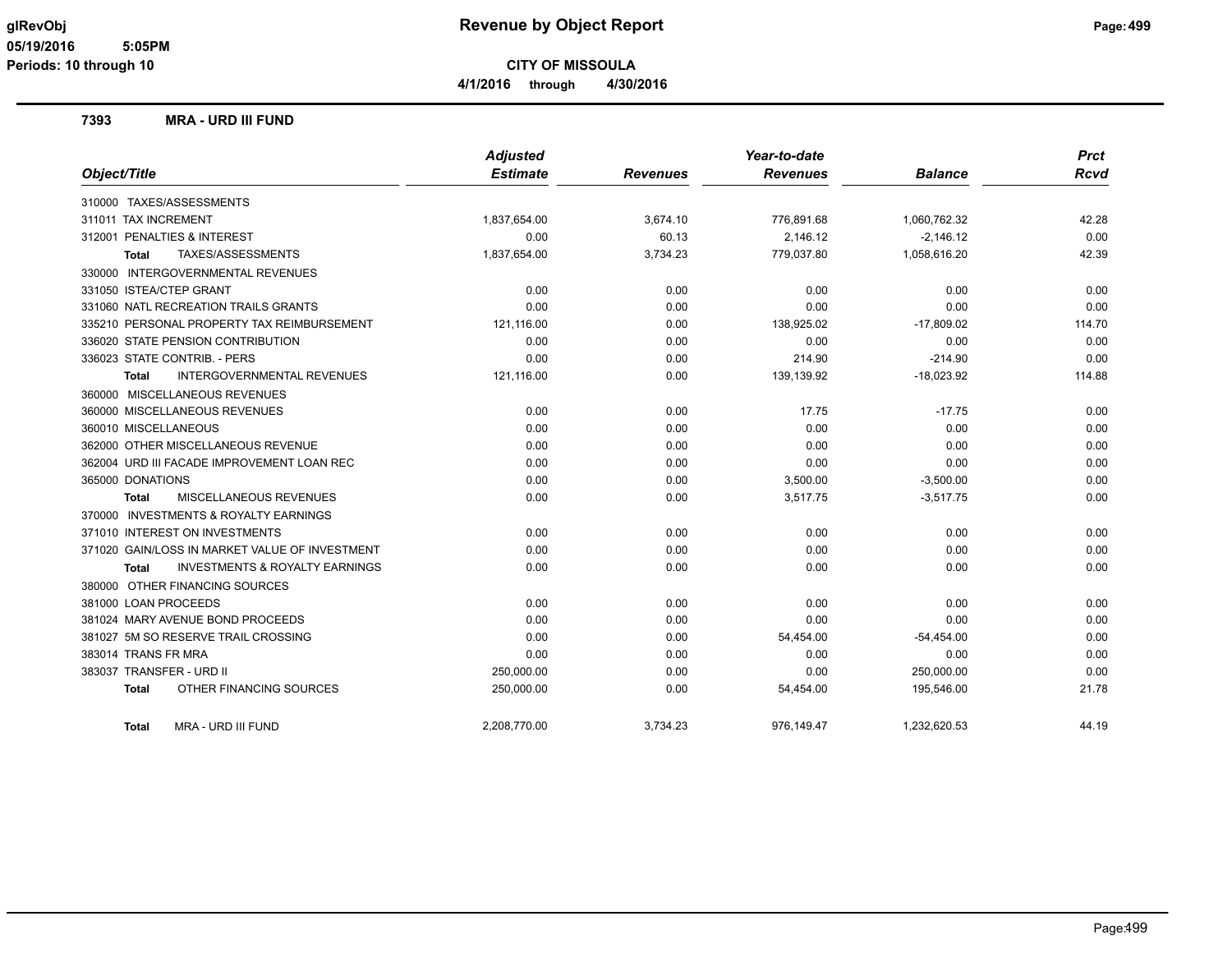# Revenue by Object Report

**CITY OF MISSOULA**

**4/1/2016 through 4/30/2016**

glRevObj
05/19/2016 5:05PM
Periods: 10 through 10

### 7393 MRA - URD III FUND

| Object/Title | Adjusted Estimate | Revenues | Year-to-date Revenues | Balance | Prct Rcvd |
|---|---|---|---|---|---|
| 310000 TAXES/ASSESSMENTS | | | | | |
| 311011 TAX INCREMENT | 1,837,654.00 | 3,674.10 | 776,891.68 | 1,060,762.32 | 42.28 |
| 312001 PENALTIES & INTEREST | 0.00 | 60.13 | 2,146.12 | -2,146.12 | 0.00 |
| **Total** TAXES/ASSESSMENTS | 1,837,654.00 | 3,734.23 | 779,037.80 | 1,058,616.20 | 42.39 |
| 330000 INTERGOVERNMENTAL REVENUES | | | | | |
| 331050 ISTEA/CTEP GRANT | 0.00 | 0.00 | 0.00 | 0.00 | 0.00 |
| 331060 NATL RECREATION TRAILS GRANTS | 0.00 | 0.00 | 0.00 | 0.00 | 0.00 |
| 335210 PERSONAL PROPERTY TAX REIMBURSEMENT | 121,116.00 | 0.00 | 138,925.02 | -17,809.02 | 114.70 |
| 336020 STATE PENSION CONTRIBUTION | 0.00 | 0.00 | 0.00 | 0.00 | 0.00 |
| 336023 STATE CONTRIB. - PERS | 0.00 | 0.00 | 214.90 | -214.90 | 0.00 |
| **Total** INTERGOVERNMENTAL REVENUES | 121,116.00 | 0.00 | 139,139.92 | -18,023.92 | 114.88 |
| 360000 MISCELLANEOUS REVENUES | | | | | |
| 360000 MISCELLANEOUS REVENUES | 0.00 | 0.00 | 17.75 | -17.75 | 0.00 |
| 360010 MISCELLANEOUS | 0.00 | 0.00 | 0.00 | 0.00 | 0.00 |
| 362000 OTHER MISCELLANEOUS REVENUE | 0.00 | 0.00 | 0.00 | 0.00 | 0.00 |
| 362004 URD III FACADE IMPROVEMENT LOAN REC | 0.00 | 0.00 | 0.00 | 0.00 | 0.00 |
| 365000 DONATIONS | 0.00 | 0.00 | 3,500.00 | -3,500.00 | 0.00 |
| **Total** MISCELLANEOUS REVENUES | 0.00 | 0.00 | 3,517.75 | -3,517.75 | 0.00 |
| 370000 INVESTMENTS & ROYALTY EARNINGS | | | | | |
| 371010 INTEREST ON INVESTMENTS | 0.00 | 0.00 | 0.00 | 0.00 | 0.00 |
| 371020 GAIN/LOSS IN MARKET VALUE OF INVESTMENT | 0.00 | 0.00 | 0.00 | 0.00 | 0.00 |
| **Total** INVESTMENTS & ROYALTY EARNINGS | 0.00 | 0.00 | 0.00 | 0.00 | 0.00 |
| 380000 OTHER FINANCING SOURCES | | | | | |
| 381000 LOAN PROCEEDS | 0.00 | 0.00 | 0.00 | 0.00 | 0.00 |
| 381024 MARY AVENUE BOND PROCEEDS | 0.00 | 0.00 | 0.00 | 0.00 | 0.00 |
| 381027 5M SO RESERVE TRAIL CROSSING | 0.00 | 0.00 | 54,454.00 | -54,454.00 | 0.00 |
| 383014 TRANS FR MRA | 0.00 | 0.00 | 0.00 | 0.00 | 0.00 |
| 383037 TRANSFER - URD II | 250,000.00 | 0.00 | 0.00 | 250,000.00 | 0.00 |
| **Total** OTHER FINANCING SOURCES | 250,000.00 | 0.00 | 54,454.00 | 195,546.00 | 21.78 |
| **Total** MRA - URD III FUND | 2,208,770.00 | 3,734.23 | 976,149.47 | 1,232,620.53 | 44.19 |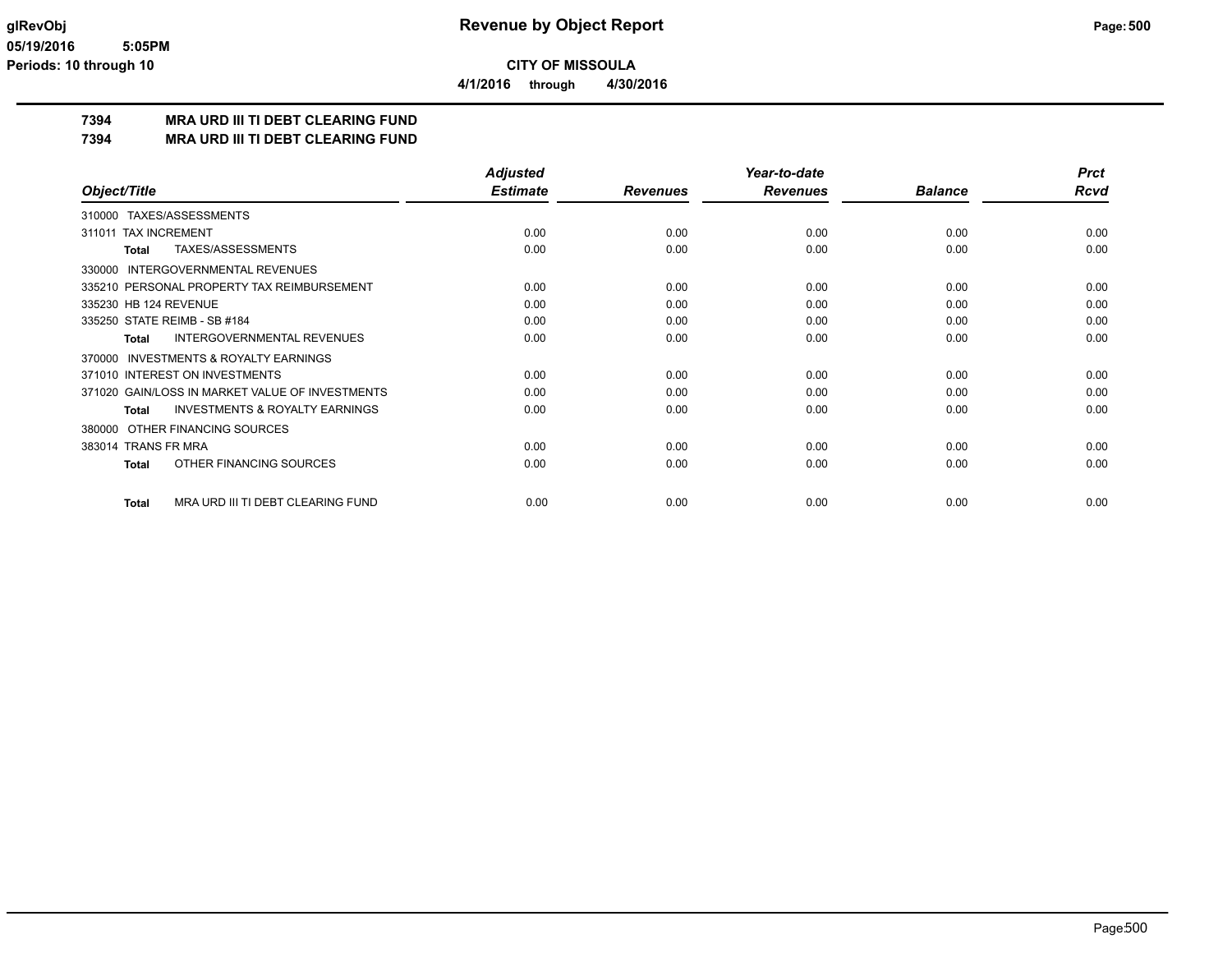# Revenue by Object Report

**CITY OF MISSOULA**

**4/1/2016 through 4/30/2016**

glRevObj
05/19/2016 5:05PM
Periods: 10 through 10

## 7394 MRA URD III TI DEBT CLEARING FUND
## 7394 MRA URD III TI DEBT CLEARING FUND

| Object/Title | Adjusted Estimate | Revenues | Year-to-date Revenues | Balance | Prct Rcvd |
|---|---|---|---|---|---|
| 310000 TAXES/ASSESSMENTS | | | | | |
| 311011 TAX INCREMENT | 0.00 | 0.00 | 0.00 | 0.00 | 0.00 |
| **Total** TAXES/ASSESSMENTS | 0.00 | 0.00 | 0.00 | 0.00 | 0.00 |
| 330000 INTERGOVERNMENTAL REVENUES | | | | | |
| 335210 PERSONAL PROPERTY TAX REIMBURSEMENT | 0.00 | 0.00 | 0.00 | 0.00 | 0.00 |
| 335230 HB 124 REVENUE | 0.00 | 0.00 | 0.00 | 0.00 | 0.00 |
| 335250 STATE REIMB - SB #184 | 0.00 | 0.00 | 0.00 | 0.00 | 0.00 |
| **Total** INTERGOVERNMENTAL REVENUES | 0.00 | 0.00 | 0.00 | 0.00 | 0.00 |
| 370000 INVESTMENTS & ROYALTY EARNINGS | | | | | |
| 371010 INTEREST ON INVESTMENTS | 0.00 | 0.00 | 0.00 | 0.00 | 0.00 |
| 371020 GAIN/LOSS IN MARKET VALUE OF INVESTMENTS | 0.00 | 0.00 | 0.00 | 0.00 | 0.00 |
| **Total** INVESTMENTS & ROYALTY EARNINGS | 0.00 | 0.00 | 0.00 | 0.00 | 0.00 |
| 380000 OTHER FINANCING SOURCES | | | | | |
| 383014 TRANS FR MRA | 0.00 | 0.00 | 0.00 | 0.00 | 0.00 |
| **Total** OTHER FINANCING SOURCES | 0.00 | 0.00 | 0.00 | 0.00 | 0.00 |
| **Total** MRA URD III TI DEBT CLEARING FUND | 0.00 | 0.00 | 0.00 | 0.00 | 0.00 |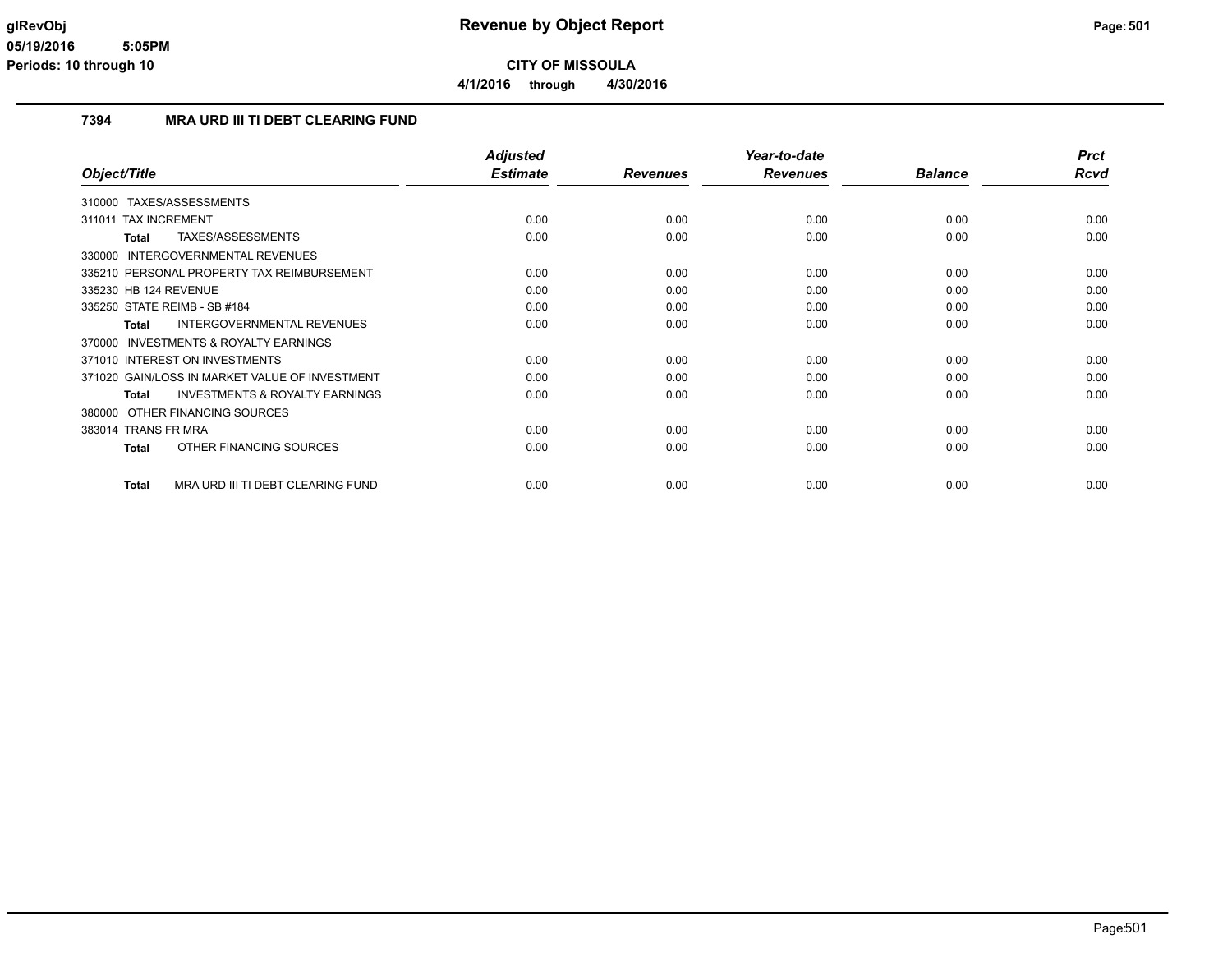# Revenue by Object Report

**CITY OF MISSOULA**

**4/1/2016 through 4/30/2016**

glRevObj
05/19/2016 5:05PM
Periods: 10 through 10

## 7394 MRA URD III TI DEBT CLEARING FUND

| Object/Title | Adjusted Estimate | Revenues | Year-to-date Revenues | Balance | Prct Rcvd |
|---|---|---|---|---|---|
| 310000 TAXES/ASSESSMENTS | | | | | |
| 311011 TAX INCREMENT | 0.00 | 0.00 | 0.00 | 0.00 | 0.00 |
| **Total** TAXES/ASSESSMENTS | 0.00 | 0.00 | 0.00 | 0.00 | 0.00 |
| 330000 INTERGOVERNMENTAL REVENUES | | | | | |
| 335210 PERSONAL PROPERTY TAX REIMBURSEMENT | 0.00 | 0.00 | 0.00 | 0.00 | 0.00 |
| 335230 HB 124 REVENUE | 0.00 | 0.00 | 0.00 | 0.00 | 0.00 |
| 335250 STATE REIMB - SB #184 | 0.00 | 0.00 | 0.00 | 0.00 | 0.00 |
| **Total** INTERGOVERNMENTAL REVENUES | 0.00 | 0.00 | 0.00 | 0.00 | 0.00 |
| 370000 INVESTMENTS & ROYALTY EARNINGS | | | | | |
| 371010 INTEREST ON INVESTMENTS | 0.00 | 0.00 | 0.00 | 0.00 | 0.00 |
| 371020 GAIN/LOSS IN MARKET VALUE OF INVESTMENT | 0.00 | 0.00 | 0.00 | 0.00 | 0.00 |
| **Total** INVESTMENTS & ROYALTY EARNINGS | 0.00 | 0.00 | 0.00 | 0.00 | 0.00 |
| 380000 OTHER FINANCING SOURCES | | | | | |
| 383014 TRANS FR MRA | 0.00 | 0.00 | 0.00 | 0.00 | 0.00 |
| **Total** OTHER FINANCING SOURCES | 0.00 | 0.00 | 0.00 | 0.00 | 0.00 |
| **Total** MRA URD III TI DEBT CLEARING FUND | 0.00 | 0.00 | 0.00 | 0.00 | 0.00 |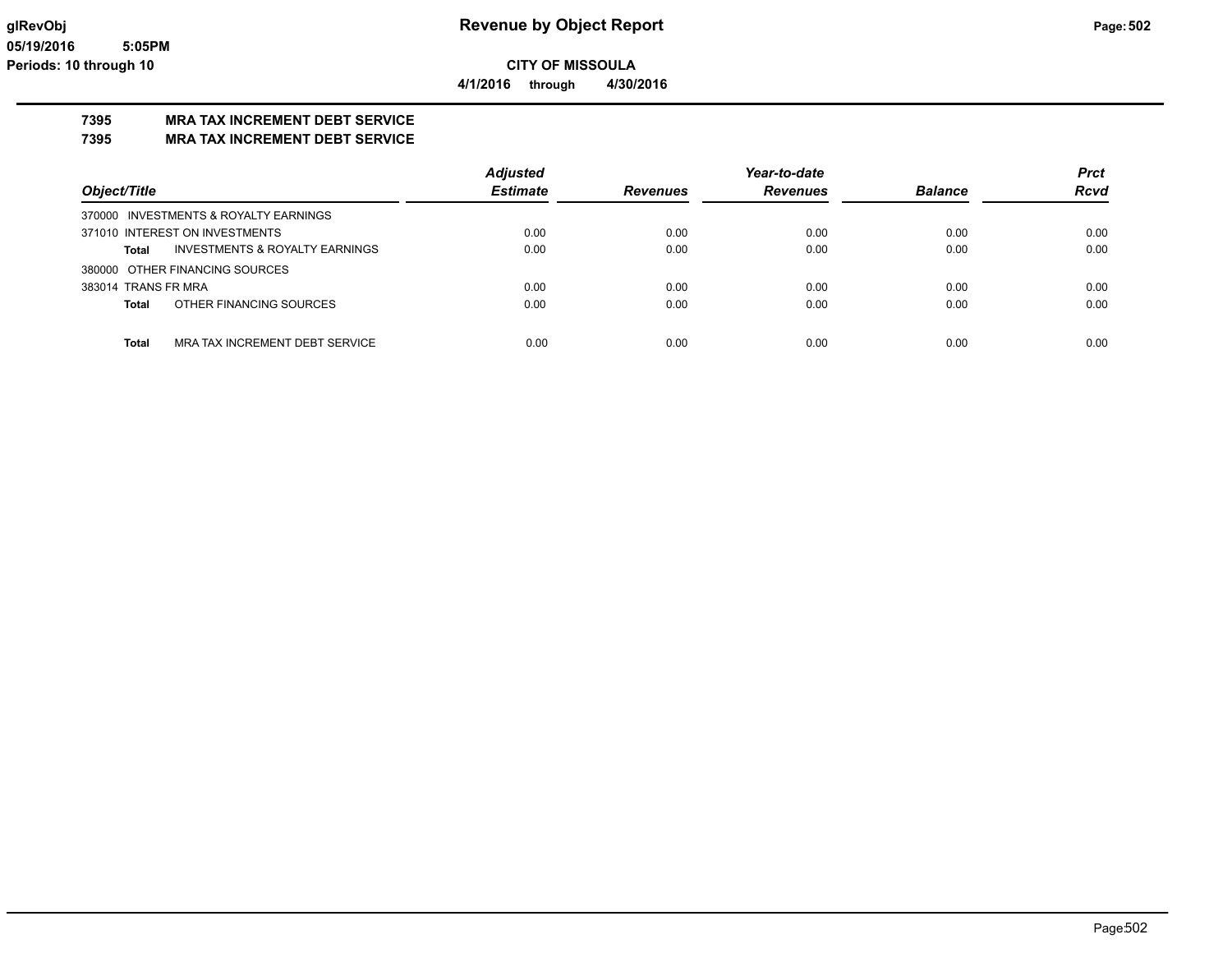# Revenue by Object Report

glRevObj
05/19/2016 5:05PM
Periods: 10 through 10

**CITY OF MISSOULA**

**4/1/2016 through 4/30/2016**

**7395 MRA TAX INCREMENT DEBT SERVICE**
**7395 MRA TAX INCREMENT DEBT SERVICE**

| Object/Title | Adjusted Estimate | Revenues | Year-to-date Revenues | Balance | Prct Rcvd |
|---|---|---|---|---|---|
| 370000 INVESTMENTS & ROYALTY EARNINGS | | | | | |
| 371010 INTEREST ON INVESTMENTS | 0.00 | 0.00 | 0.00 | 0.00 | 0.00 |
| **Total** INVESTMENTS & ROYALTY EARNINGS | 0.00 | 0.00 | 0.00 | 0.00 | 0.00 |
| 380000 OTHER FINANCING SOURCES | | | | | |
| 383014 TRANS FR MRA | 0.00 | 0.00 | 0.00 | 0.00 | 0.00 |
| **Total** OTHER FINANCING SOURCES | 0.00 | 0.00 | 0.00 | 0.00 | 0.00 |
| **Total** MRA TAX INCREMENT DEBT SERVICE | 0.00 | 0.00 | 0.00 | 0.00 | 0.00 |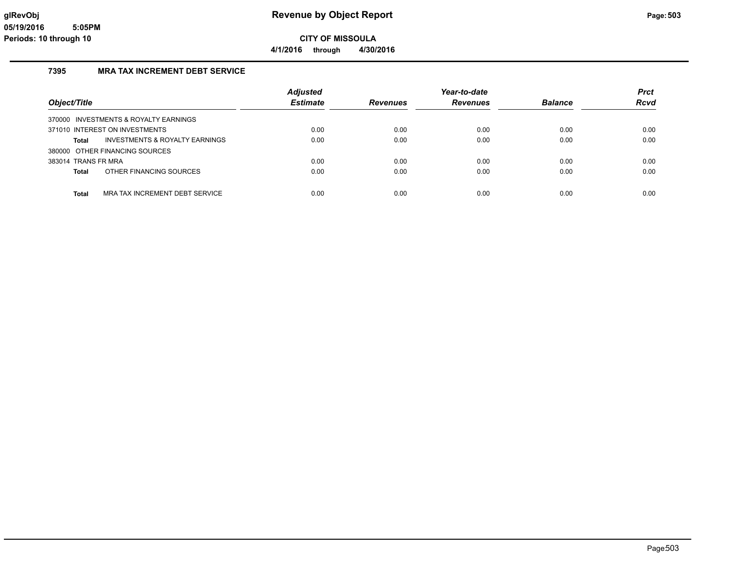# Revenue by Object Report

**CITY OF MISSOULA**

**4/1/2016 through 4/30/2016**

glRevObj
05/19/2016 5:05PM
Periods: 10 through 10

## 7395 MRA TAX INCREMENT DEBT SERVICE

| Object/Title | Adjusted Estimate | Revenues | Year-to-date Revenues | Balance | Prct Rcvd |
|---|---|---|---|---|---|
| 370000 INVESTMENTS & ROYALTY EARNINGS | | | | | |
| 371010 INTEREST ON INVESTMENTS | 0.00 | 0.00 | 0.00 | 0.00 | 0.00 |
| **Total** INVESTMENTS & ROYALTY EARNINGS | 0.00 | 0.00 | 0.00 | 0.00 | 0.00 |
| 380000 OTHER FINANCING SOURCES | | | | | |
| 383014 TRANS FR MRA | 0.00 | 0.00 | 0.00 | 0.00 | 0.00 |
| **Total** OTHER FINANCING SOURCES | 0.00 | 0.00 | 0.00 | 0.00 | 0.00 |
| **Total** MRA TAX INCREMENT DEBT SERVICE | 0.00 | 0.00 | 0.00 | 0.00 | 0.00 |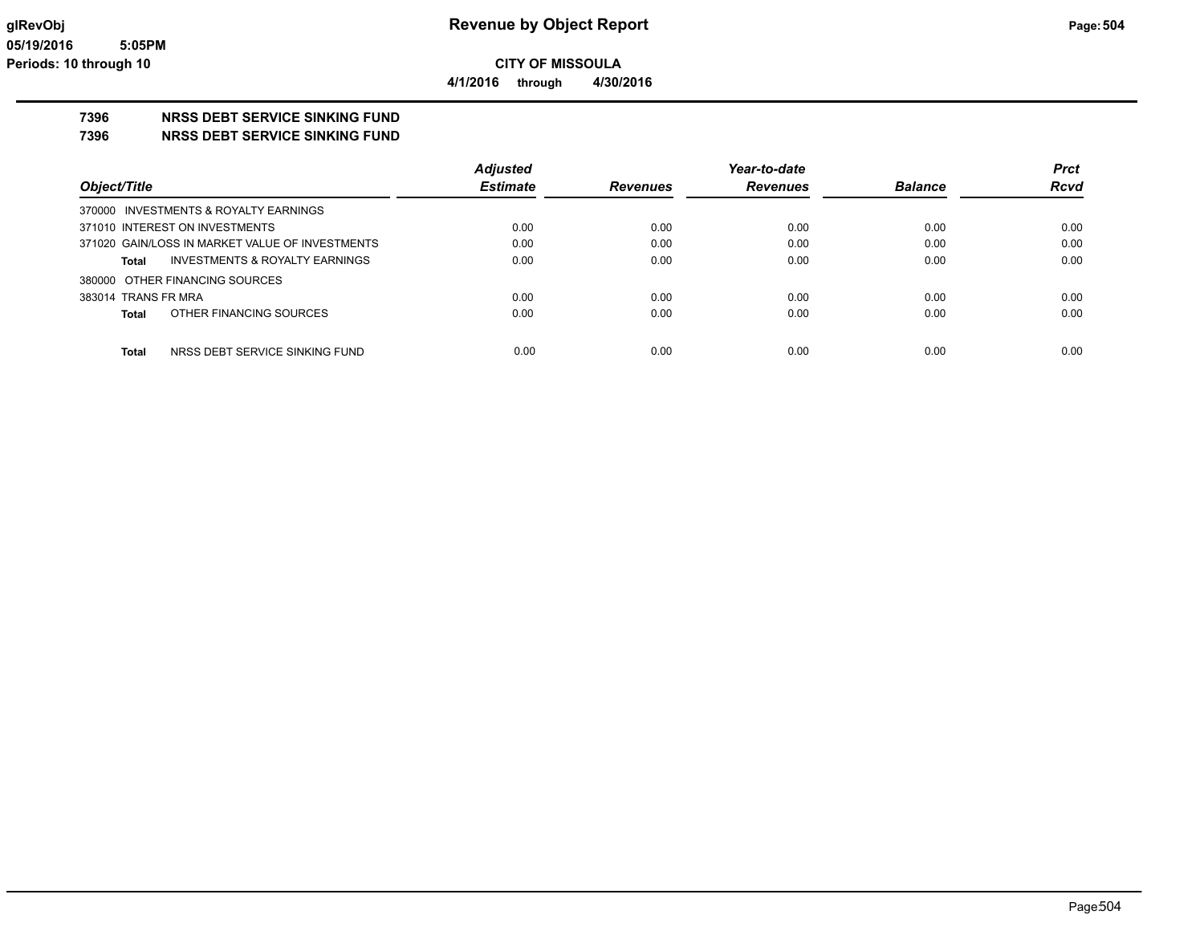**Revenue by Object Report**

**CITY OF MISSOULA**

**4/1/2016 through 4/30/2016**

glRevObj
05/19/2016 5:05PM
Periods: 10 through 10

## 7396 NRSS DEBT SERVICE SINKING FUND
## 7396 NRSS DEBT SERVICE SINKING FUND

| Object/Title | Adjusted Estimate | Revenues | Year-to-date Revenues | Balance | Prct Rcvd |
|---|---|---|---|---|---|
| 370000 INVESTMENTS & ROYALTY EARNINGS | | | | | |
| 371010 INTEREST ON INVESTMENTS | 0.00 | 0.00 | 0.00 | 0.00 | 0.00 |
| 371020 GAIN/LOSS IN MARKET VALUE OF INVESTMENTS | 0.00 | 0.00 | 0.00 | 0.00 | 0.00 |
| **Total** INVESTMENTS & ROYALTY EARNINGS | 0.00 | 0.00 | 0.00 | 0.00 | 0.00 |
| 380000 OTHER FINANCING SOURCES | | | | | |
| 383014 TRANS FR MRA | 0.00 | 0.00 | 0.00 | 0.00 | 0.00 |
| **Total** OTHER FINANCING SOURCES | 0.00 | 0.00 | 0.00 | 0.00 | 0.00 |
| **Total** NRSS DEBT SERVICE SINKING FUND | 0.00 | 0.00 | 0.00 | 0.00 | 0.00 |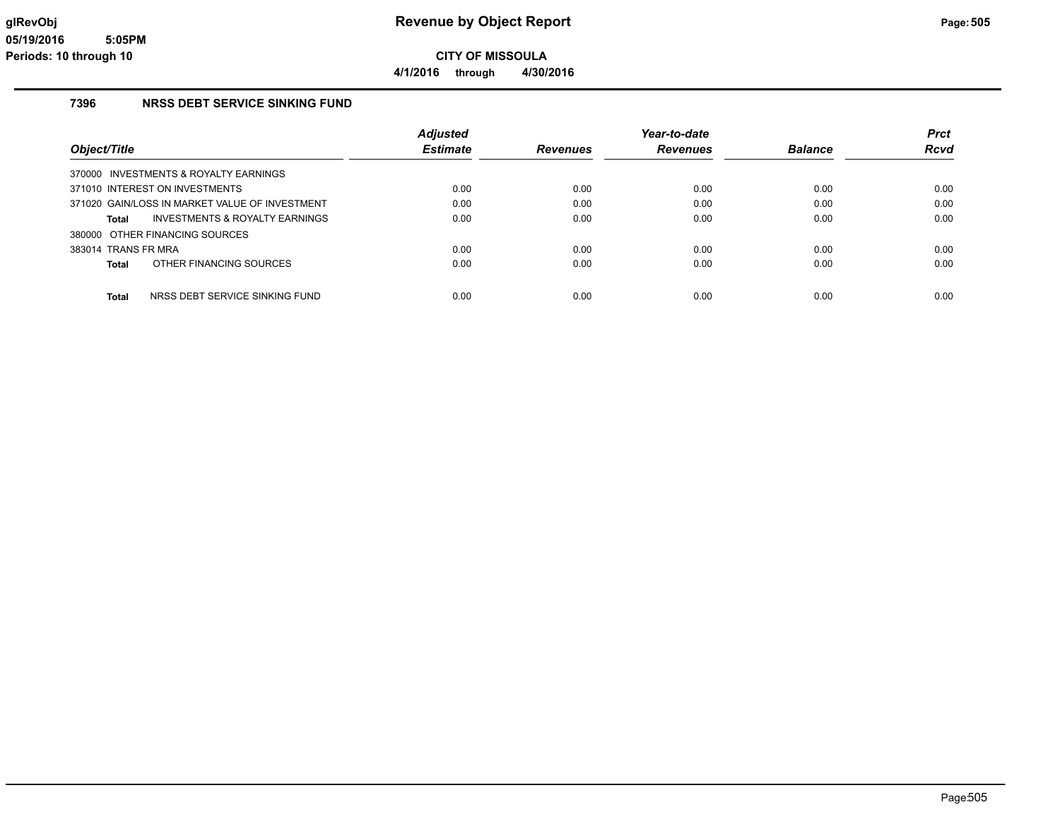# Revenue by Object Report

glRevObj
05/19/2016 5:05PM
Periods: 10 through 10

**CITY OF MISSOULA**

**4/1/2016 through 4/30/2016**

## 7396 NRSS DEBT SERVICE SINKING FUND

| Object/Title | Adjusted Estimate | Revenues | Year-to-date Revenues | Balance | Prct Rcvd |
|---|---|---|---|---|---|
| 370000 INVESTMENTS & ROYALTY EARNINGS | | | | | |
| 371010 INTEREST ON INVESTMENTS | 0.00 | 0.00 | 0.00 | 0.00 | 0.00 |
| 371020 GAIN/LOSS IN MARKET VALUE OF INVESTMENT | 0.00 | 0.00 | 0.00 | 0.00 | 0.00 |
| **Total** INVESTMENTS & ROYALTY EARNINGS | 0.00 | 0.00 | 0.00 | 0.00 | 0.00 |
| 380000 OTHER FINANCING SOURCES | | | | | |
| 383014 TRANS FR MRA | 0.00 | 0.00 | 0.00 | 0.00 | 0.00 |
| **Total** OTHER FINANCING SOURCES | 0.00 | 0.00 | 0.00 | 0.00 | 0.00 |
| **Total** NRSS DEBT SERVICE SINKING FUND | 0.00 | 0.00 | 0.00 | 0.00 | 0.00 |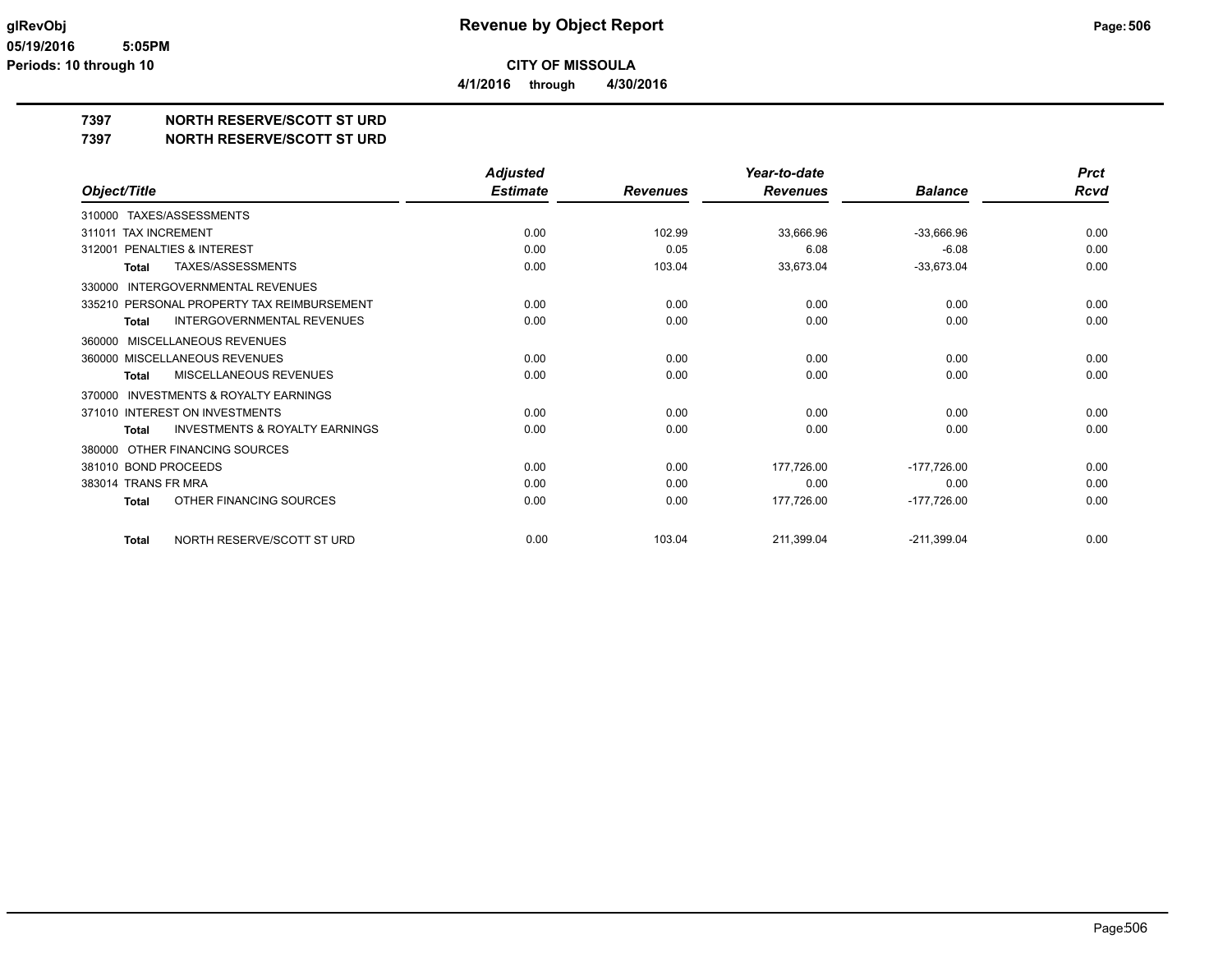**CITY OF MISSOULA**

**4/1/2016 through 4/30/2016**

## 7397 NORTH RESERVE/SCOTT ST URD
## 7397 NORTH RESERVE/SCOTT ST URD

| Object/Title | Adjusted Estimate | Revenues | Year-to-date Revenues | Balance | Prct Rcvd |
|---|---|---|---|---|---|
| 310000 TAXES/ASSESSMENTS | | | | | |
| 311011 TAX INCREMENT | 0.00 | 102.99 | 33,666.96 | -33,666.96 | 0.00 |
| 312001 PENALTIES & INTEREST | 0.00 | 0.05 | 6.08 | -6.08 | 0.00 |
| **Total** TAXES/ASSESSMENTS | 0.00 | 103.04 | 33,673.04 | -33,673.04 | 0.00 |
| 330000 INTERGOVERNMENTAL REVENUES | | | | | |
| 335210 PERSONAL PROPERTY TAX REIMBURSEMENT | 0.00 | 0.00 | 0.00 | 0.00 | 0.00 |
| **Total** INTERGOVERNMENTAL REVENUES | 0.00 | 0.00 | 0.00 | 0.00 | 0.00 |
| 360000 MISCELLANEOUS REVENUES | | | | | |
| 360000 MISCELLANEOUS REVENUES | 0.00 | 0.00 | 0.00 | 0.00 | 0.00 |
| **Total** MISCELLANEOUS REVENUES | 0.00 | 0.00 | 0.00 | 0.00 | 0.00 |
| 370000 INVESTMENTS & ROYALTY EARNINGS | | | | | |
| 371010 INTEREST ON INVESTMENTS | 0.00 | 0.00 | 0.00 | 0.00 | 0.00 |
| **Total** INVESTMENTS & ROYALTY EARNINGS | 0.00 | 0.00 | 0.00 | 0.00 | 0.00 |
| 380000 OTHER FINANCING SOURCES | | | | | |
| 381010 BOND PROCEEDS | 0.00 | 0.00 | 177,726.00 | -177,726.00 | 0.00 |
| 383014 TRANS FR MRA | 0.00 | 0.00 | 0.00 | 0.00 | 0.00 |
| **Total** OTHER FINANCING SOURCES | 0.00 | 0.00 | 177,726.00 | -177,726.00 | 0.00 |
| **Total** NORTH RESERVE/SCOTT ST URD | 0.00 | 103.04 | 211,399.04 | -211,399.04 | 0.00 |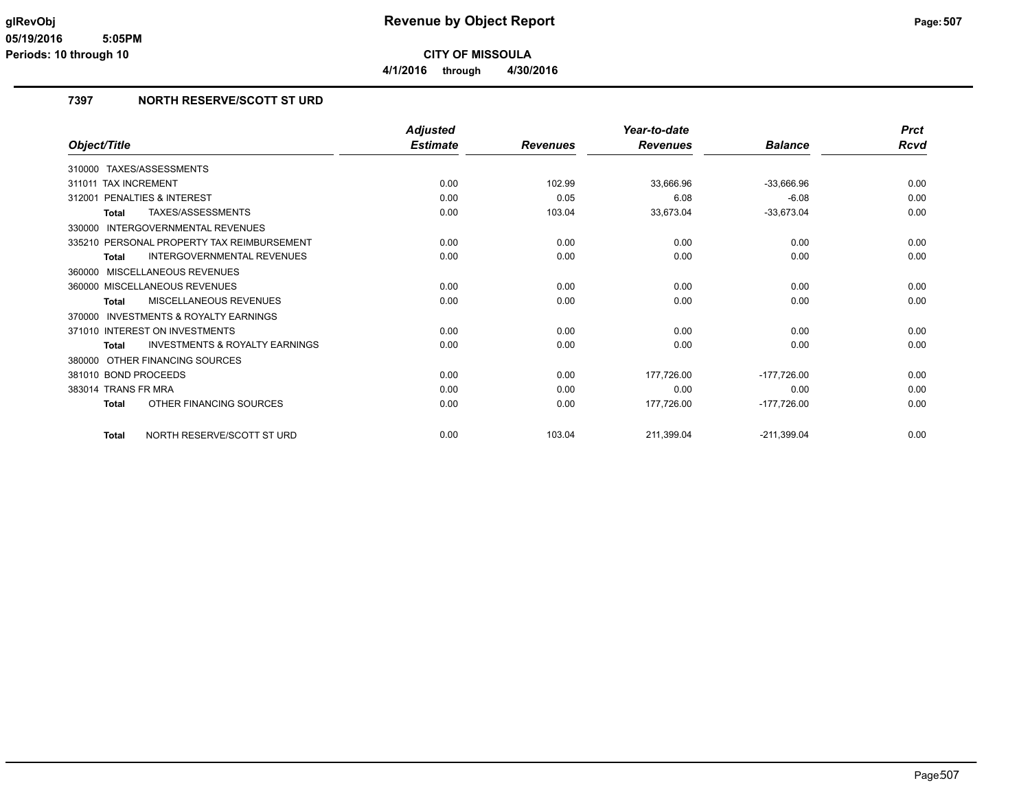**glRevObj**
**05/19/2016 5:05PM**
**Periods: 10 through 10**

# Revenue by Object Report

**CITY OF MISSOULA**

**4/1/2016 through 4/30/2016**

## 7397 NORTH RESERVE/SCOTT ST URD

| Object/Title | Adjusted Estimate | Revenues | Year-to-date Revenues | Balance | Prct Rcvd |
|---|---|---|---|---|---|
| 310000 TAXES/ASSESSMENTS | | | | | |
| 311011 TAX INCREMENT | 0.00 | 102.99 | 33,666.96 | -33,666.96 | 0.00 |
| 312001 PENALTIES & INTEREST | 0.00 | 0.05 | 6.08 | -6.08 | 0.00 |
| **Total** TAXES/ASSESSMENTS | 0.00 | 103.04 | 33,673.04 | -33,673.04 | 0.00 |
| 330000 INTERGOVERNMENTAL REVENUES | | | | | |
| 335210 PERSONAL PROPERTY TAX REIMBURSEMENT | 0.00 | 0.00 | 0.00 | 0.00 | 0.00 |
| **Total** INTERGOVERNMENTAL REVENUES | 0.00 | 0.00 | 0.00 | 0.00 | 0.00 |
| 360000 MISCELLANEOUS REVENUES | | | | | |
| 360000 MISCELLANEOUS REVENUES | 0.00 | 0.00 | 0.00 | 0.00 | 0.00 |
| **Total** MISCELLANEOUS REVENUES | 0.00 | 0.00 | 0.00 | 0.00 | 0.00 |
| 370000 INVESTMENTS & ROYALTY EARNINGS | | | | | |
| 371010 INTEREST ON INVESTMENTS | 0.00 | 0.00 | 0.00 | 0.00 | 0.00 |
| **Total** INVESTMENTS & ROYALTY EARNINGS | 0.00 | 0.00 | 0.00 | 0.00 | 0.00 |
| 380000 OTHER FINANCING SOURCES | | | | | |
| 381010 BOND PROCEEDS | 0.00 | 0.00 | 177,726.00 | -177,726.00 | 0.00 |
| 383014 TRANS FR MRA | 0.00 | 0.00 | 0.00 | 0.00 | 0.00 |
| **Total** OTHER FINANCING SOURCES | 0.00 | 0.00 | 177,726.00 | -177,726.00 | 0.00 |
| **Total** NORTH RESERVE/SCOTT ST URD | 0.00 | 103.04 | 211,399.04 | -211,399.04 | 0.00 |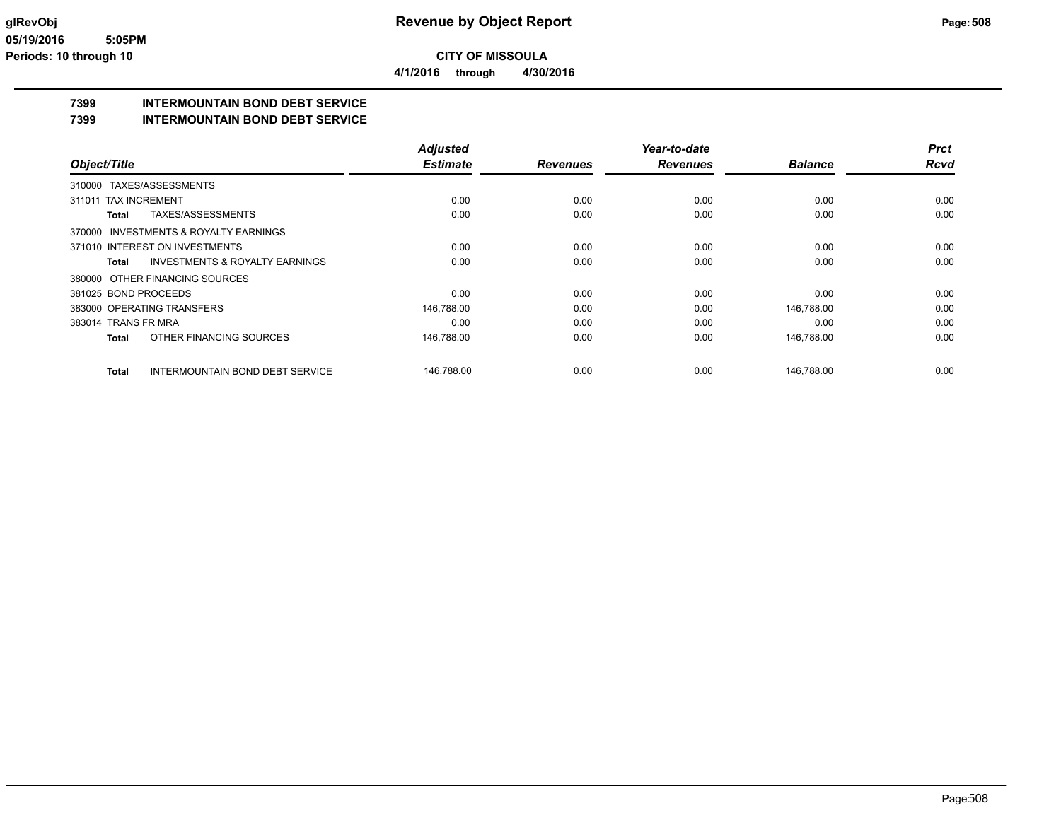# Revenue by Object Report

**CITY OF MISSOULA**

**4/1/2016 through 4/30/2016**

glRevObj
05/19/2016 5:05PM
Periods: 10 through 10

## 7399 INTERMOUNTAIN BOND DEBT SERVICE
## 7399 INTERMOUNTAIN BOND DEBT SERVICE

| Object/Title | Adjusted Estimate | Revenues | Year-to-date Revenues | Balance | Prct Rcvd |
|---|---|---|---|---|---|
| 310000 TAXES/ASSESSMENTS | | | | | |
| 311011 TAX INCREMENT | 0.00 | 0.00 | 0.00 | 0.00 | 0.00 |
| **Total** TAXES/ASSESSMENTS | 0.00 | 0.00 | 0.00 | 0.00 | 0.00 |
| 370000 INVESTMENTS & ROYALTY EARNINGS | | | | | |
| 371010 INTEREST ON INVESTMENTS | 0.00 | 0.00 | 0.00 | 0.00 | 0.00 |
| **Total** INVESTMENTS & ROYALTY EARNINGS | 0.00 | 0.00 | 0.00 | 0.00 | 0.00 |
| 380000 OTHER FINANCING SOURCES | | | | | |
| 381025 BOND PROCEEDS | 0.00 | 0.00 | 0.00 | 0.00 | 0.00 |
| 383000 OPERATING TRANSFERS | 146,788.00 | 0.00 | 0.00 | 146,788.00 | 0.00 |
| 383014 TRANS FR MRA | 0.00 | 0.00 | 0.00 | 0.00 | 0.00 |
| **Total** OTHER FINANCING SOURCES | 146,788.00 | 0.00 | 0.00 | 146,788.00 | 0.00 |
| **Total** INTERMOUNTAIN BOND DEBT SERVICE | 146,788.00 | 0.00 | 0.00 | 146,788.00 | 0.00 |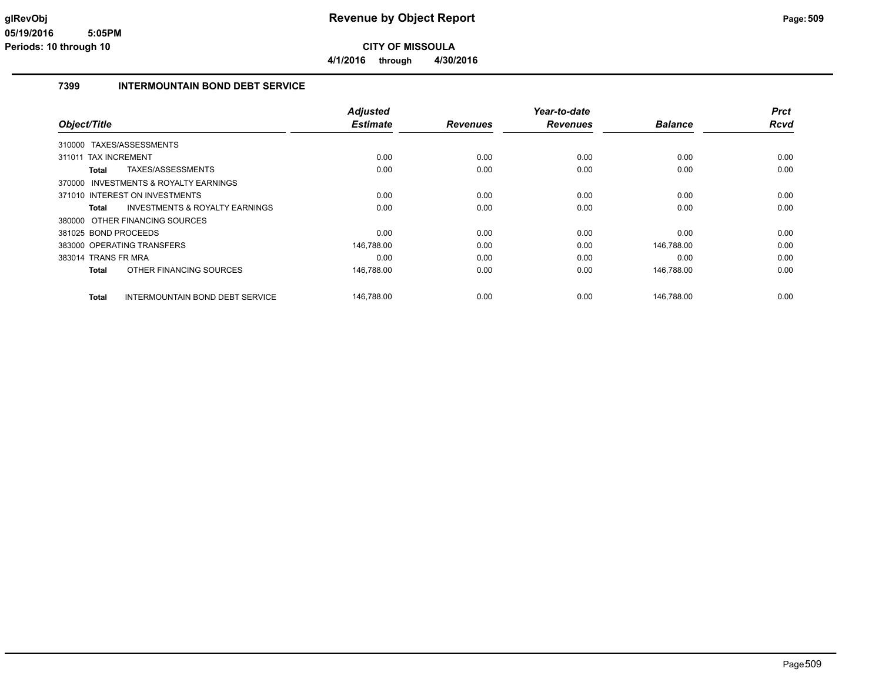# Revenue by Object Report

glRevObj
05/19/2016 5:05PM
Periods: 10 through 10

**CITY OF MISSOULA**

**4/1/2016 through 4/30/2016**

## 7399 INTERMOUNTAIN BOND DEBT SERVICE

| Object/Title | Adjusted Estimate | Revenues | Year-to-date Revenues | Balance | Prct Rcvd |
|---|---|---|---|---|---|
| 310000 TAXES/ASSESSMENTS | | | | | |
| 311011 TAX INCREMENT | 0.00 | 0.00 | 0.00 | 0.00 | 0.00 |
| **Total** TAXES/ASSESSMENTS | 0.00 | 0.00 | 0.00 | 0.00 | 0.00 |
| 370000 INVESTMENTS & ROYALTY EARNINGS | | | | | |
| 371010 INTEREST ON INVESTMENTS | 0.00 | 0.00 | 0.00 | 0.00 | 0.00 |
| **Total** INVESTMENTS & ROYALTY EARNINGS | 0.00 | 0.00 | 0.00 | 0.00 | 0.00 |
| 380000 OTHER FINANCING SOURCES | | | | | |
| 381025 BOND PROCEEDS | 0.00 | 0.00 | 0.00 | 0.00 | 0.00 |
| 383000 OPERATING TRANSFERS | 146,788.00 | 0.00 | 0.00 | 146,788.00 | 0.00 |
| 383014 TRANS FR MRA | 0.00 | 0.00 | 0.00 | 0.00 | 0.00 |
| **Total** OTHER FINANCING SOURCES | 146,788.00 | 0.00 | 0.00 | 146,788.00 | 0.00 |
| **Total** INTERMOUNTAIN BOND DEBT SERVICE | 146,788.00 | 0.00 | 0.00 | 146,788.00 | 0.00 |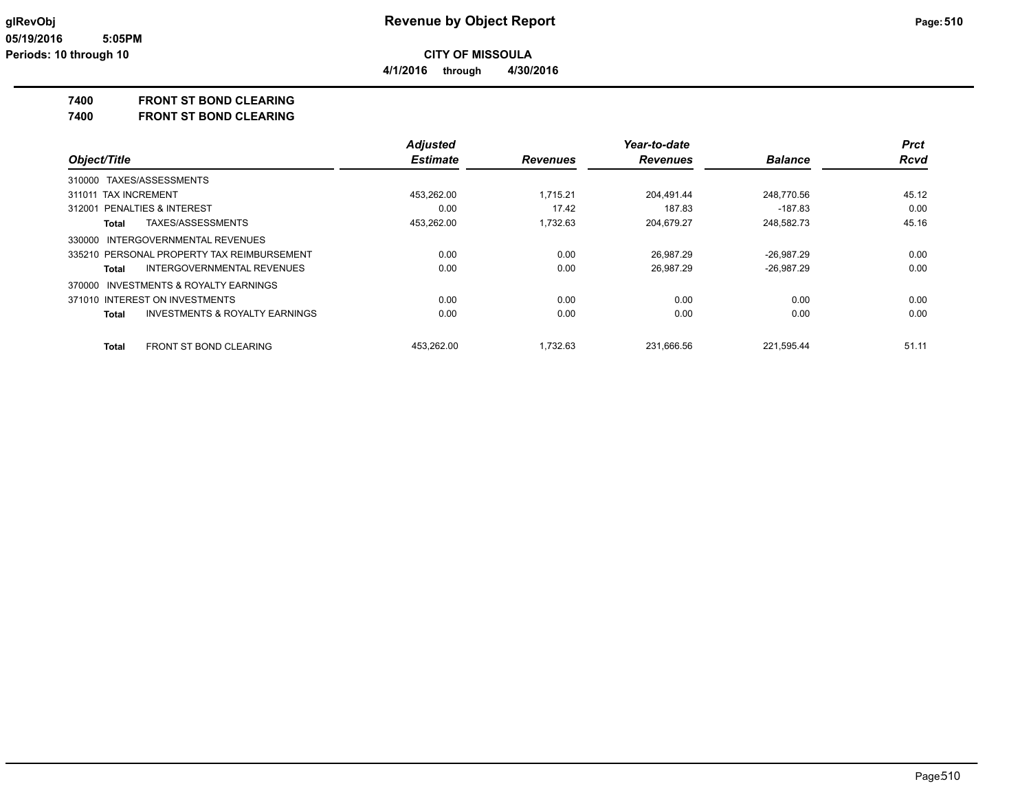# Revenue by Object Report

**CITY OF MISSOULA**

**4/1/2016 through 4/30/2016**

glRevObj
05/19/2016 5:05PM
Periods: 10 through 10

## 7400 FRONT ST BOND CLEARING
## 7400 FRONT ST BOND CLEARING

| Object/Title | Adjusted Estimate | Revenues | Year-to-date Revenues | Balance | Prct Rcvd |
|---|---|---|---|---|---|
| 310000 TAXES/ASSESSMENTS | | | | | |
| 311011 TAX INCREMENT | 453,262.00 | 1,715.21 | 204,491.44 | 248,770.56 | 45.12 |
| 312001 PENALTIES & INTEREST | 0.00 | 17.42 | 187.83 | -187.83 | 0.00 |
| **Total** TAXES/ASSESSMENTS | 453,262.00 | 1,732.63 | 204,679.27 | 248,582.73 | 45.16 |
| 330000 INTERGOVERNMENTAL REVENUES | | | | | |
| 335210 PERSONAL PROPERTY TAX REIMBURSEMENT | 0.00 | 0.00 | 26,987.29 | -26,987.29 | 0.00 |
| **Total** INTERGOVERNMENTAL REVENUES | 0.00 | 0.00 | 26,987.29 | -26,987.29 | 0.00 |
| 370000 INVESTMENTS & ROYALTY EARNINGS | | | | | |
| 371010 INTEREST ON INVESTMENTS | 0.00 | 0.00 | 0.00 | 0.00 | 0.00 |
| **Total** INVESTMENTS & ROYALTY EARNINGS | 0.00 | 0.00 | 0.00 | 0.00 | 0.00 |
| **Total** FRONT ST BOND CLEARING | 453,262.00 | 1,732.63 | 231,666.56 | 221,595.44 | 51.11 |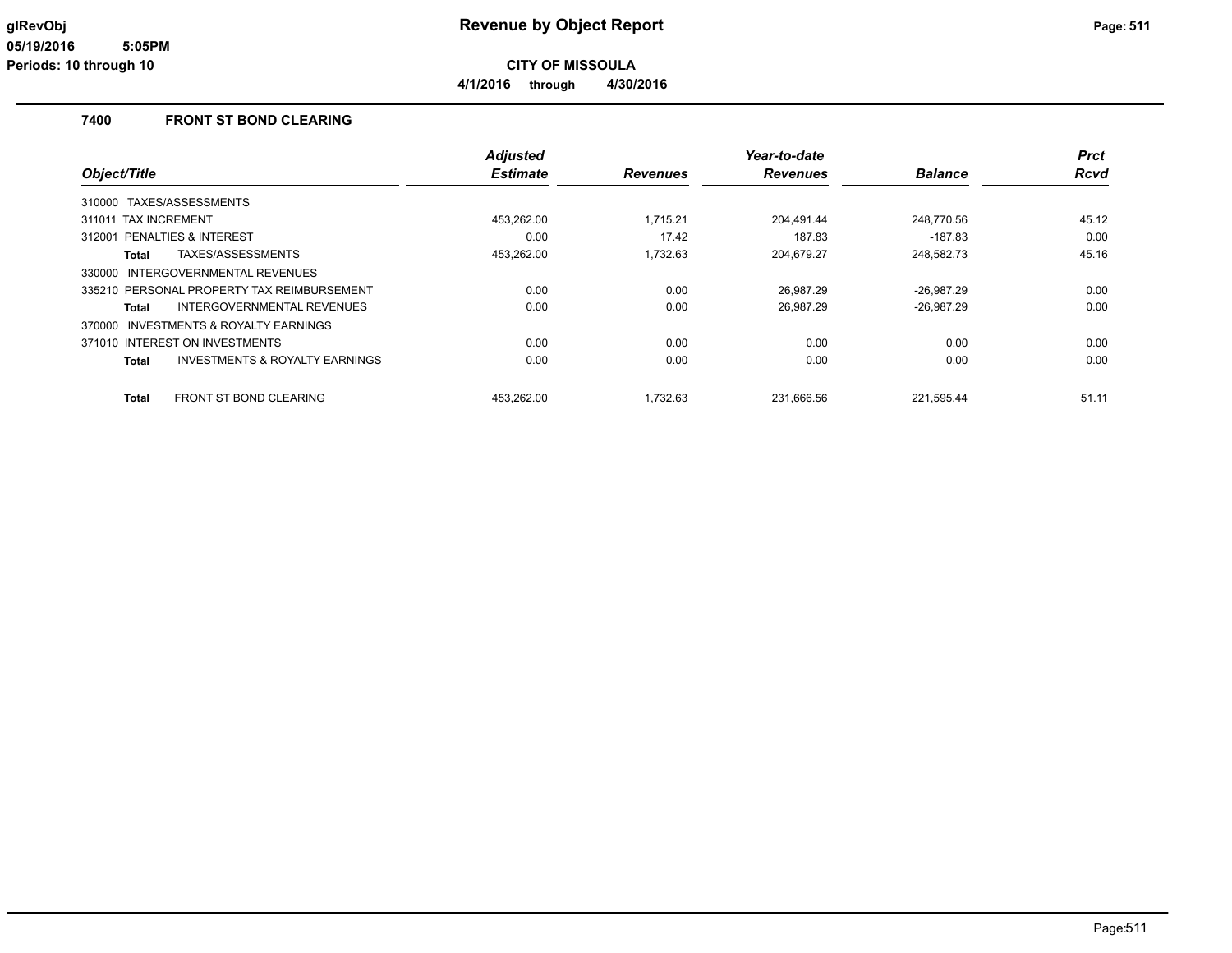# Revenue by Object Report

**CITY OF MISSOULA**

**4/1/2016 through 4/30/2016**

glRevObj
05/19/2016 5:05PM
Periods: 10 through 10

## 7400 FRONT ST BOND CLEARING

| Object/Title | Adjusted Estimate | Revenues | Year-to-date Revenues | Balance | Prct Rcvd |
|---|---|---|---|---|---|
| 310000 TAXES/ASSESSMENTS | | | | | |
| 311011 TAX INCREMENT | 453,262.00 | 1,715.21 | 204,491.44 | 248,770.56 | 45.12 |
| 312001 PENALTIES & INTEREST | 0.00 | 17.42 | 187.83 | -187.83 | 0.00 |
| **Total** TAXES/ASSESSMENTS | 453,262.00 | 1,732.63 | 204,679.27 | 248,582.73 | 45.16 |
| 330000 INTERGOVERNMENTAL REVENUES | | | | | |
| 335210 PERSONAL PROPERTY TAX REIMBURSEMENT | 0.00 | 0.00 | 26,987.29 | -26,987.29 | 0.00 |
| **Total** INTERGOVERNMENTAL REVENUES | 0.00 | 0.00 | 26,987.29 | -26,987.29 | 0.00 |
| 370000 INVESTMENTS & ROYALTY EARNINGS | | | | | |
| 371010 INTEREST ON INVESTMENTS | 0.00 | 0.00 | 0.00 | 0.00 | 0.00 |
| **Total** INVESTMENTS & ROYALTY EARNINGS | 0.00 | 0.00 | 0.00 | 0.00 | 0.00 |
| **Total** FRONT ST BOND CLEARING | 453,262.00 | 1,732.63 | 231,666.56 | 221,595.44 | 51.11 |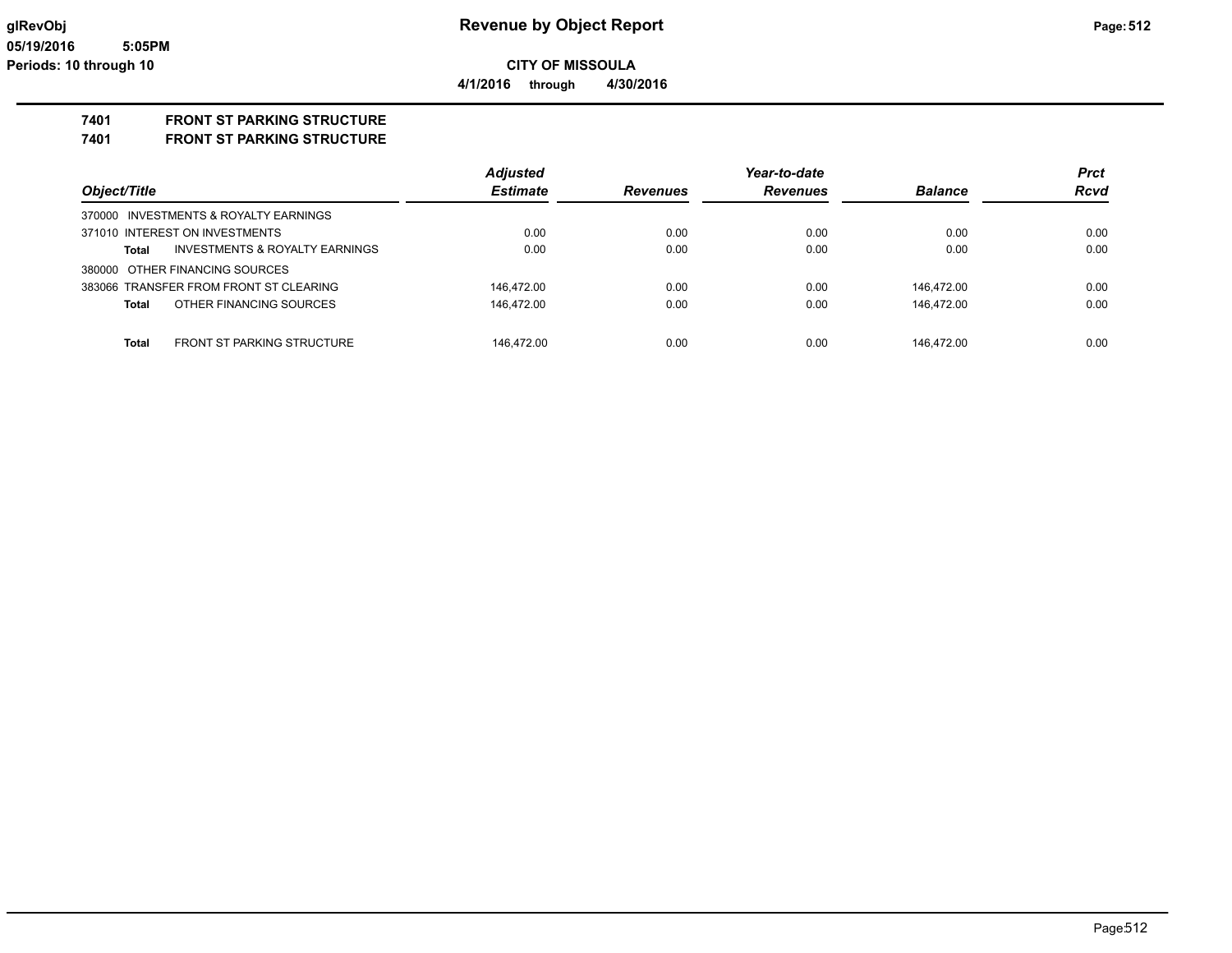# Revenue by Object Report

glRevObj
05/19/2016 5:05PM
Periods: 10 through 10

**CITY OF MISSOULA**

**4/1/2016 through 4/30/2016**

**7401 FRONT ST PARKING STRUCTURE**
**7401 FRONT ST PARKING STRUCTURE**

| Object/Title | | Adjusted Estimate | Revenues | Year-to-date Revenues | Balance | Prct Rcvd |
|---|---|---|---|---|---|---|
| 370000 INVESTMENTS & ROYALTY EARNINGS | | | | | | |
| 371010 INTEREST ON INVESTMENTS | | 0.00 | 0.00 | 0.00 | 0.00 | 0.00 |
| **Total** | INVESTMENTS & ROYALTY EARNINGS | 0.00 | 0.00 | 0.00 | 0.00 | 0.00 |
| 380000 OTHER FINANCING SOURCES | | | | | | |
| 383066 TRANSFER FROM FRONT ST CLEARING | | 146,472.00 | 0.00 | 0.00 | 146,472.00 | 0.00 |
| **Total** | OTHER FINANCING SOURCES | 146,472.00 | 0.00 | 0.00 | 146,472.00 | 0.00 |
| **Total** | FRONT ST PARKING STRUCTURE | 146,472.00 | 0.00 | 0.00 | 146,472.00 | 0.00 |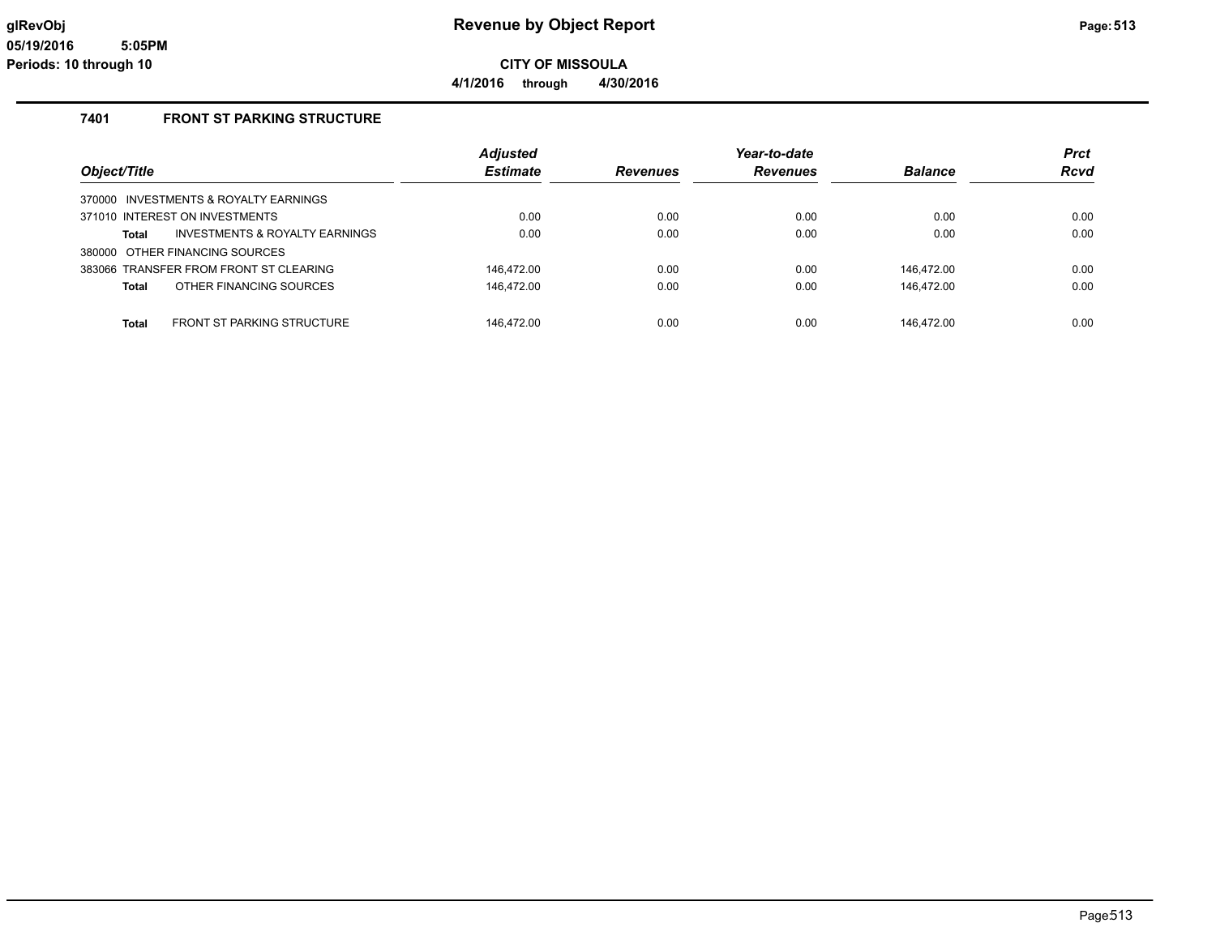# Revenue by Object Report

glRevObj
05/19/2016 5:05PM
Periods: 10 through 10

**CITY OF MISSOULA**

**4/1/2016 through 4/30/2016**

## 7401 FRONT ST PARKING STRUCTURE

| Object/Title | Adjusted Estimate | Revenues | Year-to-date Revenues | Balance | Prct Rcvd |
|---|---|---|---|---|---|
| 370000 INVESTMENTS & ROYALTY EARNINGS | | | | | |
| 371010 INTEREST ON INVESTMENTS | 0.00 | 0.00 | 0.00 | 0.00 | 0.00 |
| **Total** INVESTMENTS & ROYALTY EARNINGS | 0.00 | 0.00 | 0.00 | 0.00 | 0.00 |
| 380000 OTHER FINANCING SOURCES | | | | | |
| 383066 TRANSFER FROM FRONT ST CLEARING | 146,472.00 | 0.00 | 0.00 | 146,472.00 | 0.00 |
| **Total** OTHER FINANCING SOURCES | 146,472.00 | 0.00 | 0.00 | 146,472.00 | 0.00 |
| **Total** FRONT ST PARKING STRUCTURE | 146,472.00 | 0.00 | 0.00 | 146,472.00 | 0.00 |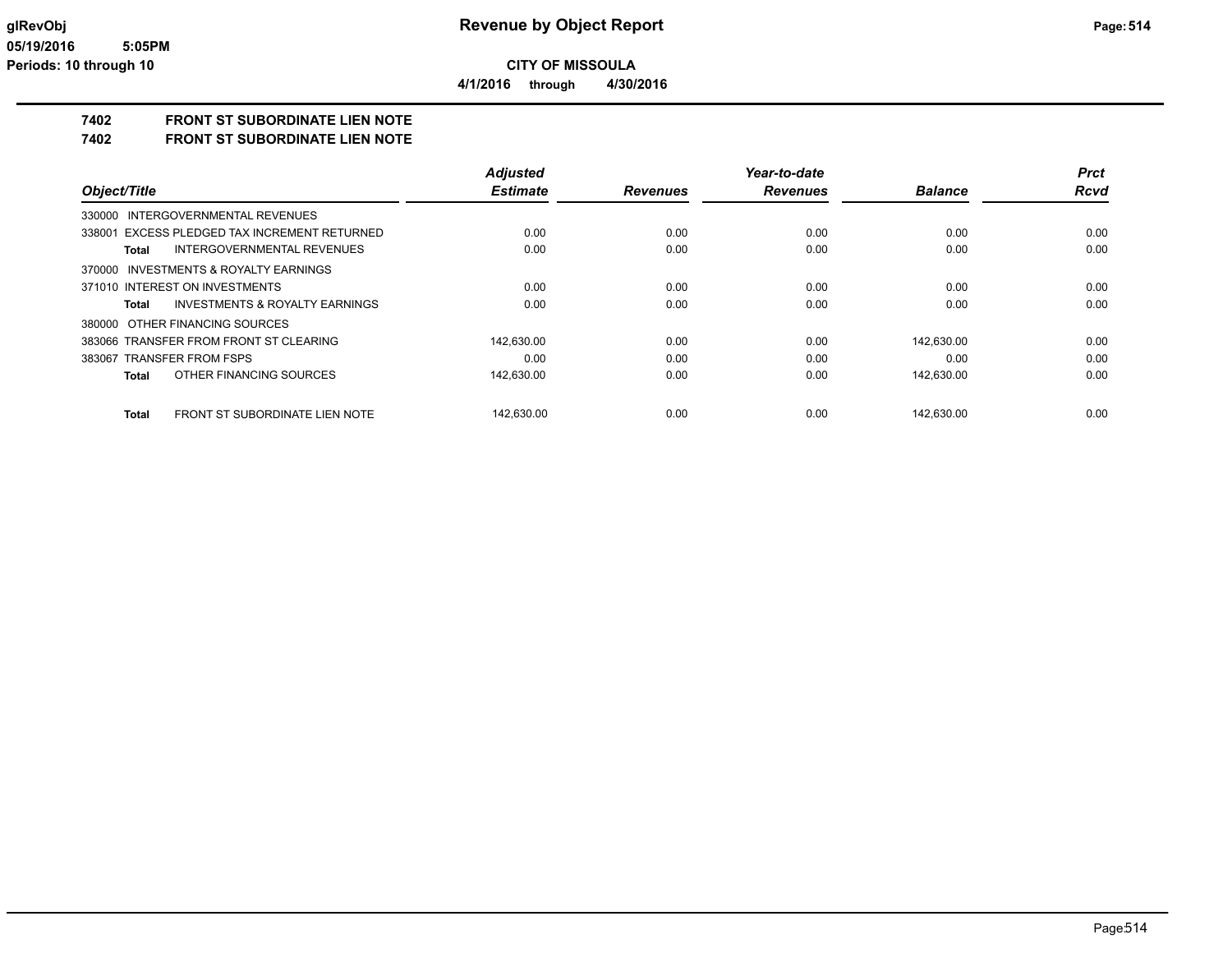**glRevObj**
**05/19/2016 5:05PM**
**Periods: 10 through 10**

# Revenue by Object Report

**CITY OF MISSOULA**

**4/1/2016 through 4/30/2016**

## 7402 FRONT ST SUBORDINATE LIEN NOTE
## 7402 FRONT ST SUBORDINATE LIEN NOTE

| Object/Title | Adjusted Estimate | Revenues | Year-to-date Revenues | Balance | Prct Rcvd |
|---|---|---|---|---|---|
| 330000 INTERGOVERNMENTAL REVENUES | | | | | |
| 338001 EXCESS PLEDGED TAX INCREMENT RETURNED | 0.00 | 0.00 | 0.00 | 0.00 | 0.00 |
| **Total** INTERGOVERNMENTAL REVENUES | 0.00 | 0.00 | 0.00 | 0.00 | 0.00 |
| 370000 INVESTMENTS & ROYALTY EARNINGS | | | | | |
| 371010 INTEREST ON INVESTMENTS | 0.00 | 0.00 | 0.00 | 0.00 | 0.00 |
| **Total** INVESTMENTS & ROYALTY EARNINGS | 0.00 | 0.00 | 0.00 | 0.00 | 0.00 |
| 380000 OTHER FINANCING SOURCES | | | | | |
| 383066 TRANSFER FROM FRONT ST CLEARING | 142,630.00 | 0.00 | 0.00 | 142,630.00 | 0.00 |
| 383067 TRANSFER FROM FSPS | 0.00 | 0.00 | 0.00 | 0.00 | 0.00 |
| **Total** OTHER FINANCING SOURCES | 142,630.00 | 0.00 | 0.00 | 142,630.00 | 0.00 |
| **Total** FRONT ST SUBORDINATE LIEN NOTE | 142,630.00 | 0.00 | 0.00 | 142,630.00 | 0.00 |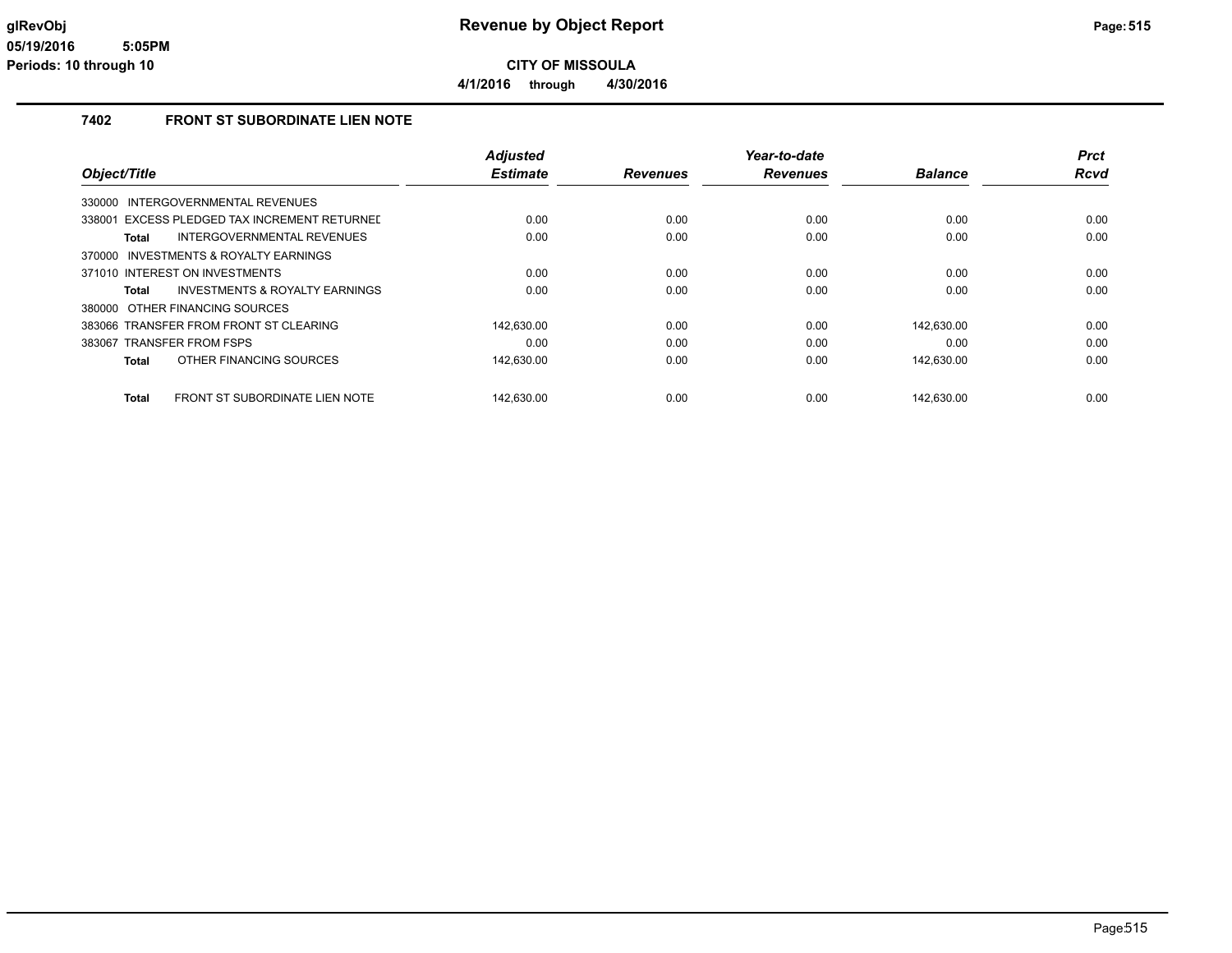# Revenue by Object Report

**CITY OF MISSOULA**

**4/1/2016 through 4/30/2016**

glRevObj
05/19/2016 5:05PM
Periods: 10 through 10

## 7402 FRONT ST SUBORDINATE LIEN NOTE

| Object/Title | Adjusted Estimate | Revenues | Year-to-date Revenues | Balance | Prct Rcvd |
|---|---|---|---|---|---|
| 330000 INTERGOVERNMENTAL REVENUES | | | | | |
| 338001 EXCESS PLEDGED TAX INCREMENT RETURNED | 0.00 | 0.00 | 0.00 | 0.00 | 0.00 |
| **Total** INTERGOVERNMENTAL REVENUES | 0.00 | 0.00 | 0.00 | 0.00 | 0.00 |
| 370000 INVESTMENTS & ROYALTY EARNINGS | | | | | |
| 371010 INTEREST ON INVESTMENTS | 0.00 | 0.00 | 0.00 | 0.00 | 0.00 |
| **Total** INVESTMENTS & ROYALTY EARNINGS | 0.00 | 0.00 | 0.00 | 0.00 | 0.00 |
| 380000 OTHER FINANCING SOURCES | | | | | |
| 383066 TRANSFER FROM FRONT ST CLEARING | 142,630.00 | 0.00 | 0.00 | 142,630.00 | 0.00 |
| 383067 TRANSFER FROM FSPS | 0.00 | 0.00 | 0.00 | 0.00 | 0.00 |
| **Total** OTHER FINANCING SOURCES | 142,630.00 | 0.00 | 0.00 | 142,630.00 | 0.00 |
| **Total** FRONT ST SUBORDINATE LIEN NOTE | 142,630.00 | 0.00 | 0.00 | 142,630.00 | 0.00 |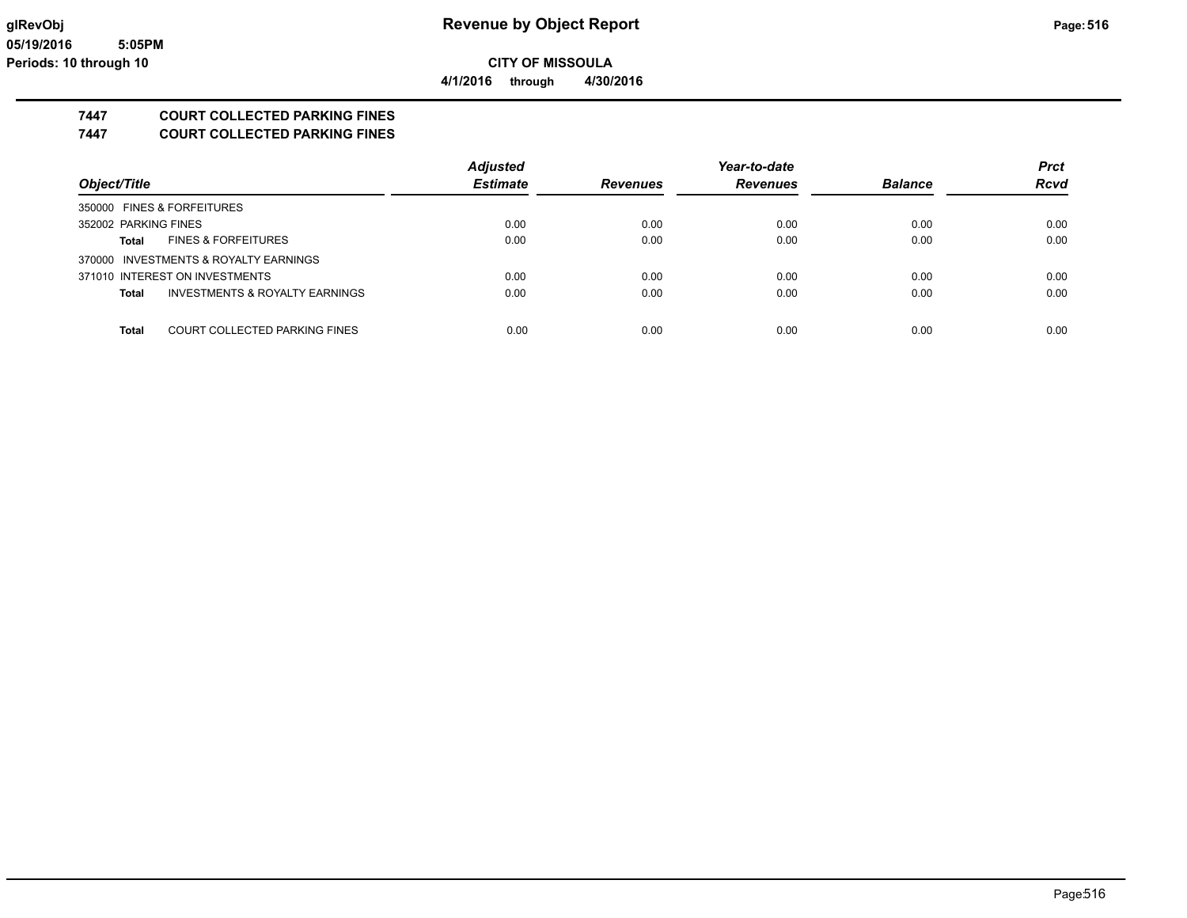**CITY OF MISSOULA**

**4/1/2016 through 4/30/2016**

## 7447 COURT COLLECTED PARKING FINES

## 7447 COURT COLLECTED PARKING FINES

| Object/Title | Adjusted Estimate | Revenues | Year-to-date Revenues | Balance | Prct Rcvd |
|---|---|---|---|---|---|
| 350000 FINES & FORFEITURES | | | | | |
| 352002 PARKING FINES | 0.00 | 0.00 | 0.00 | 0.00 | 0.00 |
| **Total** FINES & FORFEITURES | 0.00 | 0.00 | 0.00 | 0.00 | 0.00 |
| 370000 INVESTMENTS & ROYALTY EARNINGS | | | | | |
| 371010 INTEREST ON INVESTMENTS | 0.00 | 0.00 | 0.00 | 0.00 | 0.00 |
| **Total** INVESTMENTS & ROYALTY EARNINGS | 0.00 | 0.00 | 0.00 | 0.00 | 0.00 |
| **Total** COURT COLLECTED PARKING FINES | 0.00 | 0.00 | 0.00 | 0.00 | 0.00 |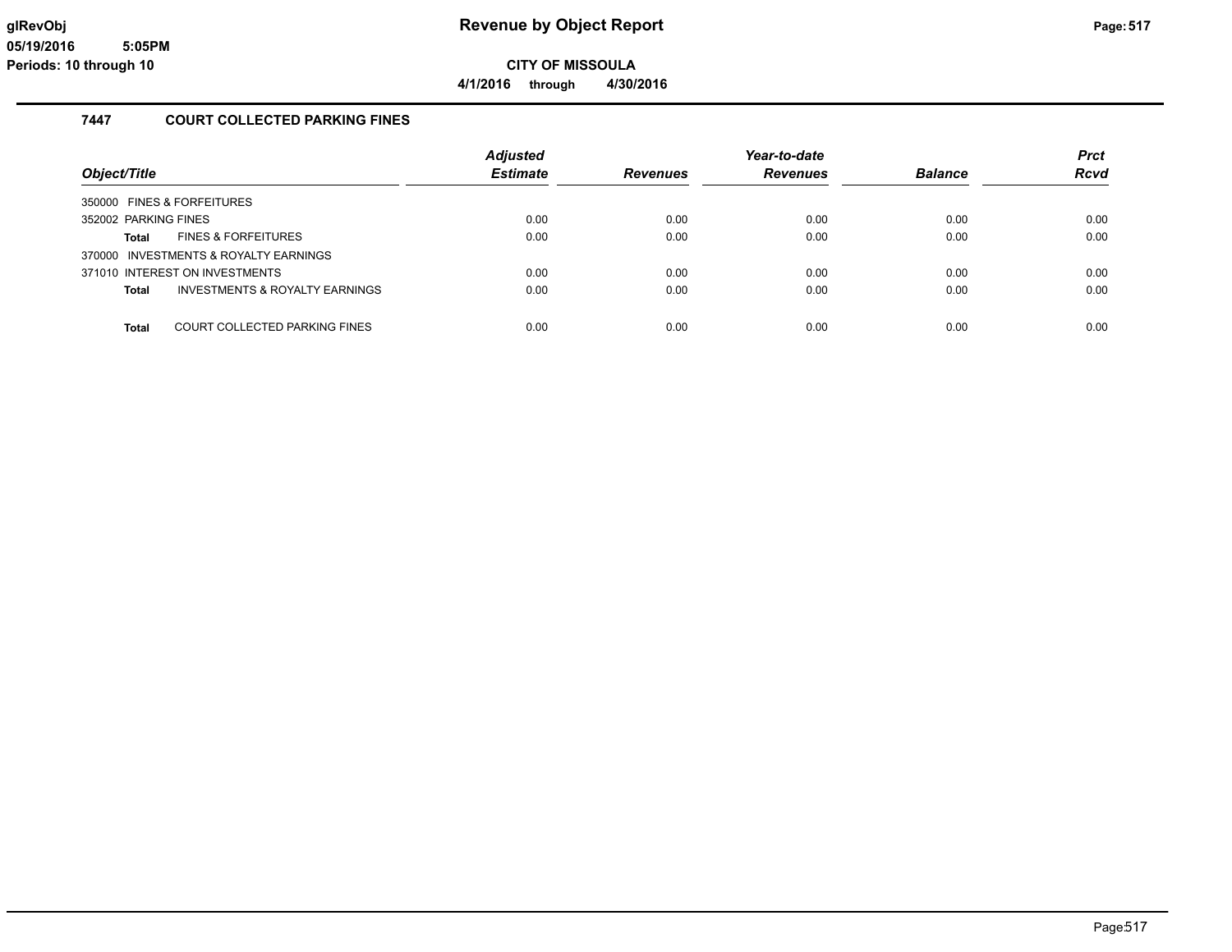## Revenue by Object Report

**CITY OF MISSOULA**

**4/1/2016 through 4/30/2016**

glRevObj
05/19/2016 5:05PM
Periods: 10 through 10

### 7447 COURT COLLECTED PARKING FINES

| Object/Title | | Adjusted Estimate | Revenues | Year-to-date Revenues | Balance | Prct Rcvd |
|---|---|---|---|---|---|---|
| 350000 FINES & FORFEITURES | | | | | | |
| 352002 PARKING FINES | | 0.00 | 0.00 | 0.00 | 0.00 | 0.00 |
| **Total** | FINES & FORFEITURES | 0.00 | 0.00 | 0.00 | 0.00 | 0.00 |
| 370000 INVESTMENTS & ROYALTY EARNINGS | | | | | | |
| 371010 INTEREST ON INVESTMENTS | | 0.00 | 0.00 | 0.00 | 0.00 | 0.00 |
| **Total** | INVESTMENTS & ROYALTY EARNINGS | 0.00 | 0.00 | 0.00 | 0.00 | 0.00 |
| **Total** | COURT COLLECTED PARKING FINES | 0.00 | 0.00 | 0.00 | 0.00 | 0.00 |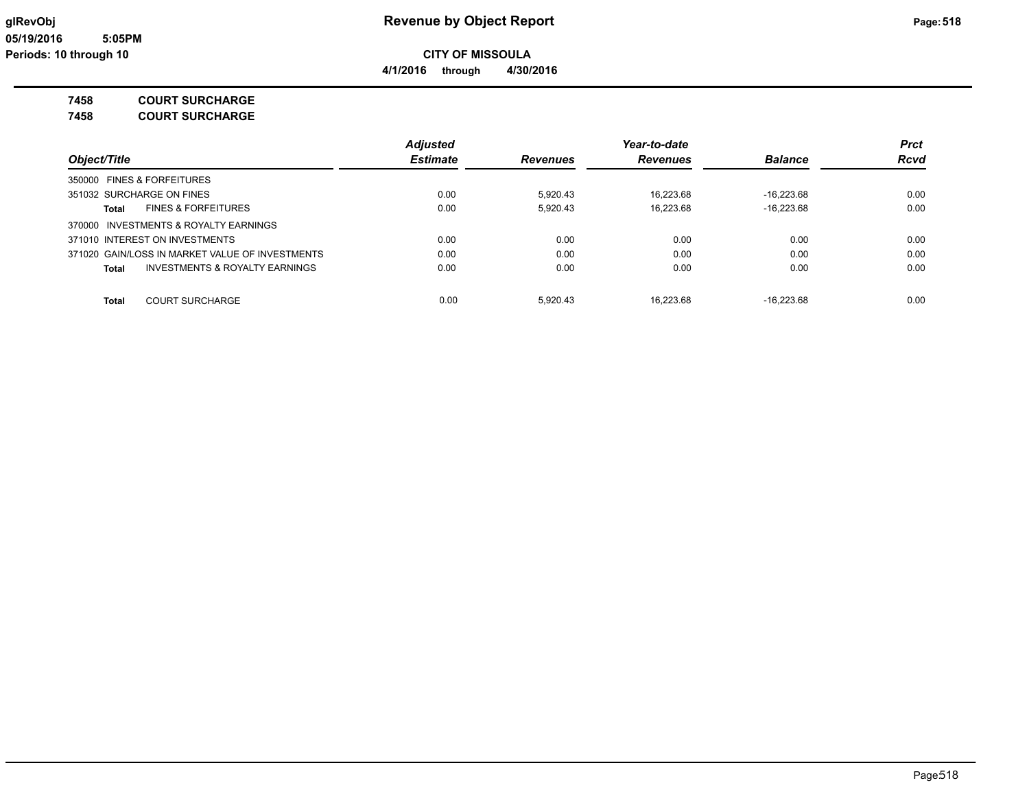# Revenue by Object Report

**CITY OF MISSOULA**

**4/1/2016 through 4/30/2016**

glRevObj
05/19/2016 5:05PM
Periods: 10 through 10

**7458 COURT SURCHARGE**
**7458 COURT SURCHARGE**

| Object/Title | Adjusted Estimate | Revenues | Year-to-date Revenues | Balance | Prct Rcvd |
|---|---|---|---|---|---|
| 350000 FINES & FORFEITURES | | | | | |
| 351032 SURCHARGE ON FINES | 0.00 | 5,920.43 | 16,223.68 | -16,223.68 | 0.00 |
| **Total** FINES & FORFEITURES | 0.00 | 5,920.43 | 16,223.68 | -16,223.68 | 0.00 |
| 370000 INVESTMENTS & ROYALTY EARNINGS | | | | | |
| 371010 INTEREST ON INVESTMENTS | 0.00 | 0.00 | 0.00 | 0.00 | 0.00 |
| 371020 GAIN/LOSS IN MARKET VALUE OF INVESTMENTS | 0.00 | 0.00 | 0.00 | 0.00 | 0.00 |
| **Total** INVESTMENTS & ROYALTY EARNINGS | 0.00 | 0.00 | 0.00 | 0.00 | 0.00 |
| **Total** COURT SURCHARGE | 0.00 | 5,920.43 | 16,223.68 | -16,223.68 | 0.00 |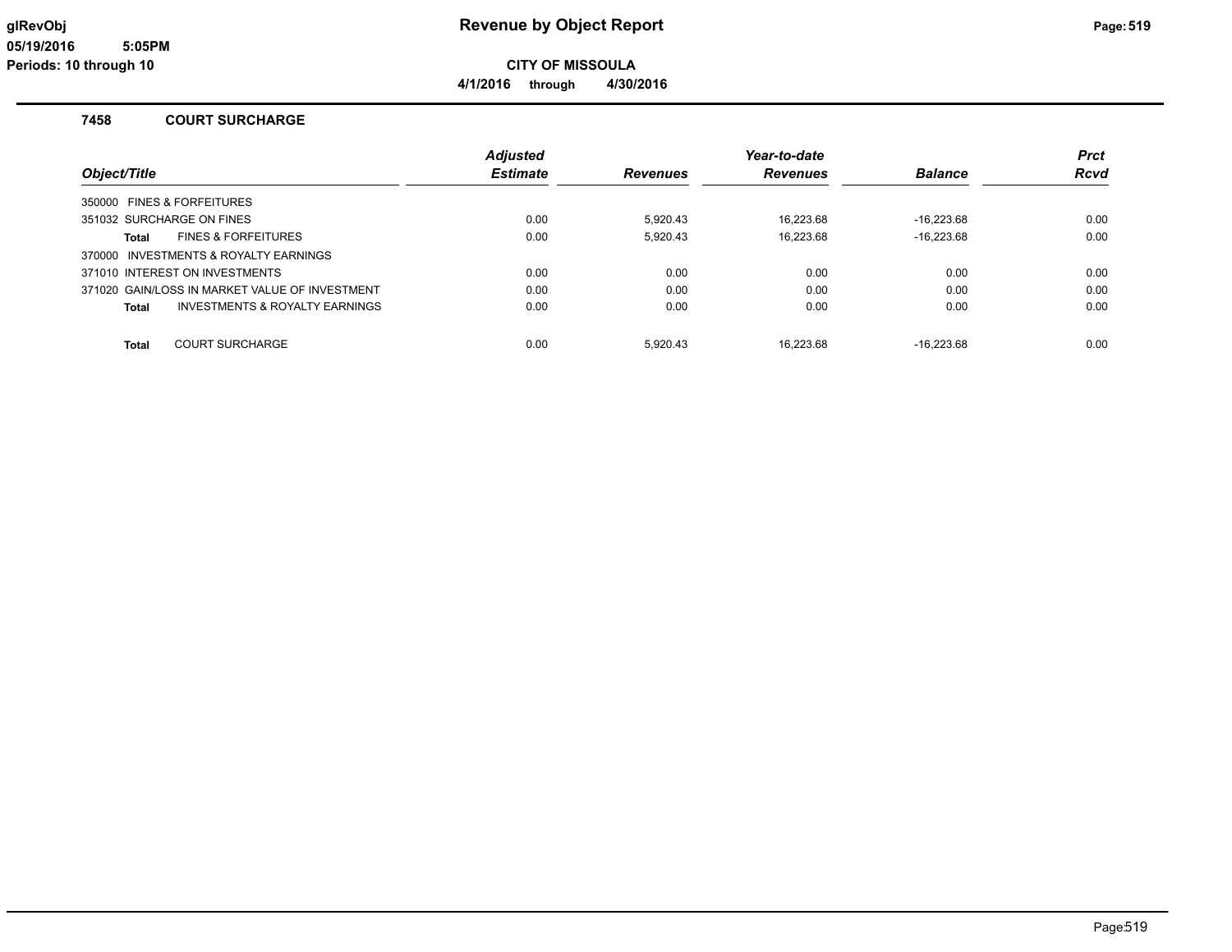# Revenue by Object Report

**CITY OF MISSOULA**

**4/1/2016 through 4/30/2016**

glRevObj
05/19/2016 5:05PM
Periods: 10 through 10

## 7458 COURT SURCHARGE

| Object/Title | Adjusted Estimate | Revenues | Year-to-date Revenues | Balance | Prct Rcvd |
|---|---|---|---|---|---|
| 350000 FINES & FORFEITURES | | | | | |
| 351032 SURCHARGE ON FINES | 0.00 | 5,920.43 | 16,223.68 | -16,223.68 | 0.00 |
| **Total** FINES & FORFEITURES | 0.00 | 5,920.43 | 16,223.68 | -16,223.68 | 0.00 |
| 370000 INVESTMENTS & ROYALTY EARNINGS | | | | | |
| 371010 INTEREST ON INVESTMENTS | 0.00 | 0.00 | 0.00 | 0.00 | 0.00 |
| 371020 GAIN/LOSS IN MARKET VALUE OF INVESTMENT | 0.00 | 0.00 | 0.00 | 0.00 | 0.00 |
| **Total** INVESTMENTS & ROYALTY EARNINGS | 0.00 | 0.00 | 0.00 | 0.00 | 0.00 |
| **Total** COURT SURCHARGE | 0.00 | 5,920.43 | 16,223.68 | -16,223.68 | 0.00 |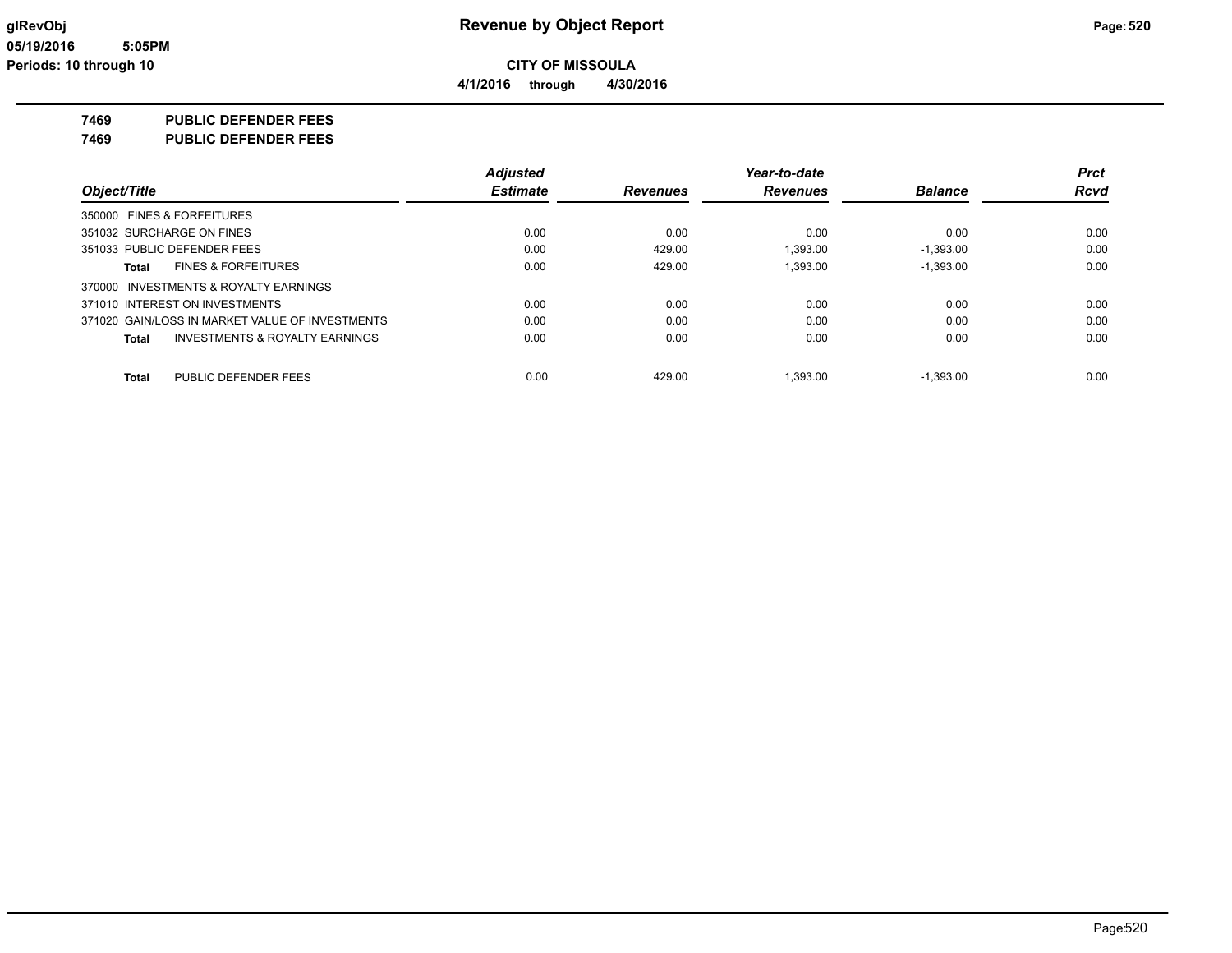**glRevObj** **Revenue by Object Report**

**05/19/2016 5:05PM**

**Periods: 10 through 10**

**CITY OF MISSOULA**

**4/1/2016 through 4/30/2016**

**7469 PUBLIC DEFENDER FEES**

**7469 PUBLIC DEFENDER FEES**

| Object/Title | Adjusted Estimate | Revenues | Year-to-date Revenues | Balance | Prct Rcvd |
|---|---|---|---|---|---|
| 350000 FINES & FORFEITURES | | | | | |
| 351032 SURCHARGE ON FINES | 0.00 | 0.00 | 0.00 | 0.00 | 0.00 |
| 351033 PUBLIC DEFENDER FEES | 0.00 | 429.00 | 1,393.00 | -1,393.00 | 0.00 |
| **Total** FINES & FORFEITURES | 0.00 | 429.00 | 1,393.00 | -1,393.00 | 0.00 |
| 370000 INVESTMENTS & ROYALTY EARNINGS | | | | | |
| 371010 INTEREST ON INVESTMENTS | 0.00 | 0.00 | 0.00 | 0.00 | 0.00 |
| 371020 GAIN/LOSS IN MARKET VALUE OF INVESTMENTS | 0.00 | 0.00 | 0.00 | 0.00 | 0.00 |
| **Total** INVESTMENTS & ROYALTY EARNINGS | 0.00 | 0.00 | 0.00 | 0.00 | 0.00 |
| **Total** PUBLIC DEFENDER FEES | 0.00 | 429.00 | 1,393.00 | -1,393.00 | 0.00 |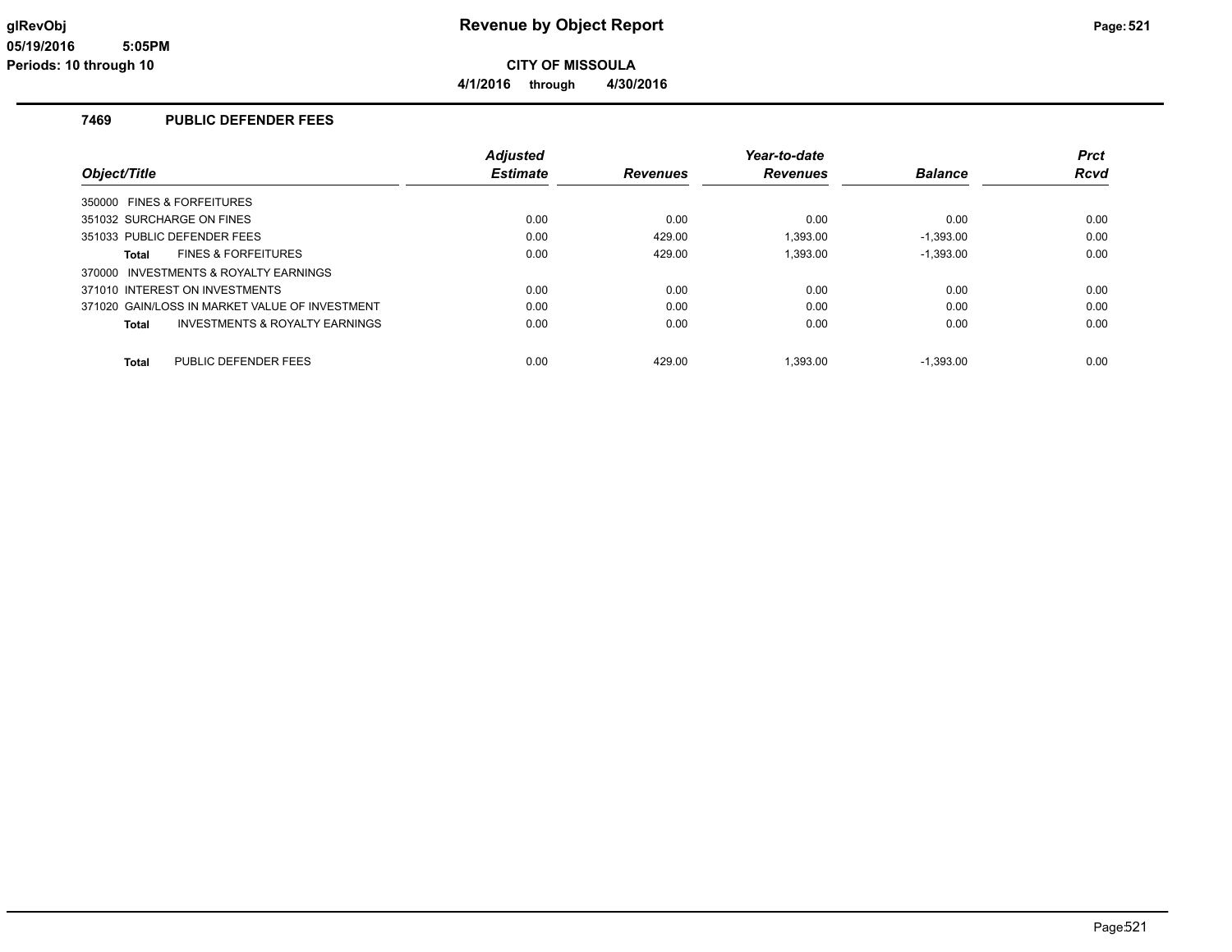# Revenue by Object Report

**CITY OF MISSOULA**

**4/1/2016 through 4/30/2016**

glRevObj
05/19/2016 5:05PM
Periods: 10 through 10

## 7469 PUBLIC DEFENDER FEES

| Object/Title | Adjusted Estimate | Revenues | Year-to-date Revenues | Balance | Prct Rcvd |
|---|---|---|---|---|---|
| 350000 FINES & FORFEITURES | | | | | |
| 351032 SURCHARGE ON FINES | 0.00 | 0.00 | 0.00 | 0.00 | 0.00 |
| 351033 PUBLIC DEFENDER FEES | 0.00 | 429.00 | 1,393.00 | -1,393.00 | 0.00 |
| **Total** FINES & FORFEITURES | 0.00 | 429.00 | 1,393.00 | -1,393.00 | 0.00 |
| 370000 INVESTMENTS & ROYALTY EARNINGS | | | | | |
| 371010 INTEREST ON INVESTMENTS | 0.00 | 0.00 | 0.00 | 0.00 | 0.00 |
| 371020 GAIN/LOSS IN MARKET VALUE OF INVESTMENT | 0.00 | 0.00 | 0.00 | 0.00 | 0.00 |
| **Total** INVESTMENTS & ROYALTY EARNINGS | 0.00 | 0.00 | 0.00 | 0.00 | 0.00 |
| **Total** PUBLIC DEFENDER FEES | 0.00 | 429.00 | 1,393.00 | -1,393.00 | 0.00 |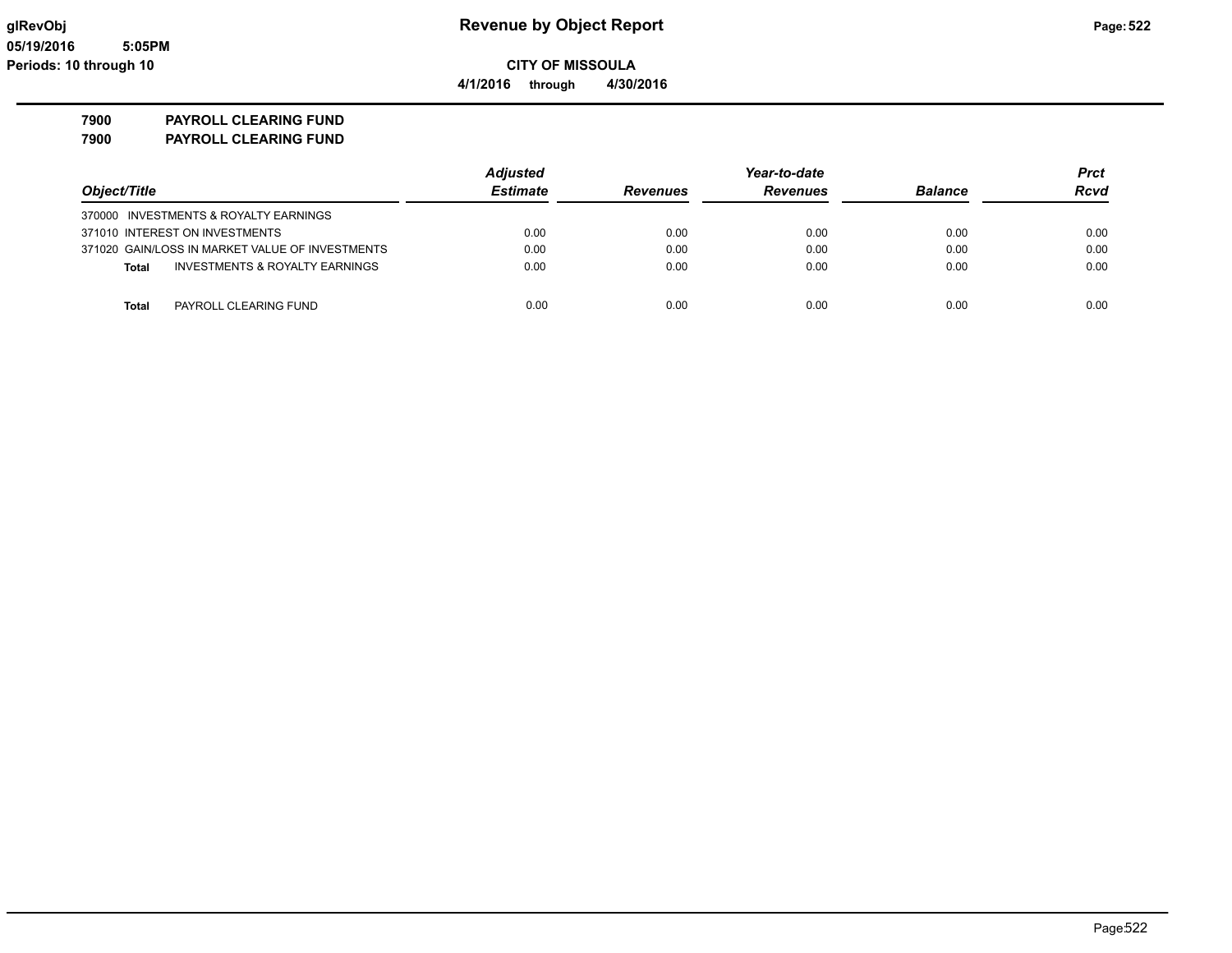glRevObj
05/19/2016 5:05PM
Periods: 10 through 10

# Revenue by Object Report

**CITY OF MISSOULA**

**4/1/2016 through 4/30/2016**

**7900 PAYROLL CLEARING FUND**
**7900 PAYROLL CLEARING FUND**

| Object/Title | Adjusted Estimate | Revenues | Year-to-date Revenues | Balance | Prct Rcvd |
|---|---|---|---|---|---|
| 370000 INVESTMENTS & ROYALTY EARNINGS | | | | | |
| 371010 INTEREST ON INVESTMENTS | 0.00 | 0.00 | 0.00 | 0.00 | 0.00 |
| 371020 GAIN/LOSS IN MARKET VALUE OF INVESTMENTS | 0.00 | 0.00 | 0.00 | 0.00 | 0.00 |
| **Total** INVESTMENTS & ROYALTY EARNINGS | 0.00 | 0.00 | 0.00 | 0.00 | 0.00 |
| **Total** PAYROLL CLEARING FUND | 0.00 | 0.00 | 0.00 | 0.00 | 0.00 |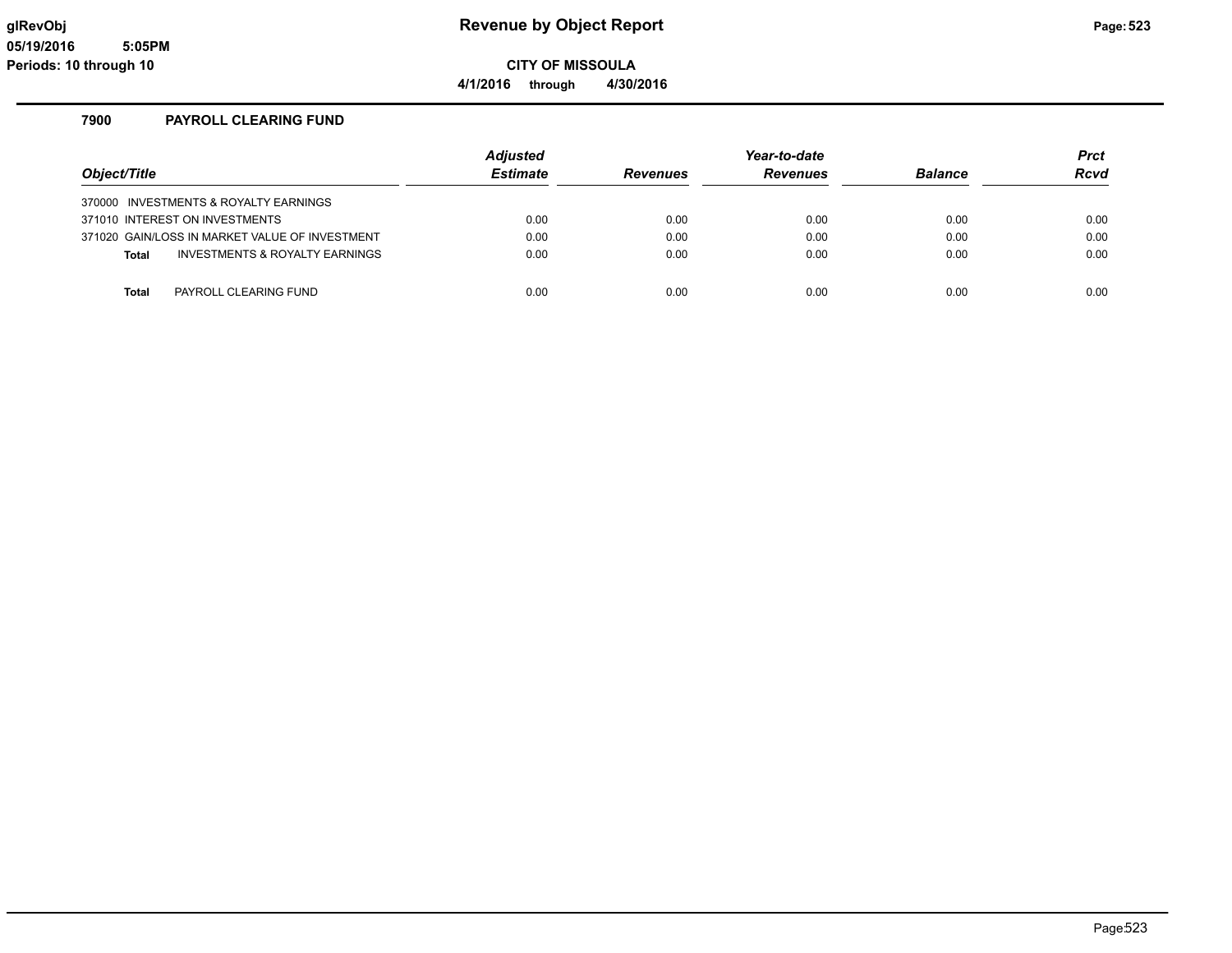# Revenue by Object Report

glRevObj
05/19/2016 5:05PM
Periods: 10 through 10

**CITY OF MISSOULA**

**4/1/2016 through 4/30/2016**

## 7900 PAYROLL CLEARING FUND

| Object/Title | Adjusted Estimate | Revenues | Year-to-date Revenues | Balance | Prct Rcvd |
|---|---|---|---|---|---|
| 370000 INVESTMENTS & ROYALTY EARNINGS | | | | | |
| 371010 INTEREST ON INVESTMENTS | 0.00 | 0.00 | 0.00 | 0.00 | 0.00 |
| 371020 GAIN/LOSS IN MARKET VALUE OF INVESTMENT | 0.00 | 0.00 | 0.00 | 0.00 | 0.00 |
| **Total** INVESTMENTS & ROYALTY EARNINGS | 0.00 | 0.00 | 0.00 | 0.00 | 0.00 |
| **Total** PAYROLL CLEARING FUND | 0.00 | 0.00 | 0.00 | 0.00 | 0.00 |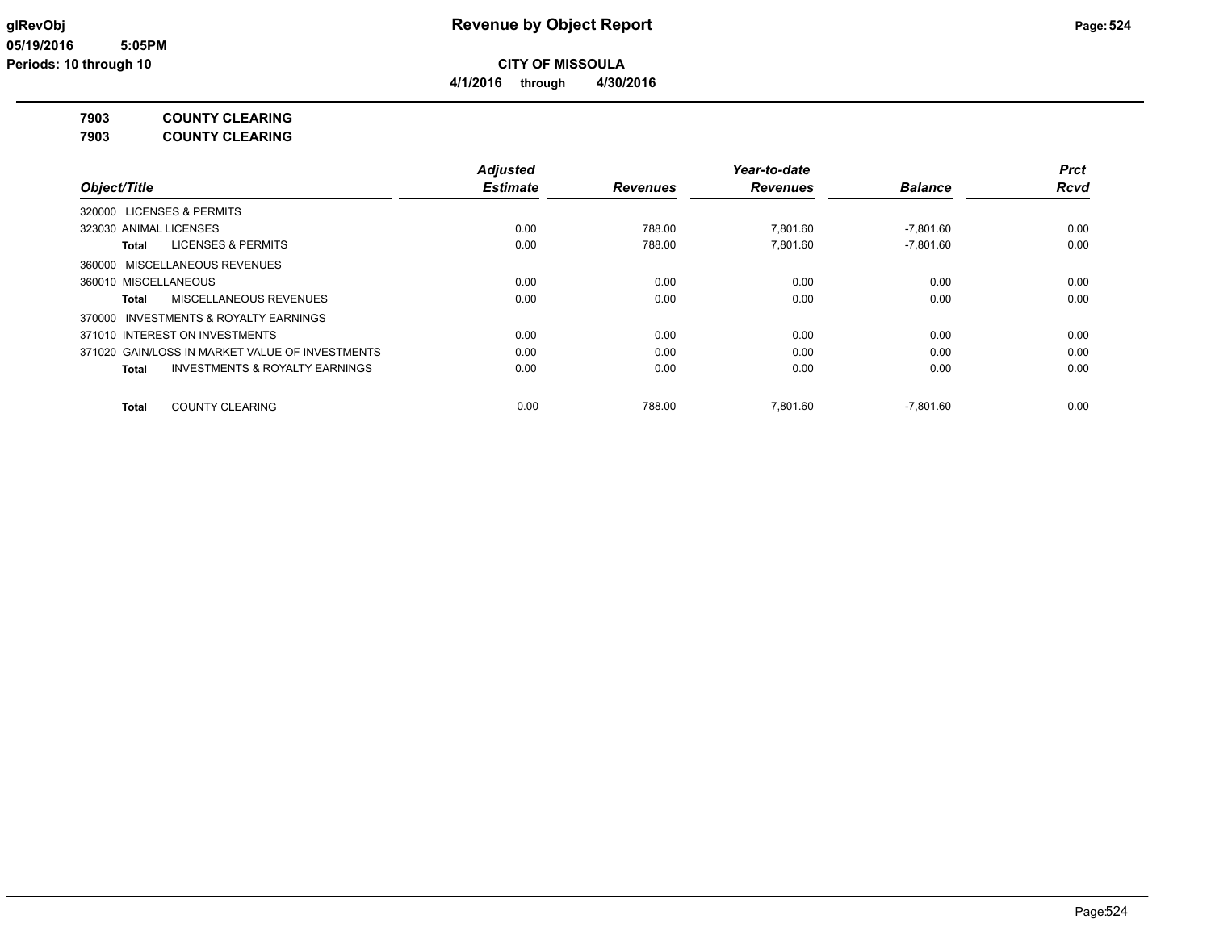# Revenue by Object Report

glRevObj
05/19/2016 5:05PM
Periods: 10 through 10

**CITY OF MISSOULA**

**4/1/2016 through 4/30/2016**

**7903 COUNTY CLEARING**
**7903 COUNTY CLEARING**

| Object/Title | Adjusted Estimate | Revenues | Year-to-date Revenues | Balance | Prct Rcvd |
|---|---|---|---|---|---|
| 320000 LICENSES & PERMITS | | | | | |
| 323030 ANIMAL LICENSES | 0.00 | 788.00 | 7,801.60 | -7,801.60 | 0.00 |
| **Total** LICENSES & PERMITS | 0.00 | 788.00 | 7,801.60 | -7,801.60 | 0.00 |
| 360000 MISCELLANEOUS REVENUES | | | | | |
| 360010 MISCELLANEOUS | 0.00 | 0.00 | 0.00 | 0.00 | 0.00 |
| **Total** MISCELLANEOUS REVENUES | 0.00 | 0.00 | 0.00 | 0.00 | 0.00 |
| 370000 INVESTMENTS & ROYALTY EARNINGS | | | | | |
| 371010 INTEREST ON INVESTMENTS | 0.00 | 0.00 | 0.00 | 0.00 | 0.00 |
| 371020 GAIN/LOSS IN MARKET VALUE OF INVESTMENTS | 0.00 | 0.00 | 0.00 | 0.00 | 0.00 |
| **Total** INVESTMENTS & ROYALTY EARNINGS | 0.00 | 0.00 | 0.00 | 0.00 | 0.00 |
| **Total** COUNTY CLEARING | 0.00 | 788.00 | 7,801.60 | -7,801.60 | 0.00 |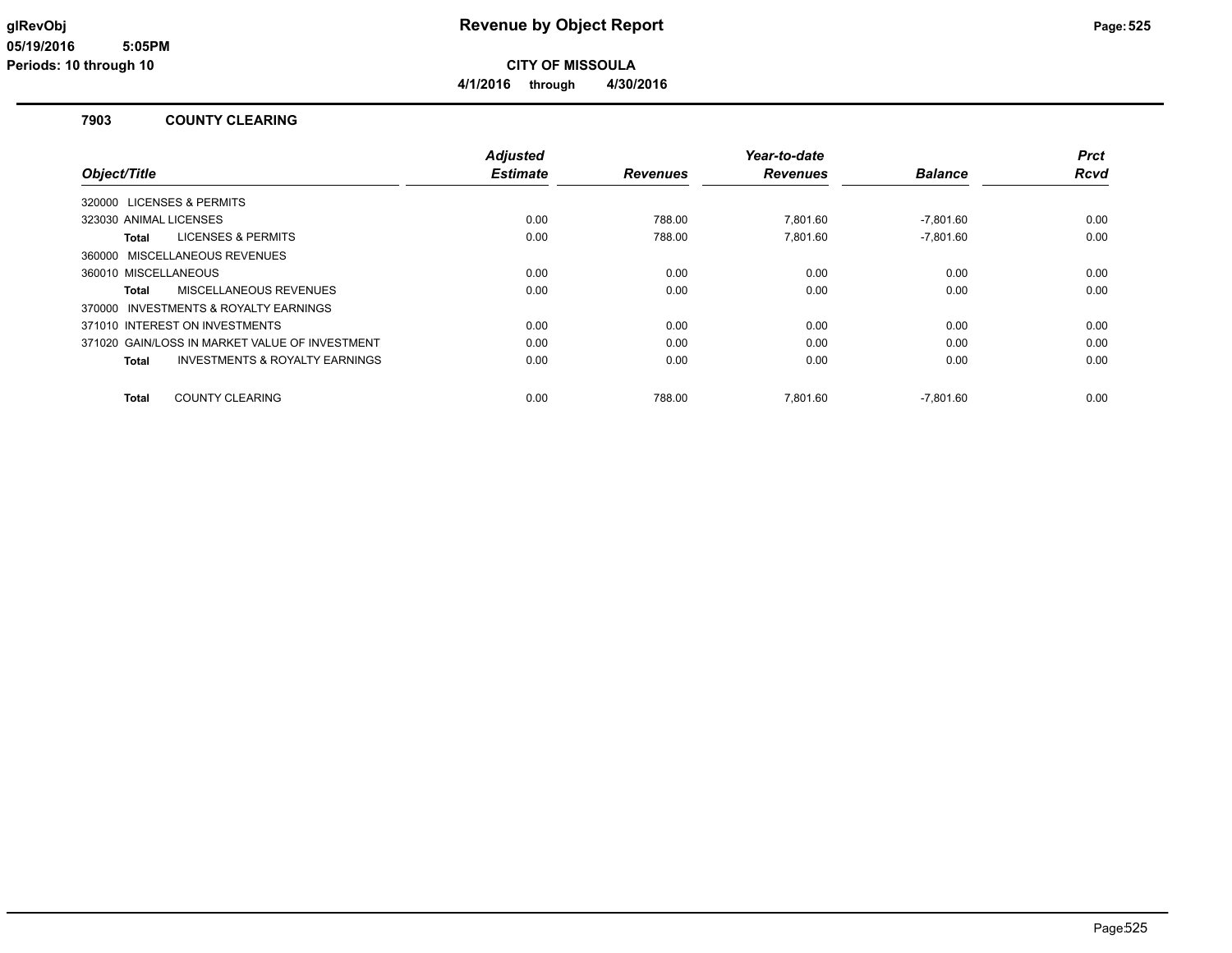# Revenue by Object Report

**CITY OF MISSOULA**

**4/1/2016 through 4/30/2016**

glRevObj
05/19/2016 5:05PM
Periods: 10 through 10

## 7903 COUNTY CLEARING

| Object/Title | Adjusted Estimate | Revenues | Year-to-date Revenues | Balance | Prct Rcvd |
|---|---|---|---|---|---|
| 320000 LICENSES & PERMITS | | | | | |
| 323030 ANIMAL LICENSES | 0.00 | 788.00 | 7,801.60 | -7,801.60 | 0.00 |
| **Total** LICENSES & PERMITS | 0.00 | 788.00 | 7,801.60 | -7,801.60 | 0.00 |
| 360000 MISCELLANEOUS REVENUES | | | | | |
| 360010 MISCELLANEOUS | 0.00 | 0.00 | 0.00 | 0.00 | 0.00 |
| **Total** MISCELLANEOUS REVENUES | 0.00 | 0.00 | 0.00 | 0.00 | 0.00 |
| 370000 INVESTMENTS & ROYALTY EARNINGS | | | | | |
| 371010 INTEREST ON INVESTMENTS | 0.00 | 0.00 | 0.00 | 0.00 | 0.00 |
| 371020 GAIN/LOSS IN MARKET VALUE OF INVESTMENT | 0.00 | 0.00 | 0.00 | 0.00 | 0.00 |
| **Total** INVESTMENTS & ROYALTY EARNINGS | 0.00 | 0.00 | 0.00 | 0.00 | 0.00 |
| **Total** COUNTY CLEARING | 0.00 | 788.00 | 7,801.60 | -7,801.60 | 0.00 |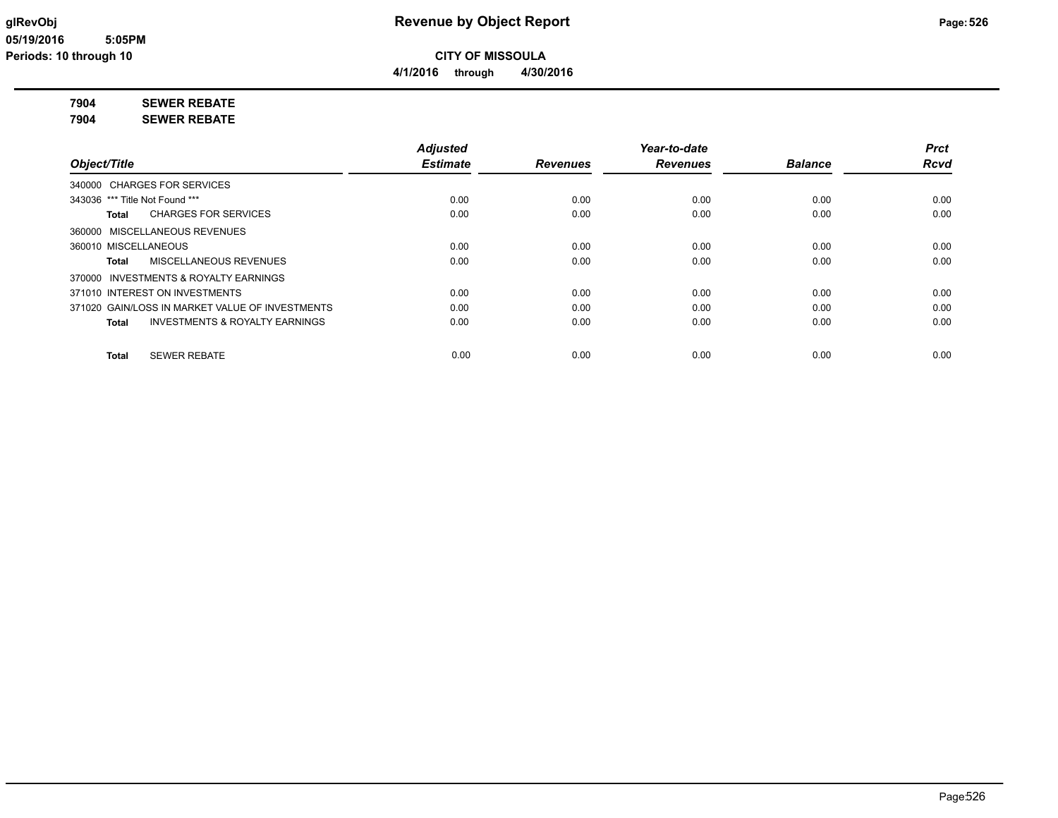# Revenue by Object Report

glRevObj
05/19/2016 5:05PM
Periods: 10 through 10

**CITY OF MISSOULA**

**4/1/2016 through 4/30/2016**

**7904 SEWER REBATE**

**7904 SEWER REBATE**

| Object/Title | Adjusted Estimate | Revenues | Year-to-date Revenues | Balance | Prct Rcvd |
|---|---|---|---|---|---|
| 340000 CHARGES FOR SERVICES | | | | | |
| 343036 *** Title Not Found *** | 0.00 | 0.00 | 0.00 | 0.00 | 0.00 |
| **Total** CHARGES FOR SERVICES | 0.00 | 0.00 | 0.00 | 0.00 | 0.00 |
| 360000 MISCELLANEOUS REVENUES | | | | | |
| 360010 MISCELLANEOUS | 0.00 | 0.00 | 0.00 | 0.00 | 0.00 |
| **Total** MISCELLANEOUS REVENUES | 0.00 | 0.00 | 0.00 | 0.00 | 0.00 |
| 370000 INVESTMENTS & ROYALTY EARNINGS | | | | | |
| 371010 INTEREST ON INVESTMENTS | 0.00 | 0.00 | 0.00 | 0.00 | 0.00 |
| 371020 GAIN/LOSS IN MARKET VALUE OF INVESTMENTS | 0.00 | 0.00 | 0.00 | 0.00 | 0.00 |
| **Total** INVESTMENTS & ROYALTY EARNINGS | 0.00 | 0.00 | 0.00 | 0.00 | 0.00 |
| **Total** SEWER REBATE | 0.00 | 0.00 | 0.00 | 0.00 | 0.00 |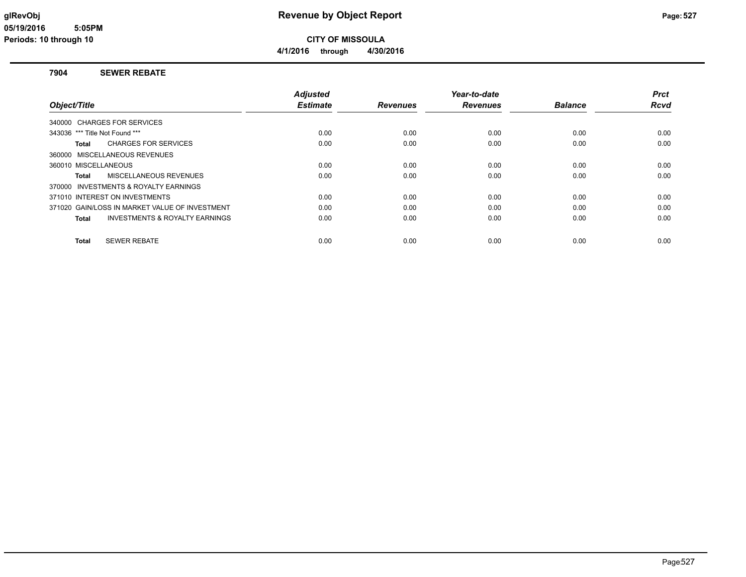# Revenue by Object Report

**CITY OF MISSOULA**

**4/1/2016 through 4/30/2016**

glRevObj
05/19/2016 5:05PM
Periods: 10 through 10

## 7904 SEWER REBATE

| Object/Title | Adjusted Estimate | Revenues | Year-to-date Revenues | Balance | Prct Rcvd |
|---|---|---|---|---|---|
| 340000 CHARGES FOR SERVICES | | | | | |
| 343036 *** Title Not Found *** | 0.00 | 0.00 | 0.00 | 0.00 | 0.00 |
| **Total** CHARGES FOR SERVICES | 0.00 | 0.00 | 0.00 | 0.00 | 0.00 |
| 360000 MISCELLANEOUS REVENUES | | | | | |
| 360010 MISCELLANEOUS | 0.00 | 0.00 | 0.00 | 0.00 | 0.00 |
| **Total** MISCELLANEOUS REVENUES | 0.00 | 0.00 | 0.00 | 0.00 | 0.00 |
| 370000 INVESTMENTS & ROYALTY EARNINGS | | | | | |
| 371010 INTEREST ON INVESTMENTS | 0.00 | 0.00 | 0.00 | 0.00 | 0.00 |
| 371020 GAIN/LOSS IN MARKET VALUE OF INVESTMENT | 0.00 | 0.00 | 0.00 | 0.00 | 0.00 |
| **Total** INVESTMENTS & ROYALTY EARNINGS | 0.00 | 0.00 | 0.00 | 0.00 | 0.00 |
| **Total** SEWER REBATE | 0.00 | 0.00 | 0.00 | 0.00 | 0.00 |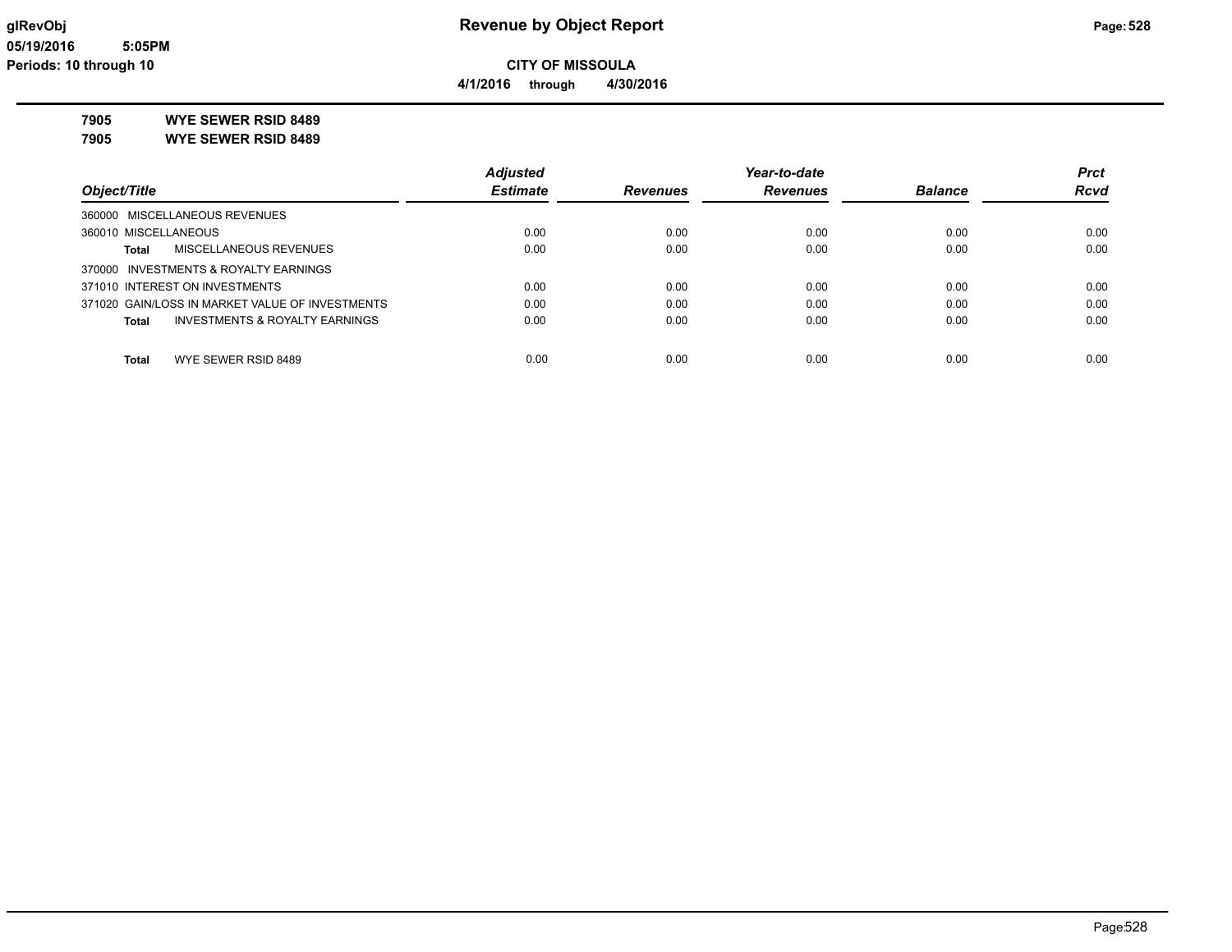glRevObj
05/19/2016 5:05PM
Periods: 10 through 10

# Revenue by Object Report

**CITY OF MISSOULA**

**4/1/2016 through 4/30/2016**

**7905 WYE SEWER RSID 8489**

**7905 WYE SEWER RSID 8489**

| Object/Title | Adjusted Estimate | Revenues | Year-to-date Revenues | Balance | Prct Rcvd |
|---|---|---|---|---|---|
| 360000 MISCELLANEOUS REVENUES | | | | | |
| 360010 MISCELLANEOUS | 0.00 | 0.00 | 0.00 | 0.00 | 0.00 |
| **Total** MISCELLANEOUS REVENUES | 0.00 | 0.00 | 0.00 | 0.00 | 0.00 |
| 370000 INVESTMENTS & ROYALTY EARNINGS | | | | | |
| 371010 INTEREST ON INVESTMENTS | 0.00 | 0.00 | 0.00 | 0.00 | 0.00 |
| 371020 GAIN/LOSS IN MARKET VALUE OF INVESTMENTS | 0.00 | 0.00 | 0.00 | 0.00 | 0.00 |
| **Total** INVESTMENTS & ROYALTY EARNINGS | 0.00 | 0.00 | 0.00 | 0.00 | 0.00 |
| **Total** WYE SEWER RSID 8489 | 0.00 | 0.00 | 0.00 | 0.00 | 0.00 |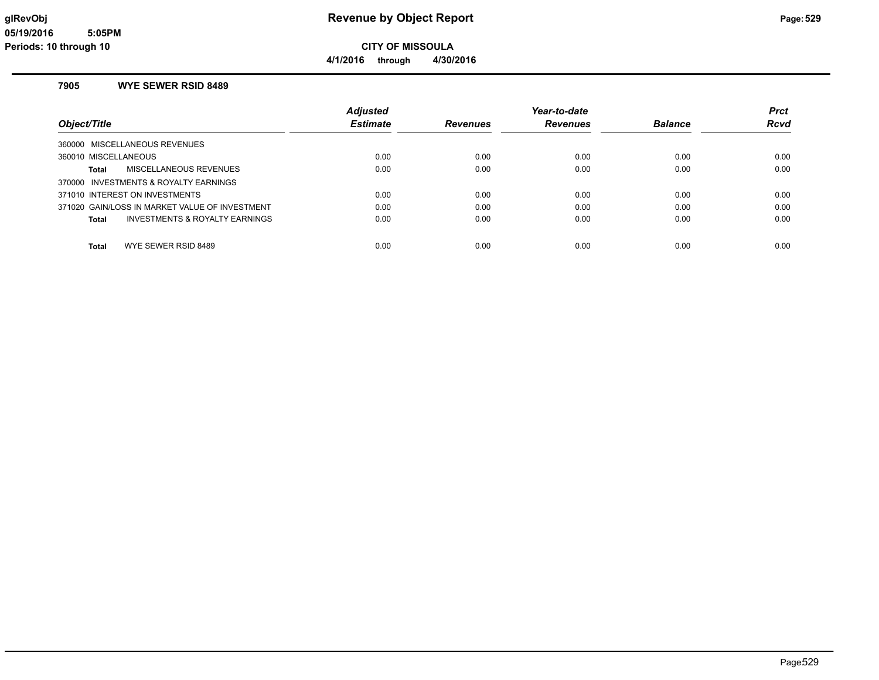# Revenue by Object Report

glRevObj
05/19/2016 5:05PM
Periods: 10 through 10

**CITY OF MISSOULA**

**4/1/2016 through 4/30/2016**

## 7905 WYE SEWER RSID 8489

| Object/Title | Adjusted Estimate | Revenues | Year-to-date Revenues | Balance | Prct Rcvd |
|---|---|---|---|---|---|
| 360000 MISCELLANEOUS REVENUES | | | | | |
| 360010 MISCELLANEOUS | 0.00 | 0.00 | 0.00 | 0.00 | 0.00 |
| **Total** MISCELLANEOUS REVENUES | 0.00 | 0.00 | 0.00 | 0.00 | 0.00 |
| 370000 INVESTMENTS & ROYALTY EARNINGS | | | | | |
| 371010 INTEREST ON INVESTMENTS | 0.00 | 0.00 | 0.00 | 0.00 | 0.00 |
| 371020 GAIN/LOSS IN MARKET VALUE OF INVESTMENT | 0.00 | 0.00 | 0.00 | 0.00 | 0.00 |
| **Total** INVESTMENTS & ROYALTY EARNINGS | 0.00 | 0.00 | 0.00 | 0.00 | 0.00 |
| **Total** WYE SEWER RSID 8489 | 0.00 | 0.00 | 0.00 | 0.00 | 0.00 |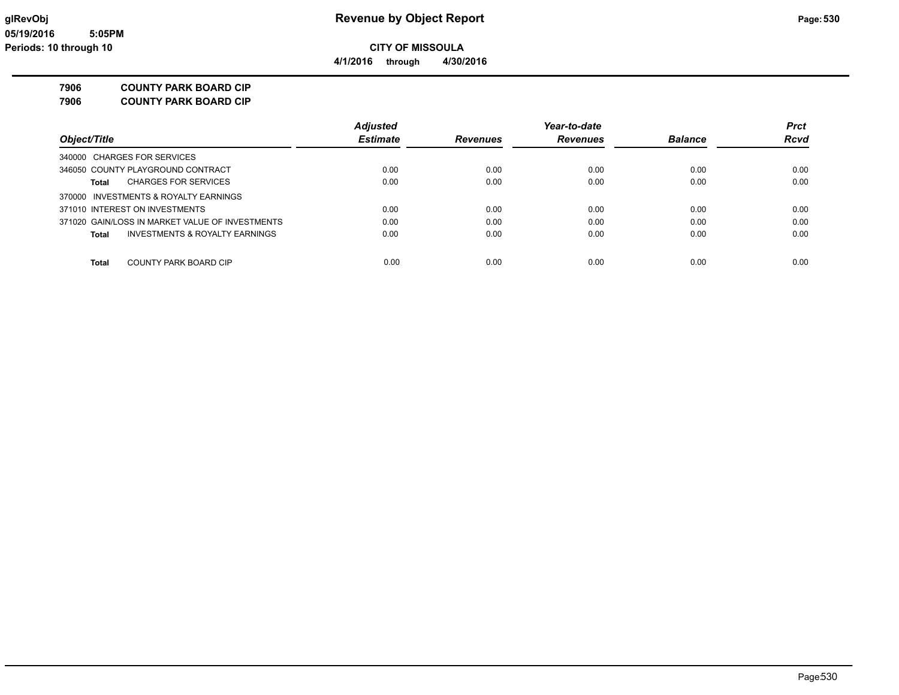# Revenue by Object Report

**CITY OF MISSOULA**

**4/1/2016 through 4/30/2016**

glRevObj
05/19/2016 5:05PM
Periods: 10 through 10

**7906 COUNTY PARK BOARD CIP**
**7906 COUNTY PARK BOARD CIP**

| Object/Title | Adjusted Estimate | Revenues | Year-to-date Revenues | Balance | Prct Rcvd |
|---|---|---|---|---|---|
| 340000 CHARGES FOR SERVICES | | | | | |
| 346050 COUNTY PLAYGROUND CONTRACT | 0.00 | 0.00 | 0.00 | 0.00 | 0.00 |
| **Total** CHARGES FOR SERVICES | 0.00 | 0.00 | 0.00 | 0.00 | 0.00 |
| 370000 INVESTMENTS & ROYALTY EARNINGS | | | | | |
| 371010 INTEREST ON INVESTMENTS | 0.00 | 0.00 | 0.00 | 0.00 | 0.00 |
| 371020 GAIN/LOSS IN MARKET VALUE OF INVESTMENTS | 0.00 | 0.00 | 0.00 | 0.00 | 0.00 |
| **Total** INVESTMENTS & ROYALTY EARNINGS | 0.00 | 0.00 | 0.00 | 0.00 | 0.00 |
| **Total** COUNTY PARK BOARD CIP | 0.00 | 0.00 | 0.00 | 0.00 | 0.00 |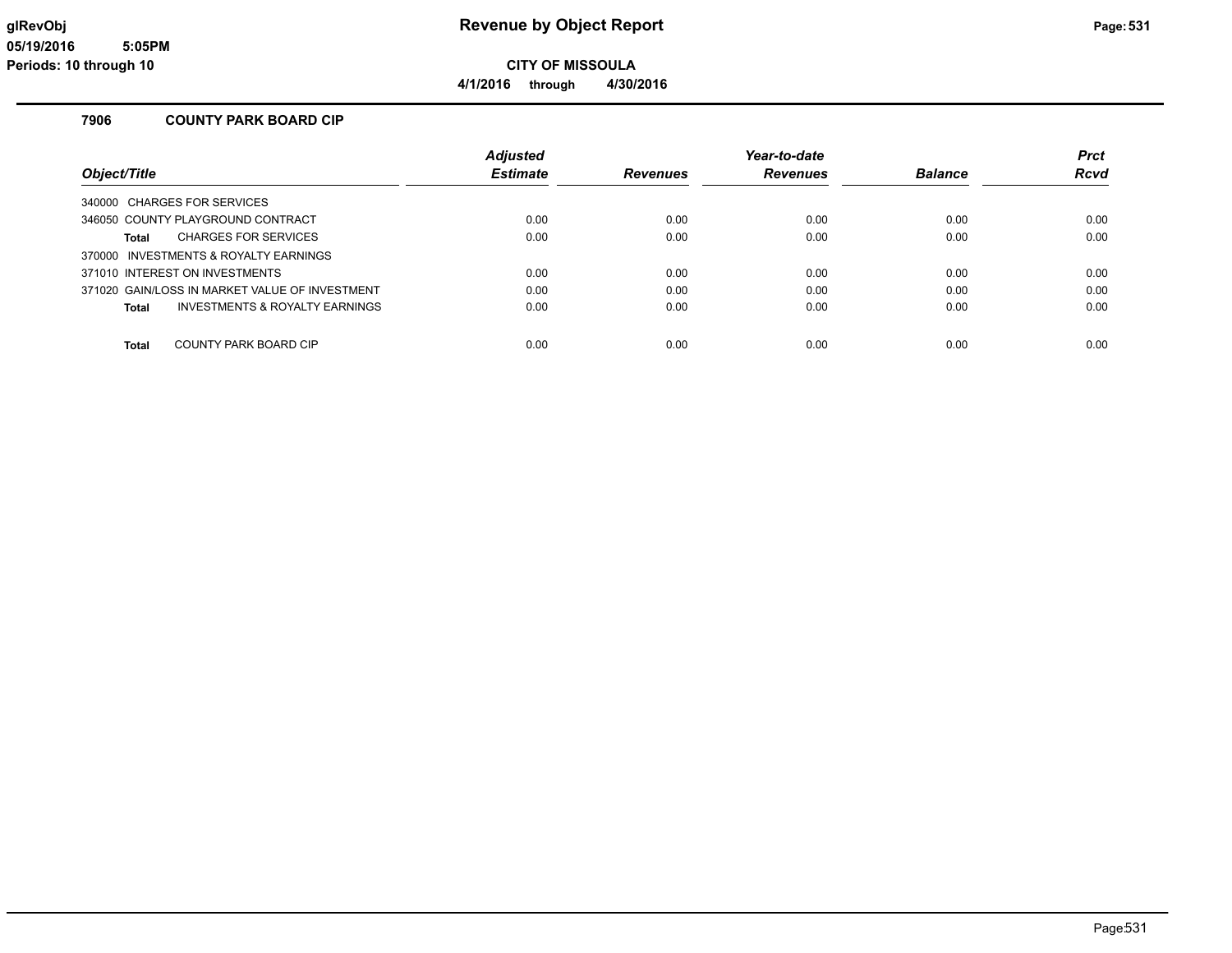# Revenue by Object Report

**CITY OF MISSOULA**

**4/1/2016 through 4/30/2016**

glRevObj
05/19/2016 5:05PM
Periods: 10 through 10

## 7906 COUNTY PARK BOARD CIP

| Object/Title | Adjusted Estimate | Revenues | Year-to-date Revenues | Balance | Prct Rcvd |
|---|---|---|---|---|---|
| 340000 CHARGES FOR SERVICES | | | | | |
| 346050 COUNTY PLAYGROUND CONTRACT | 0.00 | 0.00 | 0.00 | 0.00 | 0.00 |
| **Total** CHARGES FOR SERVICES | 0.00 | 0.00 | 0.00 | 0.00 | 0.00 |
| 370000 INVESTMENTS & ROYALTY EARNINGS | | | | | |
| 371010 INTEREST ON INVESTMENTS | 0.00 | 0.00 | 0.00 | 0.00 | 0.00 |
| 371020 GAIN/LOSS IN MARKET VALUE OF INVESTMENT | 0.00 | 0.00 | 0.00 | 0.00 | 0.00 |
| **Total** INVESTMENTS & ROYALTY EARNINGS | 0.00 | 0.00 | 0.00 | 0.00 | 0.00 |
| **Total** COUNTY PARK BOARD CIP | 0.00 | 0.00 | 0.00 | 0.00 | 0.00 |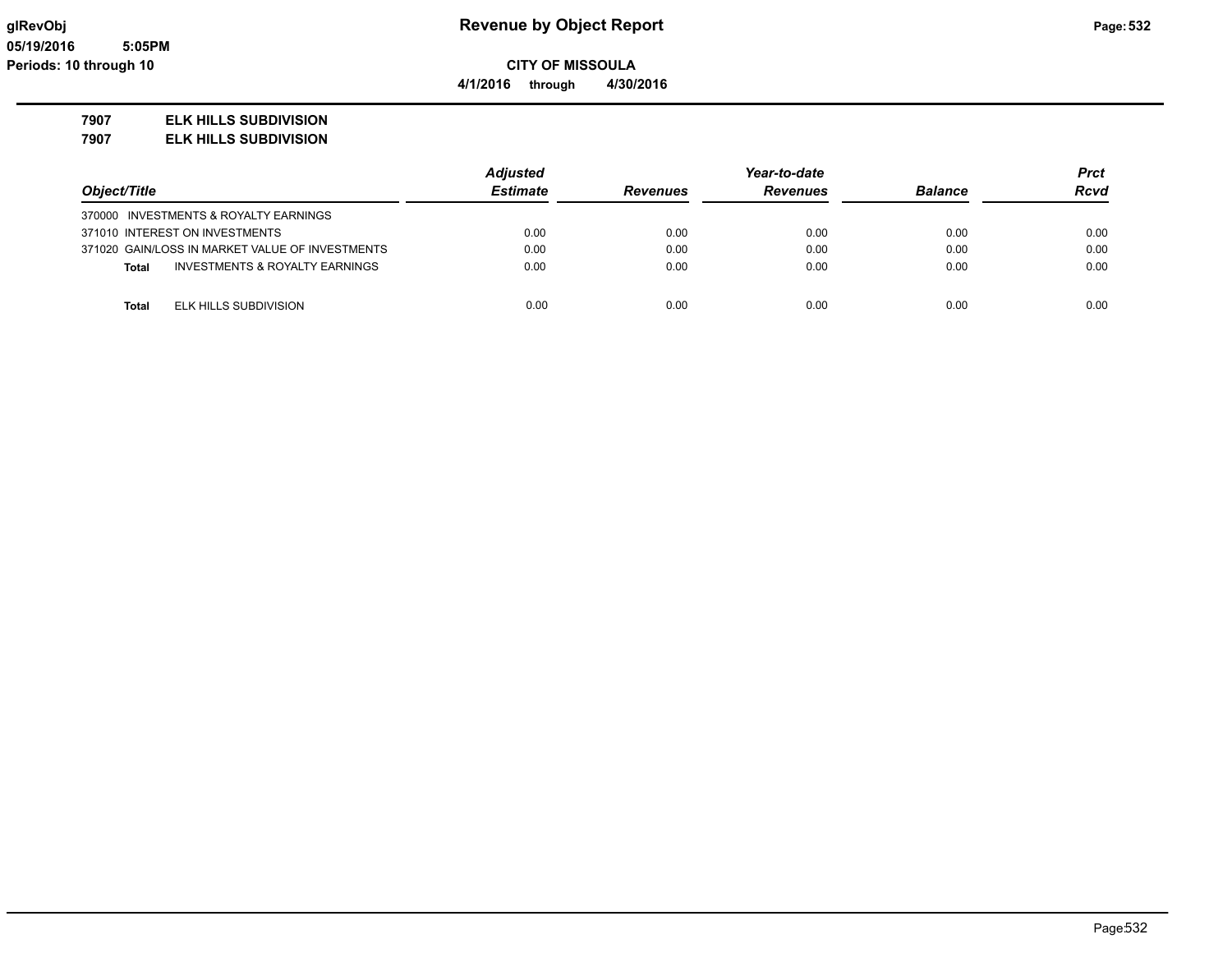**Revenue by Object Report**

**CITY OF MISSOULA**

**4/1/2016 through 4/30/2016**

glRevObj
05/19/2016 5:05PM
Periods: 10 through 10

**7907 ELK HILLS SUBDIVISION**
**7907 ELK HILLS SUBDIVISION**

| Object/Title | Adjusted Estimate | Revenues | Year-to-date Revenues | Balance | Prct Rcvd |
|---|---|---|---|---|---|
| 370000 INVESTMENTS & ROYALTY EARNINGS | | | | | |
| 371010 INTEREST ON INVESTMENTS | 0.00 | 0.00 | 0.00 | 0.00 | 0.00 |
| 371020 GAIN/LOSS IN MARKET VALUE OF INVESTMENTS | 0.00 | 0.00 | 0.00 | 0.00 | 0.00 |
| **Total** INVESTMENTS & ROYALTY EARNINGS | 0.00 | 0.00 | 0.00 | 0.00 | 0.00 |
| **Total** ELK HILLS SUBDIVISION | 0.00 | 0.00 | 0.00 | 0.00 | 0.00 |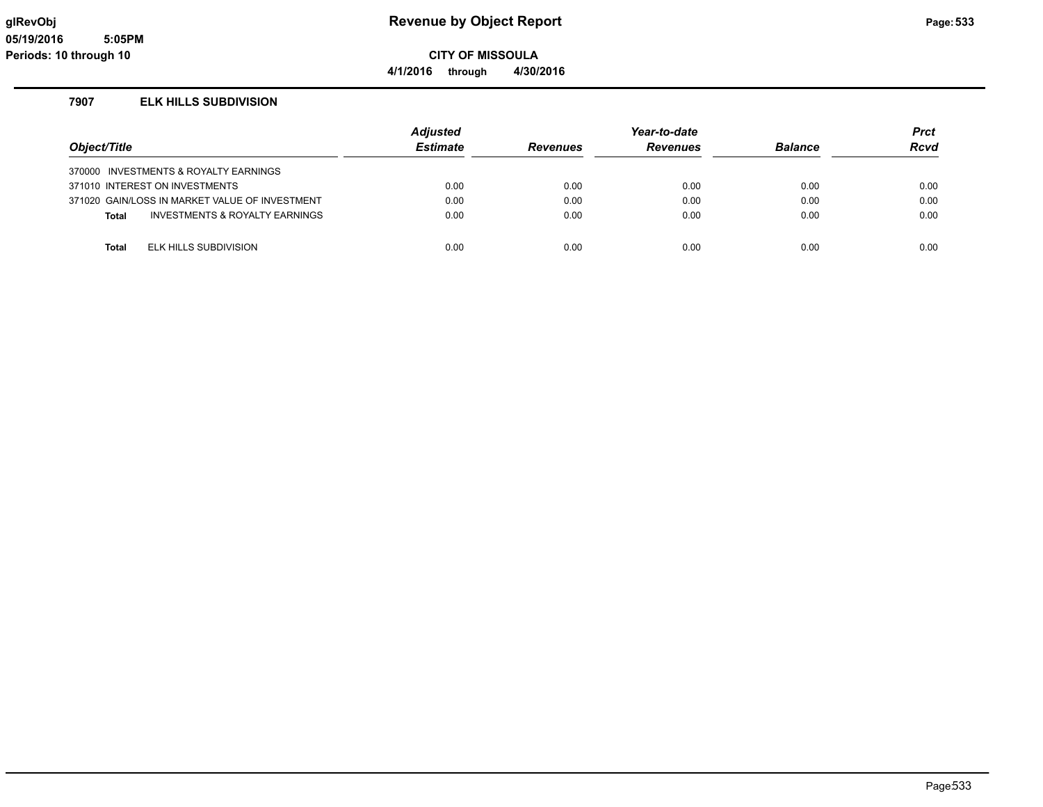# Revenue by Object Report

**CITY OF MISSOULA**

**4/1/2016 through 4/30/2016**

glRevObj
05/19/2016 5:05PM
Periods: 10 through 10

### 7907 ELK HILLS SUBDIVISION

| Object/Title | Adjusted Estimate | Revenues | Year-to-date Revenues | Balance | Prct Rcvd |
|---|---|---|---|---|---|
| 370000 INVESTMENTS & ROYALTY EARNINGS | | | | | |
| 371010 INTEREST ON INVESTMENTS | 0.00 | 0.00 | 0.00 | 0.00 | 0.00 |
| 371020 GAIN/LOSS IN MARKET VALUE OF INVESTMENT | 0.00 | 0.00 | 0.00 | 0.00 | 0.00 |
| **Total** INVESTMENTS & ROYALTY EARNINGS | 0.00 | 0.00 | 0.00 | 0.00 | 0.00 |
| | | | | | |
| **Total** ELK HILLS SUBDIVISION | 0.00 | 0.00 | 0.00 | 0.00 | 0.00 |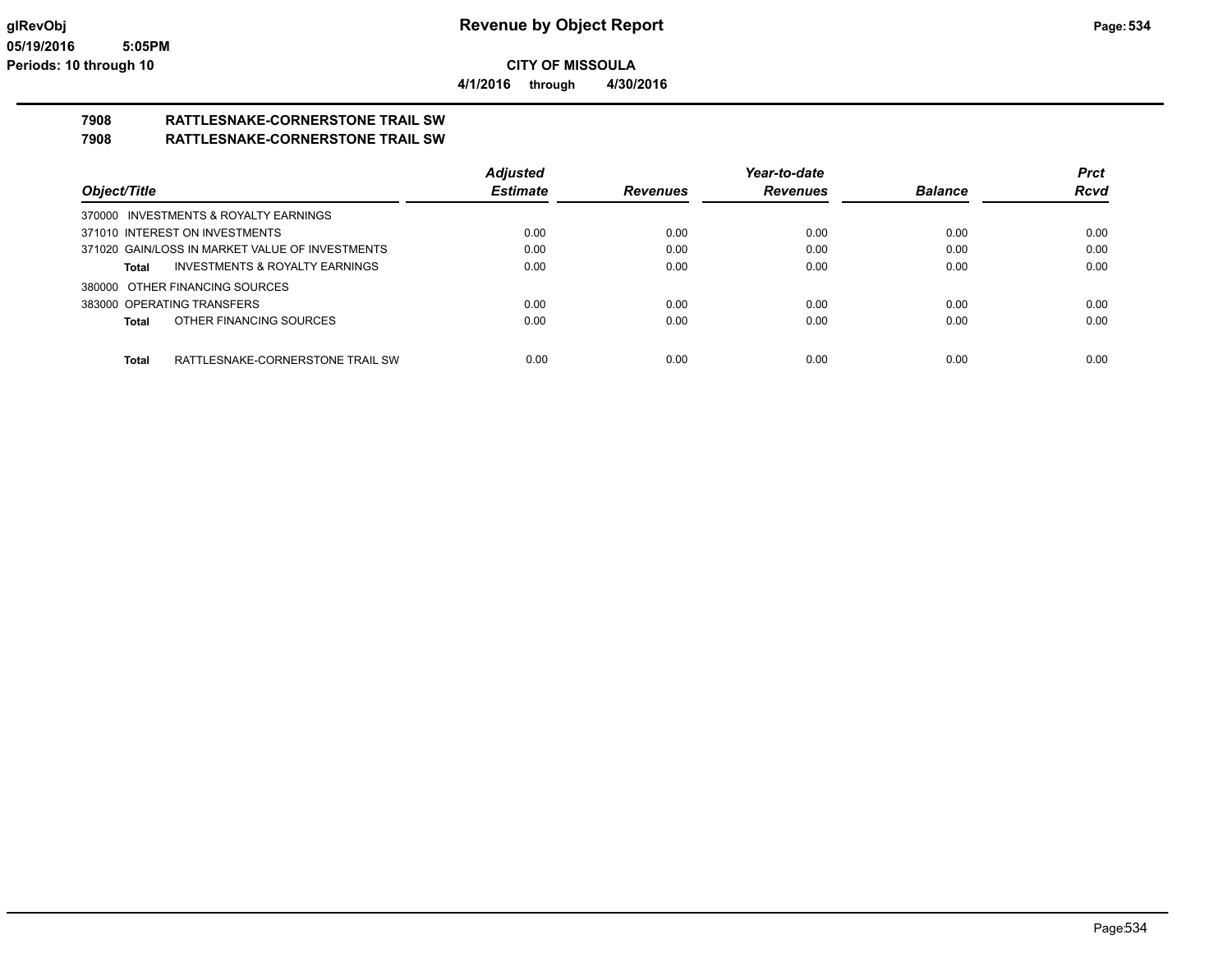**glRevObj** **Revenue by Object Report**
**05/19/2016 5:05PM**
**Periods: 10 through 10**

**CITY OF MISSOULA**

**4/1/2016 through 4/30/2016**

## 7908 RATTLESNAKE-CORNERSTONE TRAIL SW
## 7908 RATTLESNAKE-CORNERSTONE TRAIL SW

| Object/Title | Adjusted Estimate | Revenues | Year-to-date Revenues | Balance | Prct Rcvd |
|---|---|---|---|---|---|
| 370000 INVESTMENTS & ROYALTY EARNINGS | | | | | |
| 371010 INTEREST ON INVESTMENTS | 0.00 | 0.00 | 0.00 | 0.00 | 0.00 |
| 371020 GAIN/LOSS IN MARKET VALUE OF INVESTMENTS | 0.00 | 0.00 | 0.00 | 0.00 | 0.00 |
| **Total** INVESTMENTS & ROYALTY EARNINGS | 0.00 | 0.00 | 0.00 | 0.00 | 0.00 |
| 380000 OTHER FINANCING SOURCES | | | | | |
| 383000 OPERATING TRANSFERS | 0.00 | 0.00 | 0.00 | 0.00 | 0.00 |
| **Total** OTHER FINANCING SOURCES | 0.00 | 0.00 | 0.00 | 0.00 | 0.00 |
| **Total** RATTLESNAKE-CORNERSTONE TRAIL SW | 0.00 | 0.00 | 0.00 | 0.00 | 0.00 |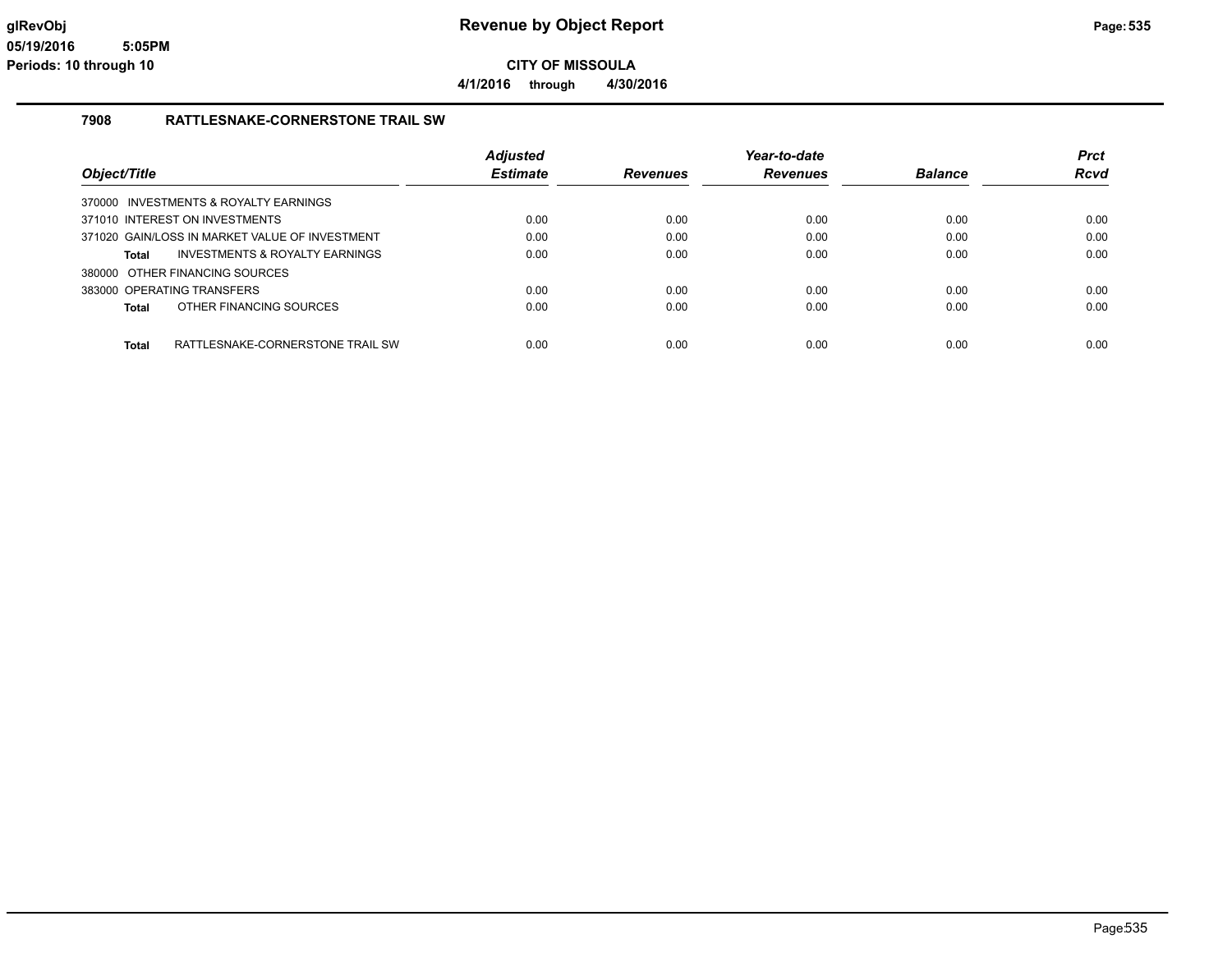# Revenue by Object Report

**CITY OF MISSOULA**

**4/1/2016 through 4/30/2016**

glRevObj
05/19/2016 5:05PM
Periods: 10 through 10

## 7908 RATTLESNAKE-CORNERSTONE TRAIL SW

| Object/Title | Adjusted Estimate | Revenues | Year-to-date Revenues | Balance | Prct Rcvd |
|---|---|---|---|---|---|
| 370000 INVESTMENTS & ROYALTY EARNINGS | | | | | |
| 371010 INTEREST ON INVESTMENTS | 0.00 | 0.00 | 0.00 | 0.00 | 0.00 |
| 371020 GAIN/LOSS IN MARKET VALUE OF INVESTMENT | 0.00 | 0.00 | 0.00 | 0.00 | 0.00 |
| **Total** INVESTMENTS & ROYALTY EARNINGS | 0.00 | 0.00 | 0.00 | 0.00 | 0.00 |
| 380000 OTHER FINANCING SOURCES | | | | | |
| 383000 OPERATING TRANSFERS | 0.00 | 0.00 | 0.00 | 0.00 | 0.00 |
| **Total** OTHER FINANCING SOURCES | 0.00 | 0.00 | 0.00 | 0.00 | 0.00 |
| **Total** RATTLESNAKE-CORNERSTONE TRAIL SW | 0.00 | 0.00 | 0.00 | 0.00 | 0.00 |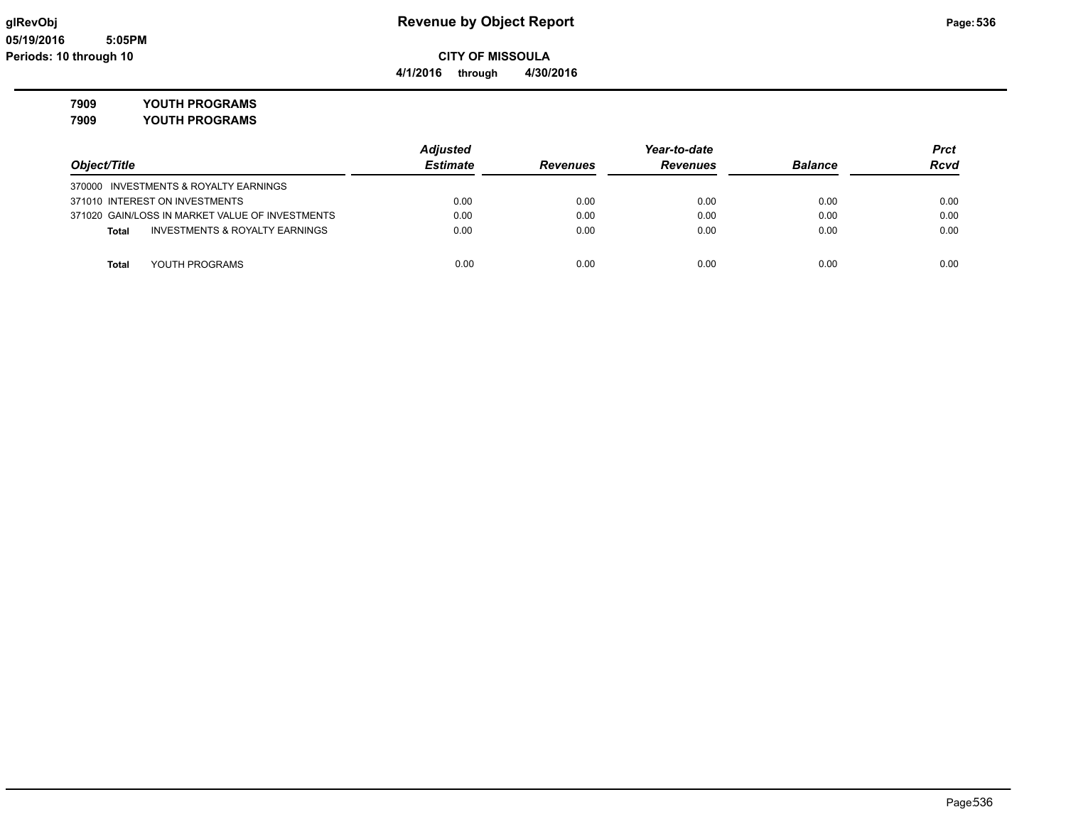# Revenue by Object Report

glRevObj
05/19/2016 5:05PM
Periods: 10 through 10

**CITY OF MISSOULA**

**4/1/2016 through 4/30/2016**

**7909 YOUTH PROGRAMS**
**7909 YOUTH PROGRAMS**

| Object/Title | Adjusted Estimate | Revenues | Year-to-date Revenues | Balance | Prct Rcvd |
|---|---|---|---|---|---|
| 370000 INVESTMENTS & ROYALTY EARNINGS | | | | | |
| 371010 INTEREST ON INVESTMENTS | 0.00 | 0.00 | 0.00 | 0.00 | 0.00 |
| 371020 GAIN/LOSS IN MARKET VALUE OF INVESTMENTS | 0.00 | 0.00 | 0.00 | 0.00 | 0.00 |
| **Total** INVESTMENTS & ROYALTY EARNINGS | 0.00 | 0.00 | 0.00 | 0.00 | 0.00 |
| **Total** YOUTH PROGRAMS | 0.00 | 0.00 | 0.00 | 0.00 | 0.00 |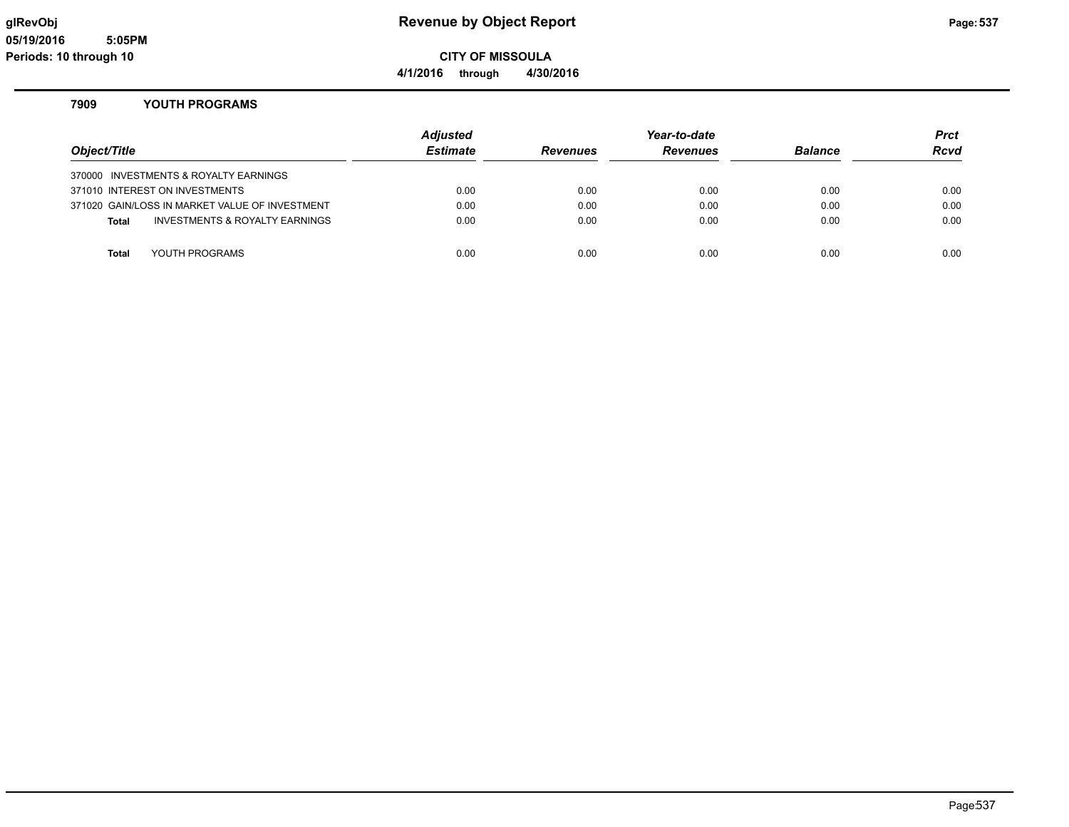**glRevObj** **Revenue by Object Report**

**05/19/2016 5:05PM**

**Periods: 10 through 10**

**CITY OF MISSOULA**

**4/1/2016 through 4/30/2016**

## 7909 YOUTH PROGRAMS

| Object/Title | Adjusted Estimate | Revenues | Year-to-date Revenues | Balance | Prct Rcvd |
|---|---|---|---|---|---|
| 370000 INVESTMENTS & ROYALTY EARNINGS | | | | | |
| 371010 INTEREST ON INVESTMENTS | 0.00 | 0.00 | 0.00 | 0.00 | 0.00 |
| 371020 GAIN/LOSS IN MARKET VALUE OF INVESTMENT | 0.00 | 0.00 | 0.00 | 0.00 | 0.00 |
| **Total** INVESTMENTS & ROYALTY EARNINGS | 0.00 | 0.00 | 0.00 | 0.00 | 0.00 |
| **Total** YOUTH PROGRAMS | 0.00 | 0.00 | 0.00 | 0.00 | 0.00 |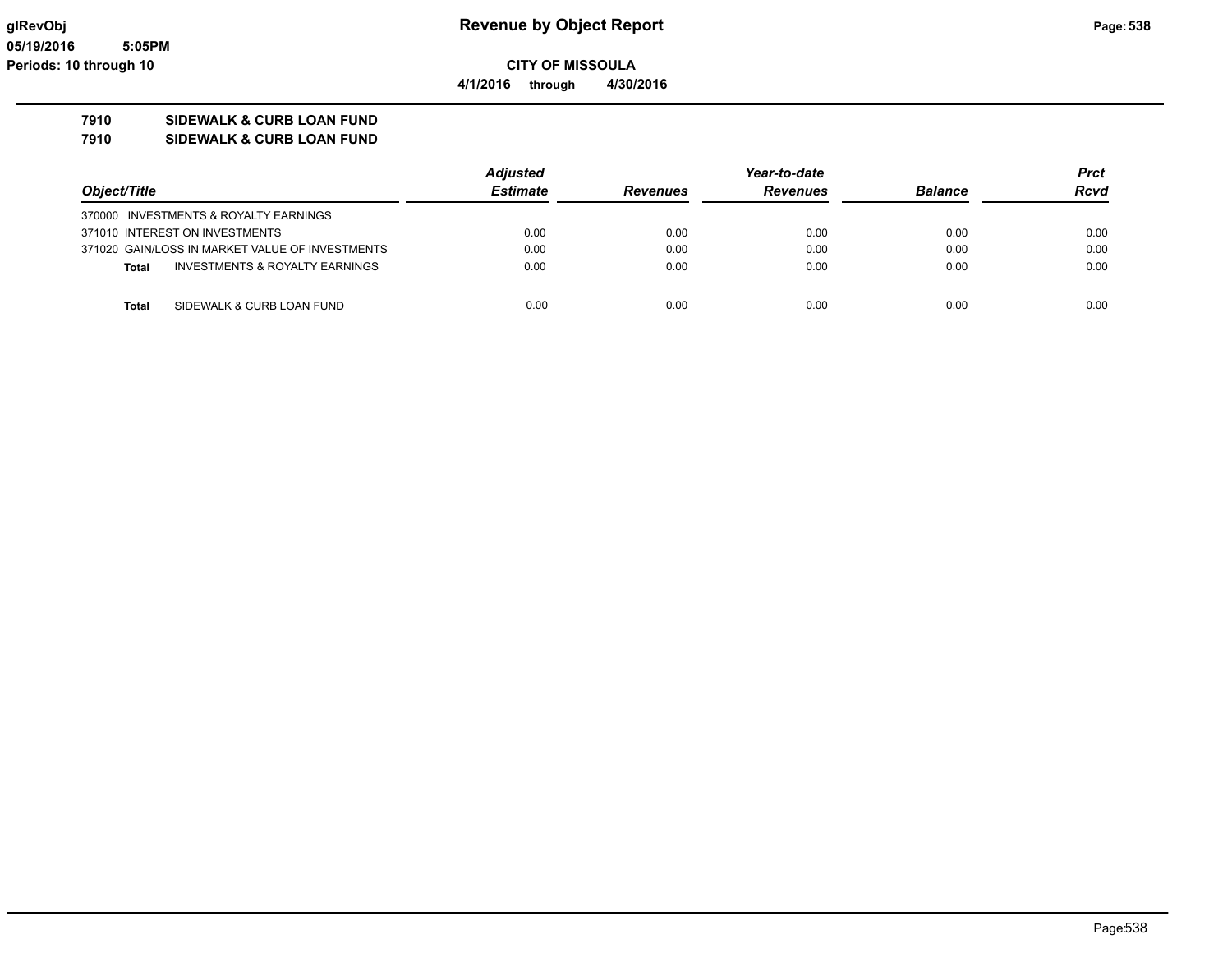# Revenue by Object Report

**CITY OF MISSOULA**

**4/1/2016 through 4/30/2016**

glRevObj
05/19/2016 5:05PM
Periods: 10 through 10

## 7910 SIDEWALK & CURB LOAN FUND
## 7910 SIDEWALK & CURB LOAN FUND

| Object/Title | Adjusted Estimate | Revenues | Year-to-date Revenues | Balance | Prct Rcvd |
|---|---|---|---|---|---|
| 370000 INVESTMENTS & ROYALTY EARNINGS | | | | | |
| 371010 INTEREST ON INVESTMENTS | 0.00 | 0.00 | 0.00 | 0.00 | 0.00 |
| 371020 GAIN/LOSS IN MARKET VALUE OF INVESTMENTS | 0.00 | 0.00 | 0.00 | 0.00 | 0.00 |
| **Total** INVESTMENTS & ROYALTY EARNINGS | 0.00 | 0.00 | 0.00 | 0.00 | 0.00 |
| **Total** SIDEWALK & CURB LOAN FUND | 0.00 | 0.00 | 0.00 | 0.00 | 0.00 |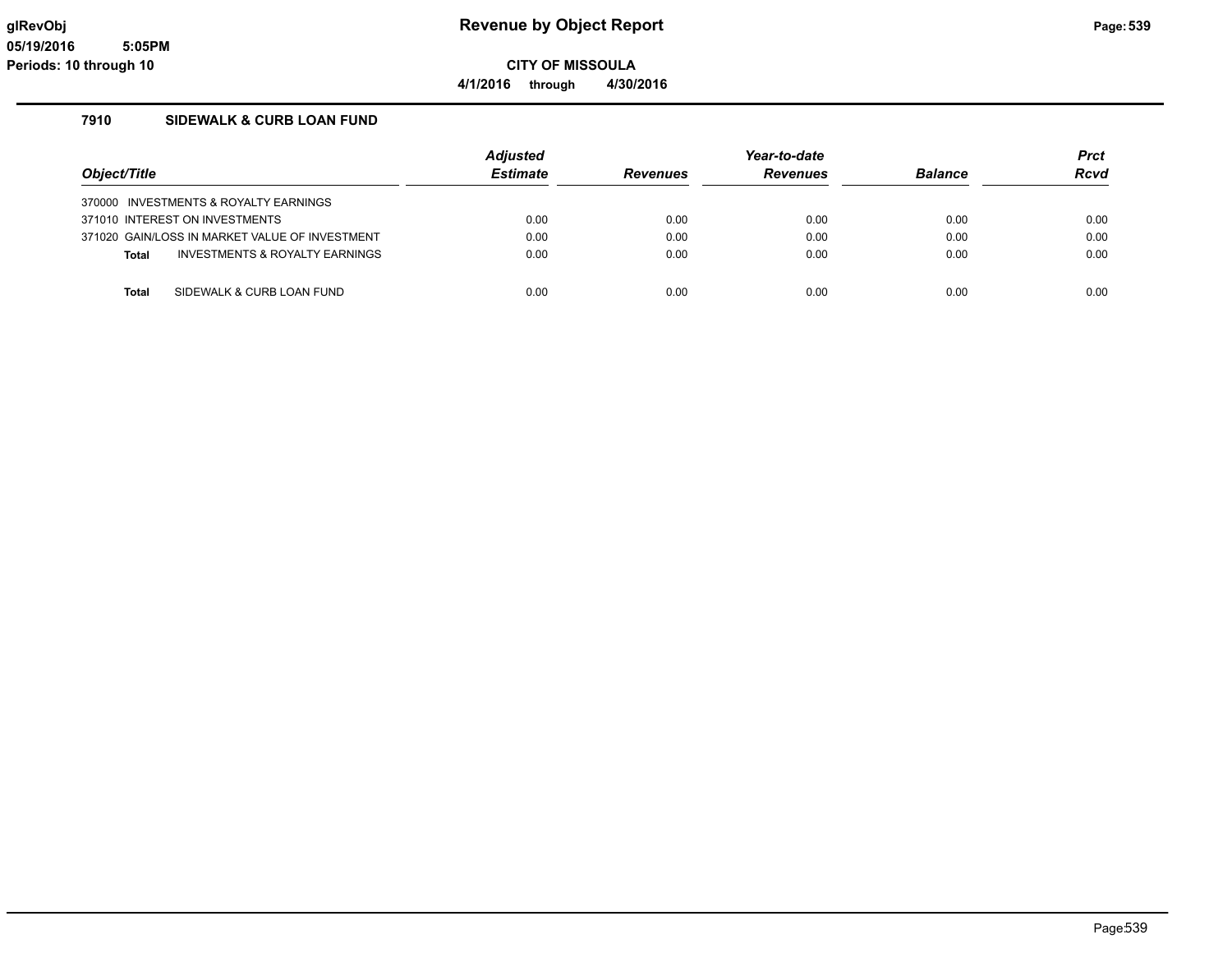# Revenue by Object Report

**CITY OF MISSOULA**

**4/1/2016 through 4/30/2016**

glRevObj
05/19/2016 5:05PM
Periods: 10 through 10

## 7910 SIDEWALK & CURB LOAN FUND

| Object/Title | Adjusted Estimate | Revenues | Year-to-date Revenues | Balance | Prct Rcvd |
|---|---|---|---|---|---|
| 370000 INVESTMENTS & ROYALTY EARNINGS | | | | | |
| 371010 INTEREST ON INVESTMENTS | 0.00 | 0.00 | 0.00 | 0.00 | 0.00 |
| 371020 GAIN/LOSS IN MARKET VALUE OF INVESTMENT | 0.00 | 0.00 | 0.00 | 0.00 | 0.00 |
| **Total** INVESTMENTS & ROYALTY EARNINGS | 0.00 | 0.00 | 0.00 | 0.00 | 0.00 |
| **Total** SIDEWALK & CURB LOAN FUND | 0.00 | 0.00 | 0.00 | 0.00 | 0.00 |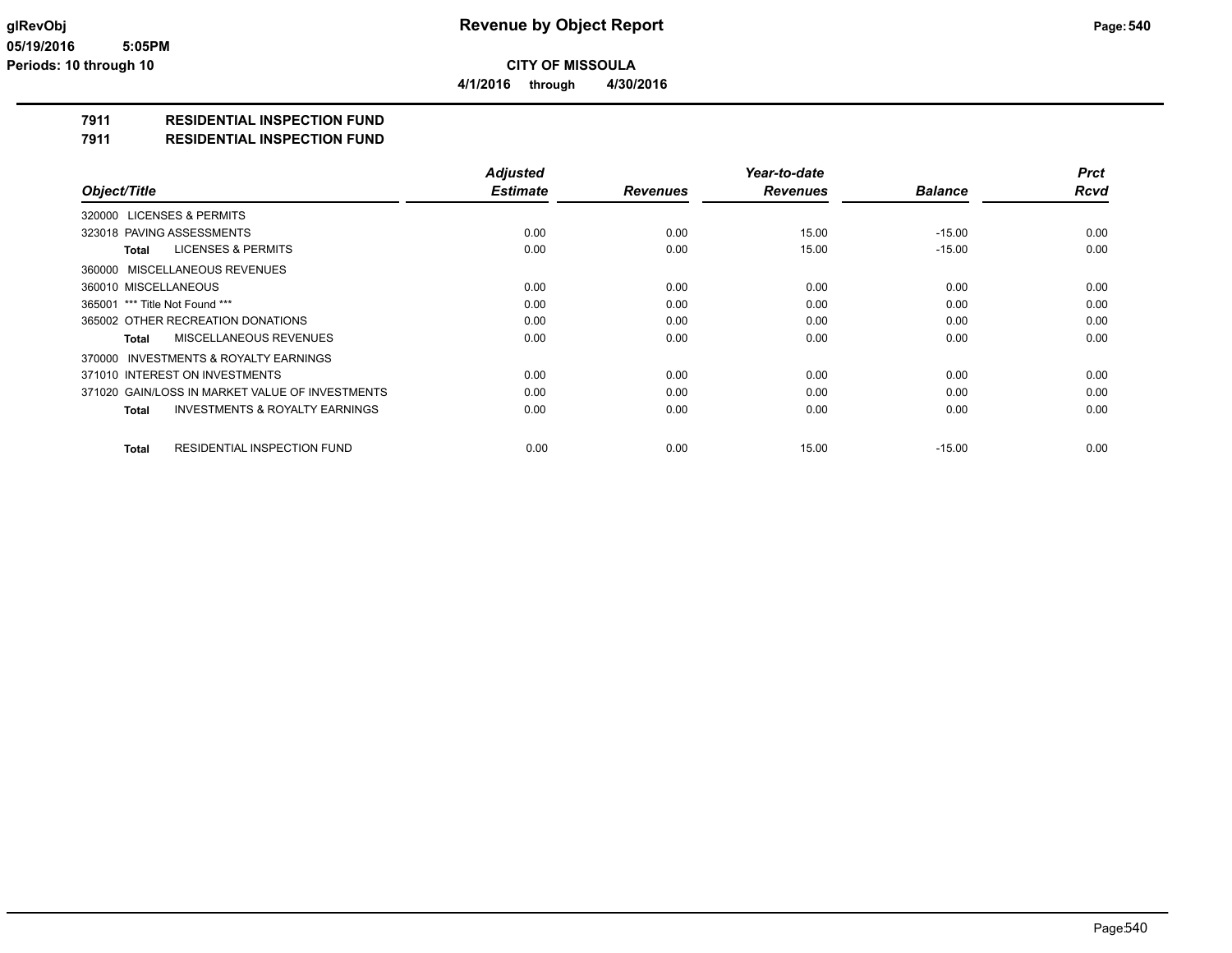**CITY OF MISSOULA**

**4/1/2016 through 4/30/2016**

## 7911 RESIDENTIAL INSPECTION FUND
## 7911 RESIDENTIAL INSPECTION FUND

| *Object/Title* | *Adjusted Estimate* | *Revenues* | *Year-to-date Revenues* | *Balance* | *Prct Rcvd* |
|---|---|---|---|---|---|
| 320000 LICENSES & PERMITS | | | | | |
| 323018 PAVING ASSESSMENTS | 0.00 | 0.00 | 15.00 | -15.00 | 0.00 |
| **Total** LICENSES & PERMITS | 0.00 | 0.00 | 15.00 | -15.00 | 0.00 |
| 360000 MISCELLANEOUS REVENUES | | | | | |
| 360010 MISCELLANEOUS | 0.00 | 0.00 | 0.00 | 0.00 | 0.00 |
| 365001 *** Title Not Found *** | 0.00 | 0.00 | 0.00 | 0.00 | 0.00 |
| 365002 OTHER RECREATION DONATIONS | 0.00 | 0.00 | 0.00 | 0.00 | 0.00 |
| **Total** MISCELLANEOUS REVENUES | 0.00 | 0.00 | 0.00 | 0.00 | 0.00 |
| 370000 INVESTMENTS & ROYALTY EARNINGS | | | | | |
| 371010 INTEREST ON INVESTMENTS | 0.00 | 0.00 | 0.00 | 0.00 | 0.00 |
| 371020 GAIN/LOSS IN MARKET VALUE OF INVESTMENTS | 0.00 | 0.00 | 0.00 | 0.00 | 0.00 |
| **Total** INVESTMENTS & ROYALTY EARNINGS | 0.00 | 0.00 | 0.00 | 0.00 | 0.00 |
| **Total** RESIDENTIAL INSPECTION FUND | 0.00 | 0.00 | 15.00 | -15.00 | 0.00 |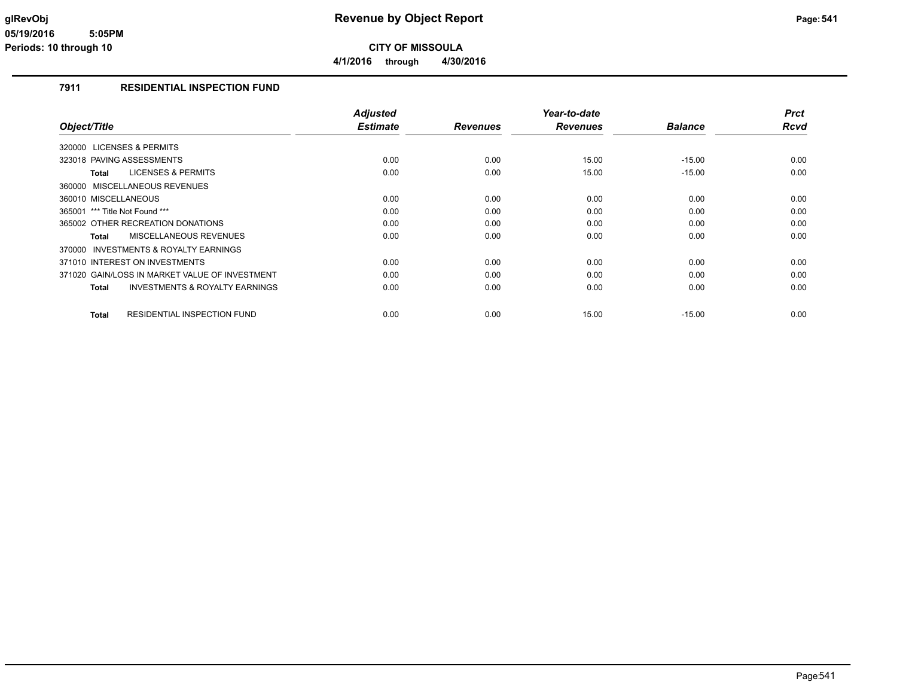# Revenue by Object Report

**CITY OF MISSOULA**

**4/1/2016 through 4/30/2016**

glRevObj
05/19/2016 5:05PM
Periods: 10 through 10

## 7911 RESIDENTIAL INSPECTION FUND

| Object/Title | Adjusted Estimate | Revenues | Year-to-date Revenues | Balance | Prct Rcvd |
|---|---|---|---|---|---|
| 320000 LICENSES & PERMITS | | | | | |
| 323018 PAVING ASSESSMENTS | 0.00 | 0.00 | 15.00 | -15.00 | 0.00 |
| **Total** LICENSES & PERMITS | 0.00 | 0.00 | 15.00 | -15.00 | 0.00 |
| 360000 MISCELLANEOUS REVENUES | | | | | |
| 360010 MISCELLANEOUS | 0.00 | 0.00 | 0.00 | 0.00 | 0.00 |
| 365001 *** Title Not Found *** | 0.00 | 0.00 | 0.00 | 0.00 | 0.00 |
| 365002 OTHER RECREATION DONATIONS | 0.00 | 0.00 | 0.00 | 0.00 | 0.00 |
| **Total** MISCELLANEOUS REVENUES | 0.00 | 0.00 | 0.00 | 0.00 | 0.00 |
| 370000 INVESTMENTS & ROYALTY EARNINGS | | | | | |
| 371010 INTEREST ON INVESTMENTS | 0.00 | 0.00 | 0.00 | 0.00 | 0.00 |
| 371020 GAIN/LOSS IN MARKET VALUE OF INVESTMENT | 0.00 | 0.00 | 0.00 | 0.00 | 0.00 |
| **Total** INVESTMENTS & ROYALTY EARNINGS | 0.00 | 0.00 | 0.00 | 0.00 | 0.00 |
| **Total** RESIDENTIAL INSPECTION FUND | 0.00 | 0.00 | 15.00 | -15.00 | 0.00 |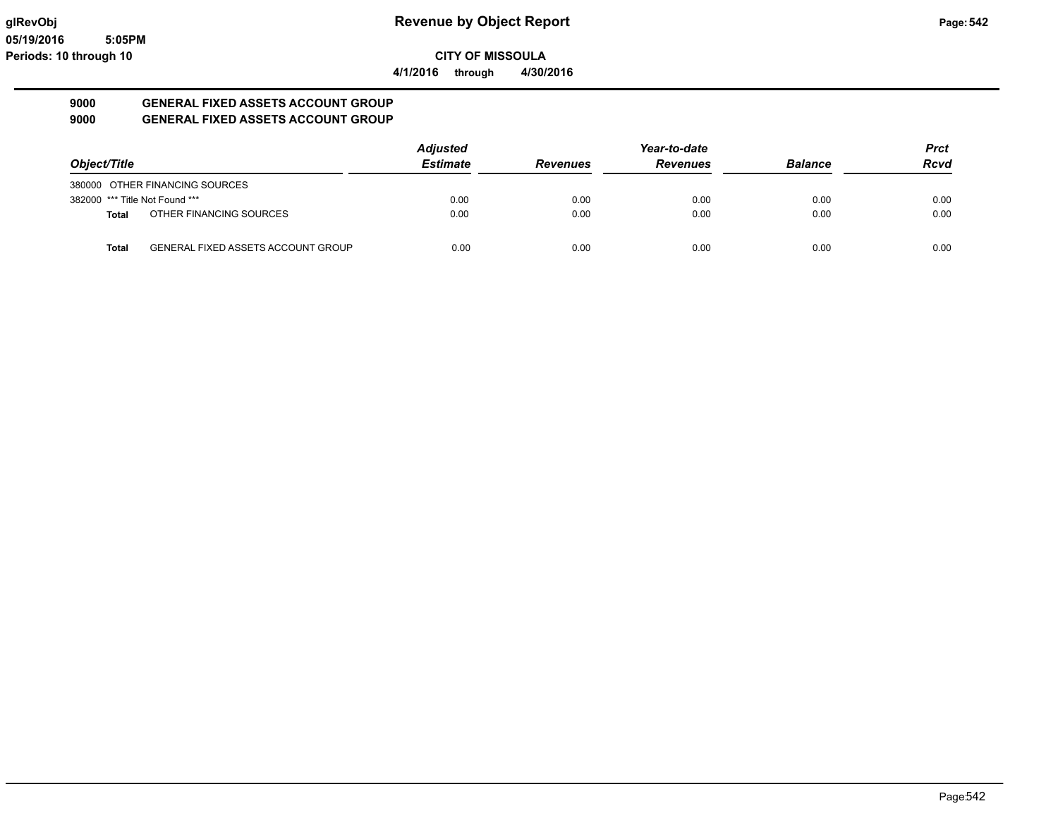**glRevObj**
**05/19/2016 5:05PM**
**Periods: 10 through 10**

# Revenue by Object Report

**CITY OF MISSOULA**

**4/1/2016 through 4/30/2016**

## 9000 GENERAL FIXED ASSETS ACCOUNT GROUP
## 9000 GENERAL FIXED ASSETS ACCOUNT GROUP

| Object/Title | Adjusted Estimate | Revenues | Year-to-date Revenues | Balance | Prct Rcvd |
|---|---|---|---|---|---|
| 380000 OTHER FINANCING SOURCES | | | | | |
| 382000 *** Title Not Found *** | 0.00 | 0.00 | 0.00 | 0.00 | 0.00 |
| **Total** OTHER FINANCING SOURCES | 0.00 | 0.00 | 0.00 | 0.00 | 0.00 |
| | | | | | |
| **Total** GENERAL FIXED ASSETS ACCOUNT GROUP | 0.00 | 0.00 | 0.00 | 0.00 | 0.00 |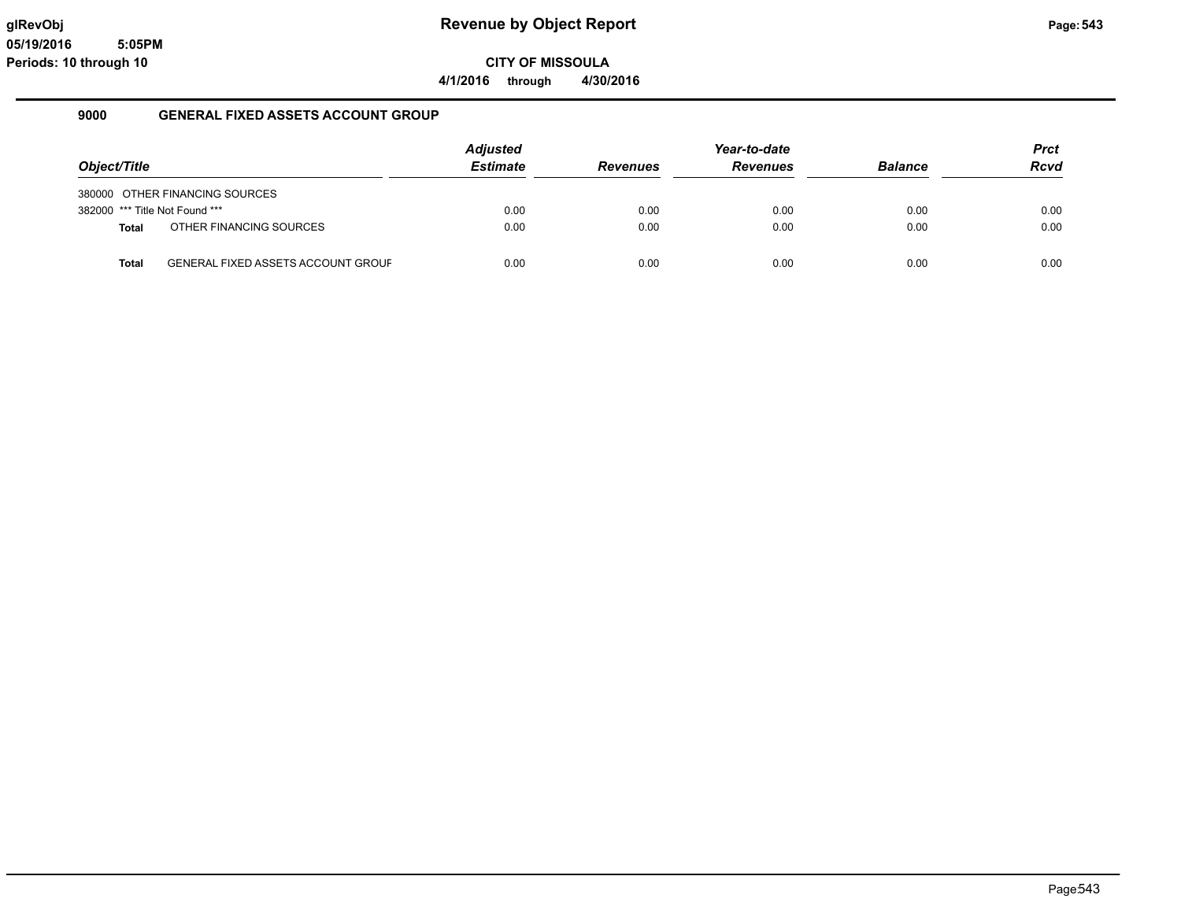# Revenue by Object Report

**CITY OF MISSOULA**

**4/1/2016 through 4/30/2016**

glRevObj
05/19/2016 5:05PM
Periods: 10 through 10

## 9000 GENERAL FIXED ASSETS ACCOUNT GROUP

| Object/Title | Adjusted Estimate | Revenues | Year-to-date Revenues | Balance | Prct Rcvd |
|---|---|---|---|---|---|
| 380000 OTHER FINANCING SOURCES | | | | | |
| 382000 *** Title Not Found *** | 0.00 | 0.00 | 0.00 | 0.00 | 0.00 |
| **Total** OTHER FINANCING SOURCES | 0.00 | 0.00 | 0.00 | 0.00 | 0.00 |
| **Total** GENERAL FIXED ASSETS ACCOUNT GROUP | 0.00 | 0.00 | 0.00 | 0.00 | 0.00 |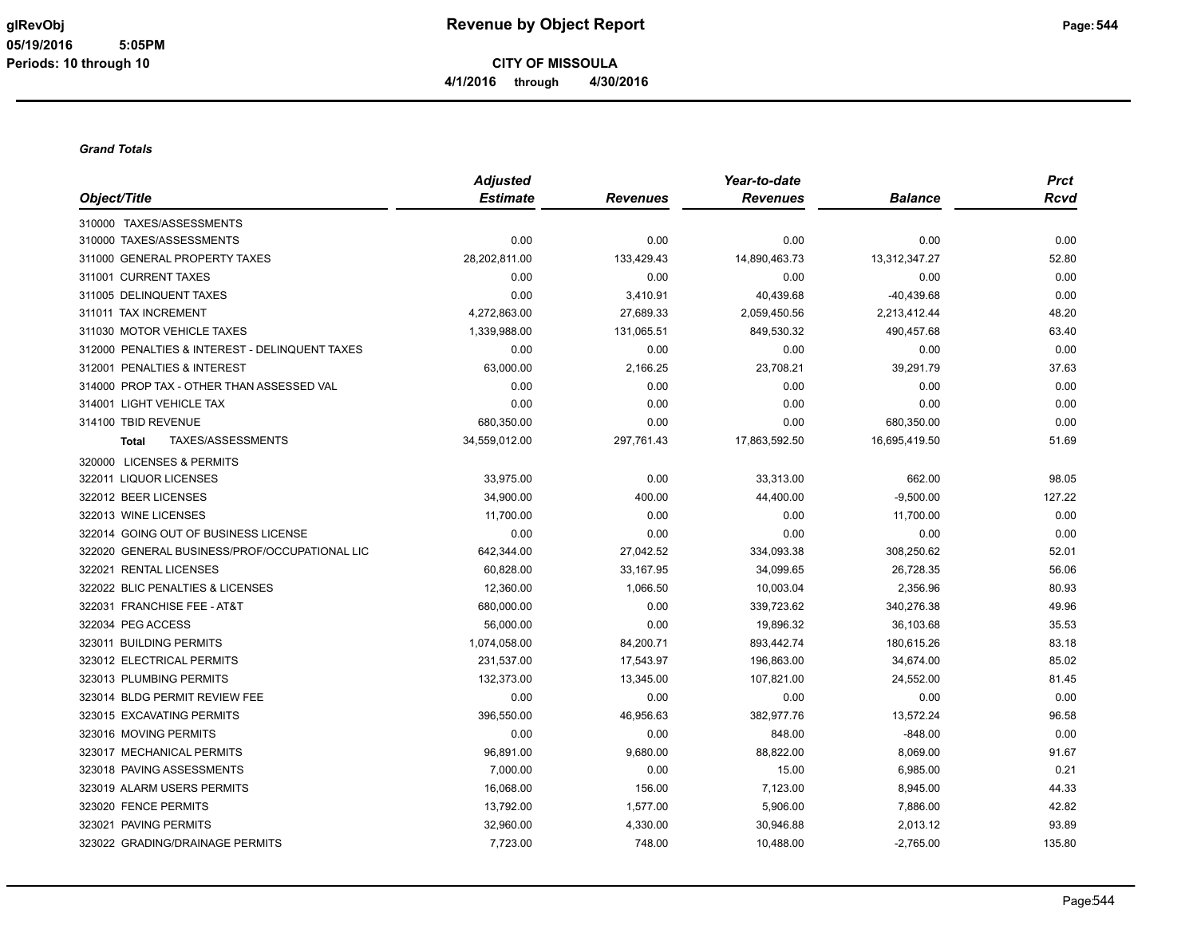# Revenue by Object Report

**CITY OF MISSOULA**

**4/1/2016 through 4/30/2016**

glRevObj
05/19/2016 5:05PM
Periods: 10 through 10

***Grand Totals***

| Object/Title | Adjusted Estimate | Revenues | Year-to-date Revenues | Balance | Prct Rcvd |
|---|---|---|---|---|---|
| 310000 TAXES/ASSESSMENTS | | | | | |
| 310000 TAXES/ASSESSMENTS | 0.00 | 0.00 | 0.00 | 0.00 | 0.00 |
| 311000 GENERAL PROPERTY TAXES | 28,202,811.00 | 133,429.43 | 14,890,463.73 | 13,312,347.27 | 52.80 |
| 311001 CURRENT TAXES | 0.00 | 0.00 | 0.00 | 0.00 | 0.00 |
| 311005 DELINQUENT TAXES | 0.00 | 3,410.91 | 40,439.68 | -40,439.68 | 0.00 |
| 311011 TAX INCREMENT | 4,272,863.00 | 27,689.33 | 2,059,450.56 | 2,213,412.44 | 48.20 |
| 311030 MOTOR VEHICLE TAXES | 1,339,988.00 | 131,065.51 | 849,530.32 | 490,457.68 | 63.40 |
| 312000 PENALTIES & INTEREST - DELINQUENT TAXES | 0.00 | 0.00 | 0.00 | 0.00 | 0.00 |
| 312001 PENALTIES & INTEREST | 63,000.00 | 2,166.25 | 23,708.21 | 39,291.79 | 37.63 |
| 314000 PROP TAX - OTHER THAN ASSESSED VAL | 0.00 | 0.00 | 0.00 | 0.00 | 0.00 |
| 314001 LIGHT VEHICLE TAX | 0.00 | 0.00 | 0.00 | 0.00 | 0.00 |
| 314100 TBID REVENUE | 680,350.00 | 0.00 | 0.00 | 680,350.00 | 0.00 |
| **Total** TAXES/ASSESSMENTS | 34,559,012.00 | 297,761.43 | 17,863,592.50 | 16,695,419.50 | 51.69 |
| 320000 LICENSES & PERMITS | | | | | |
| 322011 LIQUOR LICENSES | 33,975.00 | 0.00 | 33,313.00 | 662.00 | 98.05 |
| 322012 BEER LICENSES | 34,900.00 | 400.00 | 44,400.00 | -9,500.00 | 127.22 |
| 322013 WINE LICENSES | 11,700.00 | 0.00 | 0.00 | 11,700.00 | 0.00 |
| 322014 GOING OUT OF BUSINESS LICENSE | 0.00 | 0.00 | 0.00 | 0.00 | 0.00 |
| 322020 GENERAL BUSINESS/PROF/OCCUPATIONAL LIC | 642,344.00 | 27,042.52 | 334,093.38 | 308,250.62 | 52.01 |
| 322021 RENTAL LICENSES | 60,828.00 | 33,167.95 | 34,099.65 | 26,728.35 | 56.06 |
| 322022 BLIC PENALTIES & LICENSES | 12,360.00 | 1,066.50 | 10,003.04 | 2,356.96 | 80.93 |
| 322031 FRANCHISE FEE - AT&T | 680,000.00 | 0.00 | 339,723.62 | 340,276.38 | 49.96 |
| 322034 PEG ACCESS | 56,000.00 | 0.00 | 19,896.32 | 36,103.68 | 35.53 |
| 323011 BUILDING PERMITS | 1,074,058.00 | 84,200.71 | 893,442.74 | 180,615.26 | 83.18 |
| 323012 ELECTRICAL PERMITS | 231,537.00 | 17,543.97 | 196,863.00 | 34,674.00 | 85.02 |
| 323013 PLUMBING PERMITS | 132,373.00 | 13,345.00 | 107,821.00 | 24,552.00 | 81.45 |
| 323014 BLDG PERMIT REVIEW FEE | 0.00 | 0.00 | 0.00 | 0.00 | 0.00 |
| 323015 EXCAVATING PERMITS | 396,550.00 | 46,956.63 | 382,977.76 | 13,572.24 | 96.58 |
| 323016 MOVING PERMITS | 0.00 | 0.00 | 848.00 | -848.00 | 0.00 |
| 323017 MECHANICAL PERMITS | 96,891.00 | 9,680.00 | 88,822.00 | 8,069.00 | 91.67 |
| 323018 PAVING ASSESSMENTS | 7,000.00 | 0.00 | 15.00 | 6,985.00 | 0.21 |
| 323019 ALARM USERS PERMITS | 16,068.00 | 156.00 | 7,123.00 | 8,945.00 | 44.33 |
| 323020 FENCE PERMITS | 13,792.00 | 1,577.00 | 5,906.00 | 7,886.00 | 42.82 |
| 323021 PAVING PERMITS | 32,960.00 | 4,330.00 | 30,946.88 | 2,013.12 | 93.89 |
| 323022 GRADING/DRAINAGE PERMITS | 7,723.00 | 748.00 | 10,488.00 | -2,765.00 | 135.80 |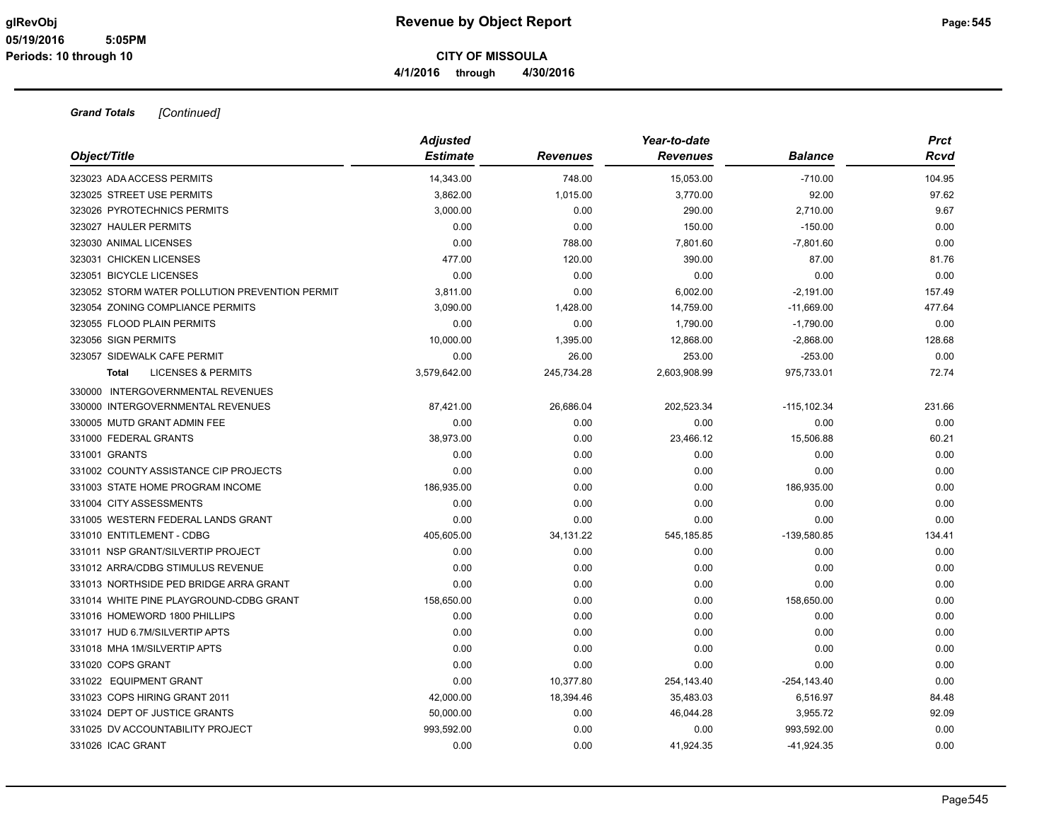**CITY OF MISSOULA**

**4/1/2016 through 4/30/2016**

***Grand Totals*** *[Continued]*

| Object/Title | *Adjusted* ***Estimate*** | ***Revenues*** | *Year-to-date* ***Revenues*** | ***Balance*** | *Prct* ***Rcvd*** |
|---|---|---|---|---|---|
| 323023 ADA ACCESS PERMITS | 14,343.00 | 748.00 | 15,053.00 | -710.00 | 104.95 |
| 323025 STREET USE PERMITS | 3,862.00 | 1,015.00 | 3,770.00 | 92.00 | 97.62 |
| 323026 PYROTECHNICS PERMITS | 3,000.00 | 0.00 | 290.00 | 2,710.00 | 9.67 |
| 323027 HAULER PERMITS | 0.00 | 0.00 | 150.00 | -150.00 | 0.00 |
| 323030 ANIMAL LICENSES | 0.00 | 788.00 | 7,801.60 | -7,801.60 | 0.00 |
| 323031 CHICKEN LICENSES | 477.00 | 120.00 | 390.00 | 87.00 | 81.76 |
| 323051 BICYCLE LICENSES | 0.00 | 0.00 | 0.00 | 0.00 | 0.00 |
| 323052 STORM WATER POLLUTION PREVENTION PERMIT | 3,811.00 | 0.00 | 6,002.00 | -2,191.00 | 157.49 |
| 323054 ZONING COMPLIANCE PERMITS | 3,090.00 | 1,428.00 | 14,759.00 | -11,669.00 | 477.64 |
| 323055 FLOOD PLAIN PERMITS | 0.00 | 0.00 | 1,790.00 | -1,790.00 | 0.00 |
| 323056 SIGN PERMITS | 10,000.00 | 1,395.00 | 12,868.00 | -2,868.00 | 128.68 |
| 323057 SIDEWALK CAFE PERMIT | 0.00 | 26.00 | 253.00 | -253.00 | 0.00 |
| **Total** LICENSES & PERMITS | 3,579,642.00 | 245,734.28 | 2,603,908.99 | 975,733.01 | 72.74 |
| 330000 INTERGOVERNMENTAL REVENUES | | | | | |
| 330000 INTERGOVERNMENTAL REVENUES | 87,421.00 | 26,686.04 | 202,523.34 | -115,102.34 | 231.66 |
| 330005 MUTD GRANT ADMIN FEE | 0.00 | 0.00 | 0.00 | 0.00 | 0.00 |
| 331000 FEDERAL GRANTS | 38,973.00 | 0.00 | 23,466.12 | 15,506.88 | 60.21 |
| 331001 GRANTS | 0.00 | 0.00 | 0.00 | 0.00 | 0.00 |
| 331002 COUNTY ASSISTANCE CIP PROJECTS | 0.00 | 0.00 | 0.00 | 0.00 | 0.00 |
| 331003 STATE HOME PROGRAM INCOME | 186,935.00 | 0.00 | 0.00 | 186,935.00 | 0.00 |
| 331004 CITY ASSESSMENTS | 0.00 | 0.00 | 0.00 | 0.00 | 0.00 |
| 331005 WESTERN FEDERAL LANDS GRANT | 0.00 | 0.00 | 0.00 | 0.00 | 0.00 |
| 331010 ENTITLEMENT - CDBG | 405,605.00 | 34,131.22 | 545,185.85 | -139,580.85 | 134.41 |
| 331011 NSP GRANT/SILVERTIP PROJECT | 0.00 | 0.00 | 0.00 | 0.00 | 0.00 |
| 331012 ARRA/CDBG STIMULUS REVENUE | 0.00 | 0.00 | 0.00 | 0.00 | 0.00 |
| 331013 NORTHSIDE PED BRIDGE ARRA GRANT | 0.00 | 0.00 | 0.00 | 0.00 | 0.00 |
| 331014 WHITE PINE PLAYGROUND-CDBG GRANT | 158,650.00 | 0.00 | 0.00 | 158,650.00 | 0.00 |
| 331016 HOMEWORD 1800 PHILLIPS | 0.00 | 0.00 | 0.00 | 0.00 | 0.00 |
| 331017 HUD 6.7M/SILVERTIP APTS | 0.00 | 0.00 | 0.00 | 0.00 | 0.00 |
| 331018 MHA 1M/SILVERTIP APTS | 0.00 | 0.00 | 0.00 | 0.00 | 0.00 |
| 331020 COPS GRANT | 0.00 | 0.00 | 0.00 | 0.00 | 0.00 |
| 331022 EQUIPMENT GRANT | 0.00 | 10,377.80 | 254,143.40 | -254,143.40 | 0.00 |
| 331023 COPS HIRING GRANT 2011 | 42,000.00 | 18,394.46 | 35,483.03 | 6,516.97 | 84.48 |
| 331024 DEPT OF JUSTICE GRANTS | 50,000.00 | 0.00 | 46,044.28 | 3,955.72 | 92.09 |
| 331025 DV ACCOUNTABILITY PROJECT | 993,592.00 | 0.00 | 0.00 | 993,592.00 | 0.00 |
| 331026 ICAC GRANT | 0.00 | 0.00 | 41,924.35 | -41,924.35 | 0.00 |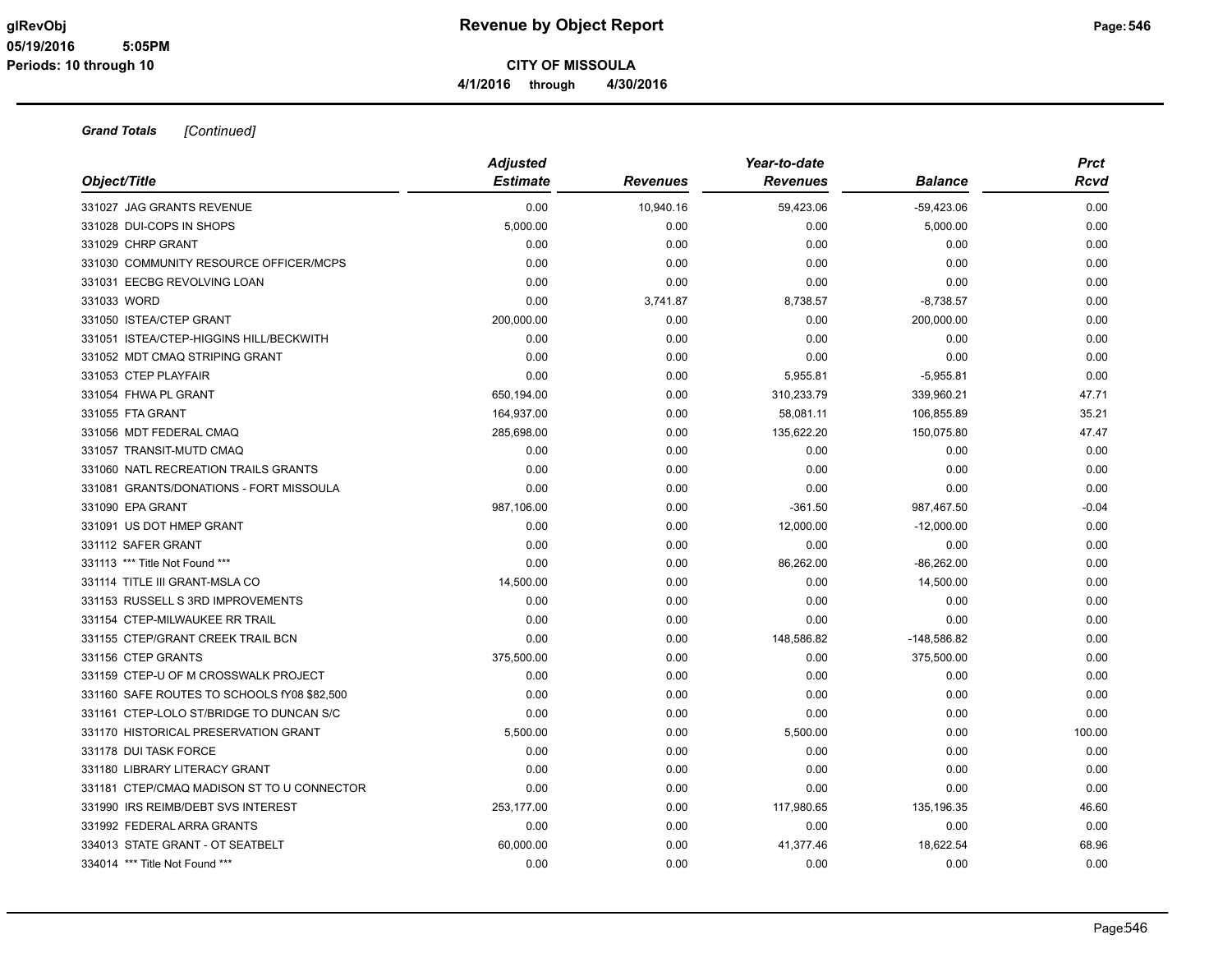# Revenue by Object Report

**CITY OF MISSOULA**

**4/1/2016 through 4/30/2016**

glRevObj
05/19/2016 5:05PM
Periods: 10 through 10

***Grand Totals*** *[Continued]*

| *Object/Title* | *Adjusted Estimate* | *Revenues* | *Year-to-date Revenues* | *Balance* | *Prct Rcvd* |
|---|---|---|---|---|---|
| 331027 JAG GRANTS REVENUE | 0.00 | 10,940.16 | 59,423.06 | -59,423.06 | 0.00 |
| 331028 DUI-COPS IN SHOPS | 5,000.00 | 0.00 | 0.00 | 5,000.00 | 0.00 |
| 331029 CHRP GRANT | 0.00 | 0.00 | 0.00 | 0.00 | 0.00 |
| 331030 COMMUNITY RESOURCE OFFICER/MCPS | 0.00 | 0.00 | 0.00 | 0.00 | 0.00 |
| 331031 EECBG REVOLVING LOAN | 0.00 | 0.00 | 0.00 | 0.00 | 0.00 |
| 331033 WORD | 0.00 | 3,741.87 | 8,738.57 | -8,738.57 | 0.00 |
| 331050 ISTEA/CTEP GRANT | 200,000.00 | 0.00 | 0.00 | 200,000.00 | 0.00 |
| 331051 ISTEA/CTEP-HIGGINS HILL/BECKWITH | 0.00 | 0.00 | 0.00 | 0.00 | 0.00 |
| 331052 MDT CMAQ STRIPING GRANT | 0.00 | 0.00 | 0.00 | 0.00 | 0.00 |
| 331053 CTEP PLAYFAIR | 0.00 | 0.00 | 5,955.81 | -5,955.81 | 0.00 |
| 331054 FHWA PL GRANT | 650,194.00 | 0.00 | 310,233.79 | 339,960.21 | 47.71 |
| 331055 FTA GRANT | 164,937.00 | 0.00 | 58,081.11 | 106,855.89 | 35.21 |
| 331056 MDT FEDERAL CMAQ | 285,698.00 | 0.00 | 135,622.20 | 150,075.80 | 47.47 |
| 331057 TRANSIT-MUTD CMAQ | 0.00 | 0.00 | 0.00 | 0.00 | 0.00 |
| 331060 NATL RECREATION TRAILS GRANTS | 0.00 | 0.00 | 0.00 | 0.00 | 0.00 |
| 331081 GRANTS/DONATIONS - FORT MISSOULA | 0.00 | 0.00 | 0.00 | 0.00 | 0.00 |
| 331090 EPA GRANT | 987,106.00 | 0.00 | -361.50 | 987,467.50 | -0.04 |
| 331091 US DOT HMEP GRANT | 0.00 | 0.00 | 12,000.00 | -12,000.00 | 0.00 |
| 331112 SAFER GRANT | 0.00 | 0.00 | 0.00 | 0.00 | 0.00 |
| 331113 *** Title Not Found *** | 0.00 | 0.00 | 86,262.00 | -86,262.00 | 0.00 |
| 331114 TITLE III GRANT-MSLA CO | 14,500.00 | 0.00 | 0.00 | 14,500.00 | 0.00 |
| 331153 RUSSELL S 3RD IMPROVEMENTS | 0.00 | 0.00 | 0.00 | 0.00 | 0.00 |
| 331154 CTEP-MILWAUKEE RR TRAIL | 0.00 | 0.00 | 0.00 | 0.00 | 0.00 |
| 331155 CTEP/GRANT CREEK TRAIL BCN | 0.00 | 0.00 | 148,586.82 | -148,586.82 | 0.00 |
| 331156 CTEP GRANTS | 375,500.00 | 0.00 | 0.00 | 375,500.00 | 0.00 |
| 331159 CTEP-U OF M CROSSWALK PROJECT | 0.00 | 0.00 | 0.00 | 0.00 | 0.00 |
| 331160 SAFE ROUTES TO SCHOOLS fY08 $82,500 | 0.00 | 0.00 | 0.00 | 0.00 | 0.00 |
| 331161 CTEP-LOLO ST/BRIDGE TO DUNCAN S/C | 0.00 | 0.00 | 0.00 | 0.00 | 0.00 |
| 331170 HISTORICAL PRESERVATION GRANT | 5,500.00 | 0.00 | 5,500.00 | 0.00 | 100.00 |
| 331178 DUI TASK FORCE | 0.00 | 0.00 | 0.00 | 0.00 | 0.00 |
| 331180 LIBRARY LITERACY GRANT | 0.00 | 0.00 | 0.00 | 0.00 | 0.00 |
| 331181 CTEP/CMAQ MADISON ST TO U CONNECTOR | 0.00 | 0.00 | 0.00 | 0.00 | 0.00 |
| 331990 IRS REIMB/DEBT SVS INTEREST | 253,177.00 | 0.00 | 117,980.65 | 135,196.35 | 46.60 |
| 331992 FEDERAL ARRA GRANTS | 0.00 | 0.00 | 0.00 | 0.00 | 0.00 |
| 334013 STATE GRANT - OT SEATBELT | 60,000.00 | 0.00 | 41,377.46 | 18,622.54 | 68.96 |
| 334014 *** Title Not Found *** | 0.00 | 0.00 | 0.00 | 0.00 | 0.00 |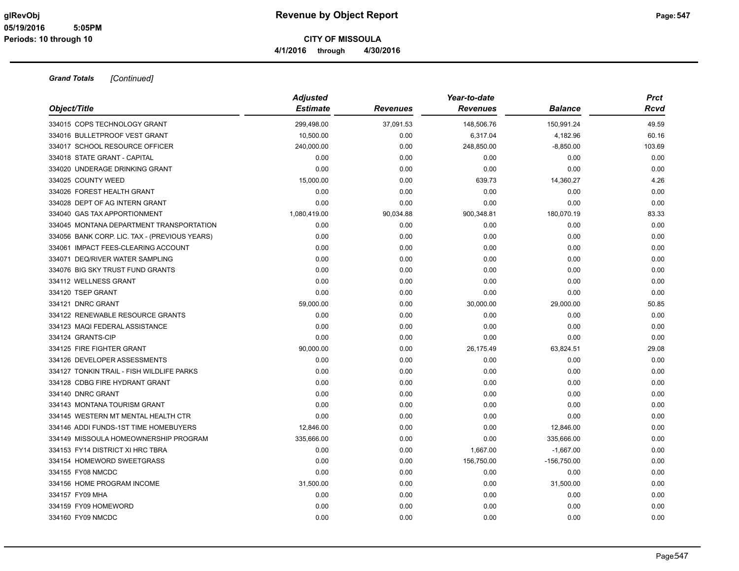# Revenue by Object Report

**CITY OF MISSOULA**

**4/1/2016 through 4/30/2016**

glRevObj
05/19/2016 5:05PM
Periods: 10 through 10

***Grand Totals*** *[Continued]*

| Object/Title | Adjusted Estimate | Revenues | Year-to-date Revenues | Balance | Prct Rcvd |
|---|---|---|---|---|---|
| 334015 COPS TECHNOLOGY GRANT | 299,498.00 | 37,091.53 | 148,506.76 | 150,991.24 | 49.59 |
| 334016 BULLETPROOF VEST GRANT | 10,500.00 | 0.00 | 6,317.04 | 4,182.96 | 60.16 |
| 334017 SCHOOL RESOURCE OFFICER | 240,000.00 | 0.00 | 248,850.00 | -8,850.00 | 103.69 |
| 334018 STATE GRANT - CAPITAL | 0.00 | 0.00 | 0.00 | 0.00 | 0.00 |
| 334020 UNDERAGE DRINKING GRANT | 0.00 | 0.00 | 0.00 | 0.00 | 0.00 |
| 334025 COUNTY WEED | 15,000.00 | 0.00 | 639.73 | 14,360.27 | 4.26 |
| 334026 FOREST HEALTH GRANT | 0.00 | 0.00 | 0.00 | 0.00 | 0.00 |
| 334028 DEPT OF AG INTERN GRANT | 0.00 | 0.00 | 0.00 | 0.00 | 0.00 |
| 334040 GAS TAX APPORTIONMENT | 1,080,419.00 | 90,034.88 | 900,348.81 | 180,070.19 | 83.33 |
| 334045 MONTANA DEPARTMENT TRANSPORTATION | 0.00 | 0.00 | 0.00 | 0.00 | 0.00 |
| 334056 BANK CORP. LIC. TAX - (PREVIOUS YEARS) | 0.00 | 0.00 | 0.00 | 0.00 | 0.00 |
| 334061 IMPACT FEES-CLEARING ACCOUNT | 0.00 | 0.00 | 0.00 | 0.00 | 0.00 |
| 334071 DEQ/RIVER WATER SAMPLING | 0.00 | 0.00 | 0.00 | 0.00 | 0.00 |
| 334076 BIG SKY TRUST FUND GRANTS | 0.00 | 0.00 | 0.00 | 0.00 | 0.00 |
| 334112 WELLNESS GRANT | 0.00 | 0.00 | 0.00 | 0.00 | 0.00 |
| 334120 TSEP GRANT | 0.00 | 0.00 | 0.00 | 0.00 | 0.00 |
| 334121 DNRC GRANT | 59,000.00 | 0.00 | 30,000.00 | 29,000.00 | 50.85 |
| 334122 RENEWABLE RESOURCE GRANTS | 0.00 | 0.00 | 0.00 | 0.00 | 0.00 |
| 334123 MAQI FEDERAL ASSISTANCE | 0.00 | 0.00 | 0.00 | 0.00 | 0.00 |
| 334124 GRANTS-CIP | 0.00 | 0.00 | 0.00 | 0.00 | 0.00 |
| 334125 FIRE FIGHTER GRANT | 90,000.00 | 0.00 | 26,175.49 | 63,824.51 | 29.08 |
| 334126 DEVELOPER ASSESSMENTS | 0.00 | 0.00 | 0.00 | 0.00 | 0.00 |
| 334127 TONKIN TRAIL - FISH WILDLIFE PARKS | 0.00 | 0.00 | 0.00 | 0.00 | 0.00 |
| 334128 CDBG FIRE HYDRANT GRANT | 0.00 | 0.00 | 0.00 | 0.00 | 0.00 |
| 334140 DNRC GRANT | 0.00 | 0.00 | 0.00 | 0.00 | 0.00 |
| 334143 MONTANA TOURISM GRANT | 0.00 | 0.00 | 0.00 | 0.00 | 0.00 |
| 334145 WESTERN MT MENTAL HEALTH CTR | 0.00 | 0.00 | 0.00 | 0.00 | 0.00 |
| 334146 ADDI FUNDS-1ST TIME HOMEBUYERS | 12,846.00 | 0.00 | 0.00 | 12,846.00 | 0.00 |
| 334149 MISSOULA HOMEOWNERSHIP PROGRAM | 335,666.00 | 0.00 | 0.00 | 335,666.00 | 0.00 |
| 334153 FY14 DISTRICT XI HRC TBRA | 0.00 | 0.00 | 1,667.00 | -1,667.00 | 0.00 |
| 334154 HOMEWORD SWEETGRASS | 0.00 | 0.00 | 156,750.00 | -156,750.00 | 0.00 |
| 334155 FY08 NMCDC | 0.00 | 0.00 | 0.00 | 0.00 | 0.00 |
| 334156 HOME PROGRAM INCOME | 31,500.00 | 0.00 | 0.00 | 31,500.00 | 0.00 |
| 334157 FY09 MHA | 0.00 | 0.00 | 0.00 | 0.00 | 0.00 |
| 334159 FY09 HOMEWORD | 0.00 | 0.00 | 0.00 | 0.00 | 0.00 |
| 334160 FY09 NMCDC | 0.00 | 0.00 | 0.00 | 0.00 | 0.00 |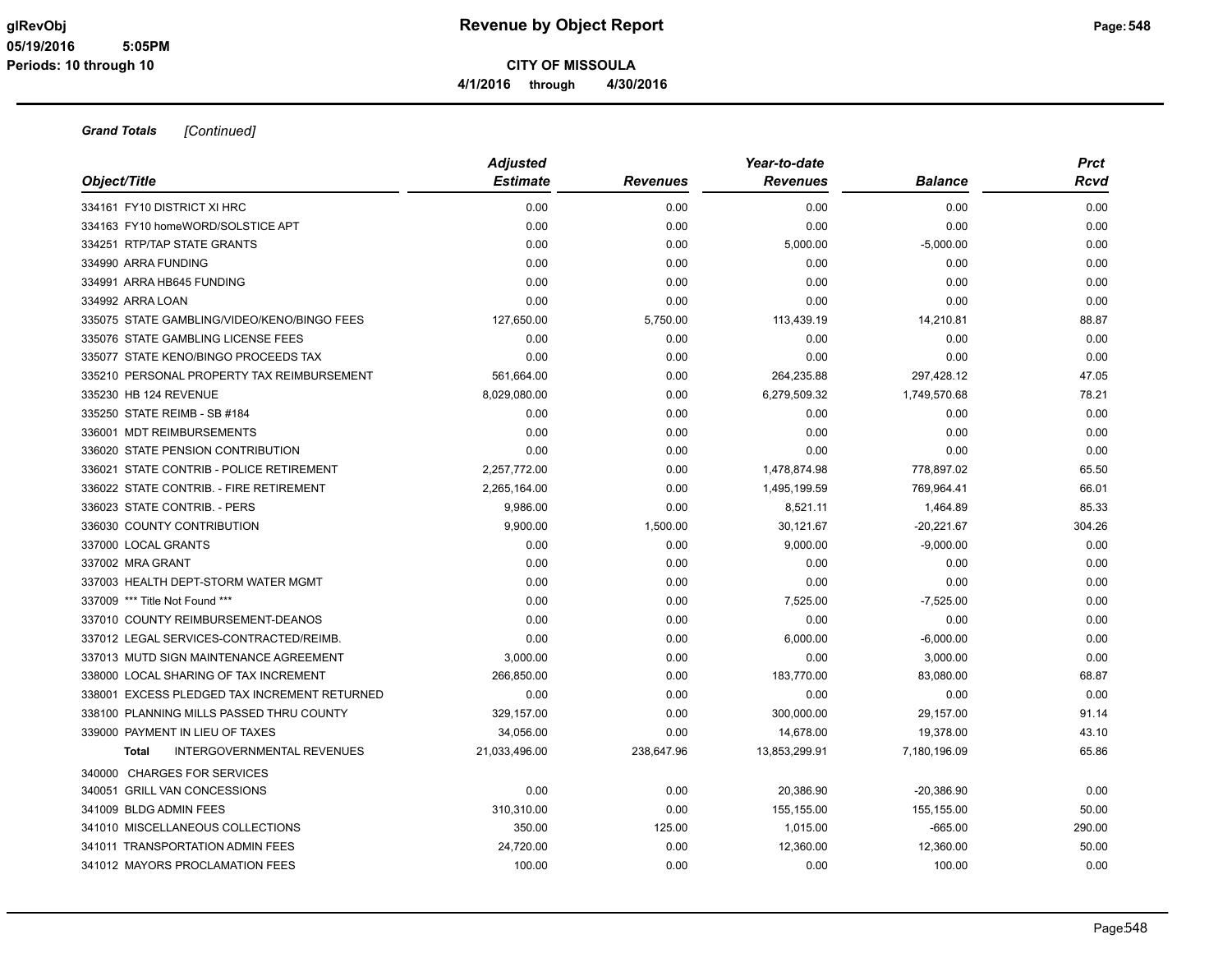**CITY OF MISSOULA**

**4/1/2016 through 4/30/2016**

***Grand Totals*** *[Continued]*

| *Object/Title* | *Adjusted Estimate* | *Revenues* | *Year-to-date Revenues* | *Balance* | *Prct Rcvd* |
|---|---|---|---|---|---|
| 334161 FY10 DISTRICT XI HRC | 0.00 | 0.00 | 0.00 | 0.00 | 0.00 |
| 334163 FY10 homeWORD/SOLSTICE APT | 0.00 | 0.00 | 0.00 | 0.00 | 0.00 |
| 334251 RTP/TAP STATE GRANTS | 0.00 | 0.00 | 5,000.00 | -5,000.00 | 0.00 |
| 334990 ARRA FUNDING | 0.00 | 0.00 | 0.00 | 0.00 | 0.00 |
| 334991 ARRA HB645 FUNDING | 0.00 | 0.00 | 0.00 | 0.00 | 0.00 |
| 334992 ARRA LOAN | 0.00 | 0.00 | 0.00 | 0.00 | 0.00 |
| 335075 STATE GAMBLING/VIDEO/KENO/BINGO FEES | 127,650.00 | 5,750.00 | 113,439.19 | 14,210.81 | 88.87 |
| 335076 STATE GAMBLING LICENSE FEES | 0.00 | 0.00 | 0.00 | 0.00 | 0.00 |
| 335077 STATE KENO/BINGO PROCEEDS TAX | 0.00 | 0.00 | 0.00 | 0.00 | 0.00 |
| 335210 PERSONAL PROPERTY TAX REIMBURSEMENT | 561,664.00 | 0.00 | 264,235.88 | 297,428.12 | 47.05 |
| 335230 HB 124 REVENUE | 8,029,080.00 | 0.00 | 6,279,509.32 | 1,749,570.68 | 78.21 |
| 335250 STATE REIMB - SB #184 | 0.00 | 0.00 | 0.00 | 0.00 | 0.00 |
| 336001 MDT REIMBURSEMENTS | 0.00 | 0.00 | 0.00 | 0.00 | 0.00 |
| 336020 STATE PENSION CONTRIBUTION | 0.00 | 0.00 | 0.00 | 0.00 | 0.00 |
| 336021 STATE CONTRIB - POLICE RETIREMENT | 2,257,772.00 | 0.00 | 1,478,874.98 | 778,897.02 | 65.50 |
| 336022 STATE CONTRIB. - FIRE RETIREMENT | 2,265,164.00 | 0.00 | 1,495,199.59 | 769,964.41 | 66.01 |
| 336023 STATE CONTRIB. - PERS | 9,986.00 | 0.00 | 8,521.11 | 1,464.89 | 85.33 |
| 336030 COUNTY CONTRIBUTION | 9,900.00 | 1,500.00 | 30,121.67 | -20,221.67 | 304.26 |
| 337000 LOCAL GRANTS | 0.00 | 0.00 | 9,000.00 | -9,000.00 | 0.00 |
| 337002 MRA GRANT | 0.00 | 0.00 | 0.00 | 0.00 | 0.00 |
| 337003 HEALTH DEPT-STORM WATER MGMT | 0.00 | 0.00 | 0.00 | 0.00 | 0.00 |
| 337009 *** Title Not Found *** | 0.00 | 0.00 | 7,525.00 | -7,525.00 | 0.00 |
| 337010 COUNTY REIMBURSEMENT-DEANOS | 0.00 | 0.00 | 0.00 | 0.00 | 0.00 |
| 337012 LEGAL SERVICES-CONTRACTED/REIMB. | 0.00 | 0.00 | 6,000.00 | -6,000.00 | 0.00 |
| 337013 MUTD SIGN MAINTENANCE AGREEMENT | 3,000.00 | 0.00 | 0.00 | 3,000.00 | 0.00 |
| 338000 LOCAL SHARING OF TAX INCREMENT | 266,850.00 | 0.00 | 183,770.00 | 83,080.00 | 68.87 |
| 338001 EXCESS PLEDGED TAX INCREMENT RETURNED | 0.00 | 0.00 | 0.00 | 0.00 | 0.00 |
| 338100 PLANNING MILLS PASSED THRU COUNTY | 329,157.00 | 0.00 | 300,000.00 | 29,157.00 | 91.14 |
| 339000 PAYMENT IN LIEU OF TAXES | 34,056.00 | 0.00 | 14,678.00 | 19,378.00 | 43.10 |
| **Total** INTERGOVERNMENTAL REVENUES | 21,033,496.00 | 238,647.96 | 13,853,299.91 | 7,180,196.09 | 65.86 |
| 340000 CHARGES FOR SERVICES | | | | | |
| 340051 GRILL VAN CONCESSIONS | 0.00 | 0.00 | 20,386.90 | -20,386.90 | 0.00 |
| 341009 BLDG ADMIN FEES | 310,310.00 | 0.00 | 155,155.00 | 155,155.00 | 50.00 |
| 341010 MISCELLANEOUS COLLECTIONS | 350.00 | 125.00 | 1,015.00 | -665.00 | 290.00 |
| 341011 TRANSPORTATION ADMIN FEES | 24,720.00 | 0.00 | 12,360.00 | 12,360.00 | 50.00 |
| 341012 MAYORS PROCLAMATION FEES | 100.00 | 0.00 | 0.00 | 100.00 | 0.00 |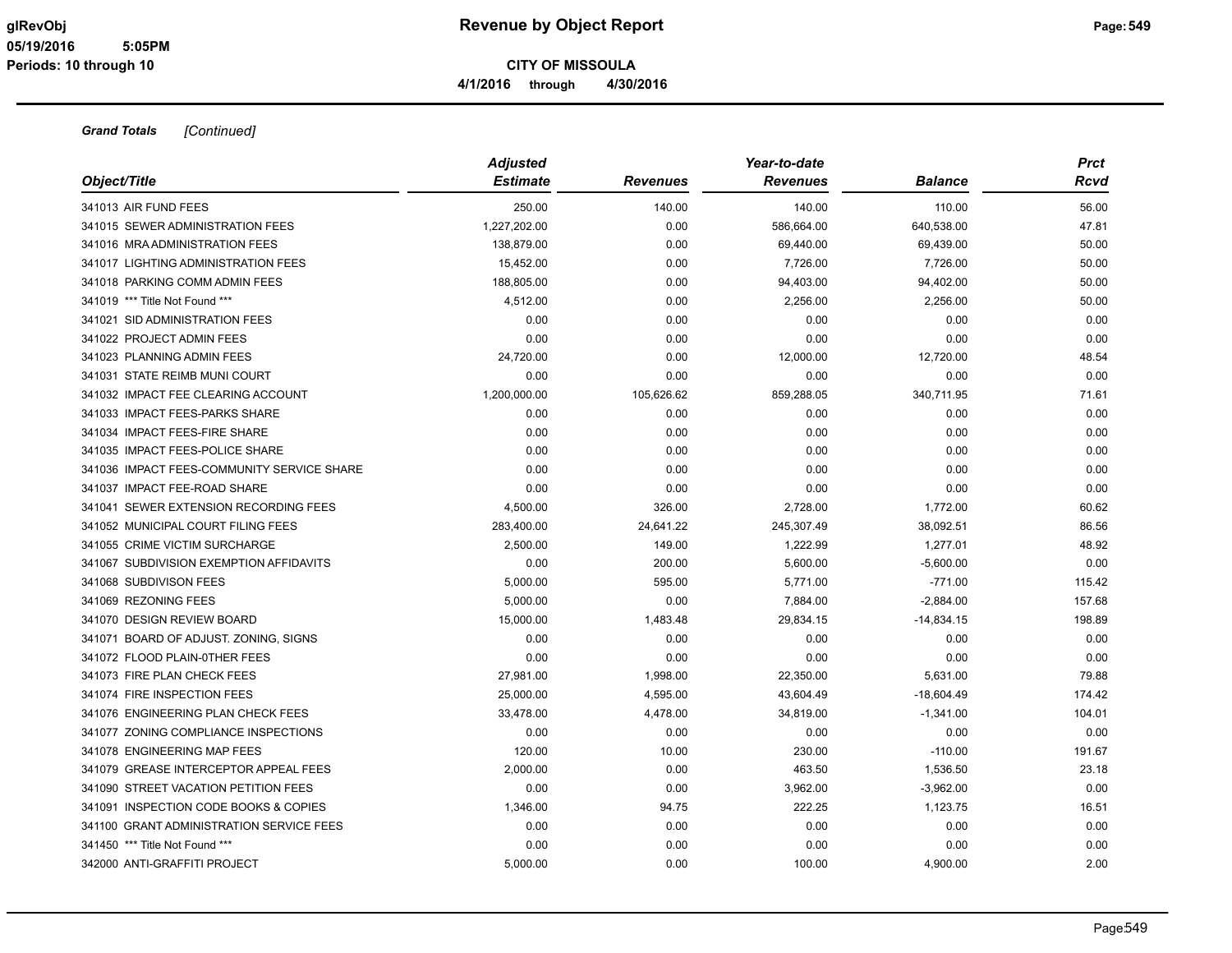**Revenue by Object Report**

**CITY OF MISSOULA**

**4/1/2016 through 4/30/2016**

glRevObj
05/19/2016 5:05PM
Periods: 10 through 10

***Grand Totals*** *[Continued]*

| *Object/Title* | *Adjusted Estimate* | *Revenues* | *Year-to-date Revenues* | *Balance* | *Prct Rcvd* |
|---|---|---|---|---|---|
| 341013 AIR FUND FEES | 250.00 | 140.00 | 140.00 | 110.00 | 56.00 |
| 341015 SEWER ADMINISTRATION FEES | 1,227,202.00 | 0.00 | 586,664.00 | 640,538.00 | 47.81 |
| 341016 MRA ADMINISTRATION FEES | 138,879.00 | 0.00 | 69,440.00 | 69,439.00 | 50.00 |
| 341017 LIGHTING ADMINISTRATION FEES | 15,452.00 | 0.00 | 7,726.00 | 7,726.00 | 50.00 |
| 341018 PARKING COMM ADMIN FEES | 188,805.00 | 0.00 | 94,403.00 | 94,402.00 | 50.00 |
| 341019 *** Title Not Found *** | 4,512.00 | 0.00 | 2,256.00 | 2,256.00 | 50.00 |
| 341021 SID ADMINISTRATION FEES | 0.00 | 0.00 | 0.00 | 0.00 | 0.00 |
| 341022 PROJECT ADMIN FEES | 0.00 | 0.00 | 0.00 | 0.00 | 0.00 |
| 341023 PLANNING ADMIN FEES | 24,720.00 | 0.00 | 12,000.00 | 12,720.00 | 48.54 |
| 341031 STATE REIMB MUNI COURT | 0.00 | 0.00 | 0.00 | 0.00 | 0.00 |
| 341032 IMPACT FEE CLEARING ACCOUNT | 1,200,000.00 | 105,626.62 | 859,288.05 | 340,711.95 | 71.61 |
| 341033 IMPACT FEES-PARKS SHARE | 0.00 | 0.00 | 0.00 | 0.00 | 0.00 |
| 341034 IMPACT FEES-FIRE SHARE | 0.00 | 0.00 | 0.00 | 0.00 | 0.00 |
| 341035 IMPACT FEES-POLICE SHARE | 0.00 | 0.00 | 0.00 | 0.00 | 0.00 |
| 341036 IMPACT FEES-COMMUNITY SERVICE SHARE | 0.00 | 0.00 | 0.00 | 0.00 | 0.00 |
| 341037 IMPACT FEE-ROAD SHARE | 0.00 | 0.00 | 0.00 | 0.00 | 0.00 |
| 341041 SEWER EXTENSION RECORDING FEES | 4,500.00 | 326.00 | 2,728.00 | 1,772.00 | 60.62 |
| 341052 MUNICIPAL COURT FILING FEES | 283,400.00 | 24,641.22 | 245,307.49 | 38,092.51 | 86.56 |
| 341055 CRIME VICTIM SURCHARGE | 2,500.00 | 149.00 | 1,222.99 | 1,277.01 | 48.92 |
| 341067 SUBDIVISION EXEMPTION AFFIDAVITS | 0.00 | 200.00 | 5,600.00 | -5,600.00 | 0.00 |
| 341068 SUBDIVISON FEES | 5,000.00 | 595.00 | 5,771.00 | -771.00 | 115.42 |
| 341069 REZONING FEES | 5,000.00 | 0.00 | 7,884.00 | -2,884.00 | 157.68 |
| 341070 DESIGN REVIEW BOARD | 15,000.00 | 1,483.48 | 29,834.15 | -14,834.15 | 198.89 |
| 341071 BOARD OF ADJUST. ZONING, SIGNS | 0.00 | 0.00 | 0.00 | 0.00 | 0.00 |
| 341072 FLOOD PLAIN-0THER FEES | 0.00 | 0.00 | 0.00 | 0.00 | 0.00 |
| 341073 FIRE PLAN CHECK FEES | 27,981.00 | 1,998.00 | 22,350.00 | 5,631.00 | 79.88 |
| 341074 FIRE INSPECTION FEES | 25,000.00 | 4,595.00 | 43,604.49 | -18,604.49 | 174.42 |
| 341076 ENGINEERING PLAN CHECK FEES | 33,478.00 | 4,478.00 | 34,819.00 | -1,341.00 | 104.01 |
| 341077 ZONING COMPLIANCE INSPECTIONS | 0.00 | 0.00 | 0.00 | 0.00 | 0.00 |
| 341078 ENGINEERING MAP FEES | 120.00 | 10.00 | 230.00 | -110.00 | 191.67 |
| 341079 GREASE INTERCEPTOR APPEAL FEES | 2,000.00 | 0.00 | 463.50 | 1,536.50 | 23.18 |
| 341090 STREET VACATION PETITION FEES | 0.00 | 0.00 | 3,962.00 | -3,962.00 | 0.00 |
| 341091 INSPECTION CODE BOOKS & COPIES | 1,346.00 | 94.75 | 222.25 | 1,123.75 | 16.51 |
| 341100 GRANT ADMINISTRATION SERVICE FEES | 0.00 | 0.00 | 0.00 | 0.00 | 0.00 |
| 341450 *** Title Not Found *** | 0.00 | 0.00 | 0.00 | 0.00 | 0.00 |
| 342000 ANTI-GRAFFITI PROJECT | 5,000.00 | 0.00 | 100.00 | 4,900.00 | 2.00 |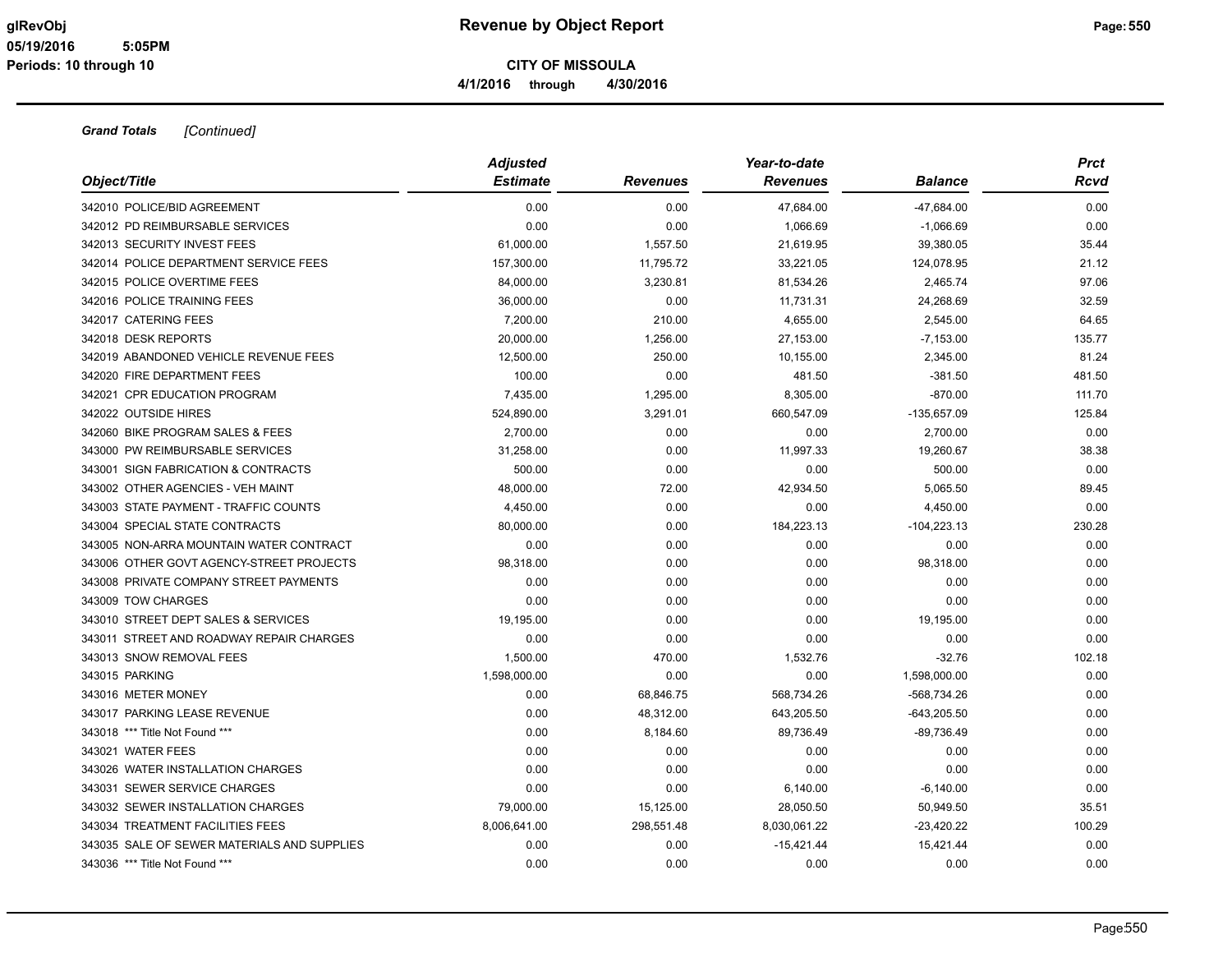**Revenue by Object Report**

**CITY OF MISSOULA**

**4/1/2016 through 4/30/2016**

glRevObj
05/19/2016 5:05PM
Periods: 10 through 10

***Grand Totals*** *[Continued]*

| *Object/Title* | *Adjusted Estimate* | *Revenues* | *Year-to-date Revenues* | *Balance* | *Prct Rcvd* |
|---|---|---|---|---|---|
| 342010 POLICE/BID AGREEMENT | 0.00 | 0.00 | 47,684.00 | -47,684.00 | 0.00 |
| 342012 PD REIMBURSABLE SERVICES | 0.00 | 0.00 | 1,066.69 | -1,066.69 | 0.00 |
| 342013 SECURITY INVEST FEES | 61,000.00 | 1,557.50 | 21,619.95 | 39,380.05 | 35.44 |
| 342014 POLICE DEPARTMENT SERVICE FEES | 157,300.00 | 11,795.72 | 33,221.05 | 124,078.95 | 21.12 |
| 342015 POLICE OVERTIME FEES | 84,000.00 | 3,230.81 | 81,534.26 | 2,465.74 | 97.06 |
| 342016 POLICE TRAINING FEES | 36,000.00 | 0.00 | 11,731.31 | 24,268.69 | 32.59 |
| 342017 CATERING FEES | 7,200.00 | 210.00 | 4,655.00 | 2,545.00 | 64.65 |
| 342018 DESK REPORTS | 20,000.00 | 1,256.00 | 27,153.00 | -7,153.00 | 135.77 |
| 342019 ABANDONED VEHICLE REVENUE FEES | 12,500.00 | 250.00 | 10,155.00 | 2,345.00 | 81.24 |
| 342020 FIRE DEPARTMENT FEES | 100.00 | 0.00 | 481.50 | -381.50 | 481.50 |
| 342021 CPR EDUCATION PROGRAM | 7,435.00 | 1,295.00 | 8,305.00 | -870.00 | 111.70 |
| 342022 OUTSIDE HIRES | 524,890.00 | 3,291.01 | 660,547.09 | -135,657.09 | 125.84 |
| 342060 BIKE PROGRAM SALES & FEES | 2,700.00 | 0.00 | 0.00 | 2,700.00 | 0.00 |
| 343000 PW REIMBURSABLE SERVICES | 31,258.00 | 0.00 | 11,997.33 | 19,260.67 | 38.38 |
| 343001 SIGN FABRICATION & CONTRACTS | 500.00 | 0.00 | 0.00 | 500.00 | 0.00 |
| 343002 OTHER AGENCIES - VEH MAINT | 48,000.00 | 72.00 | 42,934.50 | 5,065.50 | 89.45 |
| 343003 STATE PAYMENT - TRAFFIC COUNTS | 4,450.00 | 0.00 | 0.00 | 4,450.00 | 0.00 |
| 343004 SPECIAL STATE CONTRACTS | 80,000.00 | 0.00 | 184,223.13 | -104,223.13 | 230.28 |
| 343005 NON-ARRA MOUNTAIN WATER CONTRACT | 0.00 | 0.00 | 0.00 | 0.00 | 0.00 |
| 343006 OTHER GOVT AGENCY-STREET PROJECTS | 98,318.00 | 0.00 | 0.00 | 98,318.00 | 0.00 |
| 343008 PRIVATE COMPANY STREET PAYMENTS | 0.00 | 0.00 | 0.00 | 0.00 | 0.00 |
| 343009 TOW CHARGES | 0.00 | 0.00 | 0.00 | 0.00 | 0.00 |
| 343010 STREET DEPT SALES & SERVICES | 19,195.00 | 0.00 | 0.00 | 19,195.00 | 0.00 |
| 343011 STREET AND ROADWAY REPAIR CHARGES | 0.00 | 0.00 | 0.00 | 0.00 | 0.00 |
| 343013 SNOW REMOVAL FEES | 1,500.00 | 470.00 | 1,532.76 | -32.76 | 102.18 |
| 343015 PARKING | 1,598,000.00 | 0.00 | 0.00 | 1,598,000.00 | 0.00 |
| 343016 METER MONEY | 0.00 | 68,846.75 | 568,734.26 | -568,734.26 | 0.00 |
| 343017 PARKING LEASE REVENUE | 0.00 | 48,312.00 | 643,205.50 | -643,205.50 | 0.00 |
| 343018 *** Title Not Found *** | 0.00 | 8,184.60 | 89,736.49 | -89,736.49 | 0.00 |
| 343021 WATER FEES | 0.00 | 0.00 | 0.00 | 0.00 | 0.00 |
| 343026 WATER INSTALLATION CHARGES | 0.00 | 0.00 | 0.00 | 0.00 | 0.00 |
| 343031 SEWER SERVICE CHARGES | 0.00 | 0.00 | 6,140.00 | -6,140.00 | 0.00 |
| 343032 SEWER INSTALLATION CHARGES | 79,000.00 | 15,125.00 | 28,050.50 | 50,949.50 | 35.51 |
| 343034 TREATMENT FACILITIES FEES | 8,006,641.00 | 298,551.48 | 8,030,061.22 | -23,420.22 | 100.29 |
| 343035 SALE OF SEWER MATERIALS AND SUPPLIES | 0.00 | 0.00 | -15,421.44 | 15,421.44 | 0.00 |
| 343036 *** Title Not Found *** | 0.00 | 0.00 | 0.00 | 0.00 | 0.00 |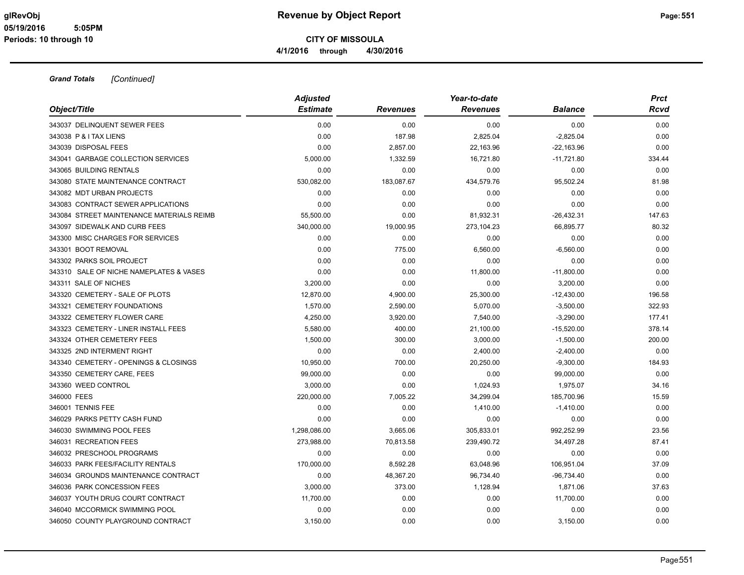# Revenue by Object Report

**CITY OF MISSOULA**

4/1/2016 through 4/30/2016

***Grand Totals*** *[Continued]*

| Object/Title | Adjusted Estimate | Revenues | Year-to-date Revenues | Balance | Prct Rcvd |
|---|---|---|---|---|---|
| 343037 DELINQUENT SEWER FEES | 0.00 | 0.00 | 0.00 | 0.00 | 0.00 |
| 343038 P & I TAX LIENS | 0.00 | 187.98 | 2,825.04 | -2,825.04 | 0.00 |
| 343039 DISPOSAL FEES | 0.00 | 2,857.00 | 22,163.96 | -22,163.96 | 0.00 |
| 343041 GARBAGE COLLECTION SERVICES | 5,000.00 | 1,332.59 | 16,721.80 | -11,721.80 | 334.44 |
| 343065 BUILDING RENTALS | 0.00 | 0.00 | 0.00 | 0.00 | 0.00 |
| 343080 STATE MAINTENANCE CONTRACT | 530,082.00 | 183,087.67 | 434,579.76 | 95,502.24 | 81.98 |
| 343082 MDT URBAN PROJECTS | 0.00 | 0.00 | 0.00 | 0.00 | 0.00 |
| 343083 CONTRACT SEWER APPLICATIONS | 0.00 | 0.00 | 0.00 | 0.00 | 0.00 |
| 343084 STREET MAINTENANCE MATERIALS REIMB | 55,500.00 | 0.00 | 81,932.31 | -26,432.31 | 147.63 |
| 343097 SIDEWALK AND CURB FEES | 340,000.00 | 19,000.95 | 273,104.23 | 66,895.77 | 80.32 |
| 343300 MISC CHARGES FOR SERVICES | 0.00 | 0.00 | 0.00 | 0.00 | 0.00 |
| 343301 BOOT REMOVAL | 0.00 | 775.00 | 6,560.00 | -6,560.00 | 0.00 |
| 343302 PARKS SOIL PROJECT | 0.00 | 0.00 | 0.00 | 0.00 | 0.00 |
| 343310 SALE OF NICHE NAMEPLATES & VASES | 0.00 | 0.00 | 11,800.00 | -11,800.00 | 0.00 |
| 343311 SALE OF NICHES | 3,200.00 | 0.00 | 0.00 | 3,200.00 | 0.00 |
| 343320 CEMETERY - SALE OF PLOTS | 12,870.00 | 4,900.00 | 25,300.00 | -12,430.00 | 196.58 |
| 343321 CEMETERY FOUNDATIONS | 1,570.00 | 2,590.00 | 5,070.00 | -3,500.00 | 322.93 |
| 343322 CEMETERY FLOWER CARE | 4,250.00 | 3,920.00 | 7,540.00 | -3,290.00 | 177.41 |
| 343323 CEMETERY - LINER INSTALL FEES | 5,580.00 | 400.00 | 21,100.00 | -15,520.00 | 378.14 |
| 343324 OTHER CEMETERY FEES | 1,500.00 | 300.00 | 3,000.00 | -1,500.00 | 200.00 |
| 343325 2ND INTERMENT RIGHT | 0.00 | 0.00 | 2,400.00 | -2,400.00 | 0.00 |
| 343340 CEMETERY - OPENINGS & CLOSINGS | 10,950.00 | 700.00 | 20,250.00 | -9,300.00 | 184.93 |
| 343350 CEMETERY CARE, FEES | 99,000.00 | 0.00 | 0.00 | 99,000.00 | 0.00 |
| 343360 WEED CONTROL | 3,000.00 | 0.00 | 1,024.93 | 1,975.07 | 34.16 |
| 346000 FEES | 220,000.00 | 7,005.22 | 34,299.04 | 185,700.96 | 15.59 |
| 346001 TENNIS FEE | 0.00 | 0.00 | 1,410.00 | -1,410.00 | 0.00 |
| 346029 PARKS PETTY CASH FUND | 0.00 | 0.00 | 0.00 | 0.00 | 0.00 |
| 346030 SWIMMING POOL FEES | 1,298,086.00 | 3,665.06 | 305,833.01 | 992,252.99 | 23.56 |
| 346031 RECREATION FEES | 273,988.00 | 70,813.58 | 239,490.72 | 34,497.28 | 87.41 |
| 346032 PRESCHOOL PROGRAMS | 0.00 | 0.00 | 0.00 | 0.00 | 0.00 |
| 346033 PARK FEES/FACILITY RENTALS | 170,000.00 | 8,592.28 | 63,048.96 | 106,951.04 | 37.09 |
| 346034 GROUNDS MAINTENANCE CONTRACT | 0.00 | 48,367.20 | 96,734.40 | -96,734.40 | 0.00 |
| 346036 PARK CONCESSION FEES | 3,000.00 | 373.00 | 1,128.94 | 1,871.06 | 37.63 |
| 346037 YOUTH DRUG COURT CONTRACT | 11,700.00 | 0.00 | 0.00 | 11,700.00 | 0.00 |
| 346040 MCCORMICK SWIMMING POOL | 0.00 | 0.00 | 0.00 | 0.00 | 0.00 |
| 346050 COUNTY PLAYGROUND CONTRACT | 3,150.00 | 0.00 | 0.00 | 3,150.00 | 0.00 |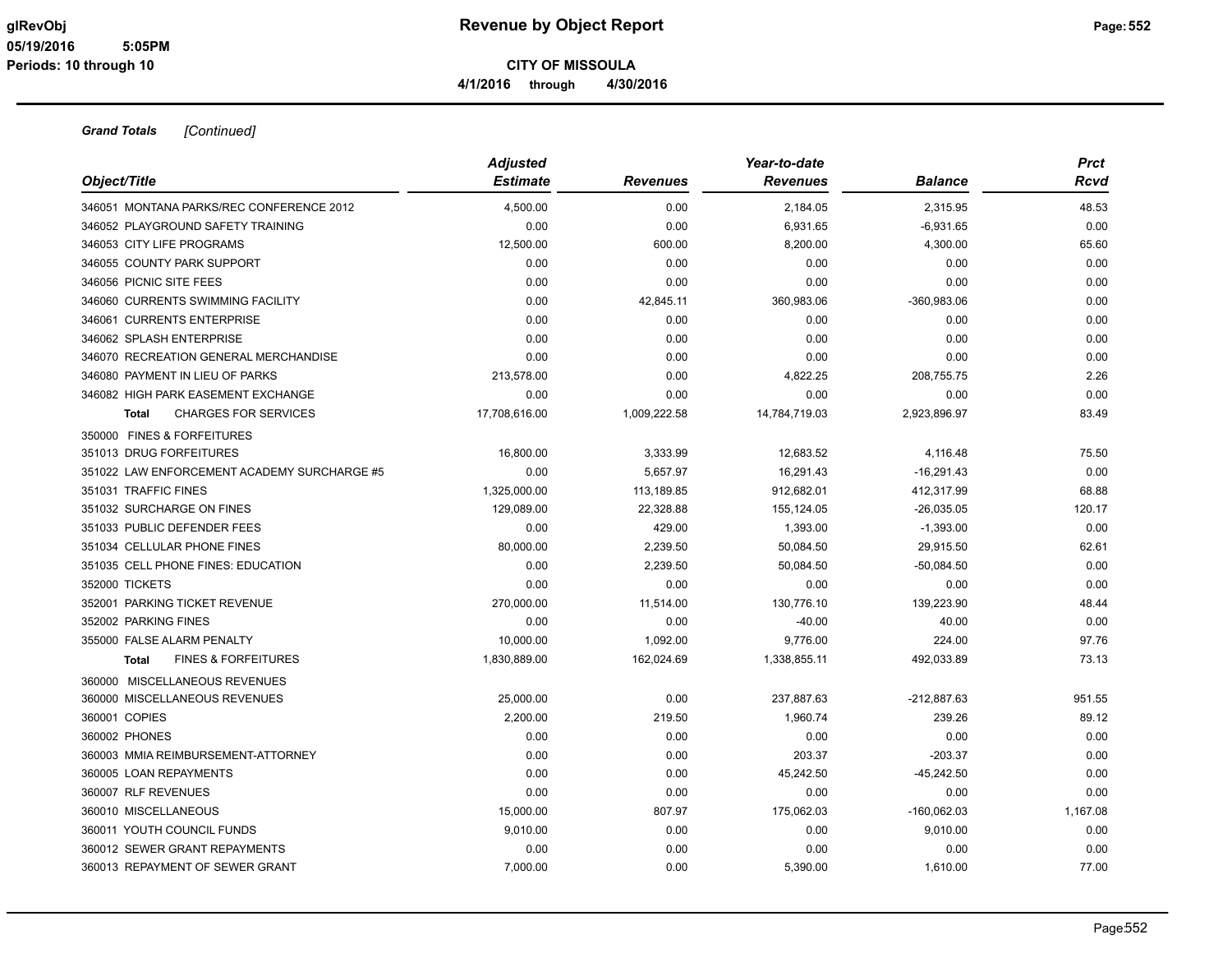**CITY OF MISSOULA**

**4/1/2016 through 4/30/2016**

***Grand Totals*** *[Continued]*

| Object/Title | Adjusted Estimate | Revenues | Year-to-date Revenues | Balance | Prct Rcvd |
|---|---|---|---|---|---|
| 346051 MONTANA PARKS/REC CONFERENCE 2012 | 4,500.00 | 0.00 | 2,184.05 | 2,315.95 | 48.53 |
| 346052 PLAYGROUND SAFETY TRAINING | 0.00 | 0.00 | 6,931.65 | -6,931.65 | 0.00 |
| 346053 CITY LIFE PROGRAMS | 12,500.00 | 600.00 | 8,200.00 | 4,300.00 | 65.60 |
| 346055 COUNTY PARK SUPPORT | 0.00 | 0.00 | 0.00 | 0.00 | 0.00 |
| 346056 PICNIC SITE FEES | 0.00 | 0.00 | 0.00 | 0.00 | 0.00 |
| 346060 CURRENTS SWIMMING FACILITY | 0.00 | 42,845.11 | 360,983.06 | -360,983.06 | 0.00 |
| 346061 CURRENTS ENTERPRISE | 0.00 | 0.00 | 0.00 | 0.00 | 0.00 |
| 346062 SPLASH ENTERPRISE | 0.00 | 0.00 | 0.00 | 0.00 | 0.00 |
| 346070 RECREATION GENERAL MERCHANDISE | 0.00 | 0.00 | 0.00 | 0.00 | 0.00 |
| 346080 PAYMENT IN LIEU OF PARKS | 213,578.00 | 0.00 | 4,822.25 | 208,755.75 | 2.26 |
| 346082 HIGH PARK EASEMENT EXCHANGE | 0.00 | 0.00 | 0.00 | 0.00 | 0.00 |
| **Total** CHARGES FOR SERVICES | 17,708,616.00 | 1,009,222.58 | 14,784,719.03 | 2,923,896.97 | 83.49 |
| 350000 FINES & FORFEITURES | | | | | |
| 351013 DRUG FORFEITURES | 16,800.00 | 3,333.99 | 12,683.52 | 4,116.48 | 75.50 |
| 351022 LAW ENFORCEMENT ACADEMY SURCHARGE #5 | 0.00 | 5,657.97 | 16,291.43 | -16,291.43 | 0.00 |
| 351031 TRAFFIC FINES | 1,325,000.00 | 113,189.85 | 912,682.01 | 412,317.99 | 68.88 |
| 351032 SURCHARGE ON FINES | 129,089.00 | 22,328.88 | 155,124.05 | -26,035.05 | 120.17 |
| 351033 PUBLIC DEFENDER FEES | 0.00 | 429.00 | 1,393.00 | -1,393.00 | 0.00 |
| 351034 CELLULAR PHONE FINES | 80,000.00 | 2,239.50 | 50,084.50 | 29,915.50 | 62.61 |
| 351035 CELL PHONE FINES: EDUCATION | 0.00 | 2,239.50 | 50,084.50 | -50,084.50 | 0.00 |
| 352000 TICKETS | 0.00 | 0.00 | 0.00 | 0.00 | 0.00 |
| 352001 PARKING TICKET REVENUE | 270,000.00 | 11,514.00 | 130,776.10 | 139,223.90 | 48.44 |
| 352002 PARKING FINES | 0.00 | 0.00 | -40.00 | 40.00 | 0.00 |
| 355000 FALSE ALARM PENALTY | 10,000.00 | 1,092.00 | 9,776.00 | 224.00 | 97.76 |
| **Total** FINES & FORFEITURES | 1,830,889.00 | 162,024.69 | 1,338,855.11 | 492,033.89 | 73.13 |
| 360000 MISCELLANEOUS REVENUES | | | | | |
| 360000 MISCELLANEOUS REVENUES | 25,000.00 | 0.00 | 237,887.63 | -212,887.63 | 951.55 |
| 360001 COPIES | 2,200.00 | 219.50 | 1,960.74 | 239.26 | 89.12 |
| 360002 PHONES | 0.00 | 0.00 | 0.00 | 0.00 | 0.00 |
| 360003 MMIA REIMBURSEMENT-ATTORNEY | 0.00 | 0.00 | 203.37 | -203.37 | 0.00 |
| 360005 LOAN REPAYMENTS | 0.00 | 0.00 | 45,242.50 | -45,242.50 | 0.00 |
| 360007 RLF REVENUES | 0.00 | 0.00 | 0.00 | 0.00 | 0.00 |
| 360010 MISCELLANEOUS | 15,000.00 | 807.97 | 175,062.03 | -160,062.03 | 1,167.08 |
| 360011 YOUTH COUNCIL FUNDS | 9,010.00 | 0.00 | 0.00 | 9,010.00 | 0.00 |
| 360012 SEWER GRANT REPAYMENTS | 0.00 | 0.00 | 0.00 | 0.00 | 0.00 |
| 360013 REPAYMENT OF SEWER GRANT | 7,000.00 | 0.00 | 5,390.00 | 1,610.00 | 77.00 |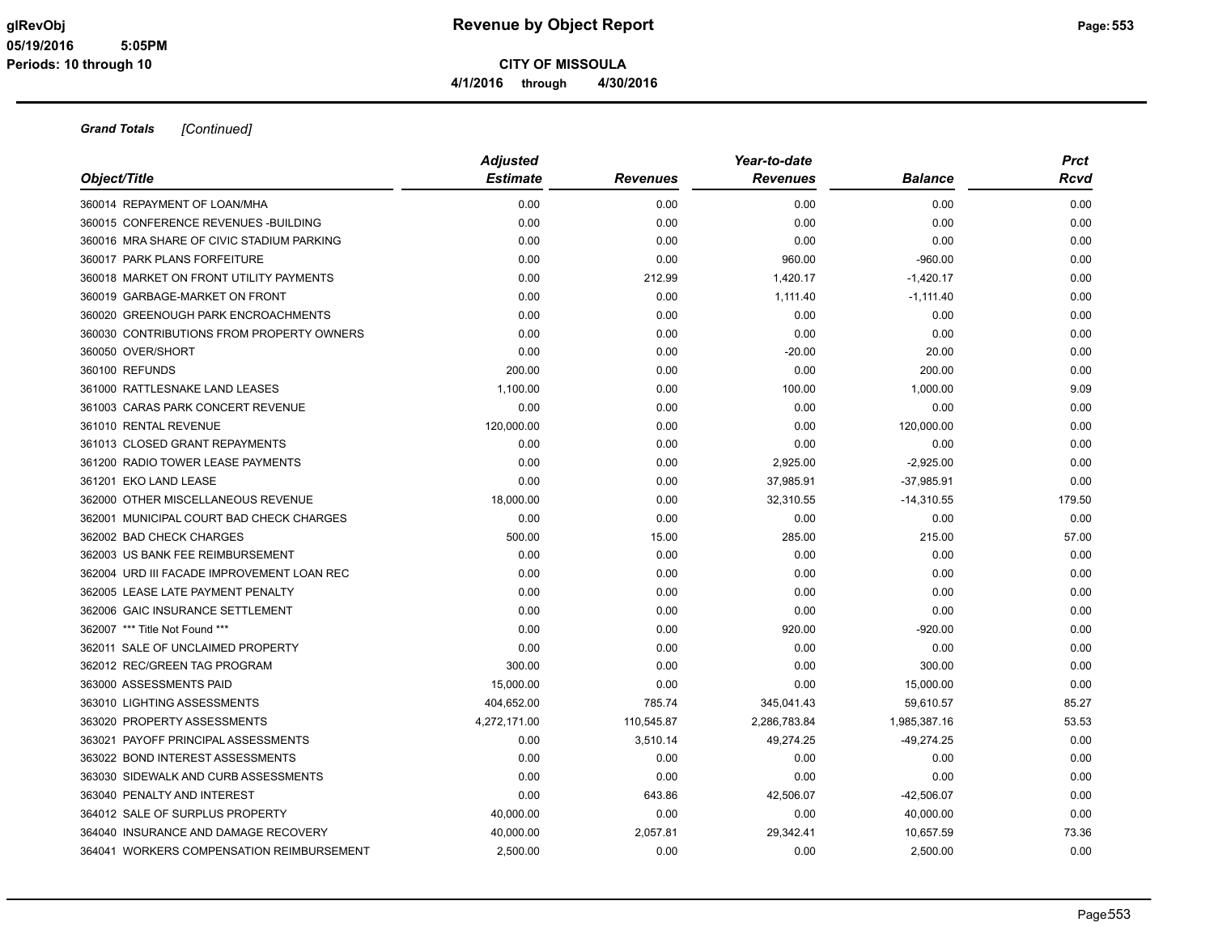**Revenue by Object Report**

**CITY OF MISSOULA**

**4/1/2016 through 4/30/2016**

glRevObj
05/19/2016 5:05PM
Periods: 10 through 10

***Grand Totals*** *[Continued]*

| Object/Title | Adjusted Estimate | Revenues | Year-to-date Revenues | Balance | Prct Rcvd |
|---|---|---|---|---|---|
| 360014 REPAYMENT OF LOAN/MHA | 0.00 | 0.00 | 0.00 | 0.00 | 0.00 |
| 360015 CONFERENCE REVENUES -BUILDING | 0.00 | 0.00 | 0.00 | 0.00 | 0.00 |
| 360016 MRA SHARE OF CIVIC STADIUM PARKING | 0.00 | 0.00 | 0.00 | 0.00 | 0.00 |
| 360017 PARK PLANS FORFEITURE | 0.00 | 0.00 | 960.00 | -960.00 | 0.00 |
| 360018 MARKET ON FRONT UTILITY PAYMENTS | 0.00 | 212.99 | 1,420.17 | -1,420.17 | 0.00 |
| 360019 GARBAGE-MARKET ON FRONT | 0.00 | 0.00 | 1,111.40 | -1,111.40 | 0.00 |
| 360020 GREENOUGH PARK ENCROACHMENTS | 0.00 | 0.00 | 0.00 | 0.00 | 0.00 |
| 360030 CONTRIBUTIONS FROM PROPERTY OWNERS | 0.00 | 0.00 | 0.00 | 0.00 | 0.00 |
| 360050 OVER/SHORT | 0.00 | 0.00 | -20.00 | 20.00 | 0.00 |
| 360100 REFUNDS | 200.00 | 0.00 | 0.00 | 200.00 | 0.00 |
| 361000 RATTLESNAKE LAND LEASES | 1,100.00 | 0.00 | 100.00 | 1,000.00 | 9.09 |
| 361003 CARAS PARK CONCERT REVENUE | 0.00 | 0.00 | 0.00 | 0.00 | 0.00 |
| 361010 RENTAL REVENUE | 120,000.00 | 0.00 | 0.00 | 120,000.00 | 0.00 |
| 361013 CLOSED GRANT REPAYMENTS | 0.00 | 0.00 | 0.00 | 0.00 | 0.00 |
| 361200 RADIO TOWER LEASE PAYMENTS | 0.00 | 0.00 | 2,925.00 | -2,925.00 | 0.00 |
| 361201 EKO LAND LEASE | 0.00 | 0.00 | 37,985.91 | -37,985.91 | 0.00 |
| 362000 OTHER MISCELLANEOUS REVENUE | 18,000.00 | 0.00 | 32,310.55 | -14,310.55 | 179.50 |
| 362001 MUNICIPAL COURT BAD CHECK CHARGES | 0.00 | 0.00 | 0.00 | 0.00 | 0.00 |
| 362002 BAD CHECK CHARGES | 500.00 | 15.00 | 285.00 | 215.00 | 57.00 |
| 362003 US BANK FEE REIMBURSEMENT | 0.00 | 0.00 | 0.00 | 0.00 | 0.00 |
| 362004 URD III FACADE IMPROVEMENT LOAN REC | 0.00 | 0.00 | 0.00 | 0.00 | 0.00 |
| 362005 LEASE LATE PAYMENT PENALTY | 0.00 | 0.00 | 0.00 | 0.00 | 0.00 |
| 362006 GAIC INSURANCE SETTLEMENT | 0.00 | 0.00 | 0.00 | 0.00 | 0.00 |
| 362007 *** Title Not Found *** | 0.00 | 0.00 | 920.00 | -920.00 | 0.00 |
| 362011 SALE OF UNCLAIMED PROPERTY | 0.00 | 0.00 | 0.00 | 0.00 | 0.00 |
| 362012 REC/GREEN TAG PROGRAM | 300.00 | 0.00 | 0.00 | 300.00 | 0.00 |
| 363000 ASSESSMENTS PAID | 15,000.00 | 0.00 | 0.00 | 15,000.00 | 0.00 |
| 363010 LIGHTING ASSESSMENTS | 404,652.00 | 785.74 | 345,041.43 | 59,610.57 | 85.27 |
| 363020 PROPERTY ASSESSMENTS | 4,272,171.00 | 110,545.87 | 2,286,783.84 | 1,985,387.16 | 53.53 |
| 363021 PAYOFF PRINCIPAL ASSESSMENTS | 0.00 | 3,510.14 | 49,274.25 | -49,274.25 | 0.00 |
| 363022 BOND INTEREST ASSESSMENTS | 0.00 | 0.00 | 0.00 | 0.00 | 0.00 |
| 363030 SIDEWALK AND CURB ASSESSMENTS | 0.00 | 0.00 | 0.00 | 0.00 | 0.00 |
| 363040 PENALTY AND INTEREST | 0.00 | 643.86 | 42,506.07 | -42,506.07 | 0.00 |
| 364012 SALE OF SURPLUS PROPERTY | 40,000.00 | 0.00 | 0.00 | 40,000.00 | 0.00 |
| 364040 INSURANCE AND DAMAGE RECOVERY | 40,000.00 | 2,057.81 | 29,342.41 | 10,657.59 | 73.36 |
| 364041 WORKERS COMPENSATION REIMBURSEMENT | 2,500.00 | 0.00 | 0.00 | 2,500.00 | 0.00 |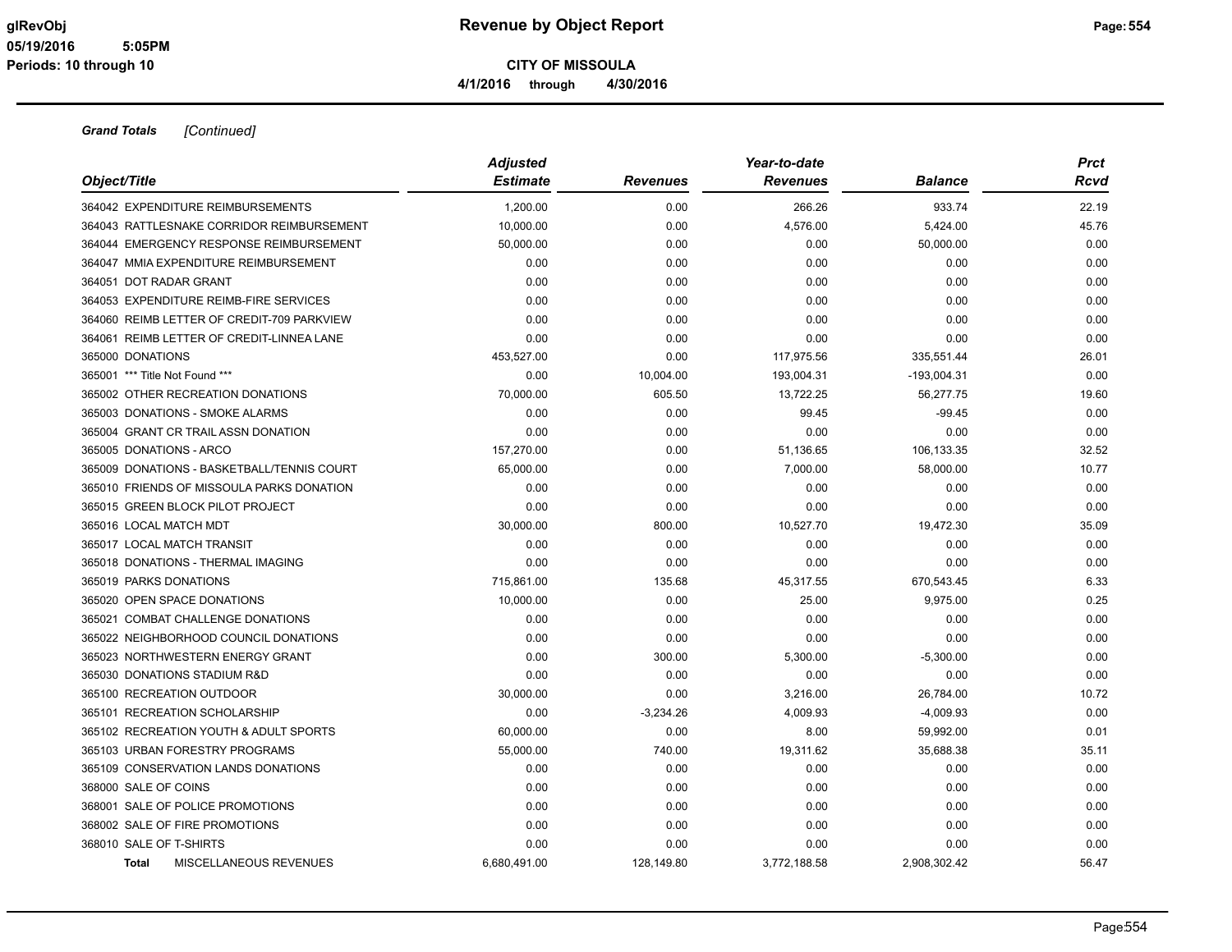**Grand Totals** *[Continued]*

| Object/Title | Adjusted Estimate | Revenues | Year-to-date Revenues | Balance | Prct Rcvd |
|---|---|---|---|---|---|
| 364042 EXPENDITURE REIMBURSEMENTS | 1,200.00 | 0.00 | 266.26 | 933.74 | 22.19 |
| 364043 RATTLESNAKE CORRIDOR REIMBURSEMENT | 10,000.00 | 0.00 | 4,576.00 | 5,424.00 | 45.76 |
| 364044 EMERGENCY RESPONSE REIMBURSEMENT | 50,000.00 | 0.00 | 0.00 | 50,000.00 | 0.00 |
| 364047 MMIA EXPENDITURE REIMBURSEMENT | 0.00 | 0.00 | 0.00 | 0.00 | 0.00 |
| 364051 DOT RADAR GRANT | 0.00 | 0.00 | 0.00 | 0.00 | 0.00 |
| 364053 EXPENDITURE REIMB-FIRE SERVICES | 0.00 | 0.00 | 0.00 | 0.00 | 0.00 |
| 364060 REIMB LETTER OF CREDIT-709 PARKVIEW | 0.00 | 0.00 | 0.00 | 0.00 | 0.00 |
| 364061 REIMB LETTER OF CREDIT-LINNEA LANE | 0.00 | 0.00 | 0.00 | 0.00 | 0.00 |
| 365000 DONATIONS | 453,527.00 | 0.00 | 117,975.56 | 335,551.44 | 26.01 |
| 365001 *** Title Not Found *** | 0.00 | 10,004.00 | 193,004.31 | -193,004.31 | 0.00 |
| 365002 OTHER RECREATION DONATIONS | 70,000.00 | 605.50 | 13,722.25 | 56,277.75 | 19.60 |
| 365003 DONATIONS - SMOKE ALARMS | 0.00 | 0.00 | 99.45 | -99.45 | 0.00 |
| 365004 GRANT CR TRAIL ASSN DONATION | 0.00 | 0.00 | 0.00 | 0.00 | 0.00 |
| 365005 DONATIONS - ARCO | 157,270.00 | 0.00 | 51,136.65 | 106,133.35 | 32.52 |
| 365009 DONATIONS - BASKETBALL/TENNIS COURT | 65,000.00 | 0.00 | 7,000.00 | 58,000.00 | 10.77 |
| 365010 FRIENDS OF MISSOULA PARKS DONATION | 0.00 | 0.00 | 0.00 | 0.00 | 0.00 |
| 365015 GREEN BLOCK PILOT PROJECT | 0.00 | 0.00 | 0.00 | 0.00 | 0.00 |
| 365016 LOCAL MATCH MDT | 30,000.00 | 800.00 | 10,527.70 | 19,472.30 | 35.09 |
| 365017 LOCAL MATCH TRANSIT | 0.00 | 0.00 | 0.00 | 0.00 | 0.00 |
| 365018 DONATIONS - THERMAL IMAGING | 0.00 | 0.00 | 0.00 | 0.00 | 0.00 |
| 365019 PARKS DONATIONS | 715,861.00 | 135.68 | 45,317.55 | 670,543.45 | 6.33 |
| 365020 OPEN SPACE DONATIONS | 10,000.00 | 0.00 | 25.00 | 9,975.00 | 0.25 |
| 365021 COMBAT CHALLENGE DONATIONS | 0.00 | 0.00 | 0.00 | 0.00 | 0.00 |
| 365022 NEIGHBORHOOD COUNCIL DONATIONS | 0.00 | 0.00 | 0.00 | 0.00 | 0.00 |
| 365023 NORTHWESTERN ENERGY GRANT | 0.00 | 300.00 | 5,300.00 | -5,300.00 | 0.00 |
| 365030 DONATIONS STADIUM R&D | 0.00 | 0.00 | 0.00 | 0.00 | 0.00 |
| 365100 RECREATION OUTDOOR | 30,000.00 | 0.00 | 3,216.00 | 26,784.00 | 10.72 |
| 365101 RECREATION SCHOLARSHIP | 0.00 | -3,234.26 | 4,009.93 | -4,009.93 | 0.00 |
| 365102 RECREATION YOUTH & ADULT SPORTS | 60,000.00 | 0.00 | 8.00 | 59,992.00 | 0.01 |
| 365103 URBAN FORESTRY PROGRAMS | 55,000.00 | 740.00 | 19,311.62 | 35,688.38 | 35.11 |
| 365109 CONSERVATION LANDS DONATIONS | 0.00 | 0.00 | 0.00 | 0.00 | 0.00 |
| 368000 SALE OF COINS | 0.00 | 0.00 | 0.00 | 0.00 | 0.00 |
| 368001 SALE OF POLICE PROMOTIONS | 0.00 | 0.00 | 0.00 | 0.00 | 0.00 |
| 368002 SALE OF FIRE PROMOTIONS | 0.00 | 0.00 | 0.00 | 0.00 | 0.00 |
| 368010 SALE OF T-SHIRTS | 0.00 | 0.00 | 0.00 | 0.00 | 0.00 |
| **Total** MISCELLANEOUS REVENUES | 6,680,491.00 | 128,149.80 | 3,772,188.58 | 2,908,302.42 | 56.47 |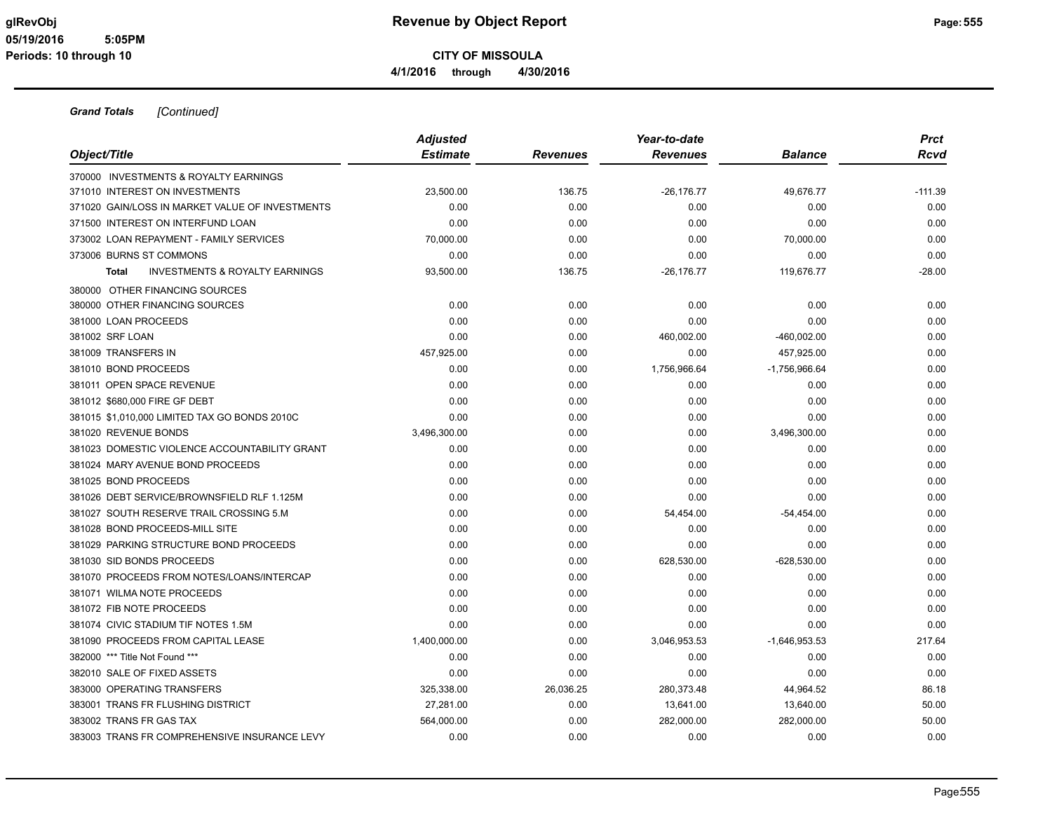**Revenue by Object Report**

**CITY OF MISSOULA**

**4/1/2016 through 4/30/2016**

glRevObj
05/19/2016 5:05PM
Periods: 10 through 10

***Grand Totals*** *[Continued]*

| *Object/Title* | *Adjusted Estimate* | *Revenues* | *Year-to-date Revenues* | *Balance* | *Prct Rcvd* |
|---|---|---|---|---|---|
| 370000 INVESTMENTS & ROYALTY EARNINGS | | | | | |
| 371010 INTEREST ON INVESTMENTS | 23,500.00 | 136.75 | -26,176.77 | 49,676.77 | -111.39 |
| 371020 GAIN/LOSS IN MARKET VALUE OF INVESTMENTS | 0.00 | 0.00 | 0.00 | 0.00 | 0.00 |
| 371500 INTEREST ON INTERFUND LOAN | 0.00 | 0.00 | 0.00 | 0.00 | 0.00 |
| 373002 LOAN REPAYMENT - FAMILY SERVICES | 70,000.00 | 0.00 | 0.00 | 70,000.00 | 0.00 |
| 373006 BURNS ST COMMONS | 0.00 | 0.00 | 0.00 | 0.00 | 0.00 |
| **Total** INVESTMENTS & ROYALTY EARNINGS | 93,500.00 | 136.75 | -26,176.77 | 119,676.77 | -28.00 |
| 380000 OTHER FINANCING SOURCES | | | | | |
| 380000 OTHER FINANCING SOURCES | 0.00 | 0.00 | 0.00 | 0.00 | 0.00 |
| 381000 LOAN PROCEEDS | 0.00 | 0.00 | 0.00 | 0.00 | 0.00 |
| 381002 SRF LOAN | 0.00 | 0.00 | 460,002.00 | -460,002.00 | 0.00 |
| 381009 TRANSFERS IN | 457,925.00 | 0.00 | 0.00 | 457,925.00 | 0.00 |
| 381010 BOND PROCEEDS | 0.00 | 0.00 | 1,756,966.64 | -1,756,966.64 | 0.00 |
| 381011 OPEN SPACE REVENUE | 0.00 | 0.00 | 0.00 | 0.00 | 0.00 |
| 381012 $680,000 FIRE GF DEBT | 0.00 | 0.00 | 0.00 | 0.00 | 0.00 |
| 381015 $1,010,000 LIMITED TAX GO BONDS 2010C | 0.00 | 0.00 | 0.00 | 0.00 | 0.00 |
| 381020 REVENUE BONDS | 3,496,300.00 | 0.00 | 0.00 | 3,496,300.00 | 0.00 |
| 381023 DOMESTIC VIOLENCE ACCOUNTABILITY GRANT | 0.00 | 0.00 | 0.00 | 0.00 | 0.00 |
| 381024 MARY AVENUE BOND PROCEEDS | 0.00 | 0.00 | 0.00 | 0.00 | 0.00 |
| 381025 BOND PROCEEDS | 0.00 | 0.00 | 0.00 | 0.00 | 0.00 |
| 381026 DEBT SERVICE/BROWNSFIELD RLF 1.125M | 0.00 | 0.00 | 0.00 | 0.00 | 0.00 |
| 381027 SOUTH RESERVE TRAIL CROSSING 5.M | 0.00 | 0.00 | 54,454.00 | -54,454.00 | 0.00 |
| 381028 BOND PROCEEDS-MILL SITE | 0.00 | 0.00 | 0.00 | 0.00 | 0.00 |
| 381029 PARKING STRUCTURE BOND PROCEEDS | 0.00 | 0.00 | 0.00 | 0.00 | 0.00 |
| 381030 SID BONDS PROCEEDS | 0.00 | 0.00 | 628,530.00 | -628,530.00 | 0.00 |
| 381070 PROCEEDS FROM NOTES/LOANS/INTERCAP | 0.00 | 0.00 | 0.00 | 0.00 | 0.00 |
| 381071 WILMA NOTE PROCEEDS | 0.00 | 0.00 | 0.00 | 0.00 | 0.00 |
| 381072 FIB NOTE PROCEEDS | 0.00 | 0.00 | 0.00 | 0.00 | 0.00 |
| 381074 CIVIC STADIUM TIF NOTES 1.5M | 0.00 | 0.00 | 0.00 | 0.00 | 0.00 |
| 381090 PROCEEDS FROM CAPITAL LEASE | 1,400,000.00 | 0.00 | 3,046,953.53 | -1,646,953.53 | 217.64 |
| 382000 *** Title Not Found *** | 0.00 | 0.00 | 0.00 | 0.00 | 0.00 |
| 382010 SALE OF FIXED ASSETS | 0.00 | 0.00 | 0.00 | 0.00 | 0.00 |
| 383000 OPERATING TRANSFERS | 325,338.00 | 26,036.25 | 280,373.48 | 44,964.52 | 86.18 |
| 383001 TRANS FR FLUSHING DISTRICT | 27,281.00 | 0.00 | 13,641.00 | 13,640.00 | 50.00 |
| 383002 TRANS FR GAS TAX | 564,000.00 | 0.00 | 282,000.00 | 282,000.00 | 50.00 |
| 383003 TRANS FR COMPREHENSIVE INSURANCE LEVY | 0.00 | 0.00 | 0.00 | 0.00 | 0.00 |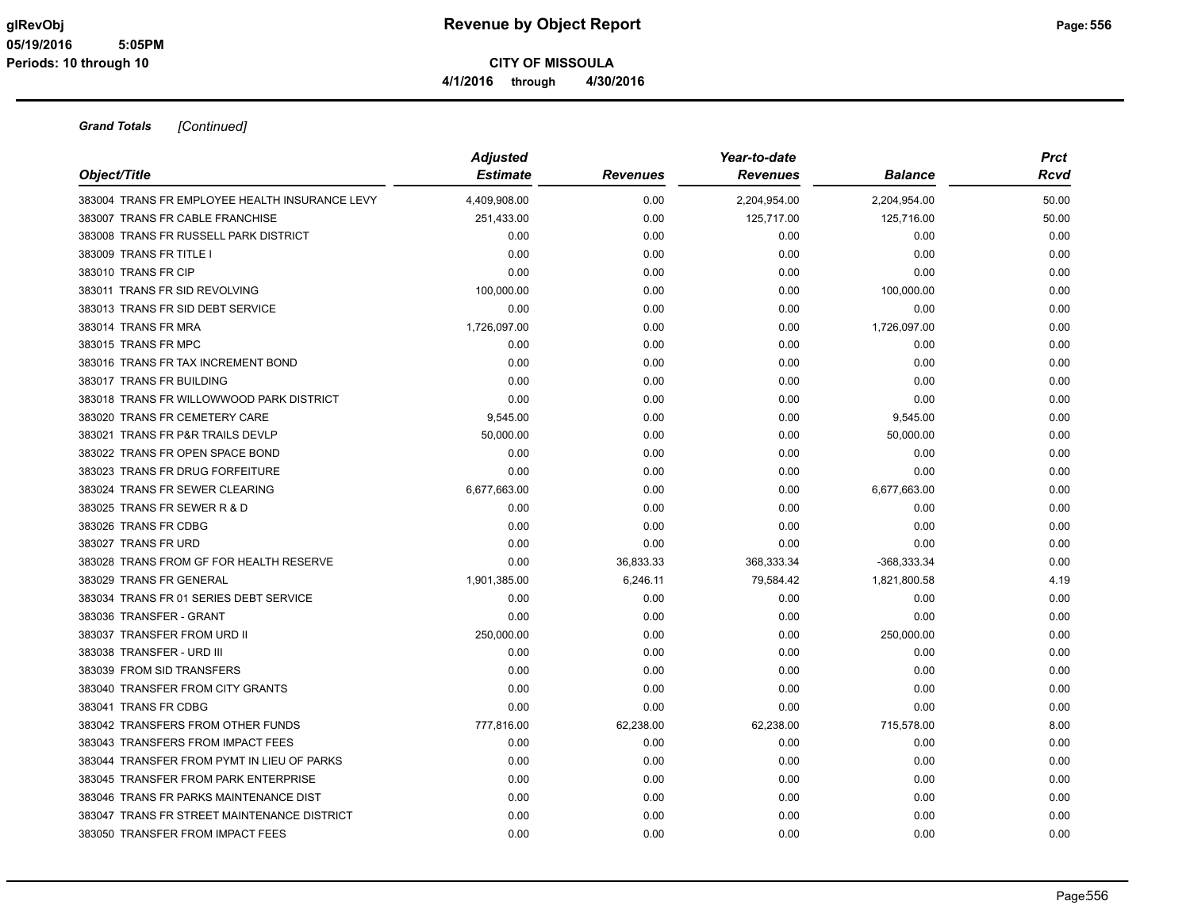# Revenue by Object Report

**CITY OF MISSOULA**

**4/1/2016 through 4/30/2016**

glRevObj
05/19/2016 5:05PM
Periods: 10 through 10

***Grand Totals*** *[Continued]*

| *Object/Title* | *Adjusted Estimate* | *Revenues* | *Year-to-date Revenues* | *Balance* | *Prct Rcvd* |
|---|---|---|---|---|---|
| 383004 TRANS FR EMPLOYEE HEALTH INSURANCE LEVY | 4,409,908.00 | 0.00 | 2,204,954.00 | 2,204,954.00 | 50.00 |
| 383007 TRANS FR CABLE FRANCHISE | 251,433.00 | 0.00 | 125,717.00 | 125,716.00 | 50.00 |
| 383008 TRANS FR RUSSELL PARK DISTRICT | 0.00 | 0.00 | 0.00 | 0.00 | 0.00 |
| 383009 TRANS FR TITLE I | 0.00 | 0.00 | 0.00 | 0.00 | 0.00 |
| 383010 TRANS FR CIP | 0.00 | 0.00 | 0.00 | 0.00 | 0.00 |
| 383011 TRANS FR SID REVOLVING | 100,000.00 | 0.00 | 0.00 | 100,000.00 | 0.00 |
| 383013 TRANS FR SID DEBT SERVICE | 0.00 | 0.00 | 0.00 | 0.00 | 0.00 |
| 383014 TRANS FR MRA | 1,726,097.00 | 0.00 | 0.00 | 1,726,097.00 | 0.00 |
| 383015 TRANS FR MPC | 0.00 | 0.00 | 0.00 | 0.00 | 0.00 |
| 383016 TRANS FR TAX INCREMENT BOND | 0.00 | 0.00 | 0.00 | 0.00 | 0.00 |
| 383017 TRANS FR BUILDING | 0.00 | 0.00 | 0.00 | 0.00 | 0.00 |
| 383018 TRANS FR WILLOWWOOD PARK DISTRICT | 0.00 | 0.00 | 0.00 | 0.00 | 0.00 |
| 383020 TRANS FR CEMETERY CARE | 9,545.00 | 0.00 | 0.00 | 9,545.00 | 0.00 |
| 383021 TRANS FR P&R TRAILS DEVLP | 50,000.00 | 0.00 | 0.00 | 50,000.00 | 0.00 |
| 383022 TRANS FR OPEN SPACE BOND | 0.00 | 0.00 | 0.00 | 0.00 | 0.00 |
| 383023 TRANS FR DRUG FORFEITURE | 0.00 | 0.00 | 0.00 | 0.00 | 0.00 |
| 383024 TRANS FR SEWER CLEARING | 6,677,663.00 | 0.00 | 0.00 | 6,677,663.00 | 0.00 |
| 383025 TRANS FR SEWER R & D | 0.00 | 0.00 | 0.00 | 0.00 | 0.00 |
| 383026 TRANS FR CDBG | 0.00 | 0.00 | 0.00 | 0.00 | 0.00 |
| 383027 TRANS FR URD | 0.00 | 0.00 | 0.00 | 0.00 | 0.00 |
| 383028 TRANS FROM GF FOR HEALTH RESERVE | 0.00 | 36,833.33 | 368,333.34 | -368,333.34 | 0.00 |
| 383029 TRANS FR GENERAL | 1,901,385.00 | 6,246.11 | 79,584.42 | 1,821,800.58 | 4.19 |
| 383034 TRANS FR 01 SERIES DEBT SERVICE | 0.00 | 0.00 | 0.00 | 0.00 | 0.00 |
| 383036 TRANSFER - GRANT | 0.00 | 0.00 | 0.00 | 0.00 | 0.00 |
| 383037 TRANSFER FROM URD II | 250,000.00 | 0.00 | 0.00 | 250,000.00 | 0.00 |
| 383038 TRANSFER - URD III | 0.00 | 0.00 | 0.00 | 0.00 | 0.00 |
| 383039 FROM SID TRANSFERS | 0.00 | 0.00 | 0.00 | 0.00 | 0.00 |
| 383040 TRANSFER FROM CITY GRANTS | 0.00 | 0.00 | 0.00 | 0.00 | 0.00 |
| 383041 TRANS FR CDBG | 0.00 | 0.00 | 0.00 | 0.00 | 0.00 |
| 383042 TRANSFERS FROM OTHER FUNDS | 777,816.00 | 62,238.00 | 62,238.00 | 715,578.00 | 8.00 |
| 383043 TRANSFERS FROM IMPACT FEES | 0.00 | 0.00 | 0.00 | 0.00 | 0.00 |
| 383044 TRANSFER FROM PYMT IN LIEU OF PARKS | 0.00 | 0.00 | 0.00 | 0.00 | 0.00 |
| 383045 TRANSFER FROM PARK ENTERPRISE | 0.00 | 0.00 | 0.00 | 0.00 | 0.00 |
| 383046 TRANS FR PARKS MAINTENANCE DIST | 0.00 | 0.00 | 0.00 | 0.00 | 0.00 |
| 383047 TRANS FR STREET MAINTENANCE DISTRICT | 0.00 | 0.00 | 0.00 | 0.00 | 0.00 |
| 383050 TRANSFER FROM IMPACT FEES | 0.00 | 0.00 | 0.00 | 0.00 | 0.00 |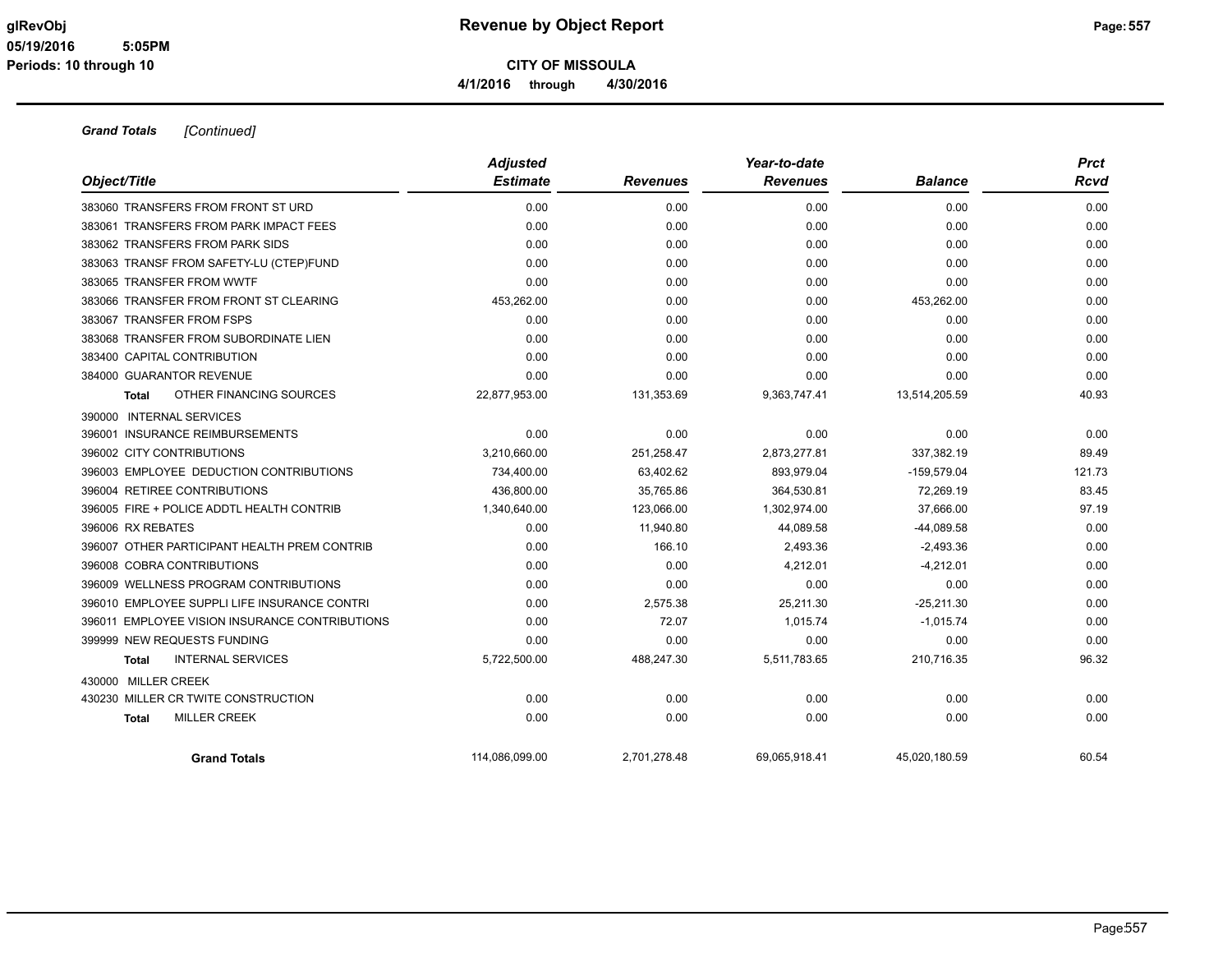# Revenue by Object Report

**CITY OF MISSOULA**

**4/1/2016 through 4/30/2016**

glRevObj
05/19/2016 5:05PM
Periods: 10 through 10

***Grand Totals*** *[Continued]*

| Object/Title | Adjusted Estimate | Revenues | Year-to-date Revenues | Balance | Prct Rcvd |
|---|---|---|---|---|---|
| 383060 TRANSFERS FROM FRONT ST URD | 0.00 | 0.00 | 0.00 | 0.00 | 0.00 |
| 383061 TRANSFERS FROM PARK IMPACT FEES | 0.00 | 0.00 | 0.00 | 0.00 | 0.00 |
| 383062 TRANSFERS FROM PARK SIDS | 0.00 | 0.00 | 0.00 | 0.00 | 0.00 |
| 383063 TRANSF FROM SAFETY-LU (CTEP)FUND | 0.00 | 0.00 | 0.00 | 0.00 | 0.00 |
| 383065 TRANSFER FROM WWTF | 0.00 | 0.00 | 0.00 | 0.00 | 0.00 |
| 383066 TRANSFER FROM FRONT ST CLEARING | 453,262.00 | 0.00 | 0.00 | 453,262.00 | 0.00 |
| 383067 TRANSFER FROM FSPS | 0.00 | 0.00 | 0.00 | 0.00 | 0.00 |
| 383068 TRANSFER FROM SUBORDINATE LIEN | 0.00 | 0.00 | 0.00 | 0.00 | 0.00 |
| 383400 CAPITAL CONTRIBUTION | 0.00 | 0.00 | 0.00 | 0.00 | 0.00 |
| 384000 GUARANTOR REVENUE | 0.00 | 0.00 | 0.00 | 0.00 | 0.00 |
| **Total** OTHER FINANCING SOURCES | 22,877,953.00 | 131,353.69 | 9,363,747.41 | 13,514,205.59 | 40.93 |
| 390000 INTERNAL SERVICES | | | | | |
| 396001 INSURANCE REIMBURSEMENTS | 0.00 | 0.00 | 0.00 | 0.00 | 0.00 |
| 396002 CITY CONTRIBUTIONS | 3,210,660.00 | 251,258.47 | 2,873,277.81 | 337,382.19 | 89.49 |
| 396003 EMPLOYEE DEDUCTION CONTRIBUTIONS | 734,400.00 | 63,402.62 | 893,979.04 | -159,579.04 | 121.73 |
| 396004 RETIREE CONTRIBUTIONS | 436,800.00 | 35,765.86 | 364,530.81 | 72,269.19 | 83.45 |
| 396005 FIRE + POLICE ADDTL HEALTH CONTRIB | 1,340,640.00 | 123,066.00 | 1,302,974.00 | 37,666.00 | 97.19 |
| 396006 RX REBATES | 0.00 | 11,940.80 | 44,089.58 | -44,089.58 | 0.00 |
| 396007 OTHER PARTICIPANT HEALTH PREM CONTRIB | 0.00 | 166.10 | 2,493.36 | -2,493.36 | 0.00 |
| 396008 COBRA CONTRIBUTIONS | 0.00 | 0.00 | 4,212.01 | -4,212.01 | 0.00 |
| 396009 WELLNESS PROGRAM CONTRIBUTIONS | 0.00 | 0.00 | 0.00 | 0.00 | 0.00 |
| 396010 EMPLOYEE SUPPLI LIFE INSURANCE CONTRI | 0.00 | 2,575.38 | 25,211.30 | -25,211.30 | 0.00 |
| 396011 EMPLOYEE VISION INSURANCE CONTRIBUTIONS | 0.00 | 72.07 | 1,015.74 | -1,015.74 | 0.00 |
| 399999 NEW REQUESTS FUNDING | 0.00 | 0.00 | 0.00 | 0.00 | 0.00 |
| **Total** INTERNAL SERVICES | 5,722,500.00 | 488,247.30 | 5,511,783.65 | 210,716.35 | 96.32 |
| 430000 MILLER CREEK | | | | | |
| 430230 MILLER CR TWITE CONSTRUCTION | 0.00 | 0.00 | 0.00 | 0.00 | 0.00 |
| **Total** MILLER CREEK | 0.00 | 0.00 | 0.00 | 0.00 | 0.00 |
| **Grand Totals** | 114,086,099.00 | 2,701,278.48 | 69,065,918.41 | 45,020,180.59 | 60.54 |